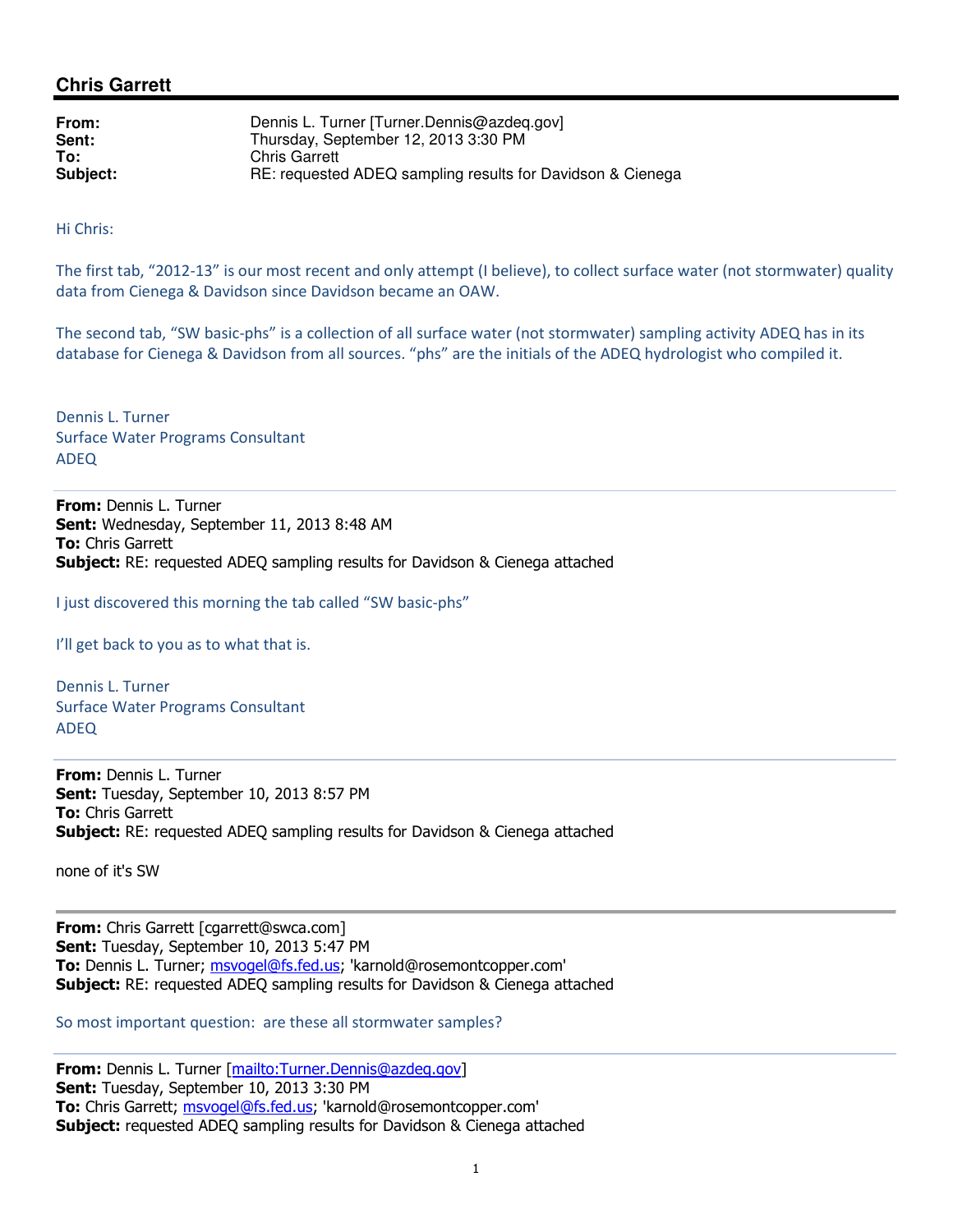# Chris Garrett

**From:** Dennis L. Turner [Turner.Dennis@azdeq.gov]
**Sent:** Thursday, September 12, 2013 3:30 PM
**To:** Chris Garrett
**Subject:** RE: requested ADEQ sampling results for Davidson & Cienega

Hi Chris:

The first tab, "2012-13" is our most recent and only attempt (I believe), to collect surface water (not stormwater) quality data from Cienega & Davidson since Davidson became an OAW.

The second tab, "SW basic-phs" is a collection of all surface water (not stormwater) sampling activity ADEQ has in its database for Cienega & Davidson from all sources. "phs" are the initials of the ADEQ hydrologist who compiled it.

Dennis L. Turner
Surface Water Programs Consultant
ADEQ

---

**From:** Dennis L. Turner
**Sent:** Wednesday, September 11, 2013 8:48 AM
**To:** Chris Garrett
**Subject:** RE: requested ADEQ sampling results for Davidson & Cienega attached

I just discovered this morning the tab called "SW basic-phs"

I'll get back to you as to what that is.

Dennis L. Turner
Surface Water Programs Consultant
ADEQ

---

**From:** Dennis L. Turner
**Sent:** Tuesday, September 10, 2013 8:57 PM
**To:** Chris Garrett
**Subject:** RE: requested ADEQ sampling results for Davidson & Cienega attached

none of it's SW

---

**From:** Chris Garrett [cgarrett@swca.com]
**Sent:** Tuesday, September 10, 2013 5:47 PM
**To:** Dennis L. Turner; msvogel@fs.fed.us; 'karnold@rosemontcopper.com'
**Subject:** RE: requested ADEQ sampling results for Davidson & Cienega attached

So most important question: are these all stormwater samples?

---

**From:** Dennis L. Turner [mailto:Turner.Dennis@azdeq.gov]
**Sent:** Tuesday, September 10, 2013 3:30 PM
**To:** Chris Garrett; msvogel@fs.fed.us; 'karnold@rosemontcopper.com'
**Subject:** requested ADEQ sampling results for Davidson & Cienega attached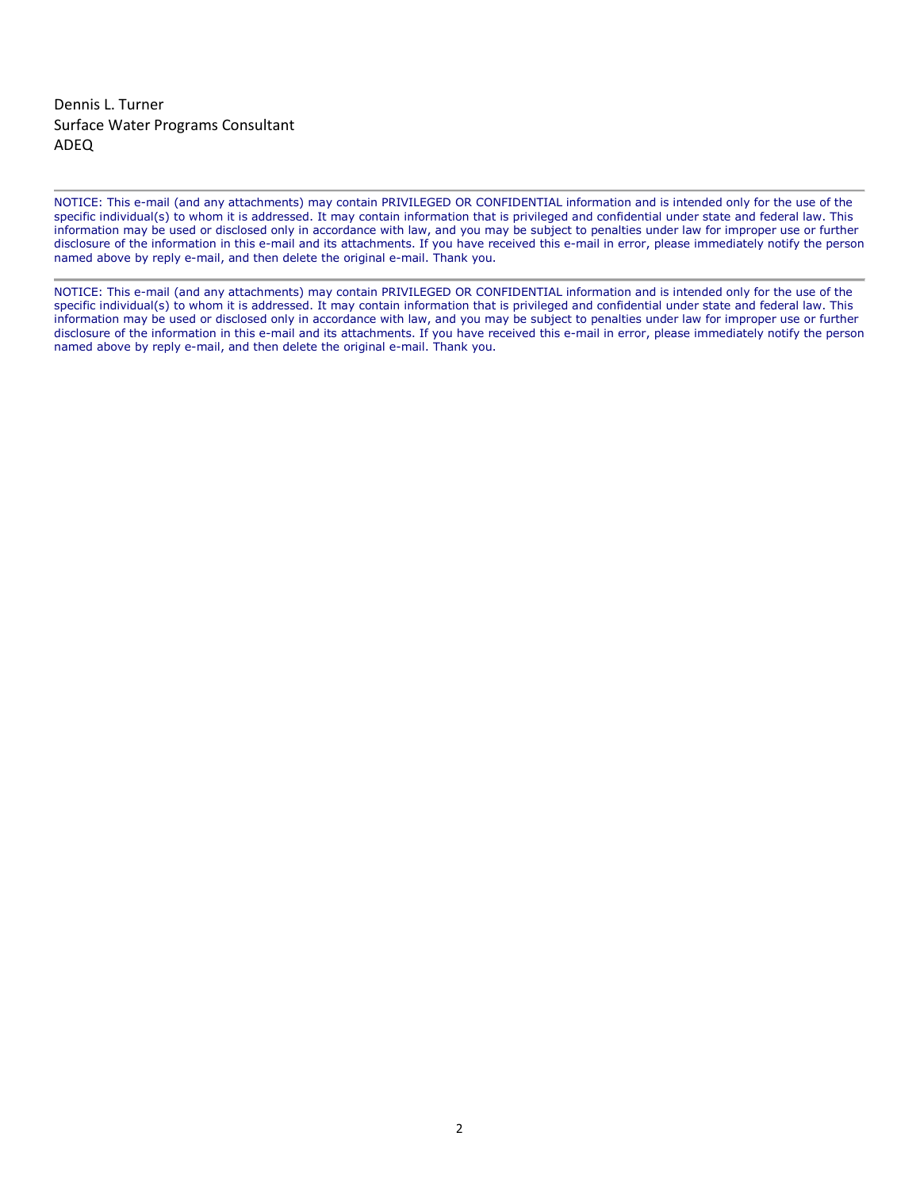Dennis L. Turner
Surface Water Programs Consultant
ADEQ

---

NOTICE: This e-mail (and any attachments) may contain PRIVILEGED OR CONFIDENTIAL information and is intended only for the use of the specific individual(s) to whom it is addressed. It may contain information that is privileged and confidential under state and federal law. This information may be used or disclosed only in accordance with law, and you may be subject to penalties under law for improper use or further disclosure of the information in this e-mail and its attachments. If you have received this e-mail in error, please immediately notify the person named above by reply e-mail, and then delete the original e-mail. Thank you.

---

NOTICE: This e-mail (and any attachments) may contain PRIVILEGED OR CONFIDENTIAL information and is intended only for the use of the specific individual(s) to whom it is addressed. It may contain information that is privileged and confidential under state and federal law. This information may be used or disclosed only in accordance with law, and you may be subject to penalties under law for improper use or further disclosure of the information in this e-mail and its attachments. If you have received this e-mail in error, please immediately notify the person named above by reply e-mail, and then delete the original e-mail. Thank you.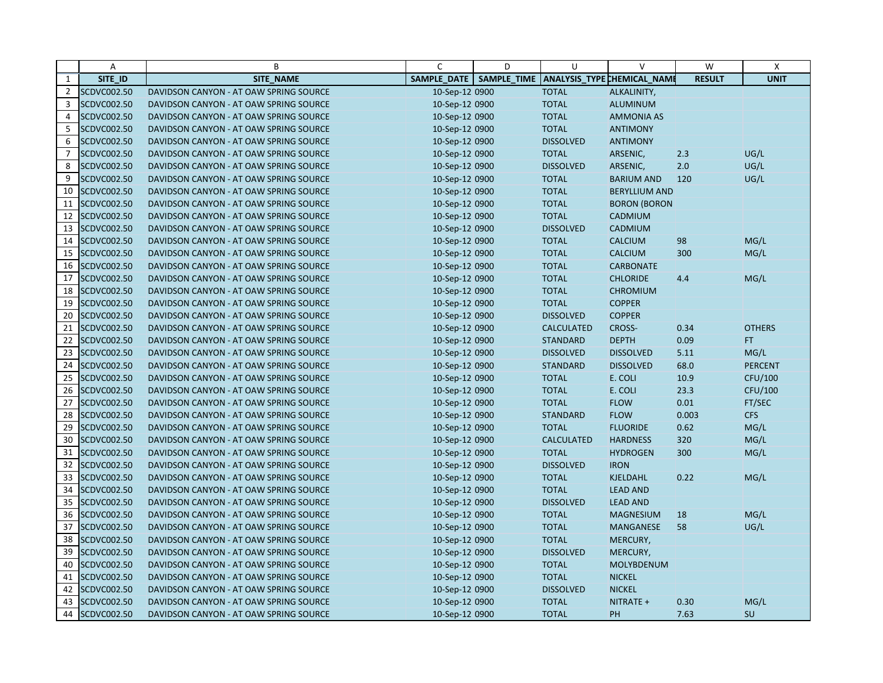|  | A | B | C | D | U | V | W | X |
|---|---|---|---|---|---|---|---|---|
| 1 | SITE_ID | SITE_NAME | SAMPLE_DATE | SAMPLE_TIME | ANALYSIS_TYPE | CHEMICAL_NAME | RESULT | UNIT |
| 2 | SCDVC002.50 | DAVIDSON CANYON - AT OAW SPRING SOURCE | 10-Sep-12 | 0900 | TOTAL | ALKALINITY, | | |
| 3 | SCDVC002.50 | DAVIDSON CANYON - AT OAW SPRING SOURCE | 10-Sep-12 | 0900 | TOTAL | ALUMINUM | | |
| 4 | SCDVC002.50 | DAVIDSON CANYON - AT OAW SPRING SOURCE | 10-Sep-12 | 0900 | TOTAL | AMMONIA AS | | |
| 5 | SCDVC002.50 | DAVIDSON CANYON - AT OAW SPRING SOURCE | 10-Sep-12 | 0900 | TOTAL | ANTIMONY | | |
| 6 | SCDVC002.50 | DAVIDSON CANYON - AT OAW SPRING SOURCE | 10-Sep-12 | 0900 | DISSOLVED | ANTIMONY | | |
| 7 | SCDVC002.50 | DAVIDSON CANYON - AT OAW SPRING SOURCE | 10-Sep-12 | 0900 | TOTAL | ARSENIC, | 2.3 | UG/L |
| 8 | SCDVC002.50 | DAVIDSON CANYON - AT OAW SPRING SOURCE | 10-Sep-12 | 0900 | DISSOLVED | ARSENIC, | 2.0 | UG/L |
| 9 | SCDVC002.50 | DAVIDSON CANYON - AT OAW SPRING SOURCE | 10-Sep-12 | 0900 | TOTAL | BARIUM AND | 120 | UG/L |
| 10 | SCDVC002.50 | DAVIDSON CANYON - AT OAW SPRING SOURCE | 10-Sep-12 | 0900 | TOTAL | BERYLLIUM AND | | |
| 11 | SCDVC002.50 | DAVIDSON CANYON - AT OAW SPRING SOURCE | 10-Sep-12 | 0900 | TOTAL | BORON (BORON | | |
| 12 | SCDVC002.50 | DAVIDSON CANYON - AT OAW SPRING SOURCE | 10-Sep-12 | 0900 | TOTAL | CADMIUM | | |
| 13 | SCDVC002.50 | DAVIDSON CANYON - AT OAW SPRING SOURCE | 10-Sep-12 | 0900 | DISSOLVED | CADMIUM | | |
| 14 | SCDVC002.50 | DAVIDSON CANYON - AT OAW SPRING SOURCE | 10-Sep-12 | 0900 | TOTAL | CALCIUM | 98 | MG/L |
| 15 | SCDVC002.50 | DAVIDSON CANYON - AT OAW SPRING SOURCE | 10-Sep-12 | 0900 | TOTAL | CALCIUM | 300 | MG/L |
| 16 | SCDVC002.50 | DAVIDSON CANYON - AT OAW SPRING SOURCE | 10-Sep-12 | 0900 | TOTAL | CARBONATE | | |
| 17 | SCDVC002.50 | DAVIDSON CANYON - AT OAW SPRING SOURCE | 10-Sep-12 | 0900 | TOTAL | CHLORIDE | 4.4 | MG/L |
| 18 | SCDVC002.50 | DAVIDSON CANYON - AT OAW SPRING SOURCE | 10-Sep-12 | 0900 | TOTAL | CHROMIUM | | |
| 19 | SCDVC002.50 | DAVIDSON CANYON - AT OAW SPRING SOURCE | 10-Sep-12 | 0900 | TOTAL | COPPER | | |
| 20 | SCDVC002.50 | DAVIDSON CANYON - AT OAW SPRING SOURCE | 10-Sep-12 | 0900 | DISSOLVED | COPPER | | |
| 21 | SCDVC002.50 | DAVIDSON CANYON - AT OAW SPRING SOURCE | 10-Sep-12 | 0900 | CALCULATED | CROSS- | 0.34 | OTHERS |
| 22 | SCDVC002.50 | DAVIDSON CANYON - AT OAW SPRING SOURCE | 10-Sep-12 | 0900 | STANDARD | DEPTH | 0.09 | FT |
| 23 | SCDVC002.50 | DAVIDSON CANYON - AT OAW SPRING SOURCE | 10-Sep-12 | 0900 | DISSOLVED | DISSOLVED | 5.11 | MG/L |
| 24 | SCDVC002.50 | DAVIDSON CANYON - AT OAW SPRING SOURCE | 10-Sep-12 | 0900 | STANDARD | DISSOLVED | 68.0 | PERCENT |
| 25 | SCDVC002.50 | DAVIDSON CANYON - AT OAW SPRING SOURCE | 10-Sep-12 | 0900 | TOTAL | E. COLI | 10.9 | CFU/100 |
| 26 | SCDVC002.50 | DAVIDSON CANYON - AT OAW SPRING SOURCE | 10-Sep-12 | 0900 | TOTAL | E. COLI | 23.3 | CFU/100 |
| 27 | SCDVC002.50 | DAVIDSON CANYON - AT OAW SPRING SOURCE | 10-Sep-12 | 0900 | TOTAL | FLOW | 0.01 | FT/SEC |
| 28 | SCDVC002.50 | DAVIDSON CANYON - AT OAW SPRING SOURCE | 10-Sep-12 | 0900 | STANDARD | FLOW | 0.003 | CFS |
| 29 | SCDVC002.50 | DAVIDSON CANYON - AT OAW SPRING SOURCE | 10-Sep-12 | 0900 | TOTAL | FLUORIDE | 0.62 | MG/L |
| 30 | SCDVC002.50 | DAVIDSON CANYON - AT OAW SPRING SOURCE | 10-Sep-12 | 0900 | CALCULATED | HARDNESS | 320 | MG/L |
| 31 | SCDVC002.50 | DAVIDSON CANYON - AT OAW SPRING SOURCE | 10-Sep-12 | 0900 | TOTAL | HYDROGEN | 300 | MG/L |
| 32 | SCDVC002.50 | DAVIDSON CANYON - AT OAW SPRING SOURCE | 10-Sep-12 | 0900 | DISSOLVED | IRON | | |
| 33 | SCDVC002.50 | DAVIDSON CANYON - AT OAW SPRING SOURCE | 10-Sep-12 | 0900 | TOTAL | KJELDAHL | 0.22 | MG/L |
| 34 | SCDVC002.50 | DAVIDSON CANYON - AT OAW SPRING SOURCE | 10-Sep-12 | 0900 | TOTAL | LEAD AND | | |
| 35 | SCDVC002.50 | DAVIDSON CANYON - AT OAW SPRING SOURCE | 10-Sep-12 | 0900 | DISSOLVED | LEAD AND | | |
| 36 | SCDVC002.50 | DAVIDSON CANYON - AT OAW SPRING SOURCE | 10-Sep-12 | 0900 | TOTAL | MAGNESIUM | 18 | MG/L |
| 37 | SCDVC002.50 | DAVIDSON CANYON - AT OAW SPRING SOURCE | 10-Sep-12 | 0900 | TOTAL | MANGANESE | 58 | UG/L |
| 38 | SCDVC002.50 | DAVIDSON CANYON - AT OAW SPRING SOURCE | 10-Sep-12 | 0900 | TOTAL | MERCURY, | | |
| 39 | SCDVC002.50 | DAVIDSON CANYON - AT OAW SPRING SOURCE | 10-Sep-12 | 0900 | DISSOLVED | MERCURY, | | |
| 40 | SCDVC002.50 | DAVIDSON CANYON - AT OAW SPRING SOURCE | 10-Sep-12 | 0900 | TOTAL | MOLYBDENUM | | |
| 41 | SCDVC002.50 | DAVIDSON CANYON - AT OAW SPRING SOURCE | 10-Sep-12 | 0900 | TOTAL | NICKEL | | |
| 42 | SCDVC002.50 | DAVIDSON CANYON - AT OAW SPRING SOURCE | 10-Sep-12 | 0900 | DISSOLVED | NICKEL | | |
| 43 | SCDVC002.50 | DAVIDSON CANYON - AT OAW SPRING SOURCE | 10-Sep-12 | 0900 | TOTAL | NITRATE + | 0.30 | MG/L |
| 44 | SCDVC002.50 | DAVIDSON CANYON - AT OAW SPRING SOURCE | 10-Sep-12 | 0900 | TOTAL | PH | 7.63 | SU |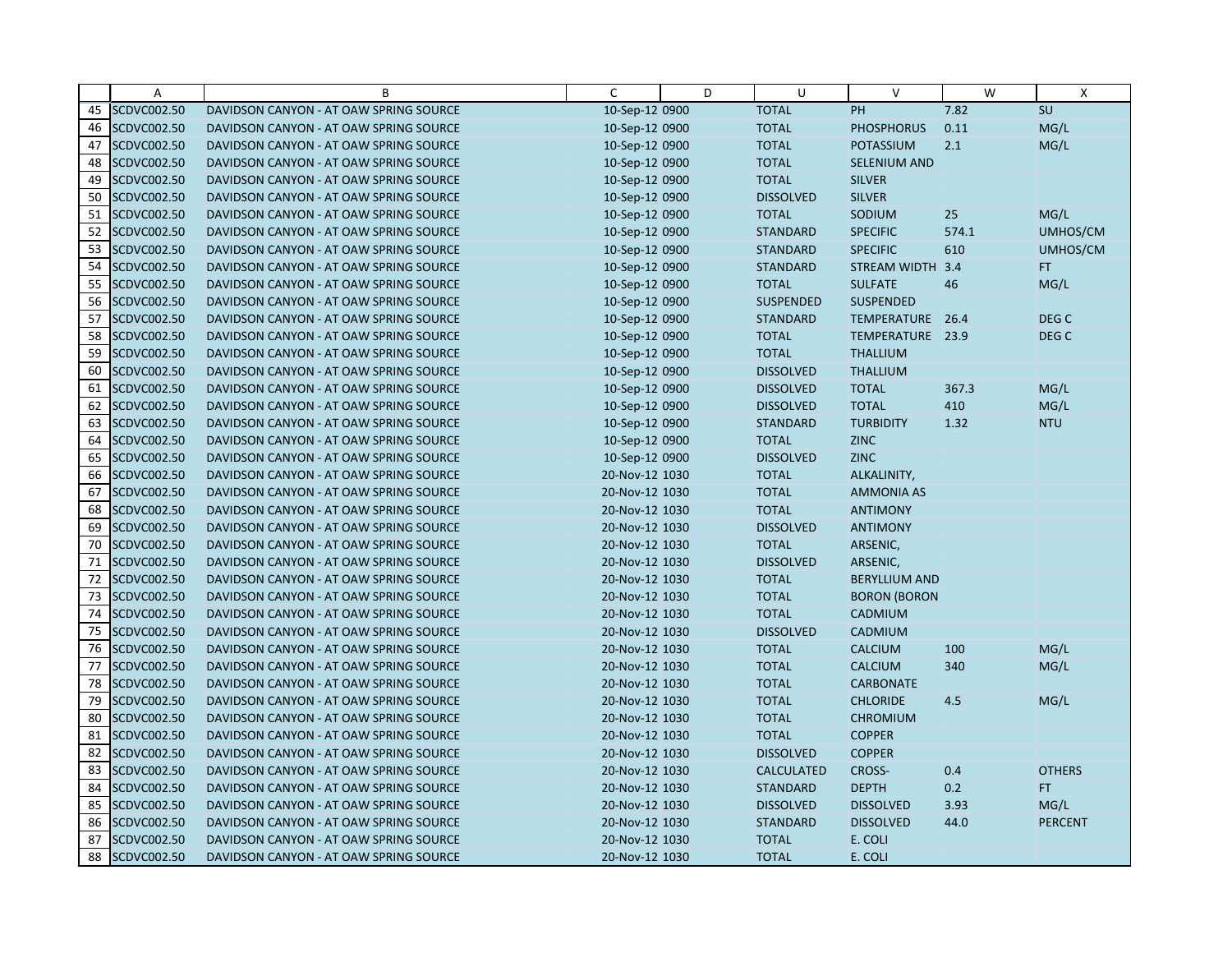| | A | B | C | D | U | V | W | X |
|---|---|---|---|---|---|---|---|---|
| 45 | SCDVC002.50 | DAVIDSON CANYON - AT OAW SPRING SOURCE | 10-Sep-12 | 0900 | TOTAL | PH | 7.82 | SU |
| 46 | SCDVC002.50 | DAVIDSON CANYON - AT OAW SPRING SOURCE | 10-Sep-12 | 0900 | TOTAL | PHOSPHORUS | 0.11 | MG/L |
| 47 | SCDVC002.50 | DAVIDSON CANYON - AT OAW SPRING SOURCE | 10-Sep-12 | 0900 | TOTAL | POTASSIUM | 2.1 | MG/L |
| 48 | SCDVC002.50 | DAVIDSON CANYON - AT OAW SPRING SOURCE | 10-Sep-12 | 0900 | TOTAL | SELENIUM AND | | |
| 49 | SCDVC002.50 | DAVIDSON CANYON - AT OAW SPRING SOURCE | 10-Sep-12 | 0900 | TOTAL | SILVER | | |
| 50 | SCDVC002.50 | DAVIDSON CANYON - AT OAW SPRING SOURCE | 10-Sep-12 | 0900 | DISSOLVED | SILVER | | |
| 51 | SCDVC002.50 | DAVIDSON CANYON - AT OAW SPRING SOURCE | 10-Sep-12 | 0900 | TOTAL | SODIUM | 25 | MG/L |
| 52 | SCDVC002.50 | DAVIDSON CANYON - AT OAW SPRING SOURCE | 10-Sep-12 | 0900 | STANDARD | SPECIFIC | 574.1 | UMHOS/CM |
| 53 | SCDVC002.50 | DAVIDSON CANYON - AT OAW SPRING SOURCE | 10-Sep-12 | 0900 | STANDARD | SPECIFIC | 610 | UMHOS/CM |
| 54 | SCDVC002.50 | DAVIDSON CANYON - AT OAW SPRING SOURCE | 10-Sep-12 | 0900 | STANDARD | STREAM WIDTH | 3.4 | FT |
| 55 | SCDVC002.50 | DAVIDSON CANYON - AT OAW SPRING SOURCE | 10-Sep-12 | 0900 | TOTAL | SULFATE | 46 | MG/L |
| 56 | SCDVC002.50 | DAVIDSON CANYON - AT OAW SPRING SOURCE | 10-Sep-12 | 0900 | SUSPENDED | SUSPENDED | | |
| 57 | SCDVC002.50 | DAVIDSON CANYON - AT OAW SPRING SOURCE | 10-Sep-12 | 0900 | STANDARD | TEMPERATURE | 26.4 | DEG C |
| 58 | SCDVC002.50 | DAVIDSON CANYON - AT OAW SPRING SOURCE | 10-Sep-12 | 0900 | TOTAL | TEMPERATURE | 23.9 | DEG C |
| 59 | SCDVC002.50 | DAVIDSON CANYON - AT OAW SPRING SOURCE | 10-Sep-12 | 0900 | TOTAL | THALLIUM | | |
| 60 | SCDVC002.50 | DAVIDSON CANYON - AT OAW SPRING SOURCE | 10-Sep-12 | 0900 | DISSOLVED | THALLIUM | | |
| 61 | SCDVC002.50 | DAVIDSON CANYON - AT OAW SPRING SOURCE | 10-Sep-12 | 0900 | DISSOLVED | TOTAL | 367.3 | MG/L |
| 62 | SCDVC002.50 | DAVIDSON CANYON - AT OAW SPRING SOURCE | 10-Sep-12 | 0900 | DISSOLVED | TOTAL | 410 | MG/L |
| 63 | SCDVC002.50 | DAVIDSON CANYON - AT OAW SPRING SOURCE | 10-Sep-12 | 0900 | STANDARD | TURBIDITY | 1.32 | NTU |
| 64 | SCDVC002.50 | DAVIDSON CANYON - AT OAW SPRING SOURCE | 10-Sep-12 | 0900 | TOTAL | ZINC | | |
| 65 | SCDVC002.50 | DAVIDSON CANYON - AT OAW SPRING SOURCE | 10-Sep-12 | 0900 | DISSOLVED | ZINC | | |
| 66 | SCDVC002.50 | DAVIDSON CANYON - AT OAW SPRING SOURCE | 20-Nov-12 | 1030 | TOTAL | ALKALINITY, | | |
| 67 | SCDVC002.50 | DAVIDSON CANYON - AT OAW SPRING SOURCE | 20-Nov-12 | 1030 | TOTAL | AMMONIA AS | | |
| 68 | SCDVC002.50 | DAVIDSON CANYON - AT OAW SPRING SOURCE | 20-Nov-12 | 1030 | TOTAL | ANTIMONY | | |
| 69 | SCDVC002.50 | DAVIDSON CANYON - AT OAW SPRING SOURCE | 20-Nov-12 | 1030 | DISSOLVED | ANTIMONY | | |
| 70 | SCDVC002.50 | DAVIDSON CANYON - AT OAW SPRING SOURCE | 20-Nov-12 | 1030 | TOTAL | ARSENIC, | | |
| 71 | SCDVC002.50 | DAVIDSON CANYON - AT OAW SPRING SOURCE | 20-Nov-12 | 1030 | DISSOLVED | ARSENIC, | | |
| 72 | SCDVC002.50 | DAVIDSON CANYON - AT OAW SPRING SOURCE | 20-Nov-12 | 1030 | TOTAL | BERYLLIUM AND | | |
| 73 | SCDVC002.50 | DAVIDSON CANYON - AT OAW SPRING SOURCE | 20-Nov-12 | 1030 | TOTAL | BORON (BORON | | |
| 74 | SCDVC002.50 | DAVIDSON CANYON - AT OAW SPRING SOURCE | 20-Nov-12 | 1030 | TOTAL | CADMIUM | | |
| 75 | SCDVC002.50 | DAVIDSON CANYON - AT OAW SPRING SOURCE | 20-Nov-12 | 1030 | DISSOLVED | CADMIUM | | |
| 76 | SCDVC002.50 | DAVIDSON CANYON - AT OAW SPRING SOURCE | 20-Nov-12 | 1030 | TOTAL | CALCIUM | 100 | MG/L |
| 77 | SCDVC002.50 | DAVIDSON CANYON - AT OAW SPRING SOURCE | 20-Nov-12 | 1030 | TOTAL | CALCIUM | 340 | MG/L |
| 78 | SCDVC002.50 | DAVIDSON CANYON - AT OAW SPRING SOURCE | 20-Nov-12 | 1030 | TOTAL | CARBONATE | | |
| 79 | SCDVC002.50 | DAVIDSON CANYON - AT OAW SPRING SOURCE | 20-Nov-12 | 1030 | TOTAL | CHLORIDE | 4.5 | MG/L |
| 80 | SCDVC002.50 | DAVIDSON CANYON - AT OAW SPRING SOURCE | 20-Nov-12 | 1030 | TOTAL | CHROMIUM | | |
| 81 | SCDVC002.50 | DAVIDSON CANYON - AT OAW SPRING SOURCE | 20-Nov-12 | 1030 | TOTAL | COPPER | | |
| 82 | SCDVC002.50 | DAVIDSON CANYON - AT OAW SPRING SOURCE | 20-Nov-12 | 1030 | DISSOLVED | COPPER | | |
| 83 | SCDVC002.50 | DAVIDSON CANYON - AT OAW SPRING SOURCE | 20-Nov-12 | 1030 | CALCULATED | CROSS- | 0.4 | OTHERS |
| 84 | SCDVC002.50 | DAVIDSON CANYON - AT OAW SPRING SOURCE | 20-Nov-12 | 1030 | STANDARD | DEPTH | 0.2 | FT |
| 85 | SCDVC002.50 | DAVIDSON CANYON - AT OAW SPRING SOURCE | 20-Nov-12 | 1030 | DISSOLVED | DISSOLVED | 3.93 | MG/L |
| 86 | SCDVC002.50 | DAVIDSON CANYON - AT OAW SPRING SOURCE | 20-Nov-12 | 1030 | STANDARD | DISSOLVED | 44.0 | PERCENT |
| 87 | SCDVC002.50 | DAVIDSON CANYON - AT OAW SPRING SOURCE | 20-Nov-12 | 1030 | TOTAL | E. COLI | | |
| 88 | SCDVC002.50 | DAVIDSON CANYON - AT OAW SPRING SOURCE | 20-Nov-12 | 1030 | TOTAL | E. COLI | | |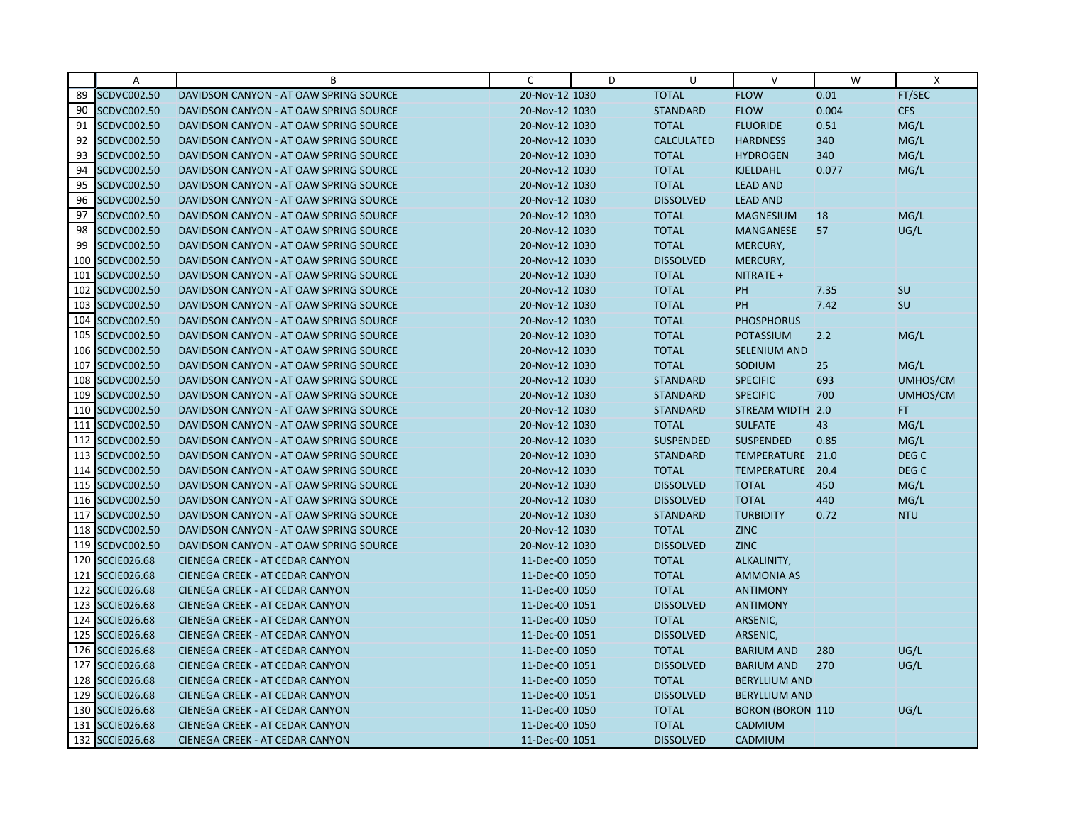| | A | B | C | D | U | V | W | X |
|---|---|---|---|---|---|---|---|---|
| 89 | SCDVC002.50 | DAVIDSON CANYON - AT OAW SPRING SOURCE | 20-Nov-12 | 1030 | TOTAL | FLOW | 0.01 | FT/SEC |
| 90 | SCDVC002.50 | DAVIDSON CANYON - AT OAW SPRING SOURCE | 20-Nov-12 | 1030 | STANDARD | FLOW | 0.004 | CFS |
| 91 | SCDVC002.50 | DAVIDSON CANYON - AT OAW SPRING SOURCE | 20-Nov-12 | 1030 | TOTAL | FLUORIDE | 0.51 | MG/L |
| 92 | SCDVC002.50 | DAVIDSON CANYON - AT OAW SPRING SOURCE | 20-Nov-12 | 1030 | CALCULATED | HARDNESS | 340 | MG/L |
| 93 | SCDVC002.50 | DAVIDSON CANYON - AT OAW SPRING SOURCE | 20-Nov-12 | 1030 | TOTAL | HYDROGEN | 340 | MG/L |
| 94 | SCDVC002.50 | DAVIDSON CANYON - AT OAW SPRING SOURCE | 20-Nov-12 | 1030 | TOTAL | KJELDAHL | 0.077 | MG/L |
| 95 | SCDVC002.50 | DAVIDSON CANYON - AT OAW SPRING SOURCE | 20-Nov-12 | 1030 | TOTAL | LEAD AND | | |
| 96 | SCDVC002.50 | DAVIDSON CANYON - AT OAW SPRING SOURCE | 20-Nov-12 | 1030 | DISSOLVED | LEAD AND | | |
| 97 | SCDVC002.50 | DAVIDSON CANYON - AT OAW SPRING SOURCE | 20-Nov-12 | 1030 | TOTAL | MAGNESIUM | 18 | MG/L |
| 98 | SCDVC002.50 | DAVIDSON CANYON - AT OAW SPRING SOURCE | 20-Nov-12 | 1030 | TOTAL | MANGANESE | 57 | UG/L |
| 99 | SCDVC002.50 | DAVIDSON CANYON - AT OAW SPRING SOURCE | 20-Nov-12 | 1030 | TOTAL | MERCURY, | | |
| 100 | SCDVC002.50 | DAVIDSON CANYON - AT OAW SPRING SOURCE | 20-Nov-12 | 1030 | DISSOLVED | MERCURY, | | |
| 101 | SCDVC002.50 | DAVIDSON CANYON - AT OAW SPRING SOURCE | 20-Nov-12 | 1030 | TOTAL | NITRATE + | | |
| 102 | SCDVC002.50 | DAVIDSON CANYON - AT OAW SPRING SOURCE | 20-Nov-12 | 1030 | TOTAL | PH | 7.35 | SU |
| 103 | SCDVC002.50 | DAVIDSON CANYON - AT OAW SPRING SOURCE | 20-Nov-12 | 1030 | TOTAL | PH | 7.42 | SU |
| 104 | SCDVC002.50 | DAVIDSON CANYON - AT OAW SPRING SOURCE | 20-Nov-12 | 1030 | TOTAL | PHOSPHORUS | | |
| 105 | SCDVC002.50 | DAVIDSON CANYON - AT OAW SPRING SOURCE | 20-Nov-12 | 1030 | TOTAL | POTASSIUM | 2.2 | MG/L |
| 106 | SCDVC002.50 | DAVIDSON CANYON - AT OAW SPRING SOURCE | 20-Nov-12 | 1030 | TOTAL | SELENIUM AND | | |
| 107 | SCDVC002.50 | DAVIDSON CANYON - AT OAW SPRING SOURCE | 20-Nov-12 | 1030 | TOTAL | SODIUM | 25 | MG/L |
| 108 | SCDVC002.50 | DAVIDSON CANYON - AT OAW SPRING SOURCE | 20-Nov-12 | 1030 | STANDARD | SPECIFIC | 693 | UMHOS/CM |
| 109 | SCDVC002.50 | DAVIDSON CANYON - AT OAW SPRING SOURCE | 20-Nov-12 | 1030 | STANDARD | SPECIFIC | 700 | UMHOS/CM |
| 110 | SCDVC002.50 | DAVIDSON CANYON - AT OAW SPRING SOURCE | 20-Nov-12 | 1030 | STANDARD | STREAM WIDTH | 2.0 | FT |
| 111 | SCDVC002.50 | DAVIDSON CANYON - AT OAW SPRING SOURCE | 20-Nov-12 | 1030 | TOTAL | SULFATE | 43 | MG/L |
| 112 | SCDVC002.50 | DAVIDSON CANYON - AT OAW SPRING SOURCE | 20-Nov-12 | 1030 | SUSPENDED | SUSPENDED | 0.85 | MG/L |
| 113 | SCDVC002.50 | DAVIDSON CANYON - AT OAW SPRING SOURCE | 20-Nov-12 | 1030 | STANDARD | TEMPERATURE | 21.0 | DEG C |
| 114 | SCDVC002.50 | DAVIDSON CANYON - AT OAW SPRING SOURCE | 20-Nov-12 | 1030 | TOTAL | TEMPERATURE | 20.4 | DEG C |
| 115 | SCDVC002.50 | DAVIDSON CANYON - AT OAW SPRING SOURCE | 20-Nov-12 | 1030 | DISSOLVED | TOTAL | 450 | MG/L |
| 116 | SCDVC002.50 | DAVIDSON CANYON - AT OAW SPRING SOURCE | 20-Nov-12 | 1030 | DISSOLVED | TOTAL | 440 | MG/L |
| 117 | SCDVC002.50 | DAVIDSON CANYON - AT OAW SPRING SOURCE | 20-Nov-12 | 1030 | STANDARD | TURBIDITY | 0.72 | NTU |
| 118 | SCDVC002.50 | DAVIDSON CANYON - AT OAW SPRING SOURCE | 20-Nov-12 | 1030 | TOTAL | ZINC | | |
| 119 | SCDVC002.50 | DAVIDSON CANYON - AT OAW SPRING SOURCE | 20-Nov-12 | 1030 | DISSOLVED | ZINC | | |
| 120 | SCCIE026.68 | CIENEGA CREEK - AT CEDAR CANYON | 11-Dec-00 | 1050 | TOTAL | ALKALINITY, | | |
| 121 | SCCIE026.68 | CIENEGA CREEK - AT CEDAR CANYON | 11-Dec-00 | 1050 | TOTAL | AMMONIA AS | | |
| 122 | SCCIE026.68 | CIENEGA CREEK - AT CEDAR CANYON | 11-Dec-00 | 1050 | TOTAL | ANTIMONY | | |
| 123 | SCCIE026.68 | CIENEGA CREEK - AT CEDAR CANYON | 11-Dec-00 | 1051 | DISSOLVED | ANTIMONY | | |
| 124 | SCCIE026.68 | CIENEGA CREEK - AT CEDAR CANYON | 11-Dec-00 | 1050 | TOTAL | ARSENIC, | | |
| 125 | SCCIE026.68 | CIENEGA CREEK - AT CEDAR CANYON | 11-Dec-00 | 1051 | DISSOLVED | ARSENIC, | | |
| 126 | SCCIE026.68 | CIENEGA CREEK - AT CEDAR CANYON | 11-Dec-00 | 1050 | TOTAL | BARIUM AND | 280 | UG/L |
| 127 | SCCIE026.68 | CIENEGA CREEK - AT CEDAR CANYON | 11-Dec-00 | 1051 | DISSOLVED | BARIUM AND | 270 | UG/L |
| 128 | SCCIE026.68 | CIENEGA CREEK - AT CEDAR CANYON | 11-Dec-00 | 1050 | TOTAL | BERYLLIUM AND | | |
| 129 | SCCIE026.68 | CIENEGA CREEK - AT CEDAR CANYON | 11-Dec-00 | 1051 | DISSOLVED | BERYLLIUM AND | | |
| 130 | SCCIE026.68 | CIENEGA CREEK - AT CEDAR CANYON | 11-Dec-00 | 1050 | TOTAL | BORON (BORON | 110 | UG/L |
| 131 | SCCIE026.68 | CIENEGA CREEK - AT CEDAR CANYON | 11-Dec-00 | 1050 | TOTAL | CADMIUM | | |
| 132 | SCCIE026.68 | CIENEGA CREEK - AT CEDAR CANYON | 11-Dec-00 | 1051 | DISSOLVED | CADMIUM | | |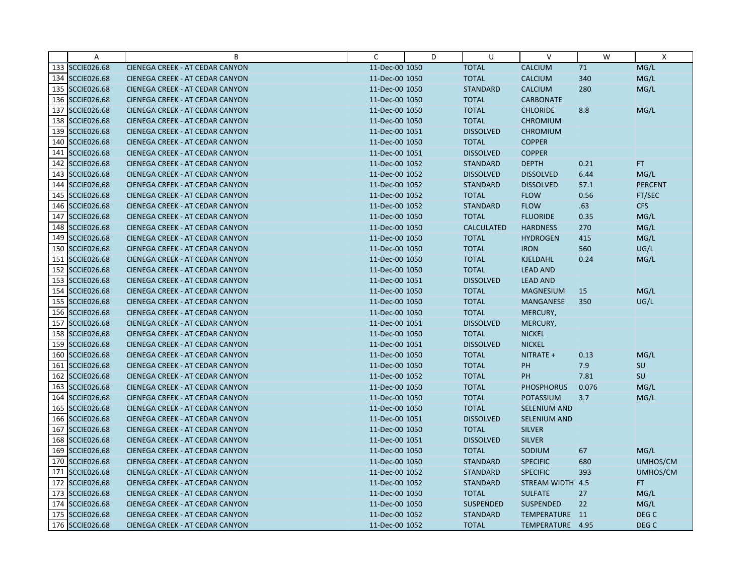| | A | B | C | D | U | V | W | X |
|---|---|---|---|---|---|---|---|---|
| 133 | SCCIE026.68 | CIENEGA CREEK - AT CEDAR CANYON | 11-Dec-00 | 1050 | TOTAL | CALCIUM | 71 | MG/L |
| 134 | SCCIE026.68 | CIENEGA CREEK - AT CEDAR CANYON | 11-Dec-00 | 1050 | TOTAL | CALCIUM | 340 | MG/L |
| 135 | SCCIE026.68 | CIENEGA CREEK - AT CEDAR CANYON | 11-Dec-00 | 1050 | STANDARD | CALCIUM | 280 | MG/L |
| 136 | SCCIE026.68 | CIENEGA CREEK - AT CEDAR CANYON | 11-Dec-00 | 1050 | TOTAL | CARBONATE | | |
| 137 | SCCIE026.68 | CIENEGA CREEK - AT CEDAR CANYON | 11-Dec-00 | 1050 | TOTAL | CHLORIDE | 8.8 | MG/L |
| 138 | SCCIE026.68 | CIENEGA CREEK - AT CEDAR CANYON | 11-Dec-00 | 1050 | TOTAL | CHROMIUM | | |
| 139 | SCCIE026.68 | CIENEGA CREEK - AT CEDAR CANYON | 11-Dec-00 | 1051 | DISSOLVED | CHROMIUM | | |
| 140 | SCCIE026.68 | CIENEGA CREEK - AT CEDAR CANYON | 11-Dec-00 | 1050 | TOTAL | COPPER | | |
| 141 | SCCIE026.68 | CIENEGA CREEK - AT CEDAR CANYON | 11-Dec-00 | 1051 | DISSOLVED | COPPER | | |
| 142 | SCCIE026.68 | CIENEGA CREEK - AT CEDAR CANYON | 11-Dec-00 | 1052 | STANDARD | DEPTH | 0.21 | FT |
| 143 | SCCIE026.68 | CIENEGA CREEK - AT CEDAR CANYON | 11-Dec-00 | 1052 | DISSOLVED | DISSOLVED | 6.44 | MG/L |
| 144 | SCCIE026.68 | CIENEGA CREEK - AT CEDAR CANYON | 11-Dec-00 | 1052 | STANDARD | DISSOLVED | 57.1 | PERCENT |
| 145 | SCCIE026.68 | CIENEGA CREEK - AT CEDAR CANYON | 11-Dec-00 | 1052 | TOTAL | FLOW | 0.56 | FT/SEC |
| 146 | SCCIE026.68 | CIENEGA CREEK - AT CEDAR CANYON | 11-Dec-00 | 1052 | STANDARD | FLOW | .63 | CFS |
| 147 | SCCIE026.68 | CIENEGA CREEK - AT CEDAR CANYON | 11-Dec-00 | 1050 | TOTAL | FLUORIDE | 0.35 | MG/L |
| 148 | SCCIE026.68 | CIENEGA CREEK - AT CEDAR CANYON | 11-Dec-00 | 1050 | CALCULATED | HARDNESS | 270 | MG/L |
| 149 | SCCIE026.68 | CIENEGA CREEK - AT CEDAR CANYON | 11-Dec-00 | 1050 | TOTAL | HYDROGEN | 415 | MG/L |
| 150 | SCCIE026.68 | CIENEGA CREEK - AT CEDAR CANYON | 11-Dec-00 | 1050 | TOTAL | IRON | 560 | UG/L |
| 151 | SCCIE026.68 | CIENEGA CREEK - AT CEDAR CANYON | 11-Dec-00 | 1050 | TOTAL | KJELDAHL | 0.24 | MG/L |
| 152 | SCCIE026.68 | CIENEGA CREEK - AT CEDAR CANYON | 11-Dec-00 | 1050 | TOTAL | LEAD AND | | |
| 153 | SCCIE026.68 | CIENEGA CREEK - AT CEDAR CANYON | 11-Dec-00 | 1051 | DISSOLVED | LEAD AND | | |
| 154 | SCCIE026.68 | CIENEGA CREEK - AT CEDAR CANYON | 11-Dec-00 | 1050 | TOTAL | MAGNESIUM | 15 | MG/L |
| 155 | SCCIE026.68 | CIENEGA CREEK - AT CEDAR CANYON | 11-Dec-00 | 1050 | TOTAL | MANGANESE | 350 | UG/L |
| 156 | SCCIE026.68 | CIENEGA CREEK - AT CEDAR CANYON | 11-Dec-00 | 1050 | TOTAL | MERCURY, | | |
| 157 | SCCIE026.68 | CIENEGA CREEK - AT CEDAR CANYON | 11-Dec-00 | 1051 | DISSOLVED | MERCURY, | | |
| 158 | SCCIE026.68 | CIENEGA CREEK - AT CEDAR CANYON | 11-Dec-00 | 1050 | TOTAL | NICKEL | | |
| 159 | SCCIE026.68 | CIENEGA CREEK - AT CEDAR CANYON | 11-Dec-00 | 1051 | DISSOLVED | NICKEL | | |
| 160 | SCCIE026.68 | CIENEGA CREEK - AT CEDAR CANYON | 11-Dec-00 | 1050 | TOTAL | NITRATE + | 0.13 | MG/L |
| 161 | SCCIE026.68 | CIENEGA CREEK - AT CEDAR CANYON | 11-Dec-00 | 1050 | TOTAL | PH | 7.9 | SU |
| 162 | SCCIE026.68 | CIENEGA CREEK - AT CEDAR CANYON | 11-Dec-00 | 1052 | TOTAL | PH | 7.81 | SU |
| 163 | SCCIE026.68 | CIENEGA CREEK - AT CEDAR CANYON | 11-Dec-00 | 1050 | TOTAL | PHOSPHORUS | 0.076 | MG/L |
| 164 | SCCIE026.68 | CIENEGA CREEK - AT CEDAR CANYON | 11-Dec-00 | 1050 | TOTAL | POTASSIUM | 3.7 | MG/L |
| 165 | SCCIE026.68 | CIENEGA CREEK - AT CEDAR CANYON | 11-Dec-00 | 1050 | TOTAL | SELENIUM AND | | |
| 166 | SCCIE026.68 | CIENEGA CREEK - AT CEDAR CANYON | 11-Dec-00 | 1051 | DISSOLVED | SELENIUM AND | | |
| 167 | SCCIE026.68 | CIENEGA CREEK - AT CEDAR CANYON | 11-Dec-00 | 1050 | TOTAL | SILVER | | |
| 168 | SCCIE026.68 | CIENEGA CREEK - AT CEDAR CANYON | 11-Dec-00 | 1051 | DISSOLVED | SILVER | | |
| 169 | SCCIE026.68 | CIENEGA CREEK - AT CEDAR CANYON | 11-Dec-00 | 1050 | TOTAL | SODIUM | 67 | MG/L |
| 170 | SCCIE026.68 | CIENEGA CREEK - AT CEDAR CANYON | 11-Dec-00 | 1050 | STANDARD | SPECIFIC | 680 | UMHOS/CM |
| 171 | SCCIE026.68 | CIENEGA CREEK - AT CEDAR CANYON | 11-Dec-00 | 1052 | STANDARD | SPECIFIC | 393 | UMHOS/CM |
| 172 | SCCIE026.68 | CIENEGA CREEK - AT CEDAR CANYON | 11-Dec-00 | 1052 | STANDARD | STREAM WIDTH | 4.5 | FT |
| 173 | SCCIE026.68 | CIENEGA CREEK - AT CEDAR CANYON | 11-Dec-00 | 1050 | TOTAL | SULFATE | 27 | MG/L |
| 174 | SCCIE026.68 | CIENEGA CREEK - AT CEDAR CANYON | 11-Dec-00 | 1050 | SUSPENDED | SUSPENDED | 22 | MG/L |
| 175 | SCCIE026.68 | CIENEGA CREEK - AT CEDAR CANYON | 11-Dec-00 | 1052 | STANDARD | TEMPERATURE | 11 | DEG C |
| 176 | SCCIE026.68 | CIENEGA CREEK - AT CEDAR CANYON | 11-Dec-00 | 1052 | TOTAL | TEMPERATURE | 4.95 | DEG C |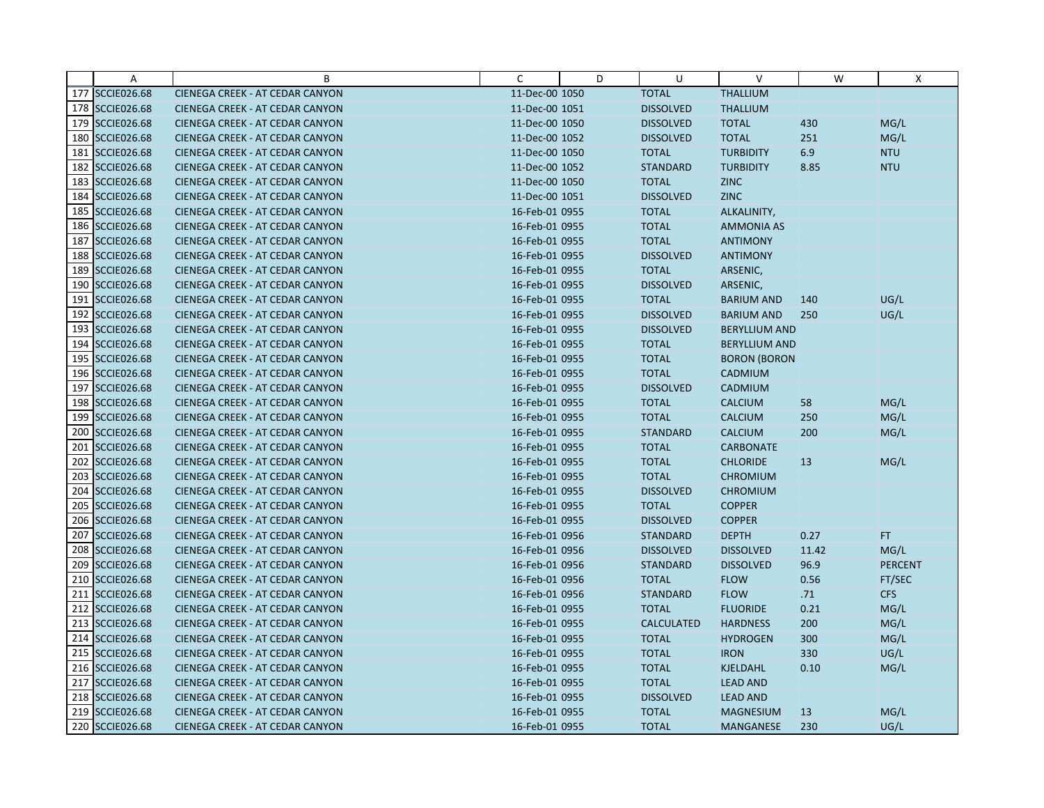|  | A | B | C | D | U | V | W | X |
|---|---|---|---|---|---|---|---|---|
| 177 | SCCIE026.68 | CIENEGA CREEK - AT CEDAR CANYON | 11-Dec-00 | 1050 | TOTAL | THALLIUM |  |  |
| 178 | SCCIE026.68 | CIENEGA CREEK - AT CEDAR CANYON | 11-Dec-00 | 1051 | DISSOLVED | THALLIUM |  |  |
| 179 | SCCIE026.68 | CIENEGA CREEK - AT CEDAR CANYON | 11-Dec-00 | 1050 | DISSOLVED | TOTAL | 430 | MG/L |
| 180 | SCCIE026.68 | CIENEGA CREEK - AT CEDAR CANYON | 11-Dec-00 | 1052 | DISSOLVED | TOTAL | 251 | MG/L |
| 181 | SCCIE026.68 | CIENEGA CREEK - AT CEDAR CANYON | 11-Dec-00 | 1050 | TOTAL | TURBIDITY | 6.9 | NTU |
| 182 | SCCIE026.68 | CIENEGA CREEK - AT CEDAR CANYON | 11-Dec-00 | 1052 | STANDARD | TURBIDITY | 8.85 | NTU |
| 183 | SCCIE026.68 | CIENEGA CREEK - AT CEDAR CANYON | 11-Dec-00 | 1050 | TOTAL | ZINC |  |  |
| 184 | SCCIE026.68 | CIENEGA CREEK - AT CEDAR CANYON | 11-Dec-00 | 1051 | DISSOLVED | ZINC |  |  |
| 185 | SCCIE026.68 | CIENEGA CREEK - AT CEDAR CANYON | 16-Feb-01 | 0955 | TOTAL | ALKALINITY, |  |  |
| 186 | SCCIE026.68 | CIENEGA CREEK - AT CEDAR CANYON | 16-Feb-01 | 0955 | TOTAL | AMMONIA AS |  |  |
| 187 | SCCIE026.68 | CIENEGA CREEK - AT CEDAR CANYON | 16-Feb-01 | 0955 | TOTAL | ANTIMONY |  |  |
| 188 | SCCIE026.68 | CIENEGA CREEK - AT CEDAR CANYON | 16-Feb-01 | 0955 | DISSOLVED | ANTIMONY |  |  |
| 189 | SCCIE026.68 | CIENEGA CREEK - AT CEDAR CANYON | 16-Feb-01 | 0955 | TOTAL | ARSENIC, |  |  |
| 190 | SCCIE026.68 | CIENEGA CREEK - AT CEDAR CANYON | 16-Feb-01 | 0955 | DISSOLVED | ARSENIC, |  |  |
| 191 | SCCIE026.68 | CIENEGA CREEK - AT CEDAR CANYON | 16-Feb-01 | 0955 | TOTAL | BARIUM AND | 140 | UG/L |
| 192 | SCCIE026.68 | CIENEGA CREEK - AT CEDAR CANYON | 16-Feb-01 | 0955 | DISSOLVED | BARIUM AND | 250 | UG/L |
| 193 | SCCIE026.68 | CIENEGA CREEK - AT CEDAR CANYON | 16-Feb-01 | 0955 | DISSOLVED | BERYLLIUM AND |  |  |
| 194 | SCCIE026.68 | CIENEGA CREEK - AT CEDAR CANYON | 16-Feb-01 | 0955 | TOTAL | BERYLLIUM AND |  |  |
| 195 | SCCIE026.68 | CIENEGA CREEK - AT CEDAR CANYON | 16-Feb-01 | 0955 | TOTAL | BORON (BORON |  |  |
| 196 | SCCIE026.68 | CIENEGA CREEK - AT CEDAR CANYON | 16-Feb-01 | 0955 | TOTAL | CADMIUM |  |  |
| 197 | SCCIE026.68 | CIENEGA CREEK - AT CEDAR CANYON | 16-Feb-01 | 0955 | DISSOLVED | CADMIUM |  |  |
| 198 | SCCIE026.68 | CIENEGA CREEK - AT CEDAR CANYON | 16-Feb-01 | 0955 | TOTAL | CALCIUM | 58 | MG/L |
| 199 | SCCIE026.68 | CIENEGA CREEK - AT CEDAR CANYON | 16-Feb-01 | 0955 | TOTAL | CALCIUM | 250 | MG/L |
| 200 | SCCIE026.68 | CIENEGA CREEK - AT CEDAR CANYON | 16-Feb-01 | 0955 | STANDARD | CALCIUM | 200 | MG/L |
| 201 | SCCIE026.68 | CIENEGA CREEK - AT CEDAR CANYON | 16-Feb-01 | 0955 | TOTAL | CARBONATE |  |  |
| 202 | SCCIE026.68 | CIENEGA CREEK - AT CEDAR CANYON | 16-Feb-01 | 0955 | TOTAL | CHLORIDE | 13 | MG/L |
| 203 | SCCIE026.68 | CIENEGA CREEK - AT CEDAR CANYON | 16-Feb-01 | 0955 | TOTAL | CHROMIUM |  |  |
| 204 | SCCIE026.68 | CIENEGA CREEK - AT CEDAR CANYON | 16-Feb-01 | 0955 | DISSOLVED | CHROMIUM |  |  |
| 205 | SCCIE026.68 | CIENEGA CREEK - AT CEDAR CANYON | 16-Feb-01 | 0955 | TOTAL | COPPER |  |  |
| 206 | SCCIE026.68 | CIENEGA CREEK - AT CEDAR CANYON | 16-Feb-01 | 0955 | DISSOLVED | COPPER |  |  |
| 207 | SCCIE026.68 | CIENEGA CREEK - AT CEDAR CANYON | 16-Feb-01 | 0956 | STANDARD | DEPTH | 0.27 | FT |
| 208 | SCCIE026.68 | CIENEGA CREEK - AT CEDAR CANYON | 16-Feb-01 | 0956 | DISSOLVED | DISSOLVED | 11.42 | MG/L |
| 209 | SCCIE026.68 | CIENEGA CREEK - AT CEDAR CANYON | 16-Feb-01 | 0956 | STANDARD | DISSOLVED | 96.9 | PERCENT |
| 210 | SCCIE026.68 | CIENEGA CREEK - AT CEDAR CANYON | 16-Feb-01 | 0956 | TOTAL | FLOW | 0.56 | FT/SEC |
| 211 | SCCIE026.68 | CIENEGA CREEK - AT CEDAR CANYON | 16-Feb-01 | 0956 | STANDARD | FLOW | .71 | CFS |
| 212 | SCCIE026.68 | CIENEGA CREEK - AT CEDAR CANYON | 16-Feb-01 | 0955 | TOTAL | FLUORIDE | 0.21 | MG/L |
| 213 | SCCIE026.68 | CIENEGA CREEK - AT CEDAR CANYON | 16-Feb-01 | 0955 | CALCULATED | HARDNESS | 200 | MG/L |
| 214 | SCCIE026.68 | CIENEGA CREEK - AT CEDAR CANYON | 16-Feb-01 | 0955 | TOTAL | HYDROGEN | 300 | MG/L |
| 215 | SCCIE026.68 | CIENEGA CREEK - AT CEDAR CANYON | 16-Feb-01 | 0955 | TOTAL | IRON | 330 | UG/L |
| 216 | SCCIE026.68 | CIENEGA CREEK - AT CEDAR CANYON | 16-Feb-01 | 0955 | TOTAL | KJELDAHL | 0.10 | MG/L |
| 217 | SCCIE026.68 | CIENEGA CREEK - AT CEDAR CANYON | 16-Feb-01 | 0955 | TOTAL | LEAD AND |  |  |
| 218 | SCCIE026.68 | CIENEGA CREEK - AT CEDAR CANYON | 16-Feb-01 | 0955 | DISSOLVED | LEAD AND |  |  |
| 219 | SCCIE026.68 | CIENEGA CREEK - AT CEDAR CANYON | 16-Feb-01 | 0955 | TOTAL | MAGNESIUM | 13 | MG/L |
| 220 | SCCIE026.68 | CIENEGA CREEK - AT CEDAR CANYON | 16-Feb-01 | 0955 | TOTAL | MANGANESE | 230 | UG/L |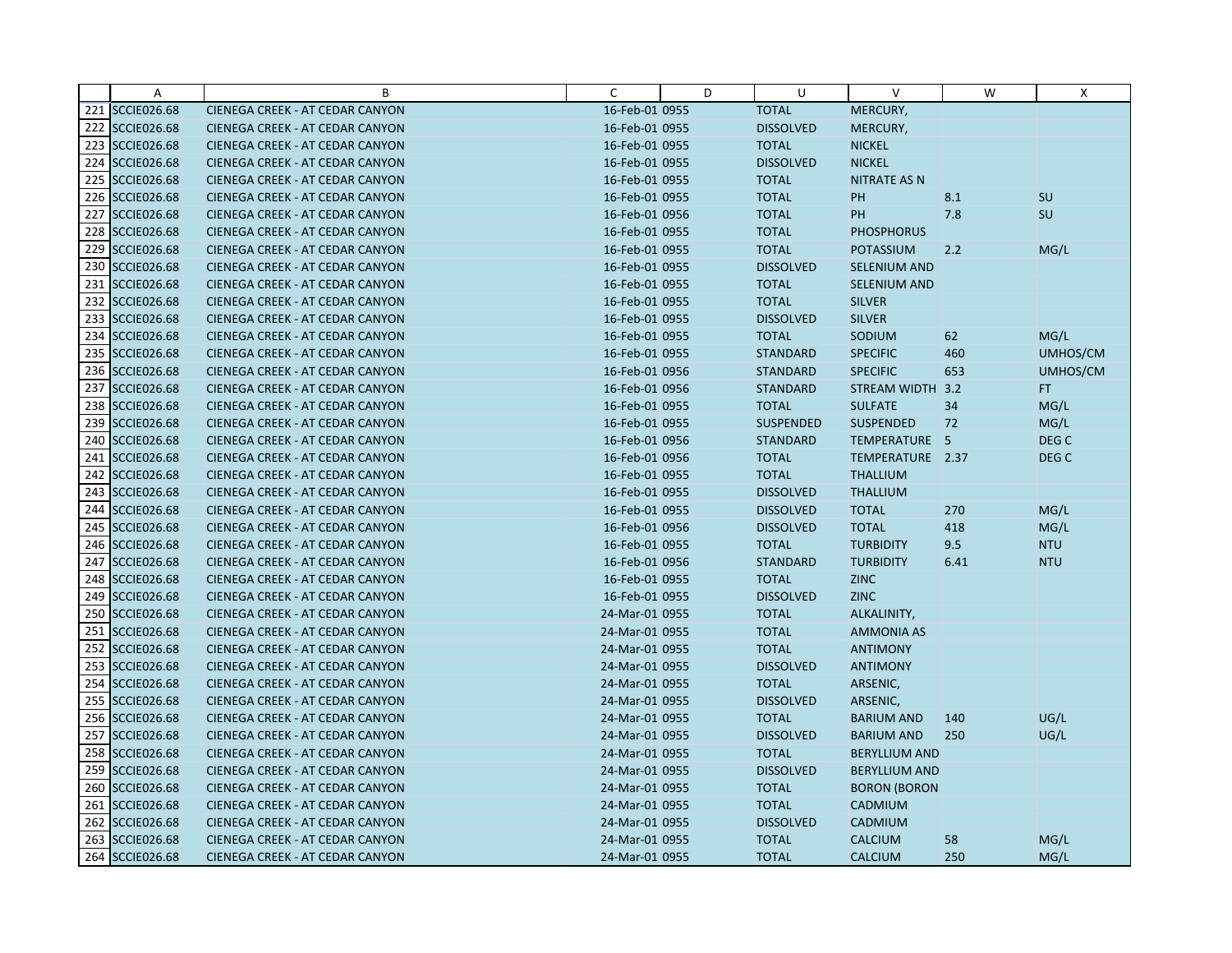| | A | B | C | D | U | V | W | X |
|---|---|---|---|---|---|---|---|---|
| 221 | SCCIE026.68 | CIENEGA CREEK - AT CEDAR CANYON | 16-Feb-01 0955 | | TOTAL | MERCURY, | | |
| 222 | SCCIE026.68 | CIENEGA CREEK - AT CEDAR CANYON | 16-Feb-01 0955 | | DISSOLVED | MERCURY, | | |
| 223 | SCCIE026.68 | CIENEGA CREEK - AT CEDAR CANYON | 16-Feb-01 0955 | | TOTAL | NICKEL | | |
| 224 | SCCIE026.68 | CIENEGA CREEK - AT CEDAR CANYON | 16-Feb-01 0955 | | DISSOLVED | NICKEL | | |
| 225 | SCCIE026.68 | CIENEGA CREEK - AT CEDAR CANYON | 16-Feb-01 0955 | | TOTAL | NITRATE AS N | | |
| 226 | SCCIE026.68 | CIENEGA CREEK - AT CEDAR CANYON | 16-Feb-01 0955 | | TOTAL | PH | 8.1 | SU |
| 227 | SCCIE026.68 | CIENEGA CREEK - AT CEDAR CANYON | 16-Feb-01 0956 | | TOTAL | PH | 7.8 | SU |
| 228 | SCCIE026.68 | CIENEGA CREEK - AT CEDAR CANYON | 16-Feb-01 0955 | | TOTAL | PHOSPHORUS | | |
| 229 | SCCIE026.68 | CIENEGA CREEK - AT CEDAR CANYON | 16-Feb-01 0955 | | TOTAL | POTASSIUM | 2.2 | MG/L |
| 230 | SCCIE026.68 | CIENEGA CREEK - AT CEDAR CANYON | 16-Feb-01 0955 | | DISSOLVED | SELENIUM AND | | |
| 231 | SCCIE026.68 | CIENEGA CREEK - AT CEDAR CANYON | 16-Feb-01 0955 | | TOTAL | SELENIUM AND | | |
| 232 | SCCIE026.68 | CIENEGA CREEK - AT CEDAR CANYON | 16-Feb-01 0955 | | TOTAL | SILVER | | |
| 233 | SCCIE026.68 | CIENEGA CREEK - AT CEDAR CANYON | 16-Feb-01 0955 | | DISSOLVED | SILVER | | |
| 234 | SCCIE026.68 | CIENEGA CREEK - AT CEDAR CANYON | 16-Feb-01 0955 | | TOTAL | SODIUM | 62 | MG/L |
| 235 | SCCIE026.68 | CIENEGA CREEK - AT CEDAR CANYON | 16-Feb-01 0955 | | STANDARD | SPECIFIC | 460 | UMHOS/CM |
| 236 | SCCIE026.68 | CIENEGA CREEK - AT CEDAR CANYON | 16-Feb-01 0956 | | STANDARD | SPECIFIC | 653 | UMHOS/CM |
| 237 | SCCIE026.68 | CIENEGA CREEK - AT CEDAR CANYON | 16-Feb-01 0956 | | STANDARD | STREAM WIDTH | 3.2 | FT |
| 238 | SCCIE026.68 | CIENEGA CREEK - AT CEDAR CANYON | 16-Feb-01 0955 | | TOTAL | SULFATE | 34 | MG/L |
| 239 | SCCIE026.68 | CIENEGA CREEK - AT CEDAR CANYON | 16-Feb-01 0955 | | SUSPENDED | SUSPENDED | 72 | MG/L |
| 240 | SCCIE026.68 | CIENEGA CREEK - AT CEDAR CANYON | 16-Feb-01 0956 | | STANDARD | TEMPERATURE | 5 | DEG C |
| 241 | SCCIE026.68 | CIENEGA CREEK - AT CEDAR CANYON | 16-Feb-01 0956 | | TOTAL | TEMPERATURE | 2.37 | DEG C |
| 242 | SCCIE026.68 | CIENEGA CREEK - AT CEDAR CANYON | 16-Feb-01 0955 | | TOTAL | THALLIUM | | |
| 243 | SCCIE026.68 | CIENEGA CREEK - AT CEDAR CANYON | 16-Feb-01 0955 | | DISSOLVED | THALLIUM | | |
| 244 | SCCIE026.68 | CIENEGA CREEK - AT CEDAR CANYON | 16-Feb-01 0955 | | DISSOLVED | TOTAL | 270 | MG/L |
| 245 | SCCIE026.68 | CIENEGA CREEK - AT CEDAR CANYON | 16-Feb-01 0956 | | DISSOLVED | TOTAL | 418 | MG/L |
| 246 | SCCIE026.68 | CIENEGA CREEK - AT CEDAR CANYON | 16-Feb-01 0955 | | TOTAL | TURBIDITY | 9.5 | NTU |
| 247 | SCCIE026.68 | CIENEGA CREEK - AT CEDAR CANYON | 16-Feb-01 0956 | | STANDARD | TURBIDITY | 6.41 | NTU |
| 248 | SCCIE026.68 | CIENEGA CREEK - AT CEDAR CANYON | 16-Feb-01 0955 | | TOTAL | ZINC | | |
| 249 | SCCIE026.68 | CIENEGA CREEK - AT CEDAR CANYON | 16-Feb-01 0955 | | DISSOLVED | ZINC | | |
| 250 | SCCIE026.68 | CIENEGA CREEK - AT CEDAR CANYON | 24-Mar-01 0955 | | TOTAL | ALKALINITY, | | |
| 251 | SCCIE026.68 | CIENEGA CREEK - AT CEDAR CANYON | 24-Mar-01 0955 | | TOTAL | AMMONIA AS | | |
| 252 | SCCIE026.68 | CIENEGA CREEK - AT CEDAR CANYON | 24-Mar-01 0955 | | TOTAL | ANTIMONY | | |
| 253 | SCCIE026.68 | CIENEGA CREEK - AT CEDAR CANYON | 24-Mar-01 0955 | | DISSOLVED | ANTIMONY | | |
| 254 | SCCIE026.68 | CIENEGA CREEK - AT CEDAR CANYON | 24-Mar-01 0955 | | TOTAL | ARSENIC, | | |
| 255 | SCCIE026.68 | CIENEGA CREEK - AT CEDAR CANYON | 24-Mar-01 0955 | | DISSOLVED | ARSENIC, | | |
| 256 | SCCIE026.68 | CIENEGA CREEK - AT CEDAR CANYON | 24-Mar-01 0955 | | TOTAL | BARIUM AND | 140 | UG/L |
| 257 | SCCIE026.68 | CIENEGA CREEK - AT CEDAR CANYON | 24-Mar-01 0955 | | DISSOLVED | BARIUM AND | 250 | UG/L |
| 258 | SCCIE026.68 | CIENEGA CREEK - AT CEDAR CANYON | 24-Mar-01 0955 | | TOTAL | BERYLLIUM AND | | |
| 259 | SCCIE026.68 | CIENEGA CREEK - AT CEDAR CANYON | 24-Mar-01 0955 | | DISSOLVED | BERYLLIUM AND | | |
| 260 | SCCIE026.68 | CIENEGA CREEK - AT CEDAR CANYON | 24-Mar-01 0955 | | TOTAL | BORON (BORON | | |
| 261 | SCCIE026.68 | CIENEGA CREEK - AT CEDAR CANYON | 24-Mar-01 0955 | | TOTAL | CADMIUM | | |
| 262 | SCCIE026.68 | CIENEGA CREEK - AT CEDAR CANYON | 24-Mar-01 0955 | | DISSOLVED | CADMIUM | | |
| 263 | SCCIE026.68 | CIENEGA CREEK - AT CEDAR CANYON | 24-Mar-01 0955 | | TOTAL | CALCIUM | 58 | MG/L |
| 264 | SCCIE026.68 | CIENEGA CREEK - AT CEDAR CANYON | 24-Mar-01 0955 | | TOTAL | CALCIUM | 250 | MG/L |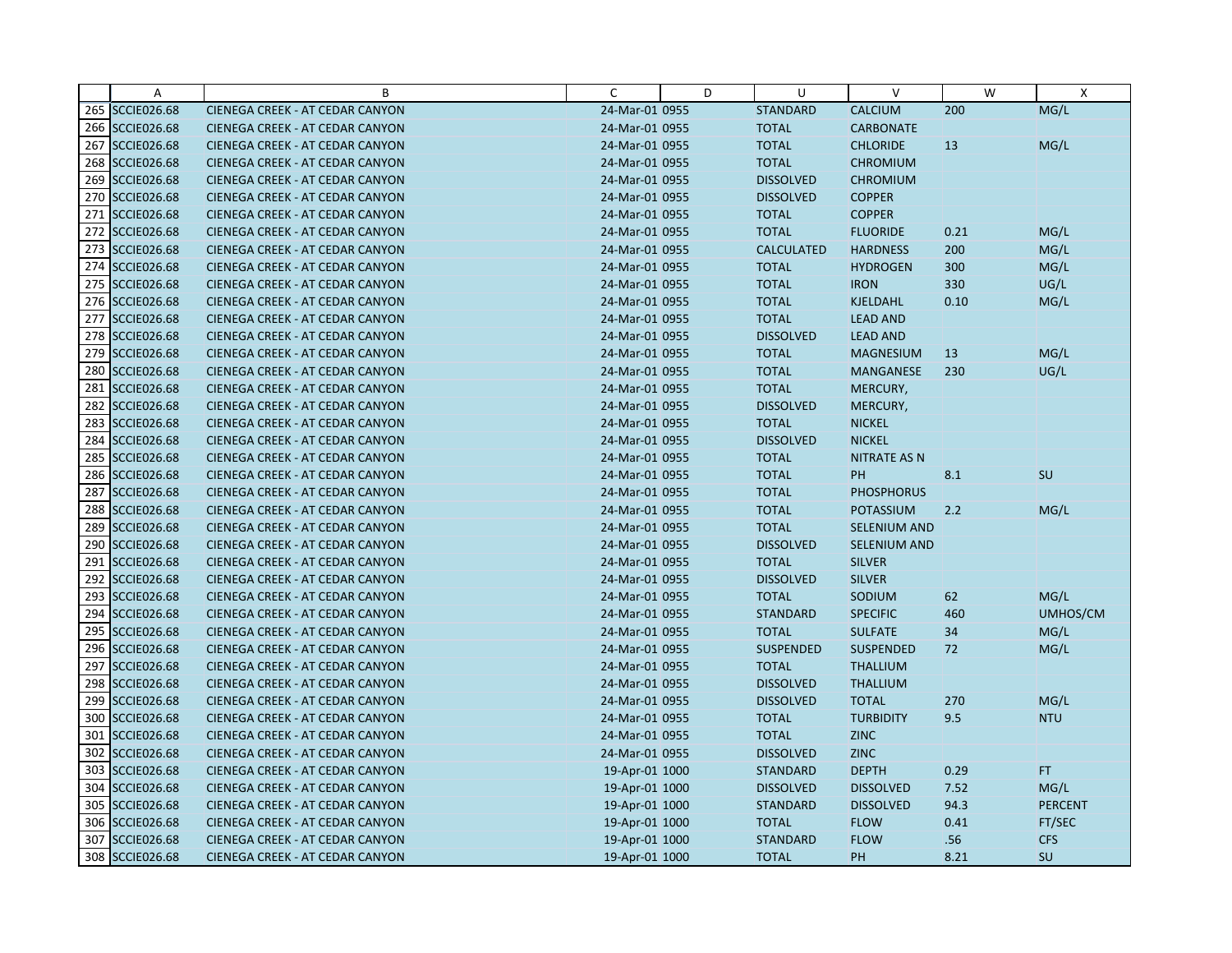| | A | B | C | D | U | V | W | X |
|---|---|---|---|---|---|---|---|---|
| 265 | SCCIE026.68 | CIENEGA CREEK - AT CEDAR CANYON | 24-Mar-01 | 0955 | STANDARD | CALCIUM | 200 | MG/L |
| 266 | SCCIE026.68 | CIENEGA CREEK - AT CEDAR CANYON | 24-Mar-01 | 0955 | TOTAL | CARBONATE | | |
| 267 | SCCIE026.68 | CIENEGA CREEK - AT CEDAR CANYON | 24-Mar-01 | 0955 | TOTAL | CHLORIDE | 13 | MG/L |
| 268 | SCCIE026.68 | CIENEGA CREEK - AT CEDAR CANYON | 24-Mar-01 | 0955 | TOTAL | CHROMIUM | | |
| 269 | SCCIE026.68 | CIENEGA CREEK - AT CEDAR CANYON | 24-Mar-01 | 0955 | DISSOLVED | CHROMIUM | | |
| 270 | SCCIE026.68 | CIENEGA CREEK - AT CEDAR CANYON | 24-Mar-01 | 0955 | DISSOLVED | COPPER | | |
| 271 | SCCIE026.68 | CIENEGA CREEK - AT CEDAR CANYON | 24-Mar-01 | 0955 | TOTAL | COPPER | | |
| 272 | SCCIE026.68 | CIENEGA CREEK - AT CEDAR CANYON | 24-Mar-01 | 0955 | TOTAL | FLUORIDE | 0.21 | MG/L |
| 273 | SCCIE026.68 | CIENEGA CREEK - AT CEDAR CANYON | 24-Mar-01 | 0955 | CALCULATED | HARDNESS | 200 | MG/L |
| 274 | SCCIE026.68 | CIENEGA CREEK - AT CEDAR CANYON | 24-Mar-01 | 0955 | TOTAL | HYDROGEN | 300 | MG/L |
| 275 | SCCIE026.68 | CIENEGA CREEK - AT CEDAR CANYON | 24-Mar-01 | 0955 | TOTAL | IRON | 330 | UG/L |
| 276 | SCCIE026.68 | CIENEGA CREEK - AT CEDAR CANYON | 24-Mar-01 | 0955 | TOTAL | KJELDAHL | 0.10 | MG/L |
| 277 | SCCIE026.68 | CIENEGA CREEK - AT CEDAR CANYON | 24-Mar-01 | 0955 | TOTAL | LEAD AND | | |
| 278 | SCCIE026.68 | CIENEGA CREEK - AT CEDAR CANYON | 24-Mar-01 | 0955 | DISSOLVED | LEAD AND | | |
| 279 | SCCIE026.68 | CIENEGA CREEK - AT CEDAR CANYON | 24-Mar-01 | 0955 | TOTAL | MAGNESIUM | 13 | MG/L |
| 280 | SCCIE026.68 | CIENEGA CREEK - AT CEDAR CANYON | 24-Mar-01 | 0955 | TOTAL | MANGANESE | 230 | UG/L |
| 281 | SCCIE026.68 | CIENEGA CREEK - AT CEDAR CANYON | 24-Mar-01 | 0955 | TOTAL | MERCURY, | | |
| 282 | SCCIE026.68 | CIENEGA CREEK - AT CEDAR CANYON | 24-Mar-01 | 0955 | DISSOLVED | MERCURY, | | |
| 283 | SCCIE026.68 | CIENEGA CREEK - AT CEDAR CANYON | 24-Mar-01 | 0955 | TOTAL | NICKEL | | |
| 284 | SCCIE026.68 | CIENEGA CREEK - AT CEDAR CANYON | 24-Mar-01 | 0955 | DISSOLVED | NICKEL | | |
| 285 | SCCIE026.68 | CIENEGA CREEK - AT CEDAR CANYON | 24-Mar-01 | 0955 | TOTAL | NITRATE AS N | | |
| 286 | SCCIE026.68 | CIENEGA CREEK - AT CEDAR CANYON | 24-Mar-01 | 0955 | TOTAL | PH | 8.1 | SU |
| 287 | SCCIE026.68 | CIENEGA CREEK - AT CEDAR CANYON | 24-Mar-01 | 0955 | TOTAL | PHOSPHORUS | | |
| 288 | SCCIE026.68 | CIENEGA CREEK - AT CEDAR CANYON | 24-Mar-01 | 0955 | TOTAL | POTASSIUM | 2.2 | MG/L |
| 289 | SCCIE026.68 | CIENEGA CREEK - AT CEDAR CANYON | 24-Mar-01 | 0955 | TOTAL | SELENIUM AND | | |
| 290 | SCCIE026.68 | CIENEGA CREEK - AT CEDAR CANYON | 24-Mar-01 | 0955 | DISSOLVED | SELENIUM AND | | |
| 291 | SCCIE026.68 | CIENEGA CREEK - AT CEDAR CANYON | 24-Mar-01 | 0955 | TOTAL | SILVER | | |
| 292 | SCCIE026.68 | CIENEGA CREEK - AT CEDAR CANYON | 24-Mar-01 | 0955 | DISSOLVED | SILVER | | |
| 293 | SCCIE026.68 | CIENEGA CREEK - AT CEDAR CANYON | 24-Mar-01 | 0955 | TOTAL | SODIUM | 62 | MG/L |
| 294 | SCCIE026.68 | CIENEGA CREEK - AT CEDAR CANYON | 24-Mar-01 | 0955 | STANDARD | SPECIFIC | 460 | UMHOS/CM |
| 295 | SCCIE026.68 | CIENEGA CREEK - AT CEDAR CANYON | 24-Mar-01 | 0955 | TOTAL | SULFATE | 34 | MG/L |
| 296 | SCCIE026.68 | CIENEGA CREEK - AT CEDAR CANYON | 24-Mar-01 | 0955 | SUSPENDED | SUSPENDED | 72 | MG/L |
| 297 | SCCIE026.68 | CIENEGA CREEK - AT CEDAR CANYON | 24-Mar-01 | 0955 | TOTAL | THALLIUM | | |
| 298 | SCCIE026.68 | CIENEGA CREEK - AT CEDAR CANYON | 24-Mar-01 | 0955 | DISSOLVED | THALLIUM | | |
| 299 | SCCIE026.68 | CIENEGA CREEK - AT CEDAR CANYON | 24-Mar-01 | 0955 | DISSOLVED | TOTAL | 270 | MG/L |
| 300 | SCCIE026.68 | CIENEGA CREEK - AT CEDAR CANYON | 24-Mar-01 | 0955 | TOTAL | TURBIDITY | 9.5 | NTU |
| 301 | SCCIE026.68 | CIENEGA CREEK - AT CEDAR CANYON | 24-Mar-01 | 0955 | TOTAL | ZINC | | |
| 302 | SCCIE026.68 | CIENEGA CREEK - AT CEDAR CANYON | 24-Mar-01 | 0955 | DISSOLVED | ZINC | | |
| 303 | SCCIE026.68 | CIENEGA CREEK - AT CEDAR CANYON | 19-Apr-01 | 1000 | STANDARD | DEPTH | 0.29 | FT |
| 304 | SCCIE026.68 | CIENEGA CREEK - AT CEDAR CANYON | 19-Apr-01 | 1000 | DISSOLVED | DISSOLVED | 7.52 | MG/L |
| 305 | SCCIE026.68 | CIENEGA CREEK - AT CEDAR CANYON | 19-Apr-01 | 1000 | STANDARD | DISSOLVED | 94.3 | PERCENT |
| 306 | SCCIE026.68 | CIENEGA CREEK - AT CEDAR CANYON | 19-Apr-01 | 1000 | TOTAL | FLOW | 0.41 | FT/SEC |
| 307 | SCCIE026.68 | CIENEGA CREEK - AT CEDAR CANYON | 19-Apr-01 | 1000 | STANDARD | FLOW | .56 | CFS |
| 308 | SCCIE026.68 | CIENEGA CREEK - AT CEDAR CANYON | 19-Apr-01 | 1000 | TOTAL | PH | 8.21 | SU |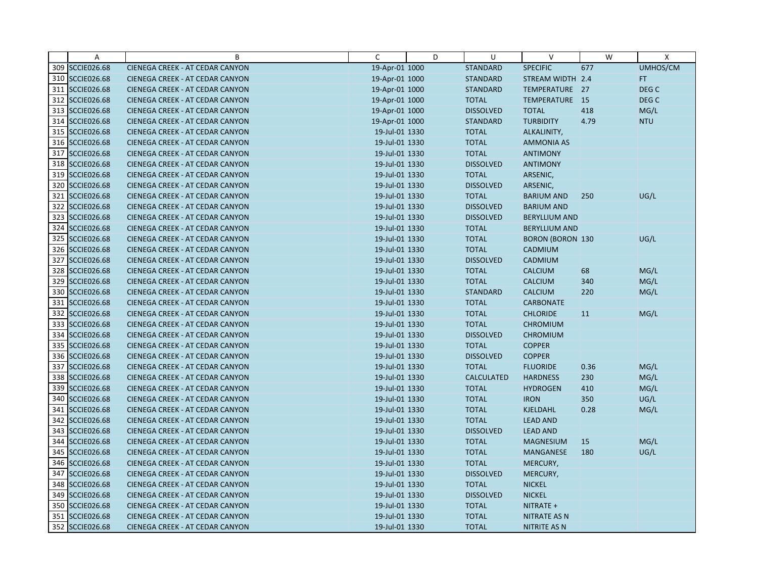|  | A | B | C | D | U | V | W | X |
|---|---|---|---|---|---|---|---|---|
| 309 | SCCIE026.68 | CIENEGA CREEK - AT CEDAR CANYON | 19-Apr-01 1000 |  | STANDARD | SPECIFIC | 677 | UMHOS/CM |
| 310 | SCCIE026.68 | CIENEGA CREEK - AT CEDAR CANYON | 19-Apr-01 1000 |  | STANDARD | STREAM WIDTH | 2.4 | FT |
| 311 | SCCIE026.68 | CIENEGA CREEK - AT CEDAR CANYON | 19-Apr-01 1000 |  | STANDARD | TEMPERATURE | 27 | DEG C |
| 312 | SCCIE026.68 | CIENEGA CREEK - AT CEDAR CANYON | 19-Apr-01 1000 |  | TOTAL | TEMPERATURE | 15 | DEG C |
| 313 | SCCIE026.68 | CIENEGA CREEK - AT CEDAR CANYON | 19-Apr-01 1000 |  | DISSOLVED | TOTAL | 418 | MG/L |
| 314 | SCCIE026.68 | CIENEGA CREEK - AT CEDAR CANYON | 19-Apr-01 1000 |  | STANDARD | TURBIDITY | 4.79 | NTU |
| 315 | SCCIE026.68 | CIENEGA CREEK - AT CEDAR CANYON | 19-Jul-01 1330 |  | TOTAL | ALKALINITY, |  |  |
| 316 | SCCIE026.68 | CIENEGA CREEK - AT CEDAR CANYON | 19-Jul-01 1330 |  | TOTAL | AMMONIA AS |  |  |
| 317 | SCCIE026.68 | CIENEGA CREEK - AT CEDAR CANYON | 19-Jul-01 1330 |  | TOTAL | ANTIMONY |  |  |
| 318 | SCCIE026.68 | CIENEGA CREEK - AT CEDAR CANYON | 19-Jul-01 1330 |  | DISSOLVED | ANTIMONY |  |  |
| 319 | SCCIE026.68 | CIENEGA CREEK - AT CEDAR CANYON | 19-Jul-01 1330 |  | TOTAL | ARSENIC, |  |  |
| 320 | SCCIE026.68 | CIENEGA CREEK - AT CEDAR CANYON | 19-Jul-01 1330 |  | DISSOLVED | ARSENIC, |  |  |
| 321 | SCCIE026.68 | CIENEGA CREEK - AT CEDAR CANYON | 19-Jul-01 1330 |  | TOTAL | BARIUM AND | 250 | UG/L |
| 322 | SCCIE026.68 | CIENEGA CREEK - AT CEDAR CANYON | 19-Jul-01 1330 |  | DISSOLVED | BARIUM AND |  |  |
| 323 | SCCIE026.68 | CIENEGA CREEK - AT CEDAR CANYON | 19-Jul-01 1330 |  | DISSOLVED | BERYLLIUM AND |  |  |
| 324 | SCCIE026.68 | CIENEGA CREEK - AT CEDAR CANYON | 19-Jul-01 1330 |  | TOTAL | BERYLLIUM AND |  |  |
| 325 | SCCIE026.68 | CIENEGA CREEK - AT CEDAR CANYON | 19-Jul-01 1330 |  | TOTAL | BORON (BORON | 130 | UG/L |
| 326 | SCCIE026.68 | CIENEGA CREEK - AT CEDAR CANYON | 19-Jul-01 1330 |  | TOTAL | CADMIUM |  |  |
| 327 | SCCIE026.68 | CIENEGA CREEK - AT CEDAR CANYON | 19-Jul-01 1330 |  | DISSOLVED | CADMIUM |  |  |
| 328 | SCCIE026.68 | CIENEGA CREEK - AT CEDAR CANYON | 19-Jul-01 1330 |  | TOTAL | CALCIUM | 68 | MG/L |
| 329 | SCCIE026.68 | CIENEGA CREEK - AT CEDAR CANYON | 19-Jul-01 1330 |  | TOTAL | CALCIUM | 340 | MG/L |
| 330 | SCCIE026.68 | CIENEGA CREEK - AT CEDAR CANYON | 19-Jul-01 1330 |  | STANDARD | CALCIUM | 220 | MG/L |
| 331 | SCCIE026.68 | CIENEGA CREEK - AT CEDAR CANYON | 19-Jul-01 1330 |  | TOTAL | CARBONATE |  |  |
| 332 | SCCIE026.68 | CIENEGA CREEK - AT CEDAR CANYON | 19-Jul-01 1330 |  | TOTAL | CHLORIDE | 11 | MG/L |
| 333 | SCCIE026.68 | CIENEGA CREEK - AT CEDAR CANYON | 19-Jul-01 1330 |  | TOTAL | CHROMIUM |  |  |
| 334 | SCCIE026.68 | CIENEGA CREEK - AT CEDAR CANYON | 19-Jul-01 1330 |  | DISSOLVED | CHROMIUM |  |  |
| 335 | SCCIE026.68 | CIENEGA CREEK - AT CEDAR CANYON | 19-Jul-01 1330 |  | TOTAL | COPPER |  |  |
| 336 | SCCIE026.68 | CIENEGA CREEK - AT CEDAR CANYON | 19-Jul-01 1330 |  | DISSOLVED | COPPER |  |  |
| 337 | SCCIE026.68 | CIENEGA CREEK - AT CEDAR CANYON | 19-Jul-01 1330 |  | TOTAL | FLUORIDE | 0.36 | MG/L |
| 338 | SCCIE026.68 | CIENEGA CREEK - AT CEDAR CANYON | 19-Jul-01 1330 |  | CALCULATED | HARDNESS | 230 | MG/L |
| 339 | SCCIE026.68 | CIENEGA CREEK - AT CEDAR CANYON | 19-Jul-01 1330 |  | TOTAL | HYDROGEN | 410 | MG/L |
| 340 | SCCIE026.68 | CIENEGA CREEK - AT CEDAR CANYON | 19-Jul-01 1330 |  | TOTAL | IRON | 350 | UG/L |
| 341 | SCCIE026.68 | CIENEGA CREEK - AT CEDAR CANYON | 19-Jul-01 1330 |  | TOTAL | KJELDAHL | 0.28 | MG/L |
| 342 | SCCIE026.68 | CIENEGA CREEK - AT CEDAR CANYON | 19-Jul-01 1330 |  | TOTAL | LEAD AND |  |  |
| 343 | SCCIE026.68 | CIENEGA CREEK - AT CEDAR CANYON | 19-Jul-01 1330 |  | DISSOLVED | LEAD AND |  |  |
| 344 | SCCIE026.68 | CIENEGA CREEK - AT CEDAR CANYON | 19-Jul-01 1330 |  | TOTAL | MAGNESIUM | 15 | MG/L |
| 345 | SCCIE026.68 | CIENEGA CREEK - AT CEDAR CANYON | 19-Jul-01 1330 |  | TOTAL | MANGANESE | 180 | UG/L |
| 346 | SCCIE026.68 | CIENEGA CREEK - AT CEDAR CANYON | 19-Jul-01 1330 |  | TOTAL | MERCURY, |  |  |
| 347 | SCCIE026.68 | CIENEGA CREEK - AT CEDAR CANYON | 19-Jul-01 1330 |  | DISSOLVED | MERCURY, |  |  |
| 348 | SCCIE026.68 | CIENEGA CREEK - AT CEDAR CANYON | 19-Jul-01 1330 |  | TOTAL | NICKEL |  |  |
| 349 | SCCIE026.68 | CIENEGA CREEK - AT CEDAR CANYON | 19-Jul-01 1330 |  | DISSOLVED | NICKEL |  |  |
| 350 | SCCIE026.68 | CIENEGA CREEK - AT CEDAR CANYON | 19-Jul-01 1330 |  | TOTAL | NITRATE + |  |  |
| 351 | SCCIE026.68 | CIENEGA CREEK - AT CEDAR CANYON | 19-Jul-01 1330 |  | TOTAL | NITRATE AS N |  |  |
| 352 | SCCIE026.68 | CIENEGA CREEK - AT CEDAR CANYON | 19-Jul-01 1330 |  | TOTAL | NITRITE AS N |  |  |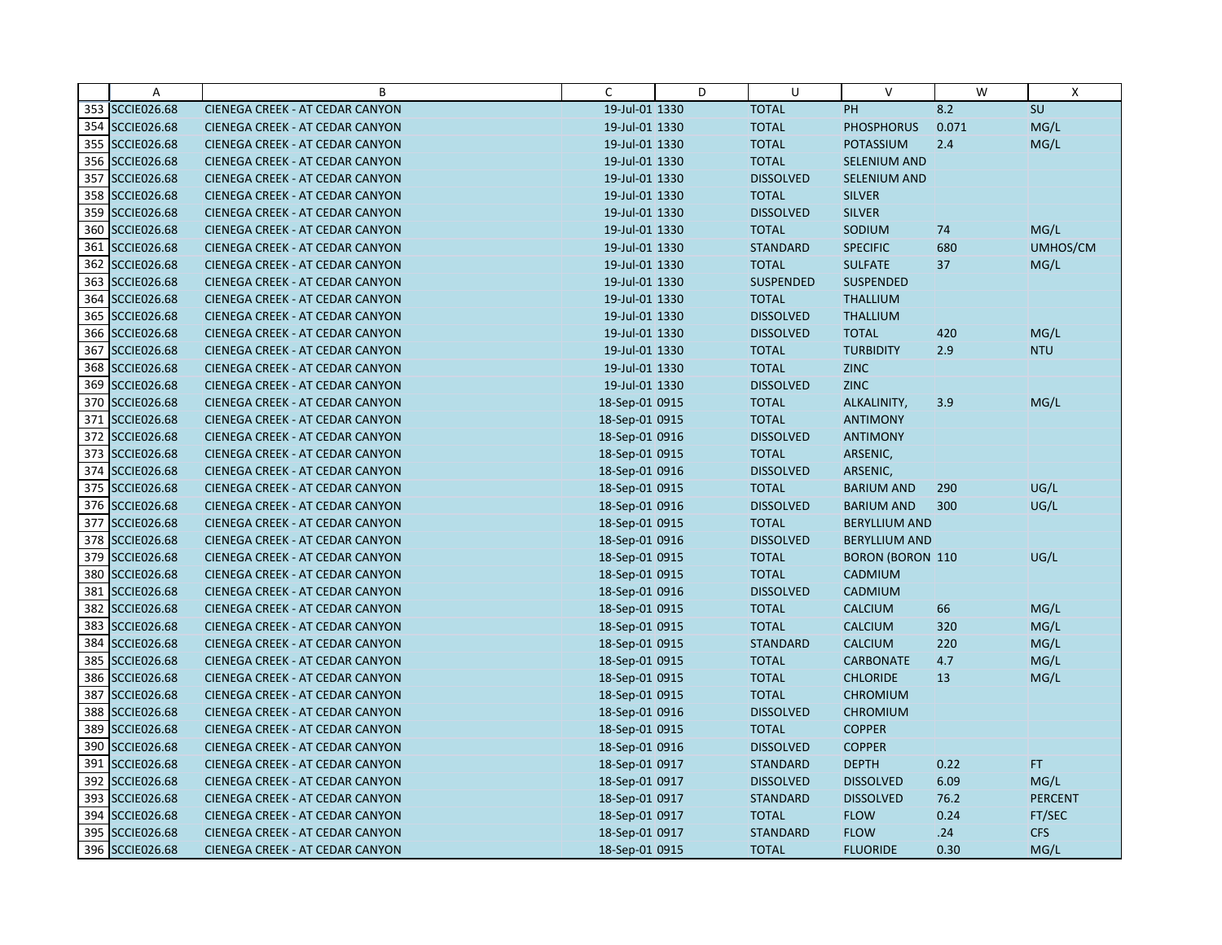| | A | B | C | D | U | V | W | X |
|---|---|---|---|---|---|---|---|---|
| 353 | SCCIE026.68 | CIENEGA CREEK - AT CEDAR CANYON | 19-Jul-01 | 1330 | TOTAL | PH | 8.2 | SU |
| 354 | SCCIE026.68 | CIENEGA CREEK - AT CEDAR CANYON | 19-Jul-01 | 1330 | TOTAL | PHOSPHORUS | 0.071 | MG/L |
| 355 | SCCIE026.68 | CIENEGA CREEK - AT CEDAR CANYON | 19-Jul-01 | 1330 | TOTAL | POTASSIUM | 2.4 | MG/L |
| 356 | SCCIE026.68 | CIENEGA CREEK - AT CEDAR CANYON | 19-Jul-01 | 1330 | TOTAL | SELENIUM AND | | |
| 357 | SCCIE026.68 | CIENEGA CREEK - AT CEDAR CANYON | 19-Jul-01 | 1330 | DISSOLVED | SELENIUM AND | | |
| 358 | SCCIE026.68 | CIENEGA CREEK - AT CEDAR CANYON | 19-Jul-01 | 1330 | TOTAL | SILVER | | |
| 359 | SCCIE026.68 | CIENEGA CREEK - AT CEDAR CANYON | 19-Jul-01 | 1330 | DISSOLVED | SILVER | | |
| 360 | SCCIE026.68 | CIENEGA CREEK - AT CEDAR CANYON | 19-Jul-01 | 1330 | TOTAL | SODIUM | 74 | MG/L |
| 361 | SCCIE026.68 | CIENEGA CREEK - AT CEDAR CANYON | 19-Jul-01 | 1330 | STANDARD | SPECIFIC | 680 | UMHOS/CM |
| 362 | SCCIE026.68 | CIENEGA CREEK - AT CEDAR CANYON | 19-Jul-01 | 1330 | TOTAL | SULFATE | 37 | MG/L |
| 363 | SCCIE026.68 | CIENEGA CREEK - AT CEDAR CANYON | 19-Jul-01 | 1330 | SUSPENDED | SUSPENDED | | |
| 364 | SCCIE026.68 | CIENEGA CREEK - AT CEDAR CANYON | 19-Jul-01 | 1330 | TOTAL | THALLIUM | | |
| 365 | SCCIE026.68 | CIENEGA CREEK - AT CEDAR CANYON | 19-Jul-01 | 1330 | DISSOLVED | THALLIUM | | |
| 366 | SCCIE026.68 | CIENEGA CREEK - AT CEDAR CANYON | 19-Jul-01 | 1330 | DISSOLVED | TOTAL | 420 | MG/L |
| 367 | SCCIE026.68 | CIENEGA CREEK - AT CEDAR CANYON | 19-Jul-01 | 1330 | TOTAL | TURBIDITY | 2.9 | NTU |
| 368 | SCCIE026.68 | CIENEGA CREEK - AT CEDAR CANYON | 19-Jul-01 | 1330 | TOTAL | ZINC | | |
| 369 | SCCIE026.68 | CIENEGA CREEK - AT CEDAR CANYON | 19-Jul-01 | 1330 | DISSOLVED | ZINC | | |
| 370 | SCCIE026.68 | CIENEGA CREEK - AT CEDAR CANYON | 18-Sep-01 | 0915 | TOTAL | ALKALINITY, | 3.9 | MG/L |
| 371 | SCCIE026.68 | CIENEGA CREEK - AT CEDAR CANYON | 18-Sep-01 | 0915 | TOTAL | ANTIMONY | | |
| 372 | SCCIE026.68 | CIENEGA CREEK - AT CEDAR CANYON | 18-Sep-01 | 0916 | DISSOLVED | ANTIMONY | | |
| 373 | SCCIE026.68 | CIENEGA CREEK - AT CEDAR CANYON | 18-Sep-01 | 0915 | TOTAL | ARSENIC, | | |
| 374 | SCCIE026.68 | CIENEGA CREEK - AT CEDAR CANYON | 18-Sep-01 | 0916 | DISSOLVED | ARSENIC, | | |
| 375 | SCCIE026.68 | CIENEGA CREEK - AT CEDAR CANYON | 18-Sep-01 | 0915 | TOTAL | BARIUM AND | 290 | UG/L |
| 376 | SCCIE026.68 | CIENEGA CREEK - AT CEDAR CANYON | 18-Sep-01 | 0916 | DISSOLVED | BARIUM AND | 300 | UG/L |
| 377 | SCCIE026.68 | CIENEGA CREEK - AT CEDAR CANYON | 18-Sep-01 | 0915 | TOTAL | BERYLLIUM AND | | |
| 378 | SCCIE026.68 | CIENEGA CREEK - AT CEDAR CANYON | 18-Sep-01 | 0916 | DISSOLVED | BERYLLIUM AND | | |
| 379 | SCCIE026.68 | CIENEGA CREEK - AT CEDAR CANYON | 18-Sep-01 | 0915 | TOTAL | BORON (BORON | 110 | UG/L |
| 380 | SCCIE026.68 | CIENEGA CREEK - AT CEDAR CANYON | 18-Sep-01 | 0915 | TOTAL | CADMIUM | | |
| 381 | SCCIE026.68 | CIENEGA CREEK - AT CEDAR CANYON | 18-Sep-01 | 0916 | DISSOLVED | CADMIUM | | |
| 382 | SCCIE026.68 | CIENEGA CREEK - AT CEDAR CANYON | 18-Sep-01 | 0915 | TOTAL | CALCIUM | 66 | MG/L |
| 383 | SCCIE026.68 | CIENEGA CREEK - AT CEDAR CANYON | 18-Sep-01 | 0915 | TOTAL | CALCIUM | 320 | MG/L |
| 384 | SCCIE026.68 | CIENEGA CREEK - AT CEDAR CANYON | 18-Sep-01 | 0915 | STANDARD | CALCIUM | 220 | MG/L |
| 385 | SCCIE026.68 | CIENEGA CREEK - AT CEDAR CANYON | 18-Sep-01 | 0915 | TOTAL | CARBONATE | 4.7 | MG/L |
| 386 | SCCIE026.68 | CIENEGA CREEK - AT CEDAR CANYON | 18-Sep-01 | 0915 | TOTAL | CHLORIDE | 13 | MG/L |
| 387 | SCCIE026.68 | CIENEGA CREEK - AT CEDAR CANYON | 18-Sep-01 | 0915 | TOTAL | CHROMIUM | | |
| 388 | SCCIE026.68 | CIENEGA CREEK - AT CEDAR CANYON | 18-Sep-01 | 0916 | DISSOLVED | CHROMIUM | | |
| 389 | SCCIE026.68 | CIENEGA CREEK - AT CEDAR CANYON | 18-Sep-01 | 0915 | TOTAL | COPPER | | |
| 390 | SCCIE026.68 | CIENEGA CREEK - AT CEDAR CANYON | 18-Sep-01 | 0916 | DISSOLVED | COPPER | | |
| 391 | SCCIE026.68 | CIENEGA CREEK - AT CEDAR CANYON | 18-Sep-01 | 0917 | STANDARD | DEPTH | 0.22 | FT |
| 392 | SCCIE026.68 | CIENEGA CREEK - AT CEDAR CANYON | 18-Sep-01 | 0917 | DISSOLVED | DISSOLVED | 6.09 | MG/L |
| 393 | SCCIE026.68 | CIENEGA CREEK - AT CEDAR CANYON | 18-Sep-01 | 0917 | STANDARD | DISSOLVED | 76.2 | PERCENT |
| 394 | SCCIE026.68 | CIENEGA CREEK - AT CEDAR CANYON | 18-Sep-01 | 0917 | TOTAL | FLOW | 0.24 | FT/SEC |
| 395 | SCCIE026.68 | CIENEGA CREEK - AT CEDAR CANYON | 18-Sep-01 | 0917 | STANDARD | FLOW | .24 | CFS |
| 396 | SCCIE026.68 | CIENEGA CREEK - AT CEDAR CANYON | 18-Sep-01 | 0915 | TOTAL | FLUORIDE | 0.30 | MG/L |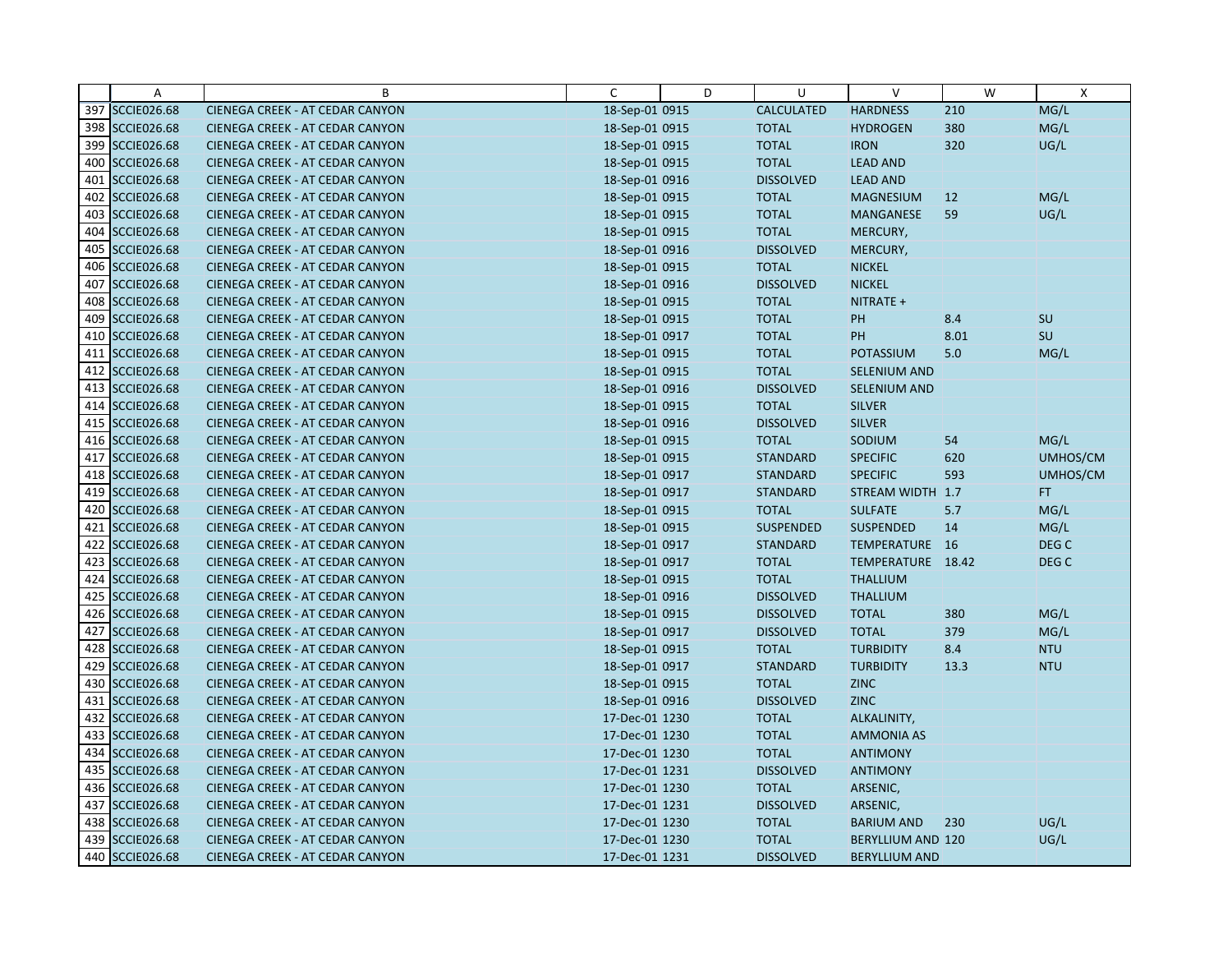| | A | B | C | D | U | V | W | X |
|---|---|---|---|---|---|---|---|---|
| 397 | SCCIE026.68 | CIENEGA CREEK - AT CEDAR CANYON | 18-Sep-01 | 0915 | CALCULATED | HARDNESS | 210 | MG/L |
| 398 | SCCIE026.68 | CIENEGA CREEK - AT CEDAR CANYON | 18-Sep-01 | 0915 | TOTAL | HYDROGEN | 380 | MG/L |
| 399 | SCCIE026.68 | CIENEGA CREEK - AT CEDAR CANYON | 18-Sep-01 | 0915 | TOTAL | IRON | 320 | UG/L |
| 400 | SCCIE026.68 | CIENEGA CREEK - AT CEDAR CANYON | 18-Sep-01 | 0915 | TOTAL | LEAD AND | | |
| 401 | SCCIE026.68 | CIENEGA CREEK - AT CEDAR CANYON | 18-Sep-01 | 0916 | DISSOLVED | LEAD AND | | |
| 402 | SCCIE026.68 | CIENEGA CREEK - AT CEDAR CANYON | 18-Sep-01 | 0915 | TOTAL | MAGNESIUM | 12 | MG/L |
| 403 | SCCIE026.68 | CIENEGA CREEK - AT CEDAR CANYON | 18-Sep-01 | 0915 | TOTAL | MANGANESE | 59 | UG/L |
| 404 | SCCIE026.68 | CIENEGA CREEK - AT CEDAR CANYON | 18-Sep-01 | 0915 | TOTAL | MERCURY, | | |
| 405 | SCCIE026.68 | CIENEGA CREEK - AT CEDAR CANYON | 18-Sep-01 | 0916 | DISSOLVED | MERCURY, | | |
| 406 | SCCIE026.68 | CIENEGA CREEK - AT CEDAR CANYON | 18-Sep-01 | 0915 | TOTAL | NICKEL | | |
| 407 | SCCIE026.68 | CIENEGA CREEK - AT CEDAR CANYON | 18-Sep-01 | 0916 | DISSOLVED | NICKEL | | |
| 408 | SCCIE026.68 | CIENEGA CREEK - AT CEDAR CANYON | 18-Sep-01 | 0915 | TOTAL | NITRATE + | | |
| 409 | SCCIE026.68 | CIENEGA CREEK - AT CEDAR CANYON | 18-Sep-01 | 0915 | TOTAL | PH | 8.4 | SU |
| 410 | SCCIE026.68 | CIENEGA CREEK - AT CEDAR CANYON | 18-Sep-01 | 0917 | TOTAL | PH | 8.01 | SU |
| 411 | SCCIE026.68 | CIENEGA CREEK - AT CEDAR CANYON | 18-Sep-01 | 0915 | TOTAL | POTASSIUM | 5.0 | MG/L |
| 412 | SCCIE026.68 | CIENEGA CREEK - AT CEDAR CANYON | 18-Sep-01 | 0915 | TOTAL | SELENIUM AND | | |
| 413 | SCCIE026.68 | CIENEGA CREEK - AT CEDAR CANYON | 18-Sep-01 | 0916 | DISSOLVED | SELENIUM AND | | |
| 414 | SCCIE026.68 | CIENEGA CREEK - AT CEDAR CANYON | 18-Sep-01 | 0915 | TOTAL | SILVER | | |
| 415 | SCCIE026.68 | CIENEGA CREEK - AT CEDAR CANYON | 18-Sep-01 | 0916 | DISSOLVED | SILVER | | |
| 416 | SCCIE026.68 | CIENEGA CREEK - AT CEDAR CANYON | 18-Sep-01 | 0915 | TOTAL | SODIUM | 54 | MG/L |
| 417 | SCCIE026.68 | CIENEGA CREEK - AT CEDAR CANYON | 18-Sep-01 | 0915 | STANDARD | SPECIFIC | 620 | UMHOS/CM |
| 418 | SCCIE026.68 | CIENEGA CREEK - AT CEDAR CANYON | 18-Sep-01 | 0917 | STANDARD | SPECIFIC | 593 | UMHOS/CM |
| 419 | SCCIE026.68 | CIENEGA CREEK - AT CEDAR CANYON | 18-Sep-01 | 0917 | STANDARD | STREAM WIDTH | 1.7 | FT |
| 420 | SCCIE026.68 | CIENEGA CREEK - AT CEDAR CANYON | 18-Sep-01 | 0915 | TOTAL | SULFATE | 5.7 | MG/L |
| 421 | SCCIE026.68 | CIENEGA CREEK - AT CEDAR CANYON | 18-Sep-01 | 0915 | SUSPENDED | SUSPENDED | 14 | MG/L |
| 422 | SCCIE026.68 | CIENEGA CREEK - AT CEDAR CANYON | 18-Sep-01 | 0917 | STANDARD | TEMPERATURE | 16 | DEG C |
| 423 | SCCIE026.68 | CIENEGA CREEK - AT CEDAR CANYON | 18-Sep-01 | 0917 | TOTAL | TEMPERATURE | 18.42 | DEG C |
| 424 | SCCIE026.68 | CIENEGA CREEK - AT CEDAR CANYON | 18-Sep-01 | 0915 | TOTAL | THALLIUM | | |
| 425 | SCCIE026.68 | CIENEGA CREEK - AT CEDAR CANYON | 18-Sep-01 | 0916 | DISSOLVED | THALLIUM | | |
| 426 | SCCIE026.68 | CIENEGA CREEK - AT CEDAR CANYON | 18-Sep-01 | 0915 | DISSOLVED | TOTAL | 380 | MG/L |
| 427 | SCCIE026.68 | CIENEGA CREEK - AT CEDAR CANYON | 18-Sep-01 | 0917 | DISSOLVED | TOTAL | 379 | MG/L |
| 428 | SCCIE026.68 | CIENEGA CREEK - AT CEDAR CANYON | 18-Sep-01 | 0915 | TOTAL | TURBIDITY | 8.4 | NTU |
| 429 | SCCIE026.68 | CIENEGA CREEK - AT CEDAR CANYON | 18-Sep-01 | 0917 | STANDARD | TURBIDITY | 13.3 | NTU |
| 430 | SCCIE026.68 | CIENEGA CREEK - AT CEDAR CANYON | 18-Sep-01 | 0915 | TOTAL | ZINC | | |
| 431 | SCCIE026.68 | CIENEGA CREEK - AT CEDAR CANYON | 18-Sep-01 | 0916 | DISSOLVED | ZINC | | |
| 432 | SCCIE026.68 | CIENEGA CREEK - AT CEDAR CANYON | 17-Dec-01 | 1230 | TOTAL | ALKALINITY, | | |
| 433 | SCCIE026.68 | CIENEGA CREEK - AT CEDAR CANYON | 17-Dec-01 | 1230 | TOTAL | AMMONIA AS | | |
| 434 | SCCIE026.68 | CIENEGA CREEK - AT CEDAR CANYON | 17-Dec-01 | 1230 | TOTAL | ANTIMONY | | |
| 435 | SCCIE026.68 | CIENEGA CREEK - AT CEDAR CANYON | 17-Dec-01 | 1231 | DISSOLVED | ANTIMONY | | |
| 436 | SCCIE026.68 | CIENEGA CREEK - AT CEDAR CANYON | 17-Dec-01 | 1230 | TOTAL | ARSENIC, | | |
| 437 | SCCIE026.68 | CIENEGA CREEK - AT CEDAR CANYON | 17-Dec-01 | 1231 | DISSOLVED | ARSENIC, | | |
| 438 | SCCIE026.68 | CIENEGA CREEK - AT CEDAR CANYON | 17-Dec-01 | 1230 | TOTAL | BARIUM AND | 230 | UG/L |
| 439 | SCCIE026.68 | CIENEGA CREEK - AT CEDAR CANYON | 17-Dec-01 | 1230 | TOTAL | BERYLLIUM AND | 120 | UG/L |
| 440 | SCCIE026.68 | CIENEGA CREEK - AT CEDAR CANYON | 17-Dec-01 | 1231 | DISSOLVED | BERYLLIUM AND | | |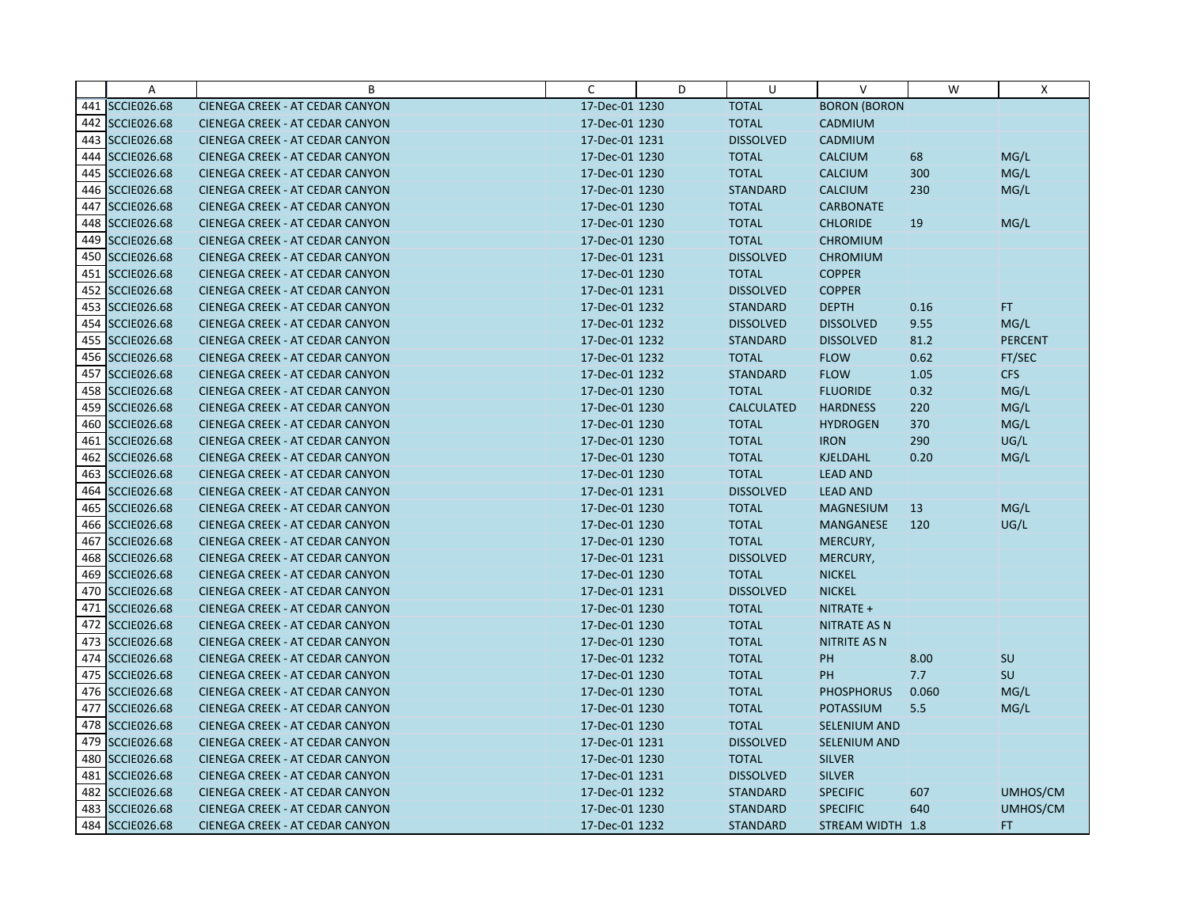|  | A | B | C | D | U | V | W | X |
|---|---|---|---|---|---|---|---|---|
| 441 | SCCIE026.68 | CIENEGA CREEK - AT CEDAR CANYON | 17-Dec-01 | 1230 | TOTAL | BORON (BORON |  |  |
| 442 | SCCIE026.68 | CIENEGA CREEK - AT CEDAR CANYON | 17-Dec-01 | 1230 | TOTAL | CADMIUM |  |  |
| 443 | SCCIE026.68 | CIENEGA CREEK - AT CEDAR CANYON | 17-Dec-01 | 1231 | DISSOLVED | CADMIUM |  |  |
| 444 | SCCIE026.68 | CIENEGA CREEK - AT CEDAR CANYON | 17-Dec-01 | 1230 | TOTAL | CALCIUM | 68 | MG/L |
| 445 | SCCIE026.68 | CIENEGA CREEK - AT CEDAR CANYON | 17-Dec-01 | 1230 | TOTAL | CALCIUM | 300 | MG/L |
| 446 | SCCIE026.68 | CIENEGA CREEK - AT CEDAR CANYON | 17-Dec-01 | 1230 | STANDARD | CALCIUM | 230 | MG/L |
| 447 | SCCIE026.68 | CIENEGA CREEK - AT CEDAR CANYON | 17-Dec-01 | 1230 | TOTAL | CARBONATE |  |  |
| 448 | SCCIE026.68 | CIENEGA CREEK - AT CEDAR CANYON | 17-Dec-01 | 1230 | TOTAL | CHLORIDE | 19 | MG/L |
| 449 | SCCIE026.68 | CIENEGA CREEK - AT CEDAR CANYON | 17-Dec-01 | 1230 | TOTAL | CHROMIUM |  |  |
| 450 | SCCIE026.68 | CIENEGA CREEK - AT CEDAR CANYON | 17-Dec-01 | 1231 | DISSOLVED | CHROMIUM |  |  |
| 451 | SCCIE026.68 | CIENEGA CREEK - AT CEDAR CANYON | 17-Dec-01 | 1230 | TOTAL | COPPER |  |  |
| 452 | SCCIE026.68 | CIENEGA CREEK - AT CEDAR CANYON | 17-Dec-01 | 1231 | DISSOLVED | COPPER |  |  |
| 453 | SCCIE026.68 | CIENEGA CREEK - AT CEDAR CANYON | 17-Dec-01 | 1232 | STANDARD | DEPTH | 0.16 | FT |
| 454 | SCCIE026.68 | CIENEGA CREEK - AT CEDAR CANYON | 17-Dec-01 | 1232 | DISSOLVED | DISSOLVED | 9.55 | MG/L |
| 455 | SCCIE026.68 | CIENEGA CREEK - AT CEDAR CANYON | 17-Dec-01 | 1232 | STANDARD | DISSOLVED | 81.2 | PERCENT |
| 456 | SCCIE026.68 | CIENEGA CREEK - AT CEDAR CANYON | 17-Dec-01 | 1232 | TOTAL | FLOW | 0.62 | FT/SEC |
| 457 | SCCIE026.68 | CIENEGA CREEK - AT CEDAR CANYON | 17-Dec-01 | 1232 | STANDARD | FLOW | 1.05 | CFS |
| 458 | SCCIE026.68 | CIENEGA CREEK - AT CEDAR CANYON | 17-Dec-01 | 1230 | TOTAL | FLUORIDE | 0.32 | MG/L |
| 459 | SCCIE026.68 | CIENEGA CREEK - AT CEDAR CANYON | 17-Dec-01 | 1230 | CALCULATED | HARDNESS | 220 | MG/L |
| 460 | SCCIE026.68 | CIENEGA CREEK - AT CEDAR CANYON | 17-Dec-01 | 1230 | TOTAL | HYDROGEN | 370 | MG/L |
| 461 | SCCIE026.68 | CIENEGA CREEK - AT CEDAR CANYON | 17-Dec-01 | 1230 | TOTAL | IRON | 290 | UG/L |
| 462 | SCCIE026.68 | CIENEGA CREEK - AT CEDAR CANYON | 17-Dec-01 | 1230 | TOTAL | KJELDAHL | 0.20 | MG/L |
| 463 | SCCIE026.68 | CIENEGA CREEK - AT CEDAR CANYON | 17-Dec-01 | 1230 | TOTAL | LEAD AND |  |  |
| 464 | SCCIE026.68 | CIENEGA CREEK - AT CEDAR CANYON | 17-Dec-01 | 1231 | DISSOLVED | LEAD AND |  |  |
| 465 | SCCIE026.68 | CIENEGA CREEK - AT CEDAR CANYON | 17-Dec-01 | 1230 | TOTAL | MAGNESIUM | 13 | MG/L |
| 466 | SCCIE026.68 | CIENEGA CREEK - AT CEDAR CANYON | 17-Dec-01 | 1230 | TOTAL | MANGANESE | 120 | UG/L |
| 467 | SCCIE026.68 | CIENEGA CREEK - AT CEDAR CANYON | 17-Dec-01 | 1230 | TOTAL | MERCURY, |  |  |
| 468 | SCCIE026.68 | CIENEGA CREEK - AT CEDAR CANYON | 17-Dec-01 | 1231 | DISSOLVED | MERCURY, |  |  |
| 469 | SCCIE026.68 | CIENEGA CREEK - AT CEDAR CANYON | 17-Dec-01 | 1230 | TOTAL | NICKEL |  |  |
| 470 | SCCIE026.68 | CIENEGA CREEK - AT CEDAR CANYON | 17-Dec-01 | 1231 | DISSOLVED | NICKEL |  |  |
| 471 | SCCIE026.68 | CIENEGA CREEK - AT CEDAR CANYON | 17-Dec-01 | 1230 | TOTAL | NITRATE + |  |  |
| 472 | SCCIE026.68 | CIENEGA CREEK - AT CEDAR CANYON | 17-Dec-01 | 1230 | TOTAL | NITRATE AS N |  |  |
| 473 | SCCIE026.68 | CIENEGA CREEK - AT CEDAR CANYON | 17-Dec-01 | 1230 | TOTAL | NITRITE AS N |  |  |
| 474 | SCCIE026.68 | CIENEGA CREEK - AT CEDAR CANYON | 17-Dec-01 | 1232 | TOTAL | PH | 8.00 | SU |
| 475 | SCCIE026.68 | CIENEGA CREEK - AT CEDAR CANYON | 17-Dec-01 | 1230 | TOTAL | PH | 7.7 | SU |
| 476 | SCCIE026.68 | CIENEGA CREEK - AT CEDAR CANYON | 17-Dec-01 | 1230 | TOTAL | PHOSPHORUS | 0.060 | MG/L |
| 477 | SCCIE026.68 | CIENEGA CREEK - AT CEDAR CANYON | 17-Dec-01 | 1230 | TOTAL | POTASSIUM | 5.5 | MG/L |
| 478 | SCCIE026.68 | CIENEGA CREEK - AT CEDAR CANYON | 17-Dec-01 | 1230 | TOTAL | SELENIUM AND |  |  |
| 479 | SCCIE026.68 | CIENEGA CREEK - AT CEDAR CANYON | 17-Dec-01 | 1231 | DISSOLVED | SELENIUM AND |  |  |
| 480 | SCCIE026.68 | CIENEGA CREEK - AT CEDAR CANYON | 17-Dec-01 | 1230 | TOTAL | SILVER |  |  |
| 481 | SCCIE026.68 | CIENEGA CREEK - AT CEDAR CANYON | 17-Dec-01 | 1231 | DISSOLVED | SILVER |  |  |
| 482 | SCCIE026.68 | CIENEGA CREEK - AT CEDAR CANYON | 17-Dec-01 | 1232 | STANDARD | SPECIFIC | 607 | UMHOS/CM |
| 483 | SCCIE026.68 | CIENEGA CREEK - AT CEDAR CANYON | 17-Dec-01 | 1230 | STANDARD | SPECIFIC | 640 | UMHOS/CM |
| 484 | SCCIE026.68 | CIENEGA CREEK - AT CEDAR CANYON | 17-Dec-01 | 1232 | STANDARD | STREAM WIDTH | 1.8 | FT |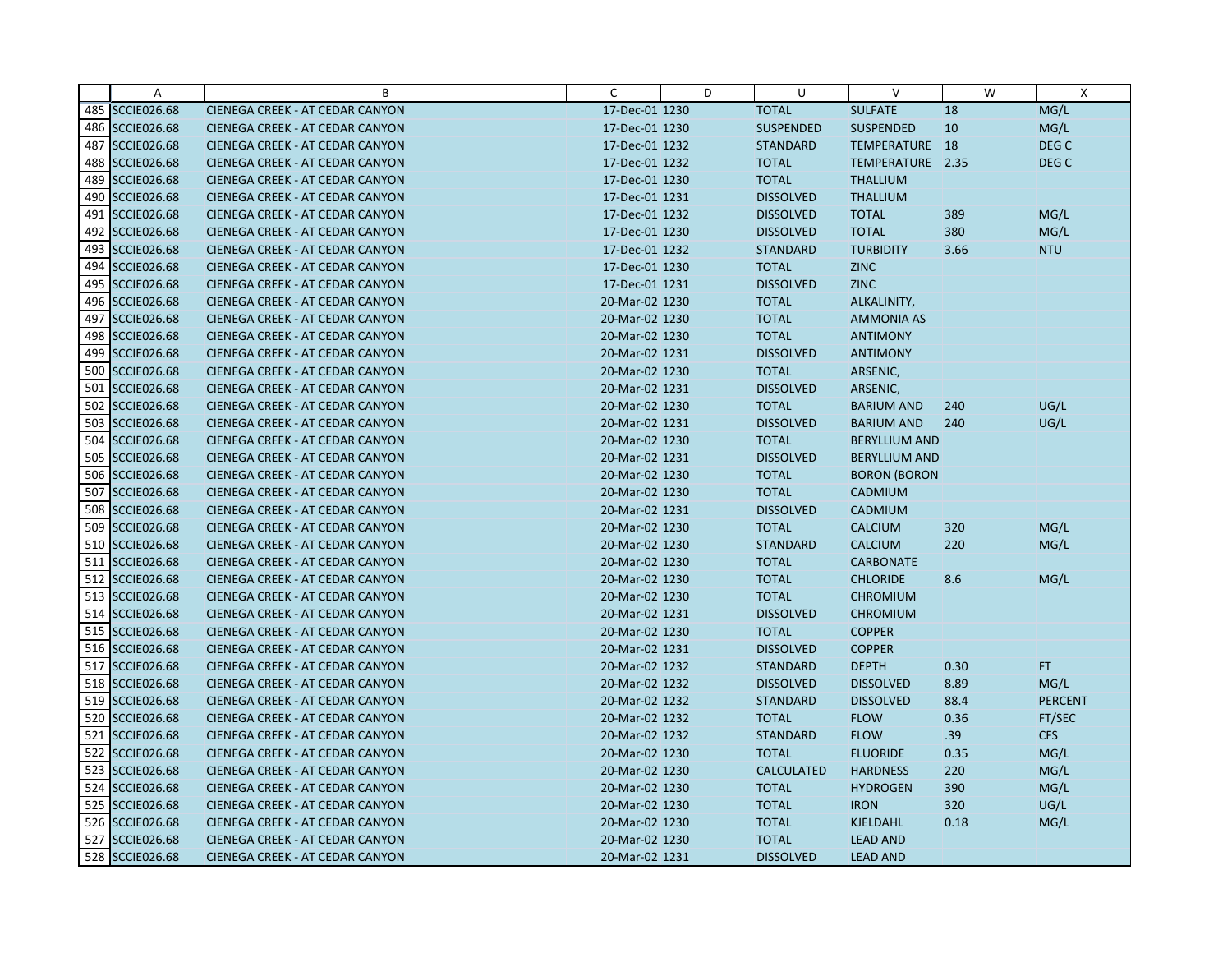| | A | B | C | D | U | V | W | X |
|---|---|---|---|---|---|---|---|---|
| 485 | SCCIE026.68 | CIENEGA CREEK - AT CEDAR CANYON | 17-Dec-01 | 1230 | TOTAL | SULFATE | 18 | MG/L |
| 486 | SCCIE026.68 | CIENEGA CREEK - AT CEDAR CANYON | 17-Dec-01 | 1230 | SUSPENDED | SUSPENDED | 10 | MG/L |
| 487 | SCCIE026.68 | CIENEGA CREEK - AT CEDAR CANYON | 17-Dec-01 | 1232 | STANDARD | TEMPERATURE | 18 | DEG C |
| 488 | SCCIE026.68 | CIENEGA CREEK - AT CEDAR CANYON | 17-Dec-01 | 1232 | TOTAL | TEMPERATURE | 2.35 | DEG C |
| 489 | SCCIE026.68 | CIENEGA CREEK - AT CEDAR CANYON | 17-Dec-01 | 1230 | TOTAL | THALLIUM | | |
| 490 | SCCIE026.68 | CIENEGA CREEK - AT CEDAR CANYON | 17-Dec-01 | 1231 | DISSOLVED | THALLIUM | | |
| 491 | SCCIE026.68 | CIENEGA CREEK - AT CEDAR CANYON | 17-Dec-01 | 1232 | DISSOLVED | TOTAL | 389 | MG/L |
| 492 | SCCIE026.68 | CIENEGA CREEK - AT CEDAR CANYON | 17-Dec-01 | 1230 | DISSOLVED | TOTAL | 380 | MG/L |
| 493 | SCCIE026.68 | CIENEGA CREEK - AT CEDAR CANYON | 17-Dec-01 | 1232 | STANDARD | TURBIDITY | 3.66 | NTU |
| 494 | SCCIE026.68 | CIENEGA CREEK - AT CEDAR CANYON | 17-Dec-01 | 1230 | TOTAL | ZINC | | |
| 495 | SCCIE026.68 | CIENEGA CREEK - AT CEDAR CANYON | 17-Dec-01 | 1231 | DISSOLVED | ZINC | | |
| 496 | SCCIE026.68 | CIENEGA CREEK - AT CEDAR CANYON | 20-Mar-02 | 1230 | TOTAL | ALKALINITY, | | |
| 497 | SCCIE026.68 | CIENEGA CREEK - AT CEDAR CANYON | 20-Mar-02 | 1230 | TOTAL | AMMONIA AS | | |
| 498 | SCCIE026.68 | CIENEGA CREEK - AT CEDAR CANYON | 20-Mar-02 | 1230 | TOTAL | ANTIMONY | | |
| 499 | SCCIE026.68 | CIENEGA CREEK - AT CEDAR CANYON | 20-Mar-02 | 1231 | DISSOLVED | ANTIMONY | | |
| 500 | SCCIE026.68 | CIENEGA CREEK - AT CEDAR CANYON | 20-Mar-02 | 1230 | TOTAL | ARSENIC, | | |
| 501 | SCCIE026.68 | CIENEGA CREEK - AT CEDAR CANYON | 20-Mar-02 | 1231 | DISSOLVED | ARSENIC, | | |
| 502 | SCCIE026.68 | CIENEGA CREEK - AT CEDAR CANYON | 20-Mar-02 | 1230 | TOTAL | BARIUM AND | 240 | UG/L |
| 503 | SCCIE026.68 | CIENEGA CREEK - AT CEDAR CANYON | 20-Mar-02 | 1231 | DISSOLVED | BARIUM AND | 240 | UG/L |
| 504 | SCCIE026.68 | CIENEGA CREEK - AT CEDAR CANYON | 20-Mar-02 | 1230 | TOTAL | BERYLLIUM AND | | |
| 505 | SCCIE026.68 | CIENEGA CREEK - AT CEDAR CANYON | 20-Mar-02 | 1231 | DISSOLVED | BERYLLIUM AND | | |
| 506 | SCCIE026.68 | CIENEGA CREEK - AT CEDAR CANYON | 20-Mar-02 | 1230 | TOTAL | BORON (BORON | | |
| 507 | SCCIE026.68 | CIENEGA CREEK - AT CEDAR CANYON | 20-Mar-02 | 1230 | TOTAL | CADMIUM | | |
| 508 | SCCIE026.68 | CIENEGA CREEK - AT CEDAR CANYON | 20-Mar-02 | 1231 | DISSOLVED | CADMIUM | | |
| 509 | SCCIE026.68 | CIENEGA CREEK - AT CEDAR CANYON | 20-Mar-02 | 1230 | TOTAL | CALCIUM | 320 | MG/L |
| 510 | SCCIE026.68 | CIENEGA CREEK - AT CEDAR CANYON | 20-Mar-02 | 1230 | STANDARD | CALCIUM | 220 | MG/L |
| 511 | SCCIE026.68 | CIENEGA CREEK - AT CEDAR CANYON | 20-Mar-02 | 1230 | TOTAL | CARBONATE | | |
| 512 | SCCIE026.68 | CIENEGA CREEK - AT CEDAR CANYON | 20-Mar-02 | 1230 | TOTAL | CHLORIDE | 8.6 | MG/L |
| 513 | SCCIE026.68 | CIENEGA CREEK - AT CEDAR CANYON | 20-Mar-02 | 1230 | TOTAL | CHROMIUM | | |
| 514 | SCCIE026.68 | CIENEGA CREEK - AT CEDAR CANYON | 20-Mar-02 | 1231 | DISSOLVED | CHROMIUM | | |
| 515 | SCCIE026.68 | CIENEGA CREEK - AT CEDAR CANYON | 20-Mar-02 | 1230 | TOTAL | COPPER | | |
| 516 | SCCIE026.68 | CIENEGA CREEK - AT CEDAR CANYON | 20-Mar-02 | 1231 | DISSOLVED | COPPER | | |
| 517 | SCCIE026.68 | CIENEGA CREEK - AT CEDAR CANYON | 20-Mar-02 | 1232 | STANDARD | DEPTH | 0.30 | FT |
| 518 | SCCIE026.68 | CIENEGA CREEK - AT CEDAR CANYON | 20-Mar-02 | 1232 | DISSOLVED | DISSOLVED | 8.89 | MG/L |
| 519 | SCCIE026.68 | CIENEGA CREEK - AT CEDAR CANYON | 20-Mar-02 | 1232 | STANDARD | DISSOLVED | 88.4 | PERCENT |
| 520 | SCCIE026.68 | CIENEGA CREEK - AT CEDAR CANYON | 20-Mar-02 | 1232 | TOTAL | FLOW | 0.36 | FT/SEC |
| 521 | SCCIE026.68 | CIENEGA CREEK - AT CEDAR CANYON | 20-Mar-02 | 1232 | STANDARD | FLOW | .39 | CFS |
| 522 | SCCIE026.68 | CIENEGA CREEK - AT CEDAR CANYON | 20-Mar-02 | 1230 | TOTAL | FLUORIDE | 0.35 | MG/L |
| 523 | SCCIE026.68 | CIENEGA CREEK - AT CEDAR CANYON | 20-Mar-02 | 1230 | CALCULATED | HARDNESS | 220 | MG/L |
| 524 | SCCIE026.68 | CIENEGA CREEK - AT CEDAR CANYON | 20-Mar-02 | 1230 | TOTAL | HYDROGEN | 390 | MG/L |
| 525 | SCCIE026.68 | CIENEGA CREEK - AT CEDAR CANYON | 20-Mar-02 | 1230 | TOTAL | IRON | 320 | UG/L |
| 526 | SCCIE026.68 | CIENEGA CREEK - AT CEDAR CANYON | 20-Mar-02 | 1230 | TOTAL | KJELDAHL | 0.18 | MG/L |
| 527 | SCCIE026.68 | CIENEGA CREEK - AT CEDAR CANYON | 20-Mar-02 | 1230 | TOTAL | LEAD AND | | |
| 528 | SCCIE026.68 | CIENEGA CREEK - AT CEDAR CANYON | 20-Mar-02 | 1231 | DISSOLVED | LEAD AND | | |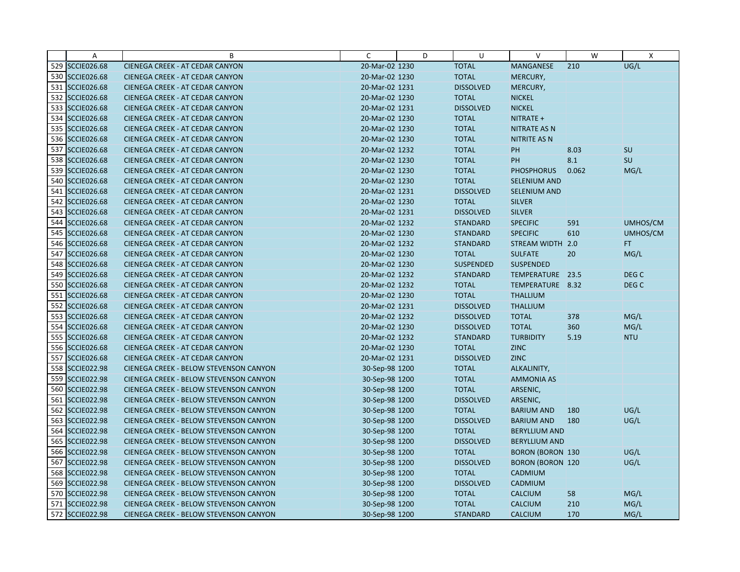| | A | B | C | D | U | V | W | X |
|---|---|---|---|---|---|---|---|---|
| 529 | SCCIE026.68 | CIENEGA CREEK - AT CEDAR CANYON | 20-Mar-02 1230 | | TOTAL | MANGANESE | 210 | UG/L |
| 530 | SCCIE026.68 | CIENEGA CREEK - AT CEDAR CANYON | 20-Mar-02 1230 | | TOTAL | MERCURY, | | |
| 531 | SCCIE026.68 | CIENEGA CREEK - AT CEDAR CANYON | 20-Mar-02 1231 | | DISSOLVED | MERCURY, | | |
| 532 | SCCIE026.68 | CIENEGA CREEK - AT CEDAR CANYON | 20-Mar-02 1230 | | TOTAL | NICKEL | | |
| 533 | SCCIE026.68 | CIENEGA CREEK - AT CEDAR CANYON | 20-Mar-02 1231 | | DISSOLVED | NICKEL | | |
| 534 | SCCIE026.68 | CIENEGA CREEK - AT CEDAR CANYON | 20-Mar-02 1230 | | TOTAL | NITRATE + | | |
| 535 | SCCIE026.68 | CIENEGA CREEK - AT CEDAR CANYON | 20-Mar-02 1230 | | TOTAL | NITRATE AS N | | |
| 536 | SCCIE026.68 | CIENEGA CREEK - AT CEDAR CANYON | 20-Mar-02 1230 | | TOTAL | NITRITE AS N | | |
| 537 | SCCIE026.68 | CIENEGA CREEK - AT CEDAR CANYON | 20-Mar-02 1232 | | TOTAL | PH | 8.03 | SU |
| 538 | SCCIE026.68 | CIENEGA CREEK - AT CEDAR CANYON | 20-Mar-02 1230 | | TOTAL | PH | 8.1 | SU |
| 539 | SCCIE026.68 | CIENEGA CREEK - AT CEDAR CANYON | 20-Mar-02 1230 | | TOTAL | PHOSPHORUS | 0.062 | MG/L |
| 540 | SCCIE026.68 | CIENEGA CREEK - AT CEDAR CANYON | 20-Mar-02 1230 | | TOTAL | SELENIUM AND | | |
| 541 | SCCIE026.68 | CIENEGA CREEK - AT CEDAR CANYON | 20-Mar-02 1231 | | DISSOLVED | SELENIUM AND | | |
| 542 | SCCIE026.68 | CIENEGA CREEK - AT CEDAR CANYON | 20-Mar-02 1230 | | TOTAL | SILVER | | |
| 543 | SCCIE026.68 | CIENEGA CREEK - AT CEDAR CANYON | 20-Mar-02 1231 | | DISSOLVED | SILVER | | |
| 544 | SCCIE026.68 | CIENEGA CREEK - AT CEDAR CANYON | 20-Mar-02 1232 | | STANDARD | SPECIFIC | 591 | UMHOS/CM |
| 545 | SCCIE026.68 | CIENEGA CREEK - AT CEDAR CANYON | 20-Mar-02 1230 | | STANDARD | SPECIFIC | 610 | UMHOS/CM |
| 546 | SCCIE026.68 | CIENEGA CREEK - AT CEDAR CANYON | 20-Mar-02 1232 | | STANDARD | STREAM WIDTH | 2.0 | FT |
| 547 | SCCIE026.68 | CIENEGA CREEK - AT CEDAR CANYON | 20-Mar-02 1230 | | TOTAL | SULFATE | 20 | MG/L |
| 548 | SCCIE026.68 | CIENEGA CREEK - AT CEDAR CANYON | 20-Mar-02 1230 | | SUSPENDED | SUSPENDED | | |
| 549 | SCCIE026.68 | CIENEGA CREEK - AT CEDAR CANYON | 20-Mar-02 1232 | | STANDARD | TEMPERATURE | 23.5 | DEG C |
| 550 | SCCIE026.68 | CIENEGA CREEK - AT CEDAR CANYON | 20-Mar-02 1232 | | TOTAL | TEMPERATURE | 8.32 | DEG C |
| 551 | SCCIE026.68 | CIENEGA CREEK - AT CEDAR CANYON | 20-Mar-02 1230 | | TOTAL | THALLIUM | | |
| 552 | SCCIE026.68 | CIENEGA CREEK - AT CEDAR CANYON | 20-Mar-02 1231 | | DISSOLVED | THALLIUM | | |
| 553 | SCCIE026.68 | CIENEGA CREEK - AT CEDAR CANYON | 20-Mar-02 1232 | | DISSOLVED | TOTAL | 378 | MG/L |
| 554 | SCCIE026.68 | CIENEGA CREEK - AT CEDAR CANYON | 20-Mar-02 1230 | | DISSOLVED | TOTAL | 360 | MG/L |
| 555 | SCCIE026.68 | CIENEGA CREEK - AT CEDAR CANYON | 20-Mar-02 1232 | | STANDARD | TURBIDITY | 5.19 | NTU |
| 556 | SCCIE026.68 | CIENEGA CREEK - AT CEDAR CANYON | 20-Mar-02 1230 | | TOTAL | ZINC | | |
| 557 | SCCIE026.68 | CIENEGA CREEK - AT CEDAR CANYON | 20-Mar-02 1231 | | DISSOLVED | ZINC | | |
| 558 | SCCIE022.98 | CIENEGA CREEK - BELOW STEVENSON CANYON | 30-Sep-98 1200 | | TOTAL | ALKALINITY, | | |
| 559 | SCCIE022.98 | CIENEGA CREEK - BELOW STEVENSON CANYON | 30-Sep-98 1200 | | TOTAL | AMMONIA AS | | |
| 560 | SCCIE022.98 | CIENEGA CREEK - BELOW STEVENSON CANYON | 30-Sep-98 1200 | | TOTAL | ARSENIC, | | |
| 561 | SCCIE022.98 | CIENEGA CREEK - BELOW STEVENSON CANYON | 30-Sep-98 1200 | | DISSOLVED | ARSENIC, | | |
| 562 | SCCIE022.98 | CIENEGA CREEK - BELOW STEVENSON CANYON | 30-Sep-98 1200 | | TOTAL | BARIUM AND | 180 | UG/L |
| 563 | SCCIE022.98 | CIENEGA CREEK - BELOW STEVENSON CANYON | 30-Sep-98 1200 | | DISSOLVED | BARIUM AND | 180 | UG/L |
| 564 | SCCIE022.98 | CIENEGA CREEK - BELOW STEVENSON CANYON | 30-Sep-98 1200 | | TOTAL | BERYLLIUM AND | | |
| 565 | SCCIE022.98 | CIENEGA CREEK - BELOW STEVENSON CANYON | 30-Sep-98 1200 | | DISSOLVED | BERYLLIUM AND | | |
| 566 | SCCIE022.98 | CIENEGA CREEK - BELOW STEVENSON CANYON | 30-Sep-98 1200 | | TOTAL | BORON (BORON | 130 | UG/L |
| 567 | SCCIE022.98 | CIENEGA CREEK - BELOW STEVENSON CANYON | 30-Sep-98 1200 | | DISSOLVED | BORON (BORON | 120 | UG/L |
| 568 | SCCIE022.98 | CIENEGA CREEK - BELOW STEVENSON CANYON | 30-Sep-98 1200 | | TOTAL | CADMIUM | | |
| 569 | SCCIE022.98 | CIENEGA CREEK - BELOW STEVENSON CANYON | 30-Sep-98 1200 | | DISSOLVED | CADMIUM | | |
| 570 | SCCIE022.98 | CIENEGA CREEK - BELOW STEVENSON CANYON | 30-Sep-98 1200 | | TOTAL | CALCIUM | 58 | MG/L |
| 571 | SCCIE022.98 | CIENEGA CREEK - BELOW STEVENSON CANYON | 30-Sep-98 1200 | | TOTAL | CALCIUM | 210 | MG/L |
| 572 | SCCIE022.98 | CIENEGA CREEK - BELOW STEVENSON CANYON | 30-Sep-98 1200 | | STANDARD | CALCIUM | 170 | MG/L |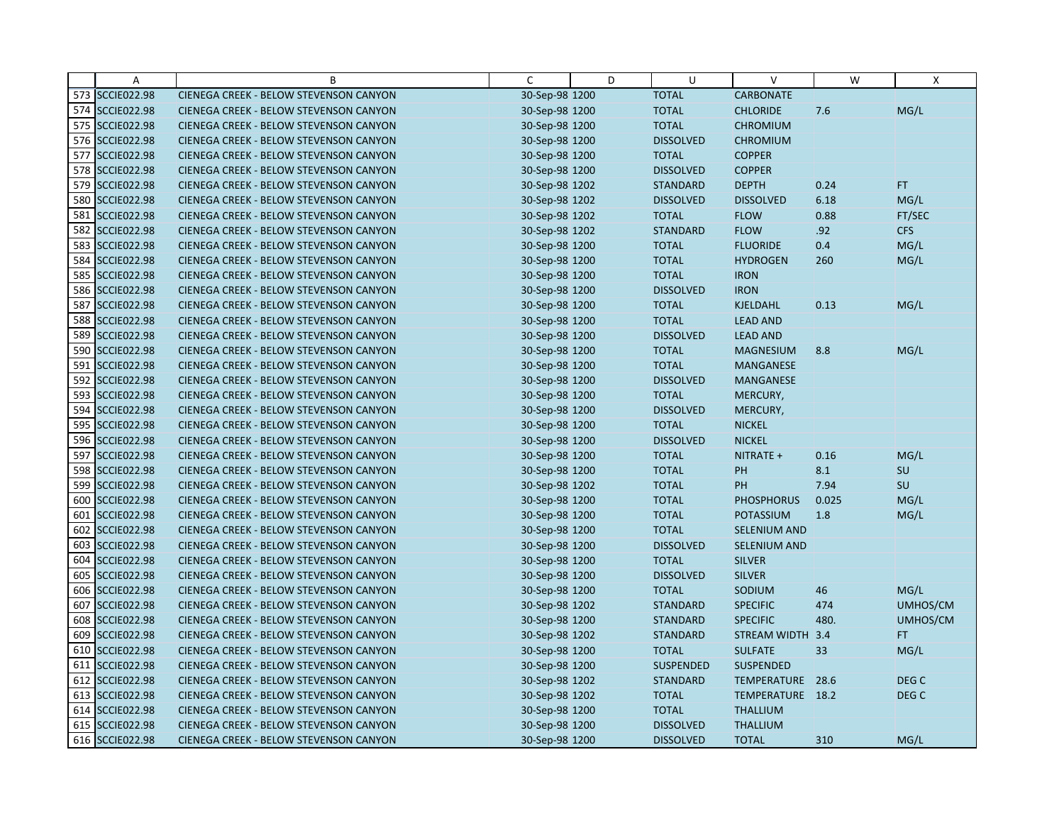| | A | B | C | D | U | V | W | X |
|---|---|---|---|---|---|---|---|---|
| 573 | SCCIE022.98 | CIENEGA CREEK - BELOW STEVENSON CANYON | 30-Sep-98 1200 | | TOTAL | CARBONATE | | |
| 574 | SCCIE022.98 | CIENEGA CREEK - BELOW STEVENSON CANYON | 30-Sep-98 1200 | | TOTAL | CHLORIDE | 7.6 | MG/L |
| 575 | SCCIE022.98 | CIENEGA CREEK - BELOW STEVENSON CANYON | 30-Sep-98 1200 | | TOTAL | CHROMIUM | | |
| 576 | SCCIE022.98 | CIENEGA CREEK - BELOW STEVENSON CANYON | 30-Sep-98 1200 | | DISSOLVED | CHROMIUM | | |
| 577 | SCCIE022.98 | CIENEGA CREEK - BELOW STEVENSON CANYON | 30-Sep-98 1200 | | TOTAL | COPPER | | |
| 578 | SCCIE022.98 | CIENEGA CREEK - BELOW STEVENSON CANYON | 30-Sep-98 1200 | | DISSOLVED | COPPER | | |
| 579 | SCCIE022.98 | CIENEGA CREEK - BELOW STEVENSON CANYON | 30-Sep-98 1202 | | STANDARD | DEPTH | 0.24 | FT |
| 580 | SCCIE022.98 | CIENEGA CREEK - BELOW STEVENSON CANYON | 30-Sep-98 1202 | | DISSOLVED | DISSOLVED | 6.18 | MG/L |
| 581 | SCCIE022.98 | CIENEGA CREEK - BELOW STEVENSON CANYON | 30-Sep-98 1202 | | TOTAL | FLOW | 0.88 | FT/SEC |
| 582 | SCCIE022.98 | CIENEGA CREEK - BELOW STEVENSON CANYON | 30-Sep-98 1202 | | STANDARD | FLOW | .92 | CFS |
| 583 | SCCIE022.98 | CIENEGA CREEK - BELOW STEVENSON CANYON | 30-Sep-98 1200 | | TOTAL | FLUORIDE | 0.4 | MG/L |
| 584 | SCCIE022.98 | CIENEGA CREEK - BELOW STEVENSON CANYON | 30-Sep-98 1200 | | TOTAL | HYDROGEN | 260 | MG/L |
| 585 | SCCIE022.98 | CIENEGA CREEK - BELOW STEVENSON CANYON | 30-Sep-98 1200 | | TOTAL | IRON | | |
| 586 | SCCIE022.98 | CIENEGA CREEK - BELOW STEVENSON CANYON | 30-Sep-98 1200 | | DISSOLVED | IRON | | |
| 587 | SCCIE022.98 | CIENEGA CREEK - BELOW STEVENSON CANYON | 30-Sep-98 1200 | | TOTAL | KJELDAHL | 0.13 | MG/L |
| 588 | SCCIE022.98 | CIENEGA CREEK - BELOW STEVENSON CANYON | 30-Sep-98 1200 | | TOTAL | LEAD AND | | |
| 589 | SCCIE022.98 | CIENEGA CREEK - BELOW STEVENSON CANYON | 30-Sep-98 1200 | | DISSOLVED | LEAD AND | | |
| 590 | SCCIE022.98 | CIENEGA CREEK - BELOW STEVENSON CANYON | 30-Sep-98 1200 | | TOTAL | MAGNESIUM | 8.8 | MG/L |
| 591 | SCCIE022.98 | CIENEGA CREEK - BELOW STEVENSON CANYON | 30-Sep-98 1200 | | TOTAL | MANGANESE | | |
| 592 | SCCIE022.98 | CIENEGA CREEK - BELOW STEVENSON CANYON | 30-Sep-98 1200 | | DISSOLVED | MANGANESE | | |
| 593 | SCCIE022.98 | CIENEGA CREEK - BELOW STEVENSON CANYON | 30-Sep-98 1200 | | TOTAL | MERCURY, | | |
| 594 | SCCIE022.98 | CIENEGA CREEK - BELOW STEVENSON CANYON | 30-Sep-98 1200 | | DISSOLVED | MERCURY, | | |
| 595 | SCCIE022.98 | CIENEGA CREEK - BELOW STEVENSON CANYON | 30-Sep-98 1200 | | TOTAL | NICKEL | | |
| 596 | SCCIE022.98 | CIENEGA CREEK - BELOW STEVENSON CANYON | 30-Sep-98 1200 | | DISSOLVED | NICKEL | | |
| 597 | SCCIE022.98 | CIENEGA CREEK - BELOW STEVENSON CANYON | 30-Sep-98 1200 | | TOTAL | NITRATE + | 0.16 | MG/L |
| 598 | SCCIE022.98 | CIENEGA CREEK - BELOW STEVENSON CANYON | 30-Sep-98 1200 | | TOTAL | PH | 8.1 | SU |
| 599 | SCCIE022.98 | CIENEGA CREEK - BELOW STEVENSON CANYON | 30-Sep-98 1202 | | TOTAL | PH | 7.94 | SU |
| 600 | SCCIE022.98 | CIENEGA CREEK - BELOW STEVENSON CANYON | 30-Sep-98 1200 | | TOTAL | PHOSPHORUS | 0.025 | MG/L |
| 601 | SCCIE022.98 | CIENEGA CREEK - BELOW STEVENSON CANYON | 30-Sep-98 1200 | | TOTAL | POTASSIUM | 1.8 | MG/L |
| 602 | SCCIE022.98 | CIENEGA CREEK - BELOW STEVENSON CANYON | 30-Sep-98 1200 | | TOTAL | SELENIUM AND | | |
| 603 | SCCIE022.98 | CIENEGA CREEK - BELOW STEVENSON CANYON | 30-Sep-98 1200 | | DISSOLVED | SELENIUM AND | | |
| 604 | SCCIE022.98 | CIENEGA CREEK - BELOW STEVENSON CANYON | 30-Sep-98 1200 | | TOTAL | SILVER | | |
| 605 | SCCIE022.98 | CIENEGA CREEK - BELOW STEVENSON CANYON | 30-Sep-98 1200 | | DISSOLVED | SILVER | | |
| 606 | SCCIE022.98 | CIENEGA CREEK - BELOW STEVENSON CANYON | 30-Sep-98 1200 | | TOTAL | SODIUM | 46 | MG/L |
| 607 | SCCIE022.98 | CIENEGA CREEK - BELOW STEVENSON CANYON | 30-Sep-98 1202 | | STANDARD | SPECIFIC | 474 | UMHOS/CM |
| 608 | SCCIE022.98 | CIENEGA CREEK - BELOW STEVENSON CANYON | 30-Sep-98 1200 | | STANDARD | SPECIFIC | 480. | UMHOS/CM |
| 609 | SCCIE022.98 | CIENEGA CREEK - BELOW STEVENSON CANYON | 30-Sep-98 1202 | | STANDARD | STREAM WIDTH | 3.4 | FT |
| 610 | SCCIE022.98 | CIENEGA CREEK - BELOW STEVENSON CANYON | 30-Sep-98 1200 | | TOTAL | SULFATE | 33 | MG/L |
| 611 | SCCIE022.98 | CIENEGA CREEK - BELOW STEVENSON CANYON | 30-Sep-98 1200 | | SUSPENDED | SUSPENDED | | |
| 612 | SCCIE022.98 | CIENEGA CREEK - BELOW STEVENSON CANYON | 30-Sep-98 1202 | | STANDARD | TEMPERATURE | 28.6 | DEG C |
| 613 | SCCIE022.98 | CIENEGA CREEK - BELOW STEVENSON CANYON | 30-Sep-98 1202 | | TOTAL | TEMPERATURE | 18.2 | DEG C |
| 614 | SCCIE022.98 | CIENEGA CREEK - BELOW STEVENSON CANYON | 30-Sep-98 1200 | | TOTAL | THALLIUM | | |
| 615 | SCCIE022.98 | CIENEGA CREEK - BELOW STEVENSON CANYON | 30-Sep-98 1200 | | DISSOLVED | THALLIUM | | |
| 616 | SCCIE022.98 | CIENEGA CREEK - BELOW STEVENSON CANYON | 30-Sep-98 1200 | | DISSOLVED | TOTAL | 310 | MG/L |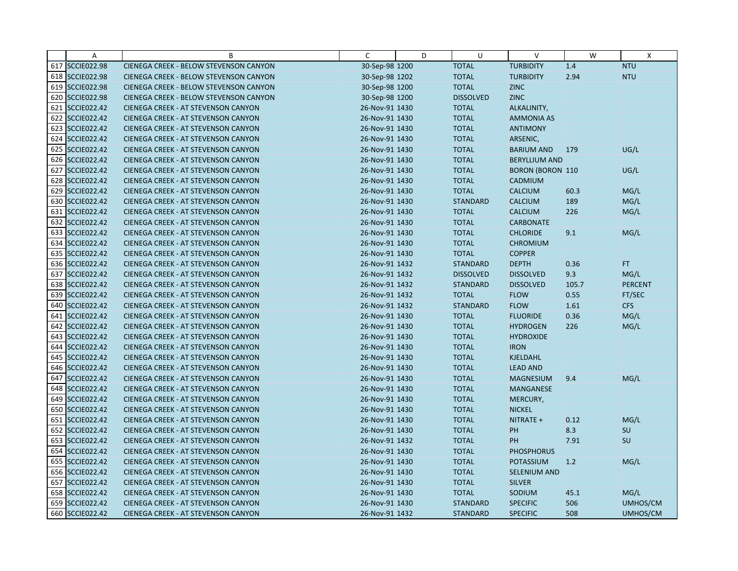| | A | B | C | D | U | V | W | X |
|---|---|---|---|---|---|---|---|---|
| 617 | SCCIE022.98 | CIENEGA CREEK - BELOW STEVENSON CANYON | 30-Sep-98 | 1200 | TOTAL | TURBIDITY | 1.4 | NTU |
| 618 | SCCIE022.98 | CIENEGA CREEK - BELOW STEVENSON CANYON | 30-Sep-98 | 1202 | TOTAL | TURBIDITY | 2.94 | NTU |
| 619 | SCCIE022.98 | CIENEGA CREEK - BELOW STEVENSON CANYON | 30-Sep-98 | 1200 | TOTAL | ZINC | | |
| 620 | SCCIE022.98 | CIENEGA CREEK - BELOW STEVENSON CANYON | 30-Sep-98 | 1200 | DISSOLVED | ZINC | | |
| 621 | SCCIE022.42 | CIENEGA CREEK - AT STEVENSON CANYON | 26-Nov-91 | 1430 | TOTAL | ALKALINITY, | | |
| 622 | SCCIE022.42 | CIENEGA CREEK - AT STEVENSON CANYON | 26-Nov-91 | 1430 | TOTAL | AMMONIA AS | | |
| 623 | SCCIE022.42 | CIENEGA CREEK - AT STEVENSON CANYON | 26-Nov-91 | 1430 | TOTAL | ANTIMONY | | |
| 624 | SCCIE022.42 | CIENEGA CREEK - AT STEVENSON CANYON | 26-Nov-91 | 1430 | TOTAL | ARSENIC, | | |
| 625 | SCCIE022.42 | CIENEGA CREEK - AT STEVENSON CANYON | 26-Nov-91 | 1430 | TOTAL | BARIUM AND | 179 | UG/L |
| 626 | SCCIE022.42 | CIENEGA CREEK - AT STEVENSON CANYON | 26-Nov-91 | 1430 | TOTAL | BERYLLIUM AND | | |
| 627 | SCCIE022.42 | CIENEGA CREEK - AT STEVENSON CANYON | 26-Nov-91 | 1430 | TOTAL | BORON (BORON | 110 | UG/L |
| 628 | SCCIE022.42 | CIENEGA CREEK - AT STEVENSON CANYON | 26-Nov-91 | 1430 | TOTAL | CADMIUM | | |
| 629 | SCCIE022.42 | CIENEGA CREEK - AT STEVENSON CANYON | 26-Nov-91 | 1430 | TOTAL | CALCIUM | 60.3 | MG/L |
| 630 | SCCIE022.42 | CIENEGA CREEK - AT STEVENSON CANYON | 26-Nov-91 | 1430 | STANDARD | CALCIUM | 189 | MG/L |
| 631 | SCCIE022.42 | CIENEGA CREEK - AT STEVENSON CANYON | 26-Nov-91 | 1430 | TOTAL | CALCIUM | 226 | MG/L |
| 632 | SCCIE022.42 | CIENEGA CREEK - AT STEVENSON CANYON | 26-Nov-91 | 1430 | TOTAL | CARBONATE | | |
| 633 | SCCIE022.42 | CIENEGA CREEK - AT STEVENSON CANYON | 26-Nov-91 | 1430 | TOTAL | CHLORIDE | 9.1 | MG/L |
| 634 | SCCIE022.42 | CIENEGA CREEK - AT STEVENSON CANYON | 26-Nov-91 | 1430 | TOTAL | CHROMIUM | | |
| 635 | SCCIE022.42 | CIENEGA CREEK - AT STEVENSON CANYON | 26-Nov-91 | 1430 | TOTAL | COPPER | | |
| 636 | SCCIE022.42 | CIENEGA CREEK - AT STEVENSON CANYON | 26-Nov-91 | 1432 | STANDARD | DEPTH | 0.36 | FT |
| 637 | SCCIE022.42 | CIENEGA CREEK - AT STEVENSON CANYON | 26-Nov-91 | 1432 | DISSOLVED | DISSOLVED | 9.3 | MG/L |
| 638 | SCCIE022.42 | CIENEGA CREEK - AT STEVENSON CANYON | 26-Nov-91 | 1432 | STANDARD | DISSOLVED | 105.7 | PERCENT |
| 639 | SCCIE022.42 | CIENEGA CREEK - AT STEVENSON CANYON | 26-Nov-91 | 1432 | TOTAL | FLOW | 0.55 | FT/SEC |
| 640 | SCCIE022.42 | CIENEGA CREEK - AT STEVENSON CANYON | 26-Nov-91 | 1432 | STANDARD | FLOW | 1.61 | CFS |
| 641 | SCCIE022.42 | CIENEGA CREEK - AT STEVENSON CANYON | 26-Nov-91 | 1430 | TOTAL | FLUORIDE | 0.36 | MG/L |
| 642 | SCCIE022.42 | CIENEGA CREEK - AT STEVENSON CANYON | 26-Nov-91 | 1430 | TOTAL | HYDROGEN | 226 | MG/L |
| 643 | SCCIE022.42 | CIENEGA CREEK - AT STEVENSON CANYON | 26-Nov-91 | 1430 | TOTAL | HYDROXIDE | | |
| 644 | SCCIE022.42 | CIENEGA CREEK - AT STEVENSON CANYON | 26-Nov-91 | 1430 | TOTAL | IRON | | |
| 645 | SCCIE022.42 | CIENEGA CREEK - AT STEVENSON CANYON | 26-Nov-91 | 1430 | TOTAL | KJELDAHL | | |
| 646 | SCCIE022.42 | CIENEGA CREEK - AT STEVENSON CANYON | 26-Nov-91 | 1430 | TOTAL | LEAD AND | | |
| 647 | SCCIE022.42 | CIENEGA CREEK - AT STEVENSON CANYON | 26-Nov-91 | 1430 | TOTAL | MAGNESIUM | 9.4 | MG/L |
| 648 | SCCIE022.42 | CIENEGA CREEK - AT STEVENSON CANYON | 26-Nov-91 | 1430 | TOTAL | MANGANESE | | |
| 649 | SCCIE022.42 | CIENEGA CREEK - AT STEVENSON CANYON | 26-Nov-91 | 1430 | TOTAL | MERCURY, | | |
| 650 | SCCIE022.42 | CIENEGA CREEK - AT STEVENSON CANYON | 26-Nov-91 | 1430 | TOTAL | NICKEL | | |
| 651 | SCCIE022.42 | CIENEGA CREEK - AT STEVENSON CANYON | 26-Nov-91 | 1430 | TOTAL | NITRATE + | 0.12 | MG/L |
| 652 | SCCIE022.42 | CIENEGA CREEK - AT STEVENSON CANYON | 26-Nov-91 | 1430 | TOTAL | PH | 8.3 | SU |
| 653 | SCCIE022.42 | CIENEGA CREEK - AT STEVENSON CANYON | 26-Nov-91 | 1432 | TOTAL | PH | 7.91 | SU |
| 654 | SCCIE022.42 | CIENEGA CREEK - AT STEVENSON CANYON | 26-Nov-91 | 1430 | TOTAL | PHOSPHORUS | | |
| 655 | SCCIE022.42 | CIENEGA CREEK - AT STEVENSON CANYON | 26-Nov-91 | 1430 | TOTAL | POTASSIUM | 1.2 | MG/L |
| 656 | SCCIE022.42 | CIENEGA CREEK - AT STEVENSON CANYON | 26-Nov-91 | 1430 | TOTAL | SELENIUM AND | | |
| 657 | SCCIE022.42 | CIENEGA CREEK - AT STEVENSON CANYON | 26-Nov-91 | 1430 | TOTAL | SILVER | | |
| 658 | SCCIE022.42 | CIENEGA CREEK - AT STEVENSON CANYON | 26-Nov-91 | 1430 | TOTAL | SODIUM | 45.1 | MG/L |
| 659 | SCCIE022.42 | CIENEGA CREEK - AT STEVENSON CANYON | 26-Nov-91 | 1430 | STANDARD | SPECIFIC | 506 | UMHOS/CM |
| 660 | SCCIE022.42 | CIENEGA CREEK - AT STEVENSON CANYON | 26-Nov-91 | 1432 | STANDARD | SPECIFIC | 508 | UMHOS/CM |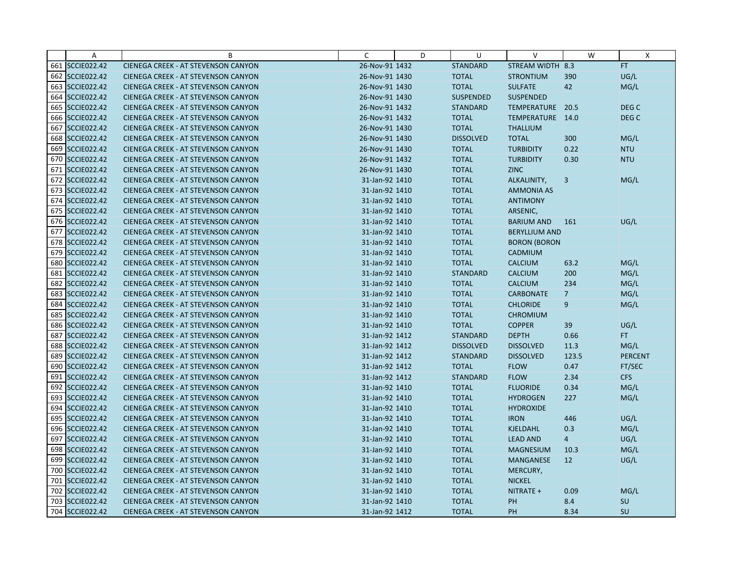| | A | B | C | D | U | V | W | X |
|---|---|---|---|---|---|---|---|---|
| 661 | SCCIE022.42 | CIENEGA CREEK - AT STEVENSON CANYON | 26-Nov-91 1432 | | STANDARD | STREAM WIDTH | 8.3 | FT |
| 662 | SCCIE022.42 | CIENEGA CREEK - AT STEVENSON CANYON | 26-Nov-91 1430 | | TOTAL | STRONTIUM | 390 | UG/L |
| 663 | SCCIE022.42 | CIENEGA CREEK - AT STEVENSON CANYON | 26-Nov-91 1430 | | TOTAL | SULFATE | 42 | MG/L |
| 664 | SCCIE022.42 | CIENEGA CREEK - AT STEVENSON CANYON | 26-Nov-91 1430 | | SUSPENDED | SUSPENDED | | |
| 665 | SCCIE022.42 | CIENEGA CREEK - AT STEVENSON CANYON | 26-Nov-91 1432 | | STANDARD | TEMPERATURE | 20.5 | DEG C |
| 666 | SCCIE022.42 | CIENEGA CREEK - AT STEVENSON CANYON | 26-Nov-91 1432 | | TOTAL | TEMPERATURE | 14.0 | DEG C |
| 667 | SCCIE022.42 | CIENEGA CREEK - AT STEVENSON CANYON | 26-Nov-91 1430 | | TOTAL | THALLIUM | | |
| 668 | SCCIE022.42 | CIENEGA CREEK - AT STEVENSON CANYON | 26-Nov-91 1430 | | DISSOLVED | TOTAL | 300 | MG/L |
| 669 | SCCIE022.42 | CIENEGA CREEK - AT STEVENSON CANYON | 26-Nov-91 1430 | | TOTAL | TURBIDITY | 0.22 | NTU |
| 670 | SCCIE022.42 | CIENEGA CREEK - AT STEVENSON CANYON | 26-Nov-91 1432 | | TOTAL | TURBIDITY | 0.30 | NTU |
| 671 | SCCIE022.42 | CIENEGA CREEK - AT STEVENSON CANYON | 26-Nov-91 1430 | | TOTAL | ZINC | | |
| 672 | SCCIE022.42 | CIENEGA CREEK - AT STEVENSON CANYON | 31-Jan-92 1410 | | TOTAL | ALKALINITY, | 3 | MG/L |
| 673 | SCCIE022.42 | CIENEGA CREEK - AT STEVENSON CANYON | 31-Jan-92 1410 | | TOTAL | AMMONIA AS | | |
| 674 | SCCIE022.42 | CIENEGA CREEK - AT STEVENSON CANYON | 31-Jan-92 1410 | | TOTAL | ANTIMONY | | |
| 675 | SCCIE022.42 | CIENEGA CREEK - AT STEVENSON CANYON | 31-Jan-92 1410 | | TOTAL | ARSENIC, | | |
| 676 | SCCIE022.42 | CIENEGA CREEK - AT STEVENSON CANYON | 31-Jan-92 1410 | | TOTAL | BARIUM AND | 161 | UG/L |
| 677 | SCCIE022.42 | CIENEGA CREEK - AT STEVENSON CANYON | 31-Jan-92 1410 | | TOTAL | BERYLLIUM AND | | |
| 678 | SCCIE022.42 | CIENEGA CREEK - AT STEVENSON CANYON | 31-Jan-92 1410 | | TOTAL | BORON (BORON | | |
| 679 | SCCIE022.42 | CIENEGA CREEK - AT STEVENSON CANYON | 31-Jan-92 1410 | | TOTAL | CADMIUM | | |
| 680 | SCCIE022.42 | CIENEGA CREEK - AT STEVENSON CANYON | 31-Jan-92 1410 | | TOTAL | CALCIUM | 63.2 | MG/L |
| 681 | SCCIE022.42 | CIENEGA CREEK - AT STEVENSON CANYON | 31-Jan-92 1410 | | STANDARD | CALCIUM | 200 | MG/L |
| 682 | SCCIE022.42 | CIENEGA CREEK - AT STEVENSON CANYON | 31-Jan-92 1410 | | TOTAL | CALCIUM | 234 | MG/L |
| 683 | SCCIE022.42 | CIENEGA CREEK - AT STEVENSON CANYON | 31-Jan-92 1410 | | TOTAL | CARBONATE | 7 | MG/L |
| 684 | SCCIE022.42 | CIENEGA CREEK - AT STEVENSON CANYON | 31-Jan-92 1410 | | TOTAL | CHLORIDE | 9 | MG/L |
| 685 | SCCIE022.42 | CIENEGA CREEK - AT STEVENSON CANYON | 31-Jan-92 1410 | | TOTAL | CHROMIUM | | |
| 686 | SCCIE022.42 | CIENEGA CREEK - AT STEVENSON CANYON | 31-Jan-92 1410 | | TOTAL | COPPER | 39 | UG/L |
| 687 | SCCIE022.42 | CIENEGA CREEK - AT STEVENSON CANYON | 31-Jan-92 1412 | | STANDARD | DEPTH | 0.66 | FT |
| 688 | SCCIE022.42 | CIENEGA CREEK - AT STEVENSON CANYON | 31-Jan-92 1412 | | DISSOLVED | DISSOLVED | 11.3 | MG/L |
| 689 | SCCIE022.42 | CIENEGA CREEK - AT STEVENSON CANYON | 31-Jan-92 1412 | | STANDARD | DISSOLVED | 123.5 | PERCENT |
| 690 | SCCIE022.42 | CIENEGA CREEK - AT STEVENSON CANYON | 31-Jan-92 1412 | | TOTAL | FLOW | 0.47 | FT/SEC |
| 691 | SCCIE022.42 | CIENEGA CREEK - AT STEVENSON CANYON | 31-Jan-92 1412 | | STANDARD | FLOW | 2.34 | CFS |
| 692 | SCCIE022.42 | CIENEGA CREEK - AT STEVENSON CANYON | 31-Jan-92 1410 | | TOTAL | FLUORIDE | 0.34 | MG/L |
| 693 | SCCIE022.42 | CIENEGA CREEK - AT STEVENSON CANYON | 31-Jan-92 1410 | | TOTAL | HYDROGEN | 227 | MG/L |
| 694 | SCCIE022.42 | CIENEGA CREEK - AT STEVENSON CANYON | 31-Jan-92 1410 | | TOTAL | HYDROXIDE | | |
| 695 | SCCIE022.42 | CIENEGA CREEK - AT STEVENSON CANYON | 31-Jan-92 1410 | | TOTAL | IRON | 446 | UG/L |
| 696 | SCCIE022.42 | CIENEGA CREEK - AT STEVENSON CANYON | 31-Jan-92 1410 | | TOTAL | KJELDAHL | 0.3 | MG/L |
| 697 | SCCIE022.42 | CIENEGA CREEK - AT STEVENSON CANYON | 31-Jan-92 1410 | | TOTAL | LEAD AND | 4 | UG/L |
| 698 | SCCIE022.42 | CIENEGA CREEK - AT STEVENSON CANYON | 31-Jan-92 1410 | | TOTAL | MAGNESIUM | 10.3 | MG/L |
| 699 | SCCIE022.42 | CIENEGA CREEK - AT STEVENSON CANYON | 31-Jan-92 1410 | | TOTAL | MANGANESE | 12 | UG/L |
| 700 | SCCIE022.42 | CIENEGA CREEK - AT STEVENSON CANYON | 31-Jan-92 1410 | | TOTAL | MERCURY, | | |
| 701 | SCCIE022.42 | CIENEGA CREEK - AT STEVENSON CANYON | 31-Jan-92 1410 | | TOTAL | NICKEL | | |
| 702 | SCCIE022.42 | CIENEGA CREEK - AT STEVENSON CANYON | 31-Jan-92 1410 | | TOTAL | NITRATE + | 0.09 | MG/L |
| 703 | SCCIE022.42 | CIENEGA CREEK - AT STEVENSON CANYON | 31-Jan-92 1410 | | TOTAL | PH | 8.4 | SU |
| 704 | SCCIE022.42 | CIENEGA CREEK - AT STEVENSON CANYON | 31-Jan-92 1412 | | TOTAL | PH | 8.34 | SU |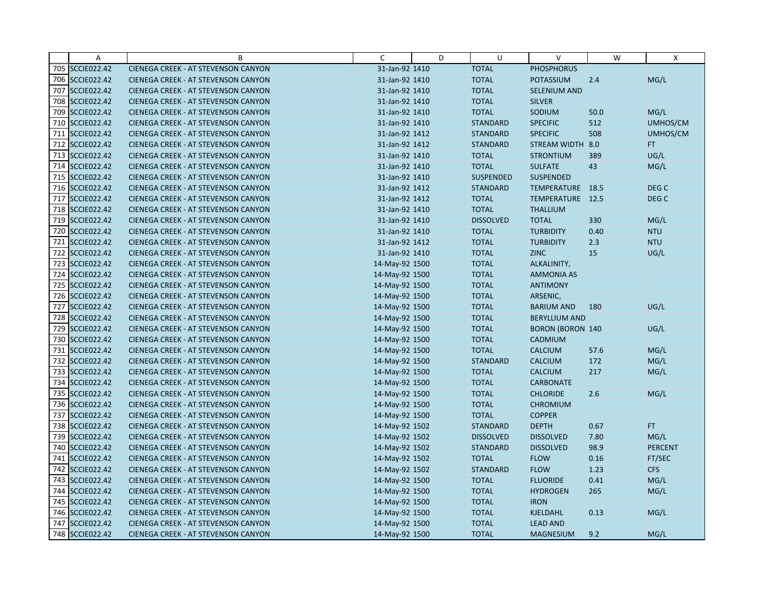| | A | B | C | D | U | V | W | X |
|---|---|---|---|---|---|---|---|---|
| 705 | SCCIE022.42 | CIENEGA CREEK - AT STEVENSON CANYON | 31-Jan-92 | 1410 | TOTAL | PHOSPHORUS | | |
| 706 | SCCIE022.42 | CIENEGA CREEK - AT STEVENSON CANYON | 31-Jan-92 | 1410 | TOTAL | POTASSIUM | 2.4 | MG/L |
| 707 | SCCIE022.42 | CIENEGA CREEK - AT STEVENSON CANYON | 31-Jan-92 | 1410 | TOTAL | SELENIUM AND | | |
| 708 | SCCIE022.42 | CIENEGA CREEK - AT STEVENSON CANYON | 31-Jan-92 | 1410 | TOTAL | SILVER | | |
| 709 | SCCIE022.42 | CIENEGA CREEK - AT STEVENSON CANYON | 31-Jan-92 | 1410 | TOTAL | SODIUM | 50.0 | MG/L |
| 710 | SCCIE022.42 | CIENEGA CREEK - AT STEVENSON CANYON | 31-Jan-92 | 1410 | STANDARD | SPECIFIC | 512 | UMHOS/CM |
| 711 | SCCIE022.42 | CIENEGA CREEK - AT STEVENSON CANYON | 31-Jan-92 | 1412 | STANDARD | SPECIFIC | 508 | UMHOS/CM |
| 712 | SCCIE022.42 | CIENEGA CREEK - AT STEVENSON CANYON | 31-Jan-92 | 1412 | STANDARD | STREAM WIDTH | 8.0 | FT |
| 713 | SCCIE022.42 | CIENEGA CREEK - AT STEVENSON CANYON | 31-Jan-92 | 1410 | TOTAL | STRONTIUM | 389 | UG/L |
| 714 | SCCIE022.42 | CIENEGA CREEK - AT STEVENSON CANYON | 31-Jan-92 | 1410 | TOTAL | SULFATE | 43 | MG/L |
| 715 | SCCIE022.42 | CIENEGA CREEK - AT STEVENSON CANYON | 31-Jan-92 | 1410 | SUSPENDED | SUSPENDED | | |
| 716 | SCCIE022.42 | CIENEGA CREEK - AT STEVENSON CANYON | 31-Jan-92 | 1412 | STANDARD | TEMPERATURE | 18.5 | DEG C |
| 717 | SCCIE022.42 | CIENEGA CREEK - AT STEVENSON CANYON | 31-Jan-92 | 1412 | TOTAL | TEMPERATURE | 12.5 | DEG C |
| 718 | SCCIE022.42 | CIENEGA CREEK - AT STEVENSON CANYON | 31-Jan-92 | 1410 | TOTAL | THALLIUM | | |
| 719 | SCCIE022.42 | CIENEGA CREEK - AT STEVENSON CANYON | 31-Jan-92 | 1410 | DISSOLVED | TOTAL | 330 | MG/L |
| 720 | SCCIE022.42 | CIENEGA CREEK - AT STEVENSON CANYON | 31-Jan-92 | 1410 | TOTAL | TURBIDITY | 0.40 | NTU |
| 721 | SCCIE022.42 | CIENEGA CREEK - AT STEVENSON CANYON | 31-Jan-92 | 1412 | TOTAL | TURBIDITY | 2.3 | NTU |
| 722 | SCCIE022.42 | CIENEGA CREEK - AT STEVENSON CANYON | 31-Jan-92 | 1410 | TOTAL | ZINC | 15 | UG/L |
| 723 | SCCIE022.42 | CIENEGA CREEK - AT STEVENSON CANYON | 14-May-92 | 1500 | TOTAL | ALKALINITY, | | |
| 724 | SCCIE022.42 | CIENEGA CREEK - AT STEVENSON CANYON | 14-May-92 | 1500 | TOTAL | AMMONIA AS | | |
| 725 | SCCIE022.42 | CIENEGA CREEK - AT STEVENSON CANYON | 14-May-92 | 1500 | TOTAL | ANTIMONY | | |
| 726 | SCCIE022.42 | CIENEGA CREEK - AT STEVENSON CANYON | 14-May-92 | 1500 | TOTAL | ARSENIC, | | |
| 727 | SCCIE022.42 | CIENEGA CREEK - AT STEVENSON CANYON | 14-May-92 | 1500 | TOTAL | BARIUM AND | 180 | UG/L |
| 728 | SCCIE022.42 | CIENEGA CREEK - AT STEVENSON CANYON | 14-May-92 | 1500 | TOTAL | BERYLLIUM AND | | |
| 729 | SCCIE022.42 | CIENEGA CREEK - AT STEVENSON CANYON | 14-May-92 | 1500 | TOTAL | BORON (BORON | 140 | UG/L |
| 730 | SCCIE022.42 | CIENEGA CREEK - AT STEVENSON CANYON | 14-May-92 | 1500 | TOTAL | CADMIUM | | |
| 731 | SCCIE022.42 | CIENEGA CREEK - AT STEVENSON CANYON | 14-May-92 | 1500 | TOTAL | CALCIUM | 57.6 | MG/L |
| 732 | SCCIE022.42 | CIENEGA CREEK - AT STEVENSON CANYON | 14-May-92 | 1500 | STANDARD | CALCIUM | 172 | MG/L |
| 733 | SCCIE022.42 | CIENEGA CREEK - AT STEVENSON CANYON | 14-May-92 | 1500 | TOTAL | CALCIUM | 217 | MG/L |
| 734 | SCCIE022.42 | CIENEGA CREEK - AT STEVENSON CANYON | 14-May-92 | 1500 | TOTAL | CARBONATE | | |
| 735 | SCCIE022.42 | CIENEGA CREEK - AT STEVENSON CANYON | 14-May-92 | 1500 | TOTAL | CHLORIDE | 2.6 | MG/L |
| 736 | SCCIE022.42 | CIENEGA CREEK - AT STEVENSON CANYON | 14-May-92 | 1500 | TOTAL | CHROMIUM | | |
| 737 | SCCIE022.42 | CIENEGA CREEK - AT STEVENSON CANYON | 14-May-92 | 1500 | TOTAL | COPPER | | |
| 738 | SCCIE022.42 | CIENEGA CREEK - AT STEVENSON CANYON | 14-May-92 | 1502 | STANDARD | DEPTH | 0.67 | FT |
| 739 | SCCIE022.42 | CIENEGA CREEK - AT STEVENSON CANYON | 14-May-92 | 1502 | DISSOLVED | DISSOLVED | 7.80 | MG/L |
| 740 | SCCIE022.42 | CIENEGA CREEK - AT STEVENSON CANYON | 14-May-92 | 1502 | STANDARD | DISSOLVED | 98.9 | PERCENT |
| 741 | SCCIE022.42 | CIENEGA CREEK - AT STEVENSON CANYON | 14-May-92 | 1502 | TOTAL | FLOW | 0.16 | FT/SEC |
| 742 | SCCIE022.42 | CIENEGA CREEK - AT STEVENSON CANYON | 14-May-92 | 1502 | STANDARD | FLOW | 1.23 | CFS |
| 743 | SCCIE022.42 | CIENEGA CREEK - AT STEVENSON CANYON | 14-May-92 | 1500 | TOTAL | FLUORIDE | 0.41 | MG/L |
| 744 | SCCIE022.42 | CIENEGA CREEK - AT STEVENSON CANYON | 14-May-92 | 1500 | TOTAL | HYDROGEN | 265 | MG/L |
| 745 | SCCIE022.42 | CIENEGA CREEK - AT STEVENSON CANYON | 14-May-92 | 1500 | TOTAL | IRON | | |
| 746 | SCCIE022.42 | CIENEGA CREEK - AT STEVENSON CANYON | 14-May-92 | 1500 | TOTAL | KJELDAHL | 0.13 | MG/L |
| 747 | SCCIE022.42 | CIENEGA CREEK - AT STEVENSON CANYON | 14-May-92 | 1500 | TOTAL | LEAD AND | | |
| 748 | SCCIE022.42 | CIENEGA CREEK - AT STEVENSON CANYON | 14-May-92 | 1500 | TOTAL | MAGNESIUM | 9.2 | MG/L |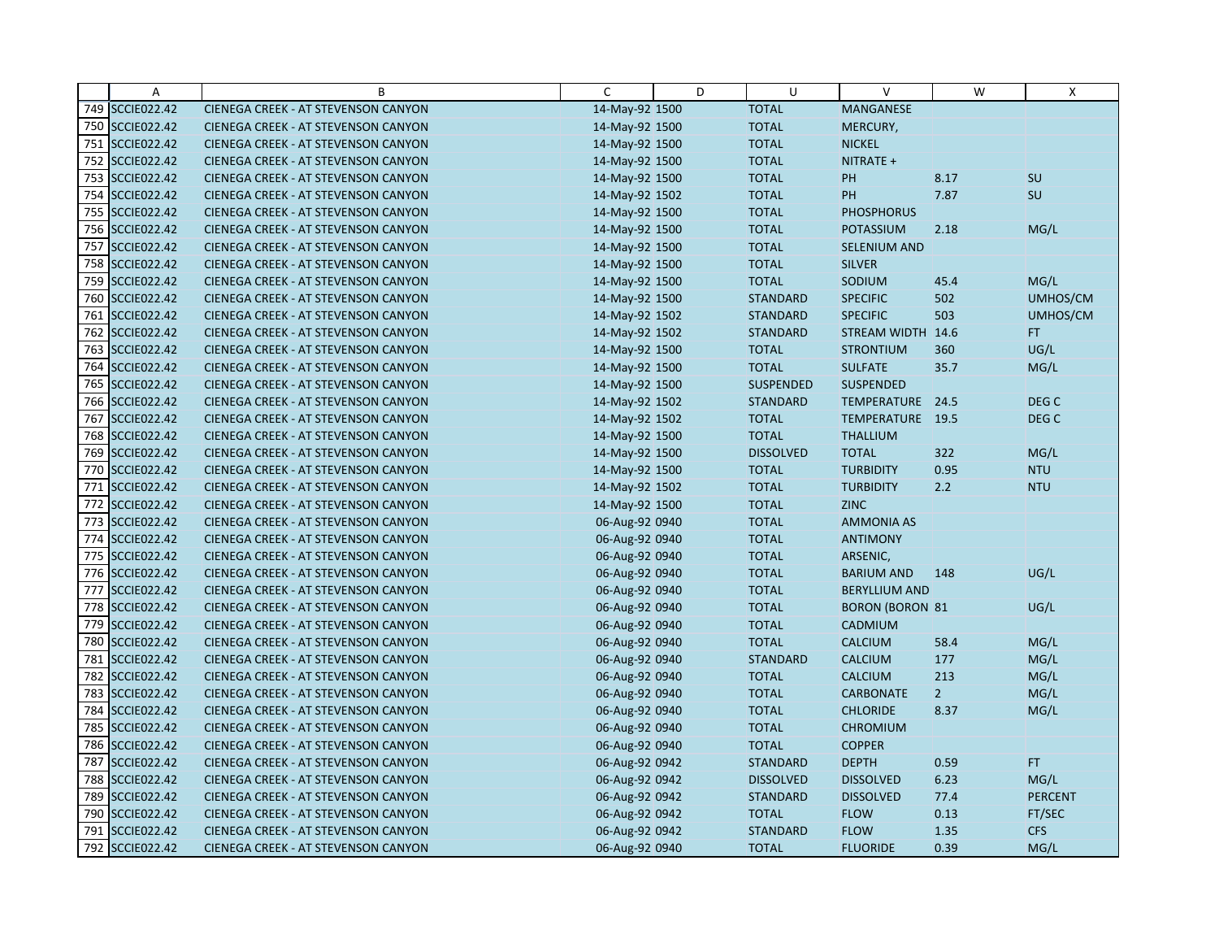|  | A | B | C | D | U | V | W | X |
|---|---|---|---|---|---|---|---|---|
| 749 | SCCIE022.42 | CIENEGA CREEK - AT STEVENSON CANYON | 14-May-92 | 1500 | TOTAL | MANGANESE |  |  |
| 750 | SCCIE022.42 | CIENEGA CREEK - AT STEVENSON CANYON | 14-May-92 | 1500 | TOTAL | MERCURY, |  |  |
| 751 | SCCIE022.42 | CIENEGA CREEK - AT STEVENSON CANYON | 14-May-92 | 1500 | TOTAL | NICKEL |  |  |
| 752 | SCCIE022.42 | CIENEGA CREEK - AT STEVENSON CANYON | 14-May-92 | 1500 | TOTAL | NITRATE + |  |  |
| 753 | SCCIE022.42 | CIENEGA CREEK - AT STEVENSON CANYON | 14-May-92 | 1500 | TOTAL | PH | 8.17 | SU |
| 754 | SCCIE022.42 | CIENEGA CREEK - AT STEVENSON CANYON | 14-May-92 | 1502 | TOTAL | PH | 7.87 | SU |
| 755 | SCCIE022.42 | CIENEGA CREEK - AT STEVENSON CANYON | 14-May-92 | 1500 | TOTAL | PHOSPHORUS |  |  |
| 756 | SCCIE022.42 | CIENEGA CREEK - AT STEVENSON CANYON | 14-May-92 | 1500 | TOTAL | POTASSIUM | 2.18 | MG/L |
| 757 | SCCIE022.42 | CIENEGA CREEK - AT STEVENSON CANYON | 14-May-92 | 1500 | TOTAL | SELENIUM AND |  |  |
| 758 | SCCIE022.42 | CIENEGA CREEK - AT STEVENSON CANYON | 14-May-92 | 1500 | TOTAL | SILVER |  |  |
| 759 | SCCIE022.42 | CIENEGA CREEK - AT STEVENSON CANYON | 14-May-92 | 1500 | TOTAL | SODIUM | 45.4 | MG/L |
| 760 | SCCIE022.42 | CIENEGA CREEK - AT STEVENSON CANYON | 14-May-92 | 1500 | STANDARD | SPECIFIC | 502 | UMHOS/CM |
| 761 | SCCIE022.42 | CIENEGA CREEK - AT STEVENSON CANYON | 14-May-92 | 1502 | STANDARD | SPECIFIC | 503 | UMHOS/CM |
| 762 | SCCIE022.42 | CIENEGA CREEK - AT STEVENSON CANYON | 14-May-92 | 1502 | STANDARD | STREAM WIDTH | 14.6 | FT |
| 763 | SCCIE022.42 | CIENEGA CREEK - AT STEVENSON CANYON | 14-May-92 | 1500 | TOTAL | STRONTIUM | 360 | UG/L |
| 764 | SCCIE022.42 | CIENEGA CREEK - AT STEVENSON CANYON | 14-May-92 | 1500 | TOTAL | SULFATE | 35.7 | MG/L |
| 765 | SCCIE022.42 | CIENEGA CREEK - AT STEVENSON CANYON | 14-May-92 | 1500 | SUSPENDED | SUSPENDED |  |  |
| 766 | SCCIE022.42 | CIENEGA CREEK - AT STEVENSON CANYON | 14-May-92 | 1502 | STANDARD | TEMPERATURE | 24.5 | DEG C |
| 767 | SCCIE022.42 | CIENEGA CREEK - AT STEVENSON CANYON | 14-May-92 | 1502 | TOTAL | TEMPERATURE | 19.5 | DEG C |
| 768 | SCCIE022.42 | CIENEGA CREEK - AT STEVENSON CANYON | 14-May-92 | 1500 | TOTAL | THALLIUM |  |  |
| 769 | SCCIE022.42 | CIENEGA CREEK - AT STEVENSON CANYON | 14-May-92 | 1500 | DISSOLVED | TOTAL | 322 | MG/L |
| 770 | SCCIE022.42 | CIENEGA CREEK - AT STEVENSON CANYON | 14-May-92 | 1500 | TOTAL | TURBIDITY | 0.95 | NTU |
| 771 | SCCIE022.42 | CIENEGA CREEK - AT STEVENSON CANYON | 14-May-92 | 1502 | TOTAL | TURBIDITY | 2.2 | NTU |
| 772 | SCCIE022.42 | CIENEGA CREEK - AT STEVENSON CANYON | 14-May-92 | 1500 | TOTAL | ZINC |  |  |
| 773 | SCCIE022.42 | CIENEGA CREEK - AT STEVENSON CANYON | 06-Aug-92 | 0940 | TOTAL | AMMONIA AS |  |  |
| 774 | SCCIE022.42 | CIENEGA CREEK - AT STEVENSON CANYON | 06-Aug-92 | 0940 | TOTAL | ANTIMONY |  |  |
| 775 | SCCIE022.42 | CIENEGA CREEK - AT STEVENSON CANYON | 06-Aug-92 | 0940 | TOTAL | ARSENIC, |  |  |
| 776 | SCCIE022.42 | CIENEGA CREEK - AT STEVENSON CANYON | 06-Aug-92 | 0940 | TOTAL | BARIUM AND | 148 | UG/L |
| 777 | SCCIE022.42 | CIENEGA CREEK - AT STEVENSON CANYON | 06-Aug-92 | 0940 | TOTAL | BERYLLIUM AND |  |  |
| 778 | SCCIE022.42 | CIENEGA CREEK - AT STEVENSON CANYON | 06-Aug-92 | 0940 | TOTAL | BORON (BORON | 81 | UG/L |
| 779 | SCCIE022.42 | CIENEGA CREEK - AT STEVENSON CANYON | 06-Aug-92 | 0940 | TOTAL | CADMIUM |  |  |
| 780 | SCCIE022.42 | CIENEGA CREEK - AT STEVENSON CANYON | 06-Aug-92 | 0940 | TOTAL | CALCIUM | 58.4 | MG/L |
| 781 | SCCIE022.42 | CIENEGA CREEK - AT STEVENSON CANYON | 06-Aug-92 | 0940 | STANDARD | CALCIUM | 177 | MG/L |
| 782 | SCCIE022.42 | CIENEGA CREEK - AT STEVENSON CANYON | 06-Aug-92 | 0940 | TOTAL | CALCIUM | 213 | MG/L |
| 783 | SCCIE022.42 | CIENEGA CREEK - AT STEVENSON CANYON | 06-Aug-92 | 0940 | TOTAL | CARBONATE | 2 | MG/L |
| 784 | SCCIE022.42 | CIENEGA CREEK - AT STEVENSON CANYON | 06-Aug-92 | 0940 | TOTAL | CHLORIDE | 8.37 | MG/L |
| 785 | SCCIE022.42 | CIENEGA CREEK - AT STEVENSON CANYON | 06-Aug-92 | 0940 | TOTAL | CHROMIUM |  |  |
| 786 | SCCIE022.42 | CIENEGA CREEK - AT STEVENSON CANYON | 06-Aug-92 | 0940 | TOTAL | COPPER |  |  |
| 787 | SCCIE022.42 | CIENEGA CREEK - AT STEVENSON CANYON | 06-Aug-92 | 0942 | STANDARD | DEPTH | 0.59 | FT |
| 788 | SCCIE022.42 | CIENEGA CREEK - AT STEVENSON CANYON | 06-Aug-92 | 0942 | DISSOLVED | DISSOLVED | 6.23 | MG/L |
| 789 | SCCIE022.42 | CIENEGA CREEK - AT STEVENSON CANYON | 06-Aug-92 | 0942 | STANDARD | DISSOLVED | 77.4 | PERCENT |
| 790 | SCCIE022.42 | CIENEGA CREEK - AT STEVENSON CANYON | 06-Aug-92 | 0942 | TOTAL | FLOW | 0.13 | FT/SEC |
| 791 | SCCIE022.42 | CIENEGA CREEK - AT STEVENSON CANYON | 06-Aug-92 | 0942 | STANDARD | FLOW | 1.35 | CFS |
| 792 | SCCIE022.42 | CIENEGA CREEK - AT STEVENSON CANYON | 06-Aug-92 | 0940 | TOTAL | FLUORIDE | 0.39 | MG/L |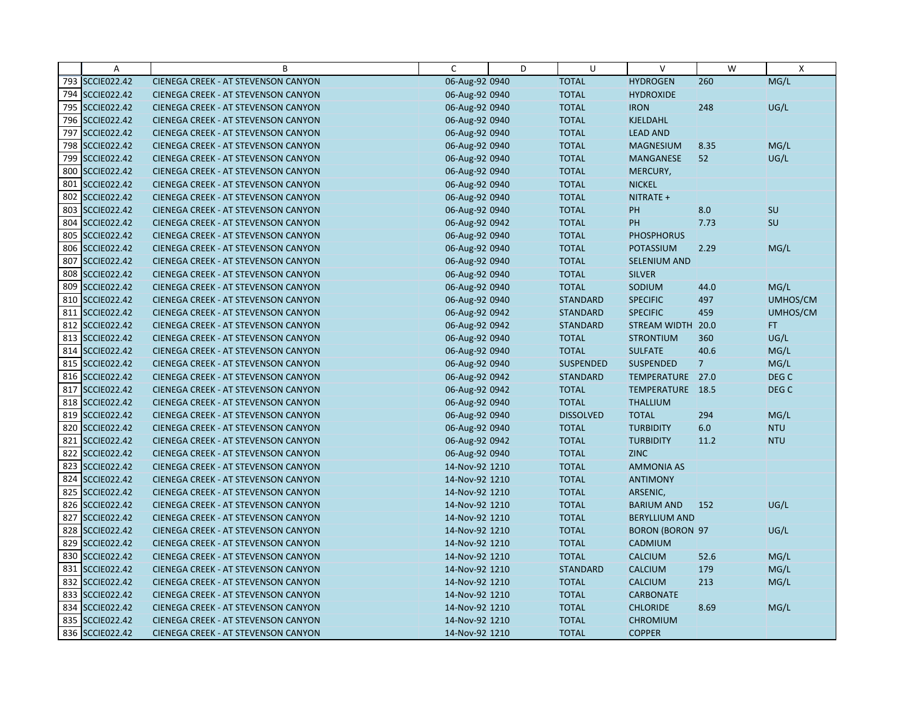| | A | B | C | D | U | V | W | X |
|---|---|---|---|---|---|---|---|---|
| 793 | SCCIE022.42 | CIENEGA CREEK - AT STEVENSON CANYON | 06-Aug-92 0940 | | TOTAL | HYDROGEN | 260 | MG/L |
| 794 | SCCIE022.42 | CIENEGA CREEK - AT STEVENSON CANYON | 06-Aug-92 0940 | | TOTAL | HYDROXIDE | | |
| 795 | SCCIE022.42 | CIENEGA CREEK - AT STEVENSON CANYON | 06-Aug-92 0940 | | TOTAL | IRON | 248 | UG/L |
| 796 | SCCIE022.42 | CIENEGA CREEK - AT STEVENSON CANYON | 06-Aug-92 0940 | | TOTAL | KJELDAHL | | |
| 797 | SCCIE022.42 | CIENEGA CREEK - AT STEVENSON CANYON | 06-Aug-92 0940 | | TOTAL | LEAD AND | | |
| 798 | SCCIE022.42 | CIENEGA CREEK - AT STEVENSON CANYON | 06-Aug-92 0940 | | TOTAL | MAGNESIUM | 8.35 | MG/L |
| 799 | SCCIE022.42 | CIENEGA CREEK - AT STEVENSON CANYON | 06-Aug-92 0940 | | TOTAL | MANGANESE | 52 | UG/L |
| 800 | SCCIE022.42 | CIENEGA CREEK - AT STEVENSON CANYON | 06-Aug-92 0940 | | TOTAL | MERCURY, | | |
| 801 | SCCIE022.42 | CIENEGA CREEK - AT STEVENSON CANYON | 06-Aug-92 0940 | | TOTAL | NICKEL | | |
| 802 | SCCIE022.42 | CIENEGA CREEK - AT STEVENSON CANYON | 06-Aug-92 0940 | | TOTAL | NITRATE + | | |
| 803 | SCCIE022.42 | CIENEGA CREEK - AT STEVENSON CANYON | 06-Aug-92 0940 | | TOTAL | PH | 8.0 | SU |
| 804 | SCCIE022.42 | CIENEGA CREEK - AT STEVENSON CANYON | 06-Aug-92 0942 | | TOTAL | PH | 7.73 | SU |
| 805 | SCCIE022.42 | CIENEGA CREEK - AT STEVENSON CANYON | 06-Aug-92 0940 | | TOTAL | PHOSPHORUS | | |
| 806 | SCCIE022.42 | CIENEGA CREEK - AT STEVENSON CANYON | 06-Aug-92 0940 | | TOTAL | POTASSIUM | 2.29 | MG/L |
| 807 | SCCIE022.42 | CIENEGA CREEK - AT STEVENSON CANYON | 06-Aug-92 0940 | | TOTAL | SELENIUM AND | | |
| 808 | SCCIE022.42 | CIENEGA CREEK - AT STEVENSON CANYON | 06-Aug-92 0940 | | TOTAL | SILVER | | |
| 809 | SCCIE022.42 | CIENEGA CREEK - AT STEVENSON CANYON | 06-Aug-92 0940 | | TOTAL | SODIUM | 44.0 | MG/L |
| 810 | SCCIE022.42 | CIENEGA CREEK - AT STEVENSON CANYON | 06-Aug-92 0940 | | STANDARD | SPECIFIC | 497 | UMHOS/CM |
| 811 | SCCIE022.42 | CIENEGA CREEK - AT STEVENSON CANYON | 06-Aug-92 0942 | | STANDARD | SPECIFIC | 459 | UMHOS/CM |
| 812 | SCCIE022.42 | CIENEGA CREEK - AT STEVENSON CANYON | 06-Aug-92 0942 | | STANDARD | STREAM WIDTH | 20.0 | FT |
| 813 | SCCIE022.42 | CIENEGA CREEK - AT STEVENSON CANYON | 06-Aug-92 0940 | | TOTAL | STRONTIUM | 360 | UG/L |
| 814 | SCCIE022.42 | CIENEGA CREEK - AT STEVENSON CANYON | 06-Aug-92 0940 | | TOTAL | SULFATE | 40.6 | MG/L |
| 815 | SCCIE022.42 | CIENEGA CREEK - AT STEVENSON CANYON | 06-Aug-92 0940 | | SUSPENDED | SUSPENDED | 7 | MG/L |
| 816 | SCCIE022.42 | CIENEGA CREEK - AT STEVENSON CANYON | 06-Aug-92 0942 | | STANDARD | TEMPERATURE | 27.0 | DEG C |
| 817 | SCCIE022.42 | CIENEGA CREEK - AT STEVENSON CANYON | 06-Aug-92 0942 | | TOTAL | TEMPERATURE | 18.5 | DEG C |
| 818 | SCCIE022.42 | CIENEGA CREEK - AT STEVENSON CANYON | 06-Aug-92 0940 | | TOTAL | THALLIUM | | |
| 819 | SCCIE022.42 | CIENEGA CREEK - AT STEVENSON CANYON | 06-Aug-92 0940 | | DISSOLVED | TOTAL | 294 | MG/L |
| 820 | SCCIE022.42 | CIENEGA CREEK - AT STEVENSON CANYON | 06-Aug-92 0940 | | TOTAL | TURBIDITY | 6.0 | NTU |
| 821 | SCCIE022.42 | CIENEGA CREEK - AT STEVENSON CANYON | 06-Aug-92 0942 | | TOTAL | TURBIDITY | 11.2 | NTU |
| 822 | SCCIE022.42 | CIENEGA CREEK - AT STEVENSON CANYON | 06-Aug-92 0940 | | TOTAL | ZINC | | |
| 823 | SCCIE022.42 | CIENEGA CREEK - AT STEVENSON CANYON | 14-Nov-92 1210 | | TOTAL | AMMONIA AS | | |
| 824 | SCCIE022.42 | CIENEGA CREEK - AT STEVENSON CANYON | 14-Nov-92 1210 | | TOTAL | ANTIMONY | | |
| 825 | SCCIE022.42 | CIENEGA CREEK - AT STEVENSON CANYON | 14-Nov-92 1210 | | TOTAL | ARSENIC, | | |
| 826 | SCCIE022.42 | CIENEGA CREEK - AT STEVENSON CANYON | 14-Nov-92 1210 | | TOTAL | BARIUM AND | 152 | UG/L |
| 827 | SCCIE022.42 | CIENEGA CREEK - AT STEVENSON CANYON | 14-Nov-92 1210 | | TOTAL | BERYLLIUM AND | | |
| 828 | SCCIE022.42 | CIENEGA CREEK - AT STEVENSON CANYON | 14-Nov-92 1210 | | TOTAL | BORON (BORON | 97 | UG/L |
| 829 | SCCIE022.42 | CIENEGA CREEK - AT STEVENSON CANYON | 14-Nov-92 1210 | | TOTAL | CADMIUM | | |
| 830 | SCCIE022.42 | CIENEGA CREEK - AT STEVENSON CANYON | 14-Nov-92 1210 | | TOTAL | CALCIUM | 52.6 | MG/L |
| 831 | SCCIE022.42 | CIENEGA CREEK - AT STEVENSON CANYON | 14-Nov-92 1210 | | STANDARD | CALCIUM | 179 | MG/L |
| 832 | SCCIE022.42 | CIENEGA CREEK - AT STEVENSON CANYON | 14-Nov-92 1210 | | TOTAL | CALCIUM | 213 | MG/L |
| 833 | SCCIE022.42 | CIENEGA CREEK - AT STEVENSON CANYON | 14-Nov-92 1210 | | TOTAL | CARBONATE | | |
| 834 | SCCIE022.42 | CIENEGA CREEK - AT STEVENSON CANYON | 14-Nov-92 1210 | | TOTAL | CHLORIDE | 8.69 | MG/L |
| 835 | SCCIE022.42 | CIENEGA CREEK - AT STEVENSON CANYON | 14-Nov-92 1210 | | TOTAL | CHROMIUM | | |
| 836 | SCCIE022.42 | CIENEGA CREEK - AT STEVENSON CANYON | 14-Nov-92 1210 | | TOTAL | COPPER | | |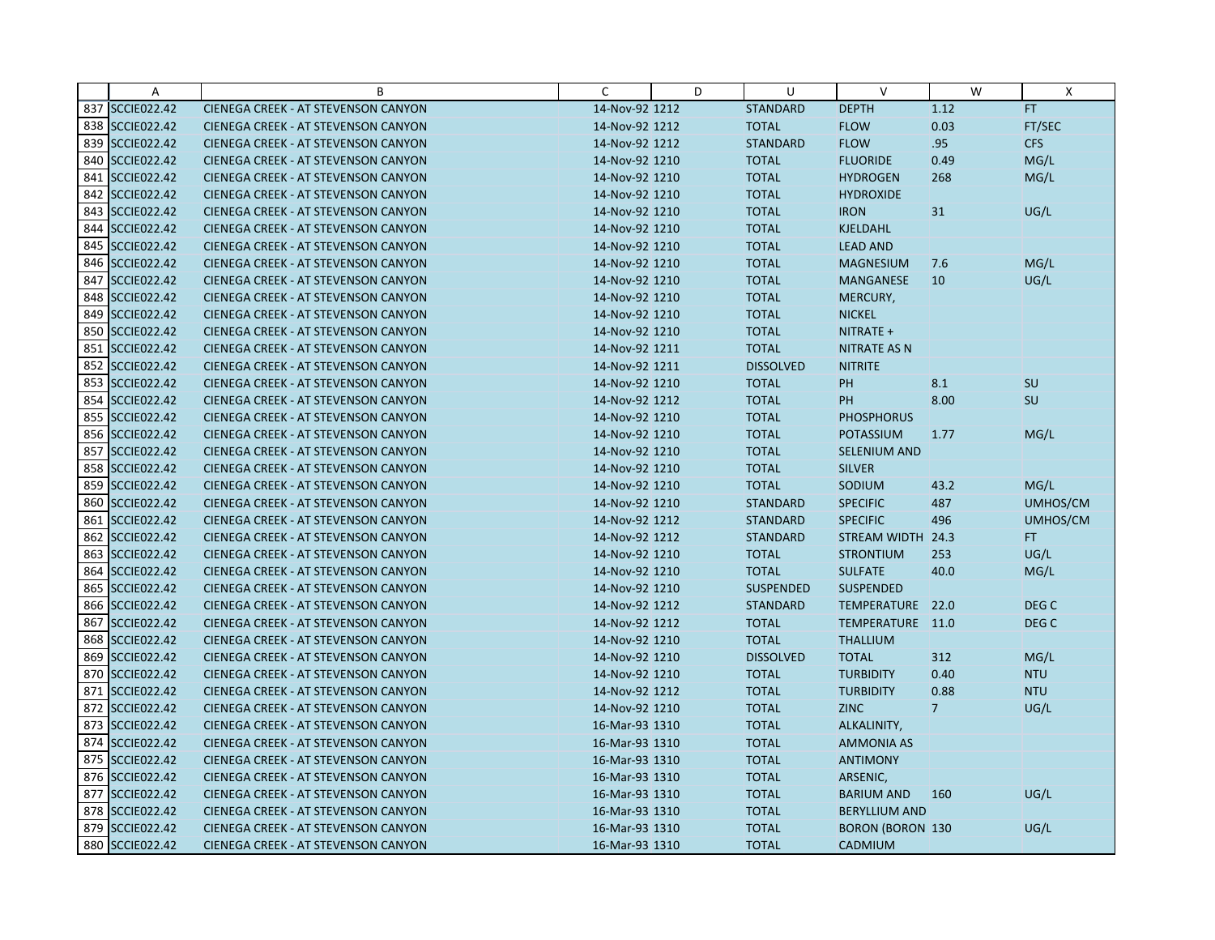| | A | B | C | D | U | V | W | X |
|---|---|---|---|---|---|---|---|---|
| 837 | SCCIE022.42 | CIENEGA CREEK - AT STEVENSON CANYON | 14-Nov-92 | 1212 | STANDARD | DEPTH | 1.12 | FT |
| 838 | SCCIE022.42 | CIENEGA CREEK - AT STEVENSON CANYON | 14-Nov-92 | 1212 | TOTAL | FLOW | 0.03 | FT/SEC |
| 839 | SCCIE022.42 | CIENEGA CREEK - AT STEVENSON CANYON | 14-Nov-92 | 1212 | STANDARD | FLOW | .95 | CFS |
| 840 | SCCIE022.42 | CIENEGA CREEK - AT STEVENSON CANYON | 14-Nov-92 | 1210 | TOTAL | FLUORIDE | 0.49 | MG/L |
| 841 | SCCIE022.42 | CIENEGA CREEK - AT STEVENSON CANYON | 14-Nov-92 | 1210 | TOTAL | HYDROGEN | 268 | MG/L |
| 842 | SCCIE022.42 | CIENEGA CREEK - AT STEVENSON CANYON | 14-Nov-92 | 1210 | TOTAL | HYDROXIDE | | |
| 843 | SCCIE022.42 | CIENEGA CREEK - AT STEVENSON CANYON | 14-Nov-92 | 1210 | TOTAL | IRON | 31 | UG/L |
| 844 | SCCIE022.42 | CIENEGA CREEK - AT STEVENSON CANYON | 14-Nov-92 | 1210 | TOTAL | KJELDAHL | | |
| 845 | SCCIE022.42 | CIENEGA CREEK - AT STEVENSON CANYON | 14-Nov-92 | 1210 | TOTAL | LEAD AND | | |
| 846 | SCCIE022.42 | CIENEGA CREEK - AT STEVENSON CANYON | 14-Nov-92 | 1210 | TOTAL | MAGNESIUM | 7.6 | MG/L |
| 847 | SCCIE022.42 | CIENEGA CREEK - AT STEVENSON CANYON | 14-Nov-92 | 1210 | TOTAL | MANGANESE | 10 | UG/L |
| 848 | SCCIE022.42 | CIENEGA CREEK - AT STEVENSON CANYON | 14-Nov-92 | 1210 | TOTAL | MERCURY, | | |
| 849 | SCCIE022.42 | CIENEGA CREEK - AT STEVENSON CANYON | 14-Nov-92 | 1210 | TOTAL | NICKEL | | |
| 850 | SCCIE022.42 | CIENEGA CREEK - AT STEVENSON CANYON | 14-Nov-92 | 1210 | TOTAL | NITRATE + | | |
| 851 | SCCIE022.42 | CIENEGA CREEK - AT STEVENSON CANYON | 14-Nov-92 | 1211 | TOTAL | NITRATE AS N | | |
| 852 | SCCIE022.42 | CIENEGA CREEK - AT STEVENSON CANYON | 14-Nov-92 | 1211 | DISSOLVED | NITRITE | | |
| 853 | SCCIE022.42 | CIENEGA CREEK - AT STEVENSON CANYON | 14-Nov-92 | 1210 | TOTAL | PH | 8.1 | SU |
| 854 | SCCIE022.42 | CIENEGA CREEK - AT STEVENSON CANYON | 14-Nov-92 | 1212 | TOTAL | PH | 8.00 | SU |
| 855 | SCCIE022.42 | CIENEGA CREEK - AT STEVENSON CANYON | 14-Nov-92 | 1210 | TOTAL | PHOSPHORUS | | |
| 856 | SCCIE022.42 | CIENEGA CREEK - AT STEVENSON CANYON | 14-Nov-92 | 1210 | TOTAL | POTASSIUM | 1.77 | MG/L |
| 857 | SCCIE022.42 | CIENEGA CREEK - AT STEVENSON CANYON | 14-Nov-92 | 1210 | TOTAL | SELENIUM AND | | |
| 858 | SCCIE022.42 | CIENEGA CREEK - AT STEVENSON CANYON | 14-Nov-92 | 1210 | TOTAL | SILVER | | |
| 859 | SCCIE022.42 | CIENEGA CREEK - AT STEVENSON CANYON | 14-Nov-92 | 1210 | TOTAL | SODIUM | 43.2 | MG/L |
| 860 | SCCIE022.42 | CIENEGA CREEK - AT STEVENSON CANYON | 14-Nov-92 | 1210 | STANDARD | SPECIFIC | 487 | UMHOS/CM |
| 861 | SCCIE022.42 | CIENEGA CREEK - AT STEVENSON CANYON | 14-Nov-92 | 1212 | STANDARD | SPECIFIC | 496 | UMHOS/CM |
| 862 | SCCIE022.42 | CIENEGA CREEK - AT STEVENSON CANYON | 14-Nov-92 | 1212 | STANDARD | STREAM WIDTH | 24.3 | FT |
| 863 | SCCIE022.42 | CIENEGA CREEK - AT STEVENSON CANYON | 14-Nov-92 | 1210 | TOTAL | STRONTIUM | 253 | UG/L |
| 864 | SCCIE022.42 | CIENEGA CREEK - AT STEVENSON CANYON | 14-Nov-92 | 1210 | TOTAL | SULFATE | 40.0 | MG/L |
| 865 | SCCIE022.42 | CIENEGA CREEK - AT STEVENSON CANYON | 14-Nov-92 | 1210 | SUSPENDED | SUSPENDED | | |
| 866 | SCCIE022.42 | CIENEGA CREEK - AT STEVENSON CANYON | 14-Nov-92 | 1212 | STANDARD | TEMPERATURE | 22.0 | DEG C |
| 867 | SCCIE022.42 | CIENEGA CREEK - AT STEVENSON CANYON | 14-Nov-92 | 1212 | TOTAL | TEMPERATURE | 11.0 | DEG C |
| 868 | SCCIE022.42 | CIENEGA CREEK - AT STEVENSON CANYON | 14-Nov-92 | 1210 | TOTAL | THALLIUM | | |
| 869 | SCCIE022.42 | CIENEGA CREEK - AT STEVENSON CANYON | 14-Nov-92 | 1210 | DISSOLVED | TOTAL | 312 | MG/L |
| 870 | SCCIE022.42 | CIENEGA CREEK - AT STEVENSON CANYON | 14-Nov-92 | 1210 | TOTAL | TURBIDITY | 0.40 | NTU |
| 871 | SCCIE022.42 | CIENEGA CREEK - AT STEVENSON CANYON | 14-Nov-92 | 1212 | TOTAL | TURBIDITY | 0.88 | NTU |
| 872 | SCCIE022.42 | CIENEGA CREEK - AT STEVENSON CANYON | 14-Nov-92 | 1210 | TOTAL | ZINC | 7 | UG/L |
| 873 | SCCIE022.42 | CIENEGA CREEK - AT STEVENSON CANYON | 16-Mar-93 | 1310 | TOTAL | ALKALINITY, | | |
| 874 | SCCIE022.42 | CIENEGA CREEK - AT STEVENSON CANYON | 16-Mar-93 | 1310 | TOTAL | AMMONIA AS | | |
| 875 | SCCIE022.42 | CIENEGA CREEK - AT STEVENSON CANYON | 16-Mar-93 | 1310 | TOTAL | ANTIMONY | | |
| 876 | SCCIE022.42 | CIENEGA CREEK - AT STEVENSON CANYON | 16-Mar-93 | 1310 | TOTAL | ARSENIC, | | |
| 877 | SCCIE022.42 | CIENEGA CREEK - AT STEVENSON CANYON | 16-Mar-93 | 1310 | TOTAL | BARIUM AND | 160 | UG/L |
| 878 | SCCIE022.42 | CIENEGA CREEK - AT STEVENSON CANYON | 16-Mar-93 | 1310 | TOTAL | BERYLLIUM AND | | |
| 879 | SCCIE022.42 | CIENEGA CREEK - AT STEVENSON CANYON | 16-Mar-93 | 1310 | TOTAL | BORON (BORON | 130 | UG/L |
| 880 | SCCIE022.42 | CIENEGA CREEK - AT STEVENSON CANYON | 16-Mar-93 | 1310 | TOTAL | CADMIUM | | |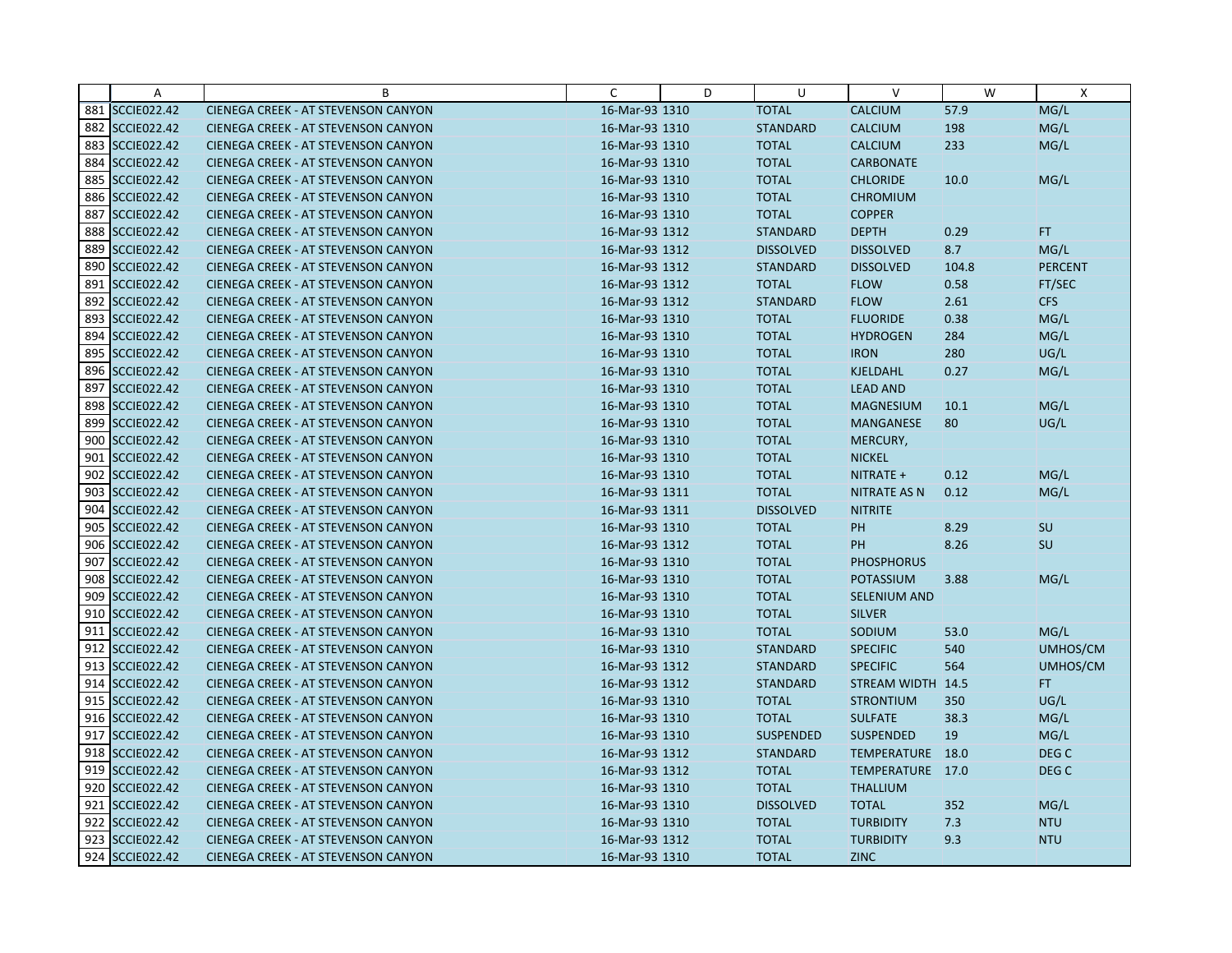| | A | B | C | D | U | V | W | X |
|---|---|---|---|---|---|---|---|---|
| 881 | SCCIE022.42 | CIENEGA CREEK - AT STEVENSON CANYON | 16-Mar-93 | 1310 | TOTAL | CALCIUM | 57.9 | MG/L |
| 882 | SCCIE022.42 | CIENEGA CREEK - AT STEVENSON CANYON | 16-Mar-93 | 1310 | STANDARD | CALCIUM | 198 | MG/L |
| 883 | SCCIE022.42 | CIENEGA CREEK - AT STEVENSON CANYON | 16-Mar-93 | 1310 | TOTAL | CALCIUM | 233 | MG/L |
| 884 | SCCIE022.42 | CIENEGA CREEK - AT STEVENSON CANYON | 16-Mar-93 | 1310 | TOTAL | CARBONATE | | |
| 885 | SCCIE022.42 | CIENEGA CREEK - AT STEVENSON CANYON | 16-Mar-93 | 1310 | TOTAL | CHLORIDE | 10.0 | MG/L |
| 886 | SCCIE022.42 | CIENEGA CREEK - AT STEVENSON CANYON | 16-Mar-93 | 1310 | TOTAL | CHROMIUM | | |
| 887 | SCCIE022.42 | CIENEGA CREEK - AT STEVENSON CANYON | 16-Mar-93 | 1310 | TOTAL | COPPER | | |
| 888 | SCCIE022.42 | CIENEGA CREEK - AT STEVENSON CANYON | 16-Mar-93 | 1312 | STANDARD | DEPTH | 0.29 | FT |
| 889 | SCCIE022.42 | CIENEGA CREEK - AT STEVENSON CANYON | 16-Mar-93 | 1312 | DISSOLVED | DISSOLVED | 8.7 | MG/L |
| 890 | SCCIE022.42 | CIENEGA CREEK - AT STEVENSON CANYON | 16-Mar-93 | 1312 | STANDARD | DISSOLVED | 104.8 | PERCENT |
| 891 | SCCIE022.42 | CIENEGA CREEK - AT STEVENSON CANYON | 16-Mar-93 | 1312 | TOTAL | FLOW | 0.58 | FT/SEC |
| 892 | SCCIE022.42 | CIENEGA CREEK - AT STEVENSON CANYON | 16-Mar-93 | 1312 | STANDARD | FLOW | 2.61 | CFS |
| 893 | SCCIE022.42 | CIENEGA CREEK - AT STEVENSON CANYON | 16-Mar-93 | 1310 | TOTAL | FLUORIDE | 0.38 | MG/L |
| 894 | SCCIE022.42 | CIENEGA CREEK - AT STEVENSON CANYON | 16-Mar-93 | 1310 | TOTAL | HYDROGEN | 284 | MG/L |
| 895 | SCCIE022.42 | CIENEGA CREEK - AT STEVENSON CANYON | 16-Mar-93 | 1310 | TOTAL | IRON | 280 | UG/L |
| 896 | SCCIE022.42 | CIENEGA CREEK - AT STEVENSON CANYON | 16-Mar-93 | 1310 | TOTAL | KJELDAHL | 0.27 | MG/L |
| 897 | SCCIE022.42 | CIENEGA CREEK - AT STEVENSON CANYON | 16-Mar-93 | 1310 | TOTAL | LEAD AND | | |
| 898 | SCCIE022.42 | CIENEGA CREEK - AT STEVENSON CANYON | 16-Mar-93 | 1310 | TOTAL | MAGNESIUM | 10.1 | MG/L |
| 899 | SCCIE022.42 | CIENEGA CREEK - AT STEVENSON CANYON | 16-Mar-93 | 1310 | TOTAL | MANGANESE | 80 | UG/L |
| 900 | SCCIE022.42 | CIENEGA CREEK - AT STEVENSON CANYON | 16-Mar-93 | 1310 | TOTAL | MERCURY, | | |
| 901 | SCCIE022.42 | CIENEGA CREEK - AT STEVENSON CANYON | 16-Mar-93 | 1310 | TOTAL | NICKEL | | |
| 902 | SCCIE022.42 | CIENEGA CREEK - AT STEVENSON CANYON | 16-Mar-93 | 1310 | TOTAL | NITRATE + | 0.12 | MG/L |
| 903 | SCCIE022.42 | CIENEGA CREEK - AT STEVENSON CANYON | 16-Mar-93 | 1311 | TOTAL | NITRATE AS N | 0.12 | MG/L |
| 904 | SCCIE022.42 | CIENEGA CREEK - AT STEVENSON CANYON | 16-Mar-93 | 1311 | DISSOLVED | NITRITE | | |
| 905 | SCCIE022.42 | CIENEGA CREEK - AT STEVENSON CANYON | 16-Mar-93 | 1310 | TOTAL | PH | 8.29 | SU |
| 906 | SCCIE022.42 | CIENEGA CREEK - AT STEVENSON CANYON | 16-Mar-93 | 1312 | TOTAL | PH | 8.26 | SU |
| 907 | SCCIE022.42 | CIENEGA CREEK - AT STEVENSON CANYON | 16-Mar-93 | 1310 | TOTAL | PHOSPHORUS | | |
| 908 | SCCIE022.42 | CIENEGA CREEK - AT STEVENSON CANYON | 16-Mar-93 | 1310 | TOTAL | POTASSIUM | 3.88 | MG/L |
| 909 | SCCIE022.42 | CIENEGA CREEK - AT STEVENSON CANYON | 16-Mar-93 | 1310 | TOTAL | SELENIUM AND | | |
| 910 | SCCIE022.42 | CIENEGA CREEK - AT STEVENSON CANYON | 16-Mar-93 | 1310 | TOTAL | SILVER | | |
| 911 | SCCIE022.42 | CIENEGA CREEK - AT STEVENSON CANYON | 16-Mar-93 | 1310 | TOTAL | SODIUM | 53.0 | MG/L |
| 912 | SCCIE022.42 | CIENEGA CREEK - AT STEVENSON CANYON | 16-Mar-93 | 1310 | STANDARD | SPECIFIC | 540 | UMHOS/CM |
| 913 | SCCIE022.42 | CIENEGA CREEK - AT STEVENSON CANYON | 16-Mar-93 | 1312 | STANDARD | SPECIFIC | 564 | UMHOS/CM |
| 914 | SCCIE022.42 | CIENEGA CREEK - AT STEVENSON CANYON | 16-Mar-93 | 1312 | STANDARD | STREAM WIDTH | 14.5 | FT |
| 915 | SCCIE022.42 | CIENEGA CREEK - AT STEVENSON CANYON | 16-Mar-93 | 1310 | TOTAL | STRONTIUM | 350 | UG/L |
| 916 | SCCIE022.42 | CIENEGA CREEK - AT STEVENSON CANYON | 16-Mar-93 | 1310 | TOTAL | SULFATE | 38.3 | MG/L |
| 917 | SCCIE022.42 | CIENEGA CREEK - AT STEVENSON CANYON | 16-Mar-93 | 1310 | SUSPENDED | SUSPENDED | 19 | MG/L |
| 918 | SCCIE022.42 | CIENEGA CREEK - AT STEVENSON CANYON | 16-Mar-93 | 1312 | STANDARD | TEMPERATURE | 18.0 | DEG C |
| 919 | SCCIE022.42 | CIENEGA CREEK - AT STEVENSON CANYON | 16-Mar-93 | 1312 | TOTAL | TEMPERATURE | 17.0 | DEG C |
| 920 | SCCIE022.42 | CIENEGA CREEK - AT STEVENSON CANYON | 16-Mar-93 | 1310 | TOTAL | THALLIUM | | |
| 921 | SCCIE022.42 | CIENEGA CREEK - AT STEVENSON CANYON | 16-Mar-93 | 1310 | DISSOLVED | TOTAL | 352 | MG/L |
| 922 | SCCIE022.42 | CIENEGA CREEK - AT STEVENSON CANYON | 16-Mar-93 | 1310 | TOTAL | TURBIDITY | 7.3 | NTU |
| 923 | SCCIE022.42 | CIENEGA CREEK - AT STEVENSON CANYON | 16-Mar-93 | 1312 | TOTAL | TURBIDITY | 9.3 | NTU |
| 924 | SCCIE022.42 | CIENEGA CREEK - AT STEVENSON CANYON | 16-Mar-93 | 1310 | TOTAL | ZINC | | |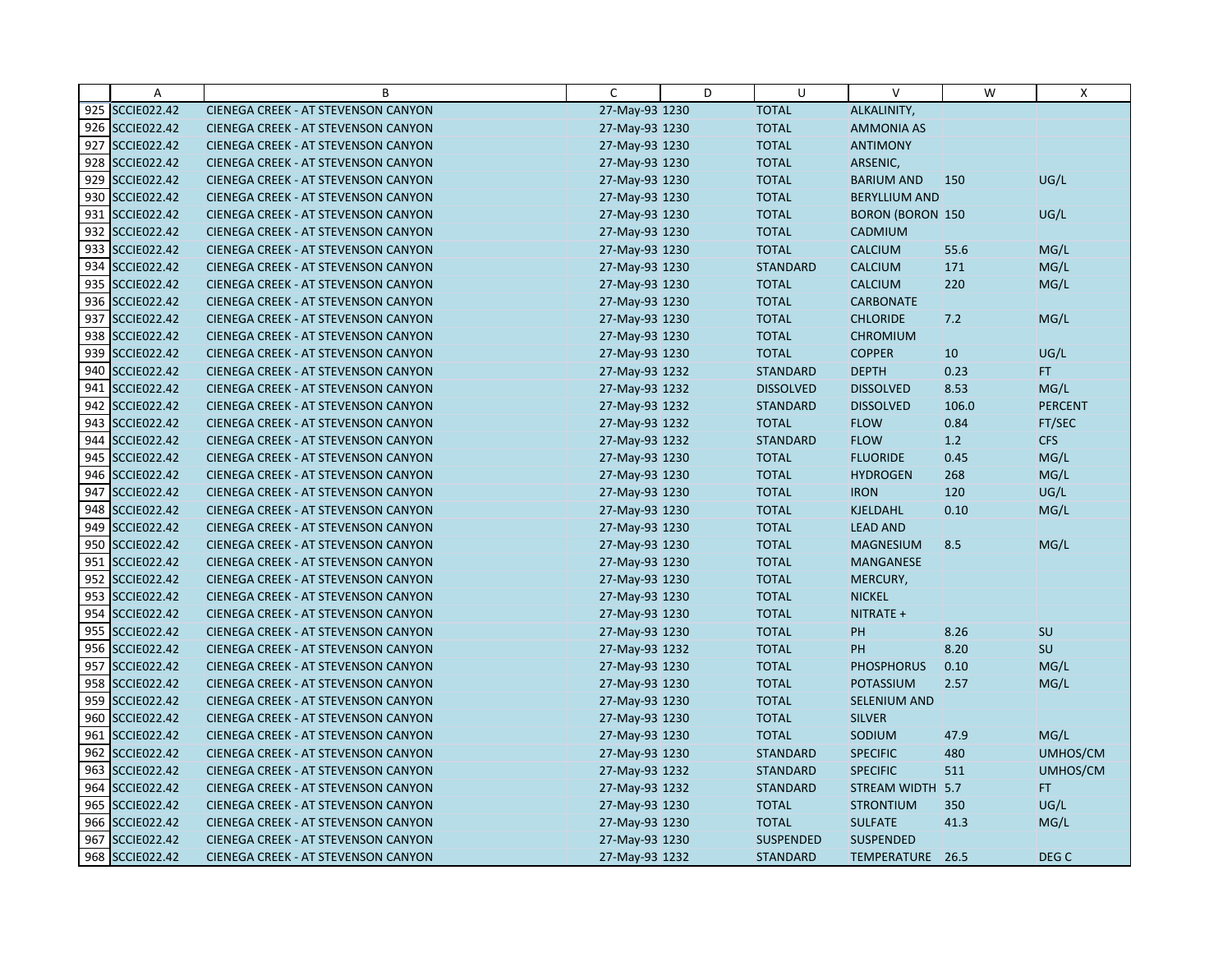| | A | B | C | D | U | V | W | X |
|---|---|---|---|---|---|---|---|---|
| 925 | SCCIE022.42 | CIENEGA CREEK - AT STEVENSON CANYON | 27-May-93 | 1230 | TOTAL | ALKALINITY, | | |
| 926 | SCCIE022.42 | CIENEGA CREEK - AT STEVENSON CANYON | 27-May-93 | 1230 | TOTAL | AMMONIA AS | | |
| 927 | SCCIE022.42 | CIENEGA CREEK - AT STEVENSON CANYON | 27-May-93 | 1230 | TOTAL | ANTIMONY | | |
| 928 | SCCIE022.42 | CIENEGA CREEK - AT STEVENSON CANYON | 27-May-93 | 1230 | TOTAL | ARSENIC, | | |
| 929 | SCCIE022.42 | CIENEGA CREEK - AT STEVENSON CANYON | 27-May-93 | 1230 | TOTAL | BARIUM AND | 150 | UG/L |
| 930 | SCCIE022.42 | CIENEGA CREEK - AT STEVENSON CANYON | 27-May-93 | 1230 | TOTAL | BERYLLIUM AND | | |
| 931 | SCCIE022.42 | CIENEGA CREEK - AT STEVENSON CANYON | 27-May-93 | 1230 | TOTAL | BORON (BORON | 150 | UG/L |
| 932 | SCCIE022.42 | CIENEGA CREEK - AT STEVENSON CANYON | 27-May-93 | 1230 | TOTAL | CADMIUM | | |
| 933 | SCCIE022.42 | CIENEGA CREEK - AT STEVENSON CANYON | 27-May-93 | 1230 | TOTAL | CALCIUM | 55.6 | MG/L |
| 934 | SCCIE022.42 | CIENEGA CREEK - AT STEVENSON CANYON | 27-May-93 | 1230 | STANDARD | CALCIUM | 171 | MG/L |
| 935 | SCCIE022.42 | CIENEGA CREEK - AT STEVENSON CANYON | 27-May-93 | 1230 | TOTAL | CALCIUM | 220 | MG/L |
| 936 | SCCIE022.42 | CIENEGA CREEK - AT STEVENSON CANYON | 27-May-93 | 1230 | TOTAL | CARBONATE | | |
| 937 | SCCIE022.42 | CIENEGA CREEK - AT STEVENSON CANYON | 27-May-93 | 1230 | TOTAL | CHLORIDE | 7.2 | MG/L |
| 938 | SCCIE022.42 | CIENEGA CREEK - AT STEVENSON CANYON | 27-May-93 | 1230 | TOTAL | CHROMIUM | | |
| 939 | SCCIE022.42 | CIENEGA CREEK - AT STEVENSON CANYON | 27-May-93 | 1230 | TOTAL | COPPER | 10 | UG/L |
| 940 | SCCIE022.42 | CIENEGA CREEK - AT STEVENSON CANYON | 27-May-93 | 1232 | STANDARD | DEPTH | 0.23 | FT |
| 941 | SCCIE022.42 | CIENEGA CREEK - AT STEVENSON CANYON | 27-May-93 | 1232 | DISSOLVED | DISSOLVED | 8.53 | MG/L |
| 942 | SCCIE022.42 | CIENEGA CREEK - AT STEVENSON CANYON | 27-May-93 | 1232 | STANDARD | DISSOLVED | 106.0 | PERCENT |
| 943 | SCCIE022.42 | CIENEGA CREEK - AT STEVENSON CANYON | 27-May-93 | 1232 | TOTAL | FLOW | 0.84 | FT/SEC |
| 944 | SCCIE022.42 | CIENEGA CREEK - AT STEVENSON CANYON | 27-May-93 | 1232 | STANDARD | FLOW | 1.2 | CFS |
| 945 | SCCIE022.42 | CIENEGA CREEK - AT STEVENSON CANYON | 27-May-93 | 1230 | TOTAL | FLUORIDE | 0.45 | MG/L |
| 946 | SCCIE022.42 | CIENEGA CREEK - AT STEVENSON CANYON | 27-May-93 | 1230 | TOTAL | HYDROGEN | 268 | MG/L |
| 947 | SCCIE022.42 | CIENEGA CREEK - AT STEVENSON CANYON | 27-May-93 | 1230 | TOTAL | IRON | 120 | UG/L |
| 948 | SCCIE022.42 | CIENEGA CREEK - AT STEVENSON CANYON | 27-May-93 | 1230 | TOTAL | KJELDAHL | 0.10 | MG/L |
| 949 | SCCIE022.42 | CIENEGA CREEK - AT STEVENSON CANYON | 27-May-93 | 1230 | TOTAL | LEAD AND | | |
| 950 | SCCIE022.42 | CIENEGA CREEK - AT STEVENSON CANYON | 27-May-93 | 1230 | TOTAL | MAGNESIUM | 8.5 | MG/L |
| 951 | SCCIE022.42 | CIENEGA CREEK - AT STEVENSON CANYON | 27-May-93 | 1230 | TOTAL | MANGANESE | | |
| 952 | SCCIE022.42 | CIENEGA CREEK - AT STEVENSON CANYON | 27-May-93 | 1230 | TOTAL | MERCURY, | | |
| 953 | SCCIE022.42 | CIENEGA CREEK - AT STEVENSON CANYON | 27-May-93 | 1230 | TOTAL | NICKEL | | |
| 954 | SCCIE022.42 | CIENEGA CREEK - AT STEVENSON CANYON | 27-May-93 | 1230 | TOTAL | NITRATE + | | |
| 955 | SCCIE022.42 | CIENEGA CREEK - AT STEVENSON CANYON | 27-May-93 | 1230 | TOTAL | PH | 8.26 | SU |
| 956 | SCCIE022.42 | CIENEGA CREEK - AT STEVENSON CANYON | 27-May-93 | 1232 | TOTAL | PH | 8.20 | SU |
| 957 | SCCIE022.42 | CIENEGA CREEK - AT STEVENSON CANYON | 27-May-93 | 1230 | TOTAL | PHOSPHORUS | 0.10 | MG/L |
| 958 | SCCIE022.42 | CIENEGA CREEK - AT STEVENSON CANYON | 27-May-93 | 1230 | TOTAL | POTASSIUM | 2.57 | MG/L |
| 959 | SCCIE022.42 | CIENEGA CREEK - AT STEVENSON CANYON | 27-May-93 | 1230 | TOTAL | SELENIUM AND | | |
| 960 | SCCIE022.42 | CIENEGA CREEK - AT STEVENSON CANYON | 27-May-93 | 1230 | TOTAL | SILVER | | |
| 961 | SCCIE022.42 | CIENEGA CREEK - AT STEVENSON CANYON | 27-May-93 | 1230 | TOTAL | SODIUM | 47.9 | MG/L |
| 962 | SCCIE022.42 | CIENEGA CREEK - AT STEVENSON CANYON | 27-May-93 | 1230 | STANDARD | SPECIFIC | 480 | UMHOS/CM |
| 963 | SCCIE022.42 | CIENEGA CREEK - AT STEVENSON CANYON | 27-May-93 | 1232 | STANDARD | SPECIFIC | 511 | UMHOS/CM |
| 964 | SCCIE022.42 | CIENEGA CREEK - AT STEVENSON CANYON | 27-May-93 | 1232 | STANDARD | STREAM WIDTH | 5.7 | FT |
| 965 | SCCIE022.42 | CIENEGA CREEK - AT STEVENSON CANYON | 27-May-93 | 1230 | TOTAL | STRONTIUM | 350 | UG/L |
| 966 | SCCIE022.42 | CIENEGA CREEK - AT STEVENSON CANYON | 27-May-93 | 1230 | TOTAL | SULFATE | 41.3 | MG/L |
| 967 | SCCIE022.42 | CIENEGA CREEK - AT STEVENSON CANYON | 27-May-93 | 1230 | SUSPENDED | SUSPENDED | | |
| 968 | SCCIE022.42 | CIENEGA CREEK - AT STEVENSON CANYON | 27-May-93 | 1232 | STANDARD | TEMPERATURE | 26.5 | DEG C |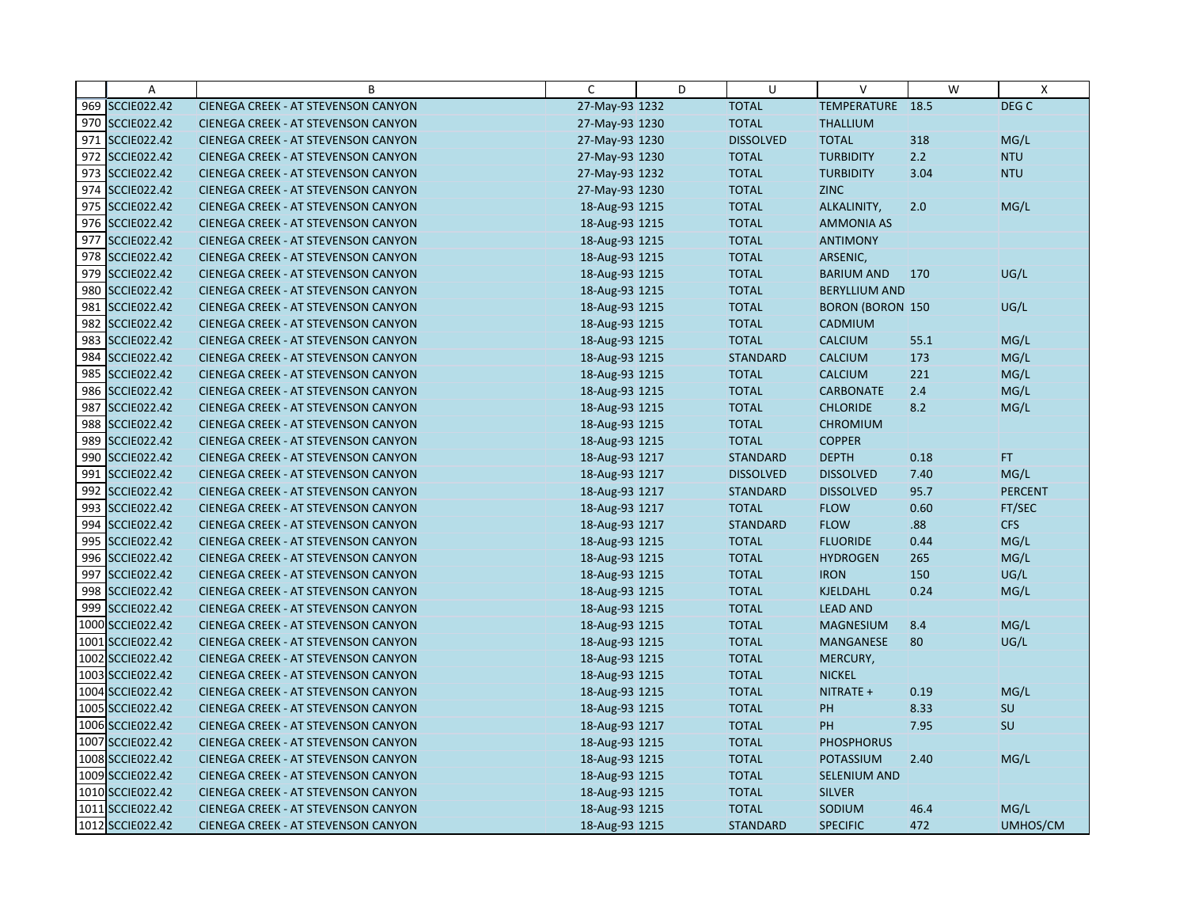|  | A | B | C | D | U | V | W | X |
|---|---|---|---|---|---|---|---|---|
| 969 | SCCIE022.42 | CIENEGA CREEK - AT STEVENSON CANYON | 27-May-93 | 1232 | TOTAL | TEMPERATURE | 18.5 | DEG C |
| 970 | SCCIE022.42 | CIENEGA CREEK - AT STEVENSON CANYON | 27-May-93 | 1230 | TOTAL | THALLIUM |  |  |
| 971 | SCCIE022.42 | CIENEGA CREEK - AT STEVENSON CANYON | 27-May-93 | 1230 | DISSOLVED | TOTAL | 318 | MG/L |
| 972 | SCCIE022.42 | CIENEGA CREEK - AT STEVENSON CANYON | 27-May-93 | 1230 | TOTAL | TURBIDITY | 2.2 | NTU |
| 973 | SCCIE022.42 | CIENEGA CREEK - AT STEVENSON CANYON | 27-May-93 | 1232 | TOTAL | TURBIDITY | 3.04 | NTU |
| 974 | SCCIE022.42 | CIENEGA CREEK - AT STEVENSON CANYON | 27-May-93 | 1230 | TOTAL | ZINC |  |  |
| 975 | SCCIE022.42 | CIENEGA CREEK - AT STEVENSON CANYON | 18-Aug-93 | 1215 | TOTAL | ALKALINITY, | 2.0 | MG/L |
| 976 | SCCIE022.42 | CIENEGA CREEK - AT STEVENSON CANYON | 18-Aug-93 | 1215 | TOTAL | AMMONIA AS |  |  |
| 977 | SCCIE022.42 | CIENEGA CREEK - AT STEVENSON CANYON | 18-Aug-93 | 1215 | TOTAL | ANTIMONY |  |  |
| 978 | SCCIE022.42 | CIENEGA CREEK - AT STEVENSON CANYON | 18-Aug-93 | 1215 | TOTAL | ARSENIC, |  |  |
| 979 | SCCIE022.42 | CIENEGA CREEK - AT STEVENSON CANYON | 18-Aug-93 | 1215 | TOTAL | BARIUM AND | 170 | UG/L |
| 980 | SCCIE022.42 | CIENEGA CREEK - AT STEVENSON CANYON | 18-Aug-93 | 1215 | TOTAL | BERYLLIUM AND |  |  |
| 981 | SCCIE022.42 | CIENEGA CREEK - AT STEVENSON CANYON | 18-Aug-93 | 1215 | TOTAL | BORON (BORON | 150 | UG/L |
| 982 | SCCIE022.42 | CIENEGA CREEK - AT STEVENSON CANYON | 18-Aug-93 | 1215 | TOTAL | CADMIUM |  |  |
| 983 | SCCIE022.42 | CIENEGA CREEK - AT STEVENSON CANYON | 18-Aug-93 | 1215 | TOTAL | CALCIUM | 55.1 | MG/L |
| 984 | SCCIE022.42 | CIENEGA CREEK - AT STEVENSON CANYON | 18-Aug-93 | 1215 | STANDARD | CALCIUM | 173 | MG/L |
| 985 | SCCIE022.42 | CIENEGA CREEK - AT STEVENSON CANYON | 18-Aug-93 | 1215 | TOTAL | CALCIUM | 221 | MG/L |
| 986 | SCCIE022.42 | CIENEGA CREEK - AT STEVENSON CANYON | 18-Aug-93 | 1215 | TOTAL | CARBONATE | 2.4 | MG/L |
| 987 | SCCIE022.42 | CIENEGA CREEK - AT STEVENSON CANYON | 18-Aug-93 | 1215 | TOTAL | CHLORIDE | 8.2 | MG/L |
| 988 | SCCIE022.42 | CIENEGA CREEK - AT STEVENSON CANYON | 18-Aug-93 | 1215 | TOTAL | CHROMIUM |  |  |
| 989 | SCCIE022.42 | CIENEGA CREEK - AT STEVENSON CANYON | 18-Aug-93 | 1215 | TOTAL | COPPER |  |  |
| 990 | SCCIE022.42 | CIENEGA CREEK - AT STEVENSON CANYON | 18-Aug-93 | 1217 | STANDARD | DEPTH | 0.18 | FT |
| 991 | SCCIE022.42 | CIENEGA CREEK - AT STEVENSON CANYON | 18-Aug-93 | 1217 | DISSOLVED | DISSOLVED | 7.40 | MG/L |
| 992 | SCCIE022.42 | CIENEGA CREEK - AT STEVENSON CANYON | 18-Aug-93 | 1217 | STANDARD | DISSOLVED | 95.7 | PERCENT |
| 993 | SCCIE022.42 | CIENEGA CREEK - AT STEVENSON CANYON | 18-Aug-93 | 1217 | TOTAL | FLOW | 0.60 | FT/SEC |
| 994 | SCCIE022.42 | CIENEGA CREEK - AT STEVENSON CANYON | 18-Aug-93 | 1217 | STANDARD | FLOW | .88 | CFS |
| 995 | SCCIE022.42 | CIENEGA CREEK - AT STEVENSON CANYON | 18-Aug-93 | 1215 | TOTAL | FLUORIDE | 0.44 | MG/L |
| 996 | SCCIE022.42 | CIENEGA CREEK - AT STEVENSON CANYON | 18-Aug-93 | 1215 | TOTAL | HYDROGEN | 265 | MG/L |
| 997 | SCCIE022.42 | CIENEGA CREEK - AT STEVENSON CANYON | 18-Aug-93 | 1215 | TOTAL | IRON | 150 | UG/L |
| 998 | SCCIE022.42 | CIENEGA CREEK - AT STEVENSON CANYON | 18-Aug-93 | 1215 | TOTAL | KJELDAHL | 0.24 | MG/L |
| 999 | SCCIE022.42 | CIENEGA CREEK - AT STEVENSON CANYON | 18-Aug-93 | 1215 | TOTAL | LEAD AND |  |  |
| 1000 | SCCIE022.42 | CIENEGA CREEK - AT STEVENSON CANYON | 18-Aug-93 | 1215 | TOTAL | MAGNESIUM | 8.4 | MG/L |
| 1001 | SCCIE022.42 | CIENEGA CREEK - AT STEVENSON CANYON | 18-Aug-93 | 1215 | TOTAL | MANGANESE | 80 | UG/L |
| 1002 | SCCIE022.42 | CIENEGA CREEK - AT STEVENSON CANYON | 18-Aug-93 | 1215 | TOTAL | MERCURY, |  |  |
| 1003 | SCCIE022.42 | CIENEGA CREEK - AT STEVENSON CANYON | 18-Aug-93 | 1215 | TOTAL | NICKEL |  |  |
| 1004 | SCCIE022.42 | CIENEGA CREEK - AT STEVENSON CANYON | 18-Aug-93 | 1215 | TOTAL | NITRATE + | 0.19 | MG/L |
| 1005 | SCCIE022.42 | CIENEGA CREEK - AT STEVENSON CANYON | 18-Aug-93 | 1215 | TOTAL | PH | 8.33 | SU |
| 1006 | SCCIE022.42 | CIENEGA CREEK - AT STEVENSON CANYON | 18-Aug-93 | 1217 | TOTAL | PH | 7.95 | SU |
| 1007 | SCCIE022.42 | CIENEGA CREEK - AT STEVENSON CANYON | 18-Aug-93 | 1215 | TOTAL | PHOSPHORUS |  |  |
| 1008 | SCCIE022.42 | CIENEGA CREEK - AT STEVENSON CANYON | 18-Aug-93 | 1215 | TOTAL | POTASSIUM | 2.40 | MG/L |
| 1009 | SCCIE022.42 | CIENEGA CREEK - AT STEVENSON CANYON | 18-Aug-93 | 1215 | TOTAL | SELENIUM AND |  |  |
| 1010 | SCCIE022.42 | CIENEGA CREEK - AT STEVENSON CANYON | 18-Aug-93 | 1215 | TOTAL | SILVER |  |  |
| 1011 | SCCIE022.42 | CIENEGA CREEK - AT STEVENSON CANYON | 18-Aug-93 | 1215 | TOTAL | SODIUM | 46.4 | MG/L |
| 1012 | SCCIE022.42 | CIENEGA CREEK - AT STEVENSON CANYON | 18-Aug-93 | 1215 | STANDARD | SPECIFIC | 472 | UMHOS/CM |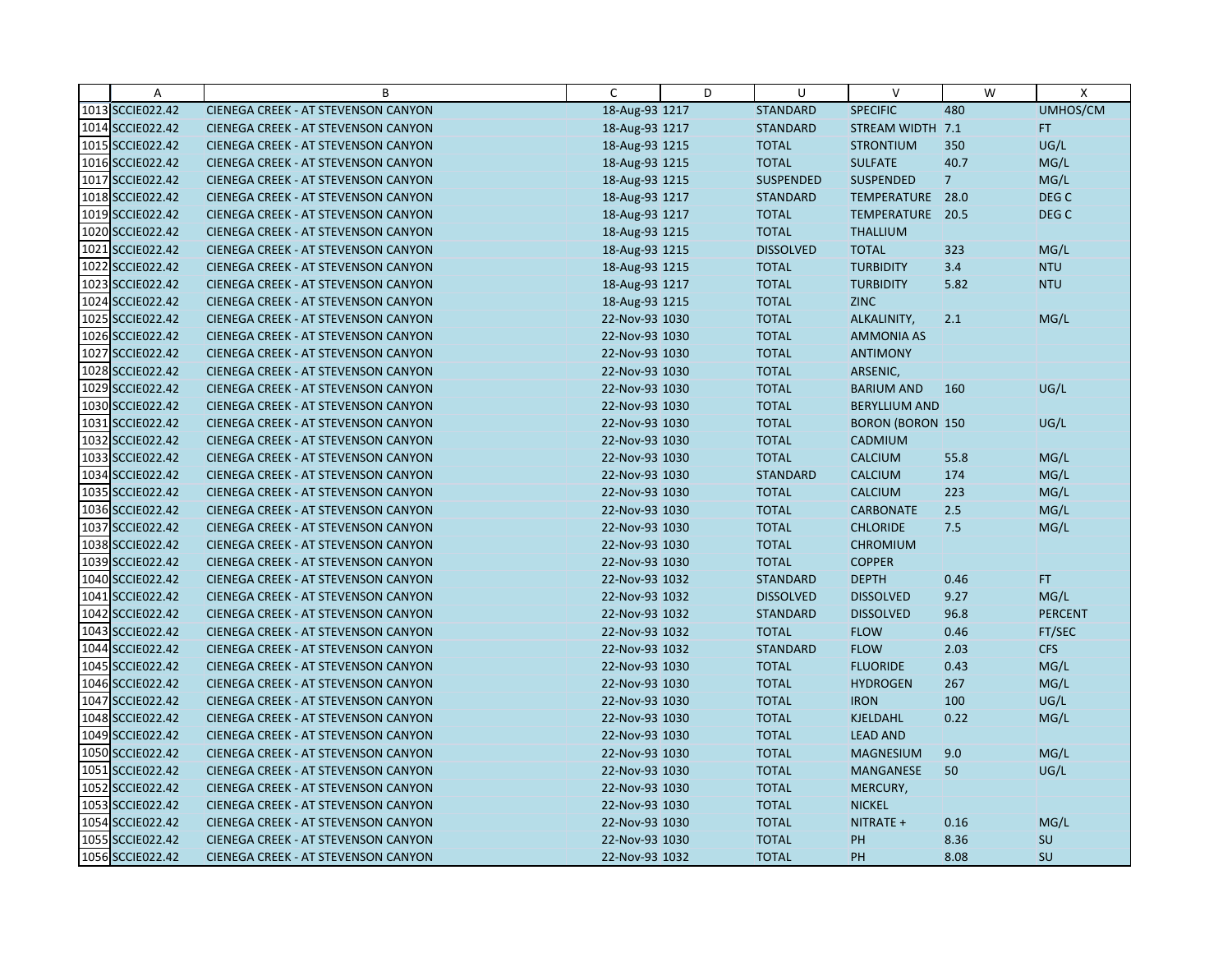| | A | B | C | D | U | V | W | X |
|---|---|---|---|---|---|---|---|---|
| 1013 | SCCIE022.42 | CIENEGA CREEK - AT STEVENSON CANYON | 18-Aug-93 | 1217 | STANDARD | SPECIFIC | 480 | UMHOS/CM |
| 1014 | SCCIE022.42 | CIENEGA CREEK - AT STEVENSON CANYON | 18-Aug-93 | 1217 | STANDARD | STREAM WIDTH | 7.1 | FT |
| 1015 | SCCIE022.42 | CIENEGA CREEK - AT STEVENSON CANYON | 18-Aug-93 | 1215 | TOTAL | STRONTIUM | 350 | UG/L |
| 1016 | SCCIE022.42 | CIENEGA CREEK - AT STEVENSON CANYON | 18-Aug-93 | 1215 | TOTAL | SULFATE | 40.7 | MG/L |
| 1017 | SCCIE022.42 | CIENEGA CREEK - AT STEVENSON CANYON | 18-Aug-93 | 1215 | SUSPENDED | SUSPENDED | 7 | MG/L |
| 1018 | SCCIE022.42 | CIENEGA CREEK - AT STEVENSON CANYON | 18-Aug-93 | 1217 | STANDARD | TEMPERATURE | 28.0 | DEG C |
| 1019 | SCCIE022.42 | CIENEGA CREEK - AT STEVENSON CANYON | 18-Aug-93 | 1217 | TOTAL | TEMPERATURE | 20.5 | DEG C |
| 1020 | SCCIE022.42 | CIENEGA CREEK - AT STEVENSON CANYON | 18-Aug-93 | 1215 | TOTAL | THALLIUM | | |
| 1021 | SCCIE022.42 | CIENEGA CREEK - AT STEVENSON CANYON | 18-Aug-93 | 1215 | DISSOLVED | TOTAL | 323 | MG/L |
| 1022 | SCCIE022.42 | CIENEGA CREEK - AT STEVENSON CANYON | 18-Aug-93 | 1215 | TOTAL | TURBIDITY | 3.4 | NTU |
| 1023 | SCCIE022.42 | CIENEGA CREEK - AT STEVENSON CANYON | 18-Aug-93 | 1217 | TOTAL | TURBIDITY | 5.82 | NTU |
| 1024 | SCCIE022.42 | CIENEGA CREEK - AT STEVENSON CANYON | 18-Aug-93 | 1215 | TOTAL | ZINC | | |
| 1025 | SCCIE022.42 | CIENEGA CREEK - AT STEVENSON CANYON | 22-Nov-93 | 1030 | TOTAL | ALKALINITY, | 2.1 | MG/L |
| 1026 | SCCIE022.42 | CIENEGA CREEK - AT STEVENSON CANYON | 22-Nov-93 | 1030 | TOTAL | AMMONIA AS | | |
| 1027 | SCCIE022.42 | CIENEGA CREEK - AT STEVENSON CANYON | 22-Nov-93 | 1030 | TOTAL | ANTIMONY | | |
| 1028 | SCCIE022.42 | CIENEGA CREEK - AT STEVENSON CANYON | 22-Nov-93 | 1030 | TOTAL | ARSENIC, | | |
| 1029 | SCCIE022.42 | CIENEGA CREEK - AT STEVENSON CANYON | 22-Nov-93 | 1030 | TOTAL | BARIUM AND | 160 | UG/L |
| 1030 | SCCIE022.42 | CIENEGA CREEK - AT STEVENSON CANYON | 22-Nov-93 | 1030 | TOTAL | BERYLLIUM AND | | |
| 1031 | SCCIE022.42 | CIENEGA CREEK - AT STEVENSON CANYON | 22-Nov-93 | 1030 | TOTAL | BORON (BORON | 150 | UG/L |
| 1032 | SCCIE022.42 | CIENEGA CREEK - AT STEVENSON CANYON | 22-Nov-93 | 1030 | TOTAL | CADMIUM | | |
| 1033 | SCCIE022.42 | CIENEGA CREEK - AT STEVENSON CANYON | 22-Nov-93 | 1030 | TOTAL | CALCIUM | 55.8 | MG/L |
| 1034 | SCCIE022.42 | CIENEGA CREEK - AT STEVENSON CANYON | 22-Nov-93 | 1030 | STANDARD | CALCIUM | 174 | MG/L |
| 1035 | SCCIE022.42 | CIENEGA CREEK - AT STEVENSON CANYON | 22-Nov-93 | 1030 | TOTAL | CALCIUM | 223 | MG/L |
| 1036 | SCCIE022.42 | CIENEGA CREEK - AT STEVENSON CANYON | 22-Nov-93 | 1030 | TOTAL | CARBONATE | 2.5 | MG/L |
| 1037 | SCCIE022.42 | CIENEGA CREEK - AT STEVENSON CANYON | 22-Nov-93 | 1030 | TOTAL | CHLORIDE | 7.5 | MG/L |
| 1038 | SCCIE022.42 | CIENEGA CREEK - AT STEVENSON CANYON | 22-Nov-93 | 1030 | TOTAL | CHROMIUM | | |
| 1039 | SCCIE022.42 | CIENEGA CREEK - AT STEVENSON CANYON | 22-Nov-93 | 1030 | TOTAL | COPPER | | |
| 1040 | SCCIE022.42 | CIENEGA CREEK - AT STEVENSON CANYON | 22-Nov-93 | 1032 | STANDARD | DEPTH | 0.46 | FT |
| 1041 | SCCIE022.42 | CIENEGA CREEK - AT STEVENSON CANYON | 22-Nov-93 | 1032 | DISSOLVED | DISSOLVED | 9.27 | MG/L |
| 1042 | SCCIE022.42 | CIENEGA CREEK - AT STEVENSON CANYON | 22-Nov-93 | 1032 | STANDARD | DISSOLVED | 96.8 | PERCENT |
| 1043 | SCCIE022.42 | CIENEGA CREEK - AT STEVENSON CANYON | 22-Nov-93 | 1032 | TOTAL | FLOW | 0.46 | FT/SEC |
| 1044 | SCCIE022.42 | CIENEGA CREEK - AT STEVENSON CANYON | 22-Nov-93 | 1032 | STANDARD | FLOW | 2.03 | CFS |
| 1045 | SCCIE022.42 | CIENEGA CREEK - AT STEVENSON CANYON | 22-Nov-93 | 1030 | TOTAL | FLUORIDE | 0.43 | MG/L |
| 1046 | SCCIE022.42 | CIENEGA CREEK - AT STEVENSON CANYON | 22-Nov-93 | 1030 | TOTAL | HYDROGEN | 267 | MG/L |
| 1047 | SCCIE022.42 | CIENEGA CREEK - AT STEVENSON CANYON | 22-Nov-93 | 1030 | TOTAL | IRON | 100 | UG/L |
| 1048 | SCCIE022.42 | CIENEGA CREEK - AT STEVENSON CANYON | 22-Nov-93 | 1030 | TOTAL | KJELDAHL | 0.22 | MG/L |
| 1049 | SCCIE022.42 | CIENEGA CREEK - AT STEVENSON CANYON | 22-Nov-93 | 1030 | TOTAL | LEAD AND | | |
| 1050 | SCCIE022.42 | CIENEGA CREEK - AT STEVENSON CANYON | 22-Nov-93 | 1030 | TOTAL | MAGNESIUM | 9.0 | MG/L |
| 1051 | SCCIE022.42 | CIENEGA CREEK - AT STEVENSON CANYON | 22-Nov-93 | 1030 | TOTAL | MANGANESE | 50 | UG/L |
| 1052 | SCCIE022.42 | CIENEGA CREEK - AT STEVENSON CANYON | 22-Nov-93 | 1030 | TOTAL | MERCURY, | | |
| 1053 | SCCIE022.42 | CIENEGA CREEK - AT STEVENSON CANYON | 22-Nov-93 | 1030 | TOTAL | NICKEL | | |
| 1054 | SCCIE022.42 | CIENEGA CREEK - AT STEVENSON CANYON | 22-Nov-93 | 1030 | TOTAL | NITRATE + | 0.16 | MG/L |
| 1055 | SCCIE022.42 | CIENEGA CREEK - AT STEVENSON CANYON | 22-Nov-93 | 1030 | TOTAL | PH | 8.36 | SU |
| 1056 | SCCIE022.42 | CIENEGA CREEK - AT STEVENSON CANYON | 22-Nov-93 | 1032 | TOTAL | PH | 8.08 | SU |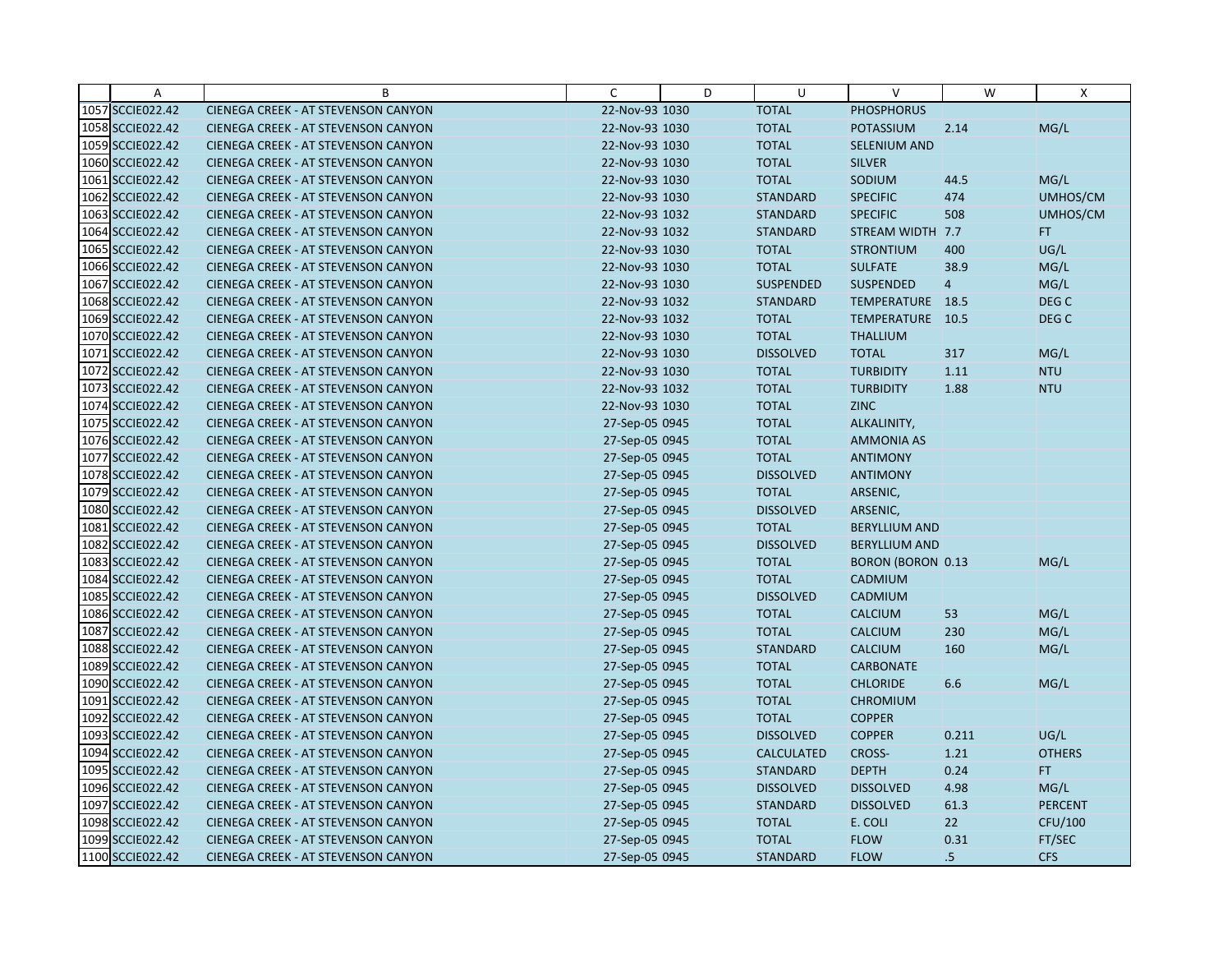| | A | B | C | D | U | V | W | X |
|---|---|---|---|---|---|---|---|---|
| 1057 | SCCIE022.42 | CIENEGA CREEK - AT STEVENSON CANYON | 22-Nov-93 | 1030 | TOTAL | PHOSPHORUS | | |
| 1058 | SCCIE022.42 | CIENEGA CREEK - AT STEVENSON CANYON | 22-Nov-93 | 1030 | TOTAL | POTASSIUM | 2.14 | MG/L |
| 1059 | SCCIE022.42 | CIENEGA CREEK - AT STEVENSON CANYON | 22-Nov-93 | 1030 | TOTAL | SELENIUM AND | | |
| 1060 | SCCIE022.42 | CIENEGA CREEK - AT STEVENSON CANYON | 22-Nov-93 | 1030 | TOTAL | SILVER | | |
| 1061 | SCCIE022.42 | CIENEGA CREEK - AT STEVENSON CANYON | 22-Nov-93 | 1030 | TOTAL | SODIUM | 44.5 | MG/L |
| 1062 | SCCIE022.42 | CIENEGA CREEK - AT STEVENSON CANYON | 22-Nov-93 | 1030 | STANDARD | SPECIFIC | 474 | UMHOS/CM |
| 1063 | SCCIE022.42 | CIENEGA CREEK - AT STEVENSON CANYON | 22-Nov-93 | 1032 | STANDARD | SPECIFIC | 508 | UMHOS/CM |
| 1064 | SCCIE022.42 | CIENEGA CREEK - AT STEVENSON CANYON | 22-Nov-93 | 1032 | STANDARD | STREAM WIDTH | 7.7 | FT |
| 1065 | SCCIE022.42 | CIENEGA CREEK - AT STEVENSON CANYON | 22-Nov-93 | 1030 | TOTAL | STRONTIUM | 400 | UG/L |
| 1066 | SCCIE022.42 | CIENEGA CREEK - AT STEVENSON CANYON | 22-Nov-93 | 1030 | TOTAL | SULFATE | 38.9 | MG/L |
| 1067 | SCCIE022.42 | CIENEGA CREEK - AT STEVENSON CANYON | 22-Nov-93 | 1030 | SUSPENDED | SUSPENDED | 4 | MG/L |
| 1068 | SCCIE022.42 | CIENEGA CREEK - AT STEVENSON CANYON | 22-Nov-93 | 1032 | STANDARD | TEMPERATURE | 18.5 | DEG C |
| 1069 | SCCIE022.42 | CIENEGA CREEK - AT STEVENSON CANYON | 22-Nov-93 | 1032 | TOTAL | TEMPERATURE | 10.5 | DEG C |
| 1070 | SCCIE022.42 | CIENEGA CREEK - AT STEVENSON CANYON | 22-Nov-93 | 1030 | TOTAL | THALLIUM | | |
| 1071 | SCCIE022.42 | CIENEGA CREEK - AT STEVENSON CANYON | 22-Nov-93 | 1030 | DISSOLVED | TOTAL | 317 | MG/L |
| 1072 | SCCIE022.42 | CIENEGA CREEK - AT STEVENSON CANYON | 22-Nov-93 | 1030 | TOTAL | TURBIDITY | 1.11 | NTU |
| 1073 | SCCIE022.42 | CIENEGA CREEK - AT STEVENSON CANYON | 22-Nov-93 | 1032 | TOTAL | TURBIDITY | 1.88 | NTU |
| 1074 | SCCIE022.42 | CIENEGA CREEK - AT STEVENSON CANYON | 22-Nov-93 | 1030 | TOTAL | ZINC | | |
| 1075 | SCCIE022.42 | CIENEGA CREEK - AT STEVENSON CANYON | 27-Sep-05 | 0945 | TOTAL | ALKALINITY, | | |
| 1076 | SCCIE022.42 | CIENEGA CREEK - AT STEVENSON CANYON | 27-Sep-05 | 0945 | TOTAL | AMMONIA AS | | |
| 1077 | SCCIE022.42 | CIENEGA CREEK - AT STEVENSON CANYON | 27-Sep-05 | 0945 | TOTAL | ANTIMONY | | |
| 1078 | SCCIE022.42 | CIENEGA CREEK - AT STEVENSON CANYON | 27-Sep-05 | 0945 | DISSOLVED | ANTIMONY | | |
| 1079 | SCCIE022.42 | CIENEGA CREEK - AT STEVENSON CANYON | 27-Sep-05 | 0945 | TOTAL | ARSENIC, | | |
| 1080 | SCCIE022.42 | CIENEGA CREEK - AT STEVENSON CANYON | 27-Sep-05 | 0945 | DISSOLVED | ARSENIC, | | |
| 1081 | SCCIE022.42 | CIENEGA CREEK - AT STEVENSON CANYON | 27-Sep-05 | 0945 | TOTAL | BERYLLIUM AND | | |
| 1082 | SCCIE022.42 | CIENEGA CREEK - AT STEVENSON CANYON | 27-Sep-05 | 0945 | DISSOLVED | BERYLLIUM AND | | |
| 1083 | SCCIE022.42 | CIENEGA CREEK - AT STEVENSON CANYON | 27-Sep-05 | 0945 | TOTAL | BORON (BORON | 0.13 | MG/L |
| 1084 | SCCIE022.42 | CIENEGA CREEK - AT STEVENSON CANYON | 27-Sep-05 | 0945 | TOTAL | CADMIUM | | |
| 1085 | SCCIE022.42 | CIENEGA CREEK - AT STEVENSON CANYON | 27-Sep-05 | 0945 | DISSOLVED | CADMIUM | | |
| 1086 | SCCIE022.42 | CIENEGA CREEK - AT STEVENSON CANYON | 27-Sep-05 | 0945 | TOTAL | CALCIUM | 53 | MG/L |
| 1087 | SCCIE022.42 | CIENEGA CREEK - AT STEVENSON CANYON | 27-Sep-05 | 0945 | TOTAL | CALCIUM | 230 | MG/L |
| 1088 | SCCIE022.42 | CIENEGA CREEK - AT STEVENSON CANYON | 27-Sep-05 | 0945 | STANDARD | CALCIUM | 160 | MG/L |
| 1089 | SCCIE022.42 | CIENEGA CREEK - AT STEVENSON CANYON | 27-Sep-05 | 0945 | TOTAL | CARBONATE | | |
| 1090 | SCCIE022.42 | CIENEGA CREEK - AT STEVENSON CANYON | 27-Sep-05 | 0945 | TOTAL | CHLORIDE | 6.6 | MG/L |
| 1091 | SCCIE022.42 | CIENEGA CREEK - AT STEVENSON CANYON | 27-Sep-05 | 0945 | TOTAL | CHROMIUM | | |
| 1092 | SCCIE022.42 | CIENEGA CREEK - AT STEVENSON CANYON | 27-Sep-05 | 0945 | TOTAL | COPPER | | |
| 1093 | SCCIE022.42 | CIENEGA CREEK - AT STEVENSON CANYON | 27-Sep-05 | 0945 | DISSOLVED | COPPER | 0.211 | UG/L |
| 1094 | SCCIE022.42 | CIENEGA CREEK - AT STEVENSON CANYON | 27-Sep-05 | 0945 | CALCULATED | CROSS- | 1.21 | OTHERS |
| 1095 | SCCIE022.42 | CIENEGA CREEK - AT STEVENSON CANYON | 27-Sep-05 | 0945 | STANDARD | DEPTH | 0.24 | FT |
| 1096 | SCCIE022.42 | CIENEGA CREEK - AT STEVENSON CANYON | 27-Sep-05 | 0945 | DISSOLVED | DISSOLVED | 4.98 | MG/L |
| 1097 | SCCIE022.42 | CIENEGA CREEK - AT STEVENSON CANYON | 27-Sep-05 | 0945 | STANDARD | DISSOLVED | 61.3 | PERCENT |
| 1098 | SCCIE022.42 | CIENEGA CREEK - AT STEVENSON CANYON | 27-Sep-05 | 0945 | TOTAL | E. COLI | 22 | CFU/100 |
| 1099 | SCCIE022.42 | CIENEGA CREEK - AT STEVENSON CANYON | 27-Sep-05 | 0945 | TOTAL | FLOW | 0.31 | FT/SEC |
| 1100 | SCCIE022.42 | CIENEGA CREEK - AT STEVENSON CANYON | 27-Sep-05 | 0945 | STANDARD | FLOW | .5 | CFS |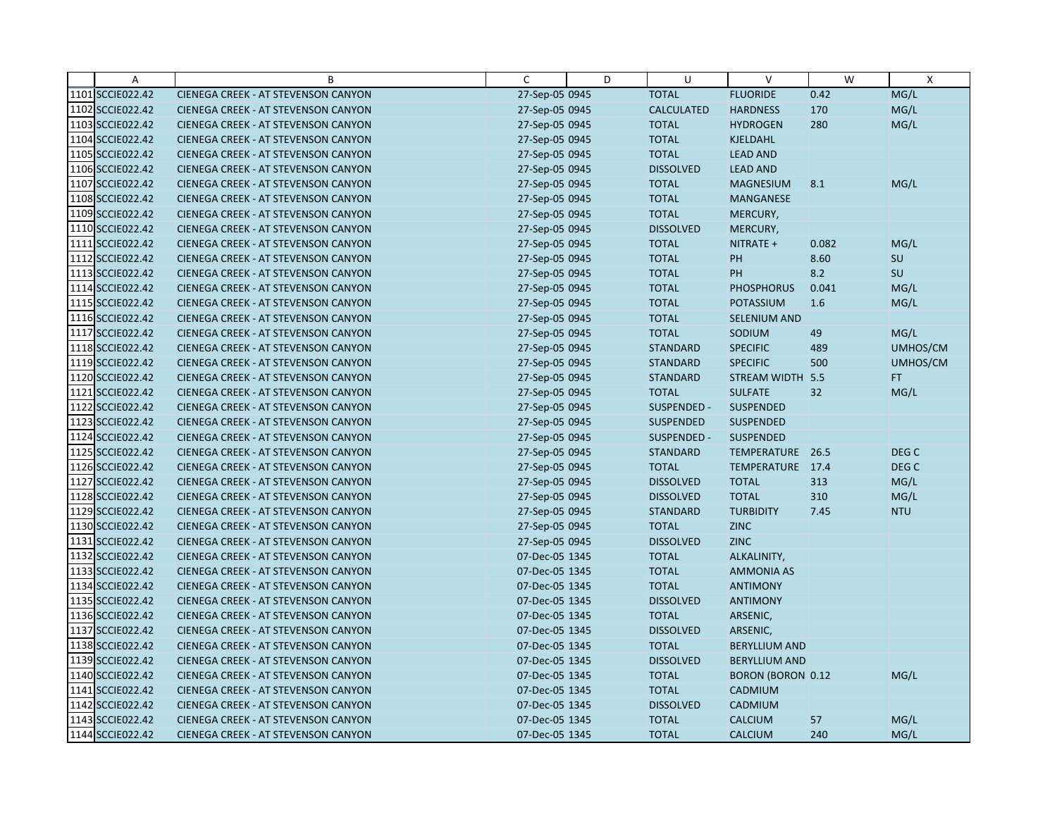| | A | B | C | D | U | V | W | X |
|---|---|---|---|---|---|---|---|---|
| 1101 | SCCIE022.42 | CIENEGA CREEK - AT STEVENSON CANYON | 27-Sep-05 0945 | | TOTAL | FLUORIDE | 0.42 | MG/L |
| 1102 | SCCIE022.42 | CIENEGA CREEK - AT STEVENSON CANYON | 27-Sep-05 0945 | | CALCULATED | HARDNESS | 170 | MG/L |
| 1103 | SCCIE022.42 | CIENEGA CREEK - AT STEVENSON CANYON | 27-Sep-05 0945 | | TOTAL | HYDROGEN | 280 | MG/L |
| 1104 | SCCIE022.42 | CIENEGA CREEK - AT STEVENSON CANYON | 27-Sep-05 0945 | | TOTAL | KJELDAHL | | |
| 1105 | SCCIE022.42 | CIENEGA CREEK - AT STEVENSON CANYON | 27-Sep-05 0945 | | TOTAL | LEAD AND | | |
| 1106 | SCCIE022.42 | CIENEGA CREEK - AT STEVENSON CANYON | 27-Sep-05 0945 | | DISSOLVED | LEAD AND | | |
| 1107 | SCCIE022.42 | CIENEGA CREEK - AT STEVENSON CANYON | 27-Sep-05 0945 | | TOTAL | MAGNESIUM | 8.1 | MG/L |
| 1108 | SCCIE022.42 | CIENEGA CREEK - AT STEVENSON CANYON | 27-Sep-05 0945 | | TOTAL | MANGANESE | | |
| 1109 | SCCIE022.42 | CIENEGA CREEK - AT STEVENSON CANYON | 27-Sep-05 0945 | | TOTAL | MERCURY, | | |
| 1110 | SCCIE022.42 | CIENEGA CREEK - AT STEVENSON CANYON | 27-Sep-05 0945 | | DISSOLVED | MERCURY, | | |
| 1111 | SCCIE022.42 | CIENEGA CREEK - AT STEVENSON CANYON | 27-Sep-05 0945 | | TOTAL | NITRATE + | 0.082 | MG/L |
| 1112 | SCCIE022.42 | CIENEGA CREEK - AT STEVENSON CANYON | 27-Sep-05 0945 | | TOTAL | PH | 8.60 | SU |
| 1113 | SCCIE022.42 | CIENEGA CREEK - AT STEVENSON CANYON | 27-Sep-05 0945 | | TOTAL | PH | 8.2 | SU |
| 1114 | SCCIE022.42 | CIENEGA CREEK - AT STEVENSON CANYON | 27-Sep-05 0945 | | TOTAL | PHOSPHORUS | 0.041 | MG/L |
| 1115 | SCCIE022.42 | CIENEGA CREEK - AT STEVENSON CANYON | 27-Sep-05 0945 | | TOTAL | POTASSIUM | 1.6 | MG/L |
| 1116 | SCCIE022.42 | CIENEGA CREEK - AT STEVENSON CANYON | 27-Sep-05 0945 | | TOTAL | SELENIUM AND | | |
| 1117 | SCCIE022.42 | CIENEGA CREEK - AT STEVENSON CANYON | 27-Sep-05 0945 | | TOTAL | SODIUM | 49 | MG/L |
| 1118 | SCCIE022.42 | CIENEGA CREEK - AT STEVENSON CANYON | 27-Sep-05 0945 | | STANDARD | SPECIFIC | 489 | UMHOS/CM |
| 1119 | SCCIE022.42 | CIENEGA CREEK - AT STEVENSON CANYON | 27-Sep-05 0945 | | STANDARD | SPECIFIC | 500 | UMHOS/CM |
| 1120 | SCCIE022.42 | CIENEGA CREEK - AT STEVENSON CANYON | 27-Sep-05 0945 | | STANDARD | STREAM WIDTH | 5.5 | FT |
| 1121 | SCCIE022.42 | CIENEGA CREEK - AT STEVENSON CANYON | 27-Sep-05 0945 | | TOTAL | SULFATE | 32 | MG/L |
| 1122 | SCCIE022.42 | CIENEGA CREEK - AT STEVENSON CANYON | 27-Sep-05 0945 | | SUSPENDED - | SUSPENDED | | |
| 1123 | SCCIE022.42 | CIENEGA CREEK - AT STEVENSON CANYON | 27-Sep-05 0945 | | SUSPENDED | SUSPENDED | | |
| 1124 | SCCIE022.42 | CIENEGA CREEK - AT STEVENSON CANYON | 27-Sep-05 0945 | | SUSPENDED - | SUSPENDED | | |
| 1125 | SCCIE022.42 | CIENEGA CREEK - AT STEVENSON CANYON | 27-Sep-05 0945 | | STANDARD | TEMPERATURE | 26.5 | DEG C |
| 1126 | SCCIE022.42 | CIENEGA CREEK - AT STEVENSON CANYON | 27-Sep-05 0945 | | TOTAL | TEMPERATURE | 17.4 | DEG C |
| 1127 | SCCIE022.42 | CIENEGA CREEK - AT STEVENSON CANYON | 27-Sep-05 0945 | | DISSOLVED | TOTAL | 313 | MG/L |
| 1128 | SCCIE022.42 | CIENEGA CREEK - AT STEVENSON CANYON | 27-Sep-05 0945 | | DISSOLVED | TOTAL | 310 | MG/L |
| 1129 | SCCIE022.42 | CIENEGA CREEK - AT STEVENSON CANYON | 27-Sep-05 0945 | | STANDARD | TURBIDITY | 7.45 | NTU |
| 1130 | SCCIE022.42 | CIENEGA CREEK - AT STEVENSON CANYON | 27-Sep-05 0945 | | TOTAL | ZINC | | |
| 1131 | SCCIE022.42 | CIENEGA CREEK - AT STEVENSON CANYON | 27-Sep-05 0945 | | DISSOLVED | ZINC | | |
| 1132 | SCCIE022.42 | CIENEGA CREEK - AT STEVENSON CANYON | 07-Dec-05 1345 | | TOTAL | ALKALINITY, | | |
| 1133 | SCCIE022.42 | CIENEGA CREEK - AT STEVENSON CANYON | 07-Dec-05 1345 | | TOTAL | AMMONIA AS | | |
| 1134 | SCCIE022.42 | CIENEGA CREEK - AT STEVENSON CANYON | 07-Dec-05 1345 | | TOTAL | ANTIMONY | | |
| 1135 | SCCIE022.42 | CIENEGA CREEK - AT STEVENSON CANYON | 07-Dec-05 1345 | | DISSOLVED | ANTIMONY | | |
| 1136 | SCCIE022.42 | CIENEGA CREEK - AT STEVENSON CANYON | 07-Dec-05 1345 | | TOTAL | ARSENIC, | | |
| 1137 | SCCIE022.42 | CIENEGA CREEK - AT STEVENSON CANYON | 07-Dec-05 1345 | | DISSOLVED | ARSENIC, | | |
| 1138 | SCCIE022.42 | CIENEGA CREEK - AT STEVENSON CANYON | 07-Dec-05 1345 | | TOTAL | BERYLLIUM AND | | |
| 1139 | SCCIE022.42 | CIENEGA CREEK - AT STEVENSON CANYON | 07-Dec-05 1345 | | DISSOLVED | BERYLLIUM AND | | |
| 1140 | SCCIE022.42 | CIENEGA CREEK - AT STEVENSON CANYON | 07-Dec-05 1345 | | TOTAL | BORON (BORON | 0.12 | MG/L |
| 1141 | SCCIE022.42 | CIENEGA CREEK - AT STEVENSON CANYON | 07-Dec-05 1345 | | TOTAL | CADMIUM | | |
| 1142 | SCCIE022.42 | CIENEGA CREEK - AT STEVENSON CANYON | 07-Dec-05 1345 | | DISSOLVED | CADMIUM | | |
| 1143 | SCCIE022.42 | CIENEGA CREEK - AT STEVENSON CANYON | 07-Dec-05 1345 | | TOTAL | CALCIUM | 57 | MG/L |
| 1144 | SCCIE022.42 | CIENEGA CREEK - AT STEVENSON CANYON | 07-Dec-05 1345 | | TOTAL | CALCIUM | 240 | MG/L |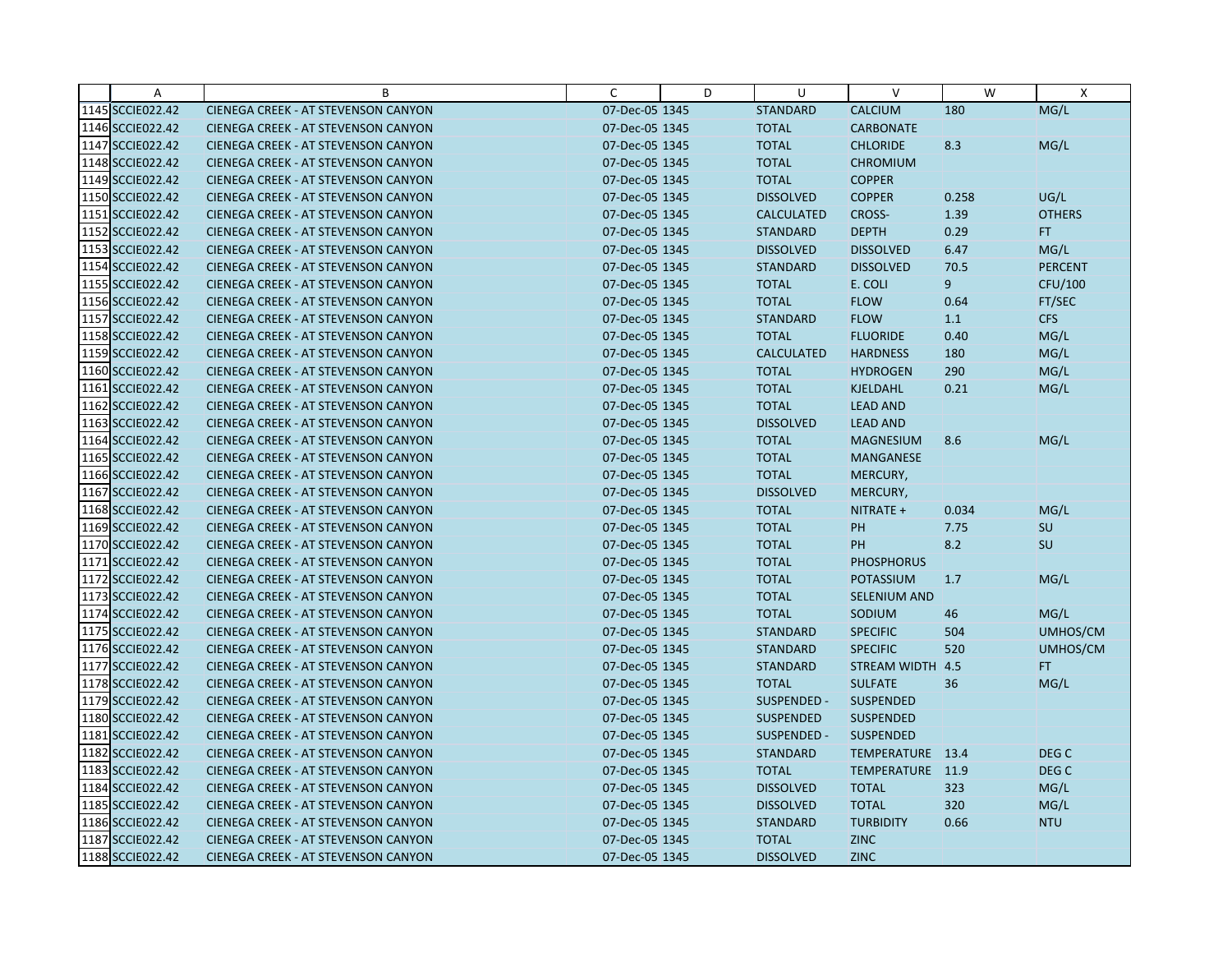| | A | B | C | D | U | V | W | X |
|---|---|---|---|---|---|---|---|---|
| 1145 | SCCIE022.42 | CIENEGA CREEK - AT STEVENSON CANYON | 07-Dec-05 | 1345 | STANDARD | CALCIUM | 180 | MG/L |
| 1146 | SCCIE022.42 | CIENEGA CREEK - AT STEVENSON CANYON | 07-Dec-05 | 1345 | TOTAL | CARBONATE | | |
| 1147 | SCCIE022.42 | CIENEGA CREEK - AT STEVENSON CANYON | 07-Dec-05 | 1345 | TOTAL | CHLORIDE | 8.3 | MG/L |
| 1148 | SCCIE022.42 | CIENEGA CREEK - AT STEVENSON CANYON | 07-Dec-05 | 1345 | TOTAL | CHROMIUM | | |
| 1149 | SCCIE022.42 | CIENEGA CREEK - AT STEVENSON CANYON | 07-Dec-05 | 1345 | TOTAL | COPPER | | |
| 1150 | SCCIE022.42 | CIENEGA CREEK - AT STEVENSON CANYON | 07-Dec-05 | 1345 | DISSOLVED | COPPER | 0.258 | UG/L |
| 1151 | SCCIE022.42 | CIENEGA CREEK - AT STEVENSON CANYON | 07-Dec-05 | 1345 | CALCULATED | CROSS- | 1.39 | OTHERS |
| 1152 | SCCIE022.42 | CIENEGA CREEK - AT STEVENSON CANYON | 07-Dec-05 | 1345 | STANDARD | DEPTH | 0.29 | FT |
| 1153 | SCCIE022.42 | CIENEGA CREEK - AT STEVENSON CANYON | 07-Dec-05 | 1345 | DISSOLVED | DISSOLVED | 6.47 | MG/L |
| 1154 | SCCIE022.42 | CIENEGA CREEK - AT STEVENSON CANYON | 07-Dec-05 | 1345 | STANDARD | DISSOLVED | 70.5 | PERCENT |
| 1155 | SCCIE022.42 | CIENEGA CREEK - AT STEVENSON CANYON | 07-Dec-05 | 1345 | TOTAL | E. COLI | 9 | CFU/100 |
| 1156 | SCCIE022.42 | CIENEGA CREEK - AT STEVENSON CANYON | 07-Dec-05 | 1345 | TOTAL | FLOW | 0.64 | FT/SEC |
| 1157 | SCCIE022.42 | CIENEGA CREEK - AT STEVENSON CANYON | 07-Dec-05 | 1345 | STANDARD | FLOW | 1.1 | CFS |
| 1158 | SCCIE022.42 | CIENEGA CREEK - AT STEVENSON CANYON | 07-Dec-05 | 1345 | TOTAL | FLUORIDE | 0.40 | MG/L |
| 1159 | SCCIE022.42 | CIENEGA CREEK - AT STEVENSON CANYON | 07-Dec-05 | 1345 | CALCULATED | HARDNESS | 180 | MG/L |
| 1160 | SCCIE022.42 | CIENEGA CREEK - AT STEVENSON CANYON | 07-Dec-05 | 1345 | TOTAL | HYDROGEN | 290 | MG/L |
| 1161 | SCCIE022.42 | CIENEGA CREEK - AT STEVENSON CANYON | 07-Dec-05 | 1345 | TOTAL | KJELDAHL | 0.21 | MG/L |
| 1162 | SCCIE022.42 | CIENEGA CREEK - AT STEVENSON CANYON | 07-Dec-05 | 1345 | TOTAL | LEAD AND | | |
| 1163 | SCCIE022.42 | CIENEGA CREEK - AT STEVENSON CANYON | 07-Dec-05 | 1345 | DISSOLVED | LEAD AND | | |
| 1164 | SCCIE022.42 | CIENEGA CREEK - AT STEVENSON CANYON | 07-Dec-05 | 1345 | TOTAL | MAGNESIUM | 8.6 | MG/L |
| 1165 | SCCIE022.42 | CIENEGA CREEK - AT STEVENSON CANYON | 07-Dec-05 | 1345 | TOTAL | MANGANESE | | |
| 1166 | SCCIE022.42 | CIENEGA CREEK - AT STEVENSON CANYON | 07-Dec-05 | 1345 | TOTAL | MERCURY, | | |
| 1167 | SCCIE022.42 | CIENEGA CREEK - AT STEVENSON CANYON | 07-Dec-05 | 1345 | DISSOLVED | MERCURY, | | |
| 1168 | SCCIE022.42 | CIENEGA CREEK - AT STEVENSON CANYON | 07-Dec-05 | 1345 | TOTAL | NITRATE + | 0.034 | MG/L |
| 1169 | SCCIE022.42 | CIENEGA CREEK - AT STEVENSON CANYON | 07-Dec-05 | 1345 | TOTAL | PH | 7.75 | SU |
| 1170 | SCCIE022.42 | CIENEGA CREEK - AT STEVENSON CANYON | 07-Dec-05 | 1345 | TOTAL | PH | 8.2 | SU |
| 1171 | SCCIE022.42 | CIENEGA CREEK - AT STEVENSON CANYON | 07-Dec-05 | 1345 | TOTAL | PHOSPHORUS | | |
| 1172 | SCCIE022.42 | CIENEGA CREEK - AT STEVENSON CANYON | 07-Dec-05 | 1345 | TOTAL | POTASSIUM | 1.7 | MG/L |
| 1173 | SCCIE022.42 | CIENEGA CREEK - AT STEVENSON CANYON | 07-Dec-05 | 1345 | TOTAL | SELENIUM AND | | |
| 1174 | SCCIE022.42 | CIENEGA CREEK - AT STEVENSON CANYON | 07-Dec-05 | 1345 | TOTAL | SODIUM | 46 | MG/L |
| 1175 | SCCIE022.42 | CIENEGA CREEK - AT STEVENSON CANYON | 07-Dec-05 | 1345 | STANDARD | SPECIFIC | 504 | UMHOS/CM |
| 1176 | SCCIE022.42 | CIENEGA CREEK - AT STEVENSON CANYON | 07-Dec-05 | 1345 | STANDARD | SPECIFIC | 520 | UMHOS/CM |
| 1177 | SCCIE022.42 | CIENEGA CREEK - AT STEVENSON CANYON | 07-Dec-05 | 1345 | STANDARD | STREAM WIDTH | 4.5 | FT |
| 1178 | SCCIE022.42 | CIENEGA CREEK - AT STEVENSON CANYON | 07-Dec-05 | 1345 | TOTAL | SULFATE | 36 | MG/L |
| 1179 | SCCIE022.42 | CIENEGA CREEK - AT STEVENSON CANYON | 07-Dec-05 | 1345 | SUSPENDED - | SUSPENDED | | |
| 1180 | SCCIE022.42 | CIENEGA CREEK - AT STEVENSON CANYON | 07-Dec-05 | 1345 | SUSPENDED | SUSPENDED | | |
| 1181 | SCCIE022.42 | CIENEGA CREEK - AT STEVENSON CANYON | 07-Dec-05 | 1345 | SUSPENDED - | SUSPENDED | | |
| 1182 | SCCIE022.42 | CIENEGA CREEK - AT STEVENSON CANYON | 07-Dec-05 | 1345 | STANDARD | TEMPERATURE | 13.4 | DEG C |
| 1183 | SCCIE022.42 | CIENEGA CREEK - AT STEVENSON CANYON | 07-Dec-05 | 1345 | TOTAL | TEMPERATURE | 11.9 | DEG C |
| 1184 | SCCIE022.42 | CIENEGA CREEK - AT STEVENSON CANYON | 07-Dec-05 | 1345 | DISSOLVED | TOTAL | 323 | MG/L |
| 1185 | SCCIE022.42 | CIENEGA CREEK - AT STEVENSON CANYON | 07-Dec-05 | 1345 | DISSOLVED | TOTAL | 320 | MG/L |
| 1186 | SCCIE022.42 | CIENEGA CREEK - AT STEVENSON CANYON | 07-Dec-05 | 1345 | STANDARD | TURBIDITY | 0.66 | NTU |
| 1187 | SCCIE022.42 | CIENEGA CREEK - AT STEVENSON CANYON | 07-Dec-05 | 1345 | TOTAL | ZINC | | |
| 1188 | SCCIE022.42 | CIENEGA CREEK - AT STEVENSON CANYON | 07-Dec-05 | 1345 | DISSOLVED | ZINC | | |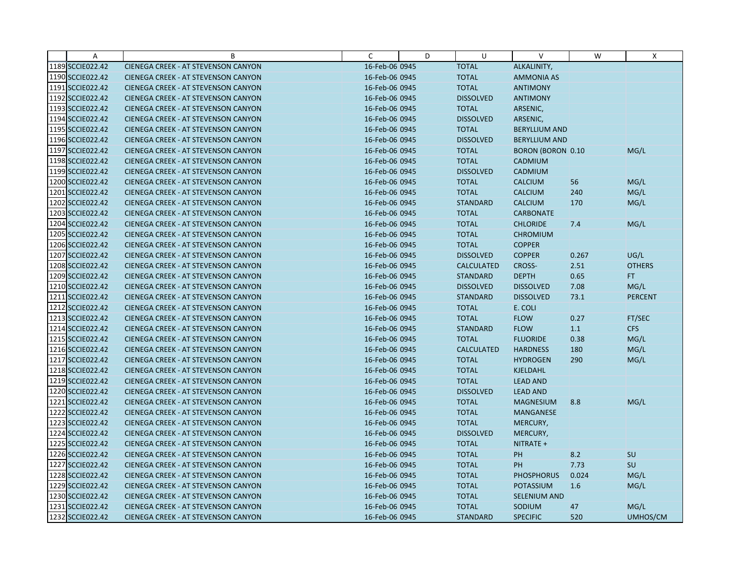| | A | B | C | D | U | V | W | X |
|---|---|---|---|---|---|---|---|---|
| 1189 | SCCIE022.42 | CIENEGA CREEK - AT STEVENSON CANYON | 16-Feb-06 | 0945 | TOTAL | ALKALINITY, | | |
| 1190 | SCCIE022.42 | CIENEGA CREEK - AT STEVENSON CANYON | 16-Feb-06 | 0945 | TOTAL | AMMONIA AS | | |
| 1191 | SCCIE022.42 | CIENEGA CREEK - AT STEVENSON CANYON | 16-Feb-06 | 0945 | TOTAL | ANTIMONY | | |
| 1192 | SCCIE022.42 | CIENEGA CREEK - AT STEVENSON CANYON | 16-Feb-06 | 0945 | DISSOLVED | ANTIMONY | | |
| 1193 | SCCIE022.42 | CIENEGA CREEK - AT STEVENSON CANYON | 16-Feb-06 | 0945 | TOTAL | ARSENIC, | | |
| 1194 | SCCIE022.42 | CIENEGA CREEK - AT STEVENSON CANYON | 16-Feb-06 | 0945 | DISSOLVED | ARSENIC, | | |
| 1195 | SCCIE022.42 | CIENEGA CREEK - AT STEVENSON CANYON | 16-Feb-06 | 0945 | TOTAL | BERYLLIUM AND | | |
| 1196 | SCCIE022.42 | CIENEGA CREEK - AT STEVENSON CANYON | 16-Feb-06 | 0945 | DISSOLVED | BERYLLIUM AND | | |
| 1197 | SCCIE022.42 | CIENEGA CREEK - AT STEVENSON CANYON | 16-Feb-06 | 0945 | TOTAL | BORON (BORON | 0.10 | MG/L |
| 1198 | SCCIE022.42 | CIENEGA CREEK - AT STEVENSON CANYON | 16-Feb-06 | 0945 | TOTAL | CADMIUM | | |
| 1199 | SCCIE022.42 | CIENEGA CREEK - AT STEVENSON CANYON | 16-Feb-06 | 0945 | DISSOLVED | CADMIUM | | |
| 1200 | SCCIE022.42 | CIENEGA CREEK - AT STEVENSON CANYON | 16-Feb-06 | 0945 | TOTAL | CALCIUM | 56 | MG/L |
| 1201 | SCCIE022.42 | CIENEGA CREEK - AT STEVENSON CANYON | 16-Feb-06 | 0945 | TOTAL | CALCIUM | 240 | MG/L |
| 1202 | SCCIE022.42 | CIENEGA CREEK - AT STEVENSON CANYON | 16-Feb-06 | 0945 | STANDARD | CALCIUM | 170 | MG/L |
| 1203 | SCCIE022.42 | CIENEGA CREEK - AT STEVENSON CANYON | 16-Feb-06 | 0945 | TOTAL | CARBONATE | | |
| 1204 | SCCIE022.42 | CIENEGA CREEK - AT STEVENSON CANYON | 16-Feb-06 | 0945 | TOTAL | CHLORIDE | 7.4 | MG/L |
| 1205 | SCCIE022.42 | CIENEGA CREEK - AT STEVENSON CANYON | 16-Feb-06 | 0945 | TOTAL | CHROMIUM | | |
| 1206 | SCCIE022.42 | CIENEGA CREEK - AT STEVENSON CANYON | 16-Feb-06 | 0945 | TOTAL | COPPER | | |
| 1207 | SCCIE022.42 | CIENEGA CREEK - AT STEVENSON CANYON | 16-Feb-06 | 0945 | DISSOLVED | COPPER | 0.267 | UG/L |
| 1208 | SCCIE022.42 | CIENEGA CREEK - AT STEVENSON CANYON | 16-Feb-06 | 0945 | CALCULATED | CROSS- | 2.51 | OTHERS |
| 1209 | SCCIE022.42 | CIENEGA CREEK - AT STEVENSON CANYON | 16-Feb-06 | 0945 | STANDARD | DEPTH | 0.65 | FT |
| 1210 | SCCIE022.42 | CIENEGA CREEK - AT STEVENSON CANYON | 16-Feb-06 | 0945 | DISSOLVED | DISSOLVED | 7.08 | MG/L |
| 1211 | SCCIE022.42 | CIENEGA CREEK - AT STEVENSON CANYON | 16-Feb-06 | 0945 | STANDARD | DISSOLVED | 73.1 | PERCENT |
| 1212 | SCCIE022.42 | CIENEGA CREEK - AT STEVENSON CANYON | 16-Feb-06 | 0945 | TOTAL | E. COLI | | |
| 1213 | SCCIE022.42 | CIENEGA CREEK - AT STEVENSON CANYON | 16-Feb-06 | 0945 | TOTAL | FLOW | 0.27 | FT/SEC |
| 1214 | SCCIE022.42 | CIENEGA CREEK - AT STEVENSON CANYON | 16-Feb-06 | 0945 | STANDARD | FLOW | 1.1 | CFS |
| 1215 | SCCIE022.42 | CIENEGA CREEK - AT STEVENSON CANYON | 16-Feb-06 | 0945 | TOTAL | FLUORIDE | 0.38 | MG/L |
| 1216 | SCCIE022.42 | CIENEGA CREEK - AT STEVENSON CANYON | 16-Feb-06 | 0945 | CALCULATED | HARDNESS | 180 | MG/L |
| 1217 | SCCIE022.42 | CIENEGA CREEK - AT STEVENSON CANYON | 16-Feb-06 | 0945 | TOTAL | HYDROGEN | 290 | MG/L |
| 1218 | SCCIE022.42 | CIENEGA CREEK - AT STEVENSON CANYON | 16-Feb-06 | 0945 | TOTAL | KJELDAHL | | |
| 1219 | SCCIE022.42 | CIENEGA CREEK - AT STEVENSON CANYON | 16-Feb-06 | 0945 | TOTAL | LEAD AND | | |
| 1220 | SCCIE022.42 | CIENEGA CREEK - AT STEVENSON CANYON | 16-Feb-06 | 0945 | DISSOLVED | LEAD AND | | |
| 1221 | SCCIE022.42 | CIENEGA CREEK - AT STEVENSON CANYON | 16-Feb-06 | 0945 | TOTAL | MAGNESIUM | 8.8 | MG/L |
| 1222 | SCCIE022.42 | CIENEGA CREEK - AT STEVENSON CANYON | 16-Feb-06 | 0945 | TOTAL | MANGANESE | | |
| 1223 | SCCIE022.42 | CIENEGA CREEK - AT STEVENSON CANYON | 16-Feb-06 | 0945 | TOTAL | MERCURY, | | |
| 1224 | SCCIE022.42 | CIENEGA CREEK - AT STEVENSON CANYON | 16-Feb-06 | 0945 | DISSOLVED | MERCURY, | | |
| 1225 | SCCIE022.42 | CIENEGA CREEK - AT STEVENSON CANYON | 16-Feb-06 | 0945 | TOTAL | NITRATE + | | |
| 1226 | SCCIE022.42 | CIENEGA CREEK - AT STEVENSON CANYON | 16-Feb-06 | 0945 | TOTAL | PH | 8.2 | SU |
| 1227 | SCCIE022.42 | CIENEGA CREEK - AT STEVENSON CANYON | 16-Feb-06 | 0945 | TOTAL | PH | 7.73 | SU |
| 1228 | SCCIE022.42 | CIENEGA CREEK - AT STEVENSON CANYON | 16-Feb-06 | 0945 | TOTAL | PHOSPHORUS | 0.024 | MG/L |
| 1229 | SCCIE022.42 | CIENEGA CREEK - AT STEVENSON CANYON | 16-Feb-06 | 0945 | TOTAL | POTASSIUM | 1.6 | MG/L |
| 1230 | SCCIE022.42 | CIENEGA CREEK - AT STEVENSON CANYON | 16-Feb-06 | 0945 | TOTAL | SELENIUM AND | | |
| 1231 | SCCIE022.42 | CIENEGA CREEK - AT STEVENSON CANYON | 16-Feb-06 | 0945 | TOTAL | SODIUM | 47 | MG/L |
| 1232 | SCCIE022.42 | CIENEGA CREEK - AT STEVENSON CANYON | 16-Feb-06 | 0945 | STANDARD | SPECIFIC | 520 | UMHOS/CM |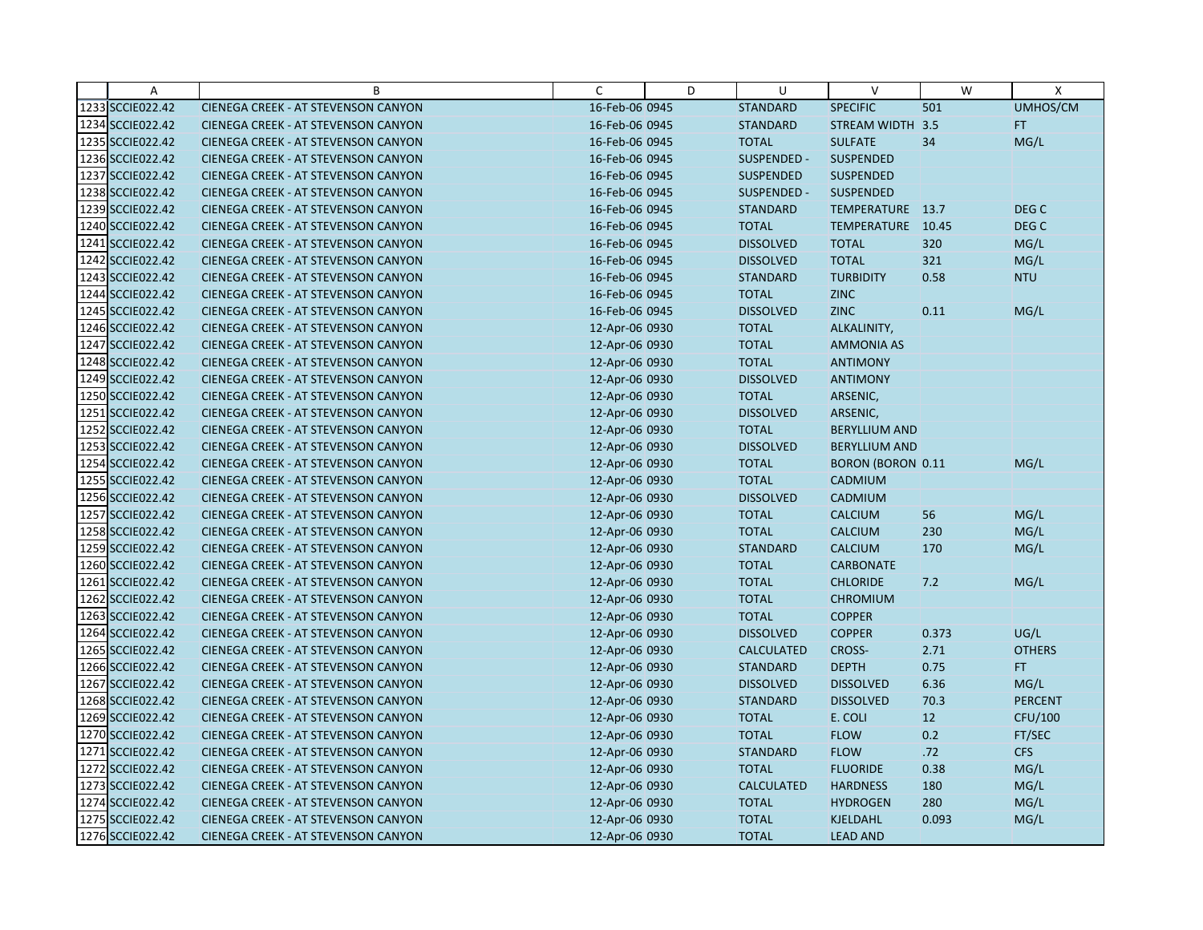| | A | B | C | D | U | V | W | X |
|---|---|---|---|---|---|---|---|---|
| 1233 | SCCIE022.42 | CIENEGA CREEK - AT STEVENSON CANYON | 16-Feb-06 0945 | | STANDARD | SPECIFIC | 501 | UMHOS/CM |
| 1234 | SCCIE022.42 | CIENEGA CREEK - AT STEVENSON CANYON | 16-Feb-06 0945 | | STANDARD | STREAM WIDTH | 3.5 | FT |
| 1235 | SCCIE022.42 | CIENEGA CREEK - AT STEVENSON CANYON | 16-Feb-06 0945 | | TOTAL | SULFATE | 34 | MG/L |
| 1236 | SCCIE022.42 | CIENEGA CREEK - AT STEVENSON CANYON | 16-Feb-06 0945 | | SUSPENDED - | SUSPENDED | | |
| 1237 | SCCIE022.42 | CIENEGA CREEK - AT STEVENSON CANYON | 16-Feb-06 0945 | | SUSPENDED | SUSPENDED | | |
| 1238 | SCCIE022.42 | CIENEGA CREEK - AT STEVENSON CANYON | 16-Feb-06 0945 | | SUSPENDED - | SUSPENDED | | |
| 1239 | SCCIE022.42 | CIENEGA CREEK - AT STEVENSON CANYON | 16-Feb-06 0945 | | STANDARD | TEMPERATURE | 13.7 | DEG C |
| 1240 | SCCIE022.42 | CIENEGA CREEK - AT STEVENSON CANYON | 16-Feb-06 0945 | | TOTAL | TEMPERATURE | 10.45 | DEG C |
| 1241 | SCCIE022.42 | CIENEGA CREEK - AT STEVENSON CANYON | 16-Feb-06 0945 | | DISSOLVED | TOTAL | 320 | MG/L |
| 1242 | SCCIE022.42 | CIENEGA CREEK - AT STEVENSON CANYON | 16-Feb-06 0945 | | DISSOLVED | TOTAL | 321 | MG/L |
| 1243 | SCCIE022.42 | CIENEGA CREEK - AT STEVENSON CANYON | 16-Feb-06 0945 | | STANDARD | TURBIDITY | 0.58 | NTU |
| 1244 | SCCIE022.42 | CIENEGA CREEK - AT STEVENSON CANYON | 16-Feb-06 0945 | | TOTAL | ZINC | | |
| 1245 | SCCIE022.42 | CIENEGA CREEK - AT STEVENSON CANYON | 16-Feb-06 0945 | | DISSOLVED | ZINC | 0.11 | MG/L |
| 1246 | SCCIE022.42 | CIENEGA CREEK - AT STEVENSON CANYON | 12-Apr-06 0930 | | TOTAL | ALKALINITY, | | |
| 1247 | SCCIE022.42 | CIENEGA CREEK - AT STEVENSON CANYON | 12-Apr-06 0930 | | TOTAL | AMMONIA AS | | |
| 1248 | SCCIE022.42 | CIENEGA CREEK - AT STEVENSON CANYON | 12-Apr-06 0930 | | TOTAL | ANTIMONY | | |
| 1249 | SCCIE022.42 | CIENEGA CREEK - AT STEVENSON CANYON | 12-Apr-06 0930 | | DISSOLVED | ANTIMONY | | |
| 1250 | SCCIE022.42 | CIENEGA CREEK - AT STEVENSON CANYON | 12-Apr-06 0930 | | TOTAL | ARSENIC, | | |
| 1251 | SCCIE022.42 | CIENEGA CREEK - AT STEVENSON CANYON | 12-Apr-06 0930 | | DISSOLVED | ARSENIC, | | |
| 1252 | SCCIE022.42 | CIENEGA CREEK - AT STEVENSON CANYON | 12-Apr-06 0930 | | TOTAL | BERYLLIUM AND | | |
| 1253 | SCCIE022.42 | CIENEGA CREEK - AT STEVENSON CANYON | 12-Apr-06 0930 | | DISSOLVED | BERYLLIUM AND | | |
| 1254 | SCCIE022.42 | CIENEGA CREEK - AT STEVENSON CANYON | 12-Apr-06 0930 | | TOTAL | BORON (BORON | 0.11 | MG/L |
| 1255 | SCCIE022.42 | CIENEGA CREEK - AT STEVENSON CANYON | 12-Apr-06 0930 | | TOTAL | CADMIUM | | |
| 1256 | SCCIE022.42 | CIENEGA CREEK - AT STEVENSON CANYON | 12-Apr-06 0930 | | DISSOLVED | CADMIUM | | |
| 1257 | SCCIE022.42 | CIENEGA CREEK - AT STEVENSON CANYON | 12-Apr-06 0930 | | TOTAL | CALCIUM | 56 | MG/L |
| 1258 | SCCIE022.42 | CIENEGA CREEK - AT STEVENSON CANYON | 12-Apr-06 0930 | | TOTAL | CALCIUM | 230 | MG/L |
| 1259 | SCCIE022.42 | CIENEGA CREEK - AT STEVENSON CANYON | 12-Apr-06 0930 | | STANDARD | CALCIUM | 170 | MG/L |
| 1260 | SCCIE022.42 | CIENEGA CREEK - AT STEVENSON CANYON | 12-Apr-06 0930 | | TOTAL | CARBONATE | | |
| 1261 | SCCIE022.42 | CIENEGA CREEK - AT STEVENSON CANYON | 12-Apr-06 0930 | | TOTAL | CHLORIDE | 7.2 | MG/L |
| 1262 | SCCIE022.42 | CIENEGA CREEK - AT STEVENSON CANYON | 12-Apr-06 0930 | | TOTAL | CHROMIUM | | |
| 1263 | SCCIE022.42 | CIENEGA CREEK - AT STEVENSON CANYON | 12-Apr-06 0930 | | TOTAL | COPPER | | |
| 1264 | SCCIE022.42 | CIENEGA CREEK - AT STEVENSON CANYON | 12-Apr-06 0930 | | DISSOLVED | COPPER | 0.373 | UG/L |
| 1265 | SCCIE022.42 | CIENEGA CREEK - AT STEVENSON CANYON | 12-Apr-06 0930 | | CALCULATED | CROSS- | 2.71 | OTHERS |
| 1266 | SCCIE022.42 | CIENEGA CREEK - AT STEVENSON CANYON | 12-Apr-06 0930 | | STANDARD | DEPTH | 0.75 | FT |
| 1267 | SCCIE022.42 | CIENEGA CREEK - AT STEVENSON CANYON | 12-Apr-06 0930 | | DISSOLVED | DISSOLVED | 6.36 | MG/L |
| 1268 | SCCIE022.42 | CIENEGA CREEK - AT STEVENSON CANYON | 12-Apr-06 0930 | | STANDARD | DISSOLVED | 70.3 | PERCENT |
| 1269 | SCCIE022.42 | CIENEGA CREEK - AT STEVENSON CANYON | 12-Apr-06 0930 | | TOTAL | E. COLI | 12 | CFU/100 |
| 1270 | SCCIE022.42 | CIENEGA CREEK - AT STEVENSON CANYON | 12-Apr-06 0930 | | TOTAL | FLOW | 0.2 | FT/SEC |
| 1271 | SCCIE022.42 | CIENEGA CREEK - AT STEVENSON CANYON | 12-Apr-06 0930 | | STANDARD | FLOW | .72 | CFS |
| 1272 | SCCIE022.42 | CIENEGA CREEK - AT STEVENSON CANYON | 12-Apr-06 0930 | | TOTAL | FLUORIDE | 0.38 | MG/L |
| 1273 | SCCIE022.42 | CIENEGA CREEK - AT STEVENSON CANYON | 12-Apr-06 0930 | | CALCULATED | HARDNESS | 180 | MG/L |
| 1274 | SCCIE022.42 | CIENEGA CREEK - AT STEVENSON CANYON | 12-Apr-06 0930 | | TOTAL | HYDROGEN | 280 | MG/L |
| 1275 | SCCIE022.42 | CIENEGA CREEK - AT STEVENSON CANYON | 12-Apr-06 0930 | | TOTAL | KJELDAHL | 0.093 | MG/L |
| 1276 | SCCIE022.42 | CIENEGA CREEK - AT STEVENSON CANYON | 12-Apr-06 0930 | | TOTAL | LEAD AND | | |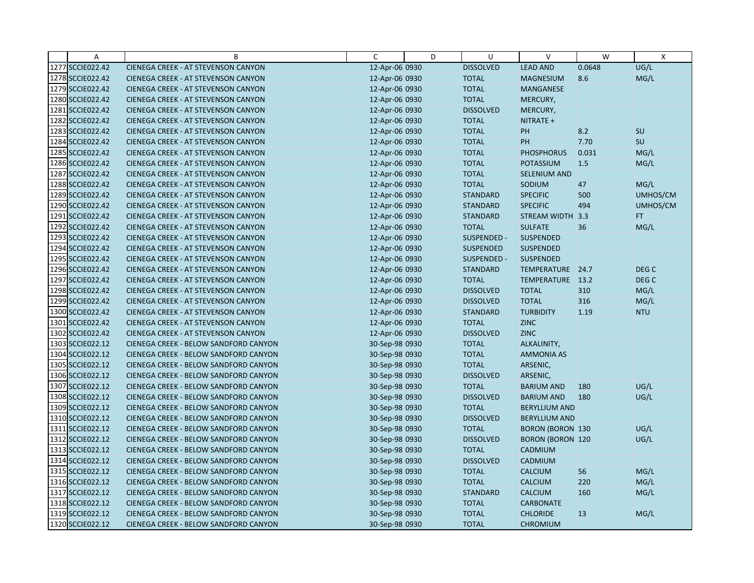| | A | B | C | D | U | V | W | X |
|---|---|---|---|---|---|---|---|---|
| 1277 | SCCIE022.42 | CIENEGA CREEK - AT STEVENSON CANYON | 12-Apr-06 0930 | | DISSOLVED | LEAD AND | 0.0648 | UG/L |
| 1278 | SCCIE022.42 | CIENEGA CREEK - AT STEVENSON CANYON | 12-Apr-06 0930 | | TOTAL | MAGNESIUM | 8.6 | MG/L |
| 1279 | SCCIE022.42 | CIENEGA CREEK - AT STEVENSON CANYON | 12-Apr-06 0930 | | TOTAL | MANGANESE | | |
| 1280 | SCCIE022.42 | CIENEGA CREEK - AT STEVENSON CANYON | 12-Apr-06 0930 | | TOTAL | MERCURY, | | |
| 1281 | SCCIE022.42 | CIENEGA CREEK - AT STEVENSON CANYON | 12-Apr-06 0930 | | DISSOLVED | MERCURY, | | |
| 1282 | SCCIE022.42 | CIENEGA CREEK - AT STEVENSON CANYON | 12-Apr-06 0930 | | TOTAL | NITRATE + | | |
| 1283 | SCCIE022.42 | CIENEGA CREEK - AT STEVENSON CANYON | 12-Apr-06 0930 | | TOTAL | PH | 8.2 | SU |
| 1284 | SCCIE022.42 | CIENEGA CREEK - AT STEVENSON CANYON | 12-Apr-06 0930 | | TOTAL | PH | 7.70 | SU |
| 1285 | SCCIE022.42 | CIENEGA CREEK - AT STEVENSON CANYON | 12-Apr-06 0930 | | TOTAL | PHOSPHORUS | 0.031 | MG/L |
| 1286 | SCCIE022.42 | CIENEGA CREEK - AT STEVENSON CANYON | 12-Apr-06 0930 | | TOTAL | POTASSIUM | 1.5 | MG/L |
| 1287 | SCCIE022.42 | CIENEGA CREEK - AT STEVENSON CANYON | 12-Apr-06 0930 | | TOTAL | SELENIUM AND | | |
| 1288 | SCCIE022.42 | CIENEGA CREEK - AT STEVENSON CANYON | 12-Apr-06 0930 | | TOTAL | SODIUM | 47 | MG/L |
| 1289 | SCCIE022.42 | CIENEGA CREEK - AT STEVENSON CANYON | 12-Apr-06 0930 | | STANDARD | SPECIFIC | 500 | UMHOS/CM |
| 1290 | SCCIE022.42 | CIENEGA CREEK - AT STEVENSON CANYON | 12-Apr-06 0930 | | STANDARD | SPECIFIC | 494 | UMHOS/CM |
| 1291 | SCCIE022.42 | CIENEGA CREEK - AT STEVENSON CANYON | 12-Apr-06 0930 | | STANDARD | STREAM WIDTH | 3.3 | FT |
| 1292 | SCCIE022.42 | CIENEGA CREEK - AT STEVENSON CANYON | 12-Apr-06 0930 | | TOTAL | SULFATE | 36 | MG/L |
| 1293 | SCCIE022.42 | CIENEGA CREEK - AT STEVENSON CANYON | 12-Apr-06 0930 | | SUSPENDED - | SUSPENDED | | |
| 1294 | SCCIE022.42 | CIENEGA CREEK - AT STEVENSON CANYON | 12-Apr-06 0930 | | SUSPENDED | SUSPENDED | | |
| 1295 | SCCIE022.42 | CIENEGA CREEK - AT STEVENSON CANYON | 12-Apr-06 0930 | | SUSPENDED - | SUSPENDED | | |
| 1296 | SCCIE022.42 | CIENEGA CREEK - AT STEVENSON CANYON | 12-Apr-06 0930 | | STANDARD | TEMPERATURE | 24.7 | DEG C |
| 1297 | SCCIE022.42 | CIENEGA CREEK - AT STEVENSON CANYON | 12-Apr-06 0930 | | TOTAL | TEMPERATURE | 13.2 | DEG C |
| 1298 | SCCIE022.42 | CIENEGA CREEK - AT STEVENSON CANYON | 12-Apr-06 0930 | | DISSOLVED | TOTAL | 310 | MG/L |
| 1299 | SCCIE022.42 | CIENEGA CREEK - AT STEVENSON CANYON | 12-Apr-06 0930 | | DISSOLVED | TOTAL | 316 | MG/L |
| 1300 | SCCIE022.42 | CIENEGA CREEK - AT STEVENSON CANYON | 12-Apr-06 0930 | | STANDARD | TURBIDITY | 1.19 | NTU |
| 1301 | SCCIE022.42 | CIENEGA CREEK - AT STEVENSON CANYON | 12-Apr-06 0930 | | TOTAL | ZINC | | |
| 1302 | SCCIE022.42 | CIENEGA CREEK - AT STEVENSON CANYON | 12-Apr-06 0930 | | DISSOLVED | ZINC | | |
| 1303 | SCCIE022.12 | CIENEGA CREEK - BELOW SANDFORD CANYON | 30-Sep-98 0930 | | TOTAL | ALKALINITY, | | |
| 1304 | SCCIE022.12 | CIENEGA CREEK - BELOW SANDFORD CANYON | 30-Sep-98 0930 | | TOTAL | AMMONIA AS | | |
| 1305 | SCCIE022.12 | CIENEGA CREEK - BELOW SANDFORD CANYON | 30-Sep-98 0930 | | TOTAL | ARSENIC, | | |
| 1306 | SCCIE022.12 | CIENEGA CREEK - BELOW SANDFORD CANYON | 30-Sep-98 0930 | | DISSOLVED | ARSENIC, | | |
| 1307 | SCCIE022.12 | CIENEGA CREEK - BELOW SANDFORD CANYON | 30-Sep-98 0930 | | TOTAL | BARIUM AND | 180 | UG/L |
| 1308 | SCCIE022.12 | CIENEGA CREEK - BELOW SANDFORD CANYON | 30-Sep-98 0930 | | DISSOLVED | BARIUM AND | 180 | UG/L |
| 1309 | SCCIE022.12 | CIENEGA CREEK - BELOW SANDFORD CANYON | 30-Sep-98 0930 | | TOTAL | BERYLLIUM AND | | |
| 1310 | SCCIE022.12 | CIENEGA CREEK - BELOW SANDFORD CANYON | 30-Sep-98 0930 | | DISSOLVED | BERYLLIUM AND | | |
| 1311 | SCCIE022.12 | CIENEGA CREEK - BELOW SANDFORD CANYON | 30-Sep-98 0930 | | TOTAL | BORON (BORON | 130 | UG/L |
| 1312 | SCCIE022.12 | CIENEGA CREEK - BELOW SANDFORD CANYON | 30-Sep-98 0930 | | DISSOLVED | BORON (BORON | 120 | UG/L |
| 1313 | SCCIE022.12 | CIENEGA CREEK - BELOW SANDFORD CANYON | 30-Sep-98 0930 | | TOTAL | CADMIUM | | |
| 1314 | SCCIE022.12 | CIENEGA CREEK - BELOW SANDFORD CANYON | 30-Sep-98 0930 | | DISSOLVED | CADMIUM | | |
| 1315 | SCCIE022.12 | CIENEGA CREEK - BELOW SANDFORD CANYON | 30-Sep-98 0930 | | TOTAL | CALCIUM | 56 | MG/L |
| 1316 | SCCIE022.12 | CIENEGA CREEK - BELOW SANDFORD CANYON | 30-Sep-98 0930 | | TOTAL | CALCIUM | 220 | MG/L |
| 1317 | SCCIE022.12 | CIENEGA CREEK - BELOW SANDFORD CANYON | 30-Sep-98 0930 | | STANDARD | CALCIUM | 160 | MG/L |
| 1318 | SCCIE022.12 | CIENEGA CREEK - BELOW SANDFORD CANYON | 30-Sep-98 0930 | | TOTAL | CARBONATE | | |
| 1319 | SCCIE022.12 | CIENEGA CREEK - BELOW SANDFORD CANYON | 30-Sep-98 0930 | | TOTAL | CHLORIDE | 13 | MG/L |
| 1320 | SCCIE022.12 | CIENEGA CREEK - BELOW SANDFORD CANYON | 30-Sep-98 0930 | | TOTAL | CHROMIUM | | |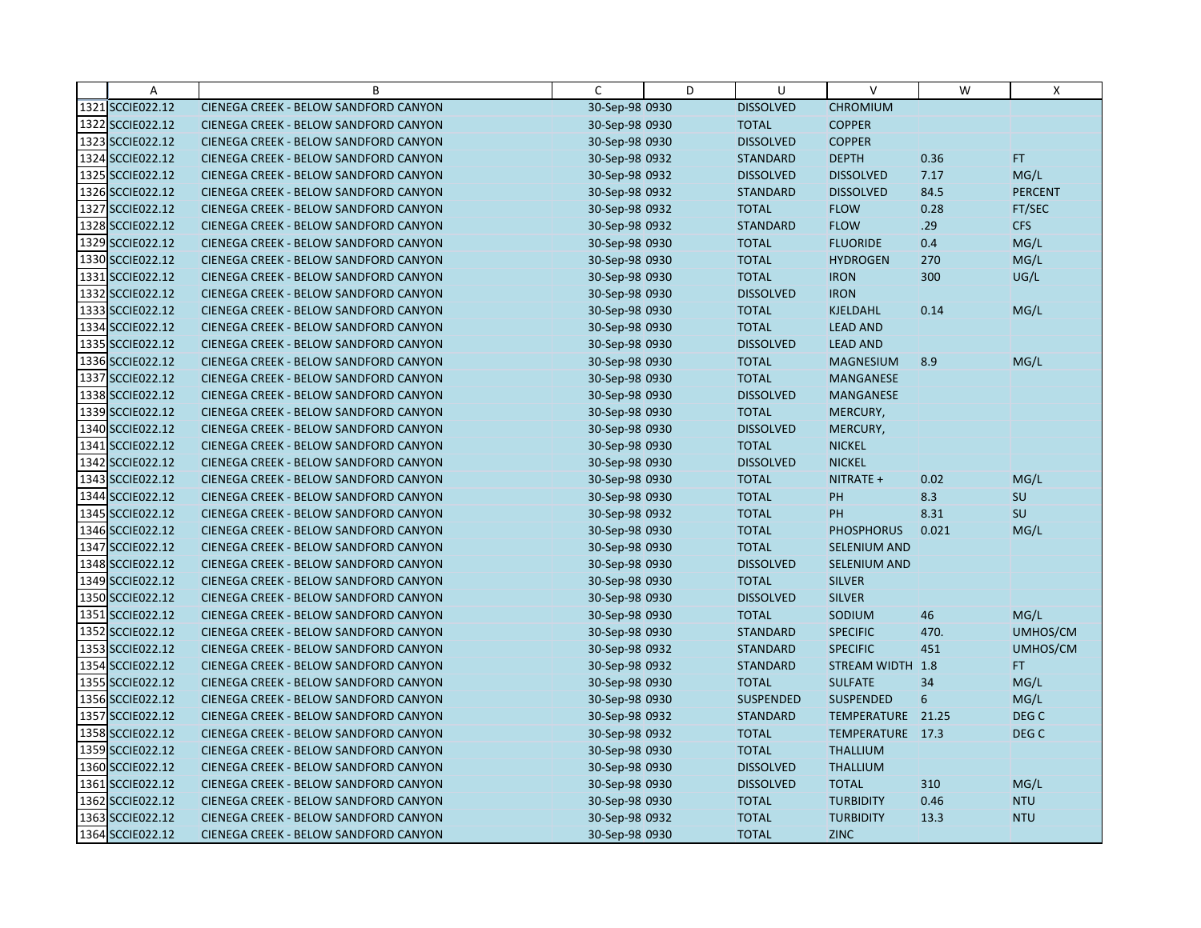| | A | B | C | D | U | V | W | X |
|---|---|---|---|---|---|---|---|---|
| 1321 | SCCIE022.12 | CIENEGA CREEK - BELOW SANDFORD CANYON | 30-Sep-98 0930 | | DISSOLVED | CHROMIUM | | |
| 1322 | SCCIE022.12 | CIENEGA CREEK - BELOW SANDFORD CANYON | 30-Sep-98 0930 | | TOTAL | COPPER | | |
| 1323 | SCCIE022.12 | CIENEGA CREEK - BELOW SANDFORD CANYON | 30-Sep-98 0930 | | DISSOLVED | COPPER | | |
| 1324 | SCCIE022.12 | CIENEGA CREEK - BELOW SANDFORD CANYON | 30-Sep-98 0932 | | STANDARD | DEPTH | 0.36 | FT |
| 1325 | SCCIE022.12 | CIENEGA CREEK - BELOW SANDFORD CANYON | 30-Sep-98 0932 | | DISSOLVED | DISSOLVED | 7.17 | MG/L |
| 1326 | SCCIE022.12 | CIENEGA CREEK - BELOW SANDFORD CANYON | 30-Sep-98 0932 | | STANDARD | DISSOLVED | 84.5 | PERCENT |
| 1327 | SCCIE022.12 | CIENEGA CREEK - BELOW SANDFORD CANYON | 30-Sep-98 0932 | | TOTAL | FLOW | 0.28 | FT/SEC |
| 1328 | SCCIE022.12 | CIENEGA CREEK - BELOW SANDFORD CANYON | 30-Sep-98 0932 | | STANDARD | FLOW | .29 | CFS |
| 1329 | SCCIE022.12 | CIENEGA CREEK - BELOW SANDFORD CANYON | 30-Sep-98 0930 | | TOTAL | FLUORIDE | 0.4 | MG/L |
| 1330 | SCCIE022.12 | CIENEGA CREEK - BELOW SANDFORD CANYON | 30-Sep-98 0930 | | TOTAL | HYDROGEN | 270 | MG/L |
| 1331 | SCCIE022.12 | CIENEGA CREEK - BELOW SANDFORD CANYON | 30-Sep-98 0930 | | TOTAL | IRON | 300 | UG/L |
| 1332 | SCCIE022.12 | CIENEGA CREEK - BELOW SANDFORD CANYON | 30-Sep-98 0930 | | DISSOLVED | IRON | | |
| 1333 | SCCIE022.12 | CIENEGA CREEK - BELOW SANDFORD CANYON | 30-Sep-98 0930 | | TOTAL | KJELDAHL | 0.14 | MG/L |
| 1334 | SCCIE022.12 | CIENEGA CREEK - BELOW SANDFORD CANYON | 30-Sep-98 0930 | | TOTAL | LEAD AND | | |
| 1335 | SCCIE022.12 | CIENEGA CREEK - BELOW SANDFORD CANYON | 30-Sep-98 0930 | | DISSOLVED | LEAD AND | | |
| 1336 | SCCIE022.12 | CIENEGA CREEK - BELOW SANDFORD CANYON | 30-Sep-98 0930 | | TOTAL | MAGNESIUM | 8.9 | MG/L |
| 1337 | SCCIE022.12 | CIENEGA CREEK - BELOW SANDFORD CANYON | 30-Sep-98 0930 | | TOTAL | MANGANESE | | |
| 1338 | SCCIE022.12 | CIENEGA CREEK - BELOW SANDFORD CANYON | 30-Sep-98 0930 | | DISSOLVED | MANGANESE | | |
| 1339 | SCCIE022.12 | CIENEGA CREEK - BELOW SANDFORD CANYON | 30-Sep-98 0930 | | TOTAL | MERCURY, | | |
| 1340 | SCCIE022.12 | CIENEGA CREEK - BELOW SANDFORD CANYON | 30-Sep-98 0930 | | DISSOLVED | MERCURY, | | |
| 1341 | SCCIE022.12 | CIENEGA CREEK - BELOW SANDFORD CANYON | 30-Sep-98 0930 | | TOTAL | NICKEL | | |
| 1342 | SCCIE022.12 | CIENEGA CREEK - BELOW SANDFORD CANYON | 30-Sep-98 0930 | | DISSOLVED | NICKEL | | |
| 1343 | SCCIE022.12 | CIENEGA CREEK - BELOW SANDFORD CANYON | 30-Sep-98 0930 | | TOTAL | NITRATE + | 0.02 | MG/L |
| 1344 | SCCIE022.12 | CIENEGA CREEK - BELOW SANDFORD CANYON | 30-Sep-98 0930 | | TOTAL | PH | 8.3 | SU |
| 1345 | SCCIE022.12 | CIENEGA CREEK - BELOW SANDFORD CANYON | 30-Sep-98 0932 | | TOTAL | PH | 8.31 | SU |
| 1346 | SCCIE022.12 | CIENEGA CREEK - BELOW SANDFORD CANYON | 30-Sep-98 0930 | | TOTAL | PHOSPHORUS | 0.021 | MG/L |
| 1347 | SCCIE022.12 | CIENEGA CREEK - BELOW SANDFORD CANYON | 30-Sep-98 0930 | | TOTAL | SELENIUM AND | | |
| 1348 | SCCIE022.12 | CIENEGA CREEK - BELOW SANDFORD CANYON | 30-Sep-98 0930 | | DISSOLVED | SELENIUM AND | | |
| 1349 | SCCIE022.12 | CIENEGA CREEK - BELOW SANDFORD CANYON | 30-Sep-98 0930 | | TOTAL | SILVER | | |
| 1350 | SCCIE022.12 | CIENEGA CREEK - BELOW SANDFORD CANYON | 30-Sep-98 0930 | | DISSOLVED | SILVER | | |
| 1351 | SCCIE022.12 | CIENEGA CREEK - BELOW SANDFORD CANYON | 30-Sep-98 0930 | | TOTAL | SODIUM | 46 | MG/L |
| 1352 | SCCIE022.12 | CIENEGA CREEK - BELOW SANDFORD CANYON | 30-Sep-98 0930 | | STANDARD | SPECIFIC | 470. | UMHOS/CM |
| 1353 | SCCIE022.12 | CIENEGA CREEK - BELOW SANDFORD CANYON | 30-Sep-98 0932 | | STANDARD | SPECIFIC | 451 | UMHOS/CM |
| 1354 | SCCIE022.12 | CIENEGA CREEK - BELOW SANDFORD CANYON | 30-Sep-98 0932 | | STANDARD | STREAM WIDTH | 1.8 | FT |
| 1355 | SCCIE022.12 | CIENEGA CREEK - BELOW SANDFORD CANYON | 30-Sep-98 0930 | | TOTAL | SULFATE | 34 | MG/L |
| 1356 | SCCIE022.12 | CIENEGA CREEK - BELOW SANDFORD CANYON | 30-Sep-98 0930 | | SUSPENDED | SUSPENDED | 6 | MG/L |
| 1357 | SCCIE022.12 | CIENEGA CREEK - BELOW SANDFORD CANYON | 30-Sep-98 0932 | | STANDARD | TEMPERATURE | 21.25 | DEG C |
| 1358 | SCCIE022.12 | CIENEGA CREEK - BELOW SANDFORD CANYON | 30-Sep-98 0932 | | TOTAL | TEMPERATURE | 17.3 | DEG C |
| 1359 | SCCIE022.12 | CIENEGA CREEK - BELOW SANDFORD CANYON | 30-Sep-98 0930 | | TOTAL | THALLIUM | | |
| 1360 | SCCIE022.12 | CIENEGA CREEK - BELOW SANDFORD CANYON | 30-Sep-98 0930 | | DISSOLVED | THALLIUM | | |
| 1361 | SCCIE022.12 | CIENEGA CREEK - BELOW SANDFORD CANYON | 30-Sep-98 0930 | | DISSOLVED | TOTAL | 310 | MG/L |
| 1362 | SCCIE022.12 | CIENEGA CREEK - BELOW SANDFORD CANYON | 30-Sep-98 0930 | | TOTAL | TURBIDITY | 0.46 | NTU |
| 1363 | SCCIE022.12 | CIENEGA CREEK - BELOW SANDFORD CANYON | 30-Sep-98 0932 | | TOTAL | TURBIDITY | 13.3 | NTU |
| 1364 | SCCIE022.12 | CIENEGA CREEK - BELOW SANDFORD CANYON | 30-Sep-98 0930 | | TOTAL | ZINC | | |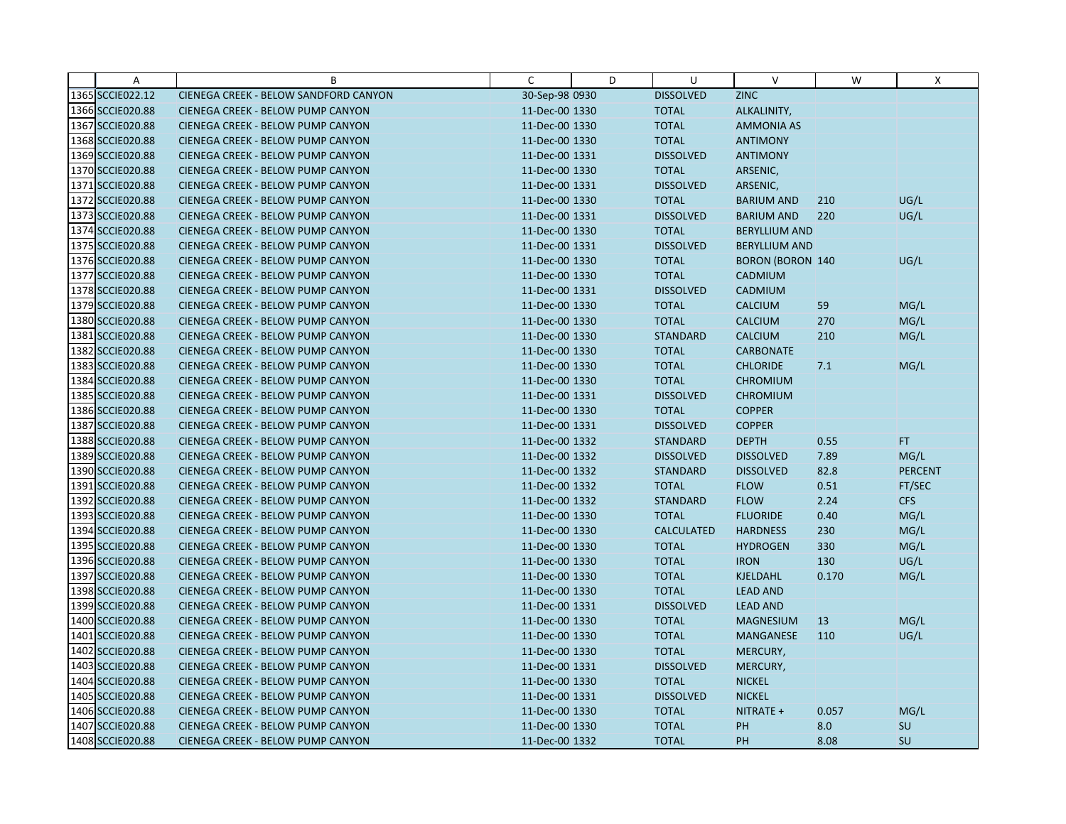| | A | B | C | D | U | V | W | X |
|---|---|---|---|---|---|---|---|---|
| 1365 | SCCIE022.12 | CIENEGA CREEK - BELOW SANDFORD CANYON | 30-Sep-98 0930 | | DISSOLVED | ZINC | | |
| 1366 | SCCIE020.88 | CIENEGA CREEK - BELOW PUMP CANYON | 11-Dec-00 1330 | | TOTAL | ALKALINITY, | | |
| 1367 | SCCIE020.88 | CIENEGA CREEK - BELOW PUMP CANYON | 11-Dec-00 1330 | | TOTAL | AMMONIA AS | | |
| 1368 | SCCIE020.88 | CIENEGA CREEK - BELOW PUMP CANYON | 11-Dec-00 1330 | | TOTAL | ANTIMONY | | |
| 1369 | SCCIE020.88 | CIENEGA CREEK - BELOW PUMP CANYON | 11-Dec-00 1331 | | DISSOLVED | ANTIMONY | | |
| 1370 | SCCIE020.88 | CIENEGA CREEK - BELOW PUMP CANYON | 11-Dec-00 1330 | | TOTAL | ARSENIC, | | |
| 1371 | SCCIE020.88 | CIENEGA CREEK - BELOW PUMP CANYON | 11-Dec-00 1331 | | DISSOLVED | ARSENIC, | | |
| 1372 | SCCIE020.88 | CIENEGA CREEK - BELOW PUMP CANYON | 11-Dec-00 1330 | | TOTAL | BARIUM AND | 210 | UG/L |
| 1373 | SCCIE020.88 | CIENEGA CREEK - BELOW PUMP CANYON | 11-Dec-00 1331 | | DISSOLVED | BARIUM AND | 220 | UG/L |
| 1374 | SCCIE020.88 | CIENEGA CREEK - BELOW PUMP CANYON | 11-Dec-00 1330 | | TOTAL | BERYLLIUM AND | | |
| 1375 | SCCIE020.88 | CIENEGA CREEK - BELOW PUMP CANYON | 11-Dec-00 1331 | | DISSOLVED | BERYLLIUM AND | | |
| 1376 | SCCIE020.88 | CIENEGA CREEK - BELOW PUMP CANYON | 11-Dec-00 1330 | | TOTAL | BORON (BORON | 140 | UG/L |
| 1377 | SCCIE020.88 | CIENEGA CREEK - BELOW PUMP CANYON | 11-Dec-00 1330 | | TOTAL | CADMIUM | | |
| 1378 | SCCIE020.88 | CIENEGA CREEK - BELOW PUMP CANYON | 11-Dec-00 1331 | | DISSOLVED | CADMIUM | | |
| 1379 | SCCIE020.88 | CIENEGA CREEK - BELOW PUMP CANYON | 11-Dec-00 1330 | | TOTAL | CALCIUM | 59 | MG/L |
| 1380 | SCCIE020.88 | CIENEGA CREEK - BELOW PUMP CANYON | 11-Dec-00 1330 | | TOTAL | CALCIUM | 270 | MG/L |
| 1381 | SCCIE020.88 | CIENEGA CREEK - BELOW PUMP CANYON | 11-Dec-00 1330 | | STANDARD | CALCIUM | 210 | MG/L |
| 1382 | SCCIE020.88 | CIENEGA CREEK - BELOW PUMP CANYON | 11-Dec-00 1330 | | TOTAL | CARBONATE | | |
| 1383 | SCCIE020.88 | CIENEGA CREEK - BELOW PUMP CANYON | 11-Dec-00 1330 | | TOTAL | CHLORIDE | 7.1 | MG/L |
| 1384 | SCCIE020.88 | CIENEGA CREEK - BELOW PUMP CANYON | 11-Dec-00 1330 | | TOTAL | CHROMIUM | | |
| 1385 | SCCIE020.88 | CIENEGA CREEK - BELOW PUMP CANYON | 11-Dec-00 1331 | | DISSOLVED | CHROMIUM | | |
| 1386 | SCCIE020.88 | CIENEGA CREEK - BELOW PUMP CANYON | 11-Dec-00 1330 | | TOTAL | COPPER | | |
| 1387 | SCCIE020.88 | CIENEGA CREEK - BELOW PUMP CANYON | 11-Dec-00 1331 | | DISSOLVED | COPPER | | |
| 1388 | SCCIE020.88 | CIENEGA CREEK - BELOW PUMP CANYON | 11-Dec-00 1332 | | STANDARD | DEPTH | 0.55 | FT |
| 1389 | SCCIE020.88 | CIENEGA CREEK - BELOW PUMP CANYON | 11-Dec-00 1332 | | DISSOLVED | DISSOLVED | 7.89 | MG/L |
| 1390 | SCCIE020.88 | CIENEGA CREEK - BELOW PUMP CANYON | 11-Dec-00 1332 | | STANDARD | DISSOLVED | 82.8 | PERCENT |
| 1391 | SCCIE020.88 | CIENEGA CREEK - BELOW PUMP CANYON | 11-Dec-00 1332 | | TOTAL | FLOW | 0.51 | FT/SEC |
| 1392 | SCCIE020.88 | CIENEGA CREEK - BELOW PUMP CANYON | 11-Dec-00 1332 | | STANDARD | FLOW | 2.24 | CFS |
| 1393 | SCCIE020.88 | CIENEGA CREEK - BELOW PUMP CANYON | 11-Dec-00 1330 | | TOTAL | FLUORIDE | 0.40 | MG/L |
| 1394 | SCCIE020.88 | CIENEGA CREEK - BELOW PUMP CANYON | 11-Dec-00 1330 | | CALCULATED | HARDNESS | 230 | MG/L |
| 1395 | SCCIE020.88 | CIENEGA CREEK - BELOW PUMP CANYON | 11-Dec-00 1330 | | TOTAL | HYDROGEN | 330 | MG/L |
| 1396 | SCCIE020.88 | CIENEGA CREEK - BELOW PUMP CANYON | 11-Dec-00 1330 | | TOTAL | IRON | 130 | UG/L |
| 1397 | SCCIE020.88 | CIENEGA CREEK - BELOW PUMP CANYON | 11-Dec-00 1330 | | TOTAL | KJELDAHL | 0.170 | MG/L |
| 1398 | SCCIE020.88 | CIENEGA CREEK - BELOW PUMP CANYON | 11-Dec-00 1330 | | TOTAL | LEAD AND | | |
| 1399 | SCCIE020.88 | CIENEGA CREEK - BELOW PUMP CANYON | 11-Dec-00 1331 | | DISSOLVED | LEAD AND | | |
| 1400 | SCCIE020.88 | CIENEGA CREEK - BELOW PUMP CANYON | 11-Dec-00 1330 | | TOTAL | MAGNESIUM | 13 | MG/L |
| 1401 | SCCIE020.88 | CIENEGA CREEK - BELOW PUMP CANYON | 11-Dec-00 1330 | | TOTAL | MANGANESE | 110 | UG/L |
| 1402 | SCCIE020.88 | CIENEGA CREEK - BELOW PUMP CANYON | 11-Dec-00 1330 | | TOTAL | MERCURY, | | |
| 1403 | SCCIE020.88 | CIENEGA CREEK - BELOW PUMP CANYON | 11-Dec-00 1331 | | DISSOLVED | MERCURY, | | |
| 1404 | SCCIE020.88 | CIENEGA CREEK - BELOW PUMP CANYON | 11-Dec-00 1330 | | TOTAL | NICKEL | | |
| 1405 | SCCIE020.88 | CIENEGA CREEK - BELOW PUMP CANYON | 11-Dec-00 1331 | | DISSOLVED | NICKEL | | |
| 1406 | SCCIE020.88 | CIENEGA CREEK - BELOW PUMP CANYON | 11-Dec-00 1330 | | TOTAL | NITRATE + | 0.057 | MG/L |
| 1407 | SCCIE020.88 | CIENEGA CREEK - BELOW PUMP CANYON | 11-Dec-00 1330 | | TOTAL | PH | 8.0 | SU |
| 1408 | SCCIE020.88 | CIENEGA CREEK - BELOW PUMP CANYON | 11-Dec-00 1332 | | TOTAL | PH | 8.08 | SU |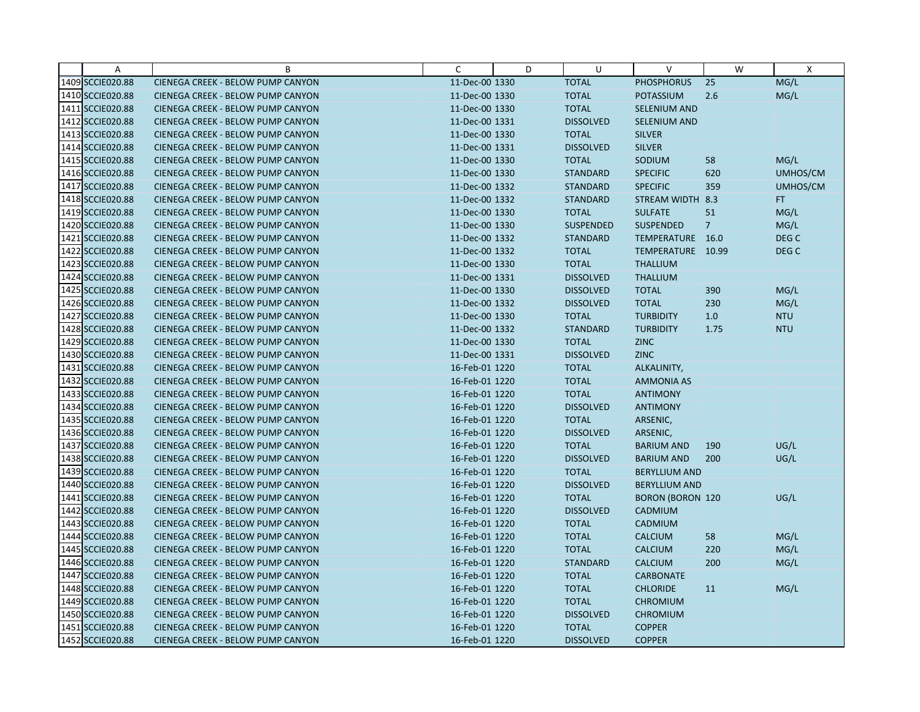| | A | B | C | D | U | V | W | X |
|---|---|---|---|---|---|---|---|---|
| 1409 | SCCIE020.88 | CIENEGA CREEK - BELOW PUMP CANYON | 11-Dec-00 | 1330 | TOTAL | PHOSPHORUS | 25 | MG/L |
| 1410 | SCCIE020.88 | CIENEGA CREEK - BELOW PUMP CANYON | 11-Dec-00 | 1330 | TOTAL | POTASSIUM | 2.6 | MG/L |
| 1411 | SCCIE020.88 | CIENEGA CREEK - BELOW PUMP CANYON | 11-Dec-00 | 1330 | TOTAL | SELENIUM AND | | |
| 1412 | SCCIE020.88 | CIENEGA CREEK - BELOW PUMP CANYON | 11-Dec-00 | 1331 | DISSOLVED | SELENIUM AND | | |
| 1413 | SCCIE020.88 | CIENEGA CREEK - BELOW PUMP CANYON | 11-Dec-00 | 1330 | TOTAL | SILVER | | |
| 1414 | SCCIE020.88 | CIENEGA CREEK - BELOW PUMP CANYON | 11-Dec-00 | 1331 | DISSOLVED | SILVER | | |
| 1415 | SCCIE020.88 | CIENEGA CREEK - BELOW PUMP CANYON | 11-Dec-00 | 1330 | TOTAL | SODIUM | 58 | MG/L |
| 1416 | SCCIE020.88 | CIENEGA CREEK - BELOW PUMP CANYON | 11-Dec-00 | 1330 | STANDARD | SPECIFIC | 620 | UMHOS/CM |
| 1417 | SCCIE020.88 | CIENEGA CREEK - BELOW PUMP CANYON | 11-Dec-00 | 1332 | STANDARD | SPECIFIC | 359 | UMHOS/CM |
| 1418 | SCCIE020.88 | CIENEGA CREEK - BELOW PUMP CANYON | 11-Dec-00 | 1332 | STANDARD | STREAM WIDTH | 8.3 | FT |
| 1419 | SCCIE020.88 | CIENEGA CREEK - BELOW PUMP CANYON | 11-Dec-00 | 1330 | TOTAL | SULFATE | 51 | MG/L |
| 1420 | SCCIE020.88 | CIENEGA CREEK - BELOW PUMP CANYON | 11-Dec-00 | 1330 | SUSPENDED | SUSPENDED | 7 | MG/L |
| 1421 | SCCIE020.88 | CIENEGA CREEK - BELOW PUMP CANYON | 11-Dec-00 | 1332 | STANDARD | TEMPERATURE | 16.0 | DEG C |
| 1422 | SCCIE020.88 | CIENEGA CREEK - BELOW PUMP CANYON | 11-Dec-00 | 1332 | TOTAL | TEMPERATURE | 10.99 | DEG C |
| 1423 | SCCIE020.88 | CIENEGA CREEK - BELOW PUMP CANYON | 11-Dec-00 | 1330 | TOTAL | THALLIUM | | |
| 1424 | SCCIE020.88 | CIENEGA CREEK - BELOW PUMP CANYON | 11-Dec-00 | 1331 | DISSOLVED | THALLIUM | | |
| 1425 | SCCIE020.88 | CIENEGA CREEK - BELOW PUMP CANYON | 11-Dec-00 | 1330 | DISSOLVED | TOTAL | 390 | MG/L |
| 1426 | SCCIE020.88 | CIENEGA CREEK - BELOW PUMP CANYON | 11-Dec-00 | 1332 | DISSOLVED | TOTAL | 230 | MG/L |
| 1427 | SCCIE020.88 | CIENEGA CREEK - BELOW PUMP CANYON | 11-Dec-00 | 1330 | TOTAL | TURBIDITY | 1.0 | NTU |
| 1428 | SCCIE020.88 | CIENEGA CREEK - BELOW PUMP CANYON | 11-Dec-00 | 1332 | STANDARD | TURBIDITY | 1.75 | NTU |
| 1429 | SCCIE020.88 | CIENEGA CREEK - BELOW PUMP CANYON | 11-Dec-00 | 1330 | TOTAL | ZINC | | |
| 1430 | SCCIE020.88 | CIENEGA CREEK - BELOW PUMP CANYON | 11-Dec-00 | 1331 | DISSOLVED | ZINC | | |
| 1431 | SCCIE020.88 | CIENEGA CREEK - BELOW PUMP CANYON | 16-Feb-01 | 1220 | TOTAL | ALKALINITY, | | |
| 1432 | SCCIE020.88 | CIENEGA CREEK - BELOW PUMP CANYON | 16-Feb-01 | 1220 | TOTAL | AMMONIA AS | | |
| 1433 | SCCIE020.88 | CIENEGA CREEK - BELOW PUMP CANYON | 16-Feb-01 | 1220 | TOTAL | ANTIMONY | | |
| 1434 | SCCIE020.88 | CIENEGA CREEK - BELOW PUMP CANYON | 16-Feb-01 | 1220 | DISSOLVED | ANTIMONY | | |
| 1435 | SCCIE020.88 | CIENEGA CREEK - BELOW PUMP CANYON | 16-Feb-01 | 1220 | TOTAL | ARSENIC, | | |
| 1436 | SCCIE020.88 | CIENEGA CREEK - BELOW PUMP CANYON | 16-Feb-01 | 1220 | DISSOLVED | ARSENIC, | | |
| 1437 | SCCIE020.88 | CIENEGA CREEK - BELOW PUMP CANYON | 16-Feb-01 | 1220 | TOTAL | BARIUM AND | 190 | UG/L |
| 1438 | SCCIE020.88 | CIENEGA CREEK - BELOW PUMP CANYON | 16-Feb-01 | 1220 | DISSOLVED | BARIUM AND | 200 | UG/L |
| 1439 | SCCIE020.88 | CIENEGA CREEK - BELOW PUMP CANYON | 16-Feb-01 | 1220 | TOTAL | BERYLLIUM AND | | |
| 1440 | SCCIE020.88 | CIENEGA CREEK - BELOW PUMP CANYON | 16-Feb-01 | 1220 | DISSOLVED | BERYLLIUM AND | | |
| 1441 | SCCIE020.88 | CIENEGA CREEK - BELOW PUMP CANYON | 16-Feb-01 | 1220 | TOTAL | BORON (BORON | 120 | UG/L |
| 1442 | SCCIE020.88 | CIENEGA CREEK - BELOW PUMP CANYON | 16-Feb-01 | 1220 | DISSOLVED | CADMIUM | | |
| 1443 | SCCIE020.88 | CIENEGA CREEK - BELOW PUMP CANYON | 16-Feb-01 | 1220 | TOTAL | CADMIUM | | |
| 1444 | SCCIE020.88 | CIENEGA CREEK - BELOW PUMP CANYON | 16-Feb-01 | 1220 | TOTAL | CALCIUM | 58 | MG/L |
| 1445 | SCCIE020.88 | CIENEGA CREEK - BELOW PUMP CANYON | 16-Feb-01 | 1220 | TOTAL | CALCIUM | 220 | MG/L |
| 1446 | SCCIE020.88 | CIENEGA CREEK - BELOW PUMP CANYON | 16-Feb-01 | 1220 | STANDARD | CALCIUM | 200 | MG/L |
| 1447 | SCCIE020.88 | CIENEGA CREEK - BELOW PUMP CANYON | 16-Feb-01 | 1220 | TOTAL | CARBONATE | | |
| 1448 | SCCIE020.88 | CIENEGA CREEK - BELOW PUMP CANYON | 16-Feb-01 | 1220 | TOTAL | CHLORIDE | 11 | MG/L |
| 1449 | SCCIE020.88 | CIENEGA CREEK - BELOW PUMP CANYON | 16-Feb-01 | 1220 | TOTAL | CHROMIUM | | |
| 1450 | SCCIE020.88 | CIENEGA CREEK - BELOW PUMP CANYON | 16-Feb-01 | 1220 | DISSOLVED | CHROMIUM | | |
| 1451 | SCCIE020.88 | CIENEGA CREEK - BELOW PUMP CANYON | 16-Feb-01 | 1220 | TOTAL | COPPER | | |
| 1452 | SCCIE020.88 | CIENEGA CREEK - BELOW PUMP CANYON | 16-Feb-01 | 1220 | DISSOLVED | COPPER | | |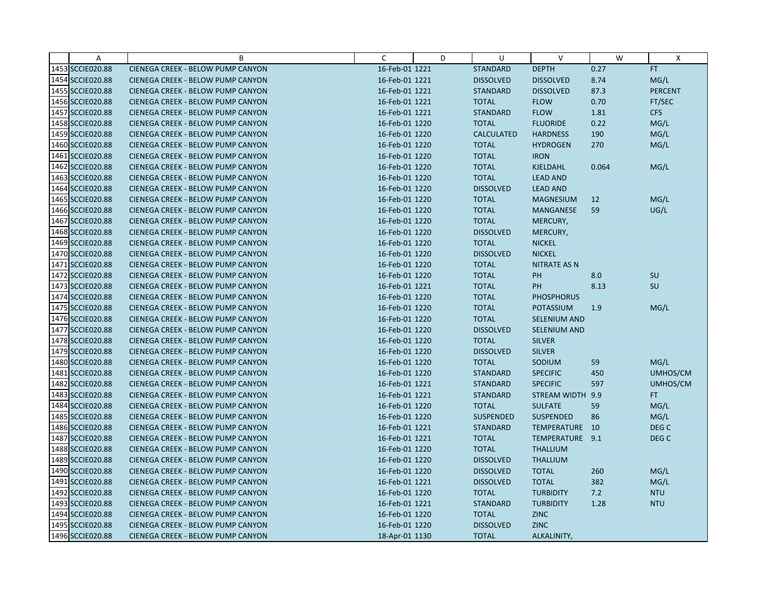|  | A | B | C | D | U | V | W | X |
|---|---|---|---|---|---|---|---|---|
| 1453 | SCCIE020.88 | CIENEGA CREEK - BELOW PUMP CANYON | 16-Feb-01 1221 |  | STANDARD | DEPTH | 0.27 | FT |
| 1454 | SCCIE020.88 | CIENEGA CREEK - BELOW PUMP CANYON | 16-Feb-01 1221 |  | DISSOLVED | DISSOLVED | 8.74 | MG/L |
| 1455 | SCCIE020.88 | CIENEGA CREEK - BELOW PUMP CANYON | 16-Feb-01 1221 |  | STANDARD | DISSOLVED | 87.3 | PERCENT |
| 1456 | SCCIE020.88 | CIENEGA CREEK - BELOW PUMP CANYON | 16-Feb-01 1221 |  | TOTAL | FLOW | 0.70 | FT/SEC |
| 1457 | SCCIE020.88 | CIENEGA CREEK - BELOW PUMP CANYON | 16-Feb-01 1221 |  | STANDARD | FLOW | 1.81 | CFS |
| 1458 | SCCIE020.88 | CIENEGA CREEK - BELOW PUMP CANYON | 16-Feb-01 1220 |  | TOTAL | FLUORIDE | 0.22 | MG/L |
| 1459 | SCCIE020.88 | CIENEGA CREEK - BELOW PUMP CANYON | 16-Feb-01 1220 |  | CALCULATED | HARDNESS | 190 | MG/L |
| 1460 | SCCIE020.88 | CIENEGA CREEK - BELOW PUMP CANYON | 16-Feb-01 1220 |  | TOTAL | HYDROGEN | 270 | MG/L |
| 1461 | SCCIE020.88 | CIENEGA CREEK - BELOW PUMP CANYON | 16-Feb-01 1220 |  | TOTAL | IRON |  |  |
| 1462 | SCCIE020.88 | CIENEGA CREEK - BELOW PUMP CANYON | 16-Feb-01 1220 |  | TOTAL | KJELDAHL | 0.064 | MG/L |
| 1463 | SCCIE020.88 | CIENEGA CREEK - BELOW PUMP CANYON | 16-Feb-01 1220 |  | TOTAL | LEAD AND |  |  |
| 1464 | SCCIE020.88 | CIENEGA CREEK - BELOW PUMP CANYON | 16-Feb-01 1220 |  | DISSOLVED | LEAD AND |  |  |
| 1465 | SCCIE020.88 | CIENEGA CREEK - BELOW PUMP CANYON | 16-Feb-01 1220 |  | TOTAL | MAGNESIUM | 12 | MG/L |
| 1466 | SCCIE020.88 | CIENEGA CREEK - BELOW PUMP CANYON | 16-Feb-01 1220 |  | TOTAL | MANGANESE | 59 | UG/L |
| 1467 | SCCIE020.88 | CIENEGA CREEK - BELOW PUMP CANYON | 16-Feb-01 1220 |  | TOTAL | MERCURY, |  |  |
| 1468 | SCCIE020.88 | CIENEGA CREEK - BELOW PUMP CANYON | 16-Feb-01 1220 |  | DISSOLVED | MERCURY, |  |  |
| 1469 | SCCIE020.88 | CIENEGA CREEK - BELOW PUMP CANYON | 16-Feb-01 1220 |  | TOTAL | NICKEL |  |  |
| 1470 | SCCIE020.88 | CIENEGA CREEK - BELOW PUMP CANYON | 16-Feb-01 1220 |  | DISSOLVED | NICKEL |  |  |
| 1471 | SCCIE020.88 | CIENEGA CREEK - BELOW PUMP CANYON | 16-Feb-01 1220 |  | TOTAL | NITRATE AS N |  |  |
| 1472 | SCCIE020.88 | CIENEGA CREEK - BELOW PUMP CANYON | 16-Feb-01 1220 |  | TOTAL | PH | 8.0 | SU |
| 1473 | SCCIE020.88 | CIENEGA CREEK - BELOW PUMP CANYON | 16-Feb-01 1221 |  | TOTAL | PH | 8.13 | SU |
| 1474 | SCCIE020.88 | CIENEGA CREEK - BELOW PUMP CANYON | 16-Feb-01 1220 |  | TOTAL | PHOSPHORUS |  |  |
| 1475 | SCCIE020.88 | CIENEGA CREEK - BELOW PUMP CANYON | 16-Feb-01 1220 |  | TOTAL | POTASSIUM | 1.9 | MG/L |
| 1476 | SCCIE020.88 | CIENEGA CREEK - BELOW PUMP CANYON | 16-Feb-01 1220 |  | TOTAL | SELENIUM AND |  |  |
| 1477 | SCCIE020.88 | CIENEGA CREEK - BELOW PUMP CANYON | 16-Feb-01 1220 |  | DISSOLVED | SELENIUM AND |  |  |
| 1478 | SCCIE020.88 | CIENEGA CREEK - BELOW PUMP CANYON | 16-Feb-01 1220 |  | TOTAL | SILVER |  |  |
| 1479 | SCCIE020.88 | CIENEGA CREEK - BELOW PUMP CANYON | 16-Feb-01 1220 |  | DISSOLVED | SILVER |  |  |
| 1480 | SCCIE020.88 | CIENEGA CREEK - BELOW PUMP CANYON | 16-Feb-01 1220 |  | TOTAL | SODIUM | 59 | MG/L |
| 1481 | SCCIE020.88 | CIENEGA CREEK - BELOW PUMP CANYON | 16-Feb-01 1220 |  | STANDARD | SPECIFIC | 450 | UMHOS/CM |
| 1482 | SCCIE020.88 | CIENEGA CREEK - BELOW PUMP CANYON | 16-Feb-01 1221 |  | STANDARD | SPECIFIC | 597 | UMHOS/CM |
| 1483 | SCCIE020.88 | CIENEGA CREEK - BELOW PUMP CANYON | 16-Feb-01 1221 |  | STANDARD | STREAM WIDTH | 9.9 | FT |
| 1484 | SCCIE020.88 | CIENEGA CREEK - BELOW PUMP CANYON | 16-Feb-01 1220 |  | TOTAL | SULFATE | 59 | MG/L |
| 1485 | SCCIE020.88 | CIENEGA CREEK - BELOW PUMP CANYON | 16-Feb-01 1220 |  | SUSPENDED | SUSPENDED | 86 | MG/L |
| 1486 | SCCIE020.88 | CIENEGA CREEK - BELOW PUMP CANYON | 16-Feb-01 1221 |  | STANDARD | TEMPERATURE | 10 | DEG C |
| 1487 | SCCIE020.88 | CIENEGA CREEK - BELOW PUMP CANYON | 16-Feb-01 1221 |  | TOTAL | TEMPERATURE | 9.1 | DEG C |
| 1488 | SCCIE020.88 | CIENEGA CREEK - BELOW PUMP CANYON | 16-Feb-01 1220 |  | TOTAL | THALLIUM |  |  |
| 1489 | SCCIE020.88 | CIENEGA CREEK - BELOW PUMP CANYON | 16-Feb-01 1220 |  | DISSOLVED | THALLIUM |  |  |
| 1490 | SCCIE020.88 | CIENEGA CREEK - BELOW PUMP CANYON | 16-Feb-01 1220 |  | DISSOLVED | TOTAL | 260 | MG/L |
| 1491 | SCCIE020.88 | CIENEGA CREEK - BELOW PUMP CANYON | 16-Feb-01 1221 |  | DISSOLVED | TOTAL | 382 | MG/L |
| 1492 | SCCIE020.88 | CIENEGA CREEK - BELOW PUMP CANYON | 16-Feb-01 1220 |  | TOTAL | TURBIDITY | 7.2 | NTU |
| 1493 | SCCIE020.88 | CIENEGA CREEK - BELOW PUMP CANYON | 16-Feb-01 1221 |  | STANDARD | TURBIDITY | 1.28 | NTU |
| 1494 | SCCIE020.88 | CIENEGA CREEK - BELOW PUMP CANYON | 16-Feb-01 1220 |  | TOTAL | ZINC |  |  |
| 1495 | SCCIE020.88 | CIENEGA CREEK - BELOW PUMP CANYON | 16-Feb-01 1220 |  | DISSOLVED | ZINC |  |  |
| 1496 | SCCIE020.88 | CIENEGA CREEK - BELOW PUMP CANYON | 18-Apr-01 1130 |  | TOTAL | ALKALINITY, |  |  |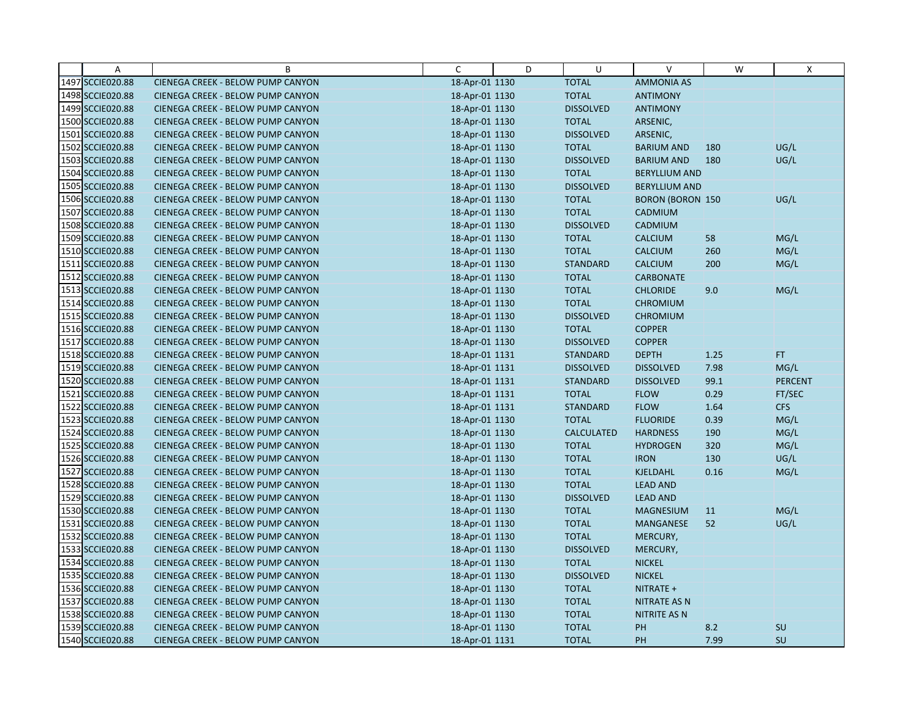|  | A | B | C | D | U | V | W | X |
|---|---|---|---|---|---|---|---|---|
| 1497 | SCCIE020.88 | CIENEGA CREEK - BELOW PUMP CANYON | 18-Apr-01 | 1130 | TOTAL | AMMONIA AS |  |  |
| 1498 | SCCIE020.88 | CIENEGA CREEK - BELOW PUMP CANYON | 18-Apr-01 | 1130 | TOTAL | ANTIMONY |  |  |
| 1499 | SCCIE020.88 | CIENEGA CREEK - BELOW PUMP CANYON | 18-Apr-01 | 1130 | DISSOLVED | ANTIMONY |  |  |
| 1500 | SCCIE020.88 | CIENEGA CREEK - BELOW PUMP CANYON | 18-Apr-01 | 1130 | TOTAL | ARSENIC, |  |  |
| 1501 | SCCIE020.88 | CIENEGA CREEK - BELOW PUMP CANYON | 18-Apr-01 | 1130 | DISSOLVED | ARSENIC, |  |  |
| 1502 | SCCIE020.88 | CIENEGA CREEK - BELOW PUMP CANYON | 18-Apr-01 | 1130 | TOTAL | BARIUM AND | 180 | UG/L |
| 1503 | SCCIE020.88 | CIENEGA CREEK - BELOW PUMP CANYON | 18-Apr-01 | 1130 | DISSOLVED | BARIUM AND | 180 | UG/L |
| 1504 | SCCIE020.88 | CIENEGA CREEK - BELOW PUMP CANYON | 18-Apr-01 | 1130 | TOTAL | BERYLLIUM AND |  |  |
| 1505 | SCCIE020.88 | CIENEGA CREEK - BELOW PUMP CANYON | 18-Apr-01 | 1130 | DISSOLVED | BERYLLIUM AND |  |  |
| 1506 | SCCIE020.88 | CIENEGA CREEK - BELOW PUMP CANYON | 18-Apr-01 | 1130 | TOTAL | BORON (BORON | 150 | UG/L |
| 1507 | SCCIE020.88 | CIENEGA CREEK - BELOW PUMP CANYON | 18-Apr-01 | 1130 | TOTAL | CADMIUM |  |  |
| 1508 | SCCIE020.88 | CIENEGA CREEK - BELOW PUMP CANYON | 18-Apr-01 | 1130 | DISSOLVED | CADMIUM |  |  |
| 1509 | SCCIE020.88 | CIENEGA CREEK - BELOW PUMP CANYON | 18-Apr-01 | 1130 | TOTAL | CALCIUM | 58 | MG/L |
| 1510 | SCCIE020.88 | CIENEGA CREEK - BELOW PUMP CANYON | 18-Apr-01 | 1130 | TOTAL | CALCIUM | 260 | MG/L |
| 1511 | SCCIE020.88 | CIENEGA CREEK - BELOW PUMP CANYON | 18-Apr-01 | 1130 | STANDARD | CALCIUM | 200 | MG/L |
| 1512 | SCCIE020.88 | CIENEGA CREEK - BELOW PUMP CANYON | 18-Apr-01 | 1130 | TOTAL | CARBONATE |  |  |
| 1513 | SCCIE020.88 | CIENEGA CREEK - BELOW PUMP CANYON | 18-Apr-01 | 1130 | TOTAL | CHLORIDE | 9.0 | MG/L |
| 1514 | SCCIE020.88 | CIENEGA CREEK - BELOW PUMP CANYON | 18-Apr-01 | 1130 | TOTAL | CHROMIUM |  |  |
| 1515 | SCCIE020.88 | CIENEGA CREEK - BELOW PUMP CANYON | 18-Apr-01 | 1130 | DISSOLVED | CHROMIUM |  |  |
| 1516 | SCCIE020.88 | CIENEGA CREEK - BELOW PUMP CANYON | 18-Apr-01 | 1130 | TOTAL | COPPER |  |  |
| 1517 | SCCIE020.88 | CIENEGA CREEK - BELOW PUMP CANYON | 18-Apr-01 | 1130 | DISSOLVED | COPPER |  |  |
| 1518 | SCCIE020.88 | CIENEGA CREEK - BELOW PUMP CANYON | 18-Apr-01 | 1131 | STANDARD | DEPTH | 1.25 | FT |
| 1519 | SCCIE020.88 | CIENEGA CREEK - BELOW PUMP CANYON | 18-Apr-01 | 1131 | DISSOLVED | DISSOLVED | 7.98 | MG/L |
| 1520 | SCCIE020.88 | CIENEGA CREEK - BELOW PUMP CANYON | 18-Apr-01 | 1131 | STANDARD | DISSOLVED | 99.1 | PERCENT |
| 1521 | SCCIE020.88 | CIENEGA CREEK - BELOW PUMP CANYON | 18-Apr-01 | 1131 | TOTAL | FLOW | 0.29 | FT/SEC |
| 1522 | SCCIE020.88 | CIENEGA CREEK - BELOW PUMP CANYON | 18-Apr-01 | 1131 | STANDARD | FLOW | 1.64 | CFS |
| 1523 | SCCIE020.88 | CIENEGA CREEK - BELOW PUMP CANYON | 18-Apr-01 | 1130 | TOTAL | FLUORIDE | 0.39 | MG/L |
| 1524 | SCCIE020.88 | CIENEGA CREEK - BELOW PUMP CANYON | 18-Apr-01 | 1130 | CALCULATED | HARDNESS | 190 | MG/L |
| 1525 | SCCIE020.88 | CIENEGA CREEK - BELOW PUMP CANYON | 18-Apr-01 | 1130 | TOTAL | HYDROGEN | 320 | MG/L |
| 1526 | SCCIE020.88 | CIENEGA CREEK - BELOW PUMP CANYON | 18-Apr-01 | 1130 | TOTAL | IRON | 130 | UG/L |
| 1527 | SCCIE020.88 | CIENEGA CREEK - BELOW PUMP CANYON | 18-Apr-01 | 1130 | TOTAL | KJELDAHL | 0.16 | MG/L |
| 1528 | SCCIE020.88 | CIENEGA CREEK - BELOW PUMP CANYON | 18-Apr-01 | 1130 | TOTAL | LEAD AND |  |  |
| 1529 | SCCIE020.88 | CIENEGA CREEK - BELOW PUMP CANYON | 18-Apr-01 | 1130 | DISSOLVED | LEAD AND |  |  |
| 1530 | SCCIE020.88 | CIENEGA CREEK - BELOW PUMP CANYON | 18-Apr-01 | 1130 | TOTAL | MAGNESIUM | 11 | MG/L |
| 1531 | SCCIE020.88 | CIENEGA CREEK - BELOW PUMP CANYON | 18-Apr-01 | 1130 | TOTAL | MANGANESE | 52 | UG/L |
| 1532 | SCCIE020.88 | CIENEGA CREEK - BELOW PUMP CANYON | 18-Apr-01 | 1130 | TOTAL | MERCURY, |  |  |
| 1533 | SCCIE020.88 | CIENEGA CREEK - BELOW PUMP CANYON | 18-Apr-01 | 1130 | DISSOLVED | MERCURY, |  |  |
| 1534 | SCCIE020.88 | CIENEGA CREEK - BELOW PUMP CANYON | 18-Apr-01 | 1130 | TOTAL | NICKEL |  |  |
| 1535 | SCCIE020.88 | CIENEGA CREEK - BELOW PUMP CANYON | 18-Apr-01 | 1130 | DISSOLVED | NICKEL |  |  |
| 1536 | SCCIE020.88 | CIENEGA CREEK - BELOW PUMP CANYON | 18-Apr-01 | 1130 | TOTAL | NITRATE + |  |  |
| 1537 | SCCIE020.88 | CIENEGA CREEK - BELOW PUMP CANYON | 18-Apr-01 | 1130 | TOTAL | NITRATE AS N |  |  |
| 1538 | SCCIE020.88 | CIENEGA CREEK - BELOW PUMP CANYON | 18-Apr-01 | 1130 | TOTAL | NITRITE AS N |  |  |
| 1539 | SCCIE020.88 | CIENEGA CREEK - BELOW PUMP CANYON | 18-Apr-01 | 1130 | TOTAL | PH | 8.2 | SU |
| 1540 | SCCIE020.88 | CIENEGA CREEK - BELOW PUMP CANYON | 18-Apr-01 | 1131 | TOTAL | PH | 7.99 | SU |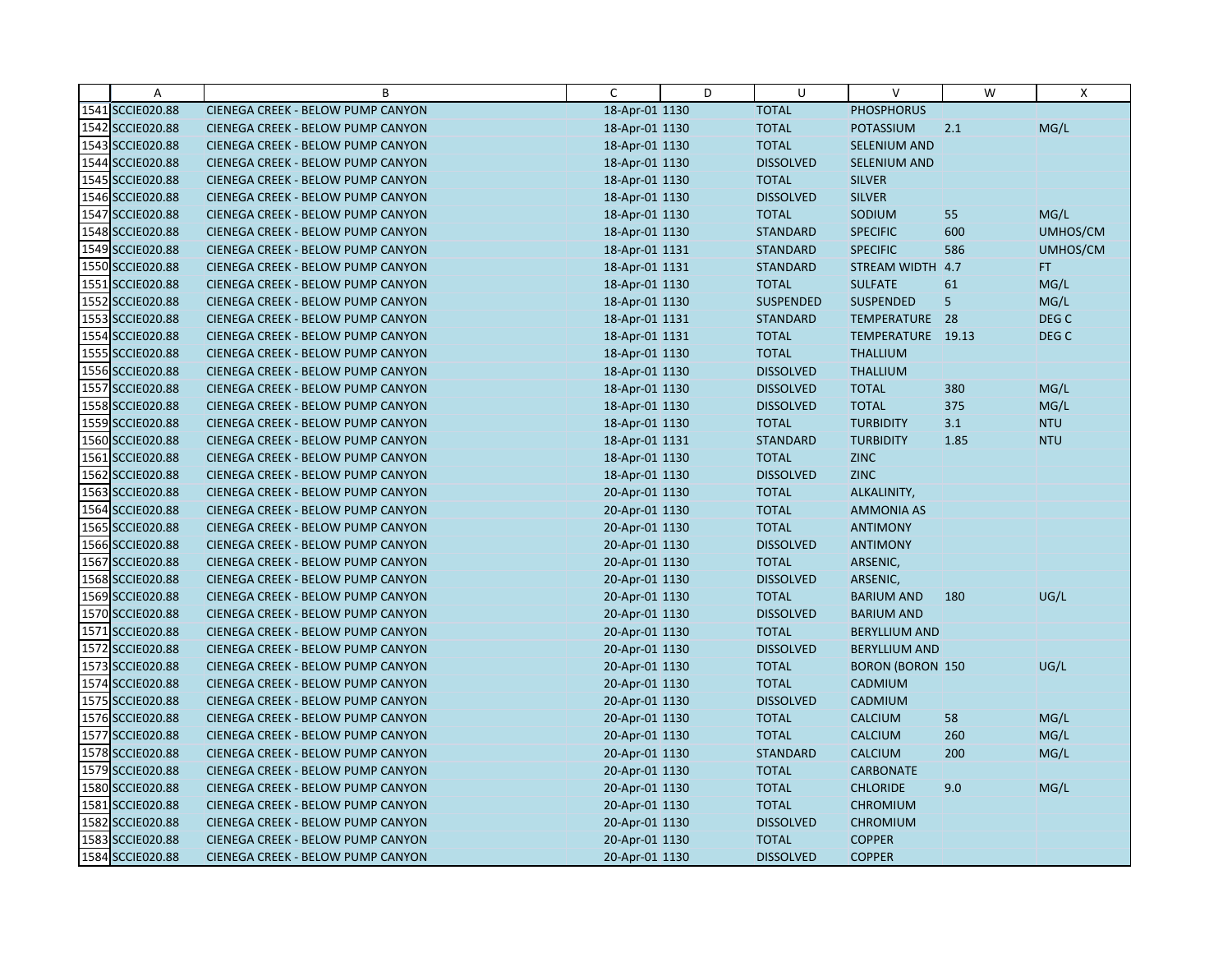| | A | B | C | D | U | V | W | X |
|---|---|---|---|---|---|---|---|---|
| 1541 | SCCIE020.88 | CIENEGA CREEK - BELOW PUMP CANYON | 18-Apr-01 | 1130 | TOTAL | PHOSPHORUS | | |
| 1542 | SCCIE020.88 | CIENEGA CREEK - BELOW PUMP CANYON | 18-Apr-01 | 1130 | TOTAL | POTASSIUM | 2.1 | MG/L |
| 1543 | SCCIE020.88 | CIENEGA CREEK - BELOW PUMP CANYON | 18-Apr-01 | 1130 | TOTAL | SELENIUM AND | | |
| 1544 | SCCIE020.88 | CIENEGA CREEK - BELOW PUMP CANYON | 18-Apr-01 | 1130 | DISSOLVED | SELENIUM AND | | |
| 1545 | SCCIE020.88 | CIENEGA CREEK - BELOW PUMP CANYON | 18-Apr-01 | 1130 | TOTAL | SILVER | | |
| 1546 | SCCIE020.88 | CIENEGA CREEK - BELOW PUMP CANYON | 18-Apr-01 | 1130 | DISSOLVED | SILVER | | |
| 1547 | SCCIE020.88 | CIENEGA CREEK - BELOW PUMP CANYON | 18-Apr-01 | 1130 | TOTAL | SODIUM | 55 | MG/L |
| 1548 | SCCIE020.88 | CIENEGA CREEK - BELOW PUMP CANYON | 18-Apr-01 | 1130 | STANDARD | SPECIFIC | 600 | UMHOS/CM |
| 1549 | SCCIE020.88 | CIENEGA CREEK - BELOW PUMP CANYON | 18-Apr-01 | 1131 | STANDARD | SPECIFIC | 586 | UMHOS/CM |
| 1550 | SCCIE020.88 | CIENEGA CREEK - BELOW PUMP CANYON | 18-Apr-01 | 1131 | STANDARD | STREAM WIDTH | 4.7 | FT |
| 1551 | SCCIE020.88 | CIENEGA CREEK - BELOW PUMP CANYON | 18-Apr-01 | 1130 | TOTAL | SULFATE | 61 | MG/L |
| 1552 | SCCIE020.88 | CIENEGA CREEK - BELOW PUMP CANYON | 18-Apr-01 | 1130 | SUSPENDED | SUSPENDED | 5 | MG/L |
| 1553 | SCCIE020.88 | CIENEGA CREEK - BELOW PUMP CANYON | 18-Apr-01 | 1131 | STANDARD | TEMPERATURE | 28 | DEG C |
| 1554 | SCCIE020.88 | CIENEGA CREEK - BELOW PUMP CANYON | 18-Apr-01 | 1131 | TOTAL | TEMPERATURE | 19.13 | DEG C |
| 1555 | SCCIE020.88 | CIENEGA CREEK - BELOW PUMP CANYON | 18-Apr-01 | 1130 | TOTAL | THALLIUM | | |
| 1556 | SCCIE020.88 | CIENEGA CREEK - BELOW PUMP CANYON | 18-Apr-01 | 1130 | DISSOLVED | THALLIUM | | |
| 1557 | SCCIE020.88 | CIENEGA CREEK - BELOW PUMP CANYON | 18-Apr-01 | 1130 | DISSOLVED | TOTAL | 380 | MG/L |
| 1558 | SCCIE020.88 | CIENEGA CREEK - BELOW PUMP CANYON | 18-Apr-01 | 1130 | DISSOLVED | TOTAL | 375 | MG/L |
| 1559 | SCCIE020.88 | CIENEGA CREEK - BELOW PUMP CANYON | 18-Apr-01 | 1130 | TOTAL | TURBIDITY | 3.1 | NTU |
| 1560 | SCCIE020.88 | CIENEGA CREEK - BELOW PUMP CANYON | 18-Apr-01 | 1131 | STANDARD | TURBIDITY | 1.85 | NTU |
| 1561 | SCCIE020.88 | CIENEGA CREEK - BELOW PUMP CANYON | 18-Apr-01 | 1130 | TOTAL | ZINC | | |
| 1562 | SCCIE020.88 | CIENEGA CREEK - BELOW PUMP CANYON | 18-Apr-01 | 1130 | DISSOLVED | ZINC | | |
| 1563 | SCCIE020.88 | CIENEGA CREEK - BELOW PUMP CANYON | 20-Apr-01 | 1130 | TOTAL | ALKALINITY, | | |
| 1564 | SCCIE020.88 | CIENEGA CREEK - BELOW PUMP CANYON | 20-Apr-01 | 1130 | TOTAL | AMMONIA AS | | |
| 1565 | SCCIE020.88 | CIENEGA CREEK - BELOW PUMP CANYON | 20-Apr-01 | 1130 | TOTAL | ANTIMONY | | |
| 1566 | SCCIE020.88 | CIENEGA CREEK - BELOW PUMP CANYON | 20-Apr-01 | 1130 | DISSOLVED | ANTIMONY | | |
| 1567 | SCCIE020.88 | CIENEGA CREEK - BELOW PUMP CANYON | 20-Apr-01 | 1130 | TOTAL | ARSENIC, | | |
| 1568 | SCCIE020.88 | CIENEGA CREEK - BELOW PUMP CANYON | 20-Apr-01 | 1130 | DISSOLVED | ARSENIC, | | |
| 1569 | SCCIE020.88 | CIENEGA CREEK - BELOW PUMP CANYON | 20-Apr-01 | 1130 | TOTAL | BARIUM AND | 180 | UG/L |
| 1570 | SCCIE020.88 | CIENEGA CREEK - BELOW PUMP CANYON | 20-Apr-01 | 1130 | DISSOLVED | BARIUM AND | | |
| 1571 | SCCIE020.88 | CIENEGA CREEK - BELOW PUMP CANYON | 20-Apr-01 | 1130 | TOTAL | BERYLLIUM AND | | |
| 1572 | SCCIE020.88 | CIENEGA CREEK - BELOW PUMP CANYON | 20-Apr-01 | 1130 | DISSOLVED | BERYLLIUM AND | | |
| 1573 | SCCIE020.88 | CIENEGA CREEK - BELOW PUMP CANYON | 20-Apr-01 | 1130 | TOTAL | BORON (BORON | 150 | UG/L |
| 1574 | SCCIE020.88 | CIENEGA CREEK - BELOW PUMP CANYON | 20-Apr-01 | 1130 | TOTAL | CADMIUM | | |
| 1575 | SCCIE020.88 | CIENEGA CREEK - BELOW PUMP CANYON | 20-Apr-01 | 1130 | DISSOLVED | CADMIUM | | |
| 1576 | SCCIE020.88 | CIENEGA CREEK - BELOW PUMP CANYON | 20-Apr-01 | 1130 | TOTAL | CALCIUM | 58 | MG/L |
| 1577 | SCCIE020.88 | CIENEGA CREEK - BELOW PUMP CANYON | 20-Apr-01 | 1130 | TOTAL | CALCIUM | 260 | MG/L |
| 1578 | SCCIE020.88 | CIENEGA CREEK - BELOW PUMP CANYON | 20-Apr-01 | 1130 | STANDARD | CALCIUM | 200 | MG/L |
| 1579 | SCCIE020.88 | CIENEGA CREEK - BELOW PUMP CANYON | 20-Apr-01 | 1130 | TOTAL | CARBONATE | | |
| 1580 | SCCIE020.88 | CIENEGA CREEK - BELOW PUMP CANYON | 20-Apr-01 | 1130 | TOTAL | CHLORIDE | 9.0 | MG/L |
| 1581 | SCCIE020.88 | CIENEGA CREEK - BELOW PUMP CANYON | 20-Apr-01 | 1130 | TOTAL | CHROMIUM | | |
| 1582 | SCCIE020.88 | CIENEGA CREEK - BELOW PUMP CANYON | 20-Apr-01 | 1130 | DISSOLVED | CHROMIUM | | |
| 1583 | SCCIE020.88 | CIENEGA CREEK - BELOW PUMP CANYON | 20-Apr-01 | 1130 | TOTAL | COPPER | | |
| 1584 | SCCIE020.88 | CIENEGA CREEK - BELOW PUMP CANYON | 20-Apr-01 | 1130 | DISSOLVED | COPPER | | |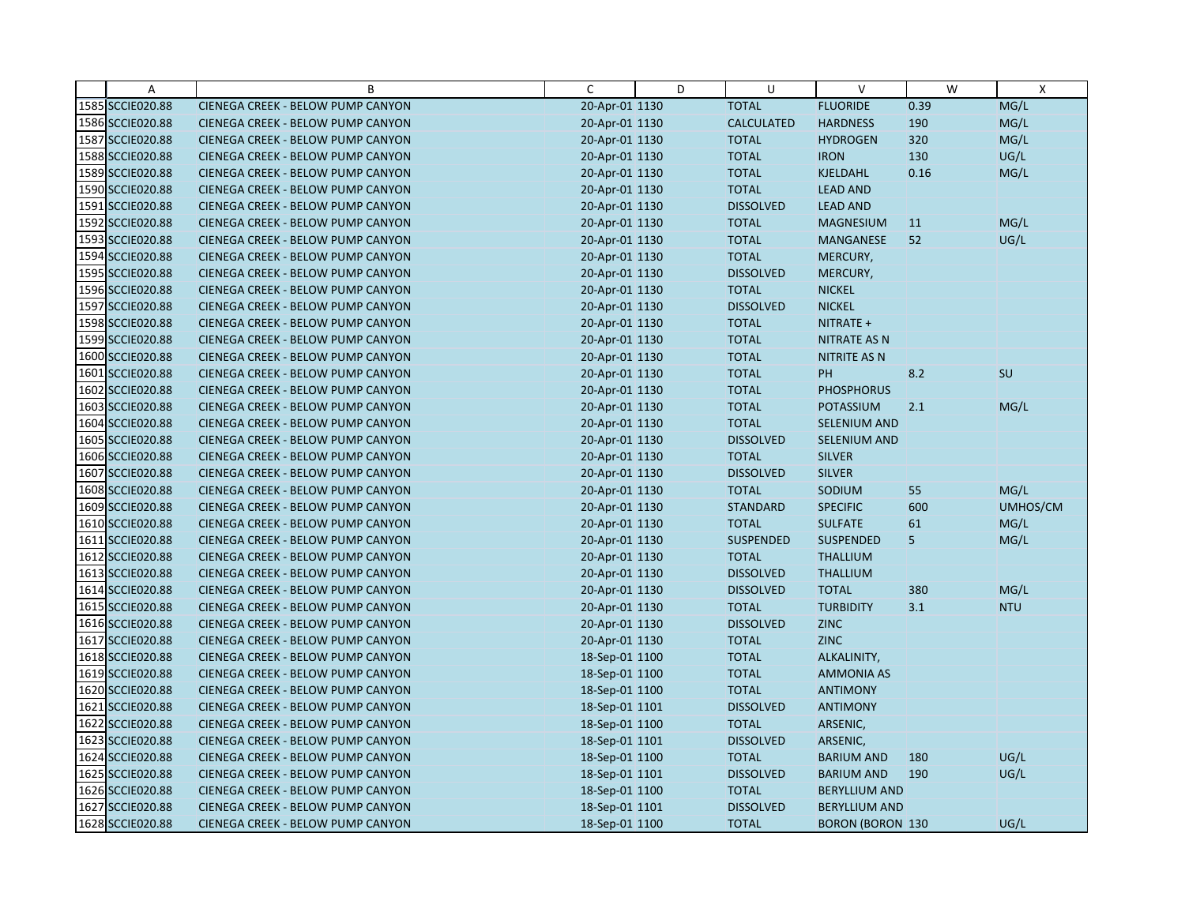| | A | B | C | D | U | V | W | X |
|---|---|---|---|---|---|---|---|---|
| 1585 | SCCIE020.88 | CIENEGA CREEK - BELOW PUMP CANYON | 20-Apr-01 | 1130 | TOTAL | FLUORIDE | 0.39 | MG/L |
| 1586 | SCCIE020.88 | CIENEGA CREEK - BELOW PUMP CANYON | 20-Apr-01 | 1130 | CALCULATED | HARDNESS | 190 | MG/L |
| 1587 | SCCIE020.88 | CIENEGA CREEK - BELOW PUMP CANYON | 20-Apr-01 | 1130 | TOTAL | HYDROGEN | 320 | MG/L |
| 1588 | SCCIE020.88 | CIENEGA CREEK - BELOW PUMP CANYON | 20-Apr-01 | 1130 | TOTAL | IRON | 130 | UG/L |
| 1589 | SCCIE020.88 | CIENEGA CREEK - BELOW PUMP CANYON | 20-Apr-01 | 1130 | TOTAL | KJELDAHL | 0.16 | MG/L |
| 1590 | SCCIE020.88 | CIENEGA CREEK - BELOW PUMP CANYON | 20-Apr-01 | 1130 | TOTAL | LEAD AND | | |
| 1591 | SCCIE020.88 | CIENEGA CREEK - BELOW PUMP CANYON | 20-Apr-01 | 1130 | DISSOLVED | LEAD AND | | |
| 1592 | SCCIE020.88 | CIENEGA CREEK - BELOW PUMP CANYON | 20-Apr-01 | 1130 | TOTAL | MAGNESIUM | 11 | MG/L |
| 1593 | SCCIE020.88 | CIENEGA CREEK - BELOW PUMP CANYON | 20-Apr-01 | 1130 | TOTAL | MANGANESE | 52 | UG/L |
| 1594 | SCCIE020.88 | CIENEGA CREEK - BELOW PUMP CANYON | 20-Apr-01 | 1130 | TOTAL | MERCURY, | | |
| 1595 | SCCIE020.88 | CIENEGA CREEK - BELOW PUMP CANYON | 20-Apr-01 | 1130 | DISSOLVED | MERCURY, | | |
| 1596 | SCCIE020.88 | CIENEGA CREEK - BELOW PUMP CANYON | 20-Apr-01 | 1130 | TOTAL | NICKEL | | |
| 1597 | SCCIE020.88 | CIENEGA CREEK - BELOW PUMP CANYON | 20-Apr-01 | 1130 | DISSOLVED | NICKEL | | |
| 1598 | SCCIE020.88 | CIENEGA CREEK - BELOW PUMP CANYON | 20-Apr-01 | 1130 | TOTAL | NITRATE + | | |
| 1599 | SCCIE020.88 | CIENEGA CREEK - BELOW PUMP CANYON | 20-Apr-01 | 1130 | TOTAL | NITRATE AS N | | |
| 1600 | SCCIE020.88 | CIENEGA CREEK - BELOW PUMP CANYON | 20-Apr-01 | 1130 | TOTAL | NITRITE AS N | | |
| 1601 | SCCIE020.88 | CIENEGA CREEK - BELOW PUMP CANYON | 20-Apr-01 | 1130 | TOTAL | PH | 8.2 | SU |
| 1602 | SCCIE020.88 | CIENEGA CREEK - BELOW PUMP CANYON | 20-Apr-01 | 1130 | TOTAL | PHOSPHORUS | | |
| 1603 | SCCIE020.88 | CIENEGA CREEK - BELOW PUMP CANYON | 20-Apr-01 | 1130 | TOTAL | POTASSIUM | 2.1 | MG/L |
| 1604 | SCCIE020.88 | CIENEGA CREEK - BELOW PUMP CANYON | 20-Apr-01 | 1130 | TOTAL | SELENIUM AND | | |
| 1605 | SCCIE020.88 | CIENEGA CREEK - BELOW PUMP CANYON | 20-Apr-01 | 1130 | DISSOLVED | SELENIUM AND | | |
| 1606 | SCCIE020.88 | CIENEGA CREEK - BELOW PUMP CANYON | 20-Apr-01 | 1130 | TOTAL | SILVER | | |
| 1607 | SCCIE020.88 | CIENEGA CREEK - BELOW PUMP CANYON | 20-Apr-01 | 1130 | DISSOLVED | SILVER | | |
| 1608 | SCCIE020.88 | CIENEGA CREEK - BELOW PUMP CANYON | 20-Apr-01 | 1130 | TOTAL | SODIUM | 55 | MG/L |
| 1609 | SCCIE020.88 | CIENEGA CREEK - BELOW PUMP CANYON | 20-Apr-01 | 1130 | STANDARD | SPECIFIC | 600 | UMHOS/CM |
| 1610 | SCCIE020.88 | CIENEGA CREEK - BELOW PUMP CANYON | 20-Apr-01 | 1130 | TOTAL | SULFATE | 61 | MG/L |
| 1611 | SCCIE020.88 | CIENEGA CREEK - BELOW PUMP CANYON | 20-Apr-01 | 1130 | SUSPENDED | SUSPENDED | 5 | MG/L |
| 1612 | SCCIE020.88 | CIENEGA CREEK - BELOW PUMP CANYON | 20-Apr-01 | 1130 | TOTAL | THALLIUM | | |
| 1613 | SCCIE020.88 | CIENEGA CREEK - BELOW PUMP CANYON | 20-Apr-01 | 1130 | DISSOLVED | THALLIUM | | |
| 1614 | SCCIE020.88 | CIENEGA CREEK - BELOW PUMP CANYON | 20-Apr-01 | 1130 | DISSOLVED | TOTAL | 380 | MG/L |
| 1615 | SCCIE020.88 | CIENEGA CREEK - BELOW PUMP CANYON | 20-Apr-01 | 1130 | TOTAL | TURBIDITY | 3.1 | NTU |
| 1616 | SCCIE020.88 | CIENEGA CREEK - BELOW PUMP CANYON | 20-Apr-01 | 1130 | DISSOLVED | ZINC | | |
| 1617 | SCCIE020.88 | CIENEGA CREEK - BELOW PUMP CANYON | 20-Apr-01 | 1130 | TOTAL | ZINC | | |
| 1618 | SCCIE020.88 | CIENEGA CREEK - BELOW PUMP CANYON | 18-Sep-01 | 1100 | TOTAL | ALKALINITY, | | |
| 1619 | SCCIE020.88 | CIENEGA CREEK - BELOW PUMP CANYON | 18-Sep-01 | 1100 | TOTAL | AMMONIA AS | | |
| 1620 | SCCIE020.88 | CIENEGA CREEK - BELOW PUMP CANYON | 18-Sep-01 | 1100 | TOTAL | ANTIMONY | | |
| 1621 | SCCIE020.88 | CIENEGA CREEK - BELOW PUMP CANYON | 18-Sep-01 | 1101 | DISSOLVED | ANTIMONY | | |
| 1622 | SCCIE020.88 | CIENEGA CREEK - BELOW PUMP CANYON | 18-Sep-01 | 1100 | TOTAL | ARSENIC, | | |
| 1623 | SCCIE020.88 | CIENEGA CREEK - BELOW PUMP CANYON | 18-Sep-01 | 1101 | DISSOLVED | ARSENIC, | | |
| 1624 | SCCIE020.88 | CIENEGA CREEK - BELOW PUMP CANYON | 18-Sep-01 | 1100 | TOTAL | BARIUM AND | 180 | UG/L |
| 1625 | SCCIE020.88 | CIENEGA CREEK - BELOW PUMP CANYON | 18-Sep-01 | 1101 | DISSOLVED | BARIUM AND | 190 | UG/L |
| 1626 | SCCIE020.88 | CIENEGA CREEK - BELOW PUMP CANYON | 18-Sep-01 | 1100 | TOTAL | BERYLLIUM AND | | |
| 1627 | SCCIE020.88 | CIENEGA CREEK - BELOW PUMP CANYON | 18-Sep-01 | 1101 | DISSOLVED | BERYLLIUM AND | | |
| 1628 | SCCIE020.88 | CIENEGA CREEK - BELOW PUMP CANYON | 18-Sep-01 | 1100 | TOTAL | BORON (BORON | 130 | UG/L |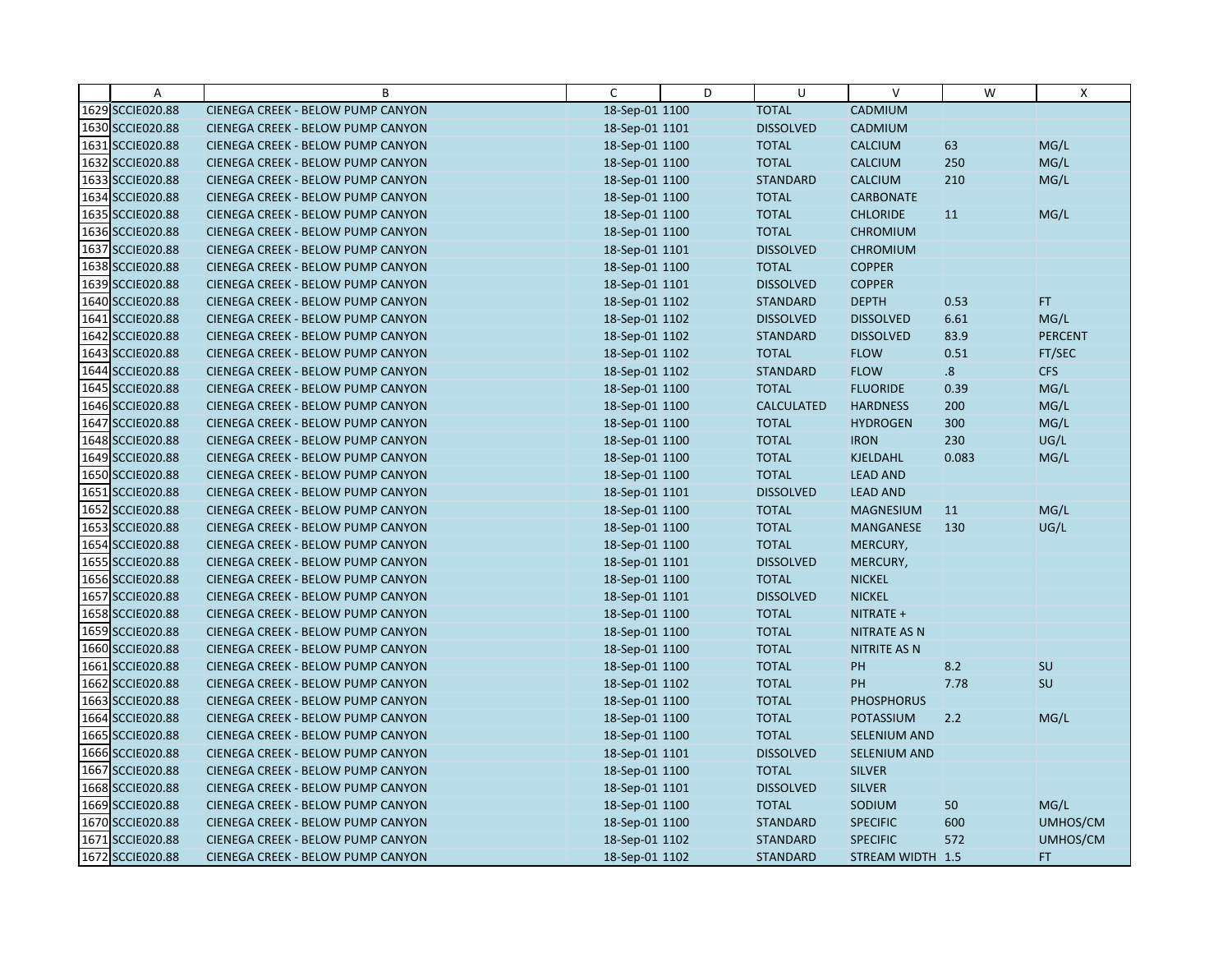| | A | B | C | D | U | V | W | X |
|---|---|---|---|---|---|---|---|---|
| 1629 | SCCIE020.88 | CIENEGA CREEK - BELOW PUMP CANYON | 18-Sep-01 1100 | | TOTAL | CADMIUM | | |
| 1630 | SCCIE020.88 | CIENEGA CREEK - BELOW PUMP CANYON | 18-Sep-01 1101 | | DISSOLVED | CADMIUM | | |
| 1631 | SCCIE020.88 | CIENEGA CREEK - BELOW PUMP CANYON | 18-Sep-01 1100 | | TOTAL | CALCIUM | 63 | MG/L |
| 1632 | SCCIE020.88 | CIENEGA CREEK - BELOW PUMP CANYON | 18-Sep-01 1100 | | TOTAL | CALCIUM | 250 | MG/L |
| 1633 | SCCIE020.88 | CIENEGA CREEK - BELOW PUMP CANYON | 18-Sep-01 1100 | | STANDARD | CALCIUM | 210 | MG/L |
| 1634 | SCCIE020.88 | CIENEGA CREEK - BELOW PUMP CANYON | 18-Sep-01 1100 | | TOTAL | CARBONATE | | |
| 1635 | SCCIE020.88 | CIENEGA CREEK - BELOW PUMP CANYON | 18-Sep-01 1100 | | TOTAL | CHLORIDE | 11 | MG/L |
| 1636 | SCCIE020.88 | CIENEGA CREEK - BELOW PUMP CANYON | 18-Sep-01 1100 | | TOTAL | CHROMIUM | | |
| 1637 | SCCIE020.88 | CIENEGA CREEK - BELOW PUMP CANYON | 18-Sep-01 1101 | | DISSOLVED | CHROMIUM | | |
| 1638 | SCCIE020.88 | CIENEGA CREEK - BELOW PUMP CANYON | 18-Sep-01 1100 | | TOTAL | COPPER | | |
| 1639 | SCCIE020.88 | CIENEGA CREEK - BELOW PUMP CANYON | 18-Sep-01 1101 | | DISSOLVED | COPPER | | |
| 1640 | SCCIE020.88 | CIENEGA CREEK - BELOW PUMP CANYON | 18-Sep-01 1102 | | STANDARD | DEPTH | 0.53 | FT |
| 1641 | SCCIE020.88 | CIENEGA CREEK - BELOW PUMP CANYON | 18-Sep-01 1102 | | DISSOLVED | DISSOLVED | 6.61 | MG/L |
| 1642 | SCCIE020.88 | CIENEGA CREEK - BELOW PUMP CANYON | 18-Sep-01 1102 | | STANDARD | DISSOLVED | 83.9 | PERCENT |
| 1643 | SCCIE020.88 | CIENEGA CREEK - BELOW PUMP CANYON | 18-Sep-01 1102 | | TOTAL | FLOW | 0.51 | FT/SEC |
| 1644 | SCCIE020.88 | CIENEGA CREEK - BELOW PUMP CANYON | 18-Sep-01 1102 | | STANDARD | FLOW | .8 | CFS |
| 1645 | SCCIE020.88 | CIENEGA CREEK - BELOW PUMP CANYON | 18-Sep-01 1100 | | TOTAL | FLUORIDE | 0.39 | MG/L |
| 1646 | SCCIE020.88 | CIENEGA CREEK - BELOW PUMP CANYON | 18-Sep-01 1100 | | CALCULATED | HARDNESS | 200 | MG/L |
| 1647 | SCCIE020.88 | CIENEGA CREEK - BELOW PUMP CANYON | 18-Sep-01 1100 | | TOTAL | HYDROGEN | 300 | MG/L |
| 1648 | SCCIE020.88 | CIENEGA CREEK - BELOW PUMP CANYON | 18-Sep-01 1100 | | TOTAL | IRON | 230 | UG/L |
| 1649 | SCCIE020.88 | CIENEGA CREEK - BELOW PUMP CANYON | 18-Sep-01 1100 | | TOTAL | KJELDAHL | 0.083 | MG/L |
| 1650 | SCCIE020.88 | CIENEGA CREEK - BELOW PUMP CANYON | 18-Sep-01 1100 | | TOTAL | LEAD AND | | |
| 1651 | SCCIE020.88 | CIENEGA CREEK - BELOW PUMP CANYON | 18-Sep-01 1101 | | DISSOLVED | LEAD AND | | |
| 1652 | SCCIE020.88 | CIENEGA CREEK - BELOW PUMP CANYON | 18-Sep-01 1100 | | TOTAL | MAGNESIUM | 11 | MG/L |
| 1653 | SCCIE020.88 | CIENEGA CREEK - BELOW PUMP CANYON | 18-Sep-01 1100 | | TOTAL | MANGANESE | 130 | UG/L |
| 1654 | SCCIE020.88 | CIENEGA CREEK - BELOW PUMP CANYON | 18-Sep-01 1100 | | TOTAL | MERCURY, | | |
| 1655 | SCCIE020.88 | CIENEGA CREEK - BELOW PUMP CANYON | 18-Sep-01 1101 | | DISSOLVED | MERCURY, | | |
| 1656 | SCCIE020.88 | CIENEGA CREEK - BELOW PUMP CANYON | 18-Sep-01 1100 | | TOTAL | NICKEL | | |
| 1657 | SCCIE020.88 | CIENEGA CREEK - BELOW PUMP CANYON | 18-Sep-01 1101 | | DISSOLVED | NICKEL | | |
| 1658 | SCCIE020.88 | CIENEGA CREEK - BELOW PUMP CANYON | 18-Sep-01 1100 | | TOTAL | NITRATE + | | |
| 1659 | SCCIE020.88 | CIENEGA CREEK - BELOW PUMP CANYON | 18-Sep-01 1100 | | TOTAL | NITRATE AS N | | |
| 1660 | SCCIE020.88 | CIENEGA CREEK - BELOW PUMP CANYON | 18-Sep-01 1100 | | TOTAL | NITRITE AS N | | |
| 1661 | SCCIE020.88 | CIENEGA CREEK - BELOW PUMP CANYON | 18-Sep-01 1100 | | TOTAL | PH | 8.2 | SU |
| 1662 | SCCIE020.88 | CIENEGA CREEK - BELOW PUMP CANYON | 18-Sep-01 1102 | | TOTAL | PH | 7.78 | SU |
| 1663 | SCCIE020.88 | CIENEGA CREEK - BELOW PUMP CANYON | 18-Sep-01 1100 | | TOTAL | PHOSPHORUS | | |
| 1664 | SCCIE020.88 | CIENEGA CREEK - BELOW PUMP CANYON | 18-Sep-01 1100 | | TOTAL | POTASSIUM | 2.2 | MG/L |
| 1665 | SCCIE020.88 | CIENEGA CREEK - BELOW PUMP CANYON | 18-Sep-01 1100 | | TOTAL | SELENIUM AND | | |
| 1666 | SCCIE020.88 | CIENEGA CREEK - BELOW PUMP CANYON | 18-Sep-01 1101 | | DISSOLVED | SELENIUM AND | | |
| 1667 | SCCIE020.88 | CIENEGA CREEK - BELOW PUMP CANYON | 18-Sep-01 1100 | | TOTAL | SILVER | | |
| 1668 | SCCIE020.88 | CIENEGA CREEK - BELOW PUMP CANYON | 18-Sep-01 1101 | | DISSOLVED | SILVER | | |
| 1669 | SCCIE020.88 | CIENEGA CREEK - BELOW PUMP CANYON | 18-Sep-01 1100 | | TOTAL | SODIUM | 50 | MG/L |
| 1670 | SCCIE020.88 | CIENEGA CREEK - BELOW PUMP CANYON | 18-Sep-01 1100 | | STANDARD | SPECIFIC | 600 | UMHOS/CM |
| 1671 | SCCIE020.88 | CIENEGA CREEK - BELOW PUMP CANYON | 18-Sep-01 1102 | | STANDARD | SPECIFIC | 572 | UMHOS/CM |
| 1672 | SCCIE020.88 | CIENEGA CREEK - BELOW PUMP CANYON | 18-Sep-01 1102 | | STANDARD | STREAM WIDTH | 1.5 | FT |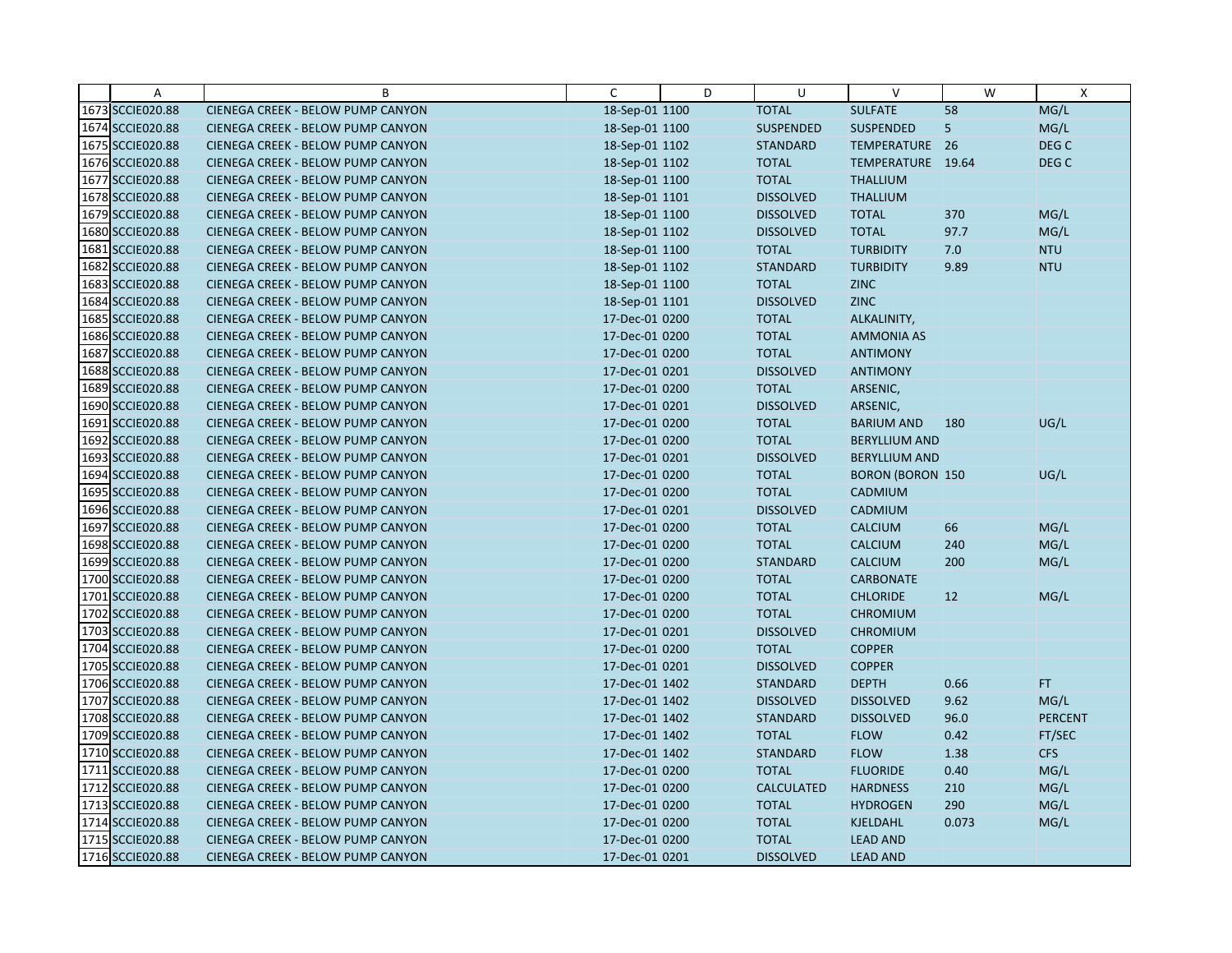| | A | B | C | D | U | V | W | X |
|---|---|---|---|---|---|---|---|---|
| 1673 | SCCIE020.88 | CIENEGA CREEK - BELOW PUMP CANYON | 18-Sep-01 1100 | | TOTAL | SULFATE | 58 | MG/L |
| 1674 | SCCIE020.88 | CIENEGA CREEK - BELOW PUMP CANYON | 18-Sep-01 1100 | | SUSPENDED | SUSPENDED | 5 | MG/L |
| 1675 | SCCIE020.88 | CIENEGA CREEK - BELOW PUMP CANYON | 18-Sep-01 1102 | | STANDARD | TEMPERATURE | 26 | DEG C |
| 1676 | SCCIE020.88 | CIENEGA CREEK - BELOW PUMP CANYON | 18-Sep-01 1102 | | TOTAL | TEMPERATURE | 19.64 | DEG C |
| 1677 | SCCIE020.88 | CIENEGA CREEK - BELOW PUMP CANYON | 18-Sep-01 1100 | | TOTAL | THALLIUM | | |
| 1678 | SCCIE020.88 | CIENEGA CREEK - BELOW PUMP CANYON | 18-Sep-01 1101 | | DISSOLVED | THALLIUM | | |
| 1679 | SCCIE020.88 | CIENEGA CREEK - BELOW PUMP CANYON | 18-Sep-01 1100 | | DISSOLVED | TOTAL | 370 | MG/L |
| 1680 | SCCIE020.88 | CIENEGA CREEK - BELOW PUMP CANYON | 18-Sep-01 1102 | | DISSOLVED | TOTAL | 97.7 | MG/L |
| 1681 | SCCIE020.88 | CIENEGA CREEK - BELOW PUMP CANYON | 18-Sep-01 1100 | | TOTAL | TURBIDITY | 7.0 | NTU |
| 1682 | SCCIE020.88 | CIENEGA CREEK - BELOW PUMP CANYON | 18-Sep-01 1102 | | STANDARD | TURBIDITY | 9.89 | NTU |
| 1683 | SCCIE020.88 | CIENEGA CREEK - BELOW PUMP CANYON | 18-Sep-01 1100 | | TOTAL | ZINC | | |
| 1684 | SCCIE020.88 | CIENEGA CREEK - BELOW PUMP CANYON | 18-Sep-01 1101 | | DISSOLVED | ZINC | | |
| 1685 | SCCIE020.88 | CIENEGA CREEK - BELOW PUMP CANYON | 17-Dec-01 0200 | | TOTAL | ALKALINITY, | | |
| 1686 | SCCIE020.88 | CIENEGA CREEK - BELOW PUMP CANYON | 17-Dec-01 0200 | | TOTAL | AMMONIA AS | | |
| 1687 | SCCIE020.88 | CIENEGA CREEK - BELOW PUMP CANYON | 17-Dec-01 0200 | | TOTAL | ANTIMONY | | |
| 1688 | SCCIE020.88 | CIENEGA CREEK - BELOW PUMP CANYON | 17-Dec-01 0201 | | DISSOLVED | ANTIMONY | | |
| 1689 | SCCIE020.88 | CIENEGA CREEK - BELOW PUMP CANYON | 17-Dec-01 0200 | | TOTAL | ARSENIC, | | |
| 1690 | SCCIE020.88 | CIENEGA CREEK - BELOW PUMP CANYON | 17-Dec-01 0201 | | DISSOLVED | ARSENIC, | | |
| 1691 | SCCIE020.88 | CIENEGA CREEK - BELOW PUMP CANYON | 17-Dec-01 0200 | | TOTAL | BARIUM AND | 180 | UG/L |
| 1692 | SCCIE020.88 | CIENEGA CREEK - BELOW PUMP CANYON | 17-Dec-01 0200 | | TOTAL | BERYLLIUM AND | | |
| 1693 | SCCIE020.88 | CIENEGA CREEK - BELOW PUMP CANYON | 17-Dec-01 0201 | | DISSOLVED | BERYLLIUM AND | | |
| 1694 | SCCIE020.88 | CIENEGA CREEK - BELOW PUMP CANYON | 17-Dec-01 0200 | | TOTAL | BORON (BORON | 150 | UG/L |
| 1695 | SCCIE020.88 | CIENEGA CREEK - BELOW PUMP CANYON | 17-Dec-01 0200 | | TOTAL | CADMIUM | | |
| 1696 | SCCIE020.88 | CIENEGA CREEK - BELOW PUMP CANYON | 17-Dec-01 0201 | | DISSOLVED | CADMIUM | | |
| 1697 | SCCIE020.88 | CIENEGA CREEK - BELOW PUMP CANYON | 17-Dec-01 0200 | | TOTAL | CALCIUM | 66 | MG/L |
| 1698 | SCCIE020.88 | CIENEGA CREEK - BELOW PUMP CANYON | 17-Dec-01 0200 | | TOTAL | CALCIUM | 240 | MG/L |
| 1699 | SCCIE020.88 | CIENEGA CREEK - BELOW PUMP CANYON | 17-Dec-01 0200 | | STANDARD | CALCIUM | 200 | MG/L |
| 1700 | SCCIE020.88 | CIENEGA CREEK - BELOW PUMP CANYON | 17-Dec-01 0200 | | TOTAL | CARBONATE | | |
| 1701 | SCCIE020.88 | CIENEGA CREEK - BELOW PUMP CANYON | 17-Dec-01 0200 | | TOTAL | CHLORIDE | 12 | MG/L |
| 1702 | SCCIE020.88 | CIENEGA CREEK - BELOW PUMP CANYON | 17-Dec-01 0200 | | TOTAL | CHROMIUM | | |
| 1703 | SCCIE020.88 | CIENEGA CREEK - BELOW PUMP CANYON | 17-Dec-01 0201 | | DISSOLVED | CHROMIUM | | |
| 1704 | SCCIE020.88 | CIENEGA CREEK - BELOW PUMP CANYON | 17-Dec-01 0200 | | TOTAL | COPPER | | |
| 1705 | SCCIE020.88 | CIENEGA CREEK - BELOW PUMP CANYON | 17-Dec-01 0201 | | DISSOLVED | COPPER | | |
| 1706 | SCCIE020.88 | CIENEGA CREEK - BELOW PUMP CANYON | 17-Dec-01 1402 | | STANDARD | DEPTH | 0.66 | FT |
| 1707 | SCCIE020.88 | CIENEGA CREEK - BELOW PUMP CANYON | 17-Dec-01 1402 | | DISSOLVED | DISSOLVED | 9.62 | MG/L |
| 1708 | SCCIE020.88 | CIENEGA CREEK - BELOW PUMP CANYON | 17-Dec-01 1402 | | STANDARD | DISSOLVED | 96.0 | PERCENT |
| 1709 | SCCIE020.88 | CIENEGA CREEK - BELOW PUMP CANYON | 17-Dec-01 1402 | | TOTAL | FLOW | 0.42 | FT/SEC |
| 1710 | SCCIE020.88 | CIENEGA CREEK - BELOW PUMP CANYON | 17-Dec-01 1402 | | STANDARD | FLOW | 1.38 | CFS |
| 1711 | SCCIE020.88 | CIENEGA CREEK - BELOW PUMP CANYON | 17-Dec-01 0200 | | TOTAL | FLUORIDE | 0.40 | MG/L |
| 1712 | SCCIE020.88 | CIENEGA CREEK - BELOW PUMP CANYON | 17-Dec-01 0200 | | CALCULATED | HARDNESS | 210 | MG/L |
| 1713 | SCCIE020.88 | CIENEGA CREEK - BELOW PUMP CANYON | 17-Dec-01 0200 | | TOTAL | HYDROGEN | 290 | MG/L |
| 1714 | SCCIE020.88 | CIENEGA CREEK - BELOW PUMP CANYON | 17-Dec-01 0200 | | TOTAL | KJELDAHL | 0.073 | MG/L |
| 1715 | SCCIE020.88 | CIENEGA CREEK - BELOW PUMP CANYON | 17-Dec-01 0200 | | TOTAL | LEAD AND | | |
| 1716 | SCCIE020.88 | CIENEGA CREEK - BELOW PUMP CANYON | 17-Dec-01 0201 | | DISSOLVED | LEAD AND | | |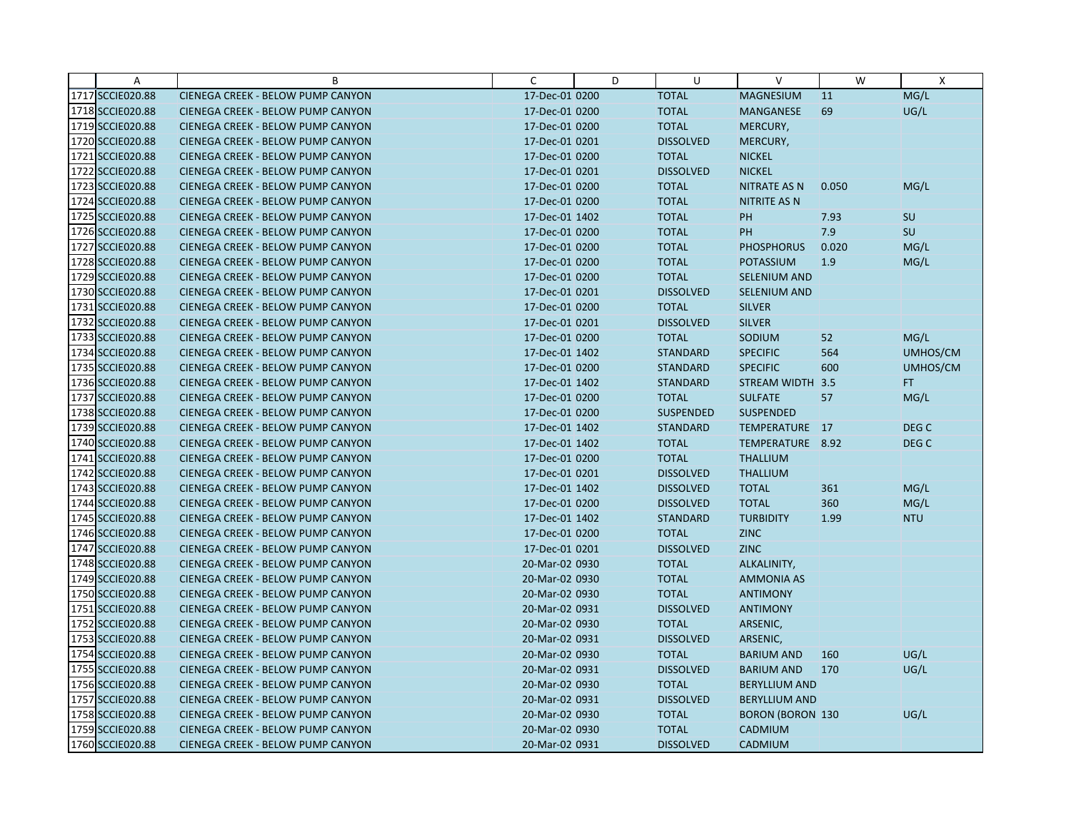| | A | B | C | D | U | V | W | X |
|---|---|---|---|---|---|---|---|---|
| 1717 | SCCIE020.88 | CIENEGA CREEK - BELOW PUMP CANYON | 17-Dec-01 | 0200 | TOTAL | MAGNESIUM | 11 | MG/L |
| 1718 | SCCIE020.88 | CIENEGA CREEK - BELOW PUMP CANYON | 17-Dec-01 | 0200 | TOTAL | MANGANESE | 69 | UG/L |
| 1719 | SCCIE020.88 | CIENEGA CREEK - BELOW PUMP CANYON | 17-Dec-01 | 0200 | TOTAL | MERCURY, | | |
| 1720 | SCCIE020.88 | CIENEGA CREEK - BELOW PUMP CANYON | 17-Dec-01 | 0201 | DISSOLVED | MERCURY, | | |
| 1721 | SCCIE020.88 | CIENEGA CREEK - BELOW PUMP CANYON | 17-Dec-01 | 0200 | TOTAL | NICKEL | | |
| 1722 | SCCIE020.88 | CIENEGA CREEK - BELOW PUMP CANYON | 17-Dec-01 | 0201 | DISSOLVED | NICKEL | | |
| 1723 | SCCIE020.88 | CIENEGA CREEK - BELOW PUMP CANYON | 17-Dec-01 | 0200 | TOTAL | NITRATE AS N | 0.050 | MG/L |
| 1724 | SCCIE020.88 | CIENEGA CREEK - BELOW PUMP CANYON | 17-Dec-01 | 0200 | TOTAL | NITRITE AS N | | |
| 1725 | SCCIE020.88 | CIENEGA CREEK - BELOW PUMP CANYON | 17-Dec-01 | 1402 | TOTAL | PH | 7.93 | SU |
| 1726 | SCCIE020.88 | CIENEGA CREEK - BELOW PUMP CANYON | 17-Dec-01 | 0200 | TOTAL | PH | 7.9 | SU |
| 1727 | SCCIE020.88 | CIENEGA CREEK - BELOW PUMP CANYON | 17-Dec-01 | 0200 | TOTAL | PHOSPHORUS | 0.020 | MG/L |
| 1728 | SCCIE020.88 | CIENEGA CREEK - BELOW PUMP CANYON | 17-Dec-01 | 0200 | TOTAL | POTASSIUM | 1.9 | MG/L |
| 1729 | SCCIE020.88 | CIENEGA CREEK - BELOW PUMP CANYON | 17-Dec-01 | 0200 | TOTAL | SELENIUM AND | | |
| 1730 | SCCIE020.88 | CIENEGA CREEK - BELOW PUMP CANYON | 17-Dec-01 | 0201 | DISSOLVED | SELENIUM AND | | |
| 1731 | SCCIE020.88 | CIENEGA CREEK - BELOW PUMP CANYON | 17-Dec-01 | 0200 | TOTAL | SILVER | | |
| 1732 | SCCIE020.88 | CIENEGA CREEK - BELOW PUMP CANYON | 17-Dec-01 | 0201 | DISSOLVED | SILVER | | |
| 1733 | SCCIE020.88 | CIENEGA CREEK - BELOW PUMP CANYON | 17-Dec-01 | 0200 | TOTAL | SODIUM | 52 | MG/L |
| 1734 | SCCIE020.88 | CIENEGA CREEK - BELOW PUMP CANYON | 17-Dec-01 | 1402 | STANDARD | SPECIFIC | 564 | UMHOS/CM |
| 1735 | SCCIE020.88 | CIENEGA CREEK - BELOW PUMP CANYON | 17-Dec-01 | 0200 | STANDARD | SPECIFIC | 600 | UMHOS/CM |
| 1736 | SCCIE020.88 | CIENEGA CREEK - BELOW PUMP CANYON | 17-Dec-01 | 1402 | STANDARD | STREAM WIDTH | 3.5 | FT |
| 1737 | SCCIE020.88 | CIENEGA CREEK - BELOW PUMP CANYON | 17-Dec-01 | 0200 | TOTAL | SULFATE | 57 | MG/L |
| 1738 | SCCIE020.88 | CIENEGA CREEK - BELOW PUMP CANYON | 17-Dec-01 | 0200 | SUSPENDED | SUSPENDED | | |
| 1739 | SCCIE020.88 | CIENEGA CREEK - BELOW PUMP CANYON | 17-Dec-01 | 1402 | STANDARD | TEMPERATURE | 17 | DEG C |
| 1740 | SCCIE020.88 | CIENEGA CREEK - BELOW PUMP CANYON | 17-Dec-01 | 1402 | TOTAL | TEMPERATURE | 8.92 | DEG C |
| 1741 | SCCIE020.88 | CIENEGA CREEK - BELOW PUMP CANYON | 17-Dec-01 | 0200 | TOTAL | THALLIUM | | |
| 1742 | SCCIE020.88 | CIENEGA CREEK - BELOW PUMP CANYON | 17-Dec-01 | 0201 | DISSOLVED | THALLIUM | | |
| 1743 | SCCIE020.88 | CIENEGA CREEK - BELOW PUMP CANYON | 17-Dec-01 | 1402 | DISSOLVED | TOTAL | 361 | MG/L |
| 1744 | SCCIE020.88 | CIENEGA CREEK - BELOW PUMP CANYON | 17-Dec-01 | 0200 | DISSOLVED | TOTAL | 360 | MG/L |
| 1745 | SCCIE020.88 | CIENEGA CREEK - BELOW PUMP CANYON | 17-Dec-01 | 1402 | STANDARD | TURBIDITY | 1.99 | NTU |
| 1746 | SCCIE020.88 | CIENEGA CREEK - BELOW PUMP CANYON | 17-Dec-01 | 0200 | TOTAL | ZINC | | |
| 1747 | SCCIE020.88 | CIENEGA CREEK - BELOW PUMP CANYON | 17-Dec-01 | 0201 | DISSOLVED | ZINC | | |
| 1748 | SCCIE020.88 | CIENEGA CREEK - BELOW PUMP CANYON | 20-Mar-02 | 0930 | TOTAL | ALKALINITY, | | |
| 1749 | SCCIE020.88 | CIENEGA CREEK - BELOW PUMP CANYON | 20-Mar-02 | 0930 | TOTAL | AMMONIA AS | | |
| 1750 | SCCIE020.88 | CIENEGA CREEK - BELOW PUMP CANYON | 20-Mar-02 | 0930 | TOTAL | ANTIMONY | | |
| 1751 | SCCIE020.88 | CIENEGA CREEK - BELOW PUMP CANYON | 20-Mar-02 | 0931 | DISSOLVED | ANTIMONY | | |
| 1752 | SCCIE020.88 | CIENEGA CREEK - BELOW PUMP CANYON | 20-Mar-02 | 0930 | TOTAL | ARSENIC, | | |
| 1753 | SCCIE020.88 | CIENEGA CREEK - BELOW PUMP CANYON | 20-Mar-02 | 0931 | DISSOLVED | ARSENIC, | | |
| 1754 | SCCIE020.88 | CIENEGA CREEK - BELOW PUMP CANYON | 20-Mar-02 | 0930 | TOTAL | BARIUM AND | 160 | UG/L |
| 1755 | SCCIE020.88 | CIENEGA CREEK - BELOW PUMP CANYON | 20-Mar-02 | 0931 | DISSOLVED | BARIUM AND | 170 | UG/L |
| 1756 | SCCIE020.88 | CIENEGA CREEK - BELOW PUMP CANYON | 20-Mar-02 | 0930 | TOTAL | BERYLLIUM AND | | |
| 1757 | SCCIE020.88 | CIENEGA CREEK - BELOW PUMP CANYON | 20-Mar-02 | 0931 | DISSOLVED | BERYLLIUM AND | | |
| 1758 | SCCIE020.88 | CIENEGA CREEK - BELOW PUMP CANYON | 20-Mar-02 | 0930 | TOTAL | BORON (BORON | 130 | UG/L |
| 1759 | SCCIE020.88 | CIENEGA CREEK - BELOW PUMP CANYON | 20-Mar-02 | 0930 | TOTAL | CADMIUM | | |
| 1760 | SCCIE020.88 | CIENEGA CREEK - BELOW PUMP CANYON | 20-Mar-02 | 0931 | DISSOLVED | CADMIUM | | |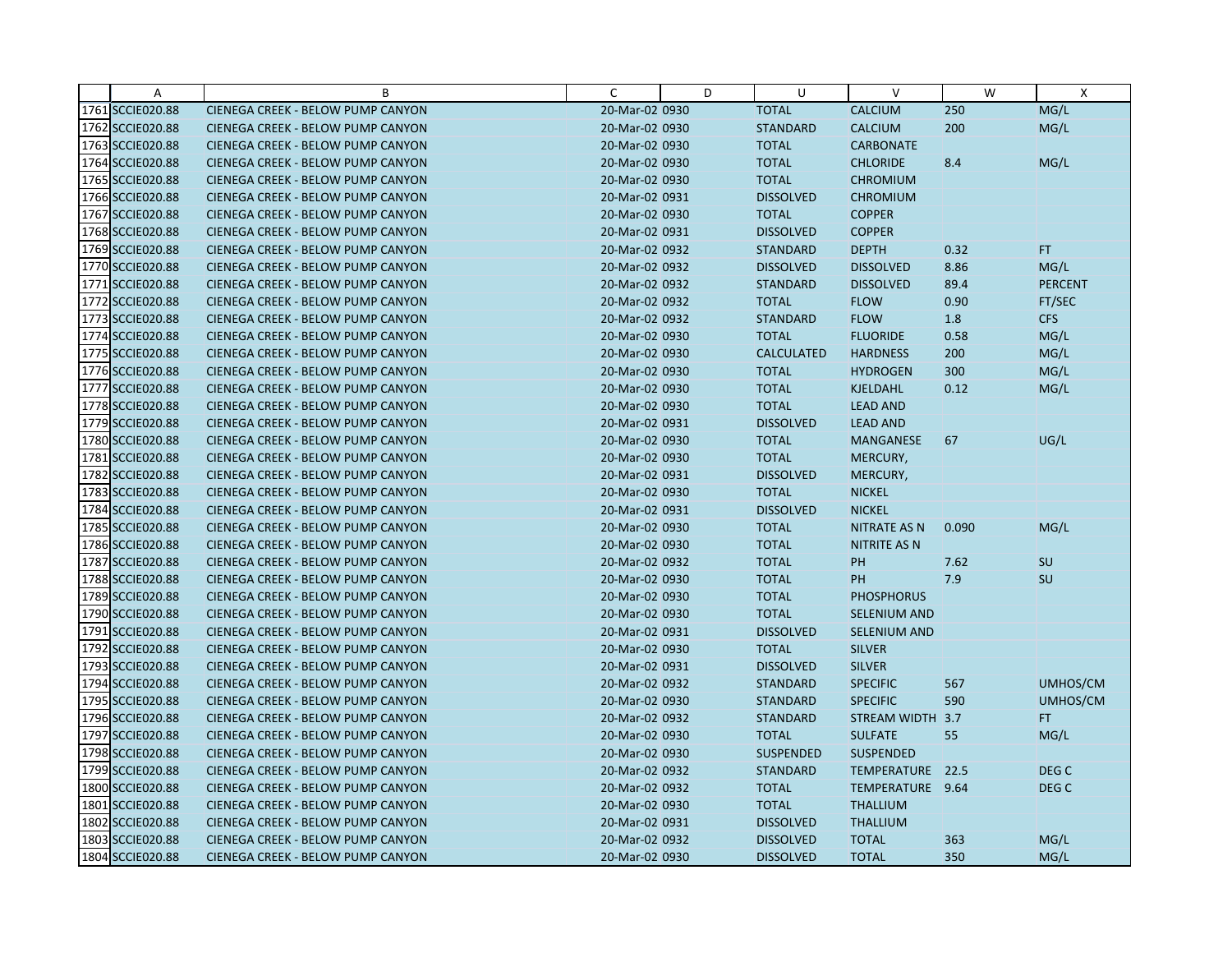| | A | B | C | D | U | V | W | X |
|---|---|---|---|---|---|---|---|---|
| 1761 | SCCIE020.88 | CIENEGA CREEK - BELOW PUMP CANYON | 20-Mar-02 0930 | | TOTAL | CALCIUM | 250 | MG/L |
| 1762 | SCCIE020.88 | CIENEGA CREEK - BELOW PUMP CANYON | 20-Mar-02 0930 | | STANDARD | CALCIUM | 200 | MG/L |
| 1763 | SCCIE020.88 | CIENEGA CREEK - BELOW PUMP CANYON | 20-Mar-02 0930 | | TOTAL | CARBONATE | | |
| 1764 | SCCIE020.88 | CIENEGA CREEK - BELOW PUMP CANYON | 20-Mar-02 0930 | | TOTAL | CHLORIDE | 8.4 | MG/L |
| 1765 | SCCIE020.88 | CIENEGA CREEK - BELOW PUMP CANYON | 20-Mar-02 0930 | | TOTAL | CHROMIUM | | |
| 1766 | SCCIE020.88 | CIENEGA CREEK - BELOW PUMP CANYON | 20-Mar-02 0931 | | DISSOLVED | CHROMIUM | | |
| 1767 | SCCIE020.88 | CIENEGA CREEK - BELOW PUMP CANYON | 20-Mar-02 0930 | | TOTAL | COPPER | | |
| 1768 | SCCIE020.88 | CIENEGA CREEK - BELOW PUMP CANYON | 20-Mar-02 0931 | | DISSOLVED | COPPER | | |
| 1769 | SCCIE020.88 | CIENEGA CREEK - BELOW PUMP CANYON | 20-Mar-02 0932 | | STANDARD | DEPTH | 0.32 | FT |
| 1770 | SCCIE020.88 | CIENEGA CREEK - BELOW PUMP CANYON | 20-Mar-02 0932 | | DISSOLVED | DISSOLVED | 8.86 | MG/L |
| 1771 | SCCIE020.88 | CIENEGA CREEK - BELOW PUMP CANYON | 20-Mar-02 0932 | | STANDARD | DISSOLVED | 89.4 | PERCENT |
| 1772 | SCCIE020.88 | CIENEGA CREEK - BELOW PUMP CANYON | 20-Mar-02 0932 | | TOTAL | FLOW | 0.90 | FT/SEC |
| 1773 | SCCIE020.88 | CIENEGA CREEK - BELOW PUMP CANYON | 20-Mar-02 0932 | | STANDARD | FLOW | 1.8 | CFS |
| 1774 | SCCIE020.88 | CIENEGA CREEK - BELOW PUMP CANYON | 20-Mar-02 0930 | | TOTAL | FLUORIDE | 0.58 | MG/L |
| 1775 | SCCIE020.88 | CIENEGA CREEK - BELOW PUMP CANYON | 20-Mar-02 0930 | | CALCULATED | HARDNESS | 200 | MG/L |
| 1776 | SCCIE020.88 | CIENEGA CREEK - BELOW PUMP CANYON | 20-Mar-02 0930 | | TOTAL | HYDROGEN | 300 | MG/L |
| 1777 | SCCIE020.88 | CIENEGA CREEK - BELOW PUMP CANYON | 20-Mar-02 0930 | | TOTAL | KJELDAHL | 0.12 | MG/L |
| 1778 | SCCIE020.88 | CIENEGA CREEK - BELOW PUMP CANYON | 20-Mar-02 0930 | | TOTAL | LEAD AND | | |
| 1779 | SCCIE020.88 | CIENEGA CREEK - BELOW PUMP CANYON | 20-Mar-02 0931 | | DISSOLVED | LEAD AND | | |
| 1780 | SCCIE020.88 | CIENEGA CREEK - BELOW PUMP CANYON | 20-Mar-02 0930 | | TOTAL | MANGANESE | 67 | UG/L |
| 1781 | SCCIE020.88 | CIENEGA CREEK - BELOW PUMP CANYON | 20-Mar-02 0930 | | TOTAL | MERCURY, | | |
| 1782 | SCCIE020.88 | CIENEGA CREEK - BELOW PUMP CANYON | 20-Mar-02 0931 | | DISSOLVED | MERCURY, | | |
| 1783 | SCCIE020.88 | CIENEGA CREEK - BELOW PUMP CANYON | 20-Mar-02 0930 | | TOTAL | NICKEL | | |
| 1784 | SCCIE020.88 | CIENEGA CREEK - BELOW PUMP CANYON | 20-Mar-02 0931 | | DISSOLVED | NICKEL | | |
| 1785 | SCCIE020.88 | CIENEGA CREEK - BELOW PUMP CANYON | 20-Mar-02 0930 | | TOTAL | NITRATE AS N | 0.090 | MG/L |
| 1786 | SCCIE020.88 | CIENEGA CREEK - BELOW PUMP CANYON | 20-Mar-02 0930 | | TOTAL | NITRITE AS N | | |
| 1787 | SCCIE020.88 | CIENEGA CREEK - BELOW PUMP CANYON | 20-Mar-02 0932 | | TOTAL | PH | 7.62 | SU |
| 1788 | SCCIE020.88 | CIENEGA CREEK - BELOW PUMP CANYON | 20-Mar-02 0930 | | TOTAL | PH | 7.9 | SU |
| 1789 | SCCIE020.88 | CIENEGA CREEK - BELOW PUMP CANYON | 20-Mar-02 0930 | | TOTAL | PHOSPHORUS | | |
| 1790 | SCCIE020.88 | CIENEGA CREEK - BELOW PUMP CANYON | 20-Mar-02 0930 | | TOTAL | SELENIUM AND | | |
| 1791 | SCCIE020.88 | CIENEGA CREEK - BELOW PUMP CANYON | 20-Mar-02 0931 | | DISSOLVED | SELENIUM AND | | |
| 1792 | SCCIE020.88 | CIENEGA CREEK - BELOW PUMP CANYON | 20-Mar-02 0930 | | TOTAL | SILVER | | |
| 1793 | SCCIE020.88 | CIENEGA CREEK - BELOW PUMP CANYON | 20-Mar-02 0931 | | DISSOLVED | SILVER | | |
| 1794 | SCCIE020.88 | CIENEGA CREEK - BELOW PUMP CANYON | 20-Mar-02 0932 | | STANDARD | SPECIFIC | 567 | UMHOS/CM |
| 1795 | SCCIE020.88 | CIENEGA CREEK - BELOW PUMP CANYON | 20-Mar-02 0930 | | STANDARD | SPECIFIC | 590 | UMHOS/CM |
| 1796 | SCCIE020.88 | CIENEGA CREEK - BELOW PUMP CANYON | 20-Mar-02 0932 | | STANDARD | STREAM WIDTH | 3.7 | FT |
| 1797 | SCCIE020.88 | CIENEGA CREEK - BELOW PUMP CANYON | 20-Mar-02 0930 | | TOTAL | SULFATE | 55 | MG/L |
| 1798 | SCCIE020.88 | CIENEGA CREEK - BELOW PUMP CANYON | 20-Mar-02 0930 | | SUSPENDED | SUSPENDED | | |
| 1799 | SCCIE020.88 | CIENEGA CREEK - BELOW PUMP CANYON | 20-Mar-02 0932 | | STANDARD | TEMPERATURE | 22.5 | DEG C |
| 1800 | SCCIE020.88 | CIENEGA CREEK - BELOW PUMP CANYON | 20-Mar-02 0932 | | TOTAL | TEMPERATURE | 9.64 | DEG C |
| 1801 | SCCIE020.88 | CIENEGA CREEK - BELOW PUMP CANYON | 20-Mar-02 0930 | | TOTAL | THALLIUM | | |
| 1802 | SCCIE020.88 | CIENEGA CREEK - BELOW PUMP CANYON | 20-Mar-02 0931 | | DISSOLVED | THALLIUM | | |
| 1803 | SCCIE020.88 | CIENEGA CREEK - BELOW PUMP CANYON | 20-Mar-02 0932 | | DISSOLVED | TOTAL | 363 | MG/L |
| 1804 | SCCIE020.88 | CIENEGA CREEK - BELOW PUMP CANYON | 20-Mar-02 0930 | | DISSOLVED | TOTAL | 350 | MG/L |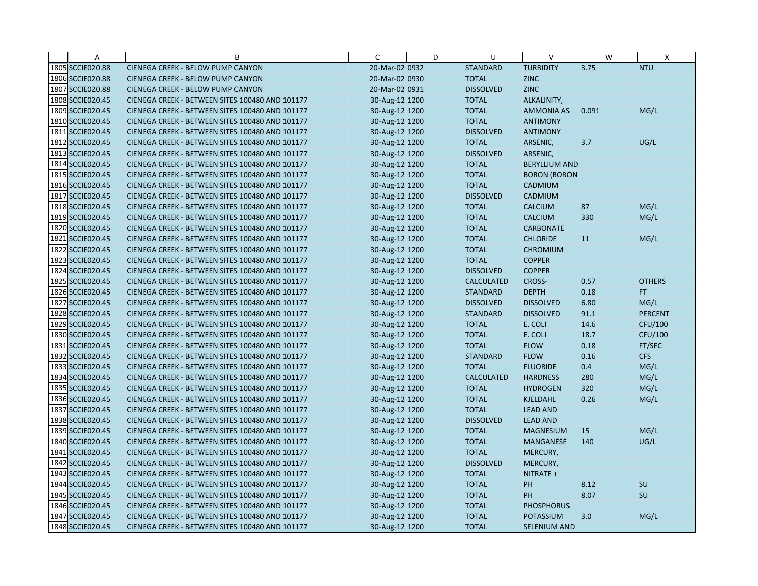| | A | B | C | D | U | V | W | X |
|---|---|---|---|---|---|---|---|---|
| 1805 | SCCIE020.88 | CIENEGA CREEK - BELOW PUMP CANYON | 20-Mar-02 0932 | | STANDARD | TURBIDITY | 3.75 | NTU |
| 1806 | SCCIE020.88 | CIENEGA CREEK - BELOW PUMP CANYON | 20-Mar-02 0930 | | TOTAL | ZINC | | |
| 1807 | SCCIE020.88 | CIENEGA CREEK - BELOW PUMP CANYON | 20-Mar-02 0931 | | DISSOLVED | ZINC | | |
| 1808 | SCCIE020.45 | CIENEGA CREEK - BETWEEN SITES 100480 AND 101177 | 30-Aug-12 1200 | | TOTAL | ALKALINITY, | | |
| 1809 | SCCIE020.45 | CIENEGA CREEK - BETWEEN SITES 100480 AND 101177 | 30-Aug-12 1200 | | TOTAL | AMMONIA AS | 0.091 | MG/L |
| 1810 | SCCIE020.45 | CIENEGA CREEK - BETWEEN SITES 100480 AND 101177 | 30-Aug-12 1200 | | TOTAL | ANTIMONY | | |
| 1811 | SCCIE020.45 | CIENEGA CREEK - BETWEEN SITES 100480 AND 101177 | 30-Aug-12 1200 | | DISSOLVED | ANTIMONY | | |
| 1812 | SCCIE020.45 | CIENEGA CREEK - BETWEEN SITES 100480 AND 101177 | 30-Aug-12 1200 | | TOTAL | ARSENIC, | 3.7 | UG/L |
| 1813 | SCCIE020.45 | CIENEGA CREEK - BETWEEN SITES 100480 AND 101177 | 30-Aug-12 1200 | | DISSOLVED | ARSENIC, | | |
| 1814 | SCCIE020.45 | CIENEGA CREEK - BETWEEN SITES 100480 AND 101177 | 30-Aug-12 1200 | | TOTAL | BERYLLIUM AND | | |
| 1815 | SCCIE020.45 | CIENEGA CREEK - BETWEEN SITES 100480 AND 101177 | 30-Aug-12 1200 | | TOTAL | BORON (BORON | | |
| 1816 | SCCIE020.45 | CIENEGA CREEK - BETWEEN SITES 100480 AND 101177 | 30-Aug-12 1200 | | TOTAL | CADMIUM | | |
| 1817 | SCCIE020.45 | CIENEGA CREEK - BETWEEN SITES 100480 AND 101177 | 30-Aug-12 1200 | | DISSOLVED | CADMIUM | | |
| 1818 | SCCIE020.45 | CIENEGA CREEK - BETWEEN SITES 100480 AND 101177 | 30-Aug-12 1200 | | TOTAL | CALCIUM | 87 | MG/L |
| 1819 | SCCIE020.45 | CIENEGA CREEK - BETWEEN SITES 100480 AND 101177 | 30-Aug-12 1200 | | TOTAL | CALCIUM | 330 | MG/L |
| 1820 | SCCIE020.45 | CIENEGA CREEK - BETWEEN SITES 100480 AND 101177 | 30-Aug-12 1200 | | TOTAL | CARBONATE | | |
| 1821 | SCCIE020.45 | CIENEGA CREEK - BETWEEN SITES 100480 AND 101177 | 30-Aug-12 1200 | | TOTAL | CHLORIDE | 11 | MG/L |
| 1822 | SCCIE020.45 | CIENEGA CREEK - BETWEEN SITES 100480 AND 101177 | 30-Aug-12 1200 | | TOTAL | CHROMIUM | | |
| 1823 | SCCIE020.45 | CIENEGA CREEK - BETWEEN SITES 100480 AND 101177 | 30-Aug-12 1200 | | TOTAL | COPPER | | |
| 1824 | SCCIE020.45 | CIENEGA CREEK - BETWEEN SITES 100480 AND 101177 | 30-Aug-12 1200 | | DISSOLVED | COPPER | | |
| 1825 | SCCIE020.45 | CIENEGA CREEK - BETWEEN SITES 100480 AND 101177 | 30-Aug-12 1200 | | CALCULATED | CROSS- | 0.57 | OTHERS |
| 1826 | SCCIE020.45 | CIENEGA CREEK - BETWEEN SITES 100480 AND 101177 | 30-Aug-12 1200 | | STANDARD | DEPTH | 0.18 | FT |
| 1827 | SCCIE020.45 | CIENEGA CREEK - BETWEEN SITES 100480 AND 101177 | 30-Aug-12 1200 | | DISSOLVED | DISSOLVED | 6.80 | MG/L |
| 1828 | SCCIE020.45 | CIENEGA CREEK - BETWEEN SITES 100480 AND 101177 | 30-Aug-12 1200 | | STANDARD | DISSOLVED | 91.1 | PERCENT |
| 1829 | SCCIE020.45 | CIENEGA CREEK - BETWEEN SITES 100480 AND 101177 | 30-Aug-12 1200 | | TOTAL | E. COLI | 14.6 | CFU/100 |
| 1830 | SCCIE020.45 | CIENEGA CREEK - BETWEEN SITES 100480 AND 101177 | 30-Aug-12 1200 | | TOTAL | E. COLI | 18.7 | CFU/100 |
| 1831 | SCCIE020.45 | CIENEGA CREEK - BETWEEN SITES 100480 AND 101177 | 30-Aug-12 1200 | | TOTAL | FLOW | 0.18 | FT/SEC |
| 1832 | SCCIE020.45 | CIENEGA CREEK - BETWEEN SITES 100480 AND 101177 | 30-Aug-12 1200 | | STANDARD | FLOW | 0.16 | CFS |
| 1833 | SCCIE020.45 | CIENEGA CREEK - BETWEEN SITES 100480 AND 101177 | 30-Aug-12 1200 | | TOTAL | FLUORIDE | 0.4 | MG/L |
| 1834 | SCCIE020.45 | CIENEGA CREEK - BETWEEN SITES 100480 AND 101177 | 30-Aug-12 1200 | | CALCULATED | HARDNESS | 280 | MG/L |
| 1835 | SCCIE020.45 | CIENEGA CREEK - BETWEEN SITES 100480 AND 101177 | 30-Aug-12 1200 | | TOTAL | HYDROGEN | 320 | MG/L |
| 1836 | SCCIE020.45 | CIENEGA CREEK - BETWEEN SITES 100480 AND 101177 | 30-Aug-12 1200 | | TOTAL | KJELDAHL | 0.26 | MG/L |
| 1837 | SCCIE020.45 | CIENEGA CREEK - BETWEEN SITES 100480 AND 101177 | 30-Aug-12 1200 | | TOTAL | LEAD AND | | |
| 1838 | SCCIE020.45 | CIENEGA CREEK - BETWEEN SITES 100480 AND 101177 | 30-Aug-12 1200 | | DISSOLVED | LEAD AND | | |
| 1839 | SCCIE020.45 | CIENEGA CREEK - BETWEEN SITES 100480 AND 101177 | 30-Aug-12 1200 | | TOTAL | MAGNESIUM | 15 | MG/L |
| 1840 | SCCIE020.45 | CIENEGA CREEK - BETWEEN SITES 100480 AND 101177 | 30-Aug-12 1200 | | TOTAL | MANGANESE | 140 | UG/L |
| 1841 | SCCIE020.45 | CIENEGA CREEK - BETWEEN SITES 100480 AND 101177 | 30-Aug-12 1200 | | TOTAL | MERCURY, | | |
| 1842 | SCCIE020.45 | CIENEGA CREEK - BETWEEN SITES 100480 AND 101177 | 30-Aug-12 1200 | | DISSOLVED | MERCURY, | | |
| 1843 | SCCIE020.45 | CIENEGA CREEK - BETWEEN SITES 100480 AND 101177 | 30-Aug-12 1200 | | TOTAL | NITRATE + | | |
| 1844 | SCCIE020.45 | CIENEGA CREEK - BETWEEN SITES 100480 AND 101177 | 30-Aug-12 1200 | | TOTAL | PH | 8.12 | SU |
| 1845 | SCCIE020.45 | CIENEGA CREEK - BETWEEN SITES 100480 AND 101177 | 30-Aug-12 1200 | | TOTAL | PH | 8.07 | SU |
| 1846 | SCCIE020.45 | CIENEGA CREEK - BETWEEN SITES 100480 AND 101177 | 30-Aug-12 1200 | | TOTAL | PHOSPHORUS | | |
| 1847 | SCCIE020.45 | CIENEGA CREEK - BETWEEN SITES 100480 AND 101177 | 30-Aug-12 1200 | | TOTAL | POTASSIUM | 3.0 | MG/L |
| 1848 | SCCIE020.45 | CIENEGA CREEK - BETWEEN SITES 100480 AND 101177 | 30-Aug-12 1200 | | TOTAL | SELENIUM AND | | |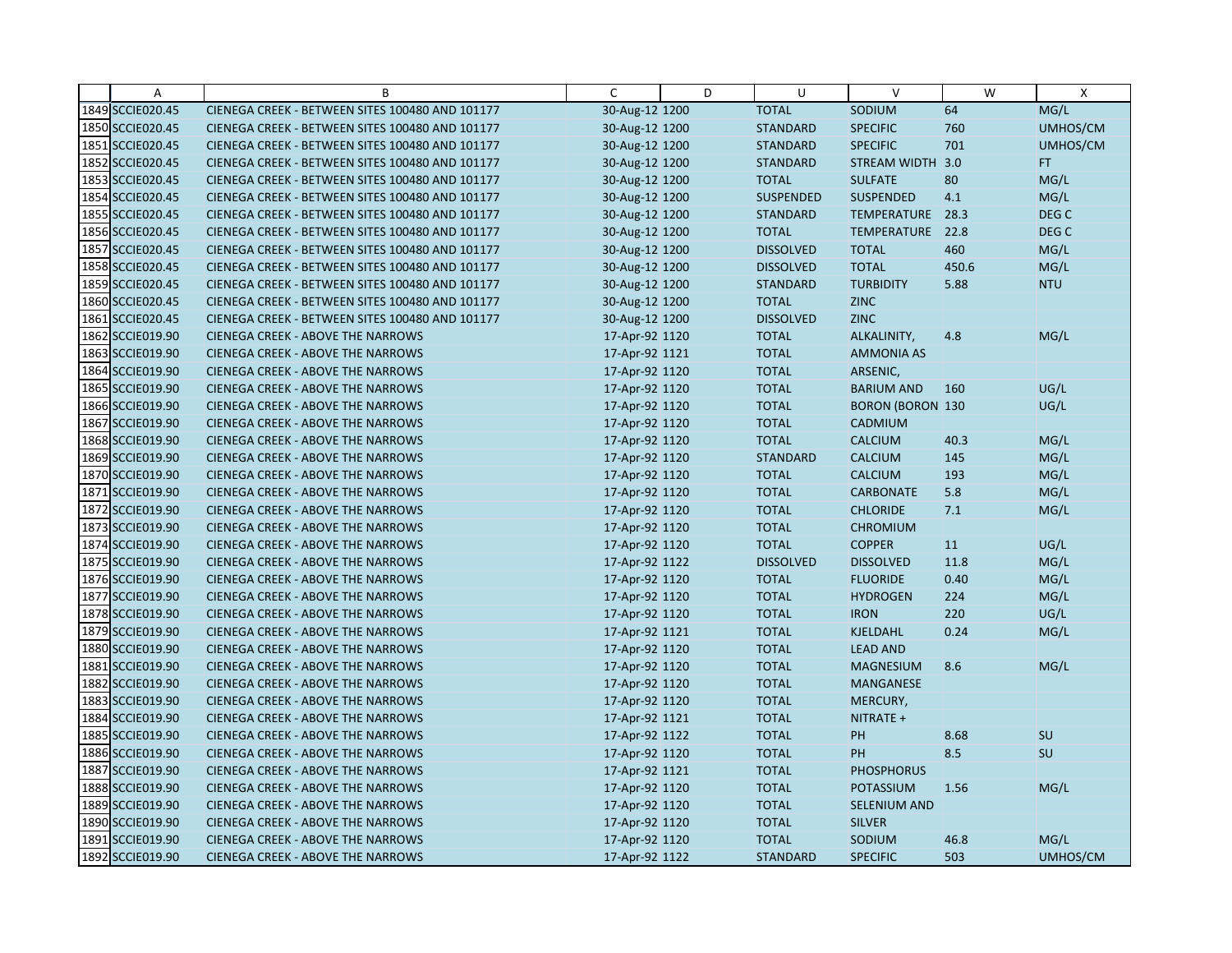| | A | B | C | D | U | V | W | X |
|---|---|---|---|---|---|---|---|---|
| 1849 | SCCIE020.45 | CIENEGA CREEK - BETWEEN SITES 100480 AND 101177 | 30-Aug-12 | 1200 | TOTAL | SODIUM | 64 | MG/L |
| 1850 | SCCIE020.45 | CIENEGA CREEK - BETWEEN SITES 100480 AND 101177 | 30-Aug-12 | 1200 | STANDARD | SPECIFIC | 760 | UMHOS/CM |
| 1851 | SCCIE020.45 | CIENEGA CREEK - BETWEEN SITES 100480 AND 101177 | 30-Aug-12 | 1200 | STANDARD | SPECIFIC | 701 | UMHOS/CM |
| 1852 | SCCIE020.45 | CIENEGA CREEK - BETWEEN SITES 100480 AND 101177 | 30-Aug-12 | 1200 | STANDARD | STREAM WIDTH | 3.0 | FT |
| 1853 | SCCIE020.45 | CIENEGA CREEK - BETWEEN SITES 100480 AND 101177 | 30-Aug-12 | 1200 | TOTAL | SULFATE | 80 | MG/L |
| 1854 | SCCIE020.45 | CIENEGA CREEK - BETWEEN SITES 100480 AND 101177 | 30-Aug-12 | 1200 | SUSPENDED | SUSPENDED | 4.1 | MG/L |
| 1855 | SCCIE020.45 | CIENEGA CREEK - BETWEEN SITES 100480 AND 101177 | 30-Aug-12 | 1200 | STANDARD | TEMPERATURE | 28.3 | DEG C |
| 1856 | SCCIE020.45 | CIENEGA CREEK - BETWEEN SITES 100480 AND 101177 | 30-Aug-12 | 1200 | TOTAL | TEMPERATURE | 22.8 | DEG C |
| 1857 | SCCIE020.45 | CIENEGA CREEK - BETWEEN SITES 100480 AND 101177 | 30-Aug-12 | 1200 | DISSOLVED | TOTAL | 460 | MG/L |
| 1858 | SCCIE020.45 | CIENEGA CREEK - BETWEEN SITES 100480 AND 101177 | 30-Aug-12 | 1200 | DISSOLVED | TOTAL | 450.6 | MG/L |
| 1859 | SCCIE020.45 | CIENEGA CREEK - BETWEEN SITES 100480 AND 101177 | 30-Aug-12 | 1200 | STANDARD | TURBIDITY | 5.88 | NTU |
| 1860 | SCCIE020.45 | CIENEGA CREEK - BETWEEN SITES 100480 AND 101177 | 30-Aug-12 | 1200 | TOTAL | ZINC | | |
| 1861 | SCCIE020.45 | CIENEGA CREEK - BETWEEN SITES 100480 AND 101177 | 30-Aug-12 | 1200 | DISSOLVED | ZINC | | |
| 1862 | SCCIE019.90 | CIENEGA CREEK - ABOVE THE NARROWS | 17-Apr-92 | 1120 | TOTAL | ALKALINITY, | 4.8 | MG/L |
| 1863 | SCCIE019.90 | CIENEGA CREEK - ABOVE THE NARROWS | 17-Apr-92 | 1121 | TOTAL | AMMONIA AS | | |
| 1864 | SCCIE019.90 | CIENEGA CREEK - ABOVE THE NARROWS | 17-Apr-92 | 1120 | TOTAL | ARSENIC, | | |
| 1865 | SCCIE019.90 | CIENEGA CREEK - ABOVE THE NARROWS | 17-Apr-92 | 1120 | TOTAL | BARIUM AND | 160 | UG/L |
| 1866 | SCCIE019.90 | CIENEGA CREEK - ABOVE THE NARROWS | 17-Apr-92 | 1120 | TOTAL | BORON (BORON | 130 | UG/L |
| 1867 | SCCIE019.90 | CIENEGA CREEK - ABOVE THE NARROWS | 17-Apr-92 | 1120 | TOTAL | CADMIUM | | |
| 1868 | SCCIE019.90 | CIENEGA CREEK - ABOVE THE NARROWS | 17-Apr-92 | 1120 | TOTAL | CALCIUM | 40.3 | MG/L |
| 1869 | SCCIE019.90 | CIENEGA CREEK - ABOVE THE NARROWS | 17-Apr-92 | 1120 | STANDARD | CALCIUM | 145 | MG/L |
| 1870 | SCCIE019.90 | CIENEGA CREEK - ABOVE THE NARROWS | 17-Apr-92 | 1120 | TOTAL | CALCIUM | 193 | MG/L |
| 1871 | SCCIE019.90 | CIENEGA CREEK - ABOVE THE NARROWS | 17-Apr-92 | 1120 | TOTAL | CARBONATE | 5.8 | MG/L |
| 1872 | SCCIE019.90 | CIENEGA CREEK - ABOVE THE NARROWS | 17-Apr-92 | 1120 | TOTAL | CHLORIDE | 7.1 | MG/L |
| 1873 | SCCIE019.90 | CIENEGA CREEK - ABOVE THE NARROWS | 17-Apr-92 | 1120 | TOTAL | CHROMIUM | | |
| 1874 | SCCIE019.90 | CIENEGA CREEK - ABOVE THE NARROWS | 17-Apr-92 | 1120 | TOTAL | COPPER | 11 | UG/L |
| 1875 | SCCIE019.90 | CIENEGA CREEK - ABOVE THE NARROWS | 17-Apr-92 | 1122 | DISSOLVED | DISSOLVED | 11.8 | MG/L |
| 1876 | SCCIE019.90 | CIENEGA CREEK - ABOVE THE NARROWS | 17-Apr-92 | 1120 | TOTAL | FLUORIDE | 0.40 | MG/L |
| 1877 | SCCIE019.90 | CIENEGA CREEK - ABOVE THE NARROWS | 17-Apr-92 | 1120 | TOTAL | HYDROGEN | 224 | MG/L |
| 1878 | SCCIE019.90 | CIENEGA CREEK - ABOVE THE NARROWS | 17-Apr-92 | 1120 | TOTAL | IRON | 220 | UG/L |
| 1879 | SCCIE019.90 | CIENEGA CREEK - ABOVE THE NARROWS | 17-Apr-92 | 1121 | TOTAL | KJELDAHL | 0.24 | MG/L |
| 1880 | SCCIE019.90 | CIENEGA CREEK - ABOVE THE NARROWS | 17-Apr-92 | 1120 | TOTAL | LEAD AND | | |
| 1881 | SCCIE019.90 | CIENEGA CREEK - ABOVE THE NARROWS | 17-Apr-92 | 1120 | TOTAL | MAGNESIUM | 8.6 | MG/L |
| 1882 | SCCIE019.90 | CIENEGA CREEK - ABOVE THE NARROWS | 17-Apr-92 | 1120 | TOTAL | MANGANESE | | |
| 1883 | SCCIE019.90 | CIENEGA CREEK - ABOVE THE NARROWS | 17-Apr-92 | 1120 | TOTAL | MERCURY, | | |
| 1884 | SCCIE019.90 | CIENEGA CREEK - ABOVE THE NARROWS | 17-Apr-92 | 1121 | TOTAL | NITRATE + | | |
| 1885 | SCCIE019.90 | CIENEGA CREEK - ABOVE THE NARROWS | 17-Apr-92 | 1122 | TOTAL | PH | 8.68 | SU |
| 1886 | SCCIE019.90 | CIENEGA CREEK - ABOVE THE NARROWS | 17-Apr-92 | 1120 | TOTAL | PH | 8.5 | SU |
| 1887 | SCCIE019.90 | CIENEGA CREEK - ABOVE THE NARROWS | 17-Apr-92 | 1121 | TOTAL | PHOSPHORUS | | |
| 1888 | SCCIE019.90 | CIENEGA CREEK - ABOVE THE NARROWS | 17-Apr-92 | 1120 | TOTAL | POTASSIUM | 1.56 | MG/L |
| 1889 | SCCIE019.90 | CIENEGA CREEK - ABOVE THE NARROWS | 17-Apr-92 | 1120 | TOTAL | SELENIUM AND | | |
| 1890 | SCCIE019.90 | CIENEGA CREEK - ABOVE THE NARROWS | 17-Apr-92 | 1120 | TOTAL | SILVER | | |
| 1891 | SCCIE019.90 | CIENEGA CREEK - ABOVE THE NARROWS | 17-Apr-92 | 1120 | TOTAL | SODIUM | 46.8 | MG/L |
| 1892 | SCCIE019.90 | CIENEGA CREEK - ABOVE THE NARROWS | 17-Apr-92 | 1122 | STANDARD | SPECIFIC | 503 | UMHOS/CM |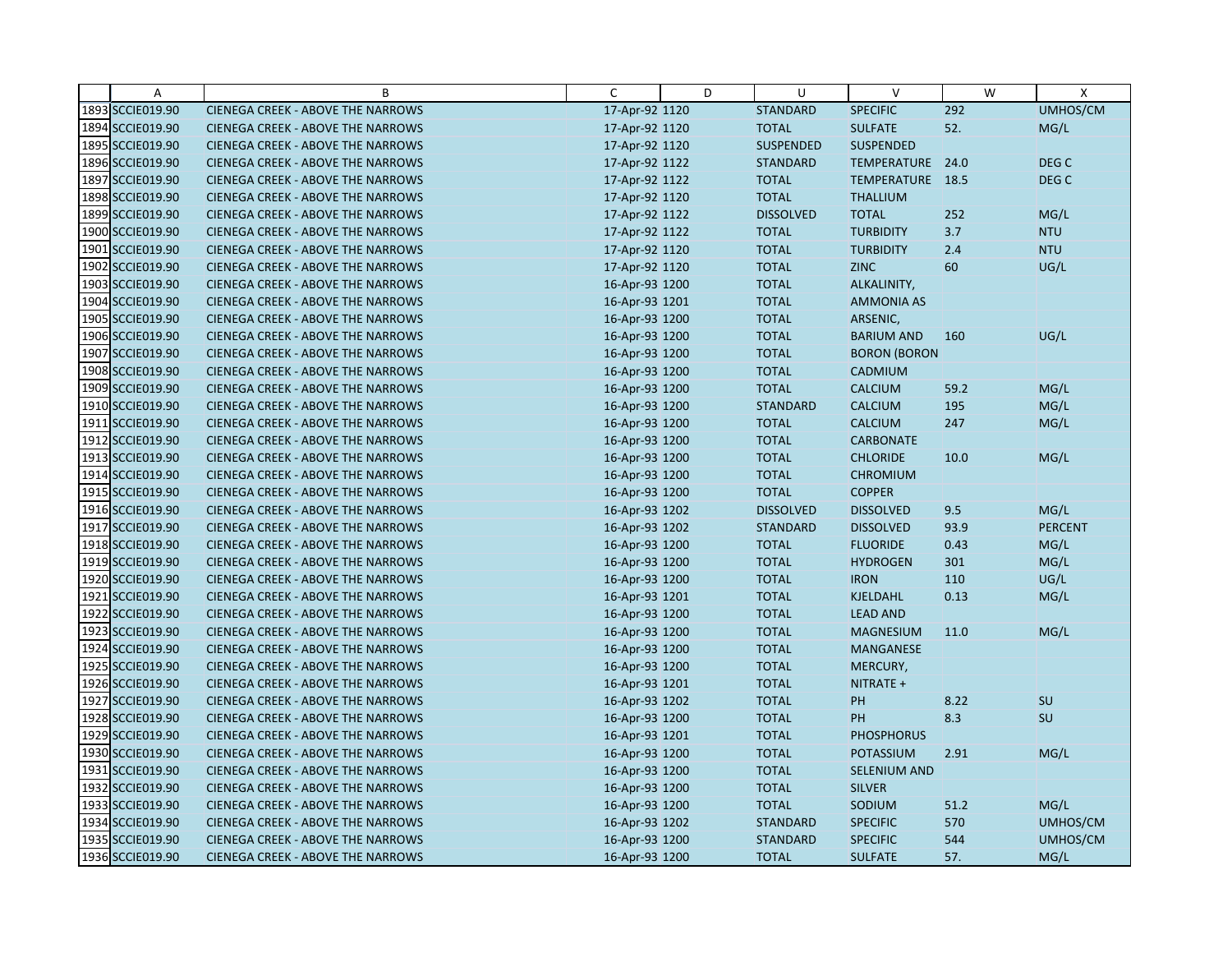| | A | B | C | D | U | V | W | X |
|---|---|---|---|---|---|---|---|---|
| 1893 | SCCIE019.90 | CIENEGA CREEK - ABOVE THE NARROWS | 17-Apr-92 | 1120 | STANDARD | SPECIFIC | 292 | UMHOS/CM |
| 1894 | SCCIE019.90 | CIENEGA CREEK - ABOVE THE NARROWS | 17-Apr-92 | 1120 | TOTAL | SULFATE | 52. | MG/L |
| 1895 | SCCIE019.90 | CIENEGA CREEK - ABOVE THE NARROWS | 17-Apr-92 | 1120 | SUSPENDED | SUSPENDED | | |
| 1896 | SCCIE019.90 | CIENEGA CREEK - ABOVE THE NARROWS | 17-Apr-92 | 1122 | STANDARD | TEMPERATURE | 24.0 | DEG C |
| 1897 | SCCIE019.90 | CIENEGA CREEK - ABOVE THE NARROWS | 17-Apr-92 | 1122 | TOTAL | TEMPERATURE | 18.5 | DEG C |
| 1898 | SCCIE019.90 | CIENEGA CREEK - ABOVE THE NARROWS | 17-Apr-92 | 1120 | TOTAL | THALLIUM | | |
| 1899 | SCCIE019.90 | CIENEGA CREEK - ABOVE THE NARROWS | 17-Apr-92 | 1122 | DISSOLVED | TOTAL | 252 | MG/L |
| 1900 | SCCIE019.90 | CIENEGA CREEK - ABOVE THE NARROWS | 17-Apr-92 | 1122 | TOTAL | TURBIDITY | 3.7 | NTU |
| 1901 | SCCIE019.90 | CIENEGA CREEK - ABOVE THE NARROWS | 17-Apr-92 | 1120 | TOTAL | TURBIDITY | 2.4 | NTU |
| 1902 | SCCIE019.90 | CIENEGA CREEK - ABOVE THE NARROWS | 17-Apr-92 | 1120 | TOTAL | ZINC | 60 | UG/L |
| 1903 | SCCIE019.90 | CIENEGA CREEK - ABOVE THE NARROWS | 16-Apr-93 | 1200 | TOTAL | ALKALINITY, | | |
| 1904 | SCCIE019.90 | CIENEGA CREEK - ABOVE THE NARROWS | 16-Apr-93 | 1201 | TOTAL | AMMONIA AS | | |
| 1905 | SCCIE019.90 | CIENEGA CREEK - ABOVE THE NARROWS | 16-Apr-93 | 1200 | TOTAL | ARSENIC, | | |
| 1906 | SCCIE019.90 | CIENEGA CREEK - ABOVE THE NARROWS | 16-Apr-93 | 1200 | TOTAL | BARIUM AND | 160 | UG/L |
| 1907 | SCCIE019.90 | CIENEGA CREEK - ABOVE THE NARROWS | 16-Apr-93 | 1200 | TOTAL | BORON (BORON | | |
| 1908 | SCCIE019.90 | CIENEGA CREEK - ABOVE THE NARROWS | 16-Apr-93 | 1200 | TOTAL | CADMIUM | | |
| 1909 | SCCIE019.90 | CIENEGA CREEK - ABOVE THE NARROWS | 16-Apr-93 | 1200 | TOTAL | CALCIUM | 59.2 | MG/L |
| 1910 | SCCIE019.90 | CIENEGA CREEK - ABOVE THE NARROWS | 16-Apr-93 | 1200 | STANDARD | CALCIUM | 195 | MG/L |
| 1911 | SCCIE019.90 | CIENEGA CREEK - ABOVE THE NARROWS | 16-Apr-93 | 1200 | TOTAL | CALCIUM | 247 | MG/L |
| 1912 | SCCIE019.90 | CIENEGA CREEK - ABOVE THE NARROWS | 16-Apr-93 | 1200 | TOTAL | CARBONATE | | |
| 1913 | SCCIE019.90 | CIENEGA CREEK - ABOVE THE NARROWS | 16-Apr-93 | 1200 | TOTAL | CHLORIDE | 10.0 | MG/L |
| 1914 | SCCIE019.90 | CIENEGA CREEK - ABOVE THE NARROWS | 16-Apr-93 | 1200 | TOTAL | CHROMIUM | | |
| 1915 | SCCIE019.90 | CIENEGA CREEK - ABOVE THE NARROWS | 16-Apr-93 | 1200 | TOTAL | COPPER | | |
| 1916 | SCCIE019.90 | CIENEGA CREEK - ABOVE THE NARROWS | 16-Apr-93 | 1202 | DISSOLVED | DISSOLVED | 9.5 | MG/L |
| 1917 | SCCIE019.90 | CIENEGA CREEK - ABOVE THE NARROWS | 16-Apr-93 | 1202 | STANDARD | DISSOLVED | 93.9 | PERCENT |
| 1918 | SCCIE019.90 | CIENEGA CREEK - ABOVE THE NARROWS | 16-Apr-93 | 1200 | TOTAL | FLUORIDE | 0.43 | MG/L |
| 1919 | SCCIE019.90 | CIENEGA CREEK - ABOVE THE NARROWS | 16-Apr-93 | 1200 | TOTAL | HYDROGEN | 301 | MG/L |
| 1920 | SCCIE019.90 | CIENEGA CREEK - ABOVE THE NARROWS | 16-Apr-93 | 1200 | TOTAL | IRON | 110 | UG/L |
| 1921 | SCCIE019.90 | CIENEGA CREEK - ABOVE THE NARROWS | 16-Apr-93 | 1201 | TOTAL | KJELDAHL | 0.13 | MG/L |
| 1922 | SCCIE019.90 | CIENEGA CREEK - ABOVE THE NARROWS | 16-Apr-93 | 1200 | TOTAL | LEAD AND | | |
| 1923 | SCCIE019.90 | CIENEGA CREEK - ABOVE THE NARROWS | 16-Apr-93 | 1200 | TOTAL | MAGNESIUM | 11.0 | MG/L |
| 1924 | SCCIE019.90 | CIENEGA CREEK - ABOVE THE NARROWS | 16-Apr-93 | 1200 | TOTAL | MANGANESE | | |
| 1925 | SCCIE019.90 | CIENEGA CREEK - ABOVE THE NARROWS | 16-Apr-93 | 1200 | TOTAL | MERCURY, | | |
| 1926 | SCCIE019.90 | CIENEGA CREEK - ABOVE THE NARROWS | 16-Apr-93 | 1201 | TOTAL | NITRATE + | | |
| 1927 | SCCIE019.90 | CIENEGA CREEK - ABOVE THE NARROWS | 16-Apr-93 | 1202 | TOTAL | PH | 8.22 | SU |
| 1928 | SCCIE019.90 | CIENEGA CREEK - ABOVE THE NARROWS | 16-Apr-93 | 1200 | TOTAL | PH | 8.3 | SU |
| 1929 | SCCIE019.90 | CIENEGA CREEK - ABOVE THE NARROWS | 16-Apr-93 | 1201 | TOTAL | PHOSPHORUS | | |
| 1930 | SCCIE019.90 | CIENEGA CREEK - ABOVE THE NARROWS | 16-Apr-93 | 1200 | TOTAL | POTASSIUM | 2.91 | MG/L |
| 1931 | SCCIE019.90 | CIENEGA CREEK - ABOVE THE NARROWS | 16-Apr-93 | 1200 | TOTAL | SELENIUM AND | | |
| 1932 | SCCIE019.90 | CIENEGA CREEK - ABOVE THE NARROWS | 16-Apr-93 | 1200 | TOTAL | SILVER | | |
| 1933 | SCCIE019.90 | CIENEGA CREEK - ABOVE THE NARROWS | 16-Apr-93 | 1200 | TOTAL | SODIUM | 51.2 | MG/L |
| 1934 | SCCIE019.90 | CIENEGA CREEK - ABOVE THE NARROWS | 16-Apr-93 | 1202 | STANDARD | SPECIFIC | 570 | UMHOS/CM |
| 1935 | SCCIE019.90 | CIENEGA CREEK - ABOVE THE NARROWS | 16-Apr-93 | 1200 | STANDARD | SPECIFIC | 544 | UMHOS/CM |
| 1936 | SCCIE019.90 | CIENEGA CREEK - ABOVE THE NARROWS | 16-Apr-93 | 1200 | TOTAL | SULFATE | 57. | MG/L |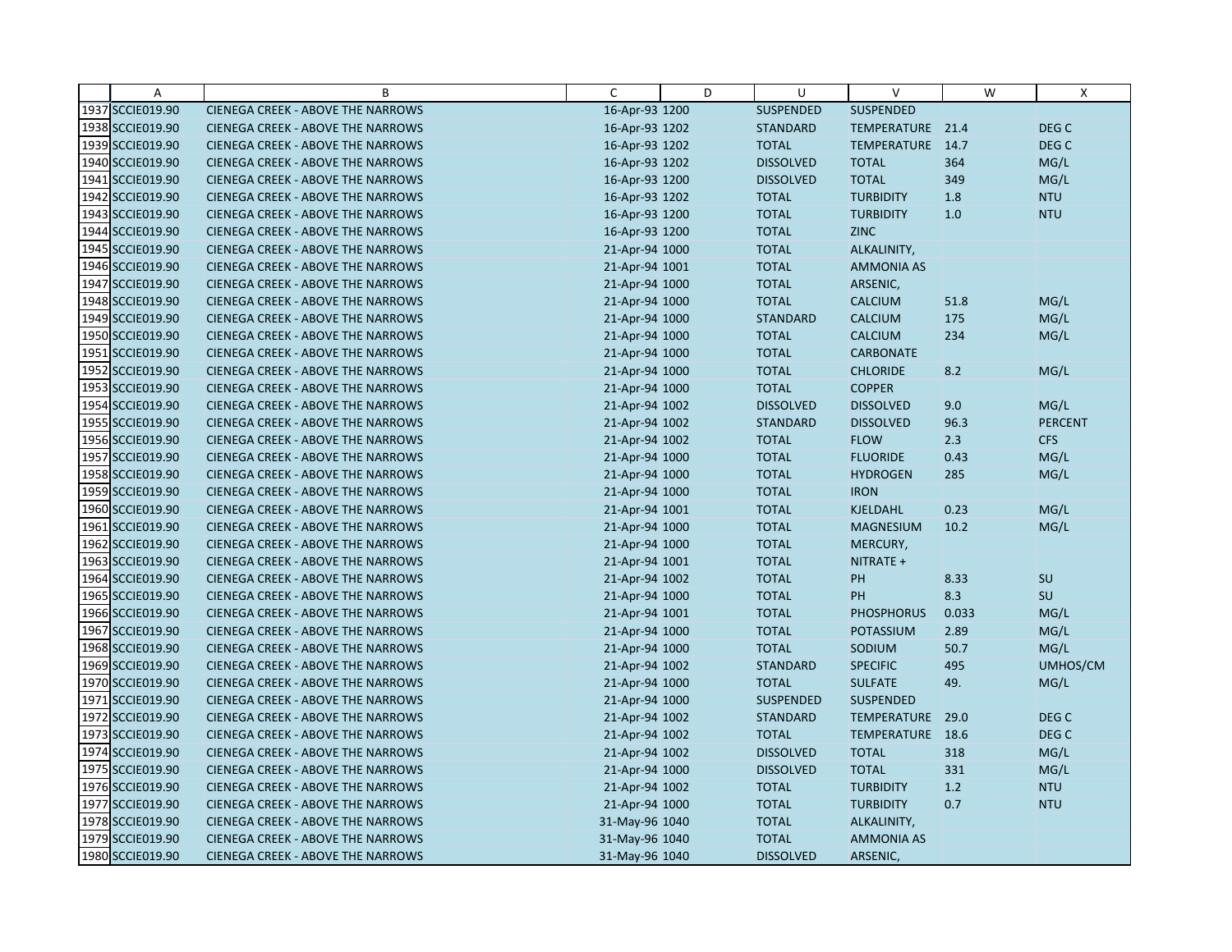| | A | B | C | D | U | V | W | X |
|---|---|---|---|---|---|---|---|---|
| 1937 | SCCIE019.90 | CIENEGA CREEK - ABOVE THE NARROWS | 16-Apr-93 | 1200 | SUSPENDED | SUSPENDED | | |
| 1938 | SCCIE019.90 | CIENEGA CREEK - ABOVE THE NARROWS | 16-Apr-93 | 1202 | STANDARD | TEMPERATURE | 21.4 | DEG C |
| 1939 | SCCIE019.90 | CIENEGA CREEK - ABOVE THE NARROWS | 16-Apr-93 | 1202 | TOTAL | TEMPERATURE | 14.7 | DEG C |
| 1940 | SCCIE019.90 | CIENEGA CREEK - ABOVE THE NARROWS | 16-Apr-93 | 1202 | DISSOLVED | TOTAL | 364 | MG/L |
| 1941 | SCCIE019.90 | CIENEGA CREEK - ABOVE THE NARROWS | 16-Apr-93 | 1200 | DISSOLVED | TOTAL | 349 | MG/L |
| 1942 | SCCIE019.90 | CIENEGA CREEK - ABOVE THE NARROWS | 16-Apr-93 | 1202 | TOTAL | TURBIDITY | 1.8 | NTU |
| 1943 | SCCIE019.90 | CIENEGA CREEK - ABOVE THE NARROWS | 16-Apr-93 | 1200 | TOTAL | TURBIDITY | 1.0 | NTU |
| 1944 | SCCIE019.90 | CIENEGA CREEK - ABOVE THE NARROWS | 16-Apr-93 | 1200 | TOTAL | ZINC | | |
| 1945 | SCCIE019.90 | CIENEGA CREEK - ABOVE THE NARROWS | 21-Apr-94 | 1000 | TOTAL | ALKALINITY, | | |
| 1946 | SCCIE019.90 | CIENEGA CREEK - ABOVE THE NARROWS | 21-Apr-94 | 1001 | TOTAL | AMMONIA AS | | |
| 1947 | SCCIE019.90 | CIENEGA CREEK - ABOVE THE NARROWS | 21-Apr-94 | 1000 | TOTAL | ARSENIC, | | |
| 1948 | SCCIE019.90 | CIENEGA CREEK - ABOVE THE NARROWS | 21-Apr-94 | 1000 | TOTAL | CALCIUM | 51.8 | MG/L |
| 1949 | SCCIE019.90 | CIENEGA CREEK - ABOVE THE NARROWS | 21-Apr-94 | 1000 | STANDARD | CALCIUM | 175 | MG/L |
| 1950 | SCCIE019.90 | CIENEGA CREEK - ABOVE THE NARROWS | 21-Apr-94 | 1000 | TOTAL | CALCIUM | 234 | MG/L |
| 1951 | SCCIE019.90 | CIENEGA CREEK - ABOVE THE NARROWS | 21-Apr-94 | 1000 | TOTAL | CARBONATE | | |
| 1952 | SCCIE019.90 | CIENEGA CREEK - ABOVE THE NARROWS | 21-Apr-94 | 1000 | TOTAL | CHLORIDE | 8.2 | MG/L |
| 1953 | SCCIE019.90 | CIENEGA CREEK - ABOVE THE NARROWS | 21-Apr-94 | 1000 | TOTAL | COPPER | | |
| 1954 | SCCIE019.90 | CIENEGA CREEK - ABOVE THE NARROWS | 21-Apr-94 | 1002 | DISSOLVED | DISSOLVED | 9.0 | MG/L |
| 1955 | SCCIE019.90 | CIENEGA CREEK - ABOVE THE NARROWS | 21-Apr-94 | 1002 | STANDARD | DISSOLVED | 96.3 | PERCENT |
| 1956 | SCCIE019.90 | CIENEGA CREEK - ABOVE THE NARROWS | 21-Apr-94 | 1002 | TOTAL | FLOW | 2.3 | CFS |
| 1957 | SCCIE019.90 | CIENEGA CREEK - ABOVE THE NARROWS | 21-Apr-94 | 1000 | TOTAL | FLUORIDE | 0.43 | MG/L |
| 1958 | SCCIE019.90 | CIENEGA CREEK - ABOVE THE NARROWS | 21-Apr-94 | 1000 | TOTAL | HYDROGEN | 285 | MG/L |
| 1959 | SCCIE019.90 | CIENEGA CREEK - ABOVE THE NARROWS | 21-Apr-94 | 1000 | TOTAL | IRON | | |
| 1960 | SCCIE019.90 | CIENEGA CREEK - ABOVE THE NARROWS | 21-Apr-94 | 1001 | TOTAL | KJELDAHL | 0.23 | MG/L |
| 1961 | SCCIE019.90 | CIENEGA CREEK - ABOVE THE NARROWS | 21-Apr-94 | 1000 | TOTAL | MAGNESIUM | 10.2 | MG/L |
| 1962 | SCCIE019.90 | CIENEGA CREEK - ABOVE THE NARROWS | 21-Apr-94 | 1000 | TOTAL | MERCURY, | | |
| 1963 | SCCIE019.90 | CIENEGA CREEK - ABOVE THE NARROWS | 21-Apr-94 | 1001 | TOTAL | NITRATE + | | |
| 1964 | SCCIE019.90 | CIENEGA CREEK - ABOVE THE NARROWS | 21-Apr-94 | 1002 | TOTAL | PH | 8.33 | SU |
| 1965 | SCCIE019.90 | CIENEGA CREEK - ABOVE THE NARROWS | 21-Apr-94 | 1000 | TOTAL | PH | 8.3 | SU |
| 1966 | SCCIE019.90 | CIENEGA CREEK - ABOVE THE NARROWS | 21-Apr-94 | 1001 | TOTAL | PHOSPHORUS | 0.033 | MG/L |
| 1967 | SCCIE019.90 | CIENEGA CREEK - ABOVE THE NARROWS | 21-Apr-94 | 1000 | TOTAL | POTASSIUM | 2.89 | MG/L |
| 1968 | SCCIE019.90 | CIENEGA CREEK - ABOVE THE NARROWS | 21-Apr-94 | 1000 | TOTAL | SODIUM | 50.7 | MG/L |
| 1969 | SCCIE019.90 | CIENEGA CREEK - ABOVE THE NARROWS | 21-Apr-94 | 1002 | STANDARD | SPECIFIC | 495 | UMHOS/CM |
| 1970 | SCCIE019.90 | CIENEGA CREEK - ABOVE THE NARROWS | 21-Apr-94 | 1000 | TOTAL | SULFATE | 49. | MG/L |
| 1971 | SCCIE019.90 | CIENEGA CREEK - ABOVE THE NARROWS | 21-Apr-94 | 1000 | SUSPENDED | SUSPENDED | | |
| 1972 | SCCIE019.90 | CIENEGA CREEK - ABOVE THE NARROWS | 21-Apr-94 | 1002 | STANDARD | TEMPERATURE | 29.0 | DEG C |
| 1973 | SCCIE019.90 | CIENEGA CREEK - ABOVE THE NARROWS | 21-Apr-94 | 1002 | TOTAL | TEMPERATURE | 18.6 | DEG C |
| 1974 | SCCIE019.90 | CIENEGA CREEK - ABOVE THE NARROWS | 21-Apr-94 | 1002 | DISSOLVED | TOTAL | 318 | MG/L |
| 1975 | SCCIE019.90 | CIENEGA CREEK - ABOVE THE NARROWS | 21-Apr-94 | 1000 | DISSOLVED | TOTAL | 331 | MG/L |
| 1976 | SCCIE019.90 | CIENEGA CREEK - ABOVE THE NARROWS | 21-Apr-94 | 1002 | TOTAL | TURBIDITY | 1.2 | NTU |
| 1977 | SCCIE019.90 | CIENEGA CREEK - ABOVE THE NARROWS | 21-Apr-94 | 1000 | TOTAL | TURBIDITY | 0.7 | NTU |
| 1978 | SCCIE019.90 | CIENEGA CREEK - ABOVE THE NARROWS | 31-May-96 | 1040 | TOTAL | ALKALINITY, | | |
| 1979 | SCCIE019.90 | CIENEGA CREEK - ABOVE THE NARROWS | 31-May-96 | 1040 | TOTAL | AMMONIA AS | | |
| 1980 | SCCIE019.90 | CIENEGA CREEK - ABOVE THE NARROWS | 31-May-96 | 1040 | DISSOLVED | ARSENIC, | | |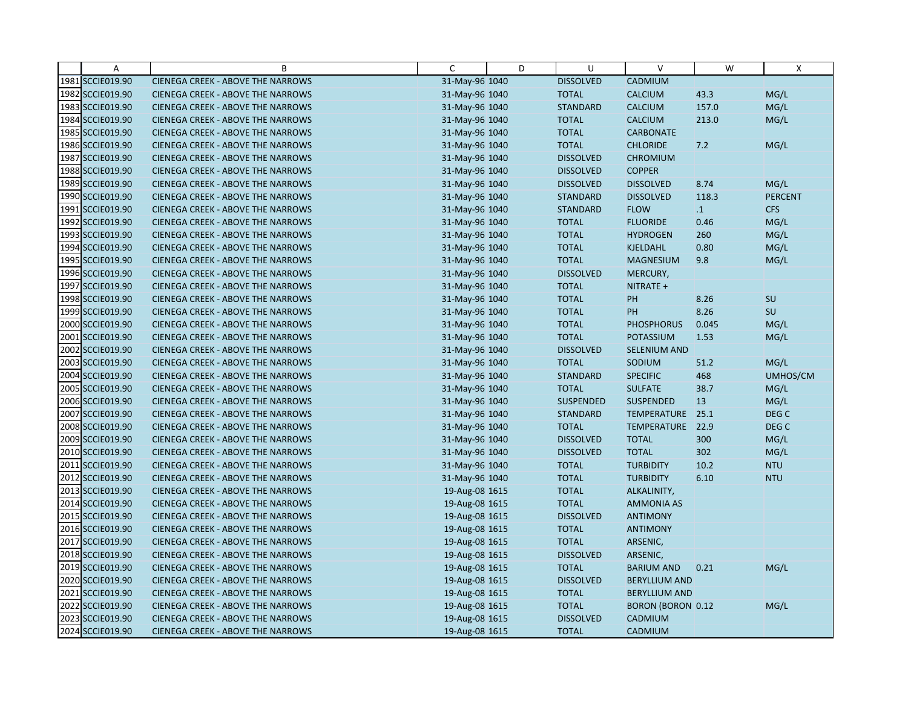| | A | B | C | D | U | V | W | X |
|---|---|---|---|---|---|---|---|---|
| 1981 | SCCIE019.90 | CIENEGA CREEK - ABOVE THE NARROWS | 31-May-96 | 1040 | DISSOLVED | CADMIUM | | |
| 1982 | SCCIE019.90 | CIENEGA CREEK - ABOVE THE NARROWS | 31-May-96 | 1040 | TOTAL | CALCIUM | 43.3 | MG/L |
| 1983 | SCCIE019.90 | CIENEGA CREEK - ABOVE THE NARROWS | 31-May-96 | 1040 | STANDARD | CALCIUM | 157.0 | MG/L |
| 1984 | SCCIE019.90 | CIENEGA CREEK - ABOVE THE NARROWS | 31-May-96 | 1040 | TOTAL | CALCIUM | 213.0 | MG/L |
| 1985 | SCCIE019.90 | CIENEGA CREEK - ABOVE THE NARROWS | 31-May-96 | 1040 | TOTAL | CARBONATE | | |
| 1986 | SCCIE019.90 | CIENEGA CREEK - ABOVE THE NARROWS | 31-May-96 | 1040 | TOTAL | CHLORIDE | 7.2 | MG/L |
| 1987 | SCCIE019.90 | CIENEGA CREEK - ABOVE THE NARROWS | 31-May-96 | 1040 | DISSOLVED | CHROMIUM | | |
| 1988 | SCCIE019.90 | CIENEGA CREEK - ABOVE THE NARROWS | 31-May-96 | 1040 | DISSOLVED | COPPER | | |
| 1989 | SCCIE019.90 | CIENEGA CREEK - ABOVE THE NARROWS | 31-May-96 | 1040 | DISSOLVED | DISSOLVED | 8.74 | MG/L |
| 1990 | SCCIE019.90 | CIENEGA CREEK - ABOVE THE NARROWS | 31-May-96 | 1040 | STANDARD | DISSOLVED | 118.3 | PERCENT |
| 1991 | SCCIE019.90 | CIENEGA CREEK - ABOVE THE NARROWS | 31-May-96 | 1040 | STANDARD | FLOW | .1 | CFS |
| 1992 | SCCIE019.90 | CIENEGA CREEK - ABOVE THE NARROWS | 31-May-96 | 1040 | TOTAL | FLUORIDE | 0.46 | MG/L |
| 1993 | SCCIE019.90 | CIENEGA CREEK - ABOVE THE NARROWS | 31-May-96 | 1040 | TOTAL | HYDROGEN | 260 | MG/L |
| 1994 | SCCIE019.90 | CIENEGA CREEK - ABOVE THE NARROWS | 31-May-96 | 1040 | TOTAL | KJELDAHL | 0.80 | MG/L |
| 1995 | SCCIE019.90 | CIENEGA CREEK - ABOVE THE NARROWS | 31-May-96 | 1040 | TOTAL | MAGNESIUM | 9.8 | MG/L |
| 1996 | SCCIE019.90 | CIENEGA CREEK - ABOVE THE NARROWS | 31-May-96 | 1040 | DISSOLVED | MERCURY, | | |
| 1997 | SCCIE019.90 | CIENEGA CREEK - ABOVE THE NARROWS | 31-May-96 | 1040 | TOTAL | NITRATE + | | |
| 1998 | SCCIE019.90 | CIENEGA CREEK - ABOVE THE NARROWS | 31-May-96 | 1040 | TOTAL | PH | 8.26 | SU |
| 1999 | SCCIE019.90 | CIENEGA CREEK - ABOVE THE NARROWS | 31-May-96 | 1040 | TOTAL | PH | 8.26 | SU |
| 2000 | SCCIE019.90 | CIENEGA CREEK - ABOVE THE NARROWS | 31-May-96 | 1040 | TOTAL | PHOSPHORUS | 0.045 | MG/L |
| 2001 | SCCIE019.90 | CIENEGA CREEK - ABOVE THE NARROWS | 31-May-96 | 1040 | TOTAL | POTASSIUM | 1.53 | MG/L |
| 2002 | SCCIE019.90 | CIENEGA CREEK - ABOVE THE NARROWS | 31-May-96 | 1040 | DISSOLVED | SELENIUM AND | | |
| 2003 | SCCIE019.90 | CIENEGA CREEK - ABOVE THE NARROWS | 31-May-96 | 1040 | TOTAL | SODIUM | 51.2 | MG/L |
| 2004 | SCCIE019.90 | CIENEGA CREEK - ABOVE THE NARROWS | 31-May-96 | 1040 | STANDARD | SPECIFIC | 468 | UMHOS/CM |
| 2005 | SCCIE019.90 | CIENEGA CREEK - ABOVE THE NARROWS | 31-May-96 | 1040 | TOTAL | SULFATE | 38.7 | MG/L |
| 2006 | SCCIE019.90 | CIENEGA CREEK - ABOVE THE NARROWS | 31-May-96 | 1040 | SUSPENDED | SUSPENDED | 13 | MG/L |
| 2007 | SCCIE019.90 | CIENEGA CREEK - ABOVE THE NARROWS | 31-May-96 | 1040 | STANDARD | TEMPERATURE | 25.1 | DEG C |
| 2008 | SCCIE019.90 | CIENEGA CREEK - ABOVE THE NARROWS | 31-May-96 | 1040 | TOTAL | TEMPERATURE | 22.9 | DEG C |
| 2009 | SCCIE019.90 | CIENEGA CREEK - ABOVE THE NARROWS | 31-May-96 | 1040 | DISSOLVED | TOTAL | 300 | MG/L |
| 2010 | SCCIE019.90 | CIENEGA CREEK - ABOVE THE NARROWS | 31-May-96 | 1040 | DISSOLVED | TOTAL | 302 | MG/L |
| 2011 | SCCIE019.90 | CIENEGA CREEK - ABOVE THE NARROWS | 31-May-96 | 1040 | TOTAL | TURBIDITY | 10.2 | NTU |
| 2012 | SCCIE019.90 | CIENEGA CREEK - ABOVE THE NARROWS | 31-May-96 | 1040 | TOTAL | TURBIDITY | 6.10 | NTU |
| 2013 | SCCIE019.90 | CIENEGA CREEK - ABOVE THE NARROWS | 19-Aug-08 | 1615 | TOTAL | ALKALINITY, | | |
| 2014 | SCCIE019.90 | CIENEGA CREEK - ABOVE THE NARROWS | 19-Aug-08 | 1615 | TOTAL | AMMONIA AS | | |
| 2015 | SCCIE019.90 | CIENEGA CREEK - ABOVE THE NARROWS | 19-Aug-08 | 1615 | DISSOLVED | ANTIMONY | | |
| 2016 | SCCIE019.90 | CIENEGA CREEK - ABOVE THE NARROWS | 19-Aug-08 | 1615 | TOTAL | ANTIMONY | | |
| 2017 | SCCIE019.90 | CIENEGA CREEK - ABOVE THE NARROWS | 19-Aug-08 | 1615 | TOTAL | ARSENIC, | | |
| 2018 | SCCIE019.90 | CIENEGA CREEK - ABOVE THE NARROWS | 19-Aug-08 | 1615 | DISSOLVED | ARSENIC, | | |
| 2019 | SCCIE019.90 | CIENEGA CREEK - ABOVE THE NARROWS | 19-Aug-08 | 1615 | TOTAL | BARIUM AND | 0.21 | MG/L |
| 2020 | SCCIE019.90 | CIENEGA CREEK - ABOVE THE NARROWS | 19-Aug-08 | 1615 | DISSOLVED | BERYLLIUM AND | | |
| 2021 | SCCIE019.90 | CIENEGA CREEK - ABOVE THE NARROWS | 19-Aug-08 | 1615 | TOTAL | BERYLLIUM AND | | |
| 2022 | SCCIE019.90 | CIENEGA CREEK - ABOVE THE NARROWS | 19-Aug-08 | 1615 | TOTAL | BORON (BORON | 0.12 | MG/L |
| 2023 | SCCIE019.90 | CIENEGA CREEK - ABOVE THE NARROWS | 19-Aug-08 | 1615 | DISSOLVED | CADMIUM | | |
| 2024 | SCCIE019.90 | CIENEGA CREEK - ABOVE THE NARROWS | 19-Aug-08 | 1615 | TOTAL | CADMIUM | | |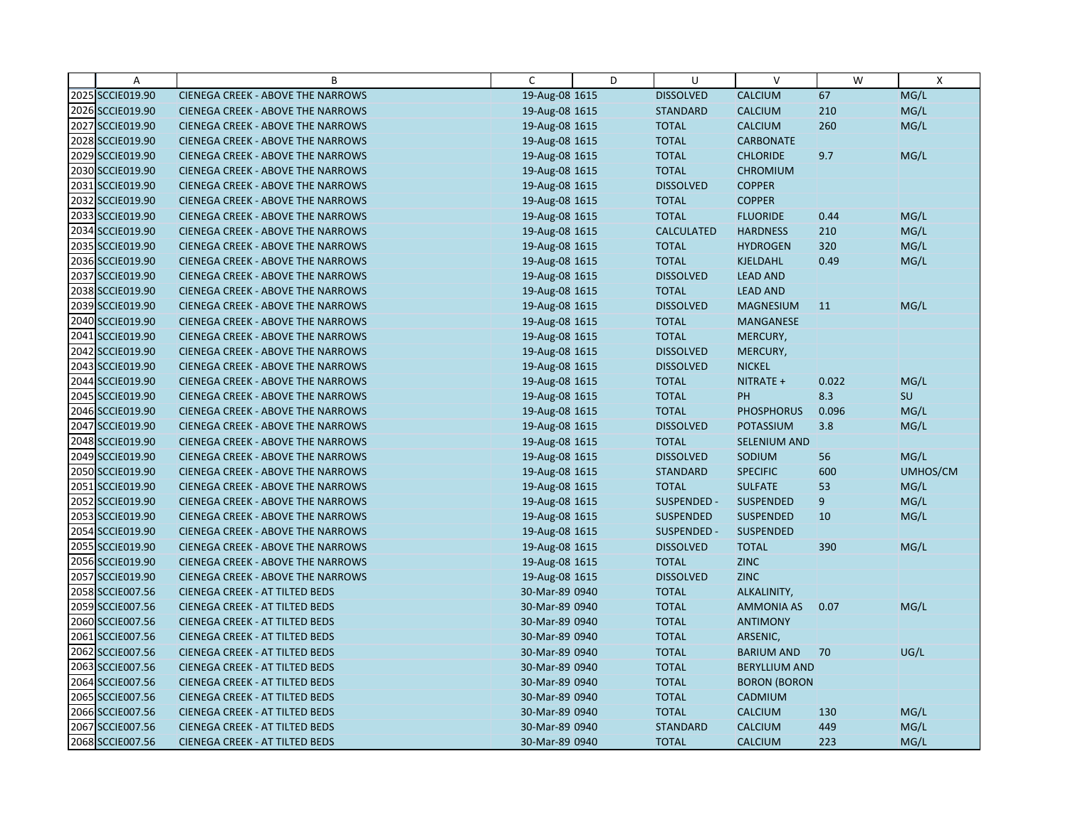|  | A | B | C | D | U | V | W | X |
|---|---|---|---|---|---|---|---|---|
| 2025 | SCCIE019.90 | CIENEGA CREEK - ABOVE THE NARROWS | 19-Aug-08 | 1615 | DISSOLVED | CALCIUM | 67 | MG/L |
| 2026 | SCCIE019.90 | CIENEGA CREEK - ABOVE THE NARROWS | 19-Aug-08 | 1615 | STANDARD | CALCIUM | 210 | MG/L |
| 2027 | SCCIE019.90 | CIENEGA CREEK - ABOVE THE NARROWS | 19-Aug-08 | 1615 | TOTAL | CALCIUM | 260 | MG/L |
| 2028 | SCCIE019.90 | CIENEGA CREEK - ABOVE THE NARROWS | 19-Aug-08 | 1615 | TOTAL | CARBONATE | | |
| 2029 | SCCIE019.90 | CIENEGA CREEK - ABOVE THE NARROWS | 19-Aug-08 | 1615 | TOTAL | CHLORIDE | 9.7 | MG/L |
| 2030 | SCCIE019.90 | CIENEGA CREEK - ABOVE THE NARROWS | 19-Aug-08 | 1615 | TOTAL | CHROMIUM | | |
| 2031 | SCCIE019.90 | CIENEGA CREEK - ABOVE THE NARROWS | 19-Aug-08 | 1615 | DISSOLVED | COPPER | | |
| 2032 | SCCIE019.90 | CIENEGA CREEK - ABOVE THE NARROWS | 19-Aug-08 | 1615 | TOTAL | COPPER | | |
| 2033 | SCCIE019.90 | CIENEGA CREEK - ABOVE THE NARROWS | 19-Aug-08 | 1615 | TOTAL | FLUORIDE | 0.44 | MG/L |
| 2034 | SCCIE019.90 | CIENEGA CREEK - ABOVE THE NARROWS | 19-Aug-08 | 1615 | CALCULATED | HARDNESS | 210 | MG/L |
| 2035 | SCCIE019.90 | CIENEGA CREEK - ABOVE THE NARROWS | 19-Aug-08 | 1615 | TOTAL | HYDROGEN | 320 | MG/L |
| 2036 | SCCIE019.90 | CIENEGA CREEK - ABOVE THE NARROWS | 19-Aug-08 | 1615 | TOTAL | KJELDAHL | 0.49 | MG/L |
| 2037 | SCCIE019.90 | CIENEGA CREEK - ABOVE THE NARROWS | 19-Aug-08 | 1615 | DISSOLVED | LEAD AND | | |
| 2038 | SCCIE019.90 | CIENEGA CREEK - ABOVE THE NARROWS | 19-Aug-08 | 1615 | TOTAL | LEAD AND | | |
| 2039 | SCCIE019.90 | CIENEGA CREEK - ABOVE THE NARROWS | 19-Aug-08 | 1615 | DISSOLVED | MAGNESIUM | 11 | MG/L |
| 2040 | SCCIE019.90 | CIENEGA CREEK - ABOVE THE NARROWS | 19-Aug-08 | 1615 | TOTAL | MANGANESE | | |
| 2041 | SCCIE019.90 | CIENEGA CREEK - ABOVE THE NARROWS | 19-Aug-08 | 1615 | TOTAL | MERCURY, | | |
| 2042 | SCCIE019.90 | CIENEGA CREEK - ABOVE THE NARROWS | 19-Aug-08 | 1615 | DISSOLVED | MERCURY, | | |
| 2043 | SCCIE019.90 | CIENEGA CREEK - ABOVE THE NARROWS | 19-Aug-08 | 1615 | DISSOLVED | NICKEL | | |
| 2044 | SCCIE019.90 | CIENEGA CREEK - ABOVE THE NARROWS | 19-Aug-08 | 1615 | TOTAL | NITRATE + | 0.022 | MG/L |
| 2045 | SCCIE019.90 | CIENEGA CREEK - ABOVE THE NARROWS | 19-Aug-08 | 1615 | TOTAL | PH | 8.3 | SU |
| 2046 | SCCIE019.90 | CIENEGA CREEK - ABOVE THE NARROWS | 19-Aug-08 | 1615 | TOTAL | PHOSPHORUS | 0.096 | MG/L |
| 2047 | SCCIE019.90 | CIENEGA CREEK - ABOVE THE NARROWS | 19-Aug-08 | 1615 | DISSOLVED | POTASSIUM | 3.8 | MG/L |
| 2048 | SCCIE019.90 | CIENEGA CREEK - ABOVE THE NARROWS | 19-Aug-08 | 1615 | TOTAL | SELENIUM AND | | |
| 2049 | SCCIE019.90 | CIENEGA CREEK - ABOVE THE NARROWS | 19-Aug-08 | 1615 | DISSOLVED | SODIUM | 56 | MG/L |
| 2050 | SCCIE019.90 | CIENEGA CREEK - ABOVE THE NARROWS | 19-Aug-08 | 1615 | STANDARD | SPECIFIC | 600 | UMHOS/CM |
| 2051 | SCCIE019.90 | CIENEGA CREEK - ABOVE THE NARROWS | 19-Aug-08 | 1615 | TOTAL | SULFATE | 53 | MG/L |
| 2052 | SCCIE019.90 | CIENEGA CREEK - ABOVE THE NARROWS | 19-Aug-08 | 1615 | SUSPENDED - | SUSPENDED | 9 | MG/L |
| 2053 | SCCIE019.90 | CIENEGA CREEK - ABOVE THE NARROWS | 19-Aug-08 | 1615 | SUSPENDED | SUSPENDED | 10 | MG/L |
| 2054 | SCCIE019.90 | CIENEGA CREEK - ABOVE THE NARROWS | 19-Aug-08 | 1615 | SUSPENDED - | SUSPENDED | | |
| 2055 | SCCIE019.90 | CIENEGA CREEK - ABOVE THE NARROWS | 19-Aug-08 | 1615 | DISSOLVED | TOTAL | 390 | MG/L |
| 2056 | SCCIE019.90 | CIENEGA CREEK - ABOVE THE NARROWS | 19-Aug-08 | 1615 | TOTAL | ZINC | | |
| 2057 | SCCIE019.90 | CIENEGA CREEK - ABOVE THE NARROWS | 19-Aug-08 | 1615 | DISSOLVED | ZINC | | |
| 2058 | SCCIE007.56 | CIENEGA CREEK - AT TILTED BEDS | 30-Mar-89 | 0940 | TOTAL | ALKALINITY, | | |
| 2059 | SCCIE007.56 | CIENEGA CREEK - AT TILTED BEDS | 30-Mar-89 | 0940 | TOTAL | AMMONIA AS | 0.07 | MG/L |
| 2060 | SCCIE007.56 | CIENEGA CREEK - AT TILTED BEDS | 30-Mar-89 | 0940 | TOTAL | ANTIMONY | | |
| 2061 | SCCIE007.56 | CIENEGA CREEK - AT TILTED BEDS | 30-Mar-89 | 0940 | TOTAL | ARSENIC, | | |
| 2062 | SCCIE007.56 | CIENEGA CREEK - AT TILTED BEDS | 30-Mar-89 | 0940 | TOTAL | BARIUM AND | 70 | UG/L |
| 2063 | SCCIE007.56 | CIENEGA CREEK - AT TILTED BEDS | 30-Mar-89 | 0940 | TOTAL | BERYLLIUM AND | | |
| 2064 | SCCIE007.56 | CIENEGA CREEK - AT TILTED BEDS | 30-Mar-89 | 0940 | TOTAL | BORON (BORON | | |
| 2065 | SCCIE007.56 | CIENEGA CREEK - AT TILTED BEDS | 30-Mar-89 | 0940 | TOTAL | CADMIUM | | |
| 2066 | SCCIE007.56 | CIENEGA CREEK - AT TILTED BEDS | 30-Mar-89 | 0940 | TOTAL | CALCIUM | 130 | MG/L |
| 2067 | SCCIE007.56 | CIENEGA CREEK - AT TILTED BEDS | 30-Mar-89 | 0940 | STANDARD | CALCIUM | 449 | MG/L |
| 2068 | SCCIE007.56 | CIENEGA CREEK - AT TILTED BEDS | 30-Mar-89 | 0940 | TOTAL | CALCIUM | 223 | MG/L |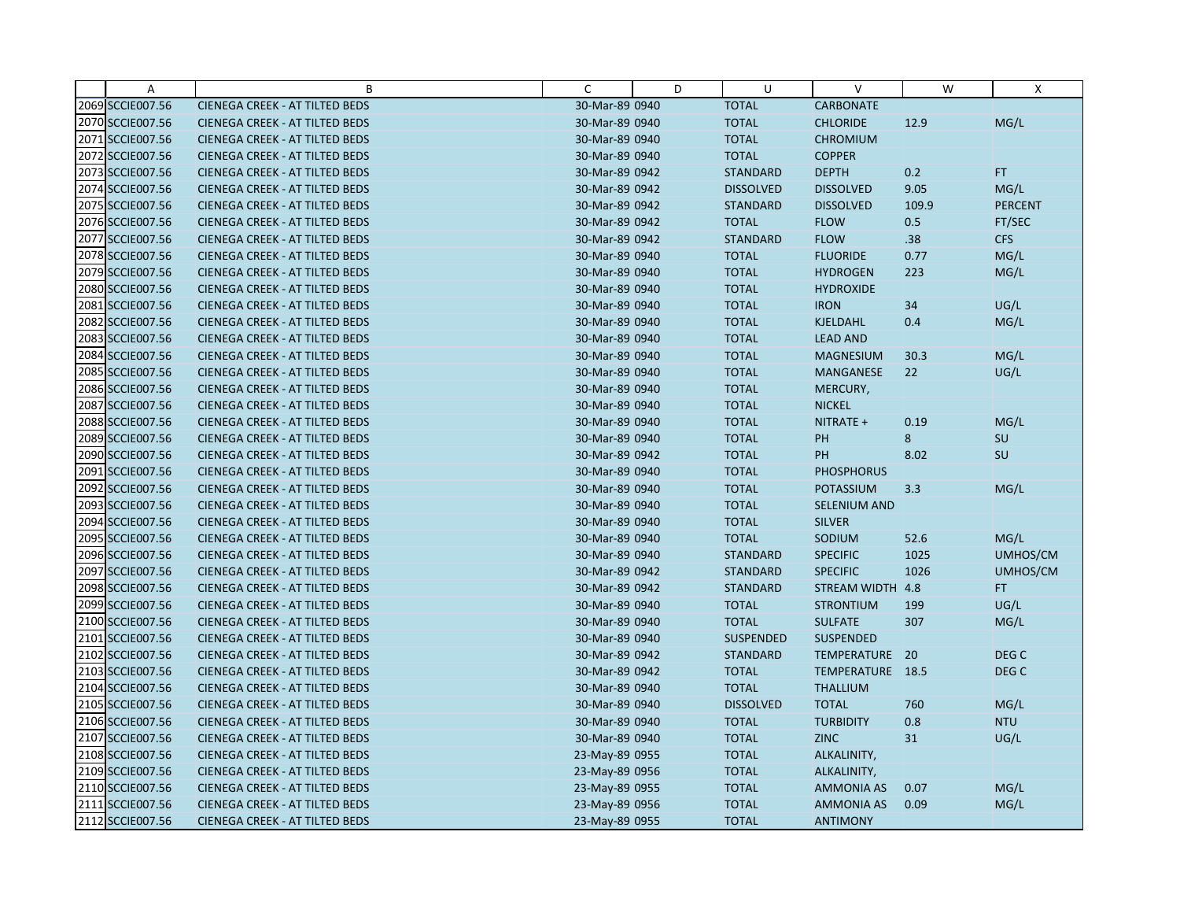| | A | B | C | D | U | V | W | X |
|---|---|---|---|---|---|---|---|---|
| 2069 | SCCIE007.56 | CIENEGA CREEK - AT TILTED BEDS | 30-Mar-89 | 0940 | TOTAL | CARBONATE | | |
| 2070 | SCCIE007.56 | CIENEGA CREEK - AT TILTED BEDS | 30-Mar-89 | 0940 | TOTAL | CHLORIDE | 12.9 | MG/L |
| 2071 | SCCIE007.56 | CIENEGA CREEK - AT TILTED BEDS | 30-Mar-89 | 0940 | TOTAL | CHROMIUM | | |
| 2072 | SCCIE007.56 | CIENEGA CREEK - AT TILTED BEDS | 30-Mar-89 | 0940 | TOTAL | COPPER | | |
| 2073 | SCCIE007.56 | CIENEGA CREEK - AT TILTED BEDS | 30-Mar-89 | 0942 | STANDARD | DEPTH | 0.2 | FT |
| 2074 | SCCIE007.56 | CIENEGA CREEK - AT TILTED BEDS | 30-Mar-89 | 0942 | DISSOLVED | DISSOLVED | 9.05 | MG/L |
| 2075 | SCCIE007.56 | CIENEGA CREEK - AT TILTED BEDS | 30-Mar-89 | 0942 | STANDARD | DISSOLVED | 109.9 | PERCENT |
| 2076 | SCCIE007.56 | CIENEGA CREEK - AT TILTED BEDS | 30-Mar-89 | 0942 | TOTAL | FLOW | 0.5 | FT/SEC |
| 2077 | SCCIE007.56 | CIENEGA CREEK - AT TILTED BEDS | 30-Mar-89 | 0942 | STANDARD | FLOW | .38 | CFS |
| 2078 | SCCIE007.56 | CIENEGA CREEK - AT TILTED BEDS | 30-Mar-89 | 0940 | TOTAL | FLUORIDE | 0.77 | MG/L |
| 2079 | SCCIE007.56 | CIENEGA CREEK - AT TILTED BEDS | 30-Mar-89 | 0940 | TOTAL | HYDROGEN | 223 | MG/L |
| 2080 | SCCIE007.56 | CIENEGA CREEK - AT TILTED BEDS | 30-Mar-89 | 0940 | TOTAL | HYDROXIDE | | |
| 2081 | SCCIE007.56 | CIENEGA CREEK - AT TILTED BEDS | 30-Mar-89 | 0940 | TOTAL | IRON | 34 | UG/L |
| 2082 | SCCIE007.56 | CIENEGA CREEK - AT TILTED BEDS | 30-Mar-89 | 0940 | TOTAL | KJELDAHL | 0.4 | MG/L |
| 2083 | SCCIE007.56 | CIENEGA CREEK - AT TILTED BEDS | 30-Mar-89 | 0940 | TOTAL | LEAD AND | | |
| 2084 | SCCIE007.56 | CIENEGA CREEK - AT TILTED BEDS | 30-Mar-89 | 0940 | TOTAL | MAGNESIUM | 30.3 | MG/L |
| 2085 | SCCIE007.56 | CIENEGA CREEK - AT TILTED BEDS | 30-Mar-89 | 0940 | TOTAL | MANGANESE | 22 | UG/L |
| 2086 | SCCIE007.56 | CIENEGA CREEK - AT TILTED BEDS | 30-Mar-89 | 0940 | TOTAL | MERCURY, | | |
| 2087 | SCCIE007.56 | CIENEGA CREEK - AT TILTED BEDS | 30-Mar-89 | 0940 | TOTAL | NICKEL | | |
| 2088 | SCCIE007.56 | CIENEGA CREEK - AT TILTED BEDS | 30-Mar-89 | 0940 | TOTAL | NITRATE + | 0.19 | MG/L |
| 2089 | SCCIE007.56 | CIENEGA CREEK - AT TILTED BEDS | 30-Mar-89 | 0940 | TOTAL | PH | 8 | SU |
| 2090 | SCCIE007.56 | CIENEGA CREEK - AT TILTED BEDS | 30-Mar-89 | 0942 | TOTAL | PH | 8.02 | SU |
| 2091 | SCCIE007.56 | CIENEGA CREEK - AT TILTED BEDS | 30-Mar-89 | 0940 | TOTAL | PHOSPHORUS | | |
| 2092 | SCCIE007.56 | CIENEGA CREEK - AT TILTED BEDS | 30-Mar-89 | 0940 | TOTAL | POTASSIUM | 3.3 | MG/L |
| 2093 | SCCIE007.56 | CIENEGA CREEK - AT TILTED BEDS | 30-Mar-89 | 0940 | TOTAL | SELENIUM AND | | |
| 2094 | SCCIE007.56 | CIENEGA CREEK - AT TILTED BEDS | 30-Mar-89 | 0940 | TOTAL | SILVER | | |
| 2095 | SCCIE007.56 | CIENEGA CREEK - AT TILTED BEDS | 30-Mar-89 | 0940 | TOTAL | SODIUM | 52.6 | MG/L |
| 2096 | SCCIE007.56 | CIENEGA CREEK - AT TILTED BEDS | 30-Mar-89 | 0940 | STANDARD | SPECIFIC | 1025 | UMHOS/CM |
| 2097 | SCCIE007.56 | CIENEGA CREEK - AT TILTED BEDS | 30-Mar-89 | 0942 | STANDARD | SPECIFIC | 1026 | UMHOS/CM |
| 2098 | SCCIE007.56 | CIENEGA CREEK - AT TILTED BEDS | 30-Mar-89 | 0942 | STANDARD | STREAM WIDTH | 4.8 | FT |
| 2099 | SCCIE007.56 | CIENEGA CREEK - AT TILTED BEDS | 30-Mar-89 | 0940 | TOTAL | STRONTIUM | 199 | UG/L |
| 2100 | SCCIE007.56 | CIENEGA CREEK - AT TILTED BEDS | 30-Mar-89 | 0940 | TOTAL | SULFATE | 307 | MG/L |
| 2101 | SCCIE007.56 | CIENEGA CREEK - AT TILTED BEDS | 30-Mar-89 | 0940 | SUSPENDED | SUSPENDED | | |
| 2102 | SCCIE007.56 | CIENEGA CREEK - AT TILTED BEDS | 30-Mar-89 | 0942 | STANDARD | TEMPERATURE | 20 | DEG C |
| 2103 | SCCIE007.56 | CIENEGA CREEK - AT TILTED BEDS | 30-Mar-89 | 0942 | TOTAL | TEMPERATURE | 18.5 | DEG C |
| 2104 | SCCIE007.56 | CIENEGA CREEK - AT TILTED BEDS | 30-Mar-89 | 0940 | TOTAL | THALLIUM | | |
| 2105 | SCCIE007.56 | CIENEGA CREEK - AT TILTED BEDS | 30-Mar-89 | 0940 | DISSOLVED | TOTAL | 760 | MG/L |
| 2106 | SCCIE007.56 | CIENEGA CREEK - AT TILTED BEDS | 30-Mar-89 | 0940 | TOTAL | TURBIDITY | 0.8 | NTU |
| 2107 | SCCIE007.56 | CIENEGA CREEK - AT TILTED BEDS | 30-Mar-89 | 0940 | TOTAL | ZINC | 31 | UG/L |
| 2108 | SCCIE007.56 | CIENEGA CREEK - AT TILTED BEDS | 23-May-89 | 0955 | TOTAL | ALKALINITY, | | |
| 2109 | SCCIE007.56 | CIENEGA CREEK - AT TILTED BEDS | 23-May-89 | 0956 | TOTAL | ALKALINITY, | | |
| 2110 | SCCIE007.56 | CIENEGA CREEK - AT TILTED BEDS | 23-May-89 | 0955 | TOTAL | AMMONIA AS | 0.07 | MG/L |
| 2111 | SCCIE007.56 | CIENEGA CREEK - AT TILTED BEDS | 23-May-89 | 0956 | TOTAL | AMMONIA AS | 0.09 | MG/L |
| 2112 | SCCIE007.56 | CIENEGA CREEK - AT TILTED BEDS | 23-May-89 | 0955 | TOTAL | ANTIMONY | | |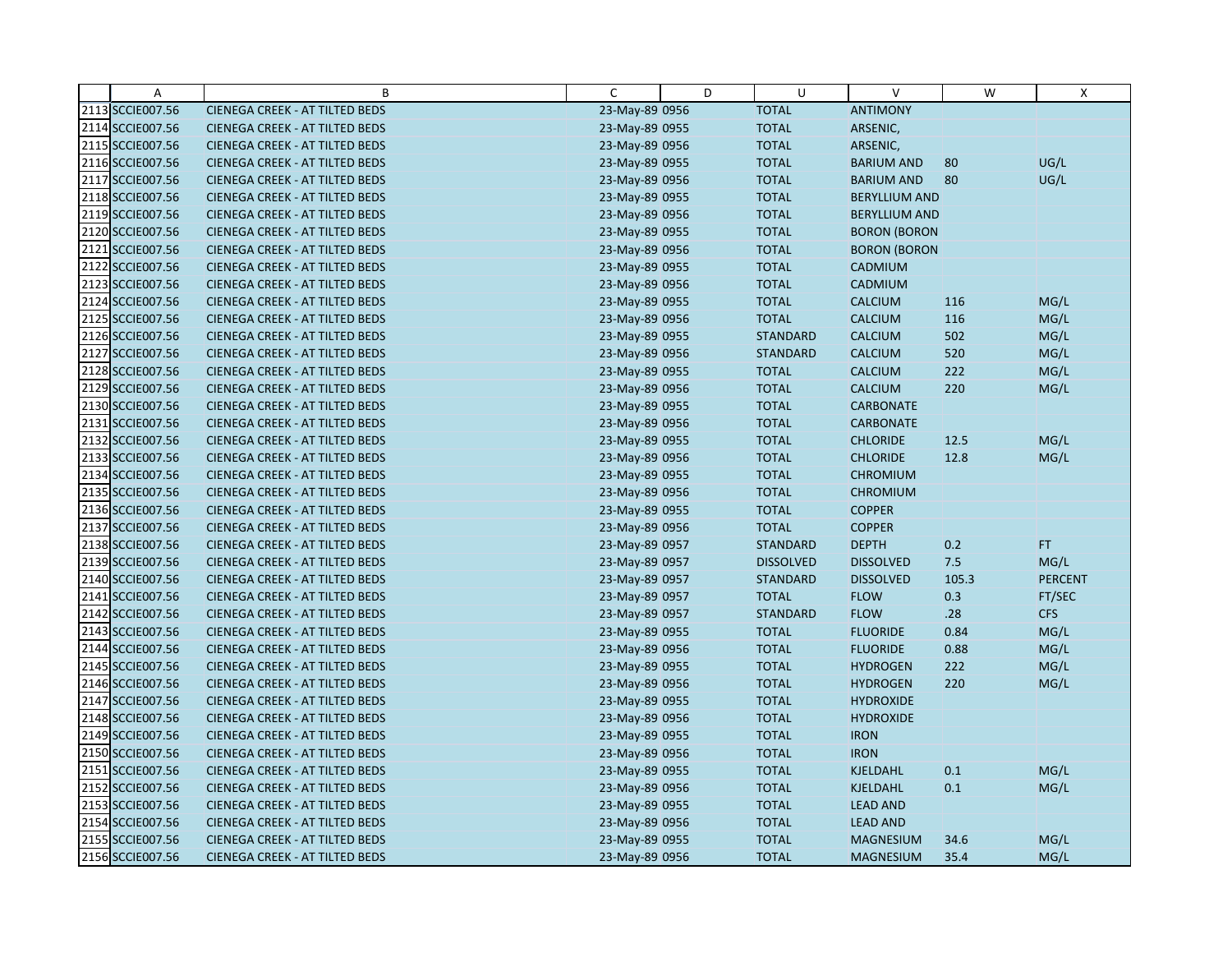| | A | B | C | D | U | V | W | X |
|---|---|---|---|---|---|---|---|---|
| 2113 | SCCIE007.56 | CIENEGA CREEK - AT TILTED BEDS | 23-May-89 0956 | | TOTAL | ANTIMONY | | |
| 2114 | SCCIE007.56 | CIENEGA CREEK - AT TILTED BEDS | 23-May-89 0955 | | TOTAL | ARSENIC, | | |
| 2115 | SCCIE007.56 | CIENEGA CREEK - AT TILTED BEDS | 23-May-89 0956 | | TOTAL | ARSENIC, | | |
| 2116 | SCCIE007.56 | CIENEGA CREEK - AT TILTED BEDS | 23-May-89 0955 | | TOTAL | BARIUM AND | 80 | UG/L |
| 2117 | SCCIE007.56 | CIENEGA CREEK - AT TILTED BEDS | 23-May-89 0956 | | TOTAL | BARIUM AND | 80 | UG/L |
| 2118 | SCCIE007.56 | CIENEGA CREEK - AT TILTED BEDS | 23-May-89 0955 | | TOTAL | BERYLLIUM AND | | |
| 2119 | SCCIE007.56 | CIENEGA CREEK - AT TILTED BEDS | 23-May-89 0956 | | TOTAL | BERYLLIUM AND | | |
| 2120 | SCCIE007.56 | CIENEGA CREEK - AT TILTED BEDS | 23-May-89 0955 | | TOTAL | BORON (BORON | | |
| 2121 | SCCIE007.56 | CIENEGA CREEK - AT TILTED BEDS | 23-May-89 0956 | | TOTAL | BORON (BORON | | |
| 2122 | SCCIE007.56 | CIENEGA CREEK - AT TILTED BEDS | 23-May-89 0955 | | TOTAL | CADMIUM | | |
| 2123 | SCCIE007.56 | CIENEGA CREEK - AT TILTED BEDS | 23-May-89 0956 | | TOTAL | CADMIUM | | |
| 2124 | SCCIE007.56 | CIENEGA CREEK - AT TILTED BEDS | 23-May-89 0955 | | TOTAL | CALCIUM | 116 | MG/L |
| 2125 | SCCIE007.56 | CIENEGA CREEK - AT TILTED BEDS | 23-May-89 0956 | | TOTAL | CALCIUM | 116 | MG/L |
| 2126 | SCCIE007.56 | CIENEGA CREEK - AT TILTED BEDS | 23-May-89 0955 | | STANDARD | CALCIUM | 502 | MG/L |
| 2127 | SCCIE007.56 | CIENEGA CREEK - AT TILTED BEDS | 23-May-89 0956 | | STANDARD | CALCIUM | 520 | MG/L |
| 2128 | SCCIE007.56 | CIENEGA CREEK - AT TILTED BEDS | 23-May-89 0955 | | TOTAL | CALCIUM | 222 | MG/L |
| 2129 | SCCIE007.56 | CIENEGA CREEK - AT TILTED BEDS | 23-May-89 0956 | | TOTAL | CALCIUM | 220 | MG/L |
| 2130 | SCCIE007.56 | CIENEGA CREEK - AT TILTED BEDS | 23-May-89 0955 | | TOTAL | CARBONATE | | |
| 2131 | SCCIE007.56 | CIENEGA CREEK - AT TILTED BEDS | 23-May-89 0956 | | TOTAL | CARBONATE | | |
| 2132 | SCCIE007.56 | CIENEGA CREEK - AT TILTED BEDS | 23-May-89 0955 | | TOTAL | CHLORIDE | 12.5 | MG/L |
| 2133 | SCCIE007.56 | CIENEGA CREEK - AT TILTED BEDS | 23-May-89 0956 | | TOTAL | CHLORIDE | 12.8 | MG/L |
| 2134 | SCCIE007.56 | CIENEGA CREEK - AT TILTED BEDS | 23-May-89 0955 | | TOTAL | CHROMIUM | | |
| 2135 | SCCIE007.56 | CIENEGA CREEK - AT TILTED BEDS | 23-May-89 0956 | | TOTAL | CHROMIUM | | |
| 2136 | SCCIE007.56 | CIENEGA CREEK - AT TILTED BEDS | 23-May-89 0955 | | TOTAL | COPPER | | |
| 2137 | SCCIE007.56 | CIENEGA CREEK - AT TILTED BEDS | 23-May-89 0956 | | TOTAL | COPPER | | |
| 2138 | SCCIE007.56 | CIENEGA CREEK - AT TILTED BEDS | 23-May-89 0957 | | STANDARD | DEPTH | 0.2 | FT |
| 2139 | SCCIE007.56 | CIENEGA CREEK - AT TILTED BEDS | 23-May-89 0957 | | DISSOLVED | DISSOLVED | 7.5 | MG/L |
| 2140 | SCCIE007.56 | CIENEGA CREEK - AT TILTED BEDS | 23-May-89 0957 | | STANDARD | DISSOLVED | 105.3 | PERCENT |
| 2141 | SCCIE007.56 | CIENEGA CREEK - AT TILTED BEDS | 23-May-89 0957 | | TOTAL | FLOW | 0.3 | FT/SEC |
| 2142 | SCCIE007.56 | CIENEGA CREEK - AT TILTED BEDS | 23-May-89 0957 | | STANDARD | FLOW | .28 | CFS |
| 2143 | SCCIE007.56 | CIENEGA CREEK - AT TILTED BEDS | 23-May-89 0955 | | TOTAL | FLUORIDE | 0.84 | MG/L |
| 2144 | SCCIE007.56 | CIENEGA CREEK - AT TILTED BEDS | 23-May-89 0956 | | TOTAL | FLUORIDE | 0.88 | MG/L |
| 2145 | SCCIE007.56 | CIENEGA CREEK - AT TILTED BEDS | 23-May-89 0955 | | TOTAL | HYDROGEN | 222 | MG/L |
| 2146 | SCCIE007.56 | CIENEGA CREEK - AT TILTED BEDS | 23-May-89 0956 | | TOTAL | HYDROGEN | 220 | MG/L |
| 2147 | SCCIE007.56 | CIENEGA CREEK - AT TILTED BEDS | 23-May-89 0955 | | TOTAL | HYDROXIDE | | |
| 2148 | SCCIE007.56 | CIENEGA CREEK - AT TILTED BEDS | 23-May-89 0956 | | TOTAL | HYDROXIDE | | |
| 2149 | SCCIE007.56 | CIENEGA CREEK - AT TILTED BEDS | 23-May-89 0955 | | TOTAL | IRON | | |
| 2150 | SCCIE007.56 | CIENEGA CREEK - AT TILTED BEDS | 23-May-89 0956 | | TOTAL | IRON | | |
| 2151 | SCCIE007.56 | CIENEGA CREEK - AT TILTED BEDS | 23-May-89 0955 | | TOTAL | KJELDAHL | 0.1 | MG/L |
| 2152 | SCCIE007.56 | CIENEGA CREEK - AT TILTED BEDS | 23-May-89 0956 | | TOTAL | KJELDAHL | 0.1 | MG/L |
| 2153 | SCCIE007.56 | CIENEGA CREEK - AT TILTED BEDS | 23-May-89 0955 | | TOTAL | LEAD AND | | |
| 2154 | SCCIE007.56 | CIENEGA CREEK - AT TILTED BEDS | 23-May-89 0956 | | TOTAL | LEAD AND | | |
| 2155 | SCCIE007.56 | CIENEGA CREEK - AT TILTED BEDS | 23-May-89 0955 | | TOTAL | MAGNESIUM | 34.6 | MG/L |
| 2156 | SCCIE007.56 | CIENEGA CREEK - AT TILTED BEDS | 23-May-89 0956 | | TOTAL | MAGNESIUM | 35.4 | MG/L |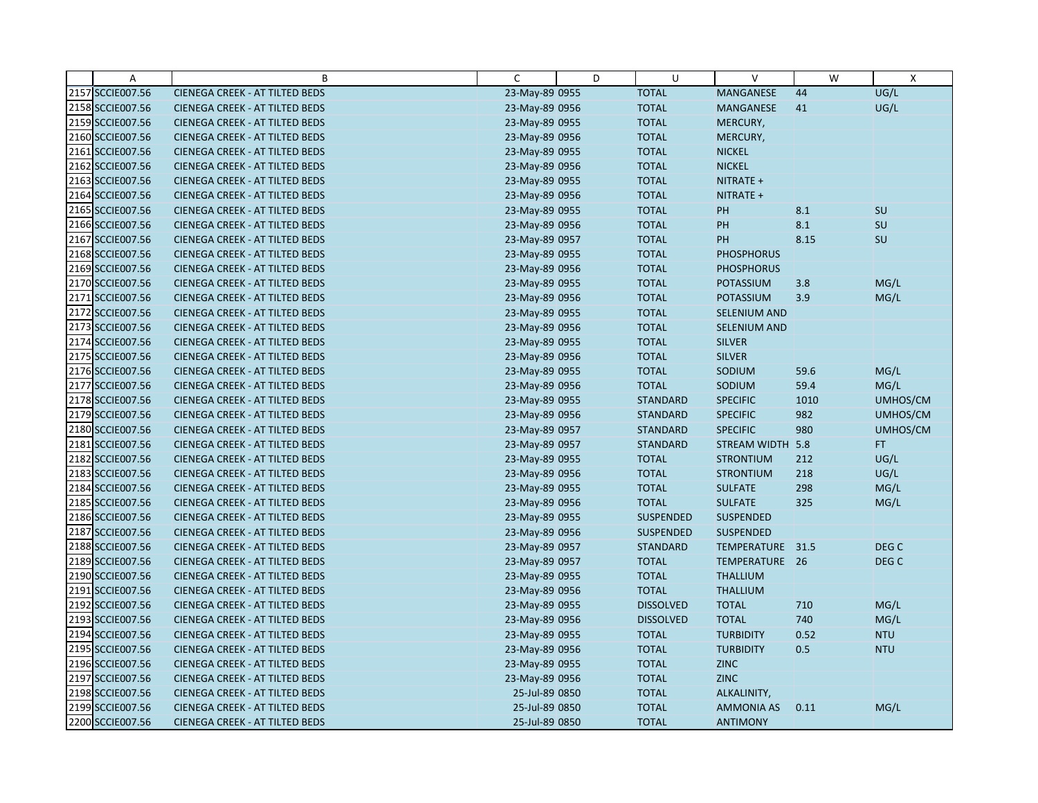|  | A | B | C | D | U | V | W | X |
|---|---|---|---|---|---|---|---|---|
| 2157 | SCCIE007.56 | CIENEGA CREEK - AT TILTED BEDS | 23-May-89 0955 |  | TOTAL | MANGANESE | 44 | UG/L |
| 2158 | SCCIE007.56 | CIENEGA CREEK - AT TILTED BEDS | 23-May-89 0956 |  | TOTAL | MANGANESE | 41 | UG/L |
| 2159 | SCCIE007.56 | CIENEGA CREEK - AT TILTED BEDS | 23-May-89 0955 |  | TOTAL | MERCURY, |  |  |
| 2160 | SCCIE007.56 | CIENEGA CREEK - AT TILTED BEDS | 23-May-89 0956 |  | TOTAL | MERCURY, |  |  |
| 2161 | SCCIE007.56 | CIENEGA CREEK - AT TILTED BEDS | 23-May-89 0955 |  | TOTAL | NICKEL |  |  |
| 2162 | SCCIE007.56 | CIENEGA CREEK - AT TILTED BEDS | 23-May-89 0956 |  | TOTAL | NICKEL |  |  |
| 2163 | SCCIE007.56 | CIENEGA CREEK - AT TILTED BEDS | 23-May-89 0955 |  | TOTAL | NITRATE + |  |  |
| 2164 | SCCIE007.56 | CIENEGA CREEK - AT TILTED BEDS | 23-May-89 0956 |  | TOTAL | NITRATE + |  |  |
| 2165 | SCCIE007.56 | CIENEGA CREEK - AT TILTED BEDS | 23-May-89 0955 |  | TOTAL | PH | 8.1 | SU |
| 2166 | SCCIE007.56 | CIENEGA CREEK - AT TILTED BEDS | 23-May-89 0956 |  | TOTAL | PH | 8.1 | SU |
| 2167 | SCCIE007.56 | CIENEGA CREEK - AT TILTED BEDS | 23-May-89 0957 |  | TOTAL | PH | 8.15 | SU |
| 2168 | SCCIE007.56 | CIENEGA CREEK - AT TILTED BEDS | 23-May-89 0955 |  | TOTAL | PHOSPHORUS |  |  |
| 2169 | SCCIE007.56 | CIENEGA CREEK - AT TILTED BEDS | 23-May-89 0956 |  | TOTAL | PHOSPHORUS |  |  |
| 2170 | SCCIE007.56 | CIENEGA CREEK - AT TILTED BEDS | 23-May-89 0955 |  | TOTAL | POTASSIUM | 3.8 | MG/L |
| 2171 | SCCIE007.56 | CIENEGA CREEK - AT TILTED BEDS | 23-May-89 0956 |  | TOTAL | POTASSIUM | 3.9 | MG/L |
| 2172 | SCCIE007.56 | CIENEGA CREEK - AT TILTED BEDS | 23-May-89 0955 |  | TOTAL | SELENIUM AND |  |  |
| 2173 | SCCIE007.56 | CIENEGA CREEK - AT TILTED BEDS | 23-May-89 0956 |  | TOTAL | SELENIUM AND |  |  |
| 2174 | SCCIE007.56 | CIENEGA CREEK - AT TILTED BEDS | 23-May-89 0955 |  | TOTAL | SILVER |  |  |
| 2175 | SCCIE007.56 | CIENEGA CREEK - AT TILTED BEDS | 23-May-89 0956 |  | TOTAL | SILVER |  |  |
| 2176 | SCCIE007.56 | CIENEGA CREEK - AT TILTED BEDS | 23-May-89 0955 |  | TOTAL | SODIUM | 59.6 | MG/L |
| 2177 | SCCIE007.56 | CIENEGA CREEK - AT TILTED BEDS | 23-May-89 0956 |  | TOTAL | SODIUM | 59.4 | MG/L |
| 2178 | SCCIE007.56 | CIENEGA CREEK - AT TILTED BEDS | 23-May-89 0955 |  | STANDARD | SPECIFIC | 1010 | UMHOS/CM |
| 2179 | SCCIE007.56 | CIENEGA CREEK - AT TILTED BEDS | 23-May-89 0956 |  | STANDARD | SPECIFIC | 982 | UMHOS/CM |
| 2180 | SCCIE007.56 | CIENEGA CREEK - AT TILTED BEDS | 23-May-89 0957 |  | STANDARD | SPECIFIC | 980 | UMHOS/CM |
| 2181 | SCCIE007.56 | CIENEGA CREEK - AT TILTED BEDS | 23-May-89 0957 |  | STANDARD | STREAM WIDTH | 5.8 | FT |
| 2182 | SCCIE007.56 | CIENEGA CREEK - AT TILTED BEDS | 23-May-89 0955 |  | TOTAL | STRONTIUM | 212 | UG/L |
| 2183 | SCCIE007.56 | CIENEGA CREEK - AT TILTED BEDS | 23-May-89 0956 |  | TOTAL | STRONTIUM | 218 | UG/L |
| 2184 | SCCIE007.56 | CIENEGA CREEK - AT TILTED BEDS | 23-May-89 0955 |  | TOTAL | SULFATE | 298 | MG/L |
| 2185 | SCCIE007.56 | CIENEGA CREEK - AT TILTED BEDS | 23-May-89 0956 |  | TOTAL | SULFATE | 325 | MG/L |
| 2186 | SCCIE007.56 | CIENEGA CREEK - AT TILTED BEDS | 23-May-89 0955 |  | SUSPENDED | SUSPENDED |  |  |
| 2187 | SCCIE007.56 | CIENEGA CREEK - AT TILTED BEDS | 23-May-89 0956 |  | SUSPENDED | SUSPENDED |  |  |
| 2188 | SCCIE007.56 | CIENEGA CREEK - AT TILTED BEDS | 23-May-89 0957 |  | STANDARD | TEMPERATURE | 31.5 | DEG C |
| 2189 | SCCIE007.56 | CIENEGA CREEK - AT TILTED BEDS | 23-May-89 0957 |  | TOTAL | TEMPERATURE | 26 | DEG C |
| 2190 | SCCIE007.56 | CIENEGA CREEK - AT TILTED BEDS | 23-May-89 0955 |  | TOTAL | THALLIUM |  |  |
| 2191 | SCCIE007.56 | CIENEGA CREEK - AT TILTED BEDS | 23-May-89 0956 |  | TOTAL | THALLIUM |  |  |
| 2192 | SCCIE007.56 | CIENEGA CREEK - AT TILTED BEDS | 23-May-89 0955 |  | DISSOLVED | TOTAL | 710 | MG/L |
| 2193 | SCCIE007.56 | CIENEGA CREEK - AT TILTED BEDS | 23-May-89 0956 |  | DISSOLVED | TOTAL | 740 | MG/L |
| 2194 | SCCIE007.56 | CIENEGA CREEK - AT TILTED BEDS | 23-May-89 0955 |  | TOTAL | TURBIDITY | 0.52 | NTU |
| 2195 | SCCIE007.56 | CIENEGA CREEK - AT TILTED BEDS | 23-May-89 0956 |  | TOTAL | TURBIDITY | 0.5 | NTU |
| 2196 | SCCIE007.56 | CIENEGA CREEK - AT TILTED BEDS | 23-May-89 0955 |  | TOTAL | ZINC |  |  |
| 2197 | SCCIE007.56 | CIENEGA CREEK - AT TILTED BEDS | 23-May-89 0956 |  | TOTAL | ZINC |  |  |
| 2198 | SCCIE007.56 | CIENEGA CREEK - AT TILTED BEDS | 25-Jul-89 0850 |  | TOTAL | ALKALINITY, |  |  |
| 2199 | SCCIE007.56 | CIENEGA CREEK - AT TILTED BEDS | 25-Jul-89 0850 |  | TOTAL | AMMONIA AS | 0.11 | MG/L |
| 2200 | SCCIE007.56 | CIENEGA CREEK - AT TILTED BEDS | 25-Jul-89 0850 |  | TOTAL | ANTIMONY |  |  |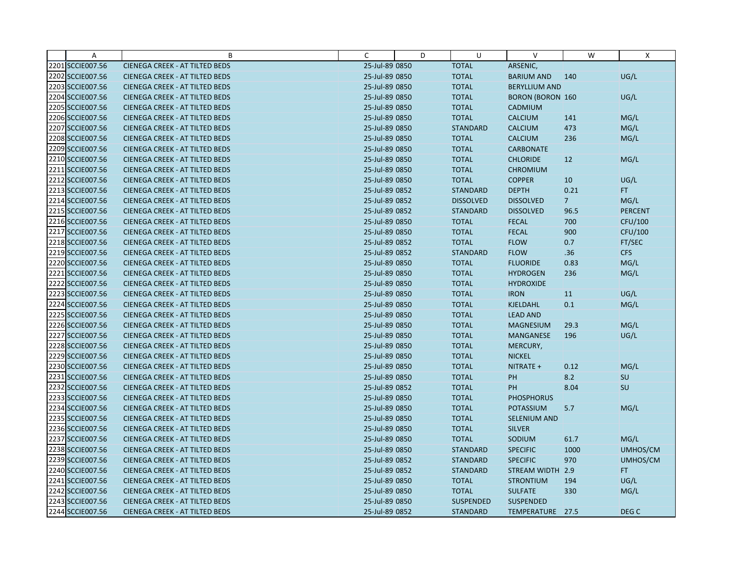| | A | B | C | D | U | V | W | X |
|---|---|---|---|---|---|---|---|---|
| 2201 | SCCIE007.56 | CIENEGA CREEK - AT TILTED BEDS | 25-Jul-89 0850 | | TOTAL | ARSENIC, | | |
| 2202 | SCCIE007.56 | CIENEGA CREEK - AT TILTED BEDS | 25-Jul-89 0850 | | TOTAL | BARIUM AND | 140 | UG/L |
| 2203 | SCCIE007.56 | CIENEGA CREEK - AT TILTED BEDS | 25-Jul-89 0850 | | TOTAL | BERYLLIUM AND | | |
| 2204 | SCCIE007.56 | CIENEGA CREEK - AT TILTED BEDS | 25-Jul-89 0850 | | TOTAL | BORON (BORON | 160 | UG/L |
| 2205 | SCCIE007.56 | CIENEGA CREEK - AT TILTED BEDS | 25-Jul-89 0850 | | TOTAL | CADMIUM | | |
| 2206 | SCCIE007.56 | CIENEGA CREEK - AT TILTED BEDS | 25-Jul-89 0850 | | TOTAL | CALCIUM | 141 | MG/L |
| 2207 | SCCIE007.56 | CIENEGA CREEK - AT TILTED BEDS | 25-Jul-89 0850 | | STANDARD | CALCIUM | 473 | MG/L |
| 2208 | SCCIE007.56 | CIENEGA CREEK - AT TILTED BEDS | 25-Jul-89 0850 | | TOTAL | CALCIUM | 236 | MG/L |
| 2209 | SCCIE007.56 | CIENEGA CREEK - AT TILTED BEDS | 25-Jul-89 0850 | | TOTAL | CARBONATE | | |
| 2210 | SCCIE007.56 | CIENEGA CREEK - AT TILTED BEDS | 25-Jul-89 0850 | | TOTAL | CHLORIDE | 12 | MG/L |
| 2211 | SCCIE007.56 | CIENEGA CREEK - AT TILTED BEDS | 25-Jul-89 0850 | | TOTAL | CHROMIUM | | |
| 2212 | SCCIE007.56 | CIENEGA CREEK - AT TILTED BEDS | 25-Jul-89 0850 | | TOTAL | COPPER | 10 | UG/L |
| 2213 | SCCIE007.56 | CIENEGA CREEK - AT TILTED BEDS | 25-Jul-89 0852 | | STANDARD | DEPTH | 0.21 | FT |
| 2214 | SCCIE007.56 | CIENEGA CREEK - AT TILTED BEDS | 25-Jul-89 0852 | | DISSOLVED | DISSOLVED | 7 | MG/L |
| 2215 | SCCIE007.56 | CIENEGA CREEK - AT TILTED BEDS | 25-Jul-89 0852 | | STANDARD | DISSOLVED | 96.5 | PERCENT |
| 2216 | SCCIE007.56 | CIENEGA CREEK - AT TILTED BEDS | 25-Jul-89 0850 | | TOTAL | FECAL | 700 | CFU/100 |
| 2217 | SCCIE007.56 | CIENEGA CREEK - AT TILTED BEDS | 25-Jul-89 0850 | | TOTAL | FECAL | 900 | CFU/100 |
| 2218 | SCCIE007.56 | CIENEGA CREEK - AT TILTED BEDS | 25-Jul-89 0852 | | TOTAL | FLOW | 0.7 | FT/SEC |
| 2219 | SCCIE007.56 | CIENEGA CREEK - AT TILTED BEDS | 25-Jul-89 0852 | | STANDARD | FLOW | .36 | CFS |
| 2220 | SCCIE007.56 | CIENEGA CREEK - AT TILTED BEDS | 25-Jul-89 0850 | | TOTAL | FLUORIDE | 0.83 | MG/L |
| 2221 | SCCIE007.56 | CIENEGA CREEK - AT TILTED BEDS | 25-Jul-89 0850 | | TOTAL | HYDROGEN | 236 | MG/L |
| 2222 | SCCIE007.56 | CIENEGA CREEK - AT TILTED BEDS | 25-Jul-89 0850 | | TOTAL | HYDROXIDE | | |
| 2223 | SCCIE007.56 | CIENEGA CREEK - AT TILTED BEDS | 25-Jul-89 0850 | | TOTAL | IRON | 11 | UG/L |
| 2224 | SCCIE007.56 | CIENEGA CREEK - AT TILTED BEDS | 25-Jul-89 0850 | | TOTAL | KJELDAHL | 0.1 | MG/L |
| 2225 | SCCIE007.56 | CIENEGA CREEK - AT TILTED BEDS | 25-Jul-89 0850 | | TOTAL | LEAD AND | | |
| 2226 | SCCIE007.56 | CIENEGA CREEK - AT TILTED BEDS | 25-Jul-89 0850 | | TOTAL | MAGNESIUM | 29.3 | MG/L |
| 2227 | SCCIE007.56 | CIENEGA CREEK - AT TILTED BEDS | 25-Jul-89 0850 | | TOTAL | MANGANESE | 196 | UG/L |
| 2228 | SCCIE007.56 | CIENEGA CREEK - AT TILTED BEDS | 25-Jul-89 0850 | | TOTAL | MERCURY, | | |
| 2229 | SCCIE007.56 | CIENEGA CREEK - AT TILTED BEDS | 25-Jul-89 0850 | | TOTAL | NICKEL | | |
| 2230 | SCCIE007.56 | CIENEGA CREEK - AT TILTED BEDS | 25-Jul-89 0850 | | TOTAL | NITRATE + | 0.12 | MG/L |
| 2231 | SCCIE007.56 | CIENEGA CREEK - AT TILTED BEDS | 25-Jul-89 0850 | | TOTAL | PH | 8.2 | SU |
| 2232 | SCCIE007.56 | CIENEGA CREEK - AT TILTED BEDS | 25-Jul-89 0852 | | TOTAL | PH | 8.04 | SU |
| 2233 | SCCIE007.56 | CIENEGA CREEK - AT TILTED BEDS | 25-Jul-89 0850 | | TOTAL | PHOSPHORUS | | |
| 2234 | SCCIE007.56 | CIENEGA CREEK - AT TILTED BEDS | 25-Jul-89 0850 | | TOTAL | POTASSIUM | 5.7 | MG/L |
| 2235 | SCCIE007.56 | CIENEGA CREEK - AT TILTED BEDS | 25-Jul-89 0850 | | TOTAL | SELENIUM AND | | |
| 2236 | SCCIE007.56 | CIENEGA CREEK - AT TILTED BEDS | 25-Jul-89 0850 | | TOTAL | SILVER | | |
| 2237 | SCCIE007.56 | CIENEGA CREEK - AT TILTED BEDS | 25-Jul-89 0850 | | TOTAL | SODIUM | 61.7 | MG/L |
| 2238 | SCCIE007.56 | CIENEGA CREEK - AT TILTED BEDS | 25-Jul-89 0850 | | STANDARD | SPECIFIC | 1000 | UMHOS/CM |
| 2239 | SCCIE007.56 | CIENEGA CREEK - AT TILTED BEDS | 25-Jul-89 0852 | | STANDARD | SPECIFIC | 970 | UMHOS/CM |
| 2240 | SCCIE007.56 | CIENEGA CREEK - AT TILTED BEDS | 25-Jul-89 0852 | | STANDARD | STREAM WIDTH | 2.9 | FT |
| 2241 | SCCIE007.56 | CIENEGA CREEK - AT TILTED BEDS | 25-Jul-89 0850 | | TOTAL | STRONTIUM | 194 | UG/L |
| 2242 | SCCIE007.56 | CIENEGA CREEK - AT TILTED BEDS | 25-Jul-89 0850 | | TOTAL | SULFATE | 330 | MG/L |
| 2243 | SCCIE007.56 | CIENEGA CREEK - AT TILTED BEDS | 25-Jul-89 0850 | | SUSPENDED | SUSPENDED | | |
| 2244 | SCCIE007.56 | CIENEGA CREEK - AT TILTED BEDS | 25-Jul-89 0852 | | STANDARD | TEMPERATURE | 27.5 | DEG C |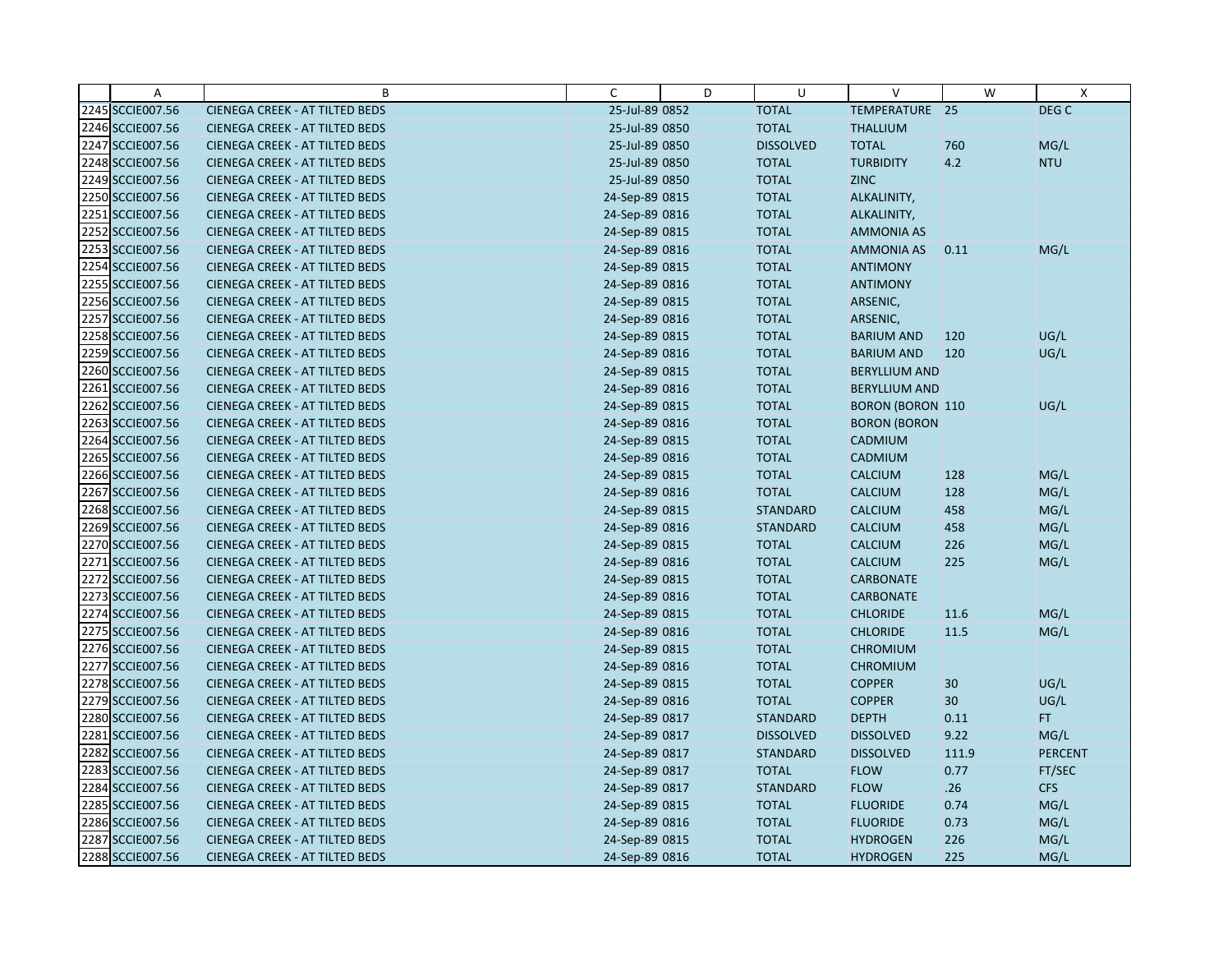| | A | B | C | D | U | V | W | X |
|---|---|---|---|---|---|---|---|---|
| 2245 | SCCIE007.56 | CIENEGA CREEK - AT TILTED BEDS | 25-Jul-89 0852 | | TOTAL | TEMPERATURE | 25 | DEG C |
| 2246 | SCCIE007.56 | CIENEGA CREEK - AT TILTED BEDS | 25-Jul-89 0850 | | TOTAL | THALLIUM | | |
| 2247 | SCCIE007.56 | CIENEGA CREEK - AT TILTED BEDS | 25-Jul-89 0850 | | DISSOLVED | TOTAL | 760 | MG/L |
| 2248 | SCCIE007.56 | CIENEGA CREEK - AT TILTED BEDS | 25-Jul-89 0850 | | TOTAL | TURBIDITY | 4.2 | NTU |
| 2249 | SCCIE007.56 | CIENEGA CREEK - AT TILTED BEDS | 25-Jul-89 0850 | | TOTAL | ZINC | | |
| 2250 | SCCIE007.56 | CIENEGA CREEK - AT TILTED BEDS | 24-Sep-89 0815 | | TOTAL | ALKALINITY, | | |
| 2251 | SCCIE007.56 | CIENEGA CREEK - AT TILTED BEDS | 24-Sep-89 0816 | | TOTAL | ALKALINITY, | | |
| 2252 | SCCIE007.56 | CIENEGA CREEK - AT TILTED BEDS | 24-Sep-89 0815 | | TOTAL | AMMONIA AS | | |
| 2253 | SCCIE007.56 | CIENEGA CREEK - AT TILTED BEDS | 24-Sep-89 0816 | | TOTAL | AMMONIA AS | 0.11 | MG/L |
| 2254 | SCCIE007.56 | CIENEGA CREEK - AT TILTED BEDS | 24-Sep-89 0815 | | TOTAL | ANTIMONY | | |
| 2255 | SCCIE007.56 | CIENEGA CREEK - AT TILTED BEDS | 24-Sep-89 0816 | | TOTAL | ANTIMONY | | |
| 2256 | SCCIE007.56 | CIENEGA CREEK - AT TILTED BEDS | 24-Sep-89 0815 | | TOTAL | ARSENIC, | | |
| 2257 | SCCIE007.56 | CIENEGA CREEK - AT TILTED BEDS | 24-Sep-89 0816 | | TOTAL | ARSENIC, | | |
| 2258 | SCCIE007.56 | CIENEGA CREEK - AT TILTED BEDS | 24-Sep-89 0815 | | TOTAL | BARIUM AND | 120 | UG/L |
| 2259 | SCCIE007.56 | CIENEGA CREEK - AT TILTED BEDS | 24-Sep-89 0816 | | TOTAL | BARIUM AND | 120 | UG/L |
| 2260 | SCCIE007.56 | CIENEGA CREEK - AT TILTED BEDS | 24-Sep-89 0815 | | TOTAL | BERYLLIUM AND | | |
| 2261 | SCCIE007.56 | CIENEGA CREEK - AT TILTED BEDS | 24-Sep-89 0816 | | TOTAL | BERYLLIUM AND | | |
| 2262 | SCCIE007.56 | CIENEGA CREEK - AT TILTED BEDS | 24-Sep-89 0815 | | TOTAL | BORON (BORON | 110 | UG/L |
| 2263 | SCCIE007.56 | CIENEGA CREEK - AT TILTED BEDS | 24-Sep-89 0816 | | TOTAL | BORON (BORON | | |
| 2264 | SCCIE007.56 | CIENEGA CREEK - AT TILTED BEDS | 24-Sep-89 0815 | | TOTAL | CADMIUM | | |
| 2265 | SCCIE007.56 | CIENEGA CREEK - AT TILTED BEDS | 24-Sep-89 0816 | | TOTAL | CADMIUM | | |
| 2266 | SCCIE007.56 | CIENEGA CREEK - AT TILTED BEDS | 24-Sep-89 0815 | | TOTAL | CALCIUM | 128 | MG/L |
| 2267 | SCCIE007.56 | CIENEGA CREEK - AT TILTED BEDS | 24-Sep-89 0816 | | TOTAL | CALCIUM | 128 | MG/L |
| 2268 | SCCIE007.56 | CIENEGA CREEK - AT TILTED BEDS | 24-Sep-89 0815 | | STANDARD | CALCIUM | 458 | MG/L |
| 2269 | SCCIE007.56 | CIENEGA CREEK - AT TILTED BEDS | 24-Sep-89 0816 | | STANDARD | CALCIUM | 458 | MG/L |
| 2270 | SCCIE007.56 | CIENEGA CREEK - AT TILTED BEDS | 24-Sep-89 0815 | | TOTAL | CALCIUM | 226 | MG/L |
| 2271 | SCCIE007.56 | CIENEGA CREEK - AT TILTED BEDS | 24-Sep-89 0816 | | TOTAL | CALCIUM | 225 | MG/L |
| 2272 | SCCIE007.56 | CIENEGA CREEK - AT TILTED BEDS | 24-Sep-89 0815 | | TOTAL | CARBONATE | | |
| 2273 | SCCIE007.56 | CIENEGA CREEK - AT TILTED BEDS | 24-Sep-89 0816 | | TOTAL | CARBONATE | | |
| 2274 | SCCIE007.56 | CIENEGA CREEK - AT TILTED BEDS | 24-Sep-89 0815 | | TOTAL | CHLORIDE | 11.6 | MG/L |
| 2275 | SCCIE007.56 | CIENEGA CREEK - AT TILTED BEDS | 24-Sep-89 0816 | | TOTAL | CHLORIDE | 11.5 | MG/L |
| 2276 | SCCIE007.56 | CIENEGA CREEK - AT TILTED BEDS | 24-Sep-89 0815 | | TOTAL | CHROMIUM | | |
| 2277 | SCCIE007.56 | CIENEGA CREEK - AT TILTED BEDS | 24-Sep-89 0816 | | TOTAL | CHROMIUM | | |
| 2278 | SCCIE007.56 | CIENEGA CREEK - AT TILTED BEDS | 24-Sep-89 0815 | | TOTAL | COPPER | 30 | UG/L |
| 2279 | SCCIE007.56 | CIENEGA CREEK - AT TILTED BEDS | 24-Sep-89 0816 | | TOTAL | COPPER | 30 | UG/L |
| 2280 | SCCIE007.56 | CIENEGA CREEK - AT TILTED BEDS | 24-Sep-89 0817 | | STANDARD | DEPTH | 0.11 | FT |
| 2281 | SCCIE007.56 | CIENEGA CREEK - AT TILTED BEDS | 24-Sep-89 0817 | | DISSOLVED | DISSOLVED | 9.22 | MG/L |
| 2282 | SCCIE007.56 | CIENEGA CREEK - AT TILTED BEDS | 24-Sep-89 0817 | | STANDARD | DISSOLVED | 111.9 | PERCENT |
| 2283 | SCCIE007.56 | CIENEGA CREEK - AT TILTED BEDS | 24-Sep-89 0817 | | TOTAL | FLOW | 0.77 | FT/SEC |
| 2284 | SCCIE007.56 | CIENEGA CREEK - AT TILTED BEDS | 24-Sep-89 0817 | | STANDARD | FLOW | .26 | CFS |
| 2285 | SCCIE007.56 | CIENEGA CREEK - AT TILTED BEDS | 24-Sep-89 0815 | | TOTAL | FLUORIDE | 0.74 | MG/L |
| 2286 | SCCIE007.56 | CIENEGA CREEK - AT TILTED BEDS | 24-Sep-89 0816 | | TOTAL | FLUORIDE | 0.73 | MG/L |
| 2287 | SCCIE007.56 | CIENEGA CREEK - AT TILTED BEDS | 24-Sep-89 0815 | | TOTAL | HYDROGEN | 226 | MG/L |
| 2288 | SCCIE007.56 | CIENEGA CREEK - AT TILTED BEDS | 24-Sep-89 0816 | | TOTAL | HYDROGEN | 225 | MG/L |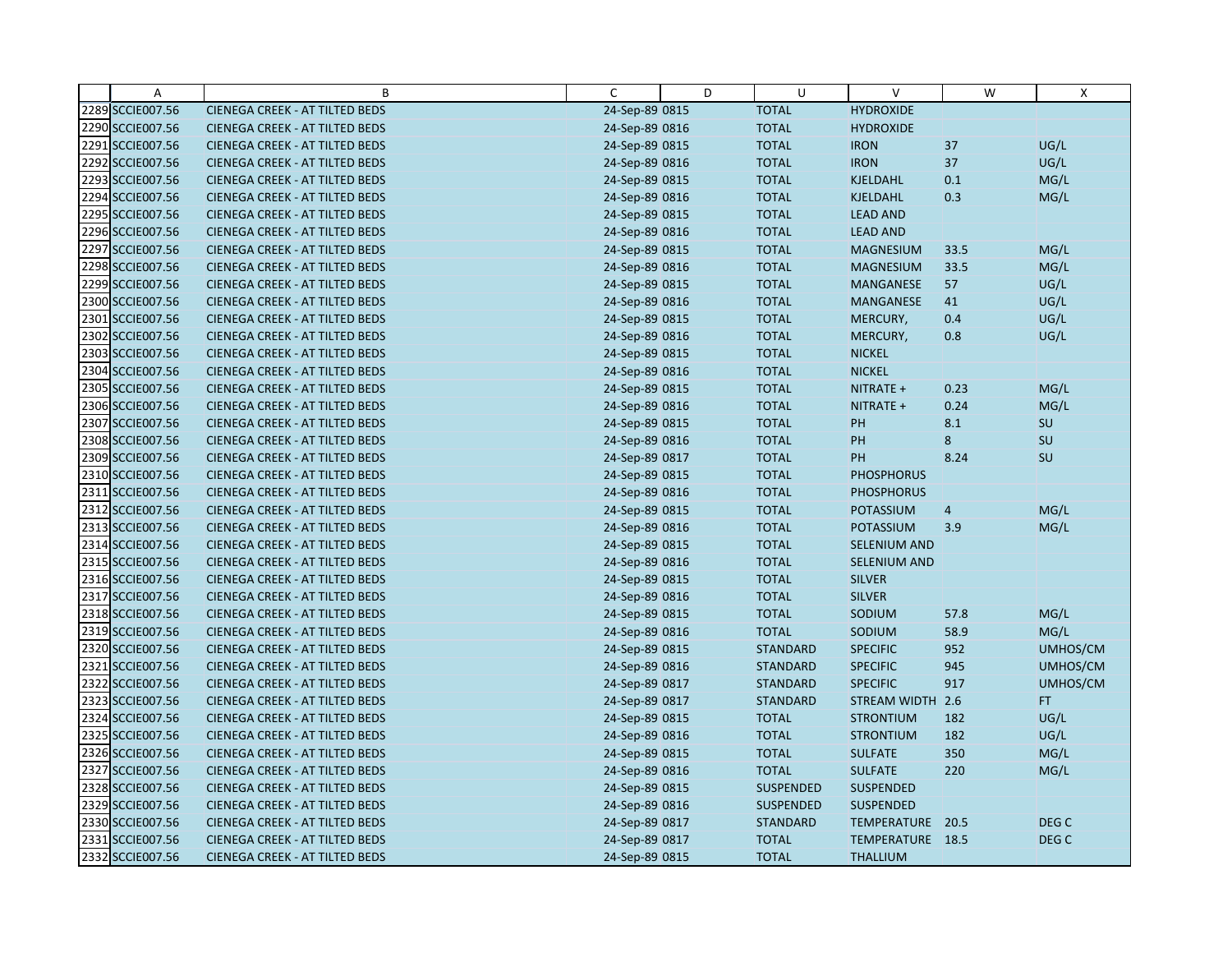| | A | B | C | D | U | V | W | X |
|---|---|---|---|---|---|---|---|---|
| 2289 | SCCIE007.56 | CIENEGA CREEK - AT TILTED BEDS | 24-Sep-89 0815 | | TOTAL | HYDROXIDE | | |
| 2290 | SCCIE007.56 | CIENEGA CREEK - AT TILTED BEDS | 24-Sep-89 0816 | | TOTAL | HYDROXIDE | | |
| 2291 | SCCIE007.56 | CIENEGA CREEK - AT TILTED BEDS | 24-Sep-89 0815 | | TOTAL | IRON | 37 | UG/L |
| 2292 | SCCIE007.56 | CIENEGA CREEK - AT TILTED BEDS | 24-Sep-89 0816 | | TOTAL | IRON | 37 | UG/L |
| 2293 | SCCIE007.56 | CIENEGA CREEK - AT TILTED BEDS | 24-Sep-89 0815 | | TOTAL | KJELDAHL | 0.1 | MG/L |
| 2294 | SCCIE007.56 | CIENEGA CREEK - AT TILTED BEDS | 24-Sep-89 0816 | | TOTAL | KJELDAHL | 0.3 | MG/L |
| 2295 | SCCIE007.56 | CIENEGA CREEK - AT TILTED BEDS | 24-Sep-89 0815 | | TOTAL | LEAD AND | | |
| 2296 | SCCIE007.56 | CIENEGA CREEK - AT TILTED BEDS | 24-Sep-89 0816 | | TOTAL | LEAD AND | | |
| 2297 | SCCIE007.56 | CIENEGA CREEK - AT TILTED BEDS | 24-Sep-89 0815 | | TOTAL | MAGNESIUM | 33.5 | MG/L |
| 2298 | SCCIE007.56 | CIENEGA CREEK - AT TILTED BEDS | 24-Sep-89 0816 | | TOTAL | MAGNESIUM | 33.5 | MG/L |
| 2299 | SCCIE007.56 | CIENEGA CREEK - AT TILTED BEDS | 24-Sep-89 0815 | | TOTAL | MANGANESE | 57 | UG/L |
| 2300 | SCCIE007.56 | CIENEGA CREEK - AT TILTED BEDS | 24-Sep-89 0816 | | TOTAL | MANGANESE | 41 | UG/L |
| 2301 | SCCIE007.56 | CIENEGA CREEK - AT TILTED BEDS | 24-Sep-89 0815 | | TOTAL | MERCURY, | 0.4 | UG/L |
| 2302 | SCCIE007.56 | CIENEGA CREEK - AT TILTED BEDS | 24-Sep-89 0816 | | TOTAL | MERCURY, | 0.8 | UG/L |
| 2303 | SCCIE007.56 | CIENEGA CREEK - AT TILTED BEDS | 24-Sep-89 0815 | | TOTAL | NICKEL | | |
| 2304 | SCCIE007.56 | CIENEGA CREEK - AT TILTED BEDS | 24-Sep-89 0816 | | TOTAL | NICKEL | | |
| 2305 | SCCIE007.56 | CIENEGA CREEK - AT TILTED BEDS | 24-Sep-89 0815 | | TOTAL | NITRATE + | 0.23 | MG/L |
| 2306 | SCCIE007.56 | CIENEGA CREEK - AT TILTED BEDS | 24-Sep-89 0816 | | TOTAL | NITRATE + | 0.24 | MG/L |
| 2307 | SCCIE007.56 | CIENEGA CREEK - AT TILTED BEDS | 24-Sep-89 0815 | | TOTAL | PH | 8.1 | SU |
| 2308 | SCCIE007.56 | CIENEGA CREEK - AT TILTED BEDS | 24-Sep-89 0816 | | TOTAL | PH | 8 | SU |
| 2309 | SCCIE007.56 | CIENEGA CREEK - AT TILTED BEDS | 24-Sep-89 0817 | | TOTAL | PH | 8.24 | SU |
| 2310 | SCCIE007.56 | CIENEGA CREEK - AT TILTED BEDS | 24-Sep-89 0815 | | TOTAL | PHOSPHORUS | | |
| 2311 | SCCIE007.56 | CIENEGA CREEK - AT TILTED BEDS | 24-Sep-89 0816 | | TOTAL | PHOSPHORUS | | |
| 2312 | SCCIE007.56 | CIENEGA CREEK - AT TILTED BEDS | 24-Sep-89 0815 | | TOTAL | POTASSIUM | 4 | MG/L |
| 2313 | SCCIE007.56 | CIENEGA CREEK - AT TILTED BEDS | 24-Sep-89 0816 | | TOTAL | POTASSIUM | 3.9 | MG/L |
| 2314 | SCCIE007.56 | CIENEGA CREEK - AT TILTED BEDS | 24-Sep-89 0815 | | TOTAL | SELENIUM AND | | |
| 2315 | SCCIE007.56 | CIENEGA CREEK - AT TILTED BEDS | 24-Sep-89 0816 | | TOTAL | SELENIUM AND | | |
| 2316 | SCCIE007.56 | CIENEGA CREEK - AT TILTED BEDS | 24-Sep-89 0815 | | TOTAL | SILVER | | |
| 2317 | SCCIE007.56 | CIENEGA CREEK - AT TILTED BEDS | 24-Sep-89 0816 | | TOTAL | SILVER | | |
| 2318 | SCCIE007.56 | CIENEGA CREEK - AT TILTED BEDS | 24-Sep-89 0815 | | TOTAL | SODIUM | 57.8 | MG/L |
| 2319 | SCCIE007.56 | CIENEGA CREEK - AT TILTED BEDS | 24-Sep-89 0816 | | TOTAL | SODIUM | 58.9 | MG/L |
| 2320 | SCCIE007.56 | CIENEGA CREEK - AT TILTED BEDS | 24-Sep-89 0815 | | STANDARD | SPECIFIC | 952 | UMHOS/CM |
| 2321 | SCCIE007.56 | CIENEGA CREEK - AT TILTED BEDS | 24-Sep-89 0816 | | STANDARD | SPECIFIC | 945 | UMHOS/CM |
| 2322 | SCCIE007.56 | CIENEGA CREEK - AT TILTED BEDS | 24-Sep-89 0817 | | STANDARD | SPECIFIC | 917 | UMHOS/CM |
| 2323 | SCCIE007.56 | CIENEGA CREEK - AT TILTED BEDS | 24-Sep-89 0817 | | STANDARD | STREAM WIDTH | 2.6 | FT |
| 2324 | SCCIE007.56 | CIENEGA CREEK - AT TILTED BEDS | 24-Sep-89 0815 | | TOTAL | STRONTIUM | 182 | UG/L |
| 2325 | SCCIE007.56 | CIENEGA CREEK - AT TILTED BEDS | 24-Sep-89 0816 | | TOTAL | STRONTIUM | 182 | UG/L |
| 2326 | SCCIE007.56 | CIENEGA CREEK - AT TILTED BEDS | 24-Sep-89 0815 | | TOTAL | SULFATE | 350 | MG/L |
| 2327 | SCCIE007.56 | CIENEGA CREEK - AT TILTED BEDS | 24-Sep-89 0816 | | TOTAL | SULFATE | 220 | MG/L |
| 2328 | SCCIE007.56 | CIENEGA CREEK - AT TILTED BEDS | 24-Sep-89 0815 | | SUSPENDED | SUSPENDED | | |
| 2329 | SCCIE007.56 | CIENEGA CREEK - AT TILTED BEDS | 24-Sep-89 0816 | | SUSPENDED | SUSPENDED | | |
| 2330 | SCCIE007.56 | CIENEGA CREEK - AT TILTED BEDS | 24-Sep-89 0817 | | STANDARD | TEMPERATURE | 20.5 | DEG C |
| 2331 | SCCIE007.56 | CIENEGA CREEK - AT TILTED BEDS | 24-Sep-89 0817 | | TOTAL | TEMPERATURE | 18.5 | DEG C |
| 2332 | SCCIE007.56 | CIENEGA CREEK - AT TILTED BEDS | 24-Sep-89 0815 | | TOTAL | THALLIUM | | |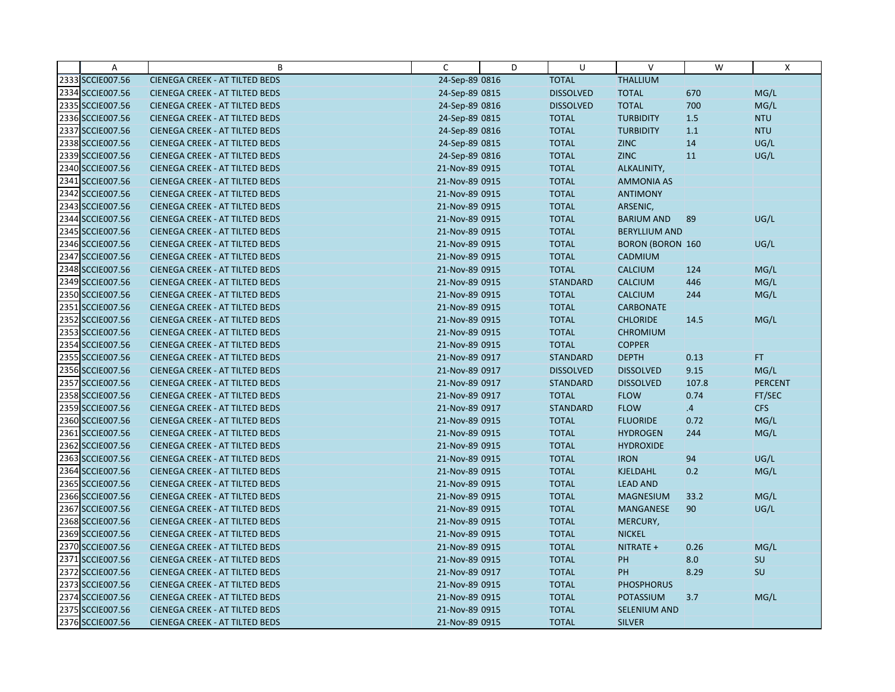| | A | B | C | D | U | V | W | X |
|---|---|---|---|---|---|---|---|---|
| 2333 | SCCIE007.56 | CIENEGA CREEK - AT TILTED BEDS | 24-Sep-89 0816 | | TOTAL | THALLIUM | | |
| 2334 | SCCIE007.56 | CIENEGA CREEK - AT TILTED BEDS | 24-Sep-89 0815 | | DISSOLVED | TOTAL | 670 | MG/L |
| 2335 | SCCIE007.56 | CIENEGA CREEK - AT TILTED BEDS | 24-Sep-89 0816 | | DISSOLVED | TOTAL | 700 | MG/L |
| 2336 | SCCIE007.56 | CIENEGA CREEK - AT TILTED BEDS | 24-Sep-89 0815 | | TOTAL | TURBIDITY | 1.5 | NTU |
| 2337 | SCCIE007.56 | CIENEGA CREEK - AT TILTED BEDS | 24-Sep-89 0816 | | TOTAL | TURBIDITY | 1.1 | NTU |
| 2338 | SCCIE007.56 | CIENEGA CREEK - AT TILTED BEDS | 24-Sep-89 0815 | | TOTAL | ZINC | 14 | UG/L |
| 2339 | SCCIE007.56 | CIENEGA CREEK - AT TILTED BEDS | 24-Sep-89 0816 | | TOTAL | ZINC | 11 | UG/L |
| 2340 | SCCIE007.56 | CIENEGA CREEK - AT TILTED BEDS | 21-Nov-89 0915 | | TOTAL | ALKALINITY, | | |
| 2341 | SCCIE007.56 | CIENEGA CREEK - AT TILTED BEDS | 21-Nov-89 0915 | | TOTAL | AMMONIA AS | | |
| 2342 | SCCIE007.56 | CIENEGA CREEK - AT TILTED BEDS | 21-Nov-89 0915 | | TOTAL | ANTIMONY | | |
| 2343 | SCCIE007.56 | CIENEGA CREEK - AT TILTED BEDS | 21-Nov-89 0915 | | TOTAL | ARSENIC, | | |
| 2344 | SCCIE007.56 | CIENEGA CREEK - AT TILTED BEDS | 21-Nov-89 0915 | | TOTAL | BARIUM AND | 89 | UG/L |
| 2345 | SCCIE007.56 | CIENEGA CREEK - AT TILTED BEDS | 21-Nov-89 0915 | | TOTAL | BERYLLIUM AND | | |
| 2346 | SCCIE007.56 | CIENEGA CREEK - AT TILTED BEDS | 21-Nov-89 0915 | | TOTAL | BORON (BORON | 160 | UG/L |
| 2347 | SCCIE007.56 | CIENEGA CREEK - AT TILTED BEDS | 21-Nov-89 0915 | | TOTAL | CADMIUM | | |
| 2348 | SCCIE007.56 | CIENEGA CREEK - AT TILTED BEDS | 21-Nov-89 0915 | | TOTAL | CALCIUM | 124 | MG/L |
| 2349 | SCCIE007.56 | CIENEGA CREEK - AT TILTED BEDS | 21-Nov-89 0915 | | STANDARD | CALCIUM | 446 | MG/L |
| 2350 | SCCIE007.56 | CIENEGA CREEK - AT TILTED BEDS | 21-Nov-89 0915 | | TOTAL | CALCIUM | 244 | MG/L |
| 2351 | SCCIE007.56 | CIENEGA CREEK - AT TILTED BEDS | 21-Nov-89 0915 | | TOTAL | CARBONATE | | |
| 2352 | SCCIE007.56 | CIENEGA CREEK - AT TILTED BEDS | 21-Nov-89 0915 | | TOTAL | CHLORIDE | 14.5 | MG/L |
| 2353 | SCCIE007.56 | CIENEGA CREEK - AT TILTED BEDS | 21-Nov-89 0915 | | TOTAL | CHROMIUM | | |
| 2354 | SCCIE007.56 | CIENEGA CREEK - AT TILTED BEDS | 21-Nov-89 0915 | | TOTAL | COPPER | | |
| 2355 | SCCIE007.56 | CIENEGA CREEK - AT TILTED BEDS | 21-Nov-89 0917 | | STANDARD | DEPTH | 0.13 | FT |
| 2356 | SCCIE007.56 | CIENEGA CREEK - AT TILTED BEDS | 21-Nov-89 0917 | | DISSOLVED | DISSOLVED | 9.15 | MG/L |
| 2357 | SCCIE007.56 | CIENEGA CREEK - AT TILTED BEDS | 21-Nov-89 0917 | | STANDARD | DISSOLVED | 107.8 | PERCENT |
| 2358 | SCCIE007.56 | CIENEGA CREEK - AT TILTED BEDS | 21-Nov-89 0917 | | TOTAL | FLOW | 0.74 | FT/SEC |
| 2359 | SCCIE007.56 | CIENEGA CREEK - AT TILTED BEDS | 21-Nov-89 0917 | | STANDARD | FLOW | .4 | CFS |
| 2360 | SCCIE007.56 | CIENEGA CREEK - AT TILTED BEDS | 21-Nov-89 0915 | | TOTAL | FLUORIDE | 0.72 | MG/L |
| 2361 | SCCIE007.56 | CIENEGA CREEK - AT TILTED BEDS | 21-Nov-89 0915 | | TOTAL | HYDROGEN | 244 | MG/L |
| 2362 | SCCIE007.56 | CIENEGA CREEK - AT TILTED BEDS | 21-Nov-89 0915 | | TOTAL | HYDROXIDE | | |
| 2363 | SCCIE007.56 | CIENEGA CREEK - AT TILTED BEDS | 21-Nov-89 0915 | | TOTAL | IRON | 94 | UG/L |
| 2364 | SCCIE007.56 | CIENEGA CREEK - AT TILTED BEDS | 21-Nov-89 0915 | | TOTAL | KJELDAHL | 0.2 | MG/L |
| 2365 | SCCIE007.56 | CIENEGA CREEK - AT TILTED BEDS | 21-Nov-89 0915 | | TOTAL | LEAD AND | | |
| 2366 | SCCIE007.56 | CIENEGA CREEK - AT TILTED BEDS | 21-Nov-89 0915 | | TOTAL | MAGNESIUM | 33.2 | MG/L |
| 2367 | SCCIE007.56 | CIENEGA CREEK - AT TILTED BEDS | 21-Nov-89 0915 | | TOTAL | MANGANESE | 90 | UG/L |
| 2368 | SCCIE007.56 | CIENEGA CREEK - AT TILTED BEDS | 21-Nov-89 0915 | | TOTAL | MERCURY, | | |
| 2369 | SCCIE007.56 | CIENEGA CREEK - AT TILTED BEDS | 21-Nov-89 0915 | | TOTAL | NICKEL | | |
| 2370 | SCCIE007.56 | CIENEGA CREEK - AT TILTED BEDS | 21-Nov-89 0915 | | TOTAL | NITRATE + | 0.26 | MG/L |
| 2371 | SCCIE007.56 | CIENEGA CREEK - AT TILTED BEDS | 21-Nov-89 0915 | | TOTAL | PH | 8.0 | SU |
| 2372 | SCCIE007.56 | CIENEGA CREEK - AT TILTED BEDS | 21-Nov-89 0917 | | TOTAL | PH | 8.29 | SU |
| 2373 | SCCIE007.56 | CIENEGA CREEK - AT TILTED BEDS | 21-Nov-89 0915 | | TOTAL | PHOSPHORUS | | |
| 2374 | SCCIE007.56 | CIENEGA CREEK - AT TILTED BEDS | 21-Nov-89 0915 | | TOTAL | POTASSIUM | 3.7 | MG/L |
| 2375 | SCCIE007.56 | CIENEGA CREEK - AT TILTED BEDS | 21-Nov-89 0915 | | TOTAL | SELENIUM AND | | |
| 2376 | SCCIE007.56 | CIENEGA CREEK - AT TILTED BEDS | 21-Nov-89 0915 | | TOTAL | SILVER | | |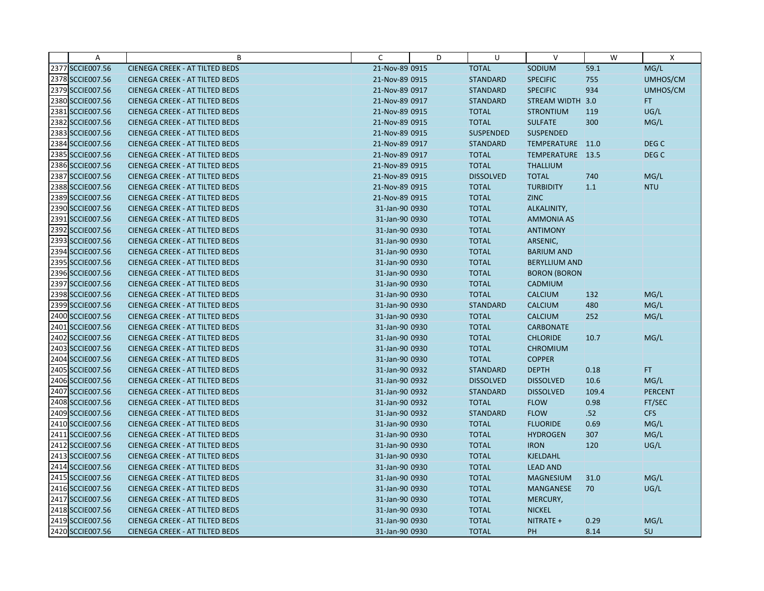| | A | B | C | D | U | V | W | X |
|---|---|---|---|---|---|---|---|---|
| 2377 | SCCIE007.56 | CIENEGA CREEK - AT TILTED BEDS | 21-Nov-89 0915 | | TOTAL | SODIUM | 59.1 | MG/L |
| 2378 | SCCIE007.56 | CIENEGA CREEK - AT TILTED BEDS | 21-Nov-89 0915 | | STANDARD | SPECIFIC | 755 | UMHOS/CM |
| 2379 | SCCIE007.56 | CIENEGA CREEK - AT TILTED BEDS | 21-Nov-89 0917 | | STANDARD | SPECIFIC | 934 | UMHOS/CM |
| 2380 | SCCIE007.56 | CIENEGA CREEK - AT TILTED BEDS | 21-Nov-89 0917 | | STANDARD | STREAM WIDTH | 3.0 | FT |
| 2381 | SCCIE007.56 | CIENEGA CREEK - AT TILTED BEDS | 21-Nov-89 0915 | | TOTAL | STRONTIUM | 119 | UG/L |
| 2382 | SCCIE007.56 | CIENEGA CREEK - AT TILTED BEDS | 21-Nov-89 0915 | | TOTAL | SULFATE | 300 | MG/L |
| 2383 | SCCIE007.56 | CIENEGA CREEK - AT TILTED BEDS | 21-Nov-89 0915 | | SUSPENDED | SUSPENDED | | |
| 2384 | SCCIE007.56 | CIENEGA CREEK - AT TILTED BEDS | 21-Nov-89 0917 | | STANDARD | TEMPERATURE | 11.0 | DEG C |
| 2385 | SCCIE007.56 | CIENEGA CREEK - AT TILTED BEDS | 21-Nov-89 0917 | | TOTAL | TEMPERATURE | 13.5 | DEG C |
| 2386 | SCCIE007.56 | CIENEGA CREEK - AT TILTED BEDS | 21-Nov-89 0915 | | TOTAL | THALLIUM | | |
| 2387 | SCCIE007.56 | CIENEGA CREEK - AT TILTED BEDS | 21-Nov-89 0915 | | DISSOLVED | TOTAL | 740 | MG/L |
| 2388 | SCCIE007.56 | CIENEGA CREEK - AT TILTED BEDS | 21-Nov-89 0915 | | TOTAL | TURBIDITY | 1.1 | NTU |
| 2389 | SCCIE007.56 | CIENEGA CREEK - AT TILTED BEDS | 21-Nov-89 0915 | | TOTAL | ZINC | | |
| 2390 | SCCIE007.56 | CIENEGA CREEK - AT TILTED BEDS | 31-Jan-90 0930 | | TOTAL | ALKALINITY, | | |
| 2391 | SCCIE007.56 | CIENEGA CREEK - AT TILTED BEDS | 31-Jan-90 0930 | | TOTAL | AMMONIA AS | | |
| 2392 | SCCIE007.56 | CIENEGA CREEK - AT TILTED BEDS | 31-Jan-90 0930 | | TOTAL | ANTIMONY | | |
| 2393 | SCCIE007.56 | CIENEGA CREEK - AT TILTED BEDS | 31-Jan-90 0930 | | TOTAL | ARSENIC, | | |
| 2394 | SCCIE007.56 | CIENEGA CREEK - AT TILTED BEDS | 31-Jan-90 0930 | | TOTAL | BARIUM AND | | |
| 2395 | SCCIE007.56 | CIENEGA CREEK - AT TILTED BEDS | 31-Jan-90 0930 | | TOTAL | BERYLLIUM AND | | |
| 2396 | SCCIE007.56 | CIENEGA CREEK - AT TILTED BEDS | 31-Jan-90 0930 | | TOTAL | BORON (BORON | | |
| 2397 | SCCIE007.56 | CIENEGA CREEK - AT TILTED BEDS | 31-Jan-90 0930 | | TOTAL | CADMIUM | | |
| 2398 | SCCIE007.56 | CIENEGA CREEK - AT TILTED BEDS | 31-Jan-90 0930 | | TOTAL | CALCIUM | 132 | MG/L |
| 2399 | SCCIE007.56 | CIENEGA CREEK - AT TILTED BEDS | 31-Jan-90 0930 | | STANDARD | CALCIUM | 480 | MG/L |
| 2400 | SCCIE007.56 | CIENEGA CREEK - AT TILTED BEDS | 31-Jan-90 0930 | | TOTAL | CALCIUM | 252 | MG/L |
| 2401 | SCCIE007.56 | CIENEGA CREEK - AT TILTED BEDS | 31-Jan-90 0930 | | TOTAL | CARBONATE | | |
| 2402 | SCCIE007.56 | CIENEGA CREEK - AT TILTED BEDS | 31-Jan-90 0930 | | TOTAL | CHLORIDE | 10.7 | MG/L |
| 2403 | SCCIE007.56 | CIENEGA CREEK - AT TILTED BEDS | 31-Jan-90 0930 | | TOTAL | CHROMIUM | | |
| 2404 | SCCIE007.56 | CIENEGA CREEK - AT TILTED BEDS | 31-Jan-90 0930 | | TOTAL | COPPER | | |
| 2405 | SCCIE007.56 | CIENEGA CREEK - AT TILTED BEDS | 31-Jan-90 0932 | | STANDARD | DEPTH | 0.18 | FT |
| 2406 | SCCIE007.56 | CIENEGA CREEK - AT TILTED BEDS | 31-Jan-90 0932 | | DISSOLVED | DISSOLVED | 10.6 | MG/L |
| 2407 | SCCIE007.56 | CIENEGA CREEK - AT TILTED BEDS | 31-Jan-90 0932 | | STANDARD | DISSOLVED | 109.4 | PERCENT |
| 2408 | SCCIE007.56 | CIENEGA CREEK - AT TILTED BEDS | 31-Jan-90 0932 | | TOTAL | FLOW | 0.98 | FT/SEC |
| 2409 | SCCIE007.56 | CIENEGA CREEK - AT TILTED BEDS | 31-Jan-90 0932 | | STANDARD | FLOW | .52 | CFS |
| 2410 | SCCIE007.56 | CIENEGA CREEK - AT TILTED BEDS | 31-Jan-90 0930 | | TOTAL | FLUORIDE | 0.69 | MG/L |
| 2411 | SCCIE007.56 | CIENEGA CREEK - AT TILTED BEDS | 31-Jan-90 0930 | | TOTAL | HYDROGEN | 307 | MG/L |
| 2412 | SCCIE007.56 | CIENEGA CREEK - AT TILTED BEDS | 31-Jan-90 0930 | | TOTAL | IRON | 120 | UG/L |
| 2413 | SCCIE007.56 | CIENEGA CREEK - AT TILTED BEDS | 31-Jan-90 0930 | | TOTAL | KJELDAHL | | |
| 2414 | SCCIE007.56 | CIENEGA CREEK - AT TILTED BEDS | 31-Jan-90 0930 | | TOTAL | LEAD AND | | |
| 2415 | SCCIE007.56 | CIENEGA CREEK - AT TILTED BEDS | 31-Jan-90 0930 | | TOTAL | MAGNESIUM | 31.0 | MG/L |
| 2416 | SCCIE007.56 | CIENEGA CREEK - AT TILTED BEDS | 31-Jan-90 0930 | | TOTAL | MANGANESE | 70 | UG/L |
| 2417 | SCCIE007.56 | CIENEGA CREEK - AT TILTED BEDS | 31-Jan-90 0930 | | TOTAL | MERCURY, | | |
| 2418 | SCCIE007.56 | CIENEGA CREEK - AT TILTED BEDS | 31-Jan-90 0930 | | TOTAL | NICKEL | | |
| 2419 | SCCIE007.56 | CIENEGA CREEK - AT TILTED BEDS | 31-Jan-90 0930 | | TOTAL | NITRATE + | 0.29 | MG/L |
| 2420 | SCCIE007.56 | CIENEGA CREEK - AT TILTED BEDS | 31-Jan-90 0930 | | TOTAL | PH | 8.14 | SU |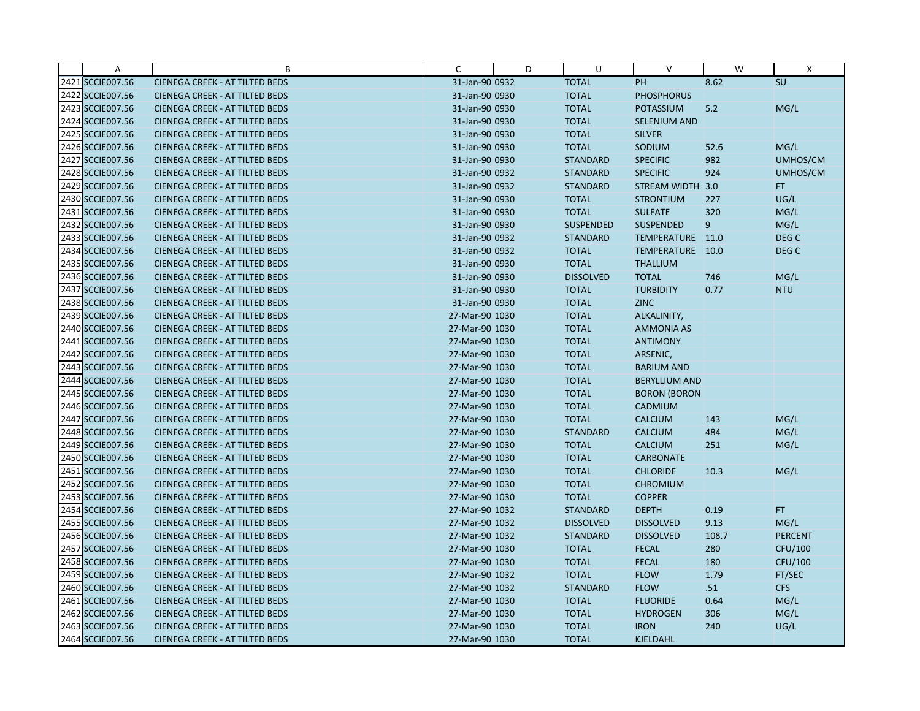| | A | B | C | D | U | V | W | X |
|---|---|---|---|---|---|---|---|---|
| 2421 | SCCIE007.56 | CIENEGA CREEK - AT TILTED BEDS | 31-Jan-90 0932 | | TOTAL | PH | 8.62 | SU |
| 2422 | SCCIE007.56 | CIENEGA CREEK - AT TILTED BEDS | 31-Jan-90 0930 | | TOTAL | PHOSPHORUS | | |
| 2423 | SCCIE007.56 | CIENEGA CREEK - AT TILTED BEDS | 31-Jan-90 0930 | | TOTAL | POTASSIUM | 5.2 | MG/L |
| 2424 | SCCIE007.56 | CIENEGA CREEK - AT TILTED BEDS | 31-Jan-90 0930 | | TOTAL | SELENIUM AND | | |
| 2425 | SCCIE007.56 | CIENEGA CREEK - AT TILTED BEDS | 31-Jan-90 0930 | | TOTAL | SILVER | | |
| 2426 | SCCIE007.56 | CIENEGA CREEK - AT TILTED BEDS | 31-Jan-90 0930 | | TOTAL | SODIUM | 52.6 | MG/L |
| 2427 | SCCIE007.56 | CIENEGA CREEK - AT TILTED BEDS | 31-Jan-90 0930 | | STANDARD | SPECIFIC | 982 | UMHOS/CM |
| 2428 | SCCIE007.56 | CIENEGA CREEK - AT TILTED BEDS | 31-Jan-90 0932 | | STANDARD | SPECIFIC | 924 | UMHOS/CM |
| 2429 | SCCIE007.56 | CIENEGA CREEK - AT TILTED BEDS | 31-Jan-90 0932 | | STANDARD | STREAM WIDTH | 3.0 | FT |
| 2430 | SCCIE007.56 | CIENEGA CREEK - AT TILTED BEDS | 31-Jan-90 0930 | | TOTAL | STRONTIUM | 227 | UG/L |
| 2431 | SCCIE007.56 | CIENEGA CREEK - AT TILTED BEDS | 31-Jan-90 0930 | | TOTAL | SULFATE | 320 | MG/L |
| 2432 | SCCIE007.56 | CIENEGA CREEK - AT TILTED BEDS | 31-Jan-90 0930 | | SUSPENDED | SUSPENDED | 9 | MG/L |
| 2433 | SCCIE007.56 | CIENEGA CREEK - AT TILTED BEDS | 31-Jan-90 0932 | | STANDARD | TEMPERATURE | 11.0 | DEG C |
| 2434 | SCCIE007.56 | CIENEGA CREEK - AT TILTED BEDS | 31-Jan-90 0932 | | TOTAL | TEMPERATURE | 10.0 | DEG C |
| 2435 | SCCIE007.56 | CIENEGA CREEK - AT TILTED BEDS | 31-Jan-90 0930 | | TOTAL | THALLIUM | | |
| 2436 | SCCIE007.56 | CIENEGA CREEK - AT TILTED BEDS | 31-Jan-90 0930 | | DISSOLVED | TOTAL | 746 | MG/L |
| 2437 | SCCIE007.56 | CIENEGA CREEK - AT TILTED BEDS | 31-Jan-90 0930 | | TOTAL | TURBIDITY | 0.77 | NTU |
| 2438 | SCCIE007.56 | CIENEGA CREEK - AT TILTED BEDS | 31-Jan-90 0930 | | TOTAL | ZINC | | |
| 2439 | SCCIE007.56 | CIENEGA CREEK - AT TILTED BEDS | 27-Mar-90 1030 | | TOTAL | ALKALINITY, | | |
| 2440 | SCCIE007.56 | CIENEGA CREEK - AT TILTED BEDS | 27-Mar-90 1030 | | TOTAL | AMMONIA AS | | |
| 2441 | SCCIE007.56 | CIENEGA CREEK - AT TILTED BEDS | 27-Mar-90 1030 | | TOTAL | ANTIMONY | | |
| 2442 | SCCIE007.56 | CIENEGA CREEK - AT TILTED BEDS | 27-Mar-90 1030 | | TOTAL | ARSENIC, | | |
| 2443 | SCCIE007.56 | CIENEGA CREEK - AT TILTED BEDS | 27-Mar-90 1030 | | TOTAL | BARIUM AND | | |
| 2444 | SCCIE007.56 | CIENEGA CREEK - AT TILTED BEDS | 27-Mar-90 1030 | | TOTAL | BERYLLIUM AND | | |
| 2445 | SCCIE007.56 | CIENEGA CREEK - AT TILTED BEDS | 27-Mar-90 1030 | | TOTAL | BORON (BORON | | |
| 2446 | SCCIE007.56 | CIENEGA CREEK - AT TILTED BEDS | 27-Mar-90 1030 | | TOTAL | CADMIUM | | |
| 2447 | SCCIE007.56 | CIENEGA CREEK - AT TILTED BEDS | 27-Mar-90 1030 | | TOTAL | CALCIUM | 143 | MG/L |
| 2448 | SCCIE007.56 | CIENEGA CREEK - AT TILTED BEDS | 27-Mar-90 1030 | | STANDARD | CALCIUM | 484 | MG/L |
| 2449 | SCCIE007.56 | CIENEGA CREEK - AT TILTED BEDS | 27-Mar-90 1030 | | TOTAL | CALCIUM | 251 | MG/L |
| 2450 | SCCIE007.56 | CIENEGA CREEK - AT TILTED BEDS | 27-Mar-90 1030 | | TOTAL | CARBONATE | | |
| 2451 | SCCIE007.56 | CIENEGA CREEK - AT TILTED BEDS | 27-Mar-90 1030 | | TOTAL | CHLORIDE | 10.3 | MG/L |
| 2452 | SCCIE007.56 | CIENEGA CREEK - AT TILTED BEDS | 27-Mar-90 1030 | | TOTAL | CHROMIUM | | |
| 2453 | SCCIE007.56 | CIENEGA CREEK - AT TILTED BEDS | 27-Mar-90 1030 | | TOTAL | COPPER | | |
| 2454 | SCCIE007.56 | CIENEGA CREEK - AT TILTED BEDS | 27-Mar-90 1032 | | STANDARD | DEPTH | 0.19 | FT |
| 2455 | SCCIE007.56 | CIENEGA CREEK - AT TILTED BEDS | 27-Mar-90 1032 | | DISSOLVED | DISSOLVED | 9.13 | MG/L |
| 2456 | SCCIE007.56 | CIENEGA CREEK - AT TILTED BEDS | 27-Mar-90 1032 | | STANDARD | DISSOLVED | 108.7 | PERCENT |
| 2457 | SCCIE007.56 | CIENEGA CREEK - AT TILTED BEDS | 27-Mar-90 1030 | | TOTAL | FECAL | 280 | CFU/100 |
| 2458 | SCCIE007.56 | CIENEGA CREEK - AT TILTED BEDS | 27-Mar-90 1030 | | TOTAL | FECAL | 180 | CFU/100 |
| 2459 | SCCIE007.56 | CIENEGA CREEK - AT TILTED BEDS | 27-Mar-90 1032 | | TOTAL | FLOW | 1.79 | FT/SEC |
| 2460 | SCCIE007.56 | CIENEGA CREEK - AT TILTED BEDS | 27-Mar-90 1032 | | STANDARD | FLOW | .51 | CFS |
| 2461 | SCCIE007.56 | CIENEGA CREEK - AT TILTED BEDS | 27-Mar-90 1030 | | TOTAL | FLUORIDE | 0.64 | MG/L |
| 2462 | SCCIE007.56 | CIENEGA CREEK - AT TILTED BEDS | 27-Mar-90 1030 | | TOTAL | HYDROGEN | 306 | MG/L |
| 2463 | SCCIE007.56 | CIENEGA CREEK - AT TILTED BEDS | 27-Mar-90 1030 | | TOTAL | IRON | 240 | UG/L |
| 2464 | SCCIE007.56 | CIENEGA CREEK - AT TILTED BEDS | 27-Mar-90 1030 | | TOTAL | KJELDAHL | | |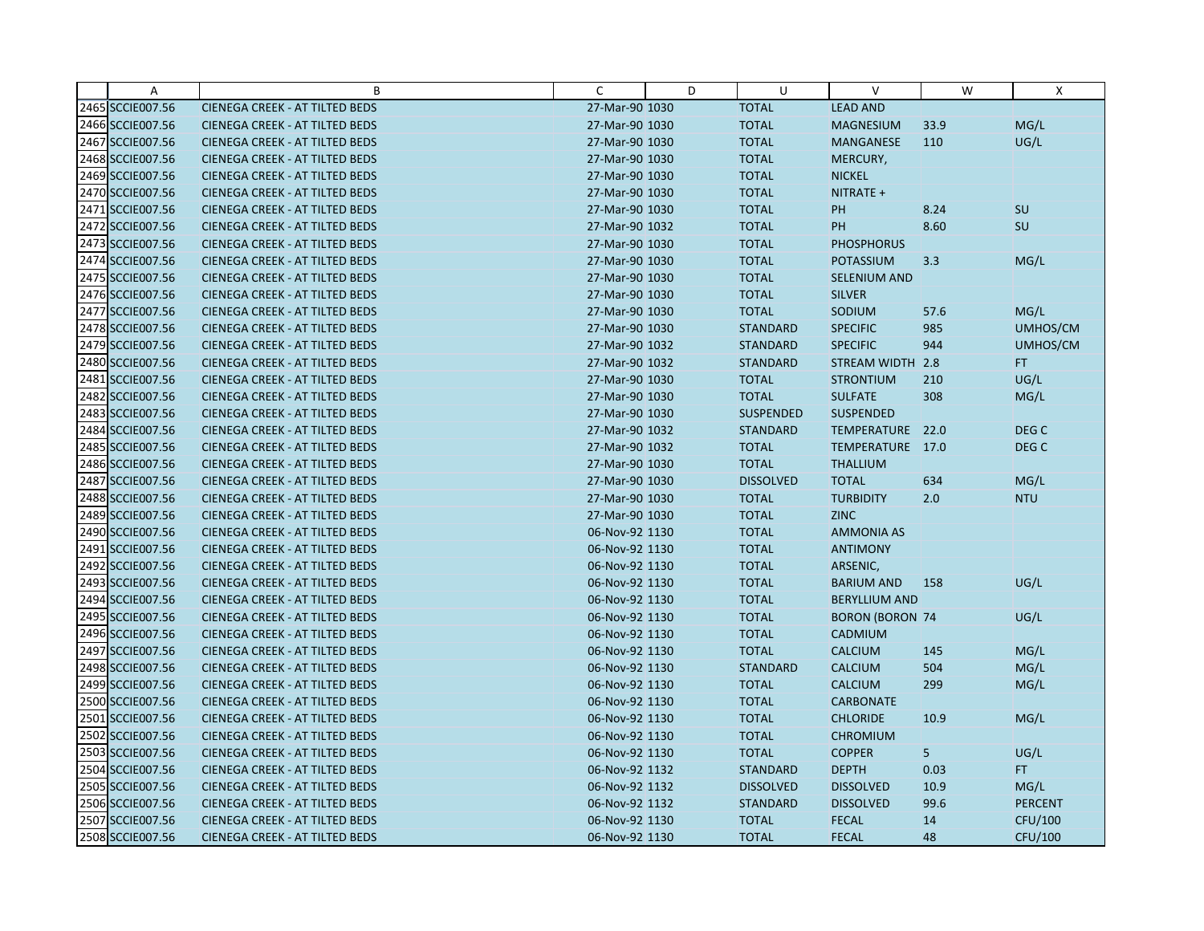| | A | B | C | D | U | V | W | X |
|---|---|---|---|---|---|---|---|---|
| 2465 | SCCIE007.56 | CIENEGA CREEK - AT TILTED BEDS | 27-Mar-90 | 1030 | TOTAL | LEAD AND | | |
| 2466 | SCCIE007.56 | CIENEGA CREEK - AT TILTED BEDS | 27-Mar-90 | 1030 | TOTAL | MAGNESIUM | 33.9 | MG/L |
| 2467 | SCCIE007.56 | CIENEGA CREEK - AT TILTED BEDS | 27-Mar-90 | 1030 | TOTAL | MANGANESE | 110 | UG/L |
| 2468 | SCCIE007.56 | CIENEGA CREEK - AT TILTED BEDS | 27-Mar-90 | 1030 | TOTAL | MERCURY, | | |
| 2469 | SCCIE007.56 | CIENEGA CREEK - AT TILTED BEDS | 27-Mar-90 | 1030 | TOTAL | NICKEL | | |
| 2470 | SCCIE007.56 | CIENEGA CREEK - AT TILTED BEDS | 27-Mar-90 | 1030 | TOTAL | NITRATE + | | |
| 2471 | SCCIE007.56 | CIENEGA CREEK - AT TILTED BEDS | 27-Mar-90 | 1030 | TOTAL | PH | 8.24 | SU |
| 2472 | SCCIE007.56 | CIENEGA CREEK - AT TILTED BEDS | 27-Mar-90 | 1032 | TOTAL | PH | 8.60 | SU |
| 2473 | SCCIE007.56 | CIENEGA CREEK - AT TILTED BEDS | 27-Mar-90 | 1030 | TOTAL | PHOSPHORUS | | |
| 2474 | SCCIE007.56 | CIENEGA CREEK - AT TILTED BEDS | 27-Mar-90 | 1030 | TOTAL | POTASSIUM | 3.3 | MG/L |
| 2475 | SCCIE007.56 | CIENEGA CREEK - AT TILTED BEDS | 27-Mar-90 | 1030 | TOTAL | SELENIUM AND | | |
| 2476 | SCCIE007.56 | CIENEGA CREEK - AT TILTED BEDS | 27-Mar-90 | 1030 | TOTAL | SILVER | | |
| 2477 | SCCIE007.56 | CIENEGA CREEK - AT TILTED BEDS | 27-Mar-90 | 1030 | TOTAL | SODIUM | 57.6 | MG/L |
| 2478 | SCCIE007.56 | CIENEGA CREEK - AT TILTED BEDS | 27-Mar-90 | 1030 | STANDARD | SPECIFIC | 985 | UMHOS/CM |
| 2479 | SCCIE007.56 | CIENEGA CREEK - AT TILTED BEDS | 27-Mar-90 | 1032 | STANDARD | SPECIFIC | 944 | UMHOS/CM |
| 2480 | SCCIE007.56 | CIENEGA CREEK - AT TILTED BEDS | 27-Mar-90 | 1032 | STANDARD | STREAM WIDTH | 2.8 | FT |
| 2481 | SCCIE007.56 | CIENEGA CREEK - AT TILTED BEDS | 27-Mar-90 | 1030 | TOTAL | STRONTIUM | 210 | UG/L |
| 2482 | SCCIE007.56 | CIENEGA CREEK - AT TILTED BEDS | 27-Mar-90 | 1030 | TOTAL | SULFATE | 308 | MG/L |
| 2483 | SCCIE007.56 | CIENEGA CREEK - AT TILTED BEDS | 27-Mar-90 | 1030 | SUSPENDED | SUSPENDED | | |
| 2484 | SCCIE007.56 | CIENEGA CREEK - AT TILTED BEDS | 27-Mar-90 | 1032 | STANDARD | TEMPERATURE | 22.0 | DEG C |
| 2485 | SCCIE007.56 | CIENEGA CREEK - AT TILTED BEDS | 27-Mar-90 | 1032 | TOTAL | TEMPERATURE | 17.0 | DEG C |
| 2486 | SCCIE007.56 | CIENEGA CREEK - AT TILTED BEDS | 27-Mar-90 | 1030 | TOTAL | THALLIUM | | |
| 2487 | SCCIE007.56 | CIENEGA CREEK - AT TILTED BEDS | 27-Mar-90 | 1030 | DISSOLVED | TOTAL | 634 | MG/L |
| 2488 | SCCIE007.56 | CIENEGA CREEK - AT TILTED BEDS | 27-Mar-90 | 1030 | TOTAL | TURBIDITY | 2.0 | NTU |
| 2489 | SCCIE007.56 | CIENEGA CREEK - AT TILTED BEDS | 27-Mar-90 | 1030 | TOTAL | ZINC | | |
| 2490 | SCCIE007.56 | CIENEGA CREEK - AT TILTED BEDS | 06-Nov-92 | 1130 | TOTAL | AMMONIA AS | | |
| 2491 | SCCIE007.56 | CIENEGA CREEK - AT TILTED BEDS | 06-Nov-92 | 1130 | TOTAL | ANTIMONY | | |
| 2492 | SCCIE007.56 | CIENEGA CREEK - AT TILTED BEDS | 06-Nov-92 | 1130 | TOTAL | ARSENIC, | | |
| 2493 | SCCIE007.56 | CIENEGA CREEK - AT TILTED BEDS | 06-Nov-92 | 1130 | TOTAL | BARIUM AND | 158 | UG/L |
| 2494 | SCCIE007.56 | CIENEGA CREEK - AT TILTED BEDS | 06-Nov-92 | 1130 | TOTAL | BERYLLIUM AND | | |
| 2495 | SCCIE007.56 | CIENEGA CREEK - AT TILTED BEDS | 06-Nov-92 | 1130 | TOTAL | BORON (BORON | 74 | UG/L |
| 2496 | SCCIE007.56 | CIENEGA CREEK - AT TILTED BEDS | 06-Nov-92 | 1130 | TOTAL | CADMIUM | | |
| 2497 | SCCIE007.56 | CIENEGA CREEK - AT TILTED BEDS | 06-Nov-92 | 1130 | TOTAL | CALCIUM | 145 | MG/L |
| 2498 | SCCIE007.56 | CIENEGA CREEK - AT TILTED BEDS | 06-Nov-92 | 1130 | STANDARD | CALCIUM | 504 | MG/L |
| 2499 | SCCIE007.56 | CIENEGA CREEK - AT TILTED BEDS | 06-Nov-92 | 1130 | TOTAL | CALCIUM | 299 | MG/L |
| 2500 | SCCIE007.56 | CIENEGA CREEK - AT TILTED BEDS | 06-Nov-92 | 1130 | TOTAL | CARBONATE | | |
| 2501 | SCCIE007.56 | CIENEGA CREEK - AT TILTED BEDS | 06-Nov-92 | 1130 | TOTAL | CHLORIDE | 10.9 | MG/L |
| 2502 | SCCIE007.56 | CIENEGA CREEK - AT TILTED BEDS | 06-Nov-92 | 1130 | TOTAL | CHROMIUM | | |
| 2503 | SCCIE007.56 | CIENEGA CREEK - AT TILTED BEDS | 06-Nov-92 | 1130 | TOTAL | COPPER | 5 | UG/L |
| 2504 | SCCIE007.56 | CIENEGA CREEK - AT TILTED BEDS | 06-Nov-92 | 1132 | STANDARD | DEPTH | 0.03 | FT |
| 2505 | SCCIE007.56 | CIENEGA CREEK - AT TILTED BEDS | 06-Nov-92 | 1132 | DISSOLVED | DISSOLVED | 10.9 | MG/L |
| 2506 | SCCIE007.56 | CIENEGA CREEK - AT TILTED BEDS | 06-Nov-92 | 1132 | STANDARD | DISSOLVED | 99.6 | PERCENT |
| 2507 | SCCIE007.56 | CIENEGA CREEK - AT TILTED BEDS | 06-Nov-92 | 1130 | TOTAL | FECAL | 14 | CFU/100 |
| 2508 | SCCIE007.56 | CIENEGA CREEK - AT TILTED BEDS | 06-Nov-92 | 1130 | TOTAL | FECAL | 48 | CFU/100 |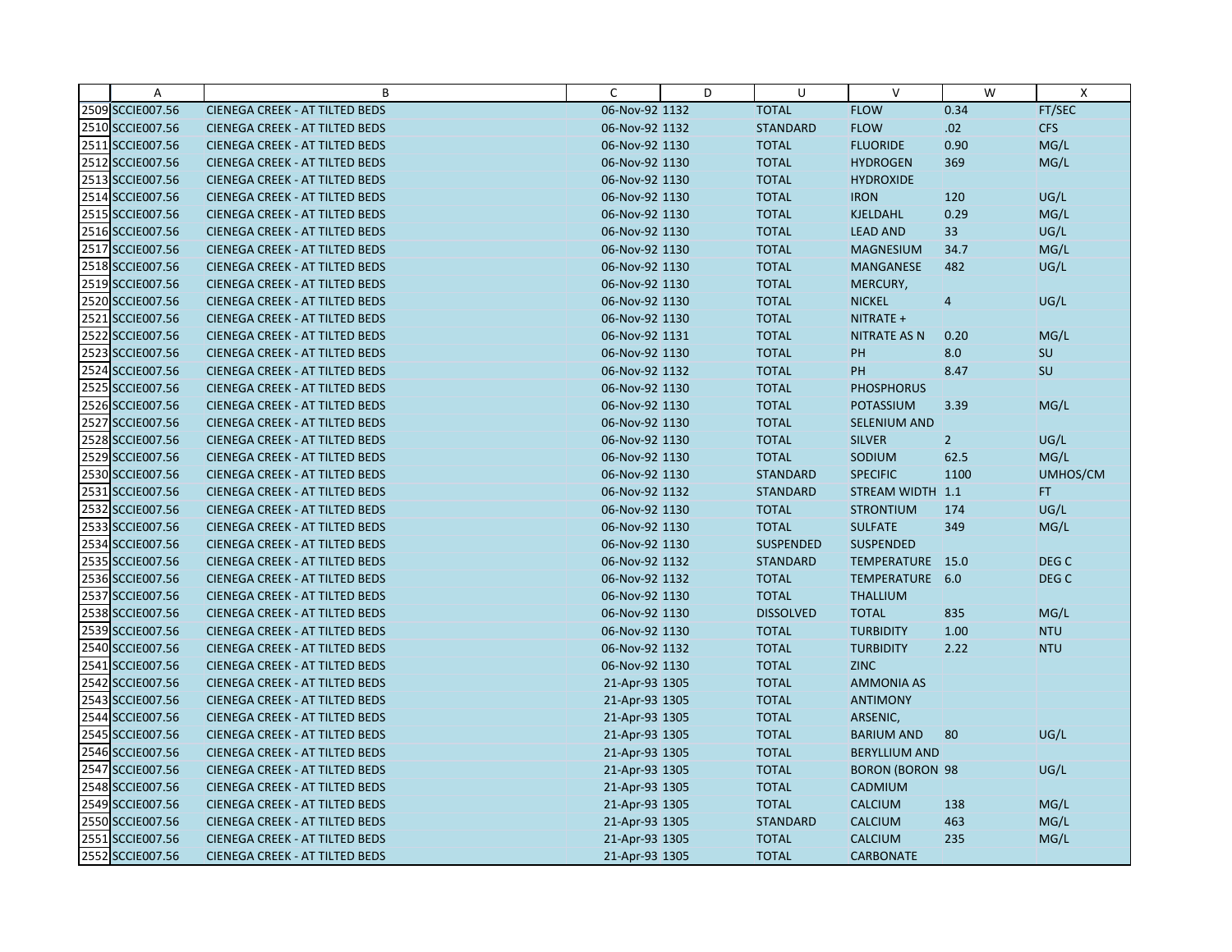| | A | B | C | D | U | V | W | X |
|---|---|---|---|---|---|---|---|---|
| 2509 | SCCIE007.56 | CIENEGA CREEK - AT TILTED BEDS | 06-Nov-92 1132 | | TOTAL | FLOW | 0.34 | FT/SEC |
| 2510 | SCCIE007.56 | CIENEGA CREEK - AT TILTED BEDS | 06-Nov-92 1132 | | STANDARD | FLOW | .02 | CFS |
| 2511 | SCCIE007.56 | CIENEGA CREEK - AT TILTED BEDS | 06-Nov-92 1130 | | TOTAL | FLUORIDE | 0.90 | MG/L |
| 2512 | SCCIE007.56 | CIENEGA CREEK - AT TILTED BEDS | 06-Nov-92 1130 | | TOTAL | HYDROGEN | 369 | MG/L |
| 2513 | SCCIE007.56 | CIENEGA CREEK - AT TILTED BEDS | 06-Nov-92 1130 | | TOTAL | HYDROXIDE | | |
| 2514 | SCCIE007.56 | CIENEGA CREEK - AT TILTED BEDS | 06-Nov-92 1130 | | TOTAL | IRON | 120 | UG/L |
| 2515 | SCCIE007.56 | CIENEGA CREEK - AT TILTED BEDS | 06-Nov-92 1130 | | TOTAL | KJELDAHL | 0.29 | MG/L |
| 2516 | SCCIE007.56 | CIENEGA CREEK - AT TILTED BEDS | 06-Nov-92 1130 | | TOTAL | LEAD AND | 33 | UG/L |
| 2517 | SCCIE007.56 | CIENEGA CREEK - AT TILTED BEDS | 06-Nov-92 1130 | | TOTAL | MAGNESIUM | 34.7 | MG/L |
| 2518 | SCCIE007.56 | CIENEGA CREEK - AT TILTED BEDS | 06-Nov-92 1130 | | TOTAL | MANGANESE | 482 | UG/L |
| 2519 | SCCIE007.56 | CIENEGA CREEK - AT TILTED BEDS | 06-Nov-92 1130 | | TOTAL | MERCURY, | | |
| 2520 | SCCIE007.56 | CIENEGA CREEK - AT TILTED BEDS | 06-Nov-92 1130 | | TOTAL | NICKEL | 4 | UG/L |
| 2521 | SCCIE007.56 | CIENEGA CREEK - AT TILTED BEDS | 06-Nov-92 1130 | | TOTAL | NITRATE + | | |
| 2522 | SCCIE007.56 | CIENEGA CREEK - AT TILTED BEDS | 06-Nov-92 1131 | | TOTAL | NITRATE AS N | 0.20 | MG/L |
| 2523 | SCCIE007.56 | CIENEGA CREEK - AT TILTED BEDS | 06-Nov-92 1130 | | TOTAL | PH | 8.0 | SU |
| 2524 | SCCIE007.56 | CIENEGA CREEK - AT TILTED BEDS | 06-Nov-92 1132 | | TOTAL | PH | 8.47 | SU |
| 2525 | SCCIE007.56 | CIENEGA CREEK - AT TILTED BEDS | 06-Nov-92 1130 | | TOTAL | PHOSPHORUS | | |
| 2526 | SCCIE007.56 | CIENEGA CREEK - AT TILTED BEDS | 06-Nov-92 1130 | | TOTAL | POTASSIUM | 3.39 | MG/L |
| 2527 | SCCIE007.56 | CIENEGA CREEK - AT TILTED BEDS | 06-Nov-92 1130 | | TOTAL | SELENIUM AND | | |
| 2528 | SCCIE007.56 | CIENEGA CREEK - AT TILTED BEDS | 06-Nov-92 1130 | | TOTAL | SILVER | 2 | UG/L |
| 2529 | SCCIE007.56 | CIENEGA CREEK - AT TILTED BEDS | 06-Nov-92 1130 | | TOTAL | SODIUM | 62.5 | MG/L |
| 2530 | SCCIE007.56 | CIENEGA CREEK - AT TILTED BEDS | 06-Nov-92 1130 | | STANDARD | SPECIFIC | 1100 | UMHOS/CM |
| 2531 | SCCIE007.56 | CIENEGA CREEK - AT TILTED BEDS | 06-Nov-92 1132 | | STANDARD | STREAM WIDTH | 1.1 | FT |
| 2532 | SCCIE007.56 | CIENEGA CREEK - AT TILTED BEDS | 06-Nov-92 1130 | | TOTAL | STRONTIUM | 174 | UG/L |
| 2533 | SCCIE007.56 | CIENEGA CREEK - AT TILTED BEDS | 06-Nov-92 1130 | | TOTAL | SULFATE | 349 | MG/L |
| 2534 | SCCIE007.56 | CIENEGA CREEK - AT TILTED BEDS | 06-Nov-92 1130 | | SUSPENDED | SUSPENDED | | |
| 2535 | SCCIE007.56 | CIENEGA CREEK - AT TILTED BEDS | 06-Nov-92 1132 | | STANDARD | TEMPERATURE | 15.0 | DEG C |
| 2536 | SCCIE007.56 | CIENEGA CREEK - AT TILTED BEDS | 06-Nov-92 1132 | | TOTAL | TEMPERATURE | 6.0 | DEG C |
| 2537 | SCCIE007.56 | CIENEGA CREEK - AT TILTED BEDS | 06-Nov-92 1130 | | TOTAL | THALLIUM | | |
| 2538 | SCCIE007.56 | CIENEGA CREEK - AT TILTED BEDS | 06-Nov-92 1130 | | DISSOLVED | TOTAL | 835 | MG/L |
| 2539 | SCCIE007.56 | CIENEGA CREEK - AT TILTED BEDS | 06-Nov-92 1130 | | TOTAL | TURBIDITY | 1.00 | NTU |
| 2540 | SCCIE007.56 | CIENEGA CREEK - AT TILTED BEDS | 06-Nov-92 1132 | | TOTAL | TURBIDITY | 2.22 | NTU |
| 2541 | SCCIE007.56 | CIENEGA CREEK - AT TILTED BEDS | 06-Nov-92 1130 | | TOTAL | ZINC | | |
| 2542 | SCCIE007.56 | CIENEGA CREEK - AT TILTED BEDS | 21-Apr-93 1305 | | TOTAL | AMMONIA AS | | |
| 2543 | SCCIE007.56 | CIENEGA CREEK - AT TILTED BEDS | 21-Apr-93 1305 | | TOTAL | ANTIMONY | | |
| 2544 | SCCIE007.56 | CIENEGA CREEK - AT TILTED BEDS | 21-Apr-93 1305 | | TOTAL | ARSENIC, | | |
| 2545 | SCCIE007.56 | CIENEGA CREEK - AT TILTED BEDS | 21-Apr-93 1305 | | TOTAL | BARIUM AND | 80 | UG/L |
| 2546 | SCCIE007.56 | CIENEGA CREEK - AT TILTED BEDS | 21-Apr-93 1305 | | TOTAL | BERYLLIUM AND | | |
| 2547 | SCCIE007.56 | CIENEGA CREEK - AT TILTED BEDS | 21-Apr-93 1305 | | TOTAL | BORON (BORON | 98 | UG/L |
| 2548 | SCCIE007.56 | CIENEGA CREEK - AT TILTED BEDS | 21-Apr-93 1305 | | TOTAL | CADMIUM | | |
| 2549 | SCCIE007.56 | CIENEGA CREEK - AT TILTED BEDS | 21-Apr-93 1305 | | TOTAL | CALCIUM | 138 | MG/L |
| 2550 | SCCIE007.56 | CIENEGA CREEK - AT TILTED BEDS | 21-Apr-93 1305 | | STANDARD | CALCIUM | 463 | MG/L |
| 2551 | SCCIE007.56 | CIENEGA CREEK - AT TILTED BEDS | 21-Apr-93 1305 | | TOTAL | CALCIUM | 235 | MG/L |
| 2552 | SCCIE007.56 | CIENEGA CREEK - AT TILTED BEDS | 21-Apr-93 1305 | | TOTAL | CARBONATE | | |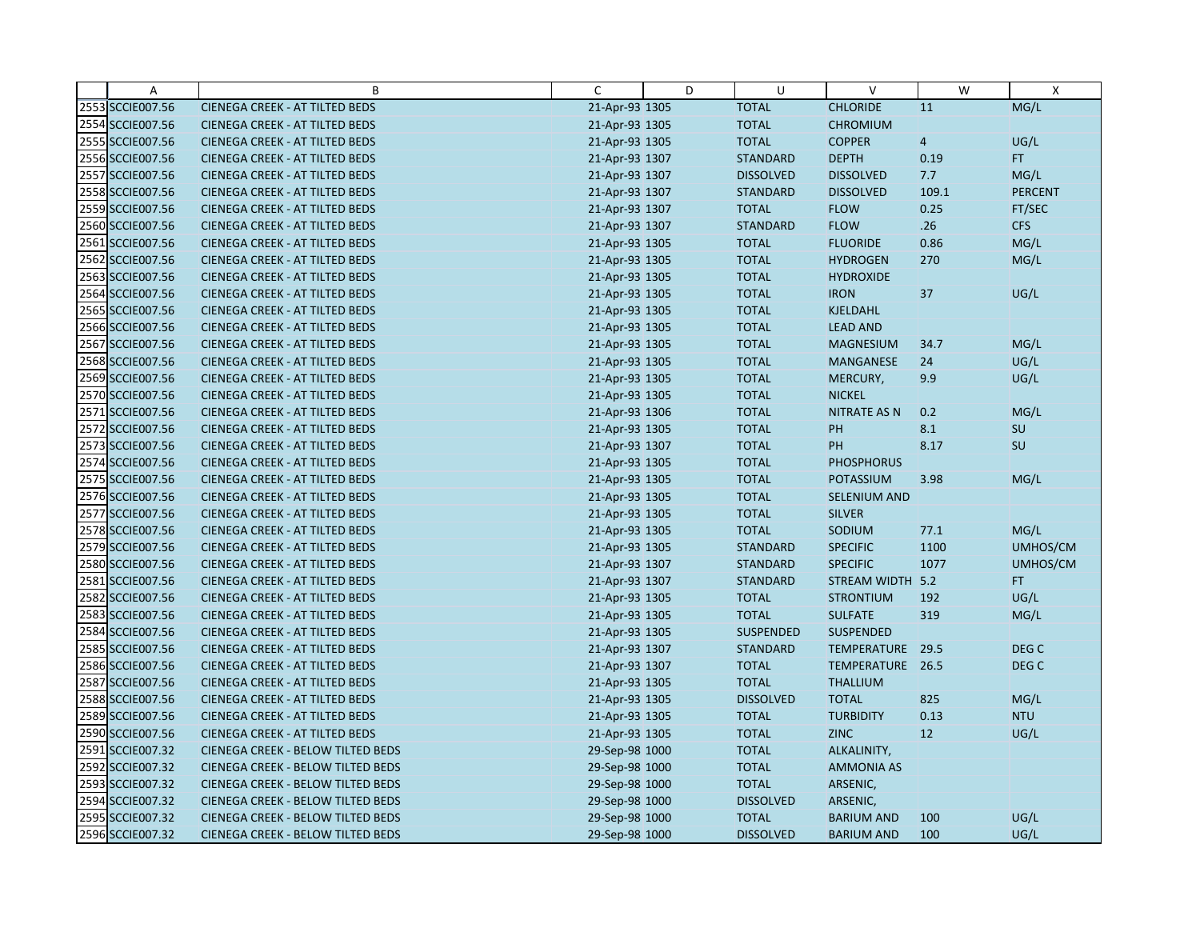|  | A | B | C | D | U | V | W | X |
|---|---|---|---|---|---|---|---|---|
| 2553 | SCCIE007.56 | CIENEGA CREEK - AT TILTED BEDS | 21-Apr-93 | 1305 | TOTAL | CHLORIDE | 11 | MG/L |
| 2554 | SCCIE007.56 | CIENEGA CREEK - AT TILTED BEDS | 21-Apr-93 | 1305 | TOTAL | CHROMIUM | | |
| 2555 | SCCIE007.56 | CIENEGA CREEK - AT TILTED BEDS | 21-Apr-93 | 1305 | TOTAL | COPPER | 4 | UG/L |
| 2556 | SCCIE007.56 | CIENEGA CREEK - AT TILTED BEDS | 21-Apr-93 | 1307 | STANDARD | DEPTH | 0.19 | FT |
| 2557 | SCCIE007.56 | CIENEGA CREEK - AT TILTED BEDS | 21-Apr-93 | 1307 | DISSOLVED | DISSOLVED | 7.7 | MG/L |
| 2558 | SCCIE007.56 | CIENEGA CREEK - AT TILTED BEDS | 21-Apr-93 | 1307 | STANDARD | DISSOLVED | 109.1 | PERCENT |
| 2559 | SCCIE007.56 | CIENEGA CREEK - AT TILTED BEDS | 21-Apr-93 | 1307 | TOTAL | FLOW | 0.25 | FT/SEC |
| 2560 | SCCIE007.56 | CIENEGA CREEK - AT TILTED BEDS | 21-Apr-93 | 1307 | STANDARD | FLOW | .26 | CFS |
| 2561 | SCCIE007.56 | CIENEGA CREEK - AT TILTED BEDS | 21-Apr-93 | 1305 | TOTAL | FLUORIDE | 0.86 | MG/L |
| 2562 | SCCIE007.56 | CIENEGA CREEK - AT TILTED BEDS | 21-Apr-93 | 1305 | TOTAL | HYDROGEN | 270 | MG/L |
| 2563 | SCCIE007.56 | CIENEGA CREEK - AT TILTED BEDS | 21-Apr-93 | 1305 | TOTAL | HYDROXIDE | | |
| 2564 | SCCIE007.56 | CIENEGA CREEK - AT TILTED BEDS | 21-Apr-93 | 1305 | TOTAL | IRON | 37 | UG/L |
| 2565 | SCCIE007.56 | CIENEGA CREEK - AT TILTED BEDS | 21-Apr-93 | 1305 | TOTAL | KJELDAHL | | |
| 2566 | SCCIE007.56 | CIENEGA CREEK - AT TILTED BEDS | 21-Apr-93 | 1305 | TOTAL | LEAD AND | | |
| 2567 | SCCIE007.56 | CIENEGA CREEK - AT TILTED BEDS | 21-Apr-93 | 1305 | TOTAL | MAGNESIUM | 34.7 | MG/L |
| 2568 | SCCIE007.56 | CIENEGA CREEK - AT TILTED BEDS | 21-Apr-93 | 1305 | TOTAL | MANGANESE | 24 | UG/L |
| 2569 | SCCIE007.56 | CIENEGA CREEK - AT TILTED BEDS | 21-Apr-93 | 1305 | TOTAL | MERCURY, | 9.9 | UG/L |
| 2570 | SCCIE007.56 | CIENEGA CREEK - AT TILTED BEDS | 21-Apr-93 | 1305 | TOTAL | NICKEL | | |
| 2571 | SCCIE007.56 | CIENEGA CREEK - AT TILTED BEDS | 21-Apr-93 | 1306 | TOTAL | NITRATE AS N | 0.2 | MG/L |
| 2572 | SCCIE007.56 | CIENEGA CREEK - AT TILTED BEDS | 21-Apr-93 | 1305 | TOTAL | PH | 8.1 | SU |
| 2573 | SCCIE007.56 | CIENEGA CREEK - AT TILTED BEDS | 21-Apr-93 | 1307 | TOTAL | PH | 8.17 | SU |
| 2574 | SCCIE007.56 | CIENEGA CREEK - AT TILTED BEDS | 21-Apr-93 | 1305 | TOTAL | PHOSPHORUS | | |
| 2575 | SCCIE007.56 | CIENEGA CREEK - AT TILTED BEDS | 21-Apr-93 | 1305 | TOTAL | POTASSIUM | 3.98 | MG/L |
| 2576 | SCCIE007.56 | CIENEGA CREEK - AT TILTED BEDS | 21-Apr-93 | 1305 | TOTAL | SELENIUM AND | | |
| 2577 | SCCIE007.56 | CIENEGA CREEK - AT TILTED BEDS | 21-Apr-93 | 1305 | TOTAL | SILVER | | |
| 2578 | SCCIE007.56 | CIENEGA CREEK - AT TILTED BEDS | 21-Apr-93 | 1305 | TOTAL | SODIUM | 77.1 | MG/L |
| 2579 | SCCIE007.56 | CIENEGA CREEK - AT TILTED BEDS | 21-Apr-93 | 1305 | STANDARD | SPECIFIC | 1100 | UMHOS/CM |
| 2580 | SCCIE007.56 | CIENEGA CREEK - AT TILTED BEDS | 21-Apr-93 | 1307 | STANDARD | SPECIFIC | 1077 | UMHOS/CM |
| 2581 | SCCIE007.56 | CIENEGA CREEK - AT TILTED BEDS | 21-Apr-93 | 1307 | STANDARD | STREAM WIDTH | 5.2 | FT |
| 2582 | SCCIE007.56 | CIENEGA CREEK - AT TILTED BEDS | 21-Apr-93 | 1305 | TOTAL | STRONTIUM | 192 | UG/L |
| 2583 | SCCIE007.56 | CIENEGA CREEK - AT TILTED BEDS | 21-Apr-93 | 1305 | TOTAL | SULFATE | 319 | MG/L |
| 2584 | SCCIE007.56 | CIENEGA CREEK - AT TILTED BEDS | 21-Apr-93 | 1305 | SUSPENDED | SUSPENDED | | |
| 2585 | SCCIE007.56 | CIENEGA CREEK - AT TILTED BEDS | 21-Apr-93 | 1307 | STANDARD | TEMPERATURE | 29.5 | DEG C |
| 2586 | SCCIE007.56 | CIENEGA CREEK - AT TILTED BEDS | 21-Apr-93 | 1307 | TOTAL | TEMPERATURE | 26.5 | DEG C |
| 2587 | SCCIE007.56 | CIENEGA CREEK - AT TILTED BEDS | 21-Apr-93 | 1305 | TOTAL | THALLIUM | | |
| 2588 | SCCIE007.56 | CIENEGA CREEK - AT TILTED BEDS | 21-Apr-93 | 1305 | DISSOLVED | TOTAL | 825 | MG/L |
| 2589 | SCCIE007.56 | CIENEGA CREEK - AT TILTED BEDS | 21-Apr-93 | 1305 | TOTAL | TURBIDITY | 0.13 | NTU |
| 2590 | SCCIE007.56 | CIENEGA CREEK - AT TILTED BEDS | 21-Apr-93 | 1305 | TOTAL | ZINC | 12 | UG/L |
| 2591 | SCCIE007.32 | CIENEGA CREEK - BELOW TILTED BEDS | 29-Sep-98 | 1000 | TOTAL | ALKALINITY, | | |
| 2592 | SCCIE007.32 | CIENEGA CREEK - BELOW TILTED BEDS | 29-Sep-98 | 1000 | TOTAL | AMMONIA AS | | |
| 2593 | SCCIE007.32 | CIENEGA CREEK - BELOW TILTED BEDS | 29-Sep-98 | 1000 | TOTAL | ARSENIC, | | |
| 2594 | SCCIE007.32 | CIENEGA CREEK - BELOW TILTED BEDS | 29-Sep-98 | 1000 | DISSOLVED | ARSENIC, | | |
| 2595 | SCCIE007.32 | CIENEGA CREEK - BELOW TILTED BEDS | 29-Sep-98 | 1000 | TOTAL | BARIUM AND | 100 | UG/L |
| 2596 | SCCIE007.32 | CIENEGA CREEK - BELOW TILTED BEDS | 29-Sep-98 | 1000 | DISSOLVED | BARIUM AND | 100 | UG/L |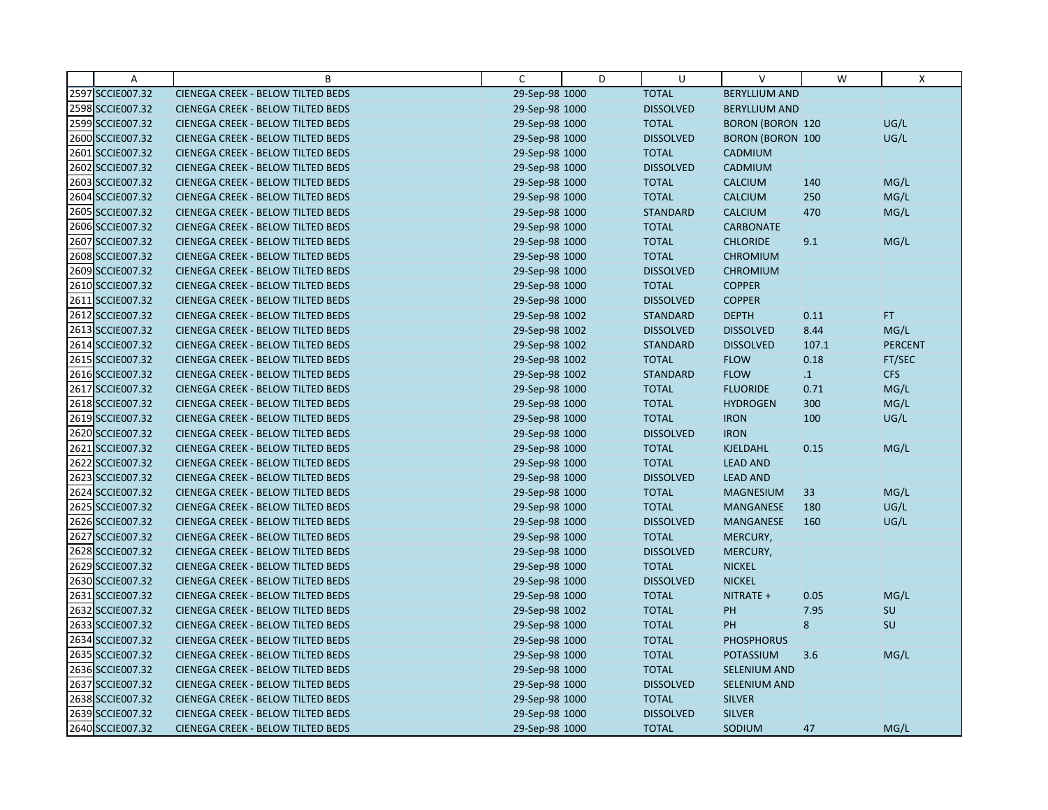| | A | B | C | D | U | V | W | X |
|---|---|---|---|---|---|---|---|---|
| 2597 | SCCIE007.32 | CIENEGA CREEK - BELOW TILTED BEDS | 29-Sep-98 | 1000 | TOTAL | BERYLLIUM AND | | |
| 2598 | SCCIE007.32 | CIENEGA CREEK - BELOW TILTED BEDS | 29-Sep-98 | 1000 | DISSOLVED | BERYLLIUM AND | | |
| 2599 | SCCIE007.32 | CIENEGA CREEK - BELOW TILTED BEDS | 29-Sep-98 | 1000 | TOTAL | BORON (BORON | 120 | UG/L |
| 2600 | SCCIE007.32 | CIENEGA CREEK - BELOW TILTED BEDS | 29-Sep-98 | 1000 | DISSOLVED | BORON (BORON | 100 | UG/L |
| 2601 | SCCIE007.32 | CIENEGA CREEK - BELOW TILTED BEDS | 29-Sep-98 | 1000 | TOTAL | CADMIUM | | |
| 2602 | SCCIE007.32 | CIENEGA CREEK - BELOW TILTED BEDS | 29-Sep-98 | 1000 | DISSOLVED | CADMIUM | | |
| 2603 | SCCIE007.32 | CIENEGA CREEK - BELOW TILTED BEDS | 29-Sep-98 | 1000 | TOTAL | CALCIUM | 140 | MG/L |
| 2604 | SCCIE007.32 | CIENEGA CREEK - BELOW TILTED BEDS | 29-Sep-98 | 1000 | TOTAL | CALCIUM | 250 | MG/L |
| 2605 | SCCIE007.32 | CIENEGA CREEK - BELOW TILTED BEDS | 29-Sep-98 | 1000 | STANDARD | CALCIUM | 470 | MG/L |
| 2606 | SCCIE007.32 | CIENEGA CREEK - BELOW TILTED BEDS | 29-Sep-98 | 1000 | TOTAL | CARBONATE | | |
| 2607 | SCCIE007.32 | CIENEGA CREEK - BELOW TILTED BEDS | 29-Sep-98 | 1000 | TOTAL | CHLORIDE | 9.1 | MG/L |
| 2608 | SCCIE007.32 | CIENEGA CREEK - BELOW TILTED BEDS | 29-Sep-98 | 1000 | TOTAL | CHROMIUM | | |
| 2609 | SCCIE007.32 | CIENEGA CREEK - BELOW TILTED BEDS | 29-Sep-98 | 1000 | DISSOLVED | CHROMIUM | | |
| 2610 | SCCIE007.32 | CIENEGA CREEK - BELOW TILTED BEDS | 29-Sep-98 | 1000 | TOTAL | COPPER | | |
| 2611 | SCCIE007.32 | CIENEGA CREEK - BELOW TILTED BEDS | 29-Sep-98 | 1000 | DISSOLVED | COPPER | | |
| 2612 | SCCIE007.32 | CIENEGA CREEK - BELOW TILTED BEDS | 29-Sep-98 | 1002 | STANDARD | DEPTH | 0.11 | FT |
| 2613 | SCCIE007.32 | CIENEGA CREEK - BELOW TILTED BEDS | 29-Sep-98 | 1002 | DISSOLVED | DISSOLVED | 8.44 | MG/L |
| 2614 | SCCIE007.32 | CIENEGA CREEK - BELOW TILTED BEDS | 29-Sep-98 | 1002 | STANDARD | DISSOLVED | 107.1 | PERCENT |
| 2615 | SCCIE007.32 | CIENEGA CREEK - BELOW TILTED BEDS | 29-Sep-98 | 1002 | TOTAL | FLOW | 0.18 | FT/SEC |
| 2616 | SCCIE007.32 | CIENEGA CREEK - BELOW TILTED BEDS | 29-Sep-98 | 1002 | STANDARD | FLOW | .1 | CFS |
| 2617 | SCCIE007.32 | CIENEGA CREEK - BELOW TILTED BEDS | 29-Sep-98 | 1000 | TOTAL | FLUORIDE | 0.71 | MG/L |
| 2618 | SCCIE007.32 | CIENEGA CREEK - BELOW TILTED BEDS | 29-Sep-98 | 1000 | TOTAL | HYDROGEN | 300 | MG/L |
| 2619 | SCCIE007.32 | CIENEGA CREEK - BELOW TILTED BEDS | 29-Sep-98 | 1000 | TOTAL | IRON | 100 | UG/L |
| 2620 | SCCIE007.32 | CIENEGA CREEK - BELOW TILTED BEDS | 29-Sep-98 | 1000 | DISSOLVED | IRON | | |
| 2621 | SCCIE007.32 | CIENEGA CREEK - BELOW TILTED BEDS | 29-Sep-98 | 1000 | TOTAL | KJELDAHL | 0.15 | MG/L |
| 2622 | SCCIE007.32 | CIENEGA CREEK - BELOW TILTED BEDS | 29-Sep-98 | 1000 | TOTAL | LEAD AND | | |
| 2623 | SCCIE007.32 | CIENEGA CREEK - BELOW TILTED BEDS | 29-Sep-98 | 1000 | DISSOLVED | LEAD AND | | |
| 2624 | SCCIE007.32 | CIENEGA CREEK - BELOW TILTED BEDS | 29-Sep-98 | 1000 | TOTAL | MAGNESIUM | 33 | MG/L |
| 2625 | SCCIE007.32 | CIENEGA CREEK - BELOW TILTED BEDS | 29-Sep-98 | 1000 | TOTAL | MANGANESE | 180 | UG/L |
| 2626 | SCCIE007.32 | CIENEGA CREEK - BELOW TILTED BEDS | 29-Sep-98 | 1000 | DISSOLVED | MANGANESE | 160 | UG/L |
| 2627 | SCCIE007.32 | CIENEGA CREEK - BELOW TILTED BEDS | 29-Sep-98 | 1000 | TOTAL | MERCURY, | | |
| 2628 | SCCIE007.32 | CIENEGA CREEK - BELOW TILTED BEDS | 29-Sep-98 | 1000 | DISSOLVED | MERCURY, | | |
| 2629 | SCCIE007.32 | CIENEGA CREEK - BELOW TILTED BEDS | 29-Sep-98 | 1000 | TOTAL | NICKEL | | |
| 2630 | SCCIE007.32 | CIENEGA CREEK - BELOW TILTED BEDS | 29-Sep-98 | 1000 | DISSOLVED | NICKEL | | |
| 2631 | SCCIE007.32 | CIENEGA CREEK - BELOW TILTED BEDS | 29-Sep-98 | 1000 | TOTAL | NITRATE + | 0.05 | MG/L |
| 2632 | SCCIE007.32 | CIENEGA CREEK - BELOW TILTED BEDS | 29-Sep-98 | 1002 | TOTAL | PH | 7.95 | SU |
| 2633 | SCCIE007.32 | CIENEGA CREEK - BELOW TILTED BEDS | 29-Sep-98 | 1000 | TOTAL | PH | 8 | SU |
| 2634 | SCCIE007.32 | CIENEGA CREEK - BELOW TILTED BEDS | 29-Sep-98 | 1000 | TOTAL | PHOSPHORUS | | |
| 2635 | SCCIE007.32 | CIENEGA CREEK - BELOW TILTED BEDS | 29-Sep-98 | 1000 | TOTAL | POTASSIUM | 3.6 | MG/L |
| 2636 | SCCIE007.32 | CIENEGA CREEK - BELOW TILTED BEDS | 29-Sep-98 | 1000 | TOTAL | SELENIUM AND | | |
| 2637 | SCCIE007.32 | CIENEGA CREEK - BELOW TILTED BEDS | 29-Sep-98 | 1000 | DISSOLVED | SELENIUM AND | | |
| 2638 | SCCIE007.32 | CIENEGA CREEK - BELOW TILTED BEDS | 29-Sep-98 | 1000 | TOTAL | SILVER | | |
| 2639 | SCCIE007.32 | CIENEGA CREEK - BELOW TILTED BEDS | 29-Sep-98 | 1000 | DISSOLVED | SILVER | | |
| 2640 | SCCIE007.32 | CIENEGA CREEK - BELOW TILTED BEDS | 29-Sep-98 | 1000 | TOTAL | SODIUM | 47 | MG/L |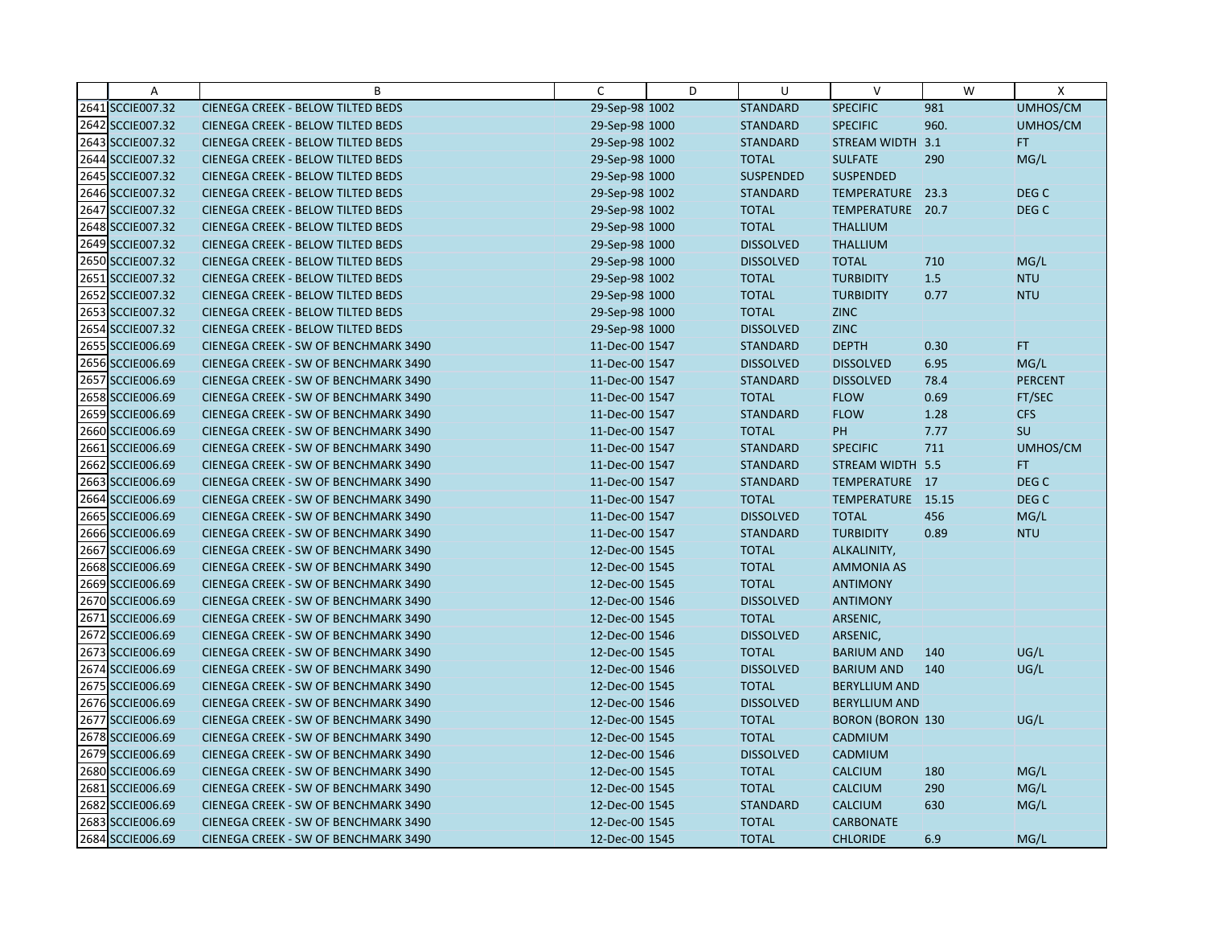| | A | B | C | D | U | V | W | X |
|---|---|---|---|---|---|---|---|---|
| 2641 | SCCIE007.32 | CIENEGA CREEK - BELOW TILTED BEDS | 29-Sep-98 | 1002 | STANDARD | SPECIFIC | 981 | UMHOS/CM |
| 2642 | SCCIE007.32 | CIENEGA CREEK - BELOW TILTED BEDS | 29-Sep-98 | 1000 | STANDARD | SPECIFIC | 960. | UMHOS/CM |
| 2643 | SCCIE007.32 | CIENEGA CREEK - BELOW TILTED BEDS | 29-Sep-98 | 1002 | STANDARD | STREAM WIDTH | 3.1 | FT |
| 2644 | SCCIE007.32 | CIENEGA CREEK - BELOW TILTED BEDS | 29-Sep-98 | 1000 | TOTAL | SULFATE | 290 | MG/L |
| 2645 | SCCIE007.32 | CIENEGA CREEK - BELOW TILTED BEDS | 29-Sep-98 | 1000 | SUSPENDED | SUSPENDED | | |
| 2646 | SCCIE007.32 | CIENEGA CREEK - BELOW TILTED BEDS | 29-Sep-98 | 1002 | STANDARD | TEMPERATURE | 23.3 | DEG C |
| 2647 | SCCIE007.32 | CIENEGA CREEK - BELOW TILTED BEDS | 29-Sep-98 | 1002 | TOTAL | TEMPERATURE | 20.7 | DEG C |
| 2648 | SCCIE007.32 | CIENEGA CREEK - BELOW TILTED BEDS | 29-Sep-98 | 1000 | TOTAL | THALLIUM | | |
| 2649 | SCCIE007.32 | CIENEGA CREEK - BELOW TILTED BEDS | 29-Sep-98 | 1000 | DISSOLVED | THALLIUM | | |
| 2650 | SCCIE007.32 | CIENEGA CREEK - BELOW TILTED BEDS | 29-Sep-98 | 1000 | DISSOLVED | TOTAL | 710 | MG/L |
| 2651 | SCCIE007.32 | CIENEGA CREEK - BELOW TILTED BEDS | 29-Sep-98 | 1002 | TOTAL | TURBIDITY | 1.5 | NTU |
| 2652 | SCCIE007.32 | CIENEGA CREEK - BELOW TILTED BEDS | 29-Sep-98 | 1000 | TOTAL | TURBIDITY | 0.77 | NTU |
| 2653 | SCCIE007.32 | CIENEGA CREEK - BELOW TILTED BEDS | 29-Sep-98 | 1000 | TOTAL | ZINC | | |
| 2654 | SCCIE007.32 | CIENEGA CREEK - BELOW TILTED BEDS | 29-Sep-98 | 1000 | DISSOLVED | ZINC | | |
| 2655 | SCCIE006.69 | CIENEGA CREEK - SW OF BENCHMARK 3490 | 11-Dec-00 | 1547 | STANDARD | DEPTH | 0.30 | FT |
| 2656 | SCCIE006.69 | CIENEGA CREEK - SW OF BENCHMARK 3490 | 11-Dec-00 | 1547 | DISSOLVED | DISSOLVED | 6.95 | MG/L |
| 2657 | SCCIE006.69 | CIENEGA CREEK - SW OF BENCHMARK 3490 | 11-Dec-00 | 1547 | STANDARD | DISSOLVED | 78.4 | PERCENT |
| 2658 | SCCIE006.69 | CIENEGA CREEK - SW OF BENCHMARK 3490 | 11-Dec-00 | 1547 | TOTAL | FLOW | 0.69 | FT/SEC |
| 2659 | SCCIE006.69 | CIENEGA CREEK - SW OF BENCHMARK 3490 | 11-Dec-00 | 1547 | STANDARD | FLOW | 1.28 | CFS |
| 2660 | SCCIE006.69 | CIENEGA CREEK - SW OF BENCHMARK 3490 | 11-Dec-00 | 1547 | TOTAL | PH | 7.77 | SU |
| 2661 | SCCIE006.69 | CIENEGA CREEK - SW OF BENCHMARK 3490 | 11-Dec-00 | 1547 | STANDARD | SPECIFIC | 711 | UMHOS/CM |
| 2662 | SCCIE006.69 | CIENEGA CREEK - SW OF BENCHMARK 3490 | 11-Dec-00 | 1547 | STANDARD | STREAM WIDTH | 5.5 | FT |
| 2663 | SCCIE006.69 | CIENEGA CREEK - SW OF BENCHMARK 3490 | 11-Dec-00 | 1547 | STANDARD | TEMPERATURE | 17 | DEG C |
| 2664 | SCCIE006.69 | CIENEGA CREEK - SW OF BENCHMARK 3490 | 11-Dec-00 | 1547 | TOTAL | TEMPERATURE | 15.15 | DEG C |
| 2665 | SCCIE006.69 | CIENEGA CREEK - SW OF BENCHMARK 3490 | 11-Dec-00 | 1547 | DISSOLVED | TOTAL | 456 | MG/L |
| 2666 | SCCIE006.69 | CIENEGA CREEK - SW OF BENCHMARK 3490 | 11-Dec-00 | 1547 | STANDARD | TURBIDITY | 0.89 | NTU |
| 2667 | SCCIE006.69 | CIENEGA CREEK - SW OF BENCHMARK 3490 | 12-Dec-00 | 1545 | TOTAL | ALKALINITY, | | |
| 2668 | SCCIE006.69 | CIENEGA CREEK - SW OF BENCHMARK 3490 | 12-Dec-00 | 1545 | TOTAL | AMMONIA AS | | |
| 2669 | SCCIE006.69 | CIENEGA CREEK - SW OF BENCHMARK 3490 | 12-Dec-00 | 1545 | TOTAL | ANTIMONY | | |
| 2670 | SCCIE006.69 | CIENEGA CREEK - SW OF BENCHMARK 3490 | 12-Dec-00 | 1546 | DISSOLVED | ANTIMONY | | |
| 2671 | SCCIE006.69 | CIENEGA CREEK - SW OF BENCHMARK 3490 | 12-Dec-00 | 1545 | TOTAL | ARSENIC, | | |
| 2672 | SCCIE006.69 | CIENEGA CREEK - SW OF BENCHMARK 3490 | 12-Dec-00 | 1546 | DISSOLVED | ARSENIC, | | |
| 2673 | SCCIE006.69 | CIENEGA CREEK - SW OF BENCHMARK 3490 | 12-Dec-00 | 1545 | TOTAL | BARIUM AND | 140 | UG/L |
| 2674 | SCCIE006.69 | CIENEGA CREEK - SW OF BENCHMARK 3490 | 12-Dec-00 | 1546 | DISSOLVED | BARIUM AND | 140 | UG/L |
| 2675 | SCCIE006.69 | CIENEGA CREEK - SW OF BENCHMARK 3490 | 12-Dec-00 | 1545 | TOTAL | BERYLLIUM AND | | |
| 2676 | SCCIE006.69 | CIENEGA CREEK - SW OF BENCHMARK 3490 | 12-Dec-00 | 1546 | DISSOLVED | BERYLLIUM AND | | |
| 2677 | SCCIE006.69 | CIENEGA CREEK - SW OF BENCHMARK 3490 | 12-Dec-00 | 1545 | TOTAL | BORON (BORON | 130 | UG/L |
| 2678 | SCCIE006.69 | CIENEGA CREEK - SW OF BENCHMARK 3490 | 12-Dec-00 | 1545 | TOTAL | CADMIUM | | |
| 2679 | SCCIE006.69 | CIENEGA CREEK - SW OF BENCHMARK 3490 | 12-Dec-00 | 1546 | DISSOLVED | CADMIUM | | |
| 2680 | SCCIE006.69 | CIENEGA CREEK - SW OF BENCHMARK 3490 | 12-Dec-00 | 1545 | TOTAL | CALCIUM | 180 | MG/L |
| 2681 | SCCIE006.69 | CIENEGA CREEK - SW OF BENCHMARK 3490 | 12-Dec-00 | 1545 | TOTAL | CALCIUM | 290 | MG/L |
| 2682 | SCCIE006.69 | CIENEGA CREEK - SW OF BENCHMARK 3490 | 12-Dec-00 | 1545 | STANDARD | CALCIUM | 630 | MG/L |
| 2683 | SCCIE006.69 | CIENEGA CREEK - SW OF BENCHMARK 3490 | 12-Dec-00 | 1545 | TOTAL | CARBONATE | | |
| 2684 | SCCIE006.69 | CIENEGA CREEK - SW OF BENCHMARK 3490 | 12-Dec-00 | 1545 | TOTAL | CHLORIDE | 6.9 | MG/L |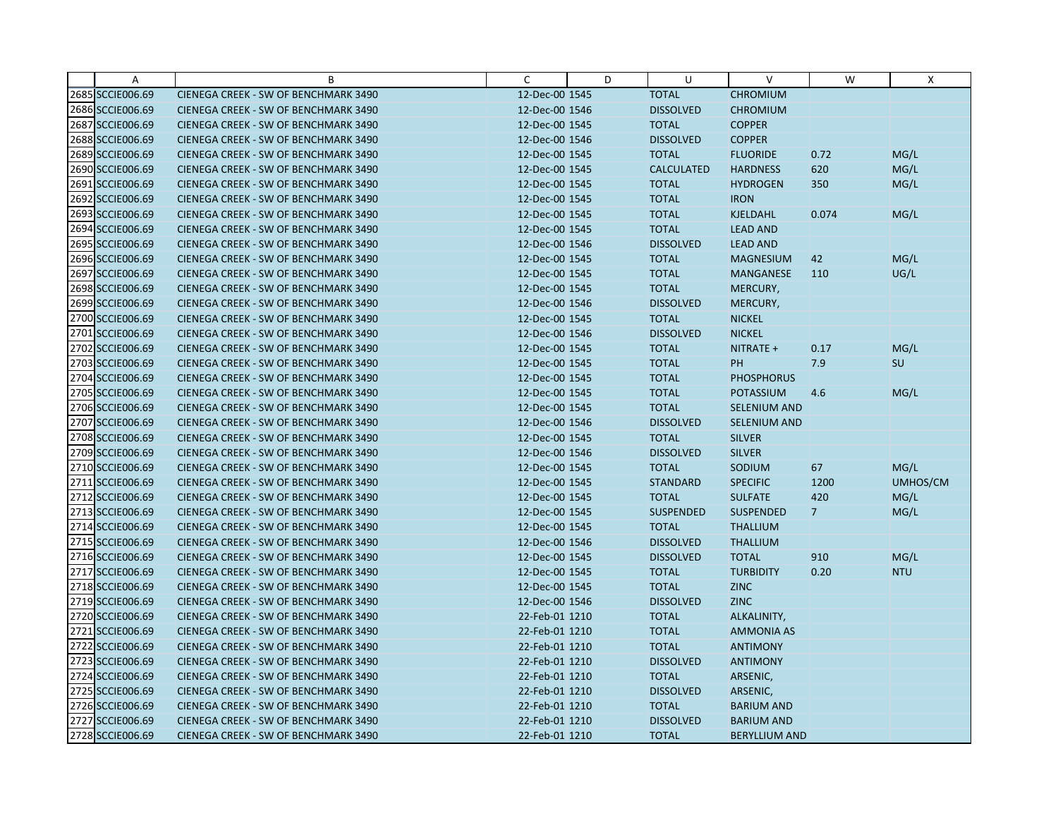| | A | B | C | D | U | V | W | X |
|---|---|---|---|---|---|---|---|---|
| 2685 | SCCIE006.69 | CIENEGA CREEK - SW OF BENCHMARK 3490 | 12-Dec-00 | 1545 | TOTAL | CHROMIUM | | |
| 2686 | SCCIE006.69 | CIENEGA CREEK - SW OF BENCHMARK 3490 | 12-Dec-00 | 1546 | DISSOLVED | CHROMIUM | | |
| 2687 | SCCIE006.69 | CIENEGA CREEK - SW OF BENCHMARK 3490 | 12-Dec-00 | 1545 | TOTAL | COPPER | | |
| 2688 | SCCIE006.69 | CIENEGA CREEK - SW OF BENCHMARK 3490 | 12-Dec-00 | 1546 | DISSOLVED | COPPER | | |
| 2689 | SCCIE006.69 | CIENEGA CREEK - SW OF BENCHMARK 3490 | 12-Dec-00 | 1545 | TOTAL | FLUORIDE | 0.72 | MG/L |
| 2690 | SCCIE006.69 | CIENEGA CREEK - SW OF BENCHMARK 3490 | 12-Dec-00 | 1545 | CALCULATED | HARDNESS | 620 | MG/L |
| 2691 | SCCIE006.69 | CIENEGA CREEK - SW OF BENCHMARK 3490 | 12-Dec-00 | 1545 | TOTAL | HYDROGEN | 350 | MG/L |
| 2692 | SCCIE006.69 | CIENEGA CREEK - SW OF BENCHMARK 3490 | 12-Dec-00 | 1545 | TOTAL | IRON | | |
| 2693 | SCCIE006.69 | CIENEGA CREEK - SW OF BENCHMARK 3490 | 12-Dec-00 | 1545 | TOTAL | KJELDAHL | 0.074 | MG/L |
| 2694 | SCCIE006.69 | CIENEGA CREEK - SW OF BENCHMARK 3490 | 12-Dec-00 | 1545 | TOTAL | LEAD AND | | |
| 2695 | SCCIE006.69 | CIENEGA CREEK - SW OF BENCHMARK 3490 | 12-Dec-00 | 1546 | DISSOLVED | LEAD AND | | |
| 2696 | SCCIE006.69 | CIENEGA CREEK - SW OF BENCHMARK 3490 | 12-Dec-00 | 1545 | TOTAL | MAGNESIUM | 42 | MG/L |
| 2697 | SCCIE006.69 | CIENEGA CREEK - SW OF BENCHMARK 3490 | 12-Dec-00 | 1545 | TOTAL | MANGANESE | 110 | UG/L |
| 2698 | SCCIE006.69 | CIENEGA CREEK - SW OF BENCHMARK 3490 | 12-Dec-00 | 1545 | TOTAL | MERCURY, | | |
| 2699 | SCCIE006.69 | CIENEGA CREEK - SW OF BENCHMARK 3490 | 12-Dec-00 | 1546 | DISSOLVED | MERCURY, | | |
| 2700 | SCCIE006.69 | CIENEGA CREEK - SW OF BENCHMARK 3490 | 12-Dec-00 | 1545 | TOTAL | NICKEL | | |
| 2701 | SCCIE006.69 | CIENEGA CREEK - SW OF BENCHMARK 3490 | 12-Dec-00 | 1546 | DISSOLVED | NICKEL | | |
| 2702 | SCCIE006.69 | CIENEGA CREEK - SW OF BENCHMARK 3490 | 12-Dec-00 | 1545 | TOTAL | NITRATE + | 0.17 | MG/L |
| 2703 | SCCIE006.69 | CIENEGA CREEK - SW OF BENCHMARK 3490 | 12-Dec-00 | 1545 | TOTAL | PH | 7.9 | SU |
| 2704 | SCCIE006.69 | CIENEGA CREEK - SW OF BENCHMARK 3490 | 12-Dec-00 | 1545 | TOTAL | PHOSPHORUS | | |
| 2705 | SCCIE006.69 | CIENEGA CREEK - SW OF BENCHMARK 3490 | 12-Dec-00 | 1545 | TOTAL | POTASSIUM | 4.6 | MG/L |
| 2706 | SCCIE006.69 | CIENEGA CREEK - SW OF BENCHMARK 3490 | 12-Dec-00 | 1545 | TOTAL | SELENIUM AND | | |
| 2707 | SCCIE006.69 | CIENEGA CREEK - SW OF BENCHMARK 3490 | 12-Dec-00 | 1546 | DISSOLVED | SELENIUM AND | | |
| 2708 | SCCIE006.69 | CIENEGA CREEK - SW OF BENCHMARK 3490 | 12-Dec-00 | 1545 | TOTAL | SILVER | | |
| 2709 | SCCIE006.69 | CIENEGA CREEK - SW OF BENCHMARK 3490 | 12-Dec-00 | 1546 | DISSOLVED | SILVER | | |
| 2710 | SCCIE006.69 | CIENEGA CREEK - SW OF BENCHMARK 3490 | 12-Dec-00 | 1545 | TOTAL | SODIUM | 67 | MG/L |
| 2711 | SCCIE006.69 | CIENEGA CREEK - SW OF BENCHMARK 3490 | 12-Dec-00 | 1545 | STANDARD | SPECIFIC | 1200 | UMHOS/CM |
| 2712 | SCCIE006.69 | CIENEGA CREEK - SW OF BENCHMARK 3490 | 12-Dec-00 | 1545 | TOTAL | SULFATE | 420 | MG/L |
| 2713 | SCCIE006.69 | CIENEGA CREEK - SW OF BENCHMARK 3490 | 12-Dec-00 | 1545 | SUSPENDED | SUSPENDED | 7 | MG/L |
| 2714 | SCCIE006.69 | CIENEGA CREEK - SW OF BENCHMARK 3490 | 12-Dec-00 | 1545 | TOTAL | THALLIUM | | |
| 2715 | SCCIE006.69 | CIENEGA CREEK - SW OF BENCHMARK 3490 | 12-Dec-00 | 1546 | DISSOLVED | THALLIUM | | |
| 2716 | SCCIE006.69 | CIENEGA CREEK - SW OF BENCHMARK 3490 | 12-Dec-00 | 1545 | DISSOLVED | TOTAL | 910 | MG/L |
| 2717 | SCCIE006.69 | CIENEGA CREEK - SW OF BENCHMARK 3490 | 12-Dec-00 | 1545 | TOTAL | TURBIDITY | 0.20 | NTU |
| 2718 | SCCIE006.69 | CIENEGA CREEK - SW OF BENCHMARK 3490 | 12-Dec-00 | 1545 | TOTAL | ZINC | | |
| 2719 | SCCIE006.69 | CIENEGA CREEK - SW OF BENCHMARK 3490 | 12-Dec-00 | 1546 | DISSOLVED | ZINC | | |
| 2720 | SCCIE006.69 | CIENEGA CREEK - SW OF BENCHMARK 3490 | 22-Feb-01 | 1210 | TOTAL | ALKALINITY, | | |
| 2721 | SCCIE006.69 | CIENEGA CREEK - SW OF BENCHMARK 3490 | 22-Feb-01 | 1210 | TOTAL | AMMONIA AS | | |
| 2722 | SCCIE006.69 | CIENEGA CREEK - SW OF BENCHMARK 3490 | 22-Feb-01 | 1210 | TOTAL | ANTIMONY | | |
| 2723 | SCCIE006.69 | CIENEGA CREEK - SW OF BENCHMARK 3490 | 22-Feb-01 | 1210 | DISSOLVED | ANTIMONY | | |
| 2724 | SCCIE006.69 | CIENEGA CREEK - SW OF BENCHMARK 3490 | 22-Feb-01 | 1210 | TOTAL | ARSENIC, | | |
| 2725 | SCCIE006.69 | CIENEGA CREEK - SW OF BENCHMARK 3490 | 22-Feb-01 | 1210 | DISSOLVED | ARSENIC, | | |
| 2726 | SCCIE006.69 | CIENEGA CREEK - SW OF BENCHMARK 3490 | 22-Feb-01 | 1210 | TOTAL | BARIUM AND | | |
| 2727 | SCCIE006.69 | CIENEGA CREEK - SW OF BENCHMARK 3490 | 22-Feb-01 | 1210 | DISSOLVED | BARIUM AND | | |
| 2728 | SCCIE006.69 | CIENEGA CREEK - SW OF BENCHMARK 3490 | 22-Feb-01 | 1210 | TOTAL | BERYLLIUM AND | | |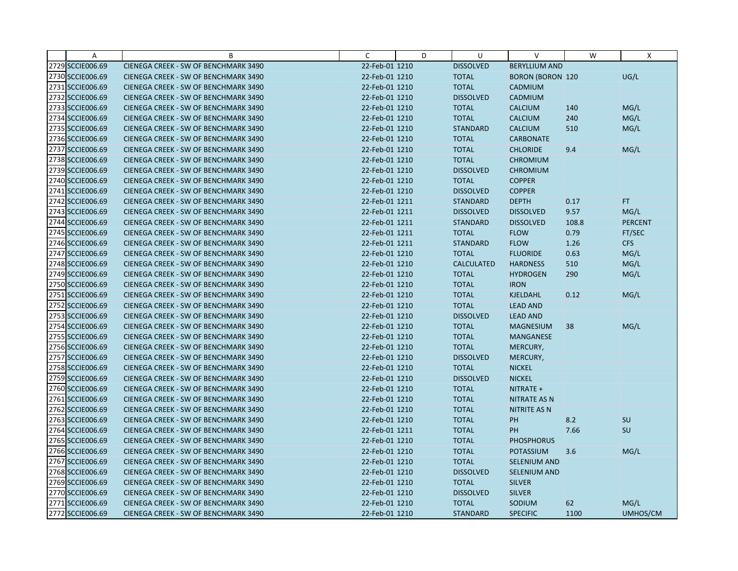|  | A | B | C | D | U | V | W | X |
|---|---|---|---|---|---|---|---|---|
| 2729 | SCCIE006.69 | CIENEGA CREEK - SW OF BENCHMARK 3490 | 22-Feb-01 | 1210 | DISSOLVED | BERYLLIUM AND |  |  |
| 2730 | SCCIE006.69 | CIENEGA CREEK - SW OF BENCHMARK 3490 | 22-Feb-01 | 1210 | TOTAL | BORON (BORON | 120 | UG/L |
| 2731 | SCCIE006.69 | CIENEGA CREEK - SW OF BENCHMARK 3490 | 22-Feb-01 | 1210 | TOTAL | CADMIUM |  |  |
| 2732 | SCCIE006.69 | CIENEGA CREEK - SW OF BENCHMARK 3490 | 22-Feb-01 | 1210 | DISSOLVED | CADMIUM |  |  |
| 2733 | SCCIE006.69 | CIENEGA CREEK - SW OF BENCHMARK 3490 | 22-Feb-01 | 1210 | TOTAL | CALCIUM | 140 | MG/L |
| 2734 | SCCIE006.69 | CIENEGA CREEK - SW OF BENCHMARK 3490 | 22-Feb-01 | 1210 | TOTAL | CALCIUM | 240 | MG/L |
| 2735 | SCCIE006.69 | CIENEGA CREEK - SW OF BENCHMARK 3490 | 22-Feb-01 | 1210 | STANDARD | CALCIUM | 510 | MG/L |
| 2736 | SCCIE006.69 | CIENEGA CREEK - SW OF BENCHMARK 3490 | 22-Feb-01 | 1210 | TOTAL | CARBONATE |  |  |
| 2737 | SCCIE006.69 | CIENEGA CREEK - SW OF BENCHMARK 3490 | 22-Feb-01 | 1210 | TOTAL | CHLORIDE | 9.4 | MG/L |
| 2738 | SCCIE006.69 | CIENEGA CREEK - SW OF BENCHMARK 3490 | 22-Feb-01 | 1210 | TOTAL | CHROMIUM |  |  |
| 2739 | SCCIE006.69 | CIENEGA CREEK - SW OF BENCHMARK 3490 | 22-Feb-01 | 1210 | DISSOLVED | CHROMIUM |  |  |
| 2740 | SCCIE006.69 | CIENEGA CREEK - SW OF BENCHMARK 3490 | 22-Feb-01 | 1210 | TOTAL | COPPER |  |  |
| 2741 | SCCIE006.69 | CIENEGA CREEK - SW OF BENCHMARK 3490 | 22-Feb-01 | 1210 | DISSOLVED | COPPER |  |  |
| 2742 | SCCIE006.69 | CIENEGA CREEK - SW OF BENCHMARK 3490 | 22-Feb-01 | 1211 | STANDARD | DEPTH | 0.17 | FT |
| 2743 | SCCIE006.69 | CIENEGA CREEK - SW OF BENCHMARK 3490 | 22-Feb-01 | 1211 | DISSOLVED | DISSOLVED | 9.57 | MG/L |
| 2744 | SCCIE006.69 | CIENEGA CREEK - SW OF BENCHMARK 3490 | 22-Feb-01 | 1211 | STANDARD | DISSOLVED | 108.8 | PERCENT |
| 2745 | SCCIE006.69 | CIENEGA CREEK - SW OF BENCHMARK 3490 | 22-Feb-01 | 1211 | TOTAL | FLOW | 0.79 | FT/SEC |
| 2746 | SCCIE006.69 | CIENEGA CREEK - SW OF BENCHMARK 3490 | 22-Feb-01 | 1211 | STANDARD | FLOW | 1.26 | CFS |
| 2747 | SCCIE006.69 | CIENEGA CREEK - SW OF BENCHMARK 3490 | 22-Feb-01 | 1210 | TOTAL | FLUORIDE | 0.63 | MG/L |
| 2748 | SCCIE006.69 | CIENEGA CREEK - SW OF BENCHMARK 3490 | 22-Feb-01 | 1210 | CALCULATED | HARDNESS | 510 | MG/L |
| 2749 | SCCIE006.69 | CIENEGA CREEK - SW OF BENCHMARK 3490 | 22-Feb-01 | 1210 | TOTAL | HYDROGEN | 290 | MG/L |
| 2750 | SCCIE006.69 | CIENEGA CREEK - SW OF BENCHMARK 3490 | 22-Feb-01 | 1210 | TOTAL | IRON |  |  |
| 2751 | SCCIE006.69 | CIENEGA CREEK - SW OF BENCHMARK 3490 | 22-Feb-01 | 1210 | TOTAL | KJELDAHL | 0.12 | MG/L |
| 2752 | SCCIE006.69 | CIENEGA CREEK - SW OF BENCHMARK 3490 | 22-Feb-01 | 1210 | TOTAL | LEAD AND |  |  |
| 2753 | SCCIE006.69 | CIENEGA CREEK - SW OF BENCHMARK 3490 | 22-Feb-01 | 1210 | DISSOLVED | LEAD AND |  |  |
| 2754 | SCCIE006.69 | CIENEGA CREEK - SW OF BENCHMARK 3490 | 22-Feb-01 | 1210 | TOTAL | MAGNESIUM | 38 | MG/L |
| 2755 | SCCIE006.69 | CIENEGA CREEK - SW OF BENCHMARK 3490 | 22-Feb-01 | 1210 | TOTAL | MANGANESE |  |  |
| 2756 | SCCIE006.69 | CIENEGA CREEK - SW OF BENCHMARK 3490 | 22-Feb-01 | 1210 | TOTAL | MERCURY, |  |  |
| 2757 | SCCIE006.69 | CIENEGA CREEK - SW OF BENCHMARK 3490 | 22-Feb-01 | 1210 | DISSOLVED | MERCURY, |  |  |
| 2758 | SCCIE006.69 | CIENEGA CREEK - SW OF BENCHMARK 3490 | 22-Feb-01 | 1210 | TOTAL | NICKEL |  |  |
| 2759 | SCCIE006.69 | CIENEGA CREEK - SW OF BENCHMARK 3490 | 22-Feb-01 | 1210 | DISSOLVED | NICKEL |  |  |
| 2760 | SCCIE006.69 | CIENEGA CREEK - SW OF BENCHMARK 3490 | 22-Feb-01 | 1210 | TOTAL | NITRATE + |  |  |
| 2761 | SCCIE006.69 | CIENEGA CREEK - SW OF BENCHMARK 3490 | 22-Feb-01 | 1210 | TOTAL | NITRATE AS N |  |  |
| 2762 | SCCIE006.69 | CIENEGA CREEK - SW OF BENCHMARK 3490 | 22-Feb-01 | 1210 | TOTAL | NITRITE AS N |  |  |
| 2763 | SCCIE006.69 | CIENEGA CREEK - SW OF BENCHMARK 3490 | 22-Feb-01 | 1210 | TOTAL | PH | 8.2 | SU |
| 2764 | SCCIE006.69 | CIENEGA CREEK - SW OF BENCHMARK 3490 | 22-Feb-01 | 1211 | TOTAL | PH | 7.66 | SU |
| 2765 | SCCIE006.69 | CIENEGA CREEK - SW OF BENCHMARK 3490 | 22-Feb-01 | 1210 | TOTAL | PHOSPHORUS |  |  |
| 2766 | SCCIE006.69 | CIENEGA CREEK - SW OF BENCHMARK 3490 | 22-Feb-01 | 1210 | TOTAL | POTASSIUM | 3.6 | MG/L |
| 2767 | SCCIE006.69 | CIENEGA CREEK - SW OF BENCHMARK 3490 | 22-Feb-01 | 1210 | TOTAL | SELENIUM AND |  |  |
| 2768 | SCCIE006.69 | CIENEGA CREEK - SW OF BENCHMARK 3490 | 22-Feb-01 | 1210 | DISSOLVED | SELENIUM AND |  |  |
| 2769 | SCCIE006.69 | CIENEGA CREEK - SW OF BENCHMARK 3490 | 22-Feb-01 | 1210 | TOTAL | SILVER |  |  |
| 2770 | SCCIE006.69 | CIENEGA CREEK - SW OF BENCHMARK 3490 | 22-Feb-01 | 1210 | DISSOLVED | SILVER |  |  |
| 2771 | SCCIE006.69 | CIENEGA CREEK - SW OF BENCHMARK 3490 | 22-Feb-01 | 1210 | TOTAL | SODIUM | 62 | MG/L |
| 2772 | SCCIE006.69 | CIENEGA CREEK - SW OF BENCHMARK 3490 | 22-Feb-01 | 1210 | STANDARD | SPECIFIC | 1100 | UMHOS/CM |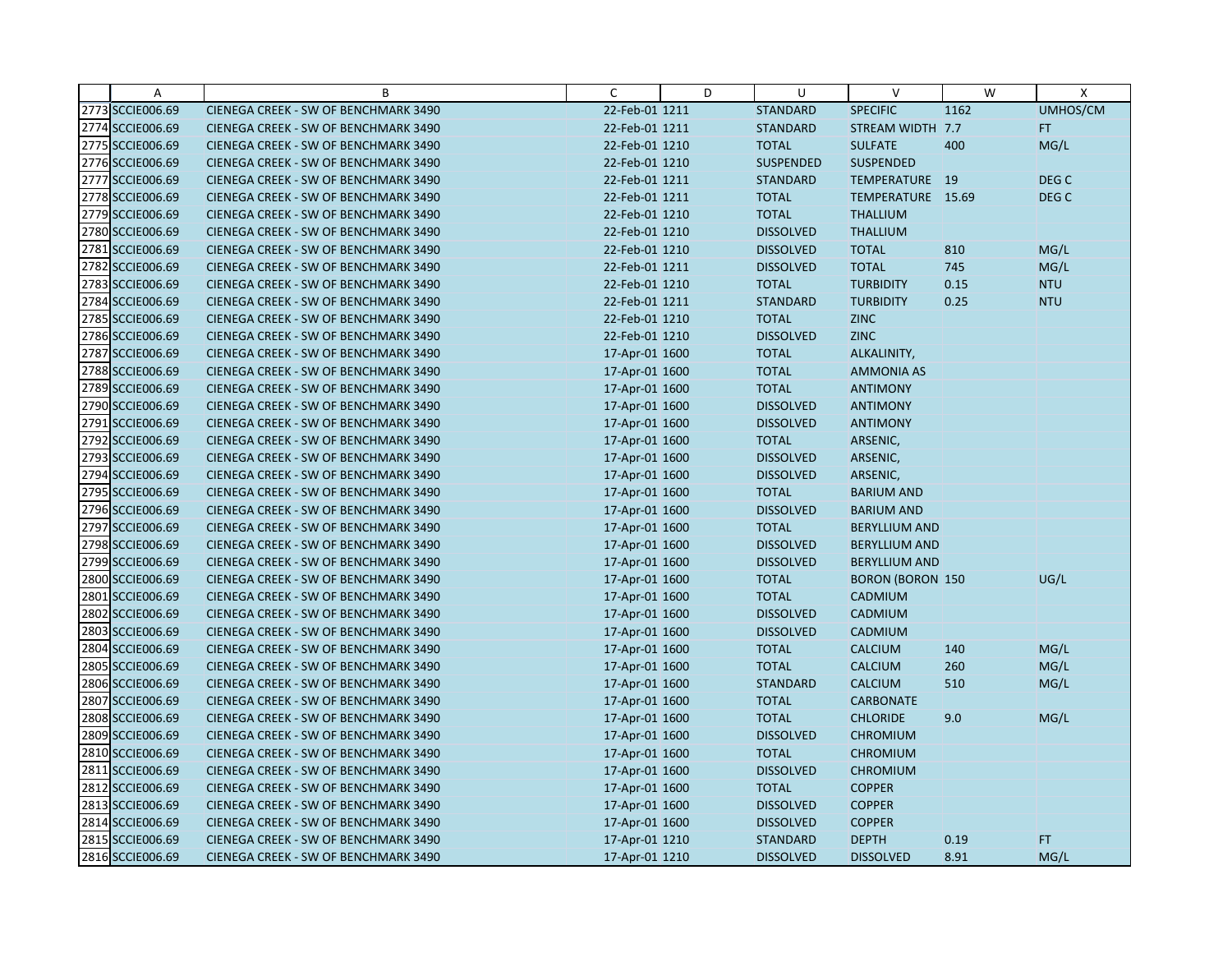| | A | B | C | D | U | V | W | X |
|---|---|---|---|---|---|---|---|---|
| 2773 | SCCIE006.69 | CIENEGA CREEK - SW OF BENCHMARK 3490 | 22-Feb-01 | 1211 | STANDARD | SPECIFIC | 1162 | UMHOS/CM |
| 2774 | SCCIE006.69 | CIENEGA CREEK - SW OF BENCHMARK 3490 | 22-Feb-01 | 1211 | STANDARD | STREAM WIDTH | 7.7 | FT |
| 2775 | SCCIE006.69 | CIENEGA CREEK - SW OF BENCHMARK 3490 | 22-Feb-01 | 1210 | TOTAL | SULFATE | 400 | MG/L |
| 2776 | SCCIE006.69 | CIENEGA CREEK - SW OF BENCHMARK 3490 | 22-Feb-01 | 1210 | SUSPENDED | SUSPENDED | | |
| 2777 | SCCIE006.69 | CIENEGA CREEK - SW OF BENCHMARK 3490 | 22-Feb-01 | 1211 | STANDARD | TEMPERATURE | 19 | DEG C |
| 2778 | SCCIE006.69 | CIENEGA CREEK - SW OF BENCHMARK 3490 | 22-Feb-01 | 1211 | TOTAL | TEMPERATURE | 15.69 | DEG C |
| 2779 | SCCIE006.69 | CIENEGA CREEK - SW OF BENCHMARK 3490 | 22-Feb-01 | 1210 | TOTAL | THALLIUM | | |
| 2780 | SCCIE006.69 | CIENEGA CREEK - SW OF BENCHMARK 3490 | 22-Feb-01 | 1210 | DISSOLVED | THALLIUM | | |
| 2781 | SCCIE006.69 | CIENEGA CREEK - SW OF BENCHMARK 3490 | 22-Feb-01 | 1210 | DISSOLVED | TOTAL | 810 | MG/L |
| 2782 | SCCIE006.69 | CIENEGA CREEK - SW OF BENCHMARK 3490 | 22-Feb-01 | 1211 | DISSOLVED | TOTAL | 745 | MG/L |
| 2783 | SCCIE006.69 | CIENEGA CREEK - SW OF BENCHMARK 3490 | 22-Feb-01 | 1210 | TOTAL | TURBIDITY | 0.15 | NTU |
| 2784 | SCCIE006.69 | CIENEGA CREEK - SW OF BENCHMARK 3490 | 22-Feb-01 | 1211 | STANDARD | TURBIDITY | 0.25 | NTU |
| 2785 | SCCIE006.69 | CIENEGA CREEK - SW OF BENCHMARK 3490 | 22-Feb-01 | 1210 | TOTAL | ZINC | | |
| 2786 | SCCIE006.69 | CIENEGA CREEK - SW OF BENCHMARK 3490 | 22-Feb-01 | 1210 | DISSOLVED | ZINC | | |
| 2787 | SCCIE006.69 | CIENEGA CREEK - SW OF BENCHMARK 3490 | 17-Apr-01 | 1600 | TOTAL | ALKALINITY, | | |
| 2788 | SCCIE006.69 | CIENEGA CREEK - SW OF BENCHMARK 3490 | 17-Apr-01 | 1600 | TOTAL | AMMONIA AS | | |
| 2789 | SCCIE006.69 | CIENEGA CREEK - SW OF BENCHMARK 3490 | 17-Apr-01 | 1600 | TOTAL | ANTIMONY | | |
| 2790 | SCCIE006.69 | CIENEGA CREEK - SW OF BENCHMARK 3490 | 17-Apr-01 | 1600 | DISSOLVED | ANTIMONY | | |
| 2791 | SCCIE006.69 | CIENEGA CREEK - SW OF BENCHMARK 3490 | 17-Apr-01 | 1600 | DISSOLVED | ANTIMONY | | |
| 2792 | SCCIE006.69 | CIENEGA CREEK - SW OF BENCHMARK 3490 | 17-Apr-01 | 1600 | TOTAL | ARSENIC, | | |
| 2793 | SCCIE006.69 | CIENEGA CREEK - SW OF BENCHMARK 3490 | 17-Apr-01 | 1600 | DISSOLVED | ARSENIC, | | |
| 2794 | SCCIE006.69 | CIENEGA CREEK - SW OF BENCHMARK 3490 | 17-Apr-01 | 1600 | DISSOLVED | ARSENIC, | | |
| 2795 | SCCIE006.69 | CIENEGA CREEK - SW OF BENCHMARK 3490 | 17-Apr-01 | 1600 | TOTAL | BARIUM AND | | |
| 2796 | SCCIE006.69 | CIENEGA CREEK - SW OF BENCHMARK 3490 | 17-Apr-01 | 1600 | DISSOLVED | BARIUM AND | | |
| 2797 | SCCIE006.69 | CIENEGA CREEK - SW OF BENCHMARK 3490 | 17-Apr-01 | 1600 | TOTAL | BERYLLIUM AND | | |
| 2798 | SCCIE006.69 | CIENEGA CREEK - SW OF BENCHMARK 3490 | 17-Apr-01 | 1600 | DISSOLVED | BERYLLIUM AND | | |
| 2799 | SCCIE006.69 | CIENEGA CREEK - SW OF BENCHMARK 3490 | 17-Apr-01 | 1600 | DISSOLVED | BERYLLIUM AND | | |
| 2800 | SCCIE006.69 | CIENEGA CREEK - SW OF BENCHMARK 3490 | 17-Apr-01 | 1600 | TOTAL | BORON (BORON | 150 | UG/L |
| 2801 | SCCIE006.69 | CIENEGA CREEK - SW OF BENCHMARK 3490 | 17-Apr-01 | 1600 | TOTAL | CADMIUM | | |
| 2802 | SCCIE006.69 | CIENEGA CREEK - SW OF BENCHMARK 3490 | 17-Apr-01 | 1600 | DISSOLVED | CADMIUM | | |
| 2803 | SCCIE006.69 | CIENEGA CREEK - SW OF BENCHMARK 3490 | 17-Apr-01 | 1600 | DISSOLVED | CADMIUM | | |
| 2804 | SCCIE006.69 | CIENEGA CREEK - SW OF BENCHMARK 3490 | 17-Apr-01 | 1600 | TOTAL | CALCIUM | 140 | MG/L |
| 2805 | SCCIE006.69 | CIENEGA CREEK - SW OF BENCHMARK 3490 | 17-Apr-01 | 1600 | TOTAL | CALCIUM | 260 | MG/L |
| 2806 | SCCIE006.69 | CIENEGA CREEK - SW OF BENCHMARK 3490 | 17-Apr-01 | 1600 | STANDARD | CALCIUM | 510 | MG/L |
| 2807 | SCCIE006.69 | CIENEGA CREEK - SW OF BENCHMARK 3490 | 17-Apr-01 | 1600 | TOTAL | CARBONATE | | |
| 2808 | SCCIE006.69 | CIENEGA CREEK - SW OF BENCHMARK 3490 | 17-Apr-01 | 1600 | TOTAL | CHLORIDE | 9.0 | MG/L |
| 2809 | SCCIE006.69 | CIENEGA CREEK - SW OF BENCHMARK 3490 | 17-Apr-01 | 1600 | DISSOLVED | CHROMIUM | | |
| 2810 | SCCIE006.69 | CIENEGA CREEK - SW OF BENCHMARK 3490 | 17-Apr-01 | 1600 | TOTAL | CHROMIUM | | |
| 2811 | SCCIE006.69 | CIENEGA CREEK - SW OF BENCHMARK 3490 | 17-Apr-01 | 1600 | DISSOLVED | CHROMIUM | | |
| 2812 | SCCIE006.69 | CIENEGA CREEK - SW OF BENCHMARK 3490 | 17-Apr-01 | 1600 | TOTAL | COPPER | | |
| 2813 | SCCIE006.69 | CIENEGA CREEK - SW OF BENCHMARK 3490 | 17-Apr-01 | 1600 | DISSOLVED | COPPER | | |
| 2814 | SCCIE006.69 | CIENEGA CREEK - SW OF BENCHMARK 3490 | 17-Apr-01 | 1600 | DISSOLVED | COPPER | | |
| 2815 | SCCIE006.69 | CIENEGA CREEK - SW OF BENCHMARK 3490 | 17-Apr-01 | 1210 | STANDARD | DEPTH | 0.19 | FT |
| 2816 | SCCIE006.69 | CIENEGA CREEK - SW OF BENCHMARK 3490 | 17-Apr-01 | 1210 | DISSOLVED | DISSOLVED | 8.91 | MG/L |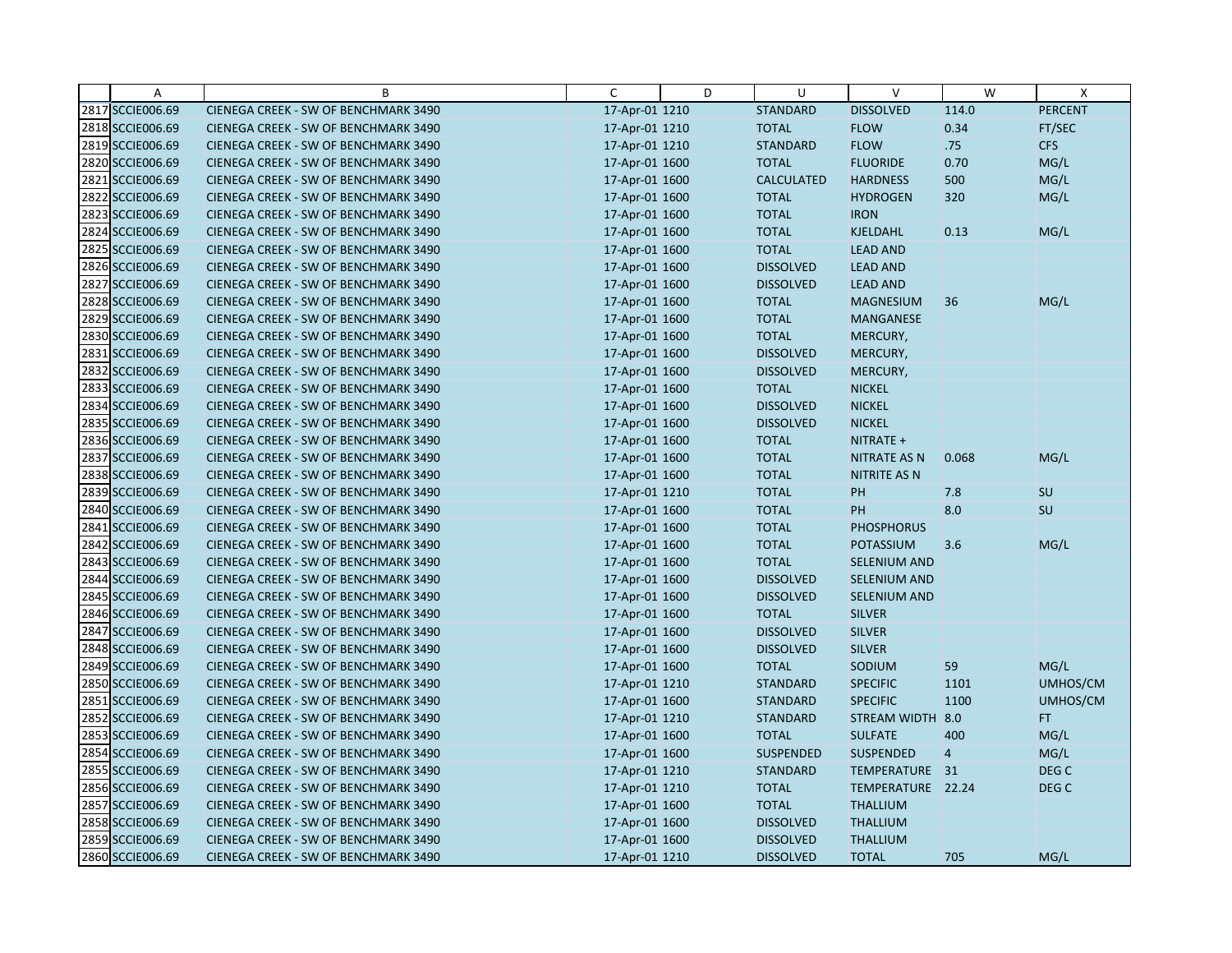| | A | B | C | D | U | V | W | X |
|---|---|---|---|---|---|---|---|---|
| 2817 | SCCIE006.69 | CIENEGA CREEK - SW OF BENCHMARK 3490 | 17-Apr-01 | 1210 | STANDARD | DISSOLVED | 114.0 | PERCENT |
| 2818 | SCCIE006.69 | CIENEGA CREEK - SW OF BENCHMARK 3490 | 17-Apr-01 | 1210 | TOTAL | FLOW | 0.34 | FT/SEC |
| 2819 | SCCIE006.69 | CIENEGA CREEK - SW OF BENCHMARK 3490 | 17-Apr-01 | 1210 | STANDARD | FLOW | .75 | CFS |
| 2820 | SCCIE006.69 | CIENEGA CREEK - SW OF BENCHMARK 3490 | 17-Apr-01 | 1600 | TOTAL | FLUORIDE | 0.70 | MG/L |
| 2821 | SCCIE006.69 | CIENEGA CREEK - SW OF BENCHMARK 3490 | 17-Apr-01 | 1600 | CALCULATED | HARDNESS | 500 | MG/L |
| 2822 | SCCIE006.69 | CIENEGA CREEK - SW OF BENCHMARK 3490 | 17-Apr-01 | 1600 | TOTAL | HYDROGEN | 320 | MG/L |
| 2823 | SCCIE006.69 | CIENEGA CREEK - SW OF BENCHMARK 3490 | 17-Apr-01 | 1600 | TOTAL | IRON | | |
| 2824 | SCCIE006.69 | CIENEGA CREEK - SW OF BENCHMARK 3490 | 17-Apr-01 | 1600 | TOTAL | KJELDAHL | 0.13 | MG/L |
| 2825 | SCCIE006.69 | CIENEGA CREEK - SW OF BENCHMARK 3490 | 17-Apr-01 | 1600 | TOTAL | LEAD AND | | |
| 2826 | SCCIE006.69 | CIENEGA CREEK - SW OF BENCHMARK 3490 | 17-Apr-01 | 1600 | DISSOLVED | LEAD AND | | |
| 2827 | SCCIE006.69 | CIENEGA CREEK - SW OF BENCHMARK 3490 | 17-Apr-01 | 1600 | DISSOLVED | LEAD AND | | |
| 2828 | SCCIE006.69 | CIENEGA CREEK - SW OF BENCHMARK 3490 | 17-Apr-01 | 1600 | TOTAL | MAGNESIUM | 36 | MG/L |
| 2829 | SCCIE006.69 | CIENEGA CREEK - SW OF BENCHMARK 3490 | 17-Apr-01 | 1600 | TOTAL | MANGANESE | | |
| 2830 | SCCIE006.69 | CIENEGA CREEK - SW OF BENCHMARK 3490 | 17-Apr-01 | 1600 | TOTAL | MERCURY, | | |
| 2831 | SCCIE006.69 | CIENEGA CREEK - SW OF BENCHMARK 3490 | 17-Apr-01 | 1600 | DISSOLVED | MERCURY, | | |
| 2832 | SCCIE006.69 | CIENEGA CREEK - SW OF BENCHMARK 3490 | 17-Apr-01 | 1600 | DISSOLVED | MERCURY, | | |
| 2833 | SCCIE006.69 | CIENEGA CREEK - SW OF BENCHMARK 3490 | 17-Apr-01 | 1600 | TOTAL | NICKEL | | |
| 2834 | SCCIE006.69 | CIENEGA CREEK - SW OF BENCHMARK 3490 | 17-Apr-01 | 1600 | DISSOLVED | NICKEL | | |
| 2835 | SCCIE006.69 | CIENEGA CREEK - SW OF BENCHMARK 3490 | 17-Apr-01 | 1600 | DISSOLVED | NICKEL | | |
| 2836 | SCCIE006.69 | CIENEGA CREEK - SW OF BENCHMARK 3490 | 17-Apr-01 | 1600 | TOTAL | NITRATE + | | |
| 2837 | SCCIE006.69 | CIENEGA CREEK - SW OF BENCHMARK 3490 | 17-Apr-01 | 1600 | TOTAL | NITRATE AS N | 0.068 | MG/L |
| 2838 | SCCIE006.69 | CIENEGA CREEK - SW OF BENCHMARK 3490 | 17-Apr-01 | 1600 | TOTAL | NITRITE AS N | | |
| 2839 | SCCIE006.69 | CIENEGA CREEK - SW OF BENCHMARK 3490 | 17-Apr-01 | 1210 | TOTAL | PH | 7.8 | SU |
| 2840 | SCCIE006.69 | CIENEGA CREEK - SW OF BENCHMARK 3490 | 17-Apr-01 | 1600 | TOTAL | PH | 8.0 | SU |
| 2841 | SCCIE006.69 | CIENEGA CREEK - SW OF BENCHMARK 3490 | 17-Apr-01 | 1600 | TOTAL | PHOSPHORUS | | |
| 2842 | SCCIE006.69 | CIENEGA CREEK - SW OF BENCHMARK 3490 | 17-Apr-01 | 1600 | TOTAL | POTASSIUM | 3.6 | MG/L |
| 2843 | SCCIE006.69 | CIENEGA CREEK - SW OF BENCHMARK 3490 | 17-Apr-01 | 1600 | TOTAL | SELENIUM AND | | |
| 2844 | SCCIE006.69 | CIENEGA CREEK - SW OF BENCHMARK 3490 | 17-Apr-01 | 1600 | DISSOLVED | SELENIUM AND | | |
| 2845 | SCCIE006.69 | CIENEGA CREEK - SW OF BENCHMARK 3490 | 17-Apr-01 | 1600 | DISSOLVED | SELENIUM AND | | |
| 2846 | SCCIE006.69 | CIENEGA CREEK - SW OF BENCHMARK 3490 | 17-Apr-01 | 1600 | TOTAL | SILVER | | |
| 2847 | SCCIE006.69 | CIENEGA CREEK - SW OF BENCHMARK 3490 | 17-Apr-01 | 1600 | DISSOLVED | SILVER | | |
| 2848 | SCCIE006.69 | CIENEGA CREEK - SW OF BENCHMARK 3490 | 17-Apr-01 | 1600 | DISSOLVED | SILVER | | |
| 2849 | SCCIE006.69 | CIENEGA CREEK - SW OF BENCHMARK 3490 | 17-Apr-01 | 1600 | TOTAL | SODIUM | 59 | MG/L |
| 2850 | SCCIE006.69 | CIENEGA CREEK - SW OF BENCHMARK 3490 | 17-Apr-01 | 1210 | STANDARD | SPECIFIC | 1101 | UMHOS/CM |
| 2851 | SCCIE006.69 | CIENEGA CREEK - SW OF BENCHMARK 3490 | 17-Apr-01 | 1600 | STANDARD | SPECIFIC | 1100 | UMHOS/CM |
| 2852 | SCCIE006.69 | CIENEGA CREEK - SW OF BENCHMARK 3490 | 17-Apr-01 | 1210 | STANDARD | STREAM WIDTH | 8.0 | FT |
| 2853 | SCCIE006.69 | CIENEGA CREEK - SW OF BENCHMARK 3490 | 17-Apr-01 | 1600 | TOTAL | SULFATE | 400 | MG/L |
| 2854 | SCCIE006.69 | CIENEGA CREEK - SW OF BENCHMARK 3490 | 17-Apr-01 | 1600 | SUSPENDED | SUSPENDED | 4 | MG/L |
| 2855 | SCCIE006.69 | CIENEGA CREEK - SW OF BENCHMARK 3490 | 17-Apr-01 | 1210 | STANDARD | TEMPERATURE | 31 | DEG C |
| 2856 | SCCIE006.69 | CIENEGA CREEK - SW OF BENCHMARK 3490 | 17-Apr-01 | 1210 | TOTAL | TEMPERATURE | 22.24 | DEG C |
| 2857 | SCCIE006.69 | CIENEGA CREEK - SW OF BENCHMARK 3490 | 17-Apr-01 | 1600 | TOTAL | THALLIUM | | |
| 2858 | SCCIE006.69 | CIENEGA CREEK - SW OF BENCHMARK 3490 | 17-Apr-01 | 1600 | DISSOLVED | THALLIUM | | |
| 2859 | SCCIE006.69 | CIENEGA CREEK - SW OF BENCHMARK 3490 | 17-Apr-01 | 1600 | DISSOLVED | THALLIUM | | |
| 2860 | SCCIE006.69 | CIENEGA CREEK - SW OF BENCHMARK 3490 | 17-Apr-01 | 1210 | DISSOLVED | TOTAL | 705 | MG/L |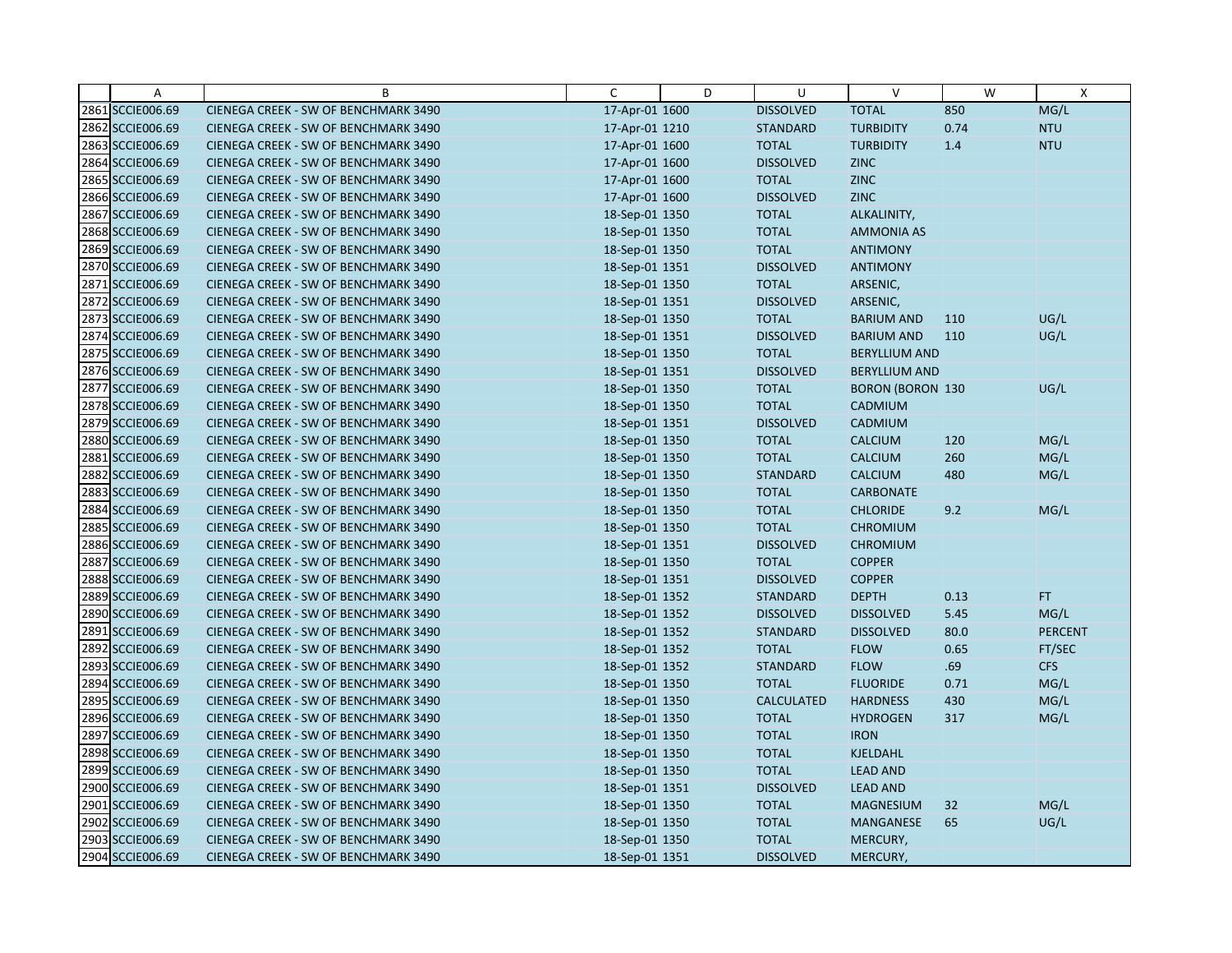| | A | B | C | D | U | V | W | X |
|---|---|---|---|---|---|---|---|---|
| 2861 | SCCIE006.69 | CIENEGA CREEK - SW OF BENCHMARK 3490 | 17-Apr-01 | 1600 | DISSOLVED | TOTAL | 850 | MG/L |
| 2862 | SCCIE006.69 | CIENEGA CREEK - SW OF BENCHMARK 3490 | 17-Apr-01 | 1210 | STANDARD | TURBIDITY | 0.74 | NTU |
| 2863 | SCCIE006.69 | CIENEGA CREEK - SW OF BENCHMARK 3490 | 17-Apr-01 | 1600 | TOTAL | TURBIDITY | 1.4 | NTU |
| 2864 | SCCIE006.69 | CIENEGA CREEK - SW OF BENCHMARK 3490 | 17-Apr-01 | 1600 | DISSOLVED | ZINC | | |
| 2865 | SCCIE006.69 | CIENEGA CREEK - SW OF BENCHMARK 3490 | 17-Apr-01 | 1600 | TOTAL | ZINC | | |
| 2866 | SCCIE006.69 | CIENEGA CREEK - SW OF BENCHMARK 3490 | 17-Apr-01 | 1600 | DISSOLVED | ZINC | | |
| 2867 | SCCIE006.69 | CIENEGA CREEK - SW OF BENCHMARK 3490 | 18-Sep-01 | 1350 | TOTAL | ALKALINITY, | | |
| 2868 | SCCIE006.69 | CIENEGA CREEK - SW OF BENCHMARK 3490 | 18-Sep-01 | 1350 | TOTAL | AMMONIA AS | | |
| 2869 | SCCIE006.69 | CIENEGA CREEK - SW OF BENCHMARK 3490 | 18-Sep-01 | 1350 | TOTAL | ANTIMONY | | |
| 2870 | SCCIE006.69 | CIENEGA CREEK - SW OF BENCHMARK 3490 | 18-Sep-01 | 1351 | DISSOLVED | ANTIMONY | | |
| 2871 | SCCIE006.69 | CIENEGA CREEK - SW OF BENCHMARK 3490 | 18-Sep-01 | 1350 | TOTAL | ARSENIC, | | |
| 2872 | SCCIE006.69 | CIENEGA CREEK - SW OF BENCHMARK 3490 | 18-Sep-01 | 1351 | DISSOLVED | ARSENIC, | | |
| 2873 | SCCIE006.69 | CIENEGA CREEK - SW OF BENCHMARK 3490 | 18-Sep-01 | 1350 | TOTAL | BARIUM AND | 110 | UG/L |
| 2874 | SCCIE006.69 | CIENEGA CREEK - SW OF BENCHMARK 3490 | 18-Sep-01 | 1351 | DISSOLVED | BARIUM AND | 110 | UG/L |
| 2875 | SCCIE006.69 | CIENEGA CREEK - SW OF BENCHMARK 3490 | 18-Sep-01 | 1350 | TOTAL | BERYLLIUM AND | | |
| 2876 | SCCIE006.69 | CIENEGA CREEK - SW OF BENCHMARK 3490 | 18-Sep-01 | 1351 | DISSOLVED | BERYLLIUM AND | | |
| 2877 | SCCIE006.69 | CIENEGA CREEK - SW OF BENCHMARK 3490 | 18-Sep-01 | 1350 | TOTAL | BORON (BORON | 130 | UG/L |
| 2878 | SCCIE006.69 | CIENEGA CREEK - SW OF BENCHMARK 3490 | 18-Sep-01 | 1350 | TOTAL | CADMIUM | | |
| 2879 | SCCIE006.69 | CIENEGA CREEK - SW OF BENCHMARK 3490 | 18-Sep-01 | 1351 | DISSOLVED | CADMIUM | | |
| 2880 | SCCIE006.69 | CIENEGA CREEK - SW OF BENCHMARK 3490 | 18-Sep-01 | 1350 | TOTAL | CALCIUM | 120 | MG/L |
| 2881 | SCCIE006.69 | CIENEGA CREEK - SW OF BENCHMARK 3490 | 18-Sep-01 | 1350 | TOTAL | CALCIUM | 260 | MG/L |
| 2882 | SCCIE006.69 | CIENEGA CREEK - SW OF BENCHMARK 3490 | 18-Sep-01 | 1350 | STANDARD | CALCIUM | 480 | MG/L |
| 2883 | SCCIE006.69 | CIENEGA CREEK - SW OF BENCHMARK 3490 | 18-Sep-01 | 1350 | TOTAL | CARBONATE | | |
| 2884 | SCCIE006.69 | CIENEGA CREEK - SW OF BENCHMARK 3490 | 18-Sep-01 | 1350 | TOTAL | CHLORIDE | 9.2 | MG/L |
| 2885 | SCCIE006.69 | CIENEGA CREEK - SW OF BENCHMARK 3490 | 18-Sep-01 | 1350 | TOTAL | CHROMIUM | | |
| 2886 | SCCIE006.69 | CIENEGA CREEK - SW OF BENCHMARK 3490 | 18-Sep-01 | 1351 | DISSOLVED | CHROMIUM | | |
| 2887 | SCCIE006.69 | CIENEGA CREEK - SW OF BENCHMARK 3490 | 18-Sep-01 | 1350 | TOTAL | COPPER | | |
| 2888 | SCCIE006.69 | CIENEGA CREEK - SW OF BENCHMARK 3490 | 18-Sep-01 | 1351 | DISSOLVED | COPPER | | |
| 2889 | SCCIE006.69 | CIENEGA CREEK - SW OF BENCHMARK 3490 | 18-Sep-01 | 1352 | STANDARD | DEPTH | 0.13 | FT |
| 2890 | SCCIE006.69 | CIENEGA CREEK - SW OF BENCHMARK 3490 | 18-Sep-01 | 1352 | DISSOLVED | DISSOLVED | 5.45 | MG/L |
| 2891 | SCCIE006.69 | CIENEGA CREEK - SW OF BENCHMARK 3490 | 18-Sep-01 | 1352 | STANDARD | DISSOLVED | 80.0 | PERCENT |
| 2892 | SCCIE006.69 | CIENEGA CREEK - SW OF BENCHMARK 3490 | 18-Sep-01 | 1352 | TOTAL | FLOW | 0.65 | FT/SEC |
| 2893 | SCCIE006.69 | CIENEGA CREEK - SW OF BENCHMARK 3490 | 18-Sep-01 | 1352 | STANDARD | FLOW | .69 | CFS |
| 2894 | SCCIE006.69 | CIENEGA CREEK - SW OF BENCHMARK 3490 | 18-Sep-01 | 1350 | TOTAL | FLUORIDE | 0.71 | MG/L |
| 2895 | SCCIE006.69 | CIENEGA CREEK - SW OF BENCHMARK 3490 | 18-Sep-01 | 1350 | CALCULATED | HARDNESS | 430 | MG/L |
| 2896 | SCCIE006.69 | CIENEGA CREEK - SW OF BENCHMARK 3490 | 18-Sep-01 | 1350 | TOTAL | HYDROGEN | 317 | MG/L |
| 2897 | SCCIE006.69 | CIENEGA CREEK - SW OF BENCHMARK 3490 | 18-Sep-01 | 1350 | TOTAL | IRON | | |
| 2898 | SCCIE006.69 | CIENEGA CREEK - SW OF BENCHMARK 3490 | 18-Sep-01 | 1350 | TOTAL | KJELDAHL | | |
| 2899 | SCCIE006.69 | CIENEGA CREEK - SW OF BENCHMARK 3490 | 18-Sep-01 | 1350 | TOTAL | LEAD AND | | |
| 2900 | SCCIE006.69 | CIENEGA CREEK - SW OF BENCHMARK 3490 | 18-Sep-01 | 1351 | DISSOLVED | LEAD AND | | |
| 2901 | SCCIE006.69 | CIENEGA CREEK - SW OF BENCHMARK 3490 | 18-Sep-01 | 1350 | TOTAL | MAGNESIUM | 32 | MG/L |
| 2902 | SCCIE006.69 | CIENEGA CREEK - SW OF BENCHMARK 3490 | 18-Sep-01 | 1350 | TOTAL | MANGANESE | 65 | UG/L |
| 2903 | SCCIE006.69 | CIENEGA CREEK - SW OF BENCHMARK 3490 | 18-Sep-01 | 1350 | TOTAL | MERCURY, | | |
| 2904 | SCCIE006.69 | CIENEGA CREEK - SW OF BENCHMARK 3490 | 18-Sep-01 | 1351 | DISSOLVED | MERCURY, | | |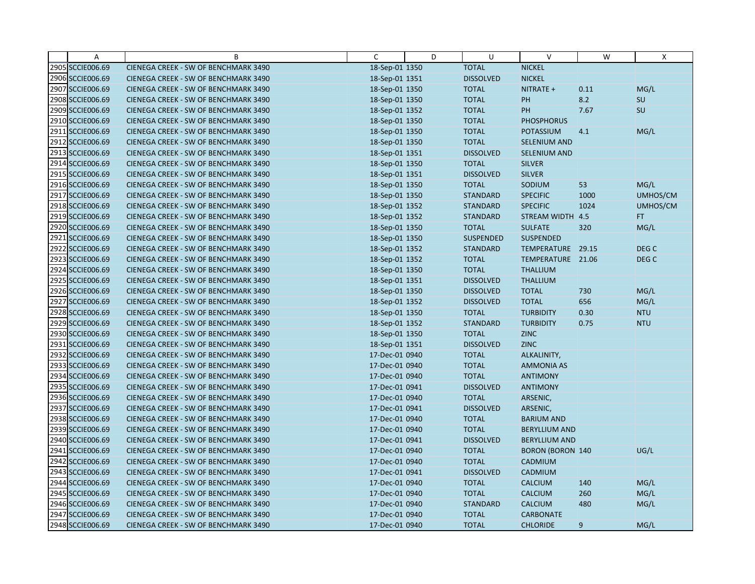| | A | B | C | D | U | V | W | X |
|---|---|---|---|---|---|---|---|---|
| 2905 | SCCIE006.69 | CIENEGA CREEK - SW OF BENCHMARK 3490 | 18-Sep-01 | 1350 | TOTAL | NICKEL | | |
| 2906 | SCCIE006.69 | CIENEGA CREEK - SW OF BENCHMARK 3490 | 18-Sep-01 | 1351 | DISSOLVED | NICKEL | | |
| 2907 | SCCIE006.69 | CIENEGA CREEK - SW OF BENCHMARK 3490 | 18-Sep-01 | 1350 | TOTAL | NITRATE + | 0.11 | MG/L |
| 2908 | SCCIE006.69 | CIENEGA CREEK - SW OF BENCHMARK 3490 | 18-Sep-01 | 1350 | TOTAL | PH | 8.2 | SU |
| 2909 | SCCIE006.69 | CIENEGA CREEK - SW OF BENCHMARK 3490 | 18-Sep-01 | 1352 | TOTAL | PH | 7.67 | SU |
| 2910 | SCCIE006.69 | CIENEGA CREEK - SW OF BENCHMARK 3490 | 18-Sep-01 | 1350 | TOTAL | PHOSPHORUS | | |
| 2911 | SCCIE006.69 | CIENEGA CREEK - SW OF BENCHMARK 3490 | 18-Sep-01 | 1350 | TOTAL | POTASSIUM | 4.1 | MG/L |
| 2912 | SCCIE006.69 | CIENEGA CREEK - SW OF BENCHMARK 3490 | 18-Sep-01 | 1350 | TOTAL | SELENIUM AND | | |
| 2913 | SCCIE006.69 | CIENEGA CREEK - SW OF BENCHMARK 3490 | 18-Sep-01 | 1351 | DISSOLVED | SELENIUM AND | | |
| 2914 | SCCIE006.69 | CIENEGA CREEK - SW OF BENCHMARK 3490 | 18-Sep-01 | 1350 | TOTAL | SILVER | | |
| 2915 | SCCIE006.69 | CIENEGA CREEK - SW OF BENCHMARK 3490 | 18-Sep-01 | 1351 | DISSOLVED | SILVER | | |
| 2916 | SCCIE006.69 | CIENEGA CREEK - SW OF BENCHMARK 3490 | 18-Sep-01 | 1350 | TOTAL | SODIUM | 53 | MG/L |
| 2917 | SCCIE006.69 | CIENEGA CREEK - SW OF BENCHMARK 3490 | 18-Sep-01 | 1350 | STANDARD | SPECIFIC | 1000 | UMHOS/CM |
| 2918 | SCCIE006.69 | CIENEGA CREEK - SW OF BENCHMARK 3490 | 18-Sep-01 | 1352 | STANDARD | SPECIFIC | 1024 | UMHOS/CM |
| 2919 | SCCIE006.69 | CIENEGA CREEK - SW OF BENCHMARK 3490 | 18-Sep-01 | 1352 | STANDARD | STREAM WIDTH | 4.5 | FT |
| 2920 | SCCIE006.69 | CIENEGA CREEK - SW OF BENCHMARK 3490 | 18-Sep-01 | 1350 | TOTAL | SULFATE | 320 | MG/L |
| 2921 | SCCIE006.69 | CIENEGA CREEK - SW OF BENCHMARK 3490 | 18-Sep-01 | 1350 | SUSPENDED | SUSPENDED | | |
| 2922 | SCCIE006.69 | CIENEGA CREEK - SW OF BENCHMARK 3490 | 18-Sep-01 | 1352 | STANDARD | TEMPERATURE | 29.15 | DEG C |
| 2923 | SCCIE006.69 | CIENEGA CREEK - SW OF BENCHMARK 3490 | 18-Sep-01 | 1352 | TOTAL | TEMPERATURE | 21.06 | DEG C |
| 2924 | SCCIE006.69 | CIENEGA CREEK - SW OF BENCHMARK 3490 | 18-Sep-01 | 1350 | TOTAL | THALLIUM | | |
| 2925 | SCCIE006.69 | CIENEGA CREEK - SW OF BENCHMARK 3490 | 18-Sep-01 | 1351 | DISSOLVED | THALLIUM | | |
| 2926 | SCCIE006.69 | CIENEGA CREEK - SW OF BENCHMARK 3490 | 18-Sep-01 | 1350 | DISSOLVED | TOTAL | 730 | MG/L |
| 2927 | SCCIE006.69 | CIENEGA CREEK - SW OF BENCHMARK 3490 | 18-Sep-01 | 1352 | DISSOLVED | TOTAL | 656 | MG/L |
| 2928 | SCCIE006.69 | CIENEGA CREEK - SW OF BENCHMARK 3490 | 18-Sep-01 | 1350 | TOTAL | TURBIDITY | 0.30 | NTU |
| 2929 | SCCIE006.69 | CIENEGA CREEK - SW OF BENCHMARK 3490 | 18-Sep-01 | 1352 | STANDARD | TURBIDITY | 0.75 | NTU |
| 2930 | SCCIE006.69 | CIENEGA CREEK - SW OF BENCHMARK 3490 | 18-Sep-01 | 1350 | TOTAL | ZINC | | |
| 2931 | SCCIE006.69 | CIENEGA CREEK - SW OF BENCHMARK 3490 | 18-Sep-01 | 1351 | DISSOLVED | ZINC | | |
| 2932 | SCCIE006.69 | CIENEGA CREEK - SW OF BENCHMARK 3490 | 17-Dec-01 | 0940 | TOTAL | ALKALINITY, | | |
| 2933 | SCCIE006.69 | CIENEGA CREEK - SW OF BENCHMARK 3490 | 17-Dec-01 | 0940 | TOTAL | AMMONIA AS | | |
| 2934 | SCCIE006.69 | CIENEGA CREEK - SW OF BENCHMARK 3490 | 17-Dec-01 | 0940 | TOTAL | ANTIMONY | | |
| 2935 | SCCIE006.69 | CIENEGA CREEK - SW OF BENCHMARK 3490 | 17-Dec-01 | 0941 | DISSOLVED | ANTIMONY | | |
| 2936 | SCCIE006.69 | CIENEGA CREEK - SW OF BENCHMARK 3490 | 17-Dec-01 | 0940 | TOTAL | ARSENIC, | | |
| 2937 | SCCIE006.69 | CIENEGA CREEK - SW OF BENCHMARK 3490 | 17-Dec-01 | 0941 | DISSOLVED | ARSENIC, | | |
| 2938 | SCCIE006.69 | CIENEGA CREEK - SW OF BENCHMARK 3490 | 17-Dec-01 | 0940 | TOTAL | BARIUM AND | | |
| 2939 | SCCIE006.69 | CIENEGA CREEK - SW OF BENCHMARK 3490 | 17-Dec-01 | 0940 | TOTAL | BERYLLIUM AND | | |
| 2940 | SCCIE006.69 | CIENEGA CREEK - SW OF BENCHMARK 3490 | 17-Dec-01 | 0941 | DISSOLVED | BERYLLIUM AND | | |
| 2941 | SCCIE006.69 | CIENEGA CREEK - SW OF BENCHMARK 3490 | 17-Dec-01 | 0940 | TOTAL | BORON (BORON | 140 | UG/L |
| 2942 | SCCIE006.69 | CIENEGA CREEK - SW OF BENCHMARK 3490 | 17-Dec-01 | 0940 | TOTAL | CADMIUM | | |
| 2943 | SCCIE006.69 | CIENEGA CREEK - SW OF BENCHMARK 3490 | 17-Dec-01 | 0941 | DISSOLVED | CADMIUM | | |
| 2944 | SCCIE006.69 | CIENEGA CREEK - SW OF BENCHMARK 3490 | 17-Dec-01 | 0940 | TOTAL | CALCIUM | 140 | MG/L |
| 2945 | SCCIE006.69 | CIENEGA CREEK - SW OF BENCHMARK 3490 | 17-Dec-01 | 0940 | TOTAL | CALCIUM | 260 | MG/L |
| 2946 | SCCIE006.69 | CIENEGA CREEK - SW OF BENCHMARK 3490 | 17-Dec-01 | 0940 | STANDARD | CALCIUM | 480 | MG/L |
| 2947 | SCCIE006.69 | CIENEGA CREEK - SW OF BENCHMARK 3490 | 17-Dec-01 | 0940 | TOTAL | CARBONATE | | |
| 2948 | SCCIE006.69 | CIENEGA CREEK - SW OF BENCHMARK 3490 | 17-Dec-01 | 0940 | TOTAL | CHLORIDE | 9 | MG/L |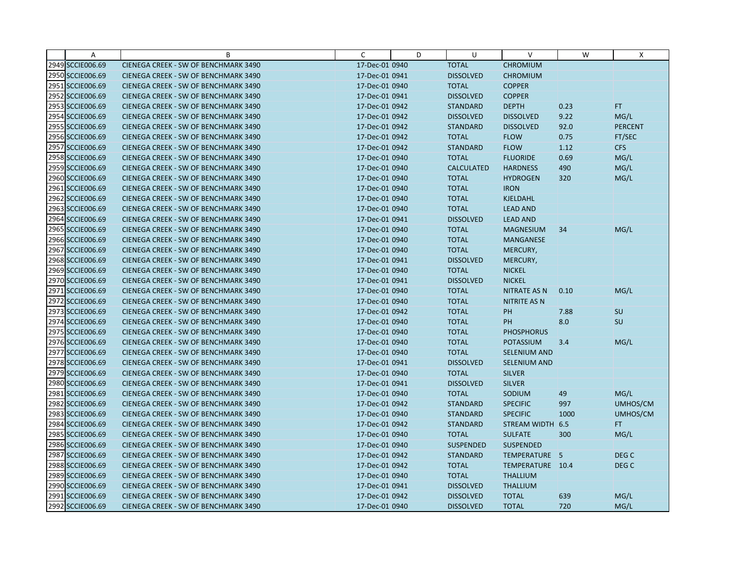|  | A | B | C | D | U | V | W | X |
|---|---|---|---|---|---|---|---|---|
| 2949 | SCCIE006.69 | CIENEGA CREEK - SW OF BENCHMARK 3490 | 17-Dec-01 0940 |  | TOTAL | CHROMIUM |  |  |
| 2950 | SCCIE006.69 | CIENEGA CREEK - SW OF BENCHMARK 3490 | 17-Dec-01 0941 |  | DISSOLVED | CHROMIUM |  |  |
| 2951 | SCCIE006.69 | CIENEGA CREEK - SW OF BENCHMARK 3490 | 17-Dec-01 0940 |  | TOTAL | COPPER |  |  |
| 2952 | SCCIE006.69 | CIENEGA CREEK - SW OF BENCHMARK 3490 | 17-Dec-01 0941 |  | DISSOLVED | COPPER |  |  |
| 2953 | SCCIE006.69 | CIENEGA CREEK - SW OF BENCHMARK 3490 | 17-Dec-01 0942 |  | STANDARD | DEPTH | 0.23 | FT |
| 2954 | SCCIE006.69 | CIENEGA CREEK - SW OF BENCHMARK 3490 | 17-Dec-01 0942 |  | DISSOLVED | DISSOLVED | 9.22 | MG/L |
| 2955 | SCCIE006.69 | CIENEGA CREEK - SW OF BENCHMARK 3490 | 17-Dec-01 0942 |  | STANDARD | DISSOLVED | 92.0 | PERCENT |
| 2956 | SCCIE006.69 | CIENEGA CREEK - SW OF BENCHMARK 3490 | 17-Dec-01 0942 |  | TOTAL | FLOW | 0.75 | FT/SEC |
| 2957 | SCCIE006.69 | CIENEGA CREEK - SW OF BENCHMARK 3490 | 17-Dec-01 0942 |  | STANDARD | FLOW | 1.12 | CFS |
| 2958 | SCCIE006.69 | CIENEGA CREEK - SW OF BENCHMARK 3490 | 17-Dec-01 0940 |  | TOTAL | FLUORIDE | 0.69 | MG/L |
| 2959 | SCCIE006.69 | CIENEGA CREEK - SW OF BENCHMARK 3490 | 17-Dec-01 0940 |  | CALCULATED | HARDNESS | 490 | MG/L |
| 2960 | SCCIE006.69 | CIENEGA CREEK - SW OF BENCHMARK 3490 | 17-Dec-01 0940 |  | TOTAL | HYDROGEN | 320 | MG/L |
| 2961 | SCCIE006.69 | CIENEGA CREEK - SW OF BENCHMARK 3490 | 17-Dec-01 0940 |  | TOTAL | IRON |  |  |
| 2962 | SCCIE006.69 | CIENEGA CREEK - SW OF BENCHMARK 3490 | 17-Dec-01 0940 |  | TOTAL | KJELDAHL |  |  |
| 2963 | SCCIE006.69 | CIENEGA CREEK - SW OF BENCHMARK 3490 | 17-Dec-01 0940 |  | TOTAL | LEAD AND |  |  |
| 2964 | SCCIE006.69 | CIENEGA CREEK - SW OF BENCHMARK 3490 | 17-Dec-01 0941 |  | DISSOLVED | LEAD AND |  |  |
| 2965 | SCCIE006.69 | CIENEGA CREEK - SW OF BENCHMARK 3490 | 17-Dec-01 0940 |  | TOTAL | MAGNESIUM | 34 | MG/L |
| 2966 | SCCIE006.69 | CIENEGA CREEK - SW OF BENCHMARK 3490 | 17-Dec-01 0940 |  | TOTAL | MANGANESE |  |  |
| 2967 | SCCIE006.69 | CIENEGA CREEK - SW OF BENCHMARK 3490 | 17-Dec-01 0940 |  | TOTAL | MERCURY, |  |  |
| 2968 | SCCIE006.69 | CIENEGA CREEK - SW OF BENCHMARK 3490 | 17-Dec-01 0941 |  | DISSOLVED | MERCURY, |  |  |
| 2969 | SCCIE006.69 | CIENEGA CREEK - SW OF BENCHMARK 3490 | 17-Dec-01 0940 |  | TOTAL | NICKEL |  |  |
| 2970 | SCCIE006.69 | CIENEGA CREEK - SW OF BENCHMARK 3490 | 17-Dec-01 0941 |  | DISSOLVED | NICKEL |  |  |
| 2971 | SCCIE006.69 | CIENEGA CREEK - SW OF BENCHMARK 3490 | 17-Dec-01 0940 |  | TOTAL | NITRATE AS N | 0.10 | MG/L |
| 2972 | SCCIE006.69 | CIENEGA CREEK - SW OF BENCHMARK 3490 | 17-Dec-01 0940 |  | TOTAL | NITRITE AS N |  |  |
| 2973 | SCCIE006.69 | CIENEGA CREEK - SW OF BENCHMARK 3490 | 17-Dec-01 0942 |  | TOTAL | PH | 7.88 | SU |
| 2974 | SCCIE006.69 | CIENEGA CREEK - SW OF BENCHMARK 3490 | 17-Dec-01 0940 |  | TOTAL | PH | 8.0 | SU |
| 2975 | SCCIE006.69 | CIENEGA CREEK - SW OF BENCHMARK 3490 | 17-Dec-01 0940 |  | TOTAL | PHOSPHORUS |  |  |
| 2976 | SCCIE006.69 | CIENEGA CREEK - SW OF BENCHMARK 3490 | 17-Dec-01 0940 |  | TOTAL | POTASSIUM | 3.4 | MG/L |
| 2977 | SCCIE006.69 | CIENEGA CREEK - SW OF BENCHMARK 3490 | 17-Dec-01 0940 |  | TOTAL | SELENIUM AND |  |  |
| 2978 | SCCIE006.69 | CIENEGA CREEK - SW OF BENCHMARK 3490 | 17-Dec-01 0941 |  | DISSOLVED | SELENIUM AND |  |  |
| 2979 | SCCIE006.69 | CIENEGA CREEK - SW OF BENCHMARK 3490 | 17-Dec-01 0940 |  | TOTAL | SILVER |  |  |
| 2980 | SCCIE006.69 | CIENEGA CREEK - SW OF BENCHMARK 3490 | 17-Dec-01 0941 |  | DISSOLVED | SILVER |  |  |
| 2981 | SCCIE006.69 | CIENEGA CREEK - SW OF BENCHMARK 3490 | 17-Dec-01 0940 |  | TOTAL | SODIUM | 49 | MG/L |
| 2982 | SCCIE006.69 | CIENEGA CREEK - SW OF BENCHMARK 3490 | 17-Dec-01 0942 |  | STANDARD | SPECIFIC | 997 | UMHOS/CM |
| 2983 | SCCIE006.69 | CIENEGA CREEK - SW OF BENCHMARK 3490 | 17-Dec-01 0940 |  | STANDARD | SPECIFIC | 1000 | UMHOS/CM |
| 2984 | SCCIE006.69 | CIENEGA CREEK - SW OF BENCHMARK 3490 | 17-Dec-01 0942 |  | STANDARD | STREAM WIDTH | 6.5 | FT |
| 2985 | SCCIE006.69 | CIENEGA CREEK - SW OF BENCHMARK 3490 | 17-Dec-01 0940 |  | TOTAL | SULFATE | 300 | MG/L |
| 2986 | SCCIE006.69 | CIENEGA CREEK - SW OF BENCHMARK 3490 | 17-Dec-01 0940 |  | SUSPENDED | SUSPENDED |  |  |
| 2987 | SCCIE006.69 | CIENEGA CREEK - SW OF BENCHMARK 3490 | 17-Dec-01 0942 |  | STANDARD | TEMPERATURE | 5 | DEG C |
| 2988 | SCCIE006.69 | CIENEGA CREEK - SW OF BENCHMARK 3490 | 17-Dec-01 0942 |  | TOTAL | TEMPERATURE | 10.4 | DEG C |
| 2989 | SCCIE006.69 | CIENEGA CREEK - SW OF BENCHMARK 3490 | 17-Dec-01 0940 |  | TOTAL | THALLIUM |  |  |
| 2990 | SCCIE006.69 | CIENEGA CREEK - SW OF BENCHMARK 3490 | 17-Dec-01 0941 |  | DISSOLVED | THALLIUM |  |  |
| 2991 | SCCIE006.69 | CIENEGA CREEK - SW OF BENCHMARK 3490 | 17-Dec-01 0942 |  | DISSOLVED | TOTAL | 639 | MG/L |
| 2992 | SCCIE006.69 | CIENEGA CREEK - SW OF BENCHMARK 3490 | 17-Dec-01 0940 |  | DISSOLVED | TOTAL | 720 | MG/L |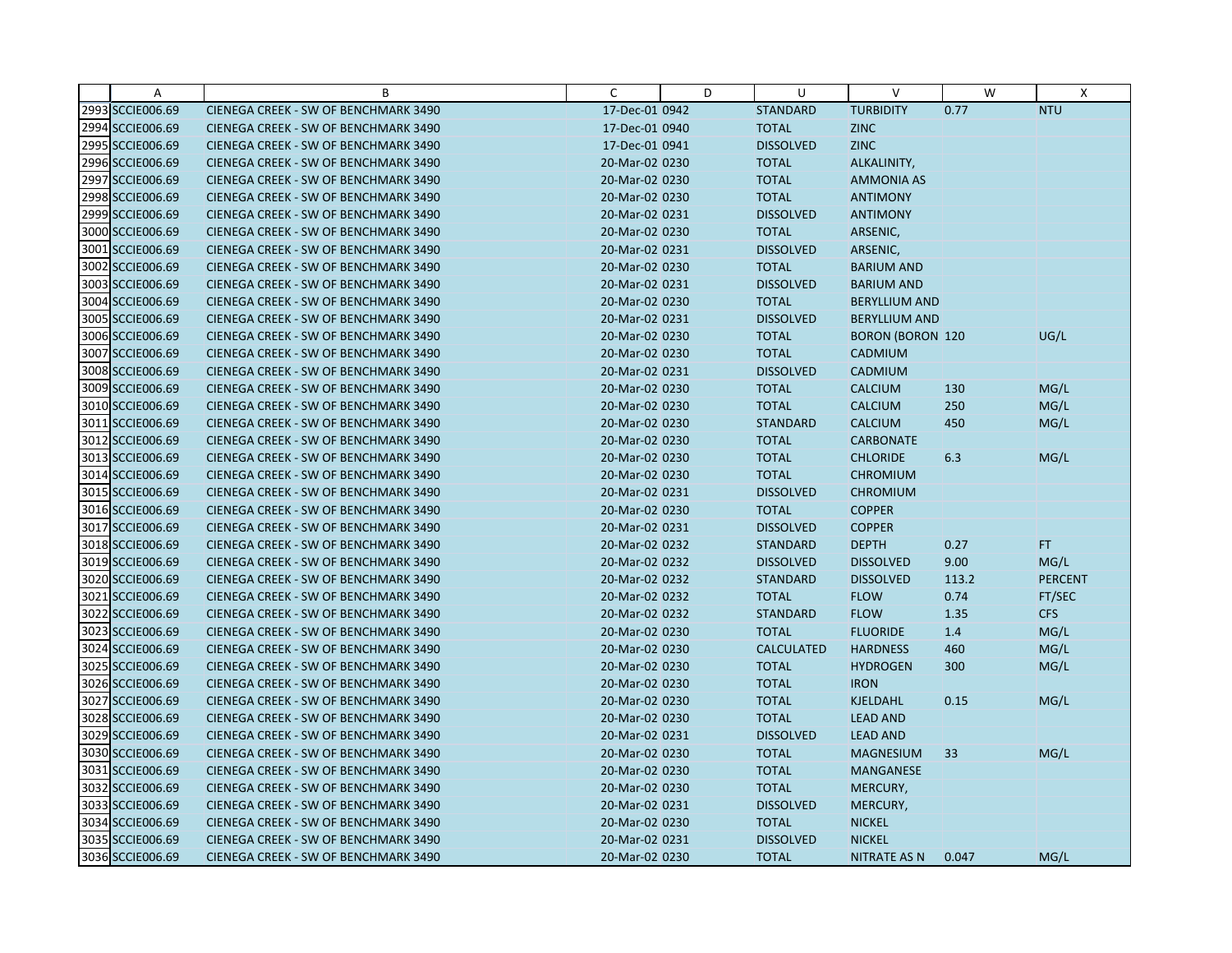| | A | B | C | D | U | V | W | X |
|---|---|---|---|---|---|---|---|---|
| 2993 | SCCIE006.69 | CIENEGA CREEK - SW OF BENCHMARK 3490 | 17-Dec-01 | 0942 | STANDARD | TURBIDITY | 0.77 | NTU |
| 2994 | SCCIE006.69 | CIENEGA CREEK - SW OF BENCHMARK 3490 | 17-Dec-01 | 0940 | TOTAL | ZINC | | |
| 2995 | SCCIE006.69 | CIENEGA CREEK - SW OF BENCHMARK 3490 | 17-Dec-01 | 0941 | DISSOLVED | ZINC | | |
| 2996 | SCCIE006.69 | CIENEGA CREEK - SW OF BENCHMARK 3490 | 20-Mar-02 | 0230 | TOTAL | ALKALINITY, | | |
| 2997 | SCCIE006.69 | CIENEGA CREEK - SW OF BENCHMARK 3490 | 20-Mar-02 | 0230 | TOTAL | AMMONIA AS | | |
| 2998 | SCCIE006.69 | CIENEGA CREEK - SW OF BENCHMARK 3490 | 20-Mar-02 | 0230 | TOTAL | ANTIMONY | | |
| 2999 | SCCIE006.69 | CIENEGA CREEK - SW OF BENCHMARK 3490 | 20-Mar-02 | 0231 | DISSOLVED | ANTIMONY | | |
| 3000 | SCCIE006.69 | CIENEGA CREEK - SW OF BENCHMARK 3490 | 20-Mar-02 | 0230 | TOTAL | ARSENIC, | | |
| 3001 | SCCIE006.69 | CIENEGA CREEK - SW OF BENCHMARK 3490 | 20-Mar-02 | 0231 | DISSOLVED | ARSENIC, | | |
| 3002 | SCCIE006.69 | CIENEGA CREEK - SW OF BENCHMARK 3490 | 20-Mar-02 | 0230 | TOTAL | BARIUM AND | | |
| 3003 | SCCIE006.69 | CIENEGA CREEK - SW OF BENCHMARK 3490 | 20-Mar-02 | 0231 | DISSOLVED | BARIUM AND | | |
| 3004 | SCCIE006.69 | CIENEGA CREEK - SW OF BENCHMARK 3490 | 20-Mar-02 | 0230 | TOTAL | BERYLLIUM AND | | |
| 3005 | SCCIE006.69 | CIENEGA CREEK - SW OF BENCHMARK 3490 | 20-Mar-02 | 0231 | DISSOLVED | BERYLLIUM AND | | |
| 3006 | SCCIE006.69 | CIENEGA CREEK - SW OF BENCHMARK 3490 | 20-Mar-02 | 0230 | TOTAL | BORON (BORON | 120 | UG/L |
| 3007 | SCCIE006.69 | CIENEGA CREEK - SW OF BENCHMARK 3490 | 20-Mar-02 | 0230 | TOTAL | CADMIUM | | |
| 3008 | SCCIE006.69 | CIENEGA CREEK - SW OF BENCHMARK 3490 | 20-Mar-02 | 0231 | DISSOLVED | CADMIUM | | |
| 3009 | SCCIE006.69 | CIENEGA CREEK - SW OF BENCHMARK 3490 | 20-Mar-02 | 0230 | TOTAL | CALCIUM | 130 | MG/L |
| 3010 | SCCIE006.69 | CIENEGA CREEK - SW OF BENCHMARK 3490 | 20-Mar-02 | 0230 | TOTAL | CALCIUM | 250 | MG/L |
| 3011 | SCCIE006.69 | CIENEGA CREEK - SW OF BENCHMARK 3490 | 20-Mar-02 | 0230 | STANDARD | CALCIUM | 450 | MG/L |
| 3012 | SCCIE006.69 | CIENEGA CREEK - SW OF BENCHMARK 3490 | 20-Mar-02 | 0230 | TOTAL | CARBONATE | | |
| 3013 | SCCIE006.69 | CIENEGA CREEK - SW OF BENCHMARK 3490 | 20-Mar-02 | 0230 | TOTAL | CHLORIDE | 6.3 | MG/L |
| 3014 | SCCIE006.69 | CIENEGA CREEK - SW OF BENCHMARK 3490 | 20-Mar-02 | 0230 | TOTAL | CHROMIUM | | |
| 3015 | SCCIE006.69 | CIENEGA CREEK - SW OF BENCHMARK 3490 | 20-Mar-02 | 0231 | DISSOLVED | CHROMIUM | | |
| 3016 | SCCIE006.69 | CIENEGA CREEK - SW OF BENCHMARK 3490 | 20-Mar-02 | 0230 | TOTAL | COPPER | | |
| 3017 | SCCIE006.69 | CIENEGA CREEK - SW OF BENCHMARK 3490 | 20-Mar-02 | 0231 | DISSOLVED | COPPER | | |
| 3018 | SCCIE006.69 | CIENEGA CREEK - SW OF BENCHMARK 3490 | 20-Mar-02 | 0232 | STANDARD | DEPTH | 0.27 | FT |
| 3019 | SCCIE006.69 | CIENEGA CREEK - SW OF BENCHMARK 3490 | 20-Mar-02 | 0232 | DISSOLVED | DISSOLVED | 9.00 | MG/L |
| 3020 | SCCIE006.69 | CIENEGA CREEK - SW OF BENCHMARK 3490 | 20-Mar-02 | 0232 | STANDARD | DISSOLVED | 113.2 | PERCENT |
| 3021 | SCCIE006.69 | CIENEGA CREEK - SW OF BENCHMARK 3490 | 20-Mar-02 | 0232 | TOTAL | FLOW | 0.74 | FT/SEC |
| 3022 | SCCIE006.69 | CIENEGA CREEK - SW OF BENCHMARK 3490 | 20-Mar-02 | 0232 | STANDARD | FLOW | 1.35 | CFS |
| 3023 | SCCIE006.69 | CIENEGA CREEK - SW OF BENCHMARK 3490 | 20-Mar-02 | 0230 | TOTAL | FLUORIDE | 1.4 | MG/L |
| 3024 | SCCIE006.69 | CIENEGA CREEK - SW OF BENCHMARK 3490 | 20-Mar-02 | 0230 | CALCULATED | HARDNESS | 460 | MG/L |
| 3025 | SCCIE006.69 | CIENEGA CREEK - SW OF BENCHMARK 3490 | 20-Mar-02 | 0230 | TOTAL | HYDROGEN | 300 | MG/L |
| 3026 | SCCIE006.69 | CIENEGA CREEK - SW OF BENCHMARK 3490 | 20-Mar-02 | 0230 | TOTAL | IRON | | |
| 3027 | SCCIE006.69 | CIENEGA CREEK - SW OF BENCHMARK 3490 | 20-Mar-02 | 0230 | TOTAL | KJELDAHL | 0.15 | MG/L |
| 3028 | SCCIE006.69 | CIENEGA CREEK - SW OF BENCHMARK 3490 | 20-Mar-02 | 0230 | TOTAL | LEAD AND | | |
| 3029 | SCCIE006.69 | CIENEGA CREEK - SW OF BENCHMARK 3490 | 20-Mar-02 | 0231 | DISSOLVED | LEAD AND | | |
| 3030 | SCCIE006.69 | CIENEGA CREEK - SW OF BENCHMARK 3490 | 20-Mar-02 | 0230 | TOTAL | MAGNESIUM | 33 | MG/L |
| 3031 | SCCIE006.69 | CIENEGA CREEK - SW OF BENCHMARK 3490 | 20-Mar-02 | 0230 | TOTAL | MANGANESE | | |
| 3032 | SCCIE006.69 | CIENEGA CREEK - SW OF BENCHMARK 3490 | 20-Mar-02 | 0230 | TOTAL | MERCURY, | | |
| 3033 | SCCIE006.69 | CIENEGA CREEK - SW OF BENCHMARK 3490 | 20-Mar-02 | 0231 | DISSOLVED | MERCURY, | | |
| 3034 | SCCIE006.69 | CIENEGA CREEK - SW OF BENCHMARK 3490 | 20-Mar-02 | 0230 | TOTAL | NICKEL | | |
| 3035 | SCCIE006.69 | CIENEGA CREEK - SW OF BENCHMARK 3490 | 20-Mar-02 | 0231 | DISSOLVED | NICKEL | | |
| 3036 | SCCIE006.69 | CIENEGA CREEK - SW OF BENCHMARK 3490 | 20-Mar-02 | 0230 | TOTAL | NITRATE AS N | 0.047 | MG/L |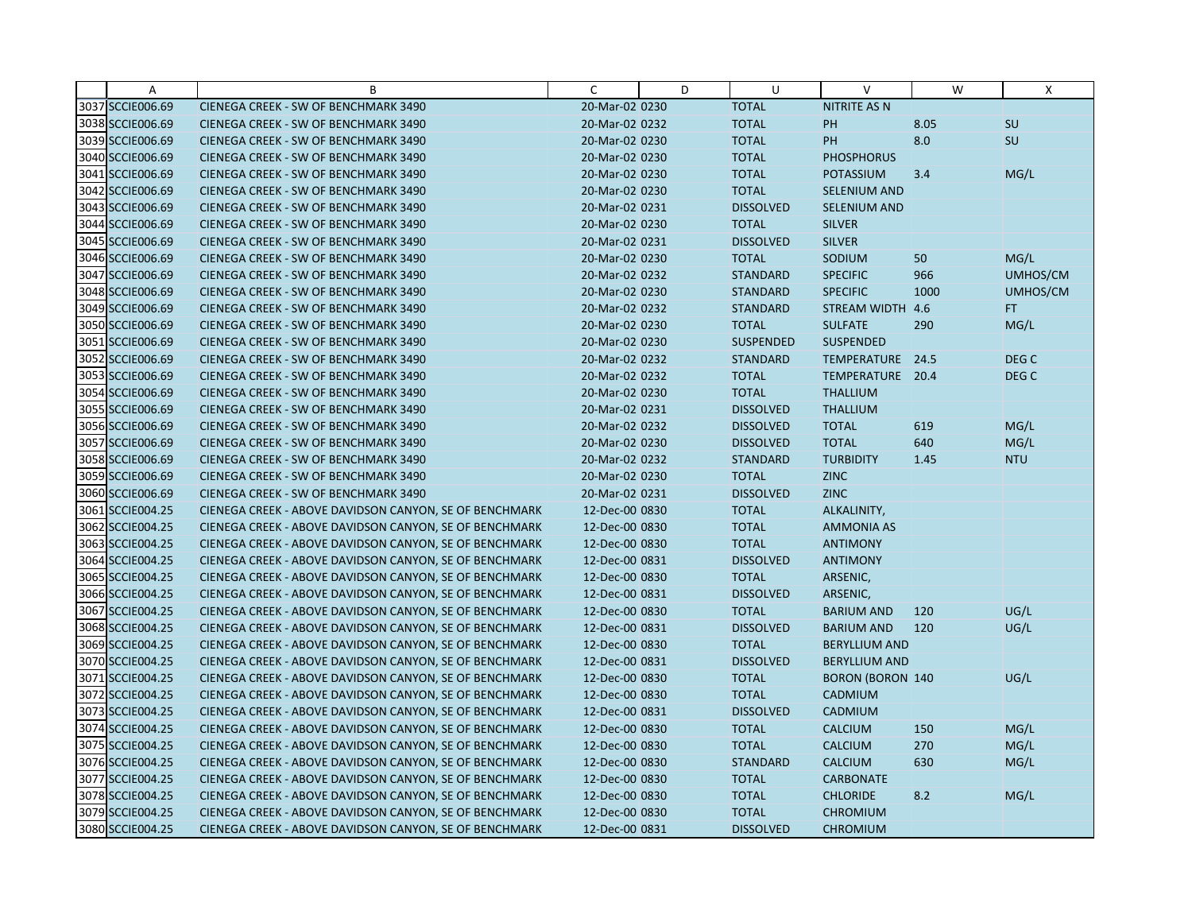|  | A | B | C | D | U | V | W | X |
|---|---|---|---|---|---|---|---|---|
| 3037 | SCCIE006.69 | CIENEGA CREEK - SW OF BENCHMARK 3490 | 20-Mar-02 | 0230 | TOTAL | NITRITE AS N | | |
| 3038 | SCCIE006.69 | CIENEGA CREEK - SW OF BENCHMARK 3490 | 20-Mar-02 | 0232 | TOTAL | PH | 8.05 | SU |
| 3039 | SCCIE006.69 | CIENEGA CREEK - SW OF BENCHMARK 3490 | 20-Mar-02 | 0230 | TOTAL | PH | 8.0 | SU |
| 3040 | SCCIE006.69 | CIENEGA CREEK - SW OF BENCHMARK 3490 | 20-Mar-02 | 0230 | TOTAL | PHOSPHORUS | | |
| 3041 | SCCIE006.69 | CIENEGA CREEK - SW OF BENCHMARK 3490 | 20-Mar-02 | 0230 | TOTAL | POTASSIUM | 3.4 | MG/L |
| 3042 | SCCIE006.69 | CIENEGA CREEK - SW OF BENCHMARK 3490 | 20-Mar-02 | 0230 | TOTAL | SELENIUM AND | | |
| 3043 | SCCIE006.69 | CIENEGA CREEK - SW OF BENCHMARK 3490 | 20-Mar-02 | 0231 | DISSOLVED | SELENIUM AND | | |
| 3044 | SCCIE006.69 | CIENEGA CREEK - SW OF BENCHMARK 3490 | 20-Mar-02 | 0230 | TOTAL | SILVER | | |
| 3045 | SCCIE006.69 | CIENEGA CREEK - SW OF BENCHMARK 3490 | 20-Mar-02 | 0231 | DISSOLVED | SILVER | | |
| 3046 | SCCIE006.69 | CIENEGA CREEK - SW OF BENCHMARK 3490 | 20-Mar-02 | 0230 | TOTAL | SODIUM | 50 | MG/L |
| 3047 | SCCIE006.69 | CIENEGA CREEK - SW OF BENCHMARK 3490 | 20-Mar-02 | 0232 | STANDARD | SPECIFIC | 966 | UMHOS/CM |
| 3048 | SCCIE006.69 | CIENEGA CREEK - SW OF BENCHMARK 3490 | 20-Mar-02 | 0230 | STANDARD | SPECIFIC | 1000 | UMHOS/CM |
| 3049 | SCCIE006.69 | CIENEGA CREEK - SW OF BENCHMARK 3490 | 20-Mar-02 | 0232 | STANDARD | STREAM WIDTH | 4.6 | FT |
| 3050 | SCCIE006.69 | CIENEGA CREEK - SW OF BENCHMARK 3490 | 20-Mar-02 | 0230 | TOTAL | SULFATE | 290 | MG/L |
| 3051 | SCCIE006.69 | CIENEGA CREEK - SW OF BENCHMARK 3490 | 20-Mar-02 | 0230 | SUSPENDED | SUSPENDED | | |
| 3052 | SCCIE006.69 | CIENEGA CREEK - SW OF BENCHMARK 3490 | 20-Mar-02 | 0232 | STANDARD | TEMPERATURE | 24.5 | DEG C |
| 3053 | SCCIE006.69 | CIENEGA CREEK - SW OF BENCHMARK 3490 | 20-Mar-02 | 0232 | TOTAL | TEMPERATURE | 20.4 | DEG C |
| 3054 | SCCIE006.69 | CIENEGA CREEK - SW OF BENCHMARK 3490 | 20-Mar-02 | 0230 | TOTAL | THALLIUM | | |
| 3055 | SCCIE006.69 | CIENEGA CREEK - SW OF BENCHMARK 3490 | 20-Mar-02 | 0231 | DISSOLVED | THALLIUM | | |
| 3056 | SCCIE006.69 | CIENEGA CREEK - SW OF BENCHMARK 3490 | 20-Mar-02 | 0232 | DISSOLVED | TOTAL | 619 | MG/L |
| 3057 | SCCIE006.69 | CIENEGA CREEK - SW OF BENCHMARK 3490 | 20-Mar-02 | 0230 | DISSOLVED | TOTAL | 640 | MG/L |
| 3058 | SCCIE006.69 | CIENEGA CREEK - SW OF BENCHMARK 3490 | 20-Mar-02 | 0232 | STANDARD | TURBIDITY | 1.45 | NTU |
| 3059 | SCCIE006.69 | CIENEGA CREEK - SW OF BENCHMARK 3490 | 20-Mar-02 | 0230 | TOTAL | ZINC | | |
| 3060 | SCCIE006.69 | CIENEGA CREEK - SW OF BENCHMARK 3490 | 20-Mar-02 | 0231 | DISSOLVED | ZINC | | |
| 3061 | SCCIE004.25 | CIENEGA CREEK - ABOVE DAVIDSON CANYON, SE OF BENCHMARK | 12-Dec-00 | 0830 | TOTAL | ALKALINITY, | | |
| 3062 | SCCIE004.25 | CIENEGA CREEK - ABOVE DAVIDSON CANYON, SE OF BENCHMARK | 12-Dec-00 | 0830 | TOTAL | AMMONIA AS | | |
| 3063 | SCCIE004.25 | CIENEGA CREEK - ABOVE DAVIDSON CANYON, SE OF BENCHMARK | 12-Dec-00 | 0830 | TOTAL | ANTIMONY | | |
| 3064 | SCCIE004.25 | CIENEGA CREEK - ABOVE DAVIDSON CANYON, SE OF BENCHMARK | 12-Dec-00 | 0831 | DISSOLVED | ANTIMONY | | |
| 3065 | SCCIE004.25 | CIENEGA CREEK - ABOVE DAVIDSON CANYON, SE OF BENCHMARK | 12-Dec-00 | 0830 | TOTAL | ARSENIC, | | |
| 3066 | SCCIE004.25 | CIENEGA CREEK - ABOVE DAVIDSON CANYON, SE OF BENCHMARK | 12-Dec-00 | 0831 | DISSOLVED | ARSENIC, | | |
| 3067 | SCCIE004.25 | CIENEGA CREEK - ABOVE DAVIDSON CANYON, SE OF BENCHMARK | 12-Dec-00 | 0830 | TOTAL | BARIUM AND | 120 | UG/L |
| 3068 | SCCIE004.25 | CIENEGA CREEK - ABOVE DAVIDSON CANYON, SE OF BENCHMARK | 12-Dec-00 | 0831 | DISSOLVED | BARIUM AND | 120 | UG/L |
| 3069 | SCCIE004.25 | CIENEGA CREEK - ABOVE DAVIDSON CANYON, SE OF BENCHMARK | 12-Dec-00 | 0830 | TOTAL | BERYLLIUM AND | | |
| 3070 | SCCIE004.25 | CIENEGA CREEK - ABOVE DAVIDSON CANYON, SE OF BENCHMARK | 12-Dec-00 | 0831 | DISSOLVED | BERYLLIUM AND | | |
| 3071 | SCCIE004.25 | CIENEGA CREEK - ABOVE DAVIDSON CANYON, SE OF BENCHMARK | 12-Dec-00 | 0830 | TOTAL | BORON (BORON | 140 | UG/L |
| 3072 | SCCIE004.25 | CIENEGA CREEK - ABOVE DAVIDSON CANYON, SE OF BENCHMARK | 12-Dec-00 | 0830 | TOTAL | CADMIUM | | |
| 3073 | SCCIE004.25 | CIENEGA CREEK - ABOVE DAVIDSON CANYON, SE OF BENCHMARK | 12-Dec-00 | 0831 | DISSOLVED | CADMIUM | | |
| 3074 | SCCIE004.25 | CIENEGA CREEK - ABOVE DAVIDSON CANYON, SE OF BENCHMARK | 12-Dec-00 | 0830 | TOTAL | CALCIUM | 150 | MG/L |
| 3075 | SCCIE004.25 | CIENEGA CREEK - ABOVE DAVIDSON CANYON, SE OF BENCHMARK | 12-Dec-00 | 0830 | TOTAL | CALCIUM | 270 | MG/L |
| 3076 | SCCIE004.25 | CIENEGA CREEK - ABOVE DAVIDSON CANYON, SE OF BENCHMARK | 12-Dec-00 | 0830 | STANDARD | CALCIUM | 630 | MG/L |
| 3077 | SCCIE004.25 | CIENEGA CREEK - ABOVE DAVIDSON CANYON, SE OF BENCHMARK | 12-Dec-00 | 0830 | TOTAL | CARBONATE | | |
| 3078 | SCCIE004.25 | CIENEGA CREEK - ABOVE DAVIDSON CANYON, SE OF BENCHMARK | 12-Dec-00 | 0830 | TOTAL | CHLORIDE | 8.2 | MG/L |
| 3079 | SCCIE004.25 | CIENEGA CREEK - ABOVE DAVIDSON CANYON, SE OF BENCHMARK | 12-Dec-00 | 0830 | TOTAL | CHROMIUM | | |
| 3080 | SCCIE004.25 | CIENEGA CREEK - ABOVE DAVIDSON CANYON, SE OF BENCHMARK | 12-Dec-00 | 0831 | DISSOLVED | CHROMIUM | | |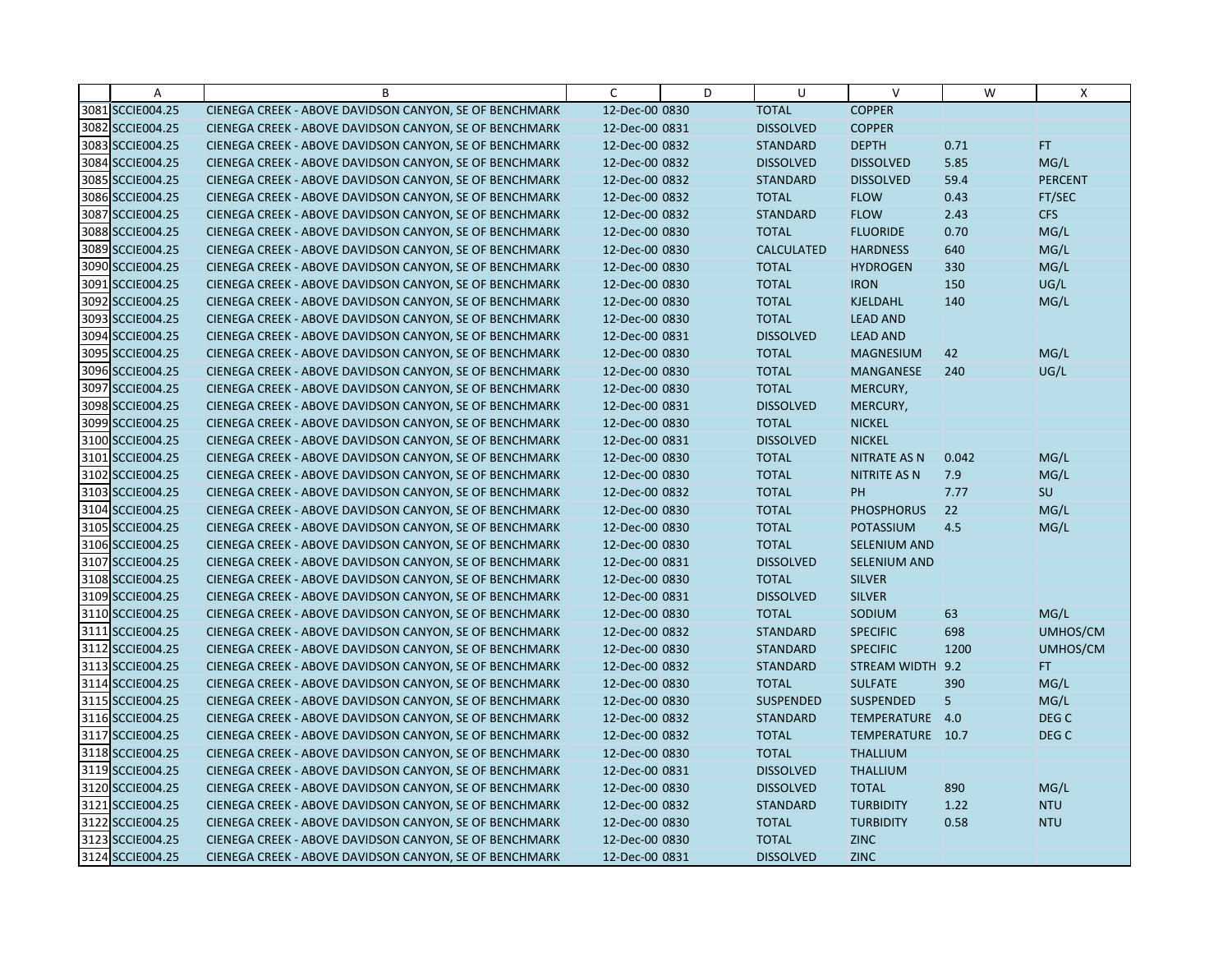| | A | B | C | D | U | V | W | X |
|---|---|---|---|---|---|---|---|---|
| 3081 | SCCIE004.25 | CIENEGA CREEK - ABOVE DAVIDSON CANYON, SE OF BENCHMARK | 12-Dec-00 | 0830 | TOTAL | COPPER | | |
| 3082 | SCCIE004.25 | CIENEGA CREEK - ABOVE DAVIDSON CANYON, SE OF BENCHMARK | 12-Dec-00 | 0831 | DISSOLVED | COPPER | | |
| 3083 | SCCIE004.25 | CIENEGA CREEK - ABOVE DAVIDSON CANYON, SE OF BENCHMARK | 12-Dec-00 | 0832 | STANDARD | DEPTH | 0.71 | FT |
| 3084 | SCCIE004.25 | CIENEGA CREEK - ABOVE DAVIDSON CANYON, SE OF BENCHMARK | 12-Dec-00 | 0832 | DISSOLVED | DISSOLVED | 5.85 | MG/L |
| 3085 | SCCIE004.25 | CIENEGA CREEK - ABOVE DAVIDSON CANYON, SE OF BENCHMARK | 12-Dec-00 | 0832 | STANDARD | DISSOLVED | 59.4 | PERCENT |
| 3086 | SCCIE004.25 | CIENEGA CREEK - ABOVE DAVIDSON CANYON, SE OF BENCHMARK | 12-Dec-00 | 0832 | TOTAL | FLOW | 0.43 | FT/SEC |
| 3087 | SCCIE004.25 | CIENEGA CREEK - ABOVE DAVIDSON CANYON, SE OF BENCHMARK | 12-Dec-00 | 0832 | STANDARD | FLOW | 2.43 | CFS |
| 3088 | SCCIE004.25 | CIENEGA CREEK - ABOVE DAVIDSON CANYON, SE OF BENCHMARK | 12-Dec-00 | 0830 | TOTAL | FLUORIDE | 0.70 | MG/L |
| 3089 | SCCIE004.25 | CIENEGA CREEK - ABOVE DAVIDSON CANYON, SE OF BENCHMARK | 12-Dec-00 | 0830 | CALCULATED | HARDNESS | 640 | MG/L |
| 3090 | SCCIE004.25 | CIENEGA CREEK - ABOVE DAVIDSON CANYON, SE OF BENCHMARK | 12-Dec-00 | 0830 | TOTAL | HYDROGEN | 330 | MG/L |
| 3091 | SCCIE004.25 | CIENEGA CREEK - ABOVE DAVIDSON CANYON, SE OF BENCHMARK | 12-Dec-00 | 0830 | TOTAL | IRON | 150 | UG/L |
| 3092 | SCCIE004.25 | CIENEGA CREEK - ABOVE DAVIDSON CANYON, SE OF BENCHMARK | 12-Dec-00 | 0830 | TOTAL | KJELDAHL | 140 | MG/L |
| 3093 | SCCIE004.25 | CIENEGA CREEK - ABOVE DAVIDSON CANYON, SE OF BENCHMARK | 12-Dec-00 | 0830 | TOTAL | LEAD AND | | |
| 3094 | SCCIE004.25 | CIENEGA CREEK - ABOVE DAVIDSON CANYON, SE OF BENCHMARK | 12-Dec-00 | 0831 | DISSOLVED | LEAD AND | | |
| 3095 | SCCIE004.25 | CIENEGA CREEK - ABOVE DAVIDSON CANYON, SE OF BENCHMARK | 12-Dec-00 | 0830 | TOTAL | MAGNESIUM | 42 | MG/L |
| 3096 | SCCIE004.25 | CIENEGA CREEK - ABOVE DAVIDSON CANYON, SE OF BENCHMARK | 12-Dec-00 | 0830 | TOTAL | MANGANESE | 240 | UG/L |
| 3097 | SCCIE004.25 | CIENEGA CREEK - ABOVE DAVIDSON CANYON, SE OF BENCHMARK | 12-Dec-00 | 0830 | TOTAL | MERCURY, | | |
| 3098 | SCCIE004.25 | CIENEGA CREEK - ABOVE DAVIDSON CANYON, SE OF BENCHMARK | 12-Dec-00 | 0831 | DISSOLVED | MERCURY, | | |
| 3099 | SCCIE004.25 | CIENEGA CREEK - ABOVE DAVIDSON CANYON, SE OF BENCHMARK | 12-Dec-00 | 0830 | TOTAL | NICKEL | | |
| 3100 | SCCIE004.25 | CIENEGA CREEK - ABOVE DAVIDSON CANYON, SE OF BENCHMARK | 12-Dec-00 | 0831 | DISSOLVED | NICKEL | | |
| 3101 | SCCIE004.25 | CIENEGA CREEK - ABOVE DAVIDSON CANYON, SE OF BENCHMARK | 12-Dec-00 | 0830 | TOTAL | NITRATE AS N | 0.042 | MG/L |
| 3102 | SCCIE004.25 | CIENEGA CREEK - ABOVE DAVIDSON CANYON, SE OF BENCHMARK | 12-Dec-00 | 0830 | TOTAL | NITRITE AS N | 7.9 | MG/L |
| 3103 | SCCIE004.25 | CIENEGA CREEK - ABOVE DAVIDSON CANYON, SE OF BENCHMARK | 12-Dec-00 | 0832 | TOTAL | PH | 7.77 | SU |
| 3104 | SCCIE004.25 | CIENEGA CREEK - ABOVE DAVIDSON CANYON, SE OF BENCHMARK | 12-Dec-00 | 0830 | TOTAL | PHOSPHORUS | 22 | MG/L |
| 3105 | SCCIE004.25 | CIENEGA CREEK - ABOVE DAVIDSON CANYON, SE OF BENCHMARK | 12-Dec-00 | 0830 | TOTAL | POTASSIUM | 4.5 | MG/L |
| 3106 | SCCIE004.25 | CIENEGA CREEK - ABOVE DAVIDSON CANYON, SE OF BENCHMARK | 12-Dec-00 | 0830 | TOTAL | SELENIUM AND | | |
| 3107 | SCCIE004.25 | CIENEGA CREEK - ABOVE DAVIDSON CANYON, SE OF BENCHMARK | 12-Dec-00 | 0831 | DISSOLVED | SELENIUM AND | | |
| 3108 | SCCIE004.25 | CIENEGA CREEK - ABOVE DAVIDSON CANYON, SE OF BENCHMARK | 12-Dec-00 | 0830 | TOTAL | SILVER | | |
| 3109 | SCCIE004.25 | CIENEGA CREEK - ABOVE DAVIDSON CANYON, SE OF BENCHMARK | 12-Dec-00 | 0831 | DISSOLVED | SILVER | | |
| 3110 | SCCIE004.25 | CIENEGA CREEK - ABOVE DAVIDSON CANYON, SE OF BENCHMARK | 12-Dec-00 | 0830 | TOTAL | SODIUM | 63 | MG/L |
| 3111 | SCCIE004.25 | CIENEGA CREEK - ABOVE DAVIDSON CANYON, SE OF BENCHMARK | 12-Dec-00 | 0832 | STANDARD | SPECIFIC | 698 | UMHOS/CM |
| 3112 | SCCIE004.25 | CIENEGA CREEK - ABOVE DAVIDSON CANYON, SE OF BENCHMARK | 12-Dec-00 | 0830 | STANDARD | SPECIFIC | 1200 | UMHOS/CM |
| 3113 | SCCIE004.25 | CIENEGA CREEK - ABOVE DAVIDSON CANYON, SE OF BENCHMARK | 12-Dec-00 | 0832 | STANDARD | STREAM WIDTH | 9.2 | FT |
| 3114 | SCCIE004.25 | CIENEGA CREEK - ABOVE DAVIDSON CANYON, SE OF BENCHMARK | 12-Dec-00 | 0830 | TOTAL | SULFATE | 390 | MG/L |
| 3115 | SCCIE004.25 | CIENEGA CREEK - ABOVE DAVIDSON CANYON, SE OF BENCHMARK | 12-Dec-00 | 0830 | SUSPENDED | SUSPENDED | 5 | MG/L |
| 3116 | SCCIE004.25 | CIENEGA CREEK - ABOVE DAVIDSON CANYON, SE OF BENCHMARK | 12-Dec-00 | 0832 | STANDARD | TEMPERATURE | 4.0 | DEG C |
| 3117 | SCCIE004.25 | CIENEGA CREEK - ABOVE DAVIDSON CANYON, SE OF BENCHMARK | 12-Dec-00 | 0832 | TOTAL | TEMPERATURE | 10.7 | DEG C |
| 3118 | SCCIE004.25 | CIENEGA CREEK - ABOVE DAVIDSON CANYON, SE OF BENCHMARK | 12-Dec-00 | 0830 | TOTAL | THALLIUM | | |
| 3119 | SCCIE004.25 | CIENEGA CREEK - ABOVE DAVIDSON CANYON, SE OF BENCHMARK | 12-Dec-00 | 0831 | DISSOLVED | THALLIUM | | |
| 3120 | SCCIE004.25 | CIENEGA CREEK - ABOVE DAVIDSON CANYON, SE OF BENCHMARK | 12-Dec-00 | 0830 | DISSOLVED | TOTAL | 890 | MG/L |
| 3121 | SCCIE004.25 | CIENEGA CREEK - ABOVE DAVIDSON CANYON, SE OF BENCHMARK | 12-Dec-00 | 0832 | STANDARD | TURBIDITY | 1.22 | NTU |
| 3122 | SCCIE004.25 | CIENEGA CREEK - ABOVE DAVIDSON CANYON, SE OF BENCHMARK | 12-Dec-00 | 0830 | TOTAL | TURBIDITY | 0.58 | NTU |
| 3123 | SCCIE004.25 | CIENEGA CREEK - ABOVE DAVIDSON CANYON, SE OF BENCHMARK | 12-Dec-00 | 0830 | TOTAL | ZINC | | |
| 3124 | SCCIE004.25 | CIENEGA CREEK - ABOVE DAVIDSON CANYON, SE OF BENCHMARK | 12-Dec-00 | 0831 | DISSOLVED | ZINC | | |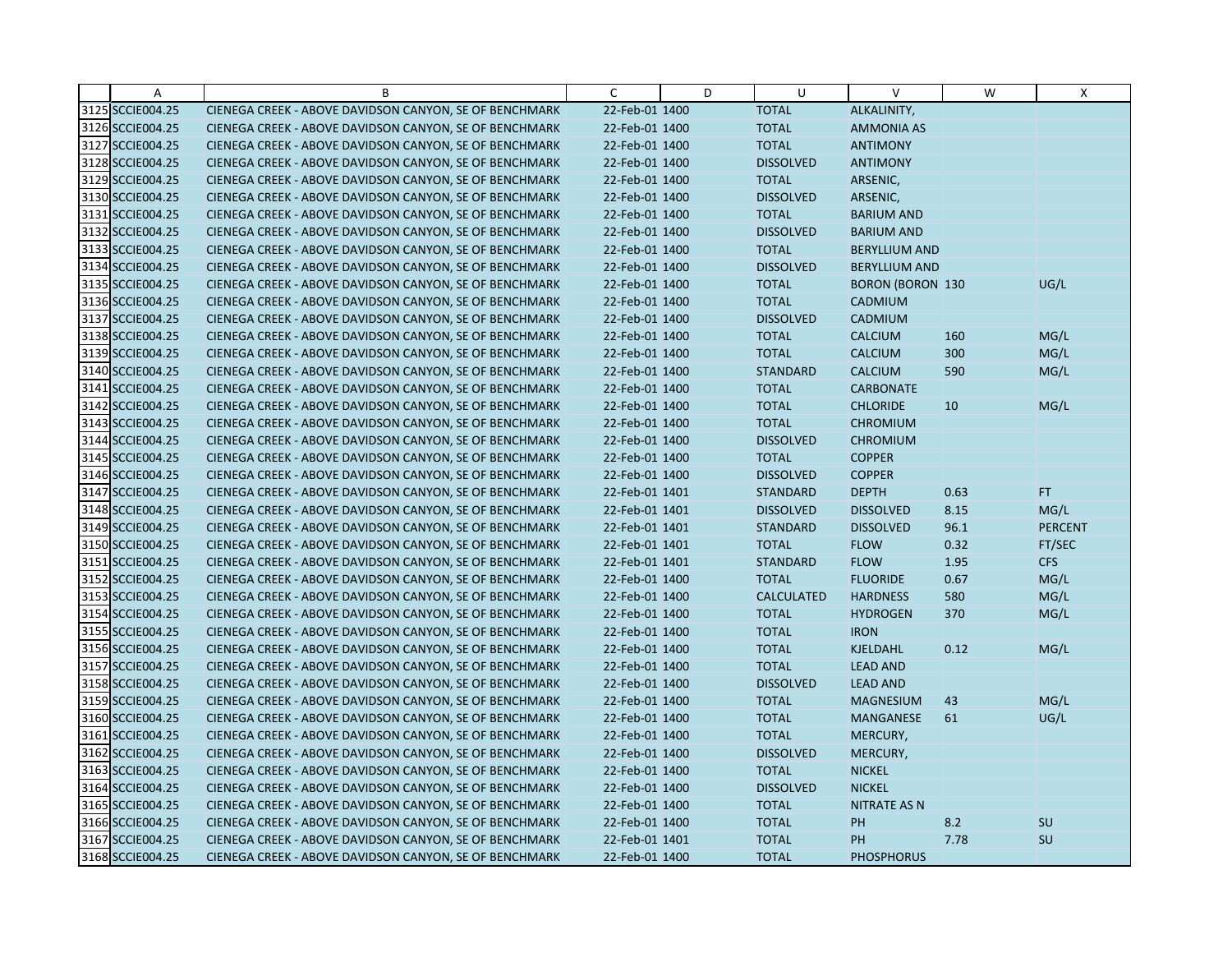| | A | B | C | D | U | V | W | X |
|---|---|---|---|---|---|---|---|---|
| 3125 | SCCIE004.25 | CIENEGA CREEK - ABOVE DAVIDSON CANYON, SE OF BENCHMARK | 22-Feb-01 | 1400 | TOTAL | ALKALINITY, | | |
| 3126 | SCCIE004.25 | CIENEGA CREEK - ABOVE DAVIDSON CANYON, SE OF BENCHMARK | 22-Feb-01 | 1400 | TOTAL | AMMONIA AS | | |
| 3127 | SCCIE004.25 | CIENEGA CREEK - ABOVE DAVIDSON CANYON, SE OF BENCHMARK | 22-Feb-01 | 1400 | TOTAL | ANTIMONY | | |
| 3128 | SCCIE004.25 | CIENEGA CREEK - ABOVE DAVIDSON CANYON, SE OF BENCHMARK | 22-Feb-01 | 1400 | DISSOLVED | ANTIMONY | | |
| 3129 | SCCIE004.25 | CIENEGA CREEK - ABOVE DAVIDSON CANYON, SE OF BENCHMARK | 22-Feb-01 | 1400 | TOTAL | ARSENIC, | | |
| 3130 | SCCIE004.25 | CIENEGA CREEK - ABOVE DAVIDSON CANYON, SE OF BENCHMARK | 22-Feb-01 | 1400 | DISSOLVED | ARSENIC, | | |
| 3131 | SCCIE004.25 | CIENEGA CREEK - ABOVE DAVIDSON CANYON, SE OF BENCHMARK | 22-Feb-01 | 1400 | TOTAL | BARIUM AND | | |
| 3132 | SCCIE004.25 | CIENEGA CREEK - ABOVE DAVIDSON CANYON, SE OF BENCHMARK | 22-Feb-01 | 1400 | DISSOLVED | BARIUM AND | | |
| 3133 | SCCIE004.25 | CIENEGA CREEK - ABOVE DAVIDSON CANYON, SE OF BENCHMARK | 22-Feb-01 | 1400 | TOTAL | BERYLLIUM AND | | |
| 3134 | SCCIE004.25 | CIENEGA CREEK - ABOVE DAVIDSON CANYON, SE OF BENCHMARK | 22-Feb-01 | 1400 | DISSOLVED | BERYLLIUM AND | | |
| 3135 | SCCIE004.25 | CIENEGA CREEK - ABOVE DAVIDSON CANYON, SE OF BENCHMARK | 22-Feb-01 | 1400 | TOTAL | BORON (BORON | 130 | UG/L |
| 3136 | SCCIE004.25 | CIENEGA CREEK - ABOVE DAVIDSON CANYON, SE OF BENCHMARK | 22-Feb-01 | 1400 | TOTAL | CADMIUM | | |
| 3137 | SCCIE004.25 | CIENEGA CREEK - ABOVE DAVIDSON CANYON, SE OF BENCHMARK | 22-Feb-01 | 1400 | DISSOLVED | CADMIUM | | |
| 3138 | SCCIE004.25 | CIENEGA CREEK - ABOVE DAVIDSON CANYON, SE OF BENCHMARK | 22-Feb-01 | 1400 | TOTAL | CALCIUM | 160 | MG/L |
| 3139 | SCCIE004.25 | CIENEGA CREEK - ABOVE DAVIDSON CANYON, SE OF BENCHMARK | 22-Feb-01 | 1400 | TOTAL | CALCIUM | 300 | MG/L |
| 3140 | SCCIE004.25 | CIENEGA CREEK - ABOVE DAVIDSON CANYON, SE OF BENCHMARK | 22-Feb-01 | 1400 | STANDARD | CALCIUM | 590 | MG/L |
| 3141 | SCCIE004.25 | CIENEGA CREEK - ABOVE DAVIDSON CANYON, SE OF BENCHMARK | 22-Feb-01 | 1400 | TOTAL | CARBONATE | | |
| 3142 | SCCIE004.25 | CIENEGA CREEK - ABOVE DAVIDSON CANYON, SE OF BENCHMARK | 22-Feb-01 | 1400 | TOTAL | CHLORIDE | 10 | MG/L |
| 3143 | SCCIE004.25 | CIENEGA CREEK - ABOVE DAVIDSON CANYON, SE OF BENCHMARK | 22-Feb-01 | 1400 | TOTAL | CHROMIUM | | |
| 3144 | SCCIE004.25 | CIENEGA CREEK - ABOVE DAVIDSON CANYON, SE OF BENCHMARK | 22-Feb-01 | 1400 | DISSOLVED | CHROMIUM | | |
| 3145 | SCCIE004.25 | CIENEGA CREEK - ABOVE DAVIDSON CANYON, SE OF BENCHMARK | 22-Feb-01 | 1400 | TOTAL | COPPER | | |
| 3146 | SCCIE004.25 | CIENEGA CREEK - ABOVE DAVIDSON CANYON, SE OF BENCHMARK | 22-Feb-01 | 1400 | DISSOLVED | COPPER | | |
| 3147 | SCCIE004.25 | CIENEGA CREEK - ABOVE DAVIDSON CANYON, SE OF BENCHMARK | 22-Feb-01 | 1401 | STANDARD | DEPTH | 0.63 | FT |
| 3148 | SCCIE004.25 | CIENEGA CREEK - ABOVE DAVIDSON CANYON, SE OF BENCHMARK | 22-Feb-01 | 1401 | DISSOLVED | DISSOLVED | 8.15 | MG/L |
| 3149 | SCCIE004.25 | CIENEGA CREEK - ABOVE DAVIDSON CANYON, SE OF BENCHMARK | 22-Feb-01 | 1401 | STANDARD | DISSOLVED | 96.1 | PERCENT |
| 3150 | SCCIE004.25 | CIENEGA CREEK - ABOVE DAVIDSON CANYON, SE OF BENCHMARK | 22-Feb-01 | 1401 | TOTAL | FLOW | 0.32 | FT/SEC |
| 3151 | SCCIE004.25 | CIENEGA CREEK - ABOVE DAVIDSON CANYON, SE OF BENCHMARK | 22-Feb-01 | 1401 | STANDARD | FLOW | 1.95 | CFS |
| 3152 | SCCIE004.25 | CIENEGA CREEK - ABOVE DAVIDSON CANYON, SE OF BENCHMARK | 22-Feb-01 | 1400 | TOTAL | FLUORIDE | 0.67 | MG/L |
| 3153 | SCCIE004.25 | CIENEGA CREEK - ABOVE DAVIDSON CANYON, SE OF BENCHMARK | 22-Feb-01 | 1400 | CALCULATED | HARDNESS | 580 | MG/L |
| 3154 | SCCIE004.25 | CIENEGA CREEK - ABOVE DAVIDSON CANYON, SE OF BENCHMARK | 22-Feb-01 | 1400 | TOTAL | HYDROGEN | 370 | MG/L |
| 3155 | SCCIE004.25 | CIENEGA CREEK - ABOVE DAVIDSON CANYON, SE OF BENCHMARK | 22-Feb-01 | 1400 | TOTAL | IRON | | |
| 3156 | SCCIE004.25 | CIENEGA CREEK - ABOVE DAVIDSON CANYON, SE OF BENCHMARK | 22-Feb-01 | 1400 | TOTAL | KJELDAHL | 0.12 | MG/L |
| 3157 | SCCIE004.25 | CIENEGA CREEK - ABOVE DAVIDSON CANYON, SE OF BENCHMARK | 22-Feb-01 | 1400 | TOTAL | LEAD AND | | |
| 3158 | SCCIE004.25 | CIENEGA CREEK - ABOVE DAVIDSON CANYON, SE OF BENCHMARK | 22-Feb-01 | 1400 | DISSOLVED | LEAD AND | | |
| 3159 | SCCIE004.25 | CIENEGA CREEK - ABOVE DAVIDSON CANYON, SE OF BENCHMARK | 22-Feb-01 | 1400 | TOTAL | MAGNESIUM | 43 | MG/L |
| 3160 | SCCIE004.25 | CIENEGA CREEK - ABOVE DAVIDSON CANYON, SE OF BENCHMARK | 22-Feb-01 | 1400 | TOTAL | MANGANESE | 61 | UG/L |
| 3161 | SCCIE004.25 | CIENEGA CREEK - ABOVE DAVIDSON CANYON, SE OF BENCHMARK | 22-Feb-01 | 1400 | TOTAL | MERCURY, | | |
| 3162 | SCCIE004.25 | CIENEGA CREEK - ABOVE DAVIDSON CANYON, SE OF BENCHMARK | 22-Feb-01 | 1400 | DISSOLVED | MERCURY, | | |
| 3163 | SCCIE004.25 | CIENEGA CREEK - ABOVE DAVIDSON CANYON, SE OF BENCHMARK | 22-Feb-01 | 1400 | TOTAL | NICKEL | | |
| 3164 | SCCIE004.25 | CIENEGA CREEK - ABOVE DAVIDSON CANYON, SE OF BENCHMARK | 22-Feb-01 | 1400 | DISSOLVED | NICKEL | | |
| 3165 | SCCIE004.25 | CIENEGA CREEK - ABOVE DAVIDSON CANYON, SE OF BENCHMARK | 22-Feb-01 | 1400 | TOTAL | NITRATE AS N | | |
| 3166 | SCCIE004.25 | CIENEGA CREEK - ABOVE DAVIDSON CANYON, SE OF BENCHMARK | 22-Feb-01 | 1400 | TOTAL | PH | 8.2 | SU |
| 3167 | SCCIE004.25 | CIENEGA CREEK - ABOVE DAVIDSON CANYON, SE OF BENCHMARK | 22-Feb-01 | 1401 | TOTAL | PH | 7.78 | SU |
| 3168 | SCCIE004.25 | CIENEGA CREEK - ABOVE DAVIDSON CANYON, SE OF BENCHMARK | 22-Feb-01 | 1400 | TOTAL | PHOSPHORUS | | |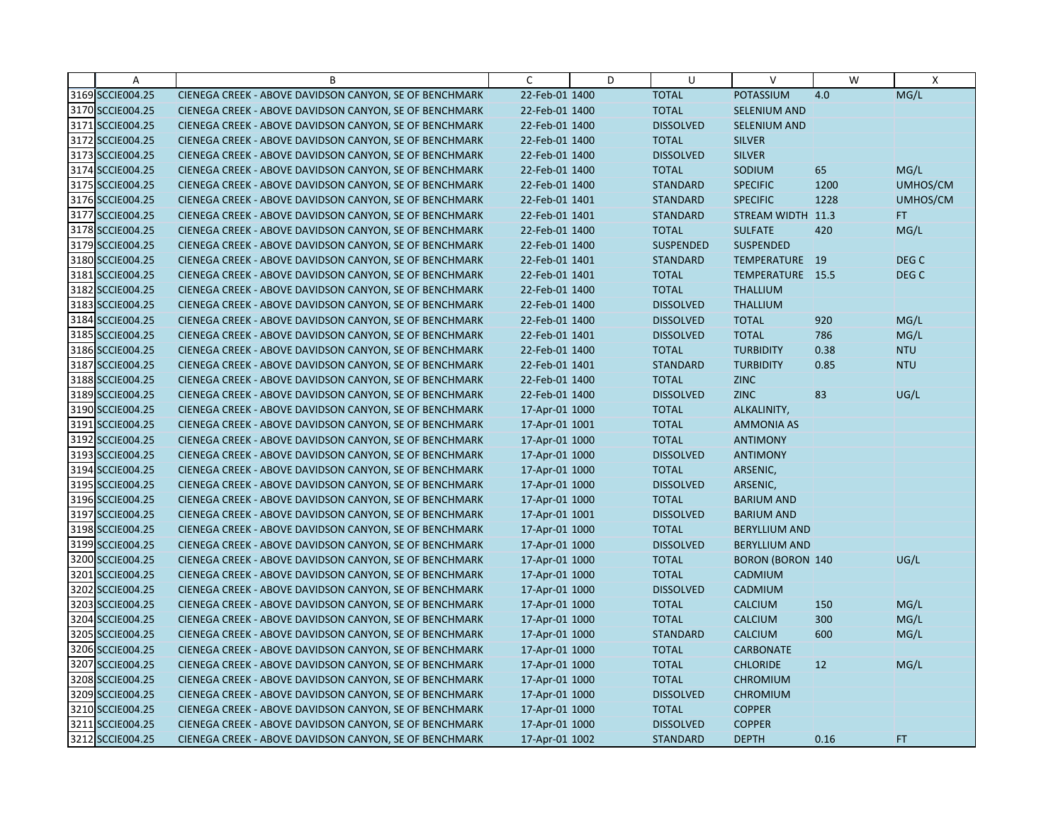| | A | B | C | D | U | V | W | X |
|---|---|---|---|---|---|---|---|---|
| 3169 | SCCIE004.25 | CIENEGA CREEK - ABOVE DAVIDSON CANYON, SE OF BENCHMARK | 22-Feb-01 | 1400 | TOTAL | POTASSIUM | 4.0 | MG/L |
| 3170 | SCCIE004.25 | CIENEGA CREEK - ABOVE DAVIDSON CANYON, SE OF BENCHMARK | 22-Feb-01 | 1400 | TOTAL | SELENIUM AND | | |
| 3171 | SCCIE004.25 | CIENEGA CREEK - ABOVE DAVIDSON CANYON, SE OF BENCHMARK | 22-Feb-01 | 1400 | DISSOLVED | SELENIUM AND | | |
| 3172 | SCCIE004.25 | CIENEGA CREEK - ABOVE DAVIDSON CANYON, SE OF BENCHMARK | 22-Feb-01 | 1400 | TOTAL | SILVER | | |
| 3173 | SCCIE004.25 | CIENEGA CREEK - ABOVE DAVIDSON CANYON, SE OF BENCHMARK | 22-Feb-01 | 1400 | DISSOLVED | SILVER | | |
| 3174 | SCCIE004.25 | CIENEGA CREEK - ABOVE DAVIDSON CANYON, SE OF BENCHMARK | 22-Feb-01 | 1400 | TOTAL | SODIUM | 65 | MG/L |
| 3175 | SCCIE004.25 | CIENEGA CREEK - ABOVE DAVIDSON CANYON, SE OF BENCHMARK | 22-Feb-01 | 1400 | STANDARD | SPECIFIC | 1200 | UMHOS/CM |
| 3176 | SCCIE004.25 | CIENEGA CREEK - ABOVE DAVIDSON CANYON, SE OF BENCHMARK | 22-Feb-01 | 1401 | STANDARD | SPECIFIC | 1228 | UMHOS/CM |
| 3177 | SCCIE004.25 | CIENEGA CREEK - ABOVE DAVIDSON CANYON, SE OF BENCHMARK | 22-Feb-01 | 1401 | STANDARD | STREAM WIDTH | 11.3 | FT |
| 3178 | SCCIE004.25 | CIENEGA CREEK - ABOVE DAVIDSON CANYON, SE OF BENCHMARK | 22-Feb-01 | 1400 | TOTAL | SULFATE | 420 | MG/L |
| 3179 | SCCIE004.25 | CIENEGA CREEK - ABOVE DAVIDSON CANYON, SE OF BENCHMARK | 22-Feb-01 | 1400 | SUSPENDED | SUSPENDED | | |
| 3180 | SCCIE004.25 | CIENEGA CREEK - ABOVE DAVIDSON CANYON, SE OF BENCHMARK | 22-Feb-01 | 1401 | STANDARD | TEMPERATURE | 19 | DEG C |
| 3181 | SCCIE004.25 | CIENEGA CREEK - ABOVE DAVIDSON CANYON, SE OF BENCHMARK | 22-Feb-01 | 1401 | TOTAL | TEMPERATURE | 15.5 | DEG C |
| 3182 | SCCIE004.25 | CIENEGA CREEK - ABOVE DAVIDSON CANYON, SE OF BENCHMARK | 22-Feb-01 | 1400 | TOTAL | THALLIUM | | |
| 3183 | SCCIE004.25 | CIENEGA CREEK - ABOVE DAVIDSON CANYON, SE OF BENCHMARK | 22-Feb-01 | 1400 | DISSOLVED | THALLIUM | | |
| 3184 | SCCIE004.25 | CIENEGA CREEK - ABOVE DAVIDSON CANYON, SE OF BENCHMARK | 22-Feb-01 | 1400 | DISSOLVED | TOTAL | 920 | MG/L |
| 3185 | SCCIE004.25 | CIENEGA CREEK - ABOVE DAVIDSON CANYON, SE OF BENCHMARK | 22-Feb-01 | 1401 | DISSOLVED | TOTAL | 786 | MG/L |
| 3186 | SCCIE004.25 | CIENEGA CREEK - ABOVE DAVIDSON CANYON, SE OF BENCHMARK | 22-Feb-01 | 1400 | TOTAL | TURBIDITY | 0.38 | NTU |
| 3187 | SCCIE004.25 | CIENEGA CREEK - ABOVE DAVIDSON CANYON, SE OF BENCHMARK | 22-Feb-01 | 1401 | STANDARD | TURBIDITY | 0.85 | NTU |
| 3188 | SCCIE004.25 | CIENEGA CREEK - ABOVE DAVIDSON CANYON, SE OF BENCHMARK | 22-Feb-01 | 1400 | TOTAL | ZINC | | |
| 3189 | SCCIE004.25 | CIENEGA CREEK - ABOVE DAVIDSON CANYON, SE OF BENCHMARK | 22-Feb-01 | 1400 | DISSOLVED | ZINC | 83 | UG/L |
| 3190 | SCCIE004.25 | CIENEGA CREEK - ABOVE DAVIDSON CANYON, SE OF BENCHMARK | 17-Apr-01 | 1000 | TOTAL | ALKALINITY, | | |
| 3191 | SCCIE004.25 | CIENEGA CREEK - ABOVE DAVIDSON CANYON, SE OF BENCHMARK | 17-Apr-01 | 1001 | TOTAL | AMMONIA AS | | |
| 3192 | SCCIE004.25 | CIENEGA CREEK - ABOVE DAVIDSON CANYON, SE OF BENCHMARK | 17-Apr-01 | 1000 | TOTAL | ANTIMONY | | |
| 3193 | SCCIE004.25 | CIENEGA CREEK - ABOVE DAVIDSON CANYON, SE OF BENCHMARK | 17-Apr-01 | 1000 | DISSOLVED | ANTIMONY | | |
| 3194 | SCCIE004.25 | CIENEGA CREEK - ABOVE DAVIDSON CANYON, SE OF BENCHMARK | 17-Apr-01 | 1000 | TOTAL | ARSENIC, | | |
| 3195 | SCCIE004.25 | CIENEGA CREEK - ABOVE DAVIDSON CANYON, SE OF BENCHMARK | 17-Apr-01 | 1000 | DISSOLVED | ARSENIC, | | |
| 3196 | SCCIE004.25 | CIENEGA CREEK - ABOVE DAVIDSON CANYON, SE OF BENCHMARK | 17-Apr-01 | 1000 | TOTAL | BARIUM AND | | |
| 3197 | SCCIE004.25 | CIENEGA CREEK - ABOVE DAVIDSON CANYON, SE OF BENCHMARK | 17-Apr-01 | 1001 | DISSOLVED | BARIUM AND | | |
| 3198 | SCCIE004.25 | CIENEGA CREEK - ABOVE DAVIDSON CANYON, SE OF BENCHMARK | 17-Apr-01 | 1000 | TOTAL | BERYLLIUM AND | | |
| 3199 | SCCIE004.25 | CIENEGA CREEK - ABOVE DAVIDSON CANYON, SE OF BENCHMARK | 17-Apr-01 | 1000 | DISSOLVED | BERYLLIUM AND | | |
| 3200 | SCCIE004.25 | CIENEGA CREEK - ABOVE DAVIDSON CANYON, SE OF BENCHMARK | 17-Apr-01 | 1000 | TOTAL | BORON (BORON | 140 | UG/L |
| 3201 | SCCIE004.25 | CIENEGA CREEK - ABOVE DAVIDSON CANYON, SE OF BENCHMARK | 17-Apr-01 | 1000 | TOTAL | CADMIUM | | |
| 3202 | SCCIE004.25 | CIENEGA CREEK - ABOVE DAVIDSON CANYON, SE OF BENCHMARK | 17-Apr-01 | 1000 | DISSOLVED | CADMIUM | | |
| 3203 | SCCIE004.25 | CIENEGA CREEK - ABOVE DAVIDSON CANYON, SE OF BENCHMARK | 17-Apr-01 | 1000 | TOTAL | CALCIUM | 150 | MG/L |
| 3204 | SCCIE004.25 | CIENEGA CREEK - ABOVE DAVIDSON CANYON, SE OF BENCHMARK | 17-Apr-01 | 1000 | TOTAL | CALCIUM | 300 | MG/L |
| 3205 | SCCIE004.25 | CIENEGA CREEK - ABOVE DAVIDSON CANYON, SE OF BENCHMARK | 17-Apr-01 | 1000 | STANDARD | CALCIUM | 600 | MG/L |
| 3206 | SCCIE004.25 | CIENEGA CREEK - ABOVE DAVIDSON CANYON, SE OF BENCHMARK | 17-Apr-01 | 1000 | TOTAL | CARBONATE | | |
| 3207 | SCCIE004.25 | CIENEGA CREEK - ABOVE DAVIDSON CANYON, SE OF BENCHMARK | 17-Apr-01 | 1000 | TOTAL | CHLORIDE | 12 | MG/L |
| 3208 | SCCIE004.25 | CIENEGA CREEK - ABOVE DAVIDSON CANYON, SE OF BENCHMARK | 17-Apr-01 | 1000 | TOTAL | CHROMIUM | | |
| 3209 | SCCIE004.25 | CIENEGA CREEK - ABOVE DAVIDSON CANYON, SE OF BENCHMARK | 17-Apr-01 | 1000 | DISSOLVED | CHROMIUM | | |
| 3210 | SCCIE004.25 | CIENEGA CREEK - ABOVE DAVIDSON CANYON, SE OF BENCHMARK | 17-Apr-01 | 1000 | TOTAL | COPPER | | |
| 3211 | SCCIE004.25 | CIENEGA CREEK - ABOVE DAVIDSON CANYON, SE OF BENCHMARK | 17-Apr-01 | 1000 | DISSOLVED | COPPER | | |
| 3212 | SCCIE004.25 | CIENEGA CREEK - ABOVE DAVIDSON CANYON, SE OF BENCHMARK | 17-Apr-01 | 1002 | STANDARD | DEPTH | 0.16 | FT |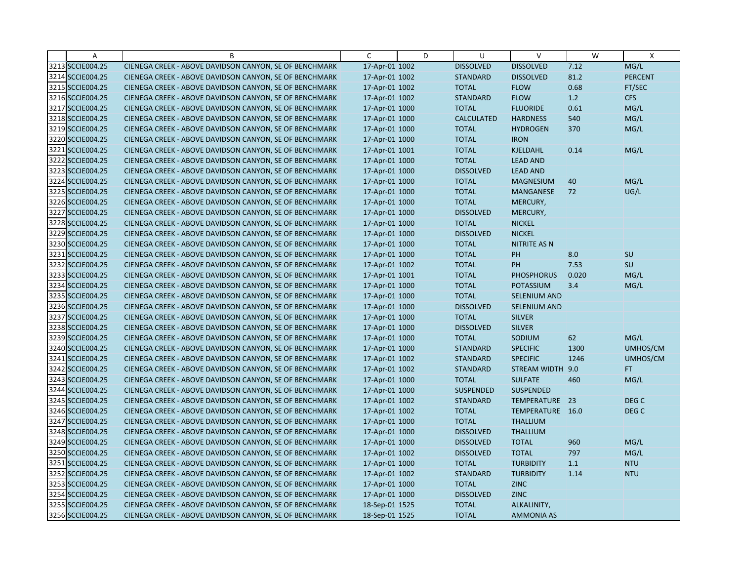| | A | B | C | D | U | V | W | X |
|---|---|---|---|---|---|---|---|---|
| 3213 | SCCIE004.25 | CIENEGA CREEK - ABOVE DAVIDSON CANYON, SE OF BENCHMARK | 17-Apr-01 | 1002 | DISSOLVED | DISSOLVED | 7.12 | MG/L |
| 3214 | SCCIE004.25 | CIENEGA CREEK - ABOVE DAVIDSON CANYON, SE OF BENCHMARK | 17-Apr-01 | 1002 | STANDARD | DISSOLVED | 81.2 | PERCENT |
| 3215 | SCCIE004.25 | CIENEGA CREEK - ABOVE DAVIDSON CANYON, SE OF BENCHMARK | 17-Apr-01 | 1002 | TOTAL | FLOW | 0.68 | FT/SEC |
| 3216 | SCCIE004.25 | CIENEGA CREEK - ABOVE DAVIDSON CANYON, SE OF BENCHMARK | 17-Apr-01 | 1002 | STANDARD | FLOW | 1.2 | CFS |
| 3217 | SCCIE004.25 | CIENEGA CREEK - ABOVE DAVIDSON CANYON, SE OF BENCHMARK | 17-Apr-01 | 1000 | TOTAL | FLUORIDE | 0.61 | MG/L |
| 3218 | SCCIE004.25 | CIENEGA CREEK - ABOVE DAVIDSON CANYON, SE OF BENCHMARK | 17-Apr-01 | 1000 | CALCULATED | HARDNESS | 540 | MG/L |
| 3219 | SCCIE004.25 | CIENEGA CREEK - ABOVE DAVIDSON CANYON, SE OF BENCHMARK | 17-Apr-01 | 1000 | TOTAL | HYDROGEN | 370 | MG/L |
| 3220 | SCCIE004.25 | CIENEGA CREEK - ABOVE DAVIDSON CANYON, SE OF BENCHMARK | 17-Apr-01 | 1000 | TOTAL | IRON | | |
| 3221 | SCCIE004.25 | CIENEGA CREEK - ABOVE DAVIDSON CANYON, SE OF BENCHMARK | 17-Apr-01 | 1001 | TOTAL | KJELDAHL | 0.14 | MG/L |
| 3222 | SCCIE004.25 | CIENEGA CREEK - ABOVE DAVIDSON CANYON, SE OF BENCHMARK | 17-Apr-01 | 1000 | TOTAL | LEAD AND | | |
| 3223 | SCCIE004.25 | CIENEGA CREEK - ABOVE DAVIDSON CANYON, SE OF BENCHMARK | 17-Apr-01 | 1000 | DISSOLVED | LEAD AND | | |
| 3224 | SCCIE004.25 | CIENEGA CREEK - ABOVE DAVIDSON CANYON, SE OF BENCHMARK | 17-Apr-01 | 1000 | TOTAL | MAGNESIUM | 40 | MG/L |
| 3225 | SCCIE004.25 | CIENEGA CREEK - ABOVE DAVIDSON CANYON, SE OF BENCHMARK | 17-Apr-01 | 1000 | TOTAL | MANGANESE | 72 | UG/L |
| 3226 | SCCIE004.25 | CIENEGA CREEK - ABOVE DAVIDSON CANYON, SE OF BENCHMARK | 17-Apr-01 | 1000 | TOTAL | MERCURY, | | |
| 3227 | SCCIE004.25 | CIENEGA CREEK - ABOVE DAVIDSON CANYON, SE OF BENCHMARK | 17-Apr-01 | 1000 | DISSOLVED | MERCURY, | | |
| 3228 | SCCIE004.25 | CIENEGA CREEK - ABOVE DAVIDSON CANYON, SE OF BENCHMARK | 17-Apr-01 | 1000 | TOTAL | NICKEL | | |
| 3229 | SCCIE004.25 | CIENEGA CREEK - ABOVE DAVIDSON CANYON, SE OF BENCHMARK | 17-Apr-01 | 1000 | DISSOLVED | NICKEL | | |
| 3230 | SCCIE004.25 | CIENEGA CREEK - ABOVE DAVIDSON CANYON, SE OF BENCHMARK | 17-Apr-01 | 1000 | TOTAL | NITRITE AS N | | |
| 3231 | SCCIE004.25 | CIENEGA CREEK - ABOVE DAVIDSON CANYON, SE OF BENCHMARK | 17-Apr-01 | 1000 | TOTAL | PH | 8.0 | SU |
| 3232 | SCCIE004.25 | CIENEGA CREEK - ABOVE DAVIDSON CANYON, SE OF BENCHMARK | 17-Apr-01 | 1002 | TOTAL | PH | 7.53 | SU |
| 3233 | SCCIE004.25 | CIENEGA CREEK - ABOVE DAVIDSON CANYON, SE OF BENCHMARK | 17-Apr-01 | 1001 | TOTAL | PHOSPHORUS | 0.020 | MG/L |
| 3234 | SCCIE004.25 | CIENEGA CREEK - ABOVE DAVIDSON CANYON, SE OF BENCHMARK | 17-Apr-01 | 1000 | TOTAL | POTASSIUM | 3.4 | MG/L |
| 3235 | SCCIE004.25 | CIENEGA CREEK - ABOVE DAVIDSON CANYON, SE OF BENCHMARK | 17-Apr-01 | 1000 | TOTAL | SELENIUM AND | | |
| 3236 | SCCIE004.25 | CIENEGA CREEK - ABOVE DAVIDSON CANYON, SE OF BENCHMARK | 17-Apr-01 | 1000 | DISSOLVED | SELENIUM AND | | |
| 3237 | SCCIE004.25 | CIENEGA CREEK - ABOVE DAVIDSON CANYON, SE OF BENCHMARK | 17-Apr-01 | 1000 | TOTAL | SILVER | | |
| 3238 | SCCIE004.25 | CIENEGA CREEK - ABOVE DAVIDSON CANYON, SE OF BENCHMARK | 17-Apr-01 | 1000 | DISSOLVED | SILVER | | |
| 3239 | SCCIE004.25 | CIENEGA CREEK - ABOVE DAVIDSON CANYON, SE OF BENCHMARK | 17-Apr-01 | 1000 | TOTAL | SODIUM | 62 | MG/L |
| 3240 | SCCIE004.25 | CIENEGA CREEK - ABOVE DAVIDSON CANYON, SE OF BENCHMARK | 17-Apr-01 | 1000 | STANDARD | SPECIFIC | 1300 | UMHOS/CM |
| 3241 | SCCIE004.25 | CIENEGA CREEK - ABOVE DAVIDSON CANYON, SE OF BENCHMARK | 17-Apr-01 | 1002 | STANDARD | SPECIFIC | 1246 | UMHOS/CM |
| 3242 | SCCIE004.25 | CIENEGA CREEK - ABOVE DAVIDSON CANYON, SE OF BENCHMARK | 17-Apr-01 | 1002 | STANDARD | STREAM WIDTH | 9.0 | FT |
| 3243 | SCCIE004.25 | CIENEGA CREEK - ABOVE DAVIDSON CANYON, SE OF BENCHMARK | 17-Apr-01 | 1000 | TOTAL | SULFATE | 460 | MG/L |
| 3244 | SCCIE004.25 | CIENEGA CREEK - ABOVE DAVIDSON CANYON, SE OF BENCHMARK | 17-Apr-01 | 1000 | SUSPENDED | SUSPENDED | | |
| 3245 | SCCIE004.25 | CIENEGA CREEK - ABOVE DAVIDSON CANYON, SE OF BENCHMARK | 17-Apr-01 | 1002 | STANDARD | TEMPERATURE | 23 | DEG C |
| 3246 | SCCIE004.25 | CIENEGA CREEK - ABOVE DAVIDSON CANYON, SE OF BENCHMARK | 17-Apr-01 | 1002 | TOTAL | TEMPERATURE | 16.0 | DEG C |
| 3247 | SCCIE004.25 | CIENEGA CREEK - ABOVE DAVIDSON CANYON, SE OF BENCHMARK | 17-Apr-01 | 1000 | TOTAL | THALLIUM | | |
| 3248 | SCCIE004.25 | CIENEGA CREEK - ABOVE DAVIDSON CANYON, SE OF BENCHMARK | 17-Apr-01 | 1000 | DISSOLVED | THALLIUM | | |
| 3249 | SCCIE004.25 | CIENEGA CREEK - ABOVE DAVIDSON CANYON, SE OF BENCHMARK | 17-Apr-01 | 1000 | DISSOLVED | TOTAL | 960 | MG/L |
| 3250 | SCCIE004.25 | CIENEGA CREEK - ABOVE DAVIDSON CANYON, SE OF BENCHMARK | 17-Apr-01 | 1002 | DISSOLVED | TOTAL | 797 | MG/L |
| 3251 | SCCIE004.25 | CIENEGA CREEK - ABOVE DAVIDSON CANYON, SE OF BENCHMARK | 17-Apr-01 | 1000 | TOTAL | TURBIDITY | 1.1 | NTU |
| 3252 | SCCIE004.25 | CIENEGA CREEK - ABOVE DAVIDSON CANYON, SE OF BENCHMARK | 17-Apr-01 | 1002 | STANDARD | TURBIDITY | 1.14 | NTU |
| 3253 | SCCIE004.25 | CIENEGA CREEK - ABOVE DAVIDSON CANYON, SE OF BENCHMARK | 17-Apr-01 | 1000 | TOTAL | ZINC | | |
| 3254 | SCCIE004.25 | CIENEGA CREEK - ABOVE DAVIDSON CANYON, SE OF BENCHMARK | 17-Apr-01 | 1000 | DISSOLVED | ZINC | | |
| 3255 | SCCIE004.25 | CIENEGA CREEK - ABOVE DAVIDSON CANYON, SE OF BENCHMARK | 18-Sep-01 | 1525 | TOTAL | ALKALINITY, | | |
| 3256 | SCCIE004.25 | CIENEGA CREEK - ABOVE DAVIDSON CANYON, SE OF BENCHMARK | 18-Sep-01 | 1525 | TOTAL | AMMONIA AS | | |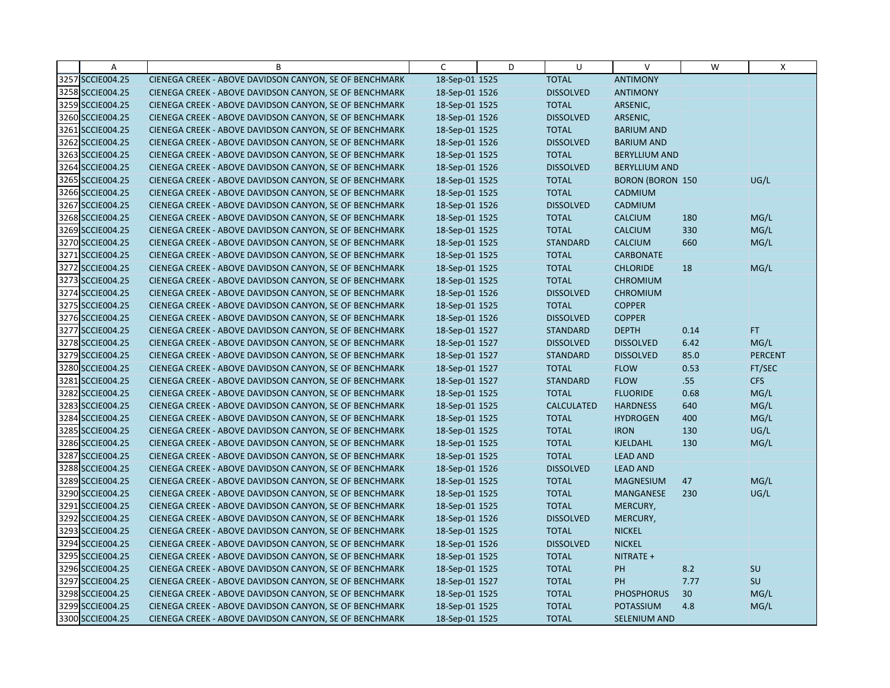| | A | B | C | D | U | V | W | X |
|---|---|---|---|---|---|---|---|---|
| 3257 | SCCIE004.25 | CIENEGA CREEK - ABOVE DAVIDSON CANYON, SE OF BENCHMARK | 18-Sep-01 | 1525 | TOTAL | ANTIMONY | | |
| 3258 | SCCIE004.25 | CIENEGA CREEK - ABOVE DAVIDSON CANYON, SE OF BENCHMARK | 18-Sep-01 | 1526 | DISSOLVED | ANTIMONY | | |
| 3259 | SCCIE004.25 | CIENEGA CREEK - ABOVE DAVIDSON CANYON, SE OF BENCHMARK | 18-Sep-01 | 1525 | TOTAL | ARSENIC, | | |
| 3260 | SCCIE004.25 | CIENEGA CREEK - ABOVE DAVIDSON CANYON, SE OF BENCHMARK | 18-Sep-01 | 1526 | DISSOLVED | ARSENIC, | | |
| 3261 | SCCIE004.25 | CIENEGA CREEK - ABOVE DAVIDSON CANYON, SE OF BENCHMARK | 18-Sep-01 | 1525 | TOTAL | BARIUM AND | | |
| 3262 | SCCIE004.25 | CIENEGA CREEK - ABOVE DAVIDSON CANYON, SE OF BENCHMARK | 18-Sep-01 | 1526 | DISSOLVED | BARIUM AND | | |
| 3263 | SCCIE004.25 | CIENEGA CREEK - ABOVE DAVIDSON CANYON, SE OF BENCHMARK | 18-Sep-01 | 1525 | TOTAL | BERYLLIUM AND | | |
| 3264 | SCCIE004.25 | CIENEGA CREEK - ABOVE DAVIDSON CANYON, SE OF BENCHMARK | 18-Sep-01 | 1526 | DISSOLVED | BERYLLIUM AND | | |
| 3265 | SCCIE004.25 | CIENEGA CREEK - ABOVE DAVIDSON CANYON, SE OF BENCHMARK | 18-Sep-01 | 1525 | TOTAL | BORON (BORON | 150 | UG/L |
| 3266 | SCCIE004.25 | CIENEGA CREEK - ABOVE DAVIDSON CANYON, SE OF BENCHMARK | 18-Sep-01 | 1525 | TOTAL | CADMIUM | | |
| 3267 | SCCIE004.25 | CIENEGA CREEK - ABOVE DAVIDSON CANYON, SE OF BENCHMARK | 18-Sep-01 | 1526 | DISSOLVED | CADMIUM | | |
| 3268 | SCCIE004.25 | CIENEGA CREEK - ABOVE DAVIDSON CANYON, SE OF BENCHMARK | 18-Sep-01 | 1525 | TOTAL | CALCIUM | 180 | MG/L |
| 3269 | SCCIE004.25 | CIENEGA CREEK - ABOVE DAVIDSON CANYON, SE OF BENCHMARK | 18-Sep-01 | 1525 | TOTAL | CALCIUM | 330 | MG/L |
| 3270 | SCCIE004.25 | CIENEGA CREEK - ABOVE DAVIDSON CANYON, SE OF BENCHMARK | 18-Sep-01 | 1525 | STANDARD | CALCIUM | 660 | MG/L |
| 3271 | SCCIE004.25 | CIENEGA CREEK - ABOVE DAVIDSON CANYON, SE OF BENCHMARK | 18-Sep-01 | 1525 | TOTAL | CARBONATE | | |
| 3272 | SCCIE004.25 | CIENEGA CREEK - ABOVE DAVIDSON CANYON, SE OF BENCHMARK | 18-Sep-01 | 1525 | TOTAL | CHLORIDE | 18 | MG/L |
| 3273 | SCCIE004.25 | CIENEGA CREEK - ABOVE DAVIDSON CANYON, SE OF BENCHMARK | 18-Sep-01 | 1525 | TOTAL | CHROMIUM | | |
| 3274 | SCCIE004.25 | CIENEGA CREEK - ABOVE DAVIDSON CANYON, SE OF BENCHMARK | 18-Sep-01 | 1526 | DISSOLVED | CHROMIUM | | |
| 3275 | SCCIE004.25 | CIENEGA CREEK - ABOVE DAVIDSON CANYON, SE OF BENCHMARK | 18-Sep-01 | 1525 | TOTAL | COPPER | | |
| 3276 | SCCIE004.25 | CIENEGA CREEK - ABOVE DAVIDSON CANYON, SE OF BENCHMARK | 18-Sep-01 | 1526 | DISSOLVED | COPPER | | |
| 3277 | SCCIE004.25 | CIENEGA CREEK - ABOVE DAVIDSON CANYON, SE OF BENCHMARK | 18-Sep-01 | 1527 | STANDARD | DEPTH | 0.14 | FT |
| 3278 | SCCIE004.25 | CIENEGA CREEK - ABOVE DAVIDSON CANYON, SE OF BENCHMARK | 18-Sep-01 | 1527 | DISSOLVED | DISSOLVED | 6.42 | MG/L |
| 3279 | SCCIE004.25 | CIENEGA CREEK - ABOVE DAVIDSON CANYON, SE OF BENCHMARK | 18-Sep-01 | 1527 | STANDARD | DISSOLVED | 85.0 | PERCENT |
| 3280 | SCCIE004.25 | CIENEGA CREEK - ABOVE DAVIDSON CANYON, SE OF BENCHMARK | 18-Sep-01 | 1527 | TOTAL | FLOW | 0.53 | FT/SEC |
| 3281 | SCCIE004.25 | CIENEGA CREEK - ABOVE DAVIDSON CANYON, SE OF BENCHMARK | 18-Sep-01 | 1527 | STANDARD | FLOW | .55 | CFS |
| 3282 | SCCIE004.25 | CIENEGA CREEK - ABOVE DAVIDSON CANYON, SE OF BENCHMARK | 18-Sep-01 | 1525 | TOTAL | FLUORIDE | 0.68 | MG/L |
| 3283 | SCCIE004.25 | CIENEGA CREEK - ABOVE DAVIDSON CANYON, SE OF BENCHMARK | 18-Sep-01 | 1525 | CALCULATED | HARDNESS | 640 | MG/L |
| 3284 | SCCIE004.25 | CIENEGA CREEK - ABOVE DAVIDSON CANYON, SE OF BENCHMARK | 18-Sep-01 | 1525 | TOTAL | HYDROGEN | 400 | MG/L |
| 3285 | SCCIE004.25 | CIENEGA CREEK - ABOVE DAVIDSON CANYON, SE OF BENCHMARK | 18-Sep-01 | 1525 | TOTAL | IRON | 130 | UG/L |
| 3286 | SCCIE004.25 | CIENEGA CREEK - ABOVE DAVIDSON CANYON, SE OF BENCHMARK | 18-Sep-01 | 1525 | TOTAL | KJELDAHL | 130 | MG/L |
| 3287 | SCCIE004.25 | CIENEGA CREEK - ABOVE DAVIDSON CANYON, SE OF BENCHMARK | 18-Sep-01 | 1525 | TOTAL | LEAD AND | | |
| 3288 | SCCIE004.25 | CIENEGA CREEK - ABOVE DAVIDSON CANYON, SE OF BENCHMARK | 18-Sep-01 | 1526 | DISSOLVED | LEAD AND | | |
| 3289 | SCCIE004.25 | CIENEGA CREEK - ABOVE DAVIDSON CANYON, SE OF BENCHMARK | 18-Sep-01 | 1525 | TOTAL | MAGNESIUM | 47 | MG/L |
| 3290 | SCCIE004.25 | CIENEGA CREEK - ABOVE DAVIDSON CANYON, SE OF BENCHMARK | 18-Sep-01 | 1525 | TOTAL | MANGANESE | 230 | UG/L |
| 3291 | SCCIE004.25 | CIENEGA CREEK - ABOVE DAVIDSON CANYON, SE OF BENCHMARK | 18-Sep-01 | 1525 | TOTAL | MERCURY, | | |
| 3292 | SCCIE004.25 | CIENEGA CREEK - ABOVE DAVIDSON CANYON, SE OF BENCHMARK | 18-Sep-01 | 1526 | DISSOLVED | MERCURY, | | |
| 3293 | SCCIE004.25 | CIENEGA CREEK - ABOVE DAVIDSON CANYON, SE OF BENCHMARK | 18-Sep-01 | 1525 | TOTAL | NICKEL | | |
| 3294 | SCCIE004.25 | CIENEGA CREEK - ABOVE DAVIDSON CANYON, SE OF BENCHMARK | 18-Sep-01 | 1526 | DISSOLVED | NICKEL | | |
| 3295 | SCCIE004.25 | CIENEGA CREEK - ABOVE DAVIDSON CANYON, SE OF BENCHMARK | 18-Sep-01 | 1525 | TOTAL | NITRATE + | | |
| 3296 | SCCIE004.25 | CIENEGA CREEK - ABOVE DAVIDSON CANYON, SE OF BENCHMARK | 18-Sep-01 | 1525 | TOTAL | PH | 8.2 | SU |
| 3297 | SCCIE004.25 | CIENEGA CREEK - ABOVE DAVIDSON CANYON, SE OF BENCHMARK | 18-Sep-01 | 1527 | TOTAL | PH | 7.77 | SU |
| 3298 | SCCIE004.25 | CIENEGA CREEK - ABOVE DAVIDSON CANYON, SE OF BENCHMARK | 18-Sep-01 | 1525 | TOTAL | PHOSPHORUS | 30 | MG/L |
| 3299 | SCCIE004.25 | CIENEGA CREEK - ABOVE DAVIDSON CANYON, SE OF BENCHMARK | 18-Sep-01 | 1525 | TOTAL | POTASSIUM | 4.8 | MG/L |
| 3300 | SCCIE004.25 | CIENEGA CREEK - ABOVE DAVIDSON CANYON, SE OF BENCHMARK | 18-Sep-01 | 1525 | TOTAL | SELENIUM AND | | |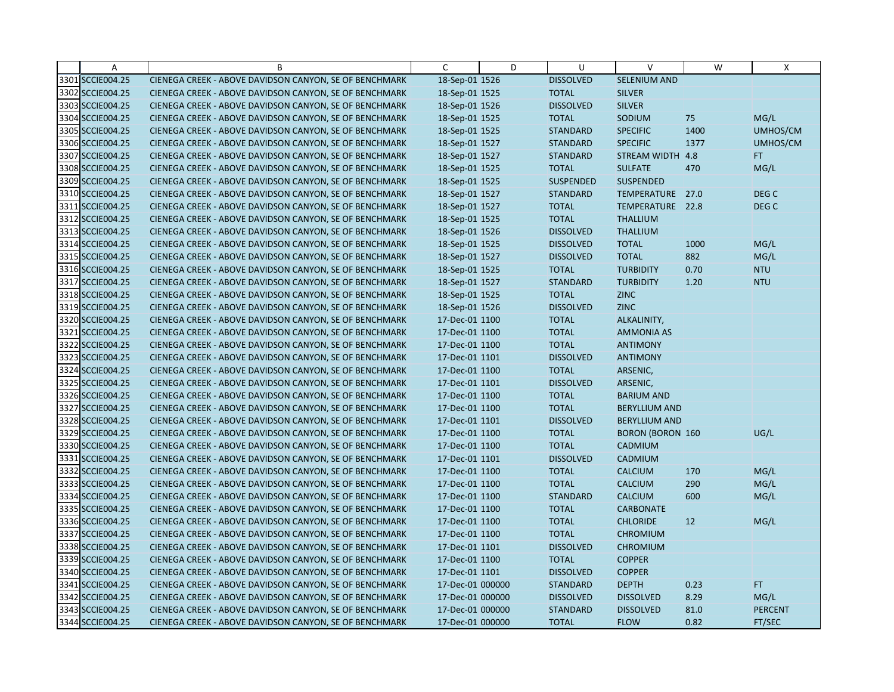|  | A | B | C | D | U | V | W | X |
|---|---|---|---|---|---|---|---|---|
| 3301 | SCCIE004.25 | CIENEGA CREEK - ABOVE DAVIDSON CANYON, SE OF BENCHMARK | 18-Sep-01 | 1526 | DISSOLVED | SELENIUM AND |  |  |
| 3302 | SCCIE004.25 | CIENEGA CREEK - ABOVE DAVIDSON CANYON, SE OF BENCHMARK | 18-Sep-01 | 1525 | TOTAL | SILVER |  |  |
| 3303 | SCCIE004.25 | CIENEGA CREEK - ABOVE DAVIDSON CANYON, SE OF BENCHMARK | 18-Sep-01 | 1526 | DISSOLVED | SILVER |  |  |
| 3304 | SCCIE004.25 | CIENEGA CREEK - ABOVE DAVIDSON CANYON, SE OF BENCHMARK | 18-Sep-01 | 1525 | TOTAL | SODIUM | 75 | MG/L |
| 3305 | SCCIE004.25 | CIENEGA CREEK - ABOVE DAVIDSON CANYON, SE OF BENCHMARK | 18-Sep-01 | 1525 | STANDARD | SPECIFIC | 1400 | UMHOS/CM |
| 3306 | SCCIE004.25 | CIENEGA CREEK - ABOVE DAVIDSON CANYON, SE OF BENCHMARK | 18-Sep-01 | 1527 | STANDARD | SPECIFIC | 1377 | UMHOS/CM |
| 3307 | SCCIE004.25 | CIENEGA CREEK - ABOVE DAVIDSON CANYON, SE OF BENCHMARK | 18-Sep-01 | 1527 | STANDARD | STREAM WIDTH | 4.8 | FT |
| 3308 | SCCIE004.25 | CIENEGA CREEK - ABOVE DAVIDSON CANYON, SE OF BENCHMARK | 18-Sep-01 | 1525 | TOTAL | SULFATE | 470 | MG/L |
| 3309 | SCCIE004.25 | CIENEGA CREEK - ABOVE DAVIDSON CANYON, SE OF BENCHMARK | 18-Sep-01 | 1525 | SUSPENDED | SUSPENDED |  |  |
| 3310 | SCCIE004.25 | CIENEGA CREEK - ABOVE DAVIDSON CANYON, SE OF BENCHMARK | 18-Sep-01 | 1527 | STANDARD | TEMPERATURE | 27.0 | DEG C |
| 3311 | SCCIE004.25 | CIENEGA CREEK - ABOVE DAVIDSON CANYON, SE OF BENCHMARK | 18-Sep-01 | 1527 | TOTAL | TEMPERATURE | 22.8 | DEG C |
| 3312 | SCCIE004.25 | CIENEGA CREEK - ABOVE DAVIDSON CANYON, SE OF BENCHMARK | 18-Sep-01 | 1525 | TOTAL | THALLIUM |  |  |
| 3313 | SCCIE004.25 | CIENEGA CREEK - ABOVE DAVIDSON CANYON, SE OF BENCHMARK | 18-Sep-01 | 1526 | DISSOLVED | THALLIUM |  |  |
| 3314 | SCCIE004.25 | CIENEGA CREEK - ABOVE DAVIDSON CANYON, SE OF BENCHMARK | 18-Sep-01 | 1525 | DISSOLVED | TOTAL | 1000 | MG/L |
| 3315 | SCCIE004.25 | CIENEGA CREEK - ABOVE DAVIDSON CANYON, SE OF BENCHMARK | 18-Sep-01 | 1527 | DISSOLVED | TOTAL | 882 | MG/L |
| 3316 | SCCIE004.25 | CIENEGA CREEK - ABOVE DAVIDSON CANYON, SE OF BENCHMARK | 18-Sep-01 | 1525 | TOTAL | TURBIDITY | 0.70 | NTU |
| 3317 | SCCIE004.25 | CIENEGA CREEK - ABOVE DAVIDSON CANYON, SE OF BENCHMARK | 18-Sep-01 | 1527 | STANDARD | TURBIDITY | 1.20 | NTU |
| 3318 | SCCIE004.25 | CIENEGA CREEK - ABOVE DAVIDSON CANYON, SE OF BENCHMARK | 18-Sep-01 | 1525 | TOTAL | ZINC |  |  |
| 3319 | SCCIE004.25 | CIENEGA CREEK - ABOVE DAVIDSON CANYON, SE OF BENCHMARK | 18-Sep-01 | 1526 | DISSOLVED | ZINC |  |  |
| 3320 | SCCIE004.25 | CIENEGA CREEK - ABOVE DAVIDSON CANYON, SE OF BENCHMARK | 17-Dec-01 | 1100 | TOTAL | ALKALINITY, |  |  |
| 3321 | SCCIE004.25 | CIENEGA CREEK - ABOVE DAVIDSON CANYON, SE OF BENCHMARK | 17-Dec-01 | 1100 | TOTAL | AMMONIA AS |  |  |
| 3322 | SCCIE004.25 | CIENEGA CREEK - ABOVE DAVIDSON CANYON, SE OF BENCHMARK | 17-Dec-01 | 1100 | TOTAL | ANTIMONY |  |  |
| 3323 | SCCIE004.25 | CIENEGA CREEK - ABOVE DAVIDSON CANYON, SE OF BENCHMARK | 17-Dec-01 | 1101 | DISSOLVED | ANTIMONY |  |  |
| 3324 | SCCIE004.25 | CIENEGA CREEK - ABOVE DAVIDSON CANYON, SE OF BENCHMARK | 17-Dec-01 | 1100 | TOTAL | ARSENIC, |  |  |
| 3325 | SCCIE004.25 | CIENEGA CREEK - ABOVE DAVIDSON CANYON, SE OF BENCHMARK | 17-Dec-01 | 1101 | DISSOLVED | ARSENIC, |  |  |
| 3326 | SCCIE004.25 | CIENEGA CREEK - ABOVE DAVIDSON CANYON, SE OF BENCHMARK | 17-Dec-01 | 1100 | TOTAL | BARIUM AND |  |  |
| 3327 | SCCIE004.25 | CIENEGA CREEK - ABOVE DAVIDSON CANYON, SE OF BENCHMARK | 17-Dec-01 | 1100 | TOTAL | BERYLLIUM AND |  |  |
| 3328 | SCCIE004.25 | CIENEGA CREEK - ABOVE DAVIDSON CANYON, SE OF BENCHMARK | 17-Dec-01 | 1101 | DISSOLVED | BERYLLIUM AND |  |  |
| 3329 | SCCIE004.25 | CIENEGA CREEK - ABOVE DAVIDSON CANYON, SE OF BENCHMARK | 17-Dec-01 | 1100 | TOTAL | BORON (BORON | 160 | UG/L |
| 3330 | SCCIE004.25 | CIENEGA CREEK - ABOVE DAVIDSON CANYON, SE OF BENCHMARK | 17-Dec-01 | 1100 | TOTAL | CADMIUM |  |  |
| 3331 | SCCIE004.25 | CIENEGA CREEK - ABOVE DAVIDSON CANYON, SE OF BENCHMARK | 17-Dec-01 | 1101 | DISSOLVED | CADMIUM |  |  |
| 3332 | SCCIE004.25 | CIENEGA CREEK - ABOVE DAVIDSON CANYON, SE OF BENCHMARK | 17-Dec-01 | 1100 | TOTAL | CALCIUM | 170 | MG/L |
| 3333 | SCCIE004.25 | CIENEGA CREEK - ABOVE DAVIDSON CANYON, SE OF BENCHMARK | 17-Dec-01 | 1100 | TOTAL | CALCIUM | 290 | MG/L |
| 3334 | SCCIE004.25 | CIENEGA CREEK - ABOVE DAVIDSON CANYON, SE OF BENCHMARK | 17-Dec-01 | 1100 | STANDARD | CALCIUM | 600 | MG/L |
| 3335 | SCCIE004.25 | CIENEGA CREEK - ABOVE DAVIDSON CANYON, SE OF BENCHMARK | 17-Dec-01 | 1100 | TOTAL | CARBONATE |  |  |
| 3336 | SCCIE004.25 | CIENEGA CREEK - ABOVE DAVIDSON CANYON, SE OF BENCHMARK | 17-Dec-01 | 1100 | TOTAL | CHLORIDE | 12 | MG/L |
| 3337 | SCCIE004.25 | CIENEGA CREEK - ABOVE DAVIDSON CANYON, SE OF BENCHMARK | 17-Dec-01 | 1100 | TOTAL | CHROMIUM |  |  |
| 3338 | SCCIE004.25 | CIENEGA CREEK - ABOVE DAVIDSON CANYON, SE OF BENCHMARK | 17-Dec-01 | 1101 | DISSOLVED | CHROMIUM |  |  |
| 3339 | SCCIE004.25 | CIENEGA CREEK - ABOVE DAVIDSON CANYON, SE OF BENCHMARK | 17-Dec-01 | 1100 | TOTAL | COPPER |  |  |
| 3340 | SCCIE004.25 | CIENEGA CREEK - ABOVE DAVIDSON CANYON, SE OF BENCHMARK | 17-Dec-01 | 1101 | DISSOLVED | COPPER |  |  |
| 3341 | SCCIE004.25 | CIENEGA CREEK - ABOVE DAVIDSON CANYON, SE OF BENCHMARK | 17-Dec-01 | 000000 | STANDARD | DEPTH | 0.23 | FT |
| 3342 | SCCIE004.25 | CIENEGA CREEK - ABOVE DAVIDSON CANYON, SE OF BENCHMARK | 17-Dec-01 | 000000 | DISSOLVED | DISSOLVED | 8.29 | MG/L |
| 3343 | SCCIE004.25 | CIENEGA CREEK - ABOVE DAVIDSON CANYON, SE OF BENCHMARK | 17-Dec-01 | 000000 | STANDARD | DISSOLVED | 81.0 | PERCENT |
| 3344 | SCCIE004.25 | CIENEGA CREEK - ABOVE DAVIDSON CANYON, SE OF BENCHMARK | 17-Dec-01 | 000000 | TOTAL | FLOW | 0.82 | FT/SEC |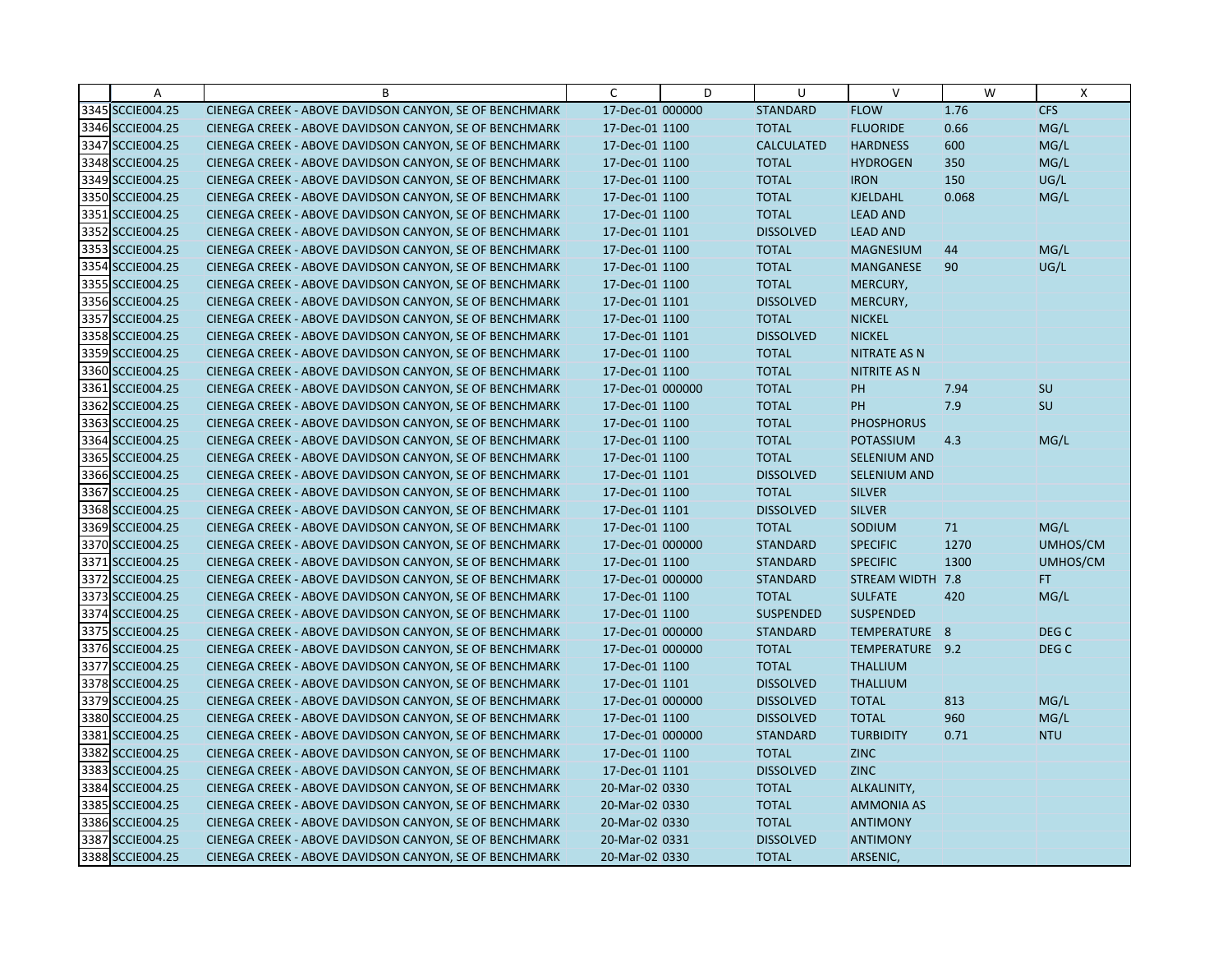| | A | B | C | D | U | V | W | X |
|---|---|---|---|---|---|---|---|---|
| 3345 | SCCIE004.25 | CIENEGA CREEK - ABOVE DAVIDSON CANYON, SE OF BENCHMARK | 17-Dec-01 | 000000 | STANDARD | FLOW | 1.76 | CFS |
| 3346 | SCCIE004.25 | CIENEGA CREEK - ABOVE DAVIDSON CANYON, SE OF BENCHMARK | 17-Dec-01 | 1100 | TOTAL | FLUORIDE | 0.66 | MG/L |
| 3347 | SCCIE004.25 | CIENEGA CREEK - ABOVE DAVIDSON CANYON, SE OF BENCHMARK | 17-Dec-01 | 1100 | CALCULATED | HARDNESS | 600 | MG/L |
| 3348 | SCCIE004.25 | CIENEGA CREEK - ABOVE DAVIDSON CANYON, SE OF BENCHMARK | 17-Dec-01 | 1100 | TOTAL | HYDROGEN | 350 | MG/L |
| 3349 | SCCIE004.25 | CIENEGA CREEK - ABOVE DAVIDSON CANYON, SE OF BENCHMARK | 17-Dec-01 | 1100 | TOTAL | IRON | 150 | UG/L |
| 3350 | SCCIE004.25 | CIENEGA CREEK - ABOVE DAVIDSON CANYON, SE OF BENCHMARK | 17-Dec-01 | 1100 | TOTAL | KJELDAHL | 0.068 | MG/L |
| 3351 | SCCIE004.25 | CIENEGA CREEK - ABOVE DAVIDSON CANYON, SE OF BENCHMARK | 17-Dec-01 | 1100 | TOTAL | LEAD AND | | |
| 3352 | SCCIE004.25 | CIENEGA CREEK - ABOVE DAVIDSON CANYON, SE OF BENCHMARK | 17-Dec-01 | 1101 | DISSOLVED | LEAD AND | | |
| 3353 | SCCIE004.25 | CIENEGA CREEK - ABOVE DAVIDSON CANYON, SE OF BENCHMARK | 17-Dec-01 | 1100 | TOTAL | MAGNESIUM | 44 | MG/L |
| 3354 | SCCIE004.25 | CIENEGA CREEK - ABOVE DAVIDSON CANYON, SE OF BENCHMARK | 17-Dec-01 | 1100 | TOTAL | MANGANESE | 90 | UG/L |
| 3355 | SCCIE004.25 | CIENEGA CREEK - ABOVE DAVIDSON CANYON, SE OF BENCHMARK | 17-Dec-01 | 1100 | TOTAL | MERCURY, | | |
| 3356 | SCCIE004.25 | CIENEGA CREEK - ABOVE DAVIDSON CANYON, SE OF BENCHMARK | 17-Dec-01 | 1101 | DISSOLVED | MERCURY, | | |
| 3357 | SCCIE004.25 | CIENEGA CREEK - ABOVE DAVIDSON CANYON, SE OF BENCHMARK | 17-Dec-01 | 1100 | TOTAL | NICKEL | | |
| 3358 | SCCIE004.25 | CIENEGA CREEK - ABOVE DAVIDSON CANYON, SE OF BENCHMARK | 17-Dec-01 | 1101 | DISSOLVED | NICKEL | | |
| 3359 | SCCIE004.25 | CIENEGA CREEK - ABOVE DAVIDSON CANYON, SE OF BENCHMARK | 17-Dec-01 | 1100 | TOTAL | NITRATE AS N | | |
| 3360 | SCCIE004.25 | CIENEGA CREEK - ABOVE DAVIDSON CANYON, SE OF BENCHMARK | 17-Dec-01 | 1100 | TOTAL | NITRITE AS N | | |
| 3361 | SCCIE004.25 | CIENEGA CREEK - ABOVE DAVIDSON CANYON, SE OF BENCHMARK | 17-Dec-01 | 000000 | TOTAL | PH | 7.94 | SU |
| 3362 | SCCIE004.25 | CIENEGA CREEK - ABOVE DAVIDSON CANYON, SE OF BENCHMARK | 17-Dec-01 | 1100 | TOTAL | PH | 7.9 | SU |
| 3363 | SCCIE004.25 | CIENEGA CREEK - ABOVE DAVIDSON CANYON, SE OF BENCHMARK | 17-Dec-01 | 1100 | TOTAL | PHOSPHORUS | | |
| 3364 | SCCIE004.25 | CIENEGA CREEK - ABOVE DAVIDSON CANYON, SE OF BENCHMARK | 17-Dec-01 | 1100 | TOTAL | POTASSIUM | 4.3 | MG/L |
| 3365 | SCCIE004.25 | CIENEGA CREEK - ABOVE DAVIDSON CANYON, SE OF BENCHMARK | 17-Dec-01 | 1100 | TOTAL | SELENIUM AND | | |
| 3366 | SCCIE004.25 | CIENEGA CREEK - ABOVE DAVIDSON CANYON, SE OF BENCHMARK | 17-Dec-01 | 1101 | DISSOLVED | SELENIUM AND | | |
| 3367 | SCCIE004.25 | CIENEGA CREEK - ABOVE DAVIDSON CANYON, SE OF BENCHMARK | 17-Dec-01 | 1100 | TOTAL | SILVER | | |
| 3368 | SCCIE004.25 | CIENEGA CREEK - ABOVE DAVIDSON CANYON, SE OF BENCHMARK | 17-Dec-01 | 1101 | DISSOLVED | SILVER | | |
| 3369 | SCCIE004.25 | CIENEGA CREEK - ABOVE DAVIDSON CANYON, SE OF BENCHMARK | 17-Dec-01 | 1100 | TOTAL | SODIUM | 71 | MG/L |
| 3370 | SCCIE004.25 | CIENEGA CREEK - ABOVE DAVIDSON CANYON, SE OF BENCHMARK | 17-Dec-01 | 000000 | STANDARD | SPECIFIC | 1270 | UMHOS/CM |
| 3371 | SCCIE004.25 | CIENEGA CREEK - ABOVE DAVIDSON CANYON, SE OF BENCHMARK | 17-Dec-01 | 1100 | STANDARD | SPECIFIC | 1300 | UMHOS/CM |
| 3372 | SCCIE004.25 | CIENEGA CREEK - ABOVE DAVIDSON CANYON, SE OF BENCHMARK | 17-Dec-01 | 000000 | STANDARD | STREAM WIDTH | 7.8 | FT |
| 3373 | SCCIE004.25 | CIENEGA CREEK - ABOVE DAVIDSON CANYON, SE OF BENCHMARK | 17-Dec-01 | 1100 | TOTAL | SULFATE | 420 | MG/L |
| 3374 | SCCIE004.25 | CIENEGA CREEK - ABOVE DAVIDSON CANYON, SE OF BENCHMARK | 17-Dec-01 | 1100 | SUSPENDED | SUSPENDED | | |
| 3375 | SCCIE004.25 | CIENEGA CREEK - ABOVE DAVIDSON CANYON, SE OF BENCHMARK | 17-Dec-01 | 000000 | STANDARD | TEMPERATURE | 8 | DEG C |
| 3376 | SCCIE004.25 | CIENEGA CREEK - ABOVE DAVIDSON CANYON, SE OF BENCHMARK | 17-Dec-01 | 000000 | TOTAL | TEMPERATURE | 9.2 | DEG C |
| 3377 | SCCIE004.25 | CIENEGA CREEK - ABOVE DAVIDSON CANYON, SE OF BENCHMARK | 17-Dec-01 | 1100 | TOTAL | THALLIUM | | |
| 3378 | SCCIE004.25 | CIENEGA CREEK - ABOVE DAVIDSON CANYON, SE OF BENCHMARK | 17-Dec-01 | 1101 | DISSOLVED | THALLIUM | | |
| 3379 | SCCIE004.25 | CIENEGA CREEK - ABOVE DAVIDSON CANYON, SE OF BENCHMARK | 17-Dec-01 | 000000 | DISSOLVED | TOTAL | 813 | MG/L |
| 3380 | SCCIE004.25 | CIENEGA CREEK - ABOVE DAVIDSON CANYON, SE OF BENCHMARK | 17-Dec-01 | 1100 | DISSOLVED | TOTAL | 960 | MG/L |
| 3381 | SCCIE004.25 | CIENEGA CREEK - ABOVE DAVIDSON CANYON, SE OF BENCHMARK | 17-Dec-01 | 000000 | STANDARD | TURBIDITY | 0.71 | NTU |
| 3382 | SCCIE004.25 | CIENEGA CREEK - ABOVE DAVIDSON CANYON, SE OF BENCHMARK | 17-Dec-01 | 1100 | TOTAL | ZINC | | |
| 3383 | SCCIE004.25 | CIENEGA CREEK - ABOVE DAVIDSON CANYON, SE OF BENCHMARK | 17-Dec-01 | 1101 | DISSOLVED | ZINC | | |
| 3384 | SCCIE004.25 | CIENEGA CREEK - ABOVE DAVIDSON CANYON, SE OF BENCHMARK | 20-Mar-02 | 0330 | TOTAL | ALKALINITY, | | |
| 3385 | SCCIE004.25 | CIENEGA CREEK - ABOVE DAVIDSON CANYON, SE OF BENCHMARK | 20-Mar-02 | 0330 | TOTAL | AMMONIA AS | | |
| 3386 | SCCIE004.25 | CIENEGA CREEK - ABOVE DAVIDSON CANYON, SE OF BENCHMARK | 20-Mar-02 | 0330 | TOTAL | ANTIMONY | | |
| 3387 | SCCIE004.25 | CIENEGA CREEK - ABOVE DAVIDSON CANYON, SE OF BENCHMARK | 20-Mar-02 | 0331 | DISSOLVED | ANTIMONY | | |
| 3388 | SCCIE004.25 | CIENEGA CREEK - ABOVE DAVIDSON CANYON, SE OF BENCHMARK | 20-Mar-02 | 0330 | TOTAL | ARSENIC, | | |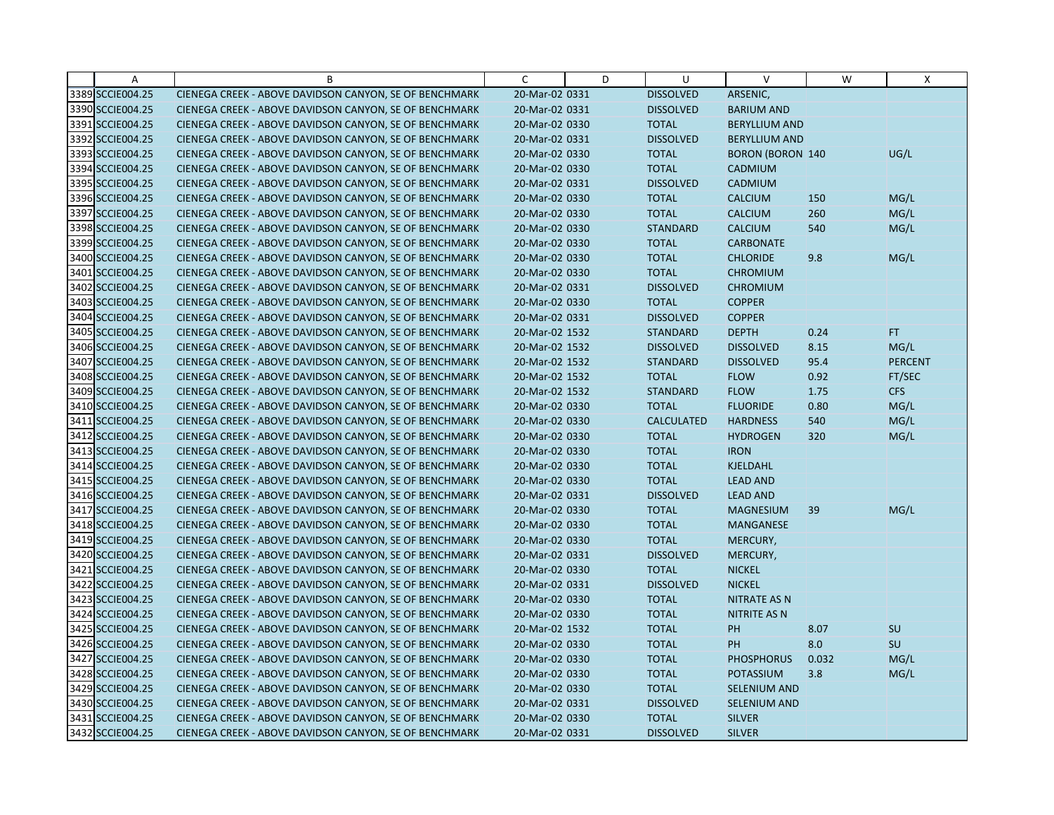| | A | B | C | D | U | V | W | X |
|---|---|---|---|---|---|---|---|---|
| 3389 | SCCIE004.25 | CIENEGA CREEK - ABOVE DAVIDSON CANYON, SE OF BENCHMARK | 20-Mar-02 0331 | | DISSOLVED | ARSENIC, | | |
| 3390 | SCCIE004.25 | CIENEGA CREEK - ABOVE DAVIDSON CANYON, SE OF BENCHMARK | 20-Mar-02 0331 | | DISSOLVED | BARIUM AND | | |
| 3391 | SCCIE004.25 | CIENEGA CREEK - ABOVE DAVIDSON CANYON, SE OF BENCHMARK | 20-Mar-02 0330 | | TOTAL | BERYLLIUM AND | | |
| 3392 | SCCIE004.25 | CIENEGA CREEK - ABOVE DAVIDSON CANYON, SE OF BENCHMARK | 20-Mar-02 0331 | | DISSOLVED | BERYLLIUM AND | | |
| 3393 | SCCIE004.25 | CIENEGA CREEK - ABOVE DAVIDSON CANYON, SE OF BENCHMARK | 20-Mar-02 0330 | | TOTAL | BORON (BORON | 140 | UG/L |
| 3394 | SCCIE004.25 | CIENEGA CREEK - ABOVE DAVIDSON CANYON, SE OF BENCHMARK | 20-Mar-02 0330 | | TOTAL | CADMIUM | | |
| 3395 | SCCIE004.25 | CIENEGA CREEK - ABOVE DAVIDSON CANYON, SE OF BENCHMARK | 20-Mar-02 0331 | | DISSOLVED | CADMIUM | | |
| 3396 | SCCIE004.25 | CIENEGA CREEK - ABOVE DAVIDSON CANYON, SE OF BENCHMARK | 20-Mar-02 0330 | | TOTAL | CALCIUM | 150 | MG/L |
| 3397 | SCCIE004.25 | CIENEGA CREEK - ABOVE DAVIDSON CANYON, SE OF BENCHMARK | 20-Mar-02 0330 | | TOTAL | CALCIUM | 260 | MG/L |
| 3398 | SCCIE004.25 | CIENEGA CREEK - ABOVE DAVIDSON CANYON, SE OF BENCHMARK | 20-Mar-02 0330 | | STANDARD | CALCIUM | 540 | MG/L |
| 3399 | SCCIE004.25 | CIENEGA CREEK - ABOVE DAVIDSON CANYON, SE OF BENCHMARK | 20-Mar-02 0330 | | TOTAL | CARBONATE | | |
| 3400 | SCCIE004.25 | CIENEGA CREEK - ABOVE DAVIDSON CANYON, SE OF BENCHMARK | 20-Mar-02 0330 | | TOTAL | CHLORIDE | 9.8 | MG/L |
| 3401 | SCCIE004.25 | CIENEGA CREEK - ABOVE DAVIDSON CANYON, SE OF BENCHMARK | 20-Mar-02 0330 | | TOTAL | CHROMIUM | | |
| 3402 | SCCIE004.25 | CIENEGA CREEK - ABOVE DAVIDSON CANYON, SE OF BENCHMARK | 20-Mar-02 0331 | | DISSOLVED | CHROMIUM | | |
| 3403 | SCCIE004.25 | CIENEGA CREEK - ABOVE DAVIDSON CANYON, SE OF BENCHMARK | 20-Mar-02 0330 | | TOTAL | COPPER | | |
| 3404 | SCCIE004.25 | CIENEGA CREEK - ABOVE DAVIDSON CANYON, SE OF BENCHMARK | 20-Mar-02 0331 | | DISSOLVED | COPPER | | |
| 3405 | SCCIE004.25 | CIENEGA CREEK - ABOVE DAVIDSON CANYON, SE OF BENCHMARK | 20-Mar-02 1532 | | STANDARD | DEPTH | 0.24 | FT |
| 3406 | SCCIE004.25 | CIENEGA CREEK - ABOVE DAVIDSON CANYON, SE OF BENCHMARK | 20-Mar-02 1532 | | DISSOLVED | DISSOLVED | 8.15 | MG/L |
| 3407 | SCCIE004.25 | CIENEGA CREEK - ABOVE DAVIDSON CANYON, SE OF BENCHMARK | 20-Mar-02 1532 | | STANDARD | DISSOLVED | 95.4 | PERCENT |
| 3408 | SCCIE004.25 | CIENEGA CREEK - ABOVE DAVIDSON CANYON, SE OF BENCHMARK | 20-Mar-02 1532 | | TOTAL | FLOW | 0.92 | FT/SEC |
| 3409 | SCCIE004.25 | CIENEGA CREEK - ABOVE DAVIDSON CANYON, SE OF BENCHMARK | 20-Mar-02 1532 | | STANDARD | FLOW | 1.75 | CFS |
| 3410 | SCCIE004.25 | CIENEGA CREEK - ABOVE DAVIDSON CANYON, SE OF BENCHMARK | 20-Mar-02 0330 | | TOTAL | FLUORIDE | 0.80 | MG/L |
| 3411 | SCCIE004.25 | CIENEGA CREEK - ABOVE DAVIDSON CANYON, SE OF BENCHMARK | 20-Mar-02 0330 | | CALCULATED | HARDNESS | 540 | MG/L |
| 3412 | SCCIE004.25 | CIENEGA CREEK - ABOVE DAVIDSON CANYON, SE OF BENCHMARK | 20-Mar-02 0330 | | TOTAL | HYDROGEN | 320 | MG/L |
| 3413 | SCCIE004.25 | CIENEGA CREEK - ABOVE DAVIDSON CANYON, SE OF BENCHMARK | 20-Mar-02 0330 | | TOTAL | IRON | | |
| 3414 | SCCIE004.25 | CIENEGA CREEK - ABOVE DAVIDSON CANYON, SE OF BENCHMARK | 20-Mar-02 0330 | | TOTAL | KJELDAHL | | |
| 3415 | SCCIE004.25 | CIENEGA CREEK - ABOVE DAVIDSON CANYON, SE OF BENCHMARK | 20-Mar-02 0330 | | TOTAL | LEAD AND | | |
| 3416 | SCCIE004.25 | CIENEGA CREEK - ABOVE DAVIDSON CANYON, SE OF BENCHMARK | 20-Mar-02 0331 | | DISSOLVED | LEAD AND | | |
| 3417 | SCCIE004.25 | CIENEGA CREEK - ABOVE DAVIDSON CANYON, SE OF BENCHMARK | 20-Mar-02 0330 | | TOTAL | MAGNESIUM | 39 | MG/L |
| 3418 | SCCIE004.25 | CIENEGA CREEK - ABOVE DAVIDSON CANYON, SE OF BENCHMARK | 20-Mar-02 0330 | | TOTAL | MANGANESE | | |
| 3419 | SCCIE004.25 | CIENEGA CREEK - ABOVE DAVIDSON CANYON, SE OF BENCHMARK | 20-Mar-02 0330 | | TOTAL | MERCURY, | | |
| 3420 | SCCIE004.25 | CIENEGA CREEK - ABOVE DAVIDSON CANYON, SE OF BENCHMARK | 20-Mar-02 0331 | | DISSOLVED | MERCURY, | | |
| 3421 | SCCIE004.25 | CIENEGA CREEK - ABOVE DAVIDSON CANYON, SE OF BENCHMARK | 20-Mar-02 0330 | | TOTAL | NICKEL | | |
| 3422 | SCCIE004.25 | CIENEGA CREEK - ABOVE DAVIDSON CANYON, SE OF BENCHMARK | 20-Mar-02 0331 | | DISSOLVED | NICKEL | | |
| 3423 | SCCIE004.25 | CIENEGA CREEK - ABOVE DAVIDSON CANYON, SE OF BENCHMARK | 20-Mar-02 0330 | | TOTAL | NITRATE AS N | | |
| 3424 | SCCIE004.25 | CIENEGA CREEK - ABOVE DAVIDSON CANYON, SE OF BENCHMARK | 20-Mar-02 0330 | | TOTAL | NITRITE AS N | | |
| 3425 | SCCIE004.25 | CIENEGA CREEK - ABOVE DAVIDSON CANYON, SE OF BENCHMARK | 20-Mar-02 1532 | | TOTAL | PH | 8.07 | SU |
| 3426 | SCCIE004.25 | CIENEGA CREEK - ABOVE DAVIDSON CANYON, SE OF BENCHMARK | 20-Mar-02 0330 | | TOTAL | PH | 8.0 | SU |
| 3427 | SCCIE004.25 | CIENEGA CREEK - ABOVE DAVIDSON CANYON, SE OF BENCHMARK | 20-Mar-02 0330 | | TOTAL | PHOSPHORUS | 0.032 | MG/L |
| 3428 | SCCIE004.25 | CIENEGA CREEK - ABOVE DAVIDSON CANYON, SE OF BENCHMARK | 20-Mar-02 0330 | | TOTAL | POTASSIUM | 3.8 | MG/L |
| 3429 | SCCIE004.25 | CIENEGA CREEK - ABOVE DAVIDSON CANYON, SE OF BENCHMARK | 20-Mar-02 0330 | | TOTAL | SELENIUM AND | | |
| 3430 | SCCIE004.25 | CIENEGA CREEK - ABOVE DAVIDSON CANYON, SE OF BENCHMARK | 20-Mar-02 0331 | | DISSOLVED | SELENIUM AND | | |
| 3431 | SCCIE004.25 | CIENEGA CREEK - ABOVE DAVIDSON CANYON, SE OF BENCHMARK | 20-Mar-02 0330 | | TOTAL | SILVER | | |
| 3432 | SCCIE004.25 | CIENEGA CREEK - ABOVE DAVIDSON CANYON, SE OF BENCHMARK | 20-Mar-02 0331 | | DISSOLVED | SILVER | | |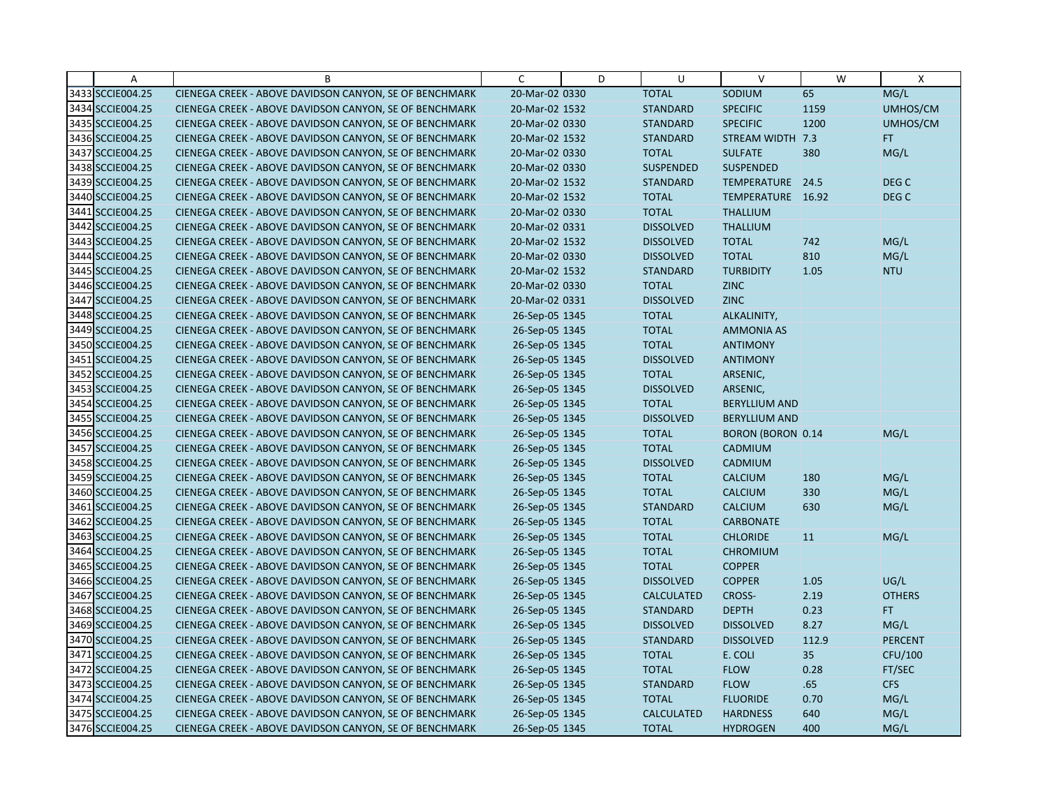|  | A | B | C | D | U | V | W | X |
|---|---|---|---|---|---|---|---|---|
| 3433 | SCCIE004.25 | CIENEGA CREEK - ABOVE DAVIDSON CANYON, SE OF BENCHMARK | 20-Mar-02 0330 | | TOTAL | SODIUM | 65 | MG/L |
| 3434 | SCCIE004.25 | CIENEGA CREEK - ABOVE DAVIDSON CANYON, SE OF BENCHMARK | 20-Mar-02 1532 | | STANDARD | SPECIFIC | 1159 | UMHOS/CM |
| 3435 | SCCIE004.25 | CIENEGA CREEK - ABOVE DAVIDSON CANYON, SE OF BENCHMARK | 20-Mar-02 0330 | | STANDARD | SPECIFIC | 1200 | UMHOS/CM |
| 3436 | SCCIE004.25 | CIENEGA CREEK - ABOVE DAVIDSON CANYON, SE OF BENCHMARK | 20-Mar-02 1532 | | STANDARD | STREAM WIDTH | 7.3 | FT |
| 3437 | SCCIE004.25 | CIENEGA CREEK - ABOVE DAVIDSON CANYON, SE OF BENCHMARK | 20-Mar-02 0330 | | TOTAL | SULFATE | 380 | MG/L |
| 3438 | SCCIE004.25 | CIENEGA CREEK - ABOVE DAVIDSON CANYON, SE OF BENCHMARK | 20-Mar-02 0330 | | SUSPENDED | SUSPENDED | | |
| 3439 | SCCIE004.25 | CIENEGA CREEK - ABOVE DAVIDSON CANYON, SE OF BENCHMARK | 20-Mar-02 1532 | | STANDARD | TEMPERATURE | 24.5 | DEG C |
| 3440 | SCCIE004.25 | CIENEGA CREEK - ABOVE DAVIDSON CANYON, SE OF BENCHMARK | 20-Mar-02 1532 | | TOTAL | TEMPERATURE | 16.92 | DEG C |
| 3441 | SCCIE004.25 | CIENEGA CREEK - ABOVE DAVIDSON CANYON, SE OF BENCHMARK | 20-Mar-02 0330 | | TOTAL | THALLIUM | | |
| 3442 | SCCIE004.25 | CIENEGA CREEK - ABOVE DAVIDSON CANYON, SE OF BENCHMARK | 20-Mar-02 0331 | | DISSOLVED | THALLIUM | | |
| 3443 | SCCIE004.25 | CIENEGA CREEK - ABOVE DAVIDSON CANYON, SE OF BENCHMARK | 20-Mar-02 1532 | | DISSOLVED | TOTAL | 742 | MG/L |
| 3444 | SCCIE004.25 | CIENEGA CREEK - ABOVE DAVIDSON CANYON, SE OF BENCHMARK | 20-Mar-02 0330 | | DISSOLVED | TOTAL | 810 | MG/L |
| 3445 | SCCIE004.25 | CIENEGA CREEK - ABOVE DAVIDSON CANYON, SE OF BENCHMARK | 20-Mar-02 1532 | | STANDARD | TURBIDITY | 1.05 | NTU |
| 3446 | SCCIE004.25 | CIENEGA CREEK - ABOVE DAVIDSON CANYON, SE OF BENCHMARK | 20-Mar-02 0330 | | TOTAL | ZINC | | |
| 3447 | SCCIE004.25 | CIENEGA CREEK - ABOVE DAVIDSON CANYON, SE OF BENCHMARK | 20-Mar-02 0331 | | DISSOLVED | ZINC | | |
| 3448 | SCCIE004.25 | CIENEGA CREEK - ABOVE DAVIDSON CANYON, SE OF BENCHMARK | 26-Sep-05 1345 | | TOTAL | ALKALINITY, | | |
| 3449 | SCCIE004.25 | CIENEGA CREEK - ABOVE DAVIDSON CANYON, SE OF BENCHMARK | 26-Sep-05 1345 | | TOTAL | AMMONIA AS | | |
| 3450 | SCCIE004.25 | CIENEGA CREEK - ABOVE DAVIDSON CANYON, SE OF BENCHMARK | 26-Sep-05 1345 | | TOTAL | ANTIMONY | | |
| 3451 | SCCIE004.25 | CIENEGA CREEK - ABOVE DAVIDSON CANYON, SE OF BENCHMARK | 26-Sep-05 1345 | | DISSOLVED | ANTIMONY | | |
| 3452 | SCCIE004.25 | CIENEGA CREEK - ABOVE DAVIDSON CANYON, SE OF BENCHMARK | 26-Sep-05 1345 | | TOTAL | ARSENIC, | | |
| 3453 | SCCIE004.25 | CIENEGA CREEK - ABOVE DAVIDSON CANYON, SE OF BENCHMARK | 26-Sep-05 1345 | | DISSOLVED | ARSENIC, | | |
| 3454 | SCCIE004.25 | CIENEGA CREEK - ABOVE DAVIDSON CANYON, SE OF BENCHMARK | 26-Sep-05 1345 | | TOTAL | BERYLLIUM AND | | |
| 3455 | SCCIE004.25 | CIENEGA CREEK - ABOVE DAVIDSON CANYON, SE OF BENCHMARK | 26-Sep-05 1345 | | DISSOLVED | BERYLLIUM AND | | |
| 3456 | SCCIE004.25 | CIENEGA CREEK - ABOVE DAVIDSON CANYON, SE OF BENCHMARK | 26-Sep-05 1345 | | TOTAL | BORON (BORON | 0.14 | MG/L |
| 3457 | SCCIE004.25 | CIENEGA CREEK - ABOVE DAVIDSON CANYON, SE OF BENCHMARK | 26-Sep-05 1345 | | TOTAL | CADMIUM | | |
| 3458 | SCCIE004.25 | CIENEGA CREEK - ABOVE DAVIDSON CANYON, SE OF BENCHMARK | 26-Sep-05 1345 | | DISSOLVED | CADMIUM | | |
| 3459 | SCCIE004.25 | CIENEGA CREEK - ABOVE DAVIDSON CANYON, SE OF BENCHMARK | 26-Sep-05 1345 | | TOTAL | CALCIUM | 180 | MG/L |
| 3460 | SCCIE004.25 | CIENEGA CREEK - ABOVE DAVIDSON CANYON, SE OF BENCHMARK | 26-Sep-05 1345 | | TOTAL | CALCIUM | 330 | MG/L |
| 3461 | SCCIE004.25 | CIENEGA CREEK - ABOVE DAVIDSON CANYON, SE OF BENCHMARK | 26-Sep-05 1345 | | STANDARD | CALCIUM | 630 | MG/L |
| 3462 | SCCIE004.25 | CIENEGA CREEK - ABOVE DAVIDSON CANYON, SE OF BENCHMARK | 26-Sep-05 1345 | | TOTAL | CARBONATE | | |
| 3463 | SCCIE004.25 | CIENEGA CREEK - ABOVE DAVIDSON CANYON, SE OF BENCHMARK | 26-Sep-05 1345 | | TOTAL | CHLORIDE | 11 | MG/L |
| 3464 | SCCIE004.25 | CIENEGA CREEK - ABOVE DAVIDSON CANYON, SE OF BENCHMARK | 26-Sep-05 1345 | | TOTAL | CHROMIUM | | |
| 3465 | SCCIE004.25 | CIENEGA CREEK - ABOVE DAVIDSON CANYON, SE OF BENCHMARK | 26-Sep-05 1345 | | TOTAL | COPPER | | |
| 3466 | SCCIE004.25 | CIENEGA CREEK - ABOVE DAVIDSON CANYON, SE OF BENCHMARK | 26-Sep-05 1345 | | DISSOLVED | COPPER | 1.05 | UG/L |
| 3467 | SCCIE004.25 | CIENEGA CREEK - ABOVE DAVIDSON CANYON, SE OF BENCHMARK | 26-Sep-05 1345 | | CALCULATED | CROSS- | 2.19 | OTHERS |
| 3468 | SCCIE004.25 | CIENEGA CREEK - ABOVE DAVIDSON CANYON, SE OF BENCHMARK | 26-Sep-05 1345 | | STANDARD | DEPTH | 0.23 | FT |
| 3469 | SCCIE004.25 | CIENEGA CREEK - ABOVE DAVIDSON CANYON, SE OF BENCHMARK | 26-Sep-05 1345 | | DISSOLVED | DISSOLVED | 8.27 | MG/L |
| 3470 | SCCIE004.25 | CIENEGA CREEK - ABOVE DAVIDSON CANYON, SE OF BENCHMARK | 26-Sep-05 1345 | | STANDARD | DISSOLVED | 112.9 | PERCENT |
| 3471 | SCCIE004.25 | CIENEGA CREEK - ABOVE DAVIDSON CANYON, SE OF BENCHMARK | 26-Sep-05 1345 | | TOTAL | E. COLI | 35 | CFU/100 |
| 3472 | SCCIE004.25 | CIENEGA CREEK - ABOVE DAVIDSON CANYON, SE OF BENCHMARK | 26-Sep-05 1345 | | TOTAL | FLOW | 0.28 | FT/SEC |
| 3473 | SCCIE004.25 | CIENEGA CREEK - ABOVE DAVIDSON CANYON, SE OF BENCHMARK | 26-Sep-05 1345 | | STANDARD | FLOW | .65 | CFS |
| 3474 | SCCIE004.25 | CIENEGA CREEK - ABOVE DAVIDSON CANYON, SE OF BENCHMARK | 26-Sep-05 1345 | | TOTAL | FLUORIDE | 0.70 | MG/L |
| 3475 | SCCIE004.25 | CIENEGA CREEK - ABOVE DAVIDSON CANYON, SE OF BENCHMARK | 26-Sep-05 1345 | | CALCULATED | HARDNESS | 640 | MG/L |
| 3476 | SCCIE004.25 | CIENEGA CREEK - ABOVE DAVIDSON CANYON, SE OF BENCHMARK | 26-Sep-05 1345 | | TOTAL | HYDROGEN | 400 | MG/L |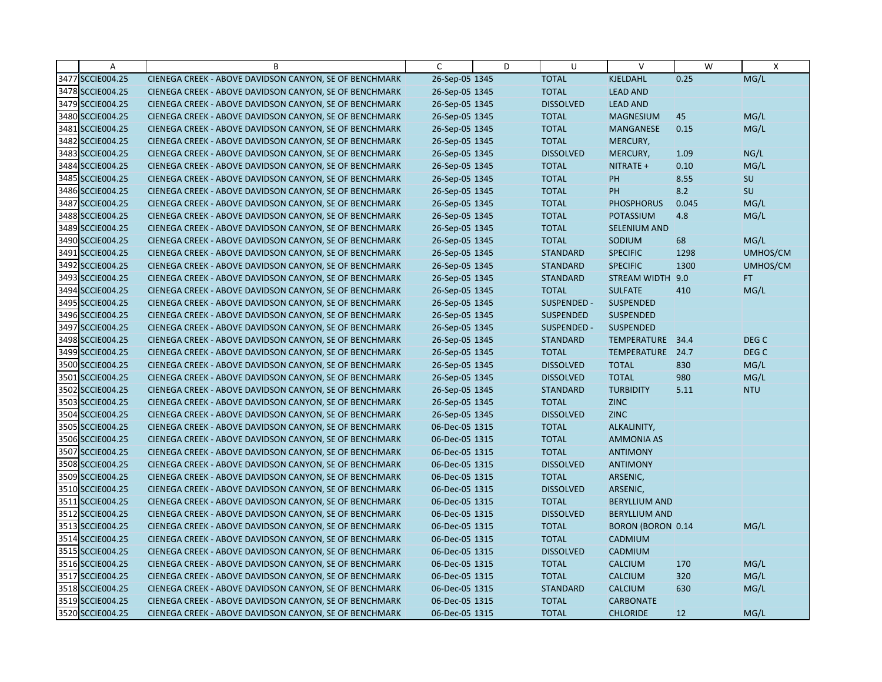| | A | B | C | D | U | V | W | X |
|---|---|---|---|---|---|---|---|---|
| 3477 | SCCIE004.25 | CIENEGA CREEK - ABOVE DAVIDSON CANYON, SE OF BENCHMARK | 26-Sep-05 | 1345 | TOTAL | KJELDAHL | 0.25 | MG/L |
| 3478 | SCCIE004.25 | CIENEGA CREEK - ABOVE DAVIDSON CANYON, SE OF BENCHMARK | 26-Sep-05 | 1345 | TOTAL | LEAD AND | | |
| 3479 | SCCIE004.25 | CIENEGA CREEK - ABOVE DAVIDSON CANYON, SE OF BENCHMARK | 26-Sep-05 | 1345 | DISSOLVED | LEAD AND | | |
| 3480 | SCCIE004.25 | CIENEGA CREEK - ABOVE DAVIDSON CANYON, SE OF BENCHMARK | 26-Sep-05 | 1345 | TOTAL | MAGNESIUM | 45 | MG/L |
| 3481 | SCCIE004.25 | CIENEGA CREEK - ABOVE DAVIDSON CANYON, SE OF BENCHMARK | 26-Sep-05 | 1345 | TOTAL | MANGANESE | 0.15 | MG/L |
| 3482 | SCCIE004.25 | CIENEGA CREEK - ABOVE DAVIDSON CANYON, SE OF BENCHMARK | 26-Sep-05 | 1345 | TOTAL | MERCURY, | | |
| 3483 | SCCIE004.25 | CIENEGA CREEK - ABOVE DAVIDSON CANYON, SE OF BENCHMARK | 26-Sep-05 | 1345 | DISSOLVED | MERCURY, | 1.09 | NG/L |
| 3484 | SCCIE004.25 | CIENEGA CREEK - ABOVE DAVIDSON CANYON, SE OF BENCHMARK | 26-Sep-05 | 1345 | TOTAL | NITRATE + | 0.10 | MG/L |
| 3485 | SCCIE004.25 | CIENEGA CREEK - ABOVE DAVIDSON CANYON, SE OF BENCHMARK | 26-Sep-05 | 1345 | TOTAL | PH | 8.55 | SU |
| 3486 | SCCIE004.25 | CIENEGA CREEK - ABOVE DAVIDSON CANYON, SE OF BENCHMARK | 26-Sep-05 | 1345 | TOTAL | PH | 8.2 | SU |
| 3487 | SCCIE004.25 | CIENEGA CREEK - ABOVE DAVIDSON CANYON, SE OF BENCHMARK | 26-Sep-05 | 1345 | TOTAL | PHOSPHORUS | 0.045 | MG/L |
| 3488 | SCCIE004.25 | CIENEGA CREEK - ABOVE DAVIDSON CANYON, SE OF BENCHMARK | 26-Sep-05 | 1345 | TOTAL | POTASSIUM | 4.8 | MG/L |
| 3489 | SCCIE004.25 | CIENEGA CREEK - ABOVE DAVIDSON CANYON, SE OF BENCHMARK | 26-Sep-05 | 1345 | TOTAL | SELENIUM AND | | |
| 3490 | SCCIE004.25 | CIENEGA CREEK - ABOVE DAVIDSON CANYON, SE OF BENCHMARK | 26-Sep-05 | 1345 | TOTAL | SODIUM | 68 | MG/L |
| 3491 | SCCIE004.25 | CIENEGA CREEK - ABOVE DAVIDSON CANYON, SE OF BENCHMARK | 26-Sep-05 | 1345 | STANDARD | SPECIFIC | 1298 | UMHOS/CM |
| 3492 | SCCIE004.25 | CIENEGA CREEK - ABOVE DAVIDSON CANYON, SE OF BENCHMARK | 26-Sep-05 | 1345 | STANDARD | SPECIFIC | 1300 | UMHOS/CM |
| 3493 | SCCIE004.25 | CIENEGA CREEK - ABOVE DAVIDSON CANYON, SE OF BENCHMARK | 26-Sep-05 | 1345 | STANDARD | STREAM WIDTH | 9.0 | FT |
| 3494 | SCCIE004.25 | CIENEGA CREEK - ABOVE DAVIDSON CANYON, SE OF BENCHMARK | 26-Sep-05 | 1345 | TOTAL | SULFATE | 410 | MG/L |
| 3495 | SCCIE004.25 | CIENEGA CREEK - ABOVE DAVIDSON CANYON, SE OF BENCHMARK | 26-Sep-05 | 1345 | SUSPENDED - | SUSPENDED | | |
| 3496 | SCCIE004.25 | CIENEGA CREEK - ABOVE DAVIDSON CANYON, SE OF BENCHMARK | 26-Sep-05 | 1345 | SUSPENDED | SUSPENDED | | |
| 3497 | SCCIE004.25 | CIENEGA CREEK - ABOVE DAVIDSON CANYON, SE OF BENCHMARK | 26-Sep-05 | 1345 | SUSPENDED - | SUSPENDED | | |
| 3498 | SCCIE004.25 | CIENEGA CREEK - ABOVE DAVIDSON CANYON, SE OF BENCHMARK | 26-Sep-05 | 1345 | STANDARD | TEMPERATURE | 34.4 | DEG C |
| 3499 | SCCIE004.25 | CIENEGA CREEK - ABOVE DAVIDSON CANYON, SE OF BENCHMARK | 26-Sep-05 | 1345 | TOTAL | TEMPERATURE | 24.7 | DEG C |
| 3500 | SCCIE004.25 | CIENEGA CREEK - ABOVE DAVIDSON CANYON, SE OF BENCHMARK | 26-Sep-05 | 1345 | DISSOLVED | TOTAL | 830 | MG/L |
| 3501 | SCCIE004.25 | CIENEGA CREEK - ABOVE DAVIDSON CANYON, SE OF BENCHMARK | 26-Sep-05 | 1345 | DISSOLVED | TOTAL | 980 | MG/L |
| 3502 | SCCIE004.25 | CIENEGA CREEK - ABOVE DAVIDSON CANYON, SE OF BENCHMARK | 26-Sep-05 | 1345 | STANDARD | TURBIDITY | 5.11 | NTU |
| 3503 | SCCIE004.25 | CIENEGA CREEK - ABOVE DAVIDSON CANYON, SE OF BENCHMARK | 26-Sep-05 | 1345 | TOTAL | ZINC | | |
| 3504 | SCCIE004.25 | CIENEGA CREEK - ABOVE DAVIDSON CANYON, SE OF BENCHMARK | 26-Sep-05 | 1345 | DISSOLVED | ZINC | | |
| 3505 | SCCIE004.25 | CIENEGA CREEK - ABOVE DAVIDSON CANYON, SE OF BENCHMARK | 06-Dec-05 | 1315 | TOTAL | ALKALINITY, | | |
| 3506 | SCCIE004.25 | CIENEGA CREEK - ABOVE DAVIDSON CANYON, SE OF BENCHMARK | 06-Dec-05 | 1315 | TOTAL | AMMONIA AS | | |
| 3507 | SCCIE004.25 | CIENEGA CREEK - ABOVE DAVIDSON CANYON, SE OF BENCHMARK | 06-Dec-05 | 1315 | TOTAL | ANTIMONY | | |
| 3508 | SCCIE004.25 | CIENEGA CREEK - ABOVE DAVIDSON CANYON, SE OF BENCHMARK | 06-Dec-05 | 1315 | DISSOLVED | ANTIMONY | | |
| 3509 | SCCIE004.25 | CIENEGA CREEK - ABOVE DAVIDSON CANYON, SE OF BENCHMARK | 06-Dec-05 | 1315 | TOTAL | ARSENIC, | | |
| 3510 | SCCIE004.25 | CIENEGA CREEK - ABOVE DAVIDSON CANYON, SE OF BENCHMARK | 06-Dec-05 | 1315 | DISSOLVED | ARSENIC, | | |
| 3511 | SCCIE004.25 | CIENEGA CREEK - ABOVE DAVIDSON CANYON, SE OF BENCHMARK | 06-Dec-05 | 1315 | TOTAL | BERYLLIUM AND | | |
| 3512 | SCCIE004.25 | CIENEGA CREEK - ABOVE DAVIDSON CANYON, SE OF BENCHMARK | 06-Dec-05 | 1315 | DISSOLVED | BERYLLIUM AND | | |
| 3513 | SCCIE004.25 | CIENEGA CREEK - ABOVE DAVIDSON CANYON, SE OF BENCHMARK | 06-Dec-05 | 1315 | TOTAL | BORON (BORON | 0.14 | MG/L |
| 3514 | SCCIE004.25 | CIENEGA CREEK - ABOVE DAVIDSON CANYON, SE OF BENCHMARK | 06-Dec-05 | 1315 | TOTAL | CADMIUM | | |
| 3515 | SCCIE004.25 | CIENEGA CREEK - ABOVE DAVIDSON CANYON, SE OF BENCHMARK | 06-Dec-05 | 1315 | DISSOLVED | CADMIUM | | |
| 3516 | SCCIE004.25 | CIENEGA CREEK - ABOVE DAVIDSON CANYON, SE OF BENCHMARK | 06-Dec-05 | 1315 | TOTAL | CALCIUM | 170 | MG/L |
| 3517 | SCCIE004.25 | CIENEGA CREEK - ABOVE DAVIDSON CANYON, SE OF BENCHMARK | 06-Dec-05 | 1315 | TOTAL | CALCIUM | 320 | MG/L |
| 3518 | SCCIE004.25 | CIENEGA CREEK - ABOVE DAVIDSON CANYON, SE OF BENCHMARK | 06-Dec-05 | 1315 | STANDARD | CALCIUM | 630 | MG/L |
| 3519 | SCCIE004.25 | CIENEGA CREEK - ABOVE DAVIDSON CANYON, SE OF BENCHMARK | 06-Dec-05 | 1315 | TOTAL | CARBONATE | | |
| 3520 | SCCIE004.25 | CIENEGA CREEK - ABOVE DAVIDSON CANYON, SE OF BENCHMARK | 06-Dec-05 | 1315 | TOTAL | CHLORIDE | 12 | MG/L |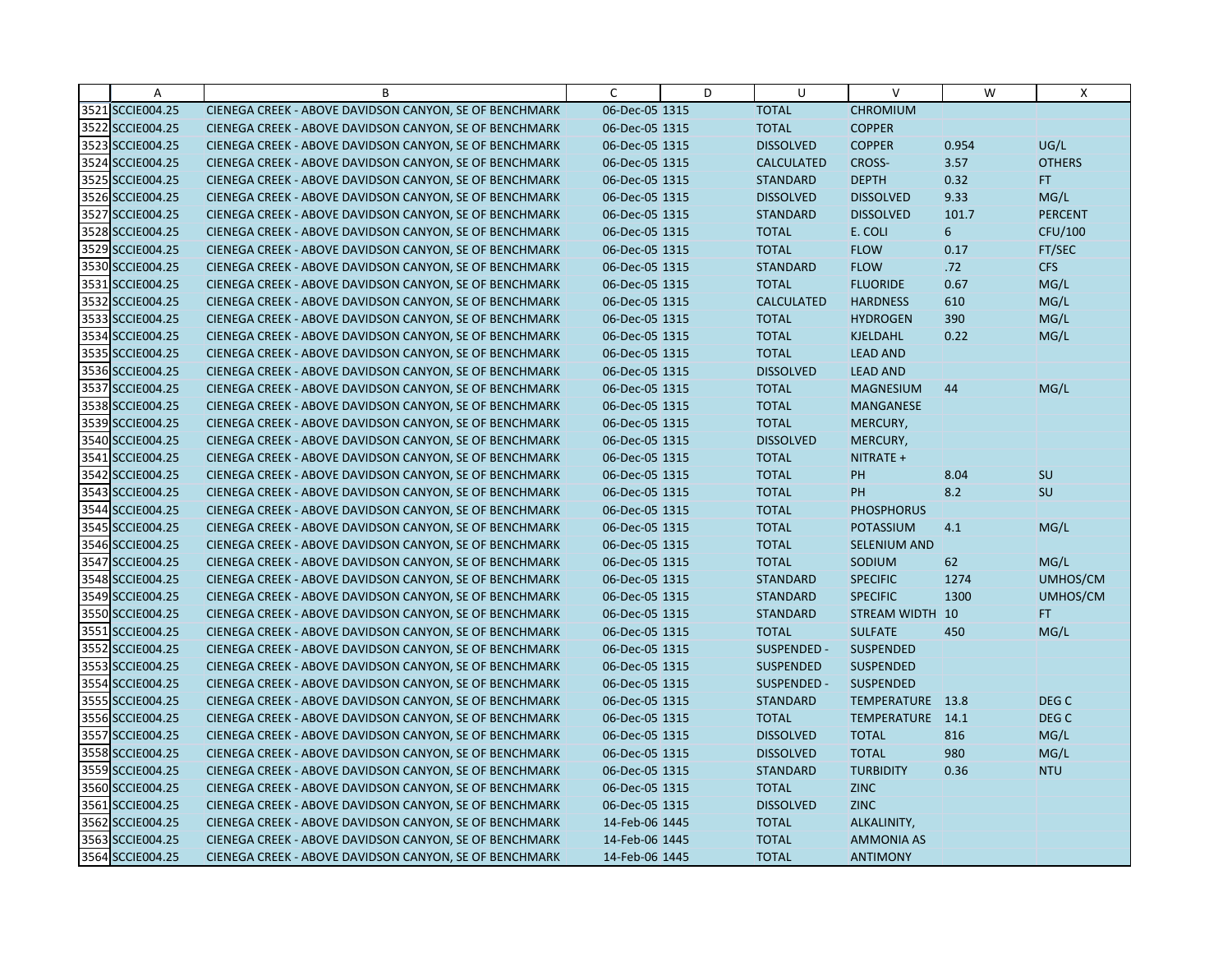| | A | B | C | D | U | V | W | X |
|---|---|---|---|---|---|---|---|---|
| 3521 | SCCIE004.25 | CIENEGA CREEK - ABOVE DAVIDSON CANYON, SE OF BENCHMARK | 06-Dec-05 | 1315 | TOTAL | CHROMIUM | | |
| 3522 | SCCIE004.25 | CIENEGA CREEK - ABOVE DAVIDSON CANYON, SE OF BENCHMARK | 06-Dec-05 | 1315 | TOTAL | COPPER | | |
| 3523 | SCCIE004.25 | CIENEGA CREEK - ABOVE DAVIDSON CANYON, SE OF BENCHMARK | 06-Dec-05 | 1315 | DISSOLVED | COPPER | 0.954 | UG/L |
| 3524 | SCCIE004.25 | CIENEGA CREEK - ABOVE DAVIDSON CANYON, SE OF BENCHMARK | 06-Dec-05 | 1315 | CALCULATED | CROSS- | 3.57 | OTHERS |
| 3525 | SCCIE004.25 | CIENEGA CREEK - ABOVE DAVIDSON CANYON, SE OF BENCHMARK | 06-Dec-05 | 1315 | STANDARD | DEPTH | 0.32 | FT |
| 3526 | SCCIE004.25 | CIENEGA CREEK - ABOVE DAVIDSON CANYON, SE OF BENCHMARK | 06-Dec-05 | 1315 | DISSOLVED | DISSOLVED | 9.33 | MG/L |
| 3527 | SCCIE004.25 | CIENEGA CREEK - ABOVE DAVIDSON CANYON, SE OF BENCHMARK | 06-Dec-05 | 1315 | STANDARD | DISSOLVED | 101.7 | PERCENT |
| 3528 | SCCIE004.25 | CIENEGA CREEK - ABOVE DAVIDSON CANYON, SE OF BENCHMARK | 06-Dec-05 | 1315 | TOTAL | E. COLI | 6 | CFU/100 |
| 3529 | SCCIE004.25 | CIENEGA CREEK - ABOVE DAVIDSON CANYON, SE OF BENCHMARK | 06-Dec-05 | 1315 | TOTAL | FLOW | 0.17 | FT/SEC |
| 3530 | SCCIE004.25 | CIENEGA CREEK - ABOVE DAVIDSON CANYON, SE OF BENCHMARK | 06-Dec-05 | 1315 | STANDARD | FLOW | .72 | CFS |
| 3531 | SCCIE004.25 | CIENEGA CREEK - ABOVE DAVIDSON CANYON, SE OF BENCHMARK | 06-Dec-05 | 1315 | TOTAL | FLUORIDE | 0.67 | MG/L |
| 3532 | SCCIE004.25 | CIENEGA CREEK - ABOVE DAVIDSON CANYON, SE OF BENCHMARK | 06-Dec-05 | 1315 | CALCULATED | HARDNESS | 610 | MG/L |
| 3533 | SCCIE004.25 | CIENEGA CREEK - ABOVE DAVIDSON CANYON, SE OF BENCHMARK | 06-Dec-05 | 1315 | TOTAL | HYDROGEN | 390 | MG/L |
| 3534 | SCCIE004.25 | CIENEGA CREEK - ABOVE DAVIDSON CANYON, SE OF BENCHMARK | 06-Dec-05 | 1315 | TOTAL | KJELDAHL | 0.22 | MG/L |
| 3535 | SCCIE004.25 | CIENEGA CREEK - ABOVE DAVIDSON CANYON, SE OF BENCHMARK | 06-Dec-05 | 1315 | TOTAL | LEAD AND | | |
| 3536 | SCCIE004.25 | CIENEGA CREEK - ABOVE DAVIDSON CANYON, SE OF BENCHMARK | 06-Dec-05 | 1315 | DISSOLVED | LEAD AND | | |
| 3537 | SCCIE004.25 | CIENEGA CREEK - ABOVE DAVIDSON CANYON, SE OF BENCHMARK | 06-Dec-05 | 1315 | TOTAL | MAGNESIUM | 44 | MG/L |
| 3538 | SCCIE004.25 | CIENEGA CREEK - ABOVE DAVIDSON CANYON, SE OF BENCHMARK | 06-Dec-05 | 1315 | TOTAL | MANGANESE | | |
| 3539 | SCCIE004.25 | CIENEGA CREEK - ABOVE DAVIDSON CANYON, SE OF BENCHMARK | 06-Dec-05 | 1315 | TOTAL | MERCURY, | | |
| 3540 | SCCIE004.25 | CIENEGA CREEK - ABOVE DAVIDSON CANYON, SE OF BENCHMARK | 06-Dec-05 | 1315 | DISSOLVED | MERCURY, | | |
| 3541 | SCCIE004.25 | CIENEGA CREEK - ABOVE DAVIDSON CANYON, SE OF BENCHMARK | 06-Dec-05 | 1315 | TOTAL | NITRATE + | | |
| 3542 | SCCIE004.25 | CIENEGA CREEK - ABOVE DAVIDSON CANYON, SE OF BENCHMARK | 06-Dec-05 | 1315 | TOTAL | PH | 8.04 | SU |
| 3543 | SCCIE004.25 | CIENEGA CREEK - ABOVE DAVIDSON CANYON, SE OF BENCHMARK | 06-Dec-05 | 1315 | TOTAL | PH | 8.2 | SU |
| 3544 | SCCIE004.25 | CIENEGA CREEK - ABOVE DAVIDSON CANYON, SE OF BENCHMARK | 06-Dec-05 | 1315 | TOTAL | PHOSPHORUS | | |
| 3545 | SCCIE004.25 | CIENEGA CREEK - ABOVE DAVIDSON CANYON, SE OF BENCHMARK | 06-Dec-05 | 1315 | TOTAL | POTASSIUM | 4.1 | MG/L |
| 3546 | SCCIE004.25 | CIENEGA CREEK - ABOVE DAVIDSON CANYON, SE OF BENCHMARK | 06-Dec-05 | 1315 | TOTAL | SELENIUM AND | | |
| 3547 | SCCIE004.25 | CIENEGA CREEK - ABOVE DAVIDSON CANYON, SE OF BENCHMARK | 06-Dec-05 | 1315 | TOTAL | SODIUM | 62 | MG/L |
| 3548 | SCCIE004.25 | CIENEGA CREEK - ABOVE DAVIDSON CANYON, SE OF BENCHMARK | 06-Dec-05 | 1315 | STANDARD | SPECIFIC | 1274 | UMHOS/CM |
| 3549 | SCCIE004.25 | CIENEGA CREEK - ABOVE DAVIDSON CANYON, SE OF BENCHMARK | 06-Dec-05 | 1315 | STANDARD | SPECIFIC | 1300 | UMHOS/CM |
| 3550 | SCCIE004.25 | CIENEGA CREEK - ABOVE DAVIDSON CANYON, SE OF BENCHMARK | 06-Dec-05 | 1315 | STANDARD | STREAM WIDTH | 10 | FT |
| 3551 | SCCIE004.25 | CIENEGA CREEK - ABOVE DAVIDSON CANYON, SE OF BENCHMARK | 06-Dec-05 | 1315 | TOTAL | SULFATE | 450 | MG/L |
| 3552 | SCCIE004.25 | CIENEGA CREEK - ABOVE DAVIDSON CANYON, SE OF BENCHMARK | 06-Dec-05 | 1315 | SUSPENDED - | SUSPENDED | | |
| 3553 | SCCIE004.25 | CIENEGA CREEK - ABOVE DAVIDSON CANYON, SE OF BENCHMARK | 06-Dec-05 | 1315 | SUSPENDED | SUSPENDED | | |
| 3554 | SCCIE004.25 | CIENEGA CREEK - ABOVE DAVIDSON CANYON, SE OF BENCHMARK | 06-Dec-05 | 1315 | SUSPENDED - | SUSPENDED | | |
| 3555 | SCCIE004.25 | CIENEGA CREEK - ABOVE DAVIDSON CANYON, SE OF BENCHMARK | 06-Dec-05 | 1315 | STANDARD | TEMPERATURE | 13.8 | DEG C |
| 3556 | SCCIE004.25 | CIENEGA CREEK - ABOVE DAVIDSON CANYON, SE OF BENCHMARK | 06-Dec-05 | 1315 | TOTAL | TEMPERATURE | 14.1 | DEG C |
| 3557 | SCCIE004.25 | CIENEGA CREEK - ABOVE DAVIDSON CANYON, SE OF BENCHMARK | 06-Dec-05 | 1315 | DISSOLVED | TOTAL | 816 | MG/L |
| 3558 | SCCIE004.25 | CIENEGA CREEK - ABOVE DAVIDSON CANYON, SE OF BENCHMARK | 06-Dec-05 | 1315 | DISSOLVED | TOTAL | 980 | MG/L |
| 3559 | SCCIE004.25 | CIENEGA CREEK - ABOVE DAVIDSON CANYON, SE OF BENCHMARK | 06-Dec-05 | 1315 | STANDARD | TURBIDITY | 0.36 | NTU |
| 3560 | SCCIE004.25 | CIENEGA CREEK - ABOVE DAVIDSON CANYON, SE OF BENCHMARK | 06-Dec-05 | 1315 | TOTAL | ZINC | | |
| 3561 | SCCIE004.25 | CIENEGA CREEK - ABOVE DAVIDSON CANYON, SE OF BENCHMARK | 06-Dec-05 | 1315 | DISSOLVED | ZINC | | |
| 3562 | SCCIE004.25 | CIENEGA CREEK - ABOVE DAVIDSON CANYON, SE OF BENCHMARK | 14-Feb-06 | 1445 | TOTAL | ALKALINITY, | | |
| 3563 | SCCIE004.25 | CIENEGA CREEK - ABOVE DAVIDSON CANYON, SE OF BENCHMARK | 14-Feb-06 | 1445 | TOTAL | AMMONIA AS | | |
| 3564 | SCCIE004.25 | CIENEGA CREEK - ABOVE DAVIDSON CANYON, SE OF BENCHMARK | 14-Feb-06 | 1445 | TOTAL | ANTIMONY | | |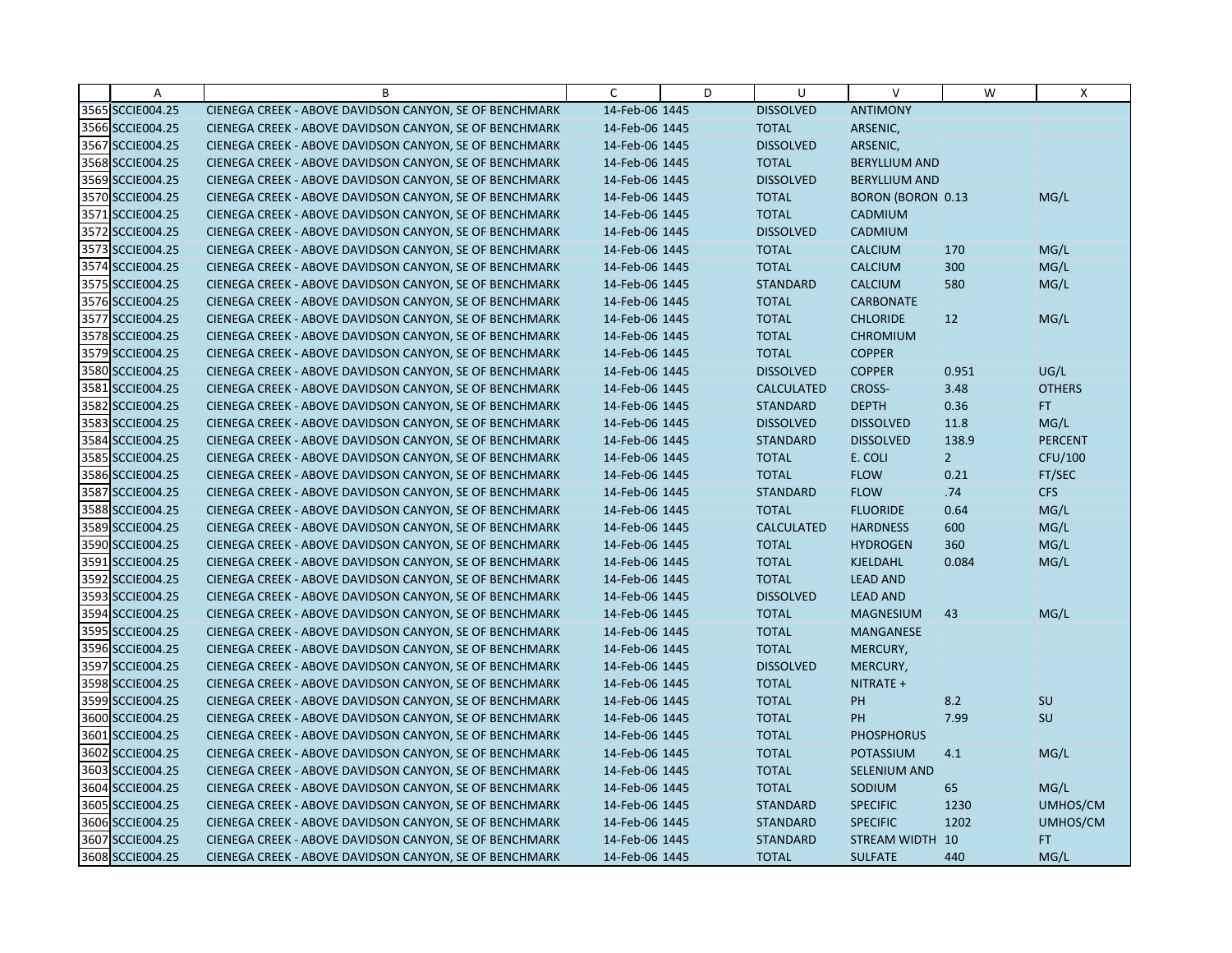| | A | B | C | D | U | V | W | X |
|---|---|---|---|---|---|---|---|---|
| 3565 | SCCIE004.25 | CIENEGA CREEK - ABOVE DAVIDSON CANYON, SE OF BENCHMARK | 14-Feb-06 | 1445 | DISSOLVED | ANTIMONY | | |
| 3566 | SCCIE004.25 | CIENEGA CREEK - ABOVE DAVIDSON CANYON, SE OF BENCHMARK | 14-Feb-06 | 1445 | TOTAL | ARSENIC, | | |
| 3567 | SCCIE004.25 | CIENEGA CREEK - ABOVE DAVIDSON CANYON, SE OF BENCHMARK | 14-Feb-06 | 1445 | DISSOLVED | ARSENIC, | | |
| 3568 | SCCIE004.25 | CIENEGA CREEK - ABOVE DAVIDSON CANYON, SE OF BENCHMARK | 14-Feb-06 | 1445 | TOTAL | BERYLLIUM AND | | |
| 3569 | SCCIE004.25 | CIENEGA CREEK - ABOVE DAVIDSON CANYON, SE OF BENCHMARK | 14-Feb-06 | 1445 | DISSOLVED | BERYLLIUM AND | | |
| 3570 | SCCIE004.25 | CIENEGA CREEK - ABOVE DAVIDSON CANYON, SE OF BENCHMARK | 14-Feb-06 | 1445 | TOTAL | BORON (BORON | 0.13 | MG/L |
| 3571 | SCCIE004.25 | CIENEGA CREEK - ABOVE DAVIDSON CANYON, SE OF BENCHMARK | 14-Feb-06 | 1445 | TOTAL | CADMIUM | | |
| 3572 | SCCIE004.25 | CIENEGA CREEK - ABOVE DAVIDSON CANYON, SE OF BENCHMARK | 14-Feb-06 | 1445 | DISSOLVED | CADMIUM | | |
| 3573 | SCCIE004.25 | CIENEGA CREEK - ABOVE DAVIDSON CANYON, SE OF BENCHMARK | 14-Feb-06 | 1445 | TOTAL | CALCIUM | 170 | MG/L |
| 3574 | SCCIE004.25 | CIENEGA CREEK - ABOVE DAVIDSON CANYON, SE OF BENCHMARK | 14-Feb-06 | 1445 | TOTAL | CALCIUM | 300 | MG/L |
| 3575 | SCCIE004.25 | CIENEGA CREEK - ABOVE DAVIDSON CANYON, SE OF BENCHMARK | 14-Feb-06 | 1445 | STANDARD | CALCIUM | 580 | MG/L |
| 3576 | SCCIE004.25 | CIENEGA CREEK - ABOVE DAVIDSON CANYON, SE OF BENCHMARK | 14-Feb-06 | 1445 | TOTAL | CARBONATE | | |
| 3577 | SCCIE004.25 | CIENEGA CREEK - ABOVE DAVIDSON CANYON, SE OF BENCHMARK | 14-Feb-06 | 1445 | TOTAL | CHLORIDE | 12 | MG/L |
| 3578 | SCCIE004.25 | CIENEGA CREEK - ABOVE DAVIDSON CANYON, SE OF BENCHMARK | 14-Feb-06 | 1445 | TOTAL | CHROMIUM | | |
| 3579 | SCCIE004.25 | CIENEGA CREEK - ABOVE DAVIDSON CANYON, SE OF BENCHMARK | 14-Feb-06 | 1445 | TOTAL | COPPER | | |
| 3580 | SCCIE004.25 | CIENEGA CREEK - ABOVE DAVIDSON CANYON, SE OF BENCHMARK | 14-Feb-06 | 1445 | DISSOLVED | COPPER | 0.951 | UG/L |
| 3581 | SCCIE004.25 | CIENEGA CREEK - ABOVE DAVIDSON CANYON, SE OF BENCHMARK | 14-Feb-06 | 1445 | CALCULATED | CROSS- | 3.48 | OTHERS |
| 3582 | SCCIE004.25 | CIENEGA CREEK - ABOVE DAVIDSON CANYON, SE OF BENCHMARK | 14-Feb-06 | 1445 | STANDARD | DEPTH | 0.36 | FT |
| 3583 | SCCIE004.25 | CIENEGA CREEK - ABOVE DAVIDSON CANYON, SE OF BENCHMARK | 14-Feb-06 | 1445 | DISSOLVED | DISSOLVED | 11.8 | MG/L |
| 3584 | SCCIE004.25 | CIENEGA CREEK - ABOVE DAVIDSON CANYON, SE OF BENCHMARK | 14-Feb-06 | 1445 | STANDARD | DISSOLVED | 138.9 | PERCENT |
| 3585 | SCCIE004.25 | CIENEGA CREEK - ABOVE DAVIDSON CANYON, SE OF BENCHMARK | 14-Feb-06 | 1445 | TOTAL | E. COLI | 2 | CFU/100 |
| 3586 | SCCIE004.25 | CIENEGA CREEK - ABOVE DAVIDSON CANYON, SE OF BENCHMARK | 14-Feb-06 | 1445 | TOTAL | FLOW | 0.21 | FT/SEC |
| 3587 | SCCIE004.25 | CIENEGA CREEK - ABOVE DAVIDSON CANYON, SE OF BENCHMARK | 14-Feb-06 | 1445 | STANDARD | FLOW | .74 | CFS |
| 3588 | SCCIE004.25 | CIENEGA CREEK - ABOVE DAVIDSON CANYON, SE OF BENCHMARK | 14-Feb-06 | 1445 | TOTAL | FLUORIDE | 0.64 | MG/L |
| 3589 | SCCIE004.25 | CIENEGA CREEK - ABOVE DAVIDSON CANYON, SE OF BENCHMARK | 14-Feb-06 | 1445 | CALCULATED | HARDNESS | 600 | MG/L |
| 3590 | SCCIE004.25 | CIENEGA CREEK - ABOVE DAVIDSON CANYON, SE OF BENCHMARK | 14-Feb-06 | 1445 | TOTAL | HYDROGEN | 360 | MG/L |
| 3591 | SCCIE004.25 | CIENEGA CREEK - ABOVE DAVIDSON CANYON, SE OF BENCHMARK | 14-Feb-06 | 1445 | TOTAL | KJELDAHL | 0.084 | MG/L |
| 3592 | SCCIE004.25 | CIENEGA CREEK - ABOVE DAVIDSON CANYON, SE OF BENCHMARK | 14-Feb-06 | 1445 | TOTAL | LEAD AND | | |
| 3593 | SCCIE004.25 | CIENEGA CREEK - ABOVE DAVIDSON CANYON, SE OF BENCHMARK | 14-Feb-06 | 1445 | DISSOLVED | LEAD AND | | |
| 3594 | SCCIE004.25 | CIENEGA CREEK - ABOVE DAVIDSON CANYON, SE OF BENCHMARK | 14-Feb-06 | 1445 | TOTAL | MAGNESIUM | 43 | MG/L |
| 3595 | SCCIE004.25 | CIENEGA CREEK - ABOVE DAVIDSON CANYON, SE OF BENCHMARK | 14-Feb-06 | 1445 | TOTAL | MANGANESE | | |
| 3596 | SCCIE004.25 | CIENEGA CREEK - ABOVE DAVIDSON CANYON, SE OF BENCHMARK | 14-Feb-06 | 1445 | TOTAL | MERCURY, | | |
| 3597 | SCCIE004.25 | CIENEGA CREEK - ABOVE DAVIDSON CANYON, SE OF BENCHMARK | 14-Feb-06 | 1445 | DISSOLVED | MERCURY, | | |
| 3598 | SCCIE004.25 | CIENEGA CREEK - ABOVE DAVIDSON CANYON, SE OF BENCHMARK | 14-Feb-06 | 1445 | TOTAL | NITRATE + | | |
| 3599 | SCCIE004.25 | CIENEGA CREEK - ABOVE DAVIDSON CANYON, SE OF BENCHMARK | 14-Feb-06 | 1445 | TOTAL | PH | 8.2 | SU |
| 3600 | SCCIE004.25 | CIENEGA CREEK - ABOVE DAVIDSON CANYON, SE OF BENCHMARK | 14-Feb-06 | 1445 | TOTAL | PH | 7.99 | SU |
| 3601 | SCCIE004.25 | CIENEGA CREEK - ABOVE DAVIDSON CANYON, SE OF BENCHMARK | 14-Feb-06 | 1445 | TOTAL | PHOSPHORUS | | |
| 3602 | SCCIE004.25 | CIENEGA CREEK - ABOVE DAVIDSON CANYON, SE OF BENCHMARK | 14-Feb-06 | 1445 | TOTAL | POTASSIUM | 4.1 | MG/L |
| 3603 | SCCIE004.25 | CIENEGA CREEK - ABOVE DAVIDSON CANYON, SE OF BENCHMARK | 14-Feb-06 | 1445 | TOTAL | SELENIUM AND | | |
| 3604 | SCCIE004.25 | CIENEGA CREEK - ABOVE DAVIDSON CANYON, SE OF BENCHMARK | 14-Feb-06 | 1445 | TOTAL | SODIUM | 65 | MG/L |
| 3605 | SCCIE004.25 | CIENEGA CREEK - ABOVE DAVIDSON CANYON, SE OF BENCHMARK | 14-Feb-06 | 1445 | STANDARD | SPECIFIC | 1230 | UMHOS/CM |
| 3606 | SCCIE004.25 | CIENEGA CREEK - ABOVE DAVIDSON CANYON, SE OF BENCHMARK | 14-Feb-06 | 1445 | STANDARD | SPECIFIC | 1202 | UMHOS/CM |
| 3607 | SCCIE004.25 | CIENEGA CREEK - ABOVE DAVIDSON CANYON, SE OF BENCHMARK | 14-Feb-06 | 1445 | STANDARD | STREAM WIDTH | 10 | FT |
| 3608 | SCCIE004.25 | CIENEGA CREEK - ABOVE DAVIDSON CANYON, SE OF BENCHMARK | 14-Feb-06 | 1445 | TOTAL | SULFATE | 440 | MG/L |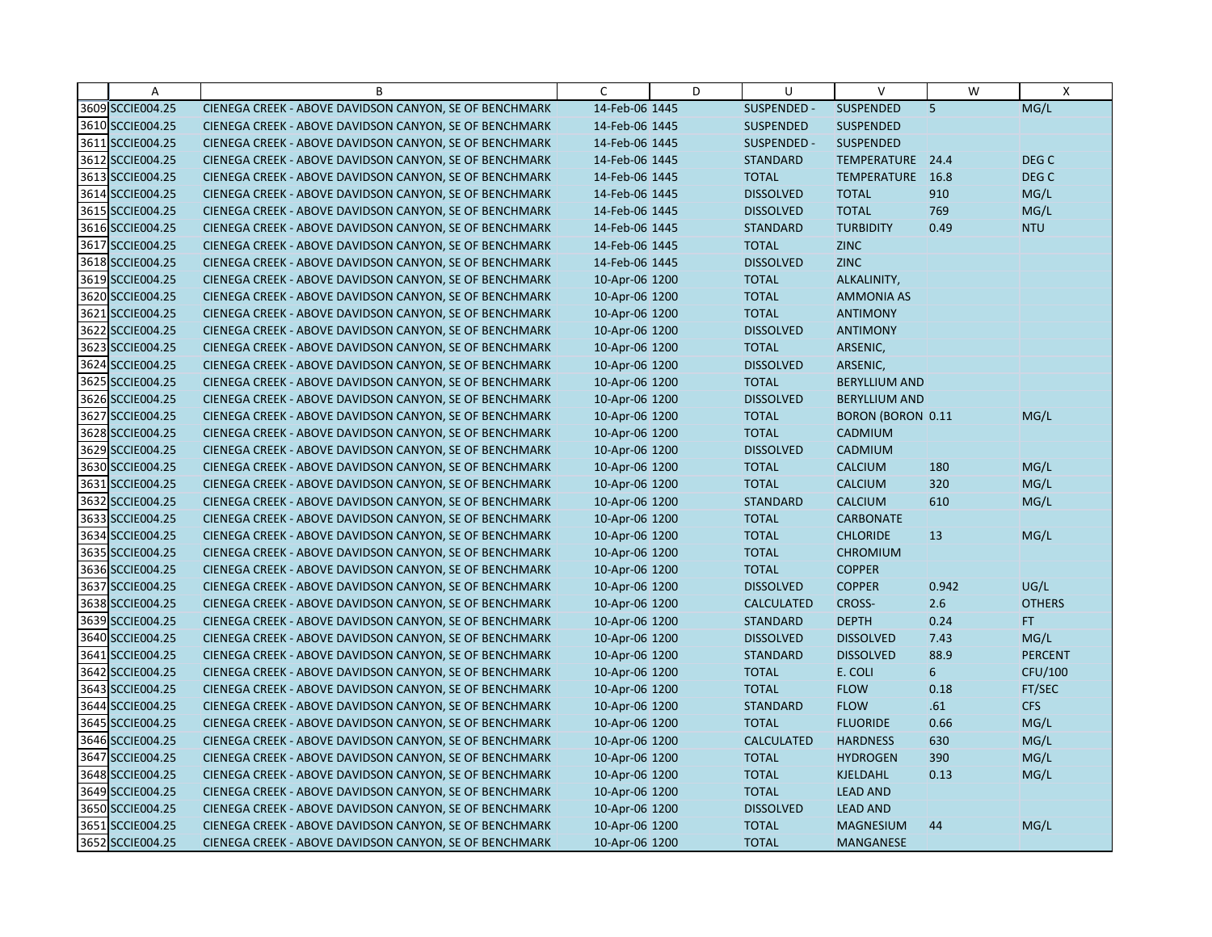| | A | B | C | D | U | V | W | X |
|---|---|---|---|---|---|---|---|---|
| 3609 | SCCIE004.25 | CIENEGA CREEK - ABOVE DAVIDSON CANYON, SE OF BENCHMARK | 14-Feb-06 | 1445 | SUSPENDED - | SUSPENDED | 5 | MG/L |
| 3610 | SCCIE004.25 | CIENEGA CREEK - ABOVE DAVIDSON CANYON, SE OF BENCHMARK | 14-Feb-06 | 1445 | SUSPENDED | SUSPENDED | | |
| 3611 | SCCIE004.25 | CIENEGA CREEK - ABOVE DAVIDSON CANYON, SE OF BENCHMARK | 14-Feb-06 | 1445 | SUSPENDED - | SUSPENDED | | |
| 3612 | SCCIE004.25 | CIENEGA CREEK - ABOVE DAVIDSON CANYON, SE OF BENCHMARK | 14-Feb-06 | 1445 | STANDARD | TEMPERATURE | 24.4 | DEG C |
| 3613 | SCCIE004.25 | CIENEGA CREEK - ABOVE DAVIDSON CANYON, SE OF BENCHMARK | 14-Feb-06 | 1445 | TOTAL | TEMPERATURE | 16.8 | DEG C |
| 3614 | SCCIE004.25 | CIENEGA CREEK - ABOVE DAVIDSON CANYON, SE OF BENCHMARK | 14-Feb-06 | 1445 | DISSOLVED | TOTAL | 910 | MG/L |
| 3615 | SCCIE004.25 | CIENEGA CREEK - ABOVE DAVIDSON CANYON, SE OF BENCHMARK | 14-Feb-06 | 1445 | DISSOLVED | TOTAL | 769 | MG/L |
| 3616 | SCCIE004.25 | CIENEGA CREEK - ABOVE DAVIDSON CANYON, SE OF BENCHMARK | 14-Feb-06 | 1445 | STANDARD | TURBIDITY | 0.49 | NTU |
| 3617 | SCCIE004.25 | CIENEGA CREEK - ABOVE DAVIDSON CANYON, SE OF BENCHMARK | 14-Feb-06 | 1445 | TOTAL | ZINC | | |
| 3618 | SCCIE004.25 | CIENEGA CREEK - ABOVE DAVIDSON CANYON, SE OF BENCHMARK | 14-Feb-06 | 1445 | DISSOLVED | ZINC | | |
| 3619 | SCCIE004.25 | CIENEGA CREEK - ABOVE DAVIDSON CANYON, SE OF BENCHMARK | 10-Apr-06 | 1200 | TOTAL | ALKALINITY, | | |
| 3620 | SCCIE004.25 | CIENEGA CREEK - ABOVE DAVIDSON CANYON, SE OF BENCHMARK | 10-Apr-06 | 1200 | TOTAL | AMMONIA AS | | |
| 3621 | SCCIE004.25 | CIENEGA CREEK - ABOVE DAVIDSON CANYON, SE OF BENCHMARK | 10-Apr-06 | 1200 | TOTAL | ANTIMONY | | |
| 3622 | SCCIE004.25 | CIENEGA CREEK - ABOVE DAVIDSON CANYON, SE OF BENCHMARK | 10-Apr-06 | 1200 | DISSOLVED | ANTIMONY | | |
| 3623 | SCCIE004.25 | CIENEGA CREEK - ABOVE DAVIDSON CANYON, SE OF BENCHMARK | 10-Apr-06 | 1200 | TOTAL | ARSENIC, | | |
| 3624 | SCCIE004.25 | CIENEGA CREEK - ABOVE DAVIDSON CANYON, SE OF BENCHMARK | 10-Apr-06 | 1200 | DISSOLVED | ARSENIC, | | |
| 3625 | SCCIE004.25 | CIENEGA CREEK - ABOVE DAVIDSON CANYON, SE OF BENCHMARK | 10-Apr-06 | 1200 | TOTAL | BERYLLIUM AND | | |
| 3626 | SCCIE004.25 | CIENEGA CREEK - ABOVE DAVIDSON CANYON, SE OF BENCHMARK | 10-Apr-06 | 1200 | DISSOLVED | BERYLLIUM AND | | |
| 3627 | SCCIE004.25 | CIENEGA CREEK - ABOVE DAVIDSON CANYON, SE OF BENCHMARK | 10-Apr-06 | 1200 | TOTAL | BORON (BORON | 0.11 | MG/L |
| 3628 | SCCIE004.25 | CIENEGA CREEK - ABOVE DAVIDSON CANYON, SE OF BENCHMARK | 10-Apr-06 | 1200 | TOTAL | CADMIUM | | |
| 3629 | SCCIE004.25 | CIENEGA CREEK - ABOVE DAVIDSON CANYON, SE OF BENCHMARK | 10-Apr-06 | 1200 | DISSOLVED | CADMIUM | | |
| 3630 | SCCIE004.25 | CIENEGA CREEK - ABOVE DAVIDSON CANYON, SE OF BENCHMARK | 10-Apr-06 | 1200 | TOTAL | CALCIUM | 180 | MG/L |
| 3631 | SCCIE004.25 | CIENEGA CREEK - ABOVE DAVIDSON CANYON, SE OF BENCHMARK | 10-Apr-06 | 1200 | TOTAL | CALCIUM | 320 | MG/L |
| 3632 | SCCIE004.25 | CIENEGA CREEK - ABOVE DAVIDSON CANYON, SE OF BENCHMARK | 10-Apr-06 | 1200 | STANDARD | CALCIUM | 610 | MG/L |
| 3633 | SCCIE004.25 | CIENEGA CREEK - ABOVE DAVIDSON CANYON, SE OF BENCHMARK | 10-Apr-06 | 1200 | TOTAL | CARBONATE | | |
| 3634 | SCCIE004.25 | CIENEGA CREEK - ABOVE DAVIDSON CANYON, SE OF BENCHMARK | 10-Apr-06 | 1200 | TOTAL | CHLORIDE | 13 | MG/L |
| 3635 | SCCIE004.25 | CIENEGA CREEK - ABOVE DAVIDSON CANYON, SE OF BENCHMARK | 10-Apr-06 | 1200 | TOTAL | CHROMIUM | | |
| 3636 | SCCIE004.25 | CIENEGA CREEK - ABOVE DAVIDSON CANYON, SE OF BENCHMARK | 10-Apr-06 | 1200 | TOTAL | COPPER | | |
| 3637 | SCCIE004.25 | CIENEGA CREEK - ABOVE DAVIDSON CANYON, SE OF BENCHMARK | 10-Apr-06 | 1200 | DISSOLVED | COPPER | 0.942 | UG/L |
| 3638 | SCCIE004.25 | CIENEGA CREEK - ABOVE DAVIDSON CANYON, SE OF BENCHMARK | 10-Apr-06 | 1200 | CALCULATED | CROSS- | 2.6 | OTHERS |
| 3639 | SCCIE004.25 | CIENEGA CREEK - ABOVE DAVIDSON CANYON, SE OF BENCHMARK | 10-Apr-06 | 1200 | STANDARD | DEPTH | 0.24 | FT |
| 3640 | SCCIE004.25 | CIENEGA CREEK - ABOVE DAVIDSON CANYON, SE OF BENCHMARK | 10-Apr-06 | 1200 | DISSOLVED | DISSOLVED | 7.43 | MG/L |
| 3641 | SCCIE004.25 | CIENEGA CREEK - ABOVE DAVIDSON CANYON, SE OF BENCHMARK | 10-Apr-06 | 1200 | STANDARD | DISSOLVED | 88.9 | PERCENT |
| 3642 | SCCIE004.25 | CIENEGA CREEK - ABOVE DAVIDSON CANYON, SE OF BENCHMARK | 10-Apr-06 | 1200 | TOTAL | E. COLI | 6 | CFU/100 |
| 3643 | SCCIE004.25 | CIENEGA CREEK - ABOVE DAVIDSON CANYON, SE OF BENCHMARK | 10-Apr-06 | 1200 | TOTAL | FLOW | 0.18 | FT/SEC |
| 3644 | SCCIE004.25 | CIENEGA CREEK - ABOVE DAVIDSON CANYON, SE OF BENCHMARK | 10-Apr-06 | 1200 | STANDARD | FLOW | .61 | CFS |
| 3645 | SCCIE004.25 | CIENEGA CREEK - ABOVE DAVIDSON CANYON, SE OF BENCHMARK | 10-Apr-06 | 1200 | TOTAL | FLUORIDE | 0.66 | MG/L |
| 3646 | SCCIE004.25 | CIENEGA CREEK - ABOVE DAVIDSON CANYON, SE OF BENCHMARK | 10-Apr-06 | 1200 | CALCULATED | HARDNESS | 630 | MG/L |
| 3647 | SCCIE004.25 | CIENEGA CREEK - ABOVE DAVIDSON CANYON, SE OF BENCHMARK | 10-Apr-06 | 1200 | TOTAL | HYDROGEN | 390 | MG/L |
| 3648 | SCCIE004.25 | CIENEGA CREEK - ABOVE DAVIDSON CANYON, SE OF BENCHMARK | 10-Apr-06 | 1200 | TOTAL | KJELDAHL | 0.13 | MG/L |
| 3649 | SCCIE004.25 | CIENEGA CREEK - ABOVE DAVIDSON CANYON, SE OF BENCHMARK | 10-Apr-06 | 1200 | TOTAL | LEAD AND | | |
| 3650 | SCCIE004.25 | CIENEGA CREEK - ABOVE DAVIDSON CANYON, SE OF BENCHMARK | 10-Apr-06 | 1200 | DISSOLVED | LEAD AND | | |
| 3651 | SCCIE004.25 | CIENEGA CREEK - ABOVE DAVIDSON CANYON, SE OF BENCHMARK | 10-Apr-06 | 1200 | TOTAL | MAGNESIUM | 44 | MG/L |
| 3652 | SCCIE004.25 | CIENEGA CREEK - ABOVE DAVIDSON CANYON, SE OF BENCHMARK | 10-Apr-06 | 1200 | TOTAL | MANGANESE | | |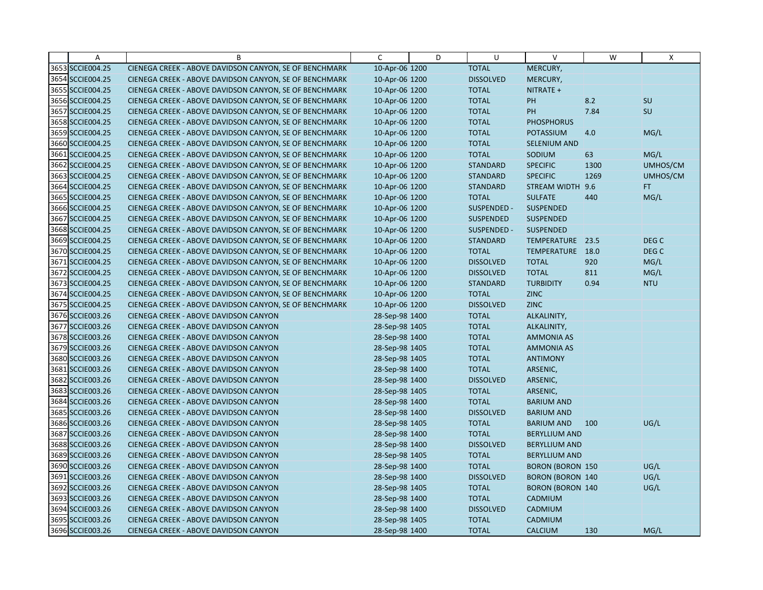|  | A | B | C | D | U | V | W | X |
|---|---|---|---|---|---|---|---|---|
| 3653 | SCCIE004.25 | CIENEGA CREEK - ABOVE DAVIDSON CANYON, SE OF BENCHMARK | 10-Apr-06 | 1200 | TOTAL | MERCURY, | | |
| 3654 | SCCIE004.25 | CIENEGA CREEK - ABOVE DAVIDSON CANYON, SE OF BENCHMARK | 10-Apr-06 | 1200 | DISSOLVED | MERCURY, | | |
| 3655 | SCCIE004.25 | CIENEGA CREEK - ABOVE DAVIDSON CANYON, SE OF BENCHMARK | 10-Apr-06 | 1200 | TOTAL | NITRATE + | | |
| 3656 | SCCIE004.25 | CIENEGA CREEK - ABOVE DAVIDSON CANYON, SE OF BENCHMARK | 10-Apr-06 | 1200 | TOTAL | PH | 8.2 | SU |
| 3657 | SCCIE004.25 | CIENEGA CREEK - ABOVE DAVIDSON CANYON, SE OF BENCHMARK | 10-Apr-06 | 1200 | TOTAL | PH | 7.84 | SU |
| 3658 | SCCIE004.25 | CIENEGA CREEK - ABOVE DAVIDSON CANYON, SE OF BENCHMARK | 10-Apr-06 | 1200 | TOTAL | PHOSPHORUS | | |
| 3659 | SCCIE004.25 | CIENEGA CREEK - ABOVE DAVIDSON CANYON, SE OF BENCHMARK | 10-Apr-06 | 1200 | TOTAL | POTASSIUM | 4.0 | MG/L |
| 3660 | SCCIE004.25 | CIENEGA CREEK - ABOVE DAVIDSON CANYON, SE OF BENCHMARK | 10-Apr-06 | 1200 | TOTAL | SELENIUM AND | | |
| 3661 | SCCIE004.25 | CIENEGA CREEK - ABOVE DAVIDSON CANYON, SE OF BENCHMARK | 10-Apr-06 | 1200 | TOTAL | SODIUM | 63 | MG/L |
| 3662 | SCCIE004.25 | CIENEGA CREEK - ABOVE DAVIDSON CANYON, SE OF BENCHMARK | 10-Apr-06 | 1200 | STANDARD | SPECIFIC | 1300 | UMHOS/CM |
| 3663 | SCCIE004.25 | CIENEGA CREEK - ABOVE DAVIDSON CANYON, SE OF BENCHMARK | 10-Apr-06 | 1200 | STANDARD | SPECIFIC | 1269 | UMHOS/CM |
| 3664 | SCCIE004.25 | CIENEGA CREEK - ABOVE DAVIDSON CANYON, SE OF BENCHMARK | 10-Apr-06 | 1200 | STANDARD | STREAM WIDTH | 9.6 | FT |
| 3665 | SCCIE004.25 | CIENEGA CREEK - ABOVE DAVIDSON CANYON, SE OF BENCHMARK | 10-Apr-06 | 1200 | TOTAL | SULFATE | 440 | MG/L |
| 3666 | SCCIE004.25 | CIENEGA CREEK - ABOVE DAVIDSON CANYON, SE OF BENCHMARK | 10-Apr-06 | 1200 | SUSPENDED - | SUSPENDED | | |
| 3667 | SCCIE004.25 | CIENEGA CREEK - ABOVE DAVIDSON CANYON, SE OF BENCHMARK | 10-Apr-06 | 1200 | SUSPENDED | SUSPENDED | | |
| 3668 | SCCIE004.25 | CIENEGA CREEK - ABOVE DAVIDSON CANYON, SE OF BENCHMARK | 10-Apr-06 | 1200 | SUSPENDED - | SUSPENDED | | |
| 3669 | SCCIE004.25 | CIENEGA CREEK - ABOVE DAVIDSON CANYON, SE OF BENCHMARK | 10-Apr-06 | 1200 | STANDARD | TEMPERATURE | 23.5 | DEG C |
| 3670 | SCCIE004.25 | CIENEGA CREEK - ABOVE DAVIDSON CANYON, SE OF BENCHMARK | 10-Apr-06 | 1200 | TOTAL | TEMPERATURE | 18.0 | DEG C |
| 3671 | SCCIE004.25 | CIENEGA CREEK - ABOVE DAVIDSON CANYON, SE OF BENCHMARK | 10-Apr-06 | 1200 | DISSOLVED | TOTAL | 920 | MG/L |
| 3672 | SCCIE004.25 | CIENEGA CREEK - ABOVE DAVIDSON CANYON, SE OF BENCHMARK | 10-Apr-06 | 1200 | DISSOLVED | TOTAL | 811 | MG/L |
| 3673 | SCCIE004.25 | CIENEGA CREEK - ABOVE DAVIDSON CANYON, SE OF BENCHMARK | 10-Apr-06 | 1200 | STANDARD | TURBIDITY | 0.94 | NTU |
| 3674 | SCCIE004.25 | CIENEGA CREEK - ABOVE DAVIDSON CANYON, SE OF BENCHMARK | 10-Apr-06 | 1200 | TOTAL | ZINC | | |
| 3675 | SCCIE004.25 | CIENEGA CREEK - ABOVE DAVIDSON CANYON, SE OF BENCHMARK | 10-Apr-06 | 1200 | DISSOLVED | ZINC | | |
| 3676 | SCCIE003.26 | CIENEGA CREEK - ABOVE DAVIDSON CANYON | 28-Sep-98 | 1400 | TOTAL | ALKALINITY, | | |
| 3677 | SCCIE003.26 | CIENEGA CREEK - ABOVE DAVIDSON CANYON | 28-Sep-98 | 1405 | TOTAL | ALKALINITY, | | |
| 3678 | SCCIE003.26 | CIENEGA CREEK - ABOVE DAVIDSON CANYON | 28-Sep-98 | 1400 | TOTAL | AMMONIA AS | | |
| 3679 | SCCIE003.26 | CIENEGA CREEK - ABOVE DAVIDSON CANYON | 28-Sep-98 | 1405 | TOTAL | AMMONIA AS | | |
| 3680 | SCCIE003.26 | CIENEGA CREEK - ABOVE DAVIDSON CANYON | 28-Sep-98 | 1405 | TOTAL | ANTIMONY | | |
| 3681 | SCCIE003.26 | CIENEGA CREEK - ABOVE DAVIDSON CANYON | 28-Sep-98 | 1400 | TOTAL | ARSENIC, | | |
| 3682 | SCCIE003.26 | CIENEGA CREEK - ABOVE DAVIDSON CANYON | 28-Sep-98 | 1400 | DISSOLVED | ARSENIC, | | |
| 3683 | SCCIE003.26 | CIENEGA CREEK - ABOVE DAVIDSON CANYON | 28-Sep-98 | 1405 | TOTAL | ARSENIC, | | |
| 3684 | SCCIE003.26 | CIENEGA CREEK - ABOVE DAVIDSON CANYON | 28-Sep-98 | 1400 | TOTAL | BARIUM AND | | |
| 3685 | SCCIE003.26 | CIENEGA CREEK - ABOVE DAVIDSON CANYON | 28-Sep-98 | 1400 | DISSOLVED | BARIUM AND | | |
| 3686 | SCCIE003.26 | CIENEGA CREEK - ABOVE DAVIDSON CANYON | 28-Sep-98 | 1405 | TOTAL | BARIUM AND | 100 | UG/L |
| 3687 | SCCIE003.26 | CIENEGA CREEK - ABOVE DAVIDSON CANYON | 28-Sep-98 | 1400 | TOTAL | BERYLLIUM AND | | |
| 3688 | SCCIE003.26 | CIENEGA CREEK - ABOVE DAVIDSON CANYON | 28-Sep-98 | 1400 | DISSOLVED | BERYLLIUM AND | | |
| 3689 | SCCIE003.26 | CIENEGA CREEK - ABOVE DAVIDSON CANYON | 28-Sep-98 | 1405 | TOTAL | BERYLLIUM AND | | |
| 3690 | SCCIE003.26 | CIENEGA CREEK - ABOVE DAVIDSON CANYON | 28-Sep-98 | 1400 | TOTAL | BORON (BORON | 150 | UG/L |
| 3691 | SCCIE003.26 | CIENEGA CREEK - ABOVE DAVIDSON CANYON | 28-Sep-98 | 1400 | DISSOLVED | BORON (BORON | 140 | UG/L |
| 3692 | SCCIE003.26 | CIENEGA CREEK - ABOVE DAVIDSON CANYON | 28-Sep-98 | 1405 | TOTAL | BORON (BORON | 140 | UG/L |
| 3693 | SCCIE003.26 | CIENEGA CREEK - ABOVE DAVIDSON CANYON | 28-Sep-98 | 1400 | TOTAL | CADMIUM | | |
| 3694 | SCCIE003.26 | CIENEGA CREEK - ABOVE DAVIDSON CANYON | 28-Sep-98 | 1400 | DISSOLVED | CADMIUM | | |
| 3695 | SCCIE003.26 | CIENEGA CREEK - ABOVE DAVIDSON CANYON | 28-Sep-98 | 1405 | TOTAL | CADMIUM | | |
| 3696 | SCCIE003.26 | CIENEGA CREEK - ABOVE DAVIDSON CANYON | 28-Sep-98 | 1400 | TOTAL | CALCIUM | 130 | MG/L |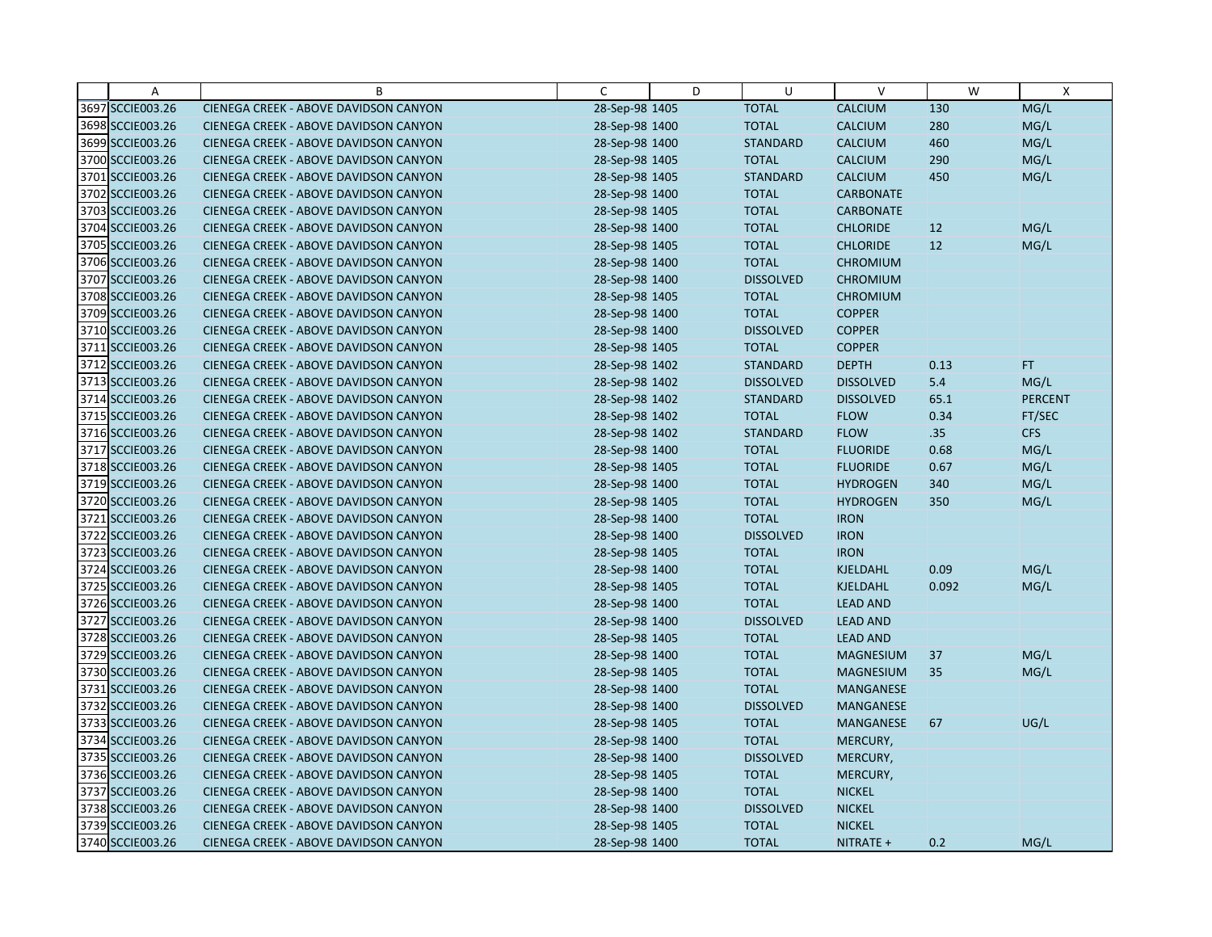| | A | B | C | D | U | V | W | X |
|---|---|---|---|---|---|---|---|---|
| 3697 | SCCIE003.26 | CIENEGA CREEK - ABOVE DAVIDSON CANYON | 28-Sep-98 | 1405 | TOTAL | CALCIUM | 130 | MG/L |
| 3698 | SCCIE003.26 | CIENEGA CREEK - ABOVE DAVIDSON CANYON | 28-Sep-98 | 1400 | TOTAL | CALCIUM | 280 | MG/L |
| 3699 | SCCIE003.26 | CIENEGA CREEK - ABOVE DAVIDSON CANYON | 28-Sep-98 | 1400 | STANDARD | CALCIUM | 460 | MG/L |
| 3700 | SCCIE003.26 | CIENEGA CREEK - ABOVE DAVIDSON CANYON | 28-Sep-98 | 1405 | TOTAL | CALCIUM | 290 | MG/L |
| 3701 | SCCIE003.26 | CIENEGA CREEK - ABOVE DAVIDSON CANYON | 28-Sep-98 | 1405 | STANDARD | CALCIUM | 450 | MG/L |
| 3702 | SCCIE003.26 | CIENEGA CREEK - ABOVE DAVIDSON CANYON | 28-Sep-98 | 1400 | TOTAL | CARBONATE | | |
| 3703 | SCCIE003.26 | CIENEGA CREEK - ABOVE DAVIDSON CANYON | 28-Sep-98 | 1405 | TOTAL | CARBONATE | | |
| 3704 | SCCIE003.26 | CIENEGA CREEK - ABOVE DAVIDSON CANYON | 28-Sep-98 | 1400 | TOTAL | CHLORIDE | 12 | MG/L |
| 3705 | SCCIE003.26 | CIENEGA CREEK - ABOVE DAVIDSON CANYON | 28-Sep-98 | 1405 | TOTAL | CHLORIDE | 12 | MG/L |
| 3706 | SCCIE003.26 | CIENEGA CREEK - ABOVE DAVIDSON CANYON | 28-Sep-98 | 1400 | TOTAL | CHROMIUM | | |
| 3707 | SCCIE003.26 | CIENEGA CREEK - ABOVE DAVIDSON CANYON | 28-Sep-98 | 1400 | DISSOLVED | CHROMIUM | | |
| 3708 | SCCIE003.26 | CIENEGA CREEK - ABOVE DAVIDSON CANYON | 28-Sep-98 | 1405 | TOTAL | CHROMIUM | | |
| 3709 | SCCIE003.26 | CIENEGA CREEK - ABOVE DAVIDSON CANYON | 28-Sep-98 | 1400 | TOTAL | COPPER | | |
| 3710 | SCCIE003.26 | CIENEGA CREEK - ABOVE DAVIDSON CANYON | 28-Sep-98 | 1400 | DISSOLVED | COPPER | | |
| 3711 | SCCIE003.26 | CIENEGA CREEK - ABOVE DAVIDSON CANYON | 28-Sep-98 | 1405 | TOTAL | COPPER | | |
| 3712 | SCCIE003.26 | CIENEGA CREEK - ABOVE DAVIDSON CANYON | 28-Sep-98 | 1402 | STANDARD | DEPTH | 0.13 | FT |
| 3713 | SCCIE003.26 | CIENEGA CREEK - ABOVE DAVIDSON CANYON | 28-Sep-98 | 1402 | DISSOLVED | DISSOLVED | 5.4 | MG/L |
| 3714 | SCCIE003.26 | CIENEGA CREEK - ABOVE DAVIDSON CANYON | 28-Sep-98 | 1402 | STANDARD | DISSOLVED | 65.1 | PERCENT |
| 3715 | SCCIE003.26 | CIENEGA CREEK - ABOVE DAVIDSON CANYON | 28-Sep-98 | 1402 | TOTAL | FLOW | 0.34 | FT/SEC |
| 3716 | SCCIE003.26 | CIENEGA CREEK - ABOVE DAVIDSON CANYON | 28-Sep-98 | 1402 | STANDARD | FLOW | .35 | CFS |
| 3717 | SCCIE003.26 | CIENEGA CREEK - ABOVE DAVIDSON CANYON | 28-Sep-98 | 1400 | TOTAL | FLUORIDE | 0.68 | MG/L |
| 3718 | SCCIE003.26 | CIENEGA CREEK - ABOVE DAVIDSON CANYON | 28-Sep-98 | 1405 | TOTAL | FLUORIDE | 0.67 | MG/L |
| 3719 | SCCIE003.26 | CIENEGA CREEK - ABOVE DAVIDSON CANYON | 28-Sep-98 | 1400 | TOTAL | HYDROGEN | 340 | MG/L |
| 3720 | SCCIE003.26 | CIENEGA CREEK - ABOVE DAVIDSON CANYON | 28-Sep-98 | 1405 | TOTAL | HYDROGEN | 350 | MG/L |
| 3721 | SCCIE003.26 | CIENEGA CREEK - ABOVE DAVIDSON CANYON | 28-Sep-98 | 1400 | TOTAL | IRON | | |
| 3722 | SCCIE003.26 | CIENEGA CREEK - ABOVE DAVIDSON CANYON | 28-Sep-98 | 1400 | DISSOLVED | IRON | | |
| 3723 | SCCIE003.26 | CIENEGA CREEK - ABOVE DAVIDSON CANYON | 28-Sep-98 | 1405 | TOTAL | IRON | | |
| 3724 | SCCIE003.26 | CIENEGA CREEK - ABOVE DAVIDSON CANYON | 28-Sep-98 | 1400 | TOTAL | KJELDAHL | 0.09 | MG/L |
| 3725 | SCCIE003.26 | CIENEGA CREEK - ABOVE DAVIDSON CANYON | 28-Sep-98 | 1405 | TOTAL | KJELDAHL | 0.092 | MG/L |
| 3726 | SCCIE003.26 | CIENEGA CREEK - ABOVE DAVIDSON CANYON | 28-Sep-98 | 1400 | TOTAL | LEAD AND | | |
| 3727 | SCCIE003.26 | CIENEGA CREEK - ABOVE DAVIDSON CANYON | 28-Sep-98 | 1400 | DISSOLVED | LEAD AND | | |
| 3728 | SCCIE003.26 | CIENEGA CREEK - ABOVE DAVIDSON CANYON | 28-Sep-98 | 1405 | TOTAL | LEAD AND | | |
| 3729 | SCCIE003.26 | CIENEGA CREEK - ABOVE DAVIDSON CANYON | 28-Sep-98 | 1400 | TOTAL | MAGNESIUM | 37 | MG/L |
| 3730 | SCCIE003.26 | CIENEGA CREEK - ABOVE DAVIDSON CANYON | 28-Sep-98 | 1405 | TOTAL | MAGNESIUM | 35 | MG/L |
| 3731 | SCCIE003.26 | CIENEGA CREEK - ABOVE DAVIDSON CANYON | 28-Sep-98 | 1400 | TOTAL | MANGANESE | | |
| 3732 | SCCIE003.26 | CIENEGA CREEK - ABOVE DAVIDSON CANYON | 28-Sep-98 | 1400 | DISSOLVED | MANGANESE | | |
| 3733 | SCCIE003.26 | CIENEGA CREEK - ABOVE DAVIDSON CANYON | 28-Sep-98 | 1405 | TOTAL | MANGANESE | 67 | UG/L |
| 3734 | SCCIE003.26 | CIENEGA CREEK - ABOVE DAVIDSON CANYON | 28-Sep-98 | 1400 | TOTAL | MERCURY, | | |
| 3735 | SCCIE003.26 | CIENEGA CREEK - ABOVE DAVIDSON CANYON | 28-Sep-98 | 1400 | DISSOLVED | MERCURY, | | |
| 3736 | SCCIE003.26 | CIENEGA CREEK - ABOVE DAVIDSON CANYON | 28-Sep-98 | 1405 | TOTAL | MERCURY, | | |
| 3737 | SCCIE003.26 | CIENEGA CREEK - ABOVE DAVIDSON CANYON | 28-Sep-98 | 1400 | TOTAL | NICKEL | | |
| 3738 | SCCIE003.26 | CIENEGA CREEK - ABOVE DAVIDSON CANYON | 28-Sep-98 | 1400 | DISSOLVED | NICKEL | | |
| 3739 | SCCIE003.26 | CIENEGA CREEK - ABOVE DAVIDSON CANYON | 28-Sep-98 | 1405 | TOTAL | NICKEL | | |
| 3740 | SCCIE003.26 | CIENEGA CREEK - ABOVE DAVIDSON CANYON | 28-Sep-98 | 1400 | TOTAL | NITRATE + | 0.2 | MG/L |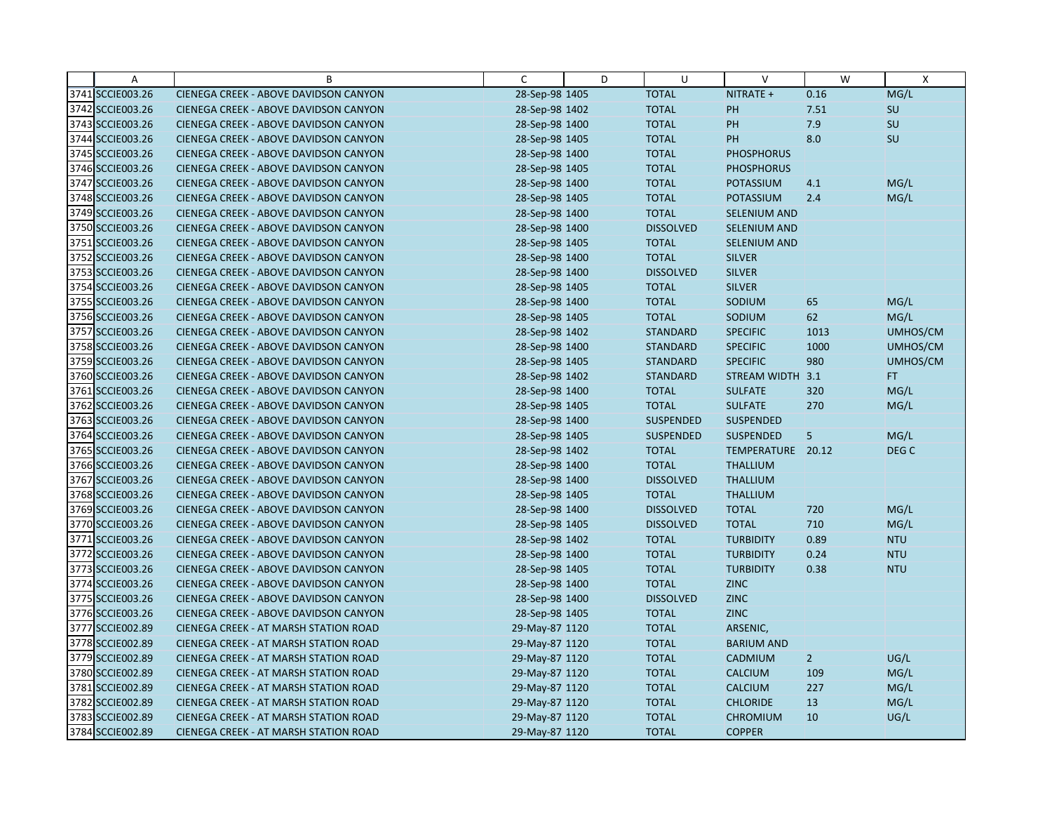| | A | B | C | D | U | V | W | X |
|---|---|---|---|---|---|---|---|---|
| 3741 | SCCIE003.26 | CIENEGA CREEK - ABOVE DAVIDSON CANYON | 28-Sep-98 | 1405 | TOTAL | NITRATE + | 0.16 | MG/L |
| 3742 | SCCIE003.26 | CIENEGA CREEK - ABOVE DAVIDSON CANYON | 28-Sep-98 | 1402 | TOTAL | PH | 7.51 | SU |
| 3743 | SCCIE003.26 | CIENEGA CREEK - ABOVE DAVIDSON CANYON | 28-Sep-98 | 1400 | TOTAL | PH | 7.9 | SU |
| 3744 | SCCIE003.26 | CIENEGA CREEK - ABOVE DAVIDSON CANYON | 28-Sep-98 | 1405 | TOTAL | PH | 8.0 | SU |
| 3745 | SCCIE003.26 | CIENEGA CREEK - ABOVE DAVIDSON CANYON | 28-Sep-98 | 1400 | TOTAL | PHOSPHORUS | | |
| 3746 | SCCIE003.26 | CIENEGA CREEK - ABOVE DAVIDSON CANYON | 28-Sep-98 | 1405 | TOTAL | PHOSPHORUS | | |
| 3747 | SCCIE003.26 | CIENEGA CREEK - ABOVE DAVIDSON CANYON | 28-Sep-98 | 1400 | TOTAL | POTASSIUM | 4.1 | MG/L |
| 3748 | SCCIE003.26 | CIENEGA CREEK - ABOVE DAVIDSON CANYON | 28-Sep-98 | 1405 | TOTAL | POTASSIUM | 2.4 | MG/L |
| 3749 | SCCIE003.26 | CIENEGA CREEK - ABOVE DAVIDSON CANYON | 28-Sep-98 | 1400 | TOTAL | SELENIUM AND | | |
| 3750 | SCCIE003.26 | CIENEGA CREEK - ABOVE DAVIDSON CANYON | 28-Sep-98 | 1400 | DISSOLVED | SELENIUM AND | | |
| 3751 | SCCIE003.26 | CIENEGA CREEK - ABOVE DAVIDSON CANYON | 28-Sep-98 | 1405 | TOTAL | SELENIUM AND | | |
| 3752 | SCCIE003.26 | CIENEGA CREEK - ABOVE DAVIDSON CANYON | 28-Sep-98 | 1400 | TOTAL | SILVER | | |
| 3753 | SCCIE003.26 | CIENEGA CREEK - ABOVE DAVIDSON CANYON | 28-Sep-98 | 1400 | DISSOLVED | SILVER | | |
| 3754 | SCCIE003.26 | CIENEGA CREEK - ABOVE DAVIDSON CANYON | 28-Sep-98 | 1405 | TOTAL | SILVER | | |
| 3755 | SCCIE003.26 | CIENEGA CREEK - ABOVE DAVIDSON CANYON | 28-Sep-98 | 1400 | TOTAL | SODIUM | 65 | MG/L |
| 3756 | SCCIE003.26 | CIENEGA CREEK - ABOVE DAVIDSON CANYON | 28-Sep-98 | 1405 | TOTAL | SODIUM | 62 | MG/L |
| 3757 | SCCIE003.26 | CIENEGA CREEK - ABOVE DAVIDSON CANYON | 28-Sep-98 | 1402 | STANDARD | SPECIFIC | 1013 | UMHOS/CM |
| 3758 | SCCIE003.26 | CIENEGA CREEK - ABOVE DAVIDSON CANYON | 28-Sep-98 | 1400 | STANDARD | SPECIFIC | 1000 | UMHOS/CM |
| 3759 | SCCIE003.26 | CIENEGA CREEK - ABOVE DAVIDSON CANYON | 28-Sep-98 | 1405 | STANDARD | SPECIFIC | 980 | UMHOS/CM |
| 3760 | SCCIE003.26 | CIENEGA CREEK - ABOVE DAVIDSON CANYON | 28-Sep-98 | 1402 | STANDARD | STREAM WIDTH | 3.1 | FT |
| 3761 | SCCIE003.26 | CIENEGA CREEK - ABOVE DAVIDSON CANYON | 28-Sep-98 | 1400 | TOTAL | SULFATE | 320 | MG/L |
| 3762 | SCCIE003.26 | CIENEGA CREEK - ABOVE DAVIDSON CANYON | 28-Sep-98 | 1405 | TOTAL | SULFATE | 270 | MG/L |
| 3763 | SCCIE003.26 | CIENEGA CREEK - ABOVE DAVIDSON CANYON | 28-Sep-98 | 1400 | SUSPENDED | SUSPENDED | | |
| 3764 | SCCIE003.26 | CIENEGA CREEK - ABOVE DAVIDSON CANYON | 28-Sep-98 | 1405 | SUSPENDED | SUSPENDED | 5 | MG/L |
| 3765 | SCCIE003.26 | CIENEGA CREEK - ABOVE DAVIDSON CANYON | 28-Sep-98 | 1402 | TOTAL | TEMPERATURE | 20.12 | DEG C |
| 3766 | SCCIE003.26 | CIENEGA CREEK - ABOVE DAVIDSON CANYON | 28-Sep-98 | 1400 | TOTAL | THALLIUM | | |
| 3767 | SCCIE003.26 | CIENEGA CREEK - ABOVE DAVIDSON CANYON | 28-Sep-98 | 1400 | DISSOLVED | THALLIUM | | |
| 3768 | SCCIE003.26 | CIENEGA CREEK - ABOVE DAVIDSON CANYON | 28-Sep-98 | 1405 | TOTAL | THALLIUM | | |
| 3769 | SCCIE003.26 | CIENEGA CREEK - ABOVE DAVIDSON CANYON | 28-Sep-98 | 1400 | DISSOLVED | TOTAL | 720 | MG/L |
| 3770 | SCCIE003.26 | CIENEGA CREEK - ABOVE DAVIDSON CANYON | 28-Sep-98 | 1405 | DISSOLVED | TOTAL | 710 | MG/L |
| 3771 | SCCIE003.26 | CIENEGA CREEK - ABOVE DAVIDSON CANYON | 28-Sep-98 | 1402 | TOTAL | TURBIDITY | 0.89 | NTU |
| 3772 | SCCIE003.26 | CIENEGA CREEK - ABOVE DAVIDSON CANYON | 28-Sep-98 | 1400 | TOTAL | TURBIDITY | 0.24 | NTU |
| 3773 | SCCIE003.26 | CIENEGA CREEK - ABOVE DAVIDSON CANYON | 28-Sep-98 | 1405 | TOTAL | TURBIDITY | 0.38 | NTU |
| 3774 | SCCIE003.26 | CIENEGA CREEK - ABOVE DAVIDSON CANYON | 28-Sep-98 | 1400 | TOTAL | ZINC | | |
| 3775 | SCCIE003.26 | CIENEGA CREEK - ABOVE DAVIDSON CANYON | 28-Sep-98 | 1400 | DISSOLVED | ZINC | | |
| 3776 | SCCIE003.26 | CIENEGA CREEK - ABOVE DAVIDSON CANYON | 28-Sep-98 | 1405 | TOTAL | ZINC | | |
| 3777 | SCCIE002.89 | CIENEGA CREEK - AT MARSH STATION ROAD | 29-May-87 | 1120 | TOTAL | ARSENIC, | | |
| 3778 | SCCIE002.89 | CIENEGA CREEK - AT MARSH STATION ROAD | 29-May-87 | 1120 | TOTAL | BARIUM AND | | |
| 3779 | SCCIE002.89 | CIENEGA CREEK - AT MARSH STATION ROAD | 29-May-87 | 1120 | TOTAL | CADMIUM | 2 | UG/L |
| 3780 | SCCIE002.89 | CIENEGA CREEK - AT MARSH STATION ROAD | 29-May-87 | 1120 | TOTAL | CALCIUM | 109 | MG/L |
| 3781 | SCCIE002.89 | CIENEGA CREEK - AT MARSH STATION ROAD | 29-May-87 | 1120 | TOTAL | CALCIUM | 227 | MG/L |
| 3782 | SCCIE002.89 | CIENEGA CREEK - AT MARSH STATION ROAD | 29-May-87 | 1120 | TOTAL | CHLORIDE | 13 | MG/L |
| 3783 | SCCIE002.89 | CIENEGA CREEK - AT MARSH STATION ROAD | 29-May-87 | 1120 | TOTAL | CHROMIUM | 10 | UG/L |
| 3784 | SCCIE002.89 | CIENEGA CREEK - AT MARSH STATION ROAD | 29-May-87 | 1120 | TOTAL | COPPER | | |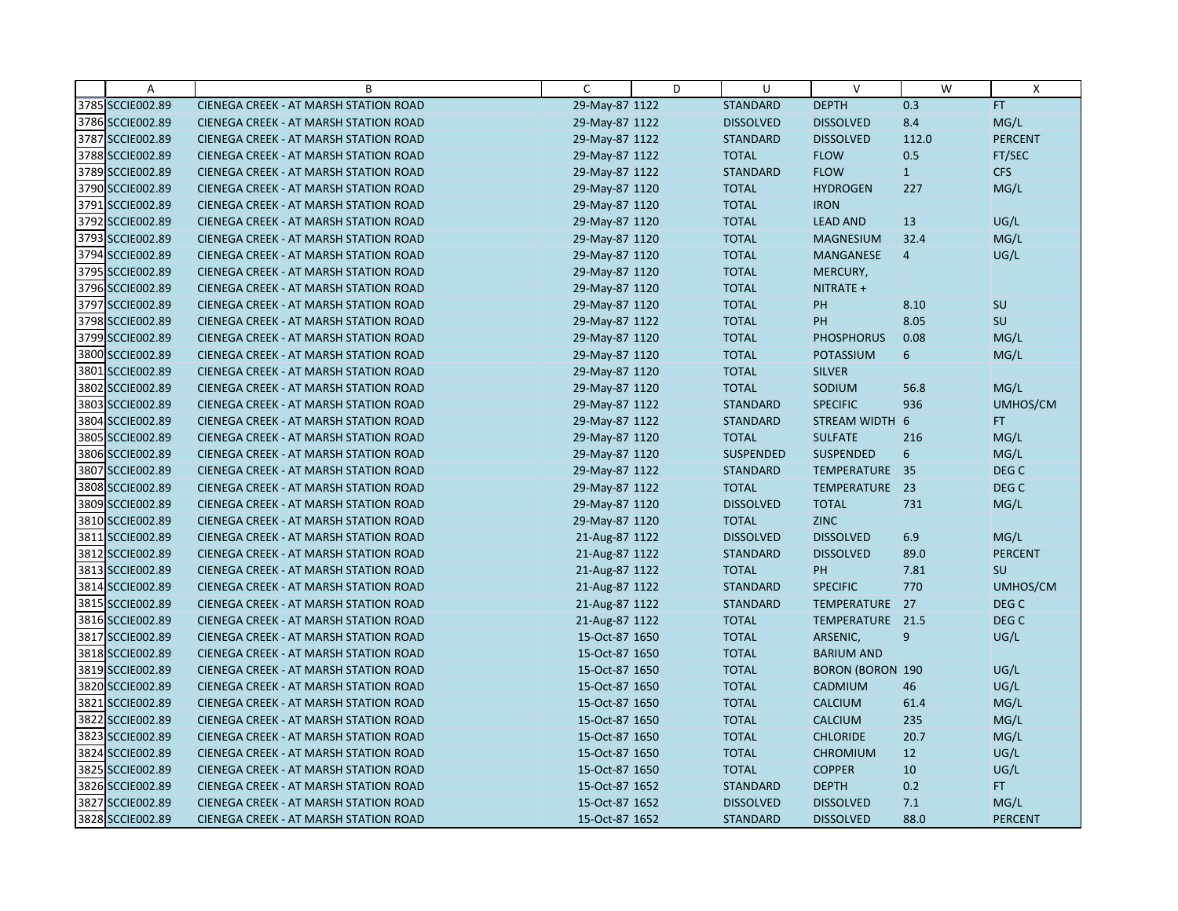| | A | B | C | D | U | V | W | X |
|---|---|---|---|---|---|---|---|---|
| 3785 | SCCIE002.89 | CIENEGA CREEK - AT MARSH STATION ROAD | 29-May-87 | 1122 | STANDARD | DEPTH | 0.3 | FT |
| 3786 | SCCIE002.89 | CIENEGA CREEK - AT MARSH STATION ROAD | 29-May-87 | 1122 | DISSOLVED | DISSOLVED | 8.4 | MG/L |
| 3787 | SCCIE002.89 | CIENEGA CREEK - AT MARSH STATION ROAD | 29-May-87 | 1122 | STANDARD | DISSOLVED | 112.0 | PERCENT |
| 3788 | SCCIE002.89 | CIENEGA CREEK - AT MARSH STATION ROAD | 29-May-87 | 1122 | TOTAL | FLOW | 0.5 | FT/SEC |
| 3789 | SCCIE002.89 | CIENEGA CREEK - AT MARSH STATION ROAD | 29-May-87 | 1122 | STANDARD | FLOW | 1 | CFS |
| 3790 | SCCIE002.89 | CIENEGA CREEK - AT MARSH STATION ROAD | 29-May-87 | 1120 | TOTAL | HYDROGEN | 227 | MG/L |
| 3791 | SCCIE002.89 | CIENEGA CREEK - AT MARSH STATION ROAD | 29-May-87 | 1120 | TOTAL | IRON | | |
| 3792 | SCCIE002.89 | CIENEGA CREEK - AT MARSH STATION ROAD | 29-May-87 | 1120 | TOTAL | LEAD AND | 13 | UG/L |
| 3793 | SCCIE002.89 | CIENEGA CREEK - AT MARSH STATION ROAD | 29-May-87 | 1120 | TOTAL | MAGNESIUM | 32.4 | MG/L |
| 3794 | SCCIE002.89 | CIENEGA CREEK - AT MARSH STATION ROAD | 29-May-87 | 1120 | TOTAL | MANGANESE | 4 | UG/L |
| 3795 | SCCIE002.89 | CIENEGA CREEK - AT MARSH STATION ROAD | 29-May-87 | 1120 | TOTAL | MERCURY, | | |
| 3796 | SCCIE002.89 | CIENEGA CREEK - AT MARSH STATION ROAD | 29-May-87 | 1120 | TOTAL | NITRATE + | | |
| 3797 | SCCIE002.89 | CIENEGA CREEK - AT MARSH STATION ROAD | 29-May-87 | 1120 | TOTAL | PH | 8.10 | SU |
| 3798 | SCCIE002.89 | CIENEGA CREEK - AT MARSH STATION ROAD | 29-May-87 | 1122 | TOTAL | PH | 8.05 | SU |
| 3799 | SCCIE002.89 | CIENEGA CREEK - AT MARSH STATION ROAD | 29-May-87 | 1120 | TOTAL | PHOSPHORUS | 0.08 | MG/L |
| 3800 | SCCIE002.89 | CIENEGA CREEK - AT MARSH STATION ROAD | 29-May-87 | 1120 | TOTAL | POTASSIUM | 6 | MG/L |
| 3801 | SCCIE002.89 | CIENEGA CREEK - AT MARSH STATION ROAD | 29-May-87 | 1120 | TOTAL | SILVER | | |
| 3802 | SCCIE002.89 | CIENEGA CREEK - AT MARSH STATION ROAD | 29-May-87 | 1120 | TOTAL | SODIUM | 56.8 | MG/L |
| 3803 | SCCIE002.89 | CIENEGA CREEK - AT MARSH STATION ROAD | 29-May-87 | 1122 | STANDARD | SPECIFIC | 936 | UMHOS/CM |
| 3804 | SCCIE002.89 | CIENEGA CREEK - AT MARSH STATION ROAD | 29-May-87 | 1122 | STANDARD | STREAM WIDTH | 6 | FT |
| 3805 | SCCIE002.89 | CIENEGA CREEK - AT MARSH STATION ROAD | 29-May-87 | 1120 | TOTAL | SULFATE | 216 | MG/L |
| 3806 | SCCIE002.89 | CIENEGA CREEK - AT MARSH STATION ROAD | 29-May-87 | 1120 | SUSPENDED | SUSPENDED | 6 | MG/L |
| 3807 | SCCIE002.89 | CIENEGA CREEK - AT MARSH STATION ROAD | 29-May-87 | 1122 | STANDARD | TEMPERATURE | 35 | DEG C |
| 3808 | SCCIE002.89 | CIENEGA CREEK - AT MARSH STATION ROAD | 29-May-87 | 1122 | TOTAL | TEMPERATURE | 23 | DEG C |
| 3809 | SCCIE002.89 | CIENEGA CREEK - AT MARSH STATION ROAD | 29-May-87 | 1120 | DISSOLVED | TOTAL | 731 | MG/L |
| 3810 | SCCIE002.89 | CIENEGA CREEK - AT MARSH STATION ROAD | 29-May-87 | 1120 | TOTAL | ZINC | | |
| 3811 | SCCIE002.89 | CIENEGA CREEK - AT MARSH STATION ROAD | 21-Aug-87 | 1122 | DISSOLVED | DISSOLVED | 6.9 | MG/L |
| 3812 | SCCIE002.89 | CIENEGA CREEK - AT MARSH STATION ROAD | 21-Aug-87 | 1122 | STANDARD | DISSOLVED | 89.0 | PERCENT |
| 3813 | SCCIE002.89 | CIENEGA CREEK - AT MARSH STATION ROAD | 21-Aug-87 | 1122 | TOTAL | PH | 7.81 | SU |
| 3814 | SCCIE002.89 | CIENEGA CREEK - AT MARSH STATION ROAD | 21-Aug-87 | 1122 | STANDARD | SPECIFIC | 770 | UMHOS/CM |
| 3815 | SCCIE002.89 | CIENEGA CREEK - AT MARSH STATION ROAD | 21-Aug-87 | 1122 | STANDARD | TEMPERATURE | 27 | DEG C |
| 3816 | SCCIE002.89 | CIENEGA CREEK - AT MARSH STATION ROAD | 21-Aug-87 | 1122 | TOTAL | TEMPERATURE | 21.5 | DEG C |
| 3817 | SCCIE002.89 | CIENEGA CREEK - AT MARSH STATION ROAD | 15-Oct-87 | 1650 | TOTAL | ARSENIC, | 9 | UG/L |
| 3818 | SCCIE002.89 | CIENEGA CREEK - AT MARSH STATION ROAD | 15-Oct-87 | 1650 | TOTAL | BARIUM AND | | |
| 3819 | SCCIE002.89 | CIENEGA CREEK - AT MARSH STATION ROAD | 15-Oct-87 | 1650 | TOTAL | BORON (BORON | 190 | UG/L |
| 3820 | SCCIE002.89 | CIENEGA CREEK - AT MARSH STATION ROAD | 15-Oct-87 | 1650 | TOTAL | CADMIUM | 46 | UG/L |
| 3821 | SCCIE002.89 | CIENEGA CREEK - AT MARSH STATION ROAD | 15-Oct-87 | 1650 | TOTAL | CALCIUM | 61.4 | MG/L |
| 3822 | SCCIE002.89 | CIENEGA CREEK - AT MARSH STATION ROAD | 15-Oct-87 | 1650 | TOTAL | CALCIUM | 235 | MG/L |
| 3823 | SCCIE002.89 | CIENEGA CREEK - AT MARSH STATION ROAD | 15-Oct-87 | 1650 | TOTAL | CHLORIDE | 20.7 | MG/L |
| 3824 | SCCIE002.89 | CIENEGA CREEK - AT MARSH STATION ROAD | 15-Oct-87 | 1650 | TOTAL | CHROMIUM | 12 | UG/L |
| 3825 | SCCIE002.89 | CIENEGA CREEK - AT MARSH STATION ROAD | 15-Oct-87 | 1650 | TOTAL | COPPER | 10 | UG/L |
| 3826 | SCCIE002.89 | CIENEGA CREEK - AT MARSH STATION ROAD | 15-Oct-87 | 1652 | STANDARD | DEPTH | 0.2 | FT |
| 3827 | SCCIE002.89 | CIENEGA CREEK - AT MARSH STATION ROAD | 15-Oct-87 | 1652 | DISSOLVED | DISSOLVED | 7.1 | MG/L |
| 3828 | SCCIE002.89 | CIENEGA CREEK - AT MARSH STATION ROAD | 15-Oct-87 | 1652 | STANDARD | DISSOLVED | 88.0 | PERCENT |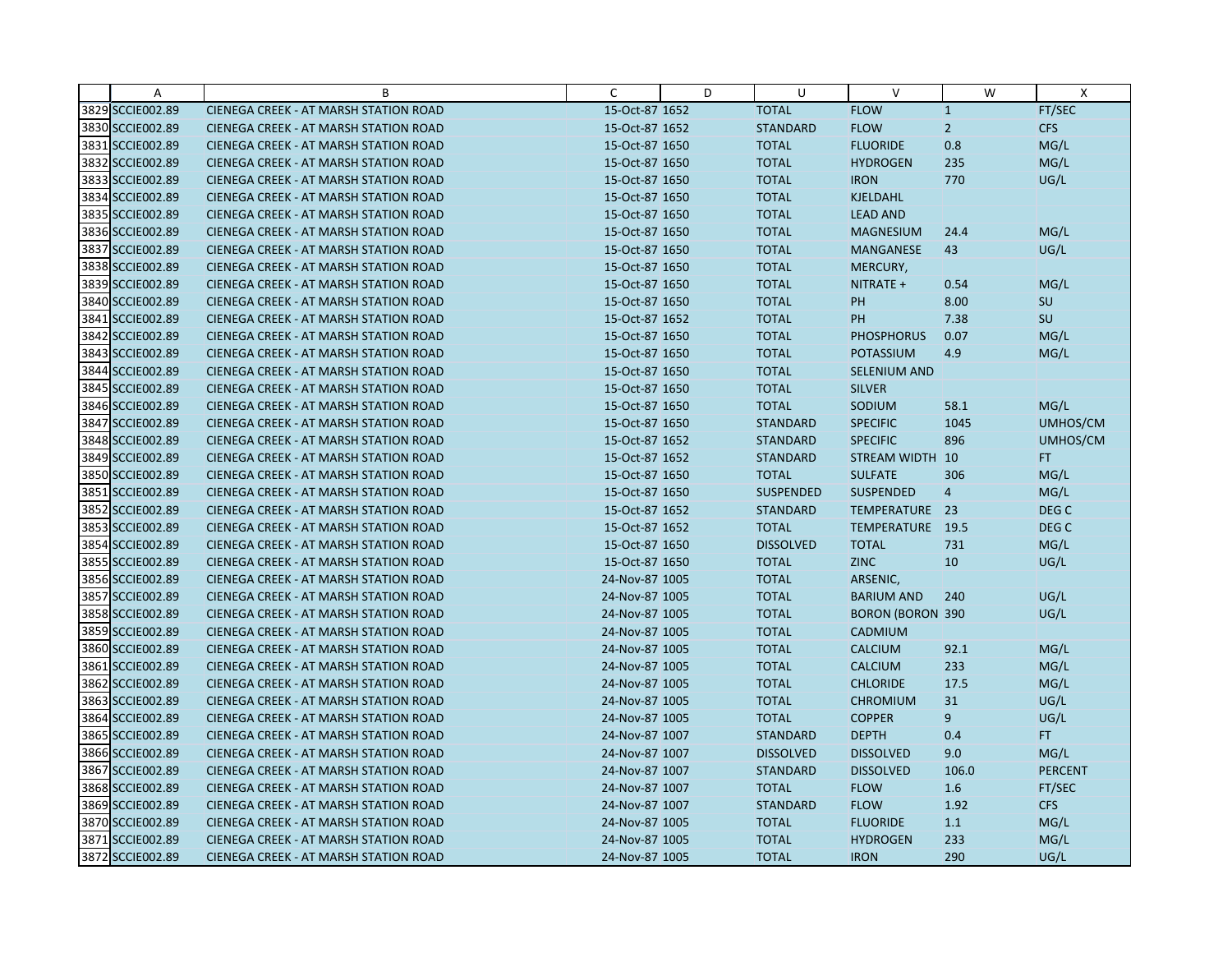| | A | B | C | D | U | V | W | X |
|---|---|---|---|---|---|---|---|---|
| 3829 | SCCIE002.89 | CIENEGA CREEK - AT MARSH STATION ROAD | 15-Oct-87 | 1652 | TOTAL | FLOW | 1 | FT/SEC |
| 3830 | SCCIE002.89 | CIENEGA CREEK - AT MARSH STATION ROAD | 15-Oct-87 | 1652 | STANDARD | FLOW | 2 | CFS |
| 3831 | SCCIE002.89 | CIENEGA CREEK - AT MARSH STATION ROAD | 15-Oct-87 | 1650 | TOTAL | FLUORIDE | 0.8 | MG/L |
| 3832 | SCCIE002.89 | CIENEGA CREEK - AT MARSH STATION ROAD | 15-Oct-87 | 1650 | TOTAL | HYDROGEN | 235 | MG/L |
| 3833 | SCCIE002.89 | CIENEGA CREEK - AT MARSH STATION ROAD | 15-Oct-87 | 1650 | TOTAL | IRON | 770 | UG/L |
| 3834 | SCCIE002.89 | CIENEGA CREEK - AT MARSH STATION ROAD | 15-Oct-87 | 1650 | TOTAL | KJELDAHL | | |
| 3835 | SCCIE002.89 | CIENEGA CREEK - AT MARSH STATION ROAD | 15-Oct-87 | 1650 | TOTAL | LEAD AND | | |
| 3836 | SCCIE002.89 | CIENEGA CREEK - AT MARSH STATION ROAD | 15-Oct-87 | 1650 | TOTAL | MAGNESIUM | 24.4 | MG/L |
| 3837 | SCCIE002.89 | CIENEGA CREEK - AT MARSH STATION ROAD | 15-Oct-87 | 1650 | TOTAL | MANGANESE | 43 | UG/L |
| 3838 | SCCIE002.89 | CIENEGA CREEK - AT MARSH STATION ROAD | 15-Oct-87 | 1650 | TOTAL | MERCURY, | | |
| 3839 | SCCIE002.89 | CIENEGA CREEK - AT MARSH STATION ROAD | 15-Oct-87 | 1650 | TOTAL | NITRATE + | 0.54 | MG/L |
| 3840 | SCCIE002.89 | CIENEGA CREEK - AT MARSH STATION ROAD | 15-Oct-87 | 1650 | TOTAL | PH | 8.00 | SU |
| 3841 | SCCIE002.89 | CIENEGA CREEK - AT MARSH STATION ROAD | 15-Oct-87 | 1652 | TOTAL | PH | 7.38 | SU |
| 3842 | SCCIE002.89 | CIENEGA CREEK - AT MARSH STATION ROAD | 15-Oct-87 | 1650 | TOTAL | PHOSPHORUS | 0.07 | MG/L |
| 3843 | SCCIE002.89 | CIENEGA CREEK - AT MARSH STATION ROAD | 15-Oct-87 | 1650 | TOTAL | POTASSIUM | 4.9 | MG/L |
| 3844 | SCCIE002.89 | CIENEGA CREEK - AT MARSH STATION ROAD | 15-Oct-87 | 1650 | TOTAL | SELENIUM AND | | |
| 3845 | SCCIE002.89 | CIENEGA CREEK - AT MARSH STATION ROAD | 15-Oct-87 | 1650 | TOTAL | SILVER | | |
| 3846 | SCCIE002.89 | CIENEGA CREEK - AT MARSH STATION ROAD | 15-Oct-87 | 1650 | TOTAL | SODIUM | 58.1 | MG/L |
| 3847 | SCCIE002.89 | CIENEGA CREEK - AT MARSH STATION ROAD | 15-Oct-87 | 1650 | STANDARD | SPECIFIC | 1045 | UMHOS/CM |
| 3848 | SCCIE002.89 | CIENEGA CREEK - AT MARSH STATION ROAD | 15-Oct-87 | 1652 | STANDARD | SPECIFIC | 896 | UMHOS/CM |
| 3849 | SCCIE002.89 | CIENEGA CREEK - AT MARSH STATION ROAD | 15-Oct-87 | 1652 | STANDARD | STREAM WIDTH | 10 | FT |
| 3850 | SCCIE002.89 | CIENEGA CREEK - AT MARSH STATION ROAD | 15-Oct-87 | 1650 | TOTAL | SULFATE | 306 | MG/L |
| 3851 | SCCIE002.89 | CIENEGA CREEK - AT MARSH STATION ROAD | 15-Oct-87 | 1650 | SUSPENDED | SUSPENDED | 4 | MG/L |
| 3852 | SCCIE002.89 | CIENEGA CREEK - AT MARSH STATION ROAD | 15-Oct-87 | 1652 | STANDARD | TEMPERATURE | 23 | DEG C |
| 3853 | SCCIE002.89 | CIENEGA CREEK - AT MARSH STATION ROAD | 15-Oct-87 | 1652 | TOTAL | TEMPERATURE | 19.5 | DEG C |
| 3854 | SCCIE002.89 | CIENEGA CREEK - AT MARSH STATION ROAD | 15-Oct-87 | 1650 | DISSOLVED | TOTAL | 731 | MG/L |
| 3855 | SCCIE002.89 | CIENEGA CREEK - AT MARSH STATION ROAD | 15-Oct-87 | 1650 | TOTAL | ZINC | 10 | UG/L |
| 3856 | SCCIE002.89 | CIENEGA CREEK - AT MARSH STATION ROAD | 24-Nov-87 | 1005 | TOTAL | ARSENIC, | | |
| 3857 | SCCIE002.89 | CIENEGA CREEK - AT MARSH STATION ROAD | 24-Nov-87 | 1005 | TOTAL | BARIUM AND | 240 | UG/L |
| 3858 | SCCIE002.89 | CIENEGA CREEK - AT MARSH STATION ROAD | 24-Nov-87 | 1005 | TOTAL | BORON (BORON | 390 | UG/L |
| 3859 | SCCIE002.89 | CIENEGA CREEK - AT MARSH STATION ROAD | 24-Nov-87 | 1005 | TOTAL | CADMIUM | | |
| 3860 | SCCIE002.89 | CIENEGA CREEK - AT MARSH STATION ROAD | 24-Nov-87 | 1005 | TOTAL | CALCIUM | 92.1 | MG/L |
| 3861 | SCCIE002.89 | CIENEGA CREEK - AT MARSH STATION ROAD | 24-Nov-87 | 1005 | TOTAL | CALCIUM | 233 | MG/L |
| 3862 | SCCIE002.89 | CIENEGA CREEK - AT MARSH STATION ROAD | 24-Nov-87 | 1005 | TOTAL | CHLORIDE | 17.5 | MG/L |
| 3863 | SCCIE002.89 | CIENEGA CREEK - AT MARSH STATION ROAD | 24-Nov-87 | 1005 | TOTAL | CHROMIUM | 31 | UG/L |
| 3864 | SCCIE002.89 | CIENEGA CREEK - AT MARSH STATION ROAD | 24-Nov-87 | 1005 | TOTAL | COPPER | 9 | UG/L |
| 3865 | SCCIE002.89 | CIENEGA CREEK - AT MARSH STATION ROAD | 24-Nov-87 | 1007 | STANDARD | DEPTH | 0.4 | FT |
| 3866 | SCCIE002.89 | CIENEGA CREEK - AT MARSH STATION ROAD | 24-Nov-87 | 1007 | DISSOLVED | DISSOLVED | 9.0 | MG/L |
| 3867 | SCCIE002.89 | CIENEGA CREEK - AT MARSH STATION ROAD | 24-Nov-87 | 1007 | STANDARD | DISSOLVED | 106.0 | PERCENT |
| 3868 | SCCIE002.89 | CIENEGA CREEK - AT MARSH STATION ROAD | 24-Nov-87 | 1007 | TOTAL | FLOW | 1.6 | FT/SEC |
| 3869 | SCCIE002.89 | CIENEGA CREEK - AT MARSH STATION ROAD | 24-Nov-87 | 1007 | STANDARD | FLOW | 1.92 | CFS |
| 3870 | SCCIE002.89 | CIENEGA CREEK - AT MARSH STATION ROAD | 24-Nov-87 | 1005 | TOTAL | FLUORIDE | 1.1 | MG/L |
| 3871 | SCCIE002.89 | CIENEGA CREEK - AT MARSH STATION ROAD | 24-Nov-87 | 1005 | TOTAL | HYDROGEN | 233 | MG/L |
| 3872 | SCCIE002.89 | CIENEGA CREEK - AT MARSH STATION ROAD | 24-Nov-87 | 1005 | TOTAL | IRON | 290 | UG/L |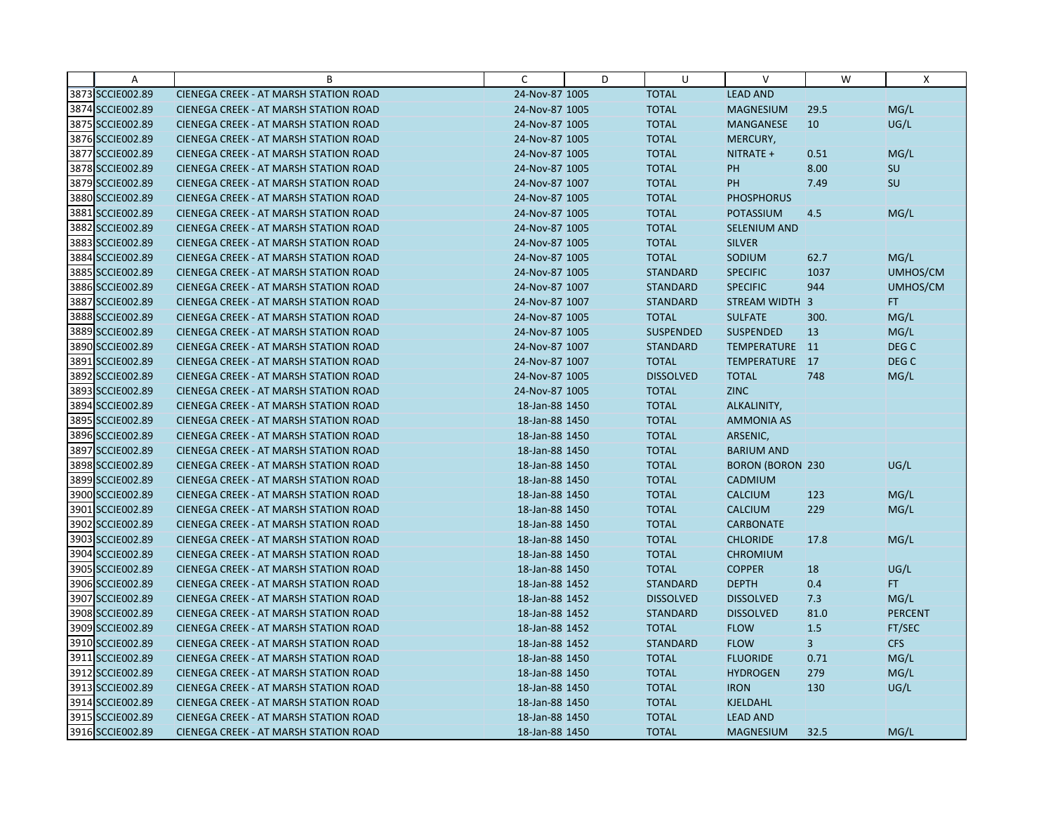| | A | B | C | D | U | V | W | X |
|---|---|---|---|---|---|---|---|---|
| 3873 | SCCIE002.89 | CIENEGA CREEK - AT MARSH STATION ROAD | 24-Nov-87 | 1005 | TOTAL | LEAD AND | | |
| 3874 | SCCIE002.89 | CIENEGA CREEK - AT MARSH STATION ROAD | 24-Nov-87 | 1005 | TOTAL | MAGNESIUM | 29.5 | MG/L |
| 3875 | SCCIE002.89 | CIENEGA CREEK - AT MARSH STATION ROAD | 24-Nov-87 | 1005 | TOTAL | MANGANESE | 10 | UG/L |
| 3876 | SCCIE002.89 | CIENEGA CREEK - AT MARSH STATION ROAD | 24-Nov-87 | 1005 | TOTAL | MERCURY, | | |
| 3877 | SCCIE002.89 | CIENEGA CREEK - AT MARSH STATION ROAD | 24-Nov-87 | 1005 | TOTAL | NITRATE + | 0.51 | MG/L |
| 3878 | SCCIE002.89 | CIENEGA CREEK - AT MARSH STATION ROAD | 24-Nov-87 | 1005 | TOTAL | PH | 8.00 | SU |
| 3879 | SCCIE002.89 | CIENEGA CREEK - AT MARSH STATION ROAD | 24-Nov-87 | 1007 | TOTAL | PH | 7.49 | SU |
| 3880 | SCCIE002.89 | CIENEGA CREEK - AT MARSH STATION ROAD | 24-Nov-87 | 1005 | TOTAL | PHOSPHORUS | | |
| 3881 | SCCIE002.89 | CIENEGA CREEK - AT MARSH STATION ROAD | 24-Nov-87 | 1005 | TOTAL | POTASSIUM | 4.5 | MG/L |
| 3882 | SCCIE002.89 | CIENEGA CREEK - AT MARSH STATION ROAD | 24-Nov-87 | 1005 | TOTAL | SELENIUM AND | | |
| 3883 | SCCIE002.89 | CIENEGA CREEK - AT MARSH STATION ROAD | 24-Nov-87 | 1005 | TOTAL | SILVER | | |
| 3884 | SCCIE002.89 | CIENEGA CREEK - AT MARSH STATION ROAD | 24-Nov-87 | 1005 | TOTAL | SODIUM | 62.7 | MG/L |
| 3885 | SCCIE002.89 | CIENEGA CREEK - AT MARSH STATION ROAD | 24-Nov-87 | 1005 | STANDARD | SPECIFIC | 1037 | UMHOS/CM |
| 3886 | SCCIE002.89 | CIENEGA CREEK - AT MARSH STATION ROAD | 24-Nov-87 | 1007 | STANDARD | SPECIFIC | 944 | UMHOS/CM |
| 3887 | SCCIE002.89 | CIENEGA CREEK - AT MARSH STATION ROAD | 24-Nov-87 | 1007 | STANDARD | STREAM WIDTH | 3 | FT |
| 3888 | SCCIE002.89 | CIENEGA CREEK - AT MARSH STATION ROAD | 24-Nov-87 | 1005 | TOTAL | SULFATE | 300. | MG/L |
| 3889 | SCCIE002.89 | CIENEGA CREEK - AT MARSH STATION ROAD | 24-Nov-87 | 1005 | SUSPENDED | SUSPENDED | 13 | MG/L |
| 3890 | SCCIE002.89 | CIENEGA CREEK - AT MARSH STATION ROAD | 24-Nov-87 | 1007 | STANDARD | TEMPERATURE | 11 | DEG C |
| 3891 | SCCIE002.89 | CIENEGA CREEK - AT MARSH STATION ROAD | 24-Nov-87 | 1007 | TOTAL | TEMPERATURE | 17 | DEG C |
| 3892 | SCCIE002.89 | CIENEGA CREEK - AT MARSH STATION ROAD | 24-Nov-87 | 1005 | DISSOLVED | TOTAL | 748 | MG/L |
| 3893 | SCCIE002.89 | CIENEGA CREEK - AT MARSH STATION ROAD | 24-Nov-87 | 1005 | TOTAL | ZINC | | |
| 3894 | SCCIE002.89 | CIENEGA CREEK - AT MARSH STATION ROAD | 18-Jan-88 | 1450 | TOTAL | ALKALINITY, | | |
| 3895 | SCCIE002.89 | CIENEGA CREEK - AT MARSH STATION ROAD | 18-Jan-88 | 1450 | TOTAL | AMMONIA AS | | |
| 3896 | SCCIE002.89 | CIENEGA CREEK - AT MARSH STATION ROAD | 18-Jan-88 | 1450 | TOTAL | ARSENIC, | | |
| 3897 | SCCIE002.89 | CIENEGA CREEK - AT MARSH STATION ROAD | 18-Jan-88 | 1450 | TOTAL | BARIUM AND | | |
| 3898 | SCCIE002.89 | CIENEGA CREEK - AT MARSH STATION ROAD | 18-Jan-88 | 1450 | TOTAL | BORON (BORON | 230 | UG/L |
| 3899 | SCCIE002.89 | CIENEGA CREEK - AT MARSH STATION ROAD | 18-Jan-88 | 1450 | TOTAL | CADMIUM | | |
| 3900 | SCCIE002.89 | CIENEGA CREEK - AT MARSH STATION ROAD | 18-Jan-88 | 1450 | TOTAL | CALCIUM | 123 | MG/L |
| 3901 | SCCIE002.89 | CIENEGA CREEK - AT MARSH STATION ROAD | 18-Jan-88 | 1450 | TOTAL | CALCIUM | 229 | MG/L |
| 3902 | SCCIE002.89 | CIENEGA CREEK - AT MARSH STATION ROAD | 18-Jan-88 | 1450 | TOTAL | CARBONATE | | |
| 3903 | SCCIE002.89 | CIENEGA CREEK - AT MARSH STATION ROAD | 18-Jan-88 | 1450 | TOTAL | CHLORIDE | 17.8 | MG/L |
| 3904 | SCCIE002.89 | CIENEGA CREEK - AT MARSH STATION ROAD | 18-Jan-88 | 1450 | TOTAL | CHROMIUM | | |
| 3905 | SCCIE002.89 | CIENEGA CREEK - AT MARSH STATION ROAD | 18-Jan-88 | 1450 | TOTAL | COPPER | 18 | UG/L |
| 3906 | SCCIE002.89 | CIENEGA CREEK - AT MARSH STATION ROAD | 18-Jan-88 | 1452 | STANDARD | DEPTH | 0.4 | FT |
| 3907 | SCCIE002.89 | CIENEGA CREEK - AT MARSH STATION ROAD | 18-Jan-88 | 1452 | DISSOLVED | DISSOLVED | 7.3 | MG/L |
| 3908 | SCCIE002.89 | CIENEGA CREEK - AT MARSH STATION ROAD | 18-Jan-88 | 1452 | STANDARD | DISSOLVED | 81.0 | PERCENT |
| 3909 | SCCIE002.89 | CIENEGA CREEK - AT MARSH STATION ROAD | 18-Jan-88 | 1452 | TOTAL | FLOW | 1.5 | FT/SEC |
| 3910 | SCCIE002.89 | CIENEGA CREEK - AT MARSH STATION ROAD | 18-Jan-88 | 1452 | STANDARD | FLOW | 3 | CFS |
| 3911 | SCCIE002.89 | CIENEGA CREEK - AT MARSH STATION ROAD | 18-Jan-88 | 1450 | TOTAL | FLUORIDE | 0.71 | MG/L |
| 3912 | SCCIE002.89 | CIENEGA CREEK - AT MARSH STATION ROAD | 18-Jan-88 | 1450 | TOTAL | HYDROGEN | 279 | MG/L |
| 3913 | SCCIE002.89 | CIENEGA CREEK - AT MARSH STATION ROAD | 18-Jan-88 | 1450 | TOTAL | IRON | 130 | UG/L |
| 3914 | SCCIE002.89 | CIENEGA CREEK - AT MARSH STATION ROAD | 18-Jan-88 | 1450 | TOTAL | KJELDAHL | | |
| 3915 | SCCIE002.89 | CIENEGA CREEK - AT MARSH STATION ROAD | 18-Jan-88 | 1450 | TOTAL | LEAD AND | | |
| 3916 | SCCIE002.89 | CIENEGA CREEK - AT MARSH STATION ROAD | 18-Jan-88 | 1450 | TOTAL | MAGNESIUM | 32.5 | MG/L |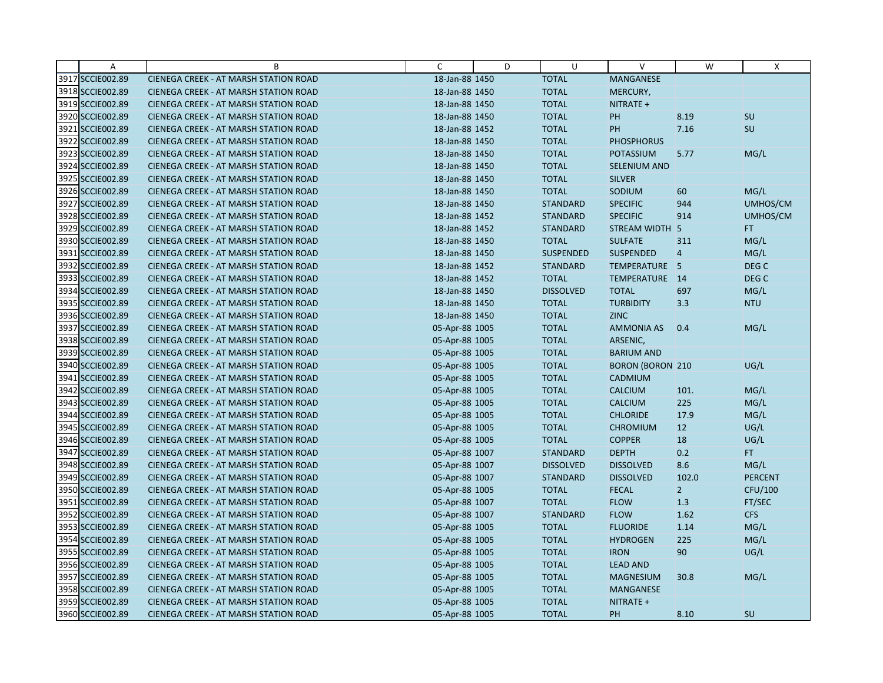| | A | B | C | D | U | V | W | X |
|---|---|---|---|---|---|---|---|---|
| 3917 | SCCIE002.89 | CIENEGA CREEK - AT MARSH STATION ROAD | 18-Jan-88 | 1450 | TOTAL | MANGANESE | | |
| 3918 | SCCIE002.89 | CIENEGA CREEK - AT MARSH STATION ROAD | 18-Jan-88 | 1450 | TOTAL | MERCURY, | | |
| 3919 | SCCIE002.89 | CIENEGA CREEK - AT MARSH STATION ROAD | 18-Jan-88 | 1450 | TOTAL | NITRATE + | | |
| 3920 | SCCIE002.89 | CIENEGA CREEK - AT MARSH STATION ROAD | 18-Jan-88 | 1450 | TOTAL | PH | 8.19 | SU |
| 3921 | SCCIE002.89 | CIENEGA CREEK - AT MARSH STATION ROAD | 18-Jan-88 | 1452 | TOTAL | PH | 7.16 | SU |
| 3922 | SCCIE002.89 | CIENEGA CREEK - AT MARSH STATION ROAD | 18-Jan-88 | 1450 | TOTAL | PHOSPHORUS | | |
| 3923 | SCCIE002.89 | CIENEGA CREEK - AT MARSH STATION ROAD | 18-Jan-88 | 1450 | TOTAL | POTASSIUM | 5.77 | MG/L |
| 3924 | SCCIE002.89 | CIENEGA CREEK - AT MARSH STATION ROAD | 18-Jan-88 | 1450 | TOTAL | SELENIUM AND | | |
| 3925 | SCCIE002.89 | CIENEGA CREEK - AT MARSH STATION ROAD | 18-Jan-88 | 1450 | TOTAL | SILVER | | |
| 3926 | SCCIE002.89 | CIENEGA CREEK - AT MARSH STATION ROAD | 18-Jan-88 | 1450 | TOTAL | SODIUM | 60 | MG/L |
| 3927 | SCCIE002.89 | CIENEGA CREEK - AT MARSH STATION ROAD | 18-Jan-88 | 1450 | STANDARD | SPECIFIC | 944 | UMHOS/CM |
| 3928 | SCCIE002.89 | CIENEGA CREEK - AT MARSH STATION ROAD | 18-Jan-88 | 1452 | STANDARD | SPECIFIC | 914 | UMHOS/CM |
| 3929 | SCCIE002.89 | CIENEGA CREEK - AT MARSH STATION ROAD | 18-Jan-88 | 1452 | STANDARD | STREAM WIDTH | 5 | FT |
| 3930 | SCCIE002.89 | CIENEGA CREEK - AT MARSH STATION ROAD | 18-Jan-88 | 1450 | TOTAL | SULFATE | 311 | MG/L |
| 3931 | SCCIE002.89 | CIENEGA CREEK - AT MARSH STATION ROAD | 18-Jan-88 | 1450 | SUSPENDED | SUSPENDED | 4 | MG/L |
| 3932 | SCCIE002.89 | CIENEGA CREEK - AT MARSH STATION ROAD | 18-Jan-88 | 1452 | STANDARD | TEMPERATURE | 5 | DEG C |
| 3933 | SCCIE002.89 | CIENEGA CREEK - AT MARSH STATION ROAD | 18-Jan-88 | 1452 | TOTAL | TEMPERATURE | 14 | DEG C |
| 3934 | SCCIE002.89 | CIENEGA CREEK - AT MARSH STATION ROAD | 18-Jan-88 | 1450 | DISSOLVED | TOTAL | 697 | MG/L |
| 3935 | SCCIE002.89 | CIENEGA CREEK - AT MARSH STATION ROAD | 18-Jan-88 | 1450 | TOTAL | TURBIDITY | 3.3 | NTU |
| 3936 | SCCIE002.89 | CIENEGA CREEK - AT MARSH STATION ROAD | 18-Jan-88 | 1450 | TOTAL | ZINC | | |
| 3937 | SCCIE002.89 | CIENEGA CREEK - AT MARSH STATION ROAD | 05-Apr-88 | 1005 | TOTAL | AMMONIA AS | 0.4 | MG/L |
| 3938 | SCCIE002.89 | CIENEGA CREEK - AT MARSH STATION ROAD | 05-Apr-88 | 1005 | TOTAL | ARSENIC, | | |
| 3939 | SCCIE002.89 | CIENEGA CREEK - AT MARSH STATION ROAD | 05-Apr-88 | 1005 | TOTAL | BARIUM AND | | |
| 3940 | SCCIE002.89 | CIENEGA CREEK - AT MARSH STATION ROAD | 05-Apr-88 | 1005 | TOTAL | BORON (BORON | 210 | UG/L |
| 3941 | SCCIE002.89 | CIENEGA CREEK - AT MARSH STATION ROAD | 05-Apr-88 | 1005 | TOTAL | CADMIUM | | |
| 3942 | SCCIE002.89 | CIENEGA CREEK - AT MARSH STATION ROAD | 05-Apr-88 | 1005 | TOTAL | CALCIUM | 101. | MG/L |
| 3943 | SCCIE002.89 | CIENEGA CREEK - AT MARSH STATION ROAD | 05-Apr-88 | 1005 | TOTAL | CALCIUM | 225 | MG/L |
| 3944 | SCCIE002.89 | CIENEGA CREEK - AT MARSH STATION ROAD | 05-Apr-88 | 1005 | TOTAL | CHLORIDE | 17.9 | MG/L |
| 3945 | SCCIE002.89 | CIENEGA CREEK - AT MARSH STATION ROAD | 05-Apr-88 | 1005 | TOTAL | CHROMIUM | 12 | UG/L |
| 3946 | SCCIE002.89 | CIENEGA CREEK - AT MARSH STATION ROAD | 05-Apr-88 | 1005 | TOTAL | COPPER | 18 | UG/L |
| 3947 | SCCIE002.89 | CIENEGA CREEK - AT MARSH STATION ROAD | 05-Apr-88 | 1007 | STANDARD | DEPTH | 0.2 | FT |
| 3948 | SCCIE002.89 | CIENEGA CREEK - AT MARSH STATION ROAD | 05-Apr-88 | 1007 | DISSOLVED | DISSOLVED | 8.6 | MG/L |
| 3949 | SCCIE002.89 | CIENEGA CREEK - AT MARSH STATION ROAD | 05-Apr-88 | 1007 | STANDARD | DISSOLVED | 102.0 | PERCENT |
| 3950 | SCCIE002.89 | CIENEGA CREEK - AT MARSH STATION ROAD | 05-Apr-88 | 1005 | TOTAL | FECAL | 2 | CFU/100 |
| 3951 | SCCIE002.89 | CIENEGA CREEK - AT MARSH STATION ROAD | 05-Apr-88 | 1007 | TOTAL | FLOW | 1.3 | FT/SEC |
| 3952 | SCCIE002.89 | CIENEGA CREEK - AT MARSH STATION ROAD | 05-Apr-88 | 1007 | STANDARD | FLOW | 1.62 | CFS |
| 3953 | SCCIE002.89 | CIENEGA CREEK - AT MARSH STATION ROAD | 05-Apr-88 | 1005 | TOTAL | FLUORIDE | 1.14 | MG/L |
| 3954 | SCCIE002.89 | CIENEGA CREEK - AT MARSH STATION ROAD | 05-Apr-88 | 1005 | TOTAL | HYDROGEN | 225 | MG/L |
| 3955 | SCCIE002.89 | CIENEGA CREEK - AT MARSH STATION ROAD | 05-Apr-88 | 1005 | TOTAL | IRON | 90 | UG/L |
| 3956 | SCCIE002.89 | CIENEGA CREEK - AT MARSH STATION ROAD | 05-Apr-88 | 1005 | TOTAL | LEAD AND | | |
| 3957 | SCCIE002.89 | CIENEGA CREEK - AT MARSH STATION ROAD | 05-Apr-88 | 1005 | TOTAL | MAGNESIUM | 30.8 | MG/L |
| 3958 | SCCIE002.89 | CIENEGA CREEK - AT MARSH STATION ROAD | 05-Apr-88 | 1005 | TOTAL | MANGANESE | | |
| 3959 | SCCIE002.89 | CIENEGA CREEK - AT MARSH STATION ROAD | 05-Apr-88 | 1005 | TOTAL | NITRATE + | | |
| 3960 | SCCIE002.89 | CIENEGA CREEK - AT MARSH STATION ROAD | 05-Apr-88 | 1005 | TOTAL | PH | 8.10 | SU |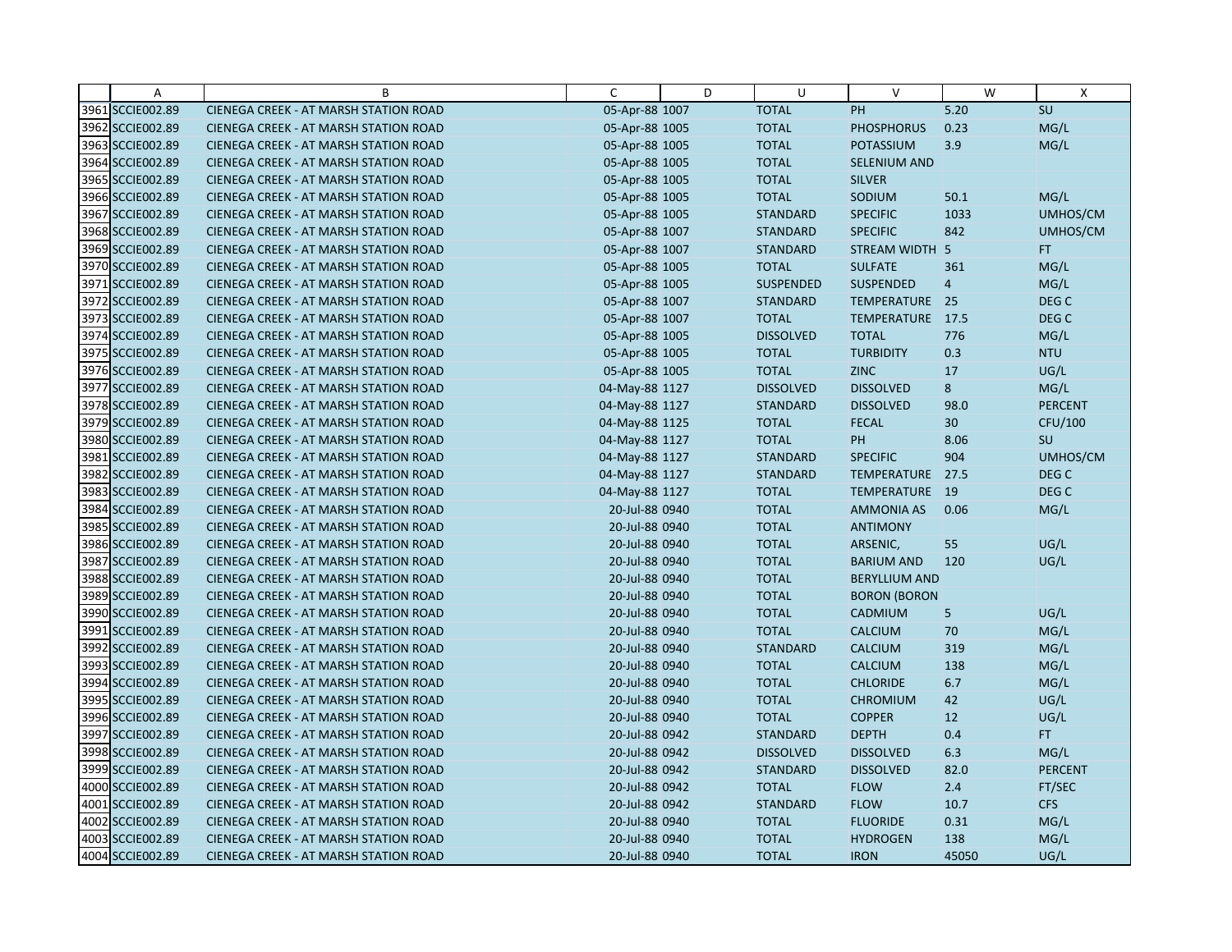|  | A | B | C | D | U | V | W | X |
|---|---|---|---|---|---|---|---|---|
| 3961 | SCCIE002.89 | CIENEGA CREEK - AT MARSH STATION ROAD | 05-Apr-88 | 1007 | TOTAL | PH | 5.20 | SU |
| 3962 | SCCIE002.89 | CIENEGA CREEK - AT MARSH STATION ROAD | 05-Apr-88 | 1005 | TOTAL | PHOSPHORUS | 0.23 | MG/L |
| 3963 | SCCIE002.89 | CIENEGA CREEK - AT MARSH STATION ROAD | 05-Apr-88 | 1005 | TOTAL | POTASSIUM | 3.9 | MG/L |
| 3964 | SCCIE002.89 | CIENEGA CREEK - AT MARSH STATION ROAD | 05-Apr-88 | 1005 | TOTAL | SELENIUM AND |  |  |
| 3965 | SCCIE002.89 | CIENEGA CREEK - AT MARSH STATION ROAD | 05-Apr-88 | 1005 | TOTAL | SILVER |  |  |
| 3966 | SCCIE002.89 | CIENEGA CREEK - AT MARSH STATION ROAD | 05-Apr-88 | 1005 | TOTAL | SODIUM | 50.1 | MG/L |
| 3967 | SCCIE002.89 | CIENEGA CREEK - AT MARSH STATION ROAD | 05-Apr-88 | 1005 | STANDARD | SPECIFIC | 1033 | UMHOS/CM |
| 3968 | SCCIE002.89 | CIENEGA CREEK - AT MARSH STATION ROAD | 05-Apr-88 | 1007 | STANDARD | SPECIFIC | 842 | UMHOS/CM |
| 3969 | SCCIE002.89 | CIENEGA CREEK - AT MARSH STATION ROAD | 05-Apr-88 | 1007 | STANDARD | STREAM WIDTH | 5 | FT |
| 3970 | SCCIE002.89 | CIENEGA CREEK - AT MARSH STATION ROAD | 05-Apr-88 | 1005 | TOTAL | SULFATE | 361 | MG/L |
| 3971 | SCCIE002.89 | CIENEGA CREEK - AT MARSH STATION ROAD | 05-Apr-88 | 1005 | SUSPENDED | SUSPENDED | 4 | MG/L |
| 3972 | SCCIE002.89 | CIENEGA CREEK - AT MARSH STATION ROAD | 05-Apr-88 | 1007 | STANDARD | TEMPERATURE | 25 | DEG C |
| 3973 | SCCIE002.89 | CIENEGA CREEK - AT MARSH STATION ROAD | 05-Apr-88 | 1007 | TOTAL | TEMPERATURE | 17.5 | DEG C |
| 3974 | SCCIE002.89 | CIENEGA CREEK - AT MARSH STATION ROAD | 05-Apr-88 | 1005 | DISSOLVED | TOTAL | 776 | MG/L |
| 3975 | SCCIE002.89 | CIENEGA CREEK - AT MARSH STATION ROAD | 05-Apr-88 | 1005 | TOTAL | TURBIDITY | 0.3 | NTU |
| 3976 | SCCIE002.89 | CIENEGA CREEK - AT MARSH STATION ROAD | 05-Apr-88 | 1005 | TOTAL | ZINC | 17 | UG/L |
| 3977 | SCCIE002.89 | CIENEGA CREEK - AT MARSH STATION ROAD | 04-May-88 | 1127 | DISSOLVED | DISSOLVED | 8 | MG/L |
| 3978 | SCCIE002.89 | CIENEGA CREEK - AT MARSH STATION ROAD | 04-May-88 | 1127 | STANDARD | DISSOLVED | 98.0 | PERCENT |
| 3979 | SCCIE002.89 | CIENEGA CREEK - AT MARSH STATION ROAD | 04-May-88 | 1125 | TOTAL | FECAL | 30 | CFU/100 |
| 3980 | SCCIE002.89 | CIENEGA CREEK - AT MARSH STATION ROAD | 04-May-88 | 1127 | TOTAL | PH | 8.06 | SU |
| 3981 | SCCIE002.89 | CIENEGA CREEK - AT MARSH STATION ROAD | 04-May-88 | 1127 | STANDARD | SPECIFIC | 904 | UMHOS/CM |
| 3982 | SCCIE002.89 | CIENEGA CREEK - AT MARSH STATION ROAD | 04-May-88 | 1127 | STANDARD | TEMPERATURE | 27.5 | DEG C |
| 3983 | SCCIE002.89 | CIENEGA CREEK - AT MARSH STATION ROAD | 04-May-88 | 1127 | TOTAL | TEMPERATURE | 19 | DEG C |
| 3984 | SCCIE002.89 | CIENEGA CREEK - AT MARSH STATION ROAD | 20-Jul-88 | 0940 | TOTAL | AMMONIA AS | 0.06 | MG/L |
| 3985 | SCCIE002.89 | CIENEGA CREEK - AT MARSH STATION ROAD | 20-Jul-88 | 0940 | TOTAL | ANTIMONY |  |  |
| 3986 | SCCIE002.89 | CIENEGA CREEK - AT MARSH STATION ROAD | 20-Jul-88 | 0940 | TOTAL | ARSENIC, | 55 | UG/L |
| 3987 | SCCIE002.89 | CIENEGA CREEK - AT MARSH STATION ROAD | 20-Jul-88 | 0940 | TOTAL | BARIUM AND | 120 | UG/L |
| 3988 | SCCIE002.89 | CIENEGA CREEK - AT MARSH STATION ROAD | 20-Jul-88 | 0940 | TOTAL | BERYLLIUM AND |  |  |
| 3989 | SCCIE002.89 | CIENEGA CREEK - AT MARSH STATION ROAD | 20-Jul-88 | 0940 | TOTAL | BORON (BORON |  |  |
| 3990 | SCCIE002.89 | CIENEGA CREEK - AT MARSH STATION ROAD | 20-Jul-88 | 0940 | TOTAL | CADMIUM | 5 | UG/L |
| 3991 | SCCIE002.89 | CIENEGA CREEK - AT MARSH STATION ROAD | 20-Jul-88 | 0940 | TOTAL | CALCIUM | 70 | MG/L |
| 3992 | SCCIE002.89 | CIENEGA CREEK - AT MARSH STATION ROAD | 20-Jul-88 | 0940 | STANDARD | CALCIUM | 319 | MG/L |
| 3993 | SCCIE002.89 | CIENEGA CREEK - AT MARSH STATION ROAD | 20-Jul-88 | 0940 | TOTAL | CALCIUM | 138 | MG/L |
| 3994 | SCCIE002.89 | CIENEGA CREEK - AT MARSH STATION ROAD | 20-Jul-88 | 0940 | TOTAL | CHLORIDE | 6.7 | MG/L |
| 3995 | SCCIE002.89 | CIENEGA CREEK - AT MARSH STATION ROAD | 20-Jul-88 | 0940 | TOTAL | CHROMIUM | 42 | UG/L |
| 3996 | SCCIE002.89 | CIENEGA CREEK - AT MARSH STATION ROAD | 20-Jul-88 | 0940 | TOTAL | COPPER | 12 | UG/L |
| 3997 | SCCIE002.89 | CIENEGA CREEK - AT MARSH STATION ROAD | 20-Jul-88 | 0942 | STANDARD | DEPTH | 0.4 | FT |
| 3998 | SCCIE002.89 | CIENEGA CREEK - AT MARSH STATION ROAD | 20-Jul-88 | 0942 | DISSOLVED | DISSOLVED | 6.3 | MG/L |
| 3999 | SCCIE002.89 | CIENEGA CREEK - AT MARSH STATION ROAD | 20-Jul-88 | 0942 | STANDARD | DISSOLVED | 82.0 | PERCENT |
| 4000 | SCCIE002.89 | CIENEGA CREEK - AT MARSH STATION ROAD | 20-Jul-88 | 0942 | TOTAL | FLOW | 2.4 | FT/SEC |
| 4001 | SCCIE002.89 | CIENEGA CREEK - AT MARSH STATION ROAD | 20-Jul-88 | 0942 | STANDARD | FLOW | 10.7 | CFS |
| 4002 | SCCIE002.89 | CIENEGA CREEK - AT MARSH STATION ROAD | 20-Jul-88 | 0940 | TOTAL | FLUORIDE | 0.31 | MG/L |
| 4003 | SCCIE002.89 | CIENEGA CREEK - AT MARSH STATION ROAD | 20-Jul-88 | 0940 | TOTAL | HYDROGEN | 138 | MG/L |
| 4004 | SCCIE002.89 | CIENEGA CREEK - AT MARSH STATION ROAD | 20-Jul-88 | 0940 | TOTAL | IRON | 45050 | UG/L |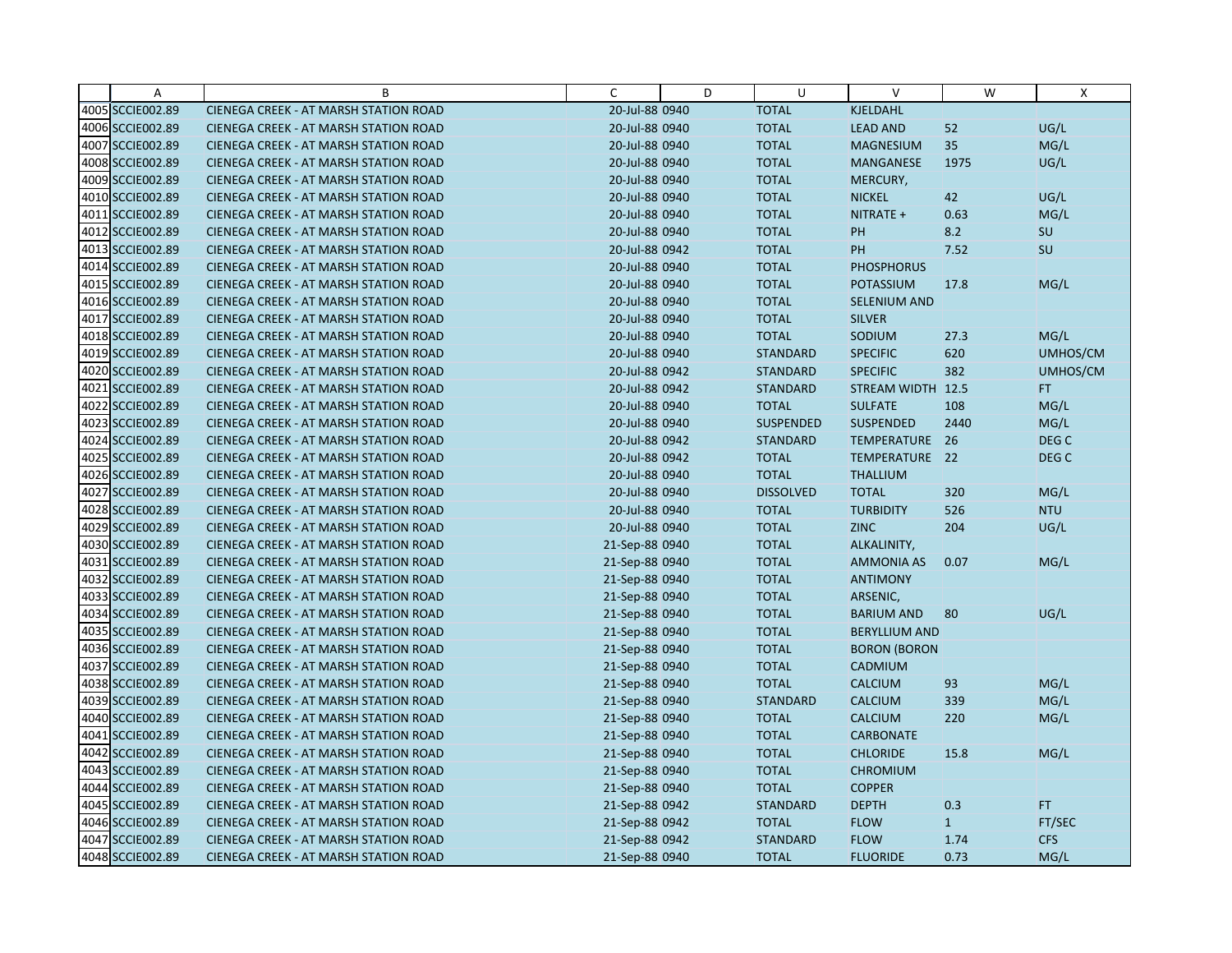| | A | B | C | D | U | V | W | X |
|---|---|---|---|---|---|---|---|---|
| 4005 | SCCIE002.89 | CIENEGA CREEK - AT MARSH STATION ROAD | 20-Jul-88 | 0940 | TOTAL | KJELDAHL | | |
| 4006 | SCCIE002.89 | CIENEGA CREEK - AT MARSH STATION ROAD | 20-Jul-88 | 0940 | TOTAL | LEAD AND | 52 | UG/L |
| 4007 | SCCIE002.89 | CIENEGA CREEK - AT MARSH STATION ROAD | 20-Jul-88 | 0940 | TOTAL | MAGNESIUM | 35 | MG/L |
| 4008 | SCCIE002.89 | CIENEGA CREEK - AT MARSH STATION ROAD | 20-Jul-88 | 0940 | TOTAL | MANGANESE | 1975 | UG/L |
| 4009 | SCCIE002.89 | CIENEGA CREEK - AT MARSH STATION ROAD | 20-Jul-88 | 0940 | TOTAL | MERCURY, | | |
| 4010 | SCCIE002.89 | CIENEGA CREEK - AT MARSH STATION ROAD | 20-Jul-88 | 0940 | TOTAL | NICKEL | 42 | UG/L |
| 4011 | SCCIE002.89 | CIENEGA CREEK - AT MARSH STATION ROAD | 20-Jul-88 | 0940 | TOTAL | NITRATE + | 0.63 | MG/L |
| 4012 | SCCIE002.89 | CIENEGA CREEK - AT MARSH STATION ROAD | 20-Jul-88 | 0940 | TOTAL | PH | 8.2 | SU |
| 4013 | SCCIE002.89 | CIENEGA CREEK - AT MARSH STATION ROAD | 20-Jul-88 | 0942 | TOTAL | PH | 7.52 | SU |
| 4014 | SCCIE002.89 | CIENEGA CREEK - AT MARSH STATION ROAD | 20-Jul-88 | 0940 | TOTAL | PHOSPHORUS | | |
| 4015 | SCCIE002.89 | CIENEGA CREEK - AT MARSH STATION ROAD | 20-Jul-88 | 0940 | TOTAL | POTASSIUM | 17.8 | MG/L |
| 4016 | SCCIE002.89 | CIENEGA CREEK - AT MARSH STATION ROAD | 20-Jul-88 | 0940 | TOTAL | SELENIUM AND | | |
| 4017 | SCCIE002.89 | CIENEGA CREEK - AT MARSH STATION ROAD | 20-Jul-88 | 0940 | TOTAL | SILVER | | |
| 4018 | SCCIE002.89 | CIENEGA CREEK - AT MARSH STATION ROAD | 20-Jul-88 | 0940 | TOTAL | SODIUM | 27.3 | MG/L |
| 4019 | SCCIE002.89 | CIENEGA CREEK - AT MARSH STATION ROAD | 20-Jul-88 | 0940 | STANDARD | SPECIFIC | 620 | UMHOS/CM |
| 4020 | SCCIE002.89 | CIENEGA CREEK - AT MARSH STATION ROAD | 20-Jul-88 | 0942 | STANDARD | SPECIFIC | 382 | UMHOS/CM |
| 4021 | SCCIE002.89 | CIENEGA CREEK - AT MARSH STATION ROAD | 20-Jul-88 | 0942 | STANDARD | STREAM WIDTH | 12.5 | FT |
| 4022 | SCCIE002.89 | CIENEGA CREEK - AT MARSH STATION ROAD | 20-Jul-88 | 0940 | TOTAL | SULFATE | 108 | MG/L |
| 4023 | SCCIE002.89 | CIENEGA CREEK - AT MARSH STATION ROAD | 20-Jul-88 | 0940 | SUSPENDED | SUSPENDED | 2440 | MG/L |
| 4024 | SCCIE002.89 | CIENEGA CREEK - AT MARSH STATION ROAD | 20-Jul-88 | 0942 | STANDARD | TEMPERATURE | 26 | DEG C |
| 4025 | SCCIE002.89 | CIENEGA CREEK - AT MARSH STATION ROAD | 20-Jul-88 | 0942 | TOTAL | TEMPERATURE | 22 | DEG C |
| 4026 | SCCIE002.89 | CIENEGA CREEK - AT MARSH STATION ROAD | 20-Jul-88 | 0940 | TOTAL | THALLIUM | | |
| 4027 | SCCIE002.89 | CIENEGA CREEK - AT MARSH STATION ROAD | 20-Jul-88 | 0940 | DISSOLVED | TOTAL | 320 | MG/L |
| 4028 | SCCIE002.89 | CIENEGA CREEK - AT MARSH STATION ROAD | 20-Jul-88 | 0940 | TOTAL | TURBIDITY | 526 | NTU |
| 4029 | SCCIE002.89 | CIENEGA CREEK - AT MARSH STATION ROAD | 20-Jul-88 | 0940 | TOTAL | ZINC | 204 | UG/L |
| 4030 | SCCIE002.89 | CIENEGA CREEK - AT MARSH STATION ROAD | 21-Sep-88 | 0940 | TOTAL | ALKALINITY, | | |
| 4031 | SCCIE002.89 | CIENEGA CREEK - AT MARSH STATION ROAD | 21-Sep-88 | 0940 | TOTAL | AMMONIA AS | 0.07 | MG/L |
| 4032 | SCCIE002.89 | CIENEGA CREEK - AT MARSH STATION ROAD | 21-Sep-88 | 0940 | TOTAL | ANTIMONY | | |
| 4033 | SCCIE002.89 | CIENEGA CREEK - AT MARSH STATION ROAD | 21-Sep-88 | 0940 | TOTAL | ARSENIC, | | |
| 4034 | SCCIE002.89 | CIENEGA CREEK - AT MARSH STATION ROAD | 21-Sep-88 | 0940 | TOTAL | BARIUM AND | 80 | UG/L |
| 4035 | SCCIE002.89 | CIENEGA CREEK - AT MARSH STATION ROAD | 21-Sep-88 | 0940 | TOTAL | BERYLLIUM AND | | |
| 4036 | SCCIE002.89 | CIENEGA CREEK - AT MARSH STATION ROAD | 21-Sep-88 | 0940 | TOTAL | BORON (BORON | | |
| 4037 | SCCIE002.89 | CIENEGA CREEK - AT MARSH STATION ROAD | 21-Sep-88 | 0940 | TOTAL | CADMIUM | | |
| 4038 | SCCIE002.89 | CIENEGA CREEK - AT MARSH STATION ROAD | 21-Sep-88 | 0940 | TOTAL | CALCIUM | 93 | MG/L |
| 4039 | SCCIE002.89 | CIENEGA CREEK - AT MARSH STATION ROAD | 21-Sep-88 | 0940 | STANDARD | CALCIUM | 339 | MG/L |
| 4040 | SCCIE002.89 | CIENEGA CREEK - AT MARSH STATION ROAD | 21-Sep-88 | 0940 | TOTAL | CALCIUM | 220 | MG/L |
| 4041 | SCCIE002.89 | CIENEGA CREEK - AT MARSH STATION ROAD | 21-Sep-88 | 0940 | TOTAL | CARBONATE | | |
| 4042 | SCCIE002.89 | CIENEGA CREEK - AT MARSH STATION ROAD | 21-Sep-88 | 0940 | TOTAL | CHLORIDE | 15.8 | MG/L |
| 4043 | SCCIE002.89 | CIENEGA CREEK - AT MARSH STATION ROAD | 21-Sep-88 | 0940 | TOTAL | CHROMIUM | | |
| 4044 | SCCIE002.89 | CIENEGA CREEK - AT MARSH STATION ROAD | 21-Sep-88 | 0940 | TOTAL | COPPER | | |
| 4045 | SCCIE002.89 | CIENEGA CREEK - AT MARSH STATION ROAD | 21-Sep-88 | 0942 | STANDARD | DEPTH | 0.3 | FT |
| 4046 | SCCIE002.89 | CIENEGA CREEK - AT MARSH STATION ROAD | 21-Sep-88 | 0942 | TOTAL | FLOW | 1 | FT/SEC |
| 4047 | SCCIE002.89 | CIENEGA CREEK - AT MARSH STATION ROAD | 21-Sep-88 | 0942 | STANDARD | FLOW | 1.74 | CFS |
| 4048 | SCCIE002.89 | CIENEGA CREEK - AT MARSH STATION ROAD | 21-Sep-88 | 0940 | TOTAL | FLUORIDE | 0.73 | MG/L |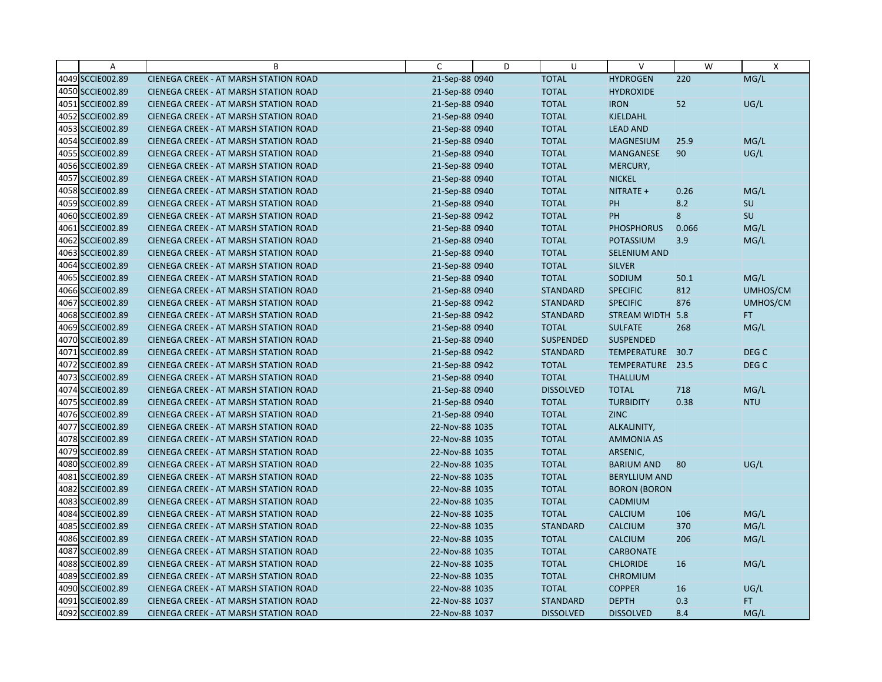| | A | B | C | D | U | V | W | X |
|---|---|---|---|---|---|---|---|---|
| 4049 | SCCIE002.89 | CIENEGA CREEK - AT MARSH STATION ROAD | 21-Sep-88 | 0940 | TOTAL | HYDROGEN | 220 | MG/L |
| 4050 | SCCIE002.89 | CIENEGA CREEK - AT MARSH STATION ROAD | 21-Sep-88 | 0940 | TOTAL | HYDROXIDE | | |
| 4051 | SCCIE002.89 | CIENEGA CREEK - AT MARSH STATION ROAD | 21-Sep-88 | 0940 | TOTAL | IRON | 52 | UG/L |
| 4052 | SCCIE002.89 | CIENEGA CREEK - AT MARSH STATION ROAD | 21-Sep-88 | 0940 | TOTAL | KJELDAHL | | |
| 4053 | SCCIE002.89 | CIENEGA CREEK - AT MARSH STATION ROAD | 21-Sep-88 | 0940 | TOTAL | LEAD AND | | |
| 4054 | SCCIE002.89 | CIENEGA CREEK - AT MARSH STATION ROAD | 21-Sep-88 | 0940 | TOTAL | MAGNESIUM | 25.9 | MG/L |
| 4055 | SCCIE002.89 | CIENEGA CREEK - AT MARSH STATION ROAD | 21-Sep-88 | 0940 | TOTAL | MANGANESE | 90 | UG/L |
| 4056 | SCCIE002.89 | CIENEGA CREEK - AT MARSH STATION ROAD | 21-Sep-88 | 0940 | TOTAL | MERCURY, | | |
| 4057 | SCCIE002.89 | CIENEGA CREEK - AT MARSH STATION ROAD | 21-Sep-88 | 0940 | TOTAL | NICKEL | | |
| 4058 | SCCIE002.89 | CIENEGA CREEK - AT MARSH STATION ROAD | 21-Sep-88 | 0940 | TOTAL | NITRATE + | 0.26 | MG/L |
| 4059 | SCCIE002.89 | CIENEGA CREEK - AT MARSH STATION ROAD | 21-Sep-88 | 0940 | TOTAL | PH | 8.2 | SU |
| 4060 | SCCIE002.89 | CIENEGA CREEK - AT MARSH STATION ROAD | 21-Sep-88 | 0942 | TOTAL | PH | 8 | SU |
| 4061 | SCCIE002.89 | CIENEGA CREEK - AT MARSH STATION ROAD | 21-Sep-88 | 0940 | TOTAL | PHOSPHORUS | 0.066 | MG/L |
| 4062 | SCCIE002.89 | CIENEGA CREEK - AT MARSH STATION ROAD | 21-Sep-88 | 0940 | TOTAL | POTASSIUM | 3.9 | MG/L |
| 4063 | SCCIE002.89 | CIENEGA CREEK - AT MARSH STATION ROAD | 21-Sep-88 | 0940 | TOTAL | SELENIUM AND | | |
| 4064 | SCCIE002.89 | CIENEGA CREEK - AT MARSH STATION ROAD | 21-Sep-88 | 0940 | TOTAL | SILVER | | |
| 4065 | SCCIE002.89 | CIENEGA CREEK - AT MARSH STATION ROAD | 21-Sep-88 | 0940 | TOTAL | SODIUM | 50.1 | MG/L |
| 4066 | SCCIE002.89 | CIENEGA CREEK - AT MARSH STATION ROAD | 21-Sep-88 | 0940 | STANDARD | SPECIFIC | 812 | UMHOS/CM |
| 4067 | SCCIE002.89 | CIENEGA CREEK - AT MARSH STATION ROAD | 21-Sep-88 | 0942 | STANDARD | SPECIFIC | 876 | UMHOS/CM |
| 4068 | SCCIE002.89 | CIENEGA CREEK - AT MARSH STATION ROAD | 21-Sep-88 | 0942 | STANDARD | STREAM WIDTH | 5.8 | FT |
| 4069 | SCCIE002.89 | CIENEGA CREEK - AT MARSH STATION ROAD | 21-Sep-88 | 0940 | TOTAL | SULFATE | 268 | MG/L |
| 4070 | SCCIE002.89 | CIENEGA CREEK - AT MARSH STATION ROAD | 21-Sep-88 | 0940 | SUSPENDED | SUSPENDED | | |
| 4071 | SCCIE002.89 | CIENEGA CREEK - AT MARSH STATION ROAD | 21-Sep-88 | 0942 | STANDARD | TEMPERATURE | 30.7 | DEG C |
| 4072 | SCCIE002.89 | CIENEGA CREEK - AT MARSH STATION ROAD | 21-Sep-88 | 0942 | TOTAL | TEMPERATURE | 23.5 | DEG C |
| 4073 | SCCIE002.89 | CIENEGA CREEK - AT MARSH STATION ROAD | 21-Sep-88 | 0940 | TOTAL | THALLIUM | | |
| 4074 | SCCIE002.89 | CIENEGA CREEK - AT MARSH STATION ROAD | 21-Sep-88 | 0940 | DISSOLVED | TOTAL | 718 | MG/L |
| 4075 | SCCIE002.89 | CIENEGA CREEK - AT MARSH STATION ROAD | 21-Sep-88 | 0940 | TOTAL | TURBIDITY | 0.38 | NTU |
| 4076 | SCCIE002.89 | CIENEGA CREEK - AT MARSH STATION ROAD | 21-Sep-88 | 0940 | TOTAL | ZINC | | |
| 4077 | SCCIE002.89 | CIENEGA CREEK - AT MARSH STATION ROAD | 22-Nov-88 | 1035 | TOTAL | ALKALINITY, | | |
| 4078 | SCCIE002.89 | CIENEGA CREEK - AT MARSH STATION ROAD | 22-Nov-88 | 1035 | TOTAL | AMMONIA AS | | |
| 4079 | SCCIE002.89 | CIENEGA CREEK - AT MARSH STATION ROAD | 22-Nov-88 | 1035 | TOTAL | ARSENIC, | | |
| 4080 | SCCIE002.89 | CIENEGA CREEK - AT MARSH STATION ROAD | 22-Nov-88 | 1035 | TOTAL | BARIUM AND | 80 | UG/L |
| 4081 | SCCIE002.89 | CIENEGA CREEK - AT MARSH STATION ROAD | 22-Nov-88 | 1035 | TOTAL | BERYLLIUM AND | | |
| 4082 | SCCIE002.89 | CIENEGA CREEK - AT MARSH STATION ROAD | 22-Nov-88 | 1035 | TOTAL | BORON (BORON | | |
| 4083 | SCCIE002.89 | CIENEGA CREEK - AT MARSH STATION ROAD | 22-Nov-88 | 1035 | TOTAL | CADMIUM | | |
| 4084 | SCCIE002.89 | CIENEGA CREEK - AT MARSH STATION ROAD | 22-Nov-88 | 1035 | TOTAL | CALCIUM | 106 | MG/L |
| 4085 | SCCIE002.89 | CIENEGA CREEK - AT MARSH STATION ROAD | 22-Nov-88 | 1035 | STANDARD | CALCIUM | 370 | MG/L |
| 4086 | SCCIE002.89 | CIENEGA CREEK - AT MARSH STATION ROAD | 22-Nov-88 | 1035 | TOTAL | CALCIUM | 206 | MG/L |
| 4087 | SCCIE002.89 | CIENEGA CREEK - AT MARSH STATION ROAD | 22-Nov-88 | 1035 | TOTAL | CARBONATE | | |
| 4088 | SCCIE002.89 | CIENEGA CREEK - AT MARSH STATION ROAD | 22-Nov-88 | 1035 | TOTAL | CHLORIDE | 16 | MG/L |
| 4089 | SCCIE002.89 | CIENEGA CREEK - AT MARSH STATION ROAD | 22-Nov-88 | 1035 | TOTAL | CHROMIUM | | |
| 4090 | SCCIE002.89 | CIENEGA CREEK - AT MARSH STATION ROAD | 22-Nov-88 | 1035 | TOTAL | COPPER | 16 | UG/L |
| 4091 | SCCIE002.89 | CIENEGA CREEK - AT MARSH STATION ROAD | 22-Nov-88 | 1037 | STANDARD | DEPTH | 0.3 | FT |
| 4092 | SCCIE002.89 | CIENEGA CREEK - AT MARSH STATION ROAD | 22-Nov-88 | 1037 | DISSOLVED | DISSOLVED | 8.4 | MG/L |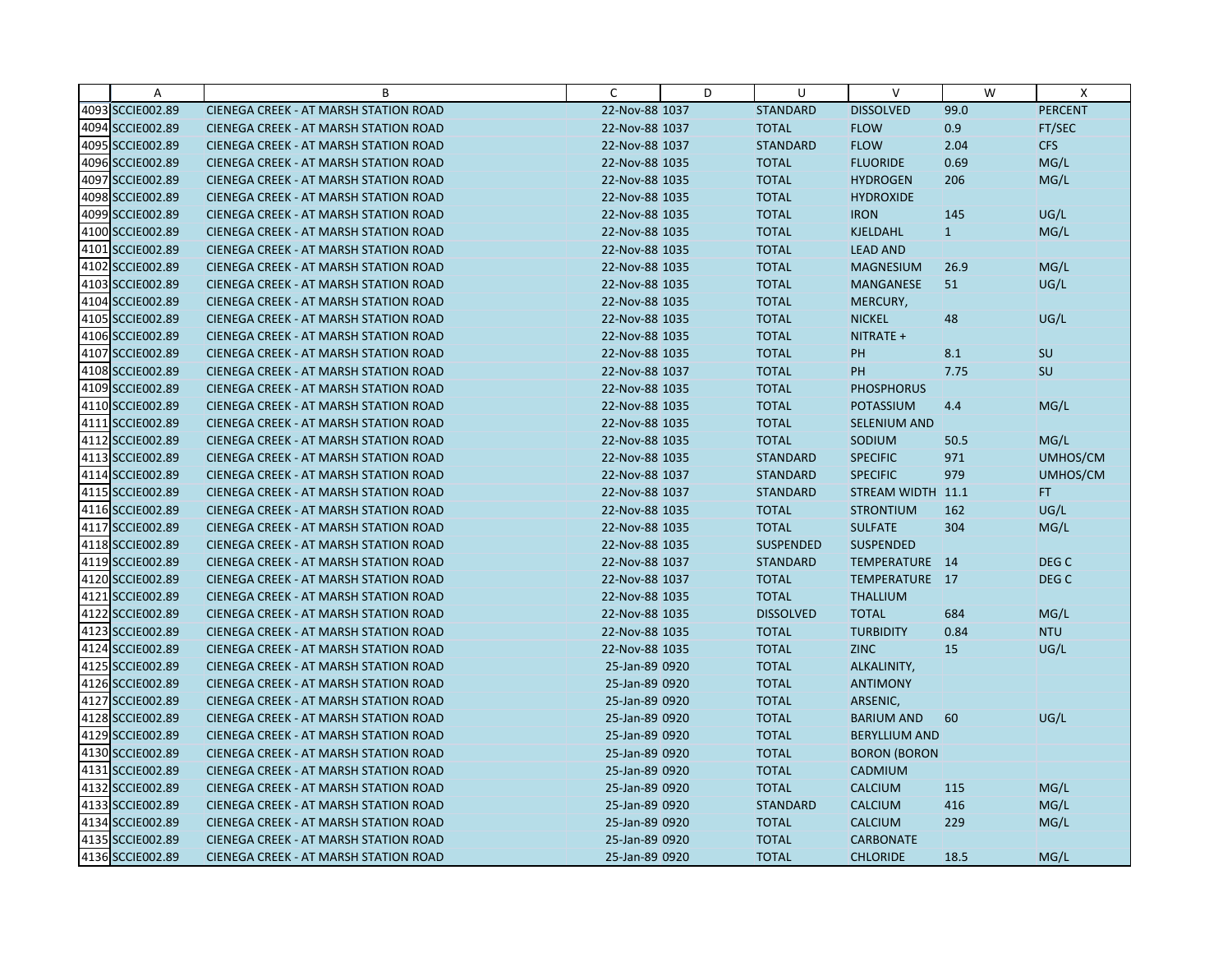| | A | B | C | D | U | V | W | X |
|---|---|---|---|---|---|---|---|---|
| 4093 | SCCIE002.89 | CIENEGA CREEK - AT MARSH STATION ROAD | 22-Nov-88 | 1037 | STANDARD | DISSOLVED | 99.0 | PERCENT |
| 4094 | SCCIE002.89 | CIENEGA CREEK - AT MARSH STATION ROAD | 22-Nov-88 | 1037 | TOTAL | FLOW | 0.9 | FT/SEC |
| 4095 | SCCIE002.89 | CIENEGA CREEK - AT MARSH STATION ROAD | 22-Nov-88 | 1037 | STANDARD | FLOW | 2.04 | CFS |
| 4096 | SCCIE002.89 | CIENEGA CREEK - AT MARSH STATION ROAD | 22-Nov-88 | 1035 | TOTAL | FLUORIDE | 0.69 | MG/L |
| 4097 | SCCIE002.89 | CIENEGA CREEK - AT MARSH STATION ROAD | 22-Nov-88 | 1035 | TOTAL | HYDROGEN | 206 | MG/L |
| 4098 | SCCIE002.89 | CIENEGA CREEK - AT MARSH STATION ROAD | 22-Nov-88 | 1035 | TOTAL | HYDROXIDE | | |
| 4099 | SCCIE002.89 | CIENEGA CREEK - AT MARSH STATION ROAD | 22-Nov-88 | 1035 | TOTAL | IRON | 145 | UG/L |
| 4100 | SCCIE002.89 | CIENEGA CREEK - AT MARSH STATION ROAD | 22-Nov-88 | 1035 | TOTAL | KJELDAHL | 1 | MG/L |
| 4101 | SCCIE002.89 | CIENEGA CREEK - AT MARSH STATION ROAD | 22-Nov-88 | 1035 | TOTAL | LEAD AND | | |
| 4102 | SCCIE002.89 | CIENEGA CREEK - AT MARSH STATION ROAD | 22-Nov-88 | 1035 | TOTAL | MAGNESIUM | 26.9 | MG/L |
| 4103 | SCCIE002.89 | CIENEGA CREEK - AT MARSH STATION ROAD | 22-Nov-88 | 1035 | TOTAL | MANGANESE | 51 | UG/L |
| 4104 | SCCIE002.89 | CIENEGA CREEK - AT MARSH STATION ROAD | 22-Nov-88 | 1035 | TOTAL | MERCURY, | | |
| 4105 | SCCIE002.89 | CIENEGA CREEK - AT MARSH STATION ROAD | 22-Nov-88 | 1035 | TOTAL | NICKEL | 48 | UG/L |
| 4106 | SCCIE002.89 | CIENEGA CREEK - AT MARSH STATION ROAD | 22-Nov-88 | 1035 | TOTAL | NITRATE + | | |
| 4107 | SCCIE002.89 | CIENEGA CREEK - AT MARSH STATION ROAD | 22-Nov-88 | 1035 | TOTAL | PH | 8.1 | SU |
| 4108 | SCCIE002.89 | CIENEGA CREEK - AT MARSH STATION ROAD | 22-Nov-88 | 1037 | TOTAL | PH | 7.75 | SU |
| 4109 | SCCIE002.89 | CIENEGA CREEK - AT MARSH STATION ROAD | 22-Nov-88 | 1035 | TOTAL | PHOSPHORUS | | |
| 4110 | SCCIE002.89 | CIENEGA CREEK - AT MARSH STATION ROAD | 22-Nov-88 | 1035 | TOTAL | POTASSIUM | 4.4 | MG/L |
| 4111 | SCCIE002.89 | CIENEGA CREEK - AT MARSH STATION ROAD | 22-Nov-88 | 1035 | TOTAL | SELENIUM AND | | |
| 4112 | SCCIE002.89 | CIENEGA CREEK - AT MARSH STATION ROAD | 22-Nov-88 | 1035 | TOTAL | SODIUM | 50.5 | MG/L |
| 4113 | SCCIE002.89 | CIENEGA CREEK - AT MARSH STATION ROAD | 22-Nov-88 | 1035 | STANDARD | SPECIFIC | 971 | UMHOS/CM |
| 4114 | SCCIE002.89 | CIENEGA CREEK - AT MARSH STATION ROAD | 22-Nov-88 | 1037 | STANDARD | SPECIFIC | 979 | UMHOS/CM |
| 4115 | SCCIE002.89 | CIENEGA CREEK - AT MARSH STATION ROAD | 22-Nov-88 | 1037 | STANDARD | STREAM WIDTH | 11.1 | FT |
| 4116 | SCCIE002.89 | CIENEGA CREEK - AT MARSH STATION ROAD | 22-Nov-88 | 1035 | TOTAL | STRONTIUM | 162 | UG/L |
| 4117 | SCCIE002.89 | CIENEGA CREEK - AT MARSH STATION ROAD | 22-Nov-88 | 1035 | TOTAL | SULFATE | 304 | MG/L |
| 4118 | SCCIE002.89 | CIENEGA CREEK - AT MARSH STATION ROAD | 22-Nov-88 | 1035 | SUSPENDED | SUSPENDED | | |
| 4119 | SCCIE002.89 | CIENEGA CREEK - AT MARSH STATION ROAD | 22-Nov-88 | 1037 | STANDARD | TEMPERATURE | 14 | DEG C |
| 4120 | SCCIE002.89 | CIENEGA CREEK - AT MARSH STATION ROAD | 22-Nov-88 | 1037 | TOTAL | TEMPERATURE | 17 | DEG C |
| 4121 | SCCIE002.89 | CIENEGA CREEK - AT MARSH STATION ROAD | 22-Nov-88 | 1035 | TOTAL | THALLIUM | | |
| 4122 | SCCIE002.89 | CIENEGA CREEK - AT MARSH STATION ROAD | 22-Nov-88 | 1035 | DISSOLVED | TOTAL | 684 | MG/L |
| 4123 | SCCIE002.89 | CIENEGA CREEK - AT MARSH STATION ROAD | 22-Nov-88 | 1035 | TOTAL | TURBIDITY | 0.84 | NTU |
| 4124 | SCCIE002.89 | CIENEGA CREEK - AT MARSH STATION ROAD | 22-Nov-88 | 1035 | TOTAL | ZINC | 15 | UG/L |
| 4125 | SCCIE002.89 | CIENEGA CREEK - AT MARSH STATION ROAD | 25-Jan-89 | 0920 | TOTAL | ALKALINITY, | | |
| 4126 | SCCIE002.89 | CIENEGA CREEK - AT MARSH STATION ROAD | 25-Jan-89 | 0920 | TOTAL | ANTIMONY | | |
| 4127 | SCCIE002.89 | CIENEGA CREEK - AT MARSH STATION ROAD | 25-Jan-89 | 0920 | TOTAL | ARSENIC, | | |
| 4128 | SCCIE002.89 | CIENEGA CREEK - AT MARSH STATION ROAD | 25-Jan-89 | 0920 | TOTAL | BARIUM AND | 60 | UG/L |
| 4129 | SCCIE002.89 | CIENEGA CREEK - AT MARSH STATION ROAD | 25-Jan-89 | 0920 | TOTAL | BERYLLIUM AND | | |
| 4130 | SCCIE002.89 | CIENEGA CREEK - AT MARSH STATION ROAD | 25-Jan-89 | 0920 | TOTAL | BORON (BORON | | |
| 4131 | SCCIE002.89 | CIENEGA CREEK - AT MARSH STATION ROAD | 25-Jan-89 | 0920 | TOTAL | CADMIUM | | |
| 4132 | SCCIE002.89 | CIENEGA CREEK - AT MARSH STATION ROAD | 25-Jan-89 | 0920 | TOTAL | CALCIUM | 115 | MG/L |
| 4133 | SCCIE002.89 | CIENEGA CREEK - AT MARSH STATION ROAD | 25-Jan-89 | 0920 | STANDARD | CALCIUM | 416 | MG/L |
| 4134 | SCCIE002.89 | CIENEGA CREEK - AT MARSH STATION ROAD | 25-Jan-89 | 0920 | TOTAL | CALCIUM | 229 | MG/L |
| 4135 | SCCIE002.89 | CIENEGA CREEK - AT MARSH STATION ROAD | 25-Jan-89 | 0920 | TOTAL | CARBONATE | | |
| 4136 | SCCIE002.89 | CIENEGA CREEK - AT MARSH STATION ROAD | 25-Jan-89 | 0920 | TOTAL | CHLORIDE | 18.5 | MG/L |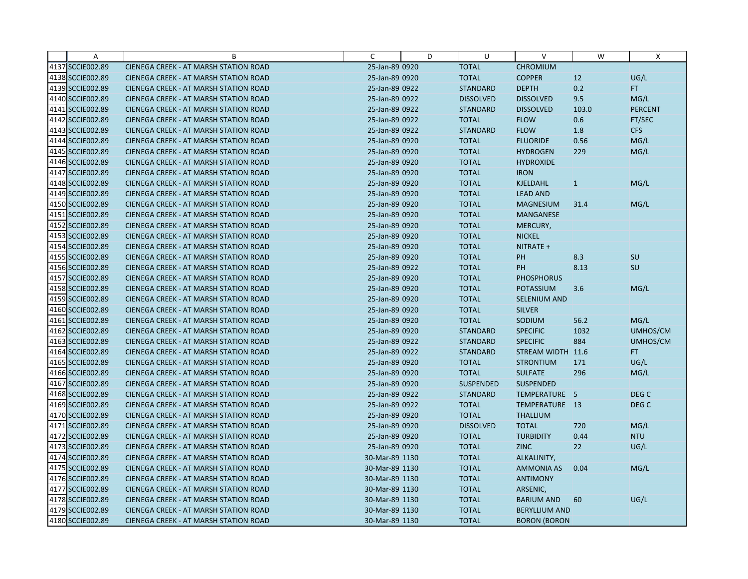| | A | B | C | D | U | V | W | X |
|---|---|---|---|---|---|---|---|---|
| 4137 | SCCIE002.89 | CIENEGA CREEK - AT MARSH STATION ROAD | 25-Jan-89 0920 | | TOTAL | CHROMIUM | | |
| 4138 | SCCIE002.89 | CIENEGA CREEK - AT MARSH STATION ROAD | 25-Jan-89 0920 | | TOTAL | COPPER | 12 | UG/L |
| 4139 | SCCIE002.89 | CIENEGA CREEK - AT MARSH STATION ROAD | 25-Jan-89 0922 | | STANDARD | DEPTH | 0.2 | FT |
| 4140 | SCCIE002.89 | CIENEGA CREEK - AT MARSH STATION ROAD | 25-Jan-89 0922 | | DISSOLVED | DISSOLVED | 9.5 | MG/L |
| 4141 | SCCIE002.89 | CIENEGA CREEK - AT MARSH STATION ROAD | 25-Jan-89 0922 | | STANDARD | DISSOLVED | 103.0 | PERCENT |
| 4142 | SCCIE002.89 | CIENEGA CREEK - AT MARSH STATION ROAD | 25-Jan-89 0922 | | TOTAL | FLOW | 0.6 | FT/SEC |
| 4143 | SCCIE002.89 | CIENEGA CREEK - AT MARSH STATION ROAD | 25-Jan-89 0922 | | STANDARD | FLOW | 1.8 | CFS |
| 4144 | SCCIE002.89 | CIENEGA CREEK - AT MARSH STATION ROAD | 25-Jan-89 0920 | | TOTAL | FLUORIDE | 0.56 | MG/L |
| 4145 | SCCIE002.89 | CIENEGA CREEK - AT MARSH STATION ROAD | 25-Jan-89 0920 | | TOTAL | HYDROGEN | 229 | MG/L |
| 4146 | SCCIE002.89 | CIENEGA CREEK - AT MARSH STATION ROAD | 25-Jan-89 0920 | | TOTAL | HYDROXIDE | | |
| 4147 | SCCIE002.89 | CIENEGA CREEK - AT MARSH STATION ROAD | 25-Jan-89 0920 | | TOTAL | IRON | | |
| 4148 | SCCIE002.89 | CIENEGA CREEK - AT MARSH STATION ROAD | 25-Jan-89 0920 | | TOTAL | KJELDAHL | 1 | MG/L |
| 4149 | SCCIE002.89 | CIENEGA CREEK - AT MARSH STATION ROAD | 25-Jan-89 0920 | | TOTAL | LEAD AND | | |
| 4150 | SCCIE002.89 | CIENEGA CREEK - AT MARSH STATION ROAD | 25-Jan-89 0920 | | TOTAL | MAGNESIUM | 31.4 | MG/L |
| 4151 | SCCIE002.89 | CIENEGA CREEK - AT MARSH STATION ROAD | 25-Jan-89 0920 | | TOTAL | MANGANESE | | |
| 4152 | SCCIE002.89 | CIENEGA CREEK - AT MARSH STATION ROAD | 25-Jan-89 0920 | | TOTAL | MERCURY, | | |
| 4153 | SCCIE002.89 | CIENEGA CREEK - AT MARSH STATION ROAD | 25-Jan-89 0920 | | TOTAL | NICKEL | | |
| 4154 | SCCIE002.89 | CIENEGA CREEK - AT MARSH STATION ROAD | 25-Jan-89 0920 | | TOTAL | NITRATE + | | |
| 4155 | SCCIE002.89 | CIENEGA CREEK - AT MARSH STATION ROAD | 25-Jan-89 0920 | | TOTAL | PH | 8.3 | SU |
| 4156 | SCCIE002.89 | CIENEGA CREEK - AT MARSH STATION ROAD | 25-Jan-89 0922 | | TOTAL | PH | 8.13 | SU |
| 4157 | SCCIE002.89 | CIENEGA CREEK - AT MARSH STATION ROAD | 25-Jan-89 0920 | | TOTAL | PHOSPHORUS | | |
| 4158 | SCCIE002.89 | CIENEGA CREEK - AT MARSH STATION ROAD | 25-Jan-89 0920 | | TOTAL | POTASSIUM | 3.6 | MG/L |
| 4159 | SCCIE002.89 | CIENEGA CREEK - AT MARSH STATION ROAD | 25-Jan-89 0920 | | TOTAL | SELENIUM AND | | |
| 4160 | SCCIE002.89 | CIENEGA CREEK - AT MARSH STATION ROAD | 25-Jan-89 0920 | | TOTAL | SILVER | | |
| 4161 | SCCIE002.89 | CIENEGA CREEK - AT MARSH STATION ROAD | 25-Jan-89 0920 | | TOTAL | SODIUM | 56.2 | MG/L |
| 4162 | SCCIE002.89 | CIENEGA CREEK - AT MARSH STATION ROAD | 25-Jan-89 0920 | | STANDARD | SPECIFIC | 1032 | UMHOS/CM |
| 4163 | SCCIE002.89 | CIENEGA CREEK - AT MARSH STATION ROAD | 25-Jan-89 0922 | | STANDARD | SPECIFIC | 884 | UMHOS/CM |
| 4164 | SCCIE002.89 | CIENEGA CREEK - AT MARSH STATION ROAD | 25-Jan-89 0922 | | STANDARD | STREAM WIDTH | 11.6 | FT |
| 4165 | SCCIE002.89 | CIENEGA CREEK - AT MARSH STATION ROAD | 25-Jan-89 0920 | | TOTAL | STRONTIUM | 171 | UG/L |
| 4166 | SCCIE002.89 | CIENEGA CREEK - AT MARSH STATION ROAD | 25-Jan-89 0920 | | TOTAL | SULFATE | 296 | MG/L |
| 4167 | SCCIE002.89 | CIENEGA CREEK - AT MARSH STATION ROAD | 25-Jan-89 0920 | | SUSPENDED | SUSPENDED | | |
| 4168 | SCCIE002.89 | CIENEGA CREEK - AT MARSH STATION ROAD | 25-Jan-89 0922 | | STANDARD | TEMPERATURE | 5 | DEG C |
| 4169 | SCCIE002.89 | CIENEGA CREEK - AT MARSH STATION ROAD | 25-Jan-89 0922 | | TOTAL | TEMPERATURE | 13 | DEG C |
| 4170 | SCCIE002.89 | CIENEGA CREEK - AT MARSH STATION ROAD | 25-Jan-89 0920 | | TOTAL | THALLIUM | | |
| 4171 | SCCIE002.89 | CIENEGA CREEK - AT MARSH STATION ROAD | 25-Jan-89 0920 | | DISSOLVED | TOTAL | 720 | MG/L |
| 4172 | SCCIE002.89 | CIENEGA CREEK - AT MARSH STATION ROAD | 25-Jan-89 0920 | | TOTAL | TURBIDITY | 0.44 | NTU |
| 4173 | SCCIE002.89 | CIENEGA CREEK - AT MARSH STATION ROAD | 25-Jan-89 0920 | | TOTAL | ZINC | 22 | UG/L |
| 4174 | SCCIE002.89 | CIENEGA CREEK - AT MARSH STATION ROAD | 30-Mar-89 1130 | | TOTAL | ALKALINITY, | | |
| 4175 | SCCIE002.89 | CIENEGA CREEK - AT MARSH STATION ROAD | 30-Mar-89 1130 | | TOTAL | AMMONIA AS | 0.04 | MG/L |
| 4176 | SCCIE002.89 | CIENEGA CREEK - AT MARSH STATION ROAD | 30-Mar-89 1130 | | TOTAL | ANTIMONY | | |
| 4177 | SCCIE002.89 | CIENEGA CREEK - AT MARSH STATION ROAD | 30-Mar-89 1130 | | TOTAL | ARSENIC, | | |
| 4178 | SCCIE002.89 | CIENEGA CREEK - AT MARSH STATION ROAD | 30-Mar-89 1130 | | TOTAL | BARIUM AND | 60 | UG/L |
| 4179 | SCCIE002.89 | CIENEGA CREEK - AT MARSH STATION ROAD | 30-Mar-89 1130 | | TOTAL | BERYLLIUM AND | | |
| 4180 | SCCIE002.89 | CIENEGA CREEK - AT MARSH STATION ROAD | 30-Mar-89 1130 | | TOTAL | BORON (BORON | | |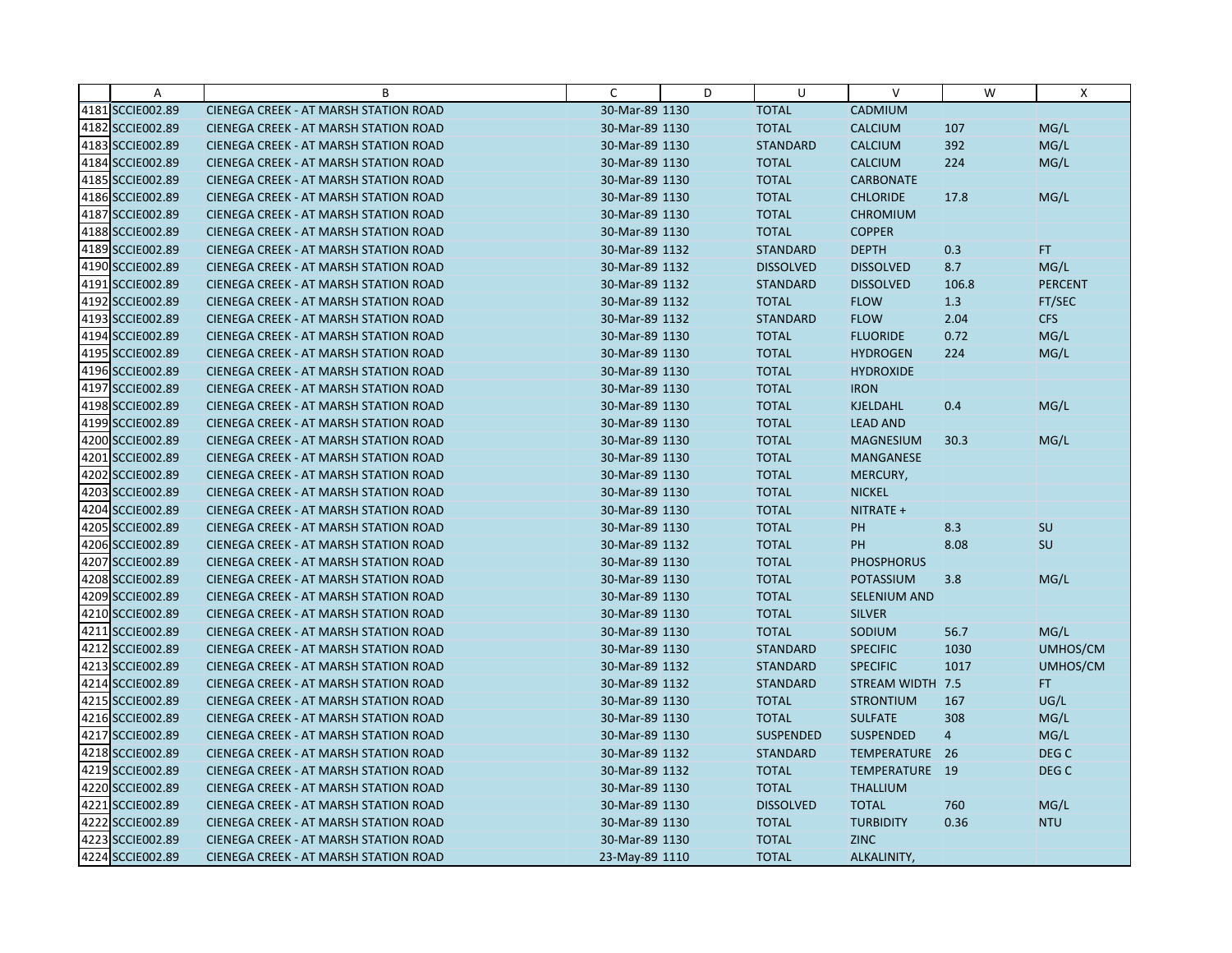| | A | B | C | D | U | V | W | X |
|---|---|---|---|---|---|---|---|---|
| 4181 | SCCIE002.89 | CIENEGA CREEK - AT MARSH STATION ROAD | 30-Mar-89 | 1130 | TOTAL | CADMIUM | | |
| 4182 | SCCIE002.89 | CIENEGA CREEK - AT MARSH STATION ROAD | 30-Mar-89 | 1130 | TOTAL | CALCIUM | 107 | MG/L |
| 4183 | SCCIE002.89 | CIENEGA CREEK - AT MARSH STATION ROAD | 30-Mar-89 | 1130 | STANDARD | CALCIUM | 392 | MG/L |
| 4184 | SCCIE002.89 | CIENEGA CREEK - AT MARSH STATION ROAD | 30-Mar-89 | 1130 | TOTAL | CALCIUM | 224 | MG/L |
| 4185 | SCCIE002.89 | CIENEGA CREEK - AT MARSH STATION ROAD | 30-Mar-89 | 1130 | TOTAL | CARBONATE | | |
| 4186 | SCCIE002.89 | CIENEGA CREEK - AT MARSH STATION ROAD | 30-Mar-89 | 1130 | TOTAL | CHLORIDE | 17.8 | MG/L |
| 4187 | SCCIE002.89 | CIENEGA CREEK - AT MARSH STATION ROAD | 30-Mar-89 | 1130 | TOTAL | CHROMIUM | | |
| 4188 | SCCIE002.89 | CIENEGA CREEK - AT MARSH STATION ROAD | 30-Mar-89 | 1130 | TOTAL | COPPER | | |
| 4189 | SCCIE002.89 | CIENEGA CREEK - AT MARSH STATION ROAD | 30-Mar-89 | 1132 | STANDARD | DEPTH | 0.3 | FT |
| 4190 | SCCIE002.89 | CIENEGA CREEK - AT MARSH STATION ROAD | 30-Mar-89 | 1132 | DISSOLVED | DISSOLVED | 8.7 | MG/L |
| 4191 | SCCIE002.89 | CIENEGA CREEK - AT MARSH STATION ROAD | 30-Mar-89 | 1132 | STANDARD | DISSOLVED | 106.8 | PERCENT |
| 4192 | SCCIE002.89 | CIENEGA CREEK - AT MARSH STATION ROAD | 30-Mar-89 | 1132 | TOTAL | FLOW | 1.3 | FT/SEC |
| 4193 | SCCIE002.89 | CIENEGA CREEK - AT MARSH STATION ROAD | 30-Mar-89 | 1132 | STANDARD | FLOW | 2.04 | CFS |
| 4194 | SCCIE002.89 | CIENEGA CREEK - AT MARSH STATION ROAD | 30-Mar-89 | 1130 | TOTAL | FLUORIDE | 0.72 | MG/L |
| 4195 | SCCIE002.89 | CIENEGA CREEK - AT MARSH STATION ROAD | 30-Mar-89 | 1130 | TOTAL | HYDROGEN | 224 | MG/L |
| 4196 | SCCIE002.89 | CIENEGA CREEK - AT MARSH STATION ROAD | 30-Mar-89 | 1130 | TOTAL | HYDROXIDE | | |
| 4197 | SCCIE002.89 | CIENEGA CREEK - AT MARSH STATION ROAD | 30-Mar-89 | 1130 | TOTAL | IRON | | |
| 4198 | SCCIE002.89 | CIENEGA CREEK - AT MARSH STATION ROAD | 30-Mar-89 | 1130 | TOTAL | KJELDAHL | 0.4 | MG/L |
| 4199 | SCCIE002.89 | CIENEGA CREEK - AT MARSH STATION ROAD | 30-Mar-89 | 1130 | TOTAL | LEAD AND | | |
| 4200 | SCCIE002.89 | CIENEGA CREEK - AT MARSH STATION ROAD | 30-Mar-89 | 1130 | TOTAL | MAGNESIUM | 30.3 | MG/L |
| 4201 | SCCIE002.89 | CIENEGA CREEK - AT MARSH STATION ROAD | 30-Mar-89 | 1130 | TOTAL | MANGANESE | | |
| 4202 | SCCIE002.89 | CIENEGA CREEK - AT MARSH STATION ROAD | 30-Mar-89 | 1130 | TOTAL | MERCURY, | | |
| 4203 | SCCIE002.89 | CIENEGA CREEK - AT MARSH STATION ROAD | 30-Mar-89 | 1130 | TOTAL | NICKEL | | |
| 4204 | SCCIE002.89 | CIENEGA CREEK - AT MARSH STATION ROAD | 30-Mar-89 | 1130 | TOTAL | NITRATE + | | |
| 4205 | SCCIE002.89 | CIENEGA CREEK - AT MARSH STATION ROAD | 30-Mar-89 | 1130 | TOTAL | PH | 8.3 | SU |
| 4206 | SCCIE002.89 | CIENEGA CREEK - AT MARSH STATION ROAD | 30-Mar-89 | 1132 | TOTAL | PH | 8.08 | SU |
| 4207 | SCCIE002.89 | CIENEGA CREEK - AT MARSH STATION ROAD | 30-Mar-89 | 1130 | TOTAL | PHOSPHORUS | | |
| 4208 | SCCIE002.89 | CIENEGA CREEK - AT MARSH STATION ROAD | 30-Mar-89 | 1130 | TOTAL | POTASSIUM | 3.8 | MG/L |
| 4209 | SCCIE002.89 | CIENEGA CREEK - AT MARSH STATION ROAD | 30-Mar-89 | 1130 | TOTAL | SELENIUM AND | | |
| 4210 | SCCIE002.89 | CIENEGA CREEK - AT MARSH STATION ROAD | 30-Mar-89 | 1130 | TOTAL | SILVER | | |
| 4211 | SCCIE002.89 | CIENEGA CREEK - AT MARSH STATION ROAD | 30-Mar-89 | 1130 | TOTAL | SODIUM | 56.7 | MG/L |
| 4212 | SCCIE002.89 | CIENEGA CREEK - AT MARSH STATION ROAD | 30-Mar-89 | 1130 | STANDARD | SPECIFIC | 1030 | UMHOS/CM |
| 4213 | SCCIE002.89 | CIENEGA CREEK - AT MARSH STATION ROAD | 30-Mar-89 | 1132 | STANDARD | SPECIFIC | 1017 | UMHOS/CM |
| 4214 | SCCIE002.89 | CIENEGA CREEK - AT MARSH STATION ROAD | 30-Mar-89 | 1132 | STANDARD | STREAM WIDTH | 7.5 | FT |
| 4215 | SCCIE002.89 | CIENEGA CREEK - AT MARSH STATION ROAD | 30-Mar-89 | 1130 | TOTAL | STRONTIUM | 167 | UG/L |
| 4216 | SCCIE002.89 | CIENEGA CREEK - AT MARSH STATION ROAD | 30-Mar-89 | 1130 | TOTAL | SULFATE | 308 | MG/L |
| 4217 | SCCIE002.89 | CIENEGA CREEK - AT MARSH STATION ROAD | 30-Mar-89 | 1130 | SUSPENDED | SUSPENDED | 4 | MG/L |
| 4218 | SCCIE002.89 | CIENEGA CREEK - AT MARSH STATION ROAD | 30-Mar-89 | 1132 | STANDARD | TEMPERATURE | 26 | DEG C |
| 4219 | SCCIE002.89 | CIENEGA CREEK - AT MARSH STATION ROAD | 30-Mar-89 | 1132 | TOTAL | TEMPERATURE | 19 | DEG C |
| 4220 | SCCIE002.89 | CIENEGA CREEK - AT MARSH STATION ROAD | 30-Mar-89 | 1130 | TOTAL | THALLIUM | | |
| 4221 | SCCIE002.89 | CIENEGA CREEK - AT MARSH STATION ROAD | 30-Mar-89 | 1130 | DISSOLVED | TOTAL | 760 | MG/L |
| 4222 | SCCIE002.89 | CIENEGA CREEK - AT MARSH STATION ROAD | 30-Mar-89 | 1130 | TOTAL | TURBIDITY | 0.36 | NTU |
| 4223 | SCCIE002.89 | CIENEGA CREEK - AT MARSH STATION ROAD | 30-Mar-89 | 1130 | TOTAL | ZINC | | |
| 4224 | SCCIE002.89 | CIENEGA CREEK - AT MARSH STATION ROAD | 23-May-89 | 1110 | TOTAL | ALKALINITY, | | |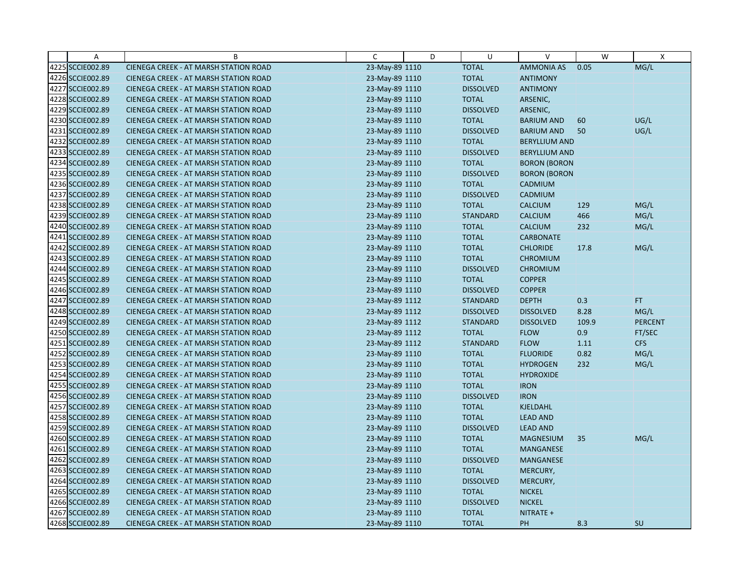|  | A | B | C | D | U | V | W | X |
|---|---|---|---|---|---|---|---|---|
| 4225 | SCCIE002.89 | CIENEGA CREEK - AT MARSH STATION ROAD | 23-May-89 | 1110 | TOTAL | AMMONIA AS | 0.05 | MG/L |
| 4226 | SCCIE002.89 | CIENEGA CREEK - AT MARSH STATION ROAD | 23-May-89 | 1110 | TOTAL | ANTIMONY | | |
| 4227 | SCCIE002.89 | CIENEGA CREEK - AT MARSH STATION ROAD | 23-May-89 | 1110 | DISSOLVED | ANTIMONY | | |
| 4228 | SCCIE002.89 | CIENEGA CREEK - AT MARSH STATION ROAD | 23-May-89 | 1110 | TOTAL | ARSENIC, | | |
| 4229 | SCCIE002.89 | CIENEGA CREEK - AT MARSH STATION ROAD | 23-May-89 | 1110 | DISSOLVED | ARSENIC, | | |
| 4230 | SCCIE002.89 | CIENEGA CREEK - AT MARSH STATION ROAD | 23-May-89 | 1110 | TOTAL | BARIUM AND | 60 | UG/L |
| 4231 | SCCIE002.89 | CIENEGA CREEK - AT MARSH STATION ROAD | 23-May-89 | 1110 | DISSOLVED | BARIUM AND | 50 | UG/L |
| 4232 | SCCIE002.89 | CIENEGA CREEK - AT MARSH STATION ROAD | 23-May-89 | 1110 | TOTAL | BERYLLIUM AND | | |
| 4233 | SCCIE002.89 | CIENEGA CREEK - AT MARSH STATION ROAD | 23-May-89 | 1110 | DISSOLVED | BERYLLIUM AND | | |
| 4234 | SCCIE002.89 | CIENEGA CREEK - AT MARSH STATION ROAD | 23-May-89 | 1110 | TOTAL | BORON (BORON | | |
| 4235 | SCCIE002.89 | CIENEGA CREEK - AT MARSH STATION ROAD | 23-May-89 | 1110 | DISSOLVED | BORON (BORON | | |
| 4236 | SCCIE002.89 | CIENEGA CREEK - AT MARSH STATION ROAD | 23-May-89 | 1110 | TOTAL | CADMIUM | | |
| 4237 | SCCIE002.89 | CIENEGA CREEK - AT MARSH STATION ROAD | 23-May-89 | 1110 | DISSOLVED | CADMIUM | | |
| 4238 | SCCIE002.89 | CIENEGA CREEK - AT MARSH STATION ROAD | 23-May-89 | 1110 | TOTAL | CALCIUM | 129 | MG/L |
| 4239 | SCCIE002.89 | CIENEGA CREEK - AT MARSH STATION ROAD | 23-May-89 | 1110 | STANDARD | CALCIUM | 466 | MG/L |
| 4240 | SCCIE002.89 | CIENEGA CREEK - AT MARSH STATION ROAD | 23-May-89 | 1110 | TOTAL | CALCIUM | 232 | MG/L |
| 4241 | SCCIE002.89 | CIENEGA CREEK - AT MARSH STATION ROAD | 23-May-89 | 1110 | TOTAL | CARBONATE | | |
| 4242 | SCCIE002.89 | CIENEGA CREEK - AT MARSH STATION ROAD | 23-May-89 | 1110 | TOTAL | CHLORIDE | 17.8 | MG/L |
| 4243 | SCCIE002.89 | CIENEGA CREEK - AT MARSH STATION ROAD | 23-May-89 | 1110 | TOTAL | CHROMIUM | | |
| 4244 | SCCIE002.89 | CIENEGA CREEK - AT MARSH STATION ROAD | 23-May-89 | 1110 | DISSOLVED | CHROMIUM | | |
| 4245 | SCCIE002.89 | CIENEGA CREEK - AT MARSH STATION ROAD | 23-May-89 | 1110 | TOTAL | COPPER | | |
| 4246 | SCCIE002.89 | CIENEGA CREEK - AT MARSH STATION ROAD | 23-May-89 | 1110 | DISSOLVED | COPPER | | |
| 4247 | SCCIE002.89 | CIENEGA CREEK - AT MARSH STATION ROAD | 23-May-89 | 1112 | STANDARD | DEPTH | 0.3 | FT |
| 4248 | SCCIE002.89 | CIENEGA CREEK - AT MARSH STATION ROAD | 23-May-89 | 1112 | DISSOLVED | DISSOLVED | 8.28 | MG/L |
| 4249 | SCCIE002.89 | CIENEGA CREEK - AT MARSH STATION ROAD | 23-May-89 | 1112 | STANDARD | DISSOLVED | 109.9 | PERCENT |
| 4250 | SCCIE002.89 | CIENEGA CREEK - AT MARSH STATION ROAD | 23-May-89 | 1112 | TOTAL | FLOW | 0.9 | FT/SEC |
| 4251 | SCCIE002.89 | CIENEGA CREEK - AT MARSH STATION ROAD | 23-May-89 | 1112 | STANDARD | FLOW | 1.11 | CFS |
| 4252 | SCCIE002.89 | CIENEGA CREEK - AT MARSH STATION ROAD | 23-May-89 | 1110 | TOTAL | FLUORIDE | 0.82 | MG/L |
| 4253 | SCCIE002.89 | CIENEGA CREEK - AT MARSH STATION ROAD | 23-May-89 | 1110 | TOTAL | HYDROGEN | 232 | MG/L |
| 4254 | SCCIE002.89 | CIENEGA CREEK - AT MARSH STATION ROAD | 23-May-89 | 1110 | TOTAL | HYDROXIDE | | |
| 4255 | SCCIE002.89 | CIENEGA CREEK - AT MARSH STATION ROAD | 23-May-89 | 1110 | TOTAL | IRON | | |
| 4256 | SCCIE002.89 | CIENEGA CREEK - AT MARSH STATION ROAD | 23-May-89 | 1110 | DISSOLVED | IRON | | |
| 4257 | SCCIE002.89 | CIENEGA CREEK - AT MARSH STATION ROAD | 23-May-89 | 1110 | TOTAL | KJELDAHL | | |
| 4258 | SCCIE002.89 | CIENEGA CREEK - AT MARSH STATION ROAD | 23-May-89 | 1110 | TOTAL | LEAD AND | | |
| 4259 | SCCIE002.89 | CIENEGA CREEK - AT MARSH STATION ROAD | 23-May-89 | 1110 | DISSOLVED | LEAD AND | | |
| 4260 | SCCIE002.89 | CIENEGA CREEK - AT MARSH STATION ROAD | 23-May-89 | 1110 | TOTAL | MAGNESIUM | 35 | MG/L |
| 4261 | SCCIE002.89 | CIENEGA CREEK - AT MARSH STATION ROAD | 23-May-89 | 1110 | TOTAL | MANGANESE | | |
| 4262 | SCCIE002.89 | CIENEGA CREEK - AT MARSH STATION ROAD | 23-May-89 | 1110 | DISSOLVED | MANGANESE | | |
| 4263 | SCCIE002.89 | CIENEGA CREEK - AT MARSH STATION ROAD | 23-May-89 | 1110 | TOTAL | MERCURY, | | |
| 4264 | SCCIE002.89 | CIENEGA CREEK - AT MARSH STATION ROAD | 23-May-89 | 1110 | DISSOLVED | MERCURY, | | |
| 4265 | SCCIE002.89 | CIENEGA CREEK - AT MARSH STATION ROAD | 23-May-89 | 1110 | TOTAL | NICKEL | | |
| 4266 | SCCIE002.89 | CIENEGA CREEK - AT MARSH STATION ROAD | 23-May-89 | 1110 | DISSOLVED | NICKEL | | |
| 4267 | SCCIE002.89 | CIENEGA CREEK - AT MARSH STATION ROAD | 23-May-89 | 1110 | TOTAL | NITRATE + | | |
| 4268 | SCCIE002.89 | CIENEGA CREEK - AT MARSH STATION ROAD | 23-May-89 | 1110 | TOTAL | PH | 8.3 | SU |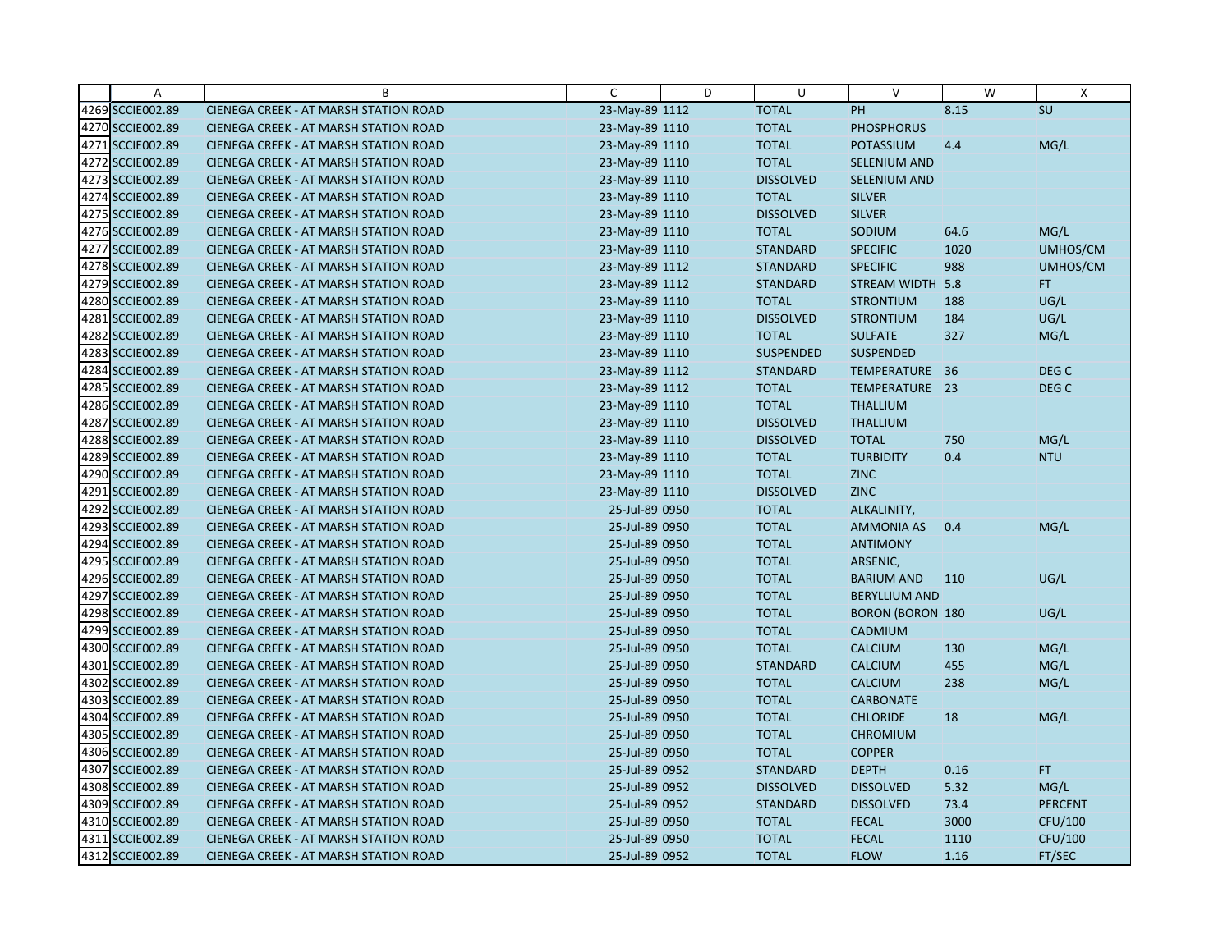| | A | B | C | D | U | V | W | X |
|---|---|---|---|---|---|---|---|---|
| 4269 | SCCIE002.89 | CIENEGA CREEK - AT MARSH STATION ROAD | 23-May-89 | 1112 | TOTAL | PH | 8.15 | SU |
| 4270 | SCCIE002.89 | CIENEGA CREEK - AT MARSH STATION ROAD | 23-May-89 | 1110 | TOTAL | PHOSPHORUS | | |
| 4271 | SCCIE002.89 | CIENEGA CREEK - AT MARSH STATION ROAD | 23-May-89 | 1110 | TOTAL | POTASSIUM | 4.4 | MG/L |
| 4272 | SCCIE002.89 | CIENEGA CREEK - AT MARSH STATION ROAD | 23-May-89 | 1110 | TOTAL | SELENIUM AND | | |
| 4273 | SCCIE002.89 | CIENEGA CREEK - AT MARSH STATION ROAD | 23-May-89 | 1110 | DISSOLVED | SELENIUM AND | | |
| 4274 | SCCIE002.89 | CIENEGA CREEK - AT MARSH STATION ROAD | 23-May-89 | 1110 | TOTAL | SILVER | | |
| 4275 | SCCIE002.89 | CIENEGA CREEK - AT MARSH STATION ROAD | 23-May-89 | 1110 | DISSOLVED | SILVER | | |
| 4276 | SCCIE002.89 | CIENEGA CREEK - AT MARSH STATION ROAD | 23-May-89 | 1110 | TOTAL | SODIUM | 64.6 | MG/L |
| 4277 | SCCIE002.89 | CIENEGA CREEK - AT MARSH STATION ROAD | 23-May-89 | 1110 | STANDARD | SPECIFIC | 1020 | UMHOS/CM |
| 4278 | SCCIE002.89 | CIENEGA CREEK - AT MARSH STATION ROAD | 23-May-89 | 1112 | STANDARD | SPECIFIC | 988 | UMHOS/CM |
| 4279 | SCCIE002.89 | CIENEGA CREEK - AT MARSH STATION ROAD | 23-May-89 | 1112 | STANDARD | STREAM WIDTH | 5.8 | FT |
| 4280 | SCCIE002.89 | CIENEGA CREEK - AT MARSH STATION ROAD | 23-May-89 | 1110 | TOTAL | STRONTIUM | 188 | UG/L |
| 4281 | SCCIE002.89 | CIENEGA CREEK - AT MARSH STATION ROAD | 23-May-89 | 1110 | DISSOLVED | STRONTIUM | 184 | UG/L |
| 4282 | SCCIE002.89 | CIENEGA CREEK - AT MARSH STATION ROAD | 23-May-89 | 1110 | TOTAL | SULFATE | 327 | MG/L |
| 4283 | SCCIE002.89 | CIENEGA CREEK - AT MARSH STATION ROAD | 23-May-89 | 1110 | SUSPENDED | SUSPENDED | | |
| 4284 | SCCIE002.89 | CIENEGA CREEK - AT MARSH STATION ROAD | 23-May-89 | 1112 | STANDARD | TEMPERATURE | 36 | DEG C |
| 4285 | SCCIE002.89 | CIENEGA CREEK - AT MARSH STATION ROAD | 23-May-89 | 1112 | TOTAL | TEMPERATURE | 23 | DEG C |
| 4286 | SCCIE002.89 | CIENEGA CREEK - AT MARSH STATION ROAD | 23-May-89 | 1110 | TOTAL | THALLIUM | | |
| 4287 | SCCIE002.89 | CIENEGA CREEK - AT MARSH STATION ROAD | 23-May-89 | 1110 | DISSOLVED | THALLIUM | | |
| 4288 | SCCIE002.89 | CIENEGA CREEK - AT MARSH STATION ROAD | 23-May-89 | 1110 | DISSOLVED | TOTAL | 750 | MG/L |
| 4289 | SCCIE002.89 | CIENEGA CREEK - AT MARSH STATION ROAD | 23-May-89 | 1110 | TOTAL | TURBIDITY | 0.4 | NTU |
| 4290 | SCCIE002.89 | CIENEGA CREEK - AT MARSH STATION ROAD | 23-May-89 | 1110 | TOTAL | ZINC | | |
| 4291 | SCCIE002.89 | CIENEGA CREEK - AT MARSH STATION ROAD | 23-May-89 | 1110 | DISSOLVED | ZINC | | |
| 4292 | SCCIE002.89 | CIENEGA CREEK - AT MARSH STATION ROAD | 25-Jul-89 | 0950 | TOTAL | ALKALINITY, | | |
| 4293 | SCCIE002.89 | CIENEGA CREEK - AT MARSH STATION ROAD | 25-Jul-89 | 0950 | TOTAL | AMMONIA AS | 0.4 | MG/L |
| 4294 | SCCIE002.89 | CIENEGA CREEK - AT MARSH STATION ROAD | 25-Jul-89 | 0950 | TOTAL | ANTIMONY | | |
| 4295 | SCCIE002.89 | CIENEGA CREEK - AT MARSH STATION ROAD | 25-Jul-89 | 0950 | TOTAL | ARSENIC, | | |
| 4296 | SCCIE002.89 | CIENEGA CREEK - AT MARSH STATION ROAD | 25-Jul-89 | 0950 | TOTAL | BARIUM AND | 110 | UG/L |
| 4297 | SCCIE002.89 | CIENEGA CREEK - AT MARSH STATION ROAD | 25-Jul-89 | 0950 | TOTAL | BERYLLIUM AND | | |
| 4298 | SCCIE002.89 | CIENEGA CREEK - AT MARSH STATION ROAD | 25-Jul-89 | 0950 | TOTAL | BORON (BORON | 180 | UG/L |
| 4299 | SCCIE002.89 | CIENEGA CREEK - AT MARSH STATION ROAD | 25-Jul-89 | 0950 | TOTAL | CADMIUM | | |
| 4300 | SCCIE002.89 | CIENEGA CREEK - AT MARSH STATION ROAD | 25-Jul-89 | 0950 | TOTAL | CALCIUM | 130 | MG/L |
| 4301 | SCCIE002.89 | CIENEGA CREEK - AT MARSH STATION ROAD | 25-Jul-89 | 0950 | STANDARD | CALCIUM | 455 | MG/L |
| 4302 | SCCIE002.89 | CIENEGA CREEK - AT MARSH STATION ROAD | 25-Jul-89 | 0950 | TOTAL | CALCIUM | 238 | MG/L |
| 4303 | SCCIE002.89 | CIENEGA CREEK - AT MARSH STATION ROAD | 25-Jul-89 | 0950 | TOTAL | CARBONATE | | |
| 4304 | SCCIE002.89 | CIENEGA CREEK - AT MARSH STATION ROAD | 25-Jul-89 | 0950 | TOTAL | CHLORIDE | 18 | MG/L |
| 4305 | SCCIE002.89 | CIENEGA CREEK - AT MARSH STATION ROAD | 25-Jul-89 | 0950 | TOTAL | CHROMIUM | | |
| 4306 | SCCIE002.89 | CIENEGA CREEK - AT MARSH STATION ROAD | 25-Jul-89 | 0950 | TOTAL | COPPER | | |
| 4307 | SCCIE002.89 | CIENEGA CREEK - AT MARSH STATION ROAD | 25-Jul-89 | 0952 | STANDARD | DEPTH | 0.16 | FT |
| 4308 | SCCIE002.89 | CIENEGA CREEK - AT MARSH STATION ROAD | 25-Jul-89 | 0952 | DISSOLVED | DISSOLVED | 5.32 | MG/L |
| 4309 | SCCIE002.89 | CIENEGA CREEK - AT MARSH STATION ROAD | 25-Jul-89 | 0952 | STANDARD | DISSOLVED | 73.4 | PERCENT |
| 4310 | SCCIE002.89 | CIENEGA CREEK - AT MARSH STATION ROAD | 25-Jul-89 | 0950 | TOTAL | FECAL | 3000 | CFU/100 |
| 4311 | SCCIE002.89 | CIENEGA CREEK - AT MARSH STATION ROAD | 25-Jul-89 | 0950 | TOTAL | FECAL | 1110 | CFU/100 |
| 4312 | SCCIE002.89 | CIENEGA CREEK - AT MARSH STATION ROAD | 25-Jul-89 | 0952 | TOTAL | FLOW | 1.16 | FT/SEC |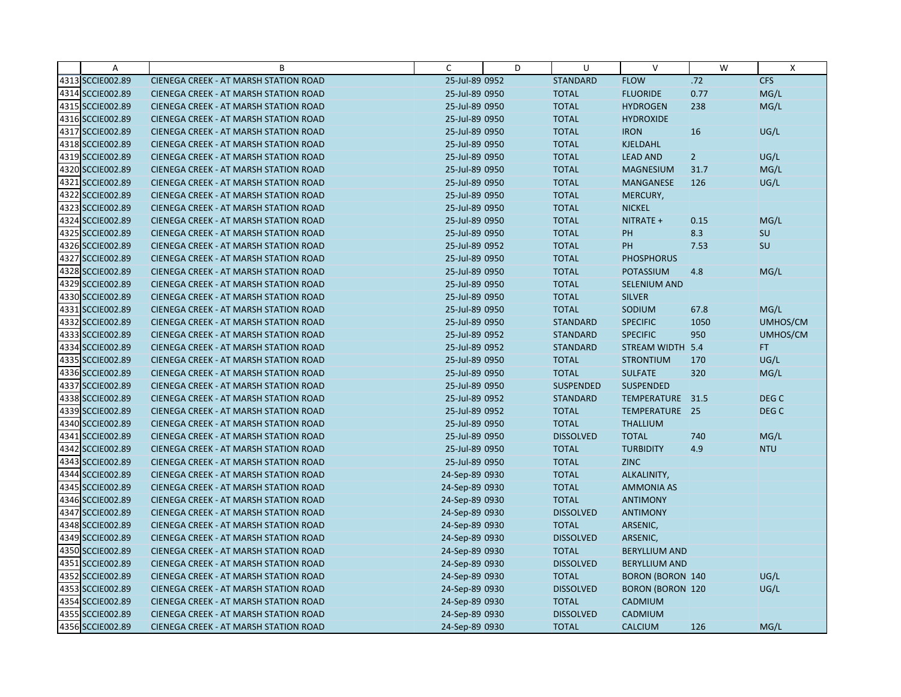| | A | B | C | D | U | V | W | X |
|---|---|---|---|---|---|---|---|---|
| 4313 | SCCIE002.89 | CIENEGA CREEK - AT MARSH STATION ROAD | 25-Jul-89 0952 | | STANDARD | FLOW | .72 | CFS |
| 4314 | SCCIE002.89 | CIENEGA CREEK - AT MARSH STATION ROAD | 25-Jul-89 0950 | | TOTAL | FLUORIDE | 0.77 | MG/L |
| 4315 | SCCIE002.89 | CIENEGA CREEK - AT MARSH STATION ROAD | 25-Jul-89 0950 | | TOTAL | HYDROGEN | 238 | MG/L |
| 4316 | SCCIE002.89 | CIENEGA CREEK - AT MARSH STATION ROAD | 25-Jul-89 0950 | | TOTAL | HYDROXIDE | | |
| 4317 | SCCIE002.89 | CIENEGA CREEK - AT MARSH STATION ROAD | 25-Jul-89 0950 | | TOTAL | IRON | 16 | UG/L |
| 4318 | SCCIE002.89 | CIENEGA CREEK - AT MARSH STATION ROAD | 25-Jul-89 0950 | | TOTAL | KJELDAHL | | |
| 4319 | SCCIE002.89 | CIENEGA CREEK - AT MARSH STATION ROAD | 25-Jul-89 0950 | | TOTAL | LEAD AND | 2 | UG/L |
| 4320 | SCCIE002.89 | CIENEGA CREEK - AT MARSH STATION ROAD | 25-Jul-89 0950 | | TOTAL | MAGNESIUM | 31.7 | MG/L |
| 4321 | SCCIE002.89 | CIENEGA CREEK - AT MARSH STATION ROAD | 25-Jul-89 0950 | | TOTAL | MANGANESE | 126 | UG/L |
| 4322 | SCCIE002.89 | CIENEGA CREEK - AT MARSH STATION ROAD | 25-Jul-89 0950 | | TOTAL | MERCURY, | | |
| 4323 | SCCIE002.89 | CIENEGA CREEK - AT MARSH STATION ROAD | 25-Jul-89 0950 | | TOTAL | NICKEL | | |
| 4324 | SCCIE002.89 | CIENEGA CREEK - AT MARSH STATION ROAD | 25-Jul-89 0950 | | TOTAL | NITRATE + | 0.15 | MG/L |
| 4325 | SCCIE002.89 | CIENEGA CREEK - AT MARSH STATION ROAD | 25-Jul-89 0950 | | TOTAL | PH | 8.3 | SU |
| 4326 | SCCIE002.89 | CIENEGA CREEK - AT MARSH STATION ROAD | 25-Jul-89 0952 | | TOTAL | PH | 7.53 | SU |
| 4327 | SCCIE002.89 | CIENEGA CREEK - AT MARSH STATION ROAD | 25-Jul-89 0950 | | TOTAL | PHOSPHORUS | | |
| 4328 | SCCIE002.89 | CIENEGA CREEK - AT MARSH STATION ROAD | 25-Jul-89 0950 | | TOTAL | POTASSIUM | 4.8 | MG/L |
| 4329 | SCCIE002.89 | CIENEGA CREEK - AT MARSH STATION ROAD | 25-Jul-89 0950 | | TOTAL | SELENIUM AND | | |
| 4330 | SCCIE002.89 | CIENEGA CREEK - AT MARSH STATION ROAD | 25-Jul-89 0950 | | TOTAL | SILVER | | |
| 4331 | SCCIE002.89 | CIENEGA CREEK - AT MARSH STATION ROAD | 25-Jul-89 0950 | | TOTAL | SODIUM | 67.8 | MG/L |
| 4332 | SCCIE002.89 | CIENEGA CREEK - AT MARSH STATION ROAD | 25-Jul-89 0950 | | STANDARD | SPECIFIC | 1050 | UMHOS/CM |
| 4333 | SCCIE002.89 | CIENEGA CREEK - AT MARSH STATION ROAD | 25-Jul-89 0952 | | STANDARD | SPECIFIC | 950 | UMHOS/CM |
| 4334 | SCCIE002.89 | CIENEGA CREEK - AT MARSH STATION ROAD | 25-Jul-89 0952 | | STANDARD | STREAM WIDTH | 5.4 | FT |
| 4335 | SCCIE002.89 | CIENEGA CREEK - AT MARSH STATION ROAD | 25-Jul-89 0950 | | TOTAL | STRONTIUM | 170 | UG/L |
| 4336 | SCCIE002.89 | CIENEGA CREEK - AT MARSH STATION ROAD | 25-Jul-89 0950 | | TOTAL | SULFATE | 320 | MG/L |
| 4337 | SCCIE002.89 | CIENEGA CREEK - AT MARSH STATION ROAD | 25-Jul-89 0950 | | SUSPENDED | SUSPENDED | | |
| 4338 | SCCIE002.89 | CIENEGA CREEK - AT MARSH STATION ROAD | 25-Jul-89 0952 | | STANDARD | TEMPERATURE | 31.5 | DEG C |
| 4339 | SCCIE002.89 | CIENEGA CREEK - AT MARSH STATION ROAD | 25-Jul-89 0952 | | TOTAL | TEMPERATURE | 25 | DEG C |
| 4340 | SCCIE002.89 | CIENEGA CREEK - AT MARSH STATION ROAD | 25-Jul-89 0950 | | TOTAL | THALLIUM | | |
| 4341 | SCCIE002.89 | CIENEGA CREEK - AT MARSH STATION ROAD | 25-Jul-89 0950 | | DISSOLVED | TOTAL | 740 | MG/L |
| 4342 | SCCIE002.89 | CIENEGA CREEK - AT MARSH STATION ROAD | 25-Jul-89 0950 | | TOTAL | TURBIDITY | 4.9 | NTU |
| 4343 | SCCIE002.89 | CIENEGA CREEK - AT MARSH STATION ROAD | 25-Jul-89 0950 | | TOTAL | ZINC | | |
| 4344 | SCCIE002.89 | CIENEGA CREEK - AT MARSH STATION ROAD | 24-Sep-89 0930 | | TOTAL | ALKALINITY, | | |
| 4345 | SCCIE002.89 | CIENEGA CREEK - AT MARSH STATION ROAD | 24-Sep-89 0930 | | TOTAL | AMMONIA AS | | |
| 4346 | SCCIE002.89 | CIENEGA CREEK - AT MARSH STATION ROAD | 24-Sep-89 0930 | | TOTAL | ANTIMONY | | |
| 4347 | SCCIE002.89 | CIENEGA CREEK - AT MARSH STATION ROAD | 24-Sep-89 0930 | | DISSOLVED | ANTIMONY | | |
| 4348 | SCCIE002.89 | CIENEGA CREEK - AT MARSH STATION ROAD | 24-Sep-89 0930 | | TOTAL | ARSENIC, | | |
| 4349 | SCCIE002.89 | CIENEGA CREEK - AT MARSH STATION ROAD | 24-Sep-89 0930 | | DISSOLVED | ARSENIC, | | |
| 4350 | SCCIE002.89 | CIENEGA CREEK - AT MARSH STATION ROAD | 24-Sep-89 0930 | | TOTAL | BERYLLIUM AND | | |
| 4351 | SCCIE002.89 | CIENEGA CREEK - AT MARSH STATION ROAD | 24-Sep-89 0930 | | DISSOLVED | BERYLLIUM AND | | |
| 4352 | SCCIE002.89 | CIENEGA CREEK - AT MARSH STATION ROAD | 24-Sep-89 0930 | | TOTAL | BORON (BORON | 140 | UG/L |
| 4353 | SCCIE002.89 | CIENEGA CREEK - AT MARSH STATION ROAD | 24-Sep-89 0930 | | DISSOLVED | BORON (BORON | 120 | UG/L |
| 4354 | SCCIE002.89 | CIENEGA CREEK - AT MARSH STATION ROAD | 24-Sep-89 0930 | | TOTAL | CADMIUM | | |
| 4355 | SCCIE002.89 | CIENEGA CREEK - AT MARSH STATION ROAD | 24-Sep-89 0930 | | DISSOLVED | CADMIUM | | |
| 4356 | SCCIE002.89 | CIENEGA CREEK - AT MARSH STATION ROAD | 24-Sep-89 0930 | | TOTAL | CALCIUM | 126 | MG/L |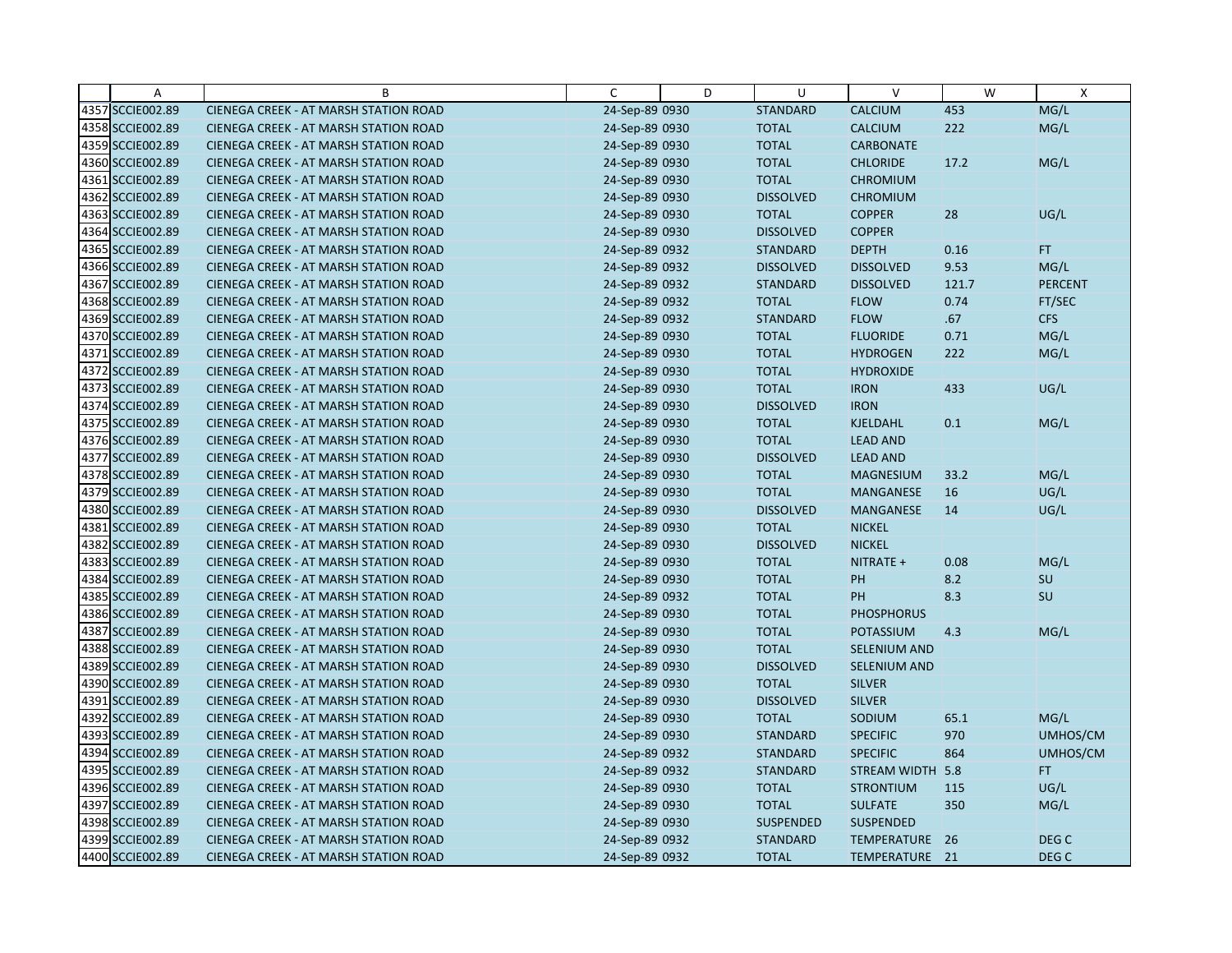| | A | B | C | D | U | V | W | X |
|---|---|---|---|---|---|---|---|---|
| 4357 | SCCIE002.89 | CIENEGA CREEK - AT MARSH STATION ROAD | 24-Sep-89 0930 | | STANDARD | CALCIUM | 453 | MG/L |
| 4358 | SCCIE002.89 | CIENEGA CREEK - AT MARSH STATION ROAD | 24-Sep-89 0930 | | TOTAL | CALCIUM | 222 | MG/L |
| 4359 | SCCIE002.89 | CIENEGA CREEK - AT MARSH STATION ROAD | 24-Sep-89 0930 | | TOTAL | CARBONATE | | |
| 4360 | SCCIE002.89 | CIENEGA CREEK - AT MARSH STATION ROAD | 24-Sep-89 0930 | | TOTAL | CHLORIDE | 17.2 | MG/L |
| 4361 | SCCIE002.89 | CIENEGA CREEK - AT MARSH STATION ROAD | 24-Sep-89 0930 | | TOTAL | CHROMIUM | | |
| 4362 | SCCIE002.89 | CIENEGA CREEK - AT MARSH STATION ROAD | 24-Sep-89 0930 | | DISSOLVED | CHROMIUM | | |
| 4363 | SCCIE002.89 | CIENEGA CREEK - AT MARSH STATION ROAD | 24-Sep-89 0930 | | TOTAL | COPPER | 28 | UG/L |
| 4364 | SCCIE002.89 | CIENEGA CREEK - AT MARSH STATION ROAD | 24-Sep-89 0930 | | DISSOLVED | COPPER | | |
| 4365 | SCCIE002.89 | CIENEGA CREEK - AT MARSH STATION ROAD | 24-Sep-89 0932 | | STANDARD | DEPTH | 0.16 | FT |
| 4366 | SCCIE002.89 | CIENEGA CREEK - AT MARSH STATION ROAD | 24-Sep-89 0932 | | DISSOLVED | DISSOLVED | 9.53 | MG/L |
| 4367 | SCCIE002.89 | CIENEGA CREEK - AT MARSH STATION ROAD | 24-Sep-89 0932 | | STANDARD | DISSOLVED | 121.7 | PERCENT |
| 4368 | SCCIE002.89 | CIENEGA CREEK - AT MARSH STATION ROAD | 24-Sep-89 0932 | | TOTAL | FLOW | 0.74 | FT/SEC |
| 4369 | SCCIE002.89 | CIENEGA CREEK - AT MARSH STATION ROAD | 24-Sep-89 0932 | | STANDARD | FLOW | .67 | CFS |
| 4370 | SCCIE002.89 | CIENEGA CREEK - AT MARSH STATION ROAD | 24-Sep-89 0930 | | TOTAL | FLUORIDE | 0.71 | MG/L |
| 4371 | SCCIE002.89 | CIENEGA CREEK - AT MARSH STATION ROAD | 24-Sep-89 0930 | | TOTAL | HYDROGEN | 222 | MG/L |
| 4372 | SCCIE002.89 | CIENEGA CREEK - AT MARSH STATION ROAD | 24-Sep-89 0930 | | TOTAL | HYDROXIDE | | |
| 4373 | SCCIE002.89 | CIENEGA CREEK - AT MARSH STATION ROAD | 24-Sep-89 0930 | | TOTAL | IRON | 433 | UG/L |
| 4374 | SCCIE002.89 | CIENEGA CREEK - AT MARSH STATION ROAD | 24-Sep-89 0930 | | DISSOLVED | IRON | | |
| 4375 | SCCIE002.89 | CIENEGA CREEK - AT MARSH STATION ROAD | 24-Sep-89 0930 | | TOTAL | KJELDAHL | 0.1 | MG/L |
| 4376 | SCCIE002.89 | CIENEGA CREEK - AT MARSH STATION ROAD | 24-Sep-89 0930 | | TOTAL | LEAD AND | | |
| 4377 | SCCIE002.89 | CIENEGA CREEK - AT MARSH STATION ROAD | 24-Sep-89 0930 | | DISSOLVED | LEAD AND | | |
| 4378 | SCCIE002.89 | CIENEGA CREEK - AT MARSH STATION ROAD | 24-Sep-89 0930 | | TOTAL | MAGNESIUM | 33.2 | MG/L |
| 4379 | SCCIE002.89 | CIENEGA CREEK - AT MARSH STATION ROAD | 24-Sep-89 0930 | | TOTAL | MANGANESE | 16 | UG/L |
| 4380 | SCCIE002.89 | CIENEGA CREEK - AT MARSH STATION ROAD | 24-Sep-89 0930 | | DISSOLVED | MANGANESE | 14 | UG/L |
| 4381 | SCCIE002.89 | CIENEGA CREEK - AT MARSH STATION ROAD | 24-Sep-89 0930 | | TOTAL | NICKEL | | |
| 4382 | SCCIE002.89 | CIENEGA CREEK - AT MARSH STATION ROAD | 24-Sep-89 0930 | | DISSOLVED | NICKEL | | |
| 4383 | SCCIE002.89 | CIENEGA CREEK - AT MARSH STATION ROAD | 24-Sep-89 0930 | | TOTAL | NITRATE + | 0.08 | MG/L |
| 4384 | SCCIE002.89 | CIENEGA CREEK - AT MARSH STATION ROAD | 24-Sep-89 0930 | | TOTAL | PH | 8.2 | SU |
| 4385 | SCCIE002.89 | CIENEGA CREEK - AT MARSH STATION ROAD | 24-Sep-89 0932 | | TOTAL | PH | 8.3 | SU |
| 4386 | SCCIE002.89 | CIENEGA CREEK - AT MARSH STATION ROAD | 24-Sep-89 0930 | | TOTAL | PHOSPHORUS | | |
| 4387 | SCCIE002.89 | CIENEGA CREEK - AT MARSH STATION ROAD | 24-Sep-89 0930 | | TOTAL | POTASSIUM | 4.3 | MG/L |
| 4388 | SCCIE002.89 | CIENEGA CREEK - AT MARSH STATION ROAD | 24-Sep-89 0930 | | TOTAL | SELENIUM AND | | |
| 4389 | SCCIE002.89 | CIENEGA CREEK - AT MARSH STATION ROAD | 24-Sep-89 0930 | | DISSOLVED | SELENIUM AND | | |
| 4390 | SCCIE002.89 | CIENEGA CREEK - AT MARSH STATION ROAD | 24-Sep-89 0930 | | TOTAL | SILVER | | |
| 4391 | SCCIE002.89 | CIENEGA CREEK - AT MARSH STATION ROAD | 24-Sep-89 0930 | | DISSOLVED | SILVER | | |
| 4392 | SCCIE002.89 | CIENEGA CREEK - AT MARSH STATION ROAD | 24-Sep-89 0930 | | TOTAL | SODIUM | 65.1 | MG/L |
| 4393 | SCCIE002.89 | CIENEGA CREEK - AT MARSH STATION ROAD | 24-Sep-89 0930 | | STANDARD | SPECIFIC | 970 | UMHOS/CM |
| 4394 | SCCIE002.89 | CIENEGA CREEK - AT MARSH STATION ROAD | 24-Sep-89 0932 | | STANDARD | SPECIFIC | 864 | UMHOS/CM |
| 4395 | SCCIE002.89 | CIENEGA CREEK - AT MARSH STATION ROAD | 24-Sep-89 0932 | | STANDARD | STREAM WIDTH | 5.8 | FT |
| 4396 | SCCIE002.89 | CIENEGA CREEK - AT MARSH STATION ROAD | 24-Sep-89 0930 | | TOTAL | STRONTIUM | 115 | UG/L |
| 4397 | SCCIE002.89 | CIENEGA CREEK - AT MARSH STATION ROAD | 24-Sep-89 0930 | | TOTAL | SULFATE | 350 | MG/L |
| 4398 | SCCIE002.89 | CIENEGA CREEK - AT MARSH STATION ROAD | 24-Sep-89 0930 | | SUSPENDED | SUSPENDED | | |
| 4399 | SCCIE002.89 | CIENEGA CREEK - AT MARSH STATION ROAD | 24-Sep-89 0932 | | STANDARD | TEMPERATURE | 26 | DEG C |
| 4400 | SCCIE002.89 | CIENEGA CREEK - AT MARSH STATION ROAD | 24-Sep-89 0932 | | TOTAL | TEMPERATURE | 21 | DEG C |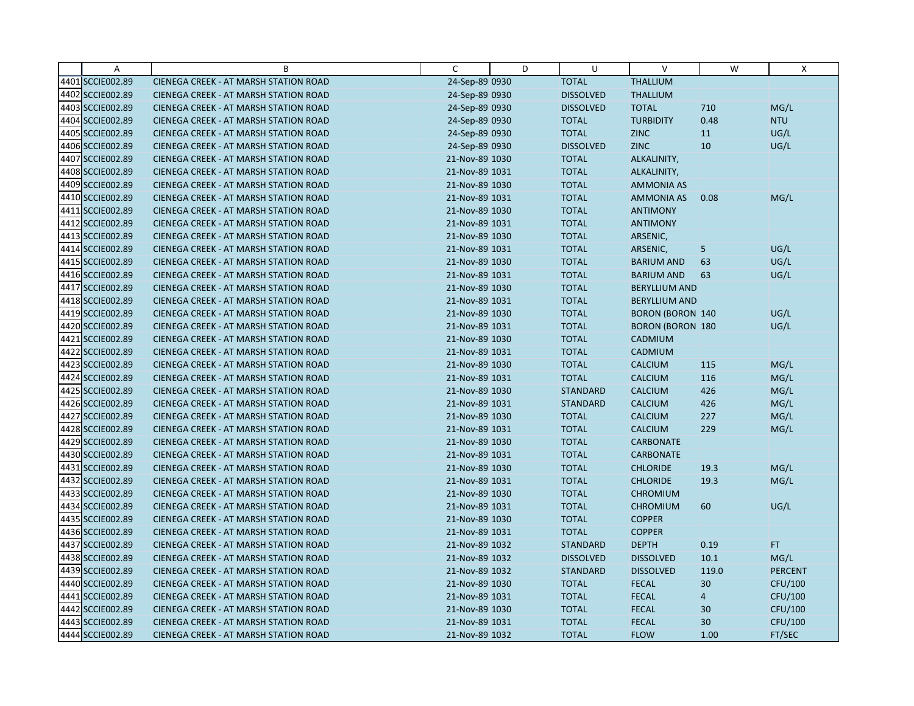| | A | B | C | D | U | V | W | X |
|---|---|---|---|---|---|---|---|---|
| 4401 | SCCIE002.89 | CIENEGA CREEK - AT MARSH STATION ROAD | 24-Sep-89 0930 | | TOTAL | THALLIUM | | |
| 4402 | SCCIE002.89 | CIENEGA CREEK - AT MARSH STATION ROAD | 24-Sep-89 0930 | | DISSOLVED | THALLIUM | | |
| 4403 | SCCIE002.89 | CIENEGA CREEK - AT MARSH STATION ROAD | 24-Sep-89 0930 | | DISSOLVED | TOTAL | 710 | MG/L |
| 4404 | SCCIE002.89 | CIENEGA CREEK - AT MARSH STATION ROAD | 24-Sep-89 0930 | | TOTAL | TURBIDITY | 0.48 | NTU |
| 4405 | SCCIE002.89 | CIENEGA CREEK - AT MARSH STATION ROAD | 24-Sep-89 0930 | | TOTAL | ZINC | 11 | UG/L |
| 4406 | SCCIE002.89 | CIENEGA CREEK - AT MARSH STATION ROAD | 24-Sep-89 0930 | | DISSOLVED | ZINC | 10 | UG/L |
| 4407 | SCCIE002.89 | CIENEGA CREEK - AT MARSH STATION ROAD | 21-Nov-89 1030 | | TOTAL | ALKALINITY, | | |
| 4408 | SCCIE002.89 | CIENEGA CREEK - AT MARSH STATION ROAD | 21-Nov-89 1031 | | TOTAL | ALKALINITY, | | |
| 4409 | SCCIE002.89 | CIENEGA CREEK - AT MARSH STATION ROAD | 21-Nov-89 1030 | | TOTAL | AMMONIA AS | | |
| 4410 | SCCIE002.89 | CIENEGA CREEK - AT MARSH STATION ROAD | 21-Nov-89 1031 | | TOTAL | AMMONIA AS | 0.08 | MG/L |
| 4411 | SCCIE002.89 | CIENEGA CREEK - AT MARSH STATION ROAD | 21-Nov-89 1030 | | TOTAL | ANTIMONY | | |
| 4412 | SCCIE002.89 | CIENEGA CREEK - AT MARSH STATION ROAD | 21-Nov-89 1031 | | TOTAL | ANTIMONY | | |
| 4413 | SCCIE002.89 | CIENEGA CREEK - AT MARSH STATION ROAD | 21-Nov-89 1030 | | TOTAL | ARSENIC, | | |
| 4414 | SCCIE002.89 | CIENEGA CREEK - AT MARSH STATION ROAD | 21-Nov-89 1031 | | TOTAL | ARSENIC, | 5 | UG/L |
| 4415 | SCCIE002.89 | CIENEGA CREEK - AT MARSH STATION ROAD | 21-Nov-89 1030 | | TOTAL | BARIUM AND | 63 | UG/L |
| 4416 | SCCIE002.89 | CIENEGA CREEK - AT MARSH STATION ROAD | 21-Nov-89 1031 | | TOTAL | BARIUM AND | 63 | UG/L |
| 4417 | SCCIE002.89 | CIENEGA CREEK - AT MARSH STATION ROAD | 21-Nov-89 1030 | | TOTAL | BERYLLIUM AND | | |
| 4418 | SCCIE002.89 | CIENEGA CREEK - AT MARSH STATION ROAD | 21-Nov-89 1031 | | TOTAL | BERYLLIUM AND | | |
| 4419 | SCCIE002.89 | CIENEGA CREEK - AT MARSH STATION ROAD | 21-Nov-89 1030 | | TOTAL | BORON (BORON | 140 | UG/L |
| 4420 | SCCIE002.89 | CIENEGA CREEK - AT MARSH STATION ROAD | 21-Nov-89 1031 | | TOTAL | BORON (BORON | 180 | UG/L |
| 4421 | SCCIE002.89 | CIENEGA CREEK - AT MARSH STATION ROAD | 21-Nov-89 1030 | | TOTAL | CADMIUM | | |
| 4422 | SCCIE002.89 | CIENEGA CREEK - AT MARSH STATION ROAD | 21-Nov-89 1031 | | TOTAL | CADMIUM | | |
| 4423 | SCCIE002.89 | CIENEGA CREEK - AT MARSH STATION ROAD | 21-Nov-89 1030 | | TOTAL | CALCIUM | 115 | MG/L |
| 4424 | SCCIE002.89 | CIENEGA CREEK - AT MARSH STATION ROAD | 21-Nov-89 1031 | | TOTAL | CALCIUM | 116 | MG/L |
| 4425 | SCCIE002.89 | CIENEGA CREEK - AT MARSH STATION ROAD | 21-Nov-89 1030 | | STANDARD | CALCIUM | 426 | MG/L |
| 4426 | SCCIE002.89 | CIENEGA CREEK - AT MARSH STATION ROAD | 21-Nov-89 1031 | | STANDARD | CALCIUM | 426 | MG/L |
| 4427 | SCCIE002.89 | CIENEGA CREEK - AT MARSH STATION ROAD | 21-Nov-89 1030 | | TOTAL | CALCIUM | 227 | MG/L |
| 4428 | SCCIE002.89 | CIENEGA CREEK - AT MARSH STATION ROAD | 21-Nov-89 1031 | | TOTAL | CALCIUM | 229 | MG/L |
| 4429 | SCCIE002.89 | CIENEGA CREEK - AT MARSH STATION ROAD | 21-Nov-89 1030 | | TOTAL | CARBONATE | | |
| 4430 | SCCIE002.89 | CIENEGA CREEK - AT MARSH STATION ROAD | 21-Nov-89 1031 | | TOTAL | CARBONATE | | |
| 4431 | SCCIE002.89 | CIENEGA CREEK - AT MARSH STATION ROAD | 21-Nov-89 1030 | | TOTAL | CHLORIDE | 19.3 | MG/L |
| 4432 | SCCIE002.89 | CIENEGA CREEK - AT MARSH STATION ROAD | 21-Nov-89 1031 | | TOTAL | CHLORIDE | 19.3 | MG/L |
| 4433 | SCCIE002.89 | CIENEGA CREEK - AT MARSH STATION ROAD | 21-Nov-89 1030 | | TOTAL | CHROMIUM | | |
| 4434 | SCCIE002.89 | CIENEGA CREEK - AT MARSH STATION ROAD | 21-Nov-89 1031 | | TOTAL | CHROMIUM | 60 | UG/L |
| 4435 | SCCIE002.89 | CIENEGA CREEK - AT MARSH STATION ROAD | 21-Nov-89 1030 | | TOTAL | COPPER | | |
| 4436 | SCCIE002.89 | CIENEGA CREEK - AT MARSH STATION ROAD | 21-Nov-89 1031 | | TOTAL | COPPER | | |
| 4437 | SCCIE002.89 | CIENEGA CREEK - AT MARSH STATION ROAD | 21-Nov-89 1032 | | STANDARD | DEPTH | 0.19 | FT |
| 4438 | SCCIE002.89 | CIENEGA CREEK - AT MARSH STATION ROAD | 21-Nov-89 1032 | | DISSOLVED | DISSOLVED | 10.1 | MG/L |
| 4439 | SCCIE002.89 | CIENEGA CREEK - AT MARSH STATION ROAD | 21-Nov-89 1032 | | STANDARD | DISSOLVED | 119.0 | PERCENT |
| 4440 | SCCIE002.89 | CIENEGA CREEK - AT MARSH STATION ROAD | 21-Nov-89 1030 | | TOTAL | FECAL | 30 | CFU/100 |
| 4441 | SCCIE002.89 | CIENEGA CREEK - AT MARSH STATION ROAD | 21-Nov-89 1031 | | TOTAL | FECAL | 4 | CFU/100 |
| 4442 | SCCIE002.89 | CIENEGA CREEK - AT MARSH STATION ROAD | 21-Nov-89 1030 | | TOTAL | FECAL | 30 | CFU/100 |
| 4443 | SCCIE002.89 | CIENEGA CREEK - AT MARSH STATION ROAD | 21-Nov-89 1031 | | TOTAL | FECAL | 30 | CFU/100 |
| 4444 | SCCIE002.89 | CIENEGA CREEK - AT MARSH STATION ROAD | 21-Nov-89 1032 | | TOTAL | FLOW | 1.00 | FT/SEC |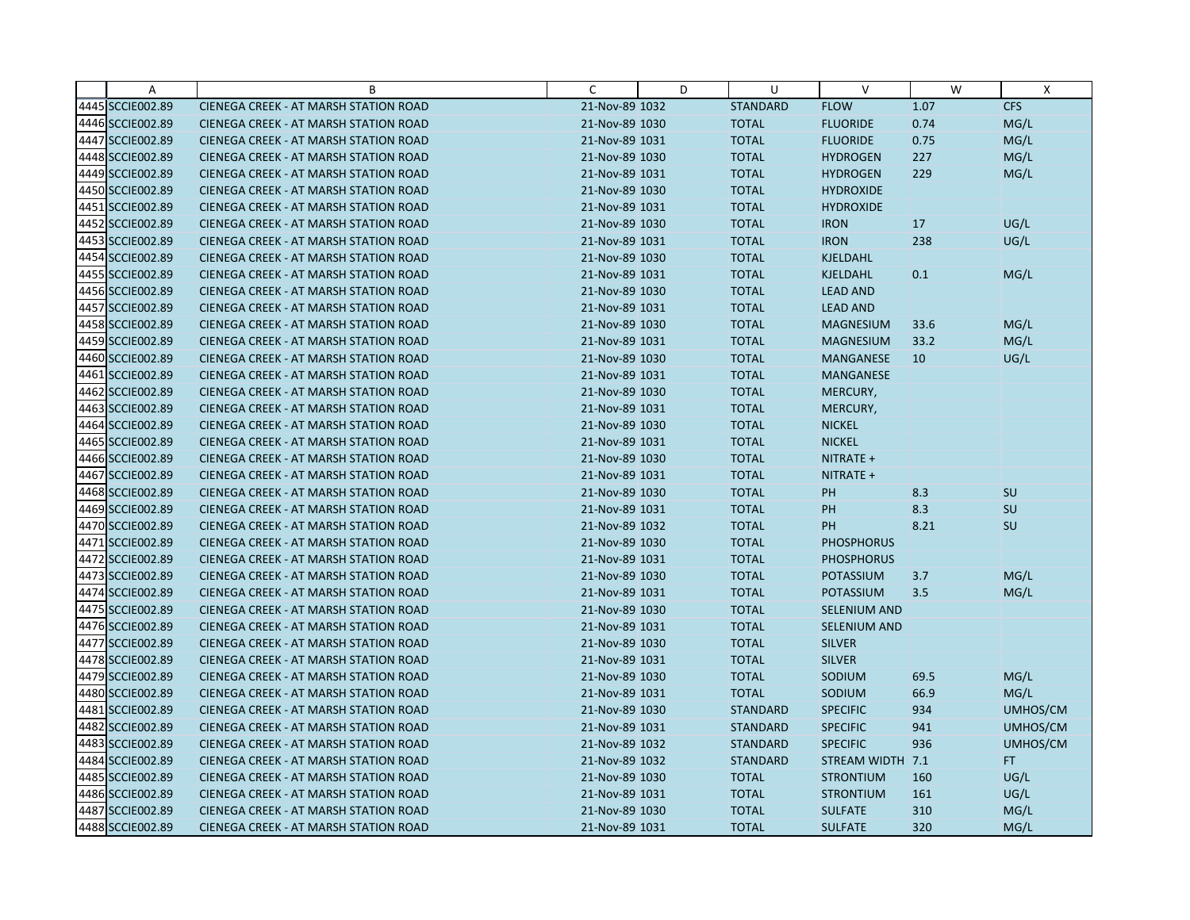| | A | B | C | D | U | V | W | X |
|---|---|---|---|---|---|---|---|---|
| 4445 | SCCIE002.89 | CIENEGA CREEK - AT MARSH STATION ROAD | 21-Nov-89 | 1032 | STANDARD | FLOW | 1.07 | CFS |
| 4446 | SCCIE002.89 | CIENEGA CREEK - AT MARSH STATION ROAD | 21-Nov-89 | 1030 | TOTAL | FLUORIDE | 0.74 | MG/L |
| 4447 | SCCIE002.89 | CIENEGA CREEK - AT MARSH STATION ROAD | 21-Nov-89 | 1031 | TOTAL | FLUORIDE | 0.75 | MG/L |
| 4448 | SCCIE002.89 | CIENEGA CREEK - AT MARSH STATION ROAD | 21-Nov-89 | 1030 | TOTAL | HYDROGEN | 227 | MG/L |
| 4449 | SCCIE002.89 | CIENEGA CREEK - AT MARSH STATION ROAD | 21-Nov-89 | 1031 | TOTAL | HYDROGEN | 229 | MG/L |
| 4450 | SCCIE002.89 | CIENEGA CREEK - AT MARSH STATION ROAD | 21-Nov-89 | 1030 | TOTAL | HYDROXIDE | | |
| 4451 | SCCIE002.89 | CIENEGA CREEK - AT MARSH STATION ROAD | 21-Nov-89 | 1031 | TOTAL | HYDROXIDE | | |
| 4452 | SCCIE002.89 | CIENEGA CREEK - AT MARSH STATION ROAD | 21-Nov-89 | 1030 | TOTAL | IRON | 17 | UG/L |
| 4453 | SCCIE002.89 | CIENEGA CREEK - AT MARSH STATION ROAD | 21-Nov-89 | 1031 | TOTAL | IRON | 238 | UG/L |
| 4454 | SCCIE002.89 | CIENEGA CREEK - AT MARSH STATION ROAD | 21-Nov-89 | 1030 | TOTAL | KJELDAHL | | |
| 4455 | SCCIE002.89 | CIENEGA CREEK - AT MARSH STATION ROAD | 21-Nov-89 | 1031 | TOTAL | KJELDAHL | 0.1 | MG/L |
| 4456 | SCCIE002.89 | CIENEGA CREEK - AT MARSH STATION ROAD | 21-Nov-89 | 1030 | TOTAL | LEAD AND | | |
| 4457 | SCCIE002.89 | CIENEGA CREEK - AT MARSH STATION ROAD | 21-Nov-89 | 1031 | TOTAL | LEAD AND | | |
| 4458 | SCCIE002.89 | CIENEGA CREEK - AT MARSH STATION ROAD | 21-Nov-89 | 1030 | TOTAL | MAGNESIUM | 33.6 | MG/L |
| 4459 | SCCIE002.89 | CIENEGA CREEK - AT MARSH STATION ROAD | 21-Nov-89 | 1031 | TOTAL | MAGNESIUM | 33.2 | MG/L |
| 4460 | SCCIE002.89 | CIENEGA CREEK - AT MARSH STATION ROAD | 21-Nov-89 | 1030 | TOTAL | MANGANESE | 10 | UG/L |
| 4461 | SCCIE002.89 | CIENEGA CREEK - AT MARSH STATION ROAD | 21-Nov-89 | 1031 | TOTAL | MANGANESE | | |
| 4462 | SCCIE002.89 | CIENEGA CREEK - AT MARSH STATION ROAD | 21-Nov-89 | 1030 | TOTAL | MERCURY, | | |
| 4463 | SCCIE002.89 | CIENEGA CREEK - AT MARSH STATION ROAD | 21-Nov-89 | 1031 | TOTAL | MERCURY, | | |
| 4464 | SCCIE002.89 | CIENEGA CREEK - AT MARSH STATION ROAD | 21-Nov-89 | 1030 | TOTAL | NICKEL | | |
| 4465 | SCCIE002.89 | CIENEGA CREEK - AT MARSH STATION ROAD | 21-Nov-89 | 1031 | TOTAL | NICKEL | | |
| 4466 | SCCIE002.89 | CIENEGA CREEK - AT MARSH STATION ROAD | 21-Nov-89 | 1030 | TOTAL | NITRATE + | | |
| 4467 | SCCIE002.89 | CIENEGA CREEK - AT MARSH STATION ROAD | 21-Nov-89 | 1031 | TOTAL | NITRATE + | | |
| 4468 | SCCIE002.89 | CIENEGA CREEK - AT MARSH STATION ROAD | 21-Nov-89 | 1030 | TOTAL | PH | 8.3 | SU |
| 4469 | SCCIE002.89 | CIENEGA CREEK - AT MARSH STATION ROAD | 21-Nov-89 | 1031 | TOTAL | PH | 8.3 | SU |
| 4470 | SCCIE002.89 | CIENEGA CREEK - AT MARSH STATION ROAD | 21-Nov-89 | 1032 | TOTAL | PH | 8.21 | SU |
| 4471 | SCCIE002.89 | CIENEGA CREEK - AT MARSH STATION ROAD | 21-Nov-89 | 1030 | TOTAL | PHOSPHORUS | | |
| 4472 | SCCIE002.89 | CIENEGA CREEK - AT MARSH STATION ROAD | 21-Nov-89 | 1031 | TOTAL | PHOSPHORUS | | |
| 4473 | SCCIE002.89 | CIENEGA CREEK - AT MARSH STATION ROAD | 21-Nov-89 | 1030 | TOTAL | POTASSIUM | 3.7 | MG/L |
| 4474 | SCCIE002.89 | CIENEGA CREEK - AT MARSH STATION ROAD | 21-Nov-89 | 1031 | TOTAL | POTASSIUM | 3.5 | MG/L |
| 4475 | SCCIE002.89 | CIENEGA CREEK - AT MARSH STATION ROAD | 21-Nov-89 | 1030 | TOTAL | SELENIUM AND | | |
| 4476 | SCCIE002.89 | CIENEGA CREEK - AT MARSH STATION ROAD | 21-Nov-89 | 1031 | TOTAL | SELENIUM AND | | |
| 4477 | SCCIE002.89 | CIENEGA CREEK - AT MARSH STATION ROAD | 21-Nov-89 | 1030 | TOTAL | SILVER | | |
| 4478 | SCCIE002.89 | CIENEGA CREEK - AT MARSH STATION ROAD | 21-Nov-89 | 1031 | TOTAL | SILVER | | |
| 4479 | SCCIE002.89 | CIENEGA CREEK - AT MARSH STATION ROAD | 21-Nov-89 | 1030 | TOTAL | SODIUM | 69.5 | MG/L |
| 4480 | SCCIE002.89 | CIENEGA CREEK - AT MARSH STATION ROAD | 21-Nov-89 | 1031 | TOTAL | SODIUM | 66.9 | MG/L |
| 4481 | SCCIE002.89 | CIENEGA CREEK - AT MARSH STATION ROAD | 21-Nov-89 | 1030 | STANDARD | SPECIFIC | 934 | UMHOS/CM |
| 4482 | SCCIE002.89 | CIENEGA CREEK - AT MARSH STATION ROAD | 21-Nov-89 | 1031 | STANDARD | SPECIFIC | 941 | UMHOS/CM |
| 4483 | SCCIE002.89 | CIENEGA CREEK - AT MARSH STATION ROAD | 21-Nov-89 | 1032 | STANDARD | SPECIFIC | 936 | UMHOS/CM |
| 4484 | SCCIE002.89 | CIENEGA CREEK - AT MARSH STATION ROAD | 21-Nov-89 | 1032 | STANDARD | STREAM WIDTH | 7.1 | FT |
| 4485 | SCCIE002.89 | CIENEGA CREEK - AT MARSH STATION ROAD | 21-Nov-89 | 1030 | TOTAL | STRONTIUM | 160 | UG/L |
| 4486 | SCCIE002.89 | CIENEGA CREEK - AT MARSH STATION ROAD | 21-Nov-89 | 1031 | TOTAL | STRONTIUM | 161 | UG/L |
| 4487 | SCCIE002.89 | CIENEGA CREEK - AT MARSH STATION ROAD | 21-Nov-89 | 1030 | TOTAL | SULFATE | 310 | MG/L |
| 4488 | SCCIE002.89 | CIENEGA CREEK - AT MARSH STATION ROAD | 21-Nov-89 | 1031 | TOTAL | SULFATE | 320 | MG/L |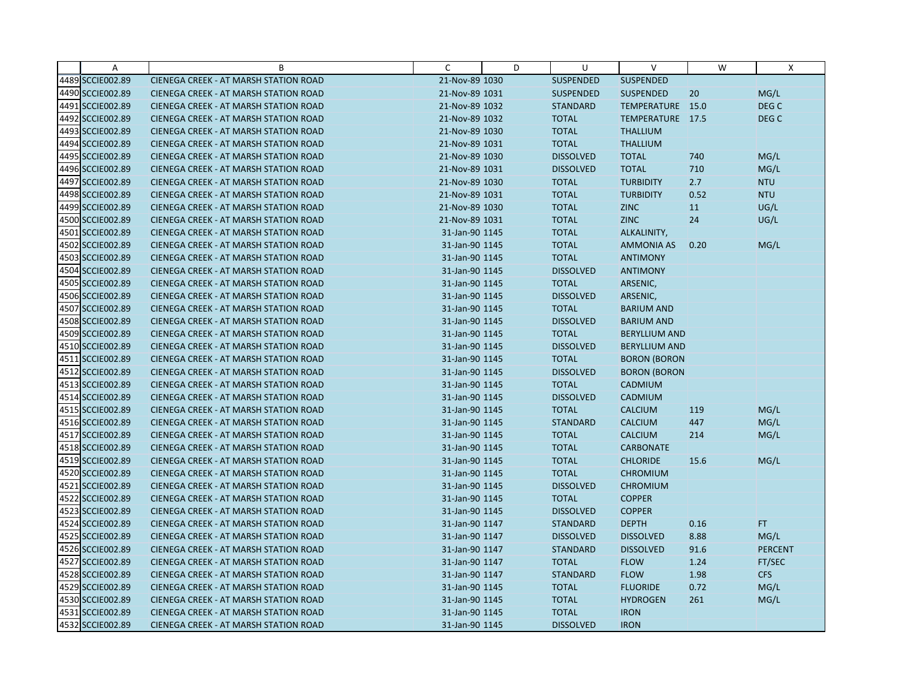| | A | B | C | D | U | V | W | X |
|---|---|---|---|---|---|---|---|---|
| 4489 | SCCIE002.89 | CIENEGA CREEK - AT MARSH STATION ROAD | 21-Nov-89 | 1030 | SUSPENDED | SUSPENDED | | |
| 4490 | SCCIE002.89 | CIENEGA CREEK - AT MARSH STATION ROAD | 21-Nov-89 | 1031 | SUSPENDED | SUSPENDED | 20 | MG/L |
| 4491 | SCCIE002.89 | CIENEGA CREEK - AT MARSH STATION ROAD | 21-Nov-89 | 1032 | STANDARD | TEMPERATURE | 15.0 | DEG C |
| 4492 | SCCIE002.89 | CIENEGA CREEK - AT MARSH STATION ROAD | 21-Nov-89 | 1032 | TOTAL | TEMPERATURE | 17.5 | DEG C |
| 4493 | SCCIE002.89 | CIENEGA CREEK - AT MARSH STATION ROAD | 21-Nov-89 | 1030 | TOTAL | THALLIUM | | |
| 4494 | SCCIE002.89 | CIENEGA CREEK - AT MARSH STATION ROAD | 21-Nov-89 | 1031 | TOTAL | THALLIUM | | |
| 4495 | SCCIE002.89 | CIENEGA CREEK - AT MARSH STATION ROAD | 21-Nov-89 | 1030 | DISSOLVED | TOTAL | 740 | MG/L |
| 4496 | SCCIE002.89 | CIENEGA CREEK - AT MARSH STATION ROAD | 21-Nov-89 | 1031 | DISSOLVED | TOTAL | 710 | MG/L |
| 4497 | SCCIE002.89 | CIENEGA CREEK - AT MARSH STATION ROAD | 21-Nov-89 | 1030 | TOTAL | TURBIDITY | 2.7 | NTU |
| 4498 | SCCIE002.89 | CIENEGA CREEK - AT MARSH STATION ROAD | 21-Nov-89 | 1031 | TOTAL | TURBIDITY | 0.52 | NTU |
| 4499 | SCCIE002.89 | CIENEGA CREEK - AT MARSH STATION ROAD | 21-Nov-89 | 1030 | TOTAL | ZINC | 11 | UG/L |
| 4500 | SCCIE002.89 | CIENEGA CREEK - AT MARSH STATION ROAD | 21-Nov-89 | 1031 | TOTAL | ZINC | 24 | UG/L |
| 4501 | SCCIE002.89 | CIENEGA CREEK - AT MARSH STATION ROAD | 31-Jan-90 | 1145 | TOTAL | ALKALINITY, | | |
| 4502 | SCCIE002.89 | CIENEGA CREEK - AT MARSH STATION ROAD | 31-Jan-90 | 1145 | TOTAL | AMMONIA AS | 0.20 | MG/L |
| 4503 | SCCIE002.89 | CIENEGA CREEK - AT MARSH STATION ROAD | 31-Jan-90 | 1145 | TOTAL | ANTIMONY | | |
| 4504 | SCCIE002.89 | CIENEGA CREEK - AT MARSH STATION ROAD | 31-Jan-90 | 1145 | DISSOLVED | ANTIMONY | | |
| 4505 | SCCIE002.89 | CIENEGA CREEK - AT MARSH STATION ROAD | 31-Jan-90 | 1145 | TOTAL | ARSENIC, | | |
| 4506 | SCCIE002.89 | CIENEGA CREEK - AT MARSH STATION ROAD | 31-Jan-90 | 1145 | DISSOLVED | ARSENIC, | | |
| 4507 | SCCIE002.89 | CIENEGA CREEK - AT MARSH STATION ROAD | 31-Jan-90 | 1145 | TOTAL | BARIUM AND | | |
| 4508 | SCCIE002.89 | CIENEGA CREEK - AT MARSH STATION ROAD | 31-Jan-90 | 1145 | DISSOLVED | BARIUM AND | | |
| 4509 | SCCIE002.89 | CIENEGA CREEK - AT MARSH STATION ROAD | 31-Jan-90 | 1145 | TOTAL | BERYLLIUM AND | | |
| 4510 | SCCIE002.89 | CIENEGA CREEK - AT MARSH STATION ROAD | 31-Jan-90 | 1145 | DISSOLVED | BERYLLIUM AND | | |
| 4511 | SCCIE002.89 | CIENEGA CREEK - AT MARSH STATION ROAD | 31-Jan-90 | 1145 | TOTAL | BORON (BORON | | |
| 4512 | SCCIE002.89 | CIENEGA CREEK - AT MARSH STATION ROAD | 31-Jan-90 | 1145 | DISSOLVED | BORON (BORON | | |
| 4513 | SCCIE002.89 | CIENEGA CREEK - AT MARSH STATION ROAD | 31-Jan-90 | 1145 | TOTAL | CADMIUM | | |
| 4514 | SCCIE002.89 | CIENEGA CREEK - AT MARSH STATION ROAD | 31-Jan-90 | 1145 | DISSOLVED | CADMIUM | | |
| 4515 | SCCIE002.89 | CIENEGA CREEK - AT MARSH STATION ROAD | 31-Jan-90 | 1145 | TOTAL | CALCIUM | 119 | MG/L |
| 4516 | SCCIE002.89 | CIENEGA CREEK - AT MARSH STATION ROAD | 31-Jan-90 | 1145 | STANDARD | CALCIUM | 447 | MG/L |
| 4517 | SCCIE002.89 | CIENEGA CREEK - AT MARSH STATION ROAD | 31-Jan-90 | 1145 | TOTAL | CALCIUM | 214 | MG/L |
| 4518 | SCCIE002.89 | CIENEGA CREEK - AT MARSH STATION ROAD | 31-Jan-90 | 1145 | TOTAL | CARBONATE | | |
| 4519 | SCCIE002.89 | CIENEGA CREEK - AT MARSH STATION ROAD | 31-Jan-90 | 1145 | TOTAL | CHLORIDE | 15.6 | MG/L |
| 4520 | SCCIE002.89 | CIENEGA CREEK - AT MARSH STATION ROAD | 31-Jan-90 | 1145 | TOTAL | CHROMIUM | | |
| 4521 | SCCIE002.89 | CIENEGA CREEK - AT MARSH STATION ROAD | 31-Jan-90 | 1145 | DISSOLVED | CHROMIUM | | |
| 4522 | SCCIE002.89 | CIENEGA CREEK - AT MARSH STATION ROAD | 31-Jan-90 | 1145 | TOTAL | COPPER | | |
| 4523 | SCCIE002.89 | CIENEGA CREEK - AT MARSH STATION ROAD | 31-Jan-90 | 1145 | DISSOLVED | COPPER | | |
| 4524 | SCCIE002.89 | CIENEGA CREEK - AT MARSH STATION ROAD | 31-Jan-90 | 1147 | STANDARD | DEPTH | 0.16 | FT |
| 4525 | SCCIE002.89 | CIENEGA CREEK - AT MARSH STATION ROAD | 31-Jan-90 | 1147 | DISSOLVED | DISSOLVED | 8.88 | MG/L |
| 4526 | SCCIE002.89 | CIENEGA CREEK - AT MARSH STATION ROAD | 31-Jan-90 | 1147 | STANDARD | DISSOLVED | 91.6 | PERCENT |
| 4527 | SCCIE002.89 | CIENEGA CREEK - AT MARSH STATION ROAD | 31-Jan-90 | 1147 | TOTAL | FLOW | 1.24 | FT/SEC |
| 4528 | SCCIE002.89 | CIENEGA CREEK - AT MARSH STATION ROAD | 31-Jan-90 | 1147 | STANDARD | FLOW | 1.98 | CFS |
| 4529 | SCCIE002.89 | CIENEGA CREEK - AT MARSH STATION ROAD | 31-Jan-90 | 1145 | TOTAL | FLUORIDE | 0.72 | MG/L |
| 4530 | SCCIE002.89 | CIENEGA CREEK - AT MARSH STATION ROAD | 31-Jan-90 | 1145 | TOTAL | HYDROGEN | 261 | MG/L |
| 4531 | SCCIE002.89 | CIENEGA CREEK - AT MARSH STATION ROAD | 31-Jan-90 | 1145 | TOTAL | IRON | | |
| 4532 | SCCIE002.89 | CIENEGA CREEK - AT MARSH STATION ROAD | 31-Jan-90 | 1145 | DISSOLVED | IRON | | |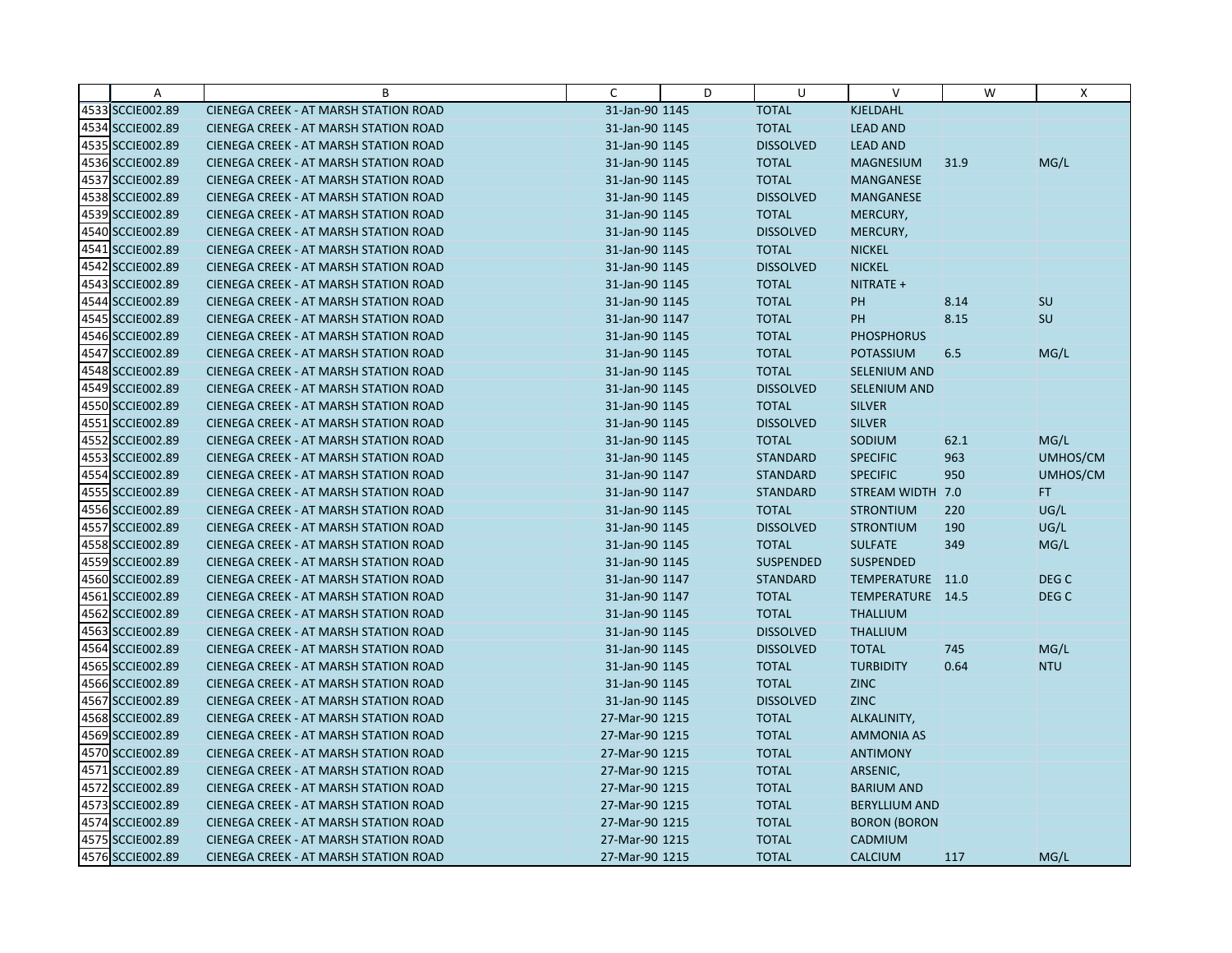| | A | B | C | D | U | V | W | X |
|---|---|---|---|---|---|---|---|---|
| 4533 | SCCIE002.89 | CIENEGA CREEK - AT MARSH STATION ROAD | 31-Jan-90 | 1145 | TOTAL | KJELDAHL | | |
| 4534 | SCCIE002.89 | CIENEGA CREEK - AT MARSH STATION ROAD | 31-Jan-90 | 1145 | TOTAL | LEAD AND | | |
| 4535 | SCCIE002.89 | CIENEGA CREEK - AT MARSH STATION ROAD | 31-Jan-90 | 1145 | DISSOLVED | LEAD AND | | |
| 4536 | SCCIE002.89 | CIENEGA CREEK - AT MARSH STATION ROAD | 31-Jan-90 | 1145 | TOTAL | MAGNESIUM | 31.9 | MG/L |
| 4537 | SCCIE002.89 | CIENEGA CREEK - AT MARSH STATION ROAD | 31-Jan-90 | 1145 | TOTAL | MANGANESE | | |
| 4538 | SCCIE002.89 | CIENEGA CREEK - AT MARSH STATION ROAD | 31-Jan-90 | 1145 | DISSOLVED | MANGANESE | | |
| 4539 | SCCIE002.89 | CIENEGA CREEK - AT MARSH STATION ROAD | 31-Jan-90 | 1145 | TOTAL | MERCURY, | | |
| 4540 | SCCIE002.89 | CIENEGA CREEK - AT MARSH STATION ROAD | 31-Jan-90 | 1145 | DISSOLVED | MERCURY, | | |
| 4541 | SCCIE002.89 | CIENEGA CREEK - AT MARSH STATION ROAD | 31-Jan-90 | 1145 | TOTAL | NICKEL | | |
| 4542 | SCCIE002.89 | CIENEGA CREEK - AT MARSH STATION ROAD | 31-Jan-90 | 1145 | DISSOLVED | NICKEL | | |
| 4543 | SCCIE002.89 | CIENEGA CREEK - AT MARSH STATION ROAD | 31-Jan-90 | 1145 | TOTAL | NITRATE + | | |
| 4544 | SCCIE002.89 | CIENEGA CREEK - AT MARSH STATION ROAD | 31-Jan-90 | 1145 | TOTAL | PH | 8.14 | SU |
| 4545 | SCCIE002.89 | CIENEGA CREEK - AT MARSH STATION ROAD | 31-Jan-90 | 1147 | TOTAL | PH | 8.15 | SU |
| 4546 | SCCIE002.89 | CIENEGA CREEK - AT MARSH STATION ROAD | 31-Jan-90 | 1145 | TOTAL | PHOSPHORUS | | |
| 4547 | SCCIE002.89 | CIENEGA CREEK - AT MARSH STATION ROAD | 31-Jan-90 | 1145 | TOTAL | POTASSIUM | 6.5 | MG/L |
| 4548 | SCCIE002.89 | CIENEGA CREEK - AT MARSH STATION ROAD | 31-Jan-90 | 1145 | TOTAL | SELENIUM AND | | |
| 4549 | SCCIE002.89 | CIENEGA CREEK - AT MARSH STATION ROAD | 31-Jan-90 | 1145 | DISSOLVED | SELENIUM AND | | |
| 4550 | SCCIE002.89 | CIENEGA CREEK - AT MARSH STATION ROAD | 31-Jan-90 | 1145 | TOTAL | SILVER | | |
| 4551 | SCCIE002.89 | CIENEGA CREEK - AT MARSH STATION ROAD | 31-Jan-90 | 1145 | DISSOLVED | SILVER | | |
| 4552 | SCCIE002.89 | CIENEGA CREEK - AT MARSH STATION ROAD | 31-Jan-90 | 1145 | TOTAL | SODIUM | 62.1 | MG/L |
| 4553 | SCCIE002.89 | CIENEGA CREEK - AT MARSH STATION ROAD | 31-Jan-90 | 1145 | STANDARD | SPECIFIC | 963 | UMHOS/CM |
| 4554 | SCCIE002.89 | CIENEGA CREEK - AT MARSH STATION ROAD | 31-Jan-90 | 1147 | STANDARD | SPECIFIC | 950 | UMHOS/CM |
| 4555 | SCCIE002.89 | CIENEGA CREEK - AT MARSH STATION ROAD | 31-Jan-90 | 1147 | STANDARD | STREAM WIDTH | 7.0 | FT |
| 4556 | SCCIE002.89 | CIENEGA CREEK - AT MARSH STATION ROAD | 31-Jan-90 | 1145 | TOTAL | STRONTIUM | 220 | UG/L |
| 4557 | SCCIE002.89 | CIENEGA CREEK - AT MARSH STATION ROAD | 31-Jan-90 | 1145 | DISSOLVED | STRONTIUM | 190 | UG/L |
| 4558 | SCCIE002.89 | CIENEGA CREEK - AT MARSH STATION ROAD | 31-Jan-90 | 1145 | TOTAL | SULFATE | 349 | MG/L |
| 4559 | SCCIE002.89 | CIENEGA CREEK - AT MARSH STATION ROAD | 31-Jan-90 | 1145 | SUSPENDED | SUSPENDED | | |
| 4560 | SCCIE002.89 | CIENEGA CREEK - AT MARSH STATION ROAD | 31-Jan-90 | 1147 | STANDARD | TEMPERATURE | 11.0 | DEG C |
| 4561 | SCCIE002.89 | CIENEGA CREEK - AT MARSH STATION ROAD | 31-Jan-90 | 1147 | TOTAL | TEMPERATURE | 14.5 | DEG C |
| 4562 | SCCIE002.89 | CIENEGA CREEK - AT MARSH STATION ROAD | 31-Jan-90 | 1145 | TOTAL | THALLIUM | | |
| 4563 | SCCIE002.89 | CIENEGA CREEK - AT MARSH STATION ROAD | 31-Jan-90 | 1145 | DISSOLVED | THALLIUM | | |
| 4564 | SCCIE002.89 | CIENEGA CREEK - AT MARSH STATION ROAD | 31-Jan-90 | 1145 | DISSOLVED | TOTAL | 745 | MG/L |
| 4565 | SCCIE002.89 | CIENEGA CREEK - AT MARSH STATION ROAD | 31-Jan-90 | 1145 | TOTAL | TURBIDITY | 0.64 | NTU |
| 4566 | SCCIE002.89 | CIENEGA CREEK - AT MARSH STATION ROAD | 31-Jan-90 | 1145 | TOTAL | ZINC | | |
| 4567 | SCCIE002.89 | CIENEGA CREEK - AT MARSH STATION ROAD | 31-Jan-90 | 1145 | DISSOLVED | ZINC | | |
| 4568 | SCCIE002.89 | CIENEGA CREEK - AT MARSH STATION ROAD | 27-Mar-90 | 1215 | TOTAL | ALKALINITY, | | |
| 4569 | SCCIE002.89 | CIENEGA CREEK - AT MARSH STATION ROAD | 27-Mar-90 | 1215 | TOTAL | AMMONIA AS | | |
| 4570 | SCCIE002.89 | CIENEGA CREEK - AT MARSH STATION ROAD | 27-Mar-90 | 1215 | TOTAL | ANTIMONY | | |
| 4571 | SCCIE002.89 | CIENEGA CREEK - AT MARSH STATION ROAD | 27-Mar-90 | 1215 | TOTAL | ARSENIC, | | |
| 4572 | SCCIE002.89 | CIENEGA CREEK - AT MARSH STATION ROAD | 27-Mar-90 | 1215 | TOTAL | BARIUM AND | | |
| 4573 | SCCIE002.89 | CIENEGA CREEK - AT MARSH STATION ROAD | 27-Mar-90 | 1215 | TOTAL | BERYLLIUM AND | | |
| 4574 | SCCIE002.89 | CIENEGA CREEK - AT MARSH STATION ROAD | 27-Mar-90 | 1215 | TOTAL | BORON (BORON | | |
| 4575 | SCCIE002.89 | CIENEGA CREEK - AT MARSH STATION ROAD | 27-Mar-90 | 1215 | TOTAL | CADMIUM | | |
| 4576 | SCCIE002.89 | CIENEGA CREEK - AT MARSH STATION ROAD | 27-Mar-90 | 1215 | TOTAL | CALCIUM | 117 | MG/L |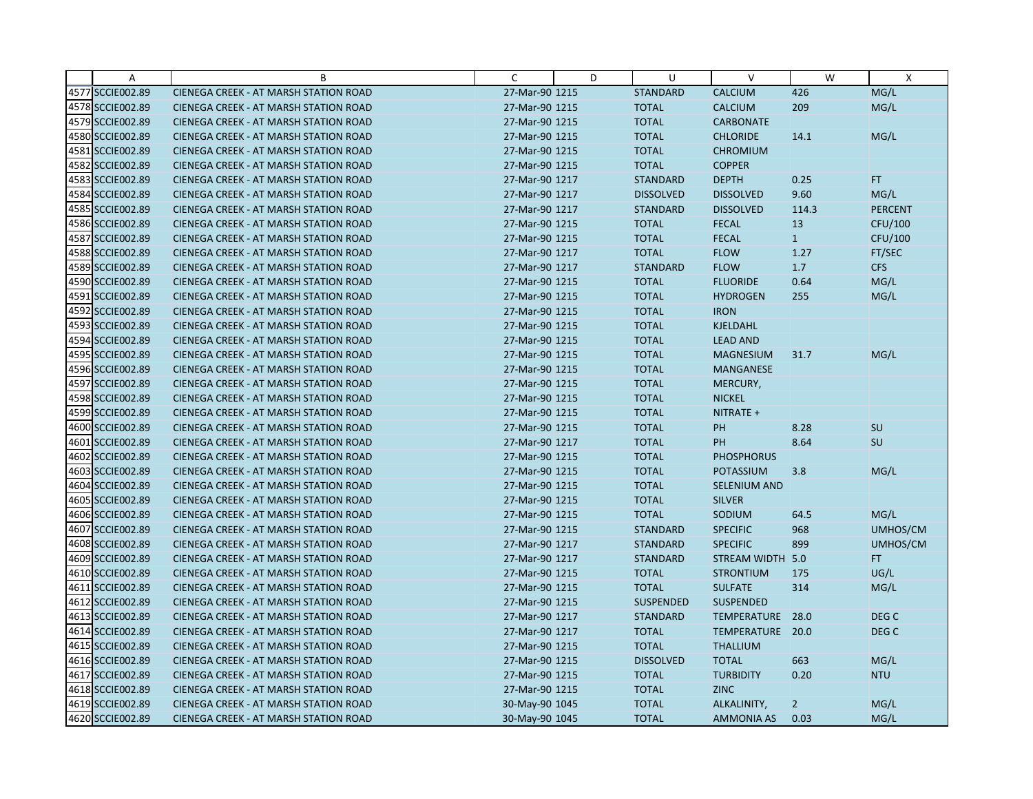| | A | B | C | D | U | V | W | X |
|---|---|---|---|---|---|---|---|---|
| 4577 | SCCIE002.89 | CIENEGA CREEK - AT MARSH STATION ROAD | 27-Mar-90 | 1215 | STANDARD | CALCIUM | 426 | MG/L |
| 4578 | SCCIE002.89 | CIENEGA CREEK - AT MARSH STATION ROAD | 27-Mar-90 | 1215 | TOTAL | CALCIUM | 209 | MG/L |
| 4579 | SCCIE002.89 | CIENEGA CREEK - AT MARSH STATION ROAD | 27-Mar-90 | 1215 | TOTAL | CARBONATE | | |
| 4580 | SCCIE002.89 | CIENEGA CREEK - AT MARSH STATION ROAD | 27-Mar-90 | 1215 | TOTAL | CHLORIDE | 14.1 | MG/L |
| 4581 | SCCIE002.89 | CIENEGA CREEK - AT MARSH STATION ROAD | 27-Mar-90 | 1215 | TOTAL | CHROMIUM | | |
| 4582 | SCCIE002.89 | CIENEGA CREEK - AT MARSH STATION ROAD | 27-Mar-90 | 1215 | TOTAL | COPPER | | |
| 4583 | SCCIE002.89 | CIENEGA CREEK - AT MARSH STATION ROAD | 27-Mar-90 | 1217 | STANDARD | DEPTH | 0.25 | FT |
| 4584 | SCCIE002.89 | CIENEGA CREEK - AT MARSH STATION ROAD | 27-Mar-90 | 1217 | DISSOLVED | DISSOLVED | 9.60 | MG/L |
| 4585 | SCCIE002.89 | CIENEGA CREEK - AT MARSH STATION ROAD | 27-Mar-90 | 1217 | STANDARD | DISSOLVED | 114.3 | PERCENT |
| 4586 | SCCIE002.89 | CIENEGA CREEK - AT MARSH STATION ROAD | 27-Mar-90 | 1215 | TOTAL | FECAL | 13 | CFU/100 |
| 4587 | SCCIE002.89 | CIENEGA CREEK - AT MARSH STATION ROAD | 27-Mar-90 | 1215 | TOTAL | FECAL | 1 | CFU/100 |
| 4588 | SCCIE002.89 | CIENEGA CREEK - AT MARSH STATION ROAD | 27-Mar-90 | 1217 | TOTAL | FLOW | 1.27 | FT/SEC |
| 4589 | SCCIE002.89 | CIENEGA CREEK - AT MARSH STATION ROAD | 27-Mar-90 | 1217 | STANDARD | FLOW | 1.7 | CFS |
| 4590 | SCCIE002.89 | CIENEGA CREEK - AT MARSH STATION ROAD | 27-Mar-90 | 1215 | TOTAL | FLUORIDE | 0.64 | MG/L |
| 4591 | SCCIE002.89 | CIENEGA CREEK - AT MARSH STATION ROAD | 27-Mar-90 | 1215 | TOTAL | HYDROGEN | 255 | MG/L |
| 4592 | SCCIE002.89 | CIENEGA CREEK - AT MARSH STATION ROAD | 27-Mar-90 | 1215 | TOTAL | IRON | | |
| 4593 | SCCIE002.89 | CIENEGA CREEK - AT MARSH STATION ROAD | 27-Mar-90 | 1215 | TOTAL | KJELDAHL | | |
| 4594 | SCCIE002.89 | CIENEGA CREEK - AT MARSH STATION ROAD | 27-Mar-90 | 1215 | TOTAL | LEAD AND | | |
| 4595 | SCCIE002.89 | CIENEGA CREEK - AT MARSH STATION ROAD | 27-Mar-90 | 1215 | TOTAL | MAGNESIUM | 31.7 | MG/L |
| 4596 | SCCIE002.89 | CIENEGA CREEK - AT MARSH STATION ROAD | 27-Mar-90 | 1215 | TOTAL | MANGANESE | | |
| 4597 | SCCIE002.89 | CIENEGA CREEK - AT MARSH STATION ROAD | 27-Mar-90 | 1215 | TOTAL | MERCURY, | | |
| 4598 | SCCIE002.89 | CIENEGA CREEK - AT MARSH STATION ROAD | 27-Mar-90 | 1215 | TOTAL | NICKEL | | |
| 4599 | SCCIE002.89 | CIENEGA CREEK - AT MARSH STATION ROAD | 27-Mar-90 | 1215 | TOTAL | NITRATE + | | |
| 4600 | SCCIE002.89 | CIENEGA CREEK - AT MARSH STATION ROAD | 27-Mar-90 | 1215 | TOTAL | PH | 8.28 | SU |
| 4601 | SCCIE002.89 | CIENEGA CREEK - AT MARSH STATION ROAD | 27-Mar-90 | 1217 | TOTAL | PH | 8.64 | SU |
| 4602 | SCCIE002.89 | CIENEGA CREEK - AT MARSH STATION ROAD | 27-Mar-90 | 1215 | TOTAL | PHOSPHORUS | | |
| 4603 | SCCIE002.89 | CIENEGA CREEK - AT MARSH STATION ROAD | 27-Mar-90 | 1215 | TOTAL | POTASSIUM | 3.8 | MG/L |
| 4604 | SCCIE002.89 | CIENEGA CREEK - AT MARSH STATION ROAD | 27-Mar-90 | 1215 | TOTAL | SELENIUM AND | | |
| 4605 | SCCIE002.89 | CIENEGA CREEK - AT MARSH STATION ROAD | 27-Mar-90 | 1215 | TOTAL | SILVER | | |
| 4606 | SCCIE002.89 | CIENEGA CREEK - AT MARSH STATION ROAD | 27-Mar-90 | 1215 | TOTAL | SODIUM | 64.5 | MG/L |
| 4607 | SCCIE002.89 | CIENEGA CREEK - AT MARSH STATION ROAD | 27-Mar-90 | 1215 | STANDARD | SPECIFIC | 968 | UMHOS/CM |
| 4608 | SCCIE002.89 | CIENEGA CREEK - AT MARSH STATION ROAD | 27-Mar-90 | 1217 | STANDARD | SPECIFIC | 899 | UMHOS/CM |
| 4609 | SCCIE002.89 | CIENEGA CREEK - AT MARSH STATION ROAD | 27-Mar-90 | 1217 | STANDARD | STREAM WIDTH | 5.0 | FT |
| 4610 | SCCIE002.89 | CIENEGA CREEK - AT MARSH STATION ROAD | 27-Mar-90 | 1215 | TOTAL | STRONTIUM | 175 | UG/L |
| 4611 | SCCIE002.89 | CIENEGA CREEK - AT MARSH STATION ROAD | 27-Mar-90 | 1215 | TOTAL | SULFATE | 314 | MG/L |
| 4612 | SCCIE002.89 | CIENEGA CREEK - AT MARSH STATION ROAD | 27-Mar-90 | 1215 | SUSPENDED | SUSPENDED | | |
| 4613 | SCCIE002.89 | CIENEGA CREEK - AT MARSH STATION ROAD | 27-Mar-90 | 1217 | STANDARD | TEMPERATURE | 28.0 | DEG C |
| 4614 | SCCIE002.89 | CIENEGA CREEK - AT MARSH STATION ROAD | 27-Mar-90 | 1217 | TOTAL | TEMPERATURE | 20.0 | DEG C |
| 4615 | SCCIE002.89 | CIENEGA CREEK - AT MARSH STATION ROAD | 27-Mar-90 | 1215 | TOTAL | THALLIUM | | |
| 4616 | SCCIE002.89 | CIENEGA CREEK - AT MARSH STATION ROAD | 27-Mar-90 | 1215 | DISSOLVED | TOTAL | 663 | MG/L |
| 4617 | SCCIE002.89 | CIENEGA CREEK - AT MARSH STATION ROAD | 27-Mar-90 | 1215 | TOTAL | TURBIDITY | 0.20 | NTU |
| 4618 | SCCIE002.89 | CIENEGA CREEK - AT MARSH STATION ROAD | 27-Mar-90 | 1215 | TOTAL | ZINC | | |
| 4619 | SCCIE002.89 | CIENEGA CREEK - AT MARSH STATION ROAD | 30-May-90 | 1045 | TOTAL | ALKALINITY, | 2 | MG/L |
| 4620 | SCCIE002.89 | CIENEGA CREEK - AT MARSH STATION ROAD | 30-May-90 | 1045 | TOTAL | AMMONIA AS | 0.03 | MG/L |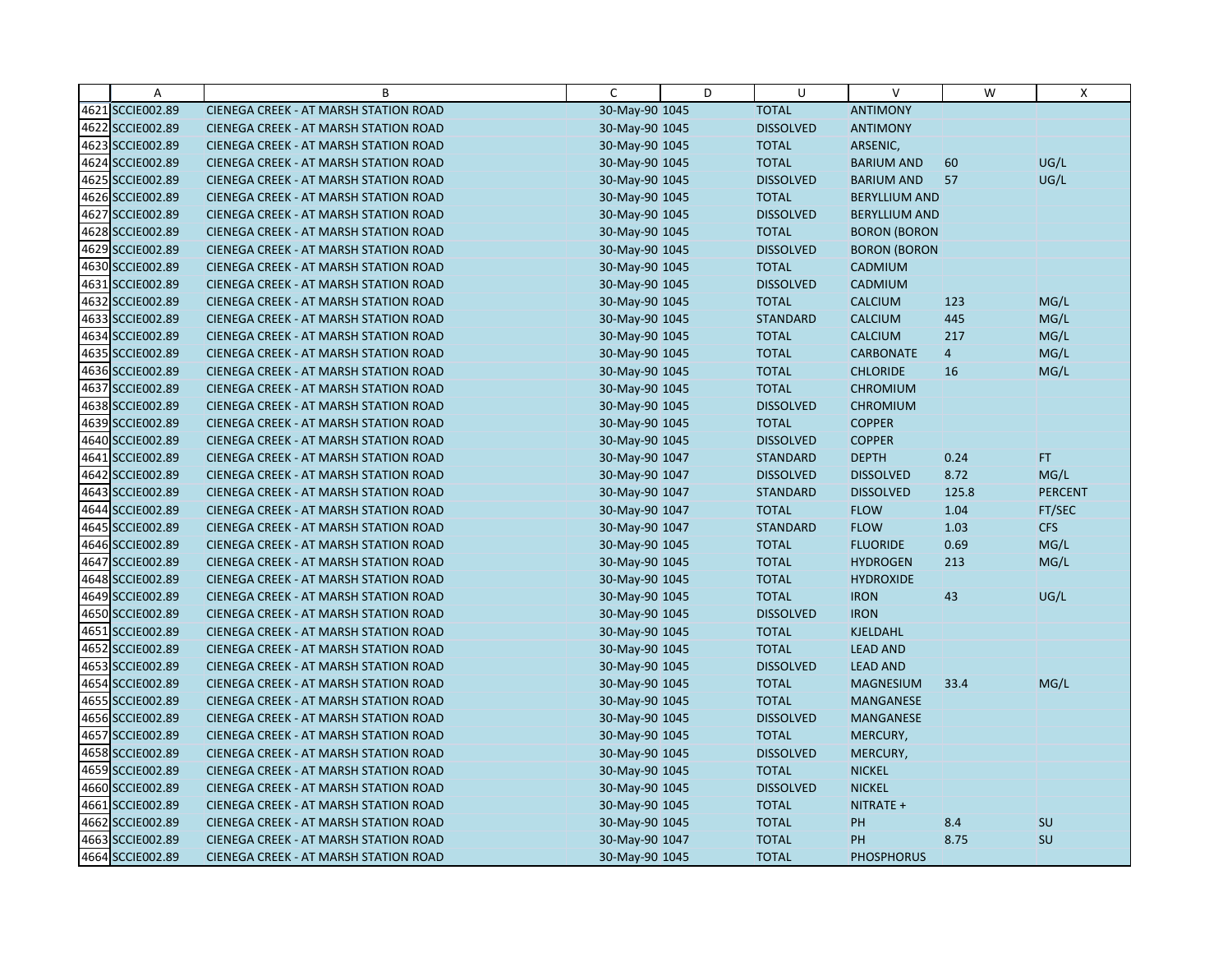| | A | B | C | D | U | V | W | X |
|---|---|---|---|---|---|---|---|---|
| 4621 | SCCIE002.89 | CIENEGA CREEK - AT MARSH STATION ROAD | 30-May-90 | 1045 | TOTAL | ANTIMONY | | |
| 4622 | SCCIE002.89 | CIENEGA CREEK - AT MARSH STATION ROAD | 30-May-90 | 1045 | DISSOLVED | ANTIMONY | | |
| 4623 | SCCIE002.89 | CIENEGA CREEK - AT MARSH STATION ROAD | 30-May-90 | 1045 | TOTAL | ARSENIC, | | |
| 4624 | SCCIE002.89 | CIENEGA CREEK - AT MARSH STATION ROAD | 30-May-90 | 1045 | TOTAL | BARIUM AND | 60 | UG/L |
| 4625 | SCCIE002.89 | CIENEGA CREEK - AT MARSH STATION ROAD | 30-May-90 | 1045 | DISSOLVED | BARIUM AND | 57 | UG/L |
| 4626 | SCCIE002.89 | CIENEGA CREEK - AT MARSH STATION ROAD | 30-May-90 | 1045 | TOTAL | BERYLLIUM AND | | |
| 4627 | SCCIE002.89 | CIENEGA CREEK - AT MARSH STATION ROAD | 30-May-90 | 1045 | DISSOLVED | BERYLLIUM AND | | |
| 4628 | SCCIE002.89 | CIENEGA CREEK - AT MARSH STATION ROAD | 30-May-90 | 1045 | TOTAL | BORON (BORON | | |
| 4629 | SCCIE002.89 | CIENEGA CREEK - AT MARSH STATION ROAD | 30-May-90 | 1045 | DISSOLVED | BORON (BORON | | |
| 4630 | SCCIE002.89 | CIENEGA CREEK - AT MARSH STATION ROAD | 30-May-90 | 1045 | TOTAL | CADMIUM | | |
| 4631 | SCCIE002.89 | CIENEGA CREEK - AT MARSH STATION ROAD | 30-May-90 | 1045 | DISSOLVED | CADMIUM | | |
| 4632 | SCCIE002.89 | CIENEGA CREEK - AT MARSH STATION ROAD | 30-May-90 | 1045 | TOTAL | CALCIUM | 123 | MG/L |
| 4633 | SCCIE002.89 | CIENEGA CREEK - AT MARSH STATION ROAD | 30-May-90 | 1045 | STANDARD | CALCIUM | 445 | MG/L |
| 4634 | SCCIE002.89 | CIENEGA CREEK - AT MARSH STATION ROAD | 30-May-90 | 1045 | TOTAL | CALCIUM | 217 | MG/L |
| 4635 | SCCIE002.89 | CIENEGA CREEK - AT MARSH STATION ROAD | 30-May-90 | 1045 | TOTAL | CARBONATE | 4 | MG/L |
| 4636 | SCCIE002.89 | CIENEGA CREEK - AT MARSH STATION ROAD | 30-May-90 | 1045 | TOTAL | CHLORIDE | 16 | MG/L |
| 4637 | SCCIE002.89 | CIENEGA CREEK - AT MARSH STATION ROAD | 30-May-90 | 1045 | TOTAL | CHROMIUM | | |
| 4638 | SCCIE002.89 | CIENEGA CREEK - AT MARSH STATION ROAD | 30-May-90 | 1045 | DISSOLVED | CHROMIUM | | |
| 4639 | SCCIE002.89 | CIENEGA CREEK - AT MARSH STATION ROAD | 30-May-90 | 1045 | TOTAL | COPPER | | |
| 4640 | SCCIE002.89 | CIENEGA CREEK - AT MARSH STATION ROAD | 30-May-90 | 1045 | DISSOLVED | COPPER | | |
| 4641 | SCCIE002.89 | CIENEGA CREEK - AT MARSH STATION ROAD | 30-May-90 | 1047 | STANDARD | DEPTH | 0.24 | FT |
| 4642 | SCCIE002.89 | CIENEGA CREEK - AT MARSH STATION ROAD | 30-May-90 | 1047 | DISSOLVED | DISSOLVED | 8.72 | MG/L |
| 4643 | SCCIE002.89 | CIENEGA CREEK - AT MARSH STATION ROAD | 30-May-90 | 1047 | STANDARD | DISSOLVED | 125.8 | PERCENT |
| 4644 | SCCIE002.89 | CIENEGA CREEK - AT MARSH STATION ROAD | 30-May-90 | 1047 | TOTAL | FLOW | 1.04 | FT/SEC |
| 4645 | SCCIE002.89 | CIENEGA CREEK - AT MARSH STATION ROAD | 30-May-90 | 1047 | STANDARD | FLOW | 1.03 | CFS |
| 4646 | SCCIE002.89 | CIENEGA CREEK - AT MARSH STATION ROAD | 30-May-90 | 1045 | TOTAL | FLUORIDE | 0.69 | MG/L |
| 4647 | SCCIE002.89 | CIENEGA CREEK - AT MARSH STATION ROAD | 30-May-90 | 1045 | TOTAL | HYDROGEN | 213 | MG/L |
| 4648 | SCCIE002.89 | CIENEGA CREEK - AT MARSH STATION ROAD | 30-May-90 | 1045 | TOTAL | HYDROXIDE | | |
| 4649 | SCCIE002.89 | CIENEGA CREEK - AT MARSH STATION ROAD | 30-May-90 | 1045 | TOTAL | IRON | 43 | UG/L |
| 4650 | SCCIE002.89 | CIENEGA CREEK - AT MARSH STATION ROAD | 30-May-90 | 1045 | DISSOLVED | IRON | | |
| 4651 | SCCIE002.89 | CIENEGA CREEK - AT MARSH STATION ROAD | 30-May-90 | 1045 | TOTAL | KJELDAHL | | |
| 4652 | SCCIE002.89 | CIENEGA CREEK - AT MARSH STATION ROAD | 30-May-90 | 1045 | TOTAL | LEAD AND | | |
| 4653 | SCCIE002.89 | CIENEGA CREEK - AT MARSH STATION ROAD | 30-May-90 | 1045 | DISSOLVED | LEAD AND | | |
| 4654 | SCCIE002.89 | CIENEGA CREEK - AT MARSH STATION ROAD | 30-May-90 | 1045 | TOTAL | MAGNESIUM | 33.4 | MG/L |
| 4655 | SCCIE002.89 | CIENEGA CREEK - AT MARSH STATION ROAD | 30-May-90 | 1045 | TOTAL | MANGANESE | | |
| 4656 | SCCIE002.89 | CIENEGA CREEK - AT MARSH STATION ROAD | 30-May-90 | 1045 | DISSOLVED | MANGANESE | | |
| 4657 | SCCIE002.89 | CIENEGA CREEK - AT MARSH STATION ROAD | 30-May-90 | 1045 | TOTAL | MERCURY, | | |
| 4658 | SCCIE002.89 | CIENEGA CREEK - AT MARSH STATION ROAD | 30-May-90 | 1045 | DISSOLVED | MERCURY, | | |
| 4659 | SCCIE002.89 | CIENEGA CREEK - AT MARSH STATION ROAD | 30-May-90 | 1045 | TOTAL | NICKEL | | |
| 4660 | SCCIE002.89 | CIENEGA CREEK - AT MARSH STATION ROAD | 30-May-90 | 1045 | DISSOLVED | NICKEL | | |
| 4661 | SCCIE002.89 | CIENEGA CREEK - AT MARSH STATION ROAD | 30-May-90 | 1045 | TOTAL | NITRATE + | | |
| 4662 | SCCIE002.89 | CIENEGA CREEK - AT MARSH STATION ROAD | 30-May-90 | 1045 | TOTAL | PH | 8.4 | SU |
| 4663 | SCCIE002.89 | CIENEGA CREEK - AT MARSH STATION ROAD | 30-May-90 | 1047 | TOTAL | PH | 8.75 | SU |
| 4664 | SCCIE002.89 | CIENEGA CREEK - AT MARSH STATION ROAD | 30-May-90 | 1045 | TOTAL | PHOSPHORUS | | |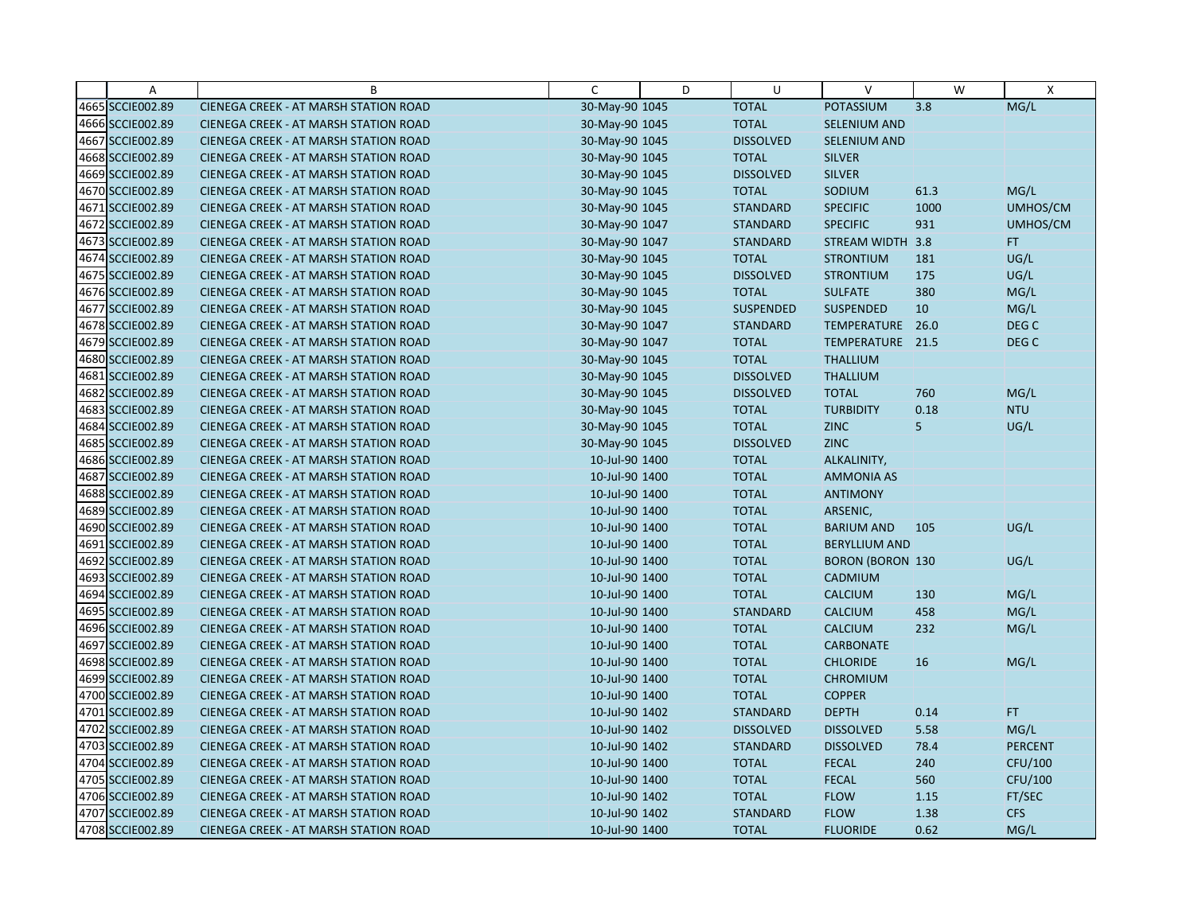| | A | B | C | D | U | V | W | X |
|---|---|---|---|---|---|---|---|---|
| 4665 | SCCIE002.89 | CIENEGA CREEK - AT MARSH STATION ROAD | 30-May-90 | 1045 | TOTAL | POTASSIUM | 3.8 | MG/L |
| 4666 | SCCIE002.89 | CIENEGA CREEK - AT MARSH STATION ROAD | 30-May-90 | 1045 | TOTAL | SELENIUM AND | | |
| 4667 | SCCIE002.89 | CIENEGA CREEK - AT MARSH STATION ROAD | 30-May-90 | 1045 | DISSOLVED | SELENIUM AND | | |
| 4668 | SCCIE002.89 | CIENEGA CREEK - AT MARSH STATION ROAD | 30-May-90 | 1045 | TOTAL | SILVER | | |
| 4669 | SCCIE002.89 | CIENEGA CREEK - AT MARSH STATION ROAD | 30-May-90 | 1045 | DISSOLVED | SILVER | | |
| 4670 | SCCIE002.89 | CIENEGA CREEK - AT MARSH STATION ROAD | 30-May-90 | 1045 | TOTAL | SODIUM | 61.3 | MG/L |
| 4671 | SCCIE002.89 | CIENEGA CREEK - AT MARSH STATION ROAD | 30-May-90 | 1045 | STANDARD | SPECIFIC | 1000 | UMHOS/CM |
| 4672 | SCCIE002.89 | CIENEGA CREEK - AT MARSH STATION ROAD | 30-May-90 | 1047 | STANDARD | SPECIFIC | 931 | UMHOS/CM |
| 4673 | SCCIE002.89 | CIENEGA CREEK - AT MARSH STATION ROAD | 30-May-90 | 1047 | STANDARD | STREAM WIDTH | 3.8 | FT |
| 4674 | SCCIE002.89 | CIENEGA CREEK - AT MARSH STATION ROAD | 30-May-90 | 1045 | TOTAL | STRONTIUM | 181 | UG/L |
| 4675 | SCCIE002.89 | CIENEGA CREEK - AT MARSH STATION ROAD | 30-May-90 | 1045 | DISSOLVED | STRONTIUM | 175 | UG/L |
| 4676 | SCCIE002.89 | CIENEGA CREEK - AT MARSH STATION ROAD | 30-May-90 | 1045 | TOTAL | SULFATE | 380 | MG/L |
| 4677 | SCCIE002.89 | CIENEGA CREEK - AT MARSH STATION ROAD | 30-May-90 | 1045 | SUSPENDED | SUSPENDED | 10 | MG/L |
| 4678 | SCCIE002.89 | CIENEGA CREEK - AT MARSH STATION ROAD | 30-May-90 | 1047 | STANDARD | TEMPERATURE | 26.0 | DEG C |
| 4679 | SCCIE002.89 | CIENEGA CREEK - AT MARSH STATION ROAD | 30-May-90 | 1047 | TOTAL | TEMPERATURE | 21.5 | DEG C |
| 4680 | SCCIE002.89 | CIENEGA CREEK - AT MARSH STATION ROAD | 30-May-90 | 1045 | TOTAL | THALLIUM | | |
| 4681 | SCCIE002.89 | CIENEGA CREEK - AT MARSH STATION ROAD | 30-May-90 | 1045 | DISSOLVED | THALLIUM | | |
| 4682 | SCCIE002.89 | CIENEGA CREEK - AT MARSH STATION ROAD | 30-May-90 | 1045 | DISSOLVED | TOTAL | 760 | MG/L |
| 4683 | SCCIE002.89 | CIENEGA CREEK - AT MARSH STATION ROAD | 30-May-90 | 1045 | TOTAL | TURBIDITY | 0.18 | NTU |
| 4684 | SCCIE002.89 | CIENEGA CREEK - AT MARSH STATION ROAD | 30-May-90 | 1045 | TOTAL | ZINC | 5 | UG/L |
| 4685 | SCCIE002.89 | CIENEGA CREEK - AT MARSH STATION ROAD | 30-May-90 | 1045 | DISSOLVED | ZINC | | |
| 4686 | SCCIE002.89 | CIENEGA CREEK - AT MARSH STATION ROAD | 10-Jul-90 | 1400 | TOTAL | ALKALINITY, | | |
| 4687 | SCCIE002.89 | CIENEGA CREEK - AT MARSH STATION ROAD | 10-Jul-90 | 1400 | TOTAL | AMMONIA AS | | |
| 4688 | SCCIE002.89 | CIENEGA CREEK - AT MARSH STATION ROAD | 10-Jul-90 | 1400 | TOTAL | ANTIMONY | | |
| 4689 | SCCIE002.89 | CIENEGA CREEK - AT MARSH STATION ROAD | 10-Jul-90 | 1400 | TOTAL | ARSENIC, | | |
| 4690 | SCCIE002.89 | CIENEGA CREEK - AT MARSH STATION ROAD | 10-Jul-90 | 1400 | TOTAL | BARIUM AND | 105 | UG/L |
| 4691 | SCCIE002.89 | CIENEGA CREEK - AT MARSH STATION ROAD | 10-Jul-90 | 1400 | TOTAL | BERYLLIUM AND | | |
| 4692 | SCCIE002.89 | CIENEGA CREEK - AT MARSH STATION ROAD | 10-Jul-90 | 1400 | TOTAL | BORON (BORON | 130 | UG/L |
| 4693 | SCCIE002.89 | CIENEGA CREEK - AT MARSH STATION ROAD | 10-Jul-90 | 1400 | TOTAL | CADMIUM | | |
| 4694 | SCCIE002.89 | CIENEGA CREEK - AT MARSH STATION ROAD | 10-Jul-90 | 1400 | TOTAL | CALCIUM | 130 | MG/L |
| 4695 | SCCIE002.89 | CIENEGA CREEK - AT MARSH STATION ROAD | 10-Jul-90 | 1400 | STANDARD | CALCIUM | 458 | MG/L |
| 4696 | SCCIE002.89 | CIENEGA CREEK - AT MARSH STATION ROAD | 10-Jul-90 | 1400 | TOTAL | CALCIUM | 232 | MG/L |
| 4697 | SCCIE002.89 | CIENEGA CREEK - AT MARSH STATION ROAD | 10-Jul-90 | 1400 | TOTAL | CARBONATE | | |
| 4698 | SCCIE002.89 | CIENEGA CREEK - AT MARSH STATION ROAD | 10-Jul-90 | 1400 | TOTAL | CHLORIDE | 16 | MG/L |
| 4699 | SCCIE002.89 | CIENEGA CREEK - AT MARSH STATION ROAD | 10-Jul-90 | 1400 | TOTAL | CHROMIUM | | |
| 4700 | SCCIE002.89 | CIENEGA CREEK - AT MARSH STATION ROAD | 10-Jul-90 | 1400 | TOTAL | COPPER | | |
| 4701 | SCCIE002.89 | CIENEGA CREEK - AT MARSH STATION ROAD | 10-Jul-90 | 1402 | STANDARD | DEPTH | 0.14 | FT |
| 4702 | SCCIE002.89 | CIENEGA CREEK - AT MARSH STATION ROAD | 10-Jul-90 | 1402 | DISSOLVED | DISSOLVED | 5.58 | MG/L |
| 4703 | SCCIE002.89 | CIENEGA CREEK - AT MARSH STATION ROAD | 10-Jul-90 | 1402 | STANDARD | DISSOLVED | 78.4 | PERCENT |
| 4704 | SCCIE002.89 | CIENEGA CREEK - AT MARSH STATION ROAD | 10-Jul-90 | 1400 | TOTAL | FECAL | 240 | CFU/100 |
| 4705 | SCCIE002.89 | CIENEGA CREEK - AT MARSH STATION ROAD | 10-Jul-90 | 1400 | TOTAL | FECAL | 560 | CFU/100 |
| 4706 | SCCIE002.89 | CIENEGA CREEK - AT MARSH STATION ROAD | 10-Jul-90 | 1402 | TOTAL | FLOW | 1.15 | FT/SEC |
| 4707 | SCCIE002.89 | CIENEGA CREEK - AT MARSH STATION ROAD | 10-Jul-90 | 1402 | STANDARD | FLOW | 1.38 | CFS |
| 4708 | SCCIE002.89 | CIENEGA CREEK - AT MARSH STATION ROAD | 10-Jul-90 | 1400 | TOTAL | FLUORIDE | 0.62 | MG/L |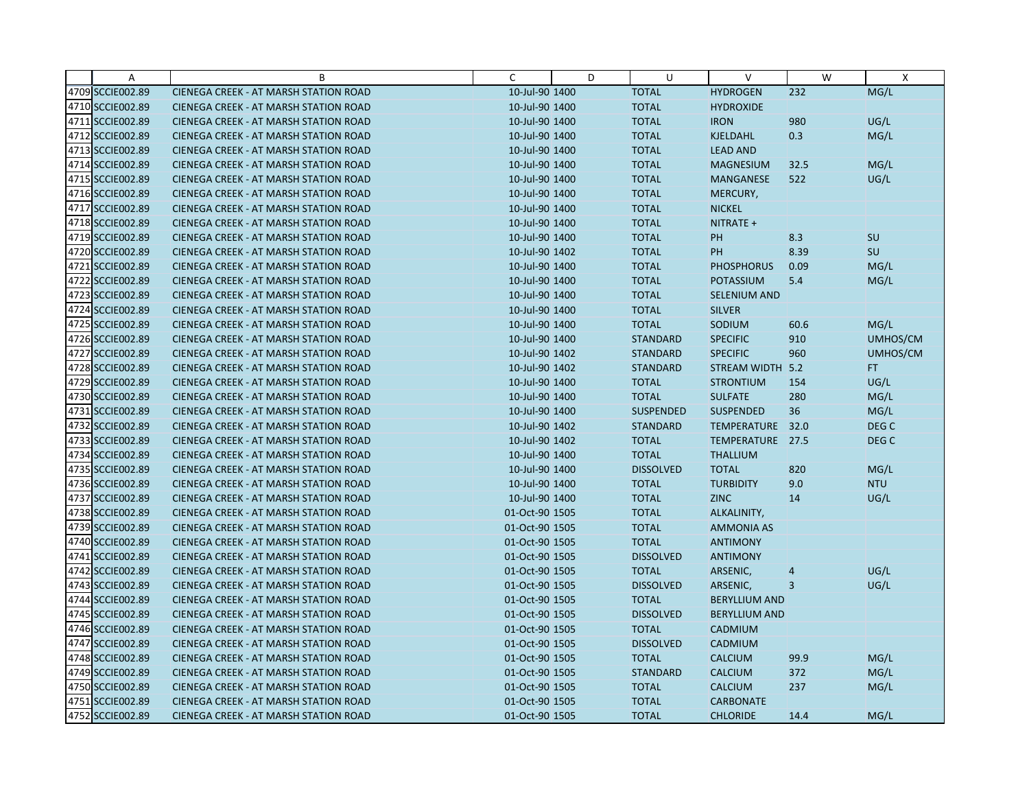| | A | B | C | D | U | V | W | X |
|---|---|---|---|---|---|---|---|---|
| 4709 | SCCIE002.89 | CIENEGA CREEK - AT MARSH STATION ROAD | 10-Jul-90 | 1400 | TOTAL | HYDROGEN | 232 | MG/L |
| 4710 | SCCIE002.89 | CIENEGA CREEK - AT MARSH STATION ROAD | 10-Jul-90 | 1400 | TOTAL | HYDROXIDE | | |
| 4711 | SCCIE002.89 | CIENEGA CREEK - AT MARSH STATION ROAD | 10-Jul-90 | 1400 | TOTAL | IRON | 980 | UG/L |
| 4712 | SCCIE002.89 | CIENEGA CREEK - AT MARSH STATION ROAD | 10-Jul-90 | 1400 | TOTAL | KJELDAHL | 0.3 | MG/L |
| 4713 | SCCIE002.89 | CIENEGA CREEK - AT MARSH STATION ROAD | 10-Jul-90 | 1400 | TOTAL | LEAD AND | | |
| 4714 | SCCIE002.89 | CIENEGA CREEK - AT MARSH STATION ROAD | 10-Jul-90 | 1400 | TOTAL | MAGNESIUM | 32.5 | MG/L |
| 4715 | SCCIE002.89 | CIENEGA CREEK - AT MARSH STATION ROAD | 10-Jul-90 | 1400 | TOTAL | MANGANESE | 522 | UG/L |
| 4716 | SCCIE002.89 | CIENEGA CREEK - AT MARSH STATION ROAD | 10-Jul-90 | 1400 | TOTAL | MERCURY, | | |
| 4717 | SCCIE002.89 | CIENEGA CREEK - AT MARSH STATION ROAD | 10-Jul-90 | 1400 | TOTAL | NICKEL | | |
| 4718 | SCCIE002.89 | CIENEGA CREEK - AT MARSH STATION ROAD | 10-Jul-90 | 1400 | TOTAL | NITRATE + | | |
| 4719 | SCCIE002.89 | CIENEGA CREEK - AT MARSH STATION ROAD | 10-Jul-90 | 1400 | TOTAL | PH | 8.3 | SU |
| 4720 | SCCIE002.89 | CIENEGA CREEK - AT MARSH STATION ROAD | 10-Jul-90 | 1402 | TOTAL | PH | 8.39 | SU |
| 4721 | SCCIE002.89 | CIENEGA CREEK - AT MARSH STATION ROAD | 10-Jul-90 | 1400 | TOTAL | PHOSPHORUS | 0.09 | MG/L |
| 4722 | SCCIE002.89 | CIENEGA CREEK - AT MARSH STATION ROAD | 10-Jul-90 | 1400 | TOTAL | POTASSIUM | 5.4 | MG/L |
| 4723 | SCCIE002.89 | CIENEGA CREEK - AT MARSH STATION ROAD | 10-Jul-90 | 1400 | TOTAL | SELENIUM AND | | |
| 4724 | SCCIE002.89 | CIENEGA CREEK - AT MARSH STATION ROAD | 10-Jul-90 | 1400 | TOTAL | SILVER | | |
| 4725 | SCCIE002.89 | CIENEGA CREEK - AT MARSH STATION ROAD | 10-Jul-90 | 1400 | TOTAL | SODIUM | 60.6 | MG/L |
| 4726 | SCCIE002.89 | CIENEGA CREEK - AT MARSH STATION ROAD | 10-Jul-90 | 1400 | STANDARD | SPECIFIC | 910 | UMHOS/CM |
| 4727 | SCCIE002.89 | CIENEGA CREEK - AT MARSH STATION ROAD | 10-Jul-90 | 1402 | STANDARD | SPECIFIC | 960 | UMHOS/CM |
| 4728 | SCCIE002.89 | CIENEGA CREEK - AT MARSH STATION ROAD | 10-Jul-90 | 1402 | STANDARD | STREAM WIDTH | 5.2 | FT |
| 4729 | SCCIE002.89 | CIENEGA CREEK - AT MARSH STATION ROAD | 10-Jul-90 | 1400 | TOTAL | STRONTIUM | 154 | UG/L |
| 4730 | SCCIE002.89 | CIENEGA CREEK - AT MARSH STATION ROAD | 10-Jul-90 | 1400 | TOTAL | SULFATE | 280 | MG/L |
| 4731 | SCCIE002.89 | CIENEGA CREEK - AT MARSH STATION ROAD | 10-Jul-90 | 1400 | SUSPENDED | SUSPENDED | 36 | MG/L |
| 4732 | SCCIE002.89 | CIENEGA CREEK - AT MARSH STATION ROAD | 10-Jul-90 | 1402 | STANDARD | TEMPERATURE | 32.0 | DEG C |
| 4733 | SCCIE002.89 | CIENEGA CREEK - AT MARSH STATION ROAD | 10-Jul-90 | 1402 | TOTAL | TEMPERATURE | 27.5 | DEG C |
| 4734 | SCCIE002.89 | CIENEGA CREEK - AT MARSH STATION ROAD | 10-Jul-90 | 1400 | TOTAL | THALLIUM | | |
| 4735 | SCCIE002.89 | CIENEGA CREEK - AT MARSH STATION ROAD | 10-Jul-90 | 1400 | DISSOLVED | TOTAL | 820 | MG/L |
| 4736 | SCCIE002.89 | CIENEGA CREEK - AT MARSH STATION ROAD | 10-Jul-90 | 1400 | TOTAL | TURBIDITY | 9.0 | NTU |
| 4737 | SCCIE002.89 | CIENEGA CREEK - AT MARSH STATION ROAD | 10-Jul-90 | 1400 | TOTAL | ZINC | 14 | UG/L |
| 4738 | SCCIE002.89 | CIENEGA CREEK - AT MARSH STATION ROAD | 01-Oct-90 | 1505 | TOTAL | ALKALINITY, | | |
| 4739 | SCCIE002.89 | CIENEGA CREEK - AT MARSH STATION ROAD | 01-Oct-90 | 1505 | TOTAL | AMMONIA AS | | |
| 4740 | SCCIE002.89 | CIENEGA CREEK - AT MARSH STATION ROAD | 01-Oct-90 | 1505 | TOTAL | ANTIMONY | | |
| 4741 | SCCIE002.89 | CIENEGA CREEK - AT MARSH STATION ROAD | 01-Oct-90 | 1505 | DISSOLVED | ANTIMONY | | |
| 4742 | SCCIE002.89 | CIENEGA CREEK - AT MARSH STATION ROAD | 01-Oct-90 | 1505 | TOTAL | ARSENIC, | 4 | UG/L |
| 4743 | SCCIE002.89 | CIENEGA CREEK - AT MARSH STATION ROAD | 01-Oct-90 | 1505 | DISSOLVED | ARSENIC, | 3 | UG/L |
| 4744 | SCCIE002.89 | CIENEGA CREEK - AT MARSH STATION ROAD | 01-Oct-90 | 1505 | TOTAL | BERYLLIUM AND | | |
| 4745 | SCCIE002.89 | CIENEGA CREEK - AT MARSH STATION ROAD | 01-Oct-90 | 1505 | DISSOLVED | BERYLLIUM AND | | |
| 4746 | SCCIE002.89 | CIENEGA CREEK - AT MARSH STATION ROAD | 01-Oct-90 | 1505 | TOTAL | CADMIUM | | |
| 4747 | SCCIE002.89 | CIENEGA CREEK - AT MARSH STATION ROAD | 01-Oct-90 | 1505 | DISSOLVED | CADMIUM | | |
| 4748 | SCCIE002.89 | CIENEGA CREEK - AT MARSH STATION ROAD | 01-Oct-90 | 1505 | TOTAL | CALCIUM | 99.9 | MG/L |
| 4749 | SCCIE002.89 | CIENEGA CREEK - AT MARSH STATION ROAD | 01-Oct-90 | 1505 | STANDARD | CALCIUM | 372 | MG/L |
| 4750 | SCCIE002.89 | CIENEGA CREEK - AT MARSH STATION ROAD | 01-Oct-90 | 1505 | TOTAL | CALCIUM | 237 | MG/L |
| 4751 | SCCIE002.89 | CIENEGA CREEK - AT MARSH STATION ROAD | 01-Oct-90 | 1505 | TOTAL | CARBONATE | | |
| 4752 | SCCIE002.89 | CIENEGA CREEK - AT MARSH STATION ROAD | 01-Oct-90 | 1505 | TOTAL | CHLORIDE | 14.4 | MG/L |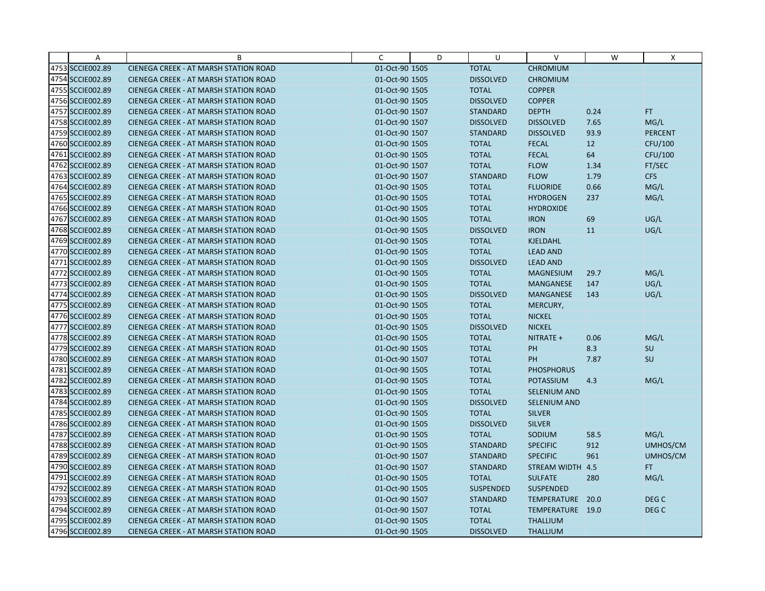| | A | B | C | D | U | V | W | X |
|---|---|---|---|---|---|---|---|---|
| 4753 | SCCIE002.89 | CIENEGA CREEK - AT MARSH STATION ROAD | 01-Oct-90 | 1505 | TOTAL | CHROMIUM | | |
| 4754 | SCCIE002.89 | CIENEGA CREEK - AT MARSH STATION ROAD | 01-Oct-90 | 1505 | DISSOLVED | CHROMIUM | | |
| 4755 | SCCIE002.89 | CIENEGA CREEK - AT MARSH STATION ROAD | 01-Oct-90 | 1505 | TOTAL | COPPER | | |
| 4756 | SCCIE002.89 | CIENEGA CREEK - AT MARSH STATION ROAD | 01-Oct-90 | 1505 | DISSOLVED | COPPER | | |
| 4757 | SCCIE002.89 | CIENEGA CREEK - AT MARSH STATION ROAD | 01-Oct-90 | 1507 | STANDARD | DEPTH | 0.24 | FT |
| 4758 | SCCIE002.89 | CIENEGA CREEK - AT MARSH STATION ROAD | 01-Oct-90 | 1507 | DISSOLVED | DISSOLVED | 7.65 | MG/L |
| 4759 | SCCIE002.89 | CIENEGA CREEK - AT MARSH STATION ROAD | 01-Oct-90 | 1507 | STANDARD | DISSOLVED | 93.9 | PERCENT |
| 4760 | SCCIE002.89 | CIENEGA CREEK - AT MARSH STATION ROAD | 01-Oct-90 | 1505 | TOTAL | FECAL | 12 | CFU/100 |
| 4761 | SCCIE002.89 | CIENEGA CREEK - AT MARSH STATION ROAD | 01-Oct-90 | 1505 | TOTAL | FECAL | 64 | CFU/100 |
| 4762 | SCCIE002.89 | CIENEGA CREEK - AT MARSH STATION ROAD | 01-Oct-90 | 1507 | TOTAL | FLOW | 1.34 | FT/SEC |
| 4763 | SCCIE002.89 | CIENEGA CREEK - AT MARSH STATION ROAD | 01-Oct-90 | 1507 | STANDARD | FLOW | 1.79 | CFS |
| 4764 | SCCIE002.89 | CIENEGA CREEK - AT MARSH STATION ROAD | 01-Oct-90 | 1505 | TOTAL | FLUORIDE | 0.66 | MG/L |
| 4765 | SCCIE002.89 | CIENEGA CREEK - AT MARSH STATION ROAD | 01-Oct-90 | 1505 | TOTAL | HYDROGEN | 237 | MG/L |
| 4766 | SCCIE002.89 | CIENEGA CREEK - AT MARSH STATION ROAD | 01-Oct-90 | 1505 | TOTAL | HYDROXIDE | | |
| 4767 | SCCIE002.89 | CIENEGA CREEK - AT MARSH STATION ROAD | 01-Oct-90 | 1505 | TOTAL | IRON | 69 | UG/L |
| 4768 | SCCIE002.89 | CIENEGA CREEK - AT MARSH STATION ROAD | 01-Oct-90 | 1505 | DISSOLVED | IRON | 11 | UG/L |
| 4769 | SCCIE002.89 | CIENEGA CREEK - AT MARSH STATION ROAD | 01-Oct-90 | 1505 | TOTAL | KJELDAHL | | |
| 4770 | SCCIE002.89 | CIENEGA CREEK - AT MARSH STATION ROAD | 01-Oct-90 | 1505 | TOTAL | LEAD AND | | |
| 4771 | SCCIE002.89 | CIENEGA CREEK - AT MARSH STATION ROAD | 01-Oct-90 | 1505 | DISSOLVED | LEAD AND | | |
| 4772 | SCCIE002.89 | CIENEGA CREEK - AT MARSH STATION ROAD | 01-Oct-90 | 1505 | TOTAL | MAGNESIUM | 29.7 | MG/L |
| 4773 | SCCIE002.89 | CIENEGA CREEK - AT MARSH STATION ROAD | 01-Oct-90 | 1505 | TOTAL | MANGANESE | 147 | UG/L |
| 4774 | SCCIE002.89 | CIENEGA CREEK - AT MARSH STATION ROAD | 01-Oct-90 | 1505 | DISSOLVED | MANGANESE | 143 | UG/L |
| 4775 | SCCIE002.89 | CIENEGA CREEK - AT MARSH STATION ROAD | 01-Oct-90 | 1505 | TOTAL | MERCURY, | | |
| 4776 | SCCIE002.89 | CIENEGA CREEK - AT MARSH STATION ROAD | 01-Oct-90 | 1505 | TOTAL | NICKEL | | |
| 4777 | SCCIE002.89 | CIENEGA CREEK - AT MARSH STATION ROAD | 01-Oct-90 | 1505 | DISSOLVED | NICKEL | | |
| 4778 | SCCIE002.89 | CIENEGA CREEK - AT MARSH STATION ROAD | 01-Oct-90 | 1505 | TOTAL | NITRATE + | 0.06 | MG/L |
| 4779 | SCCIE002.89 | CIENEGA CREEK - AT MARSH STATION ROAD | 01-Oct-90 | 1505 | TOTAL | PH | 8.3 | SU |
| 4780 | SCCIE002.89 | CIENEGA CREEK - AT MARSH STATION ROAD | 01-Oct-90 | 1507 | TOTAL | PH | 7.87 | SU |
| 4781 | SCCIE002.89 | CIENEGA CREEK - AT MARSH STATION ROAD | 01-Oct-90 | 1505 | TOTAL | PHOSPHORUS | | |
| 4782 | SCCIE002.89 | CIENEGA CREEK - AT MARSH STATION ROAD | 01-Oct-90 | 1505 | TOTAL | POTASSIUM | 4.3 | MG/L |
| 4783 | SCCIE002.89 | CIENEGA CREEK - AT MARSH STATION ROAD | 01-Oct-90 | 1505 | TOTAL | SELENIUM AND | | |
| 4784 | SCCIE002.89 | CIENEGA CREEK - AT MARSH STATION ROAD | 01-Oct-90 | 1505 | DISSOLVED | SELENIUM AND | | |
| 4785 | SCCIE002.89 | CIENEGA CREEK - AT MARSH STATION ROAD | 01-Oct-90 | 1505 | TOTAL | SILVER | | |
| 4786 | SCCIE002.89 | CIENEGA CREEK - AT MARSH STATION ROAD | 01-Oct-90 | 1505 | DISSOLVED | SILVER | | |
| 4787 | SCCIE002.89 | CIENEGA CREEK - AT MARSH STATION ROAD | 01-Oct-90 | 1505 | TOTAL | SODIUM | 58.5 | MG/L |
| 4788 | SCCIE002.89 | CIENEGA CREEK - AT MARSH STATION ROAD | 01-Oct-90 | 1505 | STANDARD | SPECIFIC | 912 | UMHOS/CM |
| 4789 | SCCIE002.89 | CIENEGA CREEK - AT MARSH STATION ROAD | 01-Oct-90 | 1507 | STANDARD | SPECIFIC | 961 | UMHOS/CM |
| 4790 | SCCIE002.89 | CIENEGA CREEK - AT MARSH STATION ROAD | 01-Oct-90 | 1507 | STANDARD | STREAM WIDTH | 4.5 | FT |
| 4791 | SCCIE002.89 | CIENEGA CREEK - AT MARSH STATION ROAD | 01-Oct-90 | 1505 | TOTAL | SULFATE | 280 | MG/L |
| 4792 | SCCIE002.89 | CIENEGA CREEK - AT MARSH STATION ROAD | 01-Oct-90 | 1505 | SUSPENDED | SUSPENDED | | |
| 4793 | SCCIE002.89 | CIENEGA CREEK - AT MARSH STATION ROAD | 01-Oct-90 | 1507 | STANDARD | TEMPERATURE | 20.0 | DEG C |
| 4794 | SCCIE002.89 | CIENEGA CREEK - AT MARSH STATION ROAD | 01-Oct-90 | 1507 | TOTAL | TEMPERATURE | 19.0 | DEG C |
| 4795 | SCCIE002.89 | CIENEGA CREEK - AT MARSH STATION ROAD | 01-Oct-90 | 1505 | TOTAL | THALLIUM | | |
| 4796 | SCCIE002.89 | CIENEGA CREEK - AT MARSH STATION ROAD | 01-Oct-90 | 1505 | DISSOLVED | THALLIUM | | |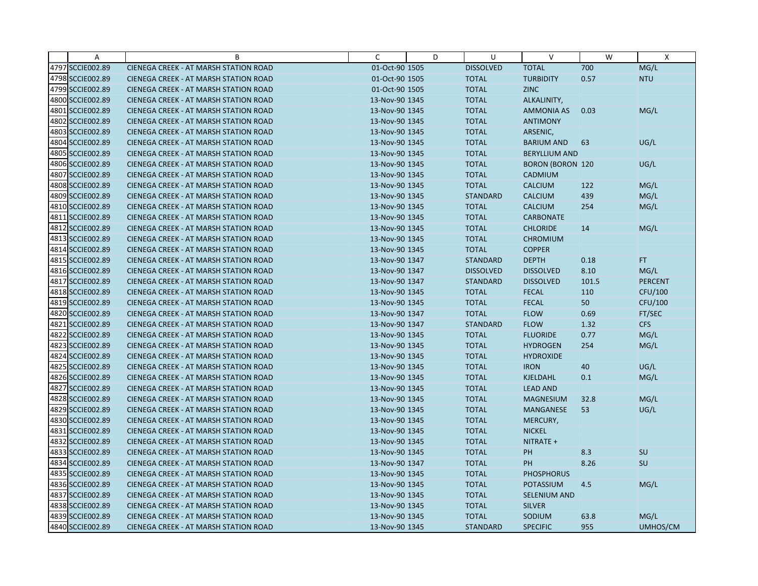| | A | B | C | D | U | V | W | X |
|---|---|---|---|---|---|---|---|---|
| 4797 | SCCIE002.89 | CIENEGA CREEK - AT MARSH STATION ROAD | 01-Oct-90 | 1505 | DISSOLVED | TOTAL | 700 | MG/L |
| 4798 | SCCIE002.89 | CIENEGA CREEK - AT MARSH STATION ROAD | 01-Oct-90 | 1505 | TOTAL | TURBIDITY | 0.57 | NTU |
| 4799 | SCCIE002.89 | CIENEGA CREEK - AT MARSH STATION ROAD | 01-Oct-90 | 1505 | TOTAL | ZINC | | |
| 4800 | SCCIE002.89 | CIENEGA CREEK - AT MARSH STATION ROAD | 13-Nov-90 | 1345 | TOTAL | ALKALINITY, | | |
| 4801 | SCCIE002.89 | CIENEGA CREEK - AT MARSH STATION ROAD | 13-Nov-90 | 1345 | TOTAL | AMMONIA AS | 0.03 | MG/L |
| 4802 | SCCIE002.89 | CIENEGA CREEK - AT MARSH STATION ROAD | 13-Nov-90 | 1345 | TOTAL | ANTIMONY | | |
| 4803 | SCCIE002.89 | CIENEGA CREEK - AT MARSH STATION ROAD | 13-Nov-90 | 1345 | TOTAL | ARSENIC, | | |
| 4804 | SCCIE002.89 | CIENEGA CREEK - AT MARSH STATION ROAD | 13-Nov-90 | 1345 | TOTAL | BARIUM AND | 63 | UG/L |
| 4805 | SCCIE002.89 | CIENEGA CREEK - AT MARSH STATION ROAD | 13-Nov-90 | 1345 | TOTAL | BERYLLIUM AND | | |
| 4806 | SCCIE002.89 | CIENEGA CREEK - AT MARSH STATION ROAD | 13-Nov-90 | 1345 | TOTAL | BORON (BORON | 120 | UG/L |
| 4807 | SCCIE002.89 | CIENEGA CREEK - AT MARSH STATION ROAD | 13-Nov-90 | 1345 | TOTAL | CADMIUM | | |
| 4808 | SCCIE002.89 | CIENEGA CREEK - AT MARSH STATION ROAD | 13-Nov-90 | 1345 | TOTAL | CALCIUM | 122 | MG/L |
| 4809 | SCCIE002.89 | CIENEGA CREEK - AT MARSH STATION ROAD | 13-Nov-90 | 1345 | STANDARD | CALCIUM | 439 | MG/L |
| 4810 | SCCIE002.89 | CIENEGA CREEK - AT MARSH STATION ROAD | 13-Nov-90 | 1345 | TOTAL | CALCIUM | 254 | MG/L |
| 4811 | SCCIE002.89 | CIENEGA CREEK - AT MARSH STATION ROAD | 13-Nov-90 | 1345 | TOTAL | CARBONATE | | |
| 4812 | SCCIE002.89 | CIENEGA CREEK - AT MARSH STATION ROAD | 13-Nov-90 | 1345 | TOTAL | CHLORIDE | 14 | MG/L |
| 4813 | SCCIE002.89 | CIENEGA CREEK - AT MARSH STATION ROAD | 13-Nov-90 | 1345 | TOTAL | CHROMIUM | | |
| 4814 | SCCIE002.89 | CIENEGA CREEK - AT MARSH STATION ROAD | 13-Nov-90 | 1345 | TOTAL | COPPER | | |
| 4815 | SCCIE002.89 | CIENEGA CREEK - AT MARSH STATION ROAD | 13-Nov-90 | 1347 | STANDARD | DEPTH | 0.18 | FT |
| 4816 | SCCIE002.89 | CIENEGA CREEK - AT MARSH STATION ROAD | 13-Nov-90 | 1347 | DISSOLVED | DISSOLVED | 8.10 | MG/L |
| 4817 | SCCIE002.89 | CIENEGA CREEK - AT MARSH STATION ROAD | 13-Nov-90 | 1347 | STANDARD | DISSOLVED | 101.5 | PERCENT |
| 4818 | SCCIE002.89 | CIENEGA CREEK - AT MARSH STATION ROAD | 13-Nov-90 | 1345 | TOTAL | FECAL | 110 | CFU/100 |
| 4819 | SCCIE002.89 | CIENEGA CREEK - AT MARSH STATION ROAD | 13-Nov-90 | 1345 | TOTAL | FECAL | 50 | CFU/100 |
| 4820 | SCCIE002.89 | CIENEGA CREEK - AT MARSH STATION ROAD | 13-Nov-90 | 1347 | TOTAL | FLOW | 0.69 | FT/SEC |
| 4821 | SCCIE002.89 | CIENEGA CREEK - AT MARSH STATION ROAD | 13-Nov-90 | 1347 | STANDARD | FLOW | 1.32 | CFS |
| 4822 | SCCIE002.89 | CIENEGA CREEK - AT MARSH STATION ROAD | 13-Nov-90 | 1345 | TOTAL | FLUORIDE | 0.77 | MG/L |
| 4823 | SCCIE002.89 | CIENEGA CREEK - AT MARSH STATION ROAD | 13-Nov-90 | 1345 | TOTAL | HYDROGEN | 254 | MG/L |
| 4824 | SCCIE002.89 | CIENEGA CREEK - AT MARSH STATION ROAD | 13-Nov-90 | 1345 | TOTAL | HYDROXIDE | | |
| 4825 | SCCIE002.89 | CIENEGA CREEK - AT MARSH STATION ROAD | 13-Nov-90 | 1345 | TOTAL | IRON | 40 | UG/L |
| 4826 | SCCIE002.89 | CIENEGA CREEK - AT MARSH STATION ROAD | 13-Nov-90 | 1345 | TOTAL | KJELDAHL | 0.1 | MG/L |
| 4827 | SCCIE002.89 | CIENEGA CREEK - AT MARSH STATION ROAD | 13-Nov-90 | 1345 | TOTAL | LEAD AND | | |
| 4828 | SCCIE002.89 | CIENEGA CREEK - AT MARSH STATION ROAD | 13-Nov-90 | 1345 | TOTAL | MAGNESIUM | 32.8 | MG/L |
| 4829 | SCCIE002.89 | CIENEGA CREEK - AT MARSH STATION ROAD | 13-Nov-90 | 1345 | TOTAL | MANGANESE | 53 | UG/L |
| 4830 | SCCIE002.89 | CIENEGA CREEK - AT MARSH STATION ROAD | 13-Nov-90 | 1345 | TOTAL | MERCURY, | | |
| 4831 | SCCIE002.89 | CIENEGA CREEK - AT MARSH STATION ROAD | 13-Nov-90 | 1345 | TOTAL | NICKEL | | |
| 4832 | SCCIE002.89 | CIENEGA CREEK - AT MARSH STATION ROAD | 13-Nov-90 | 1345 | TOTAL | NITRATE + | | |
| 4833 | SCCIE002.89 | CIENEGA CREEK - AT MARSH STATION ROAD | 13-Nov-90 | 1345 | TOTAL | PH | 8.3 | SU |
| 4834 | SCCIE002.89 | CIENEGA CREEK - AT MARSH STATION ROAD | 13-Nov-90 | 1347 | TOTAL | PH | 8.26 | SU |
| 4835 | SCCIE002.89 | CIENEGA CREEK - AT MARSH STATION ROAD | 13-Nov-90 | 1345 | TOTAL | PHOSPHORUS | | |
| 4836 | SCCIE002.89 | CIENEGA CREEK - AT MARSH STATION ROAD | 13-Nov-90 | 1345 | TOTAL | POTASSIUM | 4.5 | MG/L |
| 4837 | SCCIE002.89 | CIENEGA CREEK - AT MARSH STATION ROAD | 13-Nov-90 | 1345 | TOTAL | SELENIUM AND | | |
| 4838 | SCCIE002.89 | CIENEGA CREEK - AT MARSH STATION ROAD | 13-Nov-90 | 1345 | TOTAL | SILVER | | |
| 4839 | SCCIE002.89 | CIENEGA CREEK - AT MARSH STATION ROAD | 13-Nov-90 | 1345 | TOTAL | SODIUM | 63.8 | MG/L |
| 4840 | SCCIE002.89 | CIENEGA CREEK - AT MARSH STATION ROAD | 13-Nov-90 | 1345 | STANDARD | SPECIFIC | 955 | UMHOS/CM |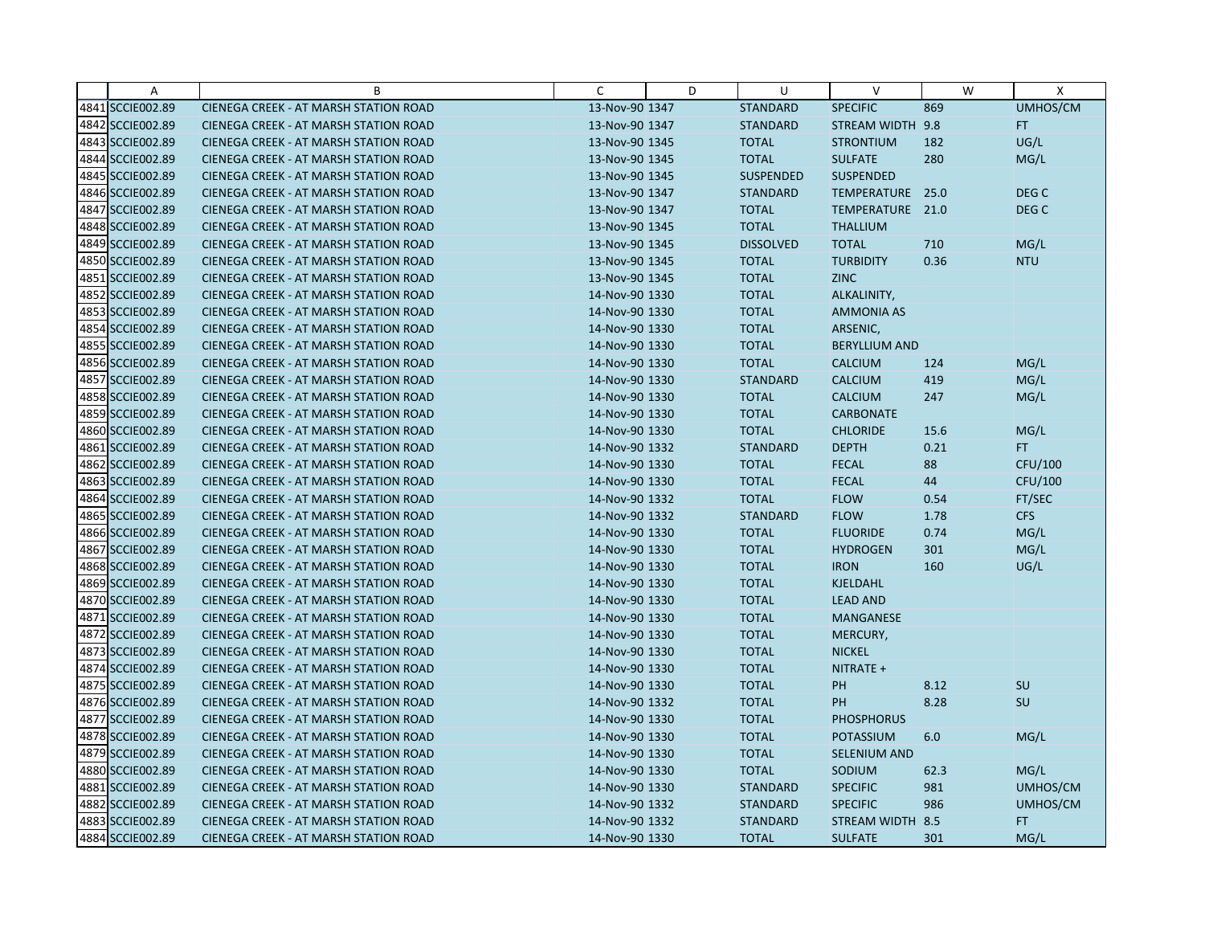| | A | B | C | D | U | V | W | X |
|---|---|---|---|---|---|---|---|---|
| 4841 | SCCIE002.89 | CIENEGA CREEK - AT MARSH STATION ROAD | 13-Nov-90 | 1347 | STANDARD | SPECIFIC | 869 | UMHOS/CM |
| 4842 | SCCIE002.89 | CIENEGA CREEK - AT MARSH STATION ROAD | 13-Nov-90 | 1347 | STANDARD | STREAM WIDTH | 9.8 | FT |
| 4843 | SCCIE002.89 | CIENEGA CREEK - AT MARSH STATION ROAD | 13-Nov-90 | 1345 | TOTAL | STRONTIUM | 182 | UG/L |
| 4844 | SCCIE002.89 | CIENEGA CREEK - AT MARSH STATION ROAD | 13-Nov-90 | 1345 | TOTAL | SULFATE | 280 | MG/L |
| 4845 | SCCIE002.89 | CIENEGA CREEK - AT MARSH STATION ROAD | 13-Nov-90 | 1345 | SUSPENDED | SUSPENDED | | |
| 4846 | SCCIE002.89 | CIENEGA CREEK - AT MARSH STATION ROAD | 13-Nov-90 | 1347 | STANDARD | TEMPERATURE | 25.0 | DEG C |
| 4847 | SCCIE002.89 | CIENEGA CREEK - AT MARSH STATION ROAD | 13-Nov-90 | 1347 | TOTAL | TEMPERATURE | 21.0 | DEG C |
| 4848 | SCCIE002.89 | CIENEGA CREEK - AT MARSH STATION ROAD | 13-Nov-90 | 1345 | TOTAL | THALLIUM | | |
| 4849 | SCCIE002.89 | CIENEGA CREEK - AT MARSH STATION ROAD | 13-Nov-90 | 1345 | DISSOLVED | TOTAL | 710 | MG/L |
| 4850 | SCCIE002.89 | CIENEGA CREEK - AT MARSH STATION ROAD | 13-Nov-90 | 1345 | TOTAL | TURBIDITY | 0.36 | NTU |
| 4851 | SCCIE002.89 | CIENEGA CREEK - AT MARSH STATION ROAD | 13-Nov-90 | 1345 | TOTAL | ZINC | | |
| 4852 | SCCIE002.89 | CIENEGA CREEK - AT MARSH STATION ROAD | 14-Nov-90 | 1330 | TOTAL | ALKALINITY, | | |
| 4853 | SCCIE002.89 | CIENEGA CREEK - AT MARSH STATION ROAD | 14-Nov-90 | 1330 | TOTAL | AMMONIA AS | | |
| 4854 | SCCIE002.89 | CIENEGA CREEK - AT MARSH STATION ROAD | 14-Nov-90 | 1330 | TOTAL | ARSENIC, | | |
| 4855 | SCCIE002.89 | CIENEGA CREEK - AT MARSH STATION ROAD | 14-Nov-90 | 1330 | TOTAL | BERYLLIUM AND | | |
| 4856 | SCCIE002.89 | CIENEGA CREEK - AT MARSH STATION ROAD | 14-Nov-90 | 1330 | TOTAL | CALCIUM | 124 | MG/L |
| 4857 | SCCIE002.89 | CIENEGA CREEK - AT MARSH STATION ROAD | 14-Nov-90 | 1330 | STANDARD | CALCIUM | 419 | MG/L |
| 4858 | SCCIE002.89 | CIENEGA CREEK - AT MARSH STATION ROAD | 14-Nov-90 | 1330 | TOTAL | CALCIUM | 247 | MG/L |
| 4859 | SCCIE002.89 | CIENEGA CREEK - AT MARSH STATION ROAD | 14-Nov-90 | 1330 | TOTAL | CARBONATE | | |
| 4860 | SCCIE002.89 | CIENEGA CREEK - AT MARSH STATION ROAD | 14-Nov-90 | 1330 | TOTAL | CHLORIDE | 15.6 | MG/L |
| 4861 | SCCIE002.89 | CIENEGA CREEK - AT MARSH STATION ROAD | 14-Nov-90 | 1332 | STANDARD | DEPTH | 0.21 | FT |
| 4862 | SCCIE002.89 | CIENEGA CREEK - AT MARSH STATION ROAD | 14-Nov-90 | 1330 | TOTAL | FECAL | 88 | CFU/100 |
| 4863 | SCCIE002.89 | CIENEGA CREEK - AT MARSH STATION ROAD | 14-Nov-90 | 1330 | TOTAL | FECAL | 44 | CFU/100 |
| 4864 | SCCIE002.89 | CIENEGA CREEK - AT MARSH STATION ROAD | 14-Nov-90 | 1332 | TOTAL | FLOW | 0.54 | FT/SEC |
| 4865 | SCCIE002.89 | CIENEGA CREEK - AT MARSH STATION ROAD | 14-Nov-90 | 1332 | STANDARD | FLOW | 1.78 | CFS |
| 4866 | SCCIE002.89 | CIENEGA CREEK - AT MARSH STATION ROAD | 14-Nov-90 | 1330 | TOTAL | FLUORIDE | 0.74 | MG/L |
| 4867 | SCCIE002.89 | CIENEGA CREEK - AT MARSH STATION ROAD | 14-Nov-90 | 1330 | TOTAL | HYDROGEN | 301 | MG/L |
| 4868 | SCCIE002.89 | CIENEGA CREEK - AT MARSH STATION ROAD | 14-Nov-90 | 1330 | TOTAL | IRON | 160 | UG/L |
| 4869 | SCCIE002.89 | CIENEGA CREEK - AT MARSH STATION ROAD | 14-Nov-90 | 1330 | TOTAL | KJELDAHL | | |
| 4870 | SCCIE002.89 | CIENEGA CREEK - AT MARSH STATION ROAD | 14-Nov-90 | 1330 | TOTAL | LEAD AND | | |
| 4871 | SCCIE002.89 | CIENEGA CREEK - AT MARSH STATION ROAD | 14-Nov-90 | 1330 | TOTAL | MANGANESE | | |
| 4872 | SCCIE002.89 | CIENEGA CREEK - AT MARSH STATION ROAD | 14-Nov-90 | 1330 | TOTAL | MERCURY, | | |
| 4873 | SCCIE002.89 | CIENEGA CREEK - AT MARSH STATION ROAD | 14-Nov-90 | 1330 | TOTAL | NICKEL | | |
| 4874 | SCCIE002.89 | CIENEGA CREEK - AT MARSH STATION ROAD | 14-Nov-90 | 1330 | TOTAL | NITRATE + | | |
| 4875 | SCCIE002.89 | CIENEGA CREEK - AT MARSH STATION ROAD | 14-Nov-90 | 1330 | TOTAL | PH | 8.12 | SU |
| 4876 | SCCIE002.89 | CIENEGA CREEK - AT MARSH STATION ROAD | 14-Nov-90 | 1332 | TOTAL | PH | 8.28 | SU |
| 4877 | SCCIE002.89 | CIENEGA CREEK - AT MARSH STATION ROAD | 14-Nov-90 | 1330 | TOTAL | PHOSPHORUS | | |
| 4878 | SCCIE002.89 | CIENEGA CREEK - AT MARSH STATION ROAD | 14-Nov-90 | 1330 | TOTAL | POTASSIUM | 6.0 | MG/L |
| 4879 | SCCIE002.89 | CIENEGA CREEK - AT MARSH STATION ROAD | 14-Nov-90 | 1330 | TOTAL | SELENIUM AND | | |
| 4880 | SCCIE002.89 | CIENEGA CREEK - AT MARSH STATION ROAD | 14-Nov-90 | 1330 | TOTAL | SODIUM | 62.3 | MG/L |
| 4881 | SCCIE002.89 | CIENEGA CREEK - AT MARSH STATION ROAD | 14-Nov-90 | 1330 | STANDARD | SPECIFIC | 981 | UMHOS/CM |
| 4882 | SCCIE002.89 | CIENEGA CREEK - AT MARSH STATION ROAD | 14-Nov-90 | 1332 | STANDARD | SPECIFIC | 986 | UMHOS/CM |
| 4883 | SCCIE002.89 | CIENEGA CREEK - AT MARSH STATION ROAD | 14-Nov-90 | 1332 | STANDARD | STREAM WIDTH | 8.5 | FT |
| 4884 | SCCIE002.89 | CIENEGA CREEK - AT MARSH STATION ROAD | 14-Nov-90 | 1330 | TOTAL | SULFATE | 301 | MG/L |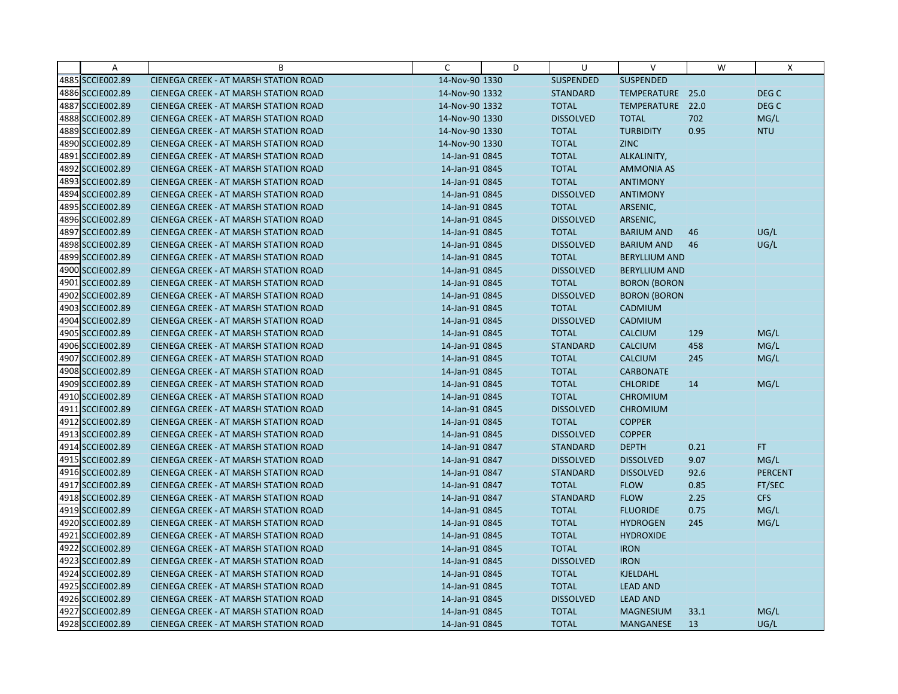| | A | B | C | D | U | V | W | X |
|---|---|---|---|---|---|---|---|---|
| 4885 | SCCIE002.89 | CIENEGA CREEK - AT MARSH STATION ROAD | 14-Nov-90 | 1330 | SUSPENDED | SUSPENDED | | |
| 4886 | SCCIE002.89 | CIENEGA CREEK - AT MARSH STATION ROAD | 14-Nov-90 | 1332 | STANDARD | TEMPERATURE | 25.0 | DEG C |
| 4887 | SCCIE002.89 | CIENEGA CREEK - AT MARSH STATION ROAD | 14-Nov-90 | 1332 | TOTAL | TEMPERATURE | 22.0 | DEG C |
| 4888 | SCCIE002.89 | CIENEGA CREEK - AT MARSH STATION ROAD | 14-Nov-90 | 1330 | DISSOLVED | TOTAL | 702 | MG/L |
| 4889 | SCCIE002.89 | CIENEGA CREEK - AT MARSH STATION ROAD | 14-Nov-90 | 1330 | TOTAL | TURBIDITY | 0.95 | NTU |
| 4890 | SCCIE002.89 | CIENEGA CREEK - AT MARSH STATION ROAD | 14-Nov-90 | 1330 | TOTAL | ZINC | | |
| 4891 | SCCIE002.89 | CIENEGA CREEK - AT MARSH STATION ROAD | 14-Jan-91 | 0845 | TOTAL | ALKALINITY, | | |
| 4892 | SCCIE002.89 | CIENEGA CREEK - AT MARSH STATION ROAD | 14-Jan-91 | 0845 | TOTAL | AMMONIA AS | | |
| 4893 | SCCIE002.89 | CIENEGA CREEK - AT MARSH STATION ROAD | 14-Jan-91 | 0845 | TOTAL | ANTIMONY | | |
| 4894 | SCCIE002.89 | CIENEGA CREEK - AT MARSH STATION ROAD | 14-Jan-91 | 0845 | DISSOLVED | ANTIMONY | | |
| 4895 | SCCIE002.89 | CIENEGA CREEK - AT MARSH STATION ROAD | 14-Jan-91 | 0845 | TOTAL | ARSENIC, | | |
| 4896 | SCCIE002.89 | CIENEGA CREEK - AT MARSH STATION ROAD | 14-Jan-91 | 0845 | DISSOLVED | ARSENIC, | | |
| 4897 | SCCIE002.89 | CIENEGA CREEK - AT MARSH STATION ROAD | 14-Jan-91 | 0845 | TOTAL | BARIUM AND | 46 | UG/L |
| 4898 | SCCIE002.89 | CIENEGA CREEK - AT MARSH STATION ROAD | 14-Jan-91 | 0845 | DISSOLVED | BARIUM AND | 46 | UG/L |
| 4899 | SCCIE002.89 | CIENEGA CREEK - AT MARSH STATION ROAD | 14-Jan-91 | 0845 | TOTAL | BERYLLIUM AND | | |
| 4900 | SCCIE002.89 | CIENEGA CREEK - AT MARSH STATION ROAD | 14-Jan-91 | 0845 | DISSOLVED | BERYLLIUM AND | | |
| 4901 | SCCIE002.89 | CIENEGA CREEK - AT MARSH STATION ROAD | 14-Jan-91 | 0845 | TOTAL | BORON (BORON | | |
| 4902 | SCCIE002.89 | CIENEGA CREEK - AT MARSH STATION ROAD | 14-Jan-91 | 0845 | DISSOLVED | BORON (BORON | | |
| 4903 | SCCIE002.89 | CIENEGA CREEK - AT MARSH STATION ROAD | 14-Jan-91 | 0845 | TOTAL | CADMIUM | | |
| 4904 | SCCIE002.89 | CIENEGA CREEK - AT MARSH STATION ROAD | 14-Jan-91 | 0845 | DISSOLVED | CADMIUM | | |
| 4905 | SCCIE002.89 | CIENEGA CREEK - AT MARSH STATION ROAD | 14-Jan-91 | 0845 | TOTAL | CALCIUM | 129 | MG/L |
| 4906 | SCCIE002.89 | CIENEGA CREEK - AT MARSH STATION ROAD | 14-Jan-91 | 0845 | STANDARD | CALCIUM | 458 | MG/L |
| 4907 | SCCIE002.89 | CIENEGA CREEK - AT MARSH STATION ROAD | 14-Jan-91 | 0845 | TOTAL | CALCIUM | 245 | MG/L |
| 4908 | SCCIE002.89 | CIENEGA CREEK - AT MARSH STATION ROAD | 14-Jan-91 | 0845 | TOTAL | CARBONATE | | |
| 4909 | SCCIE002.89 | CIENEGA CREEK - AT MARSH STATION ROAD | 14-Jan-91 | 0845 | TOTAL | CHLORIDE | 14 | MG/L |
| 4910 | SCCIE002.89 | CIENEGA CREEK - AT MARSH STATION ROAD | 14-Jan-91 | 0845 | TOTAL | CHROMIUM | | |
| 4911 | SCCIE002.89 | CIENEGA CREEK - AT MARSH STATION ROAD | 14-Jan-91 | 0845 | DISSOLVED | CHROMIUM | | |
| 4912 | SCCIE002.89 | CIENEGA CREEK - AT MARSH STATION ROAD | 14-Jan-91 | 0845 | TOTAL | COPPER | | |
| 4913 | SCCIE002.89 | CIENEGA CREEK - AT MARSH STATION ROAD | 14-Jan-91 | 0845 | DISSOLVED | COPPER | | |
| 4914 | SCCIE002.89 | CIENEGA CREEK - AT MARSH STATION ROAD | 14-Jan-91 | 0847 | STANDARD | DEPTH | 0.21 | FT |
| 4915 | SCCIE002.89 | CIENEGA CREEK - AT MARSH STATION ROAD | 14-Jan-91 | 0847 | DISSOLVED | DISSOLVED | 9.07 | MG/L |
| 4916 | SCCIE002.89 | CIENEGA CREEK - AT MARSH STATION ROAD | 14-Jan-91 | 0847 | STANDARD | DISSOLVED | 92.6 | PERCENT |
| 4917 | SCCIE002.89 | CIENEGA CREEK - AT MARSH STATION ROAD | 14-Jan-91 | 0847 | TOTAL | FLOW | 0.85 | FT/SEC |
| 4918 | SCCIE002.89 | CIENEGA CREEK - AT MARSH STATION ROAD | 14-Jan-91 | 0847 | STANDARD | FLOW | 2.25 | CFS |
| 4919 | SCCIE002.89 | CIENEGA CREEK - AT MARSH STATION ROAD | 14-Jan-91 | 0845 | TOTAL | FLUORIDE | 0.75 | MG/L |
| 4920 | SCCIE002.89 | CIENEGA CREEK - AT MARSH STATION ROAD | 14-Jan-91 | 0845 | TOTAL | HYDROGEN | 245 | MG/L |
| 4921 | SCCIE002.89 | CIENEGA CREEK - AT MARSH STATION ROAD | 14-Jan-91 | 0845 | TOTAL | HYDROXIDE | | |
| 4922 | SCCIE002.89 | CIENEGA CREEK - AT MARSH STATION ROAD | 14-Jan-91 | 0845 | TOTAL | IRON | | |
| 4923 | SCCIE002.89 | CIENEGA CREEK - AT MARSH STATION ROAD | 14-Jan-91 | 0845 | DISSOLVED | IRON | | |
| 4924 | SCCIE002.89 | CIENEGA CREEK - AT MARSH STATION ROAD | 14-Jan-91 | 0845 | TOTAL | KJELDAHL | | |
| 4925 | SCCIE002.89 | CIENEGA CREEK - AT MARSH STATION ROAD | 14-Jan-91 | 0845 | TOTAL | LEAD AND | | |
| 4926 | SCCIE002.89 | CIENEGA CREEK - AT MARSH STATION ROAD | 14-Jan-91 | 0845 | DISSOLVED | LEAD AND | | |
| 4927 | SCCIE002.89 | CIENEGA CREEK - AT MARSH STATION ROAD | 14-Jan-91 | 0845 | TOTAL | MAGNESIUM | 33.1 | MG/L |
| 4928 | SCCIE002.89 | CIENEGA CREEK - AT MARSH STATION ROAD | 14-Jan-91 | 0845 | TOTAL | MANGANESE | 13 | UG/L |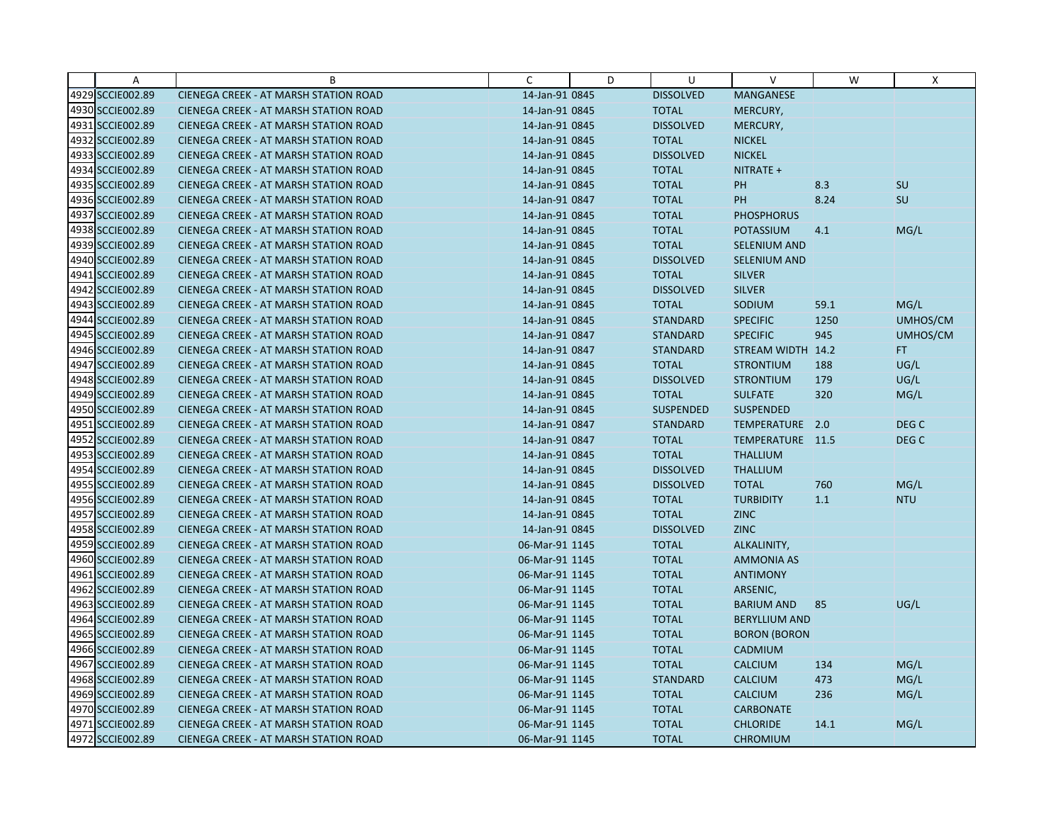| | A | B | C | D | U | V | W | X |
|---|---|---|---|---|---|---|---|---|
| 4929 | SCCIE002.89 | CIENEGA CREEK - AT MARSH STATION ROAD | 14-Jan-91 | 0845 | DISSOLVED | MANGANESE | | |
| 4930 | SCCIE002.89 | CIENEGA CREEK - AT MARSH STATION ROAD | 14-Jan-91 | 0845 | TOTAL | MERCURY, | | |
| 4931 | SCCIE002.89 | CIENEGA CREEK - AT MARSH STATION ROAD | 14-Jan-91 | 0845 | DISSOLVED | MERCURY, | | |
| 4932 | SCCIE002.89 | CIENEGA CREEK - AT MARSH STATION ROAD | 14-Jan-91 | 0845 | TOTAL | NICKEL | | |
| 4933 | SCCIE002.89 | CIENEGA CREEK - AT MARSH STATION ROAD | 14-Jan-91 | 0845 | DISSOLVED | NICKEL | | |
| 4934 | SCCIE002.89 | CIENEGA CREEK - AT MARSH STATION ROAD | 14-Jan-91 | 0845 | TOTAL | NITRATE + | | |
| 4935 | SCCIE002.89 | CIENEGA CREEK - AT MARSH STATION ROAD | 14-Jan-91 | 0845 | TOTAL | PH | 8.3 | SU |
| 4936 | SCCIE002.89 | CIENEGA CREEK - AT MARSH STATION ROAD | 14-Jan-91 | 0847 | TOTAL | PH | 8.24 | SU |
| 4937 | SCCIE002.89 | CIENEGA CREEK - AT MARSH STATION ROAD | 14-Jan-91 | 0845 | TOTAL | PHOSPHORUS | | |
| 4938 | SCCIE002.89 | CIENEGA CREEK - AT MARSH STATION ROAD | 14-Jan-91 | 0845 | TOTAL | POTASSIUM | 4.1 | MG/L |
| 4939 | SCCIE002.89 | CIENEGA CREEK - AT MARSH STATION ROAD | 14-Jan-91 | 0845 | TOTAL | SELENIUM AND | | |
| 4940 | SCCIE002.89 | CIENEGA CREEK - AT MARSH STATION ROAD | 14-Jan-91 | 0845 | DISSOLVED | SELENIUM AND | | |
| 4941 | SCCIE002.89 | CIENEGA CREEK - AT MARSH STATION ROAD | 14-Jan-91 | 0845 | TOTAL | SILVER | | |
| 4942 | SCCIE002.89 | CIENEGA CREEK - AT MARSH STATION ROAD | 14-Jan-91 | 0845 | DISSOLVED | SILVER | | |
| 4943 | SCCIE002.89 | CIENEGA CREEK - AT MARSH STATION ROAD | 14-Jan-91 | 0845 | TOTAL | SODIUM | 59.1 | MG/L |
| 4944 | SCCIE002.89 | CIENEGA CREEK - AT MARSH STATION ROAD | 14-Jan-91 | 0845 | STANDARD | SPECIFIC | 1250 | UMHOS/CM |
| 4945 | SCCIE002.89 | CIENEGA CREEK - AT MARSH STATION ROAD | 14-Jan-91 | 0847 | STANDARD | SPECIFIC | 945 | UMHOS/CM |
| 4946 | SCCIE002.89 | CIENEGA CREEK - AT MARSH STATION ROAD | 14-Jan-91 | 0847 | STANDARD | STREAM WIDTH | 14.2 | FT |
| 4947 | SCCIE002.89 | CIENEGA CREEK - AT MARSH STATION ROAD | 14-Jan-91 | 0845 | TOTAL | STRONTIUM | 188 | UG/L |
| 4948 | SCCIE002.89 | CIENEGA CREEK - AT MARSH STATION ROAD | 14-Jan-91 | 0845 | DISSOLVED | STRONTIUM | 179 | UG/L |
| 4949 | SCCIE002.89 | CIENEGA CREEK - AT MARSH STATION ROAD | 14-Jan-91 | 0845 | TOTAL | SULFATE | 320 | MG/L |
| 4950 | SCCIE002.89 | CIENEGA CREEK - AT MARSH STATION ROAD | 14-Jan-91 | 0845 | SUSPENDED | SUSPENDED | | |
| 4951 | SCCIE002.89 | CIENEGA CREEK - AT MARSH STATION ROAD | 14-Jan-91 | 0847 | STANDARD | TEMPERATURE | 2.0 | DEG C |
| 4952 | SCCIE002.89 | CIENEGA CREEK - AT MARSH STATION ROAD | 14-Jan-91 | 0847 | TOTAL | TEMPERATURE | 11.5 | DEG C |
| 4953 | SCCIE002.89 | CIENEGA CREEK - AT MARSH STATION ROAD | 14-Jan-91 | 0845 | TOTAL | THALLIUM | | |
| 4954 | SCCIE002.89 | CIENEGA CREEK - AT MARSH STATION ROAD | 14-Jan-91 | 0845 | DISSOLVED | THALLIUM | | |
| 4955 | SCCIE002.89 | CIENEGA CREEK - AT MARSH STATION ROAD | 14-Jan-91 | 0845 | DISSOLVED | TOTAL | 760 | MG/L |
| 4956 | SCCIE002.89 | CIENEGA CREEK - AT MARSH STATION ROAD | 14-Jan-91 | 0845 | TOTAL | TURBIDITY | 1.1 | NTU |
| 4957 | SCCIE002.89 | CIENEGA CREEK - AT MARSH STATION ROAD | 14-Jan-91 | 0845 | TOTAL | ZINC | | |
| 4958 | SCCIE002.89 | CIENEGA CREEK - AT MARSH STATION ROAD | 14-Jan-91 | 0845 | DISSOLVED | ZINC | | |
| 4959 | SCCIE002.89 | CIENEGA CREEK - AT MARSH STATION ROAD | 06-Mar-91 | 1145 | TOTAL | ALKALINITY, | | |
| 4960 | SCCIE002.89 | CIENEGA CREEK - AT MARSH STATION ROAD | 06-Mar-91 | 1145 | TOTAL | AMMONIA AS | | |
| 4961 | SCCIE002.89 | CIENEGA CREEK - AT MARSH STATION ROAD | 06-Mar-91 | 1145 | TOTAL | ANTIMONY | | |
| 4962 | SCCIE002.89 | CIENEGA CREEK - AT MARSH STATION ROAD | 06-Mar-91 | 1145 | TOTAL | ARSENIC, | | |
| 4963 | SCCIE002.89 | CIENEGA CREEK - AT MARSH STATION ROAD | 06-Mar-91 | 1145 | TOTAL | BARIUM AND | 85 | UG/L |
| 4964 | SCCIE002.89 | CIENEGA CREEK - AT MARSH STATION ROAD | 06-Mar-91 | 1145 | TOTAL | BERYLLIUM AND | | |
| 4965 | SCCIE002.89 | CIENEGA CREEK - AT MARSH STATION ROAD | 06-Mar-91 | 1145 | TOTAL | BORON (BORON | | |
| 4966 | SCCIE002.89 | CIENEGA CREEK - AT MARSH STATION ROAD | 06-Mar-91 | 1145 | TOTAL | CADMIUM | | |
| 4967 | SCCIE002.89 | CIENEGA CREEK - AT MARSH STATION ROAD | 06-Mar-91 | 1145 | TOTAL | CALCIUM | 134 | MG/L |
| 4968 | SCCIE002.89 | CIENEGA CREEK - AT MARSH STATION ROAD | 06-Mar-91 | 1145 | STANDARD | CALCIUM | 473 | MG/L |
| 4969 | SCCIE002.89 | CIENEGA CREEK - AT MARSH STATION ROAD | 06-Mar-91 | 1145 | TOTAL | CALCIUM | 236 | MG/L |
| 4970 | SCCIE002.89 | CIENEGA CREEK - AT MARSH STATION ROAD | 06-Mar-91 | 1145 | TOTAL | CARBONATE | | |
| 4971 | SCCIE002.89 | CIENEGA CREEK - AT MARSH STATION ROAD | 06-Mar-91 | 1145 | TOTAL | CHLORIDE | 14.1 | MG/L |
| 4972 | SCCIE002.89 | CIENEGA CREEK - AT MARSH STATION ROAD | 06-Mar-91 | 1145 | TOTAL | CHROMIUM | | |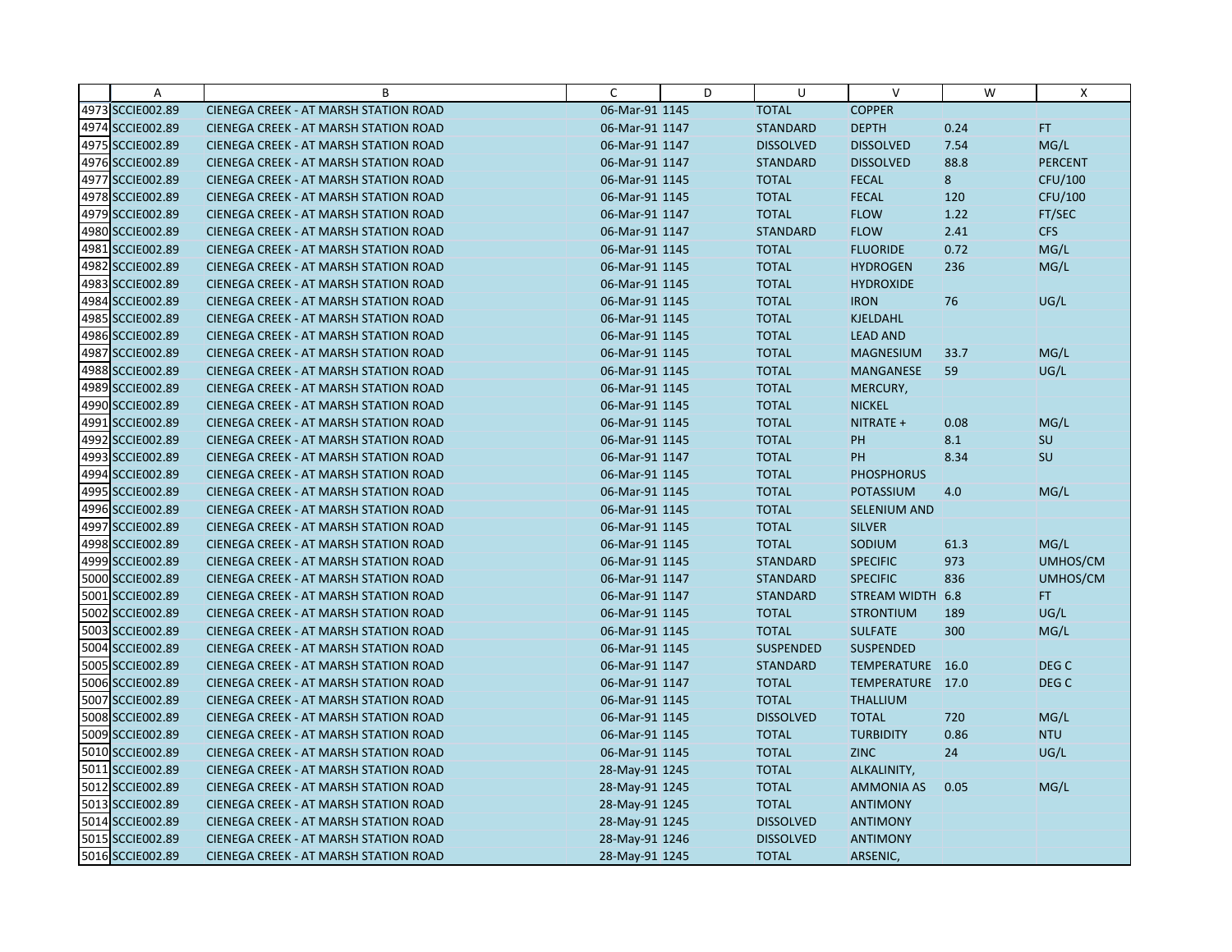| | A | B | C | D | U | V | W | X |
|---|---|---|---|---|---|---|---|---|
| 4973 | SCCIE002.89 | CIENEGA CREEK - AT MARSH STATION ROAD | 06-Mar-91 | 1145 | TOTAL | COPPER | | |
| 4974 | SCCIE002.89 | CIENEGA CREEK - AT MARSH STATION ROAD | 06-Mar-91 | 1147 | STANDARD | DEPTH | 0.24 | FT |
| 4975 | SCCIE002.89 | CIENEGA CREEK - AT MARSH STATION ROAD | 06-Mar-91 | 1147 | DISSOLVED | DISSOLVED | 7.54 | MG/L |
| 4976 | SCCIE002.89 | CIENEGA CREEK - AT MARSH STATION ROAD | 06-Mar-91 | 1147 | STANDARD | DISSOLVED | 88.8 | PERCENT |
| 4977 | SCCIE002.89 | CIENEGA CREEK - AT MARSH STATION ROAD | 06-Mar-91 | 1145 | TOTAL | FECAL | 8 | CFU/100 |
| 4978 | SCCIE002.89 | CIENEGA CREEK - AT MARSH STATION ROAD | 06-Mar-91 | 1145 | TOTAL | FECAL | 120 | CFU/100 |
| 4979 | SCCIE002.89 | CIENEGA CREEK - AT MARSH STATION ROAD | 06-Mar-91 | 1147 | TOTAL | FLOW | 1.22 | FT/SEC |
| 4980 | SCCIE002.89 | CIENEGA CREEK - AT MARSH STATION ROAD | 06-Mar-91 | 1147 | STANDARD | FLOW | 2.41 | CFS |
| 4981 | SCCIE002.89 | CIENEGA CREEK - AT MARSH STATION ROAD | 06-Mar-91 | 1145 | TOTAL | FLUORIDE | 0.72 | MG/L |
| 4982 | SCCIE002.89 | CIENEGA CREEK - AT MARSH STATION ROAD | 06-Mar-91 | 1145 | TOTAL | HYDROGEN | 236 | MG/L |
| 4983 | SCCIE002.89 | CIENEGA CREEK - AT MARSH STATION ROAD | 06-Mar-91 | 1145 | TOTAL | HYDROXIDE | | |
| 4984 | SCCIE002.89 | CIENEGA CREEK - AT MARSH STATION ROAD | 06-Mar-91 | 1145 | TOTAL | IRON | 76 | UG/L |
| 4985 | SCCIE002.89 | CIENEGA CREEK - AT MARSH STATION ROAD | 06-Mar-91 | 1145 | TOTAL | KJELDAHL | | |
| 4986 | SCCIE002.89 | CIENEGA CREEK - AT MARSH STATION ROAD | 06-Mar-91 | 1145 | TOTAL | LEAD AND | | |
| 4987 | SCCIE002.89 | CIENEGA CREEK - AT MARSH STATION ROAD | 06-Mar-91 | 1145 | TOTAL | MAGNESIUM | 33.7 | MG/L |
| 4988 | SCCIE002.89 | CIENEGA CREEK - AT MARSH STATION ROAD | 06-Mar-91 | 1145 | TOTAL | MANGANESE | 59 | UG/L |
| 4989 | SCCIE002.89 | CIENEGA CREEK - AT MARSH STATION ROAD | 06-Mar-91 | 1145 | TOTAL | MERCURY, | | |
| 4990 | SCCIE002.89 | CIENEGA CREEK - AT MARSH STATION ROAD | 06-Mar-91 | 1145 | TOTAL | NICKEL | | |
| 4991 | SCCIE002.89 | CIENEGA CREEK - AT MARSH STATION ROAD | 06-Mar-91 | 1145 | TOTAL | NITRATE + | 0.08 | MG/L |
| 4992 | SCCIE002.89 | CIENEGA CREEK - AT MARSH STATION ROAD | 06-Mar-91 | 1145 | TOTAL | PH | 8.1 | SU |
| 4993 | SCCIE002.89 | CIENEGA CREEK - AT MARSH STATION ROAD | 06-Mar-91 | 1147 | TOTAL | PH | 8.34 | SU |
| 4994 | SCCIE002.89 | CIENEGA CREEK - AT MARSH STATION ROAD | 06-Mar-91 | 1145 | TOTAL | PHOSPHORUS | | |
| 4995 | SCCIE002.89 | CIENEGA CREEK - AT MARSH STATION ROAD | 06-Mar-91 | 1145 | TOTAL | POTASSIUM | 4.0 | MG/L |
| 4996 | SCCIE002.89 | CIENEGA CREEK - AT MARSH STATION ROAD | 06-Mar-91 | 1145 | TOTAL | SELENIUM AND | | |
| 4997 | SCCIE002.89 | CIENEGA CREEK - AT MARSH STATION ROAD | 06-Mar-91 | 1145 | TOTAL | SILVER | | |
| 4998 | SCCIE002.89 | CIENEGA CREEK - AT MARSH STATION ROAD | 06-Mar-91 | 1145 | TOTAL | SODIUM | 61.3 | MG/L |
| 4999 | SCCIE002.89 | CIENEGA CREEK - AT MARSH STATION ROAD | 06-Mar-91 | 1145 | STANDARD | SPECIFIC | 973 | UMHOS/CM |
| 5000 | SCCIE002.89 | CIENEGA CREEK - AT MARSH STATION ROAD | 06-Mar-91 | 1147 | STANDARD | SPECIFIC | 836 | UMHOS/CM |
| 5001 | SCCIE002.89 | CIENEGA CREEK - AT MARSH STATION ROAD | 06-Mar-91 | 1147 | STANDARD | STREAM WIDTH | 6.8 | FT |
| 5002 | SCCIE002.89 | CIENEGA CREEK - AT MARSH STATION ROAD | 06-Mar-91 | 1145 | TOTAL | STRONTIUM | 189 | UG/L |
| 5003 | SCCIE002.89 | CIENEGA CREEK - AT MARSH STATION ROAD | 06-Mar-91 | 1145 | TOTAL | SULFATE | 300 | MG/L |
| 5004 | SCCIE002.89 | CIENEGA CREEK - AT MARSH STATION ROAD | 06-Mar-91 | 1145 | SUSPENDED | SUSPENDED | | |
| 5005 | SCCIE002.89 | CIENEGA CREEK - AT MARSH STATION ROAD | 06-Mar-91 | 1147 | STANDARD | TEMPERATURE | 16.0 | DEG C |
| 5006 | SCCIE002.89 | CIENEGA CREEK - AT MARSH STATION ROAD | 06-Mar-91 | 1147 | TOTAL | TEMPERATURE | 17.0 | DEG C |
| 5007 | SCCIE002.89 | CIENEGA CREEK - AT MARSH STATION ROAD | 06-Mar-91 | 1145 | TOTAL | THALLIUM | | |
| 5008 | SCCIE002.89 | CIENEGA CREEK - AT MARSH STATION ROAD | 06-Mar-91 | 1145 | DISSOLVED | TOTAL | 720 | MG/L |
| 5009 | SCCIE002.89 | CIENEGA CREEK - AT MARSH STATION ROAD | 06-Mar-91 | 1145 | TOTAL | TURBIDITY | 0.86 | NTU |
| 5010 | SCCIE002.89 | CIENEGA CREEK - AT MARSH STATION ROAD | 06-Mar-91 | 1145 | TOTAL | ZINC | 24 | UG/L |
| 5011 | SCCIE002.89 | CIENEGA CREEK - AT MARSH STATION ROAD | 28-May-91 | 1245 | TOTAL | ALKALINITY, | | |
| 5012 | SCCIE002.89 | CIENEGA CREEK - AT MARSH STATION ROAD | 28-May-91 | 1245 | TOTAL | AMMONIA AS | 0.05 | MG/L |
| 5013 | SCCIE002.89 | CIENEGA CREEK - AT MARSH STATION ROAD | 28-May-91 | 1245 | TOTAL | ANTIMONY | | |
| 5014 | SCCIE002.89 | CIENEGA CREEK - AT MARSH STATION ROAD | 28-May-91 | 1245 | DISSOLVED | ANTIMONY | | |
| 5015 | SCCIE002.89 | CIENEGA CREEK - AT MARSH STATION ROAD | 28-May-91 | 1246 | DISSOLVED | ANTIMONY | | |
| 5016 | SCCIE002.89 | CIENEGA CREEK - AT MARSH STATION ROAD | 28-May-91 | 1245 | TOTAL | ARSENIC, | | |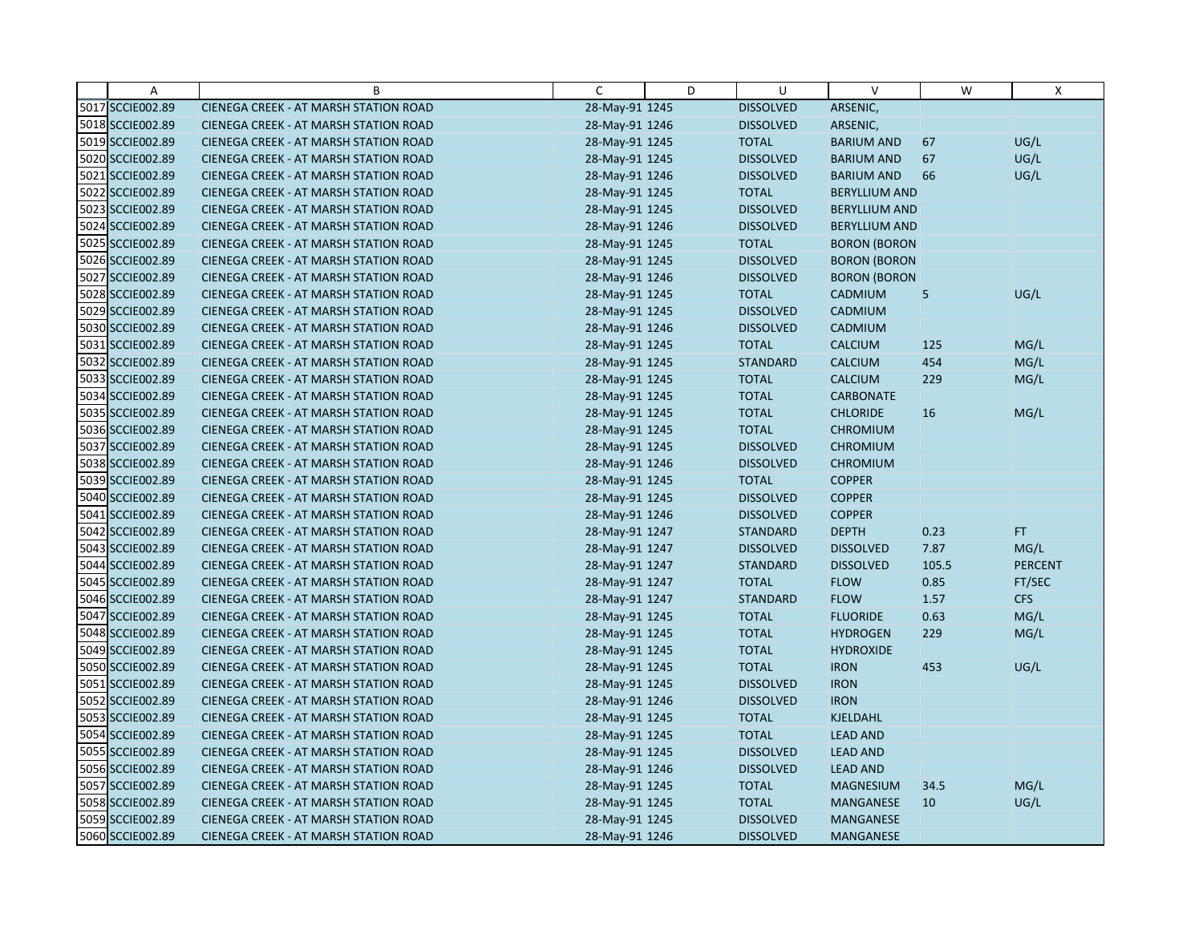| | A | B | C | D | U | V | W | X |
|---|---|---|---|---|---|---|---|---|
| 5017 | SCCIE002.89 | CIENEGA CREEK - AT MARSH STATION ROAD | 28-May-91 1245 | | DISSOLVED | ARSENIC, | | |
| 5018 | SCCIE002.89 | CIENEGA CREEK - AT MARSH STATION ROAD | 28-May-91 1246 | | DISSOLVED | ARSENIC, | | |
| 5019 | SCCIE002.89 | CIENEGA CREEK - AT MARSH STATION ROAD | 28-May-91 1245 | | TOTAL | BARIUM AND | 67 | UG/L |
| 5020 | SCCIE002.89 | CIENEGA CREEK - AT MARSH STATION ROAD | 28-May-91 1245 | | DISSOLVED | BARIUM AND | 67 | UG/L |
| 5021 | SCCIE002.89 | CIENEGA CREEK - AT MARSH STATION ROAD | 28-May-91 1246 | | DISSOLVED | BARIUM AND | 66 | UG/L |
| 5022 | SCCIE002.89 | CIENEGA CREEK - AT MARSH STATION ROAD | 28-May-91 1245 | | TOTAL | BERYLLIUM AND | | |
| 5023 | SCCIE002.89 | CIENEGA CREEK - AT MARSH STATION ROAD | 28-May-91 1245 | | DISSOLVED | BERYLLIUM AND | | |
| 5024 | SCCIE002.89 | CIENEGA CREEK - AT MARSH STATION ROAD | 28-May-91 1246 | | DISSOLVED | BERYLLIUM AND | | |
| 5025 | SCCIE002.89 | CIENEGA CREEK - AT MARSH STATION ROAD | 28-May-91 1245 | | TOTAL | BORON (BORON | | |
| 5026 | SCCIE002.89 | CIENEGA CREEK - AT MARSH STATION ROAD | 28-May-91 1245 | | DISSOLVED | BORON (BORON | | |
| 5027 | SCCIE002.89 | CIENEGA CREEK - AT MARSH STATION ROAD | 28-May-91 1246 | | DISSOLVED | BORON (BORON | | |
| 5028 | SCCIE002.89 | CIENEGA CREEK - AT MARSH STATION ROAD | 28-May-91 1245 | | TOTAL | CADMIUM | 5 | UG/L |
| 5029 | SCCIE002.89 | CIENEGA CREEK - AT MARSH STATION ROAD | 28-May-91 1245 | | DISSOLVED | CADMIUM | | |
| 5030 | SCCIE002.89 | CIENEGA CREEK - AT MARSH STATION ROAD | 28-May-91 1246 | | DISSOLVED | CADMIUM | | |
| 5031 | SCCIE002.89 | CIENEGA CREEK - AT MARSH STATION ROAD | 28-May-91 1245 | | TOTAL | CALCIUM | 125 | MG/L |
| 5032 | SCCIE002.89 | CIENEGA CREEK - AT MARSH STATION ROAD | 28-May-91 1245 | | STANDARD | CALCIUM | 454 | MG/L |
| 5033 | SCCIE002.89 | CIENEGA CREEK - AT MARSH STATION ROAD | 28-May-91 1245 | | TOTAL | CALCIUM | 229 | MG/L |
| 5034 | SCCIE002.89 | CIENEGA CREEK - AT MARSH STATION ROAD | 28-May-91 1245 | | TOTAL | CARBONATE | | |
| 5035 | SCCIE002.89 | CIENEGA CREEK - AT MARSH STATION ROAD | 28-May-91 1245 | | TOTAL | CHLORIDE | 16 | MG/L |
| 5036 | SCCIE002.89 | CIENEGA CREEK - AT MARSH STATION ROAD | 28-May-91 1245 | | TOTAL | CHROMIUM | | |
| 5037 | SCCIE002.89 | CIENEGA CREEK - AT MARSH STATION ROAD | 28-May-91 1245 | | DISSOLVED | CHROMIUM | | |
| 5038 | SCCIE002.89 | CIENEGA CREEK - AT MARSH STATION ROAD | 28-May-91 1246 | | DISSOLVED | CHROMIUM | | |
| 5039 | SCCIE002.89 | CIENEGA CREEK - AT MARSH STATION ROAD | 28-May-91 1245 | | TOTAL | COPPER | | |
| 5040 | SCCIE002.89 | CIENEGA CREEK - AT MARSH STATION ROAD | 28-May-91 1245 | | DISSOLVED | COPPER | | |
| 5041 | SCCIE002.89 | CIENEGA CREEK - AT MARSH STATION ROAD | 28-May-91 1246 | | DISSOLVED | COPPER | | |
| 5042 | SCCIE002.89 | CIENEGA CREEK - AT MARSH STATION ROAD | 28-May-91 1247 | | STANDARD | DEPTH | 0.23 | FT |
| 5043 | SCCIE002.89 | CIENEGA CREEK - AT MARSH STATION ROAD | 28-May-91 1247 | | DISSOLVED | DISSOLVED | 7.87 | MG/L |
| 5044 | SCCIE002.89 | CIENEGA CREEK - AT MARSH STATION ROAD | 28-May-91 1247 | | STANDARD | DISSOLVED | 105.5 | PERCENT |
| 5045 | SCCIE002.89 | CIENEGA CREEK - AT MARSH STATION ROAD | 28-May-91 1247 | | TOTAL | FLOW | 0.85 | FT/SEC |
| 5046 | SCCIE002.89 | CIENEGA CREEK - AT MARSH STATION ROAD | 28-May-91 1247 | | STANDARD | FLOW | 1.57 | CFS |
| 5047 | SCCIE002.89 | CIENEGA CREEK - AT MARSH STATION ROAD | 28-May-91 1245 | | TOTAL | FLUORIDE | 0.63 | MG/L |
| 5048 | SCCIE002.89 | CIENEGA CREEK - AT MARSH STATION ROAD | 28-May-91 1245 | | TOTAL | HYDROGEN | 229 | MG/L |
| 5049 | SCCIE002.89 | CIENEGA CREEK - AT MARSH STATION ROAD | 28-May-91 1245 | | TOTAL | HYDROXIDE | | |
| 5050 | SCCIE002.89 | CIENEGA CREEK - AT MARSH STATION ROAD | 28-May-91 1245 | | TOTAL | IRON | 453 | UG/L |
| 5051 | SCCIE002.89 | CIENEGA CREEK - AT MARSH STATION ROAD | 28-May-91 1245 | | DISSOLVED | IRON | | |
| 5052 | SCCIE002.89 | CIENEGA CREEK - AT MARSH STATION ROAD | 28-May-91 1246 | | DISSOLVED | IRON | | |
| 5053 | SCCIE002.89 | CIENEGA CREEK - AT MARSH STATION ROAD | 28-May-91 1245 | | TOTAL | KJELDAHL | | |
| 5054 | SCCIE002.89 | CIENEGA CREEK - AT MARSH STATION ROAD | 28-May-91 1245 | | TOTAL | LEAD AND | | |
| 5055 | SCCIE002.89 | CIENEGA CREEK - AT MARSH STATION ROAD | 28-May-91 1245 | | DISSOLVED | LEAD AND | | |
| 5056 | SCCIE002.89 | CIENEGA CREEK - AT MARSH STATION ROAD | 28-May-91 1246 | | DISSOLVED | LEAD AND | | |
| 5057 | SCCIE002.89 | CIENEGA CREEK - AT MARSH STATION ROAD | 28-May-91 1245 | | TOTAL | MAGNESIUM | 34.5 | MG/L |
| 5058 | SCCIE002.89 | CIENEGA CREEK - AT MARSH STATION ROAD | 28-May-91 1245 | | TOTAL | MANGANESE | 10 | UG/L |
| 5059 | SCCIE002.89 | CIENEGA CREEK - AT MARSH STATION ROAD | 28-May-91 1245 | | DISSOLVED | MANGANESE | | |
| 5060 | SCCIE002.89 | CIENEGA CREEK - AT MARSH STATION ROAD | 28-May-91 1246 | | DISSOLVED | MANGANESE | | |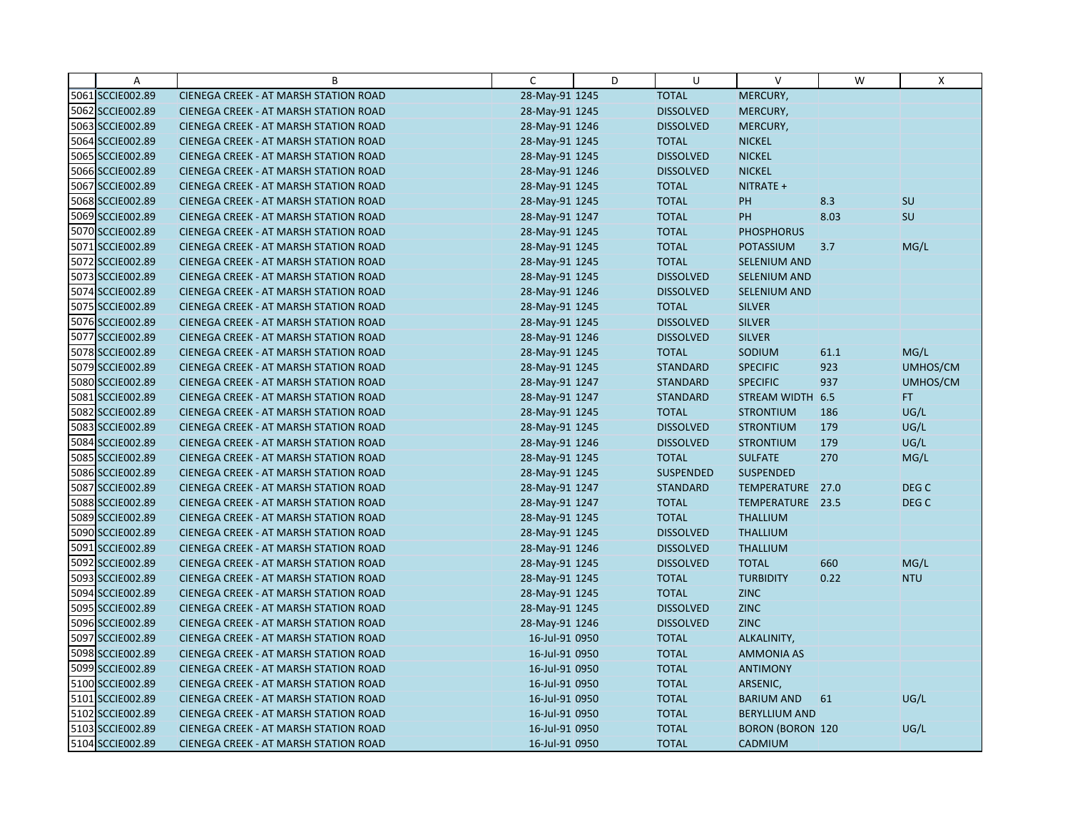| | A | B | C | D | U | V | W | X |
|---|---|---|---|---|---|---|---|---|
| 5061 | SCCIE002.89 | CIENEGA CREEK - AT MARSH STATION ROAD | 28-May-91 1245 | | TOTAL | MERCURY, | | |
| 5062 | SCCIE002.89 | CIENEGA CREEK - AT MARSH STATION ROAD | 28-May-91 1245 | | DISSOLVED | MERCURY, | | |
| 5063 | SCCIE002.89 | CIENEGA CREEK - AT MARSH STATION ROAD | 28-May-91 1246 | | DISSOLVED | MERCURY, | | |
| 5064 | SCCIE002.89 | CIENEGA CREEK - AT MARSH STATION ROAD | 28-May-91 1245 | | TOTAL | NICKEL | | |
| 5065 | SCCIE002.89 | CIENEGA CREEK - AT MARSH STATION ROAD | 28-May-91 1245 | | DISSOLVED | NICKEL | | |
| 5066 | SCCIE002.89 | CIENEGA CREEK - AT MARSH STATION ROAD | 28-May-91 1246 | | DISSOLVED | NICKEL | | |
| 5067 | SCCIE002.89 | CIENEGA CREEK - AT MARSH STATION ROAD | 28-May-91 1245 | | TOTAL | NITRATE + | | |
| 5068 | SCCIE002.89 | CIENEGA CREEK - AT MARSH STATION ROAD | 28-May-91 1245 | | TOTAL | PH | 8.3 | SU |
| 5069 | SCCIE002.89 | CIENEGA CREEK - AT MARSH STATION ROAD | 28-May-91 1247 | | TOTAL | PH | 8.03 | SU |
| 5070 | SCCIE002.89 | CIENEGA CREEK - AT MARSH STATION ROAD | 28-May-91 1245 | | TOTAL | PHOSPHORUS | | |
| 5071 | SCCIE002.89 | CIENEGA CREEK - AT MARSH STATION ROAD | 28-May-91 1245 | | TOTAL | POTASSIUM | 3.7 | MG/L |
| 5072 | SCCIE002.89 | CIENEGA CREEK - AT MARSH STATION ROAD | 28-May-91 1245 | | TOTAL | SELENIUM AND | | |
| 5073 | SCCIE002.89 | CIENEGA CREEK - AT MARSH STATION ROAD | 28-May-91 1245 | | DISSOLVED | SELENIUM AND | | |
| 5074 | SCCIE002.89 | CIENEGA CREEK - AT MARSH STATION ROAD | 28-May-91 1246 | | DISSOLVED | SELENIUM AND | | |
| 5075 | SCCIE002.89 | CIENEGA CREEK - AT MARSH STATION ROAD | 28-May-91 1245 | | TOTAL | SILVER | | |
| 5076 | SCCIE002.89 | CIENEGA CREEK - AT MARSH STATION ROAD | 28-May-91 1245 | | DISSOLVED | SILVER | | |
| 5077 | SCCIE002.89 | CIENEGA CREEK - AT MARSH STATION ROAD | 28-May-91 1246 | | DISSOLVED | SILVER | | |
| 5078 | SCCIE002.89 | CIENEGA CREEK - AT MARSH STATION ROAD | 28-May-91 1245 | | TOTAL | SODIUM | 61.1 | MG/L |
| 5079 | SCCIE002.89 | CIENEGA CREEK - AT MARSH STATION ROAD | 28-May-91 1245 | | STANDARD | SPECIFIC | 923 | UMHOS/CM |
| 5080 | SCCIE002.89 | CIENEGA CREEK - AT MARSH STATION ROAD | 28-May-91 1247 | | STANDARD | SPECIFIC | 937 | UMHOS/CM |
| 5081 | SCCIE002.89 | CIENEGA CREEK - AT MARSH STATION ROAD | 28-May-91 1247 | | STANDARD | STREAM WIDTH | 6.5 | FT |
| 5082 | SCCIE002.89 | CIENEGA CREEK - AT MARSH STATION ROAD | 28-May-91 1245 | | TOTAL | STRONTIUM | 186 | UG/L |
| 5083 | SCCIE002.89 | CIENEGA CREEK - AT MARSH STATION ROAD | 28-May-91 1245 | | DISSOLVED | STRONTIUM | 179 | UG/L |
| 5084 | SCCIE002.89 | CIENEGA CREEK - AT MARSH STATION ROAD | 28-May-91 1246 | | DISSOLVED | STRONTIUM | 179 | UG/L |
| 5085 | SCCIE002.89 | CIENEGA CREEK - AT MARSH STATION ROAD | 28-May-91 1245 | | TOTAL | SULFATE | 270 | MG/L |
| 5086 | SCCIE002.89 | CIENEGA CREEK - AT MARSH STATION ROAD | 28-May-91 1245 | | SUSPENDED | SUSPENDED | | |
| 5087 | SCCIE002.89 | CIENEGA CREEK - AT MARSH STATION ROAD | 28-May-91 1247 | | STANDARD | TEMPERATURE | 27.0 | DEG C |
| 5088 | SCCIE002.89 | CIENEGA CREEK - AT MARSH STATION ROAD | 28-May-91 1247 | | TOTAL | TEMPERATURE | 23.5 | DEG C |
| 5089 | SCCIE002.89 | CIENEGA CREEK - AT MARSH STATION ROAD | 28-May-91 1245 | | TOTAL | THALLIUM | | |
| 5090 | SCCIE002.89 | CIENEGA CREEK - AT MARSH STATION ROAD | 28-May-91 1245 | | DISSOLVED | THALLIUM | | |
| 5091 | SCCIE002.89 | CIENEGA CREEK - AT MARSH STATION ROAD | 28-May-91 1246 | | DISSOLVED | THALLIUM | | |
| 5092 | SCCIE002.89 | CIENEGA CREEK - AT MARSH STATION ROAD | 28-May-91 1245 | | DISSOLVED | TOTAL | 660 | MG/L |
| 5093 | SCCIE002.89 | CIENEGA CREEK - AT MARSH STATION ROAD | 28-May-91 1245 | | TOTAL | TURBIDITY | 0.22 | NTU |
| 5094 | SCCIE002.89 | CIENEGA CREEK - AT MARSH STATION ROAD | 28-May-91 1245 | | TOTAL | ZINC | | |
| 5095 | SCCIE002.89 | CIENEGA CREEK - AT MARSH STATION ROAD | 28-May-91 1245 | | DISSOLVED | ZINC | | |
| 5096 | SCCIE002.89 | CIENEGA CREEK - AT MARSH STATION ROAD | 28-May-91 1246 | | DISSOLVED | ZINC | | |
| 5097 | SCCIE002.89 | CIENEGA CREEK - AT MARSH STATION ROAD | 16-Jul-91 0950 | | TOTAL | ALKALINITY, | | |
| 5098 | SCCIE002.89 | CIENEGA CREEK - AT MARSH STATION ROAD | 16-Jul-91 0950 | | TOTAL | AMMONIA AS | | |
| 5099 | SCCIE002.89 | CIENEGA CREEK - AT MARSH STATION ROAD | 16-Jul-91 0950 | | TOTAL | ANTIMONY | | |
| 5100 | SCCIE002.89 | CIENEGA CREEK - AT MARSH STATION ROAD | 16-Jul-91 0950 | | TOTAL | ARSENIC, | | |
| 5101 | SCCIE002.89 | CIENEGA CREEK - AT MARSH STATION ROAD | 16-Jul-91 0950 | | TOTAL | BARIUM AND | 61 | UG/L |
| 5102 | SCCIE002.89 | CIENEGA CREEK - AT MARSH STATION ROAD | 16-Jul-91 0950 | | TOTAL | BERYLLIUM AND | | |
| 5103 | SCCIE002.89 | CIENEGA CREEK - AT MARSH STATION ROAD | 16-Jul-91 0950 | | TOTAL | BORON (BORON | 120 | UG/L |
| 5104 | SCCIE002.89 | CIENEGA CREEK - AT MARSH STATION ROAD | 16-Jul-91 0950 | | TOTAL | CADMIUM | | |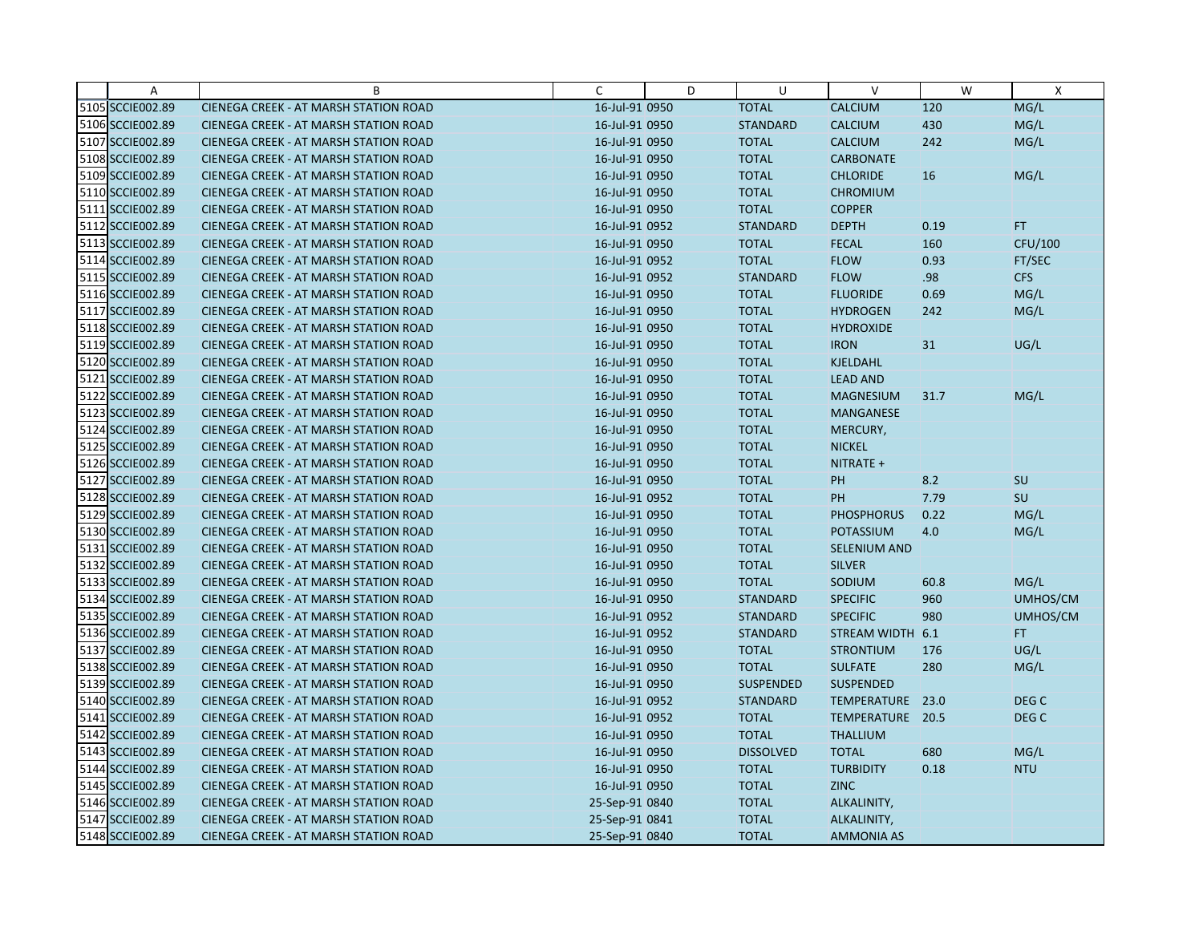| | A | B | C | D | U | V | W | X |
|---|---|---|---|---|---|---|---|---|
| 5105 | SCCIE002.89 | CIENEGA CREEK - AT MARSH STATION ROAD | 16-Jul-91 | 0950 | TOTAL | CALCIUM | 120 | MG/L |
| 5106 | SCCIE002.89 | CIENEGA CREEK - AT MARSH STATION ROAD | 16-Jul-91 | 0950 | STANDARD | CALCIUM | 430 | MG/L |
| 5107 | SCCIE002.89 | CIENEGA CREEK - AT MARSH STATION ROAD | 16-Jul-91 | 0950 | TOTAL | CALCIUM | 242 | MG/L |
| 5108 | SCCIE002.89 | CIENEGA CREEK - AT MARSH STATION ROAD | 16-Jul-91 | 0950 | TOTAL | CARBONATE | | |
| 5109 | SCCIE002.89 | CIENEGA CREEK - AT MARSH STATION ROAD | 16-Jul-91 | 0950 | TOTAL | CHLORIDE | 16 | MG/L |
| 5110 | SCCIE002.89 | CIENEGA CREEK - AT MARSH STATION ROAD | 16-Jul-91 | 0950 | TOTAL | CHROMIUM | | |
| 5111 | SCCIE002.89 | CIENEGA CREEK - AT MARSH STATION ROAD | 16-Jul-91 | 0950 | TOTAL | COPPER | | |
| 5112 | SCCIE002.89 | CIENEGA CREEK - AT MARSH STATION ROAD | 16-Jul-91 | 0952 | STANDARD | DEPTH | 0.19 | FT |
| 5113 | SCCIE002.89 | CIENEGA CREEK - AT MARSH STATION ROAD | 16-Jul-91 | 0950 | TOTAL | FECAL | 160 | CFU/100 |
| 5114 | SCCIE002.89 | CIENEGA CREEK - AT MARSH STATION ROAD | 16-Jul-91 | 0952 | TOTAL | FLOW | 0.93 | FT/SEC |
| 5115 | SCCIE002.89 | CIENEGA CREEK - AT MARSH STATION ROAD | 16-Jul-91 | 0952 | STANDARD | FLOW | .98 | CFS |
| 5116 | SCCIE002.89 | CIENEGA CREEK - AT MARSH STATION ROAD | 16-Jul-91 | 0950 | TOTAL | FLUORIDE | 0.69 | MG/L |
| 5117 | SCCIE002.89 | CIENEGA CREEK - AT MARSH STATION ROAD | 16-Jul-91 | 0950 | TOTAL | HYDROGEN | 242 | MG/L |
| 5118 | SCCIE002.89 | CIENEGA CREEK - AT MARSH STATION ROAD | 16-Jul-91 | 0950 | TOTAL | HYDROXIDE | | |
| 5119 | SCCIE002.89 | CIENEGA CREEK - AT MARSH STATION ROAD | 16-Jul-91 | 0950 | TOTAL | IRON | 31 | UG/L |
| 5120 | SCCIE002.89 | CIENEGA CREEK - AT MARSH STATION ROAD | 16-Jul-91 | 0950 | TOTAL | KJELDAHL | | |
| 5121 | SCCIE002.89 | CIENEGA CREEK - AT MARSH STATION ROAD | 16-Jul-91 | 0950 | TOTAL | LEAD AND | | |
| 5122 | SCCIE002.89 | CIENEGA CREEK - AT MARSH STATION ROAD | 16-Jul-91 | 0950 | TOTAL | MAGNESIUM | 31.7 | MG/L |
| 5123 | SCCIE002.89 | CIENEGA CREEK - AT MARSH STATION ROAD | 16-Jul-91 | 0950 | TOTAL | MANGANESE | | |
| 5124 | SCCIE002.89 | CIENEGA CREEK - AT MARSH STATION ROAD | 16-Jul-91 | 0950 | TOTAL | MERCURY, | | |
| 5125 | SCCIE002.89 | CIENEGA CREEK - AT MARSH STATION ROAD | 16-Jul-91 | 0950 | TOTAL | NICKEL | | |
| 5126 | SCCIE002.89 | CIENEGA CREEK - AT MARSH STATION ROAD | 16-Jul-91 | 0950 | TOTAL | NITRATE + | | |
| 5127 | SCCIE002.89 | CIENEGA CREEK - AT MARSH STATION ROAD | 16-Jul-91 | 0950 | TOTAL | PH | 8.2 | SU |
| 5128 | SCCIE002.89 | CIENEGA CREEK - AT MARSH STATION ROAD | 16-Jul-91 | 0952 | TOTAL | PH | 7.79 | SU |
| 5129 | SCCIE002.89 | CIENEGA CREEK - AT MARSH STATION ROAD | 16-Jul-91 | 0950 | TOTAL | PHOSPHORUS | 0.22 | MG/L |
| 5130 | SCCIE002.89 | CIENEGA CREEK - AT MARSH STATION ROAD | 16-Jul-91 | 0950 | TOTAL | POTASSIUM | 4.0 | MG/L |
| 5131 | SCCIE002.89 | CIENEGA CREEK - AT MARSH STATION ROAD | 16-Jul-91 | 0950 | TOTAL | SELENIUM AND | | |
| 5132 | SCCIE002.89 | CIENEGA CREEK - AT MARSH STATION ROAD | 16-Jul-91 | 0950 | TOTAL | SILVER | | |
| 5133 | SCCIE002.89 | CIENEGA CREEK - AT MARSH STATION ROAD | 16-Jul-91 | 0950 | TOTAL | SODIUM | 60.8 | MG/L |
| 5134 | SCCIE002.89 | CIENEGA CREEK - AT MARSH STATION ROAD | 16-Jul-91 | 0950 | STANDARD | SPECIFIC | 960 | UMHOS/CM |
| 5135 | SCCIE002.89 | CIENEGA CREEK - AT MARSH STATION ROAD | 16-Jul-91 | 0952 | STANDARD | SPECIFIC | 980 | UMHOS/CM |
| 5136 | SCCIE002.89 | CIENEGA CREEK - AT MARSH STATION ROAD | 16-Jul-91 | 0952 | STANDARD | STREAM WIDTH | 6.1 | FT |
| 5137 | SCCIE002.89 | CIENEGA CREEK - AT MARSH STATION ROAD | 16-Jul-91 | 0950 | TOTAL | STRONTIUM | 176 | UG/L |
| 5138 | SCCIE002.89 | CIENEGA CREEK - AT MARSH STATION ROAD | 16-Jul-91 | 0950 | TOTAL | SULFATE | 280 | MG/L |
| 5139 | SCCIE002.89 | CIENEGA CREEK - AT MARSH STATION ROAD | 16-Jul-91 | 0950 | SUSPENDED | SUSPENDED | | |
| 5140 | SCCIE002.89 | CIENEGA CREEK - AT MARSH STATION ROAD | 16-Jul-91 | 0952 | STANDARD | TEMPERATURE | 23.0 | DEG C |
| 5141 | SCCIE002.89 | CIENEGA CREEK - AT MARSH STATION ROAD | 16-Jul-91 | 0952 | TOTAL | TEMPERATURE | 20.5 | DEG C |
| 5142 | SCCIE002.89 | CIENEGA CREEK - AT MARSH STATION ROAD | 16-Jul-91 | 0950 | TOTAL | THALLIUM | | |
| 5143 | SCCIE002.89 | CIENEGA CREEK - AT MARSH STATION ROAD | 16-Jul-91 | 0950 | DISSOLVED | TOTAL | 680 | MG/L |
| 5144 | SCCIE002.89 | CIENEGA CREEK - AT MARSH STATION ROAD | 16-Jul-91 | 0950 | TOTAL | TURBIDITY | 0.18 | NTU |
| 5145 | SCCIE002.89 | CIENEGA CREEK - AT MARSH STATION ROAD | 16-Jul-91 | 0950 | TOTAL | ZINC | | |
| 5146 | SCCIE002.89 | CIENEGA CREEK - AT MARSH STATION ROAD | 25-Sep-91 | 0840 | TOTAL | ALKALINITY, | | |
| 5147 | SCCIE002.89 | CIENEGA CREEK - AT MARSH STATION ROAD | 25-Sep-91 | 0841 | TOTAL | ALKALINITY, | | |
| 5148 | SCCIE002.89 | CIENEGA CREEK - AT MARSH STATION ROAD | 25-Sep-91 | 0840 | TOTAL | AMMONIA AS | | |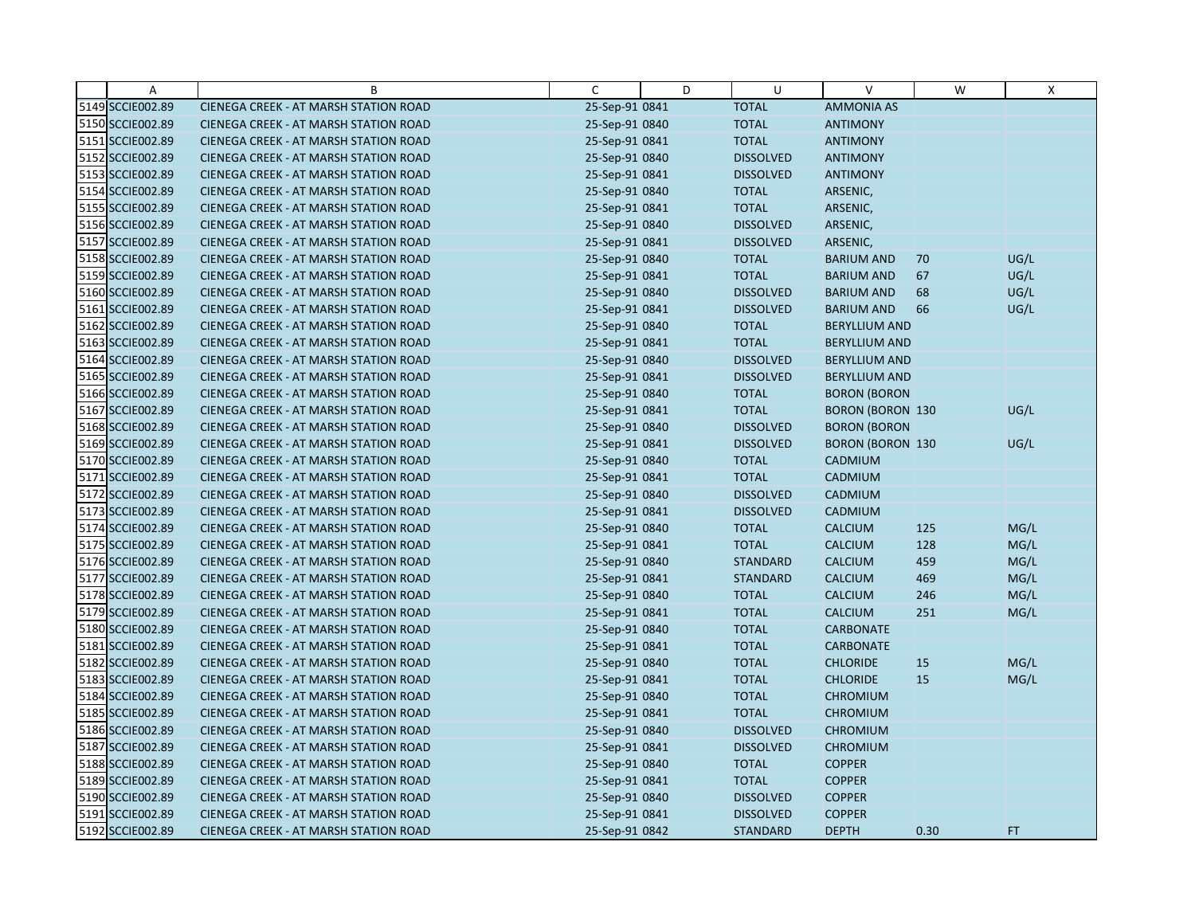|  | A | B | C | D | U | V | W | X |
|---|---|---|---|---|---|---|---|---|
| 5149 | SCCIE002.89 | CIENEGA CREEK - AT MARSH STATION ROAD | 25-Sep-91 0841 |  | TOTAL | AMMONIA AS |  |  |
| 5150 | SCCIE002.89 | CIENEGA CREEK - AT MARSH STATION ROAD | 25-Sep-91 0840 |  | TOTAL | ANTIMONY |  |  |
| 5151 | SCCIE002.89 | CIENEGA CREEK - AT MARSH STATION ROAD | 25-Sep-91 0841 |  | TOTAL | ANTIMONY |  |  |
| 5152 | SCCIE002.89 | CIENEGA CREEK - AT MARSH STATION ROAD | 25-Sep-91 0840 |  | DISSOLVED | ANTIMONY |  |  |
| 5153 | SCCIE002.89 | CIENEGA CREEK - AT MARSH STATION ROAD | 25-Sep-91 0841 |  | DISSOLVED | ANTIMONY |  |  |
| 5154 | SCCIE002.89 | CIENEGA CREEK - AT MARSH STATION ROAD | 25-Sep-91 0840 |  | TOTAL | ARSENIC, |  |  |
| 5155 | SCCIE002.89 | CIENEGA CREEK - AT MARSH STATION ROAD | 25-Sep-91 0841 |  | TOTAL | ARSENIC, |  |  |
| 5156 | SCCIE002.89 | CIENEGA CREEK - AT MARSH STATION ROAD | 25-Sep-91 0840 |  | DISSOLVED | ARSENIC, |  |  |
| 5157 | SCCIE002.89 | CIENEGA CREEK - AT MARSH STATION ROAD | 25-Sep-91 0841 |  | DISSOLVED | ARSENIC, |  |  |
| 5158 | SCCIE002.89 | CIENEGA CREEK - AT MARSH STATION ROAD | 25-Sep-91 0840 |  | TOTAL | BARIUM AND | 70 | UG/L |
| 5159 | SCCIE002.89 | CIENEGA CREEK - AT MARSH STATION ROAD | 25-Sep-91 0841 |  | TOTAL | BARIUM AND | 67 | UG/L |
| 5160 | SCCIE002.89 | CIENEGA CREEK - AT MARSH STATION ROAD | 25-Sep-91 0840 |  | DISSOLVED | BARIUM AND | 68 | UG/L |
| 5161 | SCCIE002.89 | CIENEGA CREEK - AT MARSH STATION ROAD | 25-Sep-91 0841 |  | DISSOLVED | BARIUM AND | 66 | UG/L |
| 5162 | SCCIE002.89 | CIENEGA CREEK - AT MARSH STATION ROAD | 25-Sep-91 0840 |  | TOTAL | BERYLLIUM AND |  |  |
| 5163 | SCCIE002.89 | CIENEGA CREEK - AT MARSH STATION ROAD | 25-Sep-91 0841 |  | TOTAL | BERYLLIUM AND |  |  |
| 5164 | SCCIE002.89 | CIENEGA CREEK - AT MARSH STATION ROAD | 25-Sep-91 0840 |  | DISSOLVED | BERYLLIUM AND |  |  |
| 5165 | SCCIE002.89 | CIENEGA CREEK - AT MARSH STATION ROAD | 25-Sep-91 0841 |  | DISSOLVED | BERYLLIUM AND |  |  |
| 5166 | SCCIE002.89 | CIENEGA CREEK - AT MARSH STATION ROAD | 25-Sep-91 0840 |  | TOTAL | BORON (BORON |  |  |
| 5167 | SCCIE002.89 | CIENEGA CREEK - AT MARSH STATION ROAD | 25-Sep-91 0841 |  | TOTAL | BORON (BORON | 130 | UG/L |
| 5168 | SCCIE002.89 | CIENEGA CREEK - AT MARSH STATION ROAD | 25-Sep-91 0840 |  | DISSOLVED | BORON (BORON |  |  |
| 5169 | SCCIE002.89 | CIENEGA CREEK - AT MARSH STATION ROAD | 25-Sep-91 0841 |  | DISSOLVED | BORON (BORON | 130 | UG/L |
| 5170 | SCCIE002.89 | CIENEGA CREEK - AT MARSH STATION ROAD | 25-Sep-91 0840 |  | TOTAL | CADMIUM |  |  |
| 5171 | SCCIE002.89 | CIENEGA CREEK - AT MARSH STATION ROAD | 25-Sep-91 0841 |  | TOTAL | CADMIUM |  |  |
| 5172 | SCCIE002.89 | CIENEGA CREEK - AT MARSH STATION ROAD | 25-Sep-91 0840 |  | DISSOLVED | CADMIUM |  |  |
| 5173 | SCCIE002.89 | CIENEGA CREEK - AT MARSH STATION ROAD | 25-Sep-91 0841 |  | DISSOLVED | CADMIUM |  |  |
| 5174 | SCCIE002.89 | CIENEGA CREEK - AT MARSH STATION ROAD | 25-Sep-91 0840 |  | TOTAL | CALCIUM | 125 | MG/L |
| 5175 | SCCIE002.89 | CIENEGA CREEK - AT MARSH STATION ROAD | 25-Sep-91 0841 |  | TOTAL | CALCIUM | 128 | MG/L |
| 5176 | SCCIE002.89 | CIENEGA CREEK - AT MARSH STATION ROAD | 25-Sep-91 0840 |  | STANDARD | CALCIUM | 459 | MG/L |
| 5177 | SCCIE002.89 | CIENEGA CREEK - AT MARSH STATION ROAD | 25-Sep-91 0841 |  | STANDARD | CALCIUM | 469 | MG/L |
| 5178 | SCCIE002.89 | CIENEGA CREEK - AT MARSH STATION ROAD | 25-Sep-91 0840 |  | TOTAL | CALCIUM | 246 | MG/L |
| 5179 | SCCIE002.89 | CIENEGA CREEK - AT MARSH STATION ROAD | 25-Sep-91 0841 |  | TOTAL | CALCIUM | 251 | MG/L |
| 5180 | SCCIE002.89 | CIENEGA CREEK - AT MARSH STATION ROAD | 25-Sep-91 0840 |  | TOTAL | CARBONATE |  |  |
| 5181 | SCCIE002.89 | CIENEGA CREEK - AT MARSH STATION ROAD | 25-Sep-91 0841 |  | TOTAL | CARBONATE |  |  |
| 5182 | SCCIE002.89 | CIENEGA CREEK - AT MARSH STATION ROAD | 25-Sep-91 0840 |  | TOTAL | CHLORIDE | 15 | MG/L |
| 5183 | SCCIE002.89 | CIENEGA CREEK - AT MARSH STATION ROAD | 25-Sep-91 0841 |  | TOTAL | CHLORIDE | 15 | MG/L |
| 5184 | SCCIE002.89 | CIENEGA CREEK - AT MARSH STATION ROAD | 25-Sep-91 0840 |  | TOTAL | CHROMIUM |  |  |
| 5185 | SCCIE002.89 | CIENEGA CREEK - AT MARSH STATION ROAD | 25-Sep-91 0841 |  | TOTAL | CHROMIUM |  |  |
| 5186 | SCCIE002.89 | CIENEGA CREEK - AT MARSH STATION ROAD | 25-Sep-91 0840 |  | DISSOLVED | CHROMIUM |  |  |
| 5187 | SCCIE002.89 | CIENEGA CREEK - AT MARSH STATION ROAD | 25-Sep-91 0841 |  | DISSOLVED | CHROMIUM |  |  |
| 5188 | SCCIE002.89 | CIENEGA CREEK - AT MARSH STATION ROAD | 25-Sep-91 0840 |  | TOTAL | COPPER |  |  |
| 5189 | SCCIE002.89 | CIENEGA CREEK - AT MARSH STATION ROAD | 25-Sep-91 0841 |  | TOTAL | COPPER |  |  |
| 5190 | SCCIE002.89 | CIENEGA CREEK - AT MARSH STATION ROAD | 25-Sep-91 0840 |  | DISSOLVED | COPPER |  |  |
| 5191 | SCCIE002.89 | CIENEGA CREEK - AT MARSH STATION ROAD | 25-Sep-91 0841 |  | DISSOLVED | COPPER |  |  |
| 5192 | SCCIE002.89 | CIENEGA CREEK - AT MARSH STATION ROAD | 25-Sep-91 0842 |  | STANDARD | DEPTH | 0.30 | FT |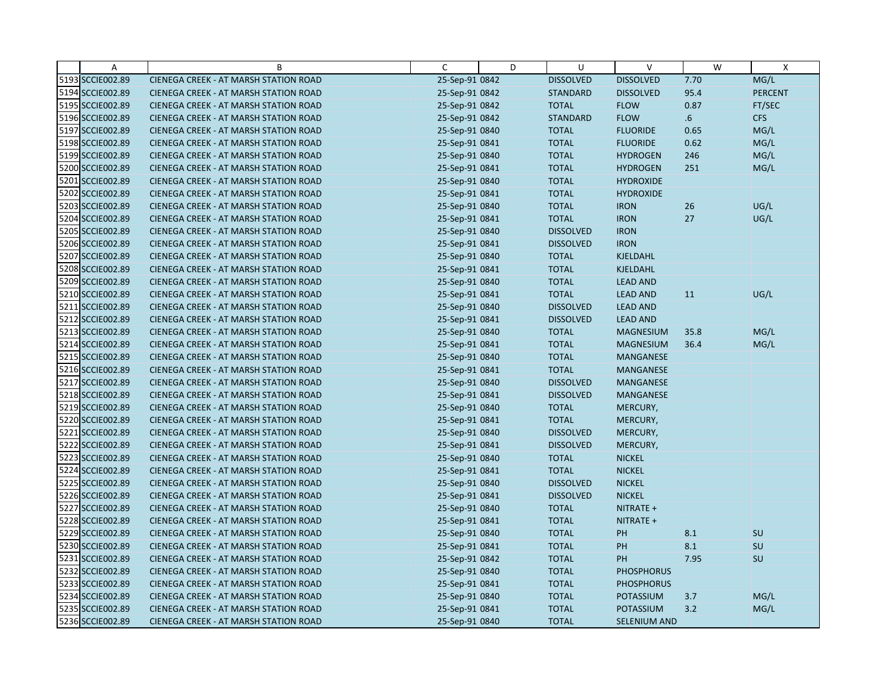|  | A | B | C | D | U | V | W | X |
|---|---|---|---|---|---|---|---|---|
| 5193 | SCCIE002.89 | CIENEGA CREEK - AT MARSH STATION ROAD | 25-Sep-91 0842 |  | DISSOLVED | DISSOLVED | 7.70 | MG/L |
| 5194 | SCCIE002.89 | CIENEGA CREEK - AT MARSH STATION ROAD | 25-Sep-91 0842 |  | STANDARD | DISSOLVED | 95.4 | PERCENT |
| 5195 | SCCIE002.89 | CIENEGA CREEK - AT MARSH STATION ROAD | 25-Sep-91 0842 |  | TOTAL | FLOW | 0.87 | FT/SEC |
| 5196 | SCCIE002.89 | CIENEGA CREEK - AT MARSH STATION ROAD | 25-Sep-91 0842 |  | STANDARD | FLOW | .6 | CFS |
| 5197 | SCCIE002.89 | CIENEGA CREEK - AT MARSH STATION ROAD | 25-Sep-91 0840 |  | TOTAL | FLUORIDE | 0.65 | MG/L |
| 5198 | SCCIE002.89 | CIENEGA CREEK - AT MARSH STATION ROAD | 25-Sep-91 0841 |  | TOTAL | FLUORIDE | 0.62 | MG/L |
| 5199 | SCCIE002.89 | CIENEGA CREEK - AT MARSH STATION ROAD | 25-Sep-91 0840 |  | TOTAL | HYDROGEN | 246 | MG/L |
| 5200 | SCCIE002.89 | CIENEGA CREEK - AT MARSH STATION ROAD | 25-Sep-91 0841 |  | TOTAL | HYDROGEN | 251 | MG/L |
| 5201 | SCCIE002.89 | CIENEGA CREEK - AT MARSH STATION ROAD | 25-Sep-91 0840 |  | TOTAL | HYDROXIDE |  |  |
| 5202 | SCCIE002.89 | CIENEGA CREEK - AT MARSH STATION ROAD | 25-Sep-91 0841 |  | TOTAL | HYDROXIDE |  |  |
| 5203 | SCCIE002.89 | CIENEGA CREEK - AT MARSH STATION ROAD | 25-Sep-91 0840 |  | TOTAL | IRON | 26 | UG/L |
| 5204 | SCCIE002.89 | CIENEGA CREEK - AT MARSH STATION ROAD | 25-Sep-91 0841 |  | TOTAL | IRON | 27 | UG/L |
| 5205 | SCCIE002.89 | CIENEGA CREEK - AT MARSH STATION ROAD | 25-Sep-91 0840 |  | DISSOLVED | IRON |  |  |
| 5206 | SCCIE002.89 | CIENEGA CREEK - AT MARSH STATION ROAD | 25-Sep-91 0841 |  | DISSOLVED | IRON |  |  |
| 5207 | SCCIE002.89 | CIENEGA CREEK - AT MARSH STATION ROAD | 25-Sep-91 0840 |  | TOTAL | KJELDAHL |  |  |
| 5208 | SCCIE002.89 | CIENEGA CREEK - AT MARSH STATION ROAD | 25-Sep-91 0841 |  | TOTAL | KJELDAHL |  |  |
| 5209 | SCCIE002.89 | CIENEGA CREEK - AT MARSH STATION ROAD | 25-Sep-91 0840 |  | TOTAL | LEAD AND |  |  |
| 5210 | SCCIE002.89 | CIENEGA CREEK - AT MARSH STATION ROAD | 25-Sep-91 0841 |  | TOTAL | LEAD AND | 11 | UG/L |
| 5211 | SCCIE002.89 | CIENEGA CREEK - AT MARSH STATION ROAD | 25-Sep-91 0840 |  | DISSOLVED | LEAD AND |  |  |
| 5212 | SCCIE002.89 | CIENEGA CREEK - AT MARSH STATION ROAD | 25-Sep-91 0841 |  | DISSOLVED | LEAD AND |  |  |
| 5213 | SCCIE002.89 | CIENEGA CREEK - AT MARSH STATION ROAD | 25-Sep-91 0840 |  | TOTAL | MAGNESIUM | 35.8 | MG/L |
| 5214 | SCCIE002.89 | CIENEGA CREEK - AT MARSH STATION ROAD | 25-Sep-91 0841 |  | TOTAL | MAGNESIUM | 36.4 | MG/L |
| 5215 | SCCIE002.89 | CIENEGA CREEK - AT MARSH STATION ROAD | 25-Sep-91 0840 |  | TOTAL | MANGANESE |  |  |
| 5216 | SCCIE002.89 | CIENEGA CREEK - AT MARSH STATION ROAD | 25-Sep-91 0841 |  | TOTAL | MANGANESE |  |  |
| 5217 | SCCIE002.89 | CIENEGA CREEK - AT MARSH STATION ROAD | 25-Sep-91 0840 |  | DISSOLVED | MANGANESE |  |  |
| 5218 | SCCIE002.89 | CIENEGA CREEK - AT MARSH STATION ROAD | 25-Sep-91 0841 |  | DISSOLVED | MANGANESE |  |  |
| 5219 | SCCIE002.89 | CIENEGA CREEK - AT MARSH STATION ROAD | 25-Sep-91 0840 |  | TOTAL | MERCURY, |  |  |
| 5220 | SCCIE002.89 | CIENEGA CREEK - AT MARSH STATION ROAD | 25-Sep-91 0841 |  | TOTAL | MERCURY, |  |  |
| 5221 | SCCIE002.89 | CIENEGA CREEK - AT MARSH STATION ROAD | 25-Sep-91 0840 |  | DISSOLVED | MERCURY, |  |  |
| 5222 | SCCIE002.89 | CIENEGA CREEK - AT MARSH STATION ROAD | 25-Sep-91 0841 |  | DISSOLVED | MERCURY, |  |  |
| 5223 | SCCIE002.89 | CIENEGA CREEK - AT MARSH STATION ROAD | 25-Sep-91 0840 |  | TOTAL | NICKEL |  |  |
| 5224 | SCCIE002.89 | CIENEGA CREEK - AT MARSH STATION ROAD | 25-Sep-91 0841 |  | TOTAL | NICKEL |  |  |
| 5225 | SCCIE002.89 | CIENEGA CREEK - AT MARSH STATION ROAD | 25-Sep-91 0840 |  | DISSOLVED | NICKEL |  |  |
| 5226 | SCCIE002.89 | CIENEGA CREEK - AT MARSH STATION ROAD | 25-Sep-91 0841 |  | DISSOLVED | NICKEL |  |  |
| 5227 | SCCIE002.89 | CIENEGA CREEK - AT MARSH STATION ROAD | 25-Sep-91 0840 |  | TOTAL | NITRATE + |  |  |
| 5228 | SCCIE002.89 | CIENEGA CREEK - AT MARSH STATION ROAD | 25-Sep-91 0841 |  | TOTAL | NITRATE + |  |  |
| 5229 | SCCIE002.89 | CIENEGA CREEK - AT MARSH STATION ROAD | 25-Sep-91 0840 |  | TOTAL | PH | 8.1 | SU |
| 5230 | SCCIE002.89 | CIENEGA CREEK - AT MARSH STATION ROAD | 25-Sep-91 0841 |  | TOTAL | PH | 8.1 | SU |
| 5231 | SCCIE002.89 | CIENEGA CREEK - AT MARSH STATION ROAD | 25-Sep-91 0842 |  | TOTAL | PH | 7.95 | SU |
| 5232 | SCCIE002.89 | CIENEGA CREEK - AT MARSH STATION ROAD | 25-Sep-91 0840 |  | TOTAL | PHOSPHORUS |  |  |
| 5233 | SCCIE002.89 | CIENEGA CREEK - AT MARSH STATION ROAD | 25-Sep-91 0841 |  | TOTAL | PHOSPHORUS |  |  |
| 5234 | SCCIE002.89 | CIENEGA CREEK - AT MARSH STATION ROAD | 25-Sep-91 0840 |  | TOTAL | POTASSIUM | 3.7 | MG/L |
| 5235 | SCCIE002.89 | CIENEGA CREEK - AT MARSH STATION ROAD | 25-Sep-91 0841 |  | TOTAL | POTASSIUM | 3.2 | MG/L |
| 5236 | SCCIE002.89 | CIENEGA CREEK - AT MARSH STATION ROAD | 25-Sep-91 0840 |  | TOTAL | SELENIUM AND |  |  |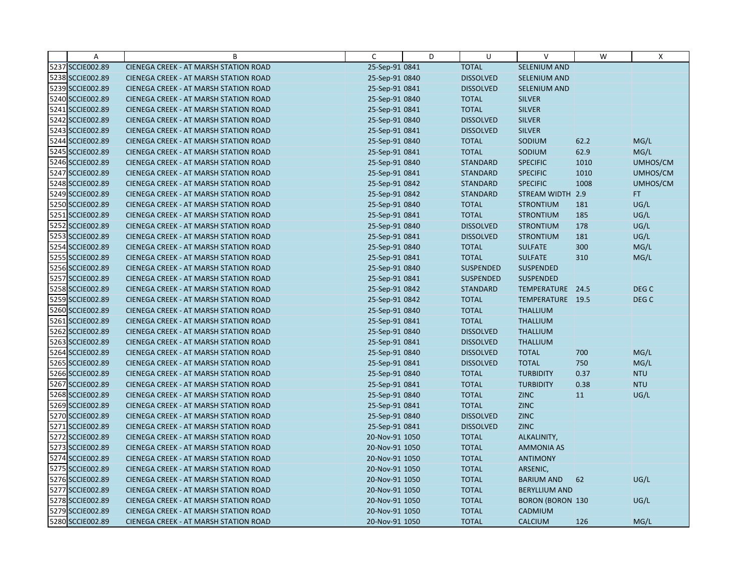| | A | B | C | D | U | V | W | X |
|---|---|---|---|---|---|---|---|---|
| 5237 | SCCIE002.89 | CIENEGA CREEK - AT MARSH STATION ROAD | 25-Sep-91 0841 | | TOTAL | SELENIUM AND | | |
| 5238 | SCCIE002.89 | CIENEGA CREEK - AT MARSH STATION ROAD | 25-Sep-91 0840 | | DISSOLVED | SELENIUM AND | | |
| 5239 | SCCIE002.89 | CIENEGA CREEK - AT MARSH STATION ROAD | 25-Sep-91 0841 | | DISSOLVED | SELENIUM AND | | |
| 5240 | SCCIE002.89 | CIENEGA CREEK - AT MARSH STATION ROAD | 25-Sep-91 0840 | | TOTAL | SILVER | | |
| 5241 | SCCIE002.89 | CIENEGA CREEK - AT MARSH STATION ROAD | 25-Sep-91 0841 | | TOTAL | SILVER | | |
| 5242 | SCCIE002.89 | CIENEGA CREEK - AT MARSH STATION ROAD | 25-Sep-91 0840 | | DISSOLVED | SILVER | | |
| 5243 | SCCIE002.89 | CIENEGA CREEK - AT MARSH STATION ROAD | 25-Sep-91 0841 | | DISSOLVED | SILVER | | |
| 5244 | SCCIE002.89 | CIENEGA CREEK - AT MARSH STATION ROAD | 25-Sep-91 0840 | | TOTAL | SODIUM | 62.2 | MG/L |
| 5245 | SCCIE002.89 | CIENEGA CREEK - AT MARSH STATION ROAD | 25-Sep-91 0841 | | TOTAL | SODIUM | 62.9 | MG/L |
| 5246 | SCCIE002.89 | CIENEGA CREEK - AT MARSH STATION ROAD | 25-Sep-91 0840 | | STANDARD | SPECIFIC | 1010 | UMHOS/CM |
| 5247 | SCCIE002.89 | CIENEGA CREEK - AT MARSH STATION ROAD | 25-Sep-91 0841 | | STANDARD | SPECIFIC | 1010 | UMHOS/CM |
| 5248 | SCCIE002.89 | CIENEGA CREEK - AT MARSH STATION ROAD | 25-Sep-91 0842 | | STANDARD | SPECIFIC | 1008 | UMHOS/CM |
| 5249 | SCCIE002.89 | CIENEGA CREEK - AT MARSH STATION ROAD | 25-Sep-91 0842 | | STANDARD | STREAM WIDTH | 2.9 | FT |
| 5250 | SCCIE002.89 | CIENEGA CREEK - AT MARSH STATION ROAD | 25-Sep-91 0840 | | TOTAL | STRONTIUM | 181 | UG/L |
| 5251 | SCCIE002.89 | CIENEGA CREEK - AT MARSH STATION ROAD | 25-Sep-91 0841 | | TOTAL | STRONTIUM | 185 | UG/L |
| 5252 | SCCIE002.89 | CIENEGA CREEK - AT MARSH STATION ROAD | 25-Sep-91 0840 | | DISSOLVED | STRONTIUM | 178 | UG/L |
| 5253 | SCCIE002.89 | CIENEGA CREEK - AT MARSH STATION ROAD | 25-Sep-91 0841 | | DISSOLVED | STRONTIUM | 181 | UG/L |
| 5254 | SCCIE002.89 | CIENEGA CREEK - AT MARSH STATION ROAD | 25-Sep-91 0840 | | TOTAL | SULFATE | 300 | MG/L |
| 5255 | SCCIE002.89 | CIENEGA CREEK - AT MARSH STATION ROAD | 25-Sep-91 0841 | | TOTAL | SULFATE | 310 | MG/L |
| 5256 | SCCIE002.89 | CIENEGA CREEK - AT MARSH STATION ROAD | 25-Sep-91 0840 | | SUSPENDED | SUSPENDED | | |
| 5257 | SCCIE002.89 | CIENEGA CREEK - AT MARSH STATION ROAD | 25-Sep-91 0841 | | SUSPENDED | SUSPENDED | | |
| 5258 | SCCIE002.89 | CIENEGA CREEK - AT MARSH STATION ROAD | 25-Sep-91 0842 | | STANDARD | TEMPERATURE | 24.5 | DEG C |
| 5259 | SCCIE002.89 | CIENEGA CREEK - AT MARSH STATION ROAD | 25-Sep-91 0842 | | TOTAL | TEMPERATURE | 19.5 | DEG C |
| 5260 | SCCIE002.89 | CIENEGA CREEK - AT MARSH STATION ROAD | 25-Sep-91 0840 | | TOTAL | THALLIUM | | |
| 5261 | SCCIE002.89 | CIENEGA CREEK - AT MARSH STATION ROAD | 25-Sep-91 0841 | | TOTAL | THALLIUM | | |
| 5262 | SCCIE002.89 | CIENEGA CREEK - AT MARSH STATION ROAD | 25-Sep-91 0840 | | DISSOLVED | THALLIUM | | |
| 5263 | SCCIE002.89 | CIENEGA CREEK - AT MARSH STATION ROAD | 25-Sep-91 0841 | | DISSOLVED | THALLIUM | | |
| 5264 | SCCIE002.89 | CIENEGA CREEK - AT MARSH STATION ROAD | 25-Sep-91 0840 | | DISSOLVED | TOTAL | 700 | MG/L |
| 5265 | SCCIE002.89 | CIENEGA CREEK - AT MARSH STATION ROAD | 25-Sep-91 0841 | | DISSOLVED | TOTAL | 750 | MG/L |
| 5266 | SCCIE002.89 | CIENEGA CREEK - AT MARSH STATION ROAD | 25-Sep-91 0840 | | TOTAL | TURBIDITY | 0.37 | NTU |
| 5267 | SCCIE002.89 | CIENEGA CREEK - AT MARSH STATION ROAD | 25-Sep-91 0841 | | TOTAL | TURBIDITY | 0.38 | NTU |
| 5268 | SCCIE002.89 | CIENEGA CREEK - AT MARSH STATION ROAD | 25-Sep-91 0840 | | TOTAL | ZINC | 11 | UG/L |
| 5269 | SCCIE002.89 | CIENEGA CREEK - AT MARSH STATION ROAD | 25-Sep-91 0841 | | TOTAL | ZINC | | |
| 5270 | SCCIE002.89 | CIENEGA CREEK - AT MARSH STATION ROAD | 25-Sep-91 0840 | | DISSOLVED | ZINC | | |
| 5271 | SCCIE002.89 | CIENEGA CREEK - AT MARSH STATION ROAD | 25-Sep-91 0841 | | DISSOLVED | ZINC | | |
| 5272 | SCCIE002.89 | CIENEGA CREEK - AT MARSH STATION ROAD | 20-Nov-91 1050 | | TOTAL | ALKALINITY, | | |
| 5273 | SCCIE002.89 | CIENEGA CREEK - AT MARSH STATION ROAD | 20-Nov-91 1050 | | TOTAL | AMMONIA AS | | |
| 5274 | SCCIE002.89 | CIENEGA CREEK - AT MARSH STATION ROAD | 20-Nov-91 1050 | | TOTAL | ANTIMONY | | |
| 5275 | SCCIE002.89 | CIENEGA CREEK - AT MARSH STATION ROAD | 20-Nov-91 1050 | | TOTAL | ARSENIC, | | |
| 5276 | SCCIE002.89 | CIENEGA CREEK - AT MARSH STATION ROAD | 20-Nov-91 1050 | | TOTAL | BARIUM AND | 62 | UG/L |
| 5277 | SCCIE002.89 | CIENEGA CREEK - AT MARSH STATION ROAD | 20-Nov-91 1050 | | TOTAL | BERYLLIUM AND | | |
| 5278 | SCCIE002.89 | CIENEGA CREEK - AT MARSH STATION ROAD | 20-Nov-91 1050 | | TOTAL | BORON (BORON | 130 | UG/L |
| 5279 | SCCIE002.89 | CIENEGA CREEK - AT MARSH STATION ROAD | 20-Nov-91 1050 | | TOTAL | CADMIUM | | |
| 5280 | SCCIE002.89 | CIENEGA CREEK - AT MARSH STATION ROAD | 20-Nov-91 1050 | | TOTAL | CALCIUM | 126 | MG/L |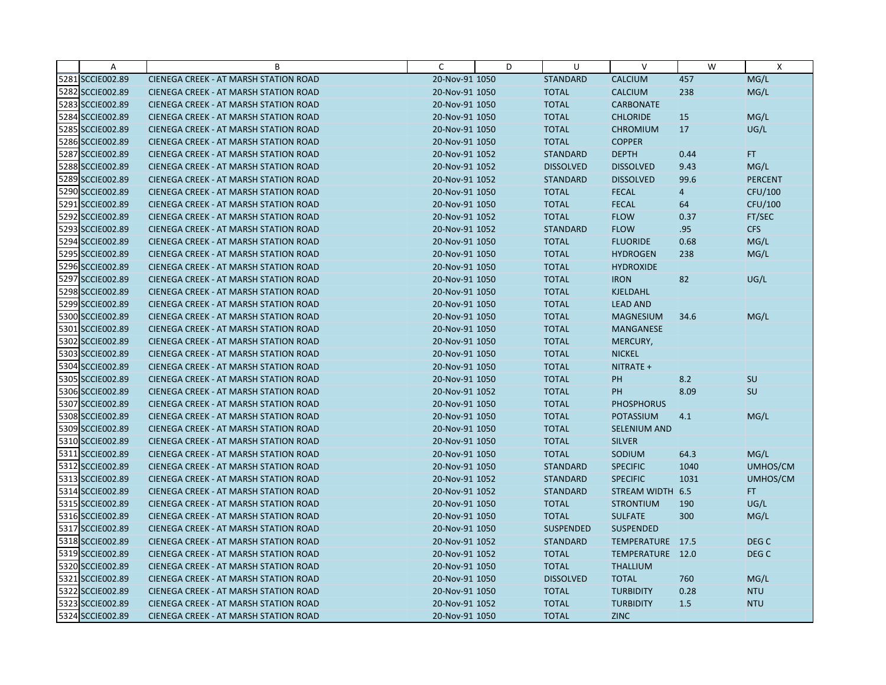| | A | B | C | D | U | V | W | X |
|---|---|---|---|---|---|---|---|---|
| 5281 | SCCIE002.89 | CIENEGA CREEK - AT MARSH STATION ROAD | 20-Nov-91 1050 | | STANDARD | CALCIUM | 457 | MG/L |
| 5282 | SCCIE002.89 | CIENEGA CREEK - AT MARSH STATION ROAD | 20-Nov-91 1050 | | TOTAL | CALCIUM | 238 | MG/L |
| 5283 | SCCIE002.89 | CIENEGA CREEK - AT MARSH STATION ROAD | 20-Nov-91 1050 | | TOTAL | CARBONATE | | |
| 5284 | SCCIE002.89 | CIENEGA CREEK - AT MARSH STATION ROAD | 20-Nov-91 1050 | | TOTAL | CHLORIDE | 15 | MG/L |
| 5285 | SCCIE002.89 | CIENEGA CREEK - AT MARSH STATION ROAD | 20-Nov-91 1050 | | TOTAL | CHROMIUM | 17 | UG/L |
| 5286 | SCCIE002.89 | CIENEGA CREEK - AT MARSH STATION ROAD | 20-Nov-91 1050 | | TOTAL | COPPER | | |
| 5287 | SCCIE002.89 | CIENEGA CREEK - AT MARSH STATION ROAD | 20-Nov-91 1052 | | STANDARD | DEPTH | 0.44 | FT |
| 5288 | SCCIE002.89 | CIENEGA CREEK - AT MARSH STATION ROAD | 20-Nov-91 1052 | | DISSOLVED | DISSOLVED | 9.43 | MG/L |
| 5289 | SCCIE002.89 | CIENEGA CREEK - AT MARSH STATION ROAD | 20-Nov-91 1052 | | STANDARD | DISSOLVED | 99.6 | PERCENT |
| 5290 | SCCIE002.89 | CIENEGA CREEK - AT MARSH STATION ROAD | 20-Nov-91 1050 | | TOTAL | FECAL | 4 | CFU/100 |
| 5291 | SCCIE002.89 | CIENEGA CREEK - AT MARSH STATION ROAD | 20-Nov-91 1050 | | TOTAL | FECAL | 64 | CFU/100 |
| 5292 | SCCIE002.89 | CIENEGA CREEK - AT MARSH STATION ROAD | 20-Nov-91 1052 | | TOTAL | FLOW | 0.37 | FT/SEC |
| 5293 | SCCIE002.89 | CIENEGA CREEK - AT MARSH STATION ROAD | 20-Nov-91 1052 | | STANDARD | FLOW | .95 | CFS |
| 5294 | SCCIE002.89 | CIENEGA CREEK - AT MARSH STATION ROAD | 20-Nov-91 1050 | | TOTAL | FLUORIDE | 0.68 | MG/L |
| 5295 | SCCIE002.89 | CIENEGA CREEK - AT MARSH STATION ROAD | 20-Nov-91 1050 | | TOTAL | HYDROGEN | 238 | MG/L |
| 5296 | SCCIE002.89 | CIENEGA CREEK - AT MARSH STATION ROAD | 20-Nov-91 1050 | | TOTAL | HYDROXIDE | | |
| 5297 | SCCIE002.89 | CIENEGA CREEK - AT MARSH STATION ROAD | 20-Nov-91 1050 | | TOTAL | IRON | 82 | UG/L |
| 5298 | SCCIE002.89 | CIENEGA CREEK - AT MARSH STATION ROAD | 20-Nov-91 1050 | | TOTAL | KJELDAHL | | |
| 5299 | SCCIE002.89 | CIENEGA CREEK - AT MARSH STATION ROAD | 20-Nov-91 1050 | | TOTAL | LEAD AND | | |
| 5300 | SCCIE002.89 | CIENEGA CREEK - AT MARSH STATION ROAD | 20-Nov-91 1050 | | TOTAL | MAGNESIUM | 34.6 | MG/L |
| 5301 | SCCIE002.89 | CIENEGA CREEK - AT MARSH STATION ROAD | 20-Nov-91 1050 | | TOTAL | MANGANESE | | |
| 5302 | SCCIE002.89 | CIENEGA CREEK - AT MARSH STATION ROAD | 20-Nov-91 1050 | | TOTAL | MERCURY, | | |
| 5303 | SCCIE002.89 | CIENEGA CREEK - AT MARSH STATION ROAD | 20-Nov-91 1050 | | TOTAL | NICKEL | | |
| 5304 | SCCIE002.89 | CIENEGA CREEK - AT MARSH STATION ROAD | 20-Nov-91 1050 | | TOTAL | NITRATE + | | |
| 5305 | SCCIE002.89 | CIENEGA CREEK - AT MARSH STATION ROAD | 20-Nov-91 1050 | | TOTAL | PH | 8.2 | SU |
| 5306 | SCCIE002.89 | CIENEGA CREEK - AT MARSH STATION ROAD | 20-Nov-91 1052 | | TOTAL | PH | 8.09 | SU |
| 5307 | SCCIE002.89 | CIENEGA CREEK - AT MARSH STATION ROAD | 20-Nov-91 1050 | | TOTAL | PHOSPHORUS | | |
| 5308 | SCCIE002.89 | CIENEGA CREEK - AT MARSH STATION ROAD | 20-Nov-91 1050 | | TOTAL | POTASSIUM | 4.1 | MG/L |
| 5309 | SCCIE002.89 | CIENEGA CREEK - AT MARSH STATION ROAD | 20-Nov-91 1050 | | TOTAL | SELENIUM AND | | |
| 5310 | SCCIE002.89 | CIENEGA CREEK - AT MARSH STATION ROAD | 20-Nov-91 1050 | | TOTAL | SILVER | | |
| 5311 | SCCIE002.89 | CIENEGA CREEK - AT MARSH STATION ROAD | 20-Nov-91 1050 | | TOTAL | SODIUM | 64.3 | MG/L |
| 5312 | SCCIE002.89 | CIENEGA CREEK - AT MARSH STATION ROAD | 20-Nov-91 1050 | | STANDARD | SPECIFIC | 1040 | UMHOS/CM |
| 5313 | SCCIE002.89 | CIENEGA CREEK - AT MARSH STATION ROAD | 20-Nov-91 1052 | | STANDARD | SPECIFIC | 1031 | UMHOS/CM |
| 5314 | SCCIE002.89 | CIENEGA CREEK - AT MARSH STATION ROAD | 20-Nov-91 1052 | | STANDARD | STREAM WIDTH | 6.5 | FT |
| 5315 | SCCIE002.89 | CIENEGA CREEK - AT MARSH STATION ROAD | 20-Nov-91 1050 | | TOTAL | STRONTIUM | 190 | UG/L |
| 5316 | SCCIE002.89 | CIENEGA CREEK - AT MARSH STATION ROAD | 20-Nov-91 1050 | | TOTAL | SULFATE | 300 | MG/L |
| 5317 | SCCIE002.89 | CIENEGA CREEK - AT MARSH STATION ROAD | 20-Nov-91 1050 | | SUSPENDED | SUSPENDED | | |
| 5318 | SCCIE002.89 | CIENEGA CREEK - AT MARSH STATION ROAD | 20-Nov-91 1052 | | STANDARD | TEMPERATURE | 17.5 | DEG C |
| 5319 | SCCIE002.89 | CIENEGA CREEK - AT MARSH STATION ROAD | 20-Nov-91 1052 | | TOTAL | TEMPERATURE | 12.0 | DEG C |
| 5320 | SCCIE002.89 | CIENEGA CREEK - AT MARSH STATION ROAD | 20-Nov-91 1050 | | TOTAL | THALLIUM | | |
| 5321 | SCCIE002.89 | CIENEGA CREEK - AT MARSH STATION ROAD | 20-Nov-91 1050 | | DISSOLVED | TOTAL | 760 | MG/L |
| 5322 | SCCIE002.89 | CIENEGA CREEK - AT MARSH STATION ROAD | 20-Nov-91 1050 | | TOTAL | TURBIDITY | 0.28 | NTU |
| 5323 | SCCIE002.89 | CIENEGA CREEK - AT MARSH STATION ROAD | 20-Nov-91 1052 | | TOTAL | TURBIDITY | 1.5 | NTU |
| 5324 | SCCIE002.89 | CIENEGA CREEK - AT MARSH STATION ROAD | 20-Nov-91 1050 | | TOTAL | ZINC | | |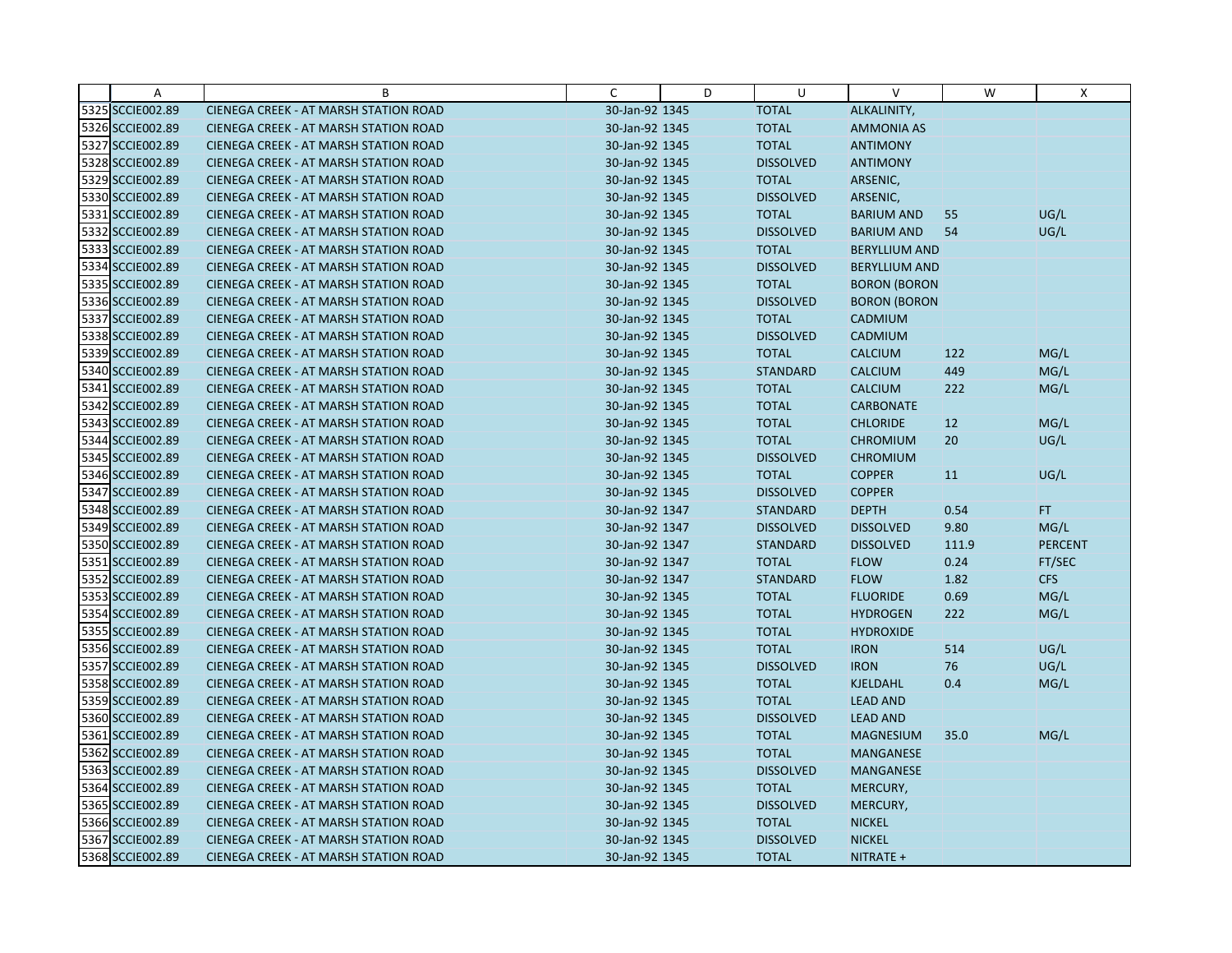| | A | B | C | D | U | V | W | X |
|---|---|---|---|---|---|---|---|---|
| 5325 | SCCIE002.89 | CIENEGA CREEK - AT MARSH STATION ROAD | 30-Jan-92 | 1345 | TOTAL | ALKALINITY, | | |
| 5326 | SCCIE002.89 | CIENEGA CREEK - AT MARSH STATION ROAD | 30-Jan-92 | 1345 | TOTAL | AMMONIA AS | | |
| 5327 | SCCIE002.89 | CIENEGA CREEK - AT MARSH STATION ROAD | 30-Jan-92 | 1345 | TOTAL | ANTIMONY | | |
| 5328 | SCCIE002.89 | CIENEGA CREEK - AT MARSH STATION ROAD | 30-Jan-92 | 1345 | DISSOLVED | ANTIMONY | | |
| 5329 | SCCIE002.89 | CIENEGA CREEK - AT MARSH STATION ROAD | 30-Jan-92 | 1345 | TOTAL | ARSENIC, | | |
| 5330 | SCCIE002.89 | CIENEGA CREEK - AT MARSH STATION ROAD | 30-Jan-92 | 1345 | DISSOLVED | ARSENIC, | | |
| 5331 | SCCIE002.89 | CIENEGA CREEK - AT MARSH STATION ROAD | 30-Jan-92 | 1345 | TOTAL | BARIUM AND | 55 | UG/L |
| 5332 | SCCIE002.89 | CIENEGA CREEK - AT MARSH STATION ROAD | 30-Jan-92 | 1345 | DISSOLVED | BARIUM AND | 54 | UG/L |
| 5333 | SCCIE002.89 | CIENEGA CREEK - AT MARSH STATION ROAD | 30-Jan-92 | 1345 | TOTAL | BERYLLIUM AND | | |
| 5334 | SCCIE002.89 | CIENEGA CREEK - AT MARSH STATION ROAD | 30-Jan-92 | 1345 | DISSOLVED | BERYLLIUM AND | | |
| 5335 | SCCIE002.89 | CIENEGA CREEK - AT MARSH STATION ROAD | 30-Jan-92 | 1345 | TOTAL | BORON (BORON | | |
| 5336 | SCCIE002.89 | CIENEGA CREEK - AT MARSH STATION ROAD | 30-Jan-92 | 1345 | DISSOLVED | BORON (BORON | | |
| 5337 | SCCIE002.89 | CIENEGA CREEK - AT MARSH STATION ROAD | 30-Jan-92 | 1345 | TOTAL | CADMIUM | | |
| 5338 | SCCIE002.89 | CIENEGA CREEK - AT MARSH STATION ROAD | 30-Jan-92 | 1345 | DISSOLVED | CADMIUM | | |
| 5339 | SCCIE002.89 | CIENEGA CREEK - AT MARSH STATION ROAD | 30-Jan-92 | 1345 | TOTAL | CALCIUM | 122 | MG/L |
| 5340 | SCCIE002.89 | CIENEGA CREEK - AT MARSH STATION ROAD | 30-Jan-92 | 1345 | STANDARD | CALCIUM | 449 | MG/L |
| 5341 | SCCIE002.89 | CIENEGA CREEK - AT MARSH STATION ROAD | 30-Jan-92 | 1345 | TOTAL | CALCIUM | 222 | MG/L |
| 5342 | SCCIE002.89 | CIENEGA CREEK - AT MARSH STATION ROAD | 30-Jan-92 | 1345 | TOTAL | CARBONATE | | |
| 5343 | SCCIE002.89 | CIENEGA CREEK - AT MARSH STATION ROAD | 30-Jan-92 | 1345 | TOTAL | CHLORIDE | 12 | MG/L |
| 5344 | SCCIE002.89 | CIENEGA CREEK - AT MARSH STATION ROAD | 30-Jan-92 | 1345 | TOTAL | CHROMIUM | 20 | UG/L |
| 5345 | SCCIE002.89 | CIENEGA CREEK - AT MARSH STATION ROAD | 30-Jan-92 | 1345 | DISSOLVED | CHROMIUM | | |
| 5346 | SCCIE002.89 | CIENEGA CREEK - AT MARSH STATION ROAD | 30-Jan-92 | 1345 | TOTAL | COPPER | 11 | UG/L |
| 5347 | SCCIE002.89 | CIENEGA CREEK - AT MARSH STATION ROAD | 30-Jan-92 | 1345 | DISSOLVED | COPPER | | |
| 5348 | SCCIE002.89 | CIENEGA CREEK - AT MARSH STATION ROAD | 30-Jan-92 | 1347 | STANDARD | DEPTH | 0.54 | FT |
| 5349 | SCCIE002.89 | CIENEGA CREEK - AT MARSH STATION ROAD | 30-Jan-92 | 1347 | DISSOLVED | DISSOLVED | 9.80 | MG/L |
| 5350 | SCCIE002.89 | CIENEGA CREEK - AT MARSH STATION ROAD | 30-Jan-92 | 1347 | STANDARD | DISSOLVED | 111.9 | PERCENT |
| 5351 | SCCIE002.89 | CIENEGA CREEK - AT MARSH STATION ROAD | 30-Jan-92 | 1347 | TOTAL | FLOW | 0.24 | FT/SEC |
| 5352 | SCCIE002.89 | CIENEGA CREEK - AT MARSH STATION ROAD | 30-Jan-92 | 1347 | STANDARD | FLOW | 1.82 | CFS |
| 5353 | SCCIE002.89 | CIENEGA CREEK - AT MARSH STATION ROAD | 30-Jan-92 | 1345 | TOTAL | FLUORIDE | 0.69 | MG/L |
| 5354 | SCCIE002.89 | CIENEGA CREEK - AT MARSH STATION ROAD | 30-Jan-92 | 1345 | TOTAL | HYDROGEN | 222 | MG/L |
| 5355 | SCCIE002.89 | CIENEGA CREEK - AT MARSH STATION ROAD | 30-Jan-92 | 1345 | TOTAL | HYDROXIDE | | |
| 5356 | SCCIE002.89 | CIENEGA CREEK - AT MARSH STATION ROAD | 30-Jan-92 | 1345 | TOTAL | IRON | 514 | UG/L |
| 5357 | SCCIE002.89 | CIENEGA CREEK - AT MARSH STATION ROAD | 30-Jan-92 | 1345 | DISSOLVED | IRON | 76 | UG/L |
| 5358 | SCCIE002.89 | CIENEGA CREEK - AT MARSH STATION ROAD | 30-Jan-92 | 1345 | TOTAL | KJELDAHL | 0.4 | MG/L |
| 5359 | SCCIE002.89 | CIENEGA CREEK - AT MARSH STATION ROAD | 30-Jan-92 | 1345 | TOTAL | LEAD AND | | |
| 5360 | SCCIE002.89 | CIENEGA CREEK - AT MARSH STATION ROAD | 30-Jan-92 | 1345 | DISSOLVED | LEAD AND | | |
| 5361 | SCCIE002.89 | CIENEGA CREEK - AT MARSH STATION ROAD | 30-Jan-92 | 1345 | TOTAL | MAGNESIUM | 35.0 | MG/L |
| 5362 | SCCIE002.89 | CIENEGA CREEK - AT MARSH STATION ROAD | 30-Jan-92 | 1345 | TOTAL | MANGANESE | | |
| 5363 | SCCIE002.89 | CIENEGA CREEK - AT MARSH STATION ROAD | 30-Jan-92 | 1345 | DISSOLVED | MANGANESE | | |
| 5364 | SCCIE002.89 | CIENEGA CREEK - AT MARSH STATION ROAD | 30-Jan-92 | 1345 | TOTAL | MERCURY, | | |
| 5365 | SCCIE002.89 | CIENEGA CREEK - AT MARSH STATION ROAD | 30-Jan-92 | 1345 | DISSOLVED | MERCURY, | | |
| 5366 | SCCIE002.89 | CIENEGA CREEK - AT MARSH STATION ROAD | 30-Jan-92 | 1345 | TOTAL | NICKEL | | |
| 5367 | SCCIE002.89 | CIENEGA CREEK - AT MARSH STATION ROAD | 30-Jan-92 | 1345 | DISSOLVED | NICKEL | | |
| 5368 | SCCIE002.89 | CIENEGA CREEK - AT MARSH STATION ROAD | 30-Jan-92 | 1345 | TOTAL | NITRATE + | | |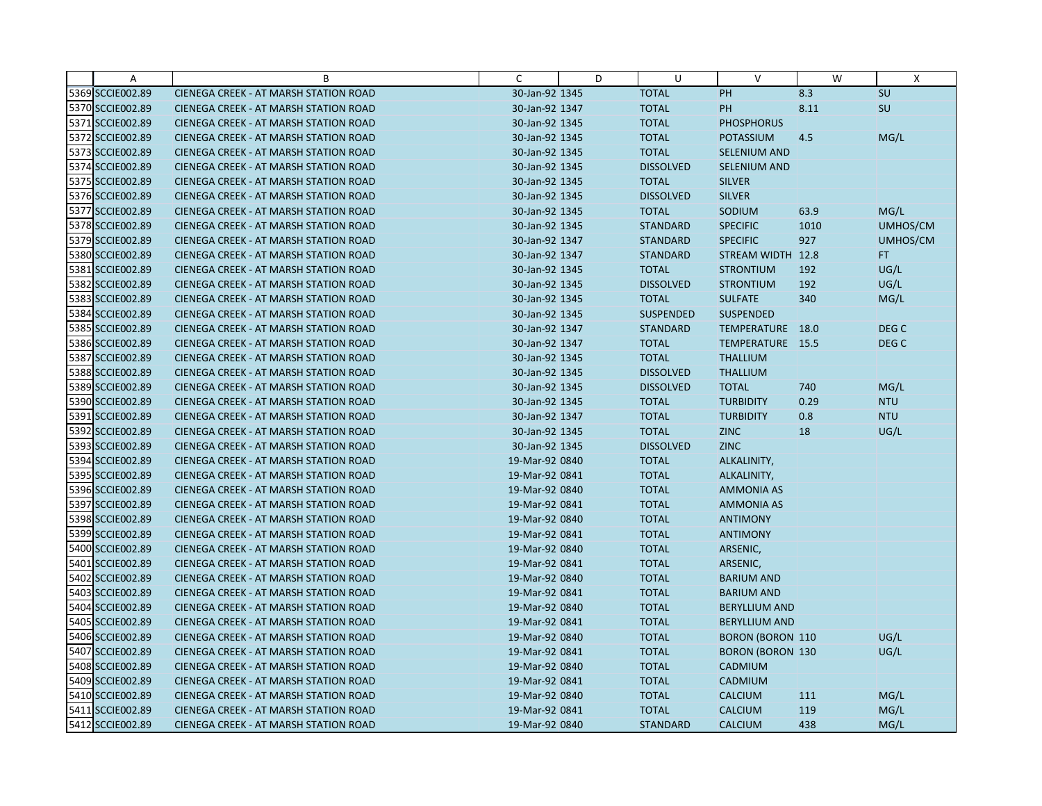| | A | B | C | D | U | V | W | X |
|---|---|---|---|---|---|---|---|---|
| 5369 | SCCIE002.89 | CIENEGA CREEK - AT MARSH STATION ROAD | 30-Jan-92 | 1345 | TOTAL | PH | 8.3 | SU |
| 5370 | SCCIE002.89 | CIENEGA CREEK - AT MARSH STATION ROAD | 30-Jan-92 | 1347 | TOTAL | PH | 8.11 | SU |
| 5371 | SCCIE002.89 | CIENEGA CREEK - AT MARSH STATION ROAD | 30-Jan-92 | 1345 | TOTAL | PHOSPHORUS | | |
| 5372 | SCCIE002.89 | CIENEGA CREEK - AT MARSH STATION ROAD | 30-Jan-92 | 1345 | TOTAL | POTASSIUM | 4.5 | MG/L |
| 5373 | SCCIE002.89 | CIENEGA CREEK - AT MARSH STATION ROAD | 30-Jan-92 | 1345 | TOTAL | SELENIUM AND | | |
| 5374 | SCCIE002.89 | CIENEGA CREEK - AT MARSH STATION ROAD | 30-Jan-92 | 1345 | DISSOLVED | SELENIUM AND | | |
| 5375 | SCCIE002.89 | CIENEGA CREEK - AT MARSH STATION ROAD | 30-Jan-92 | 1345 | TOTAL | SILVER | | |
| 5376 | SCCIE002.89 | CIENEGA CREEK - AT MARSH STATION ROAD | 30-Jan-92 | 1345 | DISSOLVED | SILVER | | |
| 5377 | SCCIE002.89 | CIENEGA CREEK - AT MARSH STATION ROAD | 30-Jan-92 | 1345 | TOTAL | SODIUM | 63.9 | MG/L |
| 5378 | SCCIE002.89 | CIENEGA CREEK - AT MARSH STATION ROAD | 30-Jan-92 | 1345 | STANDARD | SPECIFIC | 1010 | UMHOS/CM |
| 5379 | SCCIE002.89 | CIENEGA CREEK - AT MARSH STATION ROAD | 30-Jan-92 | 1347 | STANDARD | SPECIFIC | 927 | UMHOS/CM |
| 5380 | SCCIE002.89 | CIENEGA CREEK - AT MARSH STATION ROAD | 30-Jan-92 | 1347 | STANDARD | STREAM WIDTH | 12.8 | FT |
| 5381 | SCCIE002.89 | CIENEGA CREEK - AT MARSH STATION ROAD | 30-Jan-92 | 1345 | TOTAL | STRONTIUM | 192 | UG/L |
| 5382 | SCCIE002.89 | CIENEGA CREEK - AT MARSH STATION ROAD | 30-Jan-92 | 1345 | DISSOLVED | STRONTIUM | 192 | UG/L |
| 5383 | SCCIE002.89 | CIENEGA CREEK - AT MARSH STATION ROAD | 30-Jan-92 | 1345 | TOTAL | SULFATE | 340 | MG/L |
| 5384 | SCCIE002.89 | CIENEGA CREEK - AT MARSH STATION ROAD | 30-Jan-92 | 1345 | SUSPENDED | SUSPENDED | | |
| 5385 | SCCIE002.89 | CIENEGA CREEK - AT MARSH STATION ROAD | 30-Jan-92 | 1347 | STANDARD | TEMPERATURE | 18.0 | DEG C |
| 5386 | SCCIE002.89 | CIENEGA CREEK - AT MARSH STATION ROAD | 30-Jan-92 | 1347 | TOTAL | TEMPERATURE | 15.5 | DEG C |
| 5387 | SCCIE002.89 | CIENEGA CREEK - AT MARSH STATION ROAD | 30-Jan-92 | 1345 | TOTAL | THALLIUM | | |
| 5388 | SCCIE002.89 | CIENEGA CREEK - AT MARSH STATION ROAD | 30-Jan-92 | 1345 | DISSOLVED | THALLIUM | | |
| 5389 | SCCIE002.89 | CIENEGA CREEK - AT MARSH STATION ROAD | 30-Jan-92 | 1345 | DISSOLVED | TOTAL | 740 | MG/L |
| 5390 | SCCIE002.89 | CIENEGA CREEK - AT MARSH STATION ROAD | 30-Jan-92 | 1345 | TOTAL | TURBIDITY | 0.29 | NTU |
| 5391 | SCCIE002.89 | CIENEGA CREEK - AT MARSH STATION ROAD | 30-Jan-92 | 1347 | TOTAL | TURBIDITY | 0.8 | NTU |
| 5392 | SCCIE002.89 | CIENEGA CREEK - AT MARSH STATION ROAD | 30-Jan-92 | 1345 | TOTAL | ZINC | 18 | UG/L |
| 5393 | SCCIE002.89 | CIENEGA CREEK - AT MARSH STATION ROAD | 30-Jan-92 | 1345 | DISSOLVED | ZINC | | |
| 5394 | SCCIE002.89 | CIENEGA CREEK - AT MARSH STATION ROAD | 19-Mar-92 | 0840 | TOTAL | ALKALINITY, | | |
| 5395 | SCCIE002.89 | CIENEGA CREEK - AT MARSH STATION ROAD | 19-Mar-92 | 0841 | TOTAL | ALKALINITY, | | |
| 5396 | SCCIE002.89 | CIENEGA CREEK - AT MARSH STATION ROAD | 19-Mar-92 | 0840 | TOTAL | AMMONIA AS | | |
| 5397 | SCCIE002.89 | CIENEGA CREEK - AT MARSH STATION ROAD | 19-Mar-92 | 0841 | TOTAL | AMMONIA AS | | |
| 5398 | SCCIE002.89 | CIENEGA CREEK - AT MARSH STATION ROAD | 19-Mar-92 | 0840 | TOTAL | ANTIMONY | | |
| 5399 | SCCIE002.89 | CIENEGA CREEK - AT MARSH STATION ROAD | 19-Mar-92 | 0841 | TOTAL | ANTIMONY | | |
| 5400 | SCCIE002.89 | CIENEGA CREEK - AT MARSH STATION ROAD | 19-Mar-92 | 0840 | TOTAL | ARSENIC, | | |
| 5401 | SCCIE002.89 | CIENEGA CREEK - AT MARSH STATION ROAD | 19-Mar-92 | 0841 | TOTAL | ARSENIC, | | |
| 5402 | SCCIE002.89 | CIENEGA CREEK - AT MARSH STATION ROAD | 19-Mar-92 | 0840 | TOTAL | BARIUM AND | | |
| 5403 | SCCIE002.89 | CIENEGA CREEK - AT MARSH STATION ROAD | 19-Mar-92 | 0841 | TOTAL | BARIUM AND | | |
| 5404 | SCCIE002.89 | CIENEGA CREEK - AT MARSH STATION ROAD | 19-Mar-92 | 0840 | TOTAL | BERYLLIUM AND | | |
| 5405 | SCCIE002.89 | CIENEGA CREEK - AT MARSH STATION ROAD | 19-Mar-92 | 0841 | TOTAL | BERYLLIUM AND | | |
| 5406 | SCCIE002.89 | CIENEGA CREEK - AT MARSH STATION ROAD | 19-Mar-92 | 0840 | TOTAL | BORON (BORON | 110 | UG/L |
| 5407 | SCCIE002.89 | CIENEGA CREEK - AT MARSH STATION ROAD | 19-Mar-92 | 0841 | TOTAL | BORON (BORON | 130 | UG/L |
| 5408 | SCCIE002.89 | CIENEGA CREEK - AT MARSH STATION ROAD | 19-Mar-92 | 0840 | TOTAL | CADMIUM | | |
| 5409 | SCCIE002.89 | CIENEGA CREEK - AT MARSH STATION ROAD | 19-Mar-92 | 0841 | TOTAL | CADMIUM | | |
| 5410 | SCCIE002.89 | CIENEGA CREEK - AT MARSH STATION ROAD | 19-Mar-92 | 0840 | TOTAL | CALCIUM | 111 | MG/L |
| 5411 | SCCIE002.89 | CIENEGA CREEK - AT MARSH STATION ROAD | 19-Mar-92 | 0841 | TOTAL | CALCIUM | 119 | MG/L |
| 5412 | SCCIE002.89 | CIENEGA CREEK - AT MARSH STATION ROAD | 19-Mar-92 | 0840 | STANDARD | CALCIUM | 438 | MG/L |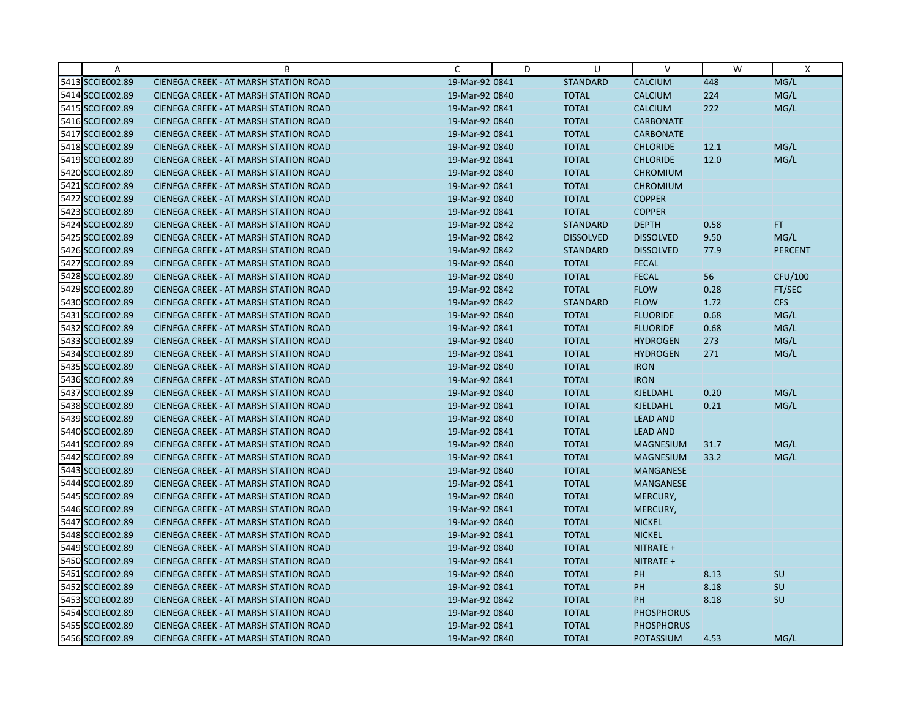|  | A | B | C | D | U | V | W | X |
|---|---|---|---|---|---|---|---|---|
| 5413 | SCCIE002.89 | CIENEGA CREEK - AT MARSH STATION ROAD | 19-Mar-92 0841 |  | STANDARD | CALCIUM | 448 | MG/L |
| 5414 | SCCIE002.89 | CIENEGA CREEK - AT MARSH STATION ROAD | 19-Mar-92 0840 |  | TOTAL | CALCIUM | 224 | MG/L |
| 5415 | SCCIE002.89 | CIENEGA CREEK - AT MARSH STATION ROAD | 19-Mar-92 0841 |  | TOTAL | CALCIUM | 222 | MG/L |
| 5416 | SCCIE002.89 | CIENEGA CREEK - AT MARSH STATION ROAD | 19-Mar-92 0840 |  | TOTAL | CARBONATE |  |  |
| 5417 | SCCIE002.89 | CIENEGA CREEK - AT MARSH STATION ROAD | 19-Mar-92 0841 |  | TOTAL | CARBONATE |  |  |
| 5418 | SCCIE002.89 | CIENEGA CREEK - AT MARSH STATION ROAD | 19-Mar-92 0840 |  | TOTAL | CHLORIDE | 12.1 | MG/L |
| 5419 | SCCIE002.89 | CIENEGA CREEK - AT MARSH STATION ROAD | 19-Mar-92 0841 |  | TOTAL | CHLORIDE | 12.0 | MG/L |
| 5420 | SCCIE002.89 | CIENEGA CREEK - AT MARSH STATION ROAD | 19-Mar-92 0840 |  | TOTAL | CHROMIUM |  |  |
| 5421 | SCCIE002.89 | CIENEGA CREEK - AT MARSH STATION ROAD | 19-Mar-92 0841 |  | TOTAL | CHROMIUM |  |  |
| 5422 | SCCIE002.89 | CIENEGA CREEK - AT MARSH STATION ROAD | 19-Mar-92 0840 |  | TOTAL | COPPER |  |  |
| 5423 | SCCIE002.89 | CIENEGA CREEK - AT MARSH STATION ROAD | 19-Mar-92 0841 |  | TOTAL | COPPER |  |  |
| 5424 | SCCIE002.89 | CIENEGA CREEK - AT MARSH STATION ROAD | 19-Mar-92 0842 |  | STANDARD | DEPTH | 0.58 | FT |
| 5425 | SCCIE002.89 | CIENEGA CREEK - AT MARSH STATION ROAD | 19-Mar-92 0842 |  | DISSOLVED | DISSOLVED | 9.50 | MG/L |
| 5426 | SCCIE002.89 | CIENEGA CREEK - AT MARSH STATION ROAD | 19-Mar-92 0842 |  | STANDARD | DISSOLVED | 77.9 | PERCENT |
| 5427 | SCCIE002.89 | CIENEGA CREEK - AT MARSH STATION ROAD | 19-Mar-92 0840 |  | TOTAL | FECAL |  |  |
| 5428 | SCCIE002.89 | CIENEGA CREEK - AT MARSH STATION ROAD | 19-Mar-92 0840 |  | TOTAL | FECAL | 56 | CFU/100 |
| 5429 | SCCIE002.89 | CIENEGA CREEK - AT MARSH STATION ROAD | 19-Mar-92 0842 |  | TOTAL | FLOW | 0.28 | FT/SEC |
| 5430 | SCCIE002.89 | CIENEGA CREEK - AT MARSH STATION ROAD | 19-Mar-92 0842 |  | STANDARD | FLOW | 1.72 | CFS |
| 5431 | SCCIE002.89 | CIENEGA CREEK - AT MARSH STATION ROAD | 19-Mar-92 0840 |  | TOTAL | FLUORIDE | 0.68 | MG/L |
| 5432 | SCCIE002.89 | CIENEGA CREEK - AT MARSH STATION ROAD | 19-Mar-92 0841 |  | TOTAL | FLUORIDE | 0.68 | MG/L |
| 5433 | SCCIE002.89 | CIENEGA CREEK - AT MARSH STATION ROAD | 19-Mar-92 0840 |  | TOTAL | HYDROGEN | 273 | MG/L |
| 5434 | SCCIE002.89 | CIENEGA CREEK - AT MARSH STATION ROAD | 19-Mar-92 0841 |  | TOTAL | HYDROGEN | 271 | MG/L |
| 5435 | SCCIE002.89 | CIENEGA CREEK - AT MARSH STATION ROAD | 19-Mar-92 0840 |  | TOTAL | IRON |  |  |
| 5436 | SCCIE002.89 | CIENEGA CREEK - AT MARSH STATION ROAD | 19-Mar-92 0841 |  | TOTAL | IRON |  |  |
| 5437 | SCCIE002.89 | CIENEGA CREEK - AT MARSH STATION ROAD | 19-Mar-92 0840 |  | TOTAL | KJELDAHL | 0.20 | MG/L |
| 5438 | SCCIE002.89 | CIENEGA CREEK - AT MARSH STATION ROAD | 19-Mar-92 0841 |  | TOTAL | KJELDAHL | 0.21 | MG/L |
| 5439 | SCCIE002.89 | CIENEGA CREEK - AT MARSH STATION ROAD | 19-Mar-92 0840 |  | TOTAL | LEAD AND |  |  |
| 5440 | SCCIE002.89 | CIENEGA CREEK - AT MARSH STATION ROAD | 19-Mar-92 0841 |  | TOTAL | LEAD AND |  |  |
| 5441 | SCCIE002.89 | CIENEGA CREEK - AT MARSH STATION ROAD | 19-Mar-92 0840 |  | TOTAL | MAGNESIUM | 31.7 | MG/L |
| 5442 | SCCIE002.89 | CIENEGA CREEK - AT MARSH STATION ROAD | 19-Mar-92 0841 |  | TOTAL | MAGNESIUM | 33.2 | MG/L |
| 5443 | SCCIE002.89 | CIENEGA CREEK - AT MARSH STATION ROAD | 19-Mar-92 0840 |  | TOTAL | MANGANESE |  |  |
| 5444 | SCCIE002.89 | CIENEGA CREEK - AT MARSH STATION ROAD | 19-Mar-92 0841 |  | TOTAL | MANGANESE |  |  |
| 5445 | SCCIE002.89 | CIENEGA CREEK - AT MARSH STATION ROAD | 19-Mar-92 0840 |  | TOTAL | MERCURY, |  |  |
| 5446 | SCCIE002.89 | CIENEGA CREEK - AT MARSH STATION ROAD | 19-Mar-92 0841 |  | TOTAL | MERCURY, |  |  |
| 5447 | SCCIE002.89 | CIENEGA CREEK - AT MARSH STATION ROAD | 19-Mar-92 0840 |  | TOTAL | NICKEL |  |  |
| 5448 | SCCIE002.89 | CIENEGA CREEK - AT MARSH STATION ROAD | 19-Mar-92 0841 |  | TOTAL | NICKEL |  |  |
| 5449 | SCCIE002.89 | CIENEGA CREEK - AT MARSH STATION ROAD | 19-Mar-92 0840 |  | TOTAL | NITRATE + |  |  |
| 5450 | SCCIE002.89 | CIENEGA CREEK - AT MARSH STATION ROAD | 19-Mar-92 0841 |  | TOTAL | NITRATE + |  |  |
| 5451 | SCCIE002.89 | CIENEGA CREEK - AT MARSH STATION ROAD | 19-Mar-92 0840 |  | TOTAL | PH | 8.13 | SU |
| 5452 | SCCIE002.89 | CIENEGA CREEK - AT MARSH STATION ROAD | 19-Mar-92 0841 |  | TOTAL | PH | 8.18 | SU |
| 5453 | SCCIE002.89 | CIENEGA CREEK - AT MARSH STATION ROAD | 19-Mar-92 0842 |  | TOTAL | PH | 8.18 | SU |
| 5454 | SCCIE002.89 | CIENEGA CREEK - AT MARSH STATION ROAD | 19-Mar-92 0840 |  | TOTAL | PHOSPHORUS |  |  |
| 5455 | SCCIE002.89 | CIENEGA CREEK - AT MARSH STATION ROAD | 19-Mar-92 0841 |  | TOTAL | PHOSPHORUS |  |  |
| 5456 | SCCIE002.89 | CIENEGA CREEK - AT MARSH STATION ROAD | 19-Mar-92 0840 |  | TOTAL | POTASSIUM | 4.53 | MG/L |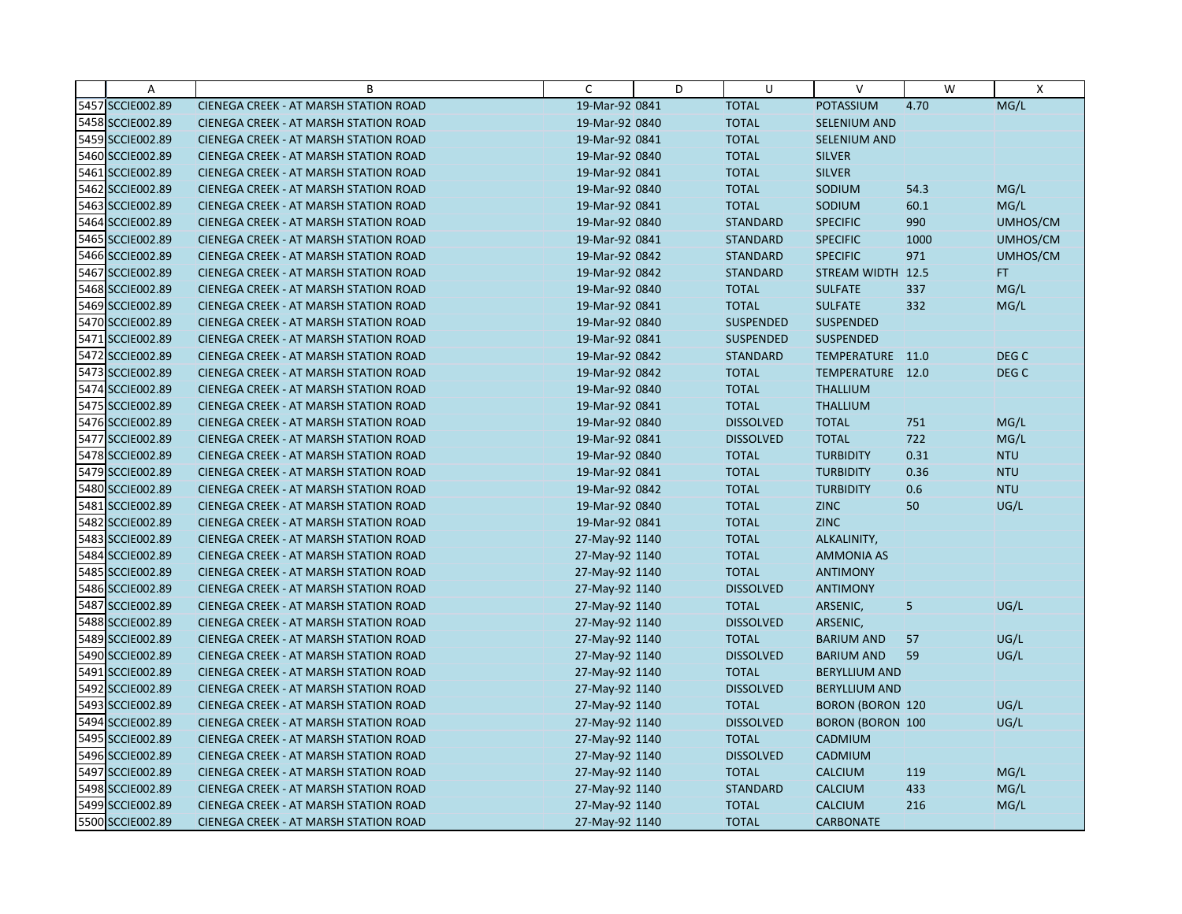| | A | B | C | D | U | V | W | X |
|---|---|---|---|---|---|---|---|---|
| 5457 | SCCIE002.89 | CIENEGA CREEK - AT MARSH STATION ROAD | 19-Mar-92 0841 | | TOTAL | POTASSIUM | 4.70 | MG/L |
| 5458 | SCCIE002.89 | CIENEGA CREEK - AT MARSH STATION ROAD | 19-Mar-92 0840 | | TOTAL | SELENIUM AND | | |
| 5459 | SCCIE002.89 | CIENEGA CREEK - AT MARSH STATION ROAD | 19-Mar-92 0841 | | TOTAL | SELENIUM AND | | |
| 5460 | SCCIE002.89 | CIENEGA CREEK - AT MARSH STATION ROAD | 19-Mar-92 0840 | | TOTAL | SILVER | | |
| 5461 | SCCIE002.89 | CIENEGA CREEK - AT MARSH STATION ROAD | 19-Mar-92 0841 | | TOTAL | SILVER | | |
| 5462 | SCCIE002.89 | CIENEGA CREEK - AT MARSH STATION ROAD | 19-Mar-92 0840 | | TOTAL | SODIUM | 54.3 | MG/L |
| 5463 | SCCIE002.89 | CIENEGA CREEK - AT MARSH STATION ROAD | 19-Mar-92 0841 | | TOTAL | SODIUM | 60.1 | MG/L |
| 5464 | SCCIE002.89 | CIENEGA CREEK - AT MARSH STATION ROAD | 19-Mar-92 0840 | | STANDARD | SPECIFIC | 990 | UMHOS/CM |
| 5465 | SCCIE002.89 | CIENEGA CREEK - AT MARSH STATION ROAD | 19-Mar-92 0841 | | STANDARD | SPECIFIC | 1000 | UMHOS/CM |
| 5466 | SCCIE002.89 | CIENEGA CREEK - AT MARSH STATION ROAD | 19-Mar-92 0842 | | STANDARD | SPECIFIC | 971 | UMHOS/CM |
| 5467 | SCCIE002.89 | CIENEGA CREEK - AT MARSH STATION ROAD | 19-Mar-92 0842 | | STANDARD | STREAM WIDTH | 12.5 | FT |
| 5468 | SCCIE002.89 | CIENEGA CREEK - AT MARSH STATION ROAD | 19-Mar-92 0840 | | TOTAL | SULFATE | 337 | MG/L |
| 5469 | SCCIE002.89 | CIENEGA CREEK - AT MARSH STATION ROAD | 19-Mar-92 0841 | | TOTAL | SULFATE | 332 | MG/L |
| 5470 | SCCIE002.89 | CIENEGA CREEK - AT MARSH STATION ROAD | 19-Mar-92 0840 | | SUSPENDED | SUSPENDED | | |
| 5471 | SCCIE002.89 | CIENEGA CREEK - AT MARSH STATION ROAD | 19-Mar-92 0841 | | SUSPENDED | SUSPENDED | | |
| 5472 | SCCIE002.89 | CIENEGA CREEK - AT MARSH STATION ROAD | 19-Mar-92 0842 | | STANDARD | TEMPERATURE | 11.0 | DEG C |
| 5473 | SCCIE002.89 | CIENEGA CREEK - AT MARSH STATION ROAD | 19-Mar-92 0842 | | TOTAL | TEMPERATURE | 12.0 | DEG C |
| 5474 | SCCIE002.89 | CIENEGA CREEK - AT MARSH STATION ROAD | 19-Mar-92 0840 | | TOTAL | THALLIUM | | |
| 5475 | SCCIE002.89 | CIENEGA CREEK - AT MARSH STATION ROAD | 19-Mar-92 0841 | | TOTAL | THALLIUM | | |
| 5476 | SCCIE002.89 | CIENEGA CREEK - AT MARSH STATION ROAD | 19-Mar-92 0840 | | DISSOLVED | TOTAL | 751 | MG/L |
| 5477 | SCCIE002.89 | CIENEGA CREEK - AT MARSH STATION ROAD | 19-Mar-92 0841 | | DISSOLVED | TOTAL | 722 | MG/L |
| 5478 | SCCIE002.89 | CIENEGA CREEK - AT MARSH STATION ROAD | 19-Mar-92 0840 | | TOTAL | TURBIDITY | 0.31 | NTU |
| 5479 | SCCIE002.89 | CIENEGA CREEK - AT MARSH STATION ROAD | 19-Mar-92 0841 | | TOTAL | TURBIDITY | 0.36 | NTU |
| 5480 | SCCIE002.89 | CIENEGA CREEK - AT MARSH STATION ROAD | 19-Mar-92 0842 | | TOTAL | TURBIDITY | 0.6 | NTU |
| 5481 | SCCIE002.89 | CIENEGA CREEK - AT MARSH STATION ROAD | 19-Mar-92 0840 | | TOTAL | ZINC | 50 | UG/L |
| 5482 | SCCIE002.89 | CIENEGA CREEK - AT MARSH STATION ROAD | 19-Mar-92 0841 | | TOTAL | ZINC | | |
| 5483 | SCCIE002.89 | CIENEGA CREEK - AT MARSH STATION ROAD | 27-May-92 1140 | | TOTAL | ALKALINITY, | | |
| 5484 | SCCIE002.89 | CIENEGA CREEK - AT MARSH STATION ROAD | 27-May-92 1140 | | TOTAL | AMMONIA AS | | |
| 5485 | SCCIE002.89 | CIENEGA CREEK - AT MARSH STATION ROAD | 27-May-92 1140 | | TOTAL | ANTIMONY | | |
| 5486 | SCCIE002.89 | CIENEGA CREEK - AT MARSH STATION ROAD | 27-May-92 1140 | | DISSOLVED | ANTIMONY | | |
| 5487 | SCCIE002.89 | CIENEGA CREEK - AT MARSH STATION ROAD | 27-May-92 1140 | | TOTAL | ARSENIC, | 5 | UG/L |
| 5488 | SCCIE002.89 | CIENEGA CREEK - AT MARSH STATION ROAD | 27-May-92 1140 | | DISSOLVED | ARSENIC, | | |
| 5489 | SCCIE002.89 | CIENEGA CREEK - AT MARSH STATION ROAD | 27-May-92 1140 | | TOTAL | BARIUM AND | 57 | UG/L |
| 5490 | SCCIE002.89 | CIENEGA CREEK - AT MARSH STATION ROAD | 27-May-92 1140 | | DISSOLVED | BARIUM AND | 59 | UG/L |
| 5491 | SCCIE002.89 | CIENEGA CREEK - AT MARSH STATION ROAD | 27-May-92 1140 | | TOTAL | BERYLLIUM AND | | |
| 5492 | SCCIE002.89 | CIENEGA CREEK - AT MARSH STATION ROAD | 27-May-92 1140 | | DISSOLVED | BERYLLIUM AND | | |
| 5493 | SCCIE002.89 | CIENEGA CREEK - AT MARSH STATION ROAD | 27-May-92 1140 | | TOTAL | BORON (BORON | 120 | UG/L |
| 5494 | SCCIE002.89 | CIENEGA CREEK - AT MARSH STATION ROAD | 27-May-92 1140 | | DISSOLVED | BORON (BORON | 100 | UG/L |
| 5495 | SCCIE002.89 | CIENEGA CREEK - AT MARSH STATION ROAD | 27-May-92 1140 | | TOTAL | CADMIUM | | |
| 5496 | SCCIE002.89 | CIENEGA CREEK - AT MARSH STATION ROAD | 27-May-92 1140 | | DISSOLVED | CADMIUM | | |
| 5497 | SCCIE002.89 | CIENEGA CREEK - AT MARSH STATION ROAD | 27-May-92 1140 | | TOTAL | CALCIUM | 119 | MG/L |
| 5498 | SCCIE002.89 | CIENEGA CREEK - AT MARSH STATION ROAD | 27-May-92 1140 | | STANDARD | CALCIUM | 433 | MG/L |
| 5499 | SCCIE002.89 | CIENEGA CREEK - AT MARSH STATION ROAD | 27-May-92 1140 | | TOTAL | CALCIUM | 216 | MG/L |
| 5500 | SCCIE002.89 | CIENEGA CREEK - AT MARSH STATION ROAD | 27-May-92 1140 | | TOTAL | CARBONATE | | |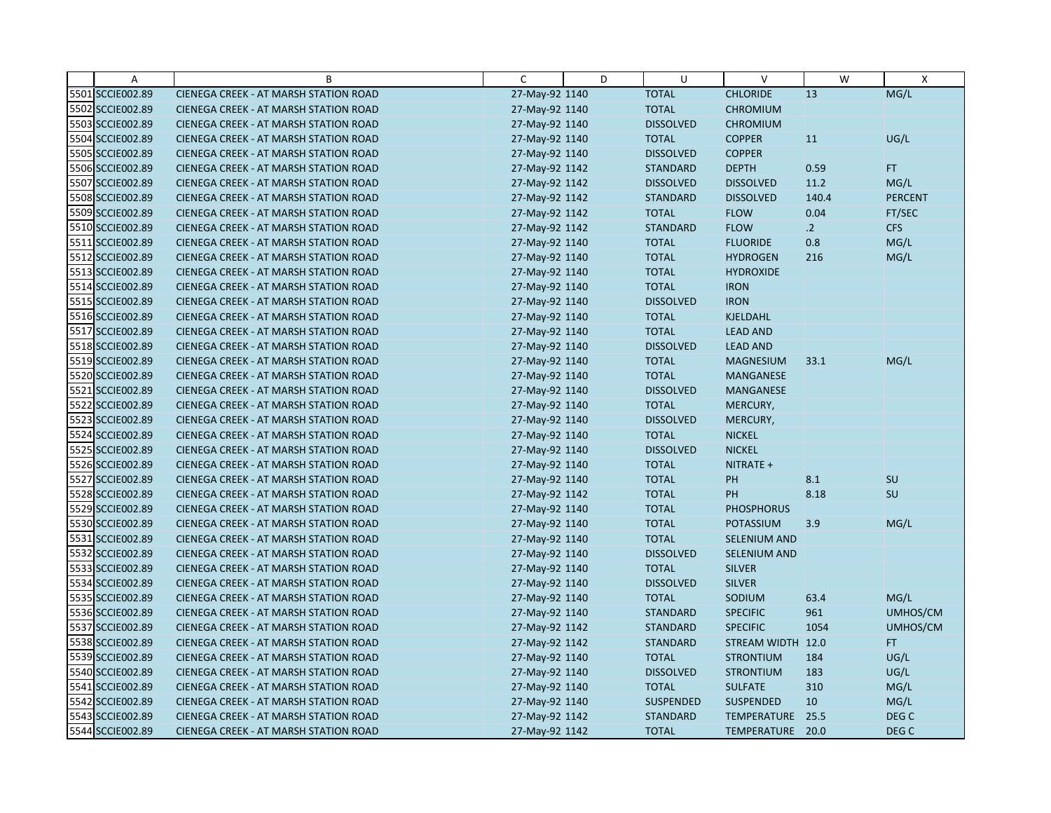| | A | B | C | D | U | V | W | X |
|---|---|---|---|---|---|---|---|---|
| 5501 | SCCIE002.89 | CIENEGA CREEK - AT MARSH STATION ROAD | 27-May-92 | 1140 | TOTAL | CHLORIDE | 13 | MG/L |
| 5502 | SCCIE002.89 | CIENEGA CREEK - AT MARSH STATION ROAD | 27-May-92 | 1140 | TOTAL | CHROMIUM | | |
| 5503 | SCCIE002.89 | CIENEGA CREEK - AT MARSH STATION ROAD | 27-May-92 | 1140 | DISSOLVED | CHROMIUM | | |
| 5504 | SCCIE002.89 | CIENEGA CREEK - AT MARSH STATION ROAD | 27-May-92 | 1140 | TOTAL | COPPER | 11 | UG/L |
| 5505 | SCCIE002.89 | CIENEGA CREEK - AT MARSH STATION ROAD | 27-May-92 | 1140 | DISSOLVED | COPPER | | |
| 5506 | SCCIE002.89 | CIENEGA CREEK - AT MARSH STATION ROAD | 27-May-92 | 1142 | STANDARD | DEPTH | 0.59 | FT |
| 5507 | SCCIE002.89 | CIENEGA CREEK - AT MARSH STATION ROAD | 27-May-92 | 1142 | DISSOLVED | DISSOLVED | 11.2 | MG/L |
| 5508 | SCCIE002.89 | CIENEGA CREEK - AT MARSH STATION ROAD | 27-May-92 | 1142 | STANDARD | DISSOLVED | 140.4 | PERCENT |
| 5509 | SCCIE002.89 | CIENEGA CREEK - AT MARSH STATION ROAD | 27-May-92 | 1142 | TOTAL | FLOW | 0.04 | FT/SEC |
| 5510 | SCCIE002.89 | CIENEGA CREEK - AT MARSH STATION ROAD | 27-May-92 | 1142 | STANDARD | FLOW | .2 | CFS |
| 5511 | SCCIE002.89 | CIENEGA CREEK - AT MARSH STATION ROAD | 27-May-92 | 1140 | TOTAL | FLUORIDE | 0.8 | MG/L |
| 5512 | SCCIE002.89 | CIENEGA CREEK - AT MARSH STATION ROAD | 27-May-92 | 1140 | TOTAL | HYDROGEN | 216 | MG/L |
| 5513 | SCCIE002.89 | CIENEGA CREEK - AT MARSH STATION ROAD | 27-May-92 | 1140 | TOTAL | HYDROXIDE | | |
| 5514 | SCCIE002.89 | CIENEGA CREEK - AT MARSH STATION ROAD | 27-May-92 | 1140 | TOTAL | IRON | | |
| 5515 | SCCIE002.89 | CIENEGA CREEK - AT MARSH STATION ROAD | 27-May-92 | 1140 | DISSOLVED | IRON | | |
| 5516 | SCCIE002.89 | CIENEGA CREEK - AT MARSH STATION ROAD | 27-May-92 | 1140 | TOTAL | KJELDAHL | | |
| 5517 | SCCIE002.89 | CIENEGA CREEK - AT MARSH STATION ROAD | 27-May-92 | 1140 | TOTAL | LEAD AND | | |
| 5518 | SCCIE002.89 | CIENEGA CREEK - AT MARSH STATION ROAD | 27-May-92 | 1140 | DISSOLVED | LEAD AND | | |
| 5519 | SCCIE002.89 | CIENEGA CREEK - AT MARSH STATION ROAD | 27-May-92 | 1140 | TOTAL | MAGNESIUM | 33.1 | MG/L |
| 5520 | SCCIE002.89 | CIENEGA CREEK - AT MARSH STATION ROAD | 27-May-92 | 1140 | TOTAL | MANGANESE | | |
| 5521 | SCCIE002.89 | CIENEGA CREEK - AT MARSH STATION ROAD | 27-May-92 | 1140 | DISSOLVED | MANGANESE | | |
| 5522 | SCCIE002.89 | CIENEGA CREEK - AT MARSH STATION ROAD | 27-May-92 | 1140 | TOTAL | MERCURY, | | |
| 5523 | SCCIE002.89 | CIENEGA CREEK - AT MARSH STATION ROAD | 27-May-92 | 1140 | DISSOLVED | MERCURY, | | |
| 5524 | SCCIE002.89 | CIENEGA CREEK - AT MARSH STATION ROAD | 27-May-92 | 1140 | TOTAL | NICKEL | | |
| 5525 | SCCIE002.89 | CIENEGA CREEK - AT MARSH STATION ROAD | 27-May-92 | 1140 | DISSOLVED | NICKEL | | |
| 5526 | SCCIE002.89 | CIENEGA CREEK - AT MARSH STATION ROAD | 27-May-92 | 1140 | TOTAL | NITRATE + | | |
| 5527 | SCCIE002.89 | CIENEGA CREEK - AT MARSH STATION ROAD | 27-May-92 | 1140 | TOTAL | PH | 8.1 | SU |
| 5528 | SCCIE002.89 | CIENEGA CREEK - AT MARSH STATION ROAD | 27-May-92 | 1142 | TOTAL | PH | 8.18 | SU |
| 5529 | SCCIE002.89 | CIENEGA CREEK - AT MARSH STATION ROAD | 27-May-92 | 1140 | TOTAL | PHOSPHORUS | | |
| 5530 | SCCIE002.89 | CIENEGA CREEK - AT MARSH STATION ROAD | 27-May-92 | 1140 | TOTAL | POTASSIUM | 3.9 | MG/L |
| 5531 | SCCIE002.89 | CIENEGA CREEK - AT MARSH STATION ROAD | 27-May-92 | 1140 | TOTAL | SELENIUM AND | | |
| 5532 | SCCIE002.89 | CIENEGA CREEK - AT MARSH STATION ROAD | 27-May-92 | 1140 | DISSOLVED | SELENIUM AND | | |
| 5533 | SCCIE002.89 | CIENEGA CREEK - AT MARSH STATION ROAD | 27-May-92 | 1140 | TOTAL | SILVER | | |
| 5534 | SCCIE002.89 | CIENEGA CREEK - AT MARSH STATION ROAD | 27-May-92 | 1140 | DISSOLVED | SILVER | | |
| 5535 | SCCIE002.89 | CIENEGA CREEK - AT MARSH STATION ROAD | 27-May-92 | 1140 | TOTAL | SODIUM | 63.4 | MG/L |
| 5536 | SCCIE002.89 | CIENEGA CREEK - AT MARSH STATION ROAD | 27-May-92 | 1140 | STANDARD | SPECIFIC | 961 | UMHOS/CM |
| 5537 | SCCIE002.89 | CIENEGA CREEK - AT MARSH STATION ROAD | 27-May-92 | 1142 | STANDARD | SPECIFIC | 1054 | UMHOS/CM |
| 5538 | SCCIE002.89 | CIENEGA CREEK - AT MARSH STATION ROAD | 27-May-92 | 1142 | STANDARD | STREAM WIDTH | 12.0 | FT |
| 5539 | SCCIE002.89 | CIENEGA CREEK - AT MARSH STATION ROAD | 27-May-92 | 1140 | TOTAL | STRONTIUM | 184 | UG/L |
| 5540 | SCCIE002.89 | CIENEGA CREEK - AT MARSH STATION ROAD | 27-May-92 | 1140 | DISSOLVED | STRONTIUM | 183 | UG/L |
| 5541 | SCCIE002.89 | CIENEGA CREEK - AT MARSH STATION ROAD | 27-May-92 | 1140 | TOTAL | SULFATE | 310 | MG/L |
| 5542 | SCCIE002.89 | CIENEGA CREEK - AT MARSH STATION ROAD | 27-May-92 | 1140 | SUSPENDED | SUSPENDED | 10 | MG/L |
| 5543 | SCCIE002.89 | CIENEGA CREEK - AT MARSH STATION ROAD | 27-May-92 | 1142 | STANDARD | TEMPERATURE | 25.5 | DEG C |
| 5544 | SCCIE002.89 | CIENEGA CREEK - AT MARSH STATION ROAD | 27-May-92 | 1142 | TOTAL | TEMPERATURE | 20.0 | DEG C |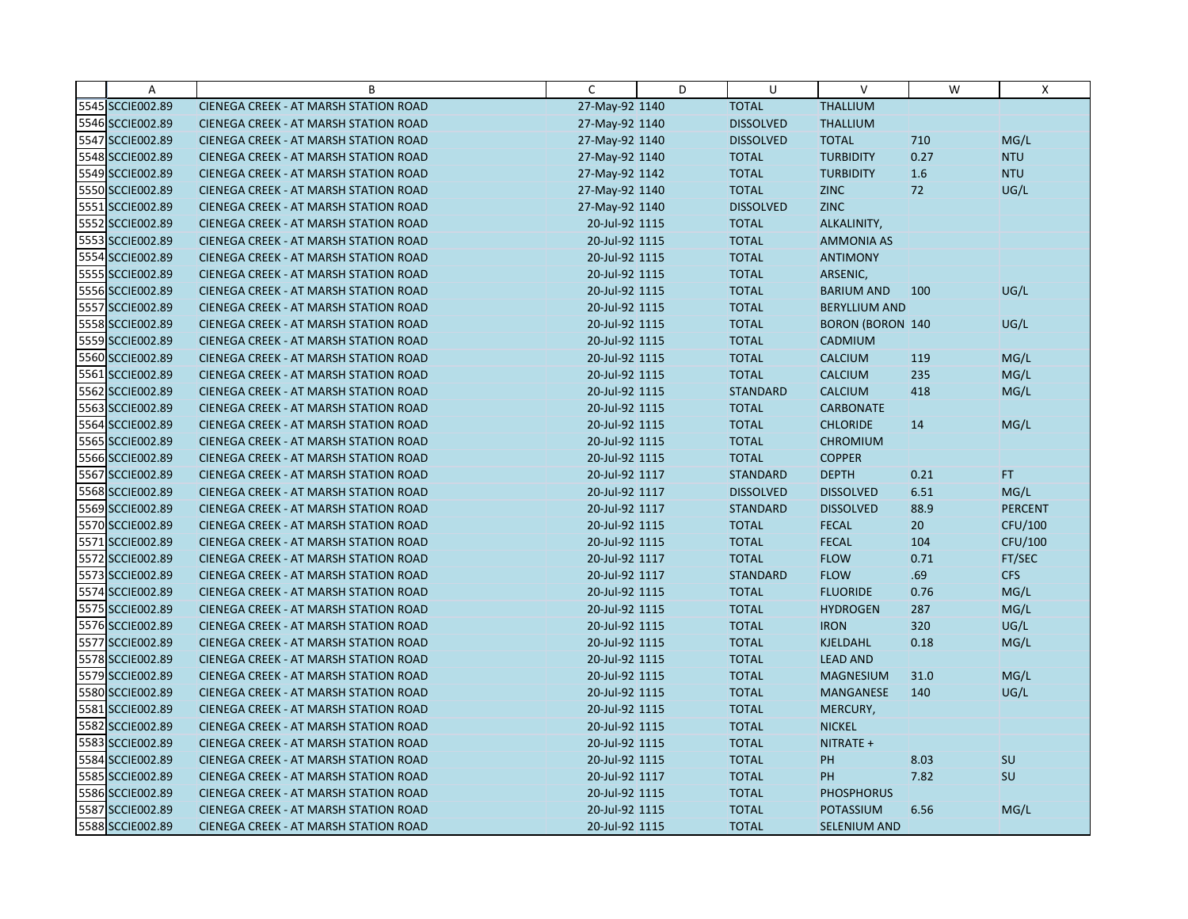| | A | B | C | D | U | V | W | X |
|---|---|---|---|---|---|---|---|---|
| 5545 | SCCIE002.89 | CIENEGA CREEK - AT MARSH STATION ROAD | 27-May-92 | 1140 | TOTAL | THALLIUM | | |
| 5546 | SCCIE002.89 | CIENEGA CREEK - AT MARSH STATION ROAD | 27-May-92 | 1140 | DISSOLVED | THALLIUM | | |
| 5547 | SCCIE002.89 | CIENEGA CREEK - AT MARSH STATION ROAD | 27-May-92 | 1140 | DISSOLVED | TOTAL | 710 | MG/L |
| 5548 | SCCIE002.89 | CIENEGA CREEK - AT MARSH STATION ROAD | 27-May-92 | 1140 | TOTAL | TURBIDITY | 0.27 | NTU |
| 5549 | SCCIE002.89 | CIENEGA CREEK - AT MARSH STATION ROAD | 27-May-92 | 1142 | TOTAL | TURBIDITY | 1.6 | NTU |
| 5550 | SCCIE002.89 | CIENEGA CREEK - AT MARSH STATION ROAD | 27-May-92 | 1140 | TOTAL | ZINC | 72 | UG/L |
| 5551 | SCCIE002.89 | CIENEGA CREEK - AT MARSH STATION ROAD | 27-May-92 | 1140 | DISSOLVED | ZINC | | |
| 5552 | SCCIE002.89 | CIENEGA CREEK - AT MARSH STATION ROAD | 20-Jul-92 | 1115 | TOTAL | ALKALINITY, | | |
| 5553 | SCCIE002.89 | CIENEGA CREEK - AT MARSH STATION ROAD | 20-Jul-92 | 1115 | TOTAL | AMMONIA AS | | |
| 5554 | SCCIE002.89 | CIENEGA CREEK - AT MARSH STATION ROAD | 20-Jul-92 | 1115 | TOTAL | ANTIMONY | | |
| 5555 | SCCIE002.89 | CIENEGA CREEK - AT MARSH STATION ROAD | 20-Jul-92 | 1115 | TOTAL | ARSENIC, | | |
| 5556 | SCCIE002.89 | CIENEGA CREEK - AT MARSH STATION ROAD | 20-Jul-92 | 1115 | TOTAL | BARIUM AND | 100 | UG/L |
| 5557 | SCCIE002.89 | CIENEGA CREEK - AT MARSH STATION ROAD | 20-Jul-92 | 1115 | TOTAL | BERYLLIUM AND | | |
| 5558 | SCCIE002.89 | CIENEGA CREEK - AT MARSH STATION ROAD | 20-Jul-92 | 1115 | TOTAL | BORON (BORON | 140 | UG/L |
| 5559 | SCCIE002.89 | CIENEGA CREEK - AT MARSH STATION ROAD | 20-Jul-92 | 1115 | TOTAL | CADMIUM | | |
| 5560 | SCCIE002.89 | CIENEGA CREEK - AT MARSH STATION ROAD | 20-Jul-92 | 1115 | TOTAL | CALCIUM | 119 | MG/L |
| 5561 | SCCIE002.89 | CIENEGA CREEK - AT MARSH STATION ROAD | 20-Jul-92 | 1115 | TOTAL | CALCIUM | 235 | MG/L |
| 5562 | SCCIE002.89 | CIENEGA CREEK - AT MARSH STATION ROAD | 20-Jul-92 | 1115 | STANDARD | CALCIUM | 418 | MG/L |
| 5563 | SCCIE002.89 | CIENEGA CREEK - AT MARSH STATION ROAD | 20-Jul-92 | 1115 | TOTAL | CARBONATE | | |
| 5564 | SCCIE002.89 | CIENEGA CREEK - AT MARSH STATION ROAD | 20-Jul-92 | 1115 | TOTAL | CHLORIDE | 14 | MG/L |
| 5565 | SCCIE002.89 | CIENEGA CREEK - AT MARSH STATION ROAD | 20-Jul-92 | 1115 | TOTAL | CHROMIUM | | |
| 5566 | SCCIE002.89 | CIENEGA CREEK - AT MARSH STATION ROAD | 20-Jul-92 | 1115 | TOTAL | COPPER | | |
| 5567 | SCCIE002.89 | CIENEGA CREEK - AT MARSH STATION ROAD | 20-Jul-92 | 1117 | STANDARD | DEPTH | 0.21 | FT |
| 5568 | SCCIE002.89 | CIENEGA CREEK - AT MARSH STATION ROAD | 20-Jul-92 | 1117 | DISSOLVED | DISSOLVED | 6.51 | MG/L |
| 5569 | SCCIE002.89 | CIENEGA CREEK - AT MARSH STATION ROAD | 20-Jul-92 | 1117 | STANDARD | DISSOLVED | 88.9 | PERCENT |
| 5570 | SCCIE002.89 | CIENEGA CREEK - AT MARSH STATION ROAD | 20-Jul-92 | 1115 | TOTAL | FECAL | 20 | CFU/100 |
| 5571 | SCCIE002.89 | CIENEGA CREEK - AT MARSH STATION ROAD | 20-Jul-92 | 1115 | TOTAL | FECAL | 104 | CFU/100 |
| 5572 | SCCIE002.89 | CIENEGA CREEK - AT MARSH STATION ROAD | 20-Jul-92 | 1117 | TOTAL | FLOW | 0.71 | FT/SEC |
| 5573 | SCCIE002.89 | CIENEGA CREEK - AT MARSH STATION ROAD | 20-Jul-92 | 1117 | STANDARD | FLOW | .69 | CFS |
| 5574 | SCCIE002.89 | CIENEGA CREEK - AT MARSH STATION ROAD | 20-Jul-92 | 1115 | TOTAL | FLUORIDE | 0.76 | MG/L |
| 5575 | SCCIE002.89 | CIENEGA CREEK - AT MARSH STATION ROAD | 20-Jul-92 | 1115 | TOTAL | HYDROGEN | 287 | MG/L |
| 5576 | SCCIE002.89 | CIENEGA CREEK - AT MARSH STATION ROAD | 20-Jul-92 | 1115 | TOTAL | IRON | 320 | UG/L |
| 5577 | SCCIE002.89 | CIENEGA CREEK - AT MARSH STATION ROAD | 20-Jul-92 | 1115 | TOTAL | KJELDAHL | 0.18 | MG/L |
| 5578 | SCCIE002.89 | CIENEGA CREEK - AT MARSH STATION ROAD | 20-Jul-92 | 1115 | TOTAL | LEAD AND | | |
| 5579 | SCCIE002.89 | CIENEGA CREEK - AT MARSH STATION ROAD | 20-Jul-92 | 1115 | TOTAL | MAGNESIUM | 31.0 | MG/L |
| 5580 | SCCIE002.89 | CIENEGA CREEK - AT MARSH STATION ROAD | 20-Jul-92 | 1115 | TOTAL | MANGANESE | 140 | UG/L |
| 5581 | SCCIE002.89 | CIENEGA CREEK - AT MARSH STATION ROAD | 20-Jul-92 | 1115 | TOTAL | MERCURY, | | |
| 5582 | SCCIE002.89 | CIENEGA CREEK - AT MARSH STATION ROAD | 20-Jul-92 | 1115 | TOTAL | NICKEL | | |
| 5583 | SCCIE002.89 | CIENEGA CREEK - AT MARSH STATION ROAD | 20-Jul-92 | 1115 | TOTAL | NITRATE + | | |
| 5584 | SCCIE002.89 | CIENEGA CREEK - AT MARSH STATION ROAD | 20-Jul-92 | 1115 | TOTAL | PH | 8.03 | SU |
| 5585 | SCCIE002.89 | CIENEGA CREEK - AT MARSH STATION ROAD | 20-Jul-92 | 1117 | TOTAL | PH | 7.82 | SU |
| 5586 | SCCIE002.89 | CIENEGA CREEK - AT MARSH STATION ROAD | 20-Jul-92 | 1115 | TOTAL | PHOSPHORUS | | |
| 5587 | SCCIE002.89 | CIENEGA CREEK - AT MARSH STATION ROAD | 20-Jul-92 | 1115 | TOTAL | POTASSIUM | 6.56 | MG/L |
| 5588 | SCCIE002.89 | CIENEGA CREEK - AT MARSH STATION ROAD | 20-Jul-92 | 1115 | TOTAL | SELENIUM AND | | |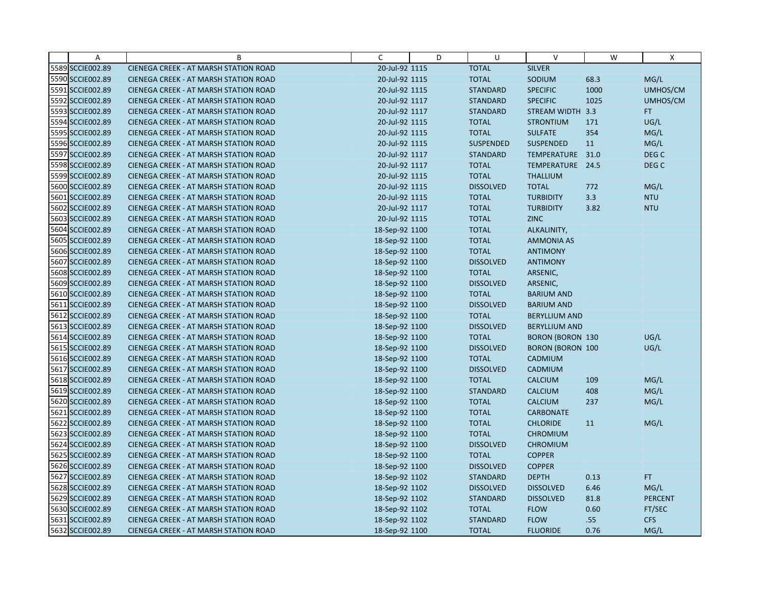| | A | B | C | D | U | V | W | X |
|---|---|---|---|---|---|---|---|---|
| 5589 | SCCIE002.89 | CIENEGA CREEK - AT MARSH STATION ROAD | 20-Jul-92 | 1115 | TOTAL | SILVER | | |
| 5590 | SCCIE002.89 | CIENEGA CREEK - AT MARSH STATION ROAD | 20-Jul-92 | 1115 | TOTAL | SODIUM | 68.3 | MG/L |
| 5591 | SCCIE002.89 | CIENEGA CREEK - AT MARSH STATION ROAD | 20-Jul-92 | 1115 | STANDARD | SPECIFIC | 1000 | UMHOS/CM |
| 5592 | SCCIE002.89 | CIENEGA CREEK - AT MARSH STATION ROAD | 20-Jul-92 | 1117 | STANDARD | SPECIFIC | 1025 | UMHOS/CM |
| 5593 | SCCIE002.89 | CIENEGA CREEK - AT MARSH STATION ROAD | 20-Jul-92 | 1117 | STANDARD | STREAM WIDTH | 3.3 | FT |
| 5594 | SCCIE002.89 | CIENEGA CREEK - AT MARSH STATION ROAD | 20-Jul-92 | 1115 | TOTAL | STRONTIUM | 171 | UG/L |
| 5595 | SCCIE002.89 | CIENEGA CREEK - AT MARSH STATION ROAD | 20-Jul-92 | 1115 | TOTAL | SULFATE | 354 | MG/L |
| 5596 | SCCIE002.89 | CIENEGA CREEK - AT MARSH STATION ROAD | 20-Jul-92 | 1115 | SUSPENDED | SUSPENDED | 11 | MG/L |
| 5597 | SCCIE002.89 | CIENEGA CREEK - AT MARSH STATION ROAD | 20-Jul-92 | 1117 | STANDARD | TEMPERATURE | 31.0 | DEG C |
| 5598 | SCCIE002.89 | CIENEGA CREEK - AT MARSH STATION ROAD | 20-Jul-92 | 1117 | TOTAL | TEMPERATURE | 24.5 | DEG C |
| 5599 | SCCIE002.89 | CIENEGA CREEK - AT MARSH STATION ROAD | 20-Jul-92 | 1115 | TOTAL | THALLIUM | | |
| 5600 | SCCIE002.89 | CIENEGA CREEK - AT MARSH STATION ROAD | 20-Jul-92 | 1115 | DISSOLVED | TOTAL | 772 | MG/L |
| 5601 | SCCIE002.89 | CIENEGA CREEK - AT MARSH STATION ROAD | 20-Jul-92 | 1115 | TOTAL | TURBIDITY | 3.3 | NTU |
| 5602 | SCCIE002.89 | CIENEGA CREEK - AT MARSH STATION ROAD | 20-Jul-92 | 1117 | TOTAL | TURBIDITY | 3.82 | NTU |
| 5603 | SCCIE002.89 | CIENEGA CREEK - AT MARSH STATION ROAD | 20-Jul-92 | 1115 | TOTAL | ZINC | | |
| 5604 | SCCIE002.89 | CIENEGA CREEK - AT MARSH STATION ROAD | 18-Sep-92 | 1100 | TOTAL | ALKALINITY, | | |
| 5605 | SCCIE002.89 | CIENEGA CREEK - AT MARSH STATION ROAD | 18-Sep-92 | 1100 | TOTAL | AMMONIA AS | | |
| 5606 | SCCIE002.89 | CIENEGA CREEK - AT MARSH STATION ROAD | 18-Sep-92 | 1100 | TOTAL | ANTIMONY | | |
| 5607 | SCCIE002.89 | CIENEGA CREEK - AT MARSH STATION ROAD | 18-Sep-92 | 1100 | DISSOLVED | ANTIMONY | | |
| 5608 | SCCIE002.89 | CIENEGA CREEK - AT MARSH STATION ROAD | 18-Sep-92 | 1100 | TOTAL | ARSENIC, | | |
| 5609 | SCCIE002.89 | CIENEGA CREEK - AT MARSH STATION ROAD | 18-Sep-92 | 1100 | DISSOLVED | ARSENIC, | | |
| 5610 | SCCIE002.89 | CIENEGA CREEK - AT MARSH STATION ROAD | 18-Sep-92 | 1100 | TOTAL | BARIUM AND | | |
| 5611 | SCCIE002.89 | CIENEGA CREEK - AT MARSH STATION ROAD | 18-Sep-92 | 1100 | DISSOLVED | BARIUM AND | | |
| 5612 | SCCIE002.89 | CIENEGA CREEK - AT MARSH STATION ROAD | 18-Sep-92 | 1100 | TOTAL | BERYLLIUM AND | | |
| 5613 | SCCIE002.89 | CIENEGA CREEK - AT MARSH STATION ROAD | 18-Sep-92 | 1100 | DISSOLVED | BERYLLIUM AND | | |
| 5614 | SCCIE002.89 | CIENEGA CREEK - AT MARSH STATION ROAD | 18-Sep-92 | 1100 | TOTAL | BORON (BORON | 130 | UG/L |
| 5615 | SCCIE002.89 | CIENEGA CREEK - AT MARSH STATION ROAD | 18-Sep-92 | 1100 | DISSOLVED | BORON (BORON | 100 | UG/L |
| 5616 | SCCIE002.89 | CIENEGA CREEK - AT MARSH STATION ROAD | 18-Sep-92 | 1100 | TOTAL | CADMIUM | | |
| 5617 | SCCIE002.89 | CIENEGA CREEK - AT MARSH STATION ROAD | 18-Sep-92 | 1100 | DISSOLVED | CADMIUM | | |
| 5618 | SCCIE002.89 | CIENEGA CREEK - AT MARSH STATION ROAD | 18-Sep-92 | 1100 | TOTAL | CALCIUM | 109 | MG/L |
| 5619 | SCCIE002.89 | CIENEGA CREEK - AT MARSH STATION ROAD | 18-Sep-92 | 1100 | STANDARD | CALCIUM | 408 | MG/L |
| 5620 | SCCIE002.89 | CIENEGA CREEK - AT MARSH STATION ROAD | 18-Sep-92 | 1100 | TOTAL | CALCIUM | 237 | MG/L |
| 5621 | SCCIE002.89 | CIENEGA CREEK - AT MARSH STATION ROAD | 18-Sep-92 | 1100 | TOTAL | CARBONATE | | |
| 5622 | SCCIE002.89 | CIENEGA CREEK - AT MARSH STATION ROAD | 18-Sep-92 | 1100 | TOTAL | CHLORIDE | 11 | MG/L |
| 5623 | SCCIE002.89 | CIENEGA CREEK - AT MARSH STATION ROAD | 18-Sep-92 | 1100 | TOTAL | CHROMIUM | | |
| 5624 | SCCIE002.89 | CIENEGA CREEK - AT MARSH STATION ROAD | 18-Sep-92 | 1100 | DISSOLVED | CHROMIUM | | |
| 5625 | SCCIE002.89 | CIENEGA CREEK - AT MARSH STATION ROAD | 18-Sep-92 | 1100 | TOTAL | COPPER | | |
| 5626 | SCCIE002.89 | CIENEGA CREEK - AT MARSH STATION ROAD | 18-Sep-92 | 1100 | DISSOLVED | COPPER | | |
| 5627 | SCCIE002.89 | CIENEGA CREEK - AT MARSH STATION ROAD | 18-Sep-92 | 1102 | STANDARD | DEPTH | 0.13 | FT |
| 5628 | SCCIE002.89 | CIENEGA CREEK - AT MARSH STATION ROAD | 18-Sep-92 | 1102 | DISSOLVED | DISSOLVED | 6.46 | MG/L |
| 5629 | SCCIE002.89 | CIENEGA CREEK - AT MARSH STATION ROAD | 18-Sep-92 | 1102 | STANDARD | DISSOLVED | 81.8 | PERCENT |
| 5630 | SCCIE002.89 | CIENEGA CREEK - AT MARSH STATION ROAD | 18-Sep-92 | 1102 | TOTAL | FLOW | 0.60 | FT/SEC |
| 5631 | SCCIE002.89 | CIENEGA CREEK - AT MARSH STATION ROAD | 18-Sep-92 | 1102 | STANDARD | FLOW | .55 | CFS |
| 5632 | SCCIE002.89 | CIENEGA CREEK - AT MARSH STATION ROAD | 18-Sep-92 | 1100 | TOTAL | FLUORIDE | 0.76 | MG/L |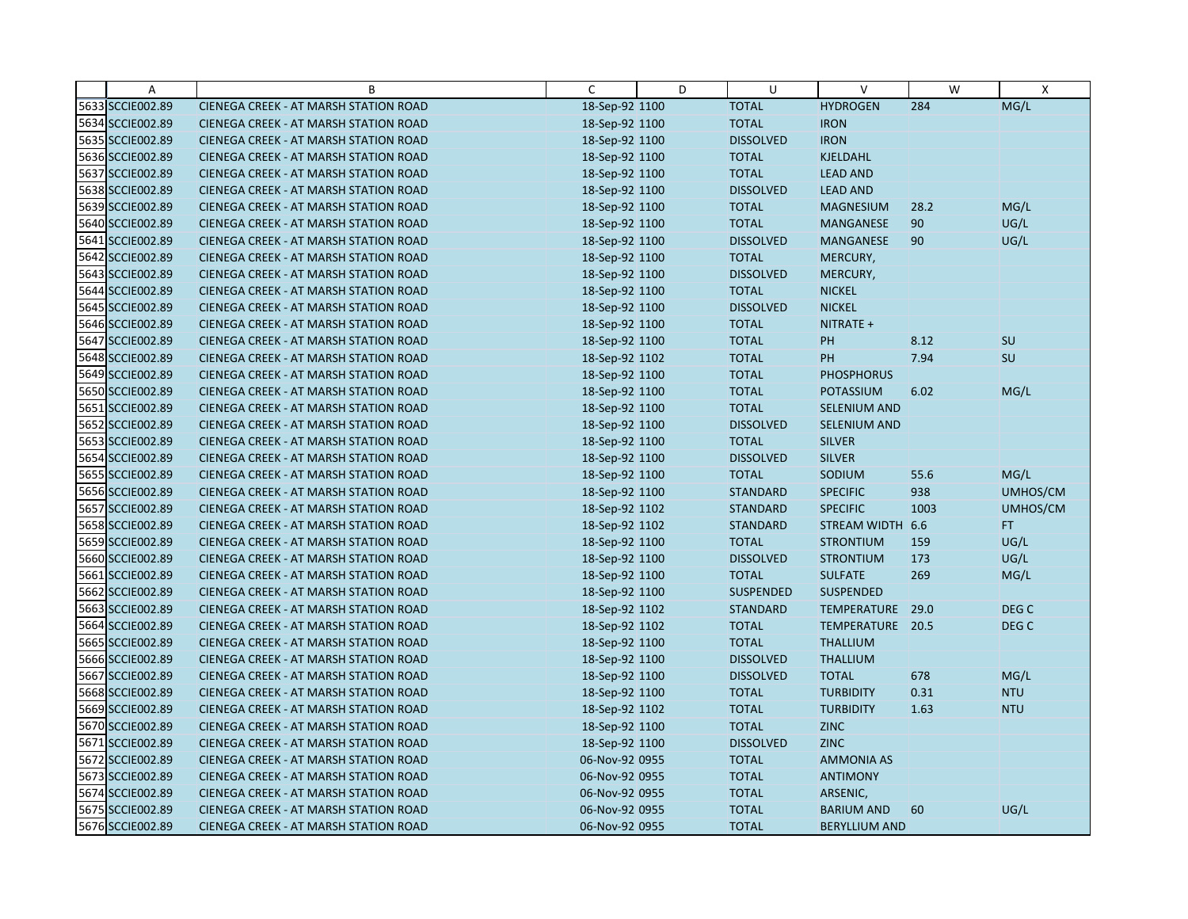|  | A | B | C | D | U | V | W | X |
|---|---|---|---|---|---|---|---|---|
| 5633 | SCCIE002.89 | CIENEGA CREEK - AT MARSH STATION ROAD | 18-Sep-92 | 1100 | TOTAL | HYDROGEN | 284 | MG/L |
| 5634 | SCCIE002.89 | CIENEGA CREEK - AT MARSH STATION ROAD | 18-Sep-92 | 1100 | TOTAL | IRON | | |
| 5635 | SCCIE002.89 | CIENEGA CREEK - AT MARSH STATION ROAD | 18-Sep-92 | 1100 | DISSOLVED | IRON | | |
| 5636 | SCCIE002.89 | CIENEGA CREEK - AT MARSH STATION ROAD | 18-Sep-92 | 1100 | TOTAL | KJELDAHL | | |
| 5637 | SCCIE002.89 | CIENEGA CREEK - AT MARSH STATION ROAD | 18-Sep-92 | 1100 | TOTAL | LEAD AND | | |
| 5638 | SCCIE002.89 | CIENEGA CREEK - AT MARSH STATION ROAD | 18-Sep-92 | 1100 | DISSOLVED | LEAD AND | | |
| 5639 | SCCIE002.89 | CIENEGA CREEK - AT MARSH STATION ROAD | 18-Sep-92 | 1100 | TOTAL | MAGNESIUM | 28.2 | MG/L |
| 5640 | SCCIE002.89 | CIENEGA CREEK - AT MARSH STATION ROAD | 18-Sep-92 | 1100 | TOTAL | MANGANESE | 90 | UG/L |
| 5641 | SCCIE002.89 | CIENEGA CREEK - AT MARSH STATION ROAD | 18-Sep-92 | 1100 | DISSOLVED | MANGANESE | 90 | UG/L |
| 5642 | SCCIE002.89 | CIENEGA CREEK - AT MARSH STATION ROAD | 18-Sep-92 | 1100 | TOTAL | MERCURY, | | |
| 5643 | SCCIE002.89 | CIENEGA CREEK - AT MARSH STATION ROAD | 18-Sep-92 | 1100 | DISSOLVED | MERCURY, | | |
| 5644 | SCCIE002.89 | CIENEGA CREEK - AT MARSH STATION ROAD | 18-Sep-92 | 1100 | TOTAL | NICKEL | | |
| 5645 | SCCIE002.89 | CIENEGA CREEK - AT MARSH STATION ROAD | 18-Sep-92 | 1100 | DISSOLVED | NICKEL | | |
| 5646 | SCCIE002.89 | CIENEGA CREEK - AT MARSH STATION ROAD | 18-Sep-92 | 1100 | TOTAL | NITRATE + | | |
| 5647 | SCCIE002.89 | CIENEGA CREEK - AT MARSH STATION ROAD | 18-Sep-92 | 1100 | TOTAL | PH | 8.12 | SU |
| 5648 | SCCIE002.89 | CIENEGA CREEK - AT MARSH STATION ROAD | 18-Sep-92 | 1102 | TOTAL | PH | 7.94 | SU |
| 5649 | SCCIE002.89 | CIENEGA CREEK - AT MARSH STATION ROAD | 18-Sep-92 | 1100 | TOTAL | PHOSPHORUS | | |
| 5650 | SCCIE002.89 | CIENEGA CREEK - AT MARSH STATION ROAD | 18-Sep-92 | 1100 | TOTAL | POTASSIUM | 6.02 | MG/L |
| 5651 | SCCIE002.89 | CIENEGA CREEK - AT MARSH STATION ROAD | 18-Sep-92 | 1100 | TOTAL | SELENIUM AND | | |
| 5652 | SCCIE002.89 | CIENEGA CREEK - AT MARSH STATION ROAD | 18-Sep-92 | 1100 | DISSOLVED | SELENIUM AND | | |
| 5653 | SCCIE002.89 | CIENEGA CREEK - AT MARSH STATION ROAD | 18-Sep-92 | 1100 | TOTAL | SILVER | | |
| 5654 | SCCIE002.89 | CIENEGA CREEK - AT MARSH STATION ROAD | 18-Sep-92 | 1100 | DISSOLVED | SILVER | | |
| 5655 | SCCIE002.89 | CIENEGA CREEK - AT MARSH STATION ROAD | 18-Sep-92 | 1100 | TOTAL | SODIUM | 55.6 | MG/L |
| 5656 | SCCIE002.89 | CIENEGA CREEK - AT MARSH STATION ROAD | 18-Sep-92 | 1100 | STANDARD | SPECIFIC | 938 | UMHOS/CM |
| 5657 | SCCIE002.89 | CIENEGA CREEK - AT MARSH STATION ROAD | 18-Sep-92 | 1102 | STANDARD | SPECIFIC | 1003 | UMHOS/CM |
| 5658 | SCCIE002.89 | CIENEGA CREEK - AT MARSH STATION ROAD | 18-Sep-92 | 1102 | STANDARD | STREAM WIDTH | 6.6 | FT |
| 5659 | SCCIE002.89 | CIENEGA CREEK - AT MARSH STATION ROAD | 18-Sep-92 | 1100 | TOTAL | STRONTIUM | 159 | UG/L |
| 5660 | SCCIE002.89 | CIENEGA CREEK - AT MARSH STATION ROAD | 18-Sep-92 | 1100 | DISSOLVED | STRONTIUM | 173 | UG/L |
| 5661 | SCCIE002.89 | CIENEGA CREEK - AT MARSH STATION ROAD | 18-Sep-92 | 1100 | TOTAL | SULFATE | 269 | MG/L |
| 5662 | SCCIE002.89 | CIENEGA CREEK - AT MARSH STATION ROAD | 18-Sep-92 | 1100 | SUSPENDED | SUSPENDED | | |
| 5663 | SCCIE002.89 | CIENEGA CREEK - AT MARSH STATION ROAD | 18-Sep-92 | 1102 | STANDARD | TEMPERATURE | 29.0 | DEG C |
| 5664 | SCCIE002.89 | CIENEGA CREEK - AT MARSH STATION ROAD | 18-Sep-92 | 1102 | TOTAL | TEMPERATURE | 20.5 | DEG C |
| 5665 | SCCIE002.89 | CIENEGA CREEK - AT MARSH STATION ROAD | 18-Sep-92 | 1100 | TOTAL | THALLIUM | | |
| 5666 | SCCIE002.89 | CIENEGA CREEK - AT MARSH STATION ROAD | 18-Sep-92 | 1100 | DISSOLVED | THALLIUM | | |
| 5667 | SCCIE002.89 | CIENEGA CREEK - AT MARSH STATION ROAD | 18-Sep-92 | 1100 | DISSOLVED | TOTAL | 678 | MG/L |
| 5668 | SCCIE002.89 | CIENEGA CREEK - AT MARSH STATION ROAD | 18-Sep-92 | 1100 | TOTAL | TURBIDITY | 0.31 | NTU |
| 5669 | SCCIE002.89 | CIENEGA CREEK - AT MARSH STATION ROAD | 18-Sep-92 | 1102 | TOTAL | TURBIDITY | 1.63 | NTU |
| 5670 | SCCIE002.89 | CIENEGA CREEK - AT MARSH STATION ROAD | 18-Sep-92 | 1100 | TOTAL | ZINC | | |
| 5671 | SCCIE002.89 | CIENEGA CREEK - AT MARSH STATION ROAD | 18-Sep-92 | 1100 | DISSOLVED | ZINC | | |
| 5672 | SCCIE002.89 | CIENEGA CREEK - AT MARSH STATION ROAD | 06-Nov-92 | 0955 | TOTAL | AMMONIA AS | | |
| 5673 | SCCIE002.89 | CIENEGA CREEK - AT MARSH STATION ROAD | 06-Nov-92 | 0955 | TOTAL | ANTIMONY | | |
| 5674 | SCCIE002.89 | CIENEGA CREEK - AT MARSH STATION ROAD | 06-Nov-92 | 0955 | TOTAL | ARSENIC, | | |
| 5675 | SCCIE002.89 | CIENEGA CREEK - AT MARSH STATION ROAD | 06-Nov-92 | 0955 | TOTAL | BARIUM AND | 60 | UG/L |
| 5676 | SCCIE002.89 | CIENEGA CREEK - AT MARSH STATION ROAD | 06-Nov-92 | 0955 | TOTAL | BERYLLIUM AND | | |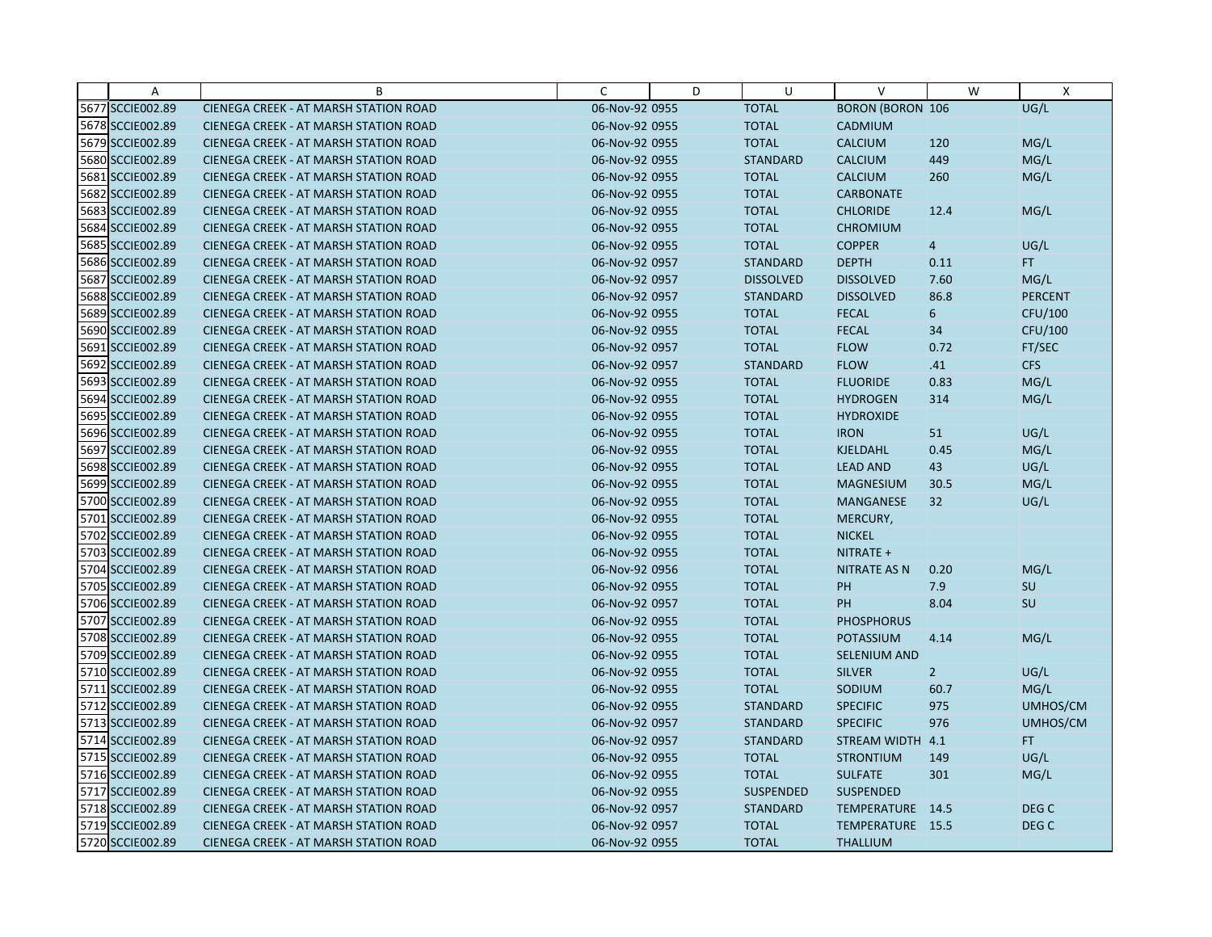|  | A | B | C | D | U | V | W | X |
|---|---|---|---|---|---|---|---|---|
| 5677 | SCCIE002.89 | CIENEGA CREEK - AT MARSH STATION ROAD | 06-Nov-92 | 0955 | TOTAL | BORON (BORON | 106 | UG/L |
| 5678 | SCCIE002.89 | CIENEGA CREEK - AT MARSH STATION ROAD | 06-Nov-92 | 0955 | TOTAL | CADMIUM | | |
| 5679 | SCCIE002.89 | CIENEGA CREEK - AT MARSH STATION ROAD | 06-Nov-92 | 0955 | TOTAL | CALCIUM | 120 | MG/L |
| 5680 | SCCIE002.89 | CIENEGA CREEK - AT MARSH STATION ROAD | 06-Nov-92 | 0955 | STANDARD | CALCIUM | 449 | MG/L |
| 5681 | SCCIE002.89 | CIENEGA CREEK - AT MARSH STATION ROAD | 06-Nov-92 | 0955 | TOTAL | CALCIUM | 260 | MG/L |
| 5682 | SCCIE002.89 | CIENEGA CREEK - AT MARSH STATION ROAD | 06-Nov-92 | 0955 | TOTAL | CARBONATE | | |
| 5683 | SCCIE002.89 | CIENEGA CREEK - AT MARSH STATION ROAD | 06-Nov-92 | 0955 | TOTAL | CHLORIDE | 12.4 | MG/L |
| 5684 | SCCIE002.89 | CIENEGA CREEK - AT MARSH STATION ROAD | 06-Nov-92 | 0955 | TOTAL | CHROMIUM | | |
| 5685 | SCCIE002.89 | CIENEGA CREEK - AT MARSH STATION ROAD | 06-Nov-92 | 0955 | TOTAL | COPPER | 4 | UG/L |
| 5686 | SCCIE002.89 | CIENEGA CREEK - AT MARSH STATION ROAD | 06-Nov-92 | 0957 | STANDARD | DEPTH | 0.11 | FT |
| 5687 | SCCIE002.89 | CIENEGA CREEK - AT MARSH STATION ROAD | 06-Nov-92 | 0957 | DISSOLVED | DISSOLVED | 7.60 | MG/L |
| 5688 | SCCIE002.89 | CIENEGA CREEK - AT MARSH STATION ROAD | 06-Nov-92 | 0957 | STANDARD | DISSOLVED | 86.8 | PERCENT |
| 5689 | SCCIE002.89 | CIENEGA CREEK - AT MARSH STATION ROAD | 06-Nov-92 | 0955 | TOTAL | FECAL | 6 | CFU/100 |
| 5690 | SCCIE002.89 | CIENEGA CREEK - AT MARSH STATION ROAD | 06-Nov-92 | 0955 | TOTAL | FECAL | 34 | CFU/100 |
| 5691 | SCCIE002.89 | CIENEGA CREEK - AT MARSH STATION ROAD | 06-Nov-92 | 0957 | TOTAL | FLOW | 0.72 | FT/SEC |
| 5692 | SCCIE002.89 | CIENEGA CREEK - AT MARSH STATION ROAD | 06-Nov-92 | 0957 | STANDARD | FLOW | .41 | CFS |
| 5693 | SCCIE002.89 | CIENEGA CREEK - AT MARSH STATION ROAD | 06-Nov-92 | 0955 | TOTAL | FLUORIDE | 0.83 | MG/L |
| 5694 | SCCIE002.89 | CIENEGA CREEK - AT MARSH STATION ROAD | 06-Nov-92 | 0955 | TOTAL | HYDROGEN | 314 | MG/L |
| 5695 | SCCIE002.89 | CIENEGA CREEK - AT MARSH STATION ROAD | 06-Nov-92 | 0955 | TOTAL | HYDROXIDE | | |
| 5696 | SCCIE002.89 | CIENEGA CREEK - AT MARSH STATION ROAD | 06-Nov-92 | 0955 | TOTAL | IRON | 51 | UG/L |
| 5697 | SCCIE002.89 | CIENEGA CREEK - AT MARSH STATION ROAD | 06-Nov-92 | 0955 | TOTAL | KJELDAHL | 0.45 | MG/L |
| 5698 | SCCIE002.89 | CIENEGA CREEK - AT MARSH STATION ROAD | 06-Nov-92 | 0955 | TOTAL | LEAD AND | 43 | UG/L |
| 5699 | SCCIE002.89 | CIENEGA CREEK - AT MARSH STATION ROAD | 06-Nov-92 | 0955 | TOTAL | MAGNESIUM | 30.5 | MG/L |
| 5700 | SCCIE002.89 | CIENEGA CREEK - AT MARSH STATION ROAD | 06-Nov-92 | 0955 | TOTAL | MANGANESE | 32 | UG/L |
| 5701 | SCCIE002.89 | CIENEGA CREEK - AT MARSH STATION ROAD | 06-Nov-92 | 0955 | TOTAL | MERCURY, | | |
| 5702 | SCCIE002.89 | CIENEGA CREEK - AT MARSH STATION ROAD | 06-Nov-92 | 0955 | TOTAL | NICKEL | | |
| 5703 | SCCIE002.89 | CIENEGA CREEK - AT MARSH STATION ROAD | 06-Nov-92 | 0955 | TOTAL | NITRATE + | | |
| 5704 | SCCIE002.89 | CIENEGA CREEK - AT MARSH STATION ROAD | 06-Nov-92 | 0956 | TOTAL | NITRATE AS N | 0.20 | MG/L |
| 5705 | SCCIE002.89 | CIENEGA CREEK - AT MARSH STATION ROAD | 06-Nov-92 | 0955 | TOTAL | PH | 7.9 | SU |
| 5706 | SCCIE002.89 | CIENEGA CREEK - AT MARSH STATION ROAD | 06-Nov-92 | 0957 | TOTAL | PH | 8.04 | SU |
| 5707 | SCCIE002.89 | CIENEGA CREEK - AT MARSH STATION ROAD | 06-Nov-92 | 0955 | TOTAL | PHOSPHORUS | | |
| 5708 | SCCIE002.89 | CIENEGA CREEK - AT MARSH STATION ROAD | 06-Nov-92 | 0955 | TOTAL | POTASSIUM | 4.14 | MG/L |
| 5709 | SCCIE002.89 | CIENEGA CREEK - AT MARSH STATION ROAD | 06-Nov-92 | 0955 | TOTAL | SELENIUM AND | | |
| 5710 | SCCIE002.89 | CIENEGA CREEK - AT MARSH STATION ROAD | 06-Nov-92 | 0955 | TOTAL | SILVER | 2 | UG/L |
| 5711 | SCCIE002.89 | CIENEGA CREEK - AT MARSH STATION ROAD | 06-Nov-92 | 0955 | TOTAL | SODIUM | 60.7 | MG/L |
| 5712 | SCCIE002.89 | CIENEGA CREEK - AT MARSH STATION ROAD | 06-Nov-92 | 0955 | STANDARD | SPECIFIC | 975 | UMHOS/CM |
| 5713 | SCCIE002.89 | CIENEGA CREEK - AT MARSH STATION ROAD | 06-Nov-92 | 0957 | STANDARD | SPECIFIC | 976 | UMHOS/CM |
| 5714 | SCCIE002.89 | CIENEGA CREEK - AT MARSH STATION ROAD | 06-Nov-92 | 0957 | STANDARD | STREAM WIDTH | 4.1 | FT |
| 5715 | SCCIE002.89 | CIENEGA CREEK - AT MARSH STATION ROAD | 06-Nov-92 | 0955 | TOTAL | STRONTIUM | 149 | UG/L |
| 5716 | SCCIE002.89 | CIENEGA CREEK - AT MARSH STATION ROAD | 06-Nov-92 | 0955 | TOTAL | SULFATE | 301 | MG/L |
| 5717 | SCCIE002.89 | CIENEGA CREEK - AT MARSH STATION ROAD | 06-Nov-92 | 0955 | SUSPENDED | SUSPENDED | | |
| 5718 | SCCIE002.89 | CIENEGA CREEK - AT MARSH STATION ROAD | 06-Nov-92 | 0957 | STANDARD | TEMPERATURE | 14.5 | DEG C |
| 5719 | SCCIE002.89 | CIENEGA CREEK - AT MARSH STATION ROAD | 06-Nov-92 | 0957 | TOTAL | TEMPERATURE | 15.5 | DEG C |
| 5720 | SCCIE002.89 | CIENEGA CREEK - AT MARSH STATION ROAD | 06-Nov-92 | 0955 | TOTAL | THALLIUM | | |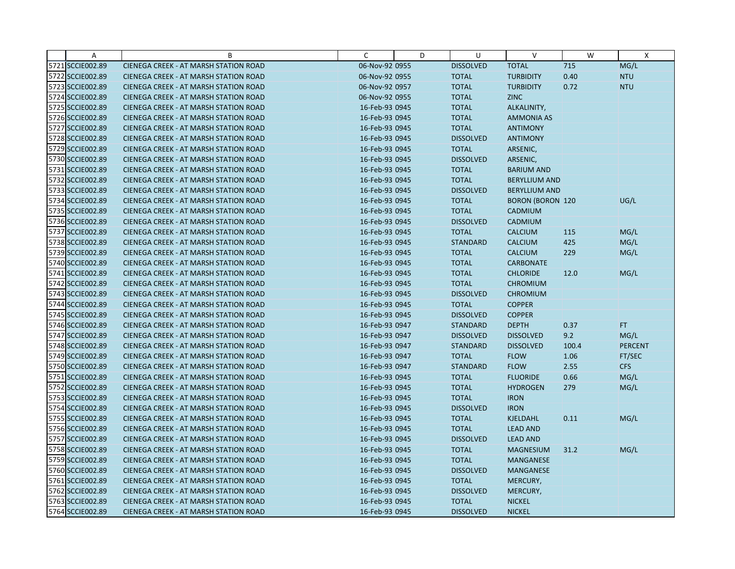| | A | B | C | D | U | V | W | X |
|---|---|---|---|---|---|---|---|---|
| 5721 | SCCIE002.89 | CIENEGA CREEK - AT MARSH STATION ROAD | 06-Nov-92 0955 | | DISSOLVED | TOTAL | 715 | MG/L |
| 5722 | SCCIE002.89 | CIENEGA CREEK - AT MARSH STATION ROAD | 06-Nov-92 0955 | | TOTAL | TURBIDITY | 0.40 | NTU |
| 5723 | SCCIE002.89 | CIENEGA CREEK - AT MARSH STATION ROAD | 06-Nov-92 0957 | | TOTAL | TURBIDITY | 0.72 | NTU |
| 5724 | SCCIE002.89 | CIENEGA CREEK - AT MARSH STATION ROAD | 06-Nov-92 0955 | | TOTAL | ZINC | | |
| 5725 | SCCIE002.89 | CIENEGA CREEK - AT MARSH STATION ROAD | 16-Feb-93 0945 | | TOTAL | ALKALINITY, | | |
| 5726 | SCCIE002.89 | CIENEGA CREEK - AT MARSH STATION ROAD | 16-Feb-93 0945 | | TOTAL | AMMONIA AS | | |
| 5727 | SCCIE002.89 | CIENEGA CREEK - AT MARSH STATION ROAD | 16-Feb-93 0945 | | TOTAL | ANTIMONY | | |
| 5728 | SCCIE002.89 | CIENEGA CREEK - AT MARSH STATION ROAD | 16-Feb-93 0945 | | DISSOLVED | ANTIMONY | | |
| 5729 | SCCIE002.89 | CIENEGA CREEK - AT MARSH STATION ROAD | 16-Feb-93 0945 | | TOTAL | ARSENIC, | | |
| 5730 | SCCIE002.89 | CIENEGA CREEK - AT MARSH STATION ROAD | 16-Feb-93 0945 | | DISSOLVED | ARSENIC, | | |
| 5731 | SCCIE002.89 | CIENEGA CREEK - AT MARSH STATION ROAD | 16-Feb-93 0945 | | TOTAL | BARIUM AND | | |
| 5732 | SCCIE002.89 | CIENEGA CREEK - AT MARSH STATION ROAD | 16-Feb-93 0945 | | TOTAL | BERYLLIUM AND | | |
| 5733 | SCCIE002.89 | CIENEGA CREEK - AT MARSH STATION ROAD | 16-Feb-93 0945 | | DISSOLVED | BERYLLIUM AND | | |
| 5734 | SCCIE002.89 | CIENEGA CREEK - AT MARSH STATION ROAD | 16-Feb-93 0945 | | TOTAL | BORON (BORON | 120 | UG/L |
| 5735 | SCCIE002.89 | CIENEGA CREEK - AT MARSH STATION ROAD | 16-Feb-93 0945 | | TOTAL | CADMIUM | | |
| 5736 | SCCIE002.89 | CIENEGA CREEK - AT MARSH STATION ROAD | 16-Feb-93 0945 | | DISSOLVED | CADMIUM | | |
| 5737 | SCCIE002.89 | CIENEGA CREEK - AT MARSH STATION ROAD | 16-Feb-93 0945 | | TOTAL | CALCIUM | 115 | MG/L |
| 5738 | SCCIE002.89 | CIENEGA CREEK - AT MARSH STATION ROAD | 16-Feb-93 0945 | | STANDARD | CALCIUM | 425 | MG/L |
| 5739 | SCCIE002.89 | CIENEGA CREEK - AT MARSH STATION ROAD | 16-Feb-93 0945 | | TOTAL | CALCIUM | 229 | MG/L |
| 5740 | SCCIE002.89 | CIENEGA CREEK - AT MARSH STATION ROAD | 16-Feb-93 0945 | | TOTAL | CARBONATE | | |
| 5741 | SCCIE002.89 | CIENEGA CREEK - AT MARSH STATION ROAD | 16-Feb-93 0945 | | TOTAL | CHLORIDE | 12.0 | MG/L |
| 5742 | SCCIE002.89 | CIENEGA CREEK - AT MARSH STATION ROAD | 16-Feb-93 0945 | | TOTAL | CHROMIUM | | |
| 5743 | SCCIE002.89 | CIENEGA CREEK - AT MARSH STATION ROAD | 16-Feb-93 0945 | | DISSOLVED | CHROMIUM | | |
| 5744 | SCCIE002.89 | CIENEGA CREEK - AT MARSH STATION ROAD | 16-Feb-93 0945 | | TOTAL | COPPER | | |
| 5745 | SCCIE002.89 | CIENEGA CREEK - AT MARSH STATION ROAD | 16-Feb-93 0945 | | DISSOLVED | COPPER | | |
| 5746 | SCCIE002.89 | CIENEGA CREEK - AT MARSH STATION ROAD | 16-Feb-93 0947 | | STANDARD | DEPTH | 0.37 | FT |
| 5747 | SCCIE002.89 | CIENEGA CREEK - AT MARSH STATION ROAD | 16-Feb-93 0947 | | DISSOLVED | DISSOLVED | 9.2 | MG/L |
| 5748 | SCCIE002.89 | CIENEGA CREEK - AT MARSH STATION ROAD | 16-Feb-93 0947 | | STANDARD | DISSOLVED | 100.4 | PERCENT |
| 5749 | SCCIE002.89 | CIENEGA CREEK - AT MARSH STATION ROAD | 16-Feb-93 0947 | | TOTAL | FLOW | 1.06 | FT/SEC |
| 5750 | SCCIE002.89 | CIENEGA CREEK - AT MARSH STATION ROAD | 16-Feb-93 0947 | | STANDARD | FLOW | 2.55 | CFS |
| 5751 | SCCIE002.89 | CIENEGA CREEK - AT MARSH STATION ROAD | 16-Feb-93 0945 | | TOTAL | FLUORIDE | 0.66 | MG/L |
| 5752 | SCCIE002.89 | CIENEGA CREEK - AT MARSH STATION ROAD | 16-Feb-93 0945 | | TOTAL | HYDROGEN | 279 | MG/L |
| 5753 | SCCIE002.89 | CIENEGA CREEK - AT MARSH STATION ROAD | 16-Feb-93 0945 | | TOTAL | IRON | | |
| 5754 | SCCIE002.89 | CIENEGA CREEK - AT MARSH STATION ROAD | 16-Feb-93 0945 | | DISSOLVED | IRON | | |
| 5755 | SCCIE002.89 | CIENEGA CREEK - AT MARSH STATION ROAD | 16-Feb-93 0945 | | TOTAL | KJELDAHL | 0.11 | MG/L |
| 5756 | SCCIE002.89 | CIENEGA CREEK - AT MARSH STATION ROAD | 16-Feb-93 0945 | | TOTAL | LEAD AND | | |
| 5757 | SCCIE002.89 | CIENEGA CREEK - AT MARSH STATION ROAD | 16-Feb-93 0945 | | DISSOLVED | LEAD AND | | |
| 5758 | SCCIE002.89 | CIENEGA CREEK - AT MARSH STATION ROAD | 16-Feb-93 0945 | | TOTAL | MAGNESIUM | 31.2 | MG/L |
| 5759 | SCCIE002.89 | CIENEGA CREEK - AT MARSH STATION ROAD | 16-Feb-93 0945 | | TOTAL | MANGANESE | | |
| 5760 | SCCIE002.89 | CIENEGA CREEK - AT MARSH STATION ROAD | 16-Feb-93 0945 | | DISSOLVED | MANGANESE | | |
| 5761 | SCCIE002.89 | CIENEGA CREEK - AT MARSH STATION ROAD | 16-Feb-93 0945 | | TOTAL | MERCURY, | | |
| 5762 | SCCIE002.89 | CIENEGA CREEK - AT MARSH STATION ROAD | 16-Feb-93 0945 | | DISSOLVED | MERCURY, | | |
| 5763 | SCCIE002.89 | CIENEGA CREEK - AT MARSH STATION ROAD | 16-Feb-93 0945 | | TOTAL | NICKEL | | |
| 5764 | SCCIE002.89 | CIENEGA CREEK - AT MARSH STATION ROAD | 16-Feb-93 0945 | | DISSOLVED | NICKEL | | |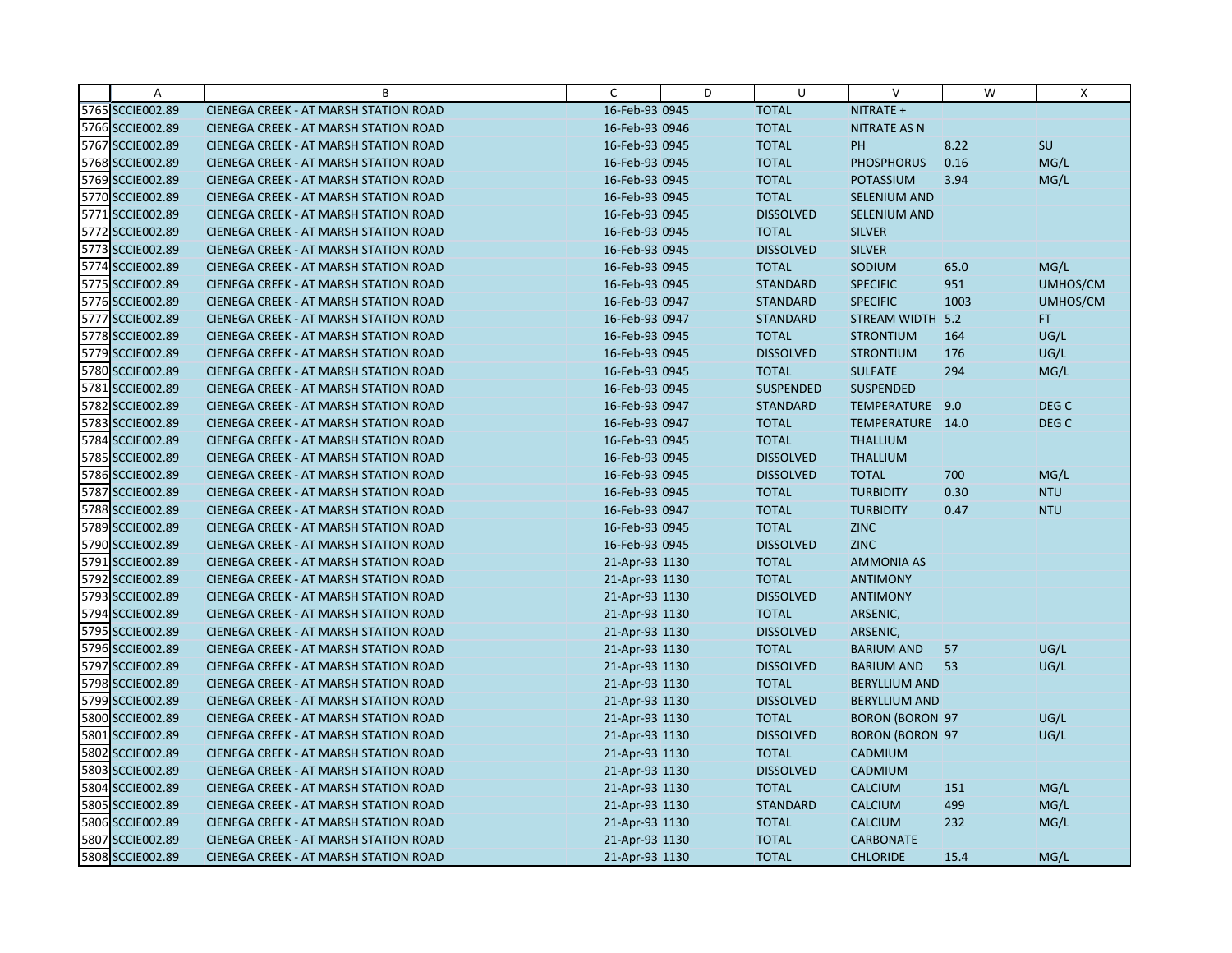|  | A | B | C | D | U | V | W | X |
|---|---|---|---|---|---|---|---|---|
| 5765 | SCCIE002.89 | CIENEGA CREEK - AT MARSH STATION ROAD | 16-Feb-93 0945 |  | TOTAL | NITRATE + |  |  |
| 5766 | SCCIE002.89 | CIENEGA CREEK - AT MARSH STATION ROAD | 16-Feb-93 0946 |  | TOTAL | NITRATE AS N |  |  |
| 5767 | SCCIE002.89 | CIENEGA CREEK - AT MARSH STATION ROAD | 16-Feb-93 0945 |  | TOTAL | PH | 8.22 | SU |
| 5768 | SCCIE002.89 | CIENEGA CREEK - AT MARSH STATION ROAD | 16-Feb-93 0945 |  | TOTAL | PHOSPHORUS | 0.16 | MG/L |
| 5769 | SCCIE002.89 | CIENEGA CREEK - AT MARSH STATION ROAD | 16-Feb-93 0945 |  | TOTAL | POTASSIUM | 3.94 | MG/L |
| 5770 | SCCIE002.89 | CIENEGA CREEK - AT MARSH STATION ROAD | 16-Feb-93 0945 |  | TOTAL | SELENIUM AND |  |  |
| 5771 | SCCIE002.89 | CIENEGA CREEK - AT MARSH STATION ROAD | 16-Feb-93 0945 |  | DISSOLVED | SELENIUM AND |  |  |
| 5772 | SCCIE002.89 | CIENEGA CREEK - AT MARSH STATION ROAD | 16-Feb-93 0945 |  | TOTAL | SILVER |  |  |
| 5773 | SCCIE002.89 | CIENEGA CREEK - AT MARSH STATION ROAD | 16-Feb-93 0945 |  | DISSOLVED | SILVER |  |  |
| 5774 | SCCIE002.89 | CIENEGA CREEK - AT MARSH STATION ROAD | 16-Feb-93 0945 |  | TOTAL | SODIUM | 65.0 | MG/L |
| 5775 | SCCIE002.89 | CIENEGA CREEK - AT MARSH STATION ROAD | 16-Feb-93 0945 |  | STANDARD | SPECIFIC | 951 | UMHOS/CM |
| 5776 | SCCIE002.89 | CIENEGA CREEK - AT MARSH STATION ROAD | 16-Feb-93 0947 |  | STANDARD | SPECIFIC | 1003 | UMHOS/CM |
| 5777 | SCCIE002.89 | CIENEGA CREEK - AT MARSH STATION ROAD | 16-Feb-93 0947 |  | STANDARD | STREAM WIDTH | 5.2 | FT |
| 5778 | SCCIE002.89 | CIENEGA CREEK - AT MARSH STATION ROAD | 16-Feb-93 0945 |  | TOTAL | STRONTIUM | 164 | UG/L |
| 5779 | SCCIE002.89 | CIENEGA CREEK - AT MARSH STATION ROAD | 16-Feb-93 0945 |  | DISSOLVED | STRONTIUM | 176 | UG/L |
| 5780 | SCCIE002.89 | CIENEGA CREEK - AT MARSH STATION ROAD | 16-Feb-93 0945 |  | TOTAL | SULFATE | 294 | MG/L |
| 5781 | SCCIE002.89 | CIENEGA CREEK - AT MARSH STATION ROAD | 16-Feb-93 0945 |  | SUSPENDED | SUSPENDED |  |  |
| 5782 | SCCIE002.89 | CIENEGA CREEK - AT MARSH STATION ROAD | 16-Feb-93 0947 |  | STANDARD | TEMPERATURE | 9.0 | DEG C |
| 5783 | SCCIE002.89 | CIENEGA CREEK - AT MARSH STATION ROAD | 16-Feb-93 0947 |  | TOTAL | TEMPERATURE | 14.0 | DEG C |
| 5784 | SCCIE002.89 | CIENEGA CREEK - AT MARSH STATION ROAD | 16-Feb-93 0945 |  | TOTAL | THALLIUM |  |  |
| 5785 | SCCIE002.89 | CIENEGA CREEK - AT MARSH STATION ROAD | 16-Feb-93 0945 |  | DISSOLVED | THALLIUM |  |  |
| 5786 | SCCIE002.89 | CIENEGA CREEK - AT MARSH STATION ROAD | 16-Feb-93 0945 |  | DISSOLVED | TOTAL | 700 | MG/L |
| 5787 | SCCIE002.89 | CIENEGA CREEK - AT MARSH STATION ROAD | 16-Feb-93 0945 |  | TOTAL | TURBIDITY | 0.30 | NTU |
| 5788 | SCCIE002.89 | CIENEGA CREEK - AT MARSH STATION ROAD | 16-Feb-93 0947 |  | TOTAL | TURBIDITY | 0.47 | NTU |
| 5789 | SCCIE002.89 | CIENEGA CREEK - AT MARSH STATION ROAD | 16-Feb-93 0945 |  | TOTAL | ZINC |  |  |
| 5790 | SCCIE002.89 | CIENEGA CREEK - AT MARSH STATION ROAD | 16-Feb-93 0945 |  | DISSOLVED | ZINC |  |  |
| 5791 | SCCIE002.89 | CIENEGA CREEK - AT MARSH STATION ROAD | 21-Apr-93 1130 |  | TOTAL | AMMONIA AS |  |  |
| 5792 | SCCIE002.89 | CIENEGA CREEK - AT MARSH STATION ROAD | 21-Apr-93 1130 |  | TOTAL | ANTIMONY |  |  |
| 5793 | SCCIE002.89 | CIENEGA CREEK - AT MARSH STATION ROAD | 21-Apr-93 1130 |  | DISSOLVED | ANTIMONY |  |  |
| 5794 | SCCIE002.89 | CIENEGA CREEK - AT MARSH STATION ROAD | 21-Apr-93 1130 |  | TOTAL | ARSENIC, |  |  |
| 5795 | SCCIE002.89 | CIENEGA CREEK - AT MARSH STATION ROAD | 21-Apr-93 1130 |  | DISSOLVED | ARSENIC, |  |  |
| 5796 | SCCIE002.89 | CIENEGA CREEK - AT MARSH STATION ROAD | 21-Apr-93 1130 |  | TOTAL | BARIUM AND | 57 | UG/L |
| 5797 | SCCIE002.89 | CIENEGA CREEK - AT MARSH STATION ROAD | 21-Apr-93 1130 |  | DISSOLVED | BARIUM AND | 53 | UG/L |
| 5798 | SCCIE002.89 | CIENEGA CREEK - AT MARSH STATION ROAD | 21-Apr-93 1130 |  | TOTAL | BERYLLIUM AND |  |  |
| 5799 | SCCIE002.89 | CIENEGA CREEK - AT MARSH STATION ROAD | 21-Apr-93 1130 |  | DISSOLVED | BERYLLIUM AND |  |  |
| 5800 | SCCIE002.89 | CIENEGA CREEK - AT MARSH STATION ROAD | 21-Apr-93 1130 |  | TOTAL | BORON (BORON | 97 | UG/L |
| 5801 | SCCIE002.89 | CIENEGA CREEK - AT MARSH STATION ROAD | 21-Apr-93 1130 |  | DISSOLVED | BORON (BORON | 97 | UG/L |
| 5802 | SCCIE002.89 | CIENEGA CREEK - AT MARSH STATION ROAD | 21-Apr-93 1130 |  | TOTAL | CADMIUM |  |  |
| 5803 | SCCIE002.89 | CIENEGA CREEK - AT MARSH STATION ROAD | 21-Apr-93 1130 |  | DISSOLVED | CADMIUM |  |  |
| 5804 | SCCIE002.89 | CIENEGA CREEK - AT MARSH STATION ROAD | 21-Apr-93 1130 |  | TOTAL | CALCIUM | 151 | MG/L |
| 5805 | SCCIE002.89 | CIENEGA CREEK - AT MARSH STATION ROAD | 21-Apr-93 1130 |  | STANDARD | CALCIUM | 499 | MG/L |
| 5806 | SCCIE002.89 | CIENEGA CREEK - AT MARSH STATION ROAD | 21-Apr-93 1130 |  | TOTAL | CALCIUM | 232 | MG/L |
| 5807 | SCCIE002.89 | CIENEGA CREEK - AT MARSH STATION ROAD | 21-Apr-93 1130 |  | TOTAL | CARBONATE |  |  |
| 5808 | SCCIE002.89 | CIENEGA CREEK - AT MARSH STATION ROAD | 21-Apr-93 1130 |  | TOTAL | CHLORIDE | 15.4 | MG/L |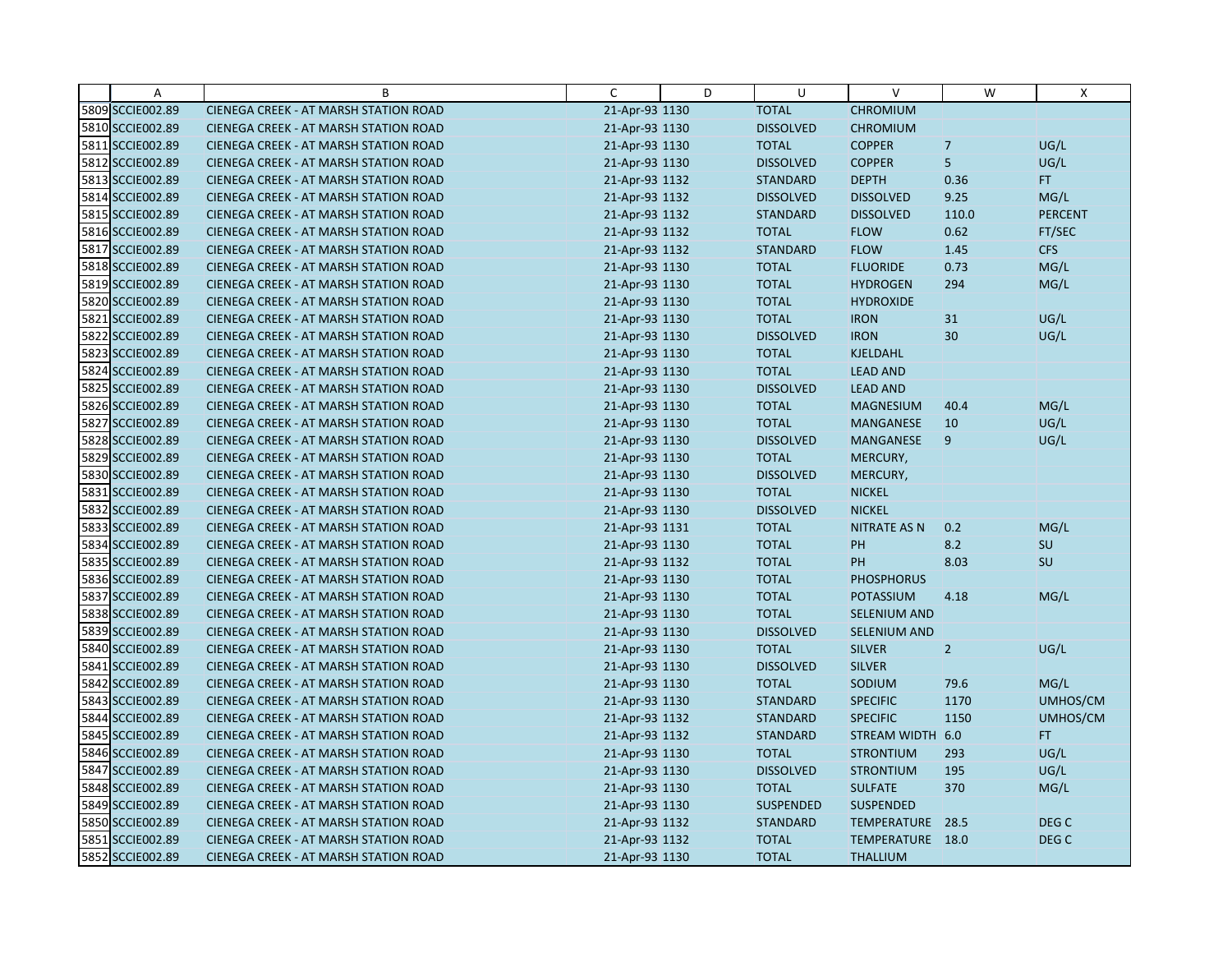| | A | B | C | D | U | V | W | X |
|---|---|---|---|---|---|---|---|---|
| 5809 | SCCIE002.89 | CIENEGA CREEK - AT MARSH STATION ROAD | 21-Apr-93 | 1130 | TOTAL | CHROMIUM | | |
| 5810 | SCCIE002.89 | CIENEGA CREEK - AT MARSH STATION ROAD | 21-Apr-93 | 1130 | DISSOLVED | CHROMIUM | | |
| 5811 | SCCIE002.89 | CIENEGA CREEK - AT MARSH STATION ROAD | 21-Apr-93 | 1130 | TOTAL | COPPER | 7 | UG/L |
| 5812 | SCCIE002.89 | CIENEGA CREEK - AT MARSH STATION ROAD | 21-Apr-93 | 1130 | DISSOLVED | COPPER | 5 | UG/L |
| 5813 | SCCIE002.89 | CIENEGA CREEK - AT MARSH STATION ROAD | 21-Apr-93 | 1132 | STANDARD | DEPTH | 0.36 | FT |
| 5814 | SCCIE002.89 | CIENEGA CREEK - AT MARSH STATION ROAD | 21-Apr-93 | 1132 | DISSOLVED | DISSOLVED | 9.25 | MG/L |
| 5815 | SCCIE002.89 | CIENEGA CREEK - AT MARSH STATION ROAD | 21-Apr-93 | 1132 | STANDARD | DISSOLVED | 110.0 | PERCENT |
| 5816 | SCCIE002.89 | CIENEGA CREEK - AT MARSH STATION ROAD | 21-Apr-93 | 1132 | TOTAL | FLOW | 0.62 | FT/SEC |
| 5817 | SCCIE002.89 | CIENEGA CREEK - AT MARSH STATION ROAD | 21-Apr-93 | 1132 | STANDARD | FLOW | 1.45 | CFS |
| 5818 | SCCIE002.89 | CIENEGA CREEK - AT MARSH STATION ROAD | 21-Apr-93 | 1130 | TOTAL | FLUORIDE | 0.73 | MG/L |
| 5819 | SCCIE002.89 | CIENEGA CREEK - AT MARSH STATION ROAD | 21-Apr-93 | 1130 | TOTAL | HYDROGEN | 294 | MG/L |
| 5820 | SCCIE002.89 | CIENEGA CREEK - AT MARSH STATION ROAD | 21-Apr-93 | 1130 | TOTAL | HYDROXIDE | | |
| 5821 | SCCIE002.89 | CIENEGA CREEK - AT MARSH STATION ROAD | 21-Apr-93 | 1130 | TOTAL | IRON | 31 | UG/L |
| 5822 | SCCIE002.89 | CIENEGA CREEK - AT MARSH STATION ROAD | 21-Apr-93 | 1130 | DISSOLVED | IRON | 30 | UG/L |
| 5823 | SCCIE002.89 | CIENEGA CREEK - AT MARSH STATION ROAD | 21-Apr-93 | 1130 | TOTAL | KJELDAHL | | |
| 5824 | SCCIE002.89 | CIENEGA CREEK - AT MARSH STATION ROAD | 21-Apr-93 | 1130 | TOTAL | LEAD AND | | |
| 5825 | SCCIE002.89 | CIENEGA CREEK - AT MARSH STATION ROAD | 21-Apr-93 | 1130 | DISSOLVED | LEAD AND | | |
| 5826 | SCCIE002.89 | CIENEGA CREEK - AT MARSH STATION ROAD | 21-Apr-93 | 1130 | TOTAL | MAGNESIUM | 40.4 | MG/L |
| 5827 | SCCIE002.89 | CIENEGA CREEK - AT MARSH STATION ROAD | 21-Apr-93 | 1130 | TOTAL | MANGANESE | 10 | UG/L |
| 5828 | SCCIE002.89 | CIENEGA CREEK - AT MARSH STATION ROAD | 21-Apr-93 | 1130 | DISSOLVED | MANGANESE | 9 | UG/L |
| 5829 | SCCIE002.89 | CIENEGA CREEK - AT MARSH STATION ROAD | 21-Apr-93 | 1130 | TOTAL | MERCURY, | | |
| 5830 | SCCIE002.89 | CIENEGA CREEK - AT MARSH STATION ROAD | 21-Apr-93 | 1130 | DISSOLVED | MERCURY, | | |
| 5831 | SCCIE002.89 | CIENEGA CREEK - AT MARSH STATION ROAD | 21-Apr-93 | 1130 | TOTAL | NICKEL | | |
| 5832 | SCCIE002.89 | CIENEGA CREEK - AT MARSH STATION ROAD | 21-Apr-93 | 1130 | DISSOLVED | NICKEL | | |
| 5833 | SCCIE002.89 | CIENEGA CREEK - AT MARSH STATION ROAD | 21-Apr-93 | 1131 | TOTAL | NITRATE AS N | 0.2 | MG/L |
| 5834 | SCCIE002.89 | CIENEGA CREEK - AT MARSH STATION ROAD | 21-Apr-93 | 1130 | TOTAL | PH | 8.2 | SU |
| 5835 | SCCIE002.89 | CIENEGA CREEK - AT MARSH STATION ROAD | 21-Apr-93 | 1132 | TOTAL | PH | 8.03 | SU |
| 5836 | SCCIE002.89 | CIENEGA CREEK - AT MARSH STATION ROAD | 21-Apr-93 | 1130 | TOTAL | PHOSPHORUS | | |
| 5837 | SCCIE002.89 | CIENEGA CREEK - AT MARSH STATION ROAD | 21-Apr-93 | 1130 | TOTAL | POTASSIUM | 4.18 | MG/L |
| 5838 | SCCIE002.89 | CIENEGA CREEK - AT MARSH STATION ROAD | 21-Apr-93 | 1130 | TOTAL | SELENIUM AND | | |
| 5839 | SCCIE002.89 | CIENEGA CREEK - AT MARSH STATION ROAD | 21-Apr-93 | 1130 | DISSOLVED | SELENIUM AND | | |
| 5840 | SCCIE002.89 | CIENEGA CREEK - AT MARSH STATION ROAD | 21-Apr-93 | 1130 | TOTAL | SILVER | 2 | UG/L |
| 5841 | SCCIE002.89 | CIENEGA CREEK - AT MARSH STATION ROAD | 21-Apr-93 | 1130 | DISSOLVED | SILVER | | |
| 5842 | SCCIE002.89 | CIENEGA CREEK - AT MARSH STATION ROAD | 21-Apr-93 | 1130 | TOTAL | SODIUM | 79.6 | MG/L |
| 5843 | SCCIE002.89 | CIENEGA CREEK - AT MARSH STATION ROAD | 21-Apr-93 | 1130 | STANDARD | SPECIFIC | 1170 | UMHOS/CM |
| 5844 | SCCIE002.89 | CIENEGA CREEK - AT MARSH STATION ROAD | 21-Apr-93 | 1132 | STANDARD | SPECIFIC | 1150 | UMHOS/CM |
| 5845 | SCCIE002.89 | CIENEGA CREEK - AT MARSH STATION ROAD | 21-Apr-93 | 1132 | STANDARD | STREAM WIDTH | 6.0 | FT |
| 5846 | SCCIE002.89 | CIENEGA CREEK - AT MARSH STATION ROAD | 21-Apr-93 | 1130 | TOTAL | STRONTIUM | 293 | UG/L |
| 5847 | SCCIE002.89 | CIENEGA CREEK - AT MARSH STATION ROAD | 21-Apr-93 | 1130 | DISSOLVED | STRONTIUM | 195 | UG/L |
| 5848 | SCCIE002.89 | CIENEGA CREEK - AT MARSH STATION ROAD | 21-Apr-93 | 1130 | TOTAL | SULFATE | 370 | MG/L |
| 5849 | SCCIE002.89 | CIENEGA CREEK - AT MARSH STATION ROAD | 21-Apr-93 | 1130 | SUSPENDED | SUSPENDED | | |
| 5850 | SCCIE002.89 | CIENEGA CREEK - AT MARSH STATION ROAD | 21-Apr-93 | 1132 | STANDARD | TEMPERATURE | 28.5 | DEG C |
| 5851 | SCCIE002.89 | CIENEGA CREEK - AT MARSH STATION ROAD | 21-Apr-93 | 1132 | TOTAL | TEMPERATURE | 18.0 | DEG C |
| 5852 | SCCIE002.89 | CIENEGA CREEK - AT MARSH STATION ROAD | 21-Apr-93 | 1130 | TOTAL | THALLIUM | | |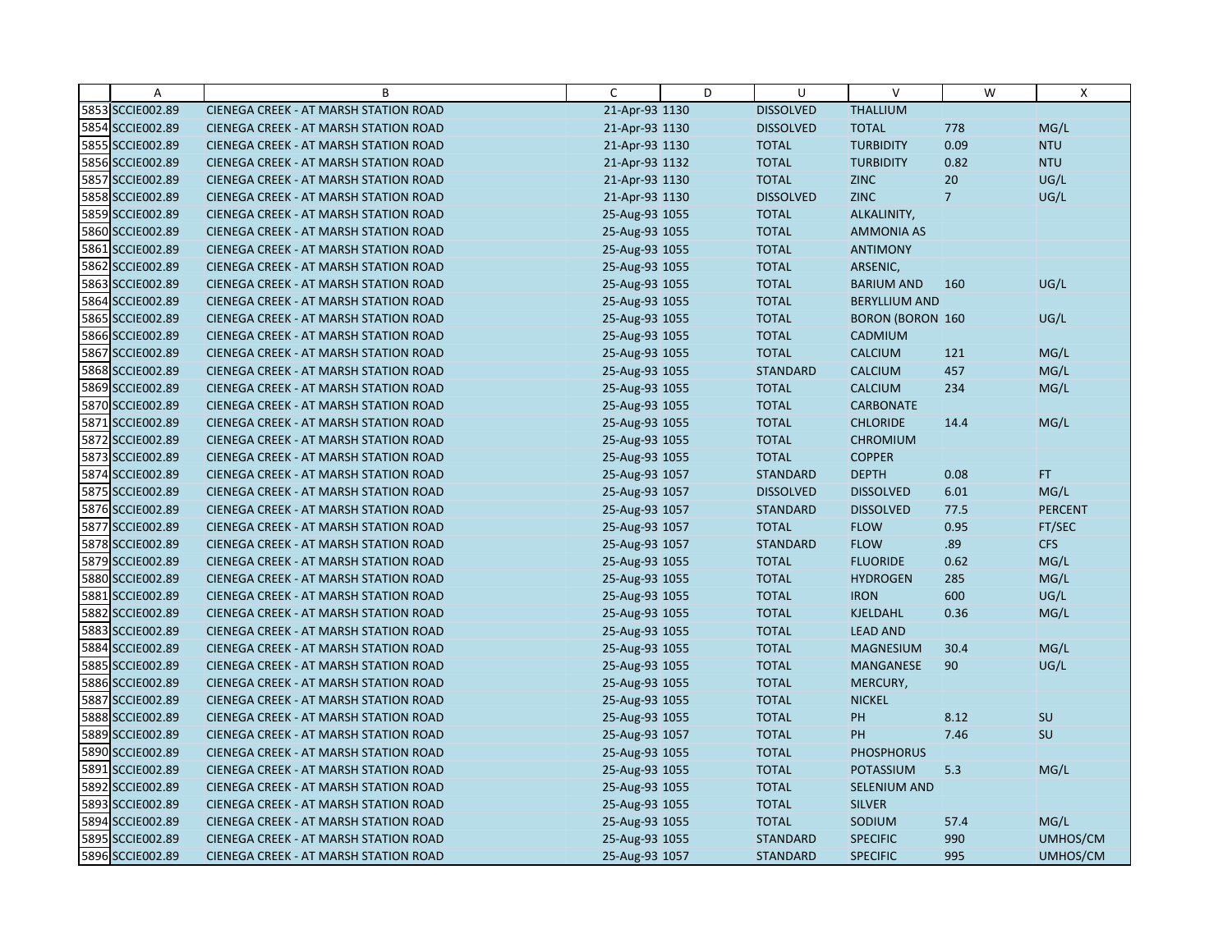|  | A | B | C | D | U | V | W | X |
|---|---|---|---|---|---|---|---|---|
| 5853 | SCCIE002.89 | CIENEGA CREEK - AT MARSH STATION ROAD | 21-Apr-93 | 1130 | DISSOLVED | THALLIUM |  |  |
| 5854 | SCCIE002.89 | CIENEGA CREEK - AT MARSH STATION ROAD | 21-Apr-93 | 1130 | DISSOLVED | TOTAL | 778 | MG/L |
| 5855 | SCCIE002.89 | CIENEGA CREEK - AT MARSH STATION ROAD | 21-Apr-93 | 1130 | TOTAL | TURBIDITY | 0.09 | NTU |
| 5856 | SCCIE002.89 | CIENEGA CREEK - AT MARSH STATION ROAD | 21-Apr-93 | 1132 | TOTAL | TURBIDITY | 0.82 | NTU |
| 5857 | SCCIE002.89 | CIENEGA CREEK - AT MARSH STATION ROAD | 21-Apr-93 | 1130 | TOTAL | ZINC | 20 | UG/L |
| 5858 | SCCIE002.89 | CIENEGA CREEK - AT MARSH STATION ROAD | 21-Apr-93 | 1130 | DISSOLVED | ZINC | 7 | UG/L |
| 5859 | SCCIE002.89 | CIENEGA CREEK - AT MARSH STATION ROAD | 25-Aug-93 | 1055 | TOTAL | ALKALINITY, |  |  |
| 5860 | SCCIE002.89 | CIENEGA CREEK - AT MARSH STATION ROAD | 25-Aug-93 | 1055 | TOTAL | AMMONIA AS |  |  |
| 5861 | SCCIE002.89 | CIENEGA CREEK - AT MARSH STATION ROAD | 25-Aug-93 | 1055 | TOTAL | ANTIMONY |  |  |
| 5862 | SCCIE002.89 | CIENEGA CREEK - AT MARSH STATION ROAD | 25-Aug-93 | 1055 | TOTAL | ARSENIC, |  |  |
| 5863 | SCCIE002.89 | CIENEGA CREEK - AT MARSH STATION ROAD | 25-Aug-93 | 1055 | TOTAL | BARIUM AND | 160 | UG/L |
| 5864 | SCCIE002.89 | CIENEGA CREEK - AT MARSH STATION ROAD | 25-Aug-93 | 1055 | TOTAL | BERYLLIUM AND |  |  |
| 5865 | SCCIE002.89 | CIENEGA CREEK - AT MARSH STATION ROAD | 25-Aug-93 | 1055 | TOTAL | BORON (BORON | 160 | UG/L |
| 5866 | SCCIE002.89 | CIENEGA CREEK - AT MARSH STATION ROAD | 25-Aug-93 | 1055 | TOTAL | CADMIUM |  |  |
| 5867 | SCCIE002.89 | CIENEGA CREEK - AT MARSH STATION ROAD | 25-Aug-93 | 1055 | TOTAL | CALCIUM | 121 | MG/L |
| 5868 | SCCIE002.89 | CIENEGA CREEK - AT MARSH STATION ROAD | 25-Aug-93 | 1055 | STANDARD | CALCIUM | 457 | MG/L |
| 5869 | SCCIE002.89 | CIENEGA CREEK - AT MARSH STATION ROAD | 25-Aug-93 | 1055 | TOTAL | CALCIUM | 234 | MG/L |
| 5870 | SCCIE002.89 | CIENEGA CREEK - AT MARSH STATION ROAD | 25-Aug-93 | 1055 | TOTAL | CARBONATE |  |  |
| 5871 | SCCIE002.89 | CIENEGA CREEK - AT MARSH STATION ROAD | 25-Aug-93 | 1055 | TOTAL | CHLORIDE | 14.4 | MG/L |
| 5872 | SCCIE002.89 | CIENEGA CREEK - AT MARSH STATION ROAD | 25-Aug-93 | 1055 | TOTAL | CHROMIUM |  |  |
| 5873 | SCCIE002.89 | CIENEGA CREEK - AT MARSH STATION ROAD | 25-Aug-93 | 1055 | TOTAL | COPPER |  |  |
| 5874 | SCCIE002.89 | CIENEGA CREEK - AT MARSH STATION ROAD | 25-Aug-93 | 1057 | STANDARD | DEPTH | 0.08 | FT |
| 5875 | SCCIE002.89 | CIENEGA CREEK - AT MARSH STATION ROAD | 25-Aug-93 | 1057 | DISSOLVED | DISSOLVED | 6.01 | MG/L |
| 5876 | SCCIE002.89 | CIENEGA CREEK - AT MARSH STATION ROAD | 25-Aug-93 | 1057 | STANDARD | DISSOLVED | 77.5 | PERCENT |
| 5877 | SCCIE002.89 | CIENEGA CREEK - AT MARSH STATION ROAD | 25-Aug-93 | 1057 | TOTAL | FLOW | 0.95 | FT/SEC |
| 5878 | SCCIE002.89 | CIENEGA CREEK - AT MARSH STATION ROAD | 25-Aug-93 | 1057 | STANDARD | FLOW | .89 | CFS |
| 5879 | SCCIE002.89 | CIENEGA CREEK - AT MARSH STATION ROAD | 25-Aug-93 | 1055 | TOTAL | FLUORIDE | 0.62 | MG/L |
| 5880 | SCCIE002.89 | CIENEGA CREEK - AT MARSH STATION ROAD | 25-Aug-93 | 1055 | TOTAL | HYDROGEN | 285 | MG/L |
| 5881 | SCCIE002.89 | CIENEGA CREEK - AT MARSH STATION ROAD | 25-Aug-93 | 1055 | TOTAL | IRON | 600 | UG/L |
| 5882 | SCCIE002.89 | CIENEGA CREEK - AT MARSH STATION ROAD | 25-Aug-93 | 1055 | TOTAL | KJELDAHL | 0.36 | MG/L |
| 5883 | SCCIE002.89 | CIENEGA CREEK - AT MARSH STATION ROAD | 25-Aug-93 | 1055 | TOTAL | LEAD AND |  |  |
| 5884 | SCCIE002.89 | CIENEGA CREEK - AT MARSH STATION ROAD | 25-Aug-93 | 1055 | TOTAL | MAGNESIUM | 30.4 | MG/L |
| 5885 | SCCIE002.89 | CIENEGA CREEK - AT MARSH STATION ROAD | 25-Aug-93 | 1055 | TOTAL | MANGANESE | 90 | UG/L |
| 5886 | SCCIE002.89 | CIENEGA CREEK - AT MARSH STATION ROAD | 25-Aug-93 | 1055 | TOTAL | MERCURY, |  |  |
| 5887 | SCCIE002.89 | CIENEGA CREEK - AT MARSH STATION ROAD | 25-Aug-93 | 1055 | TOTAL | NICKEL |  |  |
| 5888 | SCCIE002.89 | CIENEGA CREEK - AT MARSH STATION ROAD | 25-Aug-93 | 1055 | TOTAL | PH | 8.12 | SU |
| 5889 | SCCIE002.89 | CIENEGA CREEK - AT MARSH STATION ROAD | 25-Aug-93 | 1057 | TOTAL | PH | 7.46 | SU |
| 5890 | SCCIE002.89 | CIENEGA CREEK - AT MARSH STATION ROAD | 25-Aug-93 | 1055 | TOTAL | PHOSPHORUS |  |  |
| 5891 | SCCIE002.89 | CIENEGA CREEK - AT MARSH STATION ROAD | 25-Aug-93 | 1055 | TOTAL | POTASSIUM | 5.3 | MG/L |
| 5892 | SCCIE002.89 | CIENEGA CREEK - AT MARSH STATION ROAD | 25-Aug-93 | 1055 | TOTAL | SELENIUM AND |  |  |
| 5893 | SCCIE002.89 | CIENEGA CREEK - AT MARSH STATION ROAD | 25-Aug-93 | 1055 | TOTAL | SILVER |  |  |
| 5894 | SCCIE002.89 | CIENEGA CREEK - AT MARSH STATION ROAD | 25-Aug-93 | 1055 | TOTAL | SODIUM | 57.4 | MG/L |
| 5895 | SCCIE002.89 | CIENEGA CREEK - AT MARSH STATION ROAD | 25-Aug-93 | 1055 | STANDARD | SPECIFIC | 990 | UMHOS/CM |
| 5896 | SCCIE002.89 | CIENEGA CREEK - AT MARSH STATION ROAD | 25-Aug-93 | 1057 | STANDARD | SPECIFIC | 995 | UMHOS/CM |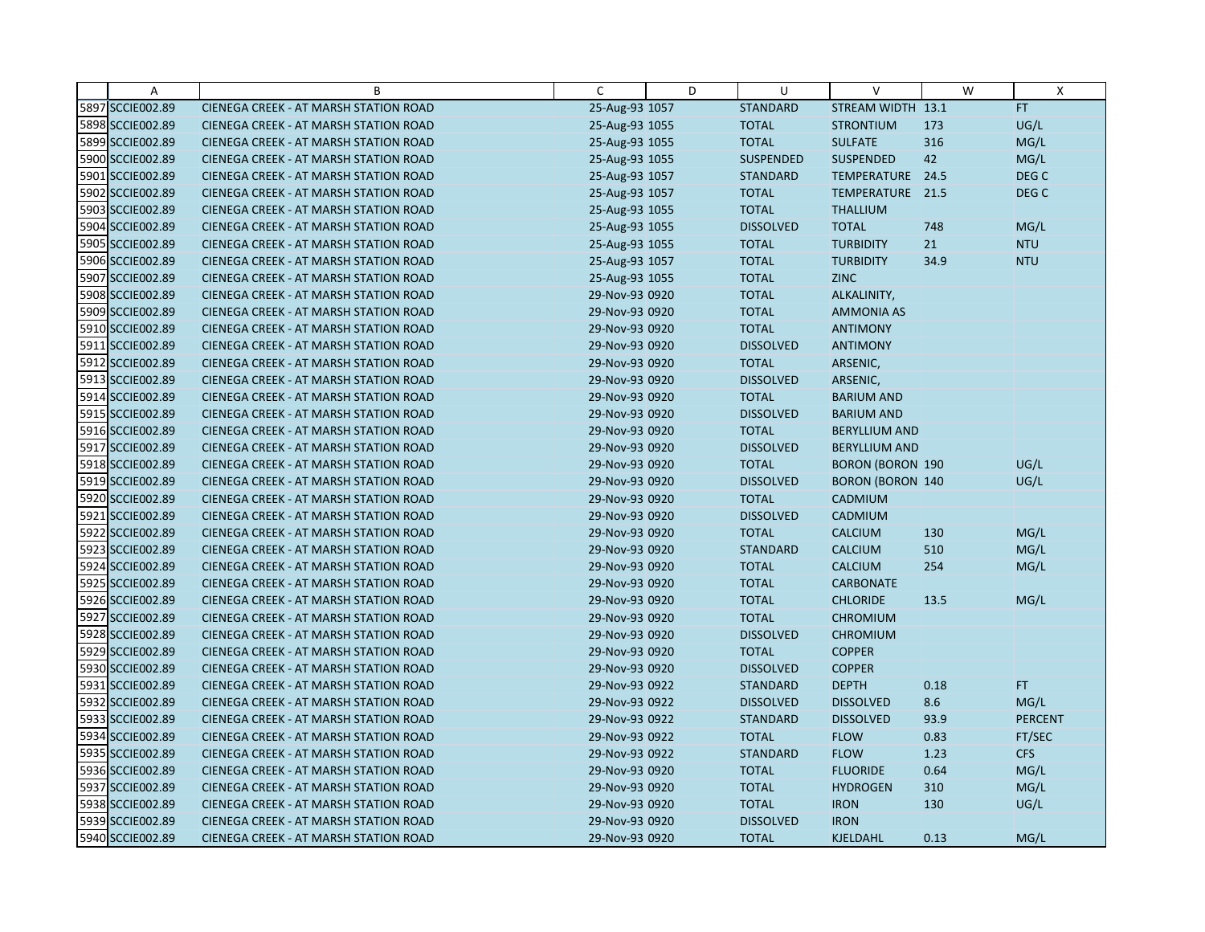| | A | B | C | D | U | V | W | X |
|---|---|---|---|---|---|---|---|---|
| 5897 | SCCIE002.89 | CIENEGA CREEK - AT MARSH STATION ROAD | 25-Aug-93 1057 | | STANDARD | STREAM WIDTH | 13.1 | FT |
| 5898 | SCCIE002.89 | CIENEGA CREEK - AT MARSH STATION ROAD | 25-Aug-93 1055 | | TOTAL | STRONTIUM | 173 | UG/L |
| 5899 | SCCIE002.89 | CIENEGA CREEK - AT MARSH STATION ROAD | 25-Aug-93 1055 | | TOTAL | SULFATE | 316 | MG/L |
| 5900 | SCCIE002.89 | CIENEGA CREEK - AT MARSH STATION ROAD | 25-Aug-93 1055 | | SUSPENDED | SUSPENDED | 42 | MG/L |
| 5901 | SCCIE002.89 | CIENEGA CREEK - AT MARSH STATION ROAD | 25-Aug-93 1057 | | STANDARD | TEMPERATURE | 24.5 | DEG C |
| 5902 | SCCIE002.89 | CIENEGA CREEK - AT MARSH STATION ROAD | 25-Aug-93 1057 | | TOTAL | TEMPERATURE | 21.5 | DEG C |
| 5903 | SCCIE002.89 | CIENEGA CREEK - AT MARSH STATION ROAD | 25-Aug-93 1055 | | TOTAL | THALLIUM | | |
| 5904 | SCCIE002.89 | CIENEGA CREEK - AT MARSH STATION ROAD | 25-Aug-93 1055 | | DISSOLVED | TOTAL | 748 | MG/L |
| 5905 | SCCIE002.89 | CIENEGA CREEK - AT MARSH STATION ROAD | 25-Aug-93 1055 | | TOTAL | TURBIDITY | 21 | NTU |
| 5906 | SCCIE002.89 | CIENEGA CREEK - AT MARSH STATION ROAD | 25-Aug-93 1057 | | TOTAL | TURBIDITY | 34.9 | NTU |
| 5907 | SCCIE002.89 | CIENEGA CREEK - AT MARSH STATION ROAD | 25-Aug-93 1055 | | TOTAL | ZINC | | |
| 5908 | SCCIE002.89 | CIENEGA CREEK - AT MARSH STATION ROAD | 29-Nov-93 0920 | | TOTAL | ALKALINITY, | | |
| 5909 | SCCIE002.89 | CIENEGA CREEK - AT MARSH STATION ROAD | 29-Nov-93 0920 | | TOTAL | AMMONIA AS | | |
| 5910 | SCCIE002.89 | CIENEGA CREEK - AT MARSH STATION ROAD | 29-Nov-93 0920 | | TOTAL | ANTIMONY | | |
| 5911 | SCCIE002.89 | CIENEGA CREEK - AT MARSH STATION ROAD | 29-Nov-93 0920 | | DISSOLVED | ANTIMONY | | |
| 5912 | SCCIE002.89 | CIENEGA CREEK - AT MARSH STATION ROAD | 29-Nov-93 0920 | | TOTAL | ARSENIC, | | |
| 5913 | SCCIE002.89 | CIENEGA CREEK - AT MARSH STATION ROAD | 29-Nov-93 0920 | | DISSOLVED | ARSENIC, | | |
| 5914 | SCCIE002.89 | CIENEGA CREEK - AT MARSH STATION ROAD | 29-Nov-93 0920 | | TOTAL | BARIUM AND | | |
| 5915 | SCCIE002.89 | CIENEGA CREEK - AT MARSH STATION ROAD | 29-Nov-93 0920 | | DISSOLVED | BARIUM AND | | |
| 5916 | SCCIE002.89 | CIENEGA CREEK - AT MARSH STATION ROAD | 29-Nov-93 0920 | | TOTAL | BERYLLIUM AND | | |
| 5917 | SCCIE002.89 | CIENEGA CREEK - AT MARSH STATION ROAD | 29-Nov-93 0920 | | DISSOLVED | BERYLLIUM AND | | |
| 5918 | SCCIE002.89 | CIENEGA CREEK - AT MARSH STATION ROAD | 29-Nov-93 0920 | | TOTAL | BORON (BORON | 190 | UG/L |
| 5919 | SCCIE002.89 | CIENEGA CREEK - AT MARSH STATION ROAD | 29-Nov-93 0920 | | DISSOLVED | BORON (BORON | 140 | UG/L |
| 5920 | SCCIE002.89 | CIENEGA CREEK - AT MARSH STATION ROAD | 29-Nov-93 0920 | | TOTAL | CADMIUM | | |
| 5921 | SCCIE002.89 | CIENEGA CREEK - AT MARSH STATION ROAD | 29-Nov-93 0920 | | DISSOLVED | CADMIUM | | |
| 5922 | SCCIE002.89 | CIENEGA CREEK - AT MARSH STATION ROAD | 29-Nov-93 0920 | | TOTAL | CALCIUM | 130 | MG/L |
| 5923 | SCCIE002.89 | CIENEGA CREEK - AT MARSH STATION ROAD | 29-Nov-93 0920 | | STANDARD | CALCIUM | 510 | MG/L |
| 5924 | SCCIE002.89 | CIENEGA CREEK - AT MARSH STATION ROAD | 29-Nov-93 0920 | | TOTAL | CALCIUM | 254 | MG/L |
| 5925 | SCCIE002.89 | CIENEGA CREEK - AT MARSH STATION ROAD | 29-Nov-93 0920 | | TOTAL | CARBONATE | | |
| 5926 | SCCIE002.89 | CIENEGA CREEK - AT MARSH STATION ROAD | 29-Nov-93 0920 | | TOTAL | CHLORIDE | 13.5 | MG/L |
| 5927 | SCCIE002.89 | CIENEGA CREEK - AT MARSH STATION ROAD | 29-Nov-93 0920 | | TOTAL | CHROMIUM | | |
| 5928 | SCCIE002.89 | CIENEGA CREEK - AT MARSH STATION ROAD | 29-Nov-93 0920 | | DISSOLVED | CHROMIUM | | |
| 5929 | SCCIE002.89 | CIENEGA CREEK - AT MARSH STATION ROAD | 29-Nov-93 0920 | | TOTAL | COPPER | | |
| 5930 | SCCIE002.89 | CIENEGA CREEK - AT MARSH STATION ROAD | 29-Nov-93 0920 | | DISSOLVED | COPPER | | |
| 5931 | SCCIE002.89 | CIENEGA CREEK - AT MARSH STATION ROAD | 29-Nov-93 0922 | | STANDARD | DEPTH | 0.18 | FT |
| 5932 | SCCIE002.89 | CIENEGA CREEK - AT MARSH STATION ROAD | 29-Nov-93 0922 | | DISSOLVED | DISSOLVED | 8.6 | MG/L |
| 5933 | SCCIE002.89 | CIENEGA CREEK - AT MARSH STATION ROAD | 29-Nov-93 0922 | | STANDARD | DISSOLVED | 93.9 | PERCENT |
| 5934 | SCCIE002.89 | CIENEGA CREEK - AT MARSH STATION ROAD | 29-Nov-93 0922 | | TOTAL | FLOW | 0.83 | FT/SEC |
| 5935 | SCCIE002.89 | CIENEGA CREEK - AT MARSH STATION ROAD | 29-Nov-93 0922 | | STANDARD | FLOW | 1.23 | CFS |
| 5936 | SCCIE002.89 | CIENEGA CREEK - AT MARSH STATION ROAD | 29-Nov-93 0920 | | TOTAL | FLUORIDE | 0.64 | MG/L |
| 5937 | SCCIE002.89 | CIENEGA CREEK - AT MARSH STATION ROAD | 29-Nov-93 0920 | | TOTAL | HYDROGEN | 310 | MG/L |
| 5938 | SCCIE002.89 | CIENEGA CREEK - AT MARSH STATION ROAD | 29-Nov-93 0920 | | TOTAL | IRON | 130 | UG/L |
| 5939 | SCCIE002.89 | CIENEGA CREEK - AT MARSH STATION ROAD | 29-Nov-93 0920 | | DISSOLVED | IRON | | |
| 5940 | SCCIE002.89 | CIENEGA CREEK - AT MARSH STATION ROAD | 29-Nov-93 0920 | | TOTAL | KJELDAHL | 0.13 | MG/L |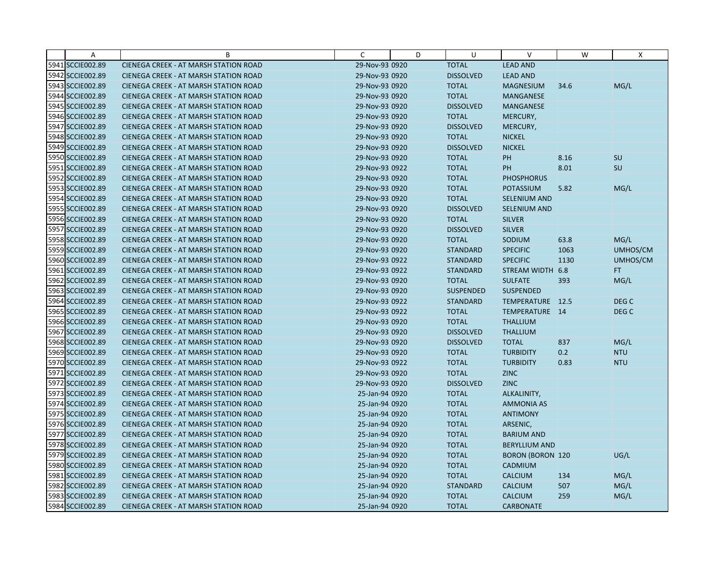| | A | B | C | D | U | V | W | X |
|---|---|---|---|---|---|---|---|---|
| 5941 | SCCIE002.89 | CIENEGA CREEK - AT MARSH STATION ROAD | 29-Nov-93 | 0920 | TOTAL | LEAD AND | | |
| 5942 | SCCIE002.89 | CIENEGA CREEK - AT MARSH STATION ROAD | 29-Nov-93 | 0920 | DISSOLVED | LEAD AND | | |
| 5943 | SCCIE002.89 | CIENEGA CREEK - AT MARSH STATION ROAD | 29-Nov-93 | 0920 | TOTAL | MAGNESIUM | 34.6 | MG/L |
| 5944 | SCCIE002.89 | CIENEGA CREEK - AT MARSH STATION ROAD | 29-Nov-93 | 0920 | TOTAL | MANGANESE | | |
| 5945 | SCCIE002.89 | CIENEGA CREEK - AT MARSH STATION ROAD | 29-Nov-93 | 0920 | DISSOLVED | MANGANESE | | |
| 5946 | SCCIE002.89 | CIENEGA CREEK - AT MARSH STATION ROAD | 29-Nov-93 | 0920 | TOTAL | MERCURY, | | |
| 5947 | SCCIE002.89 | CIENEGA CREEK - AT MARSH STATION ROAD | 29-Nov-93 | 0920 | DISSOLVED | MERCURY, | | |
| 5948 | SCCIE002.89 | CIENEGA CREEK - AT MARSH STATION ROAD | 29-Nov-93 | 0920 | TOTAL | NICKEL | | |
| 5949 | SCCIE002.89 | CIENEGA CREEK - AT MARSH STATION ROAD | 29-Nov-93 | 0920 | DISSOLVED | NICKEL | | |
| 5950 | SCCIE002.89 | CIENEGA CREEK - AT MARSH STATION ROAD | 29-Nov-93 | 0920 | TOTAL | PH | 8.16 | SU |
| 5951 | SCCIE002.89 | CIENEGA CREEK - AT MARSH STATION ROAD | 29-Nov-93 | 0922 | TOTAL | PH | 8.01 | SU |
| 5952 | SCCIE002.89 | CIENEGA CREEK - AT MARSH STATION ROAD | 29-Nov-93 | 0920 | TOTAL | PHOSPHORUS | | |
| 5953 | SCCIE002.89 | CIENEGA CREEK - AT MARSH STATION ROAD | 29-Nov-93 | 0920 | TOTAL | POTASSIUM | 5.82 | MG/L |
| 5954 | SCCIE002.89 | CIENEGA CREEK - AT MARSH STATION ROAD | 29-Nov-93 | 0920 | TOTAL | SELENIUM AND | | |
| 5955 | SCCIE002.89 | CIENEGA CREEK - AT MARSH STATION ROAD | 29-Nov-93 | 0920 | DISSOLVED | SELENIUM AND | | |
| 5956 | SCCIE002.89 | CIENEGA CREEK - AT MARSH STATION ROAD | 29-Nov-93 | 0920 | TOTAL | SILVER | | |
| 5957 | SCCIE002.89 | CIENEGA CREEK - AT MARSH STATION ROAD | 29-Nov-93 | 0920 | DISSOLVED | SILVER | | |
| 5958 | SCCIE002.89 | CIENEGA CREEK - AT MARSH STATION ROAD | 29-Nov-93 | 0920 | TOTAL | SODIUM | 63.8 | MG/L |
| 5959 | SCCIE002.89 | CIENEGA CREEK - AT MARSH STATION ROAD | 29-Nov-93 | 0920 | STANDARD | SPECIFIC | 1063 | UMHOS/CM |
| 5960 | SCCIE002.89 | CIENEGA CREEK - AT MARSH STATION ROAD | 29-Nov-93 | 0922 | STANDARD | SPECIFIC | 1130 | UMHOS/CM |
| 5961 | SCCIE002.89 | CIENEGA CREEK - AT MARSH STATION ROAD | 29-Nov-93 | 0922 | STANDARD | STREAM WIDTH | 6.8 | FT |
| 5962 | SCCIE002.89 | CIENEGA CREEK - AT MARSH STATION ROAD | 29-Nov-93 | 0920 | TOTAL | SULFATE | 393 | MG/L |
| 5963 | SCCIE002.89 | CIENEGA CREEK - AT MARSH STATION ROAD | 29-Nov-93 | 0920 | SUSPENDED | SUSPENDED | | |
| 5964 | SCCIE002.89 | CIENEGA CREEK - AT MARSH STATION ROAD | 29-Nov-93 | 0922 | STANDARD | TEMPERATURE | 12.5 | DEG C |
| 5965 | SCCIE002.89 | CIENEGA CREEK - AT MARSH STATION ROAD | 29-Nov-93 | 0922 | TOTAL | TEMPERATURE | 14 | DEG C |
| 5966 | SCCIE002.89 | CIENEGA CREEK - AT MARSH STATION ROAD | 29-Nov-93 | 0920 | TOTAL | THALLIUM | | |
| 5967 | SCCIE002.89 | CIENEGA CREEK - AT MARSH STATION ROAD | 29-Nov-93 | 0920 | DISSOLVED | THALLIUM | | |
| 5968 | SCCIE002.89 | CIENEGA CREEK - AT MARSH STATION ROAD | 29-Nov-93 | 0920 | DISSOLVED | TOTAL | 837 | MG/L |
| 5969 | SCCIE002.89 | CIENEGA CREEK - AT MARSH STATION ROAD | 29-Nov-93 | 0920 | TOTAL | TURBIDITY | 0.2 | NTU |
| 5970 | SCCIE002.89 | CIENEGA CREEK - AT MARSH STATION ROAD | 29-Nov-93 | 0922 | TOTAL | TURBIDITY | 0.83 | NTU |
| 5971 | SCCIE002.89 | CIENEGA CREEK - AT MARSH STATION ROAD | 29-Nov-93 | 0920 | TOTAL | ZINC | | |
| 5972 | SCCIE002.89 | CIENEGA CREEK - AT MARSH STATION ROAD | 29-Nov-93 | 0920 | DISSOLVED | ZINC | | |
| 5973 | SCCIE002.89 | CIENEGA CREEK - AT MARSH STATION ROAD | 25-Jan-94 | 0920 | TOTAL | ALKALINITY, | | |
| 5974 | SCCIE002.89 | CIENEGA CREEK - AT MARSH STATION ROAD | 25-Jan-94 | 0920 | TOTAL | AMMONIA AS | | |
| 5975 | SCCIE002.89 | CIENEGA CREEK - AT MARSH STATION ROAD | 25-Jan-94 | 0920 | TOTAL | ANTIMONY | | |
| 5976 | SCCIE002.89 | CIENEGA CREEK - AT MARSH STATION ROAD | 25-Jan-94 | 0920 | TOTAL | ARSENIC, | | |
| 5977 | SCCIE002.89 | CIENEGA CREEK - AT MARSH STATION ROAD | 25-Jan-94 | 0920 | TOTAL | BARIUM AND | | |
| 5978 | SCCIE002.89 | CIENEGA CREEK - AT MARSH STATION ROAD | 25-Jan-94 | 0920 | TOTAL | BERYLLIUM AND | | |
| 5979 | SCCIE002.89 | CIENEGA CREEK - AT MARSH STATION ROAD | 25-Jan-94 | 0920 | TOTAL | BORON (BORON | 120 | UG/L |
| 5980 | SCCIE002.89 | CIENEGA CREEK - AT MARSH STATION ROAD | 25-Jan-94 | 0920 | TOTAL | CADMIUM | | |
| 5981 | SCCIE002.89 | CIENEGA CREEK - AT MARSH STATION ROAD | 25-Jan-94 | 0920 | TOTAL | CALCIUM | 134 | MG/L |
| 5982 | SCCIE002.89 | CIENEGA CREEK - AT MARSH STATION ROAD | 25-Jan-94 | 0920 | STANDARD | CALCIUM | 507 | MG/L |
| 5983 | SCCIE002.89 | CIENEGA CREEK - AT MARSH STATION ROAD | 25-Jan-94 | 0920 | TOTAL | CALCIUM | 259 | MG/L |
| 5984 | SCCIE002.89 | CIENEGA CREEK - AT MARSH STATION ROAD | 25-Jan-94 | 0920 | TOTAL | CARBONATE | | |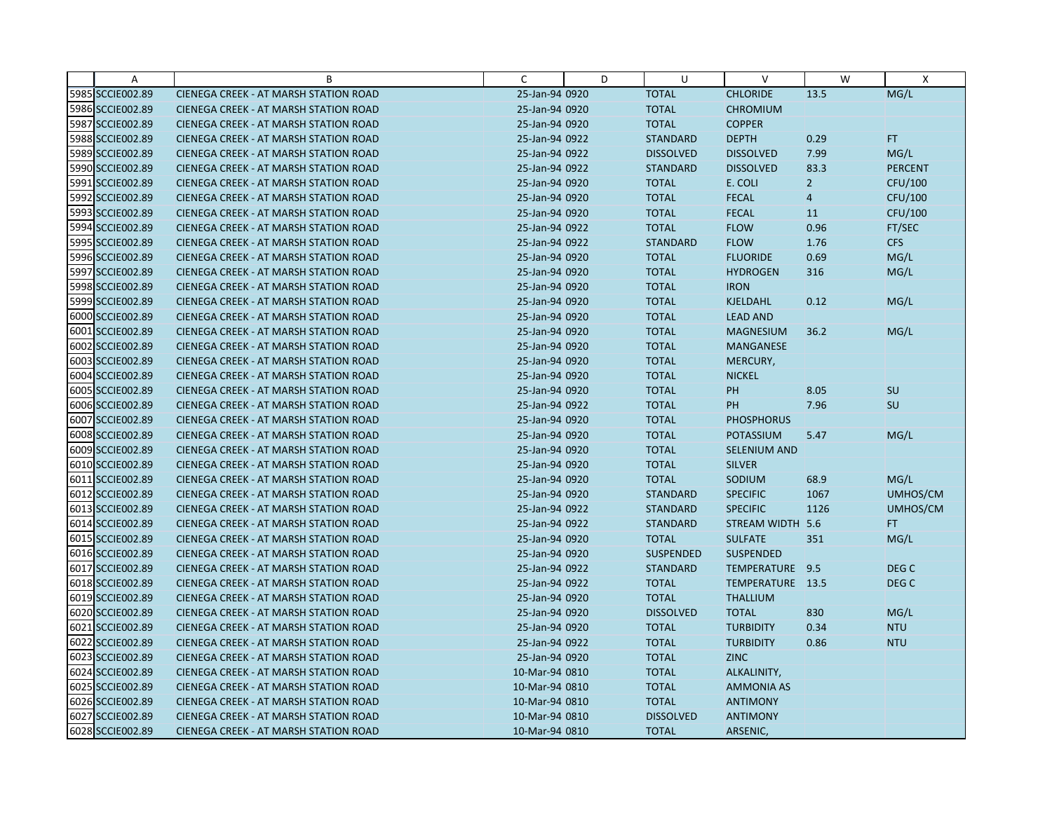| | A | B | C | D | U | V | W | X |
|---|---|---|---|---|---|---|---|---|
| 5985 | SCCIE002.89 | CIENEGA CREEK - AT MARSH STATION ROAD | 25-Jan-94 | 0920 | TOTAL | CHLORIDE | 13.5 | MG/L |
| 5986 | SCCIE002.89 | CIENEGA CREEK - AT MARSH STATION ROAD | 25-Jan-94 | 0920 | TOTAL | CHROMIUM | | |
| 5987 | SCCIE002.89 | CIENEGA CREEK - AT MARSH STATION ROAD | 25-Jan-94 | 0920 | TOTAL | COPPER | | |
| 5988 | SCCIE002.89 | CIENEGA CREEK - AT MARSH STATION ROAD | 25-Jan-94 | 0922 | STANDARD | DEPTH | 0.29 | FT |
| 5989 | SCCIE002.89 | CIENEGA CREEK - AT MARSH STATION ROAD | 25-Jan-94 | 0922 | DISSOLVED | DISSOLVED | 7.99 | MG/L |
| 5990 | SCCIE002.89 | CIENEGA CREEK - AT MARSH STATION ROAD | 25-Jan-94 | 0922 | STANDARD | DISSOLVED | 83.3 | PERCENT |
| 5991 | SCCIE002.89 | CIENEGA CREEK - AT MARSH STATION ROAD | 25-Jan-94 | 0920 | TOTAL | E. COLI | 2 | CFU/100 |
| 5992 | SCCIE002.89 | CIENEGA CREEK - AT MARSH STATION ROAD | 25-Jan-94 | 0920 | TOTAL | FECAL | 4 | CFU/100 |
| 5993 | SCCIE002.89 | CIENEGA CREEK - AT MARSH STATION ROAD | 25-Jan-94 | 0920 | TOTAL | FECAL | 11 | CFU/100 |
| 5994 | SCCIE002.89 | CIENEGA CREEK - AT MARSH STATION ROAD | 25-Jan-94 | 0922 | TOTAL | FLOW | 0.96 | FT/SEC |
| 5995 | SCCIE002.89 | CIENEGA CREEK - AT MARSH STATION ROAD | 25-Jan-94 | 0922 | STANDARD | FLOW | 1.76 | CFS |
| 5996 | SCCIE002.89 | CIENEGA CREEK - AT MARSH STATION ROAD | 25-Jan-94 | 0920 | TOTAL | FLUORIDE | 0.69 | MG/L |
| 5997 | SCCIE002.89 | CIENEGA CREEK - AT MARSH STATION ROAD | 25-Jan-94 | 0920 | TOTAL | HYDROGEN | 316 | MG/L |
| 5998 | SCCIE002.89 | CIENEGA CREEK - AT MARSH STATION ROAD | 25-Jan-94 | 0920 | TOTAL | IRON | | |
| 5999 | SCCIE002.89 | CIENEGA CREEK - AT MARSH STATION ROAD | 25-Jan-94 | 0920 | TOTAL | KJELDAHL | 0.12 | MG/L |
| 6000 | SCCIE002.89 | CIENEGA CREEK - AT MARSH STATION ROAD | 25-Jan-94 | 0920 | TOTAL | LEAD AND | | |
| 6001 | SCCIE002.89 | CIENEGA CREEK - AT MARSH STATION ROAD | 25-Jan-94 | 0920 | TOTAL | MAGNESIUM | 36.2 | MG/L |
| 6002 | SCCIE002.89 | CIENEGA CREEK - AT MARSH STATION ROAD | 25-Jan-94 | 0920 | TOTAL | MANGANESE | | |
| 6003 | SCCIE002.89 | CIENEGA CREEK - AT MARSH STATION ROAD | 25-Jan-94 | 0920 | TOTAL | MERCURY, | | |
| 6004 | SCCIE002.89 | CIENEGA CREEK - AT MARSH STATION ROAD | 25-Jan-94 | 0920 | TOTAL | NICKEL | | |
| 6005 | SCCIE002.89 | CIENEGA CREEK - AT MARSH STATION ROAD | 25-Jan-94 | 0920 | TOTAL | PH | 8.05 | SU |
| 6006 | SCCIE002.89 | CIENEGA CREEK - AT MARSH STATION ROAD | 25-Jan-94 | 0922 | TOTAL | PH | 7.96 | SU |
| 6007 | SCCIE002.89 | CIENEGA CREEK - AT MARSH STATION ROAD | 25-Jan-94 | 0920 | TOTAL | PHOSPHORUS | | |
| 6008 | SCCIE002.89 | CIENEGA CREEK - AT MARSH STATION ROAD | 25-Jan-94 | 0920 | TOTAL | POTASSIUM | 5.47 | MG/L |
| 6009 | SCCIE002.89 | CIENEGA CREEK - AT MARSH STATION ROAD | 25-Jan-94 | 0920 | TOTAL | SELENIUM AND | | |
| 6010 | SCCIE002.89 | CIENEGA CREEK - AT MARSH STATION ROAD | 25-Jan-94 | 0920 | TOTAL | SILVER | | |
| 6011 | SCCIE002.89 | CIENEGA CREEK - AT MARSH STATION ROAD | 25-Jan-94 | 0920 | TOTAL | SODIUM | 68.9 | MG/L |
| 6012 | SCCIE002.89 | CIENEGA CREEK - AT MARSH STATION ROAD | 25-Jan-94 | 0920 | STANDARD | SPECIFIC | 1067 | UMHOS/CM |
| 6013 | SCCIE002.89 | CIENEGA CREEK - AT MARSH STATION ROAD | 25-Jan-94 | 0922 | STANDARD | SPECIFIC | 1126 | UMHOS/CM |
| 6014 | SCCIE002.89 | CIENEGA CREEK - AT MARSH STATION ROAD | 25-Jan-94 | 0922 | STANDARD | STREAM WIDTH | 5.6 | FT |
| 6015 | SCCIE002.89 | CIENEGA CREEK - AT MARSH STATION ROAD | 25-Jan-94 | 0920 | TOTAL | SULFATE | 351 | MG/L |
| 6016 | SCCIE002.89 | CIENEGA CREEK - AT MARSH STATION ROAD | 25-Jan-94 | 0920 | SUSPENDED | SUSPENDED | | |
| 6017 | SCCIE002.89 | CIENEGA CREEK - AT MARSH STATION ROAD | 25-Jan-94 | 0922 | STANDARD | TEMPERATURE | 9.5 | DEG C |
| 6018 | SCCIE002.89 | CIENEGA CREEK - AT MARSH STATION ROAD | 25-Jan-94 | 0922 | TOTAL | TEMPERATURE | 13.5 | DEG C |
| 6019 | SCCIE002.89 | CIENEGA CREEK - AT MARSH STATION ROAD | 25-Jan-94 | 0920 | TOTAL | THALLIUM | | |
| 6020 | SCCIE002.89 | CIENEGA CREEK - AT MARSH STATION ROAD | 25-Jan-94 | 0920 | DISSOLVED | TOTAL | 830 | MG/L |
| 6021 | SCCIE002.89 | CIENEGA CREEK - AT MARSH STATION ROAD | 25-Jan-94 | 0920 | TOTAL | TURBIDITY | 0.34 | NTU |
| 6022 | SCCIE002.89 | CIENEGA CREEK - AT MARSH STATION ROAD | 25-Jan-94 | 0922 | TOTAL | TURBIDITY | 0.86 | NTU |
| 6023 | SCCIE002.89 | CIENEGA CREEK - AT MARSH STATION ROAD | 25-Jan-94 | 0920 | TOTAL | ZINC | | |
| 6024 | SCCIE002.89 | CIENEGA CREEK - AT MARSH STATION ROAD | 10-Mar-94 | 0810 | TOTAL | ALKALINITY, | | |
| 6025 | SCCIE002.89 | CIENEGA CREEK - AT MARSH STATION ROAD | 10-Mar-94 | 0810 | TOTAL | AMMONIA AS | | |
| 6026 | SCCIE002.89 | CIENEGA CREEK - AT MARSH STATION ROAD | 10-Mar-94 | 0810 | TOTAL | ANTIMONY | | |
| 6027 | SCCIE002.89 | CIENEGA CREEK - AT MARSH STATION ROAD | 10-Mar-94 | 0810 | DISSOLVED | ANTIMONY | | |
| 6028 | SCCIE002.89 | CIENEGA CREEK - AT MARSH STATION ROAD | 10-Mar-94 | 0810 | TOTAL | ARSENIC, | | |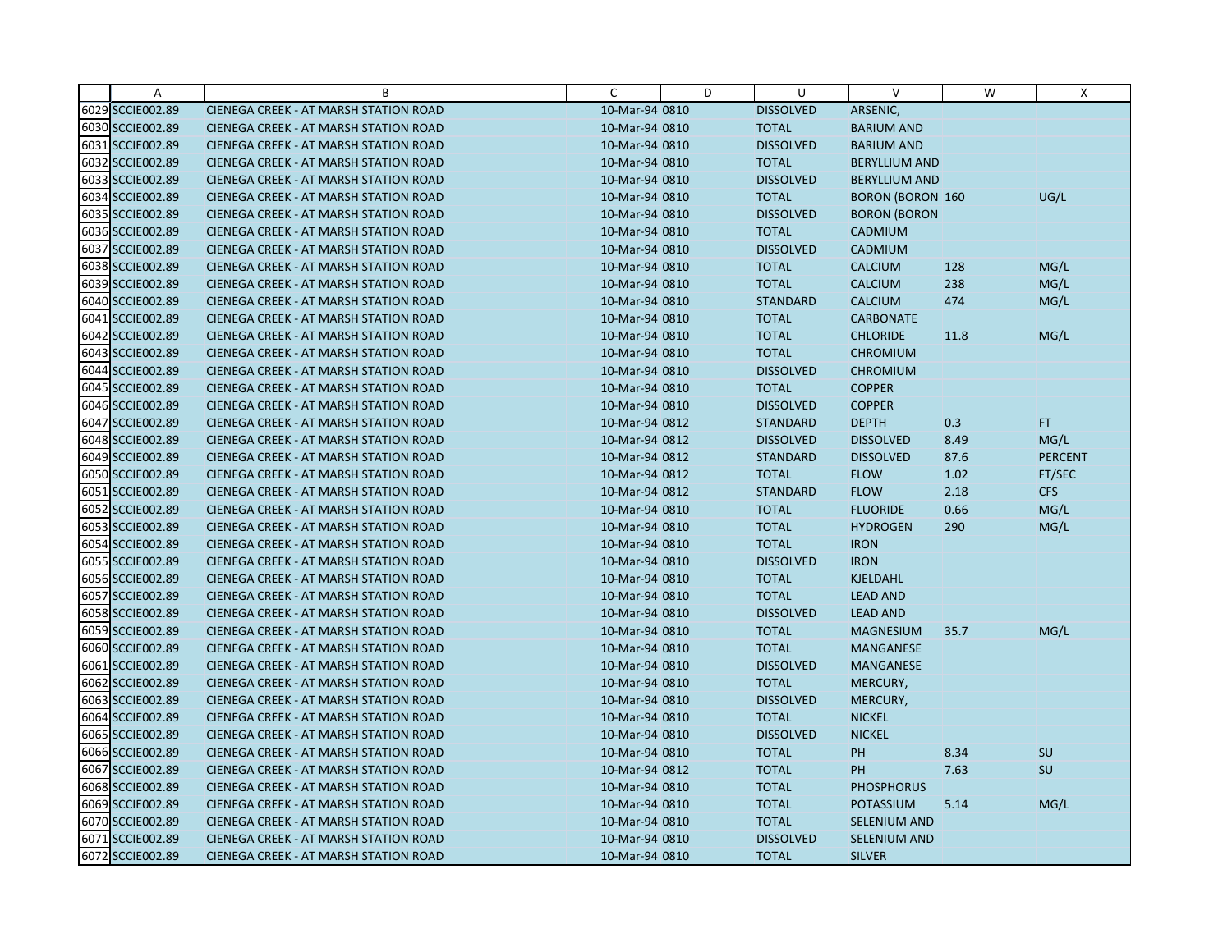| | A | B | C | D | U | V | W | X |
|---|---|---|---|---|---|---|---|---|
| 6029 | SCCIE002.89 | CIENEGA CREEK - AT MARSH STATION ROAD | 10-Mar-94 0810 | | DISSOLVED | ARSENIC, | | |
| 6030 | SCCIE002.89 | CIENEGA CREEK - AT MARSH STATION ROAD | 10-Mar-94 0810 | | TOTAL | BARIUM AND | | |
| 6031 | SCCIE002.89 | CIENEGA CREEK - AT MARSH STATION ROAD | 10-Mar-94 0810 | | DISSOLVED | BARIUM AND | | |
| 6032 | SCCIE002.89 | CIENEGA CREEK - AT MARSH STATION ROAD | 10-Mar-94 0810 | | TOTAL | BERYLLIUM AND | | |
| 6033 | SCCIE002.89 | CIENEGA CREEK - AT MARSH STATION ROAD | 10-Mar-94 0810 | | DISSOLVED | BERYLLIUM AND | | |
| 6034 | SCCIE002.89 | CIENEGA CREEK - AT MARSH STATION ROAD | 10-Mar-94 0810 | | TOTAL | BORON (BORON | 160 | UG/L |
| 6035 | SCCIE002.89 | CIENEGA CREEK - AT MARSH STATION ROAD | 10-Mar-94 0810 | | DISSOLVED | BORON (BORON | | |
| 6036 | SCCIE002.89 | CIENEGA CREEK - AT MARSH STATION ROAD | 10-Mar-94 0810 | | TOTAL | CADMIUM | | |
| 6037 | SCCIE002.89 | CIENEGA CREEK - AT MARSH STATION ROAD | 10-Mar-94 0810 | | DISSOLVED | CADMIUM | | |
| 6038 | SCCIE002.89 | CIENEGA CREEK - AT MARSH STATION ROAD | 10-Mar-94 0810 | | TOTAL | CALCIUM | 128 | MG/L |
| 6039 | SCCIE002.89 | CIENEGA CREEK - AT MARSH STATION ROAD | 10-Mar-94 0810 | | TOTAL | CALCIUM | 238 | MG/L |
| 6040 | SCCIE002.89 | CIENEGA CREEK - AT MARSH STATION ROAD | 10-Mar-94 0810 | | STANDARD | CALCIUM | 474 | MG/L |
| 6041 | SCCIE002.89 | CIENEGA CREEK - AT MARSH STATION ROAD | 10-Mar-94 0810 | | TOTAL | CARBONATE | | |
| 6042 | SCCIE002.89 | CIENEGA CREEK - AT MARSH STATION ROAD | 10-Mar-94 0810 | | TOTAL | CHLORIDE | 11.8 | MG/L |
| 6043 | SCCIE002.89 | CIENEGA CREEK - AT MARSH STATION ROAD | 10-Mar-94 0810 | | TOTAL | CHROMIUM | | |
| 6044 | SCCIE002.89 | CIENEGA CREEK - AT MARSH STATION ROAD | 10-Mar-94 0810 | | DISSOLVED | CHROMIUM | | |
| 6045 | SCCIE002.89 | CIENEGA CREEK - AT MARSH STATION ROAD | 10-Mar-94 0810 | | TOTAL | COPPER | | |
| 6046 | SCCIE002.89 | CIENEGA CREEK - AT MARSH STATION ROAD | 10-Mar-94 0810 | | DISSOLVED | COPPER | | |
| 6047 | SCCIE002.89 | CIENEGA CREEK - AT MARSH STATION ROAD | 10-Mar-94 0812 | | STANDARD | DEPTH | 0.3 | FT |
| 6048 | SCCIE002.89 | CIENEGA CREEK - AT MARSH STATION ROAD | 10-Mar-94 0812 | | DISSOLVED | DISSOLVED | 8.49 | MG/L |
| 6049 | SCCIE002.89 | CIENEGA CREEK - AT MARSH STATION ROAD | 10-Mar-94 0812 | | STANDARD | DISSOLVED | 87.6 | PERCENT |
| 6050 | SCCIE002.89 | CIENEGA CREEK - AT MARSH STATION ROAD | 10-Mar-94 0812 | | TOTAL | FLOW | 1.02 | FT/SEC |
| 6051 | SCCIE002.89 | CIENEGA CREEK - AT MARSH STATION ROAD | 10-Mar-94 0812 | | STANDARD | FLOW | 2.18 | CFS |
| 6052 | SCCIE002.89 | CIENEGA CREEK - AT MARSH STATION ROAD | 10-Mar-94 0810 | | TOTAL | FLUORIDE | 0.66 | MG/L |
| 6053 | SCCIE002.89 | CIENEGA CREEK - AT MARSH STATION ROAD | 10-Mar-94 0810 | | TOTAL | HYDROGEN | 290 | MG/L |
| 6054 | SCCIE002.89 | CIENEGA CREEK - AT MARSH STATION ROAD | 10-Mar-94 0810 | | TOTAL | IRON | | |
| 6055 | SCCIE002.89 | CIENEGA CREEK - AT MARSH STATION ROAD | 10-Mar-94 0810 | | DISSOLVED | IRON | | |
| 6056 | SCCIE002.89 | CIENEGA CREEK - AT MARSH STATION ROAD | 10-Mar-94 0810 | | TOTAL | KJELDAHL | | |
| 6057 | SCCIE002.89 | CIENEGA CREEK - AT MARSH STATION ROAD | 10-Mar-94 0810 | | TOTAL | LEAD AND | | |
| 6058 | SCCIE002.89 | CIENEGA CREEK - AT MARSH STATION ROAD | 10-Mar-94 0810 | | DISSOLVED | LEAD AND | | |
| 6059 | SCCIE002.89 | CIENEGA CREEK - AT MARSH STATION ROAD | 10-Mar-94 0810 | | TOTAL | MAGNESIUM | 35.7 | MG/L |
| 6060 | SCCIE002.89 | CIENEGA CREEK - AT MARSH STATION ROAD | 10-Mar-94 0810 | | TOTAL | MANGANESE | | |
| 6061 | SCCIE002.89 | CIENEGA CREEK - AT MARSH STATION ROAD | 10-Mar-94 0810 | | DISSOLVED | MANGANESE | | |
| 6062 | SCCIE002.89 | CIENEGA CREEK - AT MARSH STATION ROAD | 10-Mar-94 0810 | | TOTAL | MERCURY, | | |
| 6063 | SCCIE002.89 | CIENEGA CREEK - AT MARSH STATION ROAD | 10-Mar-94 0810 | | DISSOLVED | MERCURY, | | |
| 6064 | SCCIE002.89 | CIENEGA CREEK - AT MARSH STATION ROAD | 10-Mar-94 0810 | | TOTAL | NICKEL | | |
| 6065 | SCCIE002.89 | CIENEGA CREEK - AT MARSH STATION ROAD | 10-Mar-94 0810 | | DISSOLVED | NICKEL | | |
| 6066 | SCCIE002.89 | CIENEGA CREEK - AT MARSH STATION ROAD | 10-Mar-94 0810 | | TOTAL | PH | 8.34 | SU |
| 6067 | SCCIE002.89 | CIENEGA CREEK - AT MARSH STATION ROAD | 10-Mar-94 0812 | | TOTAL | PH | 7.63 | SU |
| 6068 | SCCIE002.89 | CIENEGA CREEK - AT MARSH STATION ROAD | 10-Mar-94 0810 | | TOTAL | PHOSPHORUS | | |
| 6069 | SCCIE002.89 | CIENEGA CREEK - AT MARSH STATION ROAD | 10-Mar-94 0810 | | TOTAL | POTASSIUM | 5.14 | MG/L |
| 6070 | SCCIE002.89 | CIENEGA CREEK - AT MARSH STATION ROAD | 10-Mar-94 0810 | | TOTAL | SELENIUM AND | | |
| 6071 | SCCIE002.89 | CIENEGA CREEK - AT MARSH STATION ROAD | 10-Mar-94 0810 | | DISSOLVED | SELENIUM AND | | |
| 6072 | SCCIE002.89 | CIENEGA CREEK - AT MARSH STATION ROAD | 10-Mar-94 0810 | | TOTAL | SILVER | | |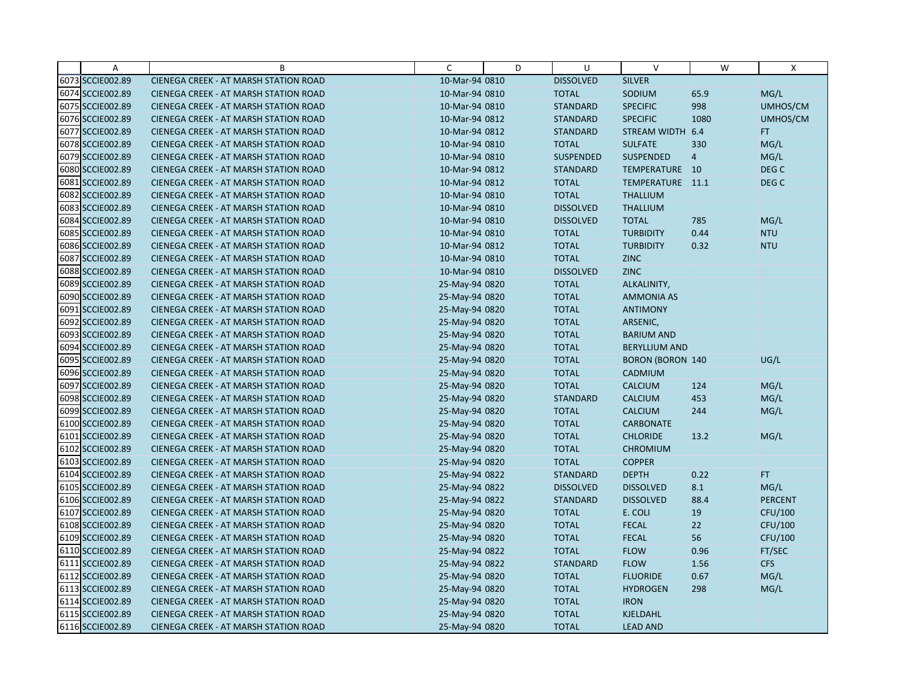| | A | B | C | D | U | V | W | X |
|---|---|---|---|---|---|---|---|---|
| 6073 | SCCIE002.89 | CIENEGA CREEK - AT MARSH STATION ROAD | 10-Mar-94 0810 | | DISSOLVED | SILVER | | |
| 6074 | SCCIE002.89 | CIENEGA CREEK - AT MARSH STATION ROAD | 10-Mar-94 0810 | | TOTAL | SODIUM | 65.9 | MG/L |
| 6075 | SCCIE002.89 | CIENEGA CREEK - AT MARSH STATION ROAD | 10-Mar-94 0810 | | STANDARD | SPECIFIC | 998 | UMHOS/CM |
| 6076 | SCCIE002.89 | CIENEGA CREEK - AT MARSH STATION ROAD | 10-Mar-94 0812 | | STANDARD | SPECIFIC | 1080 | UMHOS/CM |
| 6077 | SCCIE002.89 | CIENEGA CREEK - AT MARSH STATION ROAD | 10-Mar-94 0812 | | STANDARD | STREAM WIDTH | 6.4 | FT |
| 6078 | SCCIE002.89 | CIENEGA CREEK - AT MARSH STATION ROAD | 10-Mar-94 0810 | | TOTAL | SULFATE | 330 | MG/L |
| 6079 | SCCIE002.89 | CIENEGA CREEK - AT MARSH STATION ROAD | 10-Mar-94 0810 | | SUSPENDED | SUSPENDED | 4 | MG/L |
| 6080 | SCCIE002.89 | CIENEGA CREEK - AT MARSH STATION ROAD | 10-Mar-94 0812 | | STANDARD | TEMPERATURE | 10 | DEG C |
| 6081 | SCCIE002.89 | CIENEGA CREEK - AT MARSH STATION ROAD | 10-Mar-94 0812 | | TOTAL | TEMPERATURE | 11.1 | DEG C |
| 6082 | SCCIE002.89 | CIENEGA CREEK - AT MARSH STATION ROAD | 10-Mar-94 0810 | | TOTAL | THALLIUM | | |
| 6083 | SCCIE002.89 | CIENEGA CREEK - AT MARSH STATION ROAD | 10-Mar-94 0810 | | DISSOLVED | THALLIUM | | |
| 6084 | SCCIE002.89 | CIENEGA CREEK - AT MARSH STATION ROAD | 10-Mar-94 0810 | | DISSOLVED | TOTAL | 785 | MG/L |
| 6085 | SCCIE002.89 | CIENEGA CREEK - AT MARSH STATION ROAD | 10-Mar-94 0810 | | TOTAL | TURBIDITY | 0.44 | NTU |
| 6086 | SCCIE002.89 | CIENEGA CREEK - AT MARSH STATION ROAD | 10-Mar-94 0812 | | TOTAL | TURBIDITY | 0.32 | NTU |
| 6087 | SCCIE002.89 | CIENEGA CREEK - AT MARSH STATION ROAD | 10-Mar-94 0810 | | TOTAL | ZINC | | |
| 6088 | SCCIE002.89 | CIENEGA CREEK - AT MARSH STATION ROAD | 10-Mar-94 0810 | | DISSOLVED | ZINC | | |
| 6089 | SCCIE002.89 | CIENEGA CREEK - AT MARSH STATION ROAD | 25-May-94 0820 | | TOTAL | ALKALINITY, | | |
| 6090 | SCCIE002.89 | CIENEGA CREEK - AT MARSH STATION ROAD | 25-May-94 0820 | | TOTAL | AMMONIA AS | | |
| 6091 | SCCIE002.89 | CIENEGA CREEK - AT MARSH STATION ROAD | 25-May-94 0820 | | TOTAL | ANTIMONY | | |
| 6092 | SCCIE002.89 | CIENEGA CREEK - AT MARSH STATION ROAD | 25-May-94 0820 | | TOTAL | ARSENIC, | | |
| 6093 | SCCIE002.89 | CIENEGA CREEK - AT MARSH STATION ROAD | 25-May-94 0820 | | TOTAL | BARIUM AND | | |
| 6094 | SCCIE002.89 | CIENEGA CREEK - AT MARSH STATION ROAD | 25-May-94 0820 | | TOTAL | BERYLLIUM AND | | |
| 6095 | SCCIE002.89 | CIENEGA CREEK - AT MARSH STATION ROAD | 25-May-94 0820 | | TOTAL | BORON (BORON | 140 | UG/L |
| 6096 | SCCIE002.89 | CIENEGA CREEK - AT MARSH STATION ROAD | 25-May-94 0820 | | TOTAL | CADMIUM | | |
| 6097 | SCCIE002.89 | CIENEGA CREEK - AT MARSH STATION ROAD | 25-May-94 0820 | | TOTAL | CALCIUM | 124 | MG/L |
| 6098 | SCCIE002.89 | CIENEGA CREEK - AT MARSH STATION ROAD | 25-May-94 0820 | | STANDARD | CALCIUM | 453 | MG/L |
| 6099 | SCCIE002.89 | CIENEGA CREEK - AT MARSH STATION ROAD | 25-May-94 0820 | | TOTAL | CALCIUM | 244 | MG/L |
| 6100 | SCCIE002.89 | CIENEGA CREEK - AT MARSH STATION ROAD | 25-May-94 0820 | | TOTAL | CARBONATE | | |
| 6101 | SCCIE002.89 | CIENEGA CREEK - AT MARSH STATION ROAD | 25-May-94 0820 | | TOTAL | CHLORIDE | 13.2 | MG/L |
| 6102 | SCCIE002.89 | CIENEGA CREEK - AT MARSH STATION ROAD | 25-May-94 0820 | | TOTAL | CHROMIUM | | |
| 6103 | SCCIE002.89 | CIENEGA CREEK - AT MARSH STATION ROAD | 25-May-94 0820 | | TOTAL | COPPER | | |
| 6104 | SCCIE002.89 | CIENEGA CREEK - AT MARSH STATION ROAD | 25-May-94 0822 | | STANDARD | DEPTH | 0.22 | FT |
| 6105 | SCCIE002.89 | CIENEGA CREEK - AT MARSH STATION ROAD | 25-May-94 0822 | | DISSOLVED | DISSOLVED | 8.1 | MG/L |
| 6106 | SCCIE002.89 | CIENEGA CREEK - AT MARSH STATION ROAD | 25-May-94 0822 | | STANDARD | DISSOLVED | 88.4 | PERCENT |
| 6107 | SCCIE002.89 | CIENEGA CREEK - AT MARSH STATION ROAD | 25-May-94 0820 | | TOTAL | E. COLI | 19 | CFU/100 |
| 6108 | SCCIE002.89 | CIENEGA CREEK - AT MARSH STATION ROAD | 25-May-94 0820 | | TOTAL | FECAL | 22 | CFU/100 |
| 6109 | SCCIE002.89 | CIENEGA CREEK - AT MARSH STATION ROAD | 25-May-94 0820 | | TOTAL | FECAL | 56 | CFU/100 |
| 6110 | SCCIE002.89 | CIENEGA CREEK - AT MARSH STATION ROAD | 25-May-94 0822 | | TOTAL | FLOW | 0.96 | FT/SEC |
| 6111 | SCCIE002.89 | CIENEGA CREEK - AT MARSH STATION ROAD | 25-May-94 0822 | | STANDARD | FLOW | 1.56 | CFS |
| 6112 | SCCIE002.89 | CIENEGA CREEK - AT MARSH STATION ROAD | 25-May-94 0820 | | TOTAL | FLUORIDE | 0.67 | MG/L |
| 6113 | SCCIE002.89 | CIENEGA CREEK - AT MARSH STATION ROAD | 25-May-94 0820 | | TOTAL | HYDROGEN | 298 | MG/L |
| 6114 | SCCIE002.89 | CIENEGA CREEK - AT MARSH STATION ROAD | 25-May-94 0820 | | TOTAL | IRON | | |
| 6115 | SCCIE002.89 | CIENEGA CREEK - AT MARSH STATION ROAD | 25-May-94 0820 | | TOTAL | KJELDAHL | | |
| 6116 | SCCIE002.89 | CIENEGA CREEK - AT MARSH STATION ROAD | 25-May-94 0820 | | TOTAL | LEAD AND | | |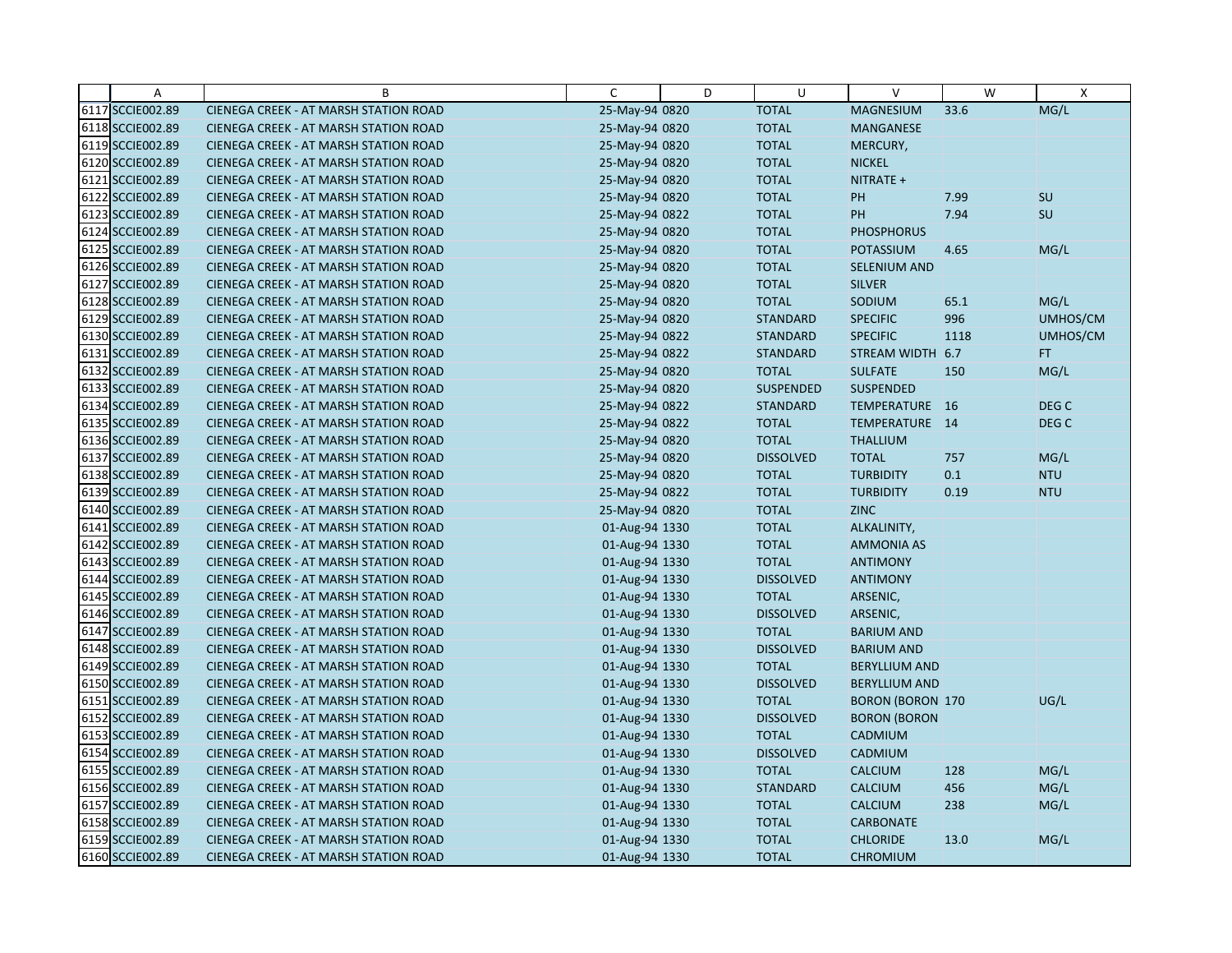| | A | B | C | D | U | V | W | X |
|---|---|---|---|---|---|---|---|---|
| 6117 | SCCIE002.89 | CIENEGA CREEK - AT MARSH STATION ROAD | 25-May-94 | 0820 | TOTAL | MAGNESIUM | 33.6 | MG/L |
| 6118 | SCCIE002.89 | CIENEGA CREEK - AT MARSH STATION ROAD | 25-May-94 | 0820 | TOTAL | MANGANESE | | |
| 6119 | SCCIE002.89 | CIENEGA CREEK - AT MARSH STATION ROAD | 25-May-94 | 0820 | TOTAL | MERCURY, | | |
| 6120 | SCCIE002.89 | CIENEGA CREEK - AT MARSH STATION ROAD | 25-May-94 | 0820 | TOTAL | NICKEL | | |
| 6121 | SCCIE002.89 | CIENEGA CREEK - AT MARSH STATION ROAD | 25-May-94 | 0820 | TOTAL | NITRATE + | | |
| 6122 | SCCIE002.89 | CIENEGA CREEK - AT MARSH STATION ROAD | 25-May-94 | 0820 | TOTAL | PH | 7.99 | SU |
| 6123 | SCCIE002.89 | CIENEGA CREEK - AT MARSH STATION ROAD | 25-May-94 | 0822 | TOTAL | PH | 7.94 | SU |
| 6124 | SCCIE002.89 | CIENEGA CREEK - AT MARSH STATION ROAD | 25-May-94 | 0820 | TOTAL | PHOSPHORUS | | |
| 6125 | SCCIE002.89 | CIENEGA CREEK - AT MARSH STATION ROAD | 25-May-94 | 0820 | TOTAL | POTASSIUM | 4.65 | MG/L |
| 6126 | SCCIE002.89 | CIENEGA CREEK - AT MARSH STATION ROAD | 25-May-94 | 0820 | TOTAL | SELENIUM AND | | |
| 6127 | SCCIE002.89 | CIENEGA CREEK - AT MARSH STATION ROAD | 25-May-94 | 0820 | TOTAL | SILVER | | |
| 6128 | SCCIE002.89 | CIENEGA CREEK - AT MARSH STATION ROAD | 25-May-94 | 0820 | TOTAL | SODIUM | 65.1 | MG/L |
| 6129 | SCCIE002.89 | CIENEGA CREEK - AT MARSH STATION ROAD | 25-May-94 | 0820 | STANDARD | SPECIFIC | 996 | UMHOS/CM |
| 6130 | SCCIE002.89 | CIENEGA CREEK - AT MARSH STATION ROAD | 25-May-94 | 0822 | STANDARD | SPECIFIC | 1118 | UMHOS/CM |
| 6131 | SCCIE002.89 | CIENEGA CREEK - AT MARSH STATION ROAD | 25-May-94 | 0822 | STANDARD | STREAM WIDTH | 6.7 | FT |
| 6132 | SCCIE002.89 | CIENEGA CREEK - AT MARSH STATION ROAD | 25-May-94 | 0820 | TOTAL | SULFATE | 150 | MG/L |
| 6133 | SCCIE002.89 | CIENEGA CREEK - AT MARSH STATION ROAD | 25-May-94 | 0820 | SUSPENDED | SUSPENDED | | |
| 6134 | SCCIE002.89 | CIENEGA CREEK - AT MARSH STATION ROAD | 25-May-94 | 0822 | STANDARD | TEMPERATURE | 16 | DEG C |
| 6135 | SCCIE002.89 | CIENEGA CREEK - AT MARSH STATION ROAD | 25-May-94 | 0822 | TOTAL | TEMPERATURE | 14 | DEG C |
| 6136 | SCCIE002.89 | CIENEGA CREEK - AT MARSH STATION ROAD | 25-May-94 | 0820 | TOTAL | THALLIUM | | |
| 6137 | SCCIE002.89 | CIENEGA CREEK - AT MARSH STATION ROAD | 25-May-94 | 0820 | DISSOLVED | TOTAL | 757 | MG/L |
| 6138 | SCCIE002.89 | CIENEGA CREEK - AT MARSH STATION ROAD | 25-May-94 | 0820 | TOTAL | TURBIDITY | 0.1 | NTU |
| 6139 | SCCIE002.89 | CIENEGA CREEK - AT MARSH STATION ROAD | 25-May-94 | 0822 | TOTAL | TURBIDITY | 0.19 | NTU |
| 6140 | SCCIE002.89 | CIENEGA CREEK - AT MARSH STATION ROAD | 25-May-94 | 0820 | TOTAL | ZINC | | |
| 6141 | SCCIE002.89 | CIENEGA CREEK - AT MARSH STATION ROAD | 01-Aug-94 | 1330 | TOTAL | ALKALINITY, | | |
| 6142 | SCCIE002.89 | CIENEGA CREEK - AT MARSH STATION ROAD | 01-Aug-94 | 1330 | TOTAL | AMMONIA AS | | |
| 6143 | SCCIE002.89 | CIENEGA CREEK - AT MARSH STATION ROAD | 01-Aug-94 | 1330 | TOTAL | ANTIMONY | | |
| 6144 | SCCIE002.89 | CIENEGA CREEK - AT MARSH STATION ROAD | 01-Aug-94 | 1330 | DISSOLVED | ANTIMONY | | |
| 6145 | SCCIE002.89 | CIENEGA CREEK - AT MARSH STATION ROAD | 01-Aug-94 | 1330 | TOTAL | ARSENIC, | | |
| 6146 | SCCIE002.89 | CIENEGA CREEK - AT MARSH STATION ROAD | 01-Aug-94 | 1330 | DISSOLVED | ARSENIC, | | |
| 6147 | SCCIE002.89 | CIENEGA CREEK - AT MARSH STATION ROAD | 01-Aug-94 | 1330 | TOTAL | BARIUM AND | | |
| 6148 | SCCIE002.89 | CIENEGA CREEK - AT MARSH STATION ROAD | 01-Aug-94 | 1330 | DISSOLVED | BARIUM AND | | |
| 6149 | SCCIE002.89 | CIENEGA CREEK - AT MARSH STATION ROAD | 01-Aug-94 | 1330 | TOTAL | BERYLLIUM AND | | |
| 6150 | SCCIE002.89 | CIENEGA CREEK - AT MARSH STATION ROAD | 01-Aug-94 | 1330 | DISSOLVED | BERYLLIUM AND | | |
| 6151 | SCCIE002.89 | CIENEGA CREEK - AT MARSH STATION ROAD | 01-Aug-94 | 1330 | TOTAL | BORON (BORON | 170 | UG/L |
| 6152 | SCCIE002.89 | CIENEGA CREEK - AT MARSH STATION ROAD | 01-Aug-94 | 1330 | DISSOLVED | BORON (BORON | | |
| 6153 | SCCIE002.89 | CIENEGA CREEK - AT MARSH STATION ROAD | 01-Aug-94 | 1330 | TOTAL | CADMIUM | | |
| 6154 | SCCIE002.89 | CIENEGA CREEK - AT MARSH STATION ROAD | 01-Aug-94 | 1330 | DISSOLVED | CADMIUM | | |
| 6155 | SCCIE002.89 | CIENEGA CREEK - AT MARSH STATION ROAD | 01-Aug-94 | 1330 | TOTAL | CALCIUM | 128 | MG/L |
| 6156 | SCCIE002.89 | CIENEGA CREEK - AT MARSH STATION ROAD | 01-Aug-94 | 1330 | STANDARD | CALCIUM | 456 | MG/L |
| 6157 | SCCIE002.89 | CIENEGA CREEK - AT MARSH STATION ROAD | 01-Aug-94 | 1330 | TOTAL | CALCIUM | 238 | MG/L |
| 6158 | SCCIE002.89 | CIENEGA CREEK - AT MARSH STATION ROAD | 01-Aug-94 | 1330 | TOTAL | CARBONATE | | |
| 6159 | SCCIE002.89 | CIENEGA CREEK - AT MARSH STATION ROAD | 01-Aug-94 | 1330 | TOTAL | CHLORIDE | 13.0 | MG/L |
| 6160 | SCCIE002.89 | CIENEGA CREEK - AT MARSH STATION ROAD | 01-Aug-94 | 1330 | TOTAL | CHROMIUM | | |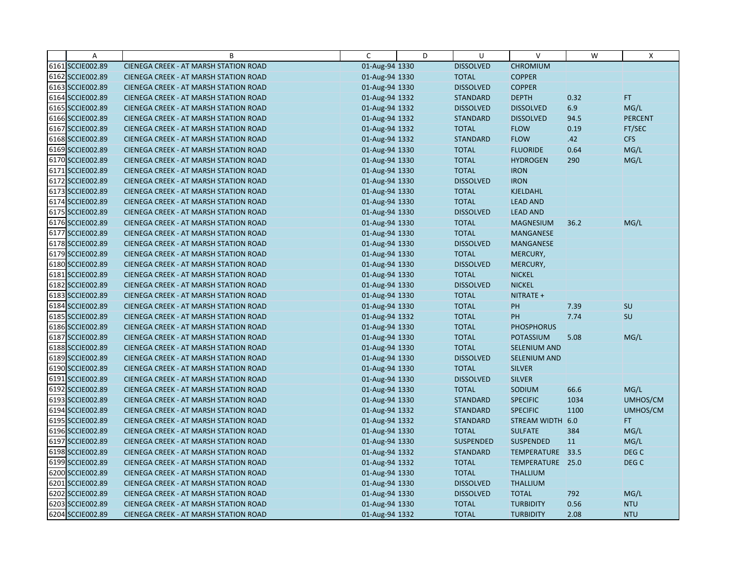| | A | B | C | D | U | V | W | X |
|---|---|---|---|---|---|---|---|---|
| 6161 | SCCIE002.89 | CIENEGA CREEK - AT MARSH STATION ROAD | 01-Aug-94 | 1330 | DISSOLVED | CHROMIUM | | |
| 6162 | SCCIE002.89 | CIENEGA CREEK - AT MARSH STATION ROAD | 01-Aug-94 | 1330 | TOTAL | COPPER | | |
| 6163 | SCCIE002.89 | CIENEGA CREEK - AT MARSH STATION ROAD | 01-Aug-94 | 1330 | DISSOLVED | COPPER | | |
| 6164 | SCCIE002.89 | CIENEGA CREEK - AT MARSH STATION ROAD | 01-Aug-94 | 1332 | STANDARD | DEPTH | 0.32 | FT |
| 6165 | SCCIE002.89 | CIENEGA CREEK - AT MARSH STATION ROAD | 01-Aug-94 | 1332 | DISSOLVED | DISSOLVED | 6.9 | MG/L |
| 6166 | SCCIE002.89 | CIENEGA CREEK - AT MARSH STATION ROAD | 01-Aug-94 | 1332 | STANDARD | DISSOLVED | 94.5 | PERCENT |
| 6167 | SCCIE002.89 | CIENEGA CREEK - AT MARSH STATION ROAD | 01-Aug-94 | 1332 | TOTAL | FLOW | 0.19 | FT/SEC |
| 6168 | SCCIE002.89 | CIENEGA CREEK - AT MARSH STATION ROAD | 01-Aug-94 | 1332 | STANDARD | FLOW | .42 | CFS |
| 6169 | SCCIE002.89 | CIENEGA CREEK - AT MARSH STATION ROAD | 01-Aug-94 | 1330 | TOTAL | FLUORIDE | 0.64 | MG/L |
| 6170 | SCCIE002.89 | CIENEGA CREEK - AT MARSH STATION ROAD | 01-Aug-94 | 1330 | TOTAL | HYDROGEN | 290 | MG/L |
| 6171 | SCCIE002.89 | CIENEGA CREEK - AT MARSH STATION ROAD | 01-Aug-94 | 1330 | TOTAL | IRON | | |
| 6172 | SCCIE002.89 | CIENEGA CREEK - AT MARSH STATION ROAD | 01-Aug-94 | 1330 | DISSOLVED | IRON | | |
| 6173 | SCCIE002.89 | CIENEGA CREEK - AT MARSH STATION ROAD | 01-Aug-94 | 1330 | TOTAL | KJELDAHL | | |
| 6174 | SCCIE002.89 | CIENEGA CREEK - AT MARSH STATION ROAD | 01-Aug-94 | 1330 | TOTAL | LEAD AND | | |
| 6175 | SCCIE002.89 | CIENEGA CREEK - AT MARSH STATION ROAD | 01-Aug-94 | 1330 | DISSOLVED | LEAD AND | | |
| 6176 | SCCIE002.89 | CIENEGA CREEK - AT MARSH STATION ROAD | 01-Aug-94 | 1330 | TOTAL | MAGNESIUM | 36.2 | MG/L |
| 6177 | SCCIE002.89 | CIENEGA CREEK - AT MARSH STATION ROAD | 01-Aug-94 | 1330 | TOTAL | MANGANESE | | |
| 6178 | SCCIE002.89 | CIENEGA CREEK - AT MARSH STATION ROAD | 01-Aug-94 | 1330 | DISSOLVED | MANGANESE | | |
| 6179 | SCCIE002.89 | CIENEGA CREEK - AT MARSH STATION ROAD | 01-Aug-94 | 1330 | TOTAL | MERCURY, | | |
| 6180 | SCCIE002.89 | CIENEGA CREEK - AT MARSH STATION ROAD | 01-Aug-94 | 1330 | DISSOLVED | MERCURY, | | |
| 6181 | SCCIE002.89 | CIENEGA CREEK - AT MARSH STATION ROAD | 01-Aug-94 | 1330 | TOTAL | NICKEL | | |
| 6182 | SCCIE002.89 | CIENEGA CREEK - AT MARSH STATION ROAD | 01-Aug-94 | 1330 | DISSOLVED | NICKEL | | |
| 6183 | SCCIE002.89 | CIENEGA CREEK - AT MARSH STATION ROAD | 01-Aug-94 | 1330 | TOTAL | NITRATE + | | |
| 6184 | SCCIE002.89 | CIENEGA CREEK - AT MARSH STATION ROAD | 01-Aug-94 | 1330 | TOTAL | PH | 7.39 | SU |
| 6185 | SCCIE002.89 | CIENEGA CREEK - AT MARSH STATION ROAD | 01-Aug-94 | 1332 | TOTAL | PH | 7.74 | SU |
| 6186 | SCCIE002.89 | CIENEGA CREEK - AT MARSH STATION ROAD | 01-Aug-94 | 1330 | TOTAL | PHOSPHORUS | | |
| 6187 | SCCIE002.89 | CIENEGA CREEK - AT MARSH STATION ROAD | 01-Aug-94 | 1330 | TOTAL | POTASSIUM | 5.08 | MG/L |
| 6188 | SCCIE002.89 | CIENEGA CREEK - AT MARSH STATION ROAD | 01-Aug-94 | 1330 | TOTAL | SELENIUM AND | | |
| 6189 | SCCIE002.89 | CIENEGA CREEK - AT MARSH STATION ROAD | 01-Aug-94 | 1330 | DISSOLVED | SELENIUM AND | | |
| 6190 | SCCIE002.89 | CIENEGA CREEK - AT MARSH STATION ROAD | 01-Aug-94 | 1330 | TOTAL | SILVER | | |
| 6191 | SCCIE002.89 | CIENEGA CREEK - AT MARSH STATION ROAD | 01-Aug-94 | 1330 | DISSOLVED | SILVER | | |
| 6192 | SCCIE002.89 | CIENEGA CREEK - AT MARSH STATION ROAD | 01-Aug-94 | 1330 | TOTAL | SODIUM | 66.6 | MG/L |
| 6193 | SCCIE002.89 | CIENEGA CREEK - AT MARSH STATION ROAD | 01-Aug-94 | 1330 | STANDARD | SPECIFIC | 1034 | UMHOS/CM |
| 6194 | SCCIE002.89 | CIENEGA CREEK - AT MARSH STATION ROAD | 01-Aug-94 | 1332 | STANDARD | SPECIFIC | 1100 | UMHOS/CM |
| 6195 | SCCIE002.89 | CIENEGA CREEK - AT MARSH STATION ROAD | 01-Aug-94 | 1332 | STANDARD | STREAM WIDTH | 6.0 | FT |
| 6196 | SCCIE002.89 | CIENEGA CREEK - AT MARSH STATION ROAD | 01-Aug-94 | 1330 | TOTAL | SULFATE | 384 | MG/L |
| 6197 | SCCIE002.89 | CIENEGA CREEK - AT MARSH STATION ROAD | 01-Aug-94 | 1330 | SUSPENDED | SUSPENDED | 11 | MG/L |
| 6198 | SCCIE002.89 | CIENEGA CREEK - AT MARSH STATION ROAD | 01-Aug-94 | 1332 | STANDARD | TEMPERATURE | 33.5 | DEG C |
| 6199 | SCCIE002.89 | CIENEGA CREEK - AT MARSH STATION ROAD | 01-Aug-94 | 1332 | TOTAL | TEMPERATURE | 25.0 | DEG C |
| 6200 | SCCIE002.89 | CIENEGA CREEK - AT MARSH STATION ROAD | 01-Aug-94 | 1330 | TOTAL | THALLIUM | | |
| 6201 | SCCIE002.89 | CIENEGA CREEK - AT MARSH STATION ROAD | 01-Aug-94 | 1330 | DISSOLVED | THALLIUM | | |
| 6202 | SCCIE002.89 | CIENEGA CREEK - AT MARSH STATION ROAD | 01-Aug-94 | 1330 | DISSOLVED | TOTAL | 792 | MG/L |
| 6203 | SCCIE002.89 | CIENEGA CREEK - AT MARSH STATION ROAD | 01-Aug-94 | 1330 | TOTAL | TURBIDITY | 0.56 | NTU |
| 6204 | SCCIE002.89 | CIENEGA CREEK - AT MARSH STATION ROAD | 01-Aug-94 | 1332 | TOTAL | TURBIDITY | 2.08 | NTU |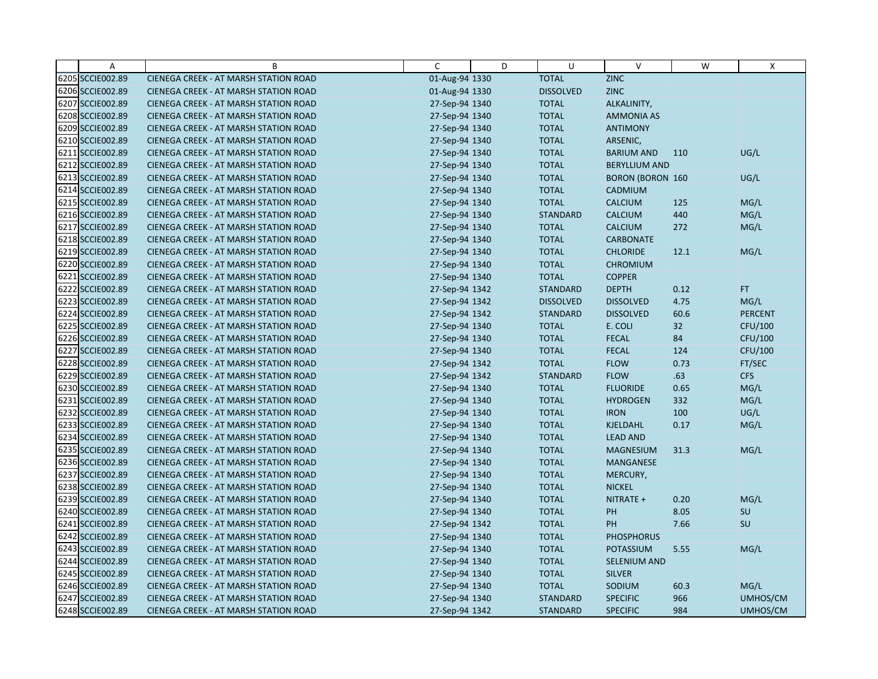| | A | B | C | D | U | V | W | X |
|---|---|---|---|---|---|---|---|---|
| 6205 | SCCIE002.89 | CIENEGA CREEK - AT MARSH STATION ROAD | 01-Aug-94 | 1330 | TOTAL | ZINC | | |
| 6206 | SCCIE002.89 | CIENEGA CREEK - AT MARSH STATION ROAD | 01-Aug-94 | 1330 | DISSOLVED | ZINC | | |
| 6207 | SCCIE002.89 | CIENEGA CREEK - AT MARSH STATION ROAD | 27-Sep-94 | 1340 | TOTAL | ALKALINITY, | | |
| 6208 | SCCIE002.89 | CIENEGA CREEK - AT MARSH STATION ROAD | 27-Sep-94 | 1340 | TOTAL | AMMONIA AS | | |
| 6209 | SCCIE002.89 | CIENEGA CREEK - AT MARSH STATION ROAD | 27-Sep-94 | 1340 | TOTAL | ANTIMONY | | |
| 6210 | SCCIE002.89 | CIENEGA CREEK - AT MARSH STATION ROAD | 27-Sep-94 | 1340 | TOTAL | ARSENIC, | | |
| 6211 | SCCIE002.89 | CIENEGA CREEK - AT MARSH STATION ROAD | 27-Sep-94 | 1340 | TOTAL | BARIUM AND | 110 | UG/L |
| 6212 | SCCIE002.89 | CIENEGA CREEK - AT MARSH STATION ROAD | 27-Sep-94 | 1340 | TOTAL | BERYLLIUM AND | | |
| 6213 | SCCIE002.89 | CIENEGA CREEK - AT MARSH STATION ROAD | 27-Sep-94 | 1340 | TOTAL | BORON (BORON | 160 | UG/L |
| 6214 | SCCIE002.89 | CIENEGA CREEK - AT MARSH STATION ROAD | 27-Sep-94 | 1340 | TOTAL | CADMIUM | | |
| 6215 | SCCIE002.89 | CIENEGA CREEK - AT MARSH STATION ROAD | 27-Sep-94 | 1340 | TOTAL | CALCIUM | 125 | MG/L |
| 6216 | SCCIE002.89 | CIENEGA CREEK - AT MARSH STATION ROAD | 27-Sep-94 | 1340 | STANDARD | CALCIUM | 440 | MG/L |
| 6217 | SCCIE002.89 | CIENEGA CREEK - AT MARSH STATION ROAD | 27-Sep-94 | 1340 | TOTAL | CALCIUM | 272 | MG/L |
| 6218 | SCCIE002.89 | CIENEGA CREEK - AT MARSH STATION ROAD | 27-Sep-94 | 1340 | TOTAL | CARBONATE | | |
| 6219 | SCCIE002.89 | CIENEGA CREEK - AT MARSH STATION ROAD | 27-Sep-94 | 1340 | TOTAL | CHLORIDE | 12.1 | MG/L |
| 6220 | SCCIE002.89 | CIENEGA CREEK - AT MARSH STATION ROAD | 27-Sep-94 | 1340 | TOTAL | CHROMIUM | | |
| 6221 | SCCIE002.89 | CIENEGA CREEK - AT MARSH STATION ROAD | 27-Sep-94 | 1340 | TOTAL | COPPER | | |
| 6222 | SCCIE002.89 | CIENEGA CREEK - AT MARSH STATION ROAD | 27-Sep-94 | 1342 | STANDARD | DEPTH | 0.12 | FT |
| 6223 | SCCIE002.89 | CIENEGA CREEK - AT MARSH STATION ROAD | 27-Sep-94 | 1342 | DISSOLVED | DISSOLVED | 4.75 | MG/L |
| 6224 | SCCIE002.89 | CIENEGA CREEK - AT MARSH STATION ROAD | 27-Sep-94 | 1342 | STANDARD | DISSOLVED | 60.6 | PERCENT |
| 6225 | SCCIE002.89 | CIENEGA CREEK - AT MARSH STATION ROAD | 27-Sep-94 | 1340 | TOTAL | E. COLI | 32 | CFU/100 |
| 6226 | SCCIE002.89 | CIENEGA CREEK - AT MARSH STATION ROAD | 27-Sep-94 | 1340 | TOTAL | FECAL | 84 | CFU/100 |
| 6227 | SCCIE002.89 | CIENEGA CREEK - AT MARSH STATION ROAD | 27-Sep-94 | 1340 | TOTAL | FECAL | 124 | CFU/100 |
| 6228 | SCCIE002.89 | CIENEGA CREEK - AT MARSH STATION ROAD | 27-Sep-94 | 1342 | TOTAL | FLOW | 0.73 | FT/SEC |
| 6229 | SCCIE002.89 | CIENEGA CREEK - AT MARSH STATION ROAD | 27-Sep-94 | 1342 | STANDARD | FLOW | .63 | CFS |
| 6230 | SCCIE002.89 | CIENEGA CREEK - AT MARSH STATION ROAD | 27-Sep-94 | 1340 | TOTAL | FLUORIDE | 0.65 | MG/L |
| 6231 | SCCIE002.89 | CIENEGA CREEK - AT MARSH STATION ROAD | 27-Sep-94 | 1340 | TOTAL | HYDROGEN | 332 | MG/L |
| 6232 | SCCIE002.89 | CIENEGA CREEK - AT MARSH STATION ROAD | 27-Sep-94 | 1340 | TOTAL | IRON | 100 | UG/L |
| 6233 | SCCIE002.89 | CIENEGA CREEK - AT MARSH STATION ROAD | 27-Sep-94 | 1340 | TOTAL | KJELDAHL | 0.17 | MG/L |
| 6234 | SCCIE002.89 | CIENEGA CREEK - AT MARSH STATION ROAD | 27-Sep-94 | 1340 | TOTAL | LEAD AND | | |
| 6235 | SCCIE002.89 | CIENEGA CREEK - AT MARSH STATION ROAD | 27-Sep-94 | 1340 | TOTAL | MAGNESIUM | 31.3 | MG/L |
| 6236 | SCCIE002.89 | CIENEGA CREEK - AT MARSH STATION ROAD | 27-Sep-94 | 1340 | TOTAL | MANGANESE | | |
| 6237 | SCCIE002.89 | CIENEGA CREEK - AT MARSH STATION ROAD | 27-Sep-94 | 1340 | TOTAL | MERCURY, | | |
| 6238 | SCCIE002.89 | CIENEGA CREEK - AT MARSH STATION ROAD | 27-Sep-94 | 1340 | TOTAL | NICKEL | | |
| 6239 | SCCIE002.89 | CIENEGA CREEK - AT MARSH STATION ROAD | 27-Sep-94 | 1340 | TOTAL | NITRATE + | 0.20 | MG/L |
| 6240 | SCCIE002.89 | CIENEGA CREEK - AT MARSH STATION ROAD | 27-Sep-94 | 1340 | TOTAL | PH | 8.05 | SU |
| 6241 | SCCIE002.89 | CIENEGA CREEK - AT MARSH STATION ROAD | 27-Sep-94 | 1342 | TOTAL | PH | 7.66 | SU |
| 6242 | SCCIE002.89 | CIENEGA CREEK - AT MARSH STATION ROAD | 27-Sep-94 | 1340 | TOTAL | PHOSPHORUS | | |
| 6243 | SCCIE002.89 | CIENEGA CREEK - AT MARSH STATION ROAD | 27-Sep-94 | 1340 | TOTAL | POTASSIUM | 5.55 | MG/L |
| 6244 | SCCIE002.89 | CIENEGA CREEK - AT MARSH STATION ROAD | 27-Sep-94 | 1340 | TOTAL | SELENIUM AND | | |
| 6245 | SCCIE002.89 | CIENEGA CREEK - AT MARSH STATION ROAD | 27-Sep-94 | 1340 | TOTAL | SILVER | | |
| 6246 | SCCIE002.89 | CIENEGA CREEK - AT MARSH STATION ROAD | 27-Sep-94 | 1340 | TOTAL | SODIUM | 60.3 | MG/L |
| 6247 | SCCIE002.89 | CIENEGA CREEK - AT MARSH STATION ROAD | 27-Sep-94 | 1340 | STANDARD | SPECIFIC | 966 | UMHOS/CM |
| 6248 | SCCIE002.89 | CIENEGA CREEK - AT MARSH STATION ROAD | 27-Sep-94 | 1342 | STANDARD | SPECIFIC | 984 | UMHOS/CM |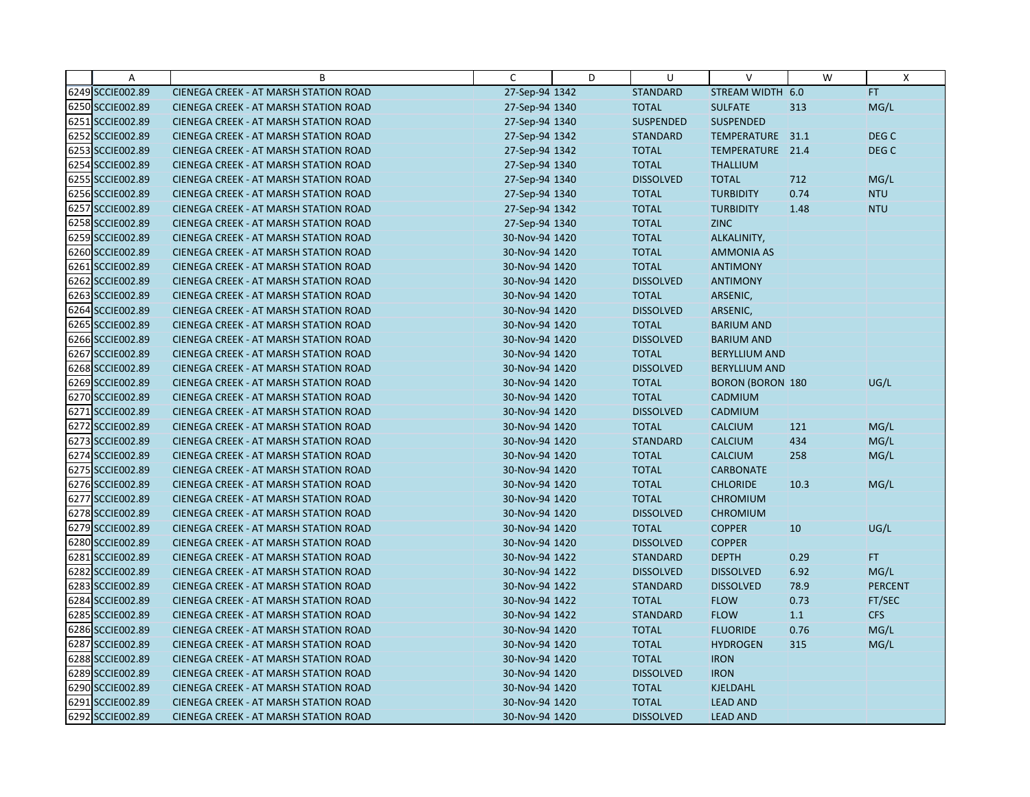| | A | B | C | D | U | V | W | X |
|---|---|---|---|---|---|---|---|---|
| 6249 | SCCIE002.89 | CIENEGA CREEK - AT MARSH STATION ROAD | 27-Sep-94 | 1342 | STANDARD | STREAM WIDTH | 6.0 | FT |
| 6250 | SCCIE002.89 | CIENEGA CREEK - AT MARSH STATION ROAD | 27-Sep-94 | 1340 | TOTAL | SULFATE | 313 | MG/L |
| 6251 | SCCIE002.89 | CIENEGA CREEK - AT MARSH STATION ROAD | 27-Sep-94 | 1340 | SUSPENDED | SUSPENDED | | |
| 6252 | SCCIE002.89 | CIENEGA CREEK - AT MARSH STATION ROAD | 27-Sep-94 | 1342 | STANDARD | TEMPERATURE | 31.1 | DEG C |
| 6253 | SCCIE002.89 | CIENEGA CREEK - AT MARSH STATION ROAD | 27-Sep-94 | 1342 | TOTAL | TEMPERATURE | 21.4 | DEG C |
| 6254 | SCCIE002.89 | CIENEGA CREEK - AT MARSH STATION ROAD | 27-Sep-94 | 1340 | TOTAL | THALLIUM | | |
| 6255 | SCCIE002.89 | CIENEGA CREEK - AT MARSH STATION ROAD | 27-Sep-94 | 1340 | DISSOLVED | TOTAL | 712 | MG/L |
| 6256 | SCCIE002.89 | CIENEGA CREEK - AT MARSH STATION ROAD | 27-Sep-94 | 1340 | TOTAL | TURBIDITY | 0.74 | NTU |
| 6257 | SCCIE002.89 | CIENEGA CREEK - AT MARSH STATION ROAD | 27-Sep-94 | 1342 | TOTAL | TURBIDITY | 1.48 | NTU |
| 6258 | SCCIE002.89 | CIENEGA CREEK - AT MARSH STATION ROAD | 27-Sep-94 | 1340 | TOTAL | ZINC | | |
| 6259 | SCCIE002.89 | CIENEGA CREEK - AT MARSH STATION ROAD | 30-Nov-94 | 1420 | TOTAL | ALKALINITY, | | |
| 6260 | SCCIE002.89 | CIENEGA CREEK - AT MARSH STATION ROAD | 30-Nov-94 | 1420 | TOTAL | AMMONIA AS | | |
| 6261 | SCCIE002.89 | CIENEGA CREEK - AT MARSH STATION ROAD | 30-Nov-94 | 1420 | TOTAL | ANTIMONY | | |
| 6262 | SCCIE002.89 | CIENEGA CREEK - AT MARSH STATION ROAD | 30-Nov-94 | 1420 | DISSOLVED | ANTIMONY | | |
| 6263 | SCCIE002.89 | CIENEGA CREEK - AT MARSH STATION ROAD | 30-Nov-94 | 1420 | TOTAL | ARSENIC, | | |
| 6264 | SCCIE002.89 | CIENEGA CREEK - AT MARSH STATION ROAD | 30-Nov-94 | 1420 | DISSOLVED | ARSENIC, | | |
| 6265 | SCCIE002.89 | CIENEGA CREEK - AT MARSH STATION ROAD | 30-Nov-94 | 1420 | TOTAL | BARIUM AND | | |
| 6266 | SCCIE002.89 | CIENEGA CREEK - AT MARSH STATION ROAD | 30-Nov-94 | 1420 | DISSOLVED | BARIUM AND | | |
| 6267 | SCCIE002.89 | CIENEGA CREEK - AT MARSH STATION ROAD | 30-Nov-94 | 1420 | TOTAL | BERYLLIUM AND | | |
| 6268 | SCCIE002.89 | CIENEGA CREEK - AT MARSH STATION ROAD | 30-Nov-94 | 1420 | DISSOLVED | BERYLLIUM AND | | |
| 6269 | SCCIE002.89 | CIENEGA CREEK - AT MARSH STATION ROAD | 30-Nov-94 | 1420 | TOTAL | BORON (BORON | 180 | UG/L |
| 6270 | SCCIE002.89 | CIENEGA CREEK - AT MARSH STATION ROAD | 30-Nov-94 | 1420 | TOTAL | CADMIUM | | |
| 6271 | SCCIE002.89 | CIENEGA CREEK - AT MARSH STATION ROAD | 30-Nov-94 | 1420 | DISSOLVED | CADMIUM | | |
| 6272 | SCCIE002.89 | CIENEGA CREEK - AT MARSH STATION ROAD | 30-Nov-94 | 1420 | TOTAL | CALCIUM | 121 | MG/L |
| 6273 | SCCIE002.89 | CIENEGA CREEK - AT MARSH STATION ROAD | 30-Nov-94 | 1420 | STANDARD | CALCIUM | 434 | MG/L |
| 6274 | SCCIE002.89 | CIENEGA CREEK - AT MARSH STATION ROAD | 30-Nov-94 | 1420 | TOTAL | CALCIUM | 258 | MG/L |
| 6275 | SCCIE002.89 | CIENEGA CREEK - AT MARSH STATION ROAD | 30-Nov-94 | 1420 | TOTAL | CARBONATE | | |
| 6276 | SCCIE002.89 | CIENEGA CREEK - AT MARSH STATION ROAD | 30-Nov-94 | 1420 | TOTAL | CHLORIDE | 10.3 | MG/L |
| 6277 | SCCIE002.89 | CIENEGA CREEK - AT MARSH STATION ROAD | 30-Nov-94 | 1420 | TOTAL | CHROMIUM | | |
| 6278 | SCCIE002.89 | CIENEGA CREEK - AT MARSH STATION ROAD | 30-Nov-94 | 1420 | DISSOLVED | CHROMIUM | | |
| 6279 | SCCIE002.89 | CIENEGA CREEK - AT MARSH STATION ROAD | 30-Nov-94 | 1420 | TOTAL | COPPER | 10 | UG/L |
| 6280 | SCCIE002.89 | CIENEGA CREEK - AT MARSH STATION ROAD | 30-Nov-94 | 1420 | DISSOLVED | COPPER | | |
| 6281 | SCCIE002.89 | CIENEGA CREEK - AT MARSH STATION ROAD | 30-Nov-94 | 1422 | STANDARD | DEPTH | 0.29 | FT |
| 6282 | SCCIE002.89 | CIENEGA CREEK - AT MARSH STATION ROAD | 30-Nov-94 | 1422 | DISSOLVED | DISSOLVED | 6.92 | MG/L |
| 6283 | SCCIE002.89 | CIENEGA CREEK - AT MARSH STATION ROAD | 30-Nov-94 | 1422 | STANDARD | DISSOLVED | 78.9 | PERCENT |
| 6284 | SCCIE002.89 | CIENEGA CREEK - AT MARSH STATION ROAD | 30-Nov-94 | 1422 | TOTAL | FLOW | 0.73 | FT/SEC |
| 6285 | SCCIE002.89 | CIENEGA CREEK - AT MARSH STATION ROAD | 30-Nov-94 | 1422 | STANDARD | FLOW | 1.1 | CFS |
| 6286 | SCCIE002.89 | CIENEGA CREEK - AT MARSH STATION ROAD | 30-Nov-94 | 1420 | TOTAL | FLUORIDE | 0.76 | MG/L |
| 6287 | SCCIE002.89 | CIENEGA CREEK - AT MARSH STATION ROAD | 30-Nov-94 | 1420 | TOTAL | HYDROGEN | 315 | MG/L |
| 6288 | SCCIE002.89 | CIENEGA CREEK - AT MARSH STATION ROAD | 30-Nov-94 | 1420 | TOTAL | IRON | | |
| 6289 | SCCIE002.89 | CIENEGA CREEK - AT MARSH STATION ROAD | 30-Nov-94 | 1420 | DISSOLVED | IRON | | |
| 6290 | SCCIE002.89 | CIENEGA CREEK - AT MARSH STATION ROAD | 30-Nov-94 | 1420 | TOTAL | KJELDAHL | | |
| 6291 | SCCIE002.89 | CIENEGA CREEK - AT MARSH STATION ROAD | 30-Nov-94 | 1420 | TOTAL | LEAD AND | | |
| 6292 | SCCIE002.89 | CIENEGA CREEK - AT MARSH STATION ROAD | 30-Nov-94 | 1420 | DISSOLVED | LEAD AND | | |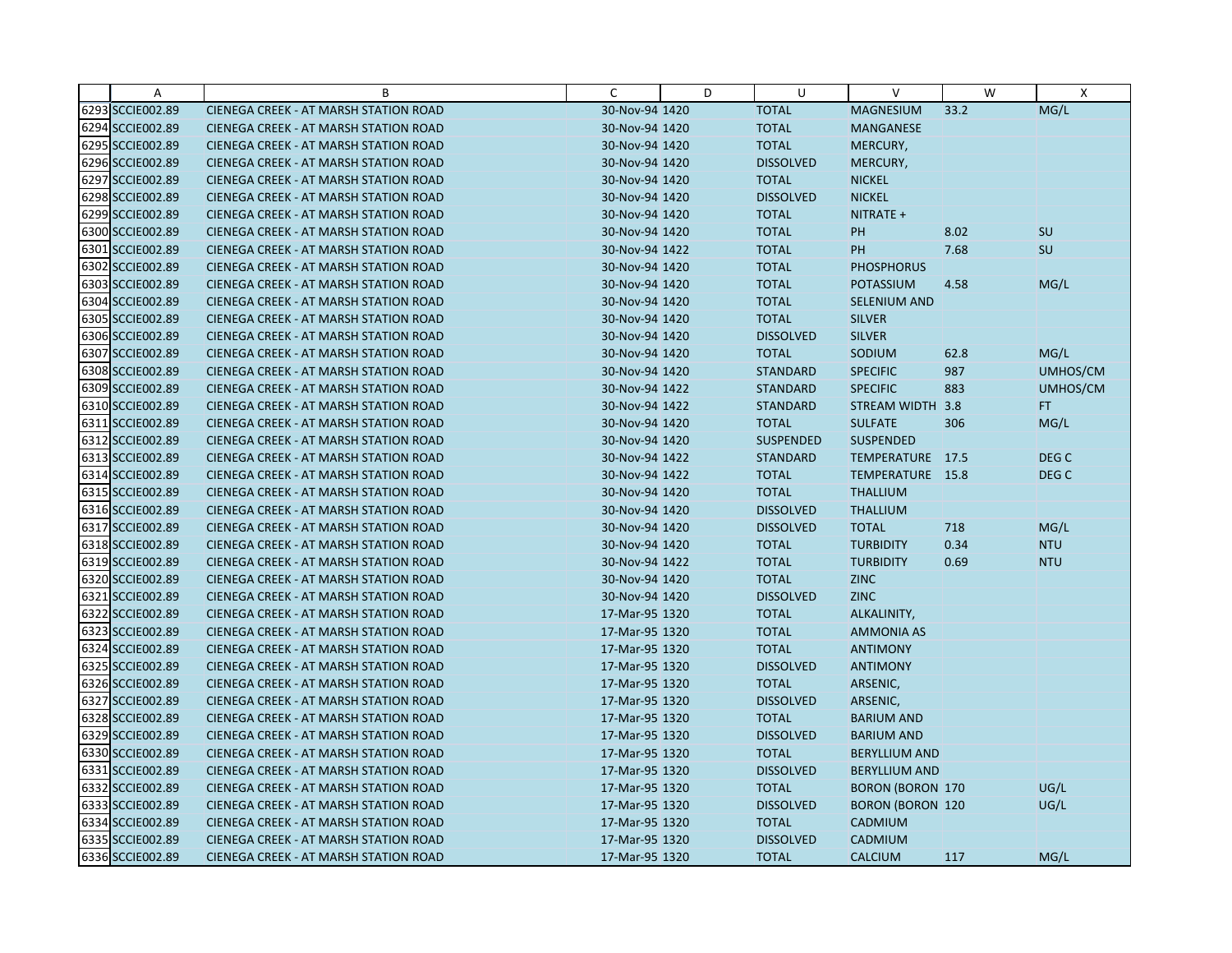|  | A | B | C | D | U | V | W | X |
|---|---|---|---|---|---|---|---|---|
| 6293 | SCCIE002.89 | CIENEGA CREEK - AT MARSH STATION ROAD | 30-Nov-94 | 1420 | TOTAL | MAGNESIUM | 33.2 | MG/L |
| 6294 | SCCIE002.89 | CIENEGA CREEK - AT MARSH STATION ROAD | 30-Nov-94 | 1420 | TOTAL | MANGANESE | | |
| 6295 | SCCIE002.89 | CIENEGA CREEK - AT MARSH STATION ROAD | 30-Nov-94 | 1420 | TOTAL | MERCURY, | | |
| 6296 | SCCIE002.89 | CIENEGA CREEK - AT MARSH STATION ROAD | 30-Nov-94 | 1420 | DISSOLVED | MERCURY, | | |
| 6297 | SCCIE002.89 | CIENEGA CREEK - AT MARSH STATION ROAD | 30-Nov-94 | 1420 | TOTAL | NICKEL | | |
| 6298 | SCCIE002.89 | CIENEGA CREEK - AT MARSH STATION ROAD | 30-Nov-94 | 1420 | DISSOLVED | NICKEL | | |
| 6299 | SCCIE002.89 | CIENEGA CREEK - AT MARSH STATION ROAD | 30-Nov-94 | 1420 | TOTAL | NITRATE + | | |
| 6300 | SCCIE002.89 | CIENEGA CREEK - AT MARSH STATION ROAD | 30-Nov-94 | 1420 | TOTAL | PH | 8.02 | SU |
| 6301 | SCCIE002.89 | CIENEGA CREEK - AT MARSH STATION ROAD | 30-Nov-94 | 1422 | TOTAL | PH | 7.68 | SU |
| 6302 | SCCIE002.89 | CIENEGA CREEK - AT MARSH STATION ROAD | 30-Nov-94 | 1420 | TOTAL | PHOSPHORUS | | |
| 6303 | SCCIE002.89 | CIENEGA CREEK - AT MARSH STATION ROAD | 30-Nov-94 | 1420 | TOTAL | POTASSIUM | 4.58 | MG/L |
| 6304 | SCCIE002.89 | CIENEGA CREEK - AT MARSH STATION ROAD | 30-Nov-94 | 1420 | TOTAL | SELENIUM AND | | |
| 6305 | SCCIE002.89 | CIENEGA CREEK - AT MARSH STATION ROAD | 30-Nov-94 | 1420 | TOTAL | SILVER | | |
| 6306 | SCCIE002.89 | CIENEGA CREEK - AT MARSH STATION ROAD | 30-Nov-94 | 1420 | DISSOLVED | SILVER | | |
| 6307 | SCCIE002.89 | CIENEGA CREEK - AT MARSH STATION ROAD | 30-Nov-94 | 1420 | TOTAL | SODIUM | 62.8 | MG/L |
| 6308 | SCCIE002.89 | CIENEGA CREEK - AT MARSH STATION ROAD | 30-Nov-94 | 1420 | STANDARD | SPECIFIC | 987 | UMHOS/CM |
| 6309 | SCCIE002.89 | CIENEGA CREEK - AT MARSH STATION ROAD | 30-Nov-94 | 1422 | STANDARD | SPECIFIC | 883 | UMHOS/CM |
| 6310 | SCCIE002.89 | CIENEGA CREEK - AT MARSH STATION ROAD | 30-Nov-94 | 1422 | STANDARD | STREAM WIDTH | 3.8 | FT |
| 6311 | SCCIE002.89 | CIENEGA CREEK - AT MARSH STATION ROAD | 30-Nov-94 | 1420 | TOTAL | SULFATE | 306 | MG/L |
| 6312 | SCCIE002.89 | CIENEGA CREEK - AT MARSH STATION ROAD | 30-Nov-94 | 1420 | SUSPENDED | SUSPENDED | | |
| 6313 | SCCIE002.89 | CIENEGA CREEK - AT MARSH STATION ROAD | 30-Nov-94 | 1422 | STANDARD | TEMPERATURE | 17.5 | DEG C |
| 6314 | SCCIE002.89 | CIENEGA CREEK - AT MARSH STATION ROAD | 30-Nov-94 | 1422 | TOTAL | TEMPERATURE | 15.8 | DEG C |
| 6315 | SCCIE002.89 | CIENEGA CREEK - AT MARSH STATION ROAD | 30-Nov-94 | 1420 | TOTAL | THALLIUM | | |
| 6316 | SCCIE002.89 | CIENEGA CREEK - AT MARSH STATION ROAD | 30-Nov-94 | 1420 | DISSOLVED | THALLIUM | | |
| 6317 | SCCIE002.89 | CIENEGA CREEK - AT MARSH STATION ROAD | 30-Nov-94 | 1420 | DISSOLVED | TOTAL | 718 | MG/L |
| 6318 | SCCIE002.89 | CIENEGA CREEK - AT MARSH STATION ROAD | 30-Nov-94 | 1420 | TOTAL | TURBIDITY | 0.34 | NTU |
| 6319 | SCCIE002.89 | CIENEGA CREEK - AT MARSH STATION ROAD | 30-Nov-94 | 1422 | TOTAL | TURBIDITY | 0.69 | NTU |
| 6320 | SCCIE002.89 | CIENEGA CREEK - AT MARSH STATION ROAD | 30-Nov-94 | 1420 | TOTAL | ZINC | | |
| 6321 | SCCIE002.89 | CIENEGA CREEK - AT MARSH STATION ROAD | 30-Nov-94 | 1420 | DISSOLVED | ZINC | | |
| 6322 | SCCIE002.89 | CIENEGA CREEK - AT MARSH STATION ROAD | 17-Mar-95 | 1320 | TOTAL | ALKALINITY, | | |
| 6323 | SCCIE002.89 | CIENEGA CREEK - AT MARSH STATION ROAD | 17-Mar-95 | 1320 | TOTAL | AMMONIA AS | | |
| 6324 | SCCIE002.89 | CIENEGA CREEK - AT MARSH STATION ROAD | 17-Mar-95 | 1320 | TOTAL | ANTIMONY | | |
| 6325 | SCCIE002.89 | CIENEGA CREEK - AT MARSH STATION ROAD | 17-Mar-95 | 1320 | DISSOLVED | ANTIMONY | | |
| 6326 | SCCIE002.89 | CIENEGA CREEK - AT MARSH STATION ROAD | 17-Mar-95 | 1320 | TOTAL | ARSENIC, | | |
| 6327 | SCCIE002.89 | CIENEGA CREEK - AT MARSH STATION ROAD | 17-Mar-95 | 1320 | DISSOLVED | ARSENIC, | | |
| 6328 | SCCIE002.89 | CIENEGA CREEK - AT MARSH STATION ROAD | 17-Mar-95 | 1320 | TOTAL | BARIUM AND | | |
| 6329 | SCCIE002.89 | CIENEGA CREEK - AT MARSH STATION ROAD | 17-Mar-95 | 1320 | DISSOLVED | BARIUM AND | | |
| 6330 | SCCIE002.89 | CIENEGA CREEK - AT MARSH STATION ROAD | 17-Mar-95 | 1320 | TOTAL | BERYLLIUM AND | | |
| 6331 | SCCIE002.89 | CIENEGA CREEK - AT MARSH STATION ROAD | 17-Mar-95 | 1320 | DISSOLVED | BERYLLIUM AND | | |
| 6332 | SCCIE002.89 | CIENEGA CREEK - AT MARSH STATION ROAD | 17-Mar-95 | 1320 | TOTAL | BORON (BORON | 170 | UG/L |
| 6333 | SCCIE002.89 | CIENEGA CREEK - AT MARSH STATION ROAD | 17-Mar-95 | 1320 | DISSOLVED | BORON (BORON | 120 | UG/L |
| 6334 | SCCIE002.89 | CIENEGA CREEK - AT MARSH STATION ROAD | 17-Mar-95 | 1320 | TOTAL | CADMIUM | | |
| 6335 | SCCIE002.89 | CIENEGA CREEK - AT MARSH STATION ROAD | 17-Mar-95 | 1320 | DISSOLVED | CADMIUM | | |
| 6336 | SCCIE002.89 | CIENEGA CREEK - AT MARSH STATION ROAD | 17-Mar-95 | 1320 | TOTAL | CALCIUM | 117 | MG/L |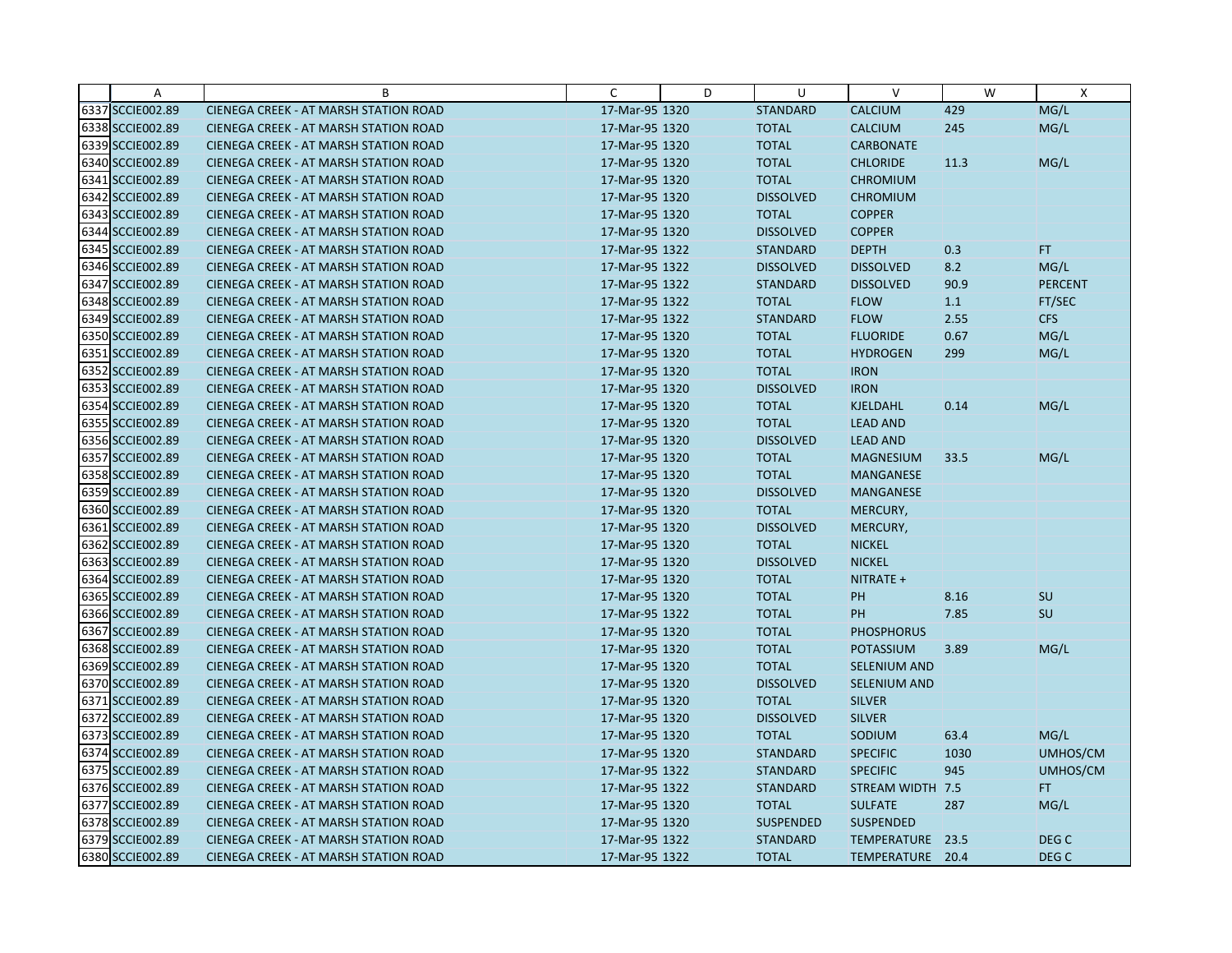| | A | B | C | D | U | V | W | X |
|---|---|---|---|---|---|---|---|---|
| 6337 | SCCIE002.89 | CIENEGA CREEK - AT MARSH STATION ROAD | 17-Mar-95 | 1320 | STANDARD | CALCIUM | 429 | MG/L |
| 6338 | SCCIE002.89 | CIENEGA CREEK - AT MARSH STATION ROAD | 17-Mar-95 | 1320 | TOTAL | CALCIUM | 245 | MG/L |
| 6339 | SCCIE002.89 | CIENEGA CREEK - AT MARSH STATION ROAD | 17-Mar-95 | 1320 | TOTAL | CARBONATE | | |
| 6340 | SCCIE002.89 | CIENEGA CREEK - AT MARSH STATION ROAD | 17-Mar-95 | 1320 | TOTAL | CHLORIDE | 11.3 | MG/L |
| 6341 | SCCIE002.89 | CIENEGA CREEK - AT MARSH STATION ROAD | 17-Mar-95 | 1320 | TOTAL | CHROMIUM | | |
| 6342 | SCCIE002.89 | CIENEGA CREEK - AT MARSH STATION ROAD | 17-Mar-95 | 1320 | DISSOLVED | CHROMIUM | | |
| 6343 | SCCIE002.89 | CIENEGA CREEK - AT MARSH STATION ROAD | 17-Mar-95 | 1320 | TOTAL | COPPER | | |
| 6344 | SCCIE002.89 | CIENEGA CREEK - AT MARSH STATION ROAD | 17-Mar-95 | 1320 | DISSOLVED | COPPER | | |
| 6345 | SCCIE002.89 | CIENEGA CREEK - AT MARSH STATION ROAD | 17-Mar-95 | 1322 | STANDARD | DEPTH | 0.3 | FT |
| 6346 | SCCIE002.89 | CIENEGA CREEK - AT MARSH STATION ROAD | 17-Mar-95 | 1322 | DISSOLVED | DISSOLVED | 8.2 | MG/L |
| 6347 | SCCIE002.89 | CIENEGA CREEK - AT MARSH STATION ROAD | 17-Mar-95 | 1322 | STANDARD | DISSOLVED | 90.9 | PERCENT |
| 6348 | SCCIE002.89 | CIENEGA CREEK - AT MARSH STATION ROAD | 17-Mar-95 | 1322 | TOTAL | FLOW | 1.1 | FT/SEC |
| 6349 | SCCIE002.89 | CIENEGA CREEK - AT MARSH STATION ROAD | 17-Mar-95 | 1322 | STANDARD | FLOW | 2.55 | CFS |
| 6350 | SCCIE002.89 | CIENEGA CREEK - AT MARSH STATION ROAD | 17-Mar-95 | 1320 | TOTAL | FLUORIDE | 0.67 | MG/L |
| 6351 | SCCIE002.89 | CIENEGA CREEK - AT MARSH STATION ROAD | 17-Mar-95 | 1320 | TOTAL | HYDROGEN | 299 | MG/L |
| 6352 | SCCIE002.89 | CIENEGA CREEK - AT MARSH STATION ROAD | 17-Mar-95 | 1320 | TOTAL | IRON | | |
| 6353 | SCCIE002.89 | CIENEGA CREEK - AT MARSH STATION ROAD | 17-Mar-95 | 1320 | DISSOLVED | IRON | | |
| 6354 | SCCIE002.89 | CIENEGA CREEK - AT MARSH STATION ROAD | 17-Mar-95 | 1320 | TOTAL | KJELDAHL | 0.14 | MG/L |
| 6355 | SCCIE002.89 | CIENEGA CREEK - AT MARSH STATION ROAD | 17-Mar-95 | 1320 | TOTAL | LEAD AND | | |
| 6356 | SCCIE002.89 | CIENEGA CREEK - AT MARSH STATION ROAD | 17-Mar-95 | 1320 | DISSOLVED | LEAD AND | | |
| 6357 | SCCIE002.89 | CIENEGA CREEK - AT MARSH STATION ROAD | 17-Mar-95 | 1320 | TOTAL | MAGNESIUM | 33.5 | MG/L |
| 6358 | SCCIE002.89 | CIENEGA CREEK - AT MARSH STATION ROAD | 17-Mar-95 | 1320 | TOTAL | MANGANESE | | |
| 6359 | SCCIE002.89 | CIENEGA CREEK - AT MARSH STATION ROAD | 17-Mar-95 | 1320 | DISSOLVED | MANGANESE | | |
| 6360 | SCCIE002.89 | CIENEGA CREEK - AT MARSH STATION ROAD | 17-Mar-95 | 1320 | TOTAL | MERCURY, | | |
| 6361 | SCCIE002.89 | CIENEGA CREEK - AT MARSH STATION ROAD | 17-Mar-95 | 1320 | DISSOLVED | MERCURY, | | |
| 6362 | SCCIE002.89 | CIENEGA CREEK - AT MARSH STATION ROAD | 17-Mar-95 | 1320 | TOTAL | NICKEL | | |
| 6363 | SCCIE002.89 | CIENEGA CREEK - AT MARSH STATION ROAD | 17-Mar-95 | 1320 | DISSOLVED | NICKEL | | |
| 6364 | SCCIE002.89 | CIENEGA CREEK - AT MARSH STATION ROAD | 17-Mar-95 | 1320 | TOTAL | NITRATE + | | |
| 6365 | SCCIE002.89 | CIENEGA CREEK - AT MARSH STATION ROAD | 17-Mar-95 | 1320 | TOTAL | PH | 8.16 | SU |
| 6366 | SCCIE002.89 | CIENEGA CREEK - AT MARSH STATION ROAD | 17-Mar-95 | 1322 | TOTAL | PH | 7.85 | SU |
| 6367 | SCCIE002.89 | CIENEGA CREEK - AT MARSH STATION ROAD | 17-Mar-95 | 1320 | TOTAL | PHOSPHORUS | | |
| 6368 | SCCIE002.89 | CIENEGA CREEK - AT MARSH STATION ROAD | 17-Mar-95 | 1320 | TOTAL | POTASSIUM | 3.89 | MG/L |
| 6369 | SCCIE002.89 | CIENEGA CREEK - AT MARSH STATION ROAD | 17-Mar-95 | 1320 | TOTAL | SELENIUM AND | | |
| 6370 | SCCIE002.89 | CIENEGA CREEK - AT MARSH STATION ROAD | 17-Mar-95 | 1320 | DISSOLVED | SELENIUM AND | | |
| 6371 | SCCIE002.89 | CIENEGA CREEK - AT MARSH STATION ROAD | 17-Mar-95 | 1320 | TOTAL | SILVER | | |
| 6372 | SCCIE002.89 | CIENEGA CREEK - AT MARSH STATION ROAD | 17-Mar-95 | 1320 | DISSOLVED | SILVER | | |
| 6373 | SCCIE002.89 | CIENEGA CREEK - AT MARSH STATION ROAD | 17-Mar-95 | 1320 | TOTAL | SODIUM | 63.4 | MG/L |
| 6374 | SCCIE002.89 | CIENEGA CREEK - AT MARSH STATION ROAD | 17-Mar-95 | 1320 | STANDARD | SPECIFIC | 1030 | UMHOS/CM |
| 6375 | SCCIE002.89 | CIENEGA CREEK - AT MARSH STATION ROAD | 17-Mar-95 | 1322 | STANDARD | SPECIFIC | 945 | UMHOS/CM |
| 6376 | SCCIE002.89 | CIENEGA CREEK - AT MARSH STATION ROAD | 17-Mar-95 | 1322 | STANDARD | STREAM WIDTH | 7.5 | FT |
| 6377 | SCCIE002.89 | CIENEGA CREEK - AT MARSH STATION ROAD | 17-Mar-95 | 1320 | TOTAL | SULFATE | 287 | MG/L |
| 6378 | SCCIE002.89 | CIENEGA CREEK - AT MARSH STATION ROAD | 17-Mar-95 | 1320 | SUSPENDED | SUSPENDED | | |
| 6379 | SCCIE002.89 | CIENEGA CREEK - AT MARSH STATION ROAD | 17-Mar-95 | 1322 | STANDARD | TEMPERATURE | 23.5 | DEG C |
| 6380 | SCCIE002.89 | CIENEGA CREEK - AT MARSH STATION ROAD | 17-Mar-95 | 1322 | TOTAL | TEMPERATURE | 20.4 | DEG C |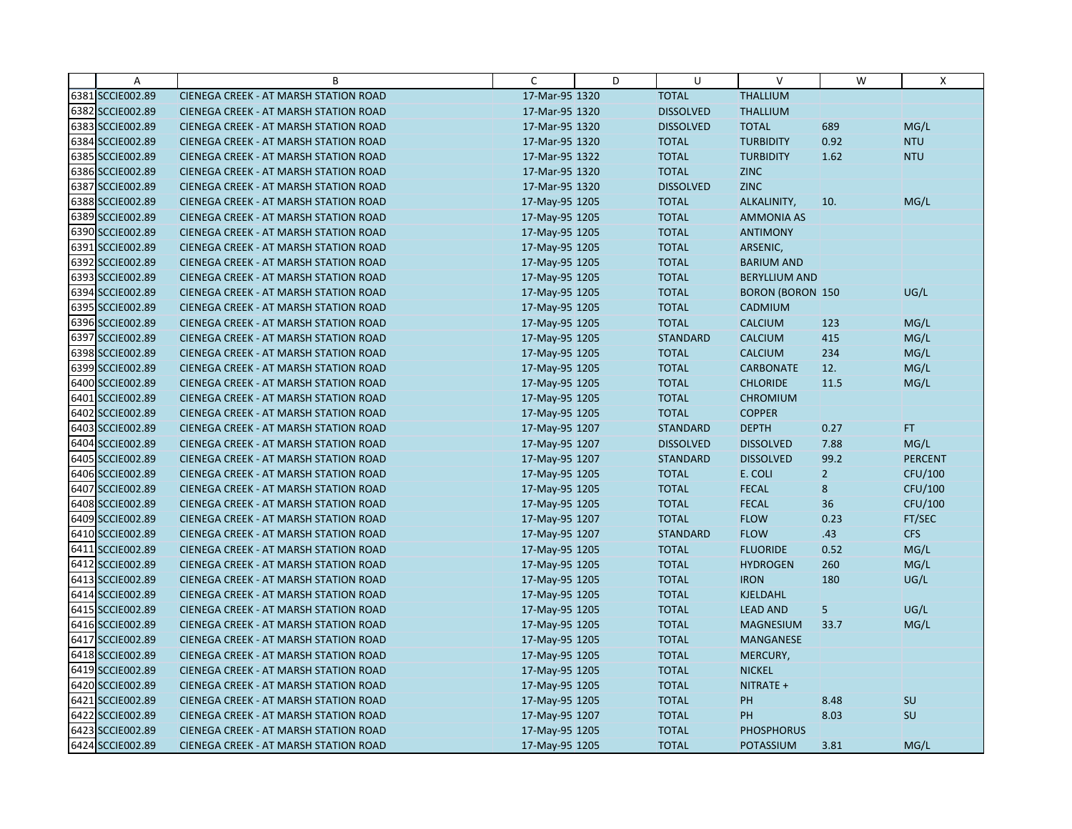| | A | B | C | D | U | V | W | X |
|---|---|---|---|---|---|---|---|---|
| 6381 | SCCIE002.89 | CIENEGA CREEK - AT MARSH STATION ROAD | 17-Mar-95 | 1320 | TOTAL | THALLIUM | | |
| 6382 | SCCIE002.89 | CIENEGA CREEK - AT MARSH STATION ROAD | 17-Mar-95 | 1320 | DISSOLVED | THALLIUM | | |
| 6383 | SCCIE002.89 | CIENEGA CREEK - AT MARSH STATION ROAD | 17-Mar-95 | 1320 | DISSOLVED | TOTAL | 689 | MG/L |
| 6384 | SCCIE002.89 | CIENEGA CREEK - AT MARSH STATION ROAD | 17-Mar-95 | 1320 | TOTAL | TURBIDITY | 0.92 | NTU |
| 6385 | SCCIE002.89 | CIENEGA CREEK - AT MARSH STATION ROAD | 17-Mar-95 | 1322 | TOTAL | TURBIDITY | 1.62 | NTU |
| 6386 | SCCIE002.89 | CIENEGA CREEK - AT MARSH STATION ROAD | 17-Mar-95 | 1320 | TOTAL | ZINC | | |
| 6387 | SCCIE002.89 | CIENEGA CREEK - AT MARSH STATION ROAD | 17-Mar-95 | 1320 | DISSOLVED | ZINC | | |
| 6388 | SCCIE002.89 | CIENEGA CREEK - AT MARSH STATION ROAD | 17-May-95 | 1205 | TOTAL | ALKALINITY, | 10. | MG/L |
| 6389 | SCCIE002.89 | CIENEGA CREEK - AT MARSH STATION ROAD | 17-May-95 | 1205 | TOTAL | AMMONIA AS | | |
| 6390 | SCCIE002.89 | CIENEGA CREEK - AT MARSH STATION ROAD | 17-May-95 | 1205 | TOTAL | ANTIMONY | | |
| 6391 | SCCIE002.89 | CIENEGA CREEK - AT MARSH STATION ROAD | 17-May-95 | 1205 | TOTAL | ARSENIC, | | |
| 6392 | SCCIE002.89 | CIENEGA CREEK - AT MARSH STATION ROAD | 17-May-95 | 1205 | TOTAL | BARIUM AND | | |
| 6393 | SCCIE002.89 | CIENEGA CREEK - AT MARSH STATION ROAD | 17-May-95 | 1205 | TOTAL | BERYLLIUM AND | | |
| 6394 | SCCIE002.89 | CIENEGA CREEK - AT MARSH STATION ROAD | 17-May-95 | 1205 | TOTAL | BORON (BORON | 150 | UG/L |
| 6395 | SCCIE002.89 | CIENEGA CREEK - AT MARSH STATION ROAD | 17-May-95 | 1205 | TOTAL | CADMIUM | | |
| 6396 | SCCIE002.89 | CIENEGA CREEK - AT MARSH STATION ROAD | 17-May-95 | 1205 | TOTAL | CALCIUM | 123 | MG/L |
| 6397 | SCCIE002.89 | CIENEGA CREEK - AT MARSH STATION ROAD | 17-May-95 | 1205 | STANDARD | CALCIUM | 415 | MG/L |
| 6398 | SCCIE002.89 | CIENEGA CREEK - AT MARSH STATION ROAD | 17-May-95 | 1205 | TOTAL | CALCIUM | 234 | MG/L |
| 6399 | SCCIE002.89 | CIENEGA CREEK - AT MARSH STATION ROAD | 17-May-95 | 1205 | TOTAL | CARBONATE | 12. | MG/L |
| 6400 | SCCIE002.89 | CIENEGA CREEK - AT MARSH STATION ROAD | 17-May-95 | 1205 | TOTAL | CHLORIDE | 11.5 | MG/L |
| 6401 | SCCIE002.89 | CIENEGA CREEK - AT MARSH STATION ROAD | 17-May-95 | 1205 | TOTAL | CHROMIUM | | |
| 6402 | SCCIE002.89 | CIENEGA CREEK - AT MARSH STATION ROAD | 17-May-95 | 1205 | TOTAL | COPPER | | |
| 6403 | SCCIE002.89 | CIENEGA CREEK - AT MARSH STATION ROAD | 17-May-95 | 1207 | STANDARD | DEPTH | 0.27 | FT |
| 6404 | SCCIE002.89 | CIENEGA CREEK - AT MARSH STATION ROAD | 17-May-95 | 1207 | DISSOLVED | DISSOLVED | 7.88 | MG/L |
| 6405 | SCCIE002.89 | CIENEGA CREEK - AT MARSH STATION ROAD | 17-May-95 | 1207 | STANDARD | DISSOLVED | 99.2 | PERCENT |
| 6406 | SCCIE002.89 | CIENEGA CREEK - AT MARSH STATION ROAD | 17-May-95 | 1205 | TOTAL | E. COLI | 2 | CFU/100 |
| 6407 | SCCIE002.89 | CIENEGA CREEK - AT MARSH STATION ROAD | 17-May-95 | 1205 | TOTAL | FECAL | 8 | CFU/100 |
| 6408 | SCCIE002.89 | CIENEGA CREEK - AT MARSH STATION ROAD | 17-May-95 | 1205 | TOTAL | FECAL | 36 | CFU/100 |
| 6409 | SCCIE002.89 | CIENEGA CREEK - AT MARSH STATION ROAD | 17-May-95 | 1207 | TOTAL | FLOW | 0.23 | FT/SEC |
| 6410 | SCCIE002.89 | CIENEGA CREEK - AT MARSH STATION ROAD | 17-May-95 | 1207 | STANDARD | FLOW | .43 | CFS |
| 6411 | SCCIE002.89 | CIENEGA CREEK - AT MARSH STATION ROAD | 17-May-95 | 1205 | TOTAL | FLUORIDE | 0.52 | MG/L |
| 6412 | SCCIE002.89 | CIENEGA CREEK - AT MARSH STATION ROAD | 17-May-95 | 1205 | TOTAL | HYDROGEN | 260 | MG/L |
| 6413 | SCCIE002.89 | CIENEGA CREEK - AT MARSH STATION ROAD | 17-May-95 | 1205 | TOTAL | IRON | 180 | UG/L |
| 6414 | SCCIE002.89 | CIENEGA CREEK - AT MARSH STATION ROAD | 17-May-95 | 1205 | TOTAL | KJELDAHL | | |
| 6415 | SCCIE002.89 | CIENEGA CREEK - AT MARSH STATION ROAD | 17-May-95 | 1205 | TOTAL | LEAD AND | 5 | UG/L |
| 6416 | SCCIE002.89 | CIENEGA CREEK - AT MARSH STATION ROAD | 17-May-95 | 1205 | TOTAL | MAGNESIUM | 33.7 | MG/L |
| 6417 | SCCIE002.89 | CIENEGA CREEK - AT MARSH STATION ROAD | 17-May-95 | 1205 | TOTAL | MANGANESE | | |
| 6418 | SCCIE002.89 | CIENEGA CREEK - AT MARSH STATION ROAD | 17-May-95 | 1205 | TOTAL | MERCURY, | | |
| 6419 | SCCIE002.89 | CIENEGA CREEK - AT MARSH STATION ROAD | 17-May-95 | 1205 | TOTAL | NICKEL | | |
| 6420 | SCCIE002.89 | CIENEGA CREEK - AT MARSH STATION ROAD | 17-May-95 | 1205 | TOTAL | NITRATE + | | |
| 6421 | SCCIE002.89 | CIENEGA CREEK - AT MARSH STATION ROAD | 17-May-95 | 1205 | TOTAL | PH | 8.48 | SU |
| 6422 | SCCIE002.89 | CIENEGA CREEK - AT MARSH STATION ROAD | 17-May-95 | 1207 | TOTAL | PH | 8.03 | SU |
| 6423 | SCCIE002.89 | CIENEGA CREEK - AT MARSH STATION ROAD | 17-May-95 | 1205 | TOTAL | PHOSPHORUS | | |
| 6424 | SCCIE002.89 | CIENEGA CREEK - AT MARSH STATION ROAD | 17-May-95 | 1205 | TOTAL | POTASSIUM | 3.81 | MG/L |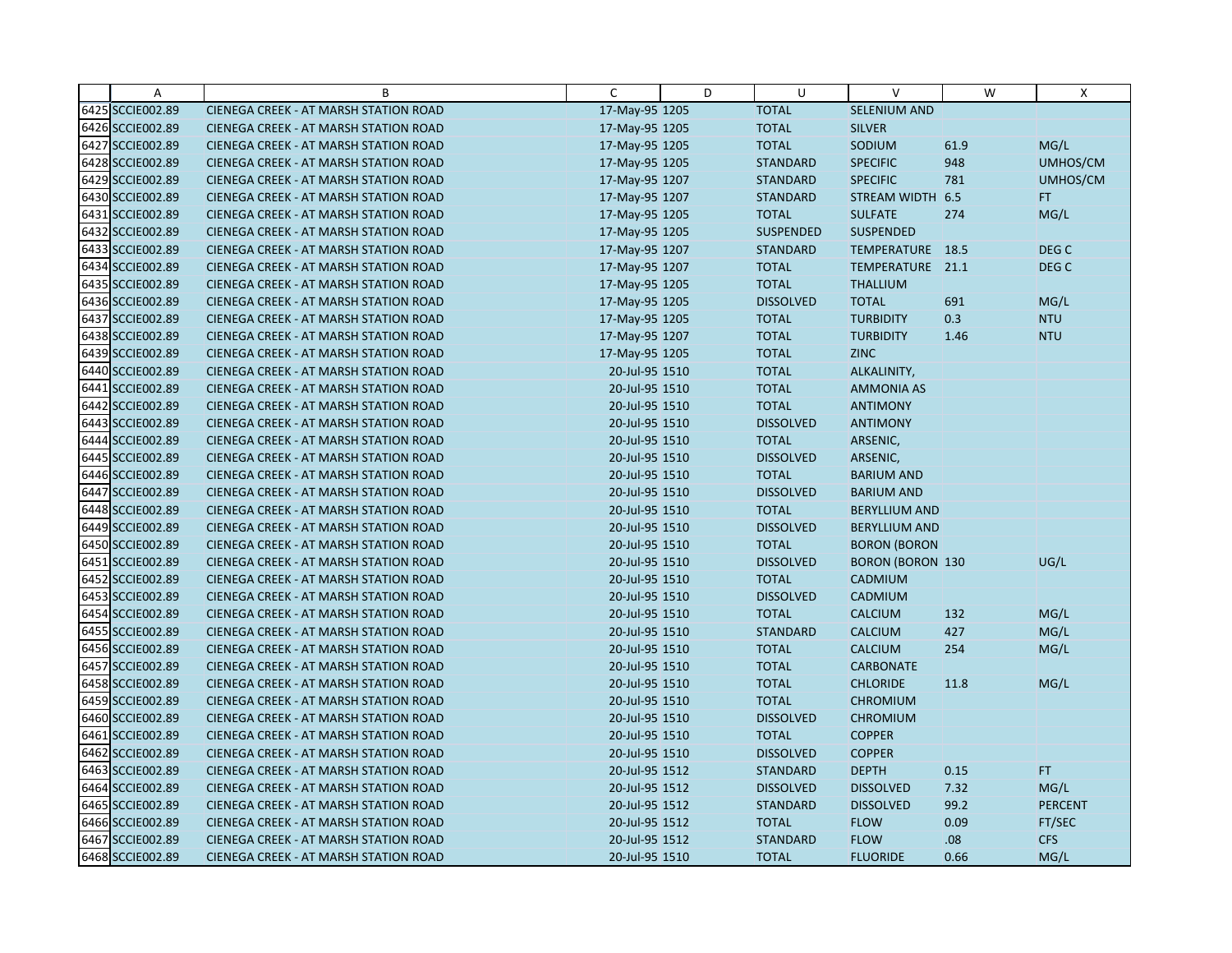| | A | B | C | D | U | V | W | X |
|---|---|---|---|---|---|---|---|---|
| 6425 | SCCIE002.89 | CIENEGA CREEK - AT MARSH STATION ROAD | 17-May-95 | 1205 | TOTAL | SELENIUM AND | | |
| 6426 | SCCIE002.89 | CIENEGA CREEK - AT MARSH STATION ROAD | 17-May-95 | 1205 | TOTAL | SILVER | | |
| 6427 | SCCIE002.89 | CIENEGA CREEK - AT MARSH STATION ROAD | 17-May-95 | 1205 | TOTAL | SODIUM | 61.9 | MG/L |
| 6428 | SCCIE002.89 | CIENEGA CREEK - AT MARSH STATION ROAD | 17-May-95 | 1205 | STANDARD | SPECIFIC | 948 | UMHOS/CM |
| 6429 | SCCIE002.89 | CIENEGA CREEK - AT MARSH STATION ROAD | 17-May-95 | 1207 | STANDARD | SPECIFIC | 781 | UMHOS/CM |
| 6430 | SCCIE002.89 | CIENEGA CREEK - AT MARSH STATION ROAD | 17-May-95 | 1207 | STANDARD | STREAM WIDTH | 6.5 | FT |
| 6431 | SCCIE002.89 | CIENEGA CREEK - AT MARSH STATION ROAD | 17-May-95 | 1205 | TOTAL | SULFATE | 274 | MG/L |
| 6432 | SCCIE002.89 | CIENEGA CREEK - AT MARSH STATION ROAD | 17-May-95 | 1205 | SUSPENDED | SUSPENDED | | |
| 6433 | SCCIE002.89 | CIENEGA CREEK - AT MARSH STATION ROAD | 17-May-95 | 1207 | STANDARD | TEMPERATURE | 18.5 | DEG C |
| 6434 | SCCIE002.89 | CIENEGA CREEK - AT MARSH STATION ROAD | 17-May-95 | 1207 | TOTAL | TEMPERATURE | 21.1 | DEG C |
| 6435 | SCCIE002.89 | CIENEGA CREEK - AT MARSH STATION ROAD | 17-May-95 | 1205 | TOTAL | THALLIUM | | |
| 6436 | SCCIE002.89 | CIENEGA CREEK - AT MARSH STATION ROAD | 17-May-95 | 1205 | DISSOLVED | TOTAL | 691 | MG/L |
| 6437 | SCCIE002.89 | CIENEGA CREEK - AT MARSH STATION ROAD | 17-May-95 | 1205 | TOTAL | TURBIDITY | 0.3 | NTU |
| 6438 | SCCIE002.89 | CIENEGA CREEK - AT MARSH STATION ROAD | 17-May-95 | 1207 | TOTAL | TURBIDITY | 1.46 | NTU |
| 6439 | SCCIE002.89 | CIENEGA CREEK - AT MARSH STATION ROAD | 17-May-95 | 1205 | TOTAL | ZINC | | |
| 6440 | SCCIE002.89 | CIENEGA CREEK - AT MARSH STATION ROAD | 20-Jul-95 | 1510 | TOTAL | ALKALINITY, | | |
| 6441 | SCCIE002.89 | CIENEGA CREEK - AT MARSH STATION ROAD | 20-Jul-95 | 1510 | TOTAL | AMMONIA AS | | |
| 6442 | SCCIE002.89 | CIENEGA CREEK - AT MARSH STATION ROAD | 20-Jul-95 | 1510 | TOTAL | ANTIMONY | | |
| 6443 | SCCIE002.89 | CIENEGA CREEK - AT MARSH STATION ROAD | 20-Jul-95 | 1510 | DISSOLVED | ANTIMONY | | |
| 6444 | SCCIE002.89 | CIENEGA CREEK - AT MARSH STATION ROAD | 20-Jul-95 | 1510 | TOTAL | ARSENIC, | | |
| 6445 | SCCIE002.89 | CIENEGA CREEK - AT MARSH STATION ROAD | 20-Jul-95 | 1510 | DISSOLVED | ARSENIC, | | |
| 6446 | SCCIE002.89 | CIENEGA CREEK - AT MARSH STATION ROAD | 20-Jul-95 | 1510 | TOTAL | BARIUM AND | | |
| 6447 | SCCIE002.89 | CIENEGA CREEK - AT MARSH STATION ROAD | 20-Jul-95 | 1510 | DISSOLVED | BARIUM AND | | |
| 6448 | SCCIE002.89 | CIENEGA CREEK - AT MARSH STATION ROAD | 20-Jul-95 | 1510 | TOTAL | BERYLLIUM AND | | |
| 6449 | SCCIE002.89 | CIENEGA CREEK - AT MARSH STATION ROAD | 20-Jul-95 | 1510 | DISSOLVED | BERYLLIUM AND | | |
| 6450 | SCCIE002.89 | CIENEGA CREEK - AT MARSH STATION ROAD | 20-Jul-95 | 1510 | TOTAL | BORON (BORON | | |
| 6451 | SCCIE002.89 | CIENEGA CREEK - AT MARSH STATION ROAD | 20-Jul-95 | 1510 | DISSOLVED | BORON (BORON | 130 | UG/L |
| 6452 | SCCIE002.89 | CIENEGA CREEK - AT MARSH STATION ROAD | 20-Jul-95 | 1510 | TOTAL | CADMIUM | | |
| 6453 | SCCIE002.89 | CIENEGA CREEK - AT MARSH STATION ROAD | 20-Jul-95 | 1510 | DISSOLVED | CADMIUM | | |
| 6454 | SCCIE002.89 | CIENEGA CREEK - AT MARSH STATION ROAD | 20-Jul-95 | 1510 | TOTAL | CALCIUM | 132 | MG/L |
| 6455 | SCCIE002.89 | CIENEGA CREEK - AT MARSH STATION ROAD | 20-Jul-95 | 1510 | STANDARD | CALCIUM | 427 | MG/L |
| 6456 | SCCIE002.89 | CIENEGA CREEK - AT MARSH STATION ROAD | 20-Jul-95 | 1510 | TOTAL | CALCIUM | 254 | MG/L |
| 6457 | SCCIE002.89 | CIENEGA CREEK - AT MARSH STATION ROAD | 20-Jul-95 | 1510 | TOTAL | CARBONATE | | |
| 6458 | SCCIE002.89 | CIENEGA CREEK - AT MARSH STATION ROAD | 20-Jul-95 | 1510 | TOTAL | CHLORIDE | 11.8 | MG/L |
| 6459 | SCCIE002.89 | CIENEGA CREEK - AT MARSH STATION ROAD | 20-Jul-95 | 1510 | TOTAL | CHROMIUM | | |
| 6460 | SCCIE002.89 | CIENEGA CREEK - AT MARSH STATION ROAD | 20-Jul-95 | 1510 | DISSOLVED | CHROMIUM | | |
| 6461 | SCCIE002.89 | CIENEGA CREEK - AT MARSH STATION ROAD | 20-Jul-95 | 1510 | TOTAL | COPPER | | |
| 6462 | SCCIE002.89 | CIENEGA CREEK - AT MARSH STATION ROAD | 20-Jul-95 | 1510 | DISSOLVED | COPPER | | |
| 6463 | SCCIE002.89 | CIENEGA CREEK - AT MARSH STATION ROAD | 20-Jul-95 | 1512 | STANDARD | DEPTH | 0.15 | FT |
| 6464 | SCCIE002.89 | CIENEGA CREEK - AT MARSH STATION ROAD | 20-Jul-95 | 1512 | DISSOLVED | DISSOLVED | 7.32 | MG/L |
| 6465 | SCCIE002.89 | CIENEGA CREEK - AT MARSH STATION ROAD | 20-Jul-95 | 1512 | STANDARD | DISSOLVED | 99.2 | PERCENT |
| 6466 | SCCIE002.89 | CIENEGA CREEK - AT MARSH STATION ROAD | 20-Jul-95 | 1512 | TOTAL | FLOW | 0.09 | FT/SEC |
| 6467 | SCCIE002.89 | CIENEGA CREEK - AT MARSH STATION ROAD | 20-Jul-95 | 1512 | STANDARD | FLOW | .08 | CFS |
| 6468 | SCCIE002.89 | CIENEGA CREEK - AT MARSH STATION ROAD | 20-Jul-95 | 1510 | TOTAL | FLUORIDE | 0.66 | MG/L |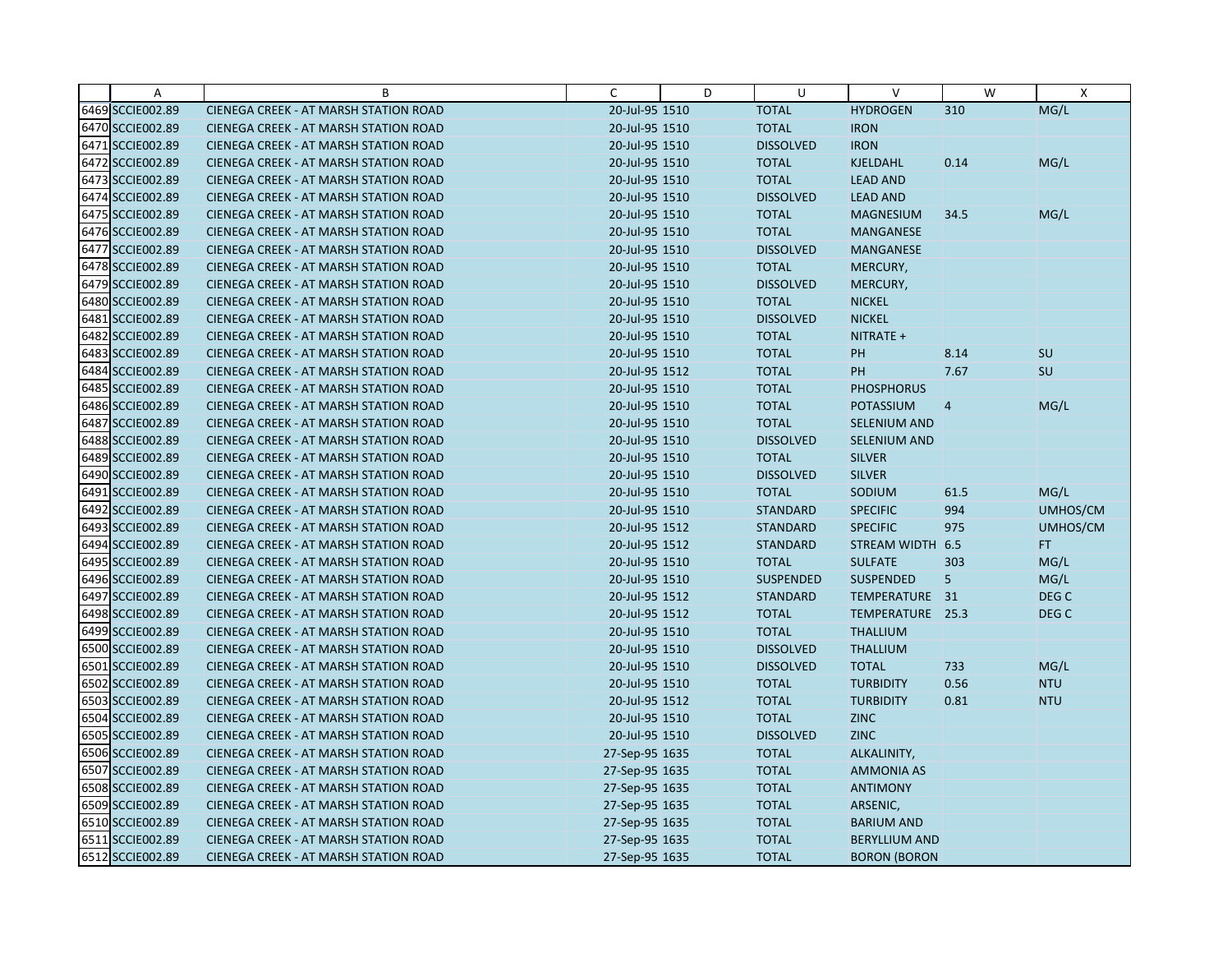| | A | B | C | D | U | V | W | X |
|---|---|---|---|---|---|---|---|---|
| 6469 | SCCIE002.89 | CIENEGA CREEK - AT MARSH STATION ROAD | 20-Jul-95 | 1510 | TOTAL | HYDROGEN | 310 | MG/L |
| 6470 | SCCIE002.89 | CIENEGA CREEK - AT MARSH STATION ROAD | 20-Jul-95 | 1510 | TOTAL | IRON | | |
| 6471 | SCCIE002.89 | CIENEGA CREEK - AT MARSH STATION ROAD | 20-Jul-95 | 1510 | DISSOLVED | IRON | | |
| 6472 | SCCIE002.89 | CIENEGA CREEK - AT MARSH STATION ROAD | 20-Jul-95 | 1510 | TOTAL | KJELDAHL | 0.14 | MG/L |
| 6473 | SCCIE002.89 | CIENEGA CREEK - AT MARSH STATION ROAD | 20-Jul-95 | 1510 | TOTAL | LEAD AND | | |
| 6474 | SCCIE002.89 | CIENEGA CREEK - AT MARSH STATION ROAD | 20-Jul-95 | 1510 | DISSOLVED | LEAD AND | | |
| 6475 | SCCIE002.89 | CIENEGA CREEK - AT MARSH STATION ROAD | 20-Jul-95 | 1510 | TOTAL | MAGNESIUM | 34.5 | MG/L |
| 6476 | SCCIE002.89 | CIENEGA CREEK - AT MARSH STATION ROAD | 20-Jul-95 | 1510 | TOTAL | MANGANESE | | |
| 6477 | SCCIE002.89 | CIENEGA CREEK - AT MARSH STATION ROAD | 20-Jul-95 | 1510 | DISSOLVED | MANGANESE | | |
| 6478 | SCCIE002.89 | CIENEGA CREEK - AT MARSH STATION ROAD | 20-Jul-95 | 1510 | TOTAL | MERCURY, | | |
| 6479 | SCCIE002.89 | CIENEGA CREEK - AT MARSH STATION ROAD | 20-Jul-95 | 1510 | DISSOLVED | MERCURY, | | |
| 6480 | SCCIE002.89 | CIENEGA CREEK - AT MARSH STATION ROAD | 20-Jul-95 | 1510 | TOTAL | NICKEL | | |
| 6481 | SCCIE002.89 | CIENEGA CREEK - AT MARSH STATION ROAD | 20-Jul-95 | 1510 | DISSOLVED | NICKEL | | |
| 6482 | SCCIE002.89 | CIENEGA CREEK - AT MARSH STATION ROAD | 20-Jul-95 | 1510 | TOTAL | NITRATE + | | |
| 6483 | SCCIE002.89 | CIENEGA CREEK - AT MARSH STATION ROAD | 20-Jul-95 | 1510 | TOTAL | PH | 8.14 | SU |
| 6484 | SCCIE002.89 | CIENEGA CREEK - AT MARSH STATION ROAD | 20-Jul-95 | 1512 | TOTAL | PH | 7.67 | SU |
| 6485 | SCCIE002.89 | CIENEGA CREEK - AT MARSH STATION ROAD | 20-Jul-95 | 1510 | TOTAL | PHOSPHORUS | | |
| 6486 | SCCIE002.89 | CIENEGA CREEK - AT MARSH STATION ROAD | 20-Jul-95 | 1510 | TOTAL | POTASSIUM | 4 | MG/L |
| 6487 | SCCIE002.89 | CIENEGA CREEK - AT MARSH STATION ROAD | 20-Jul-95 | 1510 | TOTAL | SELENIUM AND | | |
| 6488 | SCCIE002.89 | CIENEGA CREEK - AT MARSH STATION ROAD | 20-Jul-95 | 1510 | DISSOLVED | SELENIUM AND | | |
| 6489 | SCCIE002.89 | CIENEGA CREEK - AT MARSH STATION ROAD | 20-Jul-95 | 1510 | TOTAL | SILVER | | |
| 6490 | SCCIE002.89 | CIENEGA CREEK - AT MARSH STATION ROAD | 20-Jul-95 | 1510 | DISSOLVED | SILVER | | |
| 6491 | SCCIE002.89 | CIENEGA CREEK - AT MARSH STATION ROAD | 20-Jul-95 | 1510 | TOTAL | SODIUM | 61.5 | MG/L |
| 6492 | SCCIE002.89 | CIENEGA CREEK - AT MARSH STATION ROAD | 20-Jul-95 | 1510 | STANDARD | SPECIFIC | 994 | UMHOS/CM |
| 6493 | SCCIE002.89 | CIENEGA CREEK - AT MARSH STATION ROAD | 20-Jul-95 | 1512 | STANDARD | SPECIFIC | 975 | UMHOS/CM |
| 6494 | SCCIE002.89 | CIENEGA CREEK - AT MARSH STATION ROAD | 20-Jul-95 | 1512 | STANDARD | STREAM WIDTH | 6.5 | FT |
| 6495 | SCCIE002.89 | CIENEGA CREEK - AT MARSH STATION ROAD | 20-Jul-95 | 1510 | TOTAL | SULFATE | 303 | MG/L |
| 6496 | SCCIE002.89 | CIENEGA CREEK - AT MARSH STATION ROAD | 20-Jul-95 | 1510 | SUSPENDED | SUSPENDED | 5 | MG/L |
| 6497 | SCCIE002.89 | CIENEGA CREEK - AT MARSH STATION ROAD | 20-Jul-95 | 1512 | STANDARD | TEMPERATURE | 31 | DEG C |
| 6498 | SCCIE002.89 | CIENEGA CREEK - AT MARSH STATION ROAD | 20-Jul-95 | 1512 | TOTAL | TEMPERATURE | 25.3 | DEG C |
| 6499 | SCCIE002.89 | CIENEGA CREEK - AT MARSH STATION ROAD | 20-Jul-95 | 1510 | TOTAL | THALLIUM | | |
| 6500 | SCCIE002.89 | CIENEGA CREEK - AT MARSH STATION ROAD | 20-Jul-95 | 1510 | DISSOLVED | THALLIUM | | |
| 6501 | SCCIE002.89 | CIENEGA CREEK - AT MARSH STATION ROAD | 20-Jul-95 | 1510 | DISSOLVED | TOTAL | 733 | MG/L |
| 6502 | SCCIE002.89 | CIENEGA CREEK - AT MARSH STATION ROAD | 20-Jul-95 | 1510 | TOTAL | TURBIDITY | 0.56 | NTU |
| 6503 | SCCIE002.89 | CIENEGA CREEK - AT MARSH STATION ROAD | 20-Jul-95 | 1512 | TOTAL | TURBIDITY | 0.81 | NTU |
| 6504 | SCCIE002.89 | CIENEGA CREEK - AT MARSH STATION ROAD | 20-Jul-95 | 1510 | TOTAL | ZINC | | |
| 6505 | SCCIE002.89 | CIENEGA CREEK - AT MARSH STATION ROAD | 20-Jul-95 | 1510 | DISSOLVED | ZINC | | |
| 6506 | SCCIE002.89 | CIENEGA CREEK - AT MARSH STATION ROAD | 27-Sep-95 | 1635 | TOTAL | ALKALINITY, | | |
| 6507 | SCCIE002.89 | CIENEGA CREEK - AT MARSH STATION ROAD | 27-Sep-95 | 1635 | TOTAL | AMMONIA AS | | |
| 6508 | SCCIE002.89 | CIENEGA CREEK - AT MARSH STATION ROAD | 27-Sep-95 | 1635 | TOTAL | ANTIMONY | | |
| 6509 | SCCIE002.89 | CIENEGA CREEK - AT MARSH STATION ROAD | 27-Sep-95 | 1635 | TOTAL | ARSENIC, | | |
| 6510 | SCCIE002.89 | CIENEGA CREEK - AT MARSH STATION ROAD | 27-Sep-95 | 1635 | TOTAL | BARIUM AND | | |
| 6511 | SCCIE002.89 | CIENEGA CREEK - AT MARSH STATION ROAD | 27-Sep-95 | 1635 | TOTAL | BERYLLIUM AND | | |
| 6512 | SCCIE002.89 | CIENEGA CREEK - AT MARSH STATION ROAD | 27-Sep-95 | 1635 | TOTAL | BORON (BORON | | |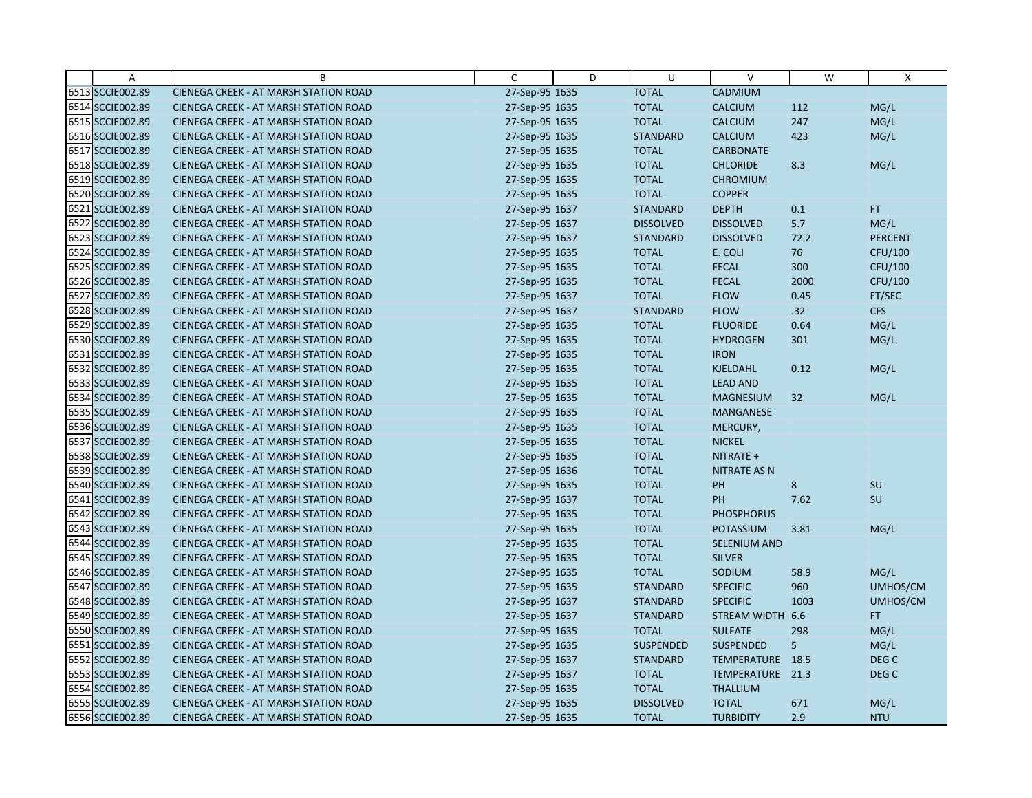| | A | B | C | D | U | V | W | X |
|---|---|---|---|---|---|---|---|---|
| 6513 | SCCIE002.89 | CIENEGA CREEK - AT MARSH STATION ROAD | 27-Sep-95 1635 | | TOTAL | CADMIUM | | |
| 6514 | SCCIE002.89 | CIENEGA CREEK - AT MARSH STATION ROAD | 27-Sep-95 1635 | | TOTAL | CALCIUM | 112 | MG/L |
| 6515 | SCCIE002.89 | CIENEGA CREEK - AT MARSH STATION ROAD | 27-Sep-95 1635 | | TOTAL | CALCIUM | 247 | MG/L |
| 6516 | SCCIE002.89 | CIENEGA CREEK - AT MARSH STATION ROAD | 27-Sep-95 1635 | | STANDARD | CALCIUM | 423 | MG/L |
| 6517 | SCCIE002.89 | CIENEGA CREEK - AT MARSH STATION ROAD | 27-Sep-95 1635 | | TOTAL | CARBONATE | | |
| 6518 | SCCIE002.89 | CIENEGA CREEK - AT MARSH STATION ROAD | 27-Sep-95 1635 | | TOTAL | CHLORIDE | 8.3 | MG/L |
| 6519 | SCCIE002.89 | CIENEGA CREEK - AT MARSH STATION ROAD | 27-Sep-95 1635 | | TOTAL | CHROMIUM | | |
| 6520 | SCCIE002.89 | CIENEGA CREEK - AT MARSH STATION ROAD | 27-Sep-95 1635 | | TOTAL | COPPER | | |
| 6521 | SCCIE002.89 | CIENEGA CREEK - AT MARSH STATION ROAD | 27-Sep-95 1637 | | STANDARD | DEPTH | 0.1 | FT |
| 6522 | SCCIE002.89 | CIENEGA CREEK - AT MARSH STATION ROAD | 27-Sep-95 1637 | | DISSOLVED | DISSOLVED | 5.7 | MG/L |
| 6523 | SCCIE002.89 | CIENEGA CREEK - AT MARSH STATION ROAD | 27-Sep-95 1637 | | STANDARD | DISSOLVED | 72.2 | PERCENT |
| 6524 | SCCIE002.89 | CIENEGA CREEK - AT MARSH STATION ROAD | 27-Sep-95 1635 | | TOTAL | E. COLI | 76 | CFU/100 |
| 6525 | SCCIE002.89 | CIENEGA CREEK - AT MARSH STATION ROAD | 27-Sep-95 1635 | | TOTAL | FECAL | 300 | CFU/100 |
| 6526 | SCCIE002.89 | CIENEGA CREEK - AT MARSH STATION ROAD | 27-Sep-95 1635 | | TOTAL | FECAL | 2000 | CFU/100 |
| 6527 | SCCIE002.89 | CIENEGA CREEK - AT MARSH STATION ROAD | 27-Sep-95 1637 | | TOTAL | FLOW | 0.45 | FT/SEC |
| 6528 | SCCIE002.89 | CIENEGA CREEK - AT MARSH STATION ROAD | 27-Sep-95 1637 | | STANDARD | FLOW | .32 | CFS |
| 6529 | SCCIE002.89 | CIENEGA CREEK - AT MARSH STATION ROAD | 27-Sep-95 1635 | | TOTAL | FLUORIDE | 0.64 | MG/L |
| 6530 | SCCIE002.89 | CIENEGA CREEK - AT MARSH STATION ROAD | 27-Sep-95 1635 | | TOTAL | HYDROGEN | 301 | MG/L |
| 6531 | SCCIE002.89 | CIENEGA CREEK - AT MARSH STATION ROAD | 27-Sep-95 1635 | | TOTAL | IRON | | |
| 6532 | SCCIE002.89 | CIENEGA CREEK - AT MARSH STATION ROAD | 27-Sep-95 1635 | | TOTAL | KJELDAHL | 0.12 | MG/L |
| 6533 | SCCIE002.89 | CIENEGA CREEK - AT MARSH STATION ROAD | 27-Sep-95 1635 | | TOTAL | LEAD AND | | |
| 6534 | SCCIE002.89 | CIENEGA CREEK - AT MARSH STATION ROAD | 27-Sep-95 1635 | | TOTAL | MAGNESIUM | 32 | MG/L |
| 6535 | SCCIE002.89 | CIENEGA CREEK - AT MARSH STATION ROAD | 27-Sep-95 1635 | | TOTAL | MANGANESE | | |
| 6536 | SCCIE002.89 | CIENEGA CREEK - AT MARSH STATION ROAD | 27-Sep-95 1635 | | TOTAL | MERCURY, | | |
| 6537 | SCCIE002.89 | CIENEGA CREEK - AT MARSH STATION ROAD | 27-Sep-95 1635 | | TOTAL | NICKEL | | |
| 6538 | SCCIE002.89 | CIENEGA CREEK - AT MARSH STATION ROAD | 27-Sep-95 1635 | | TOTAL | NITRATE + | | |
| 6539 | SCCIE002.89 | CIENEGA CREEK - AT MARSH STATION ROAD | 27-Sep-95 1636 | | TOTAL | NITRATE AS N | | |
| 6540 | SCCIE002.89 | CIENEGA CREEK - AT MARSH STATION ROAD | 27-Sep-95 1635 | | TOTAL | PH | 8 | SU |
| 6541 | SCCIE002.89 | CIENEGA CREEK - AT MARSH STATION ROAD | 27-Sep-95 1637 | | TOTAL | PH | 7.62 | SU |
| 6542 | SCCIE002.89 | CIENEGA CREEK - AT MARSH STATION ROAD | 27-Sep-95 1635 | | TOTAL | PHOSPHORUS | | |
| 6543 | SCCIE002.89 | CIENEGA CREEK - AT MARSH STATION ROAD | 27-Sep-95 1635 | | TOTAL | POTASSIUM | 3.81 | MG/L |
| 6544 | SCCIE002.89 | CIENEGA CREEK - AT MARSH STATION ROAD | 27-Sep-95 1635 | | TOTAL | SELENIUM AND | | |
| 6545 | SCCIE002.89 | CIENEGA CREEK - AT MARSH STATION ROAD | 27-Sep-95 1635 | | TOTAL | SILVER | | |
| 6546 | SCCIE002.89 | CIENEGA CREEK - AT MARSH STATION ROAD | 27-Sep-95 1635 | | TOTAL | SODIUM | 58.9 | MG/L |
| 6547 | SCCIE002.89 | CIENEGA CREEK - AT MARSH STATION ROAD | 27-Sep-95 1635 | | STANDARD | SPECIFIC | 960 | UMHOS/CM |
| 6548 | SCCIE002.89 | CIENEGA CREEK - AT MARSH STATION ROAD | 27-Sep-95 1637 | | STANDARD | SPECIFIC | 1003 | UMHOS/CM |
| 6549 | SCCIE002.89 | CIENEGA CREEK - AT MARSH STATION ROAD | 27-Sep-95 1637 | | STANDARD | STREAM WIDTH | 6.6 | FT |
| 6550 | SCCIE002.89 | CIENEGA CREEK - AT MARSH STATION ROAD | 27-Sep-95 1635 | | TOTAL | SULFATE | 298 | MG/L |
| 6551 | SCCIE002.89 | CIENEGA CREEK - AT MARSH STATION ROAD | 27-Sep-95 1635 | | SUSPENDED | SUSPENDED | 5 | MG/L |
| 6552 | SCCIE002.89 | CIENEGA CREEK - AT MARSH STATION ROAD | 27-Sep-95 1637 | | STANDARD | TEMPERATURE | 18.5 | DEG C |
| 6553 | SCCIE002.89 | CIENEGA CREEK - AT MARSH STATION ROAD | 27-Sep-95 1637 | | TOTAL | TEMPERATURE | 21.3 | DEG C |
| 6554 | SCCIE002.89 | CIENEGA CREEK - AT MARSH STATION ROAD | 27-Sep-95 1635 | | TOTAL | THALLIUM | | |
| 6555 | SCCIE002.89 | CIENEGA CREEK - AT MARSH STATION ROAD | 27-Sep-95 1635 | | DISSOLVED | TOTAL | 671 | MG/L |
| 6556 | SCCIE002.89 | CIENEGA CREEK - AT MARSH STATION ROAD | 27-Sep-95 1635 | | TOTAL | TURBIDITY | 2.9 | NTU |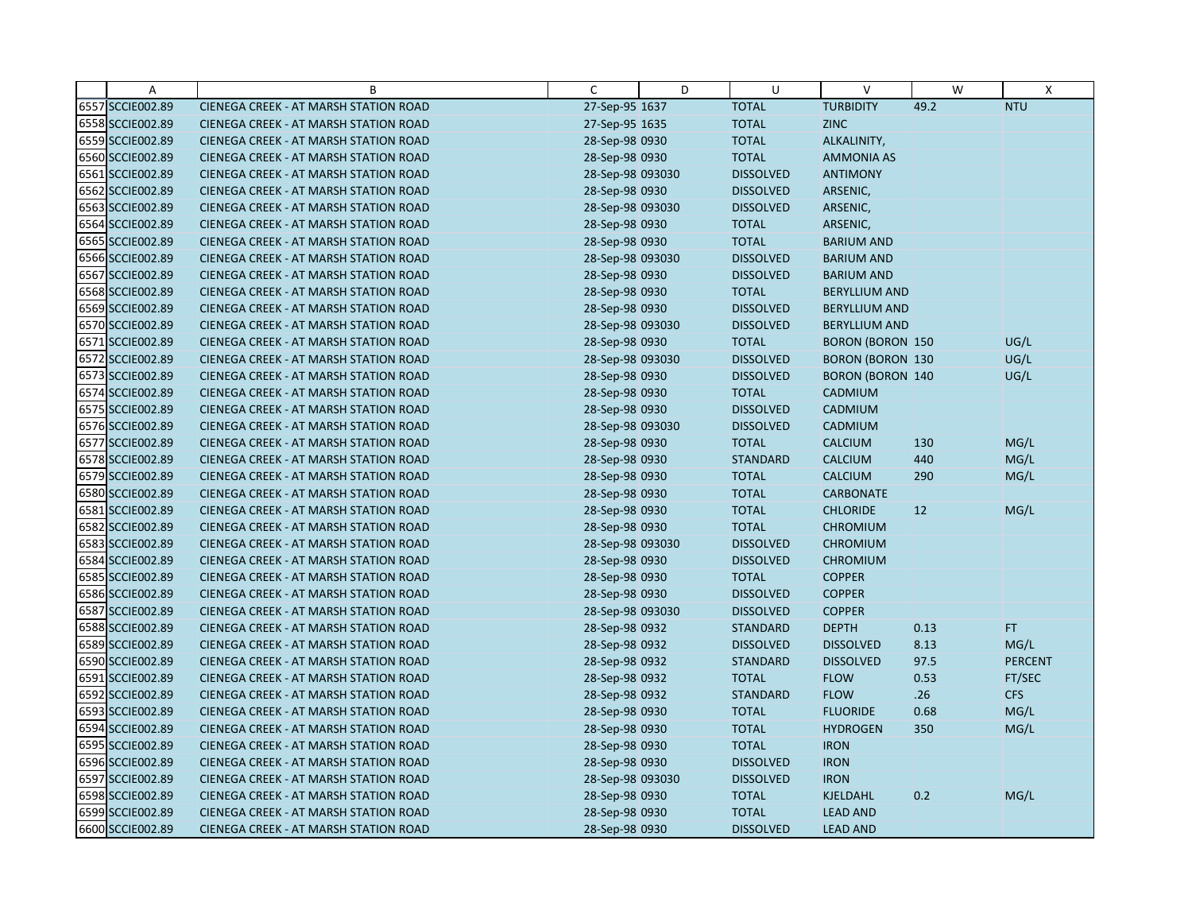| | A | B | C | D | U | V | W | X |
|---|---|---|---|---|---|---|---|---|
| 6557 | SCCIE002.89 | CIENEGA CREEK - AT MARSH STATION ROAD | 27-Sep-95 | 1637 | TOTAL | TURBIDITY | 49.2 | NTU |
| 6558 | SCCIE002.89 | CIENEGA CREEK - AT MARSH STATION ROAD | 27-Sep-95 | 1635 | TOTAL | ZINC | | |
| 6559 | SCCIE002.89 | CIENEGA CREEK - AT MARSH STATION ROAD | 28-Sep-98 | 0930 | TOTAL | ALKALINITY, | | |
| 6560 | SCCIE002.89 | CIENEGA CREEK - AT MARSH STATION ROAD | 28-Sep-98 | 0930 | TOTAL | AMMONIA AS | | |
| 6561 | SCCIE002.89 | CIENEGA CREEK - AT MARSH STATION ROAD | 28-Sep-98 | 093030 | DISSOLVED | ANTIMONY | | |
| 6562 | SCCIE002.89 | CIENEGA CREEK - AT MARSH STATION ROAD | 28-Sep-98 | 0930 | DISSOLVED | ARSENIC, | | |
| 6563 | SCCIE002.89 | CIENEGA CREEK - AT MARSH STATION ROAD | 28-Sep-98 | 093030 | DISSOLVED | ARSENIC, | | |
| 6564 | SCCIE002.89 | CIENEGA CREEK - AT MARSH STATION ROAD | 28-Sep-98 | 0930 | TOTAL | ARSENIC, | | |
| 6565 | SCCIE002.89 | CIENEGA CREEK - AT MARSH STATION ROAD | 28-Sep-98 | 0930 | TOTAL | BARIUM AND | | |
| 6566 | SCCIE002.89 | CIENEGA CREEK - AT MARSH STATION ROAD | 28-Sep-98 | 093030 | DISSOLVED | BARIUM AND | | |
| 6567 | SCCIE002.89 | CIENEGA CREEK - AT MARSH STATION ROAD | 28-Sep-98 | 0930 | DISSOLVED | BARIUM AND | | |
| 6568 | SCCIE002.89 | CIENEGA CREEK - AT MARSH STATION ROAD | 28-Sep-98 | 0930 | TOTAL | BERYLLIUM AND | | |
| 6569 | SCCIE002.89 | CIENEGA CREEK - AT MARSH STATION ROAD | 28-Sep-98 | 0930 | DISSOLVED | BERYLLIUM AND | | |
| 6570 | SCCIE002.89 | CIENEGA CREEK - AT MARSH STATION ROAD | 28-Sep-98 | 093030 | DISSOLVED | BERYLLIUM AND | | |
| 6571 | SCCIE002.89 | CIENEGA CREEK - AT MARSH STATION ROAD | 28-Sep-98 | 0930 | TOTAL | BORON (BORON | 150 | UG/L |
| 6572 | SCCIE002.89 | CIENEGA CREEK - AT MARSH STATION ROAD | 28-Sep-98 | 093030 | DISSOLVED | BORON (BORON | 130 | UG/L |
| 6573 | SCCIE002.89 | CIENEGA CREEK - AT MARSH STATION ROAD | 28-Sep-98 | 0930 | DISSOLVED | BORON (BORON | 140 | UG/L |
| 6574 | SCCIE002.89 | CIENEGA CREEK - AT MARSH STATION ROAD | 28-Sep-98 | 0930 | TOTAL | CADMIUM | | |
| 6575 | SCCIE002.89 | CIENEGA CREEK - AT MARSH STATION ROAD | 28-Sep-98 | 0930 | DISSOLVED | CADMIUM | | |
| 6576 | SCCIE002.89 | CIENEGA CREEK - AT MARSH STATION ROAD | 28-Sep-98 | 093030 | DISSOLVED | CADMIUM | | |
| 6577 | SCCIE002.89 | CIENEGA CREEK - AT MARSH STATION ROAD | 28-Sep-98 | 0930 | TOTAL | CALCIUM | 130 | MG/L |
| 6578 | SCCIE002.89 | CIENEGA CREEK - AT MARSH STATION ROAD | 28-Sep-98 | 0930 | STANDARD | CALCIUM | 440 | MG/L |
| 6579 | SCCIE002.89 | CIENEGA CREEK - AT MARSH STATION ROAD | 28-Sep-98 | 0930 | TOTAL | CALCIUM | 290 | MG/L |
| 6580 | SCCIE002.89 | CIENEGA CREEK - AT MARSH STATION ROAD | 28-Sep-98 | 0930 | TOTAL | CARBONATE | | |
| 6581 | SCCIE002.89 | CIENEGA CREEK - AT MARSH STATION ROAD | 28-Sep-98 | 0930 | TOTAL | CHLORIDE | 12 | MG/L |
| 6582 | SCCIE002.89 | CIENEGA CREEK - AT MARSH STATION ROAD | 28-Sep-98 | 0930 | TOTAL | CHROMIUM | | |
| 6583 | SCCIE002.89 | CIENEGA CREEK - AT MARSH STATION ROAD | 28-Sep-98 | 093030 | DISSOLVED | CHROMIUM | | |
| 6584 | SCCIE002.89 | CIENEGA CREEK - AT MARSH STATION ROAD | 28-Sep-98 | 0930 | DISSOLVED | CHROMIUM | | |
| 6585 | SCCIE002.89 | CIENEGA CREEK - AT MARSH STATION ROAD | 28-Sep-98 | 0930 | TOTAL | COPPER | | |
| 6586 | SCCIE002.89 | CIENEGA CREEK - AT MARSH STATION ROAD | 28-Sep-98 | 0930 | DISSOLVED | COPPER | | |
| 6587 | SCCIE002.89 | CIENEGA CREEK - AT MARSH STATION ROAD | 28-Sep-98 | 093030 | DISSOLVED | COPPER | | |
| 6588 | SCCIE002.89 | CIENEGA CREEK - AT MARSH STATION ROAD | 28-Sep-98 | 0932 | STANDARD | DEPTH | 0.13 | FT |
| 6589 | SCCIE002.89 | CIENEGA CREEK - AT MARSH STATION ROAD | 28-Sep-98 | 0932 | DISSOLVED | DISSOLVED | 8.13 | MG/L |
| 6590 | SCCIE002.89 | CIENEGA CREEK - AT MARSH STATION ROAD | 28-Sep-98 | 0932 | STANDARD | DISSOLVED | 97.5 | PERCENT |
| 6591 | SCCIE002.89 | CIENEGA CREEK - AT MARSH STATION ROAD | 28-Sep-98 | 0932 | TOTAL | FLOW | 0.53 | FT/SEC |
| 6592 | SCCIE002.89 | CIENEGA CREEK - AT MARSH STATION ROAD | 28-Sep-98 | 0932 | STANDARD | FLOW | .26 | CFS |
| 6593 | SCCIE002.89 | CIENEGA CREEK - AT MARSH STATION ROAD | 28-Sep-98 | 0930 | TOTAL | FLUORIDE | 0.68 | MG/L |
| 6594 | SCCIE002.89 | CIENEGA CREEK - AT MARSH STATION ROAD | 28-Sep-98 | 0930 | TOTAL | HYDROGEN | 350 | MG/L |
| 6595 | SCCIE002.89 | CIENEGA CREEK - AT MARSH STATION ROAD | 28-Sep-98 | 0930 | TOTAL | IRON | | |
| 6596 | SCCIE002.89 | CIENEGA CREEK - AT MARSH STATION ROAD | 28-Sep-98 | 0930 | DISSOLVED | IRON | | |
| 6597 | SCCIE002.89 | CIENEGA CREEK - AT MARSH STATION ROAD | 28-Sep-98 | 093030 | DISSOLVED | IRON | | |
| 6598 | SCCIE002.89 | CIENEGA CREEK - AT MARSH STATION ROAD | 28-Sep-98 | 0930 | TOTAL | KJELDAHL | 0.2 | MG/L |
| 6599 | SCCIE002.89 | CIENEGA CREEK - AT MARSH STATION ROAD | 28-Sep-98 | 0930 | TOTAL | LEAD AND | | |
| 6600 | SCCIE002.89 | CIENEGA CREEK - AT MARSH STATION ROAD | 28-Sep-98 | 0930 | DISSOLVED | LEAD AND | | |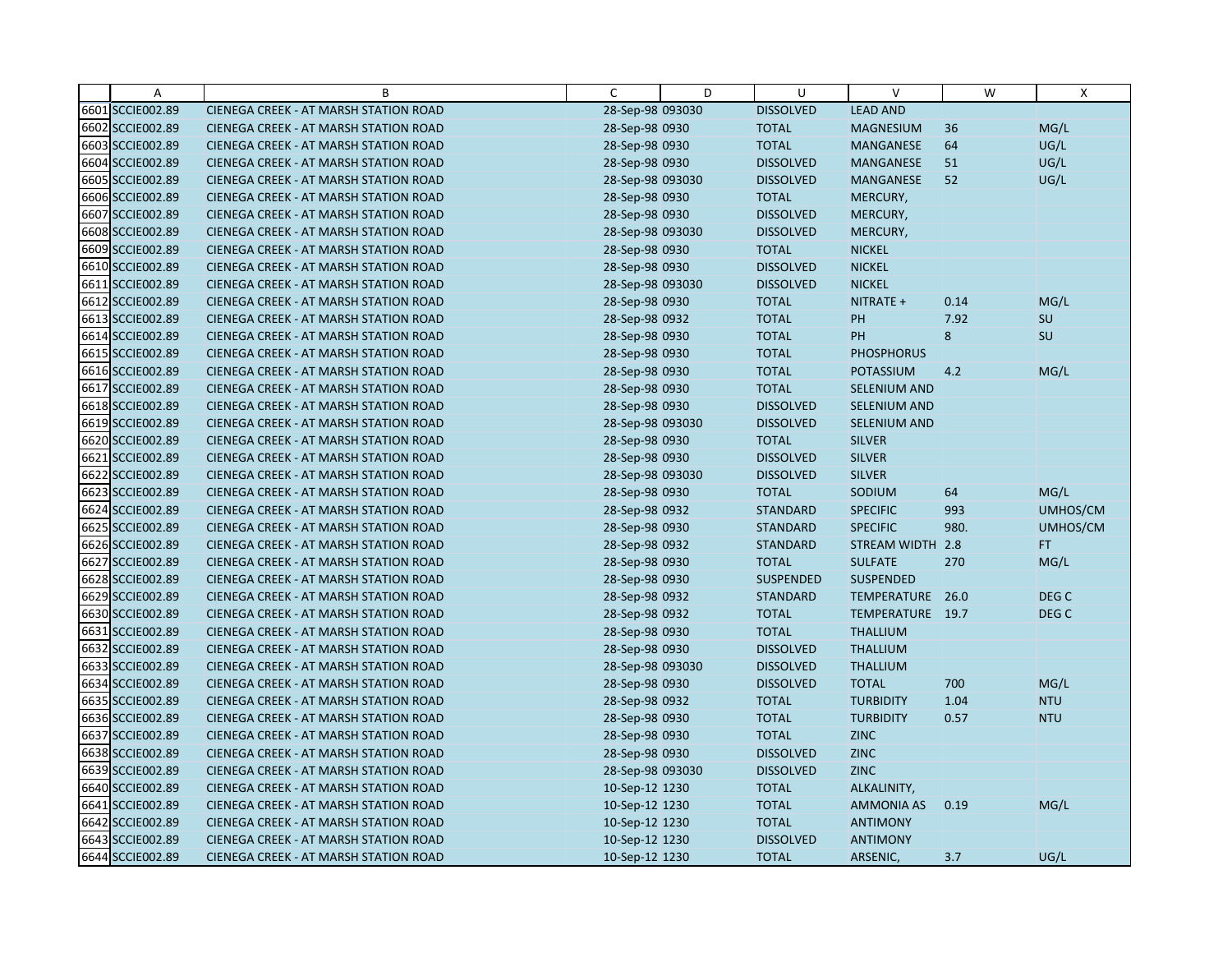| | A | B | C | D | U | V | W | X |
|---|---|---|---|---|---|---|---|---|
| 6601 | SCCIE002.89 | CIENEGA CREEK - AT MARSH STATION ROAD | 28-Sep-98 | 093030 | DISSOLVED | LEAD AND | | |
| 6602 | SCCIE002.89 | CIENEGA CREEK - AT MARSH STATION ROAD | 28-Sep-98 | 0930 | TOTAL | MAGNESIUM | 36 | MG/L |
| 6603 | SCCIE002.89 | CIENEGA CREEK - AT MARSH STATION ROAD | 28-Sep-98 | 0930 | TOTAL | MANGANESE | 64 | UG/L |
| 6604 | SCCIE002.89 | CIENEGA CREEK - AT MARSH STATION ROAD | 28-Sep-98 | 0930 | DISSOLVED | MANGANESE | 51 | UG/L |
| 6605 | SCCIE002.89 | CIENEGA CREEK - AT MARSH STATION ROAD | 28-Sep-98 | 093030 | DISSOLVED | MANGANESE | 52 | UG/L |
| 6606 | SCCIE002.89 | CIENEGA CREEK - AT MARSH STATION ROAD | 28-Sep-98 | 0930 | TOTAL | MERCURY, | | |
| 6607 | SCCIE002.89 | CIENEGA CREEK - AT MARSH STATION ROAD | 28-Sep-98 | 0930 | DISSOLVED | MERCURY, | | |
| 6608 | SCCIE002.89 | CIENEGA CREEK - AT MARSH STATION ROAD | 28-Sep-98 | 093030 | DISSOLVED | MERCURY, | | |
| 6609 | SCCIE002.89 | CIENEGA CREEK - AT MARSH STATION ROAD | 28-Sep-98 | 0930 | TOTAL | NICKEL | | |
| 6610 | SCCIE002.89 | CIENEGA CREEK - AT MARSH STATION ROAD | 28-Sep-98 | 0930 | DISSOLVED | NICKEL | | |
| 6611 | SCCIE002.89 | CIENEGA CREEK - AT MARSH STATION ROAD | 28-Sep-98 | 093030 | DISSOLVED | NICKEL | | |
| 6612 | SCCIE002.89 | CIENEGA CREEK - AT MARSH STATION ROAD | 28-Sep-98 | 0930 | TOTAL | NITRATE + | 0.14 | MG/L |
| 6613 | SCCIE002.89 | CIENEGA CREEK - AT MARSH STATION ROAD | 28-Sep-98 | 0932 | TOTAL | PH | 7.92 | SU |
| 6614 | SCCIE002.89 | CIENEGA CREEK - AT MARSH STATION ROAD | 28-Sep-98 | 0930 | TOTAL | PH | 8 | SU |
| 6615 | SCCIE002.89 | CIENEGA CREEK - AT MARSH STATION ROAD | 28-Sep-98 | 0930 | TOTAL | PHOSPHORUS | | |
| 6616 | SCCIE002.89 | CIENEGA CREEK - AT MARSH STATION ROAD | 28-Sep-98 | 0930 | TOTAL | POTASSIUM | 4.2 | MG/L |
| 6617 | SCCIE002.89 | CIENEGA CREEK - AT MARSH STATION ROAD | 28-Sep-98 | 0930 | TOTAL | SELENIUM AND | | |
| 6618 | SCCIE002.89 | CIENEGA CREEK - AT MARSH STATION ROAD | 28-Sep-98 | 0930 | DISSOLVED | SELENIUM AND | | |
| 6619 | SCCIE002.89 | CIENEGA CREEK - AT MARSH STATION ROAD | 28-Sep-98 | 093030 | DISSOLVED | SELENIUM AND | | |
| 6620 | SCCIE002.89 | CIENEGA CREEK - AT MARSH STATION ROAD | 28-Sep-98 | 0930 | TOTAL | SILVER | | |
| 6621 | SCCIE002.89 | CIENEGA CREEK - AT MARSH STATION ROAD | 28-Sep-98 | 0930 | DISSOLVED | SILVER | | |
| 6622 | SCCIE002.89 | CIENEGA CREEK - AT MARSH STATION ROAD | 28-Sep-98 | 093030 | DISSOLVED | SILVER | | |
| 6623 | SCCIE002.89 | CIENEGA CREEK - AT MARSH STATION ROAD | 28-Sep-98 | 0930 | TOTAL | SODIUM | 64 | MG/L |
| 6624 | SCCIE002.89 | CIENEGA CREEK - AT MARSH STATION ROAD | 28-Sep-98 | 0932 | STANDARD | SPECIFIC | 993 | UMHOS/CM |
| 6625 | SCCIE002.89 | CIENEGA CREEK - AT MARSH STATION ROAD | 28-Sep-98 | 0930 | STANDARD | SPECIFIC | 980. | UMHOS/CM |
| 6626 | SCCIE002.89 | CIENEGA CREEK - AT MARSH STATION ROAD | 28-Sep-98 | 0932 | STANDARD | STREAM WIDTH | 2.8 | FT |
| 6627 | SCCIE002.89 | CIENEGA CREEK - AT MARSH STATION ROAD | 28-Sep-98 | 0930 | TOTAL | SULFATE | 270 | MG/L |
| 6628 | SCCIE002.89 | CIENEGA CREEK - AT MARSH STATION ROAD | 28-Sep-98 | 0930 | SUSPENDED | SUSPENDED | | |
| 6629 | SCCIE002.89 | CIENEGA CREEK - AT MARSH STATION ROAD | 28-Sep-98 | 0932 | STANDARD | TEMPERATURE | 26.0 | DEG C |
| 6630 | SCCIE002.89 | CIENEGA CREEK - AT MARSH STATION ROAD | 28-Sep-98 | 0932 | TOTAL | TEMPERATURE | 19.7 | DEG C |
| 6631 | SCCIE002.89 | CIENEGA CREEK - AT MARSH STATION ROAD | 28-Sep-98 | 0930 | TOTAL | THALLIUM | | |
| 6632 | SCCIE002.89 | CIENEGA CREEK - AT MARSH STATION ROAD | 28-Sep-98 | 0930 | DISSOLVED | THALLIUM | | |
| 6633 | SCCIE002.89 | CIENEGA CREEK - AT MARSH STATION ROAD | 28-Sep-98 | 093030 | DISSOLVED | THALLIUM | | |
| 6634 | SCCIE002.89 | CIENEGA CREEK - AT MARSH STATION ROAD | 28-Sep-98 | 0930 | DISSOLVED | TOTAL | 700 | MG/L |
| 6635 | SCCIE002.89 | CIENEGA CREEK - AT MARSH STATION ROAD | 28-Sep-98 | 0932 | TOTAL | TURBIDITY | 1.04 | NTU |
| 6636 | SCCIE002.89 | CIENEGA CREEK - AT MARSH STATION ROAD | 28-Sep-98 | 0930 | TOTAL | TURBIDITY | 0.57 | NTU |
| 6637 | SCCIE002.89 | CIENEGA CREEK - AT MARSH STATION ROAD | 28-Sep-98 | 0930 | TOTAL | ZINC | | |
| 6638 | SCCIE002.89 | CIENEGA CREEK - AT MARSH STATION ROAD | 28-Sep-98 | 0930 | DISSOLVED | ZINC | | |
| 6639 | SCCIE002.89 | CIENEGA CREEK - AT MARSH STATION ROAD | 28-Sep-98 | 093030 | DISSOLVED | ZINC | | |
| 6640 | SCCIE002.89 | CIENEGA CREEK - AT MARSH STATION ROAD | 10-Sep-12 | 1230 | TOTAL | ALKALINITY, | | |
| 6641 | SCCIE002.89 | CIENEGA CREEK - AT MARSH STATION ROAD | 10-Sep-12 | 1230 | TOTAL | AMMONIA AS | 0.19 | MG/L |
| 6642 | SCCIE002.89 | CIENEGA CREEK - AT MARSH STATION ROAD | 10-Sep-12 | 1230 | TOTAL | ANTIMONY | | |
| 6643 | SCCIE002.89 | CIENEGA CREEK - AT MARSH STATION ROAD | 10-Sep-12 | 1230 | DISSOLVED | ANTIMONY | | |
| 6644 | SCCIE002.89 | CIENEGA CREEK - AT MARSH STATION ROAD | 10-Sep-12 | 1230 | TOTAL | ARSENIC, | 3.7 | UG/L |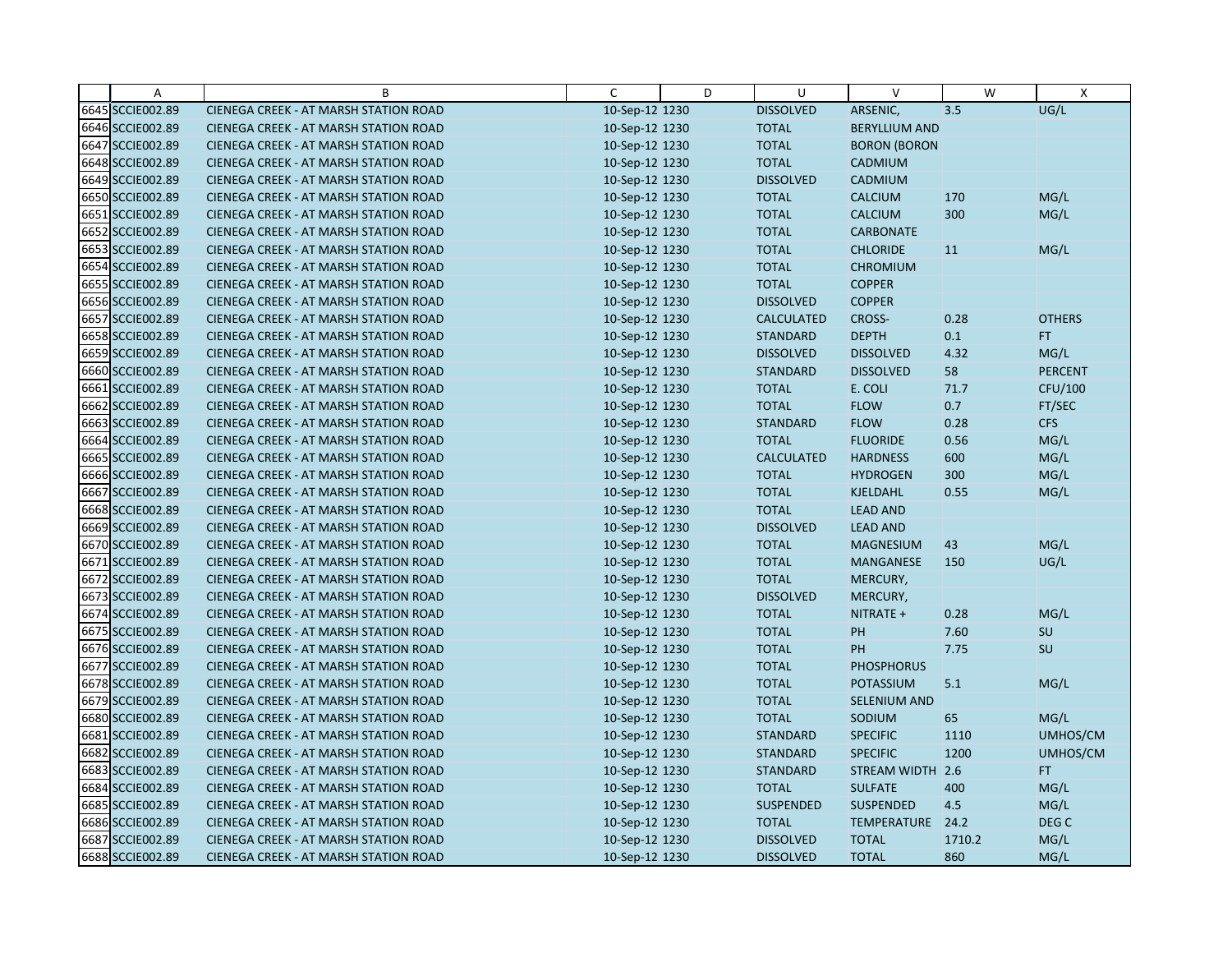| | A | B | C | D | U | V | W | X |
|---|---|---|---|---|---|---|---|---|
| 6645 | SCCIE002.89 | CIENEGA CREEK - AT MARSH STATION ROAD | 10-Sep-12 | 1230 | DISSOLVED | ARSENIC, | 3.5 | UG/L |
| 6646 | SCCIE002.89 | CIENEGA CREEK - AT MARSH STATION ROAD | 10-Sep-12 | 1230 | TOTAL | BERYLLIUM AND | | |
| 6647 | SCCIE002.89 | CIENEGA CREEK - AT MARSH STATION ROAD | 10-Sep-12 | 1230 | TOTAL | BORON (BORON | | |
| 6648 | SCCIE002.89 | CIENEGA CREEK - AT MARSH STATION ROAD | 10-Sep-12 | 1230 | TOTAL | CADMIUM | | |
| 6649 | SCCIE002.89 | CIENEGA CREEK - AT MARSH STATION ROAD | 10-Sep-12 | 1230 | DISSOLVED | CADMIUM | | |
| 6650 | SCCIE002.89 | CIENEGA CREEK - AT MARSH STATION ROAD | 10-Sep-12 | 1230 | TOTAL | CALCIUM | 170 | MG/L |
| 6651 | SCCIE002.89 | CIENEGA CREEK - AT MARSH STATION ROAD | 10-Sep-12 | 1230 | TOTAL | CALCIUM | 300 | MG/L |
| 6652 | SCCIE002.89 | CIENEGA CREEK - AT MARSH STATION ROAD | 10-Sep-12 | 1230 | TOTAL | CARBONATE | | |
| 6653 | SCCIE002.89 | CIENEGA CREEK - AT MARSH STATION ROAD | 10-Sep-12 | 1230 | TOTAL | CHLORIDE | 11 | MG/L |
| 6654 | SCCIE002.89 | CIENEGA CREEK - AT MARSH STATION ROAD | 10-Sep-12 | 1230 | TOTAL | CHROMIUM | | |
| 6655 | SCCIE002.89 | CIENEGA CREEK - AT MARSH STATION ROAD | 10-Sep-12 | 1230 | TOTAL | COPPER | | |
| 6656 | SCCIE002.89 | CIENEGA CREEK - AT MARSH STATION ROAD | 10-Sep-12 | 1230 | DISSOLVED | COPPER | | |
| 6657 | SCCIE002.89 | CIENEGA CREEK - AT MARSH STATION ROAD | 10-Sep-12 | 1230 | CALCULATED | CROSS- | 0.28 | OTHERS |
| 6658 | SCCIE002.89 | CIENEGA CREEK - AT MARSH STATION ROAD | 10-Sep-12 | 1230 | STANDARD | DEPTH | 0.1 | FT |
| 6659 | SCCIE002.89 | CIENEGA CREEK - AT MARSH STATION ROAD | 10-Sep-12 | 1230 | DISSOLVED | DISSOLVED | 4.32 | MG/L |
| 6660 | SCCIE002.89 | CIENEGA CREEK - AT MARSH STATION ROAD | 10-Sep-12 | 1230 | STANDARD | DISSOLVED | 58 | PERCENT |
| 6661 | SCCIE002.89 | CIENEGA CREEK - AT MARSH STATION ROAD | 10-Sep-12 | 1230 | TOTAL | E. COLI | 71.7 | CFU/100 |
| 6662 | SCCIE002.89 | CIENEGA CREEK - AT MARSH STATION ROAD | 10-Sep-12 | 1230 | TOTAL | FLOW | 0.7 | FT/SEC |
| 6663 | SCCIE002.89 | CIENEGA CREEK - AT MARSH STATION ROAD | 10-Sep-12 | 1230 | STANDARD | FLOW | 0.28 | CFS |
| 6664 | SCCIE002.89 | CIENEGA CREEK - AT MARSH STATION ROAD | 10-Sep-12 | 1230 | TOTAL | FLUORIDE | 0.56 | MG/L |
| 6665 | SCCIE002.89 | CIENEGA CREEK - AT MARSH STATION ROAD | 10-Sep-12 | 1230 | CALCULATED | HARDNESS | 600 | MG/L |
| 6666 | SCCIE002.89 | CIENEGA CREEK - AT MARSH STATION ROAD | 10-Sep-12 | 1230 | TOTAL | HYDROGEN | 300 | MG/L |
| 6667 | SCCIE002.89 | CIENEGA CREEK - AT MARSH STATION ROAD | 10-Sep-12 | 1230 | TOTAL | KJELDAHL | 0.55 | MG/L |
| 6668 | SCCIE002.89 | CIENEGA CREEK - AT MARSH STATION ROAD | 10-Sep-12 | 1230 | TOTAL | LEAD AND | | |
| 6669 | SCCIE002.89 | CIENEGA CREEK - AT MARSH STATION ROAD | 10-Sep-12 | 1230 | DISSOLVED | LEAD AND | | |
| 6670 | SCCIE002.89 | CIENEGA CREEK - AT MARSH STATION ROAD | 10-Sep-12 | 1230 | TOTAL | MAGNESIUM | 43 | MG/L |
| 6671 | SCCIE002.89 | CIENEGA CREEK - AT MARSH STATION ROAD | 10-Sep-12 | 1230 | TOTAL | MANGANESE | 150 | UG/L |
| 6672 | SCCIE002.89 | CIENEGA CREEK - AT MARSH STATION ROAD | 10-Sep-12 | 1230 | TOTAL | MERCURY, | | |
| 6673 | SCCIE002.89 | CIENEGA CREEK - AT MARSH STATION ROAD | 10-Sep-12 | 1230 | DISSOLVED | MERCURY, | | |
| 6674 | SCCIE002.89 | CIENEGA CREEK - AT MARSH STATION ROAD | 10-Sep-12 | 1230 | TOTAL | NITRATE + | 0.28 | MG/L |
| 6675 | SCCIE002.89 | CIENEGA CREEK - AT MARSH STATION ROAD | 10-Sep-12 | 1230 | TOTAL | PH | 7.60 | SU |
| 6676 | SCCIE002.89 | CIENEGA CREEK - AT MARSH STATION ROAD | 10-Sep-12 | 1230 | TOTAL | PH | 7.75 | SU |
| 6677 | SCCIE002.89 | CIENEGA CREEK - AT MARSH STATION ROAD | 10-Sep-12 | 1230 | TOTAL | PHOSPHORUS | | |
| 6678 | SCCIE002.89 | CIENEGA CREEK - AT MARSH STATION ROAD | 10-Sep-12 | 1230 | TOTAL | POTASSIUM | 5.1 | MG/L |
| 6679 | SCCIE002.89 | CIENEGA CREEK - AT MARSH STATION ROAD | 10-Sep-12 | 1230 | TOTAL | SELENIUM AND | | |
| 6680 | SCCIE002.89 | CIENEGA CREEK - AT MARSH STATION ROAD | 10-Sep-12 | 1230 | TOTAL | SODIUM | 65 | MG/L |
| 6681 | SCCIE002.89 | CIENEGA CREEK - AT MARSH STATION ROAD | 10-Sep-12 | 1230 | STANDARD | SPECIFIC | 1110 | UMHOS/CM |
| 6682 | SCCIE002.89 | CIENEGA CREEK - AT MARSH STATION ROAD | 10-Sep-12 | 1230 | STANDARD | SPECIFIC | 1200 | UMHOS/CM |
| 6683 | SCCIE002.89 | CIENEGA CREEK - AT MARSH STATION ROAD | 10-Sep-12 | 1230 | STANDARD | STREAM WIDTH | 2.6 | FT |
| 6684 | SCCIE002.89 | CIENEGA CREEK - AT MARSH STATION ROAD | 10-Sep-12 | 1230 | TOTAL | SULFATE | 400 | MG/L |
| 6685 | SCCIE002.89 | CIENEGA CREEK - AT MARSH STATION ROAD | 10-Sep-12 | 1230 | SUSPENDED | SUSPENDED | 4.5 | MG/L |
| 6686 | SCCIE002.89 | CIENEGA CREEK - AT MARSH STATION ROAD | 10-Sep-12 | 1230 | TOTAL | TEMPERATURE | 24.2 | DEG C |
| 6687 | SCCIE002.89 | CIENEGA CREEK - AT MARSH STATION ROAD | 10-Sep-12 | 1230 | DISSOLVED | TOTAL | 1710.2 | MG/L |
| 6688 | SCCIE002.89 | CIENEGA CREEK - AT MARSH STATION ROAD | 10-Sep-12 | 1230 | DISSOLVED | TOTAL | 860 | MG/L |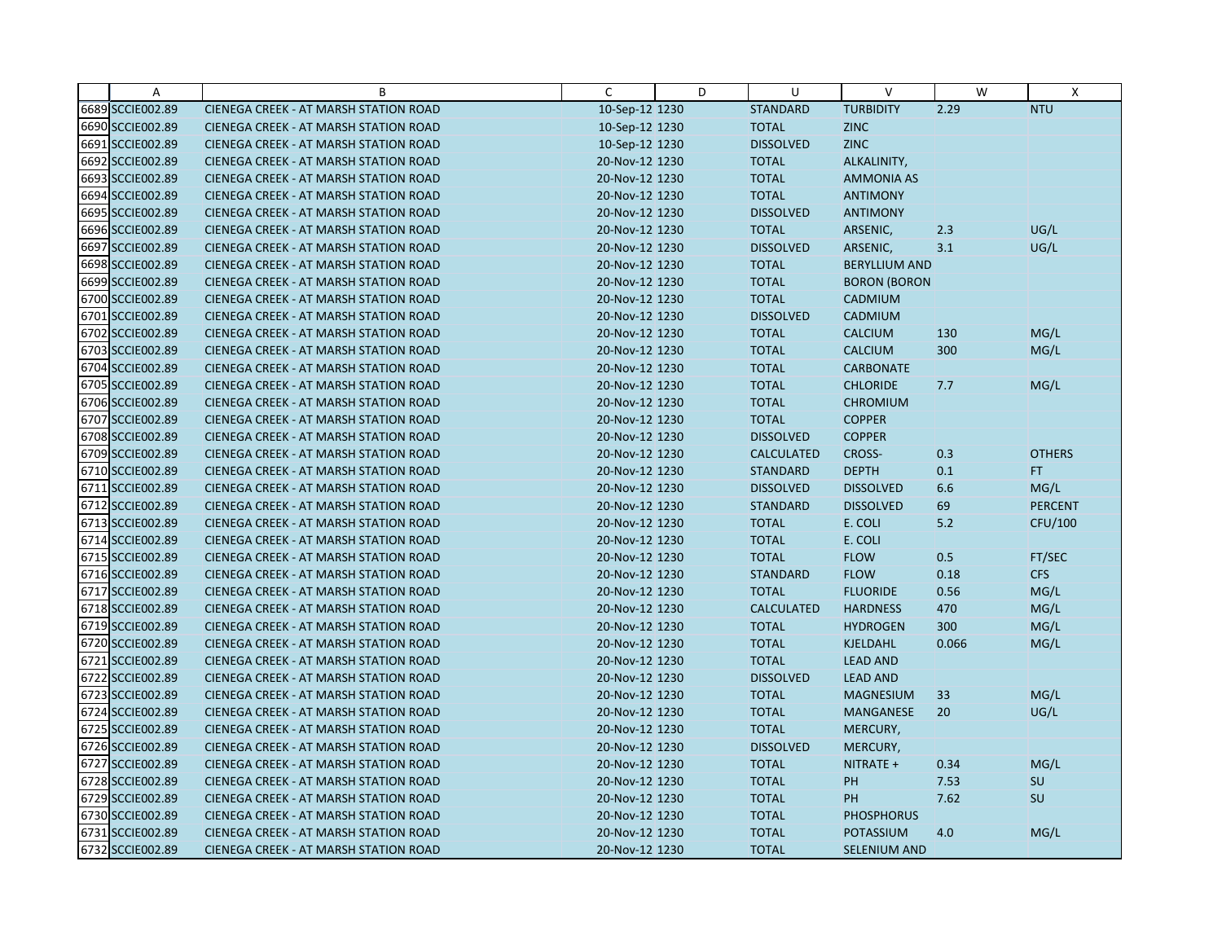| | A | B | C | D | U | V | W | X |
|---|---|---|---|---|---|---|---|---|
| 6689 | SCCIE002.89 | CIENEGA CREEK - AT MARSH STATION ROAD | 10-Sep-12 | 1230 | STANDARD | TURBIDITY | 2.29 | NTU |
| 6690 | SCCIE002.89 | CIENEGA CREEK - AT MARSH STATION ROAD | 10-Sep-12 | 1230 | TOTAL | ZINC | | |
| 6691 | SCCIE002.89 | CIENEGA CREEK - AT MARSH STATION ROAD | 10-Sep-12 | 1230 | DISSOLVED | ZINC | | |
| 6692 | SCCIE002.89 | CIENEGA CREEK - AT MARSH STATION ROAD | 20-Nov-12 | 1230 | TOTAL | ALKALINITY, | | |
| 6693 | SCCIE002.89 | CIENEGA CREEK - AT MARSH STATION ROAD | 20-Nov-12 | 1230 | TOTAL | AMMONIA AS | | |
| 6694 | SCCIE002.89 | CIENEGA CREEK - AT MARSH STATION ROAD | 20-Nov-12 | 1230 | TOTAL | ANTIMONY | | |
| 6695 | SCCIE002.89 | CIENEGA CREEK - AT MARSH STATION ROAD | 20-Nov-12 | 1230 | DISSOLVED | ANTIMONY | | |
| 6696 | SCCIE002.89 | CIENEGA CREEK - AT MARSH STATION ROAD | 20-Nov-12 | 1230 | TOTAL | ARSENIC, | 2.3 | UG/L |
| 6697 | SCCIE002.89 | CIENEGA CREEK - AT MARSH STATION ROAD | 20-Nov-12 | 1230 | DISSOLVED | ARSENIC, | 3.1 | UG/L |
| 6698 | SCCIE002.89 | CIENEGA CREEK - AT MARSH STATION ROAD | 20-Nov-12 | 1230 | TOTAL | BERYLLIUM AND | | |
| 6699 | SCCIE002.89 | CIENEGA CREEK - AT MARSH STATION ROAD | 20-Nov-12 | 1230 | TOTAL | BORON (BORON | | |
| 6700 | SCCIE002.89 | CIENEGA CREEK - AT MARSH STATION ROAD | 20-Nov-12 | 1230 | TOTAL | CADMIUM | | |
| 6701 | SCCIE002.89 | CIENEGA CREEK - AT MARSH STATION ROAD | 20-Nov-12 | 1230 | DISSOLVED | CADMIUM | | |
| 6702 | SCCIE002.89 | CIENEGA CREEK - AT MARSH STATION ROAD | 20-Nov-12 | 1230 | TOTAL | CALCIUM | 130 | MG/L |
| 6703 | SCCIE002.89 | CIENEGA CREEK - AT MARSH STATION ROAD | 20-Nov-12 | 1230 | TOTAL | CALCIUM | 300 | MG/L |
| 6704 | SCCIE002.89 | CIENEGA CREEK - AT MARSH STATION ROAD | 20-Nov-12 | 1230 | TOTAL | CARBONATE | | |
| 6705 | SCCIE002.89 | CIENEGA CREEK - AT MARSH STATION ROAD | 20-Nov-12 | 1230 | TOTAL | CHLORIDE | 7.7 | MG/L |
| 6706 | SCCIE002.89 | CIENEGA CREEK - AT MARSH STATION ROAD | 20-Nov-12 | 1230 | TOTAL | CHROMIUM | | |
| 6707 | SCCIE002.89 | CIENEGA CREEK - AT MARSH STATION ROAD | 20-Nov-12 | 1230 | TOTAL | COPPER | | |
| 6708 | SCCIE002.89 | CIENEGA CREEK - AT MARSH STATION ROAD | 20-Nov-12 | 1230 | DISSOLVED | COPPER | | |
| 6709 | SCCIE002.89 | CIENEGA CREEK - AT MARSH STATION ROAD | 20-Nov-12 | 1230 | CALCULATED | CROSS- | 0.3 | OTHERS |
| 6710 | SCCIE002.89 | CIENEGA CREEK - AT MARSH STATION ROAD | 20-Nov-12 | 1230 | STANDARD | DEPTH | 0.1 | FT |
| 6711 | SCCIE002.89 | CIENEGA CREEK - AT MARSH STATION ROAD | 20-Nov-12 | 1230 | DISSOLVED | DISSOLVED | 6.6 | MG/L |
| 6712 | SCCIE002.89 | CIENEGA CREEK - AT MARSH STATION ROAD | 20-Nov-12 | 1230 | STANDARD | DISSOLVED | 69 | PERCENT |
| 6713 | SCCIE002.89 | CIENEGA CREEK - AT MARSH STATION ROAD | 20-Nov-12 | 1230 | TOTAL | E. COLI | 5.2 | CFU/100 |
| 6714 | SCCIE002.89 | CIENEGA CREEK - AT MARSH STATION ROAD | 20-Nov-12 | 1230 | TOTAL | E. COLI | | |
| 6715 | SCCIE002.89 | CIENEGA CREEK - AT MARSH STATION ROAD | 20-Nov-12 | 1230 | TOTAL | FLOW | 0.5 | FT/SEC |
| 6716 | SCCIE002.89 | CIENEGA CREEK - AT MARSH STATION ROAD | 20-Nov-12 | 1230 | STANDARD | FLOW | 0.18 | CFS |
| 6717 | SCCIE002.89 | CIENEGA CREEK - AT MARSH STATION ROAD | 20-Nov-12 | 1230 | TOTAL | FLUORIDE | 0.56 | MG/L |
| 6718 | SCCIE002.89 | CIENEGA CREEK - AT MARSH STATION ROAD | 20-Nov-12 | 1230 | CALCULATED | HARDNESS | 470 | MG/L |
| 6719 | SCCIE002.89 | CIENEGA CREEK - AT MARSH STATION ROAD | 20-Nov-12 | 1230 | TOTAL | HYDROGEN | 300 | MG/L |
| 6720 | SCCIE002.89 | CIENEGA CREEK - AT MARSH STATION ROAD | 20-Nov-12 | 1230 | TOTAL | KJELDAHL | 0.066 | MG/L |
| 6721 | SCCIE002.89 | CIENEGA CREEK - AT MARSH STATION ROAD | 20-Nov-12 | 1230 | TOTAL | LEAD AND | | |
| 6722 | SCCIE002.89 | CIENEGA CREEK - AT MARSH STATION ROAD | 20-Nov-12 | 1230 | DISSOLVED | LEAD AND | | |
| 6723 | SCCIE002.89 | CIENEGA CREEK - AT MARSH STATION ROAD | 20-Nov-12 | 1230 | TOTAL | MAGNESIUM | 33 | MG/L |
| 6724 | SCCIE002.89 | CIENEGA CREEK - AT MARSH STATION ROAD | 20-Nov-12 | 1230 | TOTAL | MANGANESE | 20 | UG/L |
| 6725 | SCCIE002.89 | CIENEGA CREEK - AT MARSH STATION ROAD | 20-Nov-12 | 1230 | TOTAL | MERCURY, | | |
| 6726 | SCCIE002.89 | CIENEGA CREEK - AT MARSH STATION ROAD | 20-Nov-12 | 1230 | DISSOLVED | MERCURY, | | |
| 6727 | SCCIE002.89 | CIENEGA CREEK - AT MARSH STATION ROAD | 20-Nov-12 | 1230 | TOTAL | NITRATE + | 0.34 | MG/L |
| 6728 | SCCIE002.89 | CIENEGA CREEK - AT MARSH STATION ROAD | 20-Nov-12 | 1230 | TOTAL | PH | 7.53 | SU |
| 6729 | SCCIE002.89 | CIENEGA CREEK - AT MARSH STATION ROAD | 20-Nov-12 | 1230 | TOTAL | PH | 7.62 | SU |
| 6730 | SCCIE002.89 | CIENEGA CREEK - AT MARSH STATION ROAD | 20-Nov-12 | 1230 | TOTAL | PHOSPHORUS | | |
| 6731 | SCCIE002.89 | CIENEGA CREEK - AT MARSH STATION ROAD | 20-Nov-12 | 1230 | TOTAL | POTASSIUM | 4.0 | MG/L |
| 6732 | SCCIE002.89 | CIENEGA CREEK - AT MARSH STATION ROAD | 20-Nov-12 | 1230 | TOTAL | SELENIUM AND | | |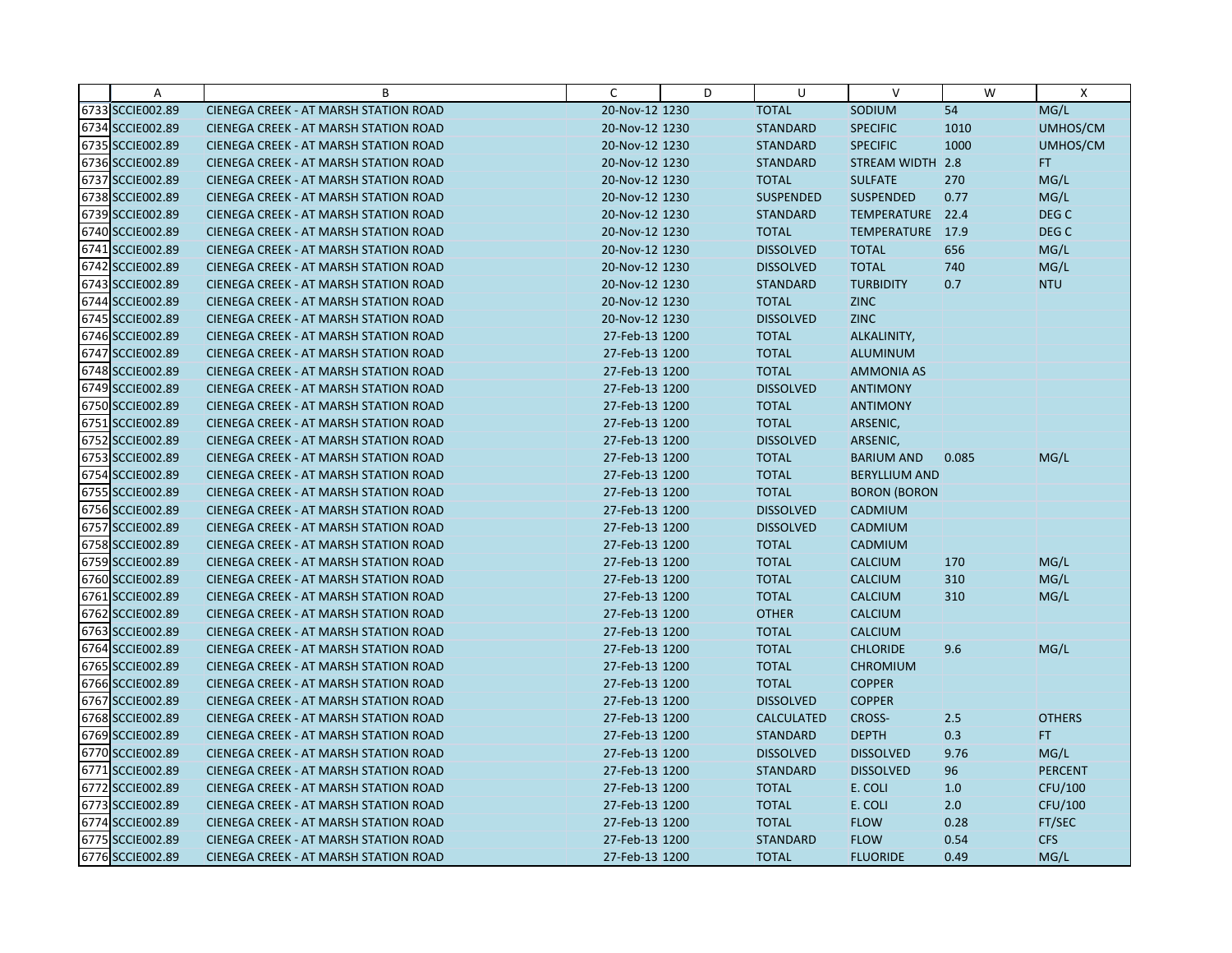| | A | B | C | D | U | V | W | X |
|---|---|---|---|---|---|---|---|---|
| 6733 | SCCIE002.89 | CIENEGA CREEK - AT MARSH STATION ROAD | 20-Nov-12 1230 | | TOTAL | SODIUM | 54 | MG/L |
| 6734 | SCCIE002.89 | CIENEGA CREEK - AT MARSH STATION ROAD | 20-Nov-12 1230 | | STANDARD | SPECIFIC | 1010 | UMHOS/CM |
| 6735 | SCCIE002.89 | CIENEGA CREEK - AT MARSH STATION ROAD | 20-Nov-12 1230 | | STANDARD | SPECIFIC | 1000 | UMHOS/CM |
| 6736 | SCCIE002.89 | CIENEGA CREEK - AT MARSH STATION ROAD | 20-Nov-12 1230 | | STANDARD | STREAM WIDTH | 2.8 | FT |
| 6737 | SCCIE002.89 | CIENEGA CREEK - AT MARSH STATION ROAD | 20-Nov-12 1230 | | TOTAL | SULFATE | 270 | MG/L |
| 6738 | SCCIE002.89 | CIENEGA CREEK - AT MARSH STATION ROAD | 20-Nov-12 1230 | | SUSPENDED | SUSPENDED | 0.77 | MG/L |
| 6739 | SCCIE002.89 | CIENEGA CREEK - AT MARSH STATION ROAD | 20-Nov-12 1230 | | STANDARD | TEMPERATURE | 22.4 | DEG C |
| 6740 | SCCIE002.89 | CIENEGA CREEK - AT MARSH STATION ROAD | 20-Nov-12 1230 | | TOTAL | TEMPERATURE | 17.9 | DEG C |
| 6741 | SCCIE002.89 | CIENEGA CREEK - AT MARSH STATION ROAD | 20-Nov-12 1230 | | DISSOLVED | TOTAL | 656 | MG/L |
| 6742 | SCCIE002.89 | CIENEGA CREEK - AT MARSH STATION ROAD | 20-Nov-12 1230 | | DISSOLVED | TOTAL | 740 | MG/L |
| 6743 | SCCIE002.89 | CIENEGA CREEK - AT MARSH STATION ROAD | 20-Nov-12 1230 | | STANDARD | TURBIDITY | 0.7 | NTU |
| 6744 | SCCIE002.89 | CIENEGA CREEK - AT MARSH STATION ROAD | 20-Nov-12 1230 | | TOTAL | ZINC | | |
| 6745 | SCCIE002.89 | CIENEGA CREEK - AT MARSH STATION ROAD | 20-Nov-12 1230 | | DISSOLVED | ZINC | | |
| 6746 | SCCIE002.89 | CIENEGA CREEK - AT MARSH STATION ROAD | 27-Feb-13 1200 | | TOTAL | ALKALINITY, | | |
| 6747 | SCCIE002.89 | CIENEGA CREEK - AT MARSH STATION ROAD | 27-Feb-13 1200 | | TOTAL | ALUMINUM | | |
| 6748 | SCCIE002.89 | CIENEGA CREEK - AT MARSH STATION ROAD | 27-Feb-13 1200 | | TOTAL | AMMONIA AS | | |
| 6749 | SCCIE002.89 | CIENEGA CREEK - AT MARSH STATION ROAD | 27-Feb-13 1200 | | DISSOLVED | ANTIMONY | | |
| 6750 | SCCIE002.89 | CIENEGA CREEK - AT MARSH STATION ROAD | 27-Feb-13 1200 | | TOTAL | ANTIMONY | | |
| 6751 | SCCIE002.89 | CIENEGA CREEK - AT MARSH STATION ROAD | 27-Feb-13 1200 | | TOTAL | ARSENIC, | | |
| 6752 | SCCIE002.89 | CIENEGA CREEK - AT MARSH STATION ROAD | 27-Feb-13 1200 | | DISSOLVED | ARSENIC, | | |
| 6753 | SCCIE002.89 | CIENEGA CREEK - AT MARSH STATION ROAD | 27-Feb-13 1200 | | TOTAL | BARIUM AND | 0.085 | MG/L |
| 6754 | SCCIE002.89 | CIENEGA CREEK - AT MARSH STATION ROAD | 27-Feb-13 1200 | | TOTAL | BERYLLIUM AND | | |
| 6755 | SCCIE002.89 | CIENEGA CREEK - AT MARSH STATION ROAD | 27-Feb-13 1200 | | TOTAL | BORON (BORON | | |
| 6756 | SCCIE002.89 | CIENEGA CREEK - AT MARSH STATION ROAD | 27-Feb-13 1200 | | DISSOLVED | CADMIUM | | |
| 6757 | SCCIE002.89 | CIENEGA CREEK - AT MARSH STATION ROAD | 27-Feb-13 1200 | | DISSOLVED | CADMIUM | | |
| 6758 | SCCIE002.89 | CIENEGA CREEK - AT MARSH STATION ROAD | 27-Feb-13 1200 | | TOTAL | CADMIUM | | |
| 6759 | SCCIE002.89 | CIENEGA CREEK - AT MARSH STATION ROAD | 27-Feb-13 1200 | | TOTAL | CALCIUM | 170 | MG/L |
| 6760 | SCCIE002.89 | CIENEGA CREEK - AT MARSH STATION ROAD | 27-Feb-13 1200 | | TOTAL | CALCIUM | 310 | MG/L |
| 6761 | SCCIE002.89 | CIENEGA CREEK - AT MARSH STATION ROAD | 27-Feb-13 1200 | | TOTAL | CALCIUM | 310 | MG/L |
| 6762 | SCCIE002.89 | CIENEGA CREEK - AT MARSH STATION ROAD | 27-Feb-13 1200 | | OTHER | CALCIUM | | |
| 6763 | SCCIE002.89 | CIENEGA CREEK - AT MARSH STATION ROAD | 27-Feb-13 1200 | | TOTAL | CALCIUM | | |
| 6764 | SCCIE002.89 | CIENEGA CREEK - AT MARSH STATION ROAD | 27-Feb-13 1200 | | TOTAL | CHLORIDE | 9.6 | MG/L |
| 6765 | SCCIE002.89 | CIENEGA CREEK - AT MARSH STATION ROAD | 27-Feb-13 1200 | | TOTAL | CHROMIUM | | |
| 6766 | SCCIE002.89 | CIENEGA CREEK - AT MARSH STATION ROAD | 27-Feb-13 1200 | | TOTAL | COPPER | | |
| 6767 | SCCIE002.89 | CIENEGA CREEK - AT MARSH STATION ROAD | 27-Feb-13 1200 | | DISSOLVED | COPPER | | |
| 6768 | SCCIE002.89 | CIENEGA CREEK - AT MARSH STATION ROAD | 27-Feb-13 1200 | | CALCULATED | CROSS- | 2.5 | OTHERS |
| 6769 | SCCIE002.89 | CIENEGA CREEK - AT MARSH STATION ROAD | 27-Feb-13 1200 | | STANDARD | DEPTH | 0.3 | FT |
| 6770 | SCCIE002.89 | CIENEGA CREEK - AT MARSH STATION ROAD | 27-Feb-13 1200 | | DISSOLVED | DISSOLVED | 9.76 | MG/L |
| 6771 | SCCIE002.89 | CIENEGA CREEK - AT MARSH STATION ROAD | 27-Feb-13 1200 | | STANDARD | DISSOLVED | 96 | PERCENT |
| 6772 | SCCIE002.89 | CIENEGA CREEK - AT MARSH STATION ROAD | 27-Feb-13 1200 | | TOTAL | E. COLI | 1.0 | CFU/100 |
| 6773 | SCCIE002.89 | CIENEGA CREEK - AT MARSH STATION ROAD | 27-Feb-13 1200 | | TOTAL | E. COLI | 2.0 | CFU/100 |
| 6774 | SCCIE002.89 | CIENEGA CREEK - AT MARSH STATION ROAD | 27-Feb-13 1200 | | TOTAL | FLOW | 0.28 | FT/SEC |
| 6775 | SCCIE002.89 | CIENEGA CREEK - AT MARSH STATION ROAD | 27-Feb-13 1200 | | STANDARD | FLOW | 0.54 | CFS |
| 6776 | SCCIE002.89 | CIENEGA CREEK - AT MARSH STATION ROAD | 27-Feb-13 1200 | | TOTAL | FLUORIDE | 0.49 | MG/L |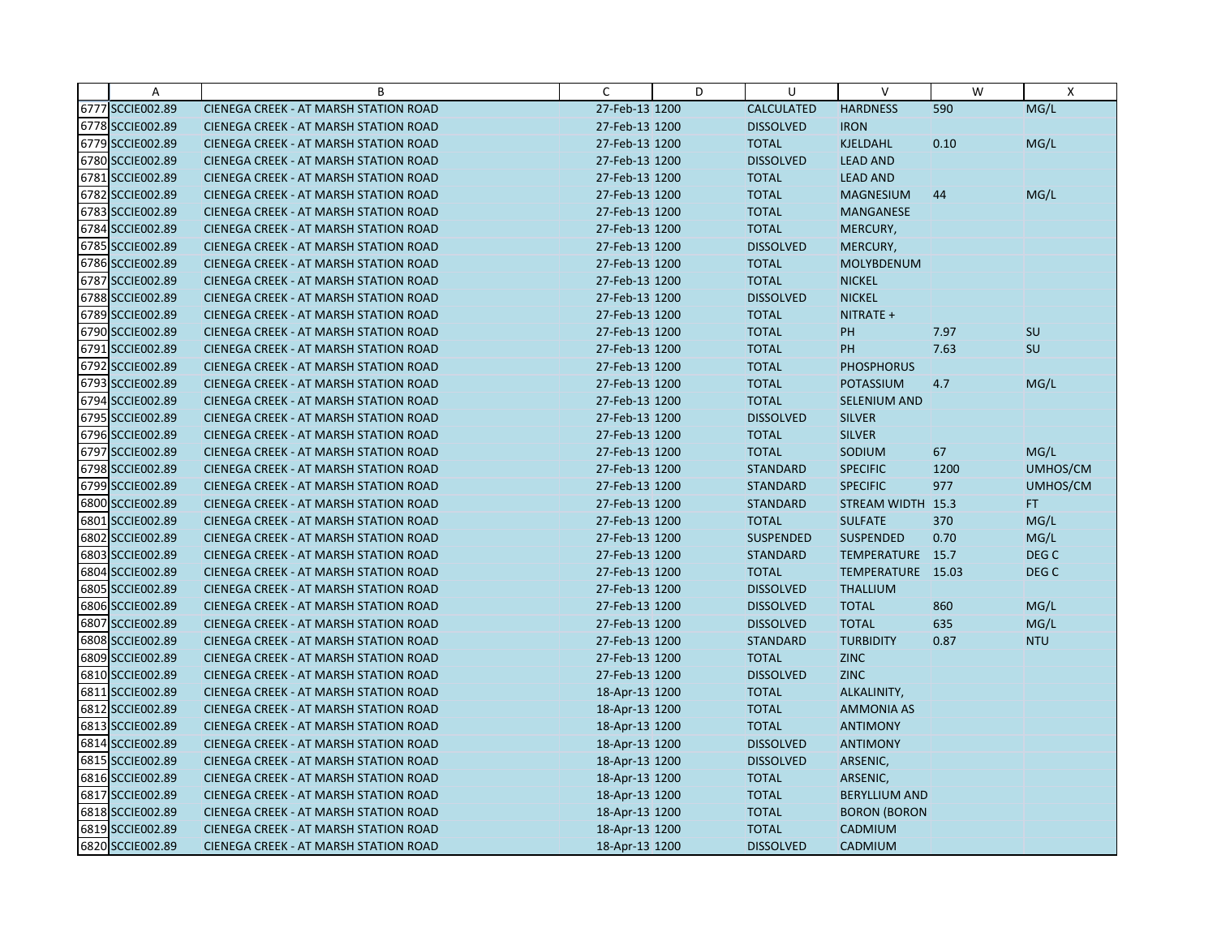| | A | B | C | D | U | V | W | X |
|---|---|---|---|---|---|---|---|---|
| 6777 | SCCIE002.89 | CIENEGA CREEK - AT MARSH STATION ROAD | 27-Feb-13 | 1200 | CALCULATED | HARDNESS | 590 | MG/L |
| 6778 | SCCIE002.89 | CIENEGA CREEK - AT MARSH STATION ROAD | 27-Feb-13 | 1200 | DISSOLVED | IRON | | |
| 6779 | SCCIE002.89 | CIENEGA CREEK - AT MARSH STATION ROAD | 27-Feb-13 | 1200 | TOTAL | KJELDAHL | 0.10 | MG/L |
| 6780 | SCCIE002.89 | CIENEGA CREEK - AT MARSH STATION ROAD | 27-Feb-13 | 1200 | DISSOLVED | LEAD AND | | |
| 6781 | SCCIE002.89 | CIENEGA CREEK - AT MARSH STATION ROAD | 27-Feb-13 | 1200 | TOTAL | LEAD AND | | |
| 6782 | SCCIE002.89 | CIENEGA CREEK - AT MARSH STATION ROAD | 27-Feb-13 | 1200 | TOTAL | MAGNESIUM | 44 | MG/L |
| 6783 | SCCIE002.89 | CIENEGA CREEK - AT MARSH STATION ROAD | 27-Feb-13 | 1200 | TOTAL | MANGANESE | | |
| 6784 | SCCIE002.89 | CIENEGA CREEK - AT MARSH STATION ROAD | 27-Feb-13 | 1200 | TOTAL | MERCURY, | | |
| 6785 | SCCIE002.89 | CIENEGA CREEK - AT MARSH STATION ROAD | 27-Feb-13 | 1200 | DISSOLVED | MERCURY, | | |
| 6786 | SCCIE002.89 | CIENEGA CREEK - AT MARSH STATION ROAD | 27-Feb-13 | 1200 | TOTAL | MOLYBDENUM | | |
| 6787 | SCCIE002.89 | CIENEGA CREEK - AT MARSH STATION ROAD | 27-Feb-13 | 1200 | TOTAL | NICKEL | | |
| 6788 | SCCIE002.89 | CIENEGA CREEK - AT MARSH STATION ROAD | 27-Feb-13 | 1200 | DISSOLVED | NICKEL | | |
| 6789 | SCCIE002.89 | CIENEGA CREEK - AT MARSH STATION ROAD | 27-Feb-13 | 1200 | TOTAL | NITRATE + | | |
| 6790 | SCCIE002.89 | CIENEGA CREEK - AT MARSH STATION ROAD | 27-Feb-13 | 1200 | TOTAL | PH | 7.97 | SU |
| 6791 | SCCIE002.89 | CIENEGA CREEK - AT MARSH STATION ROAD | 27-Feb-13 | 1200 | TOTAL | PH | 7.63 | SU |
| 6792 | SCCIE002.89 | CIENEGA CREEK - AT MARSH STATION ROAD | 27-Feb-13 | 1200 | TOTAL | PHOSPHORUS | | |
| 6793 | SCCIE002.89 | CIENEGA CREEK - AT MARSH STATION ROAD | 27-Feb-13 | 1200 | TOTAL | POTASSIUM | 4.7 | MG/L |
| 6794 | SCCIE002.89 | CIENEGA CREEK - AT MARSH STATION ROAD | 27-Feb-13 | 1200 | TOTAL | SELENIUM AND | | |
| 6795 | SCCIE002.89 | CIENEGA CREEK - AT MARSH STATION ROAD | 27-Feb-13 | 1200 | DISSOLVED | SILVER | | |
| 6796 | SCCIE002.89 | CIENEGA CREEK - AT MARSH STATION ROAD | 27-Feb-13 | 1200 | TOTAL | SILVER | | |
| 6797 | SCCIE002.89 | CIENEGA CREEK - AT MARSH STATION ROAD | 27-Feb-13 | 1200 | TOTAL | SODIUM | 67 | MG/L |
| 6798 | SCCIE002.89 | CIENEGA CREEK - AT MARSH STATION ROAD | 27-Feb-13 | 1200 | STANDARD | SPECIFIC | 1200 | UMHOS/CM |
| 6799 | SCCIE002.89 | CIENEGA CREEK - AT MARSH STATION ROAD | 27-Feb-13 | 1200 | STANDARD | SPECIFIC | 977 | UMHOS/CM |
| 6800 | SCCIE002.89 | CIENEGA CREEK - AT MARSH STATION ROAD | 27-Feb-13 | 1200 | STANDARD | STREAM WIDTH | 15.3 | FT |
| 6801 | SCCIE002.89 | CIENEGA CREEK - AT MARSH STATION ROAD | 27-Feb-13 | 1200 | TOTAL | SULFATE | 370 | MG/L |
| 6802 | SCCIE002.89 | CIENEGA CREEK - AT MARSH STATION ROAD | 27-Feb-13 | 1200 | SUSPENDED | SUSPENDED | 0.70 | MG/L |
| 6803 | SCCIE002.89 | CIENEGA CREEK - AT MARSH STATION ROAD | 27-Feb-13 | 1200 | STANDARD | TEMPERATURE | 15.7 | DEG C |
| 6804 | SCCIE002.89 | CIENEGA CREEK - AT MARSH STATION ROAD | 27-Feb-13 | 1200 | TOTAL | TEMPERATURE | 15.03 | DEG C |
| 6805 | SCCIE002.89 | CIENEGA CREEK - AT MARSH STATION ROAD | 27-Feb-13 | 1200 | DISSOLVED | THALLIUM | | |
| 6806 | SCCIE002.89 | CIENEGA CREEK - AT MARSH STATION ROAD | 27-Feb-13 | 1200 | DISSOLVED | TOTAL | 860 | MG/L |
| 6807 | SCCIE002.89 | CIENEGA CREEK - AT MARSH STATION ROAD | 27-Feb-13 | 1200 | DISSOLVED | TOTAL | 635 | MG/L |
| 6808 | SCCIE002.89 | CIENEGA CREEK - AT MARSH STATION ROAD | 27-Feb-13 | 1200 | STANDARD | TURBIDITY | 0.87 | NTU |
| 6809 | SCCIE002.89 | CIENEGA CREEK - AT MARSH STATION ROAD | 27-Feb-13 | 1200 | TOTAL | ZINC | | |
| 6810 | SCCIE002.89 | CIENEGA CREEK - AT MARSH STATION ROAD | 27-Feb-13 | 1200 | DISSOLVED | ZINC | | |
| 6811 | SCCIE002.89 | CIENEGA CREEK - AT MARSH STATION ROAD | 18-Apr-13 | 1200 | TOTAL | ALKALINITY, | | |
| 6812 | SCCIE002.89 | CIENEGA CREEK - AT MARSH STATION ROAD | 18-Apr-13 | 1200 | TOTAL | AMMONIA AS | | |
| 6813 | SCCIE002.89 | CIENEGA CREEK - AT MARSH STATION ROAD | 18-Apr-13 | 1200 | TOTAL | ANTIMONY | | |
| 6814 | SCCIE002.89 | CIENEGA CREEK - AT MARSH STATION ROAD | 18-Apr-13 | 1200 | DISSOLVED | ANTIMONY | | |
| 6815 | SCCIE002.89 | CIENEGA CREEK - AT MARSH STATION ROAD | 18-Apr-13 | 1200 | DISSOLVED | ARSENIC, | | |
| 6816 | SCCIE002.89 | CIENEGA CREEK - AT MARSH STATION ROAD | 18-Apr-13 | 1200 | TOTAL | ARSENIC, | | |
| 6817 | SCCIE002.89 | CIENEGA CREEK - AT MARSH STATION ROAD | 18-Apr-13 | 1200 | TOTAL | BERYLLIUM AND | | |
| 6818 | SCCIE002.89 | CIENEGA CREEK - AT MARSH STATION ROAD | 18-Apr-13 | 1200 | TOTAL | BORON (BORON | | |
| 6819 | SCCIE002.89 | CIENEGA CREEK - AT MARSH STATION ROAD | 18-Apr-13 | 1200 | TOTAL | CADMIUM | | |
| 6820 | SCCIE002.89 | CIENEGA CREEK - AT MARSH STATION ROAD | 18-Apr-13 | 1200 | DISSOLVED | CADMIUM | | |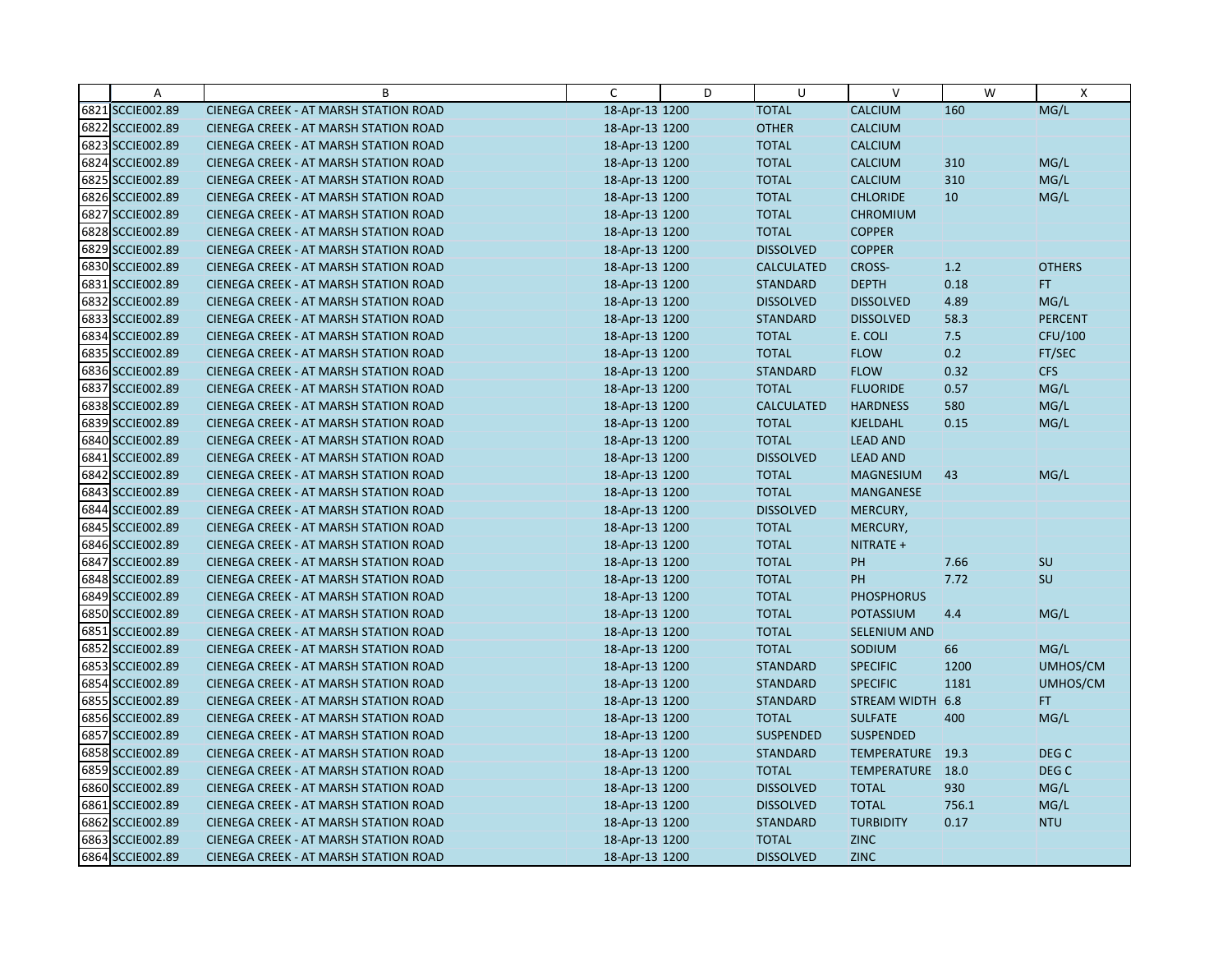| | A | B | C | D | U | V | W | X |
|---|---|---|---|---|---|---|---|---|
| 6821 | SCCIE002.89 | CIENEGA CREEK - AT MARSH STATION ROAD | 18-Apr-13 | 1200 | TOTAL | CALCIUM | 160 | MG/L |
| 6822 | SCCIE002.89 | CIENEGA CREEK - AT MARSH STATION ROAD | 18-Apr-13 | 1200 | OTHER | CALCIUM | | |
| 6823 | SCCIE002.89 | CIENEGA CREEK - AT MARSH STATION ROAD | 18-Apr-13 | 1200 | TOTAL | CALCIUM | | |
| 6824 | SCCIE002.89 | CIENEGA CREEK - AT MARSH STATION ROAD | 18-Apr-13 | 1200 | TOTAL | CALCIUM | 310 | MG/L |
| 6825 | SCCIE002.89 | CIENEGA CREEK - AT MARSH STATION ROAD | 18-Apr-13 | 1200 | TOTAL | CALCIUM | 310 | MG/L |
| 6826 | SCCIE002.89 | CIENEGA CREEK - AT MARSH STATION ROAD | 18-Apr-13 | 1200 | TOTAL | CHLORIDE | 10 | MG/L |
| 6827 | SCCIE002.89 | CIENEGA CREEK - AT MARSH STATION ROAD | 18-Apr-13 | 1200 | TOTAL | CHROMIUM | | |
| 6828 | SCCIE002.89 | CIENEGA CREEK - AT MARSH STATION ROAD | 18-Apr-13 | 1200 | TOTAL | COPPER | | |
| 6829 | SCCIE002.89 | CIENEGA CREEK - AT MARSH STATION ROAD | 18-Apr-13 | 1200 | DISSOLVED | COPPER | | |
| 6830 | SCCIE002.89 | CIENEGA CREEK - AT MARSH STATION ROAD | 18-Apr-13 | 1200 | CALCULATED | CROSS- | 1.2 | OTHERS |
| 6831 | SCCIE002.89 | CIENEGA CREEK - AT MARSH STATION ROAD | 18-Apr-13 | 1200 | STANDARD | DEPTH | 0.18 | FT |
| 6832 | SCCIE002.89 | CIENEGA CREEK - AT MARSH STATION ROAD | 18-Apr-13 | 1200 | DISSOLVED | DISSOLVED | 4.89 | MG/L |
| 6833 | SCCIE002.89 | CIENEGA CREEK - AT MARSH STATION ROAD | 18-Apr-13 | 1200 | STANDARD | DISSOLVED | 58.3 | PERCENT |
| 6834 | SCCIE002.89 | CIENEGA CREEK - AT MARSH STATION ROAD | 18-Apr-13 | 1200 | TOTAL | E. COLI | 7.5 | CFU/100 |
| 6835 | SCCIE002.89 | CIENEGA CREEK - AT MARSH STATION ROAD | 18-Apr-13 | 1200 | TOTAL | FLOW | 0.2 | FT/SEC |
| 6836 | SCCIE002.89 | CIENEGA CREEK - AT MARSH STATION ROAD | 18-Apr-13 | 1200 | STANDARD | FLOW | 0.32 | CFS |
| 6837 | SCCIE002.89 | CIENEGA CREEK - AT MARSH STATION ROAD | 18-Apr-13 | 1200 | TOTAL | FLUORIDE | 0.57 | MG/L |
| 6838 | SCCIE002.89 | CIENEGA CREEK - AT MARSH STATION ROAD | 18-Apr-13 | 1200 | CALCULATED | HARDNESS | 580 | MG/L |
| 6839 | SCCIE002.89 | CIENEGA CREEK - AT MARSH STATION ROAD | 18-Apr-13 | 1200 | TOTAL | KJELDAHL | 0.15 | MG/L |
| 6840 | SCCIE002.89 | CIENEGA CREEK - AT MARSH STATION ROAD | 18-Apr-13 | 1200 | TOTAL | LEAD AND | | |
| 6841 | SCCIE002.89 | CIENEGA CREEK - AT MARSH STATION ROAD | 18-Apr-13 | 1200 | DISSOLVED | LEAD AND | | |
| 6842 | SCCIE002.89 | CIENEGA CREEK - AT MARSH STATION ROAD | 18-Apr-13 | 1200 | TOTAL | MAGNESIUM | 43 | MG/L |
| 6843 | SCCIE002.89 | CIENEGA CREEK - AT MARSH STATION ROAD | 18-Apr-13 | 1200 | TOTAL | MANGANESE | | |
| 6844 | SCCIE002.89 | CIENEGA CREEK - AT MARSH STATION ROAD | 18-Apr-13 | 1200 | DISSOLVED | MERCURY, | | |
| 6845 | SCCIE002.89 | CIENEGA CREEK - AT MARSH STATION ROAD | 18-Apr-13 | 1200 | TOTAL | MERCURY, | | |
| 6846 | SCCIE002.89 | CIENEGA CREEK - AT MARSH STATION ROAD | 18-Apr-13 | 1200 | TOTAL | NITRATE + | | |
| 6847 | SCCIE002.89 | CIENEGA CREEK - AT MARSH STATION ROAD | 18-Apr-13 | 1200 | TOTAL | PH | 7.66 | SU |
| 6848 | SCCIE002.89 | CIENEGA CREEK - AT MARSH STATION ROAD | 18-Apr-13 | 1200 | TOTAL | PH | 7.72 | SU |
| 6849 | SCCIE002.89 | CIENEGA CREEK - AT MARSH STATION ROAD | 18-Apr-13 | 1200 | TOTAL | PHOSPHORUS | | |
| 6850 | SCCIE002.89 | CIENEGA CREEK - AT MARSH STATION ROAD | 18-Apr-13 | 1200 | TOTAL | POTASSIUM | 4.4 | MG/L |
| 6851 | SCCIE002.89 | CIENEGA CREEK - AT MARSH STATION ROAD | 18-Apr-13 | 1200 | TOTAL | SELENIUM AND | | |
| 6852 | SCCIE002.89 | CIENEGA CREEK - AT MARSH STATION ROAD | 18-Apr-13 | 1200 | TOTAL | SODIUM | 66 | MG/L |
| 6853 | SCCIE002.89 | CIENEGA CREEK - AT MARSH STATION ROAD | 18-Apr-13 | 1200 | STANDARD | SPECIFIC | 1200 | UMHOS/CM |
| 6854 | SCCIE002.89 | CIENEGA CREEK - AT MARSH STATION ROAD | 18-Apr-13 | 1200 | STANDARD | SPECIFIC | 1181 | UMHOS/CM |
| 6855 | SCCIE002.89 | CIENEGA CREEK - AT MARSH STATION ROAD | 18-Apr-13 | 1200 | STANDARD | STREAM WIDTH | 6.8 | FT |
| 6856 | SCCIE002.89 | CIENEGA CREEK - AT MARSH STATION ROAD | 18-Apr-13 | 1200 | TOTAL | SULFATE | 400 | MG/L |
| 6857 | SCCIE002.89 | CIENEGA CREEK - AT MARSH STATION ROAD | 18-Apr-13 | 1200 | SUSPENDED | SUSPENDED | | |
| 6858 | SCCIE002.89 | CIENEGA CREEK - AT MARSH STATION ROAD | 18-Apr-13 | 1200 | STANDARD | TEMPERATURE | 19.3 | DEG C |
| 6859 | SCCIE002.89 | CIENEGA CREEK - AT MARSH STATION ROAD | 18-Apr-13 | 1200 | TOTAL | TEMPERATURE | 18.0 | DEG C |
| 6860 | SCCIE002.89 | CIENEGA CREEK - AT MARSH STATION ROAD | 18-Apr-13 | 1200 | DISSOLVED | TOTAL | 930 | MG/L |
| 6861 | SCCIE002.89 | CIENEGA CREEK - AT MARSH STATION ROAD | 18-Apr-13 | 1200 | DISSOLVED | TOTAL | 756.1 | MG/L |
| 6862 | SCCIE002.89 | CIENEGA CREEK - AT MARSH STATION ROAD | 18-Apr-13 | 1200 | STANDARD | TURBIDITY | 0.17 | NTU |
| 6863 | SCCIE002.89 | CIENEGA CREEK - AT MARSH STATION ROAD | 18-Apr-13 | 1200 | TOTAL | ZINC | | |
| 6864 | SCCIE002.89 | CIENEGA CREEK - AT MARSH STATION ROAD | 18-Apr-13 | 1200 | DISSOLVED | ZINC | | |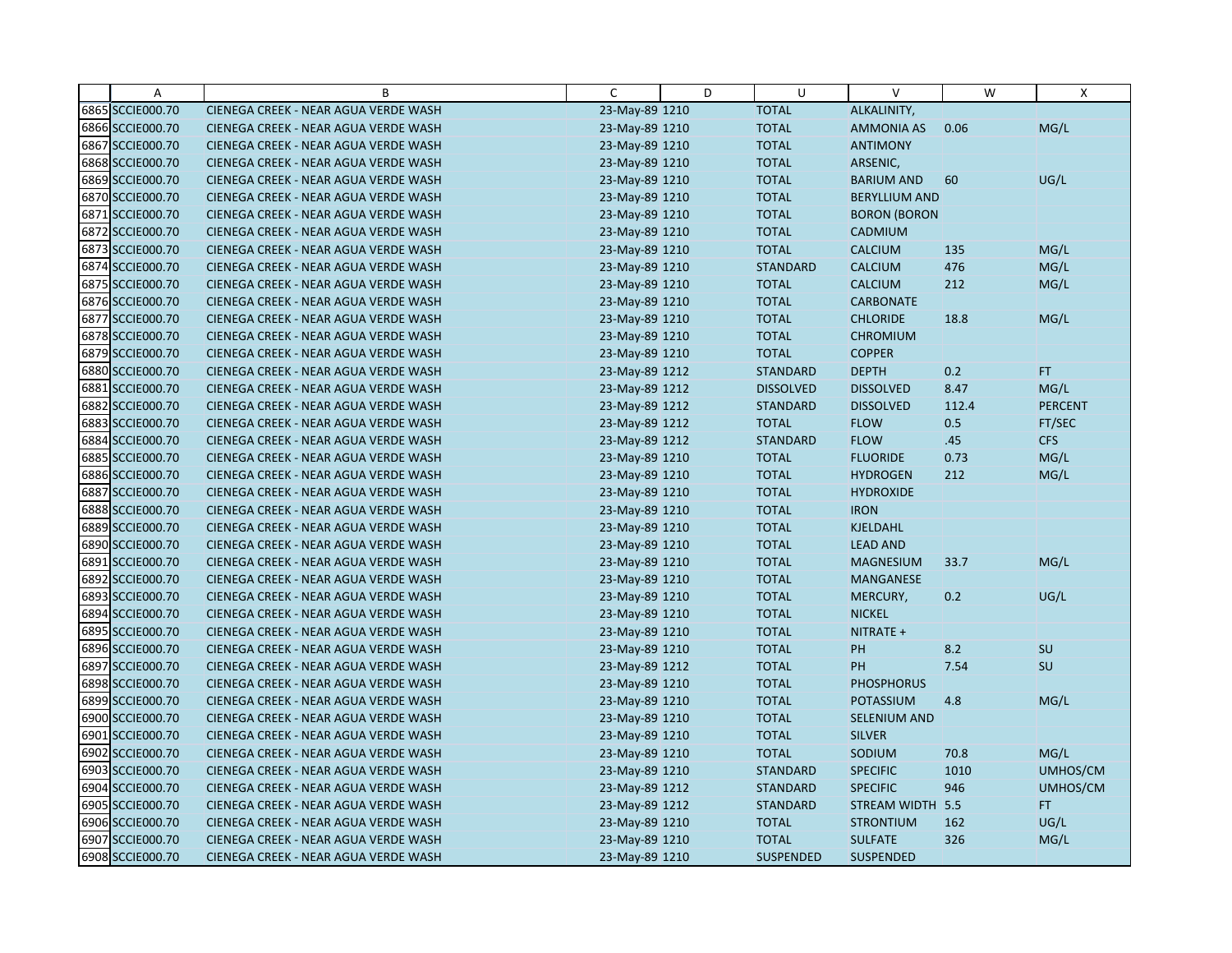| | A | B | C | D | U | V | W | X |
|---|---|---|---|---|---|---|---|---|
| 6865 | SCCIE000.70 | CIENEGA CREEK - NEAR AGUA VERDE WASH | 23-May-89 | 1210 | TOTAL | ALKALINITY, | | |
| 6866 | SCCIE000.70 | CIENEGA CREEK - NEAR AGUA VERDE WASH | 23-May-89 | 1210 | TOTAL | AMMONIA AS | 0.06 | MG/L |
| 6867 | SCCIE000.70 | CIENEGA CREEK - NEAR AGUA VERDE WASH | 23-May-89 | 1210 | TOTAL | ANTIMONY | | |
| 6868 | SCCIE000.70 | CIENEGA CREEK - NEAR AGUA VERDE WASH | 23-May-89 | 1210 | TOTAL | ARSENIC, | | |
| 6869 | SCCIE000.70 | CIENEGA CREEK - NEAR AGUA VERDE WASH | 23-May-89 | 1210 | TOTAL | BARIUM AND | 60 | UG/L |
| 6870 | SCCIE000.70 | CIENEGA CREEK - NEAR AGUA VERDE WASH | 23-May-89 | 1210 | TOTAL | BERYLLIUM AND | | |
| 6871 | SCCIE000.70 | CIENEGA CREEK - NEAR AGUA VERDE WASH | 23-May-89 | 1210 | TOTAL | BORON (BORON | | |
| 6872 | SCCIE000.70 | CIENEGA CREEK - NEAR AGUA VERDE WASH | 23-May-89 | 1210 | TOTAL | CADMIUM | | |
| 6873 | SCCIE000.70 | CIENEGA CREEK - NEAR AGUA VERDE WASH | 23-May-89 | 1210 | TOTAL | CALCIUM | 135 | MG/L |
| 6874 | SCCIE000.70 | CIENEGA CREEK - NEAR AGUA VERDE WASH | 23-May-89 | 1210 | STANDARD | CALCIUM | 476 | MG/L |
| 6875 | SCCIE000.70 | CIENEGA CREEK - NEAR AGUA VERDE WASH | 23-May-89 | 1210 | TOTAL | CALCIUM | 212 | MG/L |
| 6876 | SCCIE000.70 | CIENEGA CREEK - NEAR AGUA VERDE WASH | 23-May-89 | 1210 | TOTAL | CARBONATE | | |
| 6877 | SCCIE000.70 | CIENEGA CREEK - NEAR AGUA VERDE WASH | 23-May-89 | 1210 | TOTAL | CHLORIDE | 18.8 | MG/L |
| 6878 | SCCIE000.70 | CIENEGA CREEK - NEAR AGUA VERDE WASH | 23-May-89 | 1210 | TOTAL | CHROMIUM | | |
| 6879 | SCCIE000.70 | CIENEGA CREEK - NEAR AGUA VERDE WASH | 23-May-89 | 1210 | TOTAL | COPPER | | |
| 6880 | SCCIE000.70 | CIENEGA CREEK - NEAR AGUA VERDE WASH | 23-May-89 | 1212 | STANDARD | DEPTH | 0.2 | FT |
| 6881 | SCCIE000.70 | CIENEGA CREEK - NEAR AGUA VERDE WASH | 23-May-89 | 1212 | DISSOLVED | DISSOLVED | 8.47 | MG/L |
| 6882 | SCCIE000.70 | CIENEGA CREEK - NEAR AGUA VERDE WASH | 23-May-89 | 1212 | STANDARD | DISSOLVED | 112.4 | PERCENT |
| 6883 | SCCIE000.70 | CIENEGA CREEK - NEAR AGUA VERDE WASH | 23-May-89 | 1212 | TOTAL | FLOW | 0.5 | FT/SEC |
| 6884 | SCCIE000.70 | CIENEGA CREEK - NEAR AGUA VERDE WASH | 23-May-89 | 1212 | STANDARD | FLOW | .45 | CFS |
| 6885 | SCCIE000.70 | CIENEGA CREEK - NEAR AGUA VERDE WASH | 23-May-89 | 1210 | TOTAL | FLUORIDE | 0.73 | MG/L |
| 6886 | SCCIE000.70 | CIENEGA CREEK - NEAR AGUA VERDE WASH | 23-May-89 | 1210 | TOTAL | HYDROGEN | 212 | MG/L |
| 6887 | SCCIE000.70 | CIENEGA CREEK - NEAR AGUA VERDE WASH | 23-May-89 | 1210 | TOTAL | HYDROXIDE | | |
| 6888 | SCCIE000.70 | CIENEGA CREEK - NEAR AGUA VERDE WASH | 23-May-89 | 1210 | TOTAL | IRON | | |
| 6889 | SCCIE000.70 | CIENEGA CREEK - NEAR AGUA VERDE WASH | 23-May-89 | 1210 | TOTAL | KJELDAHL | | |
| 6890 | SCCIE000.70 | CIENEGA CREEK - NEAR AGUA VERDE WASH | 23-May-89 | 1210 | TOTAL | LEAD AND | | |
| 6891 | SCCIE000.70 | CIENEGA CREEK - NEAR AGUA VERDE WASH | 23-May-89 | 1210 | TOTAL | MAGNESIUM | 33.7 | MG/L |
| 6892 | SCCIE000.70 | CIENEGA CREEK - NEAR AGUA VERDE WASH | 23-May-89 | 1210 | TOTAL | MANGANESE | | |
| 6893 | SCCIE000.70 | CIENEGA CREEK - NEAR AGUA VERDE WASH | 23-May-89 | 1210 | TOTAL | MERCURY, | 0.2 | UG/L |
| 6894 | SCCIE000.70 | CIENEGA CREEK - NEAR AGUA VERDE WASH | 23-May-89 | 1210 | TOTAL | NICKEL | | |
| 6895 | SCCIE000.70 | CIENEGA CREEK - NEAR AGUA VERDE WASH | 23-May-89 | 1210 | TOTAL | NITRATE + | | |
| 6896 | SCCIE000.70 | CIENEGA CREEK - NEAR AGUA VERDE WASH | 23-May-89 | 1210 | TOTAL | PH | 8.2 | SU |
| 6897 | SCCIE000.70 | CIENEGA CREEK - NEAR AGUA VERDE WASH | 23-May-89 | 1212 | TOTAL | PH | 7.54 | SU |
| 6898 | SCCIE000.70 | CIENEGA CREEK - NEAR AGUA VERDE WASH | 23-May-89 | 1210 | TOTAL | PHOSPHORUS | | |
| 6899 | SCCIE000.70 | CIENEGA CREEK - NEAR AGUA VERDE WASH | 23-May-89 | 1210 | TOTAL | POTASSIUM | 4.8 | MG/L |
| 6900 | SCCIE000.70 | CIENEGA CREEK - NEAR AGUA VERDE WASH | 23-May-89 | 1210 | TOTAL | SELENIUM AND | | |
| 6901 | SCCIE000.70 | CIENEGA CREEK - NEAR AGUA VERDE WASH | 23-May-89 | 1210 | TOTAL | SILVER | | |
| 6902 | SCCIE000.70 | CIENEGA CREEK - NEAR AGUA VERDE WASH | 23-May-89 | 1210 | TOTAL | SODIUM | 70.8 | MG/L |
| 6903 | SCCIE000.70 | CIENEGA CREEK - NEAR AGUA VERDE WASH | 23-May-89 | 1210 | STANDARD | SPECIFIC | 1010 | UMHOS/CM |
| 6904 | SCCIE000.70 | CIENEGA CREEK - NEAR AGUA VERDE WASH | 23-May-89 | 1212 | STANDARD | SPECIFIC | 946 | UMHOS/CM |
| 6905 | SCCIE000.70 | CIENEGA CREEK - NEAR AGUA VERDE WASH | 23-May-89 | 1212 | STANDARD | STREAM WIDTH | 5.5 | FT |
| 6906 | SCCIE000.70 | CIENEGA CREEK - NEAR AGUA VERDE WASH | 23-May-89 | 1210 | TOTAL | STRONTIUM | 162 | UG/L |
| 6907 | SCCIE000.70 | CIENEGA CREEK - NEAR AGUA VERDE WASH | 23-May-89 | 1210 | TOTAL | SULFATE | 326 | MG/L |
| 6908 | SCCIE000.70 | CIENEGA CREEK - NEAR AGUA VERDE WASH | 23-May-89 | 1210 | SUSPENDED | SUSPENDED | | |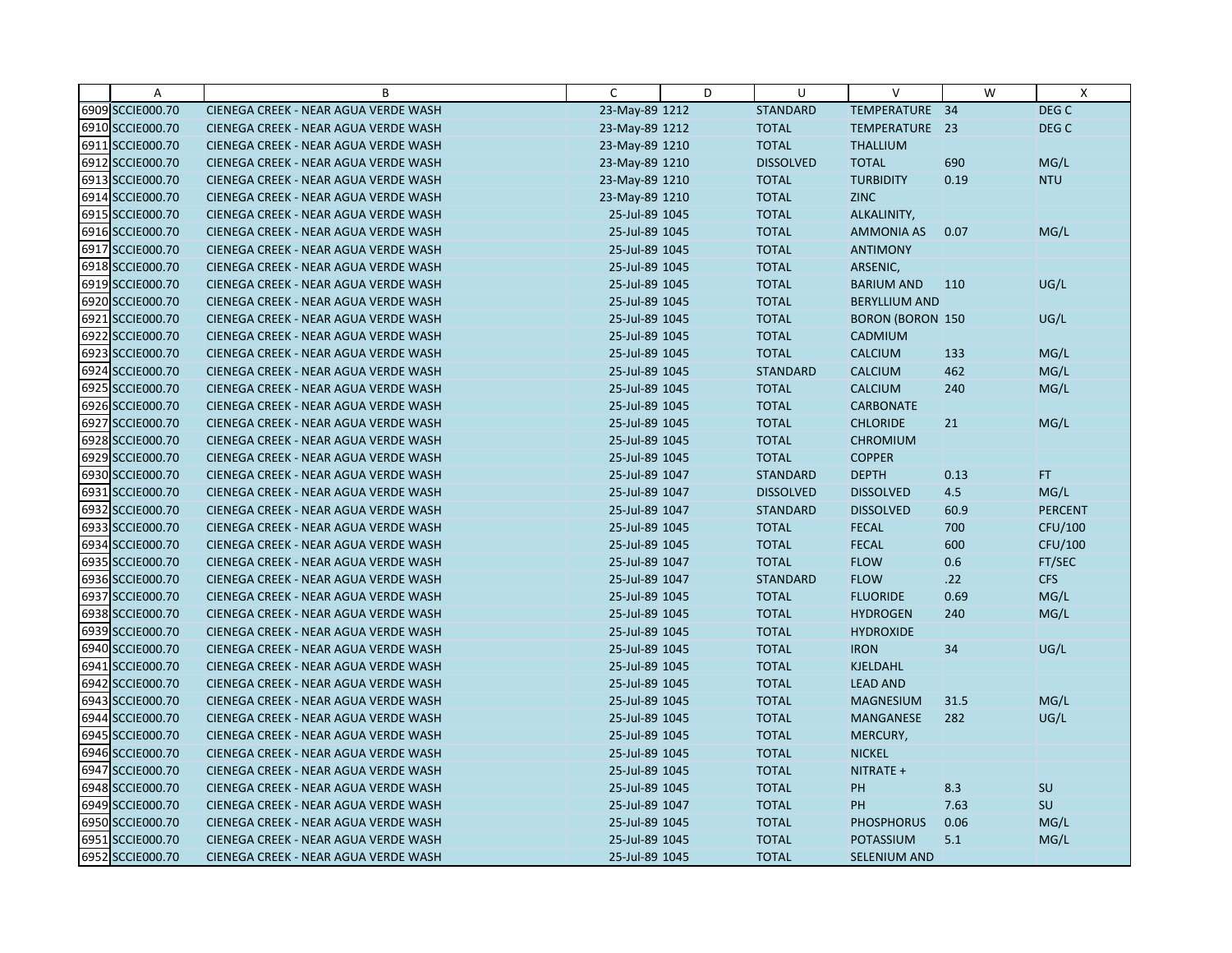| | A | B | C | D | U | V | W | X |
|---|---|---|---|---|---|---|---|---|
| 6909 | SCCIE000.70 | CIENEGA CREEK - NEAR AGUA VERDE WASH | 23-May-89 1212 | | STANDARD | TEMPERATURE | 34 | DEG C |
| 6910 | SCCIE000.70 | CIENEGA CREEK - NEAR AGUA VERDE WASH | 23-May-89 1212 | | TOTAL | TEMPERATURE | 23 | DEG C |
| 6911 | SCCIE000.70 | CIENEGA CREEK - NEAR AGUA VERDE WASH | 23-May-89 1210 | | TOTAL | THALLIUM | | |
| 6912 | SCCIE000.70 | CIENEGA CREEK - NEAR AGUA VERDE WASH | 23-May-89 1210 | | DISSOLVED | TOTAL | 690 | MG/L |
| 6913 | SCCIE000.70 | CIENEGA CREEK - NEAR AGUA VERDE WASH | 23-May-89 1210 | | TOTAL | TURBIDITY | 0.19 | NTU |
| 6914 | SCCIE000.70 | CIENEGA CREEK - NEAR AGUA VERDE WASH | 23-May-89 1210 | | TOTAL | ZINC | | |
| 6915 | SCCIE000.70 | CIENEGA CREEK - NEAR AGUA VERDE WASH | 25-Jul-89 1045 | | TOTAL | ALKALINITY, | | |
| 6916 | SCCIE000.70 | CIENEGA CREEK - NEAR AGUA VERDE WASH | 25-Jul-89 1045 | | TOTAL | AMMONIA AS | 0.07 | MG/L |
| 6917 | SCCIE000.70 | CIENEGA CREEK - NEAR AGUA VERDE WASH | 25-Jul-89 1045 | | TOTAL | ANTIMONY | | |
| 6918 | SCCIE000.70 | CIENEGA CREEK - NEAR AGUA VERDE WASH | 25-Jul-89 1045 | | TOTAL | ARSENIC, | | |
| 6919 | SCCIE000.70 | CIENEGA CREEK - NEAR AGUA VERDE WASH | 25-Jul-89 1045 | | TOTAL | BARIUM AND | 110 | UG/L |
| 6920 | SCCIE000.70 | CIENEGA CREEK - NEAR AGUA VERDE WASH | 25-Jul-89 1045 | | TOTAL | BERYLLIUM AND | | |
| 6921 | SCCIE000.70 | CIENEGA CREEK - NEAR AGUA VERDE WASH | 25-Jul-89 1045 | | TOTAL | BORON (BORON | 150 | UG/L |
| 6922 | SCCIE000.70 | CIENEGA CREEK - NEAR AGUA VERDE WASH | 25-Jul-89 1045 | | TOTAL | CADMIUM | | |
| 6923 | SCCIE000.70 | CIENEGA CREEK - NEAR AGUA VERDE WASH | 25-Jul-89 1045 | | TOTAL | CALCIUM | 133 | MG/L |
| 6924 | SCCIE000.70 | CIENEGA CREEK - NEAR AGUA VERDE WASH | 25-Jul-89 1045 | | STANDARD | CALCIUM | 462 | MG/L |
| 6925 | SCCIE000.70 | CIENEGA CREEK - NEAR AGUA VERDE WASH | 25-Jul-89 1045 | | TOTAL | CALCIUM | 240 | MG/L |
| 6926 | SCCIE000.70 | CIENEGA CREEK - NEAR AGUA VERDE WASH | 25-Jul-89 1045 | | TOTAL | CARBONATE | | |
| 6927 | SCCIE000.70 | CIENEGA CREEK - NEAR AGUA VERDE WASH | 25-Jul-89 1045 | | TOTAL | CHLORIDE | 21 | MG/L |
| 6928 | SCCIE000.70 | CIENEGA CREEK - NEAR AGUA VERDE WASH | 25-Jul-89 1045 | | TOTAL | CHROMIUM | | |
| 6929 | SCCIE000.70 | CIENEGA CREEK - NEAR AGUA VERDE WASH | 25-Jul-89 1045 | | TOTAL | COPPER | | |
| 6930 | SCCIE000.70 | CIENEGA CREEK - NEAR AGUA VERDE WASH | 25-Jul-89 1047 | | STANDARD | DEPTH | 0.13 | FT |
| 6931 | SCCIE000.70 | CIENEGA CREEK - NEAR AGUA VERDE WASH | 25-Jul-89 1047 | | DISSOLVED | DISSOLVED | 4.5 | MG/L |
| 6932 | SCCIE000.70 | CIENEGA CREEK - NEAR AGUA VERDE WASH | 25-Jul-89 1047 | | STANDARD | DISSOLVED | 60.9 | PERCENT |
| 6933 | SCCIE000.70 | CIENEGA CREEK - NEAR AGUA VERDE WASH | 25-Jul-89 1045 | | TOTAL | FECAL | 700 | CFU/100 |
| 6934 | SCCIE000.70 | CIENEGA CREEK - NEAR AGUA VERDE WASH | 25-Jul-89 1045 | | TOTAL | FECAL | 600 | CFU/100 |
| 6935 | SCCIE000.70 | CIENEGA CREEK - NEAR AGUA VERDE WASH | 25-Jul-89 1047 | | TOTAL | FLOW | 0.6 | FT/SEC |
| 6936 | SCCIE000.70 | CIENEGA CREEK - NEAR AGUA VERDE WASH | 25-Jul-89 1047 | | STANDARD | FLOW | .22 | CFS |
| 6937 | SCCIE000.70 | CIENEGA CREEK - NEAR AGUA VERDE WASH | 25-Jul-89 1045 | | TOTAL | FLUORIDE | 0.69 | MG/L |
| 6938 | SCCIE000.70 | CIENEGA CREEK - NEAR AGUA VERDE WASH | 25-Jul-89 1045 | | TOTAL | HYDROGEN | 240 | MG/L |
| 6939 | SCCIE000.70 | CIENEGA CREEK - NEAR AGUA VERDE WASH | 25-Jul-89 1045 | | TOTAL | HYDROXIDE | | |
| 6940 | SCCIE000.70 | CIENEGA CREEK - NEAR AGUA VERDE WASH | 25-Jul-89 1045 | | TOTAL | IRON | 34 | UG/L |
| 6941 | SCCIE000.70 | CIENEGA CREEK - NEAR AGUA VERDE WASH | 25-Jul-89 1045 | | TOTAL | KJELDAHL | | |
| 6942 | SCCIE000.70 | CIENEGA CREEK - NEAR AGUA VERDE WASH | 25-Jul-89 1045 | | TOTAL | LEAD AND | | |
| 6943 | SCCIE000.70 | CIENEGA CREEK - NEAR AGUA VERDE WASH | 25-Jul-89 1045 | | TOTAL | MAGNESIUM | 31.5 | MG/L |
| 6944 | SCCIE000.70 | CIENEGA CREEK - NEAR AGUA VERDE WASH | 25-Jul-89 1045 | | TOTAL | MANGANESE | 282 | UG/L |
| 6945 | SCCIE000.70 | CIENEGA CREEK - NEAR AGUA VERDE WASH | 25-Jul-89 1045 | | TOTAL | MERCURY, | | |
| 6946 | SCCIE000.70 | CIENEGA CREEK - NEAR AGUA VERDE WASH | 25-Jul-89 1045 | | TOTAL | NICKEL | | |
| 6947 | SCCIE000.70 | CIENEGA CREEK - NEAR AGUA VERDE WASH | 25-Jul-89 1045 | | TOTAL | NITRATE + | | |
| 6948 | SCCIE000.70 | CIENEGA CREEK - NEAR AGUA VERDE WASH | 25-Jul-89 1045 | | TOTAL | PH | 8.3 | SU |
| 6949 | SCCIE000.70 | CIENEGA CREEK - NEAR AGUA VERDE WASH | 25-Jul-89 1047 | | TOTAL | PH | 7.63 | SU |
| 6950 | SCCIE000.70 | CIENEGA CREEK - NEAR AGUA VERDE WASH | 25-Jul-89 1045 | | TOTAL | PHOSPHORUS | 0.06 | MG/L |
| 6951 | SCCIE000.70 | CIENEGA CREEK - NEAR AGUA VERDE WASH | 25-Jul-89 1045 | | TOTAL | POTASSIUM | 5.1 | MG/L |
| 6952 | SCCIE000.70 | CIENEGA CREEK - NEAR AGUA VERDE WASH | 25-Jul-89 1045 | | TOTAL | SELENIUM AND | | |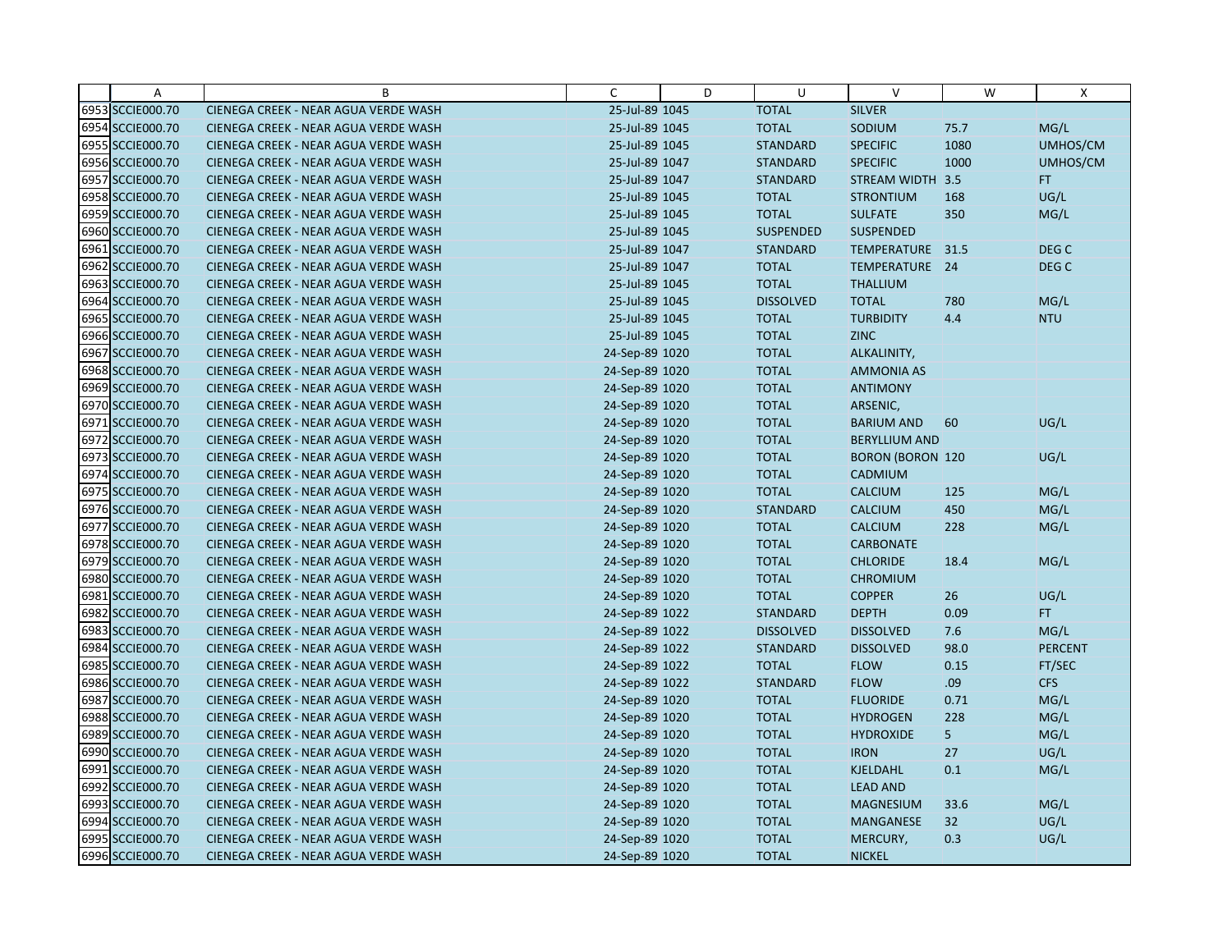| | A | B | C | D | U | V | W | X |
|---|---|---|---|---|---|---|---|---|
| 6953 | SCCIE000.70 | CIENEGA CREEK - NEAR AGUA VERDE WASH | 25-Jul-89 | 1045 | TOTAL | SILVER | | |
| 6954 | SCCIE000.70 | CIENEGA CREEK - NEAR AGUA VERDE WASH | 25-Jul-89 | 1045 | TOTAL | SODIUM | 75.7 | MG/L |
| 6955 | SCCIE000.70 | CIENEGA CREEK - NEAR AGUA VERDE WASH | 25-Jul-89 | 1045 | STANDARD | SPECIFIC | 1080 | UMHOS/CM |
| 6956 | SCCIE000.70 | CIENEGA CREEK - NEAR AGUA VERDE WASH | 25-Jul-89 | 1047 | STANDARD | SPECIFIC | 1000 | UMHOS/CM |
| 6957 | SCCIE000.70 | CIENEGA CREEK - NEAR AGUA VERDE WASH | 25-Jul-89 | 1047 | STANDARD | STREAM WIDTH | 3.5 | FT |
| 6958 | SCCIE000.70 | CIENEGA CREEK - NEAR AGUA VERDE WASH | 25-Jul-89 | 1045 | TOTAL | STRONTIUM | 168 | UG/L |
| 6959 | SCCIE000.70 | CIENEGA CREEK - NEAR AGUA VERDE WASH | 25-Jul-89 | 1045 | TOTAL | SULFATE | 350 | MG/L |
| 6960 | SCCIE000.70 | CIENEGA CREEK - NEAR AGUA VERDE WASH | 25-Jul-89 | 1045 | SUSPENDED | SUSPENDED | | |
| 6961 | SCCIE000.70 | CIENEGA CREEK - NEAR AGUA VERDE WASH | 25-Jul-89 | 1047 | STANDARD | TEMPERATURE | 31.5 | DEG C |
| 6962 | SCCIE000.70 | CIENEGA CREEK - NEAR AGUA VERDE WASH | 25-Jul-89 | 1047 | TOTAL | TEMPERATURE | 24 | DEG C |
| 6963 | SCCIE000.70 | CIENEGA CREEK - NEAR AGUA VERDE WASH | 25-Jul-89 | 1045 | TOTAL | THALLIUM | | |
| 6964 | SCCIE000.70 | CIENEGA CREEK - NEAR AGUA VERDE WASH | 25-Jul-89 | 1045 | DISSOLVED | TOTAL | 780 | MG/L |
| 6965 | SCCIE000.70 | CIENEGA CREEK - NEAR AGUA VERDE WASH | 25-Jul-89 | 1045 | TOTAL | TURBIDITY | 4.4 | NTU |
| 6966 | SCCIE000.70 | CIENEGA CREEK - NEAR AGUA VERDE WASH | 25-Jul-89 | 1045 | TOTAL | ZINC | | |
| 6967 | SCCIE000.70 | CIENEGA CREEK - NEAR AGUA VERDE WASH | 24-Sep-89 | 1020 | TOTAL | ALKALINITY, | | |
| 6968 | SCCIE000.70 | CIENEGA CREEK - NEAR AGUA VERDE WASH | 24-Sep-89 | 1020 | TOTAL | AMMONIA AS | | |
| 6969 | SCCIE000.70 | CIENEGA CREEK - NEAR AGUA VERDE WASH | 24-Sep-89 | 1020 | TOTAL | ANTIMONY | | |
| 6970 | SCCIE000.70 | CIENEGA CREEK - NEAR AGUA VERDE WASH | 24-Sep-89 | 1020 | TOTAL | ARSENIC, | | |
| 6971 | SCCIE000.70 | CIENEGA CREEK - NEAR AGUA VERDE WASH | 24-Sep-89 | 1020 | TOTAL | BARIUM AND | 60 | UG/L |
| 6972 | SCCIE000.70 | CIENEGA CREEK - NEAR AGUA VERDE WASH | 24-Sep-89 | 1020 | TOTAL | BERYLLIUM AND | | |
| 6973 | SCCIE000.70 | CIENEGA CREEK - NEAR AGUA VERDE WASH | 24-Sep-89 | 1020 | TOTAL | BORON (BORON | 120 | UG/L |
| 6974 | SCCIE000.70 | CIENEGA CREEK - NEAR AGUA VERDE WASH | 24-Sep-89 | 1020 | TOTAL | CADMIUM | | |
| 6975 | SCCIE000.70 | CIENEGA CREEK - NEAR AGUA VERDE WASH | 24-Sep-89 | 1020 | TOTAL | CALCIUM | 125 | MG/L |
| 6976 | SCCIE000.70 | CIENEGA CREEK - NEAR AGUA VERDE WASH | 24-Sep-89 | 1020 | STANDARD | CALCIUM | 450 | MG/L |
| 6977 | SCCIE000.70 | CIENEGA CREEK - NEAR AGUA VERDE WASH | 24-Sep-89 | 1020 | TOTAL | CALCIUM | 228 | MG/L |
| 6978 | SCCIE000.70 | CIENEGA CREEK - NEAR AGUA VERDE WASH | 24-Sep-89 | 1020 | TOTAL | CARBONATE | | |
| 6979 | SCCIE000.70 | CIENEGA CREEK - NEAR AGUA VERDE WASH | 24-Sep-89 | 1020 | TOTAL | CHLORIDE | 18.4 | MG/L |
| 6980 | SCCIE000.70 | CIENEGA CREEK - NEAR AGUA VERDE WASH | 24-Sep-89 | 1020 | TOTAL | CHROMIUM | | |
| 6981 | SCCIE000.70 | CIENEGA CREEK - NEAR AGUA VERDE WASH | 24-Sep-89 | 1020 | TOTAL | COPPER | 26 | UG/L |
| 6982 | SCCIE000.70 | CIENEGA CREEK - NEAR AGUA VERDE WASH | 24-Sep-89 | 1022 | STANDARD | DEPTH | 0.09 | FT |
| 6983 | SCCIE000.70 | CIENEGA CREEK - NEAR AGUA VERDE WASH | 24-Sep-89 | 1022 | DISSOLVED | DISSOLVED | 7.6 | MG/L |
| 6984 | SCCIE000.70 | CIENEGA CREEK - NEAR AGUA VERDE WASH | 24-Sep-89 | 1022 | STANDARD | DISSOLVED | 98.0 | PERCENT |
| 6985 | SCCIE000.70 | CIENEGA CREEK - NEAR AGUA VERDE WASH | 24-Sep-89 | 1022 | TOTAL | FLOW | 0.15 | FT/SEC |
| 6986 | SCCIE000.70 | CIENEGA CREEK - NEAR AGUA VERDE WASH | 24-Sep-89 | 1022 | STANDARD | FLOW | .09 | CFS |
| 6987 | SCCIE000.70 | CIENEGA CREEK - NEAR AGUA VERDE WASH | 24-Sep-89 | 1020 | TOTAL | FLUORIDE | 0.71 | MG/L |
| 6988 | SCCIE000.70 | CIENEGA CREEK - NEAR AGUA VERDE WASH | 24-Sep-89 | 1020 | TOTAL | HYDROGEN | 228 | MG/L |
| 6989 | SCCIE000.70 | CIENEGA CREEK - NEAR AGUA VERDE WASH | 24-Sep-89 | 1020 | TOTAL | HYDROXIDE | 5 | MG/L |
| 6990 | SCCIE000.70 | CIENEGA CREEK - NEAR AGUA VERDE WASH | 24-Sep-89 | 1020 | TOTAL | IRON | 27 | UG/L |
| 6991 | SCCIE000.70 | CIENEGA CREEK - NEAR AGUA VERDE WASH | 24-Sep-89 | 1020 | TOTAL | KJELDAHL | 0.1 | MG/L |
| 6992 | SCCIE000.70 | CIENEGA CREEK - NEAR AGUA VERDE WASH | 24-Sep-89 | 1020 | TOTAL | LEAD AND | | |
| 6993 | SCCIE000.70 | CIENEGA CREEK - NEAR AGUA VERDE WASH | 24-Sep-89 | 1020 | TOTAL | MAGNESIUM | 33.6 | MG/L |
| 6994 | SCCIE000.70 | CIENEGA CREEK - NEAR AGUA VERDE WASH | 24-Sep-89 | 1020 | TOTAL | MANGANESE | 32 | UG/L |
| 6995 | SCCIE000.70 | CIENEGA CREEK - NEAR AGUA VERDE WASH | 24-Sep-89 | 1020 | TOTAL | MERCURY, | 0.3 | UG/L |
| 6996 | SCCIE000.70 | CIENEGA CREEK - NEAR AGUA VERDE WASH | 24-Sep-89 | 1020 | TOTAL | NICKEL | | |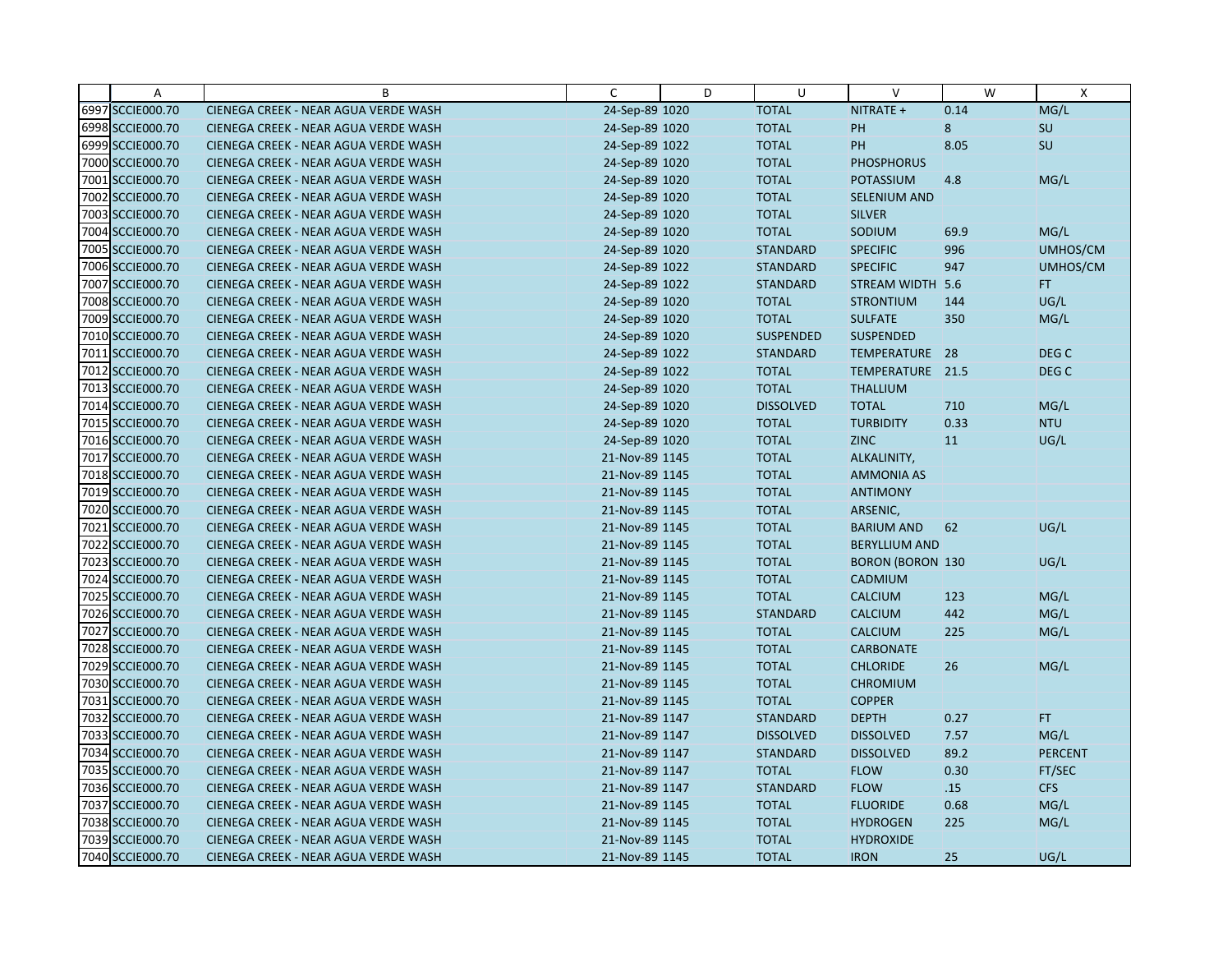| | A | B | C | D | U | V | W | X |
|---|---|---|---|---|---|---|---|---|
| 6997 | SCCIE000.70 | CIENEGA CREEK - NEAR AGUA VERDE WASH | 24-Sep-89 | 1020 | TOTAL | NITRATE + | 0.14 | MG/L |
| 6998 | SCCIE000.70 | CIENEGA CREEK - NEAR AGUA VERDE WASH | 24-Sep-89 | 1020 | TOTAL | PH | 8 | SU |
| 6999 | SCCIE000.70 | CIENEGA CREEK - NEAR AGUA VERDE WASH | 24-Sep-89 | 1022 | TOTAL | PH | 8.05 | SU |
| 7000 | SCCIE000.70 | CIENEGA CREEK - NEAR AGUA VERDE WASH | 24-Sep-89 | 1020 | TOTAL | PHOSPHORUS | | |
| 7001 | SCCIE000.70 | CIENEGA CREEK - NEAR AGUA VERDE WASH | 24-Sep-89 | 1020 | TOTAL | POTASSIUM | 4.8 | MG/L |
| 7002 | SCCIE000.70 | CIENEGA CREEK - NEAR AGUA VERDE WASH | 24-Sep-89 | 1020 | TOTAL | SELENIUM AND | | |
| 7003 | SCCIE000.70 | CIENEGA CREEK - NEAR AGUA VERDE WASH | 24-Sep-89 | 1020 | TOTAL | SILVER | | |
| 7004 | SCCIE000.70 | CIENEGA CREEK - NEAR AGUA VERDE WASH | 24-Sep-89 | 1020 | TOTAL | SODIUM | 69.9 | MG/L |
| 7005 | SCCIE000.70 | CIENEGA CREEK - NEAR AGUA VERDE WASH | 24-Sep-89 | 1020 | STANDARD | SPECIFIC | 996 | UMHOS/CM |
| 7006 | SCCIE000.70 | CIENEGA CREEK - NEAR AGUA VERDE WASH | 24-Sep-89 | 1022 | STANDARD | SPECIFIC | 947 | UMHOS/CM |
| 7007 | SCCIE000.70 | CIENEGA CREEK - NEAR AGUA VERDE WASH | 24-Sep-89 | 1022 | STANDARD | STREAM WIDTH | 5.6 | FT |
| 7008 | SCCIE000.70 | CIENEGA CREEK - NEAR AGUA VERDE WASH | 24-Sep-89 | 1020 | TOTAL | STRONTIUM | 144 | UG/L |
| 7009 | SCCIE000.70 | CIENEGA CREEK - NEAR AGUA VERDE WASH | 24-Sep-89 | 1020 | TOTAL | SULFATE | 350 | MG/L |
| 7010 | SCCIE000.70 | CIENEGA CREEK - NEAR AGUA VERDE WASH | 24-Sep-89 | 1020 | SUSPENDED | SUSPENDED | | |
| 7011 | SCCIE000.70 | CIENEGA CREEK - NEAR AGUA VERDE WASH | 24-Sep-89 | 1022 | STANDARD | TEMPERATURE | 28 | DEG C |
| 7012 | SCCIE000.70 | CIENEGA CREEK - NEAR AGUA VERDE WASH | 24-Sep-89 | 1022 | TOTAL | TEMPERATURE | 21.5 | DEG C |
| 7013 | SCCIE000.70 | CIENEGA CREEK - NEAR AGUA VERDE WASH | 24-Sep-89 | 1020 | TOTAL | THALLIUM | | |
| 7014 | SCCIE000.70 | CIENEGA CREEK - NEAR AGUA VERDE WASH | 24-Sep-89 | 1020 | DISSOLVED | TOTAL | 710 | MG/L |
| 7015 | SCCIE000.70 | CIENEGA CREEK - NEAR AGUA VERDE WASH | 24-Sep-89 | 1020 | TOTAL | TURBIDITY | 0.33 | NTU |
| 7016 | SCCIE000.70 | CIENEGA CREEK - NEAR AGUA VERDE WASH | 24-Sep-89 | 1020 | TOTAL | ZINC | 11 | UG/L |
| 7017 | SCCIE000.70 | CIENEGA CREEK - NEAR AGUA VERDE WASH | 21-Nov-89 | 1145 | TOTAL | ALKALINITY, | | |
| 7018 | SCCIE000.70 | CIENEGA CREEK - NEAR AGUA VERDE WASH | 21-Nov-89 | 1145 | TOTAL | AMMONIA AS | | |
| 7019 | SCCIE000.70 | CIENEGA CREEK - NEAR AGUA VERDE WASH | 21-Nov-89 | 1145 | TOTAL | ANTIMONY | | |
| 7020 | SCCIE000.70 | CIENEGA CREEK - NEAR AGUA VERDE WASH | 21-Nov-89 | 1145 | TOTAL | ARSENIC, | | |
| 7021 | SCCIE000.70 | CIENEGA CREEK - NEAR AGUA VERDE WASH | 21-Nov-89 | 1145 | TOTAL | BARIUM AND | 62 | UG/L |
| 7022 | SCCIE000.70 | CIENEGA CREEK - NEAR AGUA VERDE WASH | 21-Nov-89 | 1145 | TOTAL | BERYLLIUM AND | | |
| 7023 | SCCIE000.70 | CIENEGA CREEK - NEAR AGUA VERDE WASH | 21-Nov-89 | 1145 | TOTAL | BORON (BORON | 130 | UG/L |
| 7024 | SCCIE000.70 | CIENEGA CREEK - NEAR AGUA VERDE WASH | 21-Nov-89 | 1145 | TOTAL | CADMIUM | | |
| 7025 | SCCIE000.70 | CIENEGA CREEK - NEAR AGUA VERDE WASH | 21-Nov-89 | 1145 | TOTAL | CALCIUM | 123 | MG/L |
| 7026 | SCCIE000.70 | CIENEGA CREEK - NEAR AGUA VERDE WASH | 21-Nov-89 | 1145 | STANDARD | CALCIUM | 442 | MG/L |
| 7027 | SCCIE000.70 | CIENEGA CREEK - NEAR AGUA VERDE WASH | 21-Nov-89 | 1145 | TOTAL | CALCIUM | 225 | MG/L |
| 7028 | SCCIE000.70 | CIENEGA CREEK - NEAR AGUA VERDE WASH | 21-Nov-89 | 1145 | TOTAL | CARBONATE | | |
| 7029 | SCCIE000.70 | CIENEGA CREEK - NEAR AGUA VERDE WASH | 21-Nov-89 | 1145 | TOTAL | CHLORIDE | 26 | MG/L |
| 7030 | SCCIE000.70 | CIENEGA CREEK - NEAR AGUA VERDE WASH | 21-Nov-89 | 1145 | TOTAL | CHROMIUM | | |
| 7031 | SCCIE000.70 | CIENEGA CREEK - NEAR AGUA VERDE WASH | 21-Nov-89 | 1145 | TOTAL | COPPER | | |
| 7032 | SCCIE000.70 | CIENEGA CREEK - NEAR AGUA VERDE WASH | 21-Nov-89 | 1147 | STANDARD | DEPTH | 0.27 | FT |
| 7033 | SCCIE000.70 | CIENEGA CREEK - NEAR AGUA VERDE WASH | 21-Nov-89 | 1147 | DISSOLVED | DISSOLVED | 7.57 | MG/L |
| 7034 | SCCIE000.70 | CIENEGA CREEK - NEAR AGUA VERDE WASH | 21-Nov-89 | 1147 | STANDARD | DISSOLVED | 89.2 | PERCENT |
| 7035 | SCCIE000.70 | CIENEGA CREEK - NEAR AGUA VERDE WASH | 21-Nov-89 | 1147 | TOTAL | FLOW | 0.30 | FT/SEC |
| 7036 | SCCIE000.70 | CIENEGA CREEK - NEAR AGUA VERDE WASH | 21-Nov-89 | 1147 | STANDARD | FLOW | .15 | CFS |
| 7037 | SCCIE000.70 | CIENEGA CREEK - NEAR AGUA VERDE WASH | 21-Nov-89 | 1145 | TOTAL | FLUORIDE | 0.68 | MG/L |
| 7038 | SCCIE000.70 | CIENEGA CREEK - NEAR AGUA VERDE WASH | 21-Nov-89 | 1145 | TOTAL | HYDROGEN | 225 | MG/L |
| 7039 | SCCIE000.70 | CIENEGA CREEK - NEAR AGUA VERDE WASH | 21-Nov-89 | 1145 | TOTAL | HYDROXIDE | | |
| 7040 | SCCIE000.70 | CIENEGA CREEK - NEAR AGUA VERDE WASH | 21-Nov-89 | 1145 | TOTAL | IRON | 25 | UG/L |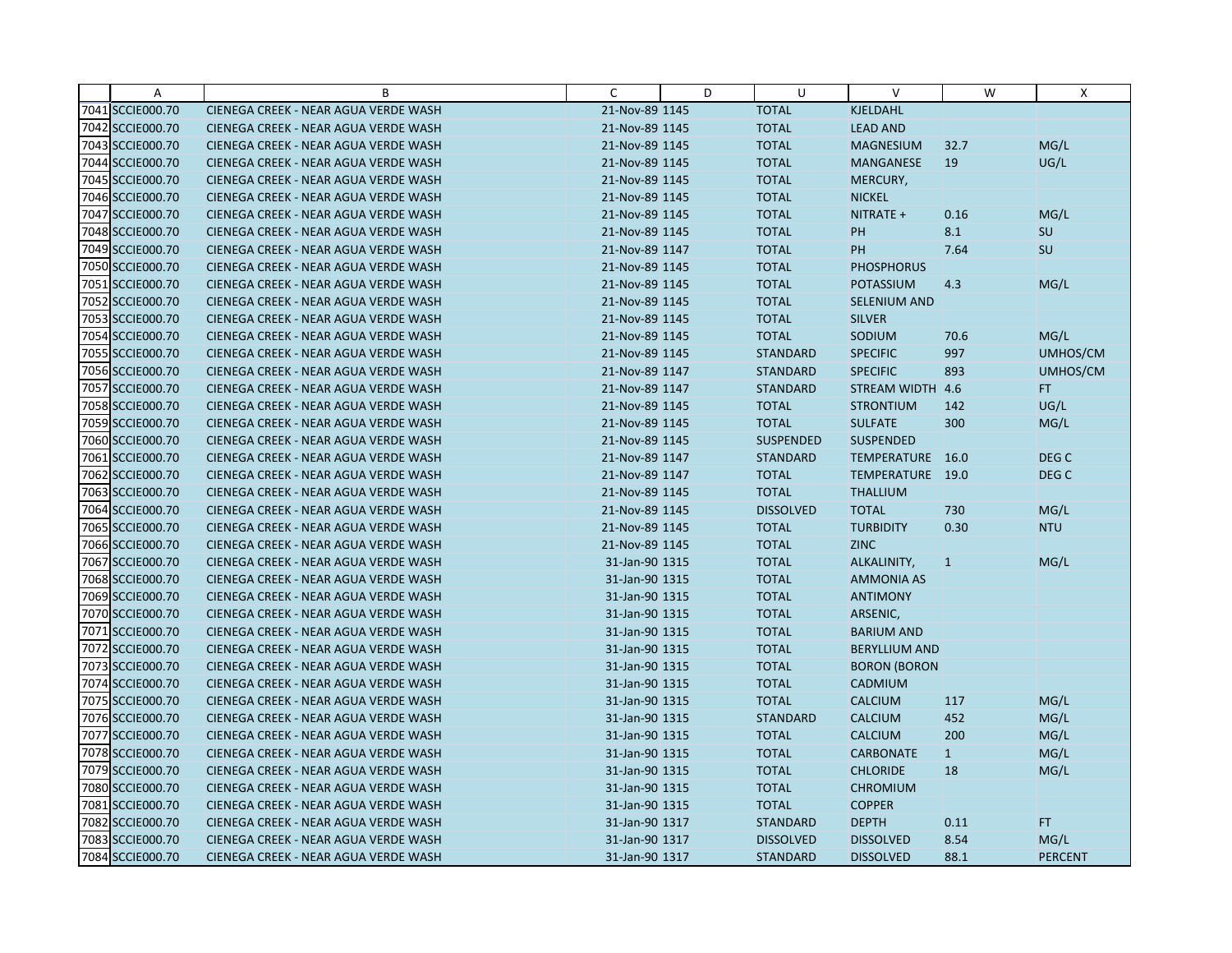|  | A | B | C | D | U | V | W | X |
|---|---|---|---|---|---|---|---|---|
| 7041 | SCCIE000.70 | CIENEGA CREEK - NEAR AGUA VERDE WASH | 21-Nov-89 | 1145 | TOTAL | KJELDAHL |  |  |
| 7042 | SCCIE000.70 | CIENEGA CREEK - NEAR AGUA VERDE WASH | 21-Nov-89 | 1145 | TOTAL | LEAD AND |  |  |
| 7043 | SCCIE000.70 | CIENEGA CREEK - NEAR AGUA VERDE WASH | 21-Nov-89 | 1145 | TOTAL | MAGNESIUM | 32.7 | MG/L |
| 7044 | SCCIE000.70 | CIENEGA CREEK - NEAR AGUA VERDE WASH | 21-Nov-89 | 1145 | TOTAL | MANGANESE | 19 | UG/L |
| 7045 | SCCIE000.70 | CIENEGA CREEK - NEAR AGUA VERDE WASH | 21-Nov-89 | 1145 | TOTAL | MERCURY, |  |  |
| 7046 | SCCIE000.70 | CIENEGA CREEK - NEAR AGUA VERDE WASH | 21-Nov-89 | 1145 | TOTAL | NICKEL |  |  |
| 7047 | SCCIE000.70 | CIENEGA CREEK - NEAR AGUA VERDE WASH | 21-Nov-89 | 1145 | TOTAL | NITRATE + | 0.16 | MG/L |
| 7048 | SCCIE000.70 | CIENEGA CREEK - NEAR AGUA VERDE WASH | 21-Nov-89 | 1145 | TOTAL | PH | 8.1 | SU |
| 7049 | SCCIE000.70 | CIENEGA CREEK - NEAR AGUA VERDE WASH | 21-Nov-89 | 1147 | TOTAL | PH | 7.64 | SU |
| 7050 | SCCIE000.70 | CIENEGA CREEK - NEAR AGUA VERDE WASH | 21-Nov-89 | 1145 | TOTAL | PHOSPHORUS |  |  |
| 7051 | SCCIE000.70 | CIENEGA CREEK - NEAR AGUA VERDE WASH | 21-Nov-89 | 1145 | TOTAL | POTASSIUM | 4.3 | MG/L |
| 7052 | SCCIE000.70 | CIENEGA CREEK - NEAR AGUA VERDE WASH | 21-Nov-89 | 1145 | TOTAL | SELENIUM AND |  |  |
| 7053 | SCCIE000.70 | CIENEGA CREEK - NEAR AGUA VERDE WASH | 21-Nov-89 | 1145 | TOTAL | SILVER |  |  |
| 7054 | SCCIE000.70 | CIENEGA CREEK - NEAR AGUA VERDE WASH | 21-Nov-89 | 1145 | TOTAL | SODIUM | 70.6 | MG/L |
| 7055 | SCCIE000.70 | CIENEGA CREEK - NEAR AGUA VERDE WASH | 21-Nov-89 | 1145 | STANDARD | SPECIFIC | 997 | UMHOS/CM |
| 7056 | SCCIE000.70 | CIENEGA CREEK - NEAR AGUA VERDE WASH | 21-Nov-89 | 1147 | STANDARD | SPECIFIC | 893 | UMHOS/CM |
| 7057 | SCCIE000.70 | CIENEGA CREEK - NEAR AGUA VERDE WASH | 21-Nov-89 | 1147 | STANDARD | STREAM WIDTH | 4.6 | FT |
| 7058 | SCCIE000.70 | CIENEGA CREEK - NEAR AGUA VERDE WASH | 21-Nov-89 | 1145 | TOTAL | STRONTIUM | 142 | UG/L |
| 7059 | SCCIE000.70 | CIENEGA CREEK - NEAR AGUA VERDE WASH | 21-Nov-89 | 1145 | TOTAL | SULFATE | 300 | MG/L |
| 7060 | SCCIE000.70 | CIENEGA CREEK - NEAR AGUA VERDE WASH | 21-Nov-89 | 1145 | SUSPENDED | SUSPENDED |  |  |
| 7061 | SCCIE000.70 | CIENEGA CREEK - NEAR AGUA VERDE WASH | 21-Nov-89 | 1147 | STANDARD | TEMPERATURE | 16.0 | DEG C |
| 7062 | SCCIE000.70 | CIENEGA CREEK - NEAR AGUA VERDE WASH | 21-Nov-89 | 1147 | TOTAL | TEMPERATURE | 19.0 | DEG C |
| 7063 | SCCIE000.70 | CIENEGA CREEK - NEAR AGUA VERDE WASH | 21-Nov-89 | 1145 | TOTAL | THALLIUM |  |  |
| 7064 | SCCIE000.70 | CIENEGA CREEK - NEAR AGUA VERDE WASH | 21-Nov-89 | 1145 | DISSOLVED | TOTAL | 730 | MG/L |
| 7065 | SCCIE000.70 | CIENEGA CREEK - NEAR AGUA VERDE WASH | 21-Nov-89 | 1145 | TOTAL | TURBIDITY | 0.30 | NTU |
| 7066 | SCCIE000.70 | CIENEGA CREEK - NEAR AGUA VERDE WASH | 21-Nov-89 | 1145 | TOTAL | ZINC |  |  |
| 7067 | SCCIE000.70 | CIENEGA CREEK - NEAR AGUA VERDE WASH | 31-Jan-90 | 1315 | TOTAL | ALKALINITY, | 1 | MG/L |
| 7068 | SCCIE000.70 | CIENEGA CREEK - NEAR AGUA VERDE WASH | 31-Jan-90 | 1315 | TOTAL | AMMONIA AS |  |  |
| 7069 | SCCIE000.70 | CIENEGA CREEK - NEAR AGUA VERDE WASH | 31-Jan-90 | 1315 | TOTAL | ANTIMONY |  |  |
| 7070 | SCCIE000.70 | CIENEGA CREEK - NEAR AGUA VERDE WASH | 31-Jan-90 | 1315 | TOTAL | ARSENIC, |  |  |
| 7071 | SCCIE000.70 | CIENEGA CREEK - NEAR AGUA VERDE WASH | 31-Jan-90 | 1315 | TOTAL | BARIUM AND |  |  |
| 7072 | SCCIE000.70 | CIENEGA CREEK - NEAR AGUA VERDE WASH | 31-Jan-90 | 1315 | TOTAL | BERYLLIUM AND |  |  |
| 7073 | SCCIE000.70 | CIENEGA CREEK - NEAR AGUA VERDE WASH | 31-Jan-90 | 1315 | TOTAL | BORON (BORON |  |  |
| 7074 | SCCIE000.70 | CIENEGA CREEK - NEAR AGUA VERDE WASH | 31-Jan-90 | 1315 | TOTAL | CADMIUM |  |  |
| 7075 | SCCIE000.70 | CIENEGA CREEK - NEAR AGUA VERDE WASH | 31-Jan-90 | 1315 | TOTAL | CALCIUM | 117 | MG/L |
| 7076 | SCCIE000.70 | CIENEGA CREEK - NEAR AGUA VERDE WASH | 31-Jan-90 | 1315 | STANDARD | CALCIUM | 452 | MG/L |
| 7077 | SCCIE000.70 | CIENEGA CREEK - NEAR AGUA VERDE WASH | 31-Jan-90 | 1315 | TOTAL | CALCIUM | 200 | MG/L |
| 7078 | SCCIE000.70 | CIENEGA CREEK - NEAR AGUA VERDE WASH | 31-Jan-90 | 1315 | TOTAL | CARBONATE | 1 | MG/L |
| 7079 | SCCIE000.70 | CIENEGA CREEK - NEAR AGUA VERDE WASH | 31-Jan-90 | 1315 | TOTAL | CHLORIDE | 18 | MG/L |
| 7080 | SCCIE000.70 | CIENEGA CREEK - NEAR AGUA VERDE WASH | 31-Jan-90 | 1315 | TOTAL | CHROMIUM |  |  |
| 7081 | SCCIE000.70 | CIENEGA CREEK - NEAR AGUA VERDE WASH | 31-Jan-90 | 1315 | TOTAL | COPPER |  |  |
| 7082 | SCCIE000.70 | CIENEGA CREEK - NEAR AGUA VERDE WASH | 31-Jan-90 | 1317 | STANDARD | DEPTH | 0.11 | FT |
| 7083 | SCCIE000.70 | CIENEGA CREEK - NEAR AGUA VERDE WASH | 31-Jan-90 | 1317 | DISSOLVED | DISSOLVED | 8.54 | MG/L |
| 7084 | SCCIE000.70 | CIENEGA CREEK - NEAR AGUA VERDE WASH | 31-Jan-90 | 1317 | STANDARD | DISSOLVED | 88.1 | PERCENT |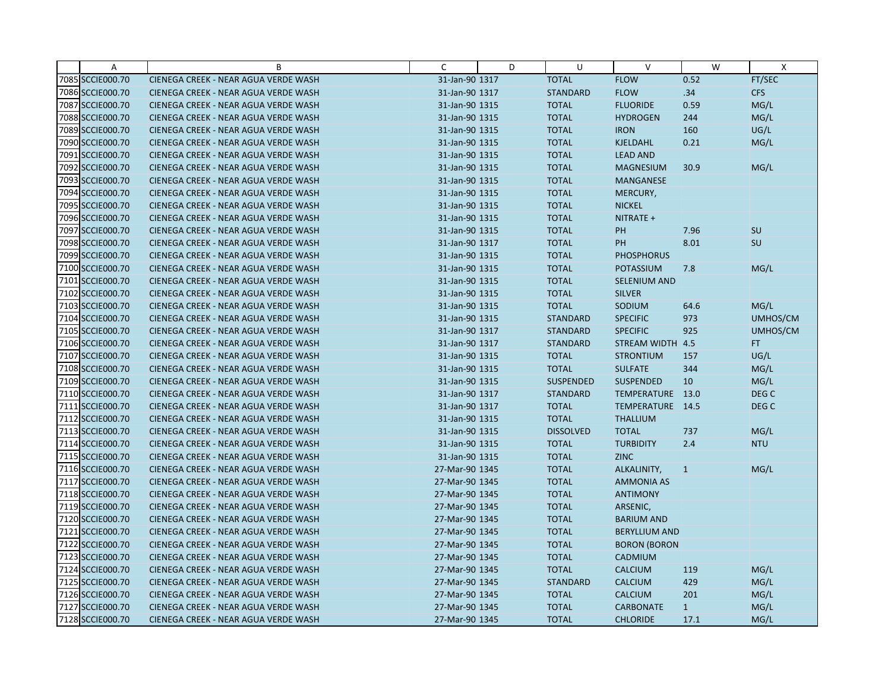| | A | B | C | D | U | V | W | X |
|---|---|---|---|---|---|---|---|---|
| 7085 | SCCIE000.70 | CIENEGA CREEK - NEAR AGUA VERDE WASH | 31-Jan-90 | 1317 | TOTAL | FLOW | 0.52 | FT/SEC |
| 7086 | SCCIE000.70 | CIENEGA CREEK - NEAR AGUA VERDE WASH | 31-Jan-90 | 1317 | STANDARD | FLOW | .34 | CFS |
| 7087 | SCCIE000.70 | CIENEGA CREEK - NEAR AGUA VERDE WASH | 31-Jan-90 | 1315 | TOTAL | FLUORIDE | 0.59 | MG/L |
| 7088 | SCCIE000.70 | CIENEGA CREEK - NEAR AGUA VERDE WASH | 31-Jan-90 | 1315 | TOTAL | HYDROGEN | 244 | MG/L |
| 7089 | SCCIE000.70 | CIENEGA CREEK - NEAR AGUA VERDE WASH | 31-Jan-90 | 1315 | TOTAL | IRON | 160 | UG/L |
| 7090 | SCCIE000.70 | CIENEGA CREEK - NEAR AGUA VERDE WASH | 31-Jan-90 | 1315 | TOTAL | KJELDAHL | 0.21 | MG/L |
| 7091 | SCCIE000.70 | CIENEGA CREEK - NEAR AGUA VERDE WASH | 31-Jan-90 | 1315 | TOTAL | LEAD AND | | |
| 7092 | SCCIE000.70 | CIENEGA CREEK - NEAR AGUA VERDE WASH | 31-Jan-90 | 1315 | TOTAL | MAGNESIUM | 30.9 | MG/L |
| 7093 | SCCIE000.70 | CIENEGA CREEK - NEAR AGUA VERDE WASH | 31-Jan-90 | 1315 | TOTAL | MANGANESE | | |
| 7094 | SCCIE000.70 | CIENEGA CREEK - NEAR AGUA VERDE WASH | 31-Jan-90 | 1315 | TOTAL | MERCURY, | | |
| 7095 | SCCIE000.70 | CIENEGA CREEK - NEAR AGUA VERDE WASH | 31-Jan-90 | 1315 | TOTAL | NICKEL | | |
| 7096 | SCCIE000.70 | CIENEGA CREEK - NEAR AGUA VERDE WASH | 31-Jan-90 | 1315 | TOTAL | NITRATE + | | |
| 7097 | SCCIE000.70 | CIENEGA CREEK - NEAR AGUA VERDE WASH | 31-Jan-90 | 1315 | TOTAL | PH | 7.96 | SU |
| 7098 | SCCIE000.70 | CIENEGA CREEK - NEAR AGUA VERDE WASH | 31-Jan-90 | 1317 | TOTAL | PH | 8.01 | SU |
| 7099 | SCCIE000.70 | CIENEGA CREEK - NEAR AGUA VERDE WASH | 31-Jan-90 | 1315 | TOTAL | PHOSPHORUS | | |
| 7100 | SCCIE000.70 | CIENEGA CREEK - NEAR AGUA VERDE WASH | 31-Jan-90 | 1315 | TOTAL | POTASSIUM | 7.8 | MG/L |
| 7101 | SCCIE000.70 | CIENEGA CREEK - NEAR AGUA VERDE WASH | 31-Jan-90 | 1315 | TOTAL | SELENIUM AND | | |
| 7102 | SCCIE000.70 | CIENEGA CREEK - NEAR AGUA VERDE WASH | 31-Jan-90 | 1315 | TOTAL | SILVER | | |
| 7103 | SCCIE000.70 | CIENEGA CREEK - NEAR AGUA VERDE WASH | 31-Jan-90 | 1315 | TOTAL | SODIUM | 64.6 | MG/L |
| 7104 | SCCIE000.70 | CIENEGA CREEK - NEAR AGUA VERDE WASH | 31-Jan-90 | 1315 | STANDARD | SPECIFIC | 973 | UMHOS/CM |
| 7105 | SCCIE000.70 | CIENEGA CREEK - NEAR AGUA VERDE WASH | 31-Jan-90 | 1317 | STANDARD | SPECIFIC | 925 | UMHOS/CM |
| 7106 | SCCIE000.70 | CIENEGA CREEK - NEAR AGUA VERDE WASH | 31-Jan-90 | 1317 | STANDARD | STREAM WIDTH | 4.5 | FT |
| 7107 | SCCIE000.70 | CIENEGA CREEK - NEAR AGUA VERDE WASH | 31-Jan-90 | 1315 | TOTAL | STRONTIUM | 157 | UG/L |
| 7108 | SCCIE000.70 | CIENEGA CREEK - NEAR AGUA VERDE WASH | 31-Jan-90 | 1315 | TOTAL | SULFATE | 344 | MG/L |
| 7109 | SCCIE000.70 | CIENEGA CREEK - NEAR AGUA VERDE WASH | 31-Jan-90 | 1315 | SUSPENDED | SUSPENDED | 10 | MG/L |
| 7110 | SCCIE000.70 | CIENEGA CREEK - NEAR AGUA VERDE WASH | 31-Jan-90 | 1317 | STANDARD | TEMPERATURE | 13.0 | DEG C |
| 7111 | SCCIE000.70 | CIENEGA CREEK - NEAR AGUA VERDE WASH | 31-Jan-90 | 1317 | TOTAL | TEMPERATURE | 14.5 | DEG C |
| 7112 | SCCIE000.70 | CIENEGA CREEK - NEAR AGUA VERDE WASH | 31-Jan-90 | 1315 | TOTAL | THALLIUM | | |
| 7113 | SCCIE000.70 | CIENEGA CREEK - NEAR AGUA VERDE WASH | 31-Jan-90 | 1315 | DISSOLVED | TOTAL | 737 | MG/L |
| 7114 | SCCIE000.70 | CIENEGA CREEK - NEAR AGUA VERDE WASH | 31-Jan-90 | 1315 | TOTAL | TURBIDITY | 2.4 | NTU |
| 7115 | SCCIE000.70 | CIENEGA CREEK - NEAR AGUA VERDE WASH | 31-Jan-90 | 1315 | TOTAL | ZINC | | |
| 7116 | SCCIE000.70 | CIENEGA CREEK - NEAR AGUA VERDE WASH | 27-Mar-90 | 1345 | TOTAL | ALKALINITY, | 1 | MG/L |
| 7117 | SCCIE000.70 | CIENEGA CREEK - NEAR AGUA VERDE WASH | 27-Mar-90 | 1345 | TOTAL | AMMONIA AS | | |
| 7118 | SCCIE000.70 | CIENEGA CREEK - NEAR AGUA VERDE WASH | 27-Mar-90 | 1345 | TOTAL | ANTIMONY | | |
| 7119 | SCCIE000.70 | CIENEGA CREEK - NEAR AGUA VERDE WASH | 27-Mar-90 | 1345 | TOTAL | ARSENIC, | | |
| 7120 | SCCIE000.70 | CIENEGA CREEK - NEAR AGUA VERDE WASH | 27-Mar-90 | 1345 | TOTAL | BARIUM AND | | |
| 7121 | SCCIE000.70 | CIENEGA CREEK - NEAR AGUA VERDE WASH | 27-Mar-90 | 1345 | TOTAL | BERYLLIUM AND | | |
| 7122 | SCCIE000.70 | CIENEGA CREEK - NEAR AGUA VERDE WASH | 27-Mar-90 | 1345 | TOTAL | BORON (BORON | | |
| 7123 | SCCIE000.70 | CIENEGA CREEK - NEAR AGUA VERDE WASH | 27-Mar-90 | 1345 | TOTAL | CADMIUM | | |
| 7124 | SCCIE000.70 | CIENEGA CREEK - NEAR AGUA VERDE WASH | 27-Mar-90 | 1345 | TOTAL | CALCIUM | 119 | MG/L |
| 7125 | SCCIE000.70 | CIENEGA CREEK - NEAR AGUA VERDE WASH | 27-Mar-90 | 1345 | STANDARD | CALCIUM | 429 | MG/L |
| 7126 | SCCIE000.70 | CIENEGA CREEK - NEAR AGUA VERDE WASH | 27-Mar-90 | 1345 | TOTAL | CALCIUM | 201 | MG/L |
| 7127 | SCCIE000.70 | CIENEGA CREEK - NEAR AGUA VERDE WASH | 27-Mar-90 | 1345 | TOTAL | CARBONATE | 1 | MG/L |
| 7128 | SCCIE000.70 | CIENEGA CREEK - NEAR AGUA VERDE WASH | 27-Mar-90 | 1345 | TOTAL | CHLORIDE | 17.1 | MG/L |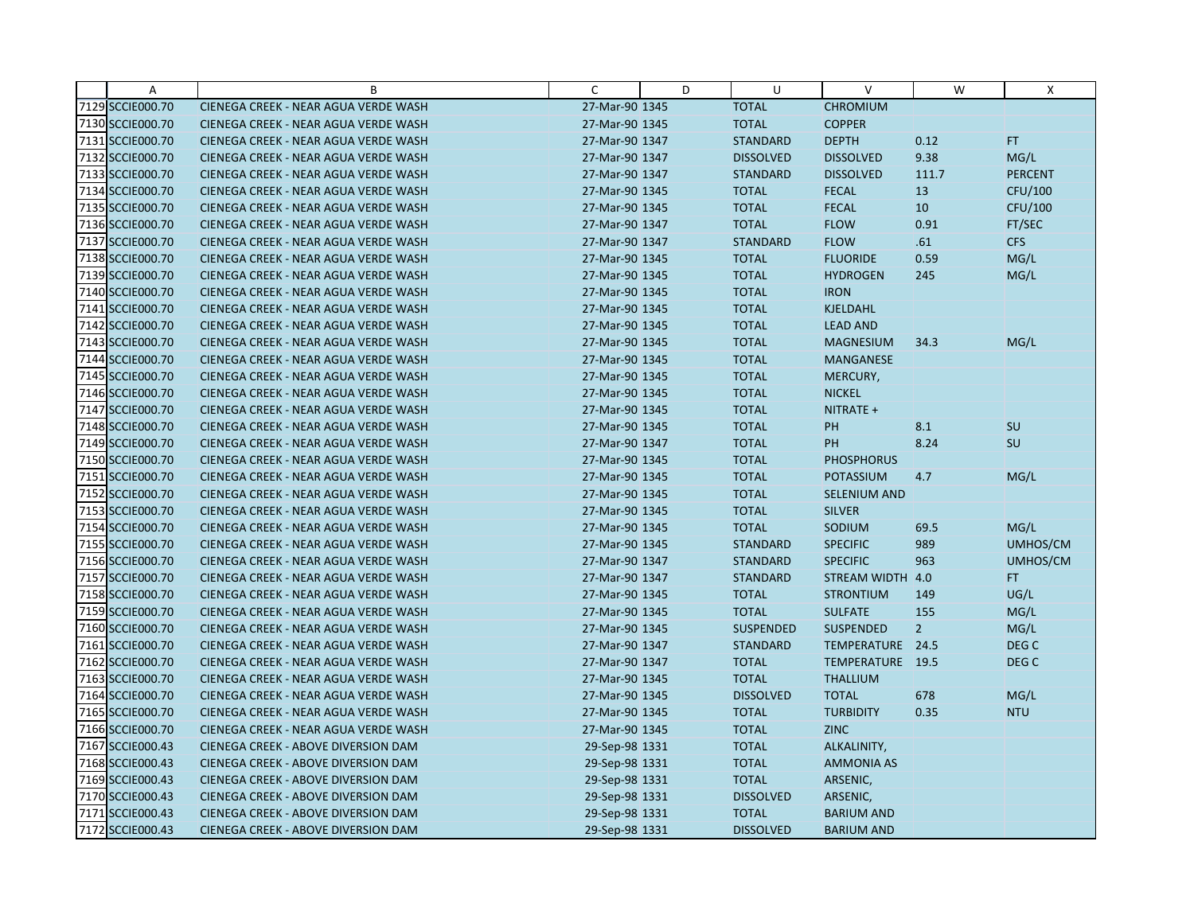| | A | B | C | D | U | V | W | X |
|---|---|---|---|---|---|---|---|---|
| 7129 | SCCIE000.70 | CIENEGA CREEK - NEAR AGUA VERDE WASH | 27-Mar-90 | 1345 | TOTAL | CHROMIUM | | |
| 7130 | SCCIE000.70 | CIENEGA CREEK - NEAR AGUA VERDE WASH | 27-Mar-90 | 1345 | TOTAL | COPPER | | |
| 7131 | SCCIE000.70 | CIENEGA CREEK - NEAR AGUA VERDE WASH | 27-Mar-90 | 1347 | STANDARD | DEPTH | 0.12 | FT |
| 7132 | SCCIE000.70 | CIENEGA CREEK - NEAR AGUA VERDE WASH | 27-Mar-90 | 1347 | DISSOLVED | DISSOLVED | 9.38 | MG/L |
| 7133 | SCCIE000.70 | CIENEGA CREEK - NEAR AGUA VERDE WASH | 27-Mar-90 | 1347 | STANDARD | DISSOLVED | 111.7 | PERCENT |
| 7134 | SCCIE000.70 | CIENEGA CREEK - NEAR AGUA VERDE WASH | 27-Mar-90 | 1345 | TOTAL | FECAL | 13 | CFU/100 |
| 7135 | SCCIE000.70 | CIENEGA CREEK - NEAR AGUA VERDE WASH | 27-Mar-90 | 1345 | TOTAL | FECAL | 10 | CFU/100 |
| 7136 | SCCIE000.70 | CIENEGA CREEK - NEAR AGUA VERDE WASH | 27-Mar-90 | 1347 | TOTAL | FLOW | 0.91 | FT/SEC |
| 7137 | SCCIE000.70 | CIENEGA CREEK - NEAR AGUA VERDE WASH | 27-Mar-90 | 1347 | STANDARD | FLOW | .61 | CFS |
| 7138 | SCCIE000.70 | CIENEGA CREEK - NEAR AGUA VERDE WASH | 27-Mar-90 | 1345 | TOTAL | FLUORIDE | 0.59 | MG/L |
| 7139 | SCCIE000.70 | CIENEGA CREEK - NEAR AGUA VERDE WASH | 27-Mar-90 | 1345 | TOTAL | HYDROGEN | 245 | MG/L |
| 7140 | SCCIE000.70 | CIENEGA CREEK - NEAR AGUA VERDE WASH | 27-Mar-90 | 1345 | TOTAL | IRON | | |
| 7141 | SCCIE000.70 | CIENEGA CREEK - NEAR AGUA VERDE WASH | 27-Mar-90 | 1345 | TOTAL | KJELDAHL | | |
| 7142 | SCCIE000.70 | CIENEGA CREEK - NEAR AGUA VERDE WASH | 27-Mar-90 | 1345 | TOTAL | LEAD AND | | |
| 7143 | SCCIE000.70 | CIENEGA CREEK - NEAR AGUA VERDE WASH | 27-Mar-90 | 1345 | TOTAL | MAGNESIUM | 34.3 | MG/L |
| 7144 | SCCIE000.70 | CIENEGA CREEK - NEAR AGUA VERDE WASH | 27-Mar-90 | 1345 | TOTAL | MANGANESE | | |
| 7145 | SCCIE000.70 | CIENEGA CREEK - NEAR AGUA VERDE WASH | 27-Mar-90 | 1345 | TOTAL | MERCURY, | | |
| 7146 | SCCIE000.70 | CIENEGA CREEK - NEAR AGUA VERDE WASH | 27-Mar-90 | 1345 | TOTAL | NICKEL | | |
| 7147 | SCCIE000.70 | CIENEGA CREEK - NEAR AGUA VERDE WASH | 27-Mar-90 | 1345 | TOTAL | NITRATE + | | |
| 7148 | SCCIE000.70 | CIENEGA CREEK - NEAR AGUA VERDE WASH | 27-Mar-90 | 1345 | TOTAL | PH | 8.1 | SU |
| 7149 | SCCIE000.70 | CIENEGA CREEK - NEAR AGUA VERDE WASH | 27-Mar-90 | 1347 | TOTAL | PH | 8.24 | SU |
| 7150 | SCCIE000.70 | CIENEGA CREEK - NEAR AGUA VERDE WASH | 27-Mar-90 | 1345 | TOTAL | PHOSPHORUS | | |
| 7151 | SCCIE000.70 | CIENEGA CREEK - NEAR AGUA VERDE WASH | 27-Mar-90 | 1345 | TOTAL | POTASSIUM | 4.7 | MG/L |
| 7152 | SCCIE000.70 | CIENEGA CREEK - NEAR AGUA VERDE WASH | 27-Mar-90 | 1345 | TOTAL | SELENIUM AND | | |
| 7153 | SCCIE000.70 | CIENEGA CREEK - NEAR AGUA VERDE WASH | 27-Mar-90 | 1345 | TOTAL | SILVER | | |
| 7154 | SCCIE000.70 | CIENEGA CREEK - NEAR AGUA VERDE WASH | 27-Mar-90 | 1345 | TOTAL | SODIUM | 69.5 | MG/L |
| 7155 | SCCIE000.70 | CIENEGA CREEK - NEAR AGUA VERDE WASH | 27-Mar-90 | 1345 | STANDARD | SPECIFIC | 989 | UMHOS/CM |
| 7156 | SCCIE000.70 | CIENEGA CREEK - NEAR AGUA VERDE WASH | 27-Mar-90 | 1347 | STANDARD | SPECIFIC | 963 | UMHOS/CM |
| 7157 | SCCIE000.70 | CIENEGA CREEK - NEAR AGUA VERDE WASH | 27-Mar-90 | 1347 | STANDARD | STREAM WIDTH | 4.0 | FT |
| 7158 | SCCIE000.70 | CIENEGA CREEK - NEAR AGUA VERDE WASH | 27-Mar-90 | 1345 | TOTAL | STRONTIUM | 149 | UG/L |
| 7159 | SCCIE000.70 | CIENEGA CREEK - NEAR AGUA VERDE WASH | 27-Mar-90 | 1345 | TOTAL | SULFATE | 155 | MG/L |
| 7160 | SCCIE000.70 | CIENEGA CREEK - NEAR AGUA VERDE WASH | 27-Mar-90 | 1345 | SUSPENDED | SUSPENDED | 2 | MG/L |
| 7161 | SCCIE000.70 | CIENEGA CREEK - NEAR AGUA VERDE WASH | 27-Mar-90 | 1347 | STANDARD | TEMPERATURE | 24.5 | DEG C |
| 7162 | SCCIE000.70 | CIENEGA CREEK - NEAR AGUA VERDE WASH | 27-Mar-90 | 1347 | TOTAL | TEMPERATURE | 19.5 | DEG C |
| 7163 | SCCIE000.70 | CIENEGA CREEK - NEAR AGUA VERDE WASH | 27-Mar-90 | 1345 | TOTAL | THALLIUM | | |
| 7164 | SCCIE000.70 | CIENEGA CREEK - NEAR AGUA VERDE WASH | 27-Mar-90 | 1345 | DISSOLVED | TOTAL | 678 | MG/L |
| 7165 | SCCIE000.70 | CIENEGA CREEK - NEAR AGUA VERDE WASH | 27-Mar-90 | 1345 | TOTAL | TURBIDITY | 0.35 | NTU |
| 7166 | SCCIE000.70 | CIENEGA CREEK - NEAR AGUA VERDE WASH | 27-Mar-90 | 1345 | TOTAL | ZINC | | |
| 7167 | SCCIE000.43 | CIENEGA CREEK - ABOVE DIVERSION DAM | 29-Sep-98 | 1331 | TOTAL | ALKALINITY, | | |
| 7168 | SCCIE000.43 | CIENEGA CREEK - ABOVE DIVERSION DAM | 29-Sep-98 | 1331 | TOTAL | AMMONIA AS | | |
| 7169 | SCCIE000.43 | CIENEGA CREEK - ABOVE DIVERSION DAM | 29-Sep-98 | 1331 | TOTAL | ARSENIC, | | |
| 7170 | SCCIE000.43 | CIENEGA CREEK - ABOVE DIVERSION DAM | 29-Sep-98 | 1331 | DISSOLVED | ARSENIC, | | |
| 7171 | SCCIE000.43 | CIENEGA CREEK - ABOVE DIVERSION DAM | 29-Sep-98 | 1331 | TOTAL | BARIUM AND | | |
| 7172 | SCCIE000.43 | CIENEGA CREEK - ABOVE DIVERSION DAM | 29-Sep-98 | 1331 | DISSOLVED | BARIUM AND | | |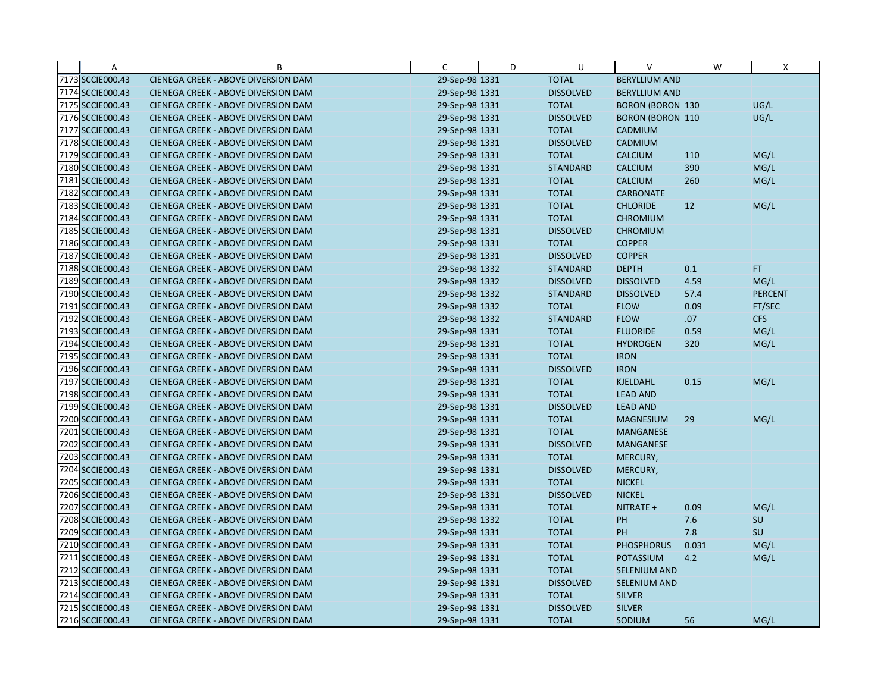| | A | B | C | D | U | V | W | X |
|---|---|---|---|---|---|---|---|---|
| 7173 | SCCIE000.43 | CIENEGA CREEK - ABOVE DIVERSION DAM | 29-Sep-98 | 1331 | TOTAL | BERYLLIUM AND | | |
| 7174 | SCCIE000.43 | CIENEGA CREEK - ABOVE DIVERSION DAM | 29-Sep-98 | 1331 | DISSOLVED | BERYLLIUM AND | | |
| 7175 | SCCIE000.43 | CIENEGA CREEK - ABOVE DIVERSION DAM | 29-Sep-98 | 1331 | TOTAL | BORON (BORON | 130 | UG/L |
| 7176 | SCCIE000.43 | CIENEGA CREEK - ABOVE DIVERSION DAM | 29-Sep-98 | 1331 | DISSOLVED | BORON (BORON | 110 | UG/L |
| 7177 | SCCIE000.43 | CIENEGA CREEK - ABOVE DIVERSION DAM | 29-Sep-98 | 1331 | TOTAL | CADMIUM | | |
| 7178 | SCCIE000.43 | CIENEGA CREEK - ABOVE DIVERSION DAM | 29-Sep-98 | 1331 | DISSOLVED | CADMIUM | | |
| 7179 | SCCIE000.43 | CIENEGA CREEK - ABOVE DIVERSION DAM | 29-Sep-98 | 1331 | TOTAL | CALCIUM | 110 | MG/L |
| 7180 | SCCIE000.43 | CIENEGA CREEK - ABOVE DIVERSION DAM | 29-Sep-98 | 1331 | STANDARD | CALCIUM | 390 | MG/L |
| 7181 | SCCIE000.43 | CIENEGA CREEK - ABOVE DIVERSION DAM | 29-Sep-98 | 1331 | TOTAL | CALCIUM | 260 | MG/L |
| 7182 | SCCIE000.43 | CIENEGA CREEK - ABOVE DIVERSION DAM | 29-Sep-98 | 1331 | TOTAL | CARBONATE | | |
| 7183 | SCCIE000.43 | CIENEGA CREEK - ABOVE DIVERSION DAM | 29-Sep-98 | 1331 | TOTAL | CHLORIDE | 12 | MG/L |
| 7184 | SCCIE000.43 | CIENEGA CREEK - ABOVE DIVERSION DAM | 29-Sep-98 | 1331 | TOTAL | CHROMIUM | | |
| 7185 | SCCIE000.43 | CIENEGA CREEK - ABOVE DIVERSION DAM | 29-Sep-98 | 1331 | DISSOLVED | CHROMIUM | | |
| 7186 | SCCIE000.43 | CIENEGA CREEK - ABOVE DIVERSION DAM | 29-Sep-98 | 1331 | TOTAL | COPPER | | |
| 7187 | SCCIE000.43 | CIENEGA CREEK - ABOVE DIVERSION DAM | 29-Sep-98 | 1331 | DISSOLVED | COPPER | | |
| 7188 | SCCIE000.43 | CIENEGA CREEK - ABOVE DIVERSION DAM | 29-Sep-98 | 1332 | STANDARD | DEPTH | 0.1 | FT |
| 7189 | SCCIE000.43 | CIENEGA CREEK - ABOVE DIVERSION DAM | 29-Sep-98 | 1332 | DISSOLVED | DISSOLVED | 4.59 | MG/L |
| 7190 | SCCIE000.43 | CIENEGA CREEK - ABOVE DIVERSION DAM | 29-Sep-98 | 1332 | STANDARD | DISSOLVED | 57.4 | PERCENT |
| 7191 | SCCIE000.43 | CIENEGA CREEK - ABOVE DIVERSION DAM | 29-Sep-98 | 1332 | TOTAL | FLOW | 0.09 | FT/SEC |
| 7192 | SCCIE000.43 | CIENEGA CREEK - ABOVE DIVERSION DAM | 29-Sep-98 | 1332 | STANDARD | FLOW | .07 | CFS |
| 7193 | SCCIE000.43 | CIENEGA CREEK - ABOVE DIVERSION DAM | 29-Sep-98 | 1331 | TOTAL | FLUORIDE | 0.59 | MG/L |
| 7194 | SCCIE000.43 | CIENEGA CREEK - ABOVE DIVERSION DAM | 29-Sep-98 | 1331 | TOTAL | HYDROGEN | 320 | MG/L |
| 7195 | SCCIE000.43 | CIENEGA CREEK - ABOVE DIVERSION DAM | 29-Sep-98 | 1331 | TOTAL | IRON | | |
| 7196 | SCCIE000.43 | CIENEGA CREEK - ABOVE DIVERSION DAM | 29-Sep-98 | 1331 | DISSOLVED | IRON | | |
| 7197 | SCCIE000.43 | CIENEGA CREEK - ABOVE DIVERSION DAM | 29-Sep-98 | 1331 | TOTAL | KJELDAHL | 0.15 | MG/L |
| 7198 | SCCIE000.43 | CIENEGA CREEK - ABOVE DIVERSION DAM | 29-Sep-98 | 1331 | TOTAL | LEAD AND | | |
| 7199 | SCCIE000.43 | CIENEGA CREEK - ABOVE DIVERSION DAM | 29-Sep-98 | 1331 | DISSOLVED | LEAD AND | | |
| 7200 | SCCIE000.43 | CIENEGA CREEK - ABOVE DIVERSION DAM | 29-Sep-98 | 1331 | TOTAL | MAGNESIUM | 29 | MG/L |
| 7201 | SCCIE000.43 | CIENEGA CREEK - ABOVE DIVERSION DAM | 29-Sep-98 | 1331 | TOTAL | MANGANESE | | |
| 7202 | SCCIE000.43 | CIENEGA CREEK - ABOVE DIVERSION DAM | 29-Sep-98 | 1331 | DISSOLVED | MANGANESE | | |
| 7203 | SCCIE000.43 | CIENEGA CREEK - ABOVE DIVERSION DAM | 29-Sep-98 | 1331 | TOTAL | MERCURY, | | |
| 7204 | SCCIE000.43 | CIENEGA CREEK - ABOVE DIVERSION DAM | 29-Sep-98 | 1331 | DISSOLVED | MERCURY, | | |
| 7205 | SCCIE000.43 | CIENEGA CREEK - ABOVE DIVERSION DAM | 29-Sep-98 | 1331 | TOTAL | NICKEL | | |
| 7206 | SCCIE000.43 | CIENEGA CREEK - ABOVE DIVERSION DAM | 29-Sep-98 | 1331 | DISSOLVED | NICKEL | | |
| 7207 | SCCIE000.43 | CIENEGA CREEK - ABOVE DIVERSION DAM | 29-Sep-98 | 1331 | TOTAL | NITRATE + | 0.09 | MG/L |
| 7208 | SCCIE000.43 | CIENEGA CREEK - ABOVE DIVERSION DAM | 29-Sep-98 | 1332 | TOTAL | PH | 7.6 | SU |
| 7209 | SCCIE000.43 | CIENEGA CREEK - ABOVE DIVERSION DAM | 29-Sep-98 | 1331 | TOTAL | PH | 7.8 | SU |
| 7210 | SCCIE000.43 | CIENEGA CREEK - ABOVE DIVERSION DAM | 29-Sep-98 | 1331 | TOTAL | PHOSPHORUS | 0.031 | MG/L |
| 7211 | SCCIE000.43 | CIENEGA CREEK - ABOVE DIVERSION DAM | 29-Sep-98 | 1331 | TOTAL | POTASSIUM | 4.2 | MG/L |
| 7212 | SCCIE000.43 | CIENEGA CREEK - ABOVE DIVERSION DAM | 29-Sep-98 | 1331 | TOTAL | SELENIUM AND | | |
| 7213 | SCCIE000.43 | CIENEGA CREEK - ABOVE DIVERSION DAM | 29-Sep-98 | 1331 | DISSOLVED | SELENIUM AND | | |
| 7214 | SCCIE000.43 | CIENEGA CREEK - ABOVE DIVERSION DAM | 29-Sep-98 | 1331 | TOTAL | SILVER | | |
| 7215 | SCCIE000.43 | CIENEGA CREEK - ABOVE DIVERSION DAM | 29-Sep-98 | 1331 | DISSOLVED | SILVER | | |
| 7216 | SCCIE000.43 | CIENEGA CREEK - ABOVE DIVERSION DAM | 29-Sep-98 | 1331 | TOTAL | SODIUM | 56 | MG/L |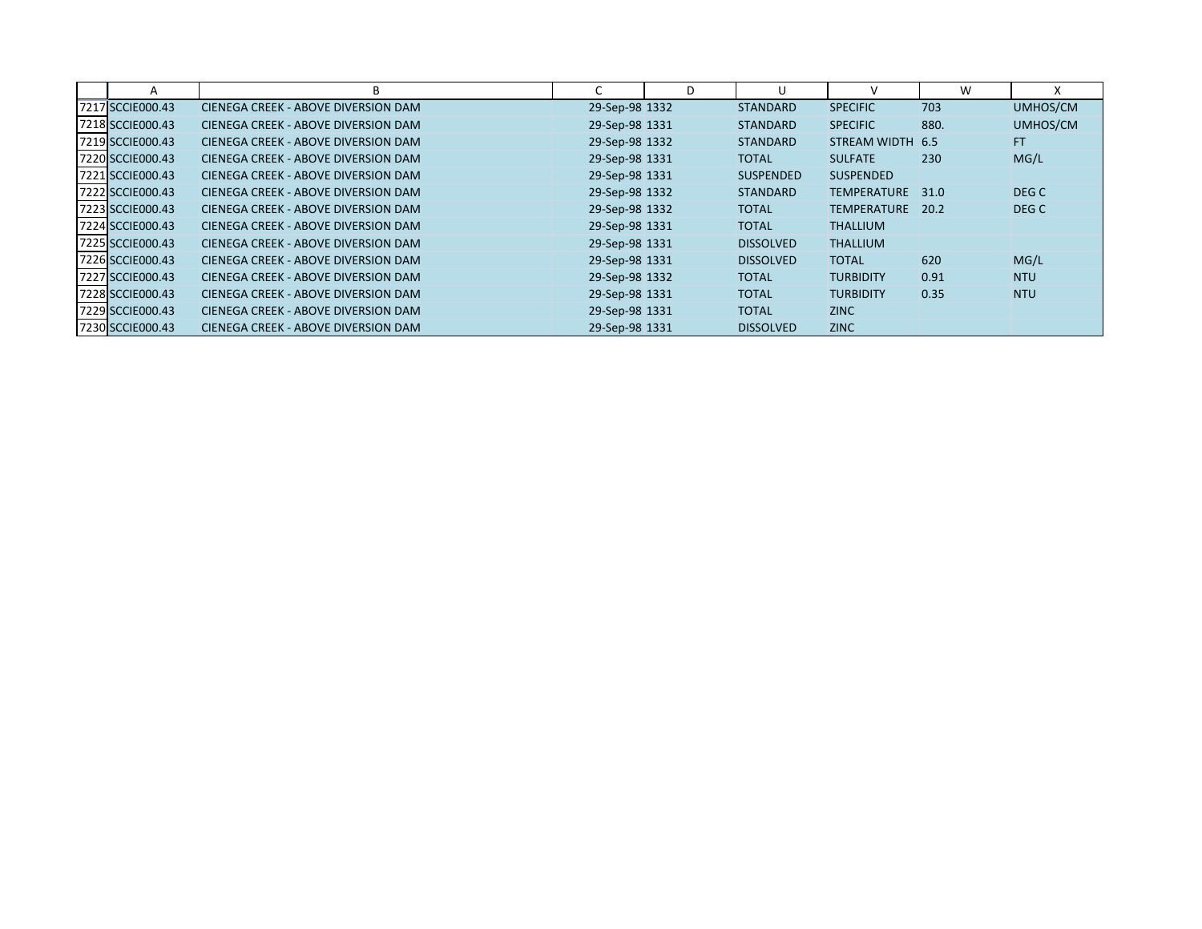| | A | B | C | D | U | V | W | X |
|---|---|---|---|---|---|---|---|---|
| 7217 | SCCIE000.43 | CIENEGA CREEK - ABOVE DIVERSION DAM | 29-Sep-98 | 1332 | STANDARD | SPECIFIC | 703 | UMHOS/CM |
| 7218 | SCCIE000.43 | CIENEGA CREEK - ABOVE DIVERSION DAM | 29-Sep-98 | 1331 | STANDARD | SPECIFIC | 880. | UMHOS/CM |
| 7219 | SCCIE000.43 | CIENEGA CREEK - ABOVE DIVERSION DAM | 29-Sep-98 | 1332 | STANDARD | STREAM WIDTH | 6.5 | FT |
| 7220 | SCCIE000.43 | CIENEGA CREEK - ABOVE DIVERSION DAM | 29-Sep-98 | 1331 | TOTAL | SULFATE | 230 | MG/L |
| 7221 | SCCIE000.43 | CIENEGA CREEK - ABOVE DIVERSION DAM | 29-Sep-98 | 1331 | SUSPENDED | SUSPENDED | | |
| 7222 | SCCIE000.43 | CIENEGA CREEK - ABOVE DIVERSION DAM | 29-Sep-98 | 1332 | STANDARD | TEMPERATURE | 31.0 | DEG C |
| 7223 | SCCIE000.43 | CIENEGA CREEK - ABOVE DIVERSION DAM | 29-Sep-98 | 1332 | TOTAL | TEMPERATURE | 20.2 | DEG C |
| 7224 | SCCIE000.43 | CIENEGA CREEK - ABOVE DIVERSION DAM | 29-Sep-98 | 1331 | TOTAL | THALLIUM | | |
| 7225 | SCCIE000.43 | CIENEGA CREEK - ABOVE DIVERSION DAM | 29-Sep-98 | 1331 | DISSOLVED | THALLIUM | | |
| 7226 | SCCIE000.43 | CIENEGA CREEK - ABOVE DIVERSION DAM | 29-Sep-98 | 1331 | DISSOLVED | TOTAL | 620 | MG/L |
| 7227 | SCCIE000.43 | CIENEGA CREEK - ABOVE DIVERSION DAM | 29-Sep-98 | 1332 | TOTAL | TURBIDITY | 0.91 | NTU |
| 7228 | SCCIE000.43 | CIENEGA CREEK - ABOVE DIVERSION DAM | 29-Sep-98 | 1331 | TOTAL | TURBIDITY | 0.35 | NTU |
| 7229 | SCCIE000.43 | CIENEGA CREEK - ABOVE DIVERSION DAM | 29-Sep-98 | 1331 | TOTAL | ZINC | | |
| 7230 | SCCIE000.43 | CIENEGA CREEK - ABOVE DIVERSION DAM | 29-Sep-98 | 1331 | DISSOLVED | ZINC | | |